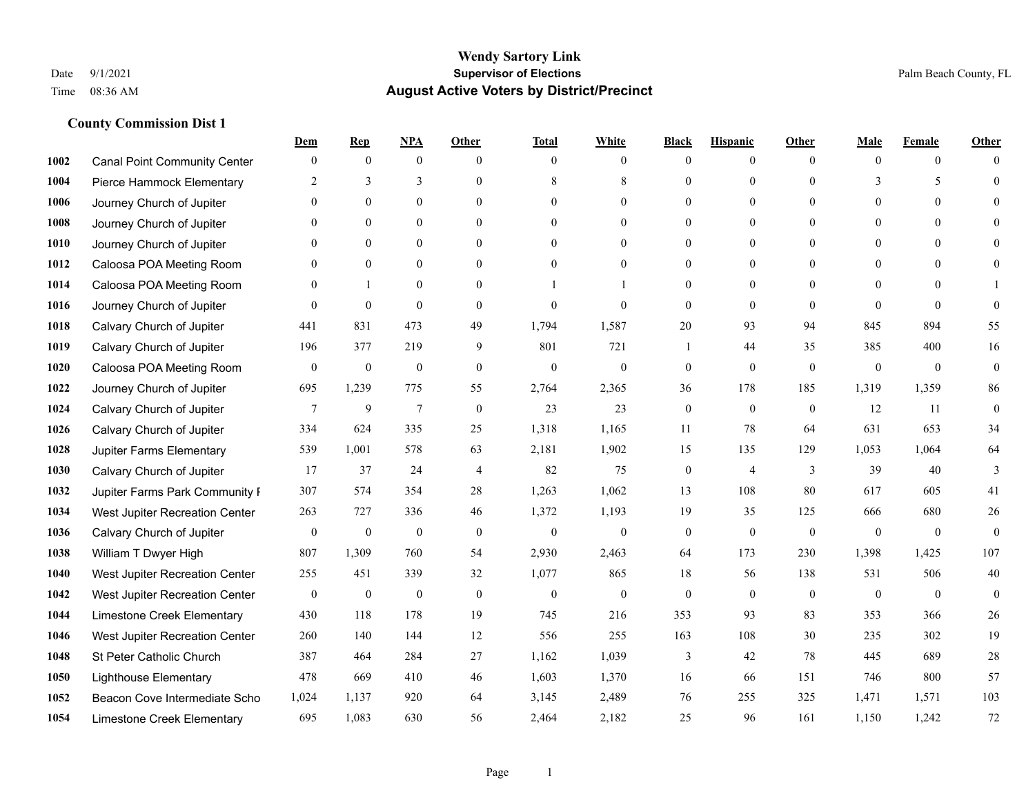# Wendy Sartory Link

**Supervisor of Elections**

**August Active Voters by District/Precinct**

Date 9/1/2021
Time 08:36 AM

Palm Beach County, FL

## County Commission Dist 1

| | | Dem | Rep | NPA | Other | Total | White | Black | Hispanic | Other | Male | Female | Other |
|---|---|---|---|---|---|---|---|---|---|---|---|---|---|
| 1002 | Canal Point Community Center | 0 | 0 | 0 | 0 | 0 | 0 | 0 | 0 | 0 | 0 | 0 | 0 |
| 1004 | Pierce Hammock Elementary | 2 | 3 | 3 | 0 | 8 | 8 | 0 | 0 | 0 | 3 | 5 | 0 |
| 1006 | Journey Church of Jupiter | 0 | 0 | 0 | 0 | 0 | 0 | 0 | 0 | 0 | 0 | 0 | 0 |
| 1008 | Journey Church of Jupiter | 0 | 0 | 0 | 0 | 0 | 0 | 0 | 0 | 0 | 0 | 0 | 0 |
| 1010 | Journey Church of Jupiter | 0 | 0 | 0 | 0 | 0 | 0 | 0 | 0 | 0 | 0 | 0 | 0 |
| 1012 | Caloosa POA Meeting Room | 0 | 0 | 0 | 0 | 0 | 0 | 0 | 0 | 0 | 0 | 0 | 0 |
| 1014 | Caloosa POA Meeting Room | 0 | 1 | 0 | 0 | 1 | 1 | 0 | 0 | 0 | 0 | 0 | 1 |
| 1016 | Journey Church of Jupiter | 0 | 0 | 0 | 0 | 0 | 0 | 0 | 0 | 0 | 0 | 0 | 0 |
| 1018 | Calvary Church of Jupiter | 441 | 831 | 473 | 49 | 1,794 | 1,587 | 20 | 93 | 94 | 845 | 894 | 55 |
| 1019 | Calvary Church of Jupiter | 196 | 377 | 219 | 9 | 801 | 721 | 1 | 44 | 35 | 385 | 400 | 16 |
| 1020 | Caloosa POA Meeting Room | 0 | 0 | 0 | 0 | 0 | 0 | 0 | 0 | 0 | 0 | 0 | 0 |
| 1022 | Journey Church of Jupiter | 695 | 1,239 | 775 | 55 | 2,764 | 2,365 | 36 | 178 | 185 | 1,319 | 1,359 | 86 |
| 1024 | Calvary Church of Jupiter | 7 | 9 | 7 | 0 | 23 | 23 | 0 | 0 | 0 | 12 | 11 | 0 |
| 1026 | Calvary Church of Jupiter | 334 | 624 | 335 | 25 | 1,318 | 1,165 | 11 | 78 | 64 | 631 | 653 | 34 |
| 1028 | Jupiter Farms Elementary | 539 | 1,001 | 578 | 63 | 2,181 | 1,902 | 15 | 135 | 129 | 1,053 | 1,064 | 64 |
| 1030 | Calvary Church of Jupiter | 17 | 37 | 24 | 4 | 82 | 75 | 0 | 4 | 3 | 39 | 40 | 3 |
| 1032 | Jupiter Farms Park Community F | 307 | 574 | 354 | 28 | 1,263 | 1,062 | 13 | 108 | 80 | 617 | 605 | 41 |
| 1034 | West Jupiter Recreation Center | 263 | 727 | 336 | 46 | 1,372 | 1,193 | 19 | 35 | 125 | 666 | 680 | 26 |
| 1036 | Calvary Church of Jupiter | 0 | 0 | 0 | 0 | 0 | 0 | 0 | 0 | 0 | 0 | 0 | 0 |
| 1038 | William T Dwyer High | 807 | 1,309 | 760 | 54 | 2,930 | 2,463 | 64 | 173 | 230 | 1,398 | 1,425 | 107 |
| 1040 | West Jupiter Recreation Center | 255 | 451 | 339 | 32 | 1,077 | 865 | 18 | 56 | 138 | 531 | 506 | 40 |
| 1042 | West Jupiter Recreation Center | 0 | 0 | 0 | 0 | 0 | 0 | 0 | 0 | 0 | 0 | 0 | 0 |
| 1044 | Limestone Creek Elementary | 430 | 118 | 178 | 19 | 745 | 216 | 353 | 93 | 83 | 353 | 366 | 26 |
| 1046 | West Jupiter Recreation Center | 260 | 140 | 144 | 12 | 556 | 255 | 163 | 108 | 30 | 235 | 302 | 19 |
| 1048 | St Peter Catholic Church | 387 | 464 | 284 | 27 | 1,162 | 1,039 | 3 | 42 | 78 | 445 | 689 | 28 |
| 1050 | Lighthouse Elementary | 478 | 669 | 410 | 46 | 1,603 | 1,370 | 16 | 66 | 151 | 746 | 800 | 57 |
| 1052 | Beacon Cove Intermediate Scho | 1,024 | 1,137 | 920 | 64 | 3,145 | 2,489 | 76 | 255 | 325 | 1,471 | 1,571 | 103 |
| 1054 | Limestone Creek Elementary | 695 | 1,083 | 630 | 56 | 2,464 | 2,182 | 25 | 96 | 161 | 1,150 | 1,242 | 72 |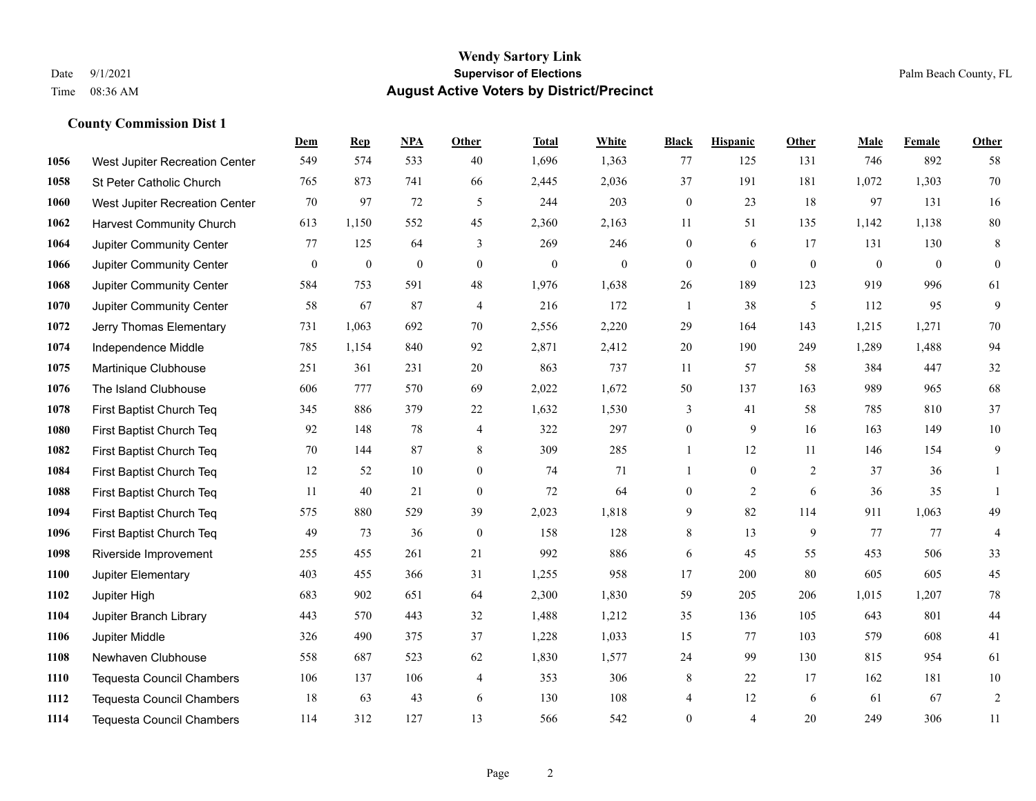# Wendy Sartory Link

**Supervisor of Elections**

**August Active Voters by District/Precinct**

Date 9/1/2021
Time 08:36 AM

Palm Beach County, FL

## County Commission Dist 1

| | | Dem | Rep | NPA | Other | Total | White | Black | Hispanic | Other | Male | Female | Other |
|---|---|---|---|---|---|---|---|---|---|---|---|---|---|
| 1056 | West Jupiter Recreation Center | 549 | 574 | 533 | 40 | 1,696 | 1,363 | 77 | 125 | 131 | 746 | 892 | 58 |
| 1058 | St Peter Catholic Church | 765 | 873 | 741 | 66 | 2,445 | 2,036 | 37 | 191 | 181 | 1,072 | 1,303 | 70 |
| 1060 | West Jupiter Recreation Center | 70 | 97 | 72 | 5 | 244 | 203 | 0 | 23 | 18 | 97 | 131 | 16 |
| 1062 | Harvest Community Church | 613 | 1,150 | 552 | 45 | 2,360 | 2,163 | 11 | 51 | 135 | 1,142 | 1,138 | 80 |
| 1064 | Jupiter Community Center | 77 | 125 | 64 | 3 | 269 | 246 | 0 | 6 | 17 | 131 | 130 | 8 |
| 1066 | Jupiter Community Center | 0 | 0 | 0 | 0 | 0 | 0 | 0 | 0 | 0 | 0 | 0 | 0 |
| 1068 | Jupiter Community Center | 584 | 753 | 591 | 48 | 1,976 | 1,638 | 26 | 189 | 123 | 919 | 996 | 61 |
| 1070 | Jupiter Community Center | 58 | 67 | 87 | 4 | 216 | 172 | 1 | 38 | 5 | 112 | 95 | 9 |
| 1072 | Jerry Thomas Elementary | 731 | 1,063 | 692 | 70 | 2,556 | 2,220 | 29 | 164 | 143 | 1,215 | 1,271 | 70 |
| 1074 | Independence Middle | 785 | 1,154 | 840 | 92 | 2,871 | 2,412 | 20 | 190 | 249 | 1,289 | 1,488 | 94 |
| 1075 | Martinique Clubhouse | 251 | 361 | 231 | 20 | 863 | 737 | 11 | 57 | 58 | 384 | 447 | 32 |
| 1076 | The Island Clubhouse | 606 | 777 | 570 | 69 | 2,022 | 1,672 | 50 | 137 | 163 | 989 | 965 | 68 |
| 1078 | First Baptist Church Teq | 345 | 886 | 379 | 22 | 1,632 | 1,530 | 3 | 41 | 58 | 785 | 810 | 37 |
| 1080 | First Baptist Church Teq | 92 | 148 | 78 | 4 | 322 | 297 | 0 | 9 | 16 | 163 | 149 | 10 |
| 1082 | First Baptist Church Teq | 70 | 144 | 87 | 8 | 309 | 285 | 1 | 12 | 11 | 146 | 154 | 9 |
| 1084 | First Baptist Church Teq | 12 | 52 | 10 | 0 | 74 | 71 | 1 | 0 | 2 | 37 | 36 | 1 |
| 1088 | First Baptist Church Teq | 11 | 40 | 21 | 0 | 72 | 64 | 0 | 2 | 6 | 36 | 35 | 1 |
| 1094 | First Baptist Church Teq | 575 | 880 | 529 | 39 | 2,023 | 1,818 | 9 | 82 | 114 | 911 | 1,063 | 49 |
| 1096 | First Baptist Church Teq | 49 | 73 | 36 | 0 | 158 | 128 | 8 | 13 | 9 | 77 | 77 | 4 |
| 1098 | Riverside Improvement | 255 | 455 | 261 | 21 | 992 | 886 | 6 | 45 | 55 | 453 | 506 | 33 |
| 1100 | Jupiter Elementary | 403 | 455 | 366 | 31 | 1,255 | 958 | 17 | 200 | 80 | 605 | 605 | 45 |
| 1102 | Jupiter High | 683 | 902 | 651 | 64 | 2,300 | 1,830 | 59 | 205 | 206 | 1,015 | 1,207 | 78 |
| 1104 | Jupiter Branch Library | 443 | 570 | 443 | 32 | 1,488 | 1,212 | 35 | 136 | 105 | 643 | 801 | 44 |
| 1106 | Jupiter Middle | 326 | 490 | 375 | 37 | 1,228 | 1,033 | 15 | 77 | 103 | 579 | 608 | 41 |
| 1108 | Newhaven Clubhouse | 558 | 687 | 523 | 62 | 1,830 | 1,577 | 24 | 99 | 130 | 815 | 954 | 61 |
| 1110 | Tequesta Council Chambers | 106 | 137 | 106 | 4 | 353 | 306 | 8 | 22 | 17 | 162 | 181 | 10 |
| 1112 | Tequesta Council Chambers | 18 | 63 | 43 | 6 | 130 | 108 | 4 | 12 | 6 | 61 | 67 | 2 |
| 1114 | Tequesta Council Chambers | 114 | 312 | 127 | 13 | 566 | 542 | 0 | 4 | 20 | 249 | 306 | 11 |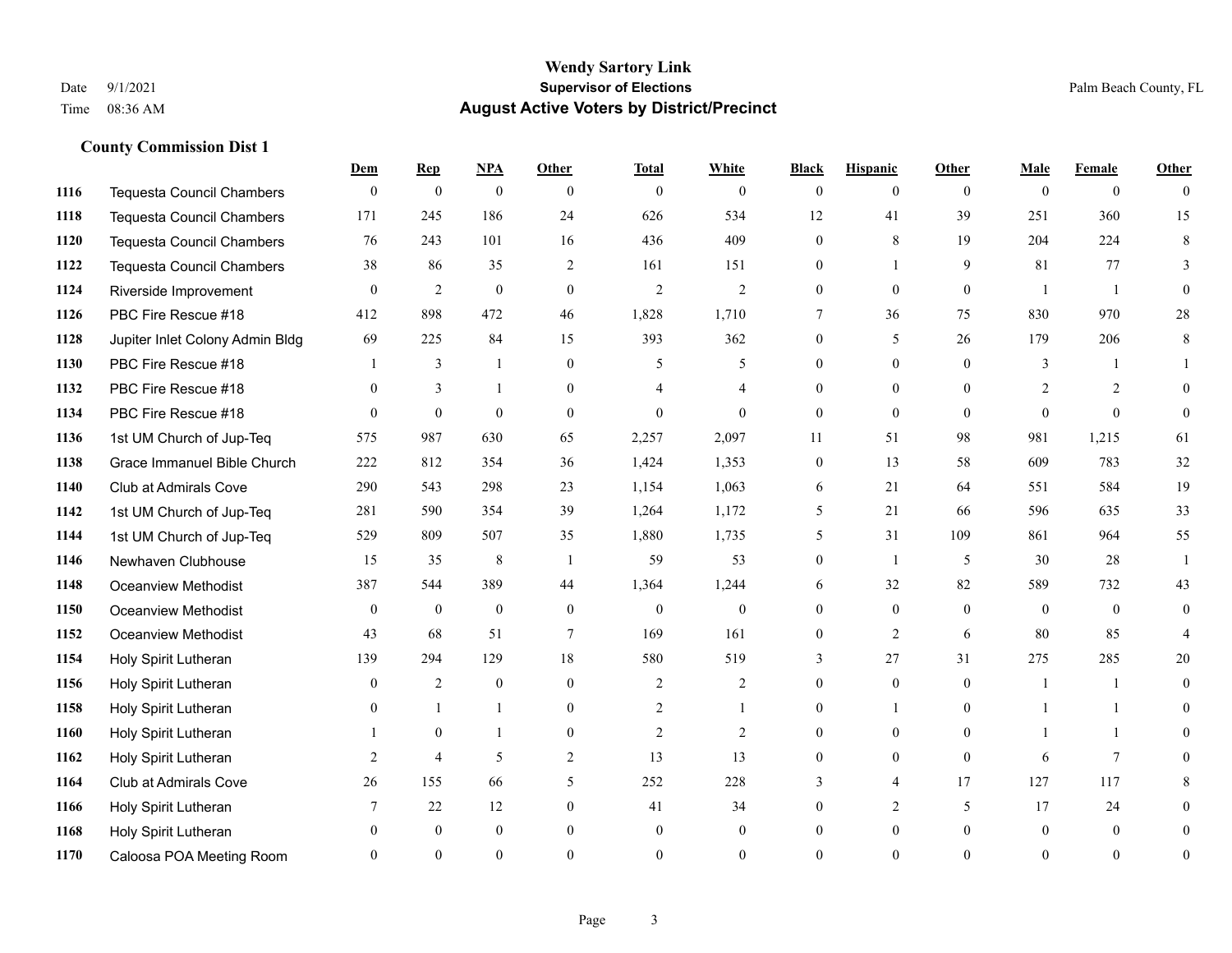## County Commission Dist 1

| | | Dem | Rep | NPA | Other | Total | White | Black | Hispanic | Other | Male | Female | Other |
|---|---|---|---|---|---|---|---|---|---|---|---|---|---|
| 1116 | Tequesta Council Chambers | 0 | 0 | 0 | 0 | 0 | 0 | 0 | 0 | 0 | 0 | 0 | 0 |
| 1118 | Tequesta Council Chambers | 171 | 245 | 186 | 24 | 626 | 534 | 12 | 41 | 39 | 251 | 360 | 15 |
| 1120 | Tequesta Council Chambers | 76 | 243 | 101 | 16 | 436 | 409 | 0 | 8 | 19 | 204 | 224 | 8 |
| 1122 | Tequesta Council Chambers | 38 | 86 | 35 | 2 | 161 | 151 | 0 | 1 | 9 | 81 | 77 | 3 |
| 1124 | Riverside Improvement | 0 | 2 | 0 | 0 | 2 | 2 | 0 | 0 | 0 | 1 | 1 | 0 |
| 1126 | PBC Fire Rescue #18 | 412 | 898 | 472 | 46 | 1,828 | 1,710 | 7 | 36 | 75 | 830 | 970 | 28 |
| 1128 | Jupiter Inlet Colony Admin Bldg | 69 | 225 | 84 | 15 | 393 | 362 | 0 | 5 | 26 | 179 | 206 | 8 |
| 1130 | PBC Fire Rescue #18 | 1 | 3 | 1 | 0 | 5 | 5 | 0 | 0 | 0 | 3 | 1 | 1 |
| 1132 | PBC Fire Rescue #18 | 0 | 3 | 1 | 0 | 4 | 4 | 0 | 0 | 0 | 2 | 2 | 0 |
| 1134 | PBC Fire Rescue #18 | 0 | 0 | 0 | 0 | 0 | 0 | 0 | 0 | 0 | 0 | 0 | 0 |
| 1136 | 1st UM Church of Jup-Teq | 575 | 987 | 630 | 65 | 2,257 | 2,097 | 11 | 51 | 98 | 981 | 1,215 | 61 |
| 1138 | Grace Immanuel Bible Church | 222 | 812 | 354 | 36 | 1,424 | 1,353 | 0 | 13 | 58 | 609 | 783 | 32 |
| 1140 | Club at Admirals Cove | 290 | 543 | 298 | 23 | 1,154 | 1,063 | 6 | 21 | 64 | 551 | 584 | 19 |
| 1142 | 1st UM Church of Jup-Teq | 281 | 590 | 354 | 39 | 1,264 | 1,172 | 5 | 21 | 66 | 596 | 635 | 33 |
| 1144 | 1st UM Church of Jup-Teq | 529 | 809 | 507 | 35 | 1,880 | 1,735 | 5 | 31 | 109 | 861 | 964 | 55 |
| 1146 | Newhaven Clubhouse | 15 | 35 | 8 | 1 | 59 | 53 | 0 | 1 | 5 | 30 | 28 | 1 |
| 1148 | Oceanview Methodist | 387 | 544 | 389 | 44 | 1,364 | 1,244 | 6 | 32 | 82 | 589 | 732 | 43 |
| 1150 | Oceanview Methodist | 0 | 0 | 0 | 0 | 0 | 0 | 0 | 0 | 0 | 0 | 0 | 0 |
| 1152 | Oceanview Methodist | 43 | 68 | 51 | 7 | 169 | 161 | 0 | 2 | 6 | 80 | 85 | 4 |
| 1154 | Holy Spirit Lutheran | 139 | 294 | 129 | 18 | 580 | 519 | 3 | 27 | 31 | 275 | 285 | 20 |
| 1156 | Holy Spirit Lutheran | 0 | 2 | 0 | 0 | 2 | 2 | 0 | 0 | 0 | 1 | 1 | 0 |
| 1158 | Holy Spirit Lutheran | 0 | 1 | 1 | 0 | 2 | 1 | 0 | 1 | 0 | 1 | 1 | 0 |
| 1160 | Holy Spirit Lutheran | 1 | 0 | 1 | 0 | 2 | 2 | 0 | 0 | 0 | 1 | 1 | 0 |
| 1162 | Holy Spirit Lutheran | 2 | 4 | 5 | 2 | 13 | 13 | 0 | 0 | 0 | 6 | 7 | 0 |
| 1164 | Club at Admirals Cove | 26 | 155 | 66 | 5 | 252 | 228 | 3 | 4 | 17 | 127 | 117 | 8 |
| 1166 | Holy Spirit Lutheran | 7 | 22 | 12 | 0 | 41 | 34 | 0 | 2 | 5 | 17 | 24 | 0 |
| 1168 | Holy Spirit Lutheran | 0 | 0 | 0 | 0 | 0 | 0 | 0 | 0 | 0 | 0 | 0 | 0 |
| 1170 | Caloosa POA Meeting Room | 0 | 0 | 0 | 0 | 0 | 0 | 0 | 0 | 0 | 0 | 0 | 0 |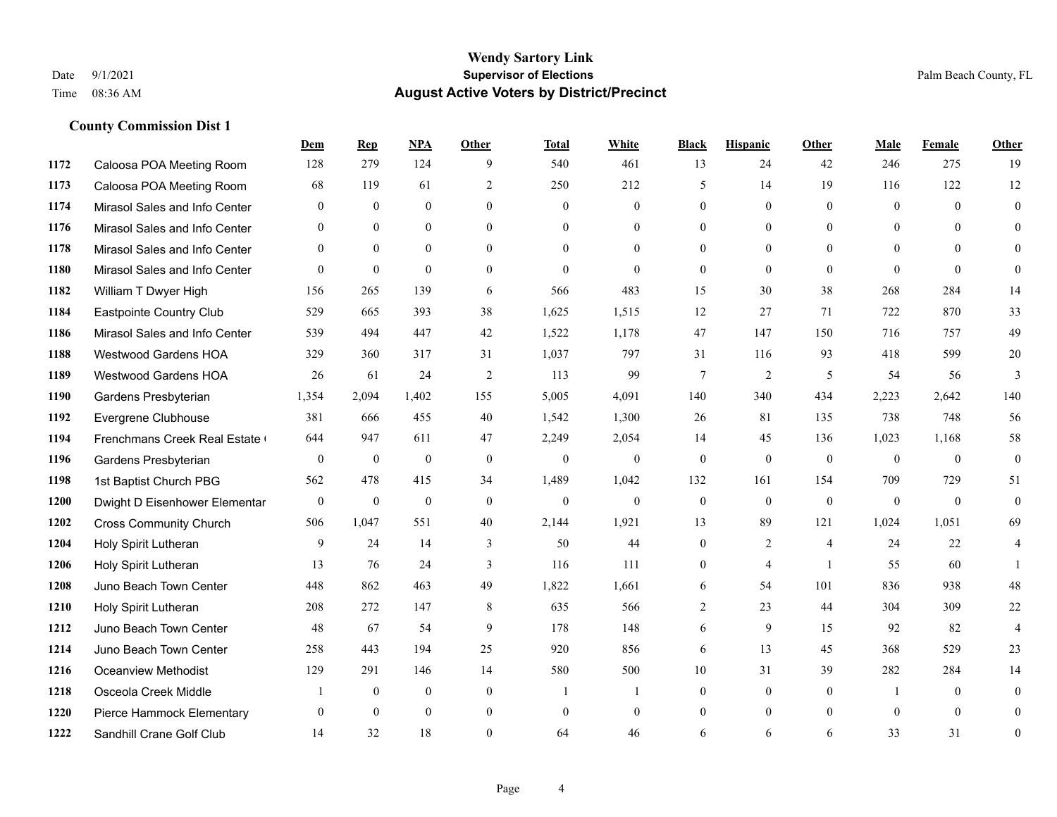**Wendy Sartory Link**
**Supervisor of Elections**
**August Active Voters by District/Precinct**

Date 9/1/2021
Time 08:36 AM

Palm Beach County, FL

### County Commission Dist 1

| | | Dem | Rep | NPA | Other | Total | White | Black | Hispanic | Other | Male | Female | Other |
|---|---|---|---|---|---|---|---|---|---|---|---|---|---|
| 1172 | Caloosa POA Meeting Room | 128 | 279 | 124 | 9 | 540 | 461 | 13 | 24 | 42 | 246 | 275 | 19 |
| 1173 | Caloosa POA Meeting Room | 68 | 119 | 61 | 2 | 250 | 212 | 5 | 14 | 19 | 116 | 122 | 12 |
| 1174 | Mirasol Sales and Info Center | 0 | 0 | 0 | 0 | 0 | 0 | 0 | 0 | 0 | 0 | 0 | 0 |
| 1176 | Mirasol Sales and Info Center | 0 | 0 | 0 | 0 | 0 | 0 | 0 | 0 | 0 | 0 | 0 | 0 |
| 1178 | Mirasol Sales and Info Center | 0 | 0 | 0 | 0 | 0 | 0 | 0 | 0 | 0 | 0 | 0 | 0 |
| 1180 | Mirasol Sales and Info Center | 0 | 0 | 0 | 0 | 0 | 0 | 0 | 0 | 0 | 0 | 0 | 0 |
| 1182 | William T Dwyer High | 156 | 265 | 139 | 6 | 566 | 483 | 15 | 30 | 38 | 268 | 284 | 14 |
| 1184 | Eastpointe Country Club | 529 | 665 | 393 | 38 | 1,625 | 1,515 | 12 | 27 | 71 | 722 | 870 | 33 |
| 1186 | Mirasol Sales and Info Center | 539 | 494 | 447 | 42 | 1,522 | 1,178 | 47 | 147 | 150 | 716 | 757 | 49 |
| 1188 | Westwood Gardens HOA | 329 | 360 | 317 | 31 | 1,037 | 797 | 31 | 116 | 93 | 418 | 599 | 20 |
| 1189 | Westwood Gardens HOA | 26 | 61 | 24 | 2 | 113 | 99 | 7 | 2 | 5 | 54 | 56 | 3 |
| 1190 | Gardens Presbyterian | 1,354 | 2,094 | 1,402 | 155 | 5,005 | 4,091 | 140 | 340 | 434 | 2,223 | 2,642 | 140 |
| 1192 | Evergrene Clubhouse | 381 | 666 | 455 | 40 | 1,542 | 1,300 | 26 | 81 | 135 | 738 | 748 | 56 |
| 1194 | Frenchmans Creek Real Estate ( | 644 | 947 | 611 | 47 | 2,249 | 2,054 | 14 | 45 | 136 | 1,023 | 1,168 | 58 |
| 1196 | Gardens Presbyterian | 0 | 0 | 0 | 0 | 0 | 0 | 0 | 0 | 0 | 0 | 0 | 0 |
| 1198 | 1st Baptist Church PBG | 562 | 478 | 415 | 34 | 1,489 | 1,042 | 132 | 161 | 154 | 709 | 729 | 51 |
| 1200 | Dwight D Eisenhower Elementar | 0 | 0 | 0 | 0 | 0 | 0 | 0 | 0 | 0 | 0 | 0 | 0 |
| 1202 | Cross Community Church | 506 | 1,047 | 551 | 40 | 2,144 | 1,921 | 13 | 89 | 121 | 1,024 | 1,051 | 69 |
| 1204 | Holy Spirit Lutheran | 9 | 24 | 14 | 3 | 50 | 44 | 0 | 2 | 4 | 24 | 22 | 4 |
| 1206 | Holy Spirit Lutheran | 13 | 76 | 24 | 3 | 116 | 111 | 0 | 4 | 1 | 55 | 60 | 1 |
| 1208 | Juno Beach Town Center | 448 | 862 | 463 | 49 | 1,822 | 1,661 | 6 | 54 | 101 | 836 | 938 | 48 |
| 1210 | Holy Spirit Lutheran | 208 | 272 | 147 | 8 | 635 | 566 | 2 | 23 | 44 | 304 | 309 | 22 |
| 1212 | Juno Beach Town Center | 48 | 67 | 54 | 9 | 178 | 148 | 6 | 9 | 15 | 92 | 82 | 4 |
| 1214 | Juno Beach Town Center | 258 | 443 | 194 | 25 | 920 | 856 | 6 | 13 | 45 | 368 | 529 | 23 |
| 1216 | Oceanview Methodist | 129 | 291 | 146 | 14 | 580 | 500 | 10 | 31 | 39 | 282 | 284 | 14 |
| 1218 | Osceola Creek Middle | 1 | 0 | 0 | 0 | 1 | 1 | 0 | 0 | 0 | 1 | 0 | 0 |
| 1220 | Pierce Hammock Elementary | 0 | 0 | 0 | 0 | 0 | 0 | 0 | 0 | 0 | 0 | 0 | 0 |
| 1222 | Sandhill Crane Golf Club | 14 | 32 | 18 | 0 | 64 | 46 | 6 | 6 | 6 | 33 | 31 | 0 |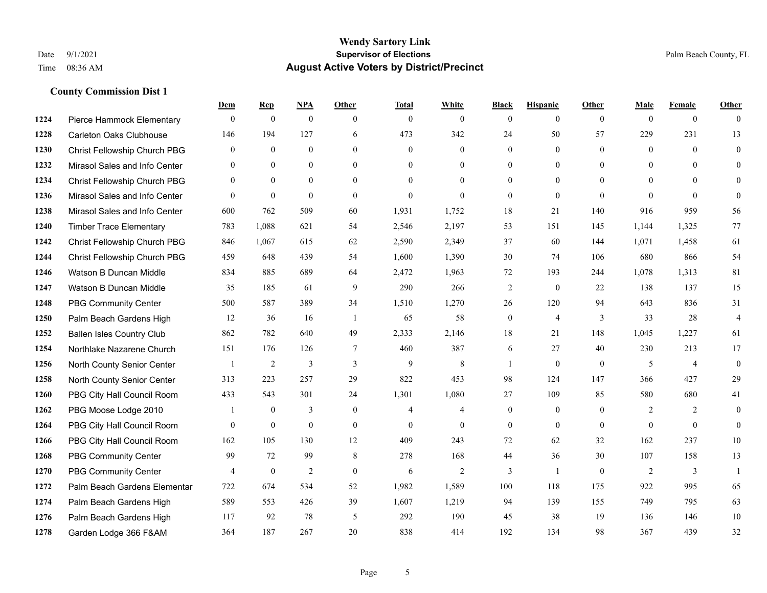# Wendy Sartory Link
## Supervisor of Elections
## August Active Voters by District/Precinct

Date 9/1/2021
Time 08:36 AM

Palm Beach County, FL

### County Commission Dist 1

| | | Dem | Rep | NPA | Other | Total | White | Black | Hispanic | Other | Male | Female | Other |
|---|---|---|---|---|---|---|---|---|---|---|---|---|---|
| 1224 | Pierce Hammock Elementary | 0 | 0 | 0 | 0 | 0 | 0 | 0 | 0 | 0 | 0 | 0 | 0 |
| 1228 | Carleton Oaks Clubhouse | 146 | 194 | 127 | 6 | 473 | 342 | 24 | 50 | 57 | 229 | 231 | 13 |
| 1230 | Christ Fellowship Church PBG | 0 | 0 | 0 | 0 | 0 | 0 | 0 | 0 | 0 | 0 | 0 | 0 |
| 1232 | Mirasol Sales and Info Center | 0 | 0 | 0 | 0 | 0 | 0 | 0 | 0 | 0 | 0 | 0 | 0 |
| 1234 | Christ Fellowship Church PBG | 0 | 0 | 0 | 0 | 0 | 0 | 0 | 0 | 0 | 0 | 0 | 0 |
| 1236 | Mirasol Sales and Info Center | 0 | 0 | 0 | 0 | 0 | 0 | 0 | 0 | 0 | 0 | 0 | 0 |
| 1238 | Mirasol Sales and Info Center | 600 | 762 | 509 | 60 | 1,931 | 1,752 | 18 | 21 | 140 | 916 | 959 | 56 |
| 1240 | Timber Trace Elementary | 783 | 1,088 | 621 | 54 | 2,546 | 2,197 | 53 | 151 | 145 | 1,144 | 1,325 | 77 |
| 1242 | Christ Fellowship Church PBG | 846 | 1,067 | 615 | 62 | 2,590 | 2,349 | 37 | 60 | 144 | 1,071 | 1,458 | 61 |
| 1244 | Christ Fellowship Church PBG | 459 | 648 | 439 | 54 | 1,600 | 1,390 | 30 | 74 | 106 | 680 | 866 | 54 |
| 1246 | Watson B Duncan Middle | 834 | 885 | 689 | 64 | 2,472 | 1,963 | 72 | 193 | 244 | 1,078 | 1,313 | 81 |
| 1247 | Watson B Duncan Middle | 35 | 185 | 61 | 9 | 290 | 266 | 2 | 0 | 22 | 138 | 137 | 15 |
| 1248 | PBG Community Center | 500 | 587 | 389 | 34 | 1,510 | 1,270 | 26 | 120 | 94 | 643 | 836 | 31 |
| 1250 | Palm Beach Gardens High | 12 | 36 | 16 | 1 | 65 | 58 | 0 | 4 | 3 | 33 | 28 | 4 |
| 1252 | Ballen Isles Country Club | 862 | 782 | 640 | 49 | 2,333 | 2,146 | 18 | 21 | 148 | 1,045 | 1,227 | 61 |
| 1254 | Northlake Nazarene Church | 151 | 176 | 126 | 7 | 460 | 387 | 6 | 27 | 40 | 230 | 213 | 17 |
| 1256 | North County Senior Center | 1 | 2 | 3 | 3 | 9 | 8 | 1 | 0 | 0 | 5 | 4 | 0 |
| 1258 | North County Senior Center | 313 | 223 | 257 | 29 | 822 | 453 | 98 | 124 | 147 | 366 | 427 | 29 |
| 1260 | PBG City Hall Council Room | 433 | 543 | 301 | 24 | 1,301 | 1,080 | 27 | 109 | 85 | 580 | 680 | 41 |
| 1262 | PBG Moose Lodge 2010 | 1 | 0 | 3 | 0 | 4 | 4 | 0 | 0 | 0 | 2 | 2 | 0 |
| 1264 | PBG City Hall Council Room | 0 | 0 | 0 | 0 | 0 | 0 | 0 | 0 | 0 | 0 | 0 | 0 |
| 1266 | PBG City Hall Council Room | 162 | 105 | 130 | 12 | 409 | 243 | 72 | 62 | 32 | 162 | 237 | 10 |
| 1268 | PBG Community Center | 99 | 72 | 99 | 8 | 278 | 168 | 44 | 36 | 30 | 107 | 158 | 13 |
| 1270 | PBG Community Center | 4 | 0 | 2 | 0 | 6 | 2 | 3 | 1 | 0 | 2 | 3 | 1 |
| 1272 | Palm Beach Gardens Elementar | 722 | 674 | 534 | 52 | 1,982 | 1,589 | 100 | 118 | 175 | 922 | 995 | 65 |
| 1274 | Palm Beach Gardens High | 589 | 553 | 426 | 39 | 1,607 | 1,219 | 94 | 139 | 155 | 749 | 795 | 63 |
| 1276 | Palm Beach Gardens High | 117 | 92 | 78 | 5 | 292 | 190 | 45 | 38 | 19 | 136 | 146 | 10 |
| 1278 | Garden Lodge 366 F&AM | 364 | 187 | 267 | 20 | 838 | 414 | 192 | 134 | 98 | 367 | 439 | 32 |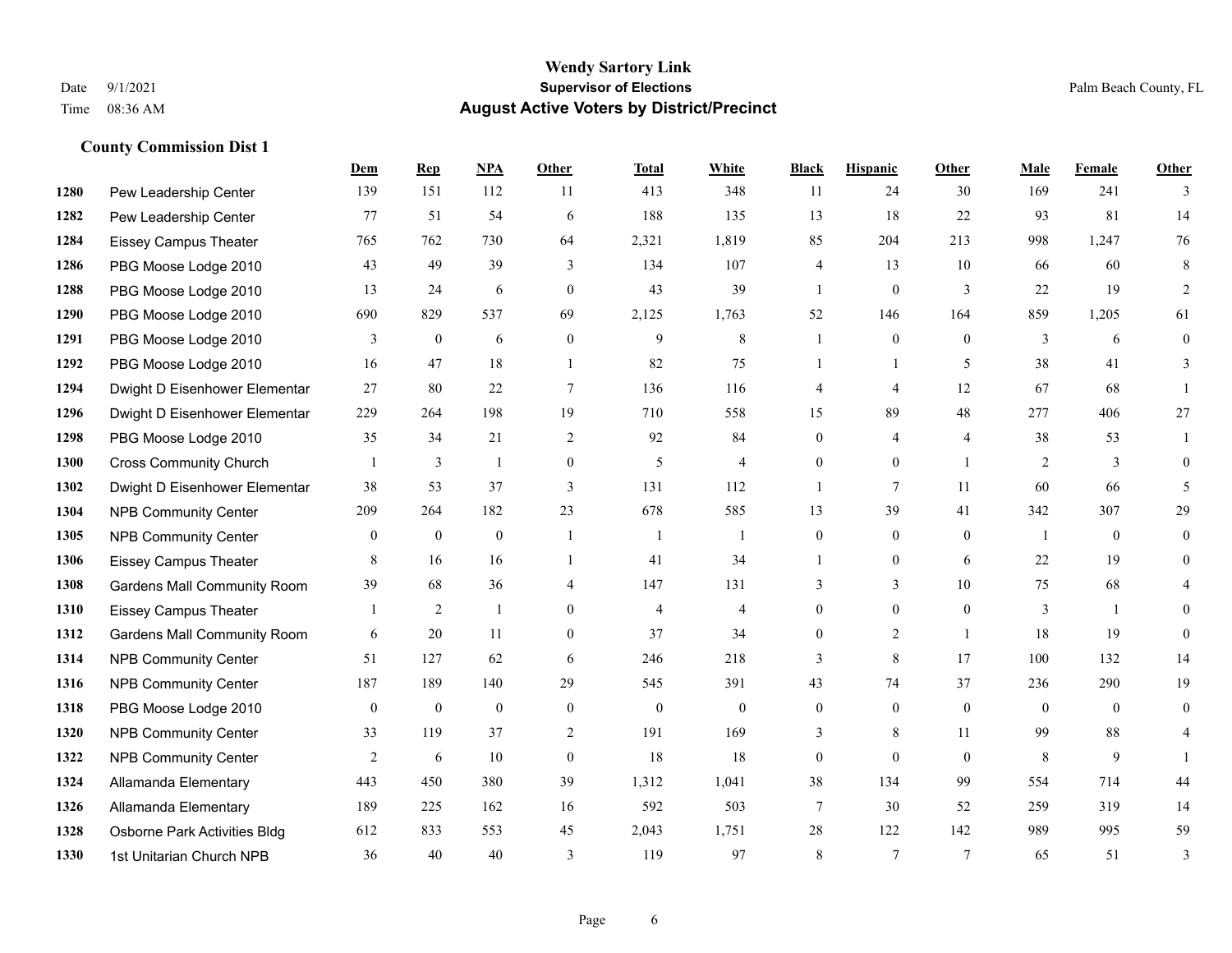**Wendy Sartory Link**
**Supervisor of Elections**
**August Active Voters by District/Precinct**

Date 9/1/2021
Time 08:36 AM

Palm Beach County, FL

### County Commission Dist 1

| | | Dem | Rep | NPA | Other | Total | White | Black | Hispanic | Other | Male | Female | Other |
|---|---|---|---|---|---|---|---|---|---|---|---|---|---|
| 1280 | Pew Leadership Center | 139 | 151 | 112 | 11 | 413 | 348 | 11 | 24 | 30 | 169 | 241 | 3 |
| 1282 | Pew Leadership Center | 77 | 51 | 54 | 6 | 188 | 135 | 13 | 18 | 22 | 93 | 81 | 14 |
| 1284 | Eissey Campus Theater | 765 | 762 | 730 | 64 | 2,321 | 1,819 | 85 | 204 | 213 | 998 | 1,247 | 76 |
| 1286 | PBG Moose Lodge 2010 | 43 | 49 | 39 | 3 | 134 | 107 | 4 | 13 | 10 | 66 | 60 | 8 |
| 1288 | PBG Moose Lodge 2010 | 13 | 24 | 6 | 0 | 43 | 39 | 1 | 0 | 3 | 22 | 19 | 2 |
| 1290 | PBG Moose Lodge 2010 | 690 | 829 | 537 | 69 | 2,125 | 1,763 | 52 | 146 | 164 | 859 | 1,205 | 61 |
| 1291 | PBG Moose Lodge 2010 | 3 | 0 | 6 | 0 | 9 | 8 | 1 | 0 | 0 | 3 | 6 | 0 |
| 1292 | PBG Moose Lodge 2010 | 16 | 47 | 18 | 1 | 82 | 75 | 1 | 1 | 5 | 38 | 41 | 3 |
| 1294 | Dwight D Eisenhower Elementar | 27 | 80 | 22 | 7 | 136 | 116 | 4 | 4 | 12 | 67 | 68 | 1 |
| 1296 | Dwight D Eisenhower Elementar | 229 | 264 | 198 | 19 | 710 | 558 | 15 | 89 | 48 | 277 | 406 | 27 |
| 1298 | PBG Moose Lodge 2010 | 35 | 34 | 21 | 2 | 92 | 84 | 0 | 4 | 4 | 38 | 53 | 1 |
| 1300 | Cross Community Church | 1 | 3 | 1 | 0 | 5 | 4 | 0 | 0 | 1 | 2 | 3 | 0 |
| 1302 | Dwight D Eisenhower Elementar | 38 | 53 | 37 | 3 | 131 | 112 | 1 | 7 | 11 | 60 | 66 | 5 |
| 1304 | NPB Community Center | 209 | 264 | 182 | 23 | 678 | 585 | 13 | 39 | 41 | 342 | 307 | 29 |
| 1305 | NPB Community Center | 0 | 0 | 0 | 1 | 1 | 1 | 0 | 0 | 0 | 1 | 0 | 0 |
| 1306 | Eissey Campus Theater | 8 | 16 | 16 | 1 | 41 | 34 | 1 | 0 | 6 | 22 | 19 | 0 |
| 1308 | Gardens Mall Community Room | 39 | 68 | 36 | 4 | 147 | 131 | 3 | 3 | 10 | 75 | 68 | 4 |
| 1310 | Eissey Campus Theater | 1 | 2 | 1 | 0 | 4 | 4 | 0 | 0 | 0 | 3 | 1 | 0 |
| 1312 | Gardens Mall Community Room | 6 | 20 | 11 | 0 | 37 | 34 | 0 | 2 | 1 | 18 | 19 | 0 |
| 1314 | NPB Community Center | 51 | 127 | 62 | 6 | 246 | 218 | 3 | 8 | 17 | 100 | 132 | 14 |
| 1316 | NPB Community Center | 187 | 189 | 140 | 29 | 545 | 391 | 43 | 74 | 37 | 236 | 290 | 19 |
| 1318 | PBG Moose Lodge 2010 | 0 | 0 | 0 | 0 | 0 | 0 | 0 | 0 | 0 | 0 | 0 | 0 |
| 1320 | NPB Community Center | 33 | 119 | 37 | 2 | 191 | 169 | 3 | 8 | 11 | 99 | 88 | 4 |
| 1322 | NPB Community Center | 2 | 6 | 10 | 0 | 18 | 18 | 0 | 0 | 0 | 8 | 9 | 1 |
| 1324 | Allamanda Elementary | 443 | 450 | 380 | 39 | 1,312 | 1,041 | 38 | 134 | 99 | 554 | 714 | 44 |
| 1326 | Allamanda Elementary | 189 | 225 | 162 | 16 | 592 | 503 | 7 | 30 | 52 | 259 | 319 | 14 |
| 1328 | Osborne Park Activities Bldg | 612 | 833 | 553 | 45 | 2,043 | 1,751 | 28 | 122 | 142 | 989 | 995 | 59 |
| 1330 | 1st Unitarian Church NPB | 36 | 40 | 40 | 3 | 119 | 97 | 8 | 7 | 7 | 65 | 51 | 3 |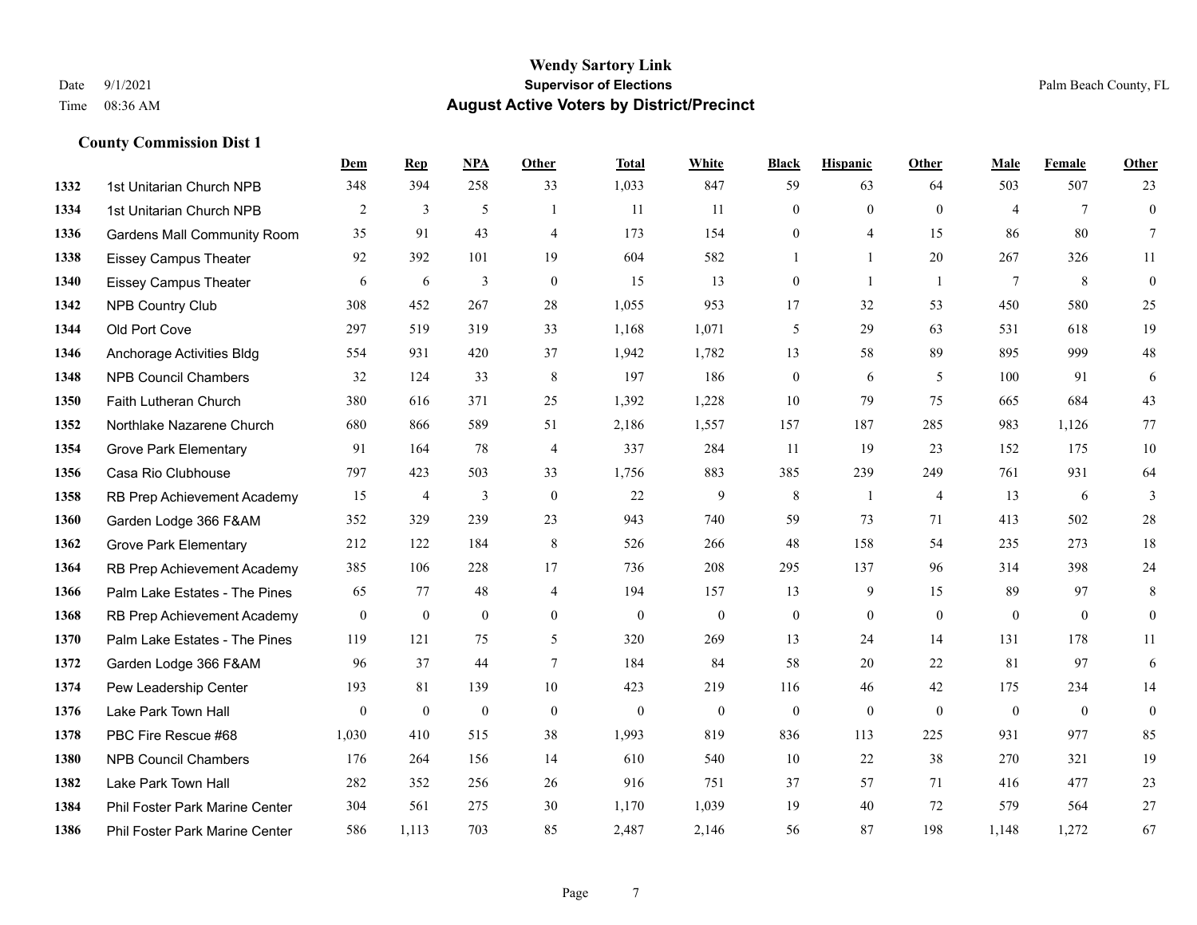# Wendy Sartory Link

**Supervisor of Elections**

**August Active Voters by District/Precinct**

Date 9/1/2021
Time 08:36 AM

Palm Beach County, FL

## County Commission Dist 1

| | | Dem | Rep | NPA | Other | Total | White | Black | Hispanic | Other | Male | Female | Other |
|---|---|---|---|---|---|---|---|---|---|---|---|---|---|
| 1332 | 1st Unitarian Church NPB | 348 | 394 | 258 | 33 | 1,033 | 847 | 59 | 63 | 64 | 503 | 507 | 23 |
| 1334 | 1st Unitarian Church NPB | 2 | 3 | 5 | 1 | 11 | 11 | 0 | 0 | 0 | 4 | 7 | 0 |
| 1336 | Gardens Mall Community Room | 35 | 91 | 43 | 4 | 173 | 154 | 0 | 4 | 15 | 86 | 80 | 7 |
| 1338 | Eissey Campus Theater | 92 | 392 | 101 | 19 | 604 | 582 | 1 | 1 | 20 | 267 | 326 | 11 |
| 1340 | Eissey Campus Theater | 6 | 6 | 3 | 0 | 15 | 13 | 0 | 1 | 1 | 7 | 8 | 0 |
| 1342 | NPB Country Club | 308 | 452 | 267 | 28 | 1,055 | 953 | 17 | 32 | 53 | 450 | 580 | 25 |
| 1344 | Old Port Cove | 297 | 519 | 319 | 33 | 1,168 | 1,071 | 5 | 29 | 63 | 531 | 618 | 19 |
| 1346 | Anchorage Activities Bldg | 554 | 931 | 420 | 37 | 1,942 | 1,782 | 13 | 58 | 89 | 895 | 999 | 48 |
| 1348 | NPB Council Chambers | 32 | 124 | 33 | 8 | 197 | 186 | 0 | 6 | 5 | 100 | 91 | 6 |
| 1350 | Faith Lutheran Church | 380 | 616 | 371 | 25 | 1,392 | 1,228 | 10 | 79 | 75 | 665 | 684 | 43 |
| 1352 | Northlake Nazarene Church | 680 | 866 | 589 | 51 | 2,186 | 1,557 | 157 | 187 | 285 | 983 | 1,126 | 77 |
| 1354 | Grove Park Elementary | 91 | 164 | 78 | 4 | 337 | 284 | 11 | 19 | 23 | 152 | 175 | 10 |
| 1356 | Casa Rio Clubhouse | 797 | 423 | 503 | 33 | 1,756 | 883 | 385 | 239 | 249 | 761 | 931 | 64 |
| 1358 | RB Prep Achievement Academy | 15 | 4 | 3 | 0 | 22 | 9 | 8 | 1 | 4 | 13 | 6 | 3 |
| 1360 | Garden Lodge 366 F&AM | 352 | 329 | 239 | 23 | 943 | 740 | 59 | 73 | 71 | 413 | 502 | 28 |
| 1362 | Grove Park Elementary | 212 | 122 | 184 | 8 | 526 | 266 | 48 | 158 | 54 | 235 | 273 | 18 |
| 1364 | RB Prep Achievement Academy | 385 | 106 | 228 | 17 | 736 | 208 | 295 | 137 | 96 | 314 | 398 | 24 |
| 1366 | Palm Lake Estates - The Pines | 65 | 77 | 48 | 4 | 194 | 157 | 13 | 9 | 15 | 89 | 97 | 8 |
| 1368 | RB Prep Achievement Academy | 0 | 0 | 0 | 0 | 0 | 0 | 0 | 0 | 0 | 0 | 0 | 0 |
| 1370 | Palm Lake Estates - The Pines | 119 | 121 | 75 | 5 | 320 | 269 | 13 | 24 | 14 | 131 | 178 | 11 |
| 1372 | Garden Lodge 366 F&AM | 96 | 37 | 44 | 7 | 184 | 84 | 58 | 20 | 22 | 81 | 97 | 6 |
| 1374 | Pew Leadership Center | 193 | 81 | 139 | 10 | 423 | 219 | 116 | 46 | 42 | 175 | 234 | 14 |
| 1376 | Lake Park Town Hall | 0 | 0 | 0 | 0 | 0 | 0 | 0 | 0 | 0 | 0 | 0 | 0 |
| 1378 | PBC Fire Rescue #68 | 1,030 | 410 | 515 | 38 | 1,993 | 819 | 836 | 113 | 225 | 931 | 977 | 85 |
| 1380 | NPB Council Chambers | 176 | 264 | 156 | 14 | 610 | 540 | 10 | 22 | 38 | 270 | 321 | 19 |
| 1382 | Lake Park Town Hall | 282 | 352 | 256 | 26 | 916 | 751 | 37 | 57 | 71 | 416 | 477 | 23 |
| 1384 | Phil Foster Park Marine Center | 304 | 561 | 275 | 30 | 1,170 | 1,039 | 19 | 40 | 72 | 579 | 564 | 27 |
| 1386 | Phil Foster Park Marine Center | 586 | 1,113 | 703 | 85 | 2,487 | 2,146 | 56 | 87 | 198 | 1,148 | 1,272 | 67 |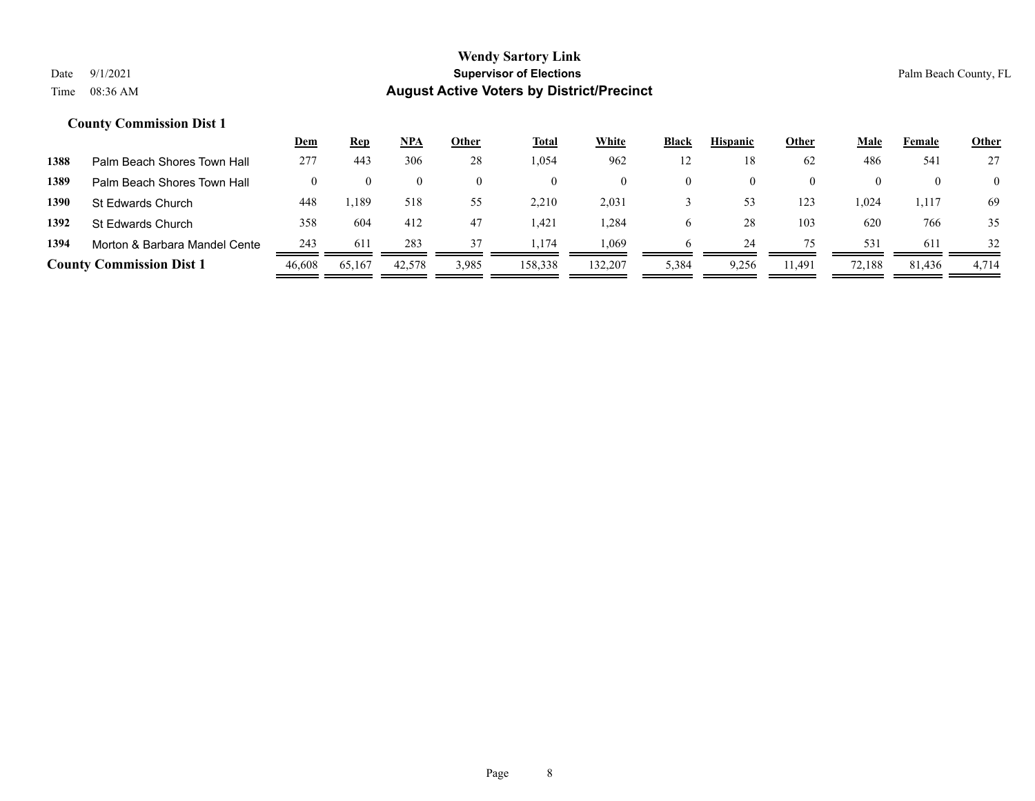# Wendy Sartory Link

## Supervisor of Elections

## August Active Voters by District/Precinct

Date 9/1/2021

Time 08:36 AM

Palm Beach County, FL

### County Commission Dist 1

| | | Dem | Rep | NPA | Other | Total | White | Black | Hispanic | Other | Male | Female | Other |
|---|---|---|---|---|---|---|---|---|---|---|---|---|---|
| 1388 | Palm Beach Shores Town Hall | 277 | 443 | 306 | 28 | 1,054 | 962 | 12 | 18 | 62 | 486 | 541 | 27 |
| 1389 | Palm Beach Shores Town Hall | 0 | 0 | 0 | 0 | 0 | 0 | 0 | 0 | 0 | 0 | 0 | 0 |
| 1390 | St Edwards Church | 448 | 1,189 | 518 | 55 | 2,210 | 2,031 | 3 | 53 | 123 | 1,024 | 1,117 | 69 |
| 1392 | St Edwards Church | 358 | 604 | 412 | 47 | 1,421 | 1,284 | 6 | 28 | 103 | 620 | 766 | 35 |
| 1394 | Morton & Barbara Mandel Cente | 243 | 611 | 283 | 37 | 1,174 | 1,069 | 6 | 24 | 75 | 531 | 611 | 32 |
| **County Commission Dist 1** | | 46,608 | 65,167 | 42,578 | 3,985 | 158,338 | 132,207 | 5,384 | 9,256 | 11,491 | 72,188 | 81,436 | 4,714 |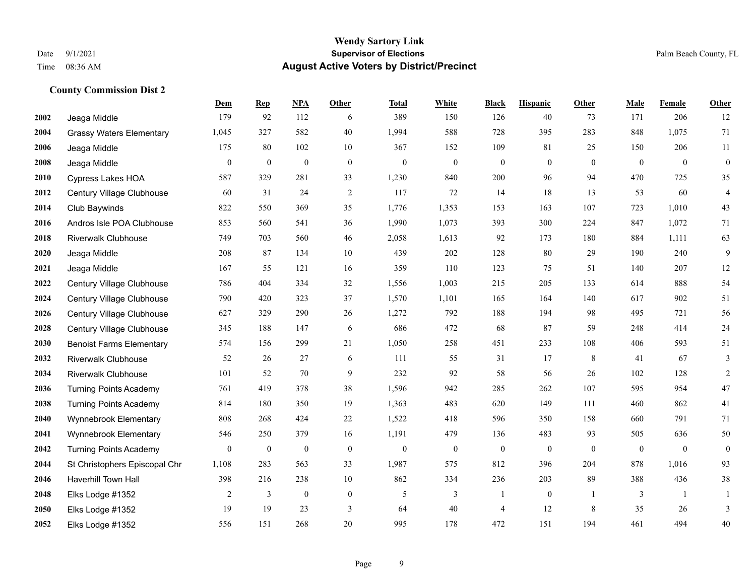**Wendy Sartory Link**
**Supervisor of Elections**
**August Active Voters by District/Precinct**

Date 9/1/2021
Time 08:36 AM

Palm Beach County, FL

### County Commission Dist 2

| | | Dem | Rep | NPA | Other | Total | White | Black | Hispanic | Other | Male | Female | Other |
|---|---|---|---|---|---|---|---|---|---|---|---|---|---|
| 2002 | Jeaga Middle | 179 | 92 | 112 | 6 | 389 | 150 | 126 | 40 | 73 | 171 | 206 | 12 |
| 2004 | Grassy Waters Elementary | 1,045 | 327 | 582 | 40 | 1,994 | 588 | 728 | 395 | 283 | 848 | 1,075 | 71 |
| 2006 | Jeaga Middle | 175 | 80 | 102 | 10 | 367 | 152 | 109 | 81 | 25 | 150 | 206 | 11 |
| 2008 | Jeaga Middle | 0 | 0 | 0 | 0 | 0 | 0 | 0 | 0 | 0 | 0 | 0 | 0 |
| 2010 | Cypress Lakes HOA | 587 | 329 | 281 | 33 | 1,230 | 840 | 200 | 96 | 94 | 470 | 725 | 35 |
| 2012 | Century Village Clubhouse | 60 | 31 | 24 | 2 | 117 | 72 | 14 | 18 | 13 | 53 | 60 | 4 |
| 2014 | Club Baywinds | 822 | 550 | 369 | 35 | 1,776 | 1,353 | 153 | 163 | 107 | 723 | 1,010 | 43 |
| 2016 | Andros Isle POA Clubhouse | 853 | 560 | 541 | 36 | 1,990 | 1,073 | 393 | 300 | 224 | 847 | 1,072 | 71 |
| 2018 | Riverwalk Clubhouse | 749 | 703 | 560 | 46 | 2,058 | 1,613 | 92 | 173 | 180 | 884 | 1,111 | 63 |
| 2020 | Jeaga Middle | 208 | 87 | 134 | 10 | 439 | 202 | 128 | 80 | 29 | 190 | 240 | 9 |
| 2021 | Jeaga Middle | 167 | 55 | 121 | 16 | 359 | 110 | 123 | 75 | 51 | 140 | 207 | 12 |
| 2022 | Century Village Clubhouse | 786 | 404 | 334 | 32 | 1,556 | 1,003 | 215 | 205 | 133 | 614 | 888 | 54 |
| 2024 | Century Village Clubhouse | 790 | 420 | 323 | 37 | 1,570 | 1,101 | 165 | 164 | 140 | 617 | 902 | 51 |
| 2026 | Century Village Clubhouse | 627 | 329 | 290 | 26 | 1,272 | 792 | 188 | 194 | 98 | 495 | 721 | 56 |
| 2028 | Century Village Clubhouse | 345 | 188 | 147 | 6 | 686 | 472 | 68 | 87 | 59 | 248 | 414 | 24 |
| 2030 | Benoist Farms Elementary | 574 | 156 | 299 | 21 | 1,050 | 258 | 451 | 233 | 108 | 406 | 593 | 51 |
| 2032 | Riverwalk Clubhouse | 52 | 26 | 27 | 6 | 111 | 55 | 31 | 17 | 8 | 41 | 67 | 3 |
| 2034 | Riverwalk Clubhouse | 101 | 52 | 70 | 9 | 232 | 92 | 58 | 56 | 26 | 102 | 128 | 2 |
| 2036 | Turning Points Academy | 761 | 419 | 378 | 38 | 1,596 | 942 | 285 | 262 | 107 | 595 | 954 | 47 |
| 2038 | Turning Points Academy | 814 | 180 | 350 | 19 | 1,363 | 483 | 620 | 149 | 111 | 460 | 862 | 41 |
| 2040 | Wynnebrook Elementary | 808 | 268 | 424 | 22 | 1,522 | 418 | 596 | 350 | 158 | 660 | 791 | 71 |
| 2041 | Wynnebrook Elementary | 546 | 250 | 379 | 16 | 1,191 | 479 | 136 | 483 | 93 | 505 | 636 | 50 |
| 2042 | Turning Points Academy | 0 | 0 | 0 | 0 | 0 | 0 | 0 | 0 | 0 | 0 | 0 | 0 |
| 2044 | St Christophers Episcopal Chr | 1,108 | 283 | 563 | 33 | 1,987 | 575 | 812 | 396 | 204 | 878 | 1,016 | 93 |
| 2046 | Haverhill Town Hall | 398 | 216 | 238 | 10 | 862 | 334 | 236 | 203 | 89 | 388 | 436 | 38 |
| 2048 | Elks Lodge #1352 | 2 | 3 | 0 | 0 | 5 | 3 | 1 | 0 | 1 | 3 | 1 | 1 |
| 2050 | Elks Lodge #1352 | 19 | 19 | 23 | 3 | 64 | 40 | 4 | 12 | 8 | 35 | 26 | 3 |
| 2052 | Elks Lodge #1352 | 556 | 151 | 268 | 20 | 995 | 178 | 472 | 151 | 194 | 461 | 494 | 40 |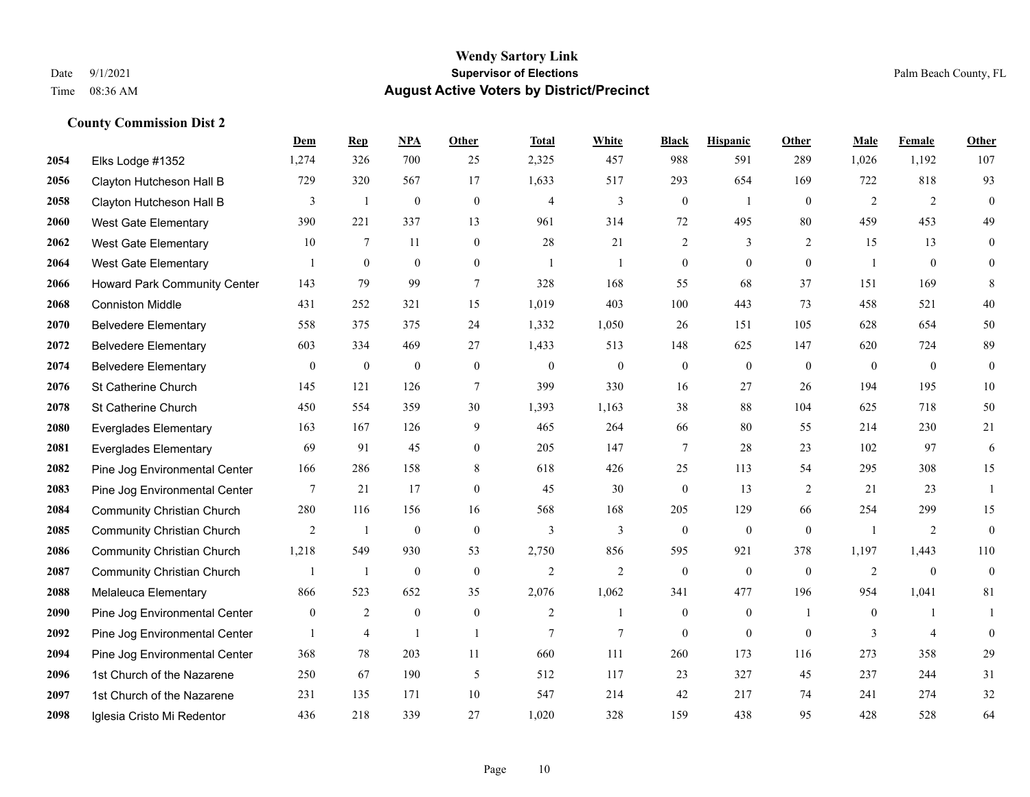# Wendy Sartory Link

**Supervisor of Elections**

**August Active Voters by District/Precinct**

Date 9/1/2021
Time 08:36 AM

Palm Beach County, FL

### County Commission Dist 2

| | | Dem | Rep | NPA | Other | Total | White | Black | Hispanic | Other | Male | Female | Other |
|---|---|---|---|---|---|---|---|---|---|---|---|---|---|
| 2054 | Elks Lodge #1352 | 1,274 | 326 | 700 | 25 | 2,325 | 457 | 988 | 591 | 289 | 1,026 | 1,192 | 107 |
| 2056 | Clayton Hutcheson Hall B | 729 | 320 | 567 | 17 | 1,633 | 517 | 293 | 654 | 169 | 722 | 818 | 93 |
| 2058 | Clayton Hutcheson Hall B | 3 | 1 | 0 | 0 | 4 | 3 | 0 | 1 | 0 | 2 | 2 | 0 |
| 2060 | West Gate Elementary | 390 | 221 | 337 | 13 | 961 | 314 | 72 | 495 | 80 | 459 | 453 | 49 |
| 2062 | West Gate Elementary | 10 | 7 | 11 | 0 | 28 | 21 | 2 | 3 | 2 | 15 | 13 | 0 |
| 2064 | West Gate Elementary | 1 | 0 | 0 | 0 | 1 | 1 | 0 | 0 | 0 | 1 | 0 | 0 |
| 2066 | Howard Park Community Center | 143 | 79 | 99 | 7 | 328 | 168 | 55 | 68 | 37 | 151 | 169 | 8 |
| 2068 | Conniston Middle | 431 | 252 | 321 | 15 | 1,019 | 403 | 100 | 443 | 73 | 458 | 521 | 40 |
| 2070 | Belvedere Elementary | 558 | 375 | 375 | 24 | 1,332 | 1,050 | 26 | 151 | 105 | 628 | 654 | 50 |
| 2072 | Belvedere Elementary | 603 | 334 | 469 | 27 | 1,433 | 513 | 148 | 625 | 147 | 620 | 724 | 89 |
| 2074 | Belvedere Elementary | 0 | 0 | 0 | 0 | 0 | 0 | 0 | 0 | 0 | 0 | 0 | 0 |
| 2076 | St Catherine Church | 145 | 121 | 126 | 7 | 399 | 330 | 16 | 27 | 26 | 194 | 195 | 10 |
| 2078 | St Catherine Church | 450 | 554 | 359 | 30 | 1,393 | 1,163 | 38 | 88 | 104 | 625 | 718 | 50 |
| 2080 | Everglades Elementary | 163 | 167 | 126 | 9 | 465 | 264 | 66 | 80 | 55 | 214 | 230 | 21 |
| 2081 | Everglades Elementary | 69 | 91 | 45 | 0 | 205 | 147 | 7 | 28 | 23 | 102 | 97 | 6 |
| 2082 | Pine Jog Environmental Center | 166 | 286 | 158 | 8 | 618 | 426 | 25 | 113 | 54 | 295 | 308 | 15 |
| 2083 | Pine Jog Environmental Center | 7 | 21 | 17 | 0 | 45 | 30 | 0 | 13 | 2 | 21 | 23 | 1 |
| 2084 | Community Christian Church | 280 | 116 | 156 | 16 | 568 | 168 | 205 | 129 | 66 | 254 | 299 | 15 |
| 2085 | Community Christian Church | 2 | 1 | 0 | 0 | 3 | 3 | 0 | 0 | 0 | 1 | 2 | 0 |
| 2086 | Community Christian Church | 1,218 | 549 | 930 | 53 | 2,750 | 856 | 595 | 921 | 378 | 1,197 | 1,443 | 110 |
| 2087 | Community Christian Church | 1 | 1 | 0 | 0 | 2 | 2 | 0 | 0 | 0 | 2 | 0 | 0 |
| 2088 | Melaleuca Elementary | 866 | 523 | 652 | 35 | 2,076 | 1,062 | 341 | 477 | 196 | 954 | 1,041 | 81 |
| 2090 | Pine Jog Environmental Center | 0 | 2 | 0 | 0 | 2 | 1 | 0 | 0 | 1 | 0 | 1 | 1 |
| 2092 | Pine Jog Environmental Center | 1 | 4 | 1 | 1 | 7 | 7 | 0 | 0 | 0 | 3 | 4 | 0 |
| 2094 | Pine Jog Environmental Center | 368 | 78 | 203 | 11 | 660 | 111 | 260 | 173 | 116 | 273 | 358 | 29 |
| 2096 | 1st Church of the Nazarene | 250 | 67 | 190 | 5 | 512 | 117 | 23 | 327 | 45 | 237 | 244 | 31 |
| 2097 | 1st Church of the Nazarene | 231 | 135 | 171 | 10 | 547 | 214 | 42 | 217 | 74 | 241 | 274 | 32 |
| 2098 | Iglesia Cristo Mi Redentor | 436 | 218 | 339 | 27 | 1,020 | 328 | 159 | 438 | 95 | 428 | 528 | 64 |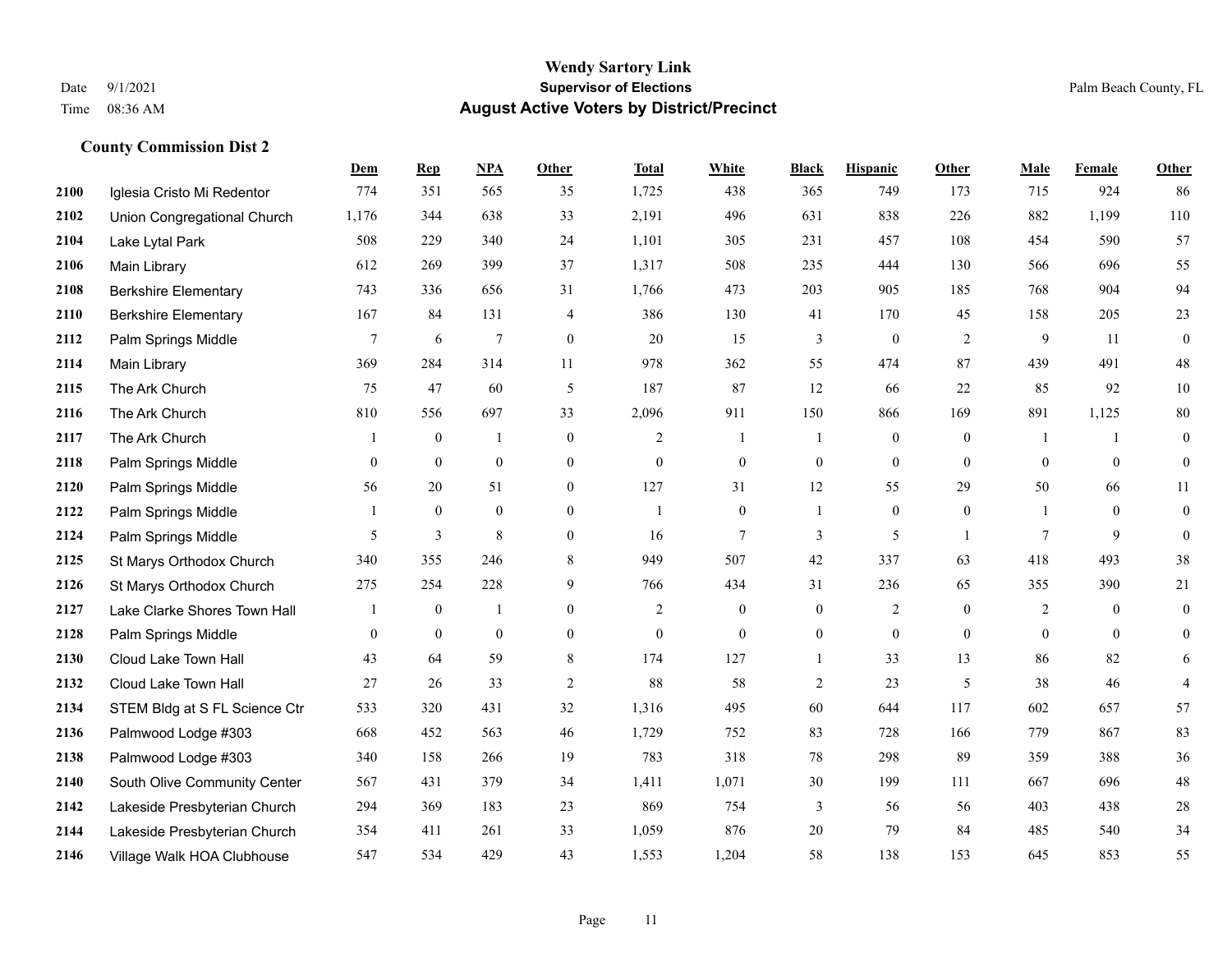**Wendy Sartory Link**
**Supervisor of Elections**
**August Active Voters by District/Precinct**

Date 9/1/2021
Time 08:36 AM
Palm Beach County, FL

## County Commission Dist 2

| | | Dem | Rep | NPA | Other | Total | White | Black | Hispanic | Other | Male | Female | Other |
|---|---|---|---|---|---|---|---|---|---|---|---|---|---|
| 2100 | Iglesia Cristo Mi Redentor | 774 | 351 | 565 | 35 | 1,725 | 438 | 365 | 749 | 173 | 715 | 924 | 86 |
| 2102 | Union Congregational Church | 1,176 | 344 | 638 | 33 | 2,191 | 496 | 631 | 838 | 226 | 882 | 1,199 | 110 |
| 2104 | Lake Lytal Park | 508 | 229 | 340 | 24 | 1,101 | 305 | 231 | 457 | 108 | 454 | 590 | 57 |
| 2106 | Main Library | 612 | 269 | 399 | 37 | 1,317 | 508 | 235 | 444 | 130 | 566 | 696 | 55 |
| 2108 | Berkshire Elementary | 743 | 336 | 656 | 31 | 1,766 | 473 | 203 | 905 | 185 | 768 | 904 | 94 |
| 2110 | Berkshire Elementary | 167 | 84 | 131 | 4 | 386 | 130 | 41 | 170 | 45 | 158 | 205 | 23 |
| 2112 | Palm Springs Middle | 7 | 6 | 7 | 0 | 20 | 15 | 3 | 0 | 2 | 9 | 11 | 0 |
| 2114 | Main Library | 369 | 284 | 314 | 11 | 978 | 362 | 55 | 474 | 87 | 439 | 491 | 48 |
| 2115 | The Ark Church | 75 | 47 | 60 | 5 | 187 | 87 | 12 | 66 | 22 | 85 | 92 | 10 |
| 2116 | The Ark Church | 810 | 556 | 697 | 33 | 2,096 | 911 | 150 | 866 | 169 | 891 | 1,125 | 80 |
| 2117 | The Ark Church | 1 | 0 | 1 | 0 | 2 | 1 | 1 | 0 | 0 | 1 | 1 | 0 |
| 2118 | Palm Springs Middle | 0 | 0 | 0 | 0 | 0 | 0 | 0 | 0 | 0 | 0 | 0 | 0 |
| 2120 | Palm Springs Middle | 56 | 20 | 51 | 0 | 127 | 31 | 12 | 55 | 29 | 50 | 66 | 11 |
| 2122 | Palm Springs Middle | 1 | 0 | 0 | 0 | 1 | 0 | 1 | 0 | 0 | 1 | 0 | 0 |
| 2124 | Palm Springs Middle | 5 | 3 | 8 | 0 | 16 | 7 | 3 | 5 | 1 | 7 | 9 | 0 |
| 2125 | St Marys Orthodox Church | 340 | 355 | 246 | 8 | 949 | 507 | 42 | 337 | 63 | 418 | 493 | 38 |
| 2126 | St Marys Orthodox Church | 275 | 254 | 228 | 9 | 766 | 434 | 31 | 236 | 65 | 355 | 390 | 21 |
| 2127 | Lake Clarke Shores Town Hall | 1 | 0 | 1 | 0 | 2 | 0 | 0 | 2 | 0 | 2 | 0 | 0 |
| 2128 | Palm Springs Middle | 0 | 0 | 0 | 0 | 0 | 0 | 0 | 0 | 0 | 0 | 0 | 0 |
| 2130 | Cloud Lake Town Hall | 43 | 64 | 59 | 8 | 174 | 127 | 1 | 33 | 13 | 86 | 82 | 6 |
| 2132 | Cloud Lake Town Hall | 27 | 26 | 33 | 2 | 88 | 58 | 2 | 23 | 5 | 38 | 46 | 4 |
| 2134 | STEM Bldg at S FL Science Ctr | 533 | 320 | 431 | 32 | 1,316 | 495 | 60 | 644 | 117 | 602 | 657 | 57 |
| 2136 | Palmwood Lodge #303 | 668 | 452 | 563 | 46 | 1,729 | 752 | 83 | 728 | 166 | 779 | 867 | 83 |
| 2138 | Palmwood Lodge #303 | 340 | 158 | 266 | 19 | 783 | 318 | 78 | 298 | 89 | 359 | 388 | 36 |
| 2140 | South Olive Community Center | 567 | 431 | 379 | 34 | 1,411 | 1,071 | 30 | 199 | 111 | 667 | 696 | 48 |
| 2142 | Lakeside Presbyterian Church | 294 | 369 | 183 | 23 | 869 | 754 | 3 | 56 | 56 | 403 | 438 | 28 |
| 2144 | Lakeside Presbyterian Church | 354 | 411 | 261 | 33 | 1,059 | 876 | 20 | 79 | 84 | 485 | 540 | 34 |
| 2146 | Village Walk HOA Clubhouse | 547 | 534 | 429 | 43 | 1,553 | 1,204 | 58 | 138 | 153 | 645 | 853 | 55 |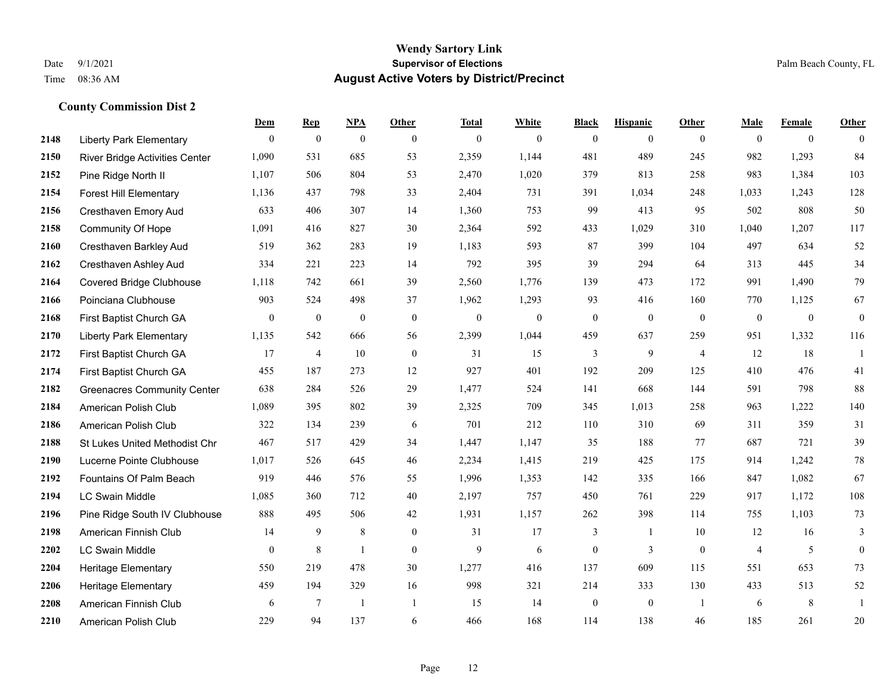# Wendy Sartory Link
## Supervisor of Elections
## August Active Voters by District/Precinct

Date 9/1/2021
Time 08:36 AM

Palm Beach County, FL

### County Commission Dist 2

| | | Dem | Rep | NPA | Other | Total | White | Black | Hispanic | Other | Male | Female | Other |
|---|---|---|---|---|---|---|---|---|---|---|---|---|---|
| 2148 | Liberty Park Elementary | 0 | 0 | 0 | 0 | 0 | 0 | 0 | 0 | 0 | 0 | 0 | 0 |
| 2150 | River Bridge Activities Center | 1,090 | 531 | 685 | 53 | 2,359 | 1,144 | 481 | 489 | 245 | 982 | 1,293 | 84 |
| 2152 | Pine Ridge North II | 1,107 | 506 | 804 | 53 | 2,470 | 1,020 | 379 | 813 | 258 | 983 | 1,384 | 103 |
| 2154 | Forest Hill Elementary | 1,136 | 437 | 798 | 33 | 2,404 | 731 | 391 | 1,034 | 248 | 1,033 | 1,243 | 128 |
| 2156 | Cresthaven Emory Aud | 633 | 406 | 307 | 14 | 1,360 | 753 | 99 | 413 | 95 | 502 | 808 | 50 |
| 2158 | Community Of Hope | 1,091 | 416 | 827 | 30 | 2,364 | 592 | 433 | 1,029 | 310 | 1,040 | 1,207 | 117 |
| 2160 | Cresthaven Barkley Aud | 519 | 362 | 283 | 19 | 1,183 | 593 | 87 | 399 | 104 | 497 | 634 | 52 |
| 2162 | Cresthaven Ashley Aud | 334 | 221 | 223 | 14 | 792 | 395 | 39 | 294 | 64 | 313 | 445 | 34 |
| 2164 | Covered Bridge Clubhouse | 1,118 | 742 | 661 | 39 | 2,560 | 1,776 | 139 | 473 | 172 | 991 | 1,490 | 79 |
| 2166 | Poinciana Clubhouse | 903 | 524 | 498 | 37 | 1,962 | 1,293 | 93 | 416 | 160 | 770 | 1,125 | 67 |
| 2168 | First Baptist Church GA | 0 | 0 | 0 | 0 | 0 | 0 | 0 | 0 | 0 | 0 | 0 | 0 |
| 2170 | Liberty Park Elementary | 1,135 | 542 | 666 | 56 | 2,399 | 1,044 | 459 | 637 | 259 | 951 | 1,332 | 116 |
| 2172 | First Baptist Church GA | 17 | 4 | 10 | 0 | 31 | 15 | 3 | 9 | 4 | 12 | 18 | 1 |
| 2174 | First Baptist Church GA | 455 | 187 | 273 | 12 | 927 | 401 | 192 | 209 | 125 | 410 | 476 | 41 |
| 2182 | Greenacres Community Center | 638 | 284 | 526 | 29 | 1,477 | 524 | 141 | 668 | 144 | 591 | 798 | 88 |
| 2184 | American Polish Club | 1,089 | 395 | 802 | 39 | 2,325 | 709 | 345 | 1,013 | 258 | 963 | 1,222 | 140 |
| 2186 | American Polish Club | 322 | 134 | 239 | 6 | 701 | 212 | 110 | 310 | 69 | 311 | 359 | 31 |
| 2188 | St Lukes United Methodist Chr | 467 | 517 | 429 | 34 | 1,447 | 1,147 | 35 | 188 | 77 | 687 | 721 | 39 |
| 2190 | Lucerne Pointe Clubhouse | 1,017 | 526 | 645 | 46 | 2,234 | 1,415 | 219 | 425 | 175 | 914 | 1,242 | 78 |
| 2192 | Fountains Of Palm Beach | 919 | 446 | 576 | 55 | 1,996 | 1,353 | 142 | 335 | 166 | 847 | 1,082 | 67 |
| 2194 | LC Swain Middle | 1,085 | 360 | 712 | 40 | 2,197 | 757 | 450 | 761 | 229 | 917 | 1,172 | 108 |
| 2196 | Pine Ridge South IV Clubhouse | 888 | 495 | 506 | 42 | 1,931 | 1,157 | 262 | 398 | 114 | 755 | 1,103 | 73 |
| 2198 | American Finnish Club | 14 | 9 | 8 | 0 | 31 | 17 | 3 | 1 | 10 | 12 | 16 | 3 |
| 2202 | LC Swain Middle | 0 | 8 | 1 | 0 | 9 | 6 | 0 | 3 | 0 | 4 | 5 | 0 |
| 2204 | Heritage Elementary | 550 | 219 | 478 | 30 | 1,277 | 416 | 137 | 609 | 115 | 551 | 653 | 73 |
| 2206 | Heritage Elementary | 459 | 194 | 329 | 16 | 998 | 321 | 214 | 333 | 130 | 433 | 513 | 52 |
| 2208 | American Finnish Club | 6 | 7 | 1 | 1 | 15 | 14 | 0 | 0 | 1 | 6 | 8 | 1 |
| 2210 | American Polish Club | 229 | 94 | 137 | 6 | 466 | 168 | 114 | 138 | 46 | 185 | 261 | 20 |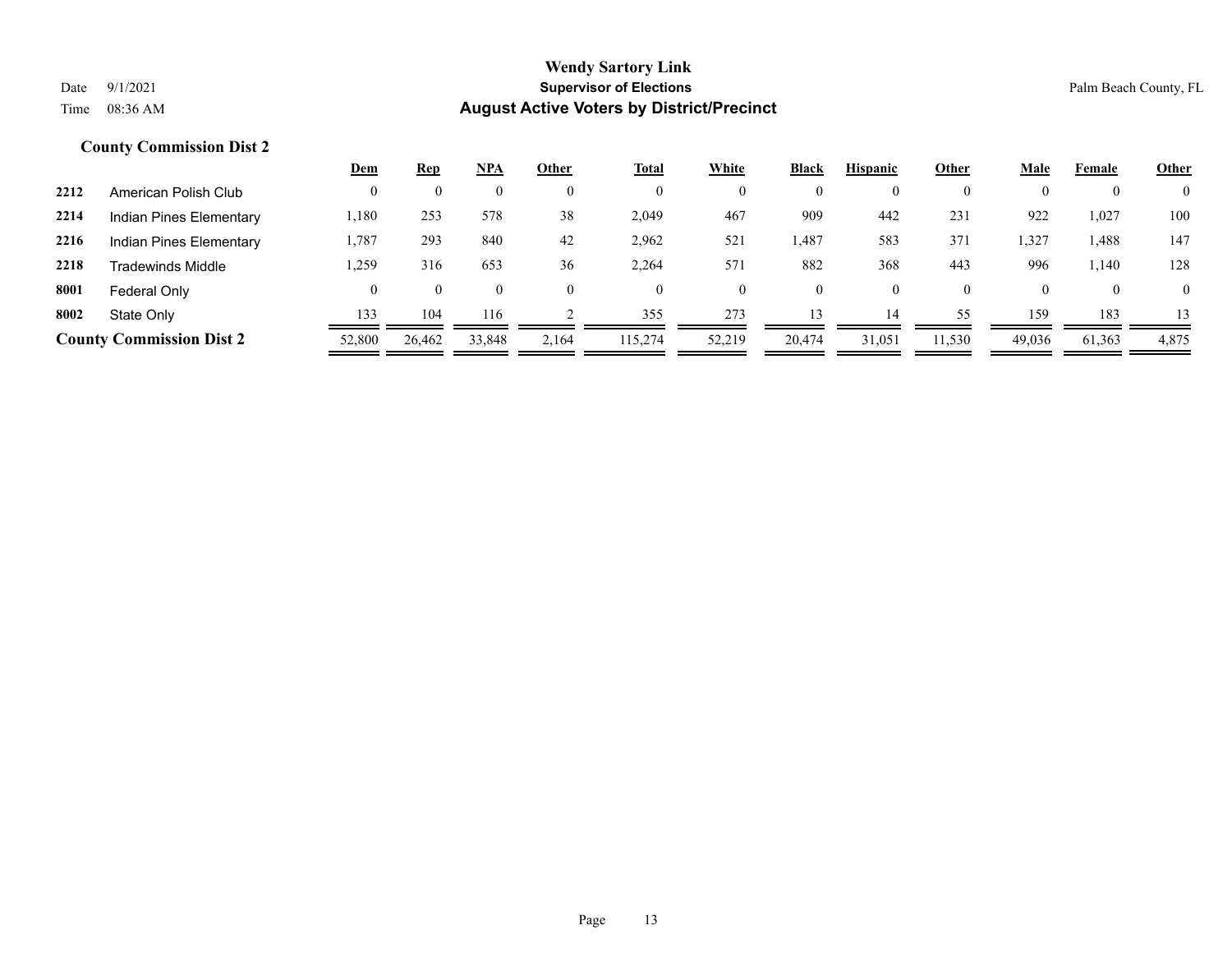**Wendy Sartory Link**
**Supervisor of Elections**
**August Active Voters by District/Precinct**

Date 9/1/2021
Time 08:36 AM

Palm Beach County, FL

### County Commission Dist 2

| | | Dem | Rep | NPA | Other | Total | White | Black | Hispanic | Other | Male | Female | Other |
|---|---|---|---|---|---|---|---|---|---|---|---|---|---|
| 2212 | American Polish Club | 0 | 0 | 0 | 0 | 0 | 0 | 0 | 0 | 0 | 0 | 0 | 0 |
| 2214 | Indian Pines Elementary | 1,180 | 253 | 578 | 38 | 2,049 | 467 | 909 | 442 | 231 | 922 | 1,027 | 100 |
| 2216 | Indian Pines Elementary | 1,787 | 293 | 840 | 42 | 2,962 | 521 | 1,487 | 583 | 371 | 1,327 | 1,488 | 147 |
| 2218 | Tradewinds Middle | 1,259 | 316 | 653 | 36 | 2,264 | 571 | 882 | 368 | 443 | 996 | 1,140 | 128 |
| 8001 | Federal Only | 0 | 0 | 0 | 0 | 0 | 0 | 0 | 0 | 0 | 0 | 0 | 0 |
| 8002 | State Only | 133 | 104 | 116 | 2 | 355 | 273 | 13 | 14 | 55 | 159 | 183 | 13 |
| **County Commission Dist 2** | | 52,800 | 26,462 | 33,848 | 2,164 | 115,274 | 52,219 | 20,474 | 31,051 | 11,530 | 49,036 | 61,363 | 4,875 |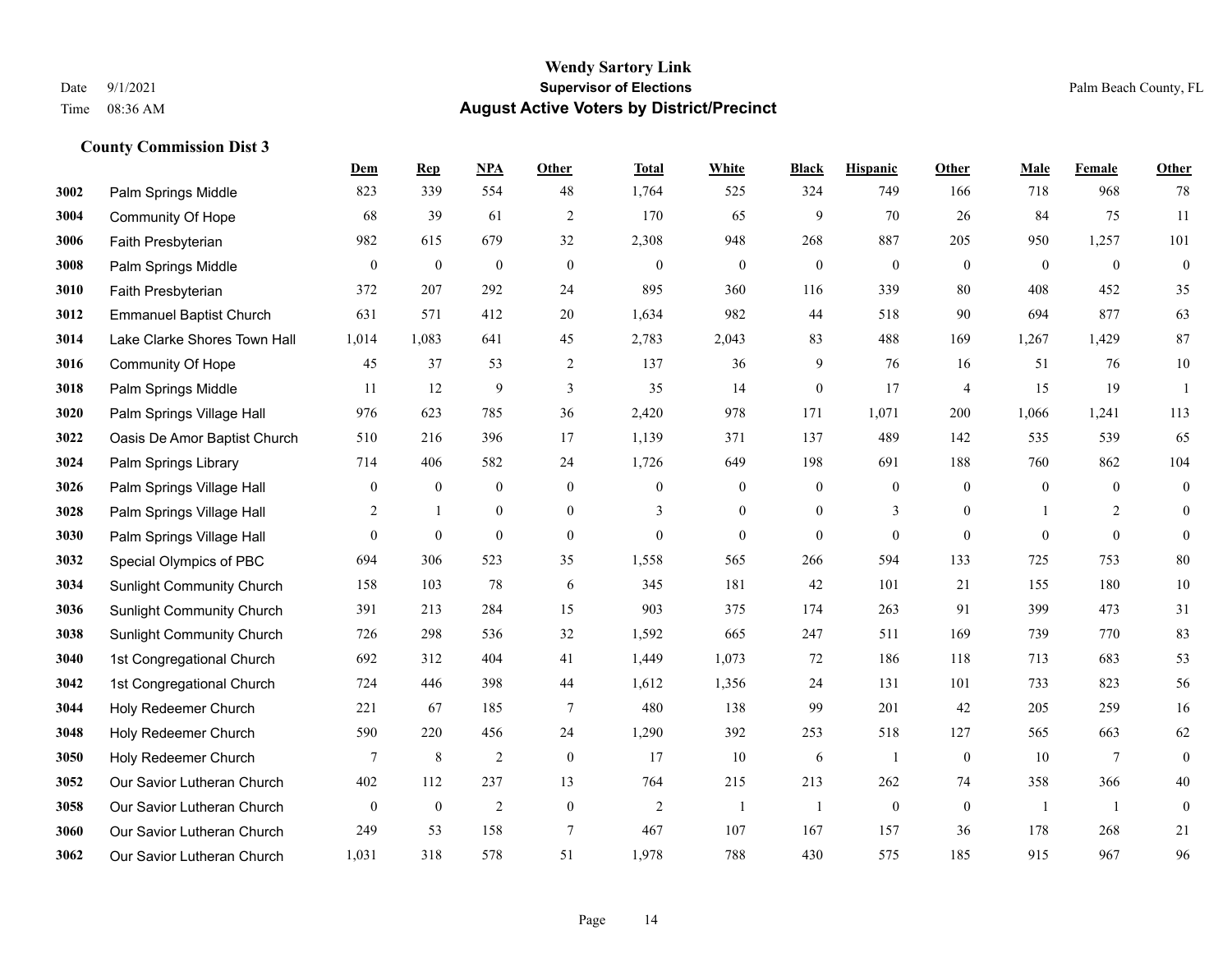# Wendy Sartory Link
## Supervisor of Elections
## August Active Voters by District/Precinct

Date 9/1/2021
Time 08:36 AM

Palm Beach County, FL

### County Commission Dist 3

| | | Dem | Rep | NPA | Other | Total | White | Black | Hispanic | Other | Male | Female | Other |
|---|---|---|---|---|---|---|---|---|---|---|---|---|---|
| 3002 | Palm Springs Middle | 823 | 339 | 554 | 48 | 1,764 | 525 | 324 | 749 | 166 | 718 | 968 | 78 |
| 3004 | Community Of Hope | 68 | 39 | 61 | 2 | 170 | 65 | 9 | 70 | 26 | 84 | 75 | 11 |
| 3006 | Faith Presbyterian | 982 | 615 | 679 | 32 | 2,308 | 948 | 268 | 887 | 205 | 950 | 1,257 | 101 |
| 3008 | Palm Springs Middle | 0 | 0 | 0 | 0 | 0 | 0 | 0 | 0 | 0 | 0 | 0 | 0 |
| 3010 | Faith Presbyterian | 372 | 207 | 292 | 24 | 895 | 360 | 116 | 339 | 80 | 408 | 452 | 35 |
| 3012 | Emmanuel Baptist Church | 631 | 571 | 412 | 20 | 1,634 | 982 | 44 | 518 | 90 | 694 | 877 | 63 |
| 3014 | Lake Clarke Shores Town Hall | 1,014 | 1,083 | 641 | 45 | 2,783 | 2,043 | 83 | 488 | 169 | 1,267 | 1,429 | 87 |
| 3016 | Community Of Hope | 45 | 37 | 53 | 2 | 137 | 36 | 9 | 76 | 16 | 51 | 76 | 10 |
| 3018 | Palm Springs Middle | 11 | 12 | 9 | 3 | 35 | 14 | 0 | 17 | 4 | 15 | 19 | 1 |
| 3020 | Palm Springs Village Hall | 976 | 623 | 785 | 36 | 2,420 | 978 | 171 | 1,071 | 200 | 1,066 | 1,241 | 113 |
| 3022 | Oasis De Amor Baptist Church | 510 | 216 | 396 | 17 | 1,139 | 371 | 137 | 489 | 142 | 535 | 539 | 65 |
| 3024 | Palm Springs Library | 714 | 406 | 582 | 24 | 1,726 | 649 | 198 | 691 | 188 | 760 | 862 | 104 |
| 3026 | Palm Springs Village Hall | 0 | 0 | 0 | 0 | 0 | 0 | 0 | 0 | 0 | 0 | 0 | 0 |
| 3028 | Palm Springs Village Hall | 2 | 1 | 0 | 0 | 3 | 0 | 0 | 3 | 0 | 1 | 2 | 0 |
| 3030 | Palm Springs Village Hall | 0 | 0 | 0 | 0 | 0 | 0 | 0 | 0 | 0 | 0 | 0 | 0 |
| 3032 | Special Olympics of PBC | 694 | 306 | 523 | 35 | 1,558 | 565 | 266 | 594 | 133 | 725 | 753 | 80 |
| 3034 | Sunlight Community Church | 158 | 103 | 78 | 6 | 345 | 181 | 42 | 101 | 21 | 155 | 180 | 10 |
| 3036 | Sunlight Community Church | 391 | 213 | 284 | 15 | 903 | 375 | 174 | 263 | 91 | 399 | 473 | 31 |
| 3038 | Sunlight Community Church | 726 | 298 | 536 | 32 | 1,592 | 665 | 247 | 511 | 169 | 739 | 770 | 83 |
| 3040 | 1st Congregational Church | 692 | 312 | 404 | 41 | 1,449 | 1,073 | 72 | 186 | 118 | 713 | 683 | 53 |
| 3042 | 1st Congregational Church | 724 | 446 | 398 | 44 | 1,612 | 1,356 | 24 | 131 | 101 | 733 | 823 | 56 |
| 3044 | Holy Redeemer Church | 221 | 67 | 185 | 7 | 480 | 138 | 99 | 201 | 42 | 205 | 259 | 16 |
| 3048 | Holy Redeemer Church | 590 | 220 | 456 | 24 | 1,290 | 392 | 253 | 518 | 127 | 565 | 663 | 62 |
| 3050 | Holy Redeemer Church | 7 | 8 | 2 | 0 | 17 | 10 | 6 | 1 | 0 | 10 | 7 | 0 |
| 3052 | Our Savior Lutheran Church | 402 | 112 | 237 | 13 | 764 | 215 | 213 | 262 | 74 | 358 | 366 | 40 |
| 3058 | Our Savior Lutheran Church | 0 | 0 | 2 | 0 | 2 | 1 | 1 | 0 | 0 | 1 | 1 | 0 |
| 3060 | Our Savior Lutheran Church | 249 | 53 | 158 | 7 | 467 | 107 | 167 | 157 | 36 | 178 | 268 | 21 |
| 3062 | Our Savior Lutheran Church | 1,031 | 318 | 578 | 51 | 1,978 | 788 | 430 | 575 | 185 | 915 | 967 | 96 |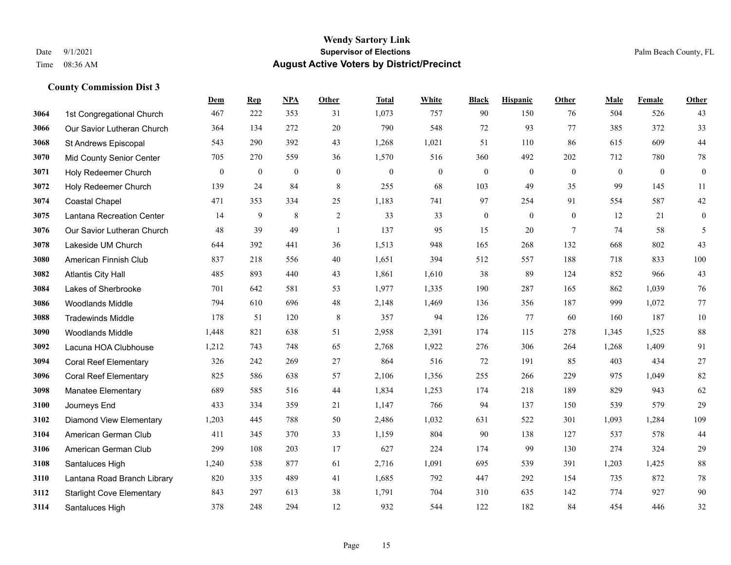# Wendy Sartory Link

**Supervisor of Elections**

**August Active Voters by District/Precinct**

Date 9/1/2021
Time 08:36 AM

Palm Beach County, FL

## County Commission Dist 3

| | | Dem | Rep | NPA | Other | Total | White | Black | Hispanic | Other | Male | Female | Other |
|---|---|---|---|---|---|---|---|---|---|---|---|---|---|
| 3064 | 1st Congregational Church | 467 | 222 | 353 | 31 | 1,073 | 757 | 90 | 150 | 76 | 504 | 526 | 43 |
| 3066 | Our Savior Lutheran Church | 364 | 134 | 272 | 20 | 790 | 548 | 72 | 93 | 77 | 385 | 372 | 33 |
| 3068 | St Andrews Episcopal | 543 | 290 | 392 | 43 | 1,268 | 1,021 | 51 | 110 | 86 | 615 | 609 | 44 |
| 3070 | Mid County Senior Center | 705 | 270 | 559 | 36 | 1,570 | 516 | 360 | 492 | 202 | 712 | 780 | 78 |
| 3071 | Holy Redeemer Church | 0 | 0 | 0 | 0 | 0 | 0 | 0 | 0 | 0 | 0 | 0 | 0 |
| 3072 | Holy Redeemer Church | 139 | 24 | 84 | 8 | 255 | 68 | 103 | 49 | 35 | 99 | 145 | 11 |
| 3074 | Coastal Chapel | 471 | 353 | 334 | 25 | 1,183 | 741 | 97 | 254 | 91 | 554 | 587 | 42 |
| 3075 | Lantana Recreation Center | 14 | 9 | 8 | 2 | 33 | 33 | 0 | 0 | 0 | 12 | 21 | 0 |
| 3076 | Our Savior Lutheran Church | 48 | 39 | 49 | 1 | 137 | 95 | 15 | 20 | 7 | 74 | 58 | 5 |
| 3078 | Lakeside UM Church | 644 | 392 | 441 | 36 | 1,513 | 948 | 165 | 268 | 132 | 668 | 802 | 43 |
| 3080 | American Finnish Club | 837 | 218 | 556 | 40 | 1,651 | 394 | 512 | 557 | 188 | 718 | 833 | 100 |
| 3082 | Atlantis City Hall | 485 | 893 | 440 | 43 | 1,861 | 1,610 | 38 | 89 | 124 | 852 | 966 | 43 |
| 3084 | Lakes of Sherbrooke | 701 | 642 | 581 | 53 | 1,977 | 1,335 | 190 | 287 | 165 | 862 | 1,039 | 76 |
| 3086 | Woodlands Middle | 794 | 610 | 696 | 48 | 2,148 | 1,469 | 136 | 356 | 187 | 999 | 1,072 | 77 |
| 3088 | Tradewinds Middle | 178 | 51 | 120 | 8 | 357 | 94 | 126 | 77 | 60 | 160 | 187 | 10 |
| 3090 | Woodlands Middle | 1,448 | 821 | 638 | 51 | 2,958 | 2,391 | 174 | 115 | 278 | 1,345 | 1,525 | 88 |
| 3092 | Lacuna HOA Clubhouse | 1,212 | 743 | 748 | 65 | 2,768 | 1,922 | 276 | 306 | 264 | 1,268 | 1,409 | 91 |
| 3094 | Coral Reef Elementary | 326 | 242 | 269 | 27 | 864 | 516 | 72 | 191 | 85 | 403 | 434 | 27 |
| 3096 | Coral Reef Elementary | 825 | 586 | 638 | 57 | 2,106 | 1,356 | 255 | 266 | 229 | 975 | 1,049 | 82 |
| 3098 | Manatee Elementary | 689 | 585 | 516 | 44 | 1,834 | 1,253 | 174 | 218 | 189 | 829 | 943 | 62 |
| 3100 | Journeys End | 433 | 334 | 359 | 21 | 1,147 | 766 | 94 | 137 | 150 | 539 | 579 | 29 |
| 3102 | Diamond View Elementary | 1,203 | 445 | 788 | 50 | 2,486 | 1,032 | 631 | 522 | 301 | 1,093 | 1,284 | 109 |
| 3104 | American German Club | 411 | 345 | 370 | 33 | 1,159 | 804 | 90 | 138 | 127 | 537 | 578 | 44 |
| 3106 | American German Club | 299 | 108 | 203 | 17 | 627 | 224 | 174 | 99 | 130 | 274 | 324 | 29 |
| 3108 | Santaluces High | 1,240 | 538 | 877 | 61 | 2,716 | 1,091 | 695 | 539 | 391 | 1,203 | 1,425 | 88 |
| 3110 | Lantana Road Branch Library | 820 | 335 | 489 | 41 | 1,685 | 792 | 447 | 292 | 154 | 735 | 872 | 78 |
| 3112 | Starlight Cove Elementary | 843 | 297 | 613 | 38 | 1,791 | 704 | 310 | 635 | 142 | 774 | 927 | 90 |
| 3114 | Santaluces High | 378 | 248 | 294 | 12 | 932 | 544 | 122 | 182 | 84 | 454 | 446 | 32 |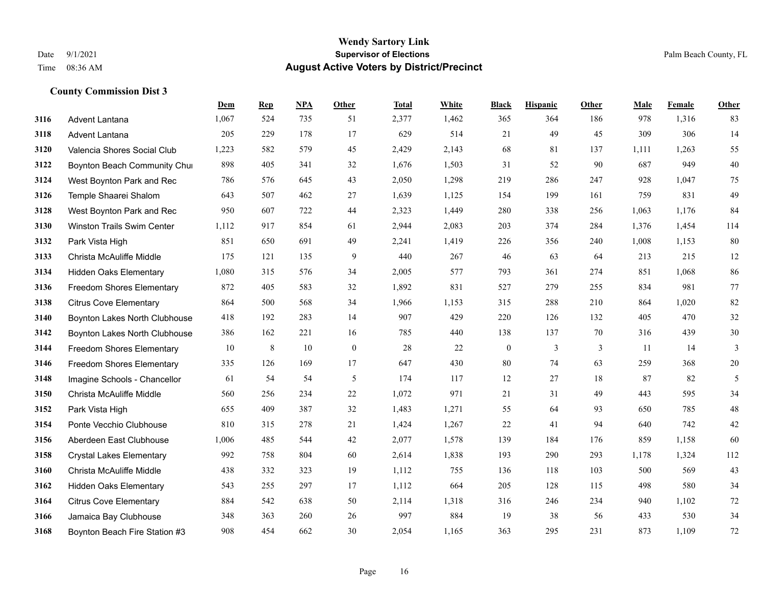# Wendy Sartory Link

## Supervisor of Elections

## August Active Voters by District/Precinct

Date 9/1/2021
Time 08:36 AM

Palm Beach County, FL

### County Commission Dist 3

| | | Dem | Rep | NPA | Other | Total | White | Black | Hispanic | Other | Male | Female | Other |
|---|---|---|---|---|---|---|---|---|---|---|---|---|---|
| 3116 | Advent Lantana | 1,067 | 524 | 735 | 51 | 2,377 | 1,462 | 365 | 364 | 186 | 978 | 1,316 | 83 |
| 3118 | Advent Lantana | 205 | 229 | 178 | 17 | 629 | 514 | 21 | 49 | 45 | 309 | 306 | 14 |
| 3120 | Valencia Shores Social Club | 1,223 | 582 | 579 | 45 | 2,429 | 2,143 | 68 | 81 | 137 | 1,111 | 1,263 | 55 |
| 3122 | Boynton Beach Community Chur | 898 | 405 | 341 | 32 | 1,676 | 1,503 | 31 | 52 | 90 | 687 | 949 | 40 |
| 3124 | West Boynton Park and Rec | 786 | 576 | 645 | 43 | 2,050 | 1,298 | 219 | 286 | 247 | 928 | 1,047 | 75 |
| 3126 | Temple Shaarei Shalom | 643 | 507 | 462 | 27 | 1,639 | 1,125 | 154 | 199 | 161 | 759 | 831 | 49 |
| 3128 | West Boynton Park and Rec | 950 | 607 | 722 | 44 | 2,323 | 1,449 | 280 | 338 | 256 | 1,063 | 1,176 | 84 |
| 3130 | Winston Trails Swim Center | 1,112 | 917 | 854 | 61 | 2,944 | 2,083 | 203 | 374 | 284 | 1,376 | 1,454 | 114 |
| 3132 | Park Vista High | 851 | 650 | 691 | 49 | 2,241 | 1,419 | 226 | 356 | 240 | 1,008 | 1,153 | 80 |
| 3133 | Christa McAuliffe Middle | 175 | 121 | 135 | 9 | 440 | 267 | 46 | 63 | 64 | 213 | 215 | 12 |
| 3134 | Hidden Oaks Elementary | 1,080 | 315 | 576 | 34 | 2,005 | 577 | 793 | 361 | 274 | 851 | 1,068 | 86 |
| 3136 | Freedom Shores Elementary | 872 | 405 | 583 | 32 | 1,892 | 831 | 527 | 279 | 255 | 834 | 981 | 77 |
| 3138 | Citrus Cove Elementary | 864 | 500 | 568 | 34 | 1,966 | 1,153 | 315 | 288 | 210 | 864 | 1,020 | 82 |
| 3140 | Boynton Lakes North Clubhouse | 418 | 192 | 283 | 14 | 907 | 429 | 220 | 126 | 132 | 405 | 470 | 32 |
| 3142 | Boynton Lakes North Clubhouse | 386 | 162 | 221 | 16 | 785 | 440 | 138 | 137 | 70 | 316 | 439 | 30 |
| 3144 | Freedom Shores Elementary | 10 | 8 | 10 | 0 | 28 | 22 | 0 | 3 | 3 | 11 | 14 | 3 |
| 3146 | Freedom Shores Elementary | 335 | 126 | 169 | 17 | 647 | 430 | 80 | 74 | 63 | 259 | 368 | 20 |
| 3148 | Imagine Schools - Chancellor | 61 | 54 | 54 | 5 | 174 | 117 | 12 | 27 | 18 | 87 | 82 | 5 |
| 3150 | Christa McAuliffe Middle | 560 | 256 | 234 | 22 | 1,072 | 971 | 21 | 31 | 49 | 443 | 595 | 34 |
| 3152 | Park Vista High | 655 | 409 | 387 | 32 | 1,483 | 1,271 | 55 | 64 | 93 | 650 | 785 | 48 |
| 3154 | Ponte Vecchio Clubhouse | 810 | 315 | 278 | 21 | 1,424 | 1,267 | 22 | 41 | 94 | 640 | 742 | 42 |
| 3156 | Aberdeen East Clubhouse | 1,006 | 485 | 544 | 42 | 2,077 | 1,578 | 139 | 184 | 176 | 859 | 1,158 | 60 |
| 3158 | Crystal Lakes Elementary | 992 | 758 | 804 | 60 | 2,614 | 1,838 | 193 | 290 | 293 | 1,178 | 1,324 | 112 |
| 3160 | Christa McAuliffe Middle | 438 | 332 | 323 | 19 | 1,112 | 755 | 136 | 118 | 103 | 500 | 569 | 43 |
| 3162 | Hidden Oaks Elementary | 543 | 255 | 297 | 17 | 1,112 | 664 | 205 | 128 | 115 | 498 | 580 | 34 |
| 3164 | Citrus Cove Elementary | 884 | 542 | 638 | 50 | 2,114 | 1,318 | 316 | 246 | 234 | 940 | 1,102 | 72 |
| 3166 | Jamaica Bay Clubhouse | 348 | 363 | 260 | 26 | 997 | 884 | 19 | 38 | 56 | 433 | 530 | 34 |
| 3168 | Boynton Beach Fire Station #3 | 908 | 454 | 662 | 30 | 2,054 | 1,165 | 363 | 295 | 231 | 873 | 1,109 | 72 |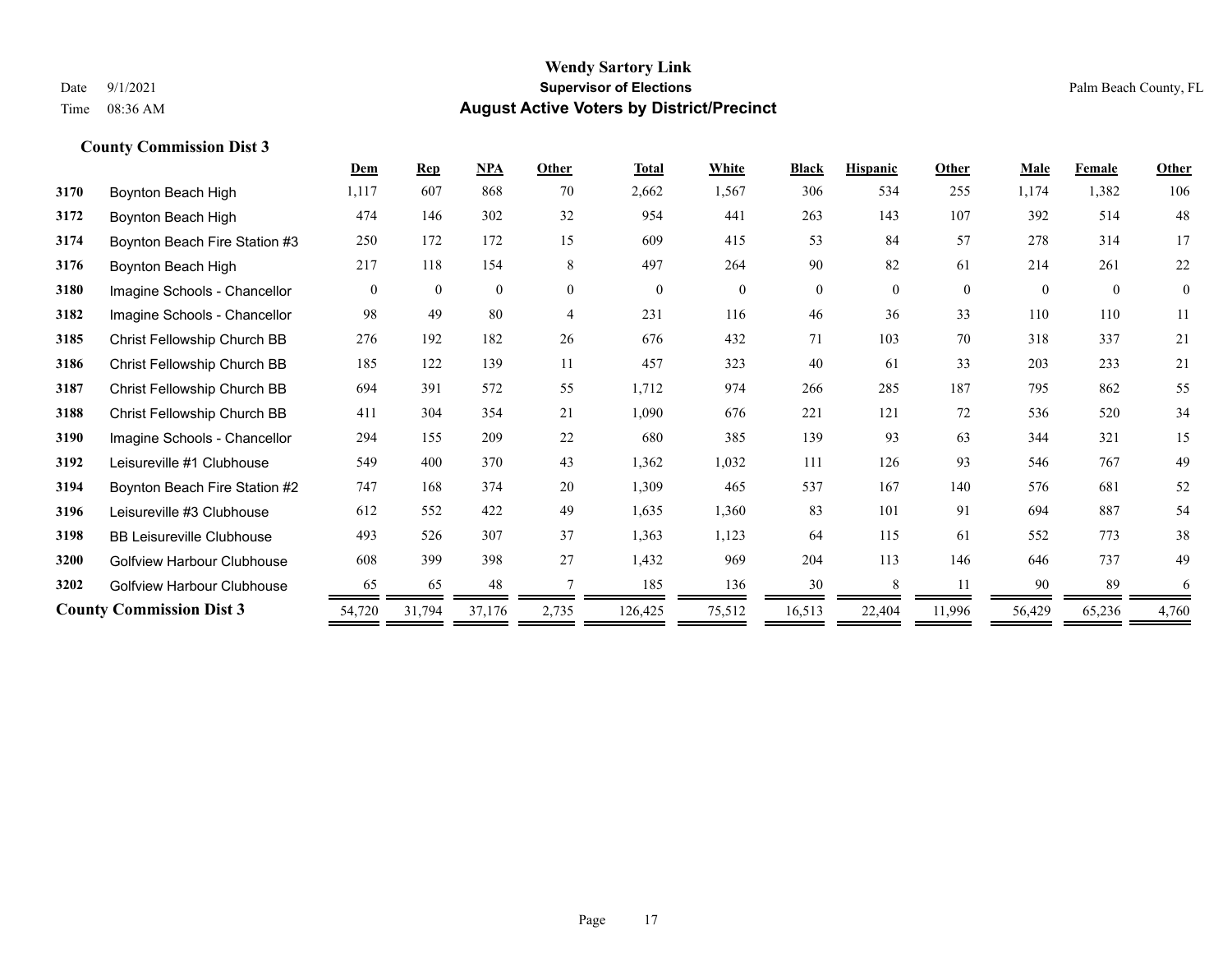# Wendy Sartory Link

**Supervisor of Elections**

**August Active Voters by District/Precinct**

Date 9/1/2021

Time 08:36 AM

Palm Beach County, FL

## County Commission Dist 3

| | | Dem | Rep | NPA | Other | Total | White | Black | Hispanic | Other | Male | Female | Other |
|---|---|---|---|---|---|---|---|---|---|---|---|---|---|
| 3170 | Boynton Beach High | 1,117 | 607 | 868 | 70 | 2,662 | 1,567 | 306 | 534 | 255 | 1,174 | 1,382 | 106 |
| 3172 | Boynton Beach High | 474 | 146 | 302 | 32 | 954 | 441 | 263 | 143 | 107 | 392 | 514 | 48 |
| 3174 | Boynton Beach Fire Station #3 | 250 | 172 | 172 | 15 | 609 | 415 | 53 | 84 | 57 | 278 | 314 | 17 |
| 3176 | Boynton Beach High | 217 | 118 | 154 | 8 | 497 | 264 | 90 | 82 | 61 | 214 | 261 | 22 |
| 3180 | Imagine Schools - Chancellor | 0 | 0 | 0 | 0 | 0 | 0 | 0 | 0 | 0 | 0 | 0 | 0 |
| 3182 | Imagine Schools - Chancellor | 98 | 49 | 80 | 4 | 231 | 116 | 46 | 36 | 33 | 110 | 110 | 11 |
| 3185 | Christ Fellowship Church BB | 276 | 192 | 182 | 26 | 676 | 432 | 71 | 103 | 70 | 318 | 337 | 21 |
| 3186 | Christ Fellowship Church BB | 185 | 122 | 139 | 11 | 457 | 323 | 40 | 61 | 33 | 203 | 233 | 21 |
| 3187 | Christ Fellowship Church BB | 694 | 391 | 572 | 55 | 1,712 | 974 | 266 | 285 | 187 | 795 | 862 | 55 |
| 3188 | Christ Fellowship Church BB | 411 | 304 | 354 | 21 | 1,090 | 676 | 221 | 121 | 72 | 536 | 520 | 34 |
| 3190 | Imagine Schools - Chancellor | 294 | 155 | 209 | 22 | 680 | 385 | 139 | 93 | 63 | 344 | 321 | 15 |
| 3192 | Leisureville #1 Clubhouse | 549 | 400 | 370 | 43 | 1,362 | 1,032 | 111 | 126 | 93 | 546 | 767 | 49 |
| 3194 | Boynton Beach Fire Station #2 | 747 | 168 | 374 | 20 | 1,309 | 465 | 537 | 167 | 140 | 576 | 681 | 52 |
| 3196 | Leisureville #3 Clubhouse | 612 | 552 | 422 | 49 | 1,635 | 1,360 | 83 | 101 | 91 | 694 | 887 | 54 |
| 3198 | BB Leisureville Clubhouse | 493 | 526 | 307 | 37 | 1,363 | 1,123 | 64 | 115 | 61 | 552 | 773 | 38 |
| 3200 | Golfview Harbour Clubhouse | 608 | 399 | 398 | 27 | 1,432 | 969 | 204 | 113 | 146 | 646 | 737 | 49 |
| 3202 | Golfview Harbour Clubhouse | 65 | 65 | 48 | 7 | 185 | 136 | 30 | 8 | 11 | 90 | 89 | 6 |
| **County Commission Dist 3** | | 54,720 | 31,794 | 37,176 | 2,735 | 126,425 | 75,512 | 16,513 | 22,404 | 11,996 | 56,429 | 65,236 | 4,760 |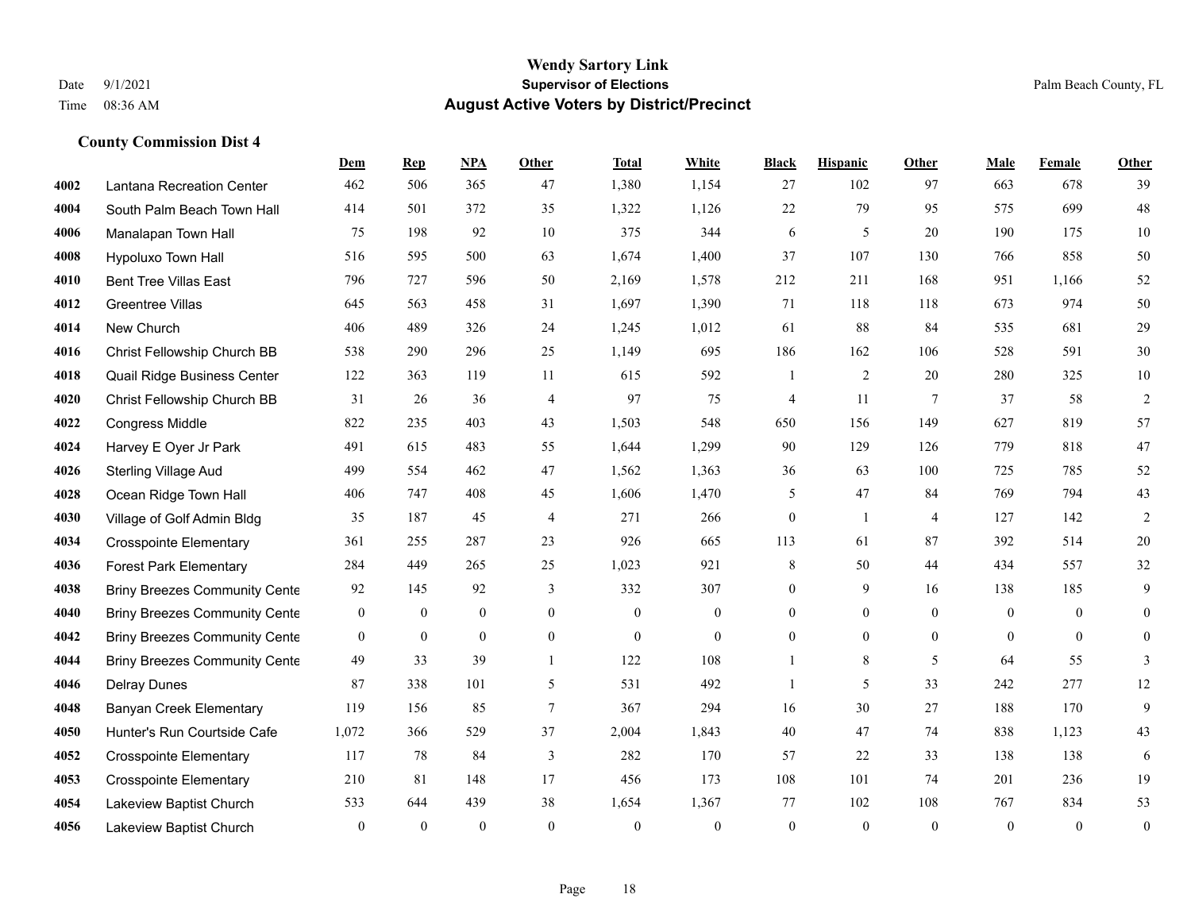# Wendy Sartory Link

**Supervisor of Elections**

**August Active Voters by District/Precinct**

Date 9/1/2021

Time 08:36 AM

Palm Beach County, FL

### County Commission Dist 4

| | | Dem | Rep | NPA | Other | Total | White | Black | Hispanic | Other | Male | Female | Other |
|---|---|---|---|---|---|---|---|---|---|---|---|---|---|
| 4002 | Lantana Recreation Center | 462 | 506 | 365 | 47 | 1,380 | 1,154 | 27 | 102 | 97 | 663 | 678 | 39 |
| 4004 | South Palm Beach Town Hall | 414 | 501 | 372 | 35 | 1,322 | 1,126 | 22 | 79 | 95 | 575 | 699 | 48 |
| 4006 | Manalapan Town Hall | 75 | 198 | 92 | 10 | 375 | 344 | 6 | 5 | 20 | 190 | 175 | 10 |
| 4008 | Hypoluxo Town Hall | 516 | 595 | 500 | 63 | 1,674 | 1,400 | 37 | 107 | 130 | 766 | 858 | 50 |
| 4010 | Bent Tree Villas East | 796 | 727 | 596 | 50 | 2,169 | 1,578 | 212 | 211 | 168 | 951 | 1,166 | 52 |
| 4012 | Greentree Villas | 645 | 563 | 458 | 31 | 1,697 | 1,390 | 71 | 118 | 118 | 673 | 974 | 50 |
| 4014 | New Church | 406 | 489 | 326 | 24 | 1,245 | 1,012 | 61 | 88 | 84 | 535 | 681 | 29 |
| 4016 | Christ Fellowship Church BB | 538 | 290 | 296 | 25 | 1,149 | 695 | 186 | 162 | 106 | 528 | 591 | 30 |
| 4018 | Quail Ridge Business Center | 122 | 363 | 119 | 11 | 615 | 592 | 1 | 2 | 20 | 280 | 325 | 10 |
| 4020 | Christ Fellowship Church BB | 31 | 26 | 36 | 4 | 97 | 75 | 4 | 11 | 7 | 37 | 58 | 2 |
| 4022 | Congress Middle | 822 | 235 | 403 | 43 | 1,503 | 548 | 650 | 156 | 149 | 627 | 819 | 57 |
| 4024 | Harvey E Oyer Jr Park | 491 | 615 | 483 | 55 | 1,644 | 1,299 | 90 | 129 | 126 | 779 | 818 | 47 |
| 4026 | Sterling Village Aud | 499 | 554 | 462 | 47 | 1,562 | 1,363 | 36 | 63 | 100 | 725 | 785 | 52 |
| 4028 | Ocean Ridge Town Hall | 406 | 747 | 408 | 45 | 1,606 | 1,470 | 5 | 47 | 84 | 769 | 794 | 43 |
| 4030 | Village of Golf Admin Bldg | 35 | 187 | 45 | 4 | 271 | 266 | 0 | 1 | 4 | 127 | 142 | 2 |
| 4034 | Crosspointe Elementary | 361 | 255 | 287 | 23 | 926 | 665 | 113 | 61 | 87 | 392 | 514 | 20 |
| 4036 | Forest Park Elementary | 284 | 449 | 265 | 25 | 1,023 | 921 | 8 | 50 | 44 | 434 | 557 | 32 |
| 4038 | Briny Breezes Community Cente | 92 | 145 | 92 | 3 | 332 | 307 | 0 | 9 | 16 | 138 | 185 | 9 |
| 4040 | Briny Breezes Community Cente | 0 | 0 | 0 | 0 | 0 | 0 | 0 | 0 | 0 | 0 | 0 | 0 |
| 4042 | Briny Breezes Community Cente | 0 | 0 | 0 | 0 | 0 | 0 | 0 | 0 | 0 | 0 | 0 | 0 |
| 4044 | Briny Breezes Community Cente | 49 | 33 | 39 | 1 | 122 | 108 | 1 | 8 | 5 | 64 | 55 | 3 |
| 4046 | Delray Dunes | 87 | 338 | 101 | 5 | 531 | 492 | 1 | 5 | 33 | 242 | 277 | 12 |
| 4048 | Banyan Creek Elementary | 119 | 156 | 85 | 7 | 367 | 294 | 16 | 30 | 27 | 188 | 170 | 9 |
| 4050 | Hunter's Run Courtside Cafe | 1,072 | 366 | 529 | 37 | 2,004 | 1,843 | 40 | 47 | 74 | 838 | 1,123 | 43 |
| 4052 | Crosspointe Elementary | 117 | 78 | 84 | 3 | 282 | 170 | 57 | 22 | 33 | 138 | 138 | 6 |
| 4053 | Crosspointe Elementary | 210 | 81 | 148 | 17 | 456 | 173 | 108 | 101 | 74 | 201 | 236 | 19 |
| 4054 | Lakeview Baptist Church | 533 | 644 | 439 | 38 | 1,654 | 1,367 | 77 | 102 | 108 | 767 | 834 | 53 |
| 4056 | Lakeview Baptist Church | 0 | 0 | 0 | 0 | 0 | 0 | 0 | 0 | 0 | 0 | 0 | 0 |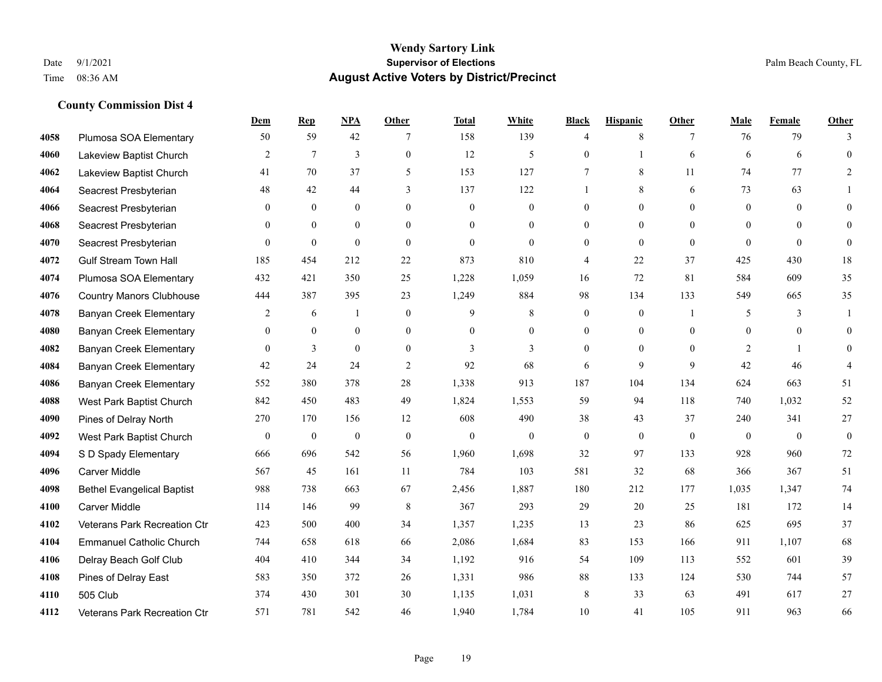# Wendy Sartory Link
## Supervisor of Elections
## August Active Voters by District/Precinct

Date 9/1/2021
Time 08:36 AM
Palm Beach County, FL

### County Commission Dist 4

| | | Dem | Rep | NPA | Other | Total | White | Black | Hispanic | Other | Male | Female | Other |
|---|---|---|---|---|---|---|---|---|---|---|---|---|---|
| 4058 | Plumosa SOA Elementary | 50 | 59 | 42 | 7 | 158 | 139 | 4 | 8 | 7 | 76 | 79 | 3 |
| 4060 | Lakeview Baptist Church | 2 | 7 | 3 | 0 | 12 | 5 | 0 | 1 | 6 | 6 | 6 | 0 |
| 4062 | Lakeview Baptist Church | 41 | 70 | 37 | 5 | 153 | 127 | 7 | 8 | 11 | 74 | 77 | 2 |
| 4064 | Seacrest Presbyterian | 48 | 42 | 44 | 3 | 137 | 122 | 1 | 8 | 6 | 73 | 63 | 1 |
| 4066 | Seacrest Presbyterian | 0 | 0 | 0 | 0 | 0 | 0 | 0 | 0 | 0 | 0 | 0 | 0 |
| 4068 | Seacrest Presbyterian | 0 | 0 | 0 | 0 | 0 | 0 | 0 | 0 | 0 | 0 | 0 | 0 |
| 4070 | Seacrest Presbyterian | 0 | 0 | 0 | 0 | 0 | 0 | 0 | 0 | 0 | 0 | 0 | 0 |
| 4072 | Gulf Stream Town Hall | 185 | 454 | 212 | 22 | 873 | 810 | 4 | 22 | 37 | 425 | 430 | 18 |
| 4074 | Plumosa SOA Elementary | 432 | 421 | 350 | 25 | 1,228 | 1,059 | 16 | 72 | 81 | 584 | 609 | 35 |
| 4076 | Country Manors Clubhouse | 444 | 387 | 395 | 23 | 1,249 | 884 | 98 | 134 | 133 | 549 | 665 | 35 |
| 4078 | Banyan Creek Elementary | 2 | 6 | 1 | 0 | 9 | 8 | 0 | 0 | 1 | 5 | 3 | 1 |
| 4080 | Banyan Creek Elementary | 0 | 0 | 0 | 0 | 0 | 0 | 0 | 0 | 0 | 0 | 0 | 0 |
| 4082 | Banyan Creek Elementary | 0 | 3 | 0 | 0 | 3 | 3 | 0 | 0 | 0 | 2 | 1 | 0 |
| 4084 | Banyan Creek Elementary | 42 | 24 | 24 | 2 | 92 | 68 | 6 | 9 | 9 | 42 | 46 | 4 |
| 4086 | Banyan Creek Elementary | 552 | 380 | 378 | 28 | 1,338 | 913 | 187 | 104 | 134 | 624 | 663 | 51 |
| 4088 | West Park Baptist Church | 842 | 450 | 483 | 49 | 1,824 | 1,553 | 59 | 94 | 118 | 740 | 1,032 | 52 |
| 4090 | Pines of Delray North | 270 | 170 | 156 | 12 | 608 | 490 | 38 | 43 | 37 | 240 | 341 | 27 |
| 4092 | West Park Baptist Church | 0 | 0 | 0 | 0 | 0 | 0 | 0 | 0 | 0 | 0 | 0 | 0 |
| 4094 | S D Spady Elementary | 666 | 696 | 542 | 56 | 1,960 | 1,698 | 32 | 97 | 133 | 928 | 960 | 72 |
| 4096 | Carver Middle | 567 | 45 | 161 | 11 | 784 | 103 | 581 | 32 | 68 | 366 | 367 | 51 |
| 4098 | Bethel Evangelical Baptist | 988 | 738 | 663 | 67 | 2,456 | 1,887 | 180 | 212 | 177 | 1,035 | 1,347 | 74 |
| 4100 | Carver Middle | 114 | 146 | 99 | 8 | 367 | 293 | 29 | 20 | 25 | 181 | 172 | 14 |
| 4102 | Veterans Park Recreation Ctr | 423 | 500 | 400 | 34 | 1,357 | 1,235 | 13 | 23 | 86 | 625 | 695 | 37 |
| 4104 | Emmanuel Catholic Church | 744 | 658 | 618 | 66 | 2,086 | 1,684 | 83 | 153 | 166 | 911 | 1,107 | 68 |
| 4106 | Delray Beach Golf Club | 404 | 410 | 344 | 34 | 1,192 | 916 | 54 | 109 | 113 | 552 | 601 | 39 |
| 4108 | Pines of Delray East | 583 | 350 | 372 | 26 | 1,331 | 986 | 88 | 133 | 124 | 530 | 744 | 57 |
| 4110 | 505 Club | 374 | 430 | 301 | 30 | 1,135 | 1,031 | 8 | 33 | 63 | 491 | 617 | 27 |
| 4112 | Veterans Park Recreation Ctr | 571 | 781 | 542 | 46 | 1,940 | 1,784 | 10 | 41 | 105 | 911 | 963 | 66 |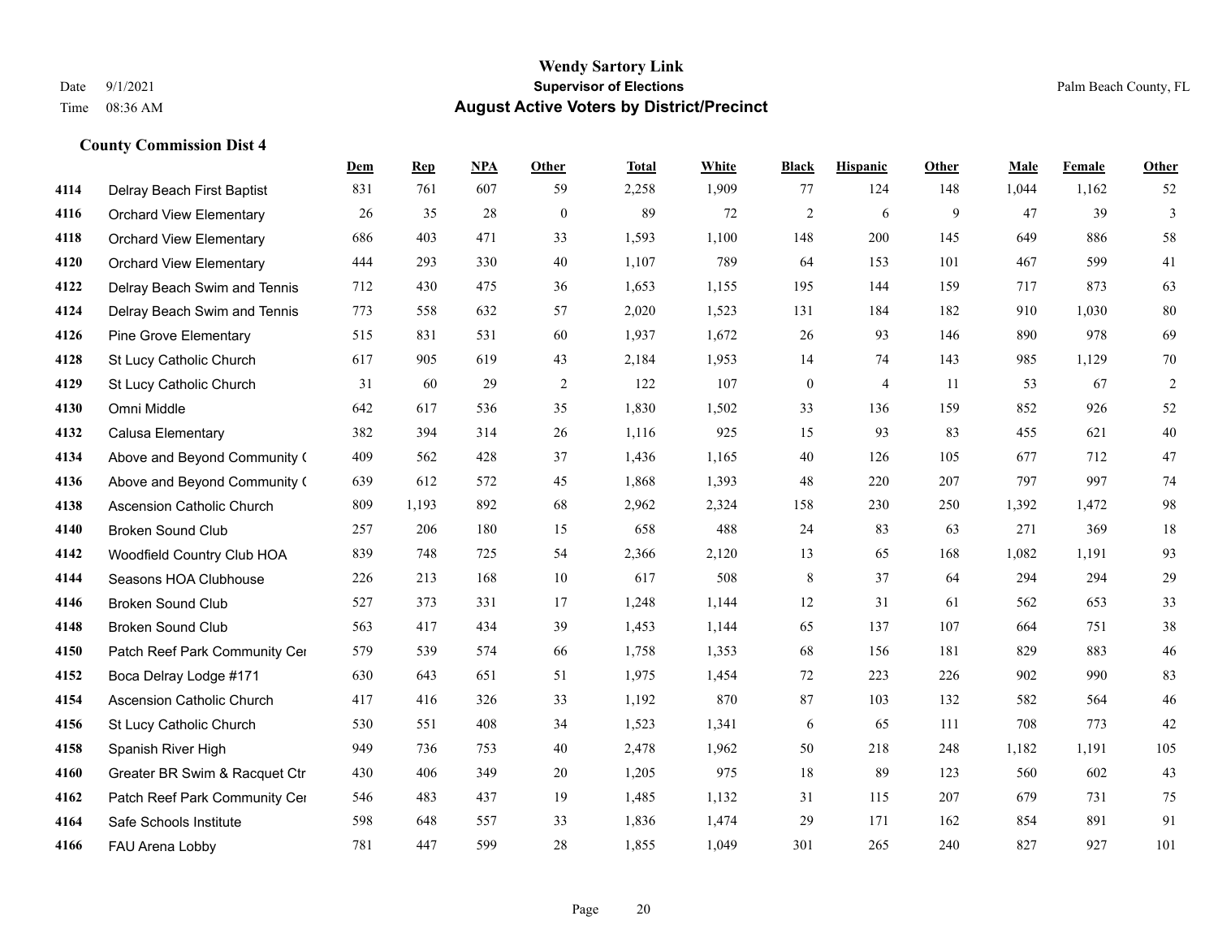# Wendy Sartory Link

**Supervisor of Elections**

**August Active Voters by District/Precinct**

Date 9/1/2021
Time 08:36 AM

Palm Beach County, FL

## County Commission Dist 4

| | | Dem | Rep | NPA | Other | Total | White | Black | Hispanic | Other | Male | Female | Other |
|---|---|---|---|---|---|---|---|---|---|---|---|---|---|
| 4114 | Delray Beach First Baptist | 831 | 761 | 607 | 59 | 2,258 | 1,909 | 77 | 124 | 148 | 1,044 | 1,162 | 52 |
| 4116 | Orchard View Elementary | 26 | 35 | 28 | 0 | 89 | 72 | 2 | 6 | 9 | 47 | 39 | 3 |
| 4118 | Orchard View Elementary | 686 | 403 | 471 | 33 | 1,593 | 1,100 | 148 | 200 | 145 | 649 | 886 | 58 |
| 4120 | Orchard View Elementary | 444 | 293 | 330 | 40 | 1,107 | 789 | 64 | 153 | 101 | 467 | 599 | 41 |
| 4122 | Delray Beach Swim and Tennis | 712 | 430 | 475 | 36 | 1,653 | 1,155 | 195 | 144 | 159 | 717 | 873 | 63 |
| 4124 | Delray Beach Swim and Tennis | 773 | 558 | 632 | 57 | 2,020 | 1,523 | 131 | 184 | 182 | 910 | 1,030 | 80 |
| 4126 | Pine Grove Elementary | 515 | 831 | 531 | 60 | 1,937 | 1,672 | 26 | 93 | 146 | 890 | 978 | 69 |
| 4128 | St Lucy Catholic Church | 617 | 905 | 619 | 43 | 2,184 | 1,953 | 14 | 74 | 143 | 985 | 1,129 | 70 |
| 4129 | St Lucy Catholic Church | 31 | 60 | 29 | 2 | 122 | 107 | 0 | 4 | 11 | 53 | 67 | 2 |
| 4130 | Omni Middle | 642 | 617 | 536 | 35 | 1,830 | 1,502 | 33 | 136 | 159 | 852 | 926 | 52 |
| 4132 | Calusa Elementary | 382 | 394 | 314 | 26 | 1,116 | 925 | 15 | 93 | 83 | 455 | 621 | 40 |
| 4134 | Above and Beyond Community ( | 409 | 562 | 428 | 37 | 1,436 | 1,165 | 40 | 126 | 105 | 677 | 712 | 47 |
| 4136 | Above and Beyond Community ( | 639 | 612 | 572 | 45 | 1,868 | 1,393 | 48 | 220 | 207 | 797 | 997 | 74 |
| 4138 | Ascension Catholic Church | 809 | 1,193 | 892 | 68 | 2,962 | 2,324 | 158 | 230 | 250 | 1,392 | 1,472 | 98 |
| 4140 | Broken Sound Club | 257 | 206 | 180 | 15 | 658 | 488 | 24 | 83 | 63 | 271 | 369 | 18 |
| 4142 | Woodfield Country Club HOA | 839 | 748 | 725 | 54 | 2,366 | 2,120 | 13 | 65 | 168 | 1,082 | 1,191 | 93 |
| 4144 | Seasons HOA Clubhouse | 226 | 213 | 168 | 10 | 617 | 508 | 8 | 37 | 64 | 294 | 294 | 29 |
| 4146 | Broken Sound Club | 527 | 373 | 331 | 17 | 1,248 | 1,144 | 12 | 31 | 61 | 562 | 653 | 33 |
| 4148 | Broken Sound Club | 563 | 417 | 434 | 39 | 1,453 | 1,144 | 65 | 137 | 107 | 664 | 751 | 38 |
| 4150 | Patch Reef Park Community Cer | 579 | 539 | 574 | 66 | 1,758 | 1,353 | 68 | 156 | 181 | 829 | 883 | 46 |
| 4152 | Boca Delray Lodge #171 | 630 | 643 | 651 | 51 | 1,975 | 1,454 | 72 | 223 | 226 | 902 | 990 | 83 |
| 4154 | Ascension Catholic Church | 417 | 416 | 326 | 33 | 1,192 | 870 | 87 | 103 | 132 | 582 | 564 | 46 |
| 4156 | St Lucy Catholic Church | 530 | 551 | 408 | 34 | 1,523 | 1,341 | 6 | 65 | 111 | 708 | 773 | 42 |
| 4158 | Spanish River High | 949 | 736 | 753 | 40 | 2,478 | 1,962 | 50 | 218 | 248 | 1,182 | 1,191 | 105 |
| 4160 | Greater BR Swim & Racquet Ctr | 430 | 406 | 349 | 20 | 1,205 | 975 | 18 | 89 | 123 | 560 | 602 | 43 |
| 4162 | Patch Reef Park Community Cer | 546 | 483 | 437 | 19 | 1,485 | 1,132 | 31 | 115 | 207 | 679 | 731 | 75 |
| 4164 | Safe Schools Institute | 598 | 648 | 557 | 33 | 1,836 | 1,474 | 29 | 171 | 162 | 854 | 891 | 91 |
| 4166 | FAU Arena Lobby | 781 | 447 | 599 | 28 | 1,855 | 1,049 | 301 | 265 | 240 | 827 | 927 | 101 |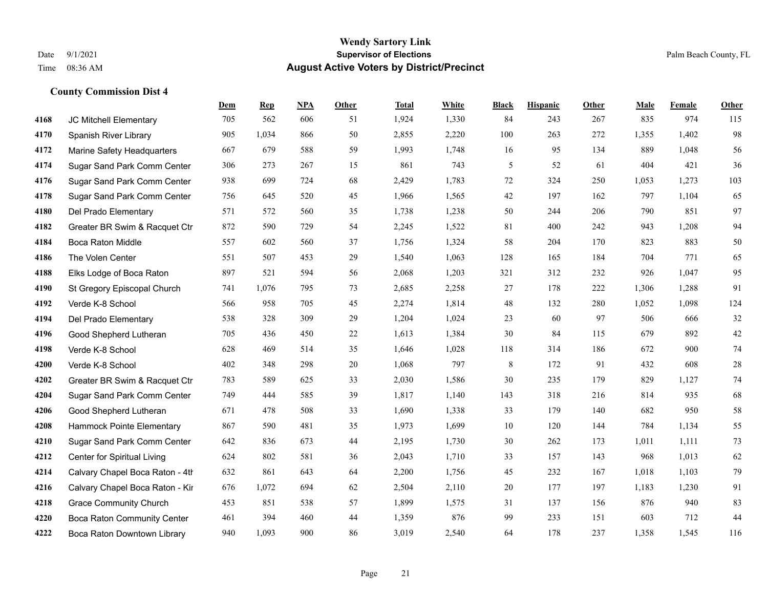# Wendy Sartory Link
## Supervisor of Elections
## August Active Voters by District/Precinct

Date 9/1/2021
Time 08:36 AM

Palm Beach County, FL

### County Commission Dist 4

| | | Dem | Rep | NPA | Other | Total | White | Black | Hispanic | Other | Male | Female | Other |
|---|---|---|---|---|---|---|---|---|---|---|---|---|---|
| 4168 | JC Mitchell Elementary | 705 | 562 | 606 | 51 | 1,924 | 1,330 | 84 | 243 | 267 | 835 | 974 | 115 |
| 4170 | Spanish River Library | 905 | 1,034 | 866 | 50 | 2,855 | 2,220 | 100 | 263 | 272 | 1,355 | 1,402 | 98 |
| 4172 | Marine Safety Headquarters | 667 | 679 | 588 | 59 | 1,993 | 1,748 | 16 | 95 | 134 | 889 | 1,048 | 56 |
| 4174 | Sugar Sand Park Comm Center | 306 | 273 | 267 | 15 | 861 | 743 | 5 | 52 | 61 | 404 | 421 | 36 |
| 4176 | Sugar Sand Park Comm Center | 938 | 699 | 724 | 68 | 2,429 | 1,783 | 72 | 324 | 250 | 1,053 | 1,273 | 103 |
| 4178 | Sugar Sand Park Comm Center | 756 | 645 | 520 | 45 | 1,966 | 1,565 | 42 | 197 | 162 | 797 | 1,104 | 65 |
| 4180 | Del Prado Elementary | 571 | 572 | 560 | 35 | 1,738 | 1,238 | 50 | 244 | 206 | 790 | 851 | 97 |
| 4182 | Greater BR Swim & Racquet Ctr | 872 | 590 | 729 | 54 | 2,245 | 1,522 | 81 | 400 | 242 | 943 | 1,208 | 94 |
| 4184 | Boca Raton Middle | 557 | 602 | 560 | 37 | 1,756 | 1,324 | 58 | 204 | 170 | 823 | 883 | 50 |
| 4186 | The Volen Center | 551 | 507 | 453 | 29 | 1,540 | 1,063 | 128 | 165 | 184 | 704 | 771 | 65 |
| 4188 | Elks Lodge of Boca Raton | 897 | 521 | 594 | 56 | 2,068 | 1,203 | 321 | 312 | 232 | 926 | 1,047 | 95 |
| 4190 | St Gregory Episcopal Church | 741 | 1,076 | 795 | 73 | 2,685 | 2,258 | 27 | 178 | 222 | 1,306 | 1,288 | 91 |
| 4192 | Verde K-8 School | 566 | 958 | 705 | 45 | 2,274 | 1,814 | 48 | 132 | 280 | 1,052 | 1,098 | 124 |
| 4194 | Del Prado Elementary | 538 | 328 | 309 | 29 | 1,204 | 1,024 | 23 | 60 | 97 | 506 | 666 | 32 |
| 4196 | Good Shepherd Lutheran | 705 | 436 | 450 | 22 | 1,613 | 1,384 | 30 | 84 | 115 | 679 | 892 | 42 |
| 4198 | Verde K-8 School | 628 | 469 | 514 | 35 | 1,646 | 1,028 | 118 | 314 | 186 | 672 | 900 | 74 |
| 4200 | Verde K-8 School | 402 | 348 | 298 | 20 | 1,068 | 797 | 8 | 172 | 91 | 432 | 608 | 28 |
| 4202 | Greater BR Swim & Racquet Ctr | 783 | 589 | 625 | 33 | 2,030 | 1,586 | 30 | 235 | 179 | 829 | 1,127 | 74 |
| 4204 | Sugar Sand Park Comm Center | 749 | 444 | 585 | 39 | 1,817 | 1,140 | 143 | 318 | 216 | 814 | 935 | 68 |
| 4206 | Good Shepherd Lutheran | 671 | 478 | 508 | 33 | 1,690 | 1,338 | 33 | 179 | 140 | 682 | 950 | 58 |
| 4208 | Hammock Pointe Elementary | 867 | 590 | 481 | 35 | 1,973 | 1,699 | 10 | 120 | 144 | 784 | 1,134 | 55 |
| 4210 | Sugar Sand Park Comm Center | 642 | 836 | 673 | 44 | 2,195 | 1,730 | 30 | 262 | 173 | 1,011 | 1,111 | 73 |
| 4212 | Center for Spiritual Living | 624 | 802 | 581 | 36 | 2,043 | 1,710 | 33 | 157 | 143 | 968 | 1,013 | 62 |
| 4214 | Calvary Chapel Boca Raton - 4th | 632 | 861 | 643 | 64 | 2,200 | 1,756 | 45 | 232 | 167 | 1,018 | 1,103 | 79 |
| 4216 | Calvary Chapel Boca Raton - Kir | 676 | 1,072 | 694 | 62 | 2,504 | 2,110 | 20 | 177 | 197 | 1,183 | 1,230 | 91 |
| 4218 | Grace Community Church | 453 | 851 | 538 | 57 | 1,899 | 1,575 | 31 | 137 | 156 | 876 | 940 | 83 |
| 4220 | Boca Raton Community Center | 461 | 394 | 460 | 44 | 1,359 | 876 | 99 | 233 | 151 | 603 | 712 | 44 |
| 4222 | Boca Raton Downtown Library | 940 | 1,093 | 900 | 86 | 3,019 | 2,540 | 64 | 178 | 237 | 1,358 | 1,545 | 116 |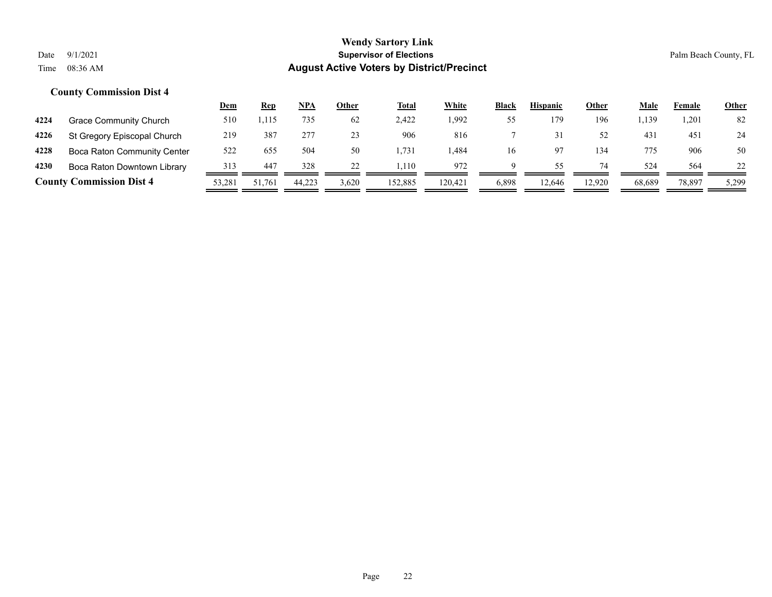**Wendy Sartory Link**
**Supervisor of Elections**
**August Active Voters by District/Precinct**

Date 9/1/2021
Time 08:36 AM

Palm Beach County, FL

### County Commission Dist 4

| | | Dem | Rep | NPA | Other | Total | White | Black | Hispanic | Other | Male | Female | Other |
|---|---|---|---|---|---|---|---|---|---|---|---|---|---|
| 4224 | Grace Community Church | 510 | 1,115 | 735 | 62 | 2,422 | 1,992 | 55 | 179 | 196 | 1,139 | 1,201 | 82 |
| 4226 | St Gregory Episcopal Church | 219 | 387 | 277 | 23 | 906 | 816 | 7 | 31 | 52 | 431 | 451 | 24 |
| 4228 | Boca Raton Community Center | 522 | 655 | 504 | 50 | 1,731 | 1,484 | 16 | 97 | 134 | 775 | 906 | 50 |
| 4230 | Boca Raton Downtown Library | 313 | 447 | 328 | 22 | 1,110 | 972 | 9 | 55 | 74 | 524 | 564 | 22 |
| **County Commission Dist 4** | | 53,281 | 51,761 | 44,223 | 3,620 | 152,885 | 120,421 | 6,898 | 12,646 | 12,920 | 68,689 | 78,897 | 5,299 |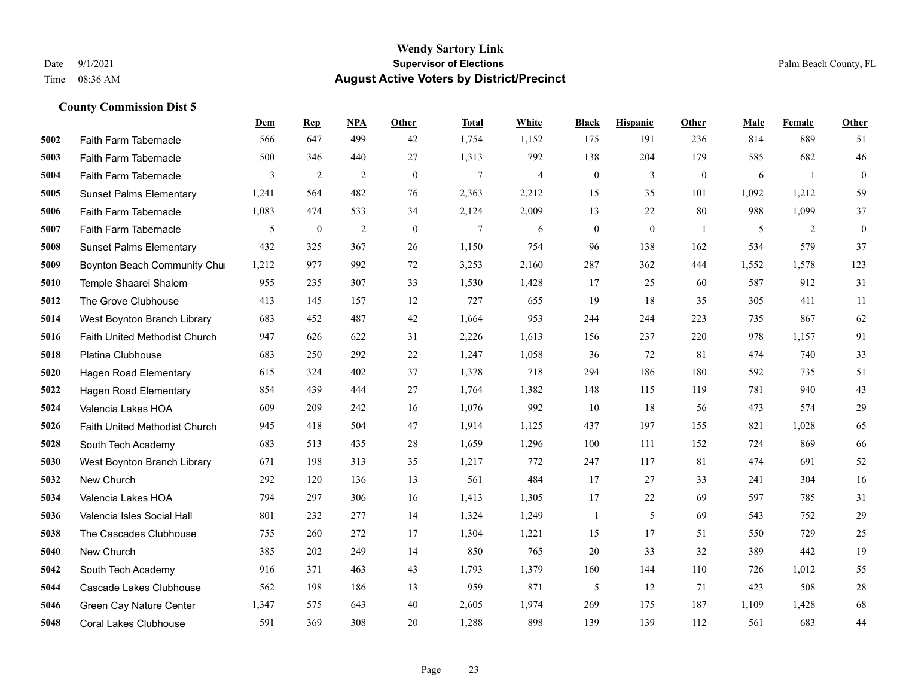**Wendy Sartory Link**
**Supervisor of Elections**
**August Active Voters by District/Precinct**

Date 9/1/2021
Time 08:36 AM
Palm Beach County, FL

### County Commission Dist 5

| | | Dem | Rep | NPA | Other | Total | White | Black | Hispanic | Other | Male | Female | Other |
|---|---|---|---|---|---|---|---|---|---|---|---|---|---|
| 5002 | Faith Farm Tabernacle | 566 | 647 | 499 | 42 | 1,754 | 1,152 | 175 | 191 | 236 | 814 | 889 | 51 |
| 5003 | Faith Farm Tabernacle | 500 | 346 | 440 | 27 | 1,313 | 792 | 138 | 204 | 179 | 585 | 682 | 46 |
| 5004 | Faith Farm Tabernacle | 3 | 2 | 2 | 0 | 7 | 4 | 0 | 3 | 0 | 6 | 1 | 0 |
| 5005 | Sunset Palms Elementary | 1,241 | 564 | 482 | 76 | 2,363 | 2,212 | 15 | 35 | 101 | 1,092 | 1,212 | 59 |
| 5006 | Faith Farm Tabernacle | 1,083 | 474 | 533 | 34 | 2,124 | 2,009 | 13 | 22 | 80 | 988 | 1,099 | 37 |
| 5007 | Faith Farm Tabernacle | 5 | 0 | 2 | 0 | 7 | 6 | 0 | 0 | 1 | 5 | 2 | 0 |
| 5008 | Sunset Palms Elementary | 432 | 325 | 367 | 26 | 1,150 | 754 | 96 | 138 | 162 | 534 | 579 | 37 |
| 5009 | Boynton Beach Community Chui | 1,212 | 977 | 992 | 72 | 3,253 | 2,160 | 287 | 362 | 444 | 1,552 | 1,578 | 123 |
| 5010 | Temple Shaarei Shalom | 955 | 235 | 307 | 33 | 1,530 | 1,428 | 17 | 25 | 60 | 587 | 912 | 31 |
| 5012 | The Grove Clubhouse | 413 | 145 | 157 | 12 | 727 | 655 | 19 | 18 | 35 | 305 | 411 | 11 |
| 5014 | West Boynton Branch Library | 683 | 452 | 487 | 42 | 1,664 | 953 | 244 | 244 | 223 | 735 | 867 | 62 |
| 5016 | Faith United Methodist Church | 947 | 626 | 622 | 31 | 2,226 | 1,613 | 156 | 237 | 220 | 978 | 1,157 | 91 |
| 5018 | Platina Clubhouse | 683 | 250 | 292 | 22 | 1,247 | 1,058 | 36 | 72 | 81 | 474 | 740 | 33 |
| 5020 | Hagen Road Elementary | 615 | 324 | 402 | 37 | 1,378 | 718 | 294 | 186 | 180 | 592 | 735 | 51 |
| 5022 | Hagen Road Elementary | 854 | 439 | 444 | 27 | 1,764 | 1,382 | 148 | 115 | 119 | 781 | 940 | 43 |
| 5024 | Valencia Lakes HOA | 609 | 209 | 242 | 16 | 1,076 | 992 | 10 | 18 | 56 | 473 | 574 | 29 |
| 5026 | Faith United Methodist Church | 945 | 418 | 504 | 47 | 1,914 | 1,125 | 437 | 197 | 155 | 821 | 1,028 | 65 |
| 5028 | South Tech Academy | 683 | 513 | 435 | 28 | 1,659 | 1,296 | 100 | 111 | 152 | 724 | 869 | 66 |
| 5030 | West Boynton Branch Library | 671 | 198 | 313 | 35 | 1,217 | 772 | 247 | 117 | 81 | 474 | 691 | 52 |
| 5032 | New Church | 292 | 120 | 136 | 13 | 561 | 484 | 17 | 27 | 33 | 241 | 304 | 16 |
| 5034 | Valencia Lakes HOA | 794 | 297 | 306 | 16 | 1,413 | 1,305 | 17 | 22 | 69 | 597 | 785 | 31 |
| 5036 | Valencia Isles Social Hall | 801 | 232 | 277 | 14 | 1,324 | 1,249 | 1 | 5 | 69 | 543 | 752 | 29 |
| 5038 | The Cascades Clubhouse | 755 | 260 | 272 | 17 | 1,304 | 1,221 | 15 | 17 | 51 | 550 | 729 | 25 |
| 5040 | New Church | 385 | 202 | 249 | 14 | 850 | 765 | 20 | 33 | 32 | 389 | 442 | 19 |
| 5042 | South Tech Academy | 916 | 371 | 463 | 43 | 1,793 | 1,379 | 160 | 144 | 110 | 726 | 1,012 | 55 |
| 5044 | Cascade Lakes Clubhouse | 562 | 198 | 186 | 13 | 959 | 871 | 5 | 12 | 71 | 423 | 508 | 28 |
| 5046 | Green Cay Nature Center | 1,347 | 575 | 643 | 40 | 2,605 | 1,974 | 269 | 175 | 187 | 1,109 | 1,428 | 68 |
| 5048 | Coral Lakes Clubhouse | 591 | 369 | 308 | 20 | 1,288 | 898 | 139 | 139 | 112 | 561 | 683 | 44 |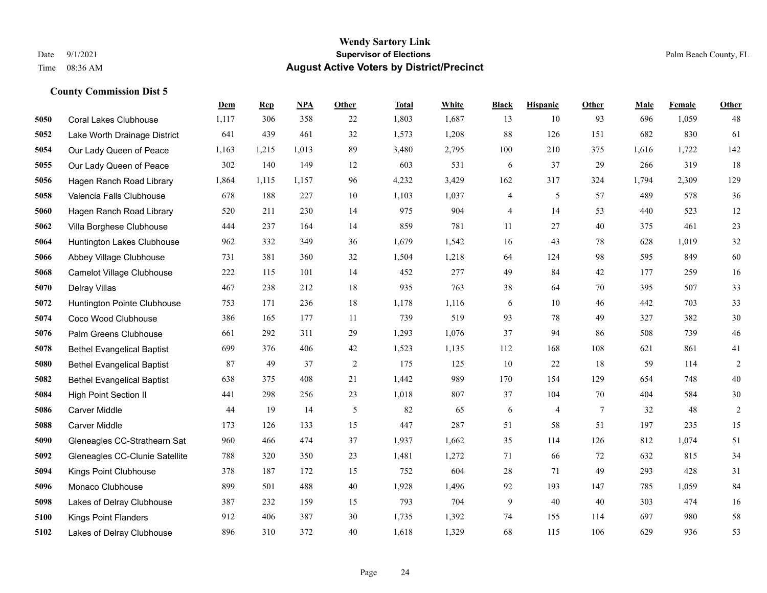**Wendy Sartory Link**
**Supervisor of Elections**
**August Active Voters by District/Precinct**

Date 9/1/2021
Time 08:36 AM

Palm Beach County, FL

### County Commission Dist 5

| | | Dem | Rep | NPA | Other | Total | White | Black | Hispanic | Other | Male | Female | Other |
|---|---|---|---|---|---|---|---|---|---|---|---|---|---|
| 5050 | Coral Lakes Clubhouse | 1,117 | 306 | 358 | 22 | 1,803 | 1,687 | 13 | 10 | 93 | 696 | 1,059 | 48 |
| 5052 | Lake Worth Drainage District | 641 | 439 | 461 | 32 | 1,573 | 1,208 | 88 | 126 | 151 | 682 | 830 | 61 |
| 5054 | Our Lady Queen of Peace | 1,163 | 1,215 | 1,013 | 89 | 3,480 | 2,795 | 100 | 210 | 375 | 1,616 | 1,722 | 142 |
| 5055 | Our Lady Queen of Peace | 302 | 140 | 149 | 12 | 603 | 531 | 6 | 37 | 29 | 266 | 319 | 18 |
| 5056 | Hagen Ranch Road Library | 1,864 | 1,115 | 1,157 | 96 | 4,232 | 3,429 | 162 | 317 | 324 | 1,794 | 2,309 | 129 |
| 5058 | Valencia Falls Clubhouse | 678 | 188 | 227 | 10 | 1,103 | 1,037 | 4 | 5 | 57 | 489 | 578 | 36 |
| 5060 | Hagen Ranch Road Library | 520 | 211 | 230 | 14 | 975 | 904 | 4 | 14 | 53 | 440 | 523 | 12 |
| 5062 | Villa Borghese Clubhouse | 444 | 237 | 164 | 14 | 859 | 781 | 11 | 27 | 40 | 375 | 461 | 23 |
| 5064 | Huntington Lakes Clubhouse | 962 | 332 | 349 | 36 | 1,679 | 1,542 | 16 | 43 | 78 | 628 | 1,019 | 32 |
| 5066 | Abbey Village Clubhouse | 731 | 381 | 360 | 32 | 1,504 | 1,218 | 64 | 124 | 98 | 595 | 849 | 60 |
| 5068 | Camelot Village Clubhouse | 222 | 115 | 101 | 14 | 452 | 277 | 49 | 84 | 42 | 177 | 259 | 16 |
| 5070 | Delray Villas | 467 | 238 | 212 | 18 | 935 | 763 | 38 | 64 | 70 | 395 | 507 | 33 |
| 5072 | Huntington Pointe Clubhouse | 753 | 171 | 236 | 18 | 1,178 | 1,116 | 6 | 10 | 46 | 442 | 703 | 33 |
| 5074 | Coco Wood Clubhouse | 386 | 165 | 177 | 11 | 739 | 519 | 93 | 78 | 49 | 327 | 382 | 30 |
| 5076 | Palm Greens Clubhouse | 661 | 292 | 311 | 29 | 1,293 | 1,076 | 37 | 94 | 86 | 508 | 739 | 46 |
| 5078 | Bethel Evangelical Baptist | 699 | 376 | 406 | 42 | 1,523 | 1,135 | 112 | 168 | 108 | 621 | 861 | 41 |
| 5080 | Bethel Evangelical Baptist | 87 | 49 | 37 | 2 | 175 | 125 | 10 | 22 | 18 | 59 | 114 | 2 |
| 5082 | Bethel Evangelical Baptist | 638 | 375 | 408 | 21 | 1,442 | 989 | 170 | 154 | 129 | 654 | 748 | 40 |
| 5084 | High Point Section II | 441 | 298 | 256 | 23 | 1,018 | 807 | 37 | 104 | 70 | 404 | 584 | 30 |
| 5086 | Carver Middle | 44 | 19 | 14 | 5 | 82 | 65 | 6 | 4 | 7 | 32 | 48 | 2 |
| 5088 | Carver Middle | 173 | 126 | 133 | 15 | 447 | 287 | 51 | 58 | 51 | 197 | 235 | 15 |
| 5090 | Gleneagles CC-Strathearn Sat | 960 | 466 | 474 | 37 | 1,937 | 1,662 | 35 | 114 | 126 | 812 | 1,074 | 51 |
| 5092 | Gleneagles CC-Clunie Satellite | 788 | 320 | 350 | 23 | 1,481 | 1,272 | 71 | 66 | 72 | 632 | 815 | 34 |
| 5094 | Kings Point Clubhouse | 378 | 187 | 172 | 15 | 752 | 604 | 28 | 71 | 49 | 293 | 428 | 31 |
| 5096 | Monaco Clubhouse | 899 | 501 | 488 | 40 | 1,928 | 1,496 | 92 | 193 | 147 | 785 | 1,059 | 84 |
| 5098 | Lakes of Delray Clubhouse | 387 | 232 | 159 | 15 | 793 | 704 | 9 | 40 | 40 | 303 | 474 | 16 |
| 5100 | Kings Point Flanders | 912 | 406 | 387 | 30 | 1,735 | 1,392 | 74 | 155 | 114 | 697 | 980 | 58 |
| 5102 | Lakes of Delray Clubhouse | 896 | 310 | 372 | 40 | 1,618 | 1,329 | 68 | 115 | 106 | 629 | 936 | 53 |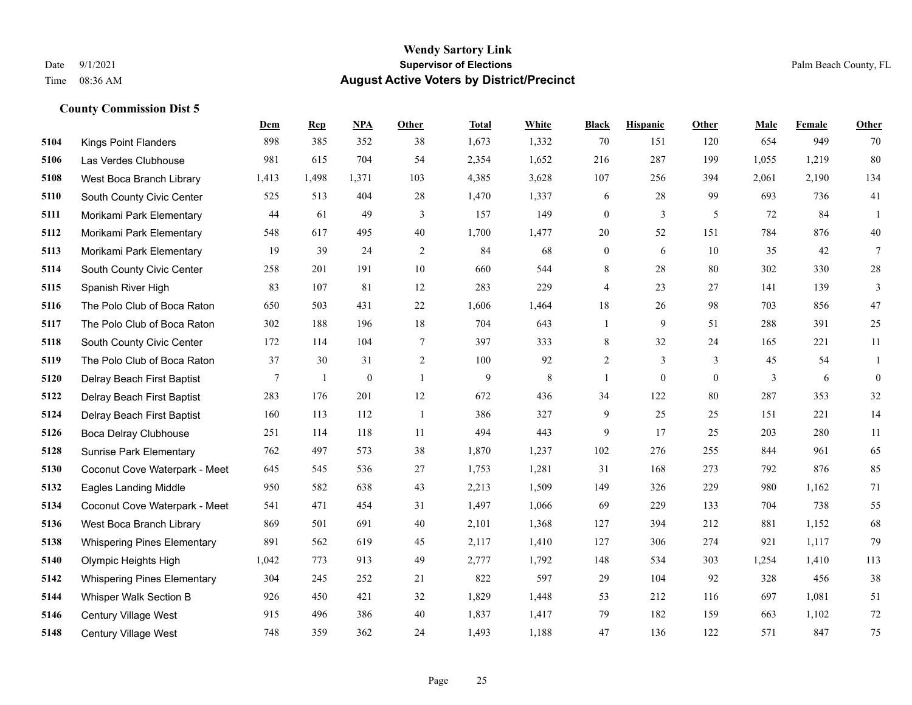Wendy Sartory Link
Date 9/1/2021 **Supervisor of Elections** Palm Beach County, FL
Time 08:36 AM **August Active Voters by District/Precinct**

### County Commission Dist 5

| | | Dem | Rep | NPA | Other | Total | White | Black | Hispanic | Other | Male | Female | Other |
|---|---|---|---|---|---|---|---|---|---|---|---|---|---|
| 5104 | Kings Point Flanders | 898 | 385 | 352 | 38 | 1,673 | 1,332 | 70 | 151 | 120 | 654 | 949 | 70 |
| 5106 | Las Verdes Clubhouse | 981 | 615 | 704 | 54 | 2,354 | 1,652 | 216 | 287 | 199 | 1,055 | 1,219 | 80 |
| 5108 | West Boca Branch Library | 1,413 | 1,498 | 1,371 | 103 | 4,385 | 3,628 | 107 | 256 | 394 | 2,061 | 2,190 | 134 |
| 5110 | South County Civic Center | 525 | 513 | 404 | 28 | 1,470 | 1,337 | 6 | 28 | 99 | 693 | 736 | 41 |
| 5111 | Morikami Park Elementary | 44 | 61 | 49 | 3 | 157 | 149 | 0 | 3 | 5 | 72 | 84 | 1 |
| 5112 | Morikami Park Elementary | 548 | 617 | 495 | 40 | 1,700 | 1,477 | 20 | 52 | 151 | 784 | 876 | 40 |
| 5113 | Morikami Park Elementary | 19 | 39 | 24 | 2 | 84 | 68 | 0 | 6 | 10 | 35 | 42 | 7 |
| 5114 | South County Civic Center | 258 | 201 | 191 | 10 | 660 | 544 | 8 | 28 | 80 | 302 | 330 | 28 |
| 5115 | Spanish River High | 83 | 107 | 81 | 12 | 283 | 229 | 4 | 23 | 27 | 141 | 139 | 3 |
| 5116 | The Polo Club of Boca Raton | 650 | 503 | 431 | 22 | 1,606 | 1,464 | 18 | 26 | 98 | 703 | 856 | 47 |
| 5117 | The Polo Club of Boca Raton | 302 | 188 | 196 | 18 | 704 | 643 | 1 | 9 | 51 | 288 | 391 | 25 |
| 5118 | South County Civic Center | 172 | 114 | 104 | 7 | 397 | 333 | 8 | 32 | 24 | 165 | 221 | 11 |
| 5119 | The Polo Club of Boca Raton | 37 | 30 | 31 | 2 | 100 | 92 | 2 | 3 | 3 | 45 | 54 | 1 |
| 5120 | Delray Beach First Baptist | 7 | 1 | 0 | 1 | 9 | 8 | 1 | 0 | 0 | 3 | 6 | 0 |
| 5122 | Delray Beach First Baptist | 283 | 176 | 201 | 12 | 672 | 436 | 34 | 122 | 80 | 287 | 353 | 32 |
| 5124 | Delray Beach First Baptist | 160 | 113 | 112 | 1 | 386 | 327 | 9 | 25 | 25 | 151 | 221 | 14 |
| 5126 | Boca Delray Clubhouse | 251 | 114 | 118 | 11 | 494 | 443 | 9 | 17 | 25 | 203 | 280 | 11 |
| 5128 | Sunrise Park Elementary | 762 | 497 | 573 | 38 | 1,870 | 1,237 | 102 | 276 | 255 | 844 | 961 | 65 |
| 5130 | Coconut Cove Waterpark - Meet | 645 | 545 | 536 | 27 | 1,753 | 1,281 | 31 | 168 | 273 | 792 | 876 | 85 |
| 5132 | Eagles Landing Middle | 950 | 582 | 638 | 43 | 2,213 | 1,509 | 149 | 326 | 229 | 980 | 1,162 | 71 |
| 5134 | Coconut Cove Waterpark - Meet | 541 | 471 | 454 | 31 | 1,497 | 1,066 | 69 | 229 | 133 | 704 | 738 | 55 |
| 5136 | West Boca Branch Library | 869 | 501 | 691 | 40 | 2,101 | 1,368 | 127 | 394 | 212 | 881 | 1,152 | 68 |
| 5138 | Whispering Pines Elementary | 891 | 562 | 619 | 45 | 2,117 | 1,410 | 127 | 306 | 274 | 921 | 1,117 | 79 |
| 5140 | Olympic Heights High | 1,042 | 773 | 913 | 49 | 2,777 | 1,792 | 148 | 534 | 303 | 1,254 | 1,410 | 113 |
| 5142 | Whispering Pines Elementary | 304 | 245 | 252 | 21 | 822 | 597 | 29 | 104 | 92 | 328 | 456 | 38 |
| 5144 | Whisper Walk Section B | 926 | 450 | 421 | 32 | 1,829 | 1,448 | 53 | 212 | 116 | 697 | 1,081 | 51 |
| 5146 | Century Village West | 915 | 496 | 386 | 40 | 1,837 | 1,417 | 79 | 182 | 159 | 663 | 1,102 | 72 |
| 5148 | Century Village West | 748 | 359 | 362 | 24 | 1,493 | 1,188 | 47 | 136 | 122 | 571 | 847 | 75 |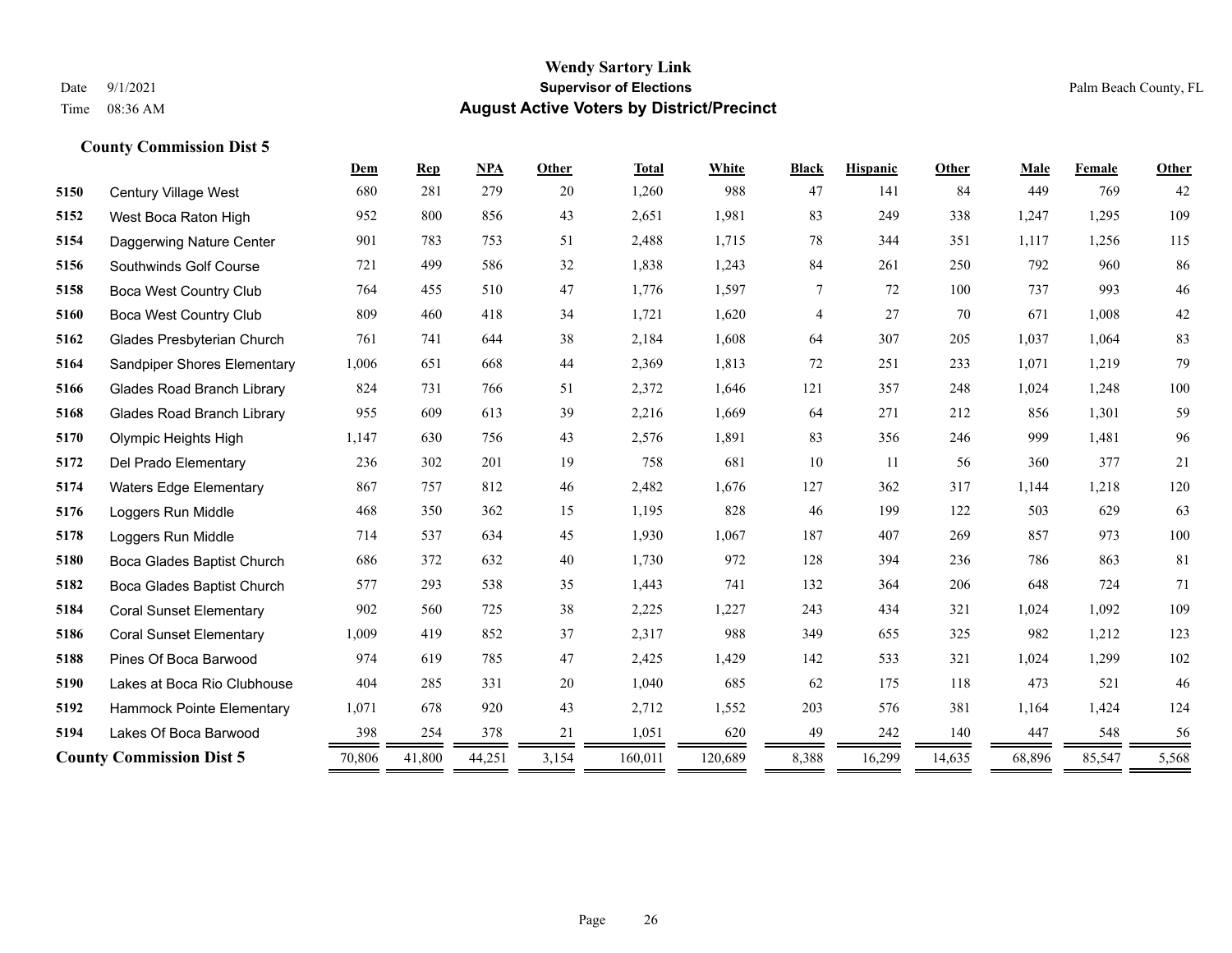# Wendy Sartory Link

**Supervisor of Elections**

**August Active Voters by District/Precinct**

Date 9/1/2021
Time 08:36 AM

Palm Beach County, FL

## County Commission Dist 5

| | | Dem | Rep | NPA | Other | Total | White | Black | Hispanic | Other | Male | Female | Other |
|---|---|---|---|---|---|---|---|---|---|---|---|---|---|
| 5150 | Century Village West | 680 | 281 | 279 | 20 | 1,260 | 988 | 47 | 141 | 84 | 449 | 769 | 42 |
| 5152 | West Boca Raton High | 952 | 800 | 856 | 43 | 2,651 | 1,981 | 83 | 249 | 338 | 1,247 | 1,295 | 109 |
| 5154 | Daggerwing Nature Center | 901 | 783 | 753 | 51 | 2,488 | 1,715 | 78 | 344 | 351 | 1,117 | 1,256 | 115 |
| 5156 | Southwinds Golf Course | 721 | 499 | 586 | 32 | 1,838 | 1,243 | 84 | 261 | 250 | 792 | 960 | 86 |
| 5158 | Boca West Country Club | 764 | 455 | 510 | 47 | 1,776 | 1,597 | 7 | 72 | 100 | 737 | 993 | 46 |
| 5160 | Boca West Country Club | 809 | 460 | 418 | 34 | 1,721 | 1,620 | 4 | 27 | 70 | 671 | 1,008 | 42 |
| 5162 | Glades Presbyterian Church | 761 | 741 | 644 | 38 | 2,184 | 1,608 | 64 | 307 | 205 | 1,037 | 1,064 | 83 |
| 5164 | Sandpiper Shores Elementary | 1,006 | 651 | 668 | 44 | 2,369 | 1,813 | 72 | 251 | 233 | 1,071 | 1,219 | 79 |
| 5166 | Glades Road Branch Library | 824 | 731 | 766 | 51 | 2,372 | 1,646 | 121 | 357 | 248 | 1,024 | 1,248 | 100 |
| 5168 | Glades Road Branch Library | 955 | 609 | 613 | 39 | 2,216 | 1,669 | 64 | 271 | 212 | 856 | 1,301 | 59 |
| 5170 | Olympic Heights High | 1,147 | 630 | 756 | 43 | 2,576 | 1,891 | 83 | 356 | 246 | 999 | 1,481 | 96 |
| 5172 | Del Prado Elementary | 236 | 302 | 201 | 19 | 758 | 681 | 10 | 11 | 56 | 360 | 377 | 21 |
| 5174 | Waters Edge Elementary | 867 | 757 | 812 | 46 | 2,482 | 1,676 | 127 | 362 | 317 | 1,144 | 1,218 | 120 |
| 5176 | Loggers Run Middle | 468 | 350 | 362 | 15 | 1,195 | 828 | 46 | 199 | 122 | 503 | 629 | 63 |
| 5178 | Loggers Run Middle | 714 | 537 | 634 | 45 | 1,930 | 1,067 | 187 | 407 | 269 | 857 | 973 | 100 |
| 5180 | Boca Glades Baptist Church | 686 | 372 | 632 | 40 | 1,730 | 972 | 128 | 394 | 236 | 786 | 863 | 81 |
| 5182 | Boca Glades Baptist Church | 577 | 293 | 538 | 35 | 1,443 | 741 | 132 | 364 | 206 | 648 | 724 | 71 |
| 5184 | Coral Sunset Elementary | 902 | 560 | 725 | 38 | 2,225 | 1,227 | 243 | 434 | 321 | 1,024 | 1,092 | 109 |
| 5186 | Coral Sunset Elementary | 1,009 | 419 | 852 | 37 | 2,317 | 988 | 349 | 655 | 325 | 982 | 1,212 | 123 |
| 5188 | Pines Of Boca Barwood | 974 | 619 | 785 | 47 | 2,425 | 1,429 | 142 | 533 | 321 | 1,024 | 1,299 | 102 |
| 5190 | Lakes at Boca Rio Clubhouse | 404 | 285 | 331 | 20 | 1,040 | 685 | 62 | 175 | 118 | 473 | 521 | 46 |
| 5192 | Hammock Pointe Elementary | 1,071 | 678 | 920 | 43 | 2,712 | 1,552 | 203 | 576 | 381 | 1,164 | 1,424 | 124 |
| 5194 | Lakes Of Boca Barwood | 398 | 254 | 378 | 21 | 1,051 | 620 | 49 | 242 | 140 | 447 | 548 | 56 |
| **County Commission Dist 5** | | 70,806 | 41,800 | 44,251 | 3,154 | 160,011 | 120,689 | 8,388 | 16,299 | 14,635 | 68,896 | 85,547 | 5,568 |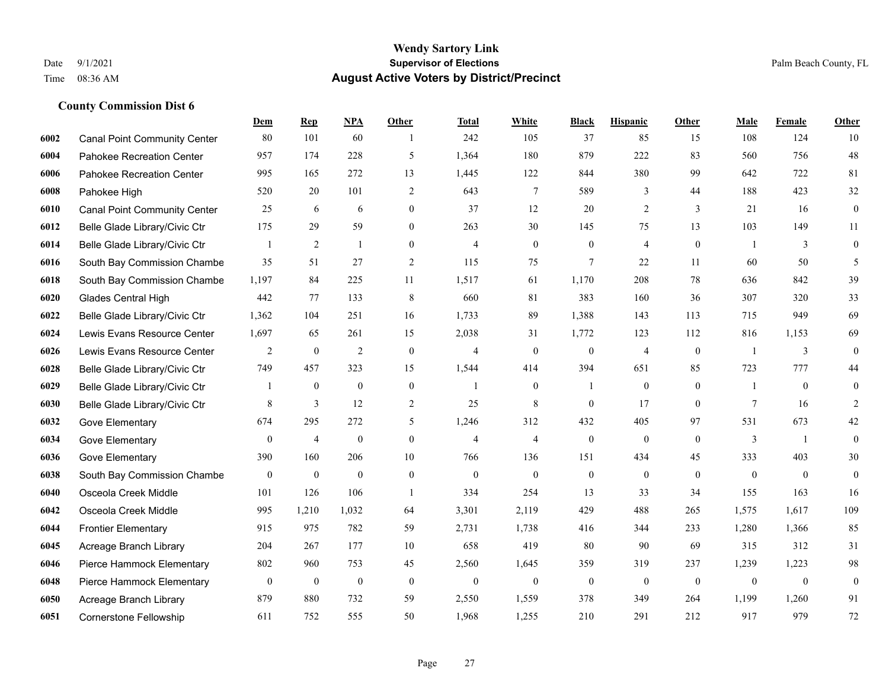# Wendy Sartory Link

**Supervisor of Elections**

**August Active Voters by District/Precinct**

Date 9/1/2021
Time 08:36 AM

Palm Beach County, FL

### County Commission Dist 6

| | | Dem | Rep | NPA | Other | Total | White | Black | Hispanic | Other | Male | Female | Other |
|---|---|---|---|---|---|---|---|---|---|---|---|---|---|
| 6002 | Canal Point Community Center | 80 | 101 | 60 | 1 | 242 | 105 | 37 | 85 | 15 | 108 | 124 | 10 |
| 6004 | Pahokee Recreation Center | 957 | 174 | 228 | 5 | 1,364 | 180 | 879 | 222 | 83 | 560 | 756 | 48 |
| 6006 | Pahokee Recreation Center | 995 | 165 | 272 | 13 | 1,445 | 122 | 844 | 380 | 99 | 642 | 722 | 81 |
| 6008 | Pahokee High | 520 | 20 | 101 | 2 | 643 | 7 | 589 | 3 | 44 | 188 | 423 | 32 |
| 6010 | Canal Point Community Center | 25 | 6 | 6 | 0 | 37 | 12 | 20 | 2 | 3 | 21 | 16 | 0 |
| 6012 | Belle Glade Library/Civic Ctr | 175 | 29 | 59 | 0 | 263 | 30 | 145 | 75 | 13 | 103 | 149 | 11 |
| 6014 | Belle Glade Library/Civic Ctr | 1 | 2 | 1 | 0 | 4 | 0 | 0 | 4 | 0 | 1 | 3 | 0 |
| 6016 | South Bay Commission Chambe | 35 | 51 | 27 | 2 | 115 | 75 | 7 | 22 | 11 | 60 | 50 | 5 |
| 6018 | South Bay Commission Chambe | 1,197 | 84 | 225 | 11 | 1,517 | 61 | 1,170 | 208 | 78 | 636 | 842 | 39 |
| 6020 | Glades Central High | 442 | 77 | 133 | 8 | 660 | 81 | 383 | 160 | 36 | 307 | 320 | 33 |
| 6022 | Belle Glade Library/Civic Ctr | 1,362 | 104 | 251 | 16 | 1,733 | 89 | 1,388 | 143 | 113 | 715 | 949 | 69 |
| 6024 | Lewis Evans Resource Center | 1,697 | 65 | 261 | 15 | 2,038 | 31 | 1,772 | 123 | 112 | 816 | 1,153 | 69 |
| 6026 | Lewis Evans Resource Center | 2 | 0 | 2 | 0 | 4 | 0 | 0 | 4 | 0 | 1 | 3 | 0 |
| 6028 | Belle Glade Library/Civic Ctr | 749 | 457 | 323 | 15 | 1,544 | 414 | 394 | 651 | 85 | 723 | 777 | 44 |
| 6029 | Belle Glade Library/Civic Ctr | 1 | 0 | 0 | 0 | 1 | 0 | 1 | 0 | 0 | 1 | 0 | 0 |
| 6030 | Belle Glade Library/Civic Ctr | 8 | 3 | 12 | 2 | 25 | 8 | 0 | 17 | 0 | 7 | 16 | 2 |
| 6032 | Gove Elementary | 674 | 295 | 272 | 5 | 1,246 | 312 | 432 | 405 | 97 | 531 | 673 | 42 |
| 6034 | Gove Elementary | 0 | 4 | 0 | 0 | 4 | 4 | 0 | 0 | 0 | 3 | 1 | 0 |
| 6036 | Gove Elementary | 390 | 160 | 206 | 10 | 766 | 136 | 151 | 434 | 45 | 333 | 403 | 30 |
| 6038 | South Bay Commission Chambe | 0 | 0 | 0 | 0 | 0 | 0 | 0 | 0 | 0 | 0 | 0 | 0 |
| 6040 | Osceola Creek Middle | 101 | 126 | 106 | 1 | 334 | 254 | 13 | 33 | 34 | 155 | 163 | 16 |
| 6042 | Osceola Creek Middle | 995 | 1,210 | 1,032 | 64 | 3,301 | 2,119 | 429 | 488 | 265 | 1,575 | 1,617 | 109 |
| 6044 | Frontier Elementary | 915 | 975 | 782 | 59 | 2,731 | 1,738 | 416 | 344 | 233 | 1,280 | 1,366 | 85 |
| 6045 | Acreage Branch Library | 204 | 267 | 177 | 10 | 658 | 419 | 80 | 90 | 69 | 315 | 312 | 31 |
| 6046 | Pierce Hammock Elementary | 802 | 960 | 753 | 45 | 2,560 | 1,645 | 359 | 319 | 237 | 1,239 | 1,223 | 98 |
| 6048 | Pierce Hammock Elementary | 0 | 0 | 0 | 0 | 0 | 0 | 0 | 0 | 0 | 0 | 0 | 0 |
| 6050 | Acreage Branch Library | 879 | 880 | 732 | 59 | 2,550 | 1,559 | 378 | 349 | 264 | 1,199 | 1,260 | 91 |
| 6051 | Cornerstone Fellowship | 611 | 752 | 555 | 50 | 1,968 | 1,255 | 210 | 291 | 212 | 917 | 979 | 72 |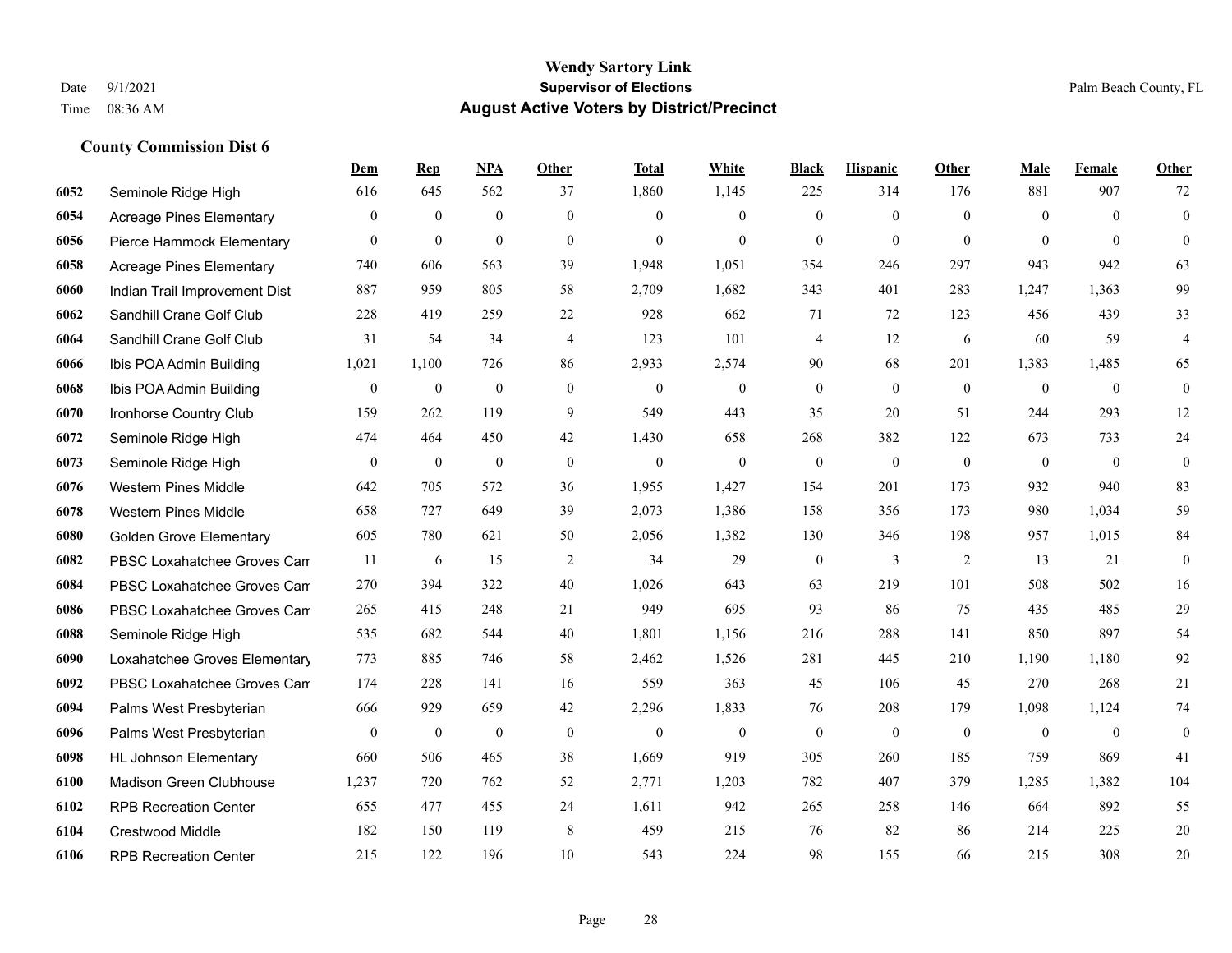**Wendy Sartory Link**
**Supervisor of Elections**
**August Active Voters by District/Precinct**

Date 9/1/2021
Time 08:36 AM

Palm Beach County, FL

### County Commission Dist 6

| | | Dem | Rep | NPA | Other | Total | White | Black | Hispanic | Other | Male | Female | Other |
|---|---|---|---|---|---|---|---|---|---|---|---|---|---|
| 6052 | Seminole Ridge High | 616 | 645 | 562 | 37 | 1,860 | 1,145 | 225 | 314 | 176 | 881 | 907 | 72 |
| 6054 | Acreage Pines Elementary | 0 | 0 | 0 | 0 | 0 | 0 | 0 | 0 | 0 | 0 | 0 | 0 |
| 6056 | Pierce Hammock Elementary | 0 | 0 | 0 | 0 | 0 | 0 | 0 | 0 | 0 | 0 | 0 | 0 |
| 6058 | Acreage Pines Elementary | 740 | 606 | 563 | 39 | 1,948 | 1,051 | 354 | 246 | 297 | 943 | 942 | 63 |
| 6060 | Indian Trail Improvement Dist | 887 | 959 | 805 | 58 | 2,709 | 1,682 | 343 | 401 | 283 | 1,247 | 1,363 | 99 |
| 6062 | Sandhill Crane Golf Club | 228 | 419 | 259 | 22 | 928 | 662 | 71 | 72 | 123 | 456 | 439 | 33 |
| 6064 | Sandhill Crane Golf Club | 31 | 54 | 34 | 4 | 123 | 101 | 4 | 12 | 6 | 60 | 59 | 4 |
| 6066 | Ibis POA Admin Building | 1,021 | 1,100 | 726 | 86 | 2,933 | 2,574 | 90 | 68 | 201 | 1,383 | 1,485 | 65 |
| 6068 | Ibis POA Admin Building | 0 | 0 | 0 | 0 | 0 | 0 | 0 | 0 | 0 | 0 | 0 | 0 |
| 6070 | Ironhorse Country Club | 159 | 262 | 119 | 9 | 549 | 443 | 35 | 20 | 51 | 244 | 293 | 12 |
| 6072 | Seminole Ridge High | 474 | 464 | 450 | 42 | 1,430 | 658 | 268 | 382 | 122 | 673 | 733 | 24 |
| 6073 | Seminole Ridge High | 0 | 0 | 0 | 0 | 0 | 0 | 0 | 0 | 0 | 0 | 0 | 0 |
| 6076 | Western Pines Middle | 642 | 705 | 572 | 36 | 1,955 | 1,427 | 154 | 201 | 173 | 932 | 940 | 83 |
| 6078 | Western Pines Middle | 658 | 727 | 649 | 39 | 2,073 | 1,386 | 158 | 356 | 173 | 980 | 1,034 | 59 |
| 6080 | Golden Grove Elementary | 605 | 780 | 621 | 50 | 2,056 | 1,382 | 130 | 346 | 198 | 957 | 1,015 | 84 |
| 6082 | PBSC Loxahatchee Groves Cam | 11 | 6 | 15 | 2 | 34 | 29 | 0 | 3 | 2 | 13 | 21 | 0 |
| 6084 | PBSC Loxahatchee Groves Cam | 270 | 394 | 322 | 40 | 1,026 | 643 | 63 | 219 | 101 | 508 | 502 | 16 |
| 6086 | PBSC Loxahatchee Groves Cam | 265 | 415 | 248 | 21 | 949 | 695 | 93 | 86 | 75 | 435 | 485 | 29 |
| 6088 | Seminole Ridge High | 535 | 682 | 544 | 40 | 1,801 | 1,156 | 216 | 288 | 141 | 850 | 897 | 54 |
| 6090 | Loxahatchee Groves Elementary | 773 | 885 | 746 | 58 | 2,462 | 1,526 | 281 | 445 | 210 | 1,190 | 1,180 | 92 |
| 6092 | PBSC Loxahatchee Groves Cam | 174 | 228 | 141 | 16 | 559 | 363 | 45 | 106 | 45 | 270 | 268 | 21 |
| 6094 | Palms West Presbyterian | 666 | 929 | 659 | 42 | 2,296 | 1,833 | 76 | 208 | 179 | 1,098 | 1,124 | 74 |
| 6096 | Palms West Presbyterian | 0 | 0 | 0 | 0 | 0 | 0 | 0 | 0 | 0 | 0 | 0 | 0 |
| 6098 | HL Johnson Elementary | 660 | 506 | 465 | 38 | 1,669 | 919 | 305 | 260 | 185 | 759 | 869 | 41 |
| 6100 | Madison Green Clubhouse | 1,237 | 720 | 762 | 52 | 2,771 | 1,203 | 782 | 407 | 379 | 1,285 | 1,382 | 104 |
| 6102 | RPB Recreation Center | 655 | 477 | 455 | 24 | 1,611 | 942 | 265 | 258 | 146 | 664 | 892 | 55 |
| 6104 | Crestwood Middle | 182 | 150 | 119 | 8 | 459 | 215 | 76 | 82 | 86 | 214 | 225 | 20 |
| 6106 | RPB Recreation Center | 215 | 122 | 196 | 10 | 543 | 224 | 98 | 155 | 66 | 215 | 308 | 20 |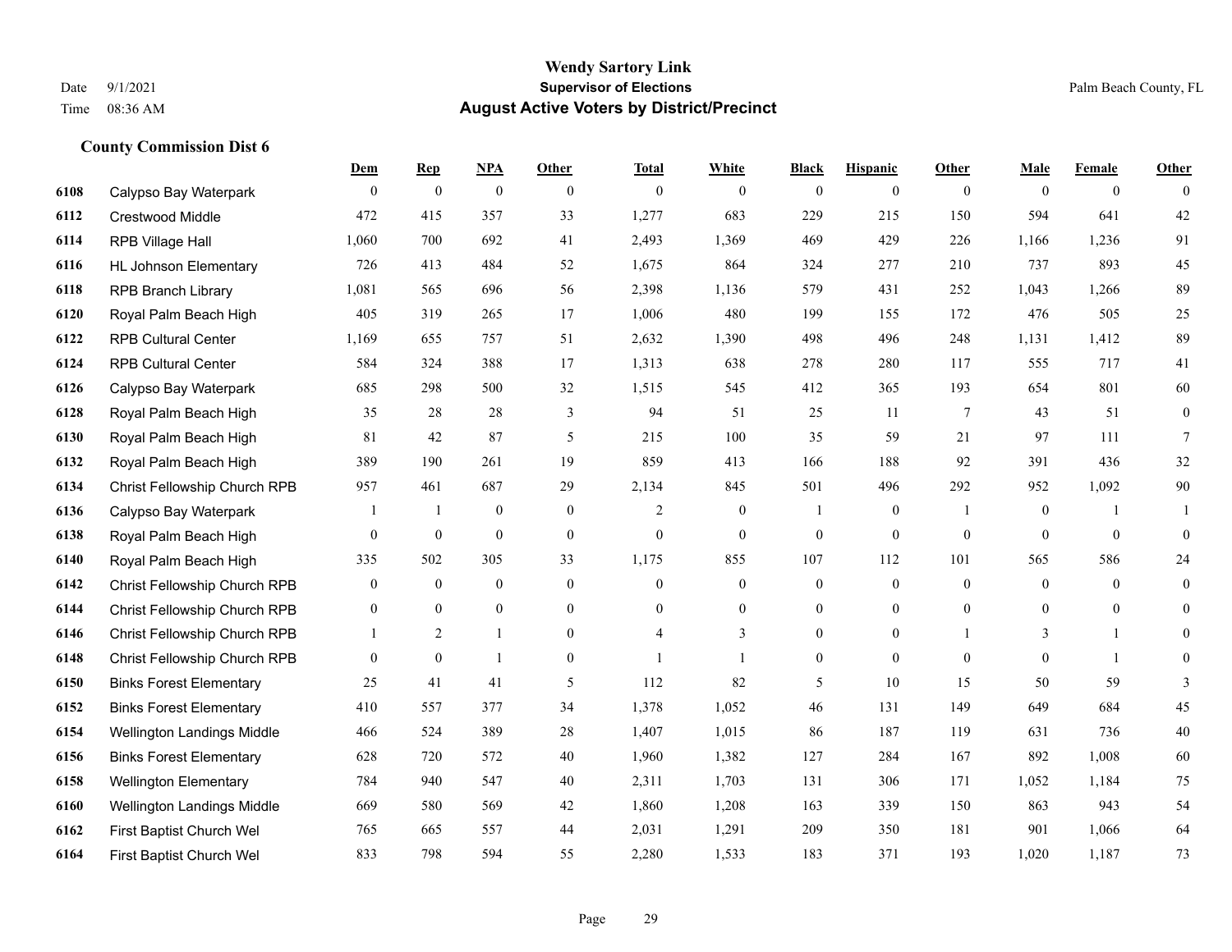# Wendy Sartory Link

**Supervisor of Elections**

**August Active Voters by District/Precinct**

Date 9/1/2021
Time 08:36 AM

Palm Beach County, FL

### County Commission Dist 6

| | | Dem | Rep | NPA | Other | Total | White | Black | Hispanic | Other | Male | Female | Other |
|---|---|---|---|---|---|---|---|---|---|---|---|---|---|
| 6108 | Calypso Bay Waterpark | 0 | 0 | 0 | 0 | 0 | 0 | 0 | 0 | 0 | 0 | 0 | 0 |
| 6112 | Crestwood Middle | 472 | 415 | 357 | 33 | 1,277 | 683 | 229 | 215 | 150 | 594 | 641 | 42 |
| 6114 | RPB Village Hall | 1,060 | 700 | 692 | 41 | 2,493 | 1,369 | 469 | 429 | 226 | 1,166 | 1,236 | 91 |
| 6116 | HL Johnson Elementary | 726 | 413 | 484 | 52 | 1,675 | 864 | 324 | 277 | 210 | 737 | 893 | 45 |
| 6118 | RPB Branch Library | 1,081 | 565 | 696 | 56 | 2,398 | 1,136 | 579 | 431 | 252 | 1,043 | 1,266 | 89 |
| 6120 | Royal Palm Beach High | 405 | 319 | 265 | 17 | 1,006 | 480 | 199 | 155 | 172 | 476 | 505 | 25 |
| 6122 | RPB Cultural Center | 1,169 | 655 | 757 | 51 | 2,632 | 1,390 | 498 | 496 | 248 | 1,131 | 1,412 | 89 |
| 6124 | RPB Cultural Center | 584 | 324 | 388 | 17 | 1,313 | 638 | 278 | 280 | 117 | 555 | 717 | 41 |
| 6126 | Calypso Bay Waterpark | 685 | 298 | 500 | 32 | 1,515 | 545 | 412 | 365 | 193 | 654 | 801 | 60 |
| 6128 | Royal Palm Beach High | 35 | 28 | 28 | 3 | 94 | 51 | 25 | 11 | 7 | 43 | 51 | 0 |
| 6130 | Royal Palm Beach High | 81 | 42 | 87 | 5 | 215 | 100 | 35 | 59 | 21 | 97 | 111 | 7 |
| 6132 | Royal Palm Beach High | 389 | 190 | 261 | 19 | 859 | 413 | 166 | 188 | 92 | 391 | 436 | 32 |
| 6134 | Christ Fellowship Church RPB | 957 | 461 | 687 | 29 | 2,134 | 845 | 501 | 496 | 292 | 952 | 1,092 | 90 |
| 6136 | Calypso Bay Waterpark | 1 | 1 | 0 | 0 | 2 | 0 | 1 | 0 | 1 | 0 | 1 | 1 |
| 6138 | Royal Palm Beach High | 0 | 0 | 0 | 0 | 0 | 0 | 0 | 0 | 0 | 0 | 0 | 0 |
| 6140 | Royal Palm Beach High | 335 | 502 | 305 | 33 | 1,175 | 855 | 107 | 112 | 101 | 565 | 586 | 24 |
| 6142 | Christ Fellowship Church RPB | 0 | 0 | 0 | 0 | 0 | 0 | 0 | 0 | 0 | 0 | 0 | 0 |
| 6144 | Christ Fellowship Church RPB | 0 | 0 | 0 | 0 | 0 | 0 | 0 | 0 | 0 | 0 | 0 | 0 |
| 6146 | Christ Fellowship Church RPB | 1 | 2 | 1 | 0 | 4 | 3 | 0 | 0 | 1 | 3 | 1 | 0 |
| 6148 | Christ Fellowship Church RPB | 0 | 0 | 1 | 0 | 1 | 1 | 0 | 0 | 0 | 0 | 1 | 0 |
| 6150 | Binks Forest Elementary | 25 | 41 | 41 | 5 | 112 | 82 | 5 | 10 | 15 | 50 | 59 | 3 |
| 6152 | Binks Forest Elementary | 410 | 557 | 377 | 34 | 1,378 | 1,052 | 46 | 131 | 149 | 649 | 684 | 45 |
| 6154 | Wellington Landings Middle | 466 | 524 | 389 | 28 | 1,407 | 1,015 | 86 | 187 | 119 | 631 | 736 | 40 |
| 6156 | Binks Forest Elementary | 628 | 720 | 572 | 40 | 1,960 | 1,382 | 127 | 284 | 167 | 892 | 1,008 | 60 |
| 6158 | Wellington Elementary | 784 | 940 | 547 | 40 | 2,311 | 1,703 | 131 | 306 | 171 | 1,052 | 1,184 | 75 |
| 6160 | Wellington Landings Middle | 669 | 580 | 569 | 42 | 1,860 | 1,208 | 163 | 339 | 150 | 863 | 943 | 54 |
| 6162 | First Baptist Church Wel | 765 | 665 | 557 | 44 | 2,031 | 1,291 | 209 | 350 | 181 | 901 | 1,066 | 64 |
| 6164 | First Baptist Church Wel | 833 | 798 | 594 | 55 | 2,280 | 1,533 | 183 | 371 | 193 | 1,020 | 1,187 | 73 |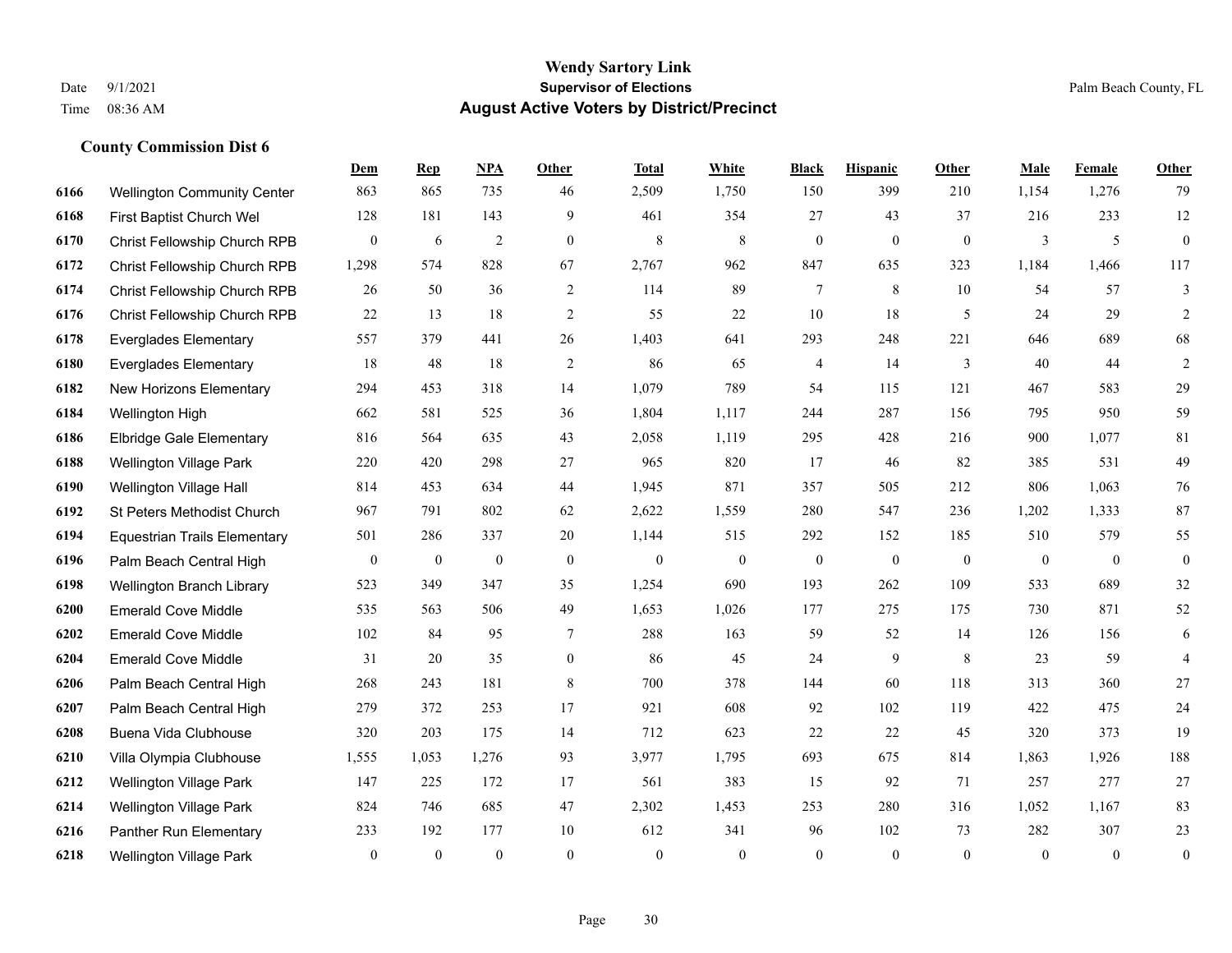# Wendy Sartory Link
## Supervisor of Elections
## August Active Voters by District/Precinct

Date 9/1/2021
Time 08:36 AM

Palm Beach County, FL

### County Commission Dist 6

| | | Dem | Rep | NPA | Other | Total | White | Black | Hispanic | Other | Male | Female | Other |
|---|---|---|---|---|---|---|---|---|---|---|---|---|---|
| 6166 | Wellington Community Center | 863 | 865 | 735 | 46 | 2,509 | 1,750 | 150 | 399 | 210 | 1,154 | 1,276 | 79 |
| 6168 | First Baptist Church Wel | 128 | 181 | 143 | 9 | 461 | 354 | 27 | 43 | 37 | 216 | 233 | 12 |
| 6170 | Christ Fellowship Church RPB | 0 | 6 | 2 | 0 | 8 | 8 | 0 | 0 | 0 | 3 | 5 | 0 |
| 6172 | Christ Fellowship Church RPB | 1,298 | 574 | 828 | 67 | 2,767 | 962 | 847 | 635 | 323 | 1,184 | 1,466 | 117 |
| 6174 | Christ Fellowship Church RPB | 26 | 50 | 36 | 2 | 114 | 89 | 7 | 8 | 10 | 54 | 57 | 3 |
| 6176 | Christ Fellowship Church RPB | 22 | 13 | 18 | 2 | 55 | 22 | 10 | 18 | 5 | 24 | 29 | 2 |
| 6178 | Everglades Elementary | 557 | 379 | 441 | 26 | 1,403 | 641 | 293 | 248 | 221 | 646 | 689 | 68 |
| 6180 | Everglades Elementary | 18 | 48 | 18 | 2 | 86 | 65 | 4 | 14 | 3 | 40 | 44 | 2 |
| 6182 | New Horizons Elementary | 294 | 453 | 318 | 14 | 1,079 | 789 | 54 | 115 | 121 | 467 | 583 | 29 |
| 6184 | Wellington High | 662 | 581 | 525 | 36 | 1,804 | 1,117 | 244 | 287 | 156 | 795 | 950 | 59 |
| 6186 | Elbridge Gale Elementary | 816 | 564 | 635 | 43 | 2,058 | 1,119 | 295 | 428 | 216 | 900 | 1,077 | 81 |
| 6188 | Wellington Village Park | 220 | 420 | 298 | 27 | 965 | 820 | 17 | 46 | 82 | 385 | 531 | 49 |
| 6190 | Wellington Village Hall | 814 | 453 | 634 | 44 | 1,945 | 871 | 357 | 505 | 212 | 806 | 1,063 | 76 |
| 6192 | St Peters Methodist Church | 967 | 791 | 802 | 62 | 2,622 | 1,559 | 280 | 547 | 236 | 1,202 | 1,333 | 87 |
| 6194 | Equestrian Trails Elementary | 501 | 286 | 337 | 20 | 1,144 | 515 | 292 | 152 | 185 | 510 | 579 | 55 |
| 6196 | Palm Beach Central High | 0 | 0 | 0 | 0 | 0 | 0 | 0 | 0 | 0 | 0 | 0 | 0 |
| 6198 | Wellington Branch Library | 523 | 349 | 347 | 35 | 1,254 | 690 | 193 | 262 | 109 | 533 | 689 | 32 |
| 6200 | Emerald Cove Middle | 535 | 563 | 506 | 49 | 1,653 | 1,026 | 177 | 275 | 175 | 730 | 871 | 52 |
| 6202 | Emerald Cove Middle | 102 | 84 | 95 | 7 | 288 | 163 | 59 | 52 | 14 | 126 | 156 | 6 |
| 6204 | Emerald Cove Middle | 31 | 20 | 35 | 0 | 86 | 45 | 24 | 9 | 8 | 23 | 59 | 4 |
| 6206 | Palm Beach Central High | 268 | 243 | 181 | 8 | 700 | 378 | 144 | 60 | 118 | 313 | 360 | 27 |
| 6207 | Palm Beach Central High | 279 | 372 | 253 | 17 | 921 | 608 | 92 | 102 | 119 | 422 | 475 | 24 |
| 6208 | Buena Vida Clubhouse | 320 | 203 | 175 | 14 | 712 | 623 | 22 | 22 | 45 | 320 | 373 | 19 |
| 6210 | Villa Olympia Clubhouse | 1,555 | 1,053 | 1,276 | 93 | 3,977 | 1,795 | 693 | 675 | 814 | 1,863 | 1,926 | 188 |
| 6212 | Wellington Village Park | 147 | 225 | 172 | 17 | 561 | 383 | 15 | 92 | 71 | 257 | 277 | 27 |
| 6214 | Wellington Village Park | 824 | 746 | 685 | 47 | 2,302 | 1,453 | 253 | 280 | 316 | 1,052 | 1,167 | 83 |
| 6216 | Panther Run Elementary | 233 | 192 | 177 | 10 | 612 | 341 | 96 | 102 | 73 | 282 | 307 | 23 |
| 6218 | Wellington Village Park | 0 | 0 | 0 | 0 | 0 | 0 | 0 | 0 | 0 | 0 | 0 | 0 |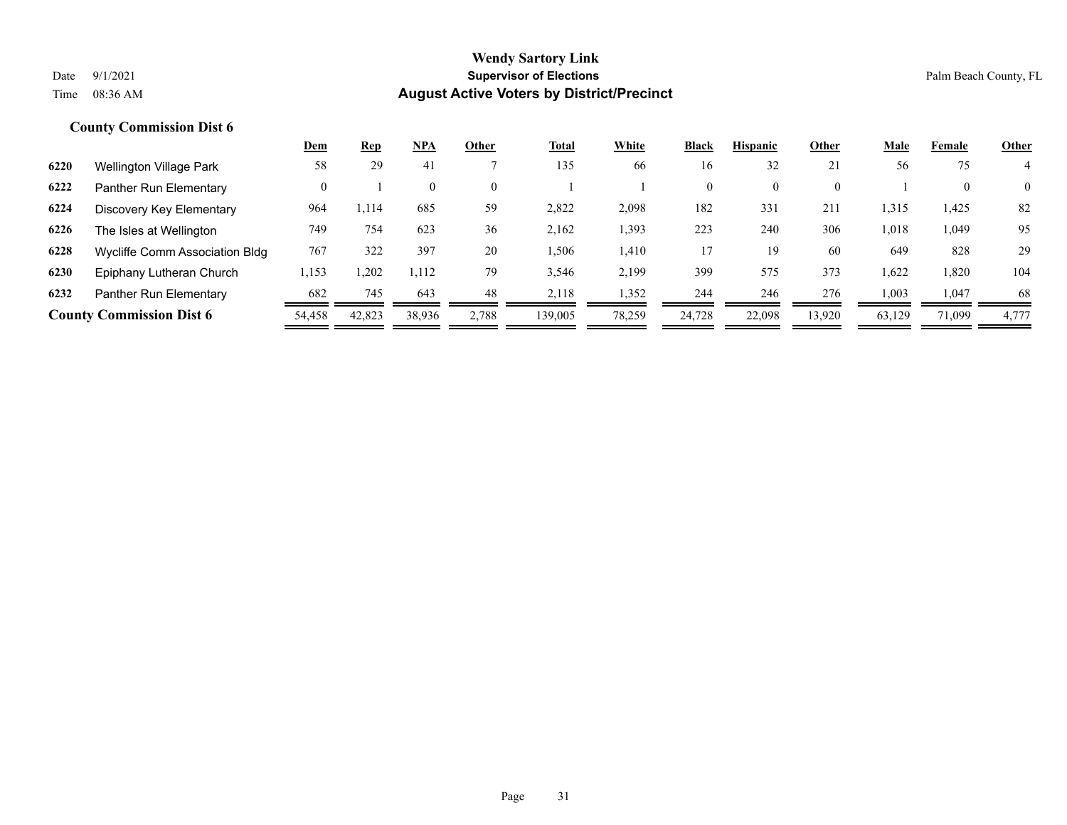# Wendy Sartory Link

**Supervisor of Elections**

**August Active Voters by District/Precinct**

Date 9/1/2021

Time 08:36 AM

Palm Beach County, FL

## County Commission Dist 6

| | | Dem | Rep | NPA | Other | Total | White | Black | Hispanic | Other | Male | Female | Other |
|---|---|---|---|---|---|---|---|---|---|---|---|---|---|
| 6220 | Wellington Village Park | 58 | 29 | 41 | 7 | 135 | 66 | 16 | 32 | 21 | 56 | 75 | 4 |
| 6222 | Panther Run Elementary | 0 | 1 | 0 | 0 | 1 | 1 | 0 | 0 | 0 | 1 | 0 | 0 |
| 6224 | Discovery Key Elementary | 964 | 1,114 | 685 | 59 | 2,822 | 2,098 | 182 | 331 | 211 | 1,315 | 1,425 | 82 |
| 6226 | The Isles at Wellington | 749 | 754 | 623 | 36 | 2,162 | 1,393 | 223 | 240 | 306 | 1,018 | 1,049 | 95 |
| 6228 | Wycliffe Comm Association Bldg | 767 | 322 | 397 | 20 | 1,506 | 1,410 | 17 | 19 | 60 | 649 | 828 | 29 |
| 6230 | Epiphany Lutheran Church | 1,153 | 1,202 | 1,112 | 79 | 3,546 | 2,199 | 399 | 575 | 373 | 1,622 | 1,820 | 104 |
| 6232 | Panther Run Elementary | 682 | 745 | 643 | 48 | 2,118 | 1,352 | 244 | 246 | 276 | 1,003 | 1,047 | 68 |
| **County Commission Dist 6** | | 54,458 | 42,823 | 38,936 | 2,788 | 139,005 | 78,259 | 24,728 | 22,098 | 13,920 | 63,129 | 71,099 | 4,777 |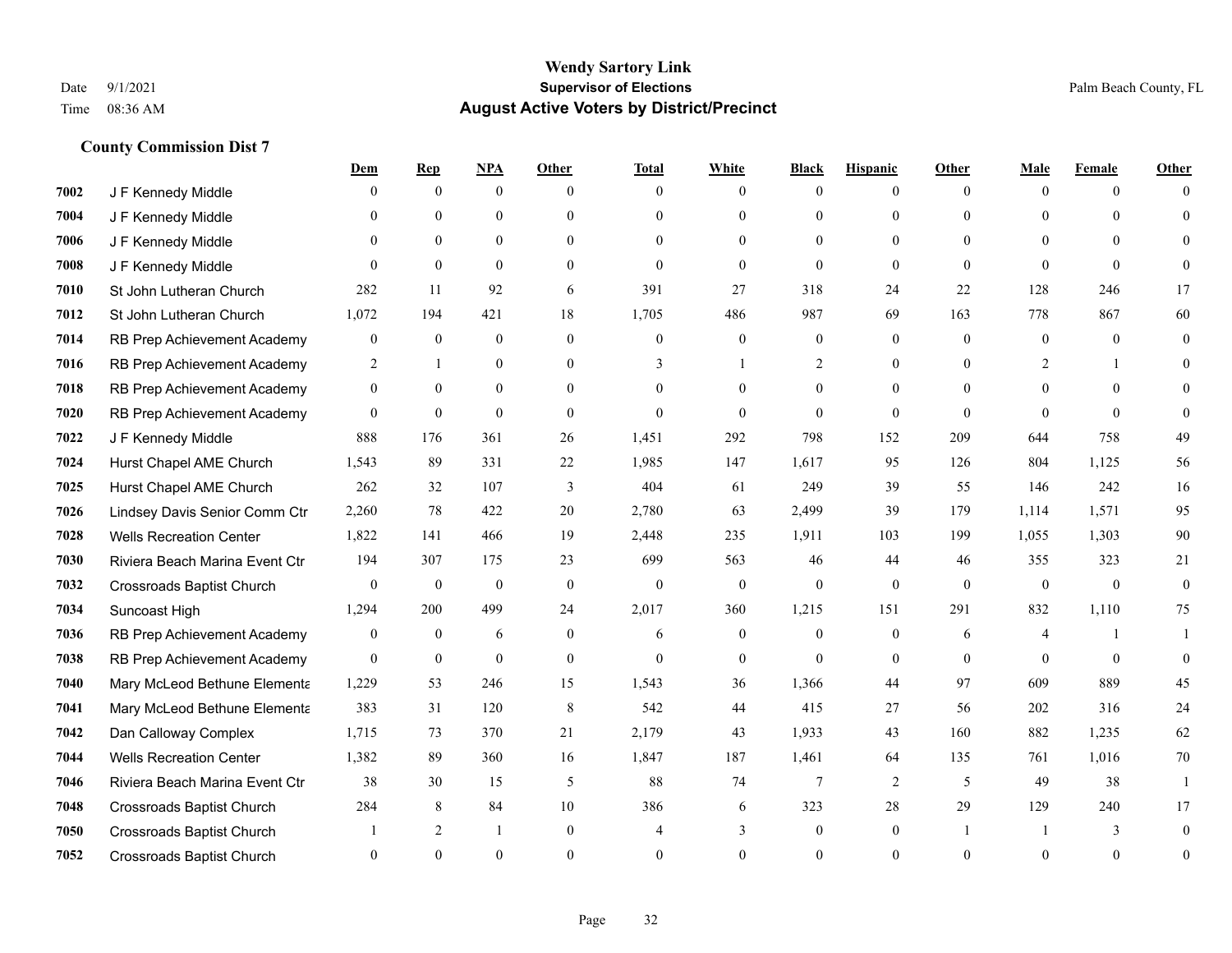# Wendy Sartory Link

## Supervisor of Elections

## August Active Voters by District/Precinct

Date 9/1/2021
Time 08:36 AM

Palm Beach County, FL

### County Commission Dist 7

| | | Dem | Rep | NPA | Other | Total | White | Black | Hispanic | Other | Male | Female | Other |
|---|---|---|---|---|---|---|---|---|---|---|---|---|---|
| 7002 | J F Kennedy Middle | 0 | 0 | 0 | 0 | 0 | 0 | 0 | 0 | 0 | 0 | 0 | 0 |
| 7004 | J F Kennedy Middle | 0 | 0 | 0 | 0 | 0 | 0 | 0 | 0 | 0 | 0 | 0 | 0 |
| 7006 | J F Kennedy Middle | 0 | 0 | 0 | 0 | 0 | 0 | 0 | 0 | 0 | 0 | 0 | 0 |
| 7008 | J F Kennedy Middle | 0 | 0 | 0 | 0 | 0 | 0 | 0 | 0 | 0 | 0 | 0 | 0 |
| 7010 | St John Lutheran Church | 282 | 11 | 92 | 6 | 391 | 27 | 318 | 24 | 22 | 128 | 246 | 17 |
| 7012 | St John Lutheran Church | 1,072 | 194 | 421 | 18 | 1,705 | 486 | 987 | 69 | 163 | 778 | 867 | 60 |
| 7014 | RB Prep Achievement Academy | 0 | 0 | 0 | 0 | 0 | 0 | 0 | 0 | 0 | 0 | 0 | 0 |
| 7016 | RB Prep Achievement Academy | 2 | 1 | 0 | 0 | 3 | 1 | 2 | 0 | 0 | 2 | 1 | 0 |
| 7018 | RB Prep Achievement Academy | 0 | 0 | 0 | 0 | 0 | 0 | 0 | 0 | 0 | 0 | 0 | 0 |
| 7020 | RB Prep Achievement Academy | 0 | 0 | 0 | 0 | 0 | 0 | 0 | 0 | 0 | 0 | 0 | 0 |
| 7022 | J F Kennedy Middle | 888 | 176 | 361 | 26 | 1,451 | 292 | 798 | 152 | 209 | 644 | 758 | 49 |
| 7024 | Hurst Chapel AME Church | 1,543 | 89 | 331 | 22 | 1,985 | 147 | 1,617 | 95 | 126 | 804 | 1,125 | 56 |
| 7025 | Hurst Chapel AME Church | 262 | 32 | 107 | 3 | 404 | 61 | 249 | 39 | 55 | 146 | 242 | 16 |
| 7026 | Lindsey Davis Senior Comm Ctr | 2,260 | 78 | 422 | 20 | 2,780 | 63 | 2,499 | 39 | 179 | 1,114 | 1,571 | 95 |
| 7028 | Wells Recreation Center | 1,822 | 141 | 466 | 19 | 2,448 | 235 | 1,911 | 103 | 199 | 1,055 | 1,303 | 90 |
| 7030 | Riviera Beach Marina Event Ctr | 194 | 307 | 175 | 23 | 699 | 563 | 46 | 44 | 46 | 355 | 323 | 21 |
| 7032 | Crossroads Baptist Church | 0 | 0 | 0 | 0 | 0 | 0 | 0 | 0 | 0 | 0 | 0 | 0 |
| 7034 | Suncoast High | 1,294 | 200 | 499 | 24 | 2,017 | 360 | 1,215 | 151 | 291 | 832 | 1,110 | 75 |
| 7036 | RB Prep Achievement Academy | 0 | 0 | 6 | 0 | 6 | 0 | 0 | 0 | 6 | 4 | 1 | 1 |
| 7038 | RB Prep Achievement Academy | 0 | 0 | 0 | 0 | 0 | 0 | 0 | 0 | 0 | 0 | 0 | 0 |
| 7040 | Mary McLeod Bethune Elementa | 1,229 | 53 | 246 | 15 | 1,543 | 36 | 1,366 | 44 | 97 | 609 | 889 | 45 |
| 7041 | Mary McLeod Bethune Elementa | 383 | 31 | 120 | 8 | 542 | 44 | 415 | 27 | 56 | 202 | 316 | 24 |
| 7042 | Dan Calloway Complex | 1,715 | 73 | 370 | 21 | 2,179 | 43 | 1,933 | 43 | 160 | 882 | 1,235 | 62 |
| 7044 | Wells Recreation Center | 1,382 | 89 | 360 | 16 | 1,847 | 187 | 1,461 | 64 | 135 | 761 | 1,016 | 70 |
| 7046 | Riviera Beach Marina Event Ctr | 38 | 30 | 15 | 5 | 88 | 74 | 7 | 2 | 5 | 49 | 38 | 1 |
| 7048 | Crossroads Baptist Church | 284 | 8 | 84 | 10 | 386 | 6 | 323 | 28 | 29 | 129 | 240 | 17 |
| 7050 | Crossroads Baptist Church | 1 | 2 | 1 | 0 | 4 | 3 | 0 | 0 | 1 | 1 | 3 | 0 |
| 7052 | Crossroads Baptist Church | 0 | 0 | 0 | 0 | 0 | 0 | 0 | 0 | 0 | 0 | 0 | 0 |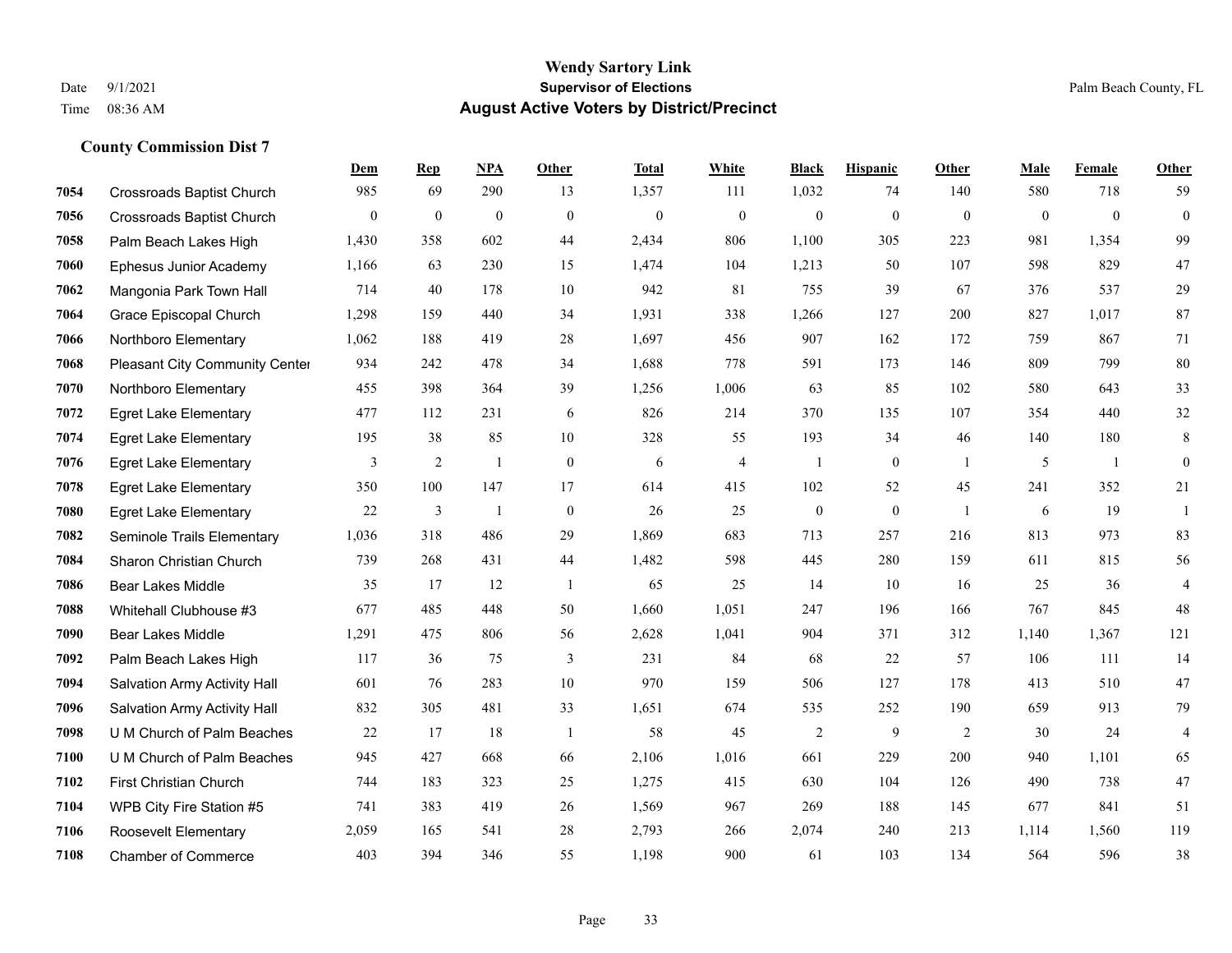**Wendy Sartory Link**
**Supervisor of Elections**
**August Active Voters by District/Precinct**

Date 9/1/2021
Time 08:36 AM

Palm Beach County, FL

### County Commission Dist 7

| | | Dem | Rep | NPA | Other | Total | White | Black | Hispanic | Other | Male | Female | Other |
|---|---|---|---|---|---|---|---|---|---|---|---|---|---|
| 7054 | Crossroads Baptist Church | 985 | 69 | 290 | 13 | 1,357 | 111 | 1,032 | 74 | 140 | 580 | 718 | 59 |
| 7056 | Crossroads Baptist Church | 0 | 0 | 0 | 0 | 0 | 0 | 0 | 0 | 0 | 0 | 0 | 0 |
| 7058 | Palm Beach Lakes High | 1,430 | 358 | 602 | 44 | 2,434 | 806 | 1,100 | 305 | 223 | 981 | 1,354 | 99 |
| 7060 | Ephesus Junior Academy | 1,166 | 63 | 230 | 15 | 1,474 | 104 | 1,213 | 50 | 107 | 598 | 829 | 47 |
| 7062 | Mangonia Park Town Hall | 714 | 40 | 178 | 10 | 942 | 81 | 755 | 39 | 67 | 376 | 537 | 29 |
| 7064 | Grace Episcopal Church | 1,298 | 159 | 440 | 34 | 1,931 | 338 | 1,266 | 127 | 200 | 827 | 1,017 | 87 |
| 7066 | Northboro Elementary | 1,062 | 188 | 419 | 28 | 1,697 | 456 | 907 | 162 | 172 | 759 | 867 | 71 |
| 7068 | Pleasant City Community Center | 934 | 242 | 478 | 34 | 1,688 | 778 | 591 | 173 | 146 | 809 | 799 | 80 |
| 7070 | Northboro Elementary | 455 | 398 | 364 | 39 | 1,256 | 1,006 | 63 | 85 | 102 | 580 | 643 | 33 |
| 7072 | Egret Lake Elementary | 477 | 112 | 231 | 6 | 826 | 214 | 370 | 135 | 107 | 354 | 440 | 32 |
| 7074 | Egret Lake Elementary | 195 | 38 | 85 | 10 | 328 | 55 | 193 | 34 | 46 | 140 | 180 | 8 |
| 7076 | Egret Lake Elementary | 3 | 2 | 1 | 0 | 6 | 4 | 1 | 0 | 1 | 5 | 1 | 0 |
| 7078 | Egret Lake Elementary | 350 | 100 | 147 | 17 | 614 | 415 | 102 | 52 | 45 | 241 | 352 | 21 |
| 7080 | Egret Lake Elementary | 22 | 3 | 1 | 0 | 26 | 25 | 0 | 0 | 1 | 6 | 19 | 1 |
| 7082 | Seminole Trails Elementary | 1,036 | 318 | 486 | 29 | 1,869 | 683 | 713 | 257 | 216 | 813 | 973 | 83 |
| 7084 | Sharon Christian Church | 739 | 268 | 431 | 44 | 1,482 | 598 | 445 | 280 | 159 | 611 | 815 | 56 |
| 7086 | Bear Lakes Middle | 35 | 17 | 12 | 1 | 65 | 25 | 14 | 10 | 16 | 25 | 36 | 4 |
| 7088 | Whitehall Clubhouse #3 | 677 | 485 | 448 | 50 | 1,660 | 1,051 | 247 | 196 | 166 | 767 | 845 | 48 |
| 7090 | Bear Lakes Middle | 1,291 | 475 | 806 | 56 | 2,628 | 1,041 | 904 | 371 | 312 | 1,140 | 1,367 | 121 |
| 7092 | Palm Beach Lakes High | 117 | 36 | 75 | 3 | 231 | 84 | 68 | 22 | 57 | 106 | 111 | 14 |
| 7094 | Salvation Army Activity Hall | 601 | 76 | 283 | 10 | 970 | 159 | 506 | 127 | 178 | 413 | 510 | 47 |
| 7096 | Salvation Army Activity Hall | 832 | 305 | 481 | 33 | 1,651 | 674 | 535 | 252 | 190 | 659 | 913 | 79 |
| 7098 | U M Church of Palm Beaches | 22 | 17 | 18 | 1 | 58 | 45 | 2 | 9 | 2 | 30 | 24 | 4 |
| 7100 | U M Church of Palm Beaches | 945 | 427 | 668 | 66 | 2,106 | 1,016 | 661 | 229 | 200 | 940 | 1,101 | 65 |
| 7102 | First Christian Church | 744 | 183 | 323 | 25 | 1,275 | 415 | 630 | 104 | 126 | 490 | 738 | 47 |
| 7104 | WPB City Fire Station #5 | 741 | 383 | 419 | 26 | 1,569 | 967 | 269 | 188 | 145 | 677 | 841 | 51 |
| 7106 | Roosevelt Elementary | 2,059 | 165 | 541 | 28 | 2,793 | 266 | 2,074 | 240 | 213 | 1,114 | 1,560 | 119 |
| 7108 | Chamber of Commerce | 403 | 394 | 346 | 55 | 1,198 | 900 | 61 | 103 | 134 | 564 | 596 | 38 |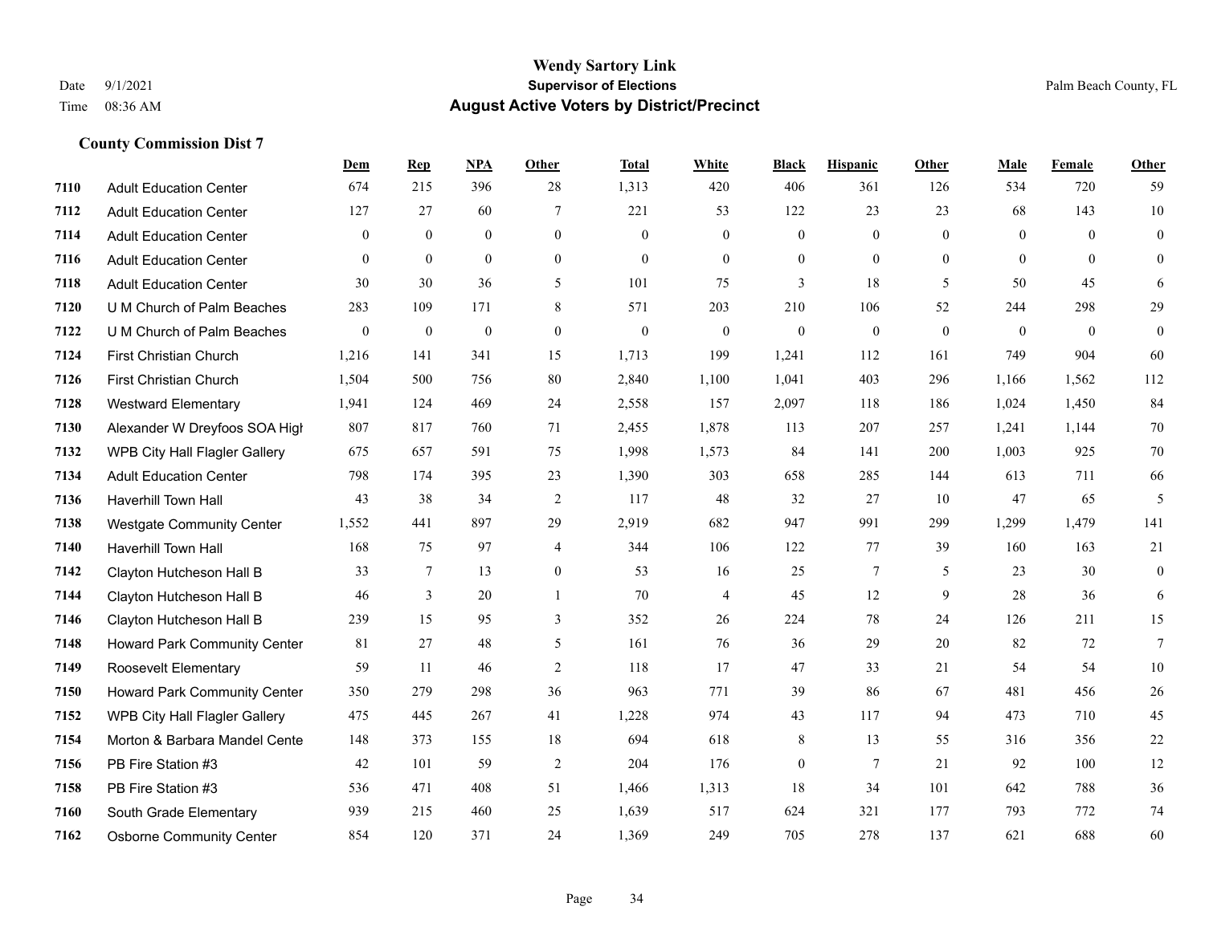Wendy Sartory Link
Date 9/1/2021 **Supervisor of Elections** Palm Beach County, FL
Time 08:36 AM **August Active Voters by District/Precinct**

### County Commission Dist 7

| | | Dem | Rep | NPA | Other | Total | White | Black | Hispanic | Other | Male | Female | Other |
|---|---|---|---|---|---|---|---|---|---|---|---|---|---|
| 7110 | Adult Education Center | 674 | 215 | 396 | 28 | 1,313 | 420 | 406 | 361 | 126 | 534 | 720 | 59 |
| 7112 | Adult Education Center | 127 | 27 | 60 | 7 | 221 | 53 | 122 | 23 | 23 | 68 | 143 | 10 |
| 7114 | Adult Education Center | 0 | 0 | 0 | 0 | 0 | 0 | 0 | 0 | 0 | 0 | 0 | 0 |
| 7116 | Adult Education Center | 0 | 0 | 0 | 0 | 0 | 0 | 0 | 0 | 0 | 0 | 0 | 0 |
| 7118 | Adult Education Center | 30 | 30 | 36 | 5 | 101 | 75 | 3 | 18 | 5 | 50 | 45 | 6 |
| 7120 | U M Church of Palm Beaches | 283 | 109 | 171 | 8 | 571 | 203 | 210 | 106 | 52 | 244 | 298 | 29 |
| 7122 | U M Church of Palm Beaches | 0 | 0 | 0 | 0 | 0 | 0 | 0 | 0 | 0 | 0 | 0 | 0 |
| 7124 | First Christian Church | 1,216 | 141 | 341 | 15 | 1,713 | 199 | 1,241 | 112 | 161 | 749 | 904 | 60 |
| 7126 | First Christian Church | 1,504 | 500 | 756 | 80 | 2,840 | 1,100 | 1,041 | 403 | 296 | 1,166 | 1,562 | 112 |
| 7128 | Westward Elementary | 1,941 | 124 | 469 | 24 | 2,558 | 157 | 2,097 | 118 | 186 | 1,024 | 1,450 | 84 |
| 7130 | Alexander W Dreyfoos SOA High | 807 | 817 | 760 | 71 | 2,455 | 1,878 | 113 | 207 | 257 | 1,241 | 1,144 | 70 |
| 7132 | WPB City Hall Flagler Gallery | 675 | 657 | 591 | 75 | 1,998 | 1,573 | 84 | 141 | 200 | 1,003 | 925 | 70 |
| 7134 | Adult Education Center | 798 | 174 | 395 | 23 | 1,390 | 303 | 658 | 285 | 144 | 613 | 711 | 66 |
| 7136 | Haverhill Town Hall | 43 | 38 | 34 | 2 | 117 | 48 | 32 | 27 | 10 | 47 | 65 | 5 |
| 7138 | Westgate Community Center | 1,552 | 441 | 897 | 29 | 2,919 | 682 | 947 | 991 | 299 | 1,299 | 1,479 | 141 |
| 7140 | Haverhill Town Hall | 168 | 75 | 97 | 4 | 344 | 106 | 122 | 77 | 39 | 160 | 163 | 21 |
| 7142 | Clayton Hutcheson Hall B | 33 | 7 | 13 | 0 | 53 | 16 | 25 | 7 | 5 | 23 | 30 | 0 |
| 7144 | Clayton Hutcheson Hall B | 46 | 3 | 20 | 1 | 70 | 4 | 45 | 12 | 9 | 28 | 36 | 6 |
| 7146 | Clayton Hutcheson Hall B | 239 | 15 | 95 | 3 | 352 | 26 | 224 | 78 | 24 | 126 | 211 | 15 |
| 7148 | Howard Park Community Center | 81 | 27 | 48 | 5 | 161 | 76 | 36 | 29 | 20 | 82 | 72 | 7 |
| 7149 | Roosevelt Elementary | 59 | 11 | 46 | 2 | 118 | 17 | 47 | 33 | 21 | 54 | 54 | 10 |
| 7150 | Howard Park Community Center | 350 | 279 | 298 | 36 | 963 | 771 | 39 | 86 | 67 | 481 | 456 | 26 |
| 7152 | WPB City Hall Flagler Gallery | 475 | 445 | 267 | 41 | 1,228 | 974 | 43 | 117 | 94 | 473 | 710 | 45 |
| 7154 | Morton & Barbara Mandel Cente | 148 | 373 | 155 | 18 | 694 | 618 | 8 | 13 | 55 | 316 | 356 | 22 |
| 7156 | PB Fire Station #3 | 42 | 101 | 59 | 2 | 204 | 176 | 0 | 7 | 21 | 92 | 100 | 12 |
| 7158 | PB Fire Station #3 | 536 | 471 | 408 | 51 | 1,466 | 1,313 | 18 | 34 | 101 | 642 | 788 | 36 |
| 7160 | South Grade Elementary | 939 | 215 | 460 | 25 | 1,639 | 517 | 624 | 321 | 177 | 793 | 772 | 74 |
| 7162 | Osborne Community Center | 854 | 120 | 371 | 24 | 1,369 | 249 | 705 | 278 | 137 | 621 | 688 | 60 |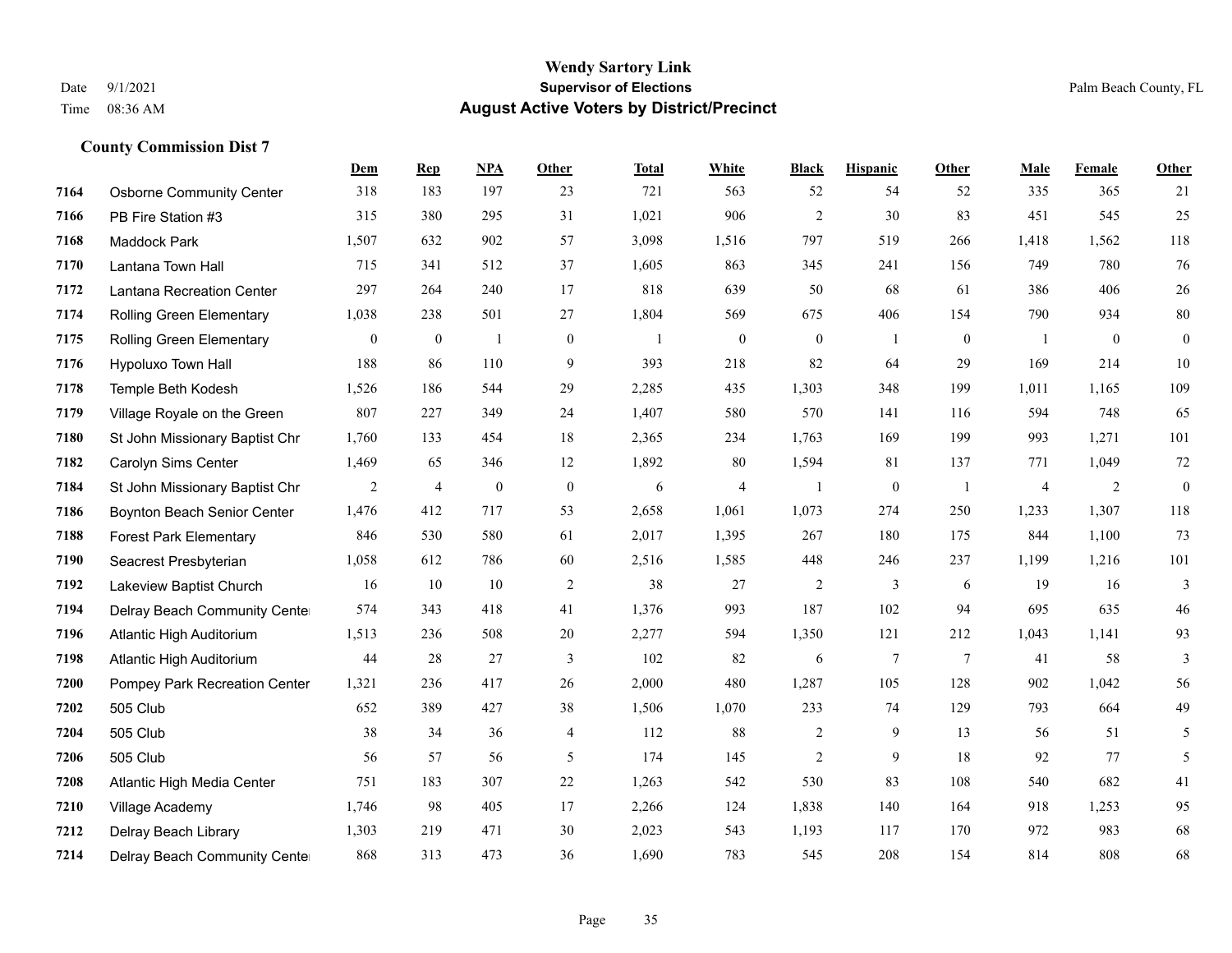# Wendy Sartory Link

## Supervisor of Elections

## August Active Voters by District/Precinct

Date 9/1/2021
Time 08:36 AM

Palm Beach County, FL

### County Commission Dist 7

| | | Dem | Rep | NPA | Other | Total | White | Black | Hispanic | Other | Male | Female | Other |
|---|---|---|---|---|---|---|---|---|---|---|---|---|---|
| 7164 | Osborne Community Center | 318 | 183 | 197 | 23 | 721 | 563 | 52 | 54 | 52 | 335 | 365 | 21 |
| 7166 | PB Fire Station #3 | 315 | 380 | 295 | 31 | 1,021 | 906 | 2 | 30 | 83 | 451 | 545 | 25 |
| 7168 | Maddock Park | 1,507 | 632 | 902 | 57 | 3,098 | 1,516 | 797 | 519 | 266 | 1,418 | 1,562 | 118 |
| 7170 | Lantana Town Hall | 715 | 341 | 512 | 37 | 1,605 | 863 | 345 | 241 | 156 | 749 | 780 | 76 |
| 7172 | Lantana Recreation Center | 297 | 264 | 240 | 17 | 818 | 639 | 50 | 68 | 61 | 386 | 406 | 26 |
| 7174 | Rolling Green Elementary | 1,038 | 238 | 501 | 27 | 1,804 | 569 | 675 | 406 | 154 | 790 | 934 | 80 |
| 7175 | Rolling Green Elementary | 0 | 0 | 1 | 0 | 1 | 0 | 0 | 1 | 0 | 1 | 0 | 0 |
| 7176 | Hypoluxo Town Hall | 188 | 86 | 110 | 9 | 393 | 218 | 82 | 64 | 29 | 169 | 214 | 10 |
| 7178 | Temple Beth Kodesh | 1,526 | 186 | 544 | 29 | 2,285 | 435 | 1,303 | 348 | 199 | 1,011 | 1,165 | 109 |
| 7179 | Village Royale on the Green | 807 | 227 | 349 | 24 | 1,407 | 580 | 570 | 141 | 116 | 594 | 748 | 65 |
| 7180 | St John Missionary Baptist Chr | 1,760 | 133 | 454 | 18 | 2,365 | 234 | 1,763 | 169 | 199 | 993 | 1,271 | 101 |
| 7182 | Carolyn Sims Center | 1,469 | 65 | 346 | 12 | 1,892 | 80 | 1,594 | 81 | 137 | 771 | 1,049 | 72 |
| 7184 | St John Missionary Baptist Chr | 2 | 4 | 0 | 0 | 6 | 4 | 1 | 0 | 1 | 4 | 2 | 0 |
| 7186 | Boynton Beach Senior Center | 1,476 | 412 | 717 | 53 | 2,658 | 1,061 | 1,073 | 274 | 250 | 1,233 | 1,307 | 118 |
| 7188 | Forest Park Elementary | 846 | 530 | 580 | 61 | 2,017 | 1,395 | 267 | 180 | 175 | 844 | 1,100 | 73 |
| 7190 | Seacrest Presbyterian | 1,058 | 612 | 786 | 60 | 2,516 | 1,585 | 448 | 246 | 237 | 1,199 | 1,216 | 101 |
| 7192 | Lakeview Baptist Church | 16 | 10 | 10 | 2 | 38 | 27 | 2 | 3 | 6 | 19 | 16 | 3 |
| 7194 | Delray Beach Community Cente | 574 | 343 | 418 | 41 | 1,376 | 993 | 187 | 102 | 94 | 695 | 635 | 46 |
| 7196 | Atlantic High Auditorium | 1,513 | 236 | 508 | 20 | 2,277 | 594 | 1,350 | 121 | 212 | 1,043 | 1,141 | 93 |
| 7198 | Atlantic High Auditorium | 44 | 28 | 27 | 3 | 102 | 82 | 6 | 7 | 7 | 41 | 58 | 3 |
| 7200 | Pompey Park Recreation Center | 1,321 | 236 | 417 | 26 | 2,000 | 480 | 1,287 | 105 | 128 | 902 | 1,042 | 56 |
| 7202 | 505 Club | 652 | 389 | 427 | 38 | 1,506 | 1,070 | 233 | 74 | 129 | 793 | 664 | 49 |
| 7204 | 505 Club | 38 | 34 | 36 | 4 | 112 | 88 | 2 | 9 | 13 | 56 | 51 | 5 |
| 7206 | 505 Club | 56 | 57 | 56 | 5 | 174 | 145 | 2 | 9 | 18 | 92 | 77 | 5 |
| 7208 | Atlantic High Media Center | 751 | 183 | 307 | 22 | 1,263 | 542 | 530 | 83 | 108 | 540 | 682 | 41 |
| 7210 | Village Academy | 1,746 | 98 | 405 | 17 | 2,266 | 124 | 1,838 | 140 | 164 | 918 | 1,253 | 95 |
| 7212 | Delray Beach Library | 1,303 | 219 | 471 | 30 | 2,023 | 543 | 1,193 | 117 | 170 | 972 | 983 | 68 |
| 7214 | Delray Beach Community Cente | 868 | 313 | 473 | 36 | 1,690 | 783 | 545 | 208 | 154 | 814 | 808 | 68 |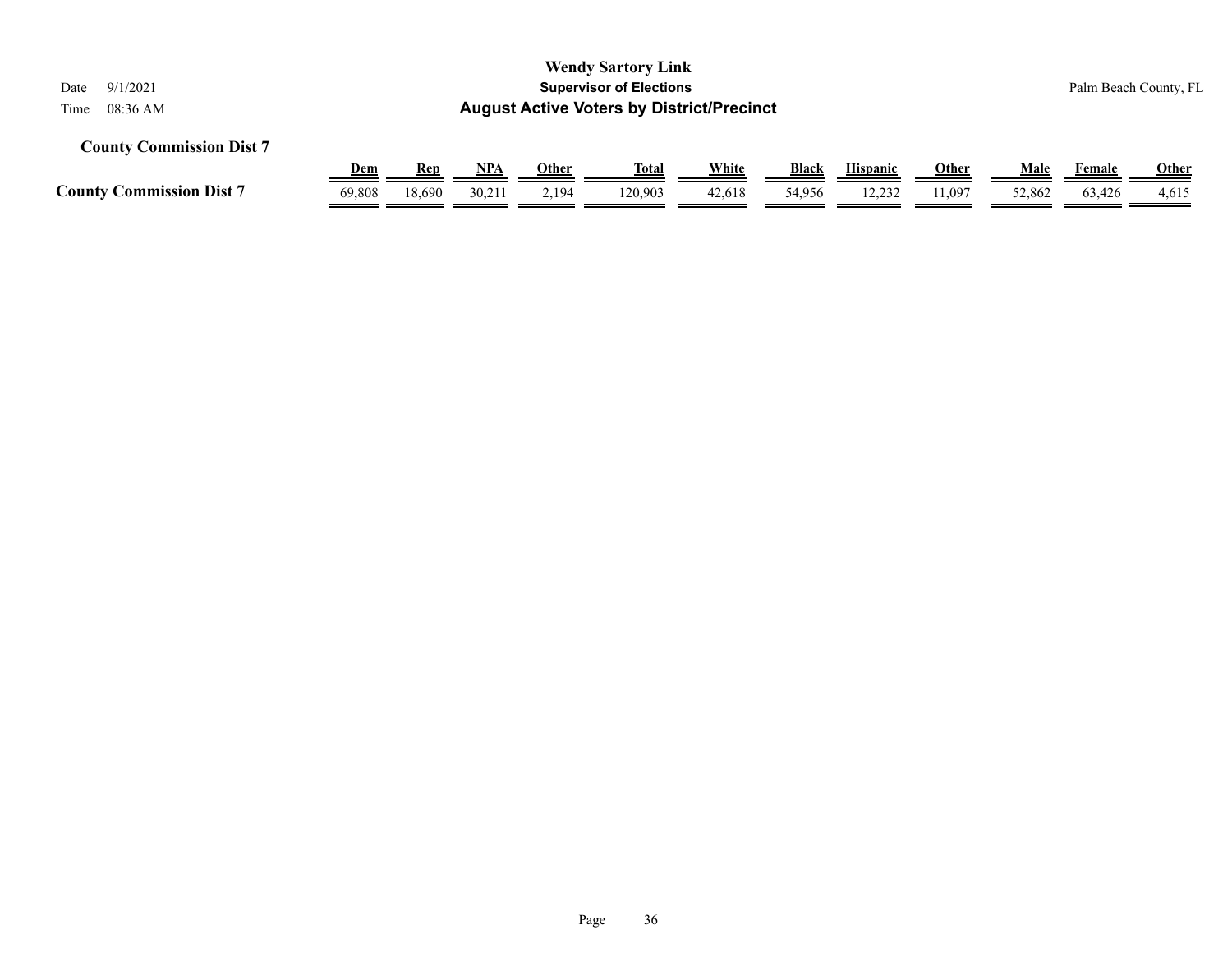# Wendy Sartory Link

## Supervisor of Elections

## August Active Voters by District/Precinct

Date 9/1/2021

Time 08:36 AM

Palm Beach County, FL

### County Commission Dist 7

| | Dem | Rep | NPA | Other | Total | White | Black | Hispanic | Other | Male | Female | Other |
|---|---|---|---|---|---|---|---|---|---|---|---|---|
| **County Commission Dist 7** | 69,808 | 18,690 | 30,211 | 2,194 | 120,903 | 42,618 | 54,956 | 12,232 | 11,097 | 52,862 | 63,426 | 4,615 |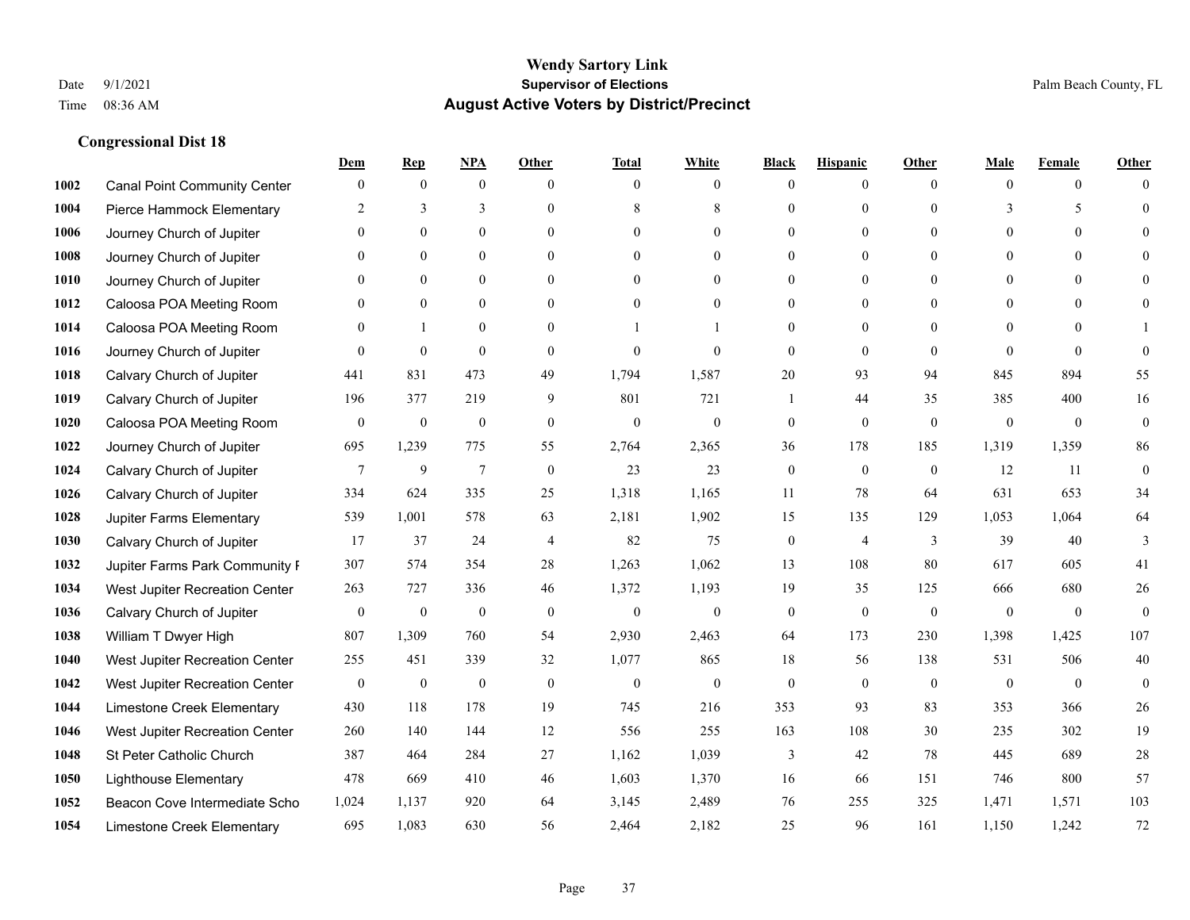# Wendy Sartory Link
## Supervisor of Elections
## August Active Voters by District/Precinct

Date 9/1/2021
Time 08:36 AM

Palm Beach County, FL

### Congressional Dist 18

| | | Dem | Rep | NPA | Other | Total | White | Black | Hispanic | Other | Male | Female | Other |
|---|---|---|---|---|---|---|---|---|---|---|---|---|---|
| 1002 | Canal Point Community Center | 0 | 0 | 0 | 0 | 0 | 0 | 0 | 0 | 0 | 0 | 0 | 0 |
| 1004 | Pierce Hammock Elementary | 2 | 3 | 3 | 0 | 8 | 8 | 0 | 0 | 0 | 3 | 5 | 0 |
| 1006 | Journey Church of Jupiter | 0 | 0 | 0 | 0 | 0 | 0 | 0 | 0 | 0 | 0 | 0 | 0 |
| 1008 | Journey Church of Jupiter | 0 | 0 | 0 | 0 | 0 | 0 | 0 | 0 | 0 | 0 | 0 | 0 |
| 1010 | Journey Church of Jupiter | 0 | 0 | 0 | 0 | 0 | 0 | 0 | 0 | 0 | 0 | 0 | 0 |
| 1012 | Caloosa POA Meeting Room | 0 | 0 | 0 | 0 | 0 | 0 | 0 | 0 | 0 | 0 | 0 | 0 |
| 1014 | Caloosa POA Meeting Room | 0 | 1 | 0 | 0 | 1 | 1 | 0 | 0 | 0 | 0 | 0 | 1 |
| 1016 | Journey Church of Jupiter | 0 | 0 | 0 | 0 | 0 | 0 | 0 | 0 | 0 | 0 | 0 | 0 |
| 1018 | Calvary Church of Jupiter | 441 | 831 | 473 | 49 | 1,794 | 1,587 | 20 | 93 | 94 | 845 | 894 | 55 |
| 1019 | Calvary Church of Jupiter | 196 | 377 | 219 | 9 | 801 | 721 | 1 | 44 | 35 | 385 | 400 | 16 |
| 1020 | Caloosa POA Meeting Room | 0 | 0 | 0 | 0 | 0 | 0 | 0 | 0 | 0 | 0 | 0 | 0 |
| 1022 | Journey Church of Jupiter | 695 | 1,239 | 775 | 55 | 2,764 | 2,365 | 36 | 178 | 185 | 1,319 | 1,359 | 86 |
| 1024 | Calvary Church of Jupiter | 7 | 9 | 7 | 0 | 23 | 23 | 0 | 0 | 0 | 12 | 11 | 0 |
| 1026 | Calvary Church of Jupiter | 334 | 624 | 335 | 25 | 1,318 | 1,165 | 11 | 78 | 64 | 631 | 653 | 34 |
| 1028 | Jupiter Farms Elementary | 539 | 1,001 | 578 | 63 | 2,181 | 1,902 | 15 | 135 | 129 | 1,053 | 1,064 | 64 |
| 1030 | Calvary Church of Jupiter | 17 | 37 | 24 | 4 | 82 | 75 | 0 | 4 | 3 | 39 | 40 | 3 |
| 1032 | Jupiter Farms Park Community F | 307 | 574 | 354 | 28 | 1,263 | 1,062 | 13 | 108 | 80 | 617 | 605 | 41 |
| 1034 | West Jupiter Recreation Center | 263 | 727 | 336 | 46 | 1,372 | 1,193 | 19 | 35 | 125 | 666 | 680 | 26 |
| 1036 | Calvary Church of Jupiter | 0 | 0 | 0 | 0 | 0 | 0 | 0 | 0 | 0 | 0 | 0 | 0 |
| 1038 | William T Dwyer High | 807 | 1,309 | 760 | 54 | 2,930 | 2,463 | 64 | 173 | 230 | 1,398 | 1,425 | 107 |
| 1040 | West Jupiter Recreation Center | 255 | 451 | 339 | 32 | 1,077 | 865 | 18 | 56 | 138 | 531 | 506 | 40 |
| 1042 | West Jupiter Recreation Center | 0 | 0 | 0 | 0 | 0 | 0 | 0 | 0 | 0 | 0 | 0 | 0 |
| 1044 | Limestone Creek Elementary | 430 | 118 | 178 | 19 | 745 | 216 | 353 | 93 | 83 | 353 | 366 | 26 |
| 1046 | West Jupiter Recreation Center | 260 | 140 | 144 | 12 | 556 | 255 | 163 | 108 | 30 | 235 | 302 | 19 |
| 1048 | St Peter Catholic Church | 387 | 464 | 284 | 27 | 1,162 | 1,039 | 3 | 42 | 78 | 445 | 689 | 28 |
| 1050 | Lighthouse Elementary | 478 | 669 | 410 | 46 | 1,603 | 1,370 | 16 | 66 | 151 | 746 | 800 | 57 |
| 1052 | Beacon Cove Intermediate Scho | 1,024 | 1,137 | 920 | 64 | 3,145 | 2,489 | 76 | 255 | 325 | 1,471 | 1,571 | 103 |
| 1054 | Limestone Creek Elementary | 695 | 1,083 | 630 | 56 | 2,464 | 2,182 | 25 | 96 | 161 | 1,150 | 1,242 | 72 |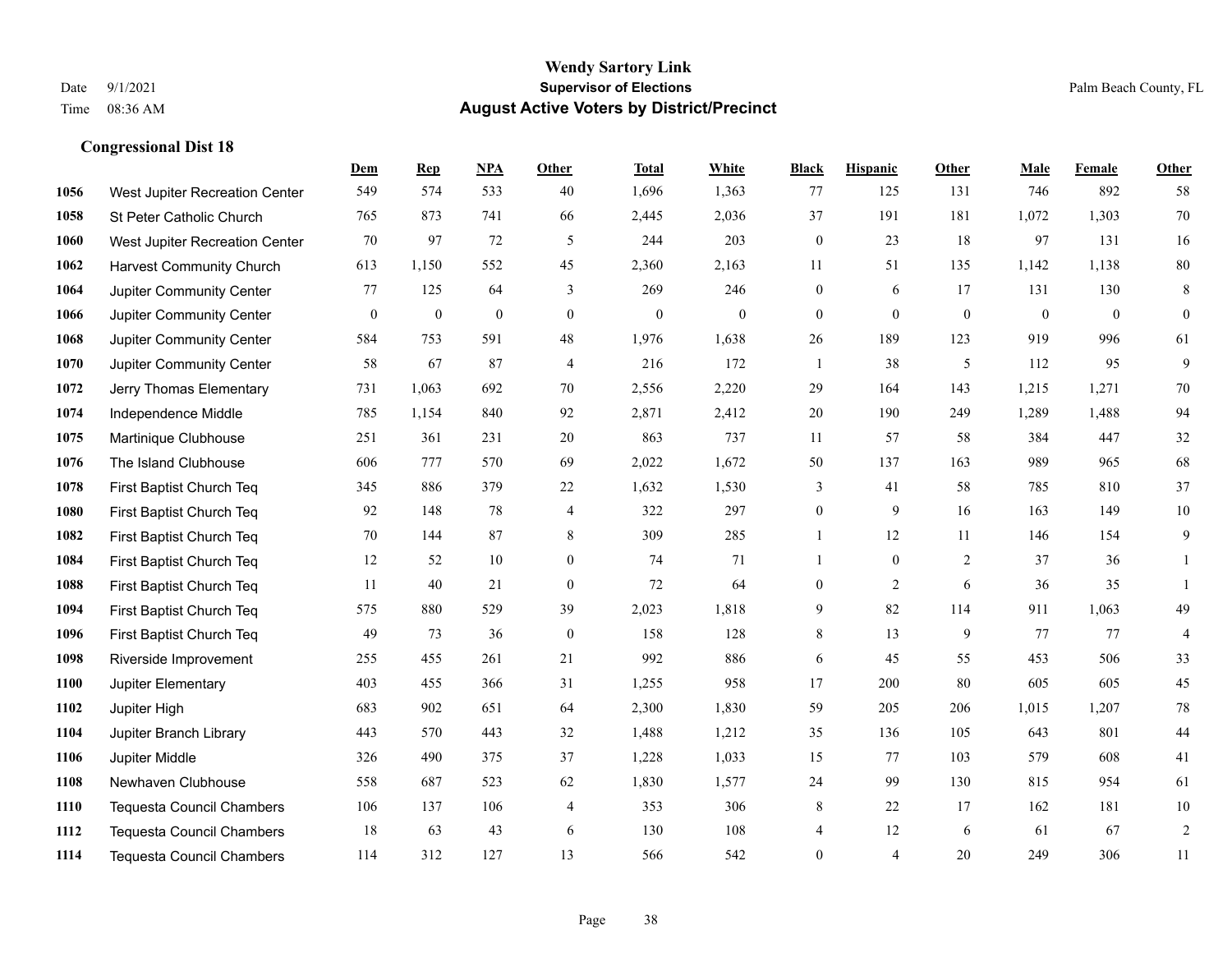# Wendy Sartory Link

## Supervisor of Elections

## August Active Voters by District/Precinct

Date 9/1/2021

Time 08:36 AM

Palm Beach County, FL

### Congressional Dist 18

| | | Dem | Rep | NPA | Other | Total | White | Black | Hispanic | Other | Male | Female | Other |
|---|---|---|---|---|---|---|---|---|---|---|---|---|---|
| 1056 | West Jupiter Recreation Center | 549 | 574 | 533 | 40 | 1,696 | 1,363 | 77 | 125 | 131 | 746 | 892 | 58 |
| 1058 | St Peter Catholic Church | 765 | 873 | 741 | 66 | 2,445 | 2,036 | 37 | 191 | 181 | 1,072 | 1,303 | 70 |
| 1060 | West Jupiter Recreation Center | 70 | 97 | 72 | 5 | 244 | 203 | 0 | 23 | 18 | 97 | 131 | 16 |
| 1062 | Harvest Community Church | 613 | 1,150 | 552 | 45 | 2,360 | 2,163 | 11 | 51 | 135 | 1,142 | 1,138 | 80 |
| 1064 | Jupiter Community Center | 77 | 125 | 64 | 3 | 269 | 246 | 0 | 6 | 17 | 131 | 130 | 8 |
| 1066 | Jupiter Community Center | 0 | 0 | 0 | 0 | 0 | 0 | 0 | 0 | 0 | 0 | 0 | 0 |
| 1068 | Jupiter Community Center | 584 | 753 | 591 | 48 | 1,976 | 1,638 | 26 | 189 | 123 | 919 | 996 | 61 |
| 1070 | Jupiter Community Center | 58 | 67 | 87 | 4 | 216 | 172 | 1 | 38 | 5 | 112 | 95 | 9 |
| 1072 | Jerry Thomas Elementary | 731 | 1,063 | 692 | 70 | 2,556 | 2,220 | 29 | 164 | 143 | 1,215 | 1,271 | 70 |
| 1074 | Independence Middle | 785 | 1,154 | 840 | 92 | 2,871 | 2,412 | 20 | 190 | 249 | 1,289 | 1,488 | 94 |
| 1075 | Martinique Clubhouse | 251 | 361 | 231 | 20 | 863 | 737 | 11 | 57 | 58 | 384 | 447 | 32 |
| 1076 | The Island Clubhouse | 606 | 777 | 570 | 69 | 2,022 | 1,672 | 50 | 137 | 163 | 989 | 965 | 68 |
| 1078 | First Baptist Church Teq | 345 | 886 | 379 | 22 | 1,632 | 1,530 | 3 | 41 | 58 | 785 | 810 | 37 |
| 1080 | First Baptist Church Teq | 92 | 148 | 78 | 4 | 322 | 297 | 0 | 9 | 16 | 163 | 149 | 10 |
| 1082 | First Baptist Church Teq | 70 | 144 | 87 | 8 | 309 | 285 | 1 | 12 | 11 | 146 | 154 | 9 |
| 1084 | First Baptist Church Teq | 12 | 52 | 10 | 0 | 74 | 71 | 1 | 0 | 2 | 37 | 36 | 1 |
| 1088 | First Baptist Church Teq | 11 | 40 | 21 | 0 | 72 | 64 | 0 | 2 | 6 | 36 | 35 | 1 |
| 1094 | First Baptist Church Teq | 575 | 880 | 529 | 39 | 2,023 | 1,818 | 9 | 82 | 114 | 911 | 1,063 | 49 |
| 1096 | First Baptist Church Teq | 49 | 73 | 36 | 0 | 158 | 128 | 8 | 13 | 9 | 77 | 77 | 4 |
| 1098 | Riverside Improvement | 255 | 455 | 261 | 21 | 992 | 886 | 6 | 45 | 55 | 453 | 506 | 33 |
| 1100 | Jupiter Elementary | 403 | 455 | 366 | 31 | 1,255 | 958 | 17 | 200 | 80 | 605 | 605 | 45 |
| 1102 | Jupiter High | 683 | 902 | 651 | 64 | 2,300 | 1,830 | 59 | 205 | 206 | 1,015 | 1,207 | 78 |
| 1104 | Jupiter Branch Library | 443 | 570 | 443 | 32 | 1,488 | 1,212 | 35 | 136 | 105 | 643 | 801 | 44 |
| 1106 | Jupiter Middle | 326 | 490 | 375 | 37 | 1,228 | 1,033 | 15 | 77 | 103 | 579 | 608 | 41 |
| 1108 | Newhaven Clubhouse | 558 | 687 | 523 | 62 | 1,830 | 1,577 | 24 | 99 | 130 | 815 | 954 | 61 |
| 1110 | Tequesta Council Chambers | 106 | 137 | 106 | 4 | 353 | 306 | 8 | 22 | 17 | 162 | 181 | 10 |
| 1112 | Tequesta Council Chambers | 18 | 63 | 43 | 6 | 130 | 108 | 4 | 12 | 6 | 61 | 67 | 2 |
| 1114 | Tequesta Council Chambers | 114 | 312 | 127 | 13 | 566 | 542 | 0 | 4 | 20 | 249 | 306 | 11 |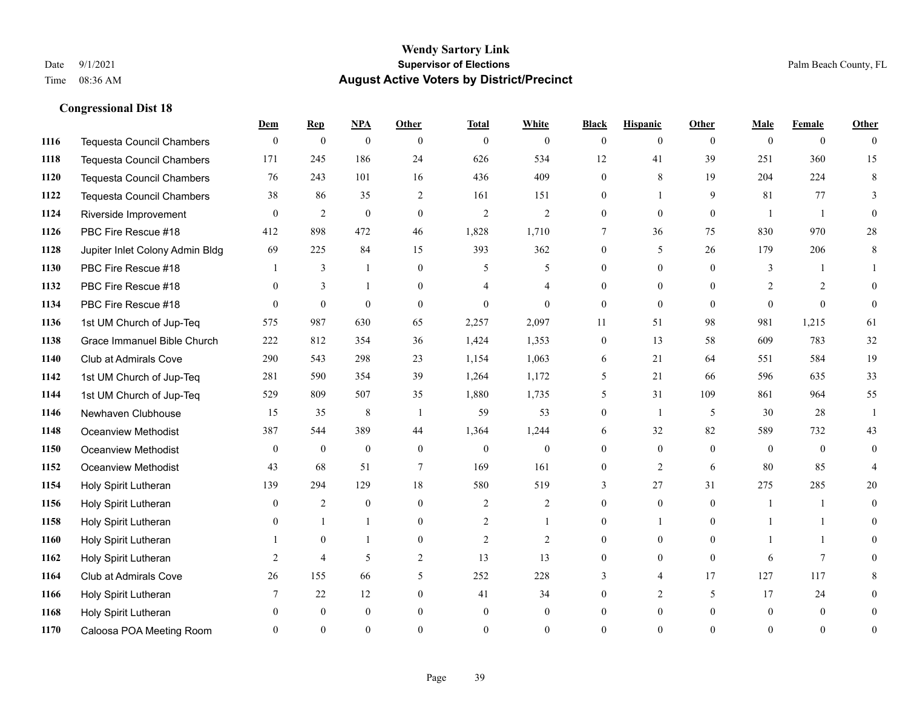# Wendy Sartory Link
## Supervisor of Elections
## August Active Voters by District/Precinct

Date 9/1/2021
Time 08:36 AM

Palm Beach County, FL

### Congressional Dist 18

| | | Dem | Rep | NPA | Other | Total | White | Black | Hispanic | Other | Male | Female | Other |
|---|---|---|---|---|---|---|---|---|---|---|---|---|---|
| 1116 | Tequesta Council Chambers | 0 | 0 | 0 | 0 | 0 | 0 | 0 | 0 | 0 | 0 | 0 | 0 |
| 1118 | Tequesta Council Chambers | 171 | 245 | 186 | 24 | 626 | 534 | 12 | 41 | 39 | 251 | 360 | 15 |
| 1120 | Tequesta Council Chambers | 76 | 243 | 101 | 16 | 436 | 409 | 0 | 8 | 19 | 204 | 224 | 8 |
| 1122 | Tequesta Council Chambers | 38 | 86 | 35 | 2 | 161 | 151 | 0 | 1 | 9 | 81 | 77 | 3 |
| 1124 | Riverside Improvement | 0 | 2 | 0 | 0 | 2 | 2 | 0 | 0 | 0 | 1 | 1 | 0 |
| 1126 | PBC Fire Rescue #18 | 412 | 898 | 472 | 46 | 1,828 | 1,710 | 7 | 36 | 75 | 830 | 970 | 28 |
| 1128 | Jupiter Inlet Colony Admin Bldg | 69 | 225 | 84 | 15 | 393 | 362 | 0 | 5 | 26 | 179 | 206 | 8 |
| 1130 | PBC Fire Rescue #18 | 1 | 3 | 1 | 0 | 5 | 5 | 0 | 0 | 0 | 3 | 1 | 1 |
| 1132 | PBC Fire Rescue #18 | 0 | 3 | 1 | 0 | 4 | 4 | 0 | 0 | 0 | 2 | 2 | 0 |
| 1134 | PBC Fire Rescue #18 | 0 | 0 | 0 | 0 | 0 | 0 | 0 | 0 | 0 | 0 | 0 | 0 |
| 1136 | 1st UM Church of Jup-Teq | 575 | 987 | 630 | 65 | 2,257 | 2,097 | 11 | 51 | 98 | 981 | 1,215 | 61 |
| 1138 | Grace Immanuel Bible Church | 222 | 812 | 354 | 36 | 1,424 | 1,353 | 0 | 13 | 58 | 609 | 783 | 32 |
| 1140 | Club at Admirals Cove | 290 | 543 | 298 | 23 | 1,154 | 1,063 | 6 | 21 | 64 | 551 | 584 | 19 |
| 1142 | 1st UM Church of Jup-Teq | 281 | 590 | 354 | 39 | 1,264 | 1,172 | 5 | 21 | 66 | 596 | 635 | 33 |
| 1144 | 1st UM Church of Jup-Teq | 529 | 809 | 507 | 35 | 1,880 | 1,735 | 5 | 31 | 109 | 861 | 964 | 55 |
| 1146 | Newhaven Clubhouse | 15 | 35 | 8 | 1 | 59 | 53 | 0 | 1 | 5 | 30 | 28 | 1 |
| 1148 | Oceanview Methodist | 387 | 544 | 389 | 44 | 1,364 | 1,244 | 6 | 32 | 82 | 589 | 732 | 43 |
| 1150 | Oceanview Methodist | 0 | 0 | 0 | 0 | 0 | 0 | 0 | 0 | 0 | 0 | 0 | 0 |
| 1152 | Oceanview Methodist | 43 | 68 | 51 | 7 | 169 | 161 | 0 | 2 | 6 | 80 | 85 | 4 |
| 1154 | Holy Spirit Lutheran | 139 | 294 | 129 | 18 | 580 | 519 | 3 | 27 | 31 | 275 | 285 | 20 |
| 1156 | Holy Spirit Lutheran | 0 | 2 | 0 | 0 | 2 | 2 | 0 | 0 | 0 | 1 | 1 | 0 |
| 1158 | Holy Spirit Lutheran | 0 | 1 | 1 | 0 | 2 | 1 | 0 | 1 | 0 | 1 | 1 | 0 |
| 1160 | Holy Spirit Lutheran | 1 | 0 | 1 | 0 | 2 | 2 | 0 | 0 | 0 | 1 | 1 | 0 |
| 1162 | Holy Spirit Lutheran | 2 | 4 | 5 | 2 | 13 | 13 | 0 | 0 | 0 | 6 | 7 | 0 |
| 1164 | Club at Admirals Cove | 26 | 155 | 66 | 5 | 252 | 228 | 3 | 4 | 17 | 127 | 117 | 8 |
| 1166 | Holy Spirit Lutheran | 7 | 22 | 12 | 0 | 41 | 34 | 0 | 2 | 5 | 17 | 24 | 0 |
| 1168 | Holy Spirit Lutheran | 0 | 0 | 0 | 0 | 0 | 0 | 0 | 0 | 0 | 0 | 0 | 0 |
| 1170 | Caloosa POA Meeting Room | 0 | 0 | 0 | 0 | 0 | 0 | 0 | 0 | 0 | 0 | 0 | 0 |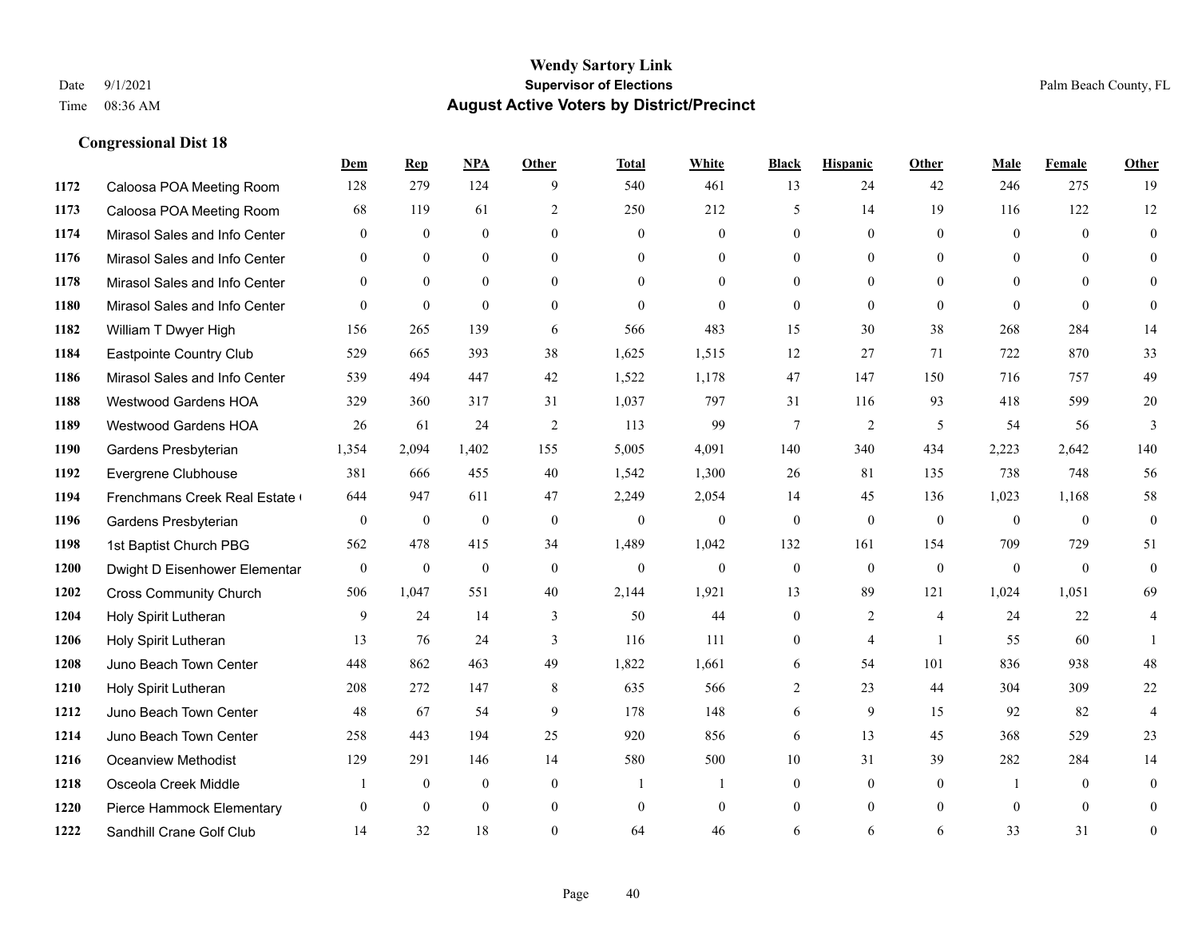# Wendy Sartory Link
## Supervisor of Elections
## August Active Voters by District/Precinct

Date 9/1/2021
Time 08:36 AM

Palm Beach County, FL

### Congressional Dist 18

| | | Dem | Rep | NPA | Other | Total | White | Black | Hispanic | Other | Male | Female | Other |
|---|---|---|---|---|---|---|---|---|---|---|---|---|---|
| 1172 | Caloosa POA Meeting Room | 128 | 279 | 124 | 9 | 540 | 461 | 13 | 24 | 42 | 246 | 275 | 19 |
| 1173 | Caloosa POA Meeting Room | 68 | 119 | 61 | 2 | 250 | 212 | 5 | 14 | 19 | 116 | 122 | 12 |
| 1174 | Mirasol Sales and Info Center | 0 | 0 | 0 | 0 | 0 | 0 | 0 | 0 | 0 | 0 | 0 | 0 |
| 1176 | Mirasol Sales and Info Center | 0 | 0 | 0 | 0 | 0 | 0 | 0 | 0 | 0 | 0 | 0 | 0 |
| 1178 | Mirasol Sales and Info Center | 0 | 0 | 0 | 0 | 0 | 0 | 0 | 0 | 0 | 0 | 0 | 0 |
| 1180 | Mirasol Sales and Info Center | 0 | 0 | 0 | 0 | 0 | 0 | 0 | 0 | 0 | 0 | 0 | 0 |
| 1182 | William T Dwyer High | 156 | 265 | 139 | 6 | 566 | 483 | 15 | 30 | 38 | 268 | 284 | 14 |
| 1184 | Eastpointe Country Club | 529 | 665 | 393 | 38 | 1,625 | 1,515 | 12 | 27 | 71 | 722 | 870 | 33 |
| 1186 | Mirasol Sales and Info Center | 539 | 494 | 447 | 42 | 1,522 | 1,178 | 47 | 147 | 150 | 716 | 757 | 49 |
| 1188 | Westwood Gardens HOA | 329 | 360 | 317 | 31 | 1,037 | 797 | 31 | 116 | 93 | 418 | 599 | 20 |
| 1189 | Westwood Gardens HOA | 26 | 61 | 24 | 2 | 113 | 99 | 7 | 2 | 5 | 54 | 56 | 3 |
| 1190 | Gardens Presbyterian | 1,354 | 2,094 | 1,402 | 155 | 5,005 | 4,091 | 140 | 340 | 434 | 2,223 | 2,642 | 140 |
| 1192 | Evergrene Clubhouse | 381 | 666 | 455 | 40 | 1,542 | 1,300 | 26 | 81 | 135 | 738 | 748 | 56 |
| 1194 | Frenchmans Creek Real Estate ( | 644 | 947 | 611 | 47 | 2,249 | 2,054 | 14 | 45 | 136 | 1,023 | 1,168 | 58 |
| 1196 | Gardens Presbyterian | 0 | 0 | 0 | 0 | 0 | 0 | 0 | 0 | 0 | 0 | 0 | 0 |
| 1198 | 1st Baptist Church PBG | 562 | 478 | 415 | 34 | 1,489 | 1,042 | 132 | 161 | 154 | 709 | 729 | 51 |
| 1200 | Dwight D Eisenhower Elementar | 0 | 0 | 0 | 0 | 0 | 0 | 0 | 0 | 0 | 0 | 0 | 0 |
| 1202 | Cross Community Church | 506 | 1,047 | 551 | 40 | 2,144 | 1,921 | 13 | 89 | 121 | 1,024 | 1,051 | 69 |
| 1204 | Holy Spirit Lutheran | 9 | 24 | 14 | 3 | 50 | 44 | 0 | 2 | 4 | 24 | 22 | 4 |
| 1206 | Holy Spirit Lutheran | 13 | 76 | 24 | 3 | 116 | 111 | 0 | 4 | 1 | 55 | 60 | 1 |
| 1208 | Juno Beach Town Center | 448 | 862 | 463 | 49 | 1,822 | 1,661 | 6 | 54 | 101 | 836 | 938 | 48 |
| 1210 | Holy Spirit Lutheran | 208 | 272 | 147 | 8 | 635 | 566 | 2 | 23 | 44 | 304 | 309 | 22 |
| 1212 | Juno Beach Town Center | 48 | 67 | 54 | 9 | 178 | 148 | 6 | 9 | 15 | 92 | 82 | 4 |
| 1214 | Juno Beach Town Center | 258 | 443 | 194 | 25 | 920 | 856 | 6 | 13 | 45 | 368 | 529 | 23 |
| 1216 | Oceanview Methodist | 129 | 291 | 146 | 14 | 580 | 500 | 10 | 31 | 39 | 282 | 284 | 14 |
| 1218 | Osceola Creek Middle | 1 | 0 | 0 | 0 | 1 | 1 | 0 | 0 | 0 | 1 | 0 | 0 |
| 1220 | Pierce Hammock Elementary | 0 | 0 | 0 | 0 | 0 | 0 | 0 | 0 | 0 | 0 | 0 | 0 |
| 1222 | Sandhill Crane Golf Club | 14 | 32 | 18 | 0 | 64 | 46 | 6 | 6 | 6 | 33 | 31 | 0 |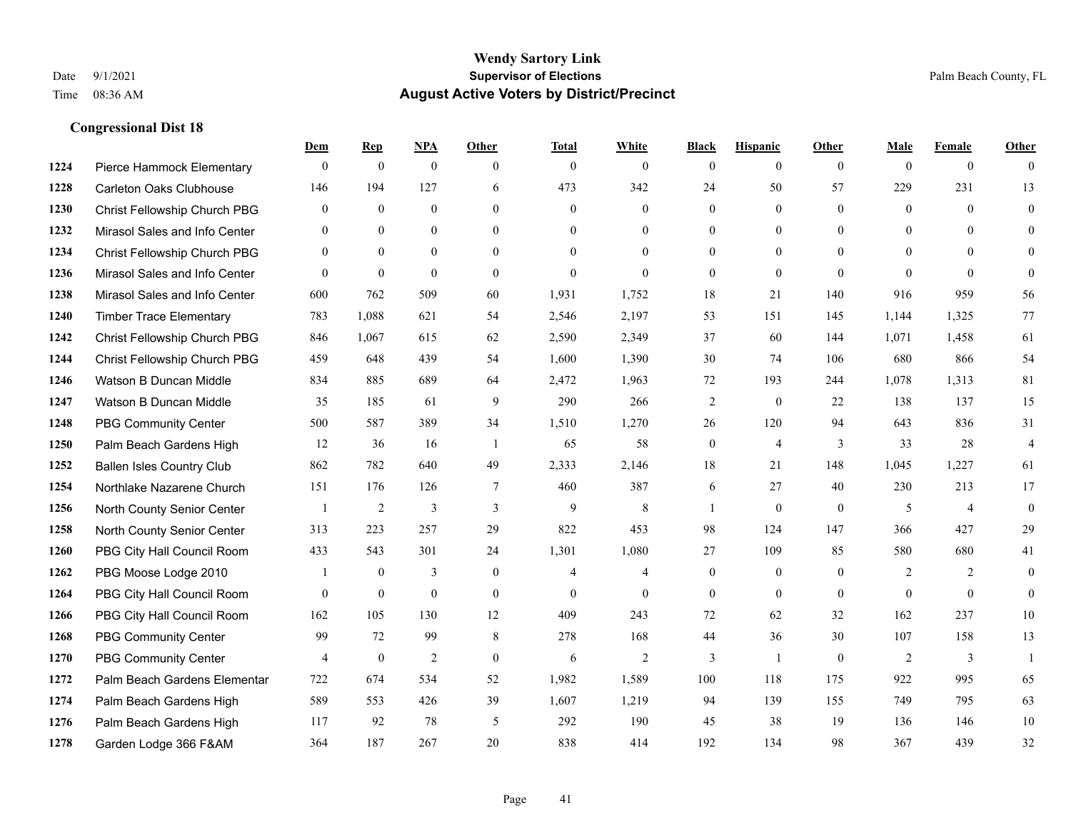# Wendy Sartory Link
## Supervisor of Elections
## August Active Voters by District/Precinct

Date 9/1/2021
Time 08:36 AM

Palm Beach County, FL

### Congressional Dist 18

| | | Dem | Rep | NPA | Other | Total | White | Black | Hispanic | Other | Male | Female | Other |
|---|---|---|---|---|---|---|---|---|---|---|---|---|---|
| 1224 | Pierce Hammock Elementary | 0 | 0 | 0 | 0 | 0 | 0 | 0 | 0 | 0 | 0 | 0 | 0 |
| 1228 | Carleton Oaks Clubhouse | 146 | 194 | 127 | 6 | 473 | 342 | 24 | 50 | 57 | 229 | 231 | 13 |
| 1230 | Christ Fellowship Church PBG | 0 | 0 | 0 | 0 | 0 | 0 | 0 | 0 | 0 | 0 | 0 | 0 |
| 1232 | Mirasol Sales and Info Center | 0 | 0 | 0 | 0 | 0 | 0 | 0 | 0 | 0 | 0 | 0 | 0 |
| 1234 | Christ Fellowship Church PBG | 0 | 0 | 0 | 0 | 0 | 0 | 0 | 0 | 0 | 0 | 0 | 0 |
| 1236 | Mirasol Sales and Info Center | 0 | 0 | 0 | 0 | 0 | 0 | 0 | 0 | 0 | 0 | 0 | 0 |
| 1238 | Mirasol Sales and Info Center | 600 | 762 | 509 | 60 | 1,931 | 1,752 | 18 | 21 | 140 | 916 | 959 | 56 |
| 1240 | Timber Trace Elementary | 783 | 1,088 | 621 | 54 | 2,546 | 2,197 | 53 | 151 | 145 | 1,144 | 1,325 | 77 |
| 1242 | Christ Fellowship Church PBG | 846 | 1,067 | 615 | 62 | 2,590 | 2,349 | 37 | 60 | 144 | 1,071 | 1,458 | 61 |
| 1244 | Christ Fellowship Church PBG | 459 | 648 | 439 | 54 | 1,600 | 1,390 | 30 | 74 | 106 | 680 | 866 | 54 |
| 1246 | Watson B Duncan Middle | 834 | 885 | 689 | 64 | 2,472 | 1,963 | 72 | 193 | 244 | 1,078 | 1,313 | 81 |
| 1247 | Watson B Duncan Middle | 35 | 185 | 61 | 9 | 290 | 266 | 2 | 0 | 22 | 138 | 137 | 15 |
| 1248 | PBG Community Center | 500 | 587 | 389 | 34 | 1,510 | 1,270 | 26 | 120 | 94 | 643 | 836 | 31 |
| 1250 | Palm Beach Gardens High | 12 | 36 | 16 | 1 | 65 | 58 | 0 | 4 | 3 | 33 | 28 | 4 |
| 1252 | Ballen Isles Country Club | 862 | 782 | 640 | 49 | 2,333 | 2,146 | 18 | 21 | 148 | 1,045 | 1,227 | 61 |
| 1254 | Northlake Nazarene Church | 151 | 176 | 126 | 7 | 460 | 387 | 6 | 27 | 40 | 230 | 213 | 17 |
| 1256 | North County Senior Center | 1 | 2 | 3 | 3 | 9 | 8 | 1 | 0 | 0 | 5 | 4 | 0 |
| 1258 | North County Senior Center | 313 | 223 | 257 | 29 | 822 | 453 | 98 | 124 | 147 | 366 | 427 | 29 |
| 1260 | PBG City Hall Council Room | 433 | 543 | 301 | 24 | 1,301 | 1,080 | 27 | 109 | 85 | 580 | 680 | 41 |
| 1262 | PBG Moose Lodge 2010 | 1 | 0 | 3 | 0 | 4 | 4 | 0 | 0 | 0 | 2 | 2 | 0 |
| 1264 | PBG City Hall Council Room | 0 | 0 | 0 | 0 | 0 | 0 | 0 | 0 | 0 | 0 | 0 | 0 |
| 1266 | PBG City Hall Council Room | 162 | 105 | 130 | 12 | 409 | 243 | 72 | 62 | 32 | 162 | 237 | 10 |
| 1268 | PBG Community Center | 99 | 72 | 99 | 8 | 278 | 168 | 44 | 36 | 30 | 107 | 158 | 13 |
| 1270 | PBG Community Center | 4 | 0 | 2 | 0 | 6 | 2 | 3 | 1 | 0 | 2 | 3 | 1 |
| 1272 | Palm Beach Gardens Elementar | 722 | 674 | 534 | 52 | 1,982 | 1,589 | 100 | 118 | 175 | 922 | 995 | 65 |
| 1274 | Palm Beach Gardens High | 589 | 553 | 426 | 39 | 1,607 | 1,219 | 94 | 139 | 155 | 749 | 795 | 63 |
| 1276 | Palm Beach Gardens High | 117 | 92 | 78 | 5 | 292 | 190 | 45 | 38 | 19 | 136 | 146 | 10 |
| 1278 | Garden Lodge 366 F&AM | 364 | 187 | 267 | 20 | 838 | 414 | 192 | 134 | 98 | 367 | 439 | 32 |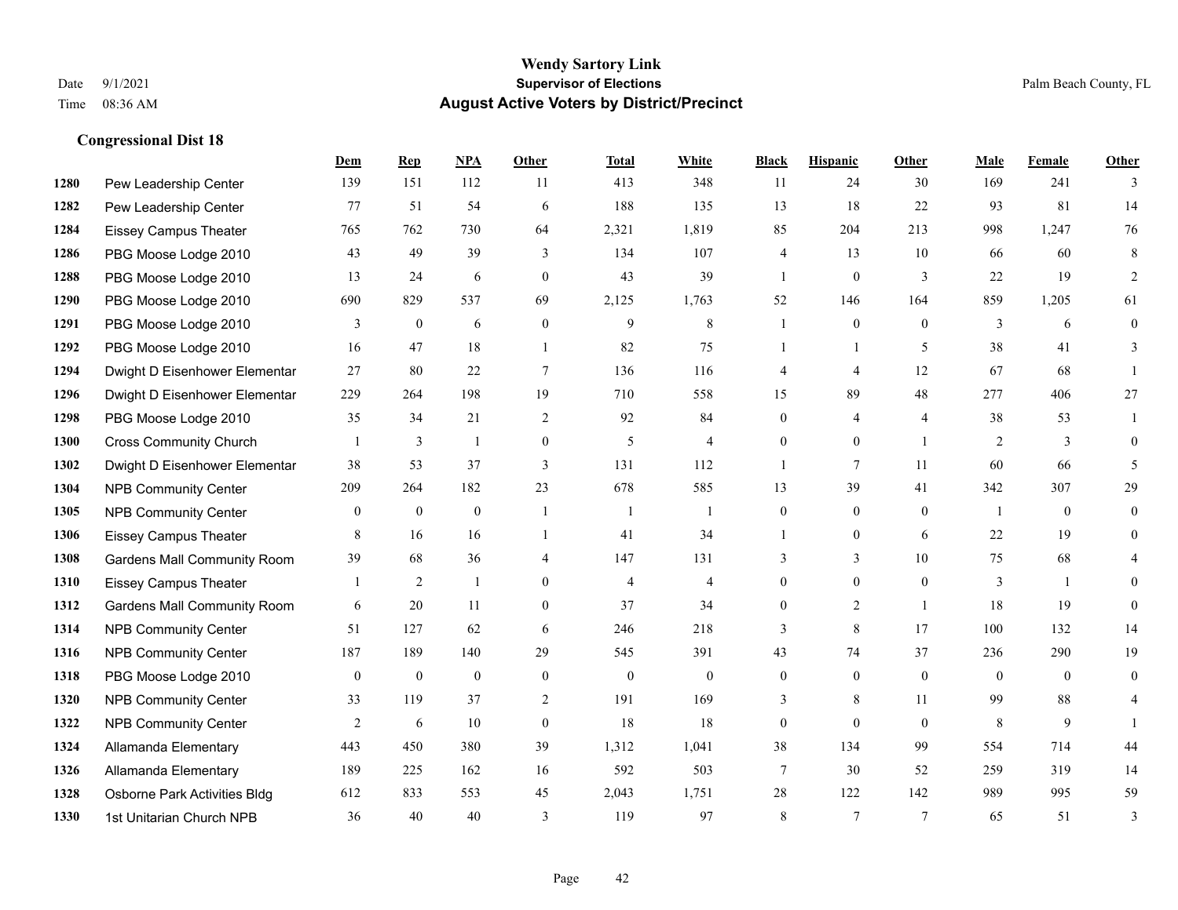## Congressional Dist 18

| | | Dem | Rep | NPA | Other | Total | White | Black | Hispanic | Other | Male | Female | Other |
|---|---|---|---|---|---|---|---|---|---|---|---|---|---|
| 1280 | Pew Leadership Center | 139 | 151 | 112 | 11 | 413 | 348 | 11 | 24 | 30 | 169 | 241 | 3 |
| 1282 | Pew Leadership Center | 77 | 51 | 54 | 6 | 188 | 135 | 13 | 18 | 22 | 93 | 81 | 14 |
| 1284 | Eissey Campus Theater | 765 | 762 | 730 | 64 | 2,321 | 1,819 | 85 | 204 | 213 | 998 | 1,247 | 76 |
| 1286 | PBG Moose Lodge 2010 | 43 | 49 | 39 | 3 | 134 | 107 | 4 | 13 | 10 | 66 | 60 | 8 |
| 1288 | PBG Moose Lodge 2010 | 13 | 24 | 6 | 0 | 43 | 39 | 1 | 0 | 3 | 22 | 19 | 2 |
| 1290 | PBG Moose Lodge 2010 | 690 | 829 | 537 | 69 | 2,125 | 1,763 | 52 | 146 | 164 | 859 | 1,205 | 61 |
| 1291 | PBG Moose Lodge 2010 | 3 | 0 | 6 | 0 | 9 | 8 | 1 | 0 | 0 | 3 | 6 | 0 |
| 1292 | PBG Moose Lodge 2010 | 16 | 47 | 18 | 1 | 82 | 75 | 1 | 1 | 5 | 38 | 41 | 3 |
| 1294 | Dwight D Eisenhower Elementar | 27 | 80 | 22 | 7 | 136 | 116 | 4 | 4 | 12 | 67 | 68 | 1 |
| 1296 | Dwight D Eisenhower Elementar | 229 | 264 | 198 | 19 | 710 | 558 | 15 | 89 | 48 | 277 | 406 | 27 |
| 1298 | PBG Moose Lodge 2010 | 35 | 34 | 21 | 2 | 92 | 84 | 0 | 4 | 4 | 38 | 53 | 1 |
| 1300 | Cross Community Church | 1 | 3 | 1 | 0 | 5 | 4 | 0 | 0 | 1 | 2 | 3 | 0 |
| 1302 | Dwight D Eisenhower Elementar | 38 | 53 | 37 | 3 | 131 | 112 | 1 | 7 | 11 | 60 | 66 | 5 |
| 1304 | NPB Community Center | 209 | 264 | 182 | 23 | 678 | 585 | 13 | 39 | 41 | 342 | 307 | 29 |
| 1305 | NPB Community Center | 0 | 0 | 0 | 1 | 1 | 1 | 0 | 0 | 0 | 1 | 0 | 0 |
| 1306 | Eissey Campus Theater | 8 | 16 | 16 | 1 | 41 | 34 | 1 | 0 | 6 | 22 | 19 | 0 |
| 1308 | Gardens Mall Community Room | 39 | 68 | 36 | 4 | 147 | 131 | 3 | 3 | 10 | 75 | 68 | 4 |
| 1310 | Eissey Campus Theater | 1 | 2 | 1 | 0 | 4 | 4 | 0 | 0 | 0 | 3 | 1 | 0 |
| 1312 | Gardens Mall Community Room | 6 | 20 | 11 | 0 | 37 | 34 | 0 | 2 | 1 | 18 | 19 | 0 |
| 1314 | NPB Community Center | 51 | 127 | 62 | 6 | 246 | 218 | 3 | 8 | 17 | 100 | 132 | 14 |
| 1316 | NPB Community Center | 187 | 189 | 140 | 29 | 545 | 391 | 43 | 74 | 37 | 236 | 290 | 19 |
| 1318 | PBG Moose Lodge 2010 | 0 | 0 | 0 | 0 | 0 | 0 | 0 | 0 | 0 | 0 | 0 | 0 |
| 1320 | NPB Community Center | 33 | 119 | 37 | 2 | 191 | 169 | 3 | 8 | 11 | 99 | 88 | 4 |
| 1322 | NPB Community Center | 2 | 6 | 10 | 0 | 18 | 18 | 0 | 0 | 0 | 8 | 9 | 1 |
| 1324 | Allamanda Elementary | 443 | 450 | 380 | 39 | 1,312 | 1,041 | 38 | 134 | 99 | 554 | 714 | 44 |
| 1326 | Allamanda Elementary | 189 | 225 | 162 | 16 | 592 | 503 | 7 | 30 | 52 | 259 | 319 | 14 |
| 1328 | Osborne Park Activities Bldg | 612 | 833 | 553 | 45 | 2,043 | 1,751 | 28 | 122 | 142 | 989 | 995 | 59 |
| 1330 | 1st Unitarian Church NPB | 36 | 40 | 40 | 3 | 119 | 97 | 8 | 7 | 7 | 65 | 51 | 3 |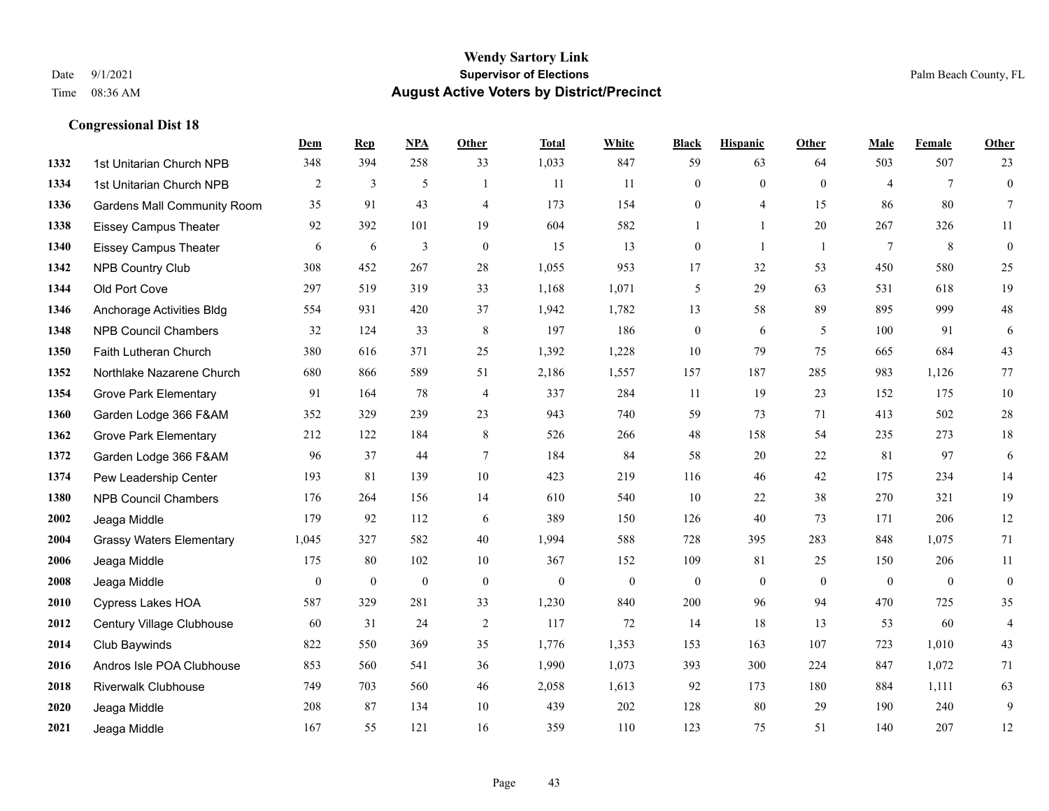**Wendy Sartory Link**
**Supervisor of Elections**
**August Active Voters by District/Precinct**

Date 9/1/2021
Time 08:36 AM
Palm Beach County, FL

### Congressional Dist 18

| | | Dem | Rep | NPA | Other | Total | White | Black | Hispanic | Other | Male | Female | Other |
|---|---|---|---|---|---|---|---|---|---|---|---|---|---|
| 1332 | 1st Unitarian Church NPB | 348 | 394 | 258 | 33 | 1,033 | 847 | 59 | 63 | 64 | 503 | 507 | 23 |
| 1334 | 1st Unitarian Church NPB | 2 | 3 | 5 | 1 | 11 | 11 | 0 | 0 | 0 | 4 | 7 | 0 |
| 1336 | Gardens Mall Community Room | 35 | 91 | 43 | 4 | 173 | 154 | 0 | 4 | 15 | 86 | 80 | 7 |
| 1338 | Eissey Campus Theater | 92 | 392 | 101 | 19 | 604 | 582 | 1 | 1 | 20 | 267 | 326 | 11 |
| 1340 | Eissey Campus Theater | 6 | 6 | 3 | 0 | 15 | 13 | 0 | 1 | 1 | 7 | 8 | 0 |
| 1342 | NPB Country Club | 308 | 452 | 267 | 28 | 1,055 | 953 | 17 | 32 | 53 | 450 | 580 | 25 |
| 1344 | Old Port Cove | 297 | 519 | 319 | 33 | 1,168 | 1,071 | 5 | 29 | 63 | 531 | 618 | 19 |
| 1346 | Anchorage Activities Bldg | 554 | 931 | 420 | 37 | 1,942 | 1,782 | 13 | 58 | 89 | 895 | 999 | 48 |
| 1348 | NPB Council Chambers | 32 | 124 | 33 | 8 | 197 | 186 | 0 | 6 | 5 | 100 | 91 | 6 |
| 1350 | Faith Lutheran Church | 380 | 616 | 371 | 25 | 1,392 | 1,228 | 10 | 79 | 75 | 665 | 684 | 43 |
| 1352 | Northlake Nazarene Church | 680 | 866 | 589 | 51 | 2,186 | 1,557 | 157 | 187 | 285 | 983 | 1,126 | 77 |
| 1354 | Grove Park Elementary | 91 | 164 | 78 | 4 | 337 | 284 | 11 | 19 | 23 | 152 | 175 | 10 |
| 1360 | Garden Lodge 366 F&AM | 352 | 329 | 239 | 23 | 943 | 740 | 59 | 73 | 71 | 413 | 502 | 28 |
| 1362 | Grove Park Elementary | 212 | 122 | 184 | 8 | 526 | 266 | 48 | 158 | 54 | 235 | 273 | 18 |
| 1372 | Garden Lodge 366 F&AM | 96 | 37 | 44 | 7 | 184 | 84 | 58 | 20 | 22 | 81 | 97 | 6 |
| 1374 | Pew Leadership Center | 193 | 81 | 139 | 10 | 423 | 219 | 116 | 46 | 42 | 175 | 234 | 14 |
| 1380 | NPB Council Chambers | 176 | 264 | 156 | 14 | 610 | 540 | 10 | 22 | 38 | 270 | 321 | 19 |
| 2002 | Jeaga Middle | 179 | 92 | 112 | 6 | 389 | 150 | 126 | 40 | 73 | 171 | 206 | 12 |
| 2004 | Grassy Waters Elementary | 1,045 | 327 | 582 | 40 | 1,994 | 588 | 728 | 395 | 283 | 848 | 1,075 | 71 |
| 2006 | Jeaga Middle | 175 | 80 | 102 | 10 | 367 | 152 | 109 | 81 | 25 | 150 | 206 | 11 |
| 2008 | Jeaga Middle | 0 | 0 | 0 | 0 | 0 | 0 | 0 | 0 | 0 | 0 | 0 | 0 |
| 2010 | Cypress Lakes HOA | 587 | 329 | 281 | 33 | 1,230 | 840 | 200 | 96 | 94 | 470 | 725 | 35 |
| 2012 | Century Village Clubhouse | 60 | 31 | 24 | 2 | 117 | 72 | 14 | 18 | 13 | 53 | 60 | 4 |
| 2014 | Club Baywinds | 822 | 550 | 369 | 35 | 1,776 | 1,353 | 153 | 163 | 107 | 723 | 1,010 | 43 |
| 2016 | Andros Isle POA Clubhouse | 853 | 560 | 541 | 36 | 1,990 | 1,073 | 393 | 300 | 224 | 847 | 1,072 | 71 |
| 2018 | Riverwalk Clubhouse | 749 | 703 | 560 | 46 | 2,058 | 1,613 | 92 | 173 | 180 | 884 | 1,111 | 63 |
| 2020 | Jeaga Middle | 208 | 87 | 134 | 10 | 439 | 202 | 128 | 80 | 29 | 190 | 240 | 9 |
| 2021 | Jeaga Middle | 167 | 55 | 121 | 16 | 359 | 110 | 123 | 75 | 51 | 140 | 207 | 12 |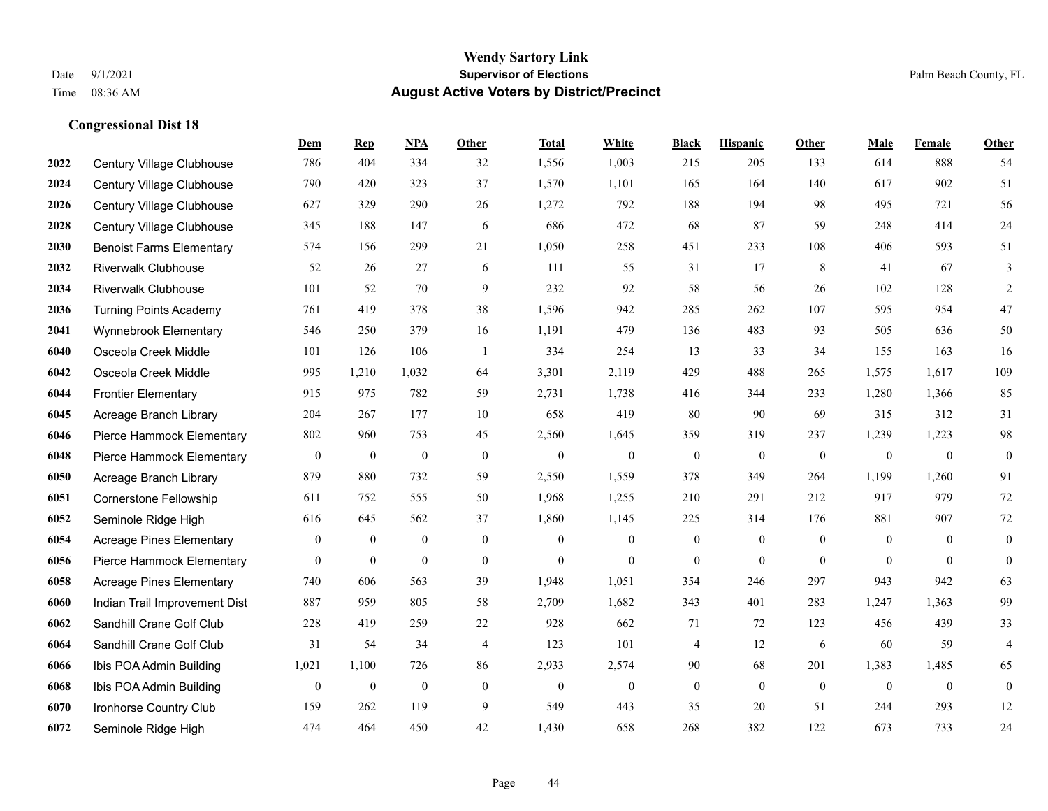# Wendy Sartory Link
## Supervisor of Elections
## August Active Voters by District/Precinct

Date 9/1/2021
Time 08:36 AM

Palm Beach County, FL

### Congressional Dist 18

| | | Dem | Rep | NPA | Other | Total | White | Black | Hispanic | Other | Male | Female | Other |
|---|---|---|---|---|---|---|---|---|---|---|---|---|---|
| 2022 | Century Village Clubhouse | 786 | 404 | 334 | 32 | 1,556 | 1,003 | 215 | 205 | 133 | 614 | 888 | 54 |
| 2024 | Century Village Clubhouse | 790 | 420 | 323 | 37 | 1,570 | 1,101 | 165 | 164 | 140 | 617 | 902 | 51 |
| 2026 | Century Village Clubhouse | 627 | 329 | 290 | 26 | 1,272 | 792 | 188 | 194 | 98 | 495 | 721 | 56 |
| 2028 | Century Village Clubhouse | 345 | 188 | 147 | 6 | 686 | 472 | 68 | 87 | 59 | 248 | 414 | 24 |
| 2030 | Benoist Farms Elementary | 574 | 156 | 299 | 21 | 1,050 | 258 | 451 | 233 | 108 | 406 | 593 | 51 |
| 2032 | Riverwalk Clubhouse | 52 | 26 | 27 | 6 | 111 | 55 | 31 | 17 | 8 | 41 | 67 | 3 |
| 2034 | Riverwalk Clubhouse | 101 | 52 | 70 | 9 | 232 | 92 | 58 | 56 | 26 | 102 | 128 | 2 |
| 2036 | Turning Points Academy | 761 | 419 | 378 | 38 | 1,596 | 942 | 285 | 262 | 107 | 595 | 954 | 47 |
| 2041 | Wynnebrook Elementary | 546 | 250 | 379 | 16 | 1,191 | 479 | 136 | 483 | 93 | 505 | 636 | 50 |
| 6040 | Osceola Creek Middle | 101 | 126 | 106 | 1 | 334 | 254 | 13 | 33 | 34 | 155 | 163 | 16 |
| 6042 | Osceola Creek Middle | 995 | 1,210 | 1,032 | 64 | 3,301 | 2,119 | 429 | 488 | 265 | 1,575 | 1,617 | 109 |
| 6044 | Frontier Elementary | 915 | 975 | 782 | 59 | 2,731 | 1,738 | 416 | 344 | 233 | 1,280 | 1,366 | 85 |
| 6045 | Acreage Branch Library | 204 | 267 | 177 | 10 | 658 | 419 | 80 | 90 | 69 | 315 | 312 | 31 |
| 6046 | Pierce Hammock Elementary | 802 | 960 | 753 | 45 | 2,560 | 1,645 | 359 | 319 | 237 | 1,239 | 1,223 | 98 |
| 6048 | Pierce Hammock Elementary | 0 | 0 | 0 | 0 | 0 | 0 | 0 | 0 | 0 | 0 | 0 | 0 |
| 6050 | Acreage Branch Library | 879 | 880 | 732 | 59 | 2,550 | 1,559 | 378 | 349 | 264 | 1,199 | 1,260 | 91 |
| 6051 | Cornerstone Fellowship | 611 | 752 | 555 | 50 | 1,968 | 1,255 | 210 | 291 | 212 | 917 | 979 | 72 |
| 6052 | Seminole Ridge High | 616 | 645 | 562 | 37 | 1,860 | 1,145 | 225 | 314 | 176 | 881 | 907 | 72 |
| 6054 | Acreage Pines Elementary | 0 | 0 | 0 | 0 | 0 | 0 | 0 | 0 | 0 | 0 | 0 | 0 |
| 6056 | Pierce Hammock Elementary | 0 | 0 | 0 | 0 | 0 | 0 | 0 | 0 | 0 | 0 | 0 | 0 |
| 6058 | Acreage Pines Elementary | 740 | 606 | 563 | 39 | 1,948 | 1,051 | 354 | 246 | 297 | 943 | 942 | 63 |
| 6060 | Indian Trail Improvement Dist | 887 | 959 | 805 | 58 | 2,709 | 1,682 | 343 | 401 | 283 | 1,247 | 1,363 | 99 |
| 6062 | Sandhill Crane Golf Club | 228 | 419 | 259 | 22 | 928 | 662 | 71 | 72 | 123 | 456 | 439 | 33 |
| 6064 | Sandhill Crane Golf Club | 31 | 54 | 34 | 4 | 123 | 101 | 4 | 12 | 6 | 60 | 59 | 4 |
| 6066 | Ibis POA Admin Building | 1,021 | 1,100 | 726 | 86 | 2,933 | 2,574 | 90 | 68 | 201 | 1,383 | 1,485 | 65 |
| 6068 | Ibis POA Admin Building | 0 | 0 | 0 | 0 | 0 | 0 | 0 | 0 | 0 | 0 | 0 | 0 |
| 6070 | Ironhorse Country Club | 159 | 262 | 119 | 9 | 549 | 443 | 35 | 20 | 51 | 244 | 293 | 12 |
| 6072 | Seminole Ridge High | 474 | 464 | 450 | 42 | 1,430 | 658 | 268 | 382 | 122 | 673 | 733 | 24 |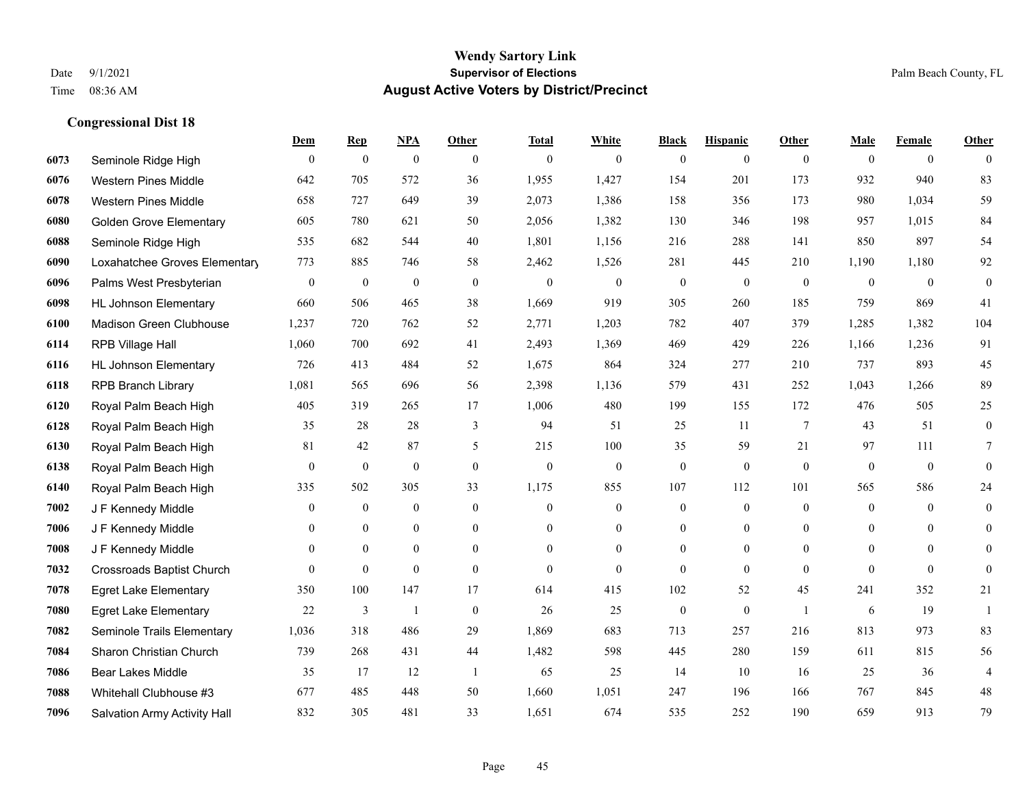**Wendy Sartory Link**
**Supervisor of Elections**
**August Active Voters by District/Precinct**

Date 9/1/2021
Time 08:36 AM

Palm Beach County, FL

### Congressional Dist 18

| | | Dem | Rep | NPA | Other | Total | White | Black | Hispanic | Other | Male | Female | Other |
|---|---|---|---|---|---|---|---|---|---|---|---|---|---|
| 6073 | Seminole Ridge High | 0 | 0 | 0 | 0 | 0 | 0 | 0 | 0 | 0 | 0 | 0 | 0 |
| 6076 | Western Pines Middle | 642 | 705 | 572 | 36 | 1,955 | 1,427 | 154 | 201 | 173 | 932 | 940 | 83 |
| 6078 | Western Pines Middle | 658 | 727 | 649 | 39 | 2,073 | 1,386 | 158 | 356 | 173 | 980 | 1,034 | 59 |
| 6080 | Golden Grove Elementary | 605 | 780 | 621 | 50 | 2,056 | 1,382 | 130 | 346 | 198 | 957 | 1,015 | 84 |
| 6088 | Seminole Ridge High | 535 | 682 | 544 | 40 | 1,801 | 1,156 | 216 | 288 | 141 | 850 | 897 | 54 |
| 6090 | Loxahatchee Groves Elementary | 773 | 885 | 746 | 58 | 2,462 | 1,526 | 281 | 445 | 210 | 1,190 | 1,180 | 92 |
| 6096 | Palms West Presbyterian | 0 | 0 | 0 | 0 | 0 | 0 | 0 | 0 | 0 | 0 | 0 | 0 |
| 6098 | HL Johnson Elementary | 660 | 506 | 465 | 38 | 1,669 | 919 | 305 | 260 | 185 | 759 | 869 | 41 |
| 6100 | Madison Green Clubhouse | 1,237 | 720 | 762 | 52 | 2,771 | 1,203 | 782 | 407 | 379 | 1,285 | 1,382 | 104 |
| 6114 | RPB Village Hall | 1,060 | 700 | 692 | 41 | 2,493 | 1,369 | 469 | 429 | 226 | 1,166 | 1,236 | 91 |
| 6116 | HL Johnson Elementary | 726 | 413 | 484 | 52 | 1,675 | 864 | 324 | 277 | 210 | 737 | 893 | 45 |
| 6118 | RPB Branch Library | 1,081 | 565 | 696 | 56 | 2,398 | 1,136 | 579 | 431 | 252 | 1,043 | 1,266 | 89 |
| 6120 | Royal Palm Beach High | 405 | 319 | 265 | 17 | 1,006 | 480 | 199 | 155 | 172 | 476 | 505 | 25 |
| 6128 | Royal Palm Beach High | 35 | 28 | 28 | 3 | 94 | 51 | 25 | 11 | 7 | 43 | 51 | 0 |
| 6130 | Royal Palm Beach High | 81 | 42 | 87 | 5 | 215 | 100 | 35 | 59 | 21 | 97 | 111 | 7 |
| 6138 | Royal Palm Beach High | 0 | 0 | 0 | 0 | 0 | 0 | 0 | 0 | 0 | 0 | 0 | 0 |
| 6140 | Royal Palm Beach High | 335 | 502 | 305 | 33 | 1,175 | 855 | 107 | 112 | 101 | 565 | 586 | 24 |
| 7002 | J F Kennedy Middle | 0 | 0 | 0 | 0 | 0 | 0 | 0 | 0 | 0 | 0 | 0 | 0 |
| 7006 | J F Kennedy Middle | 0 | 0 | 0 | 0 | 0 | 0 | 0 | 0 | 0 | 0 | 0 | 0 |
| 7008 | J F Kennedy Middle | 0 | 0 | 0 | 0 | 0 | 0 | 0 | 0 | 0 | 0 | 0 | 0 |
| 7032 | Crossroads Baptist Church | 0 | 0 | 0 | 0 | 0 | 0 | 0 | 0 | 0 | 0 | 0 | 0 |
| 7078 | Egret Lake Elementary | 350 | 100 | 147 | 17 | 614 | 415 | 102 | 52 | 45 | 241 | 352 | 21 |
| 7080 | Egret Lake Elementary | 22 | 3 | 1 | 0 | 26 | 25 | 0 | 0 | 1 | 6 | 19 | 1 |
| 7082 | Seminole Trails Elementary | 1,036 | 318 | 486 | 29 | 1,869 | 683 | 713 | 257 | 216 | 813 | 973 | 83 |
| 7084 | Sharon Christian Church | 739 | 268 | 431 | 44 | 1,482 | 598 | 445 | 280 | 159 | 611 | 815 | 56 |
| 7086 | Bear Lakes Middle | 35 | 17 | 12 | 1 | 65 | 25 | 14 | 10 | 16 | 25 | 36 | 4 |
| 7088 | Whitehall Clubhouse #3 | 677 | 485 | 448 | 50 | 1,660 | 1,051 | 247 | 196 | 166 | 767 | 845 | 48 |
| 7096 | Salvation Army Activity Hall | 832 | 305 | 481 | 33 | 1,651 | 674 | 535 | 252 | 190 | 659 | 913 | 79 |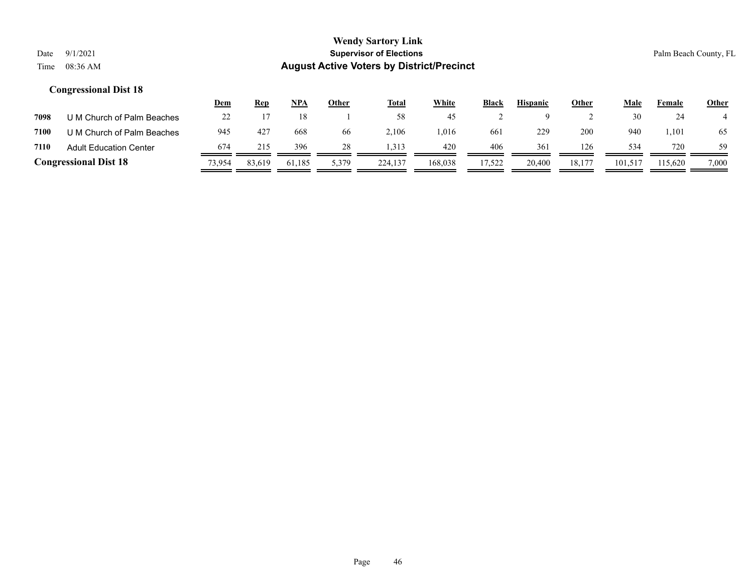# Wendy Sartory Link
## Supervisor of Elections
## August Active Voters by District/Precinct

Date 9/1/2021
Time 08:36 AM

Palm Beach County, FL

### Congressional Dist 18

| | | Dem | Rep | NPA | Other | Total | White | Black | Hispanic | Other | Male | Female | Other |
|---|---|---|---|---|---|---|---|---|---|---|---|---|---|
| 7098 | U M Church of Palm Beaches | 22 | 17 | 18 | 1 | 58 | 45 | 2 | 9 | 2 | 30 | 24 | 4 |
| 7100 | U M Church of Palm Beaches | 945 | 427 | 668 | 66 | 2,106 | 1,016 | 661 | 229 | 200 | 940 | 1,101 | 65 |
| 7110 | Adult Education Center | 674 | 215 | 396 | 28 | 1,313 | 420 | 406 | 361 | 126 | 534 | 720 | 59 |
| **Congressional Dist 18** | | 73,954 | 83,619 | 61,185 | 5,379 | 224,137 | 168,038 | 17,522 | 20,400 | 18,177 | 101,517 | 115,620 | 7,000 |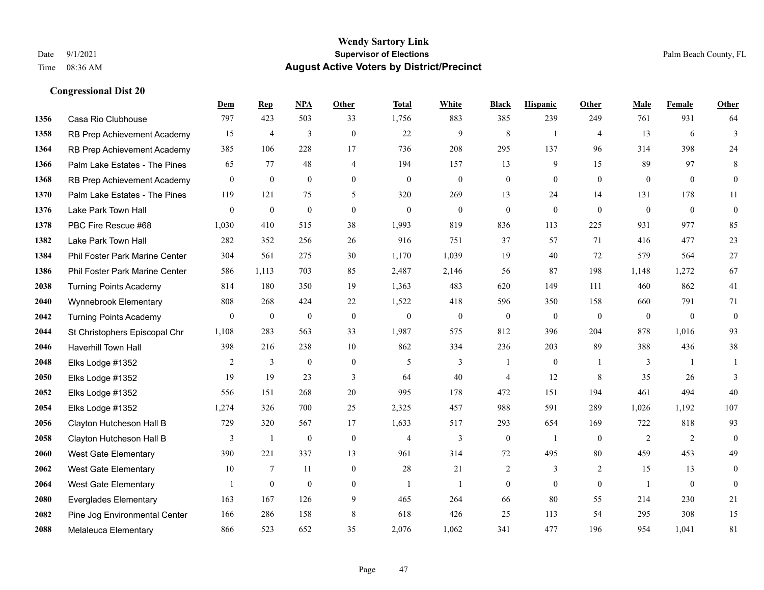**Wendy Sartory Link**

**Supervisor of Elections**

**August Active Voters by District/Precinct**

Date 9/1/2021

Time 08:36 AM

Palm Beach County, FL

**Congressional Dist 20**

| | | Dem | Rep | NPA | Other | Total | White | Black | Hispanic | Other | Male | Female | Other |
|---|---|---|---|---|---|---|---|---|---|---|---|---|---|
| 1356 | Casa Rio Clubhouse | 797 | 423 | 503 | 33 | 1,756 | 883 | 385 | 239 | 249 | 761 | 931 | 64 |
| 1358 | RB Prep Achievement Academy | 15 | 4 | 3 | 0 | 22 | 9 | 8 | 1 | 4 | 13 | 6 | 3 |
| 1364 | RB Prep Achievement Academy | 385 | 106 | 228 | 17 | 736 | 208 | 295 | 137 | 96 | 314 | 398 | 24 |
| 1366 | Palm Lake Estates - The Pines | 65 | 77 | 48 | 4 | 194 | 157 | 13 | 9 | 15 | 89 | 97 | 8 |
| 1368 | RB Prep Achievement Academy | 0 | 0 | 0 | 0 | 0 | 0 | 0 | 0 | 0 | 0 | 0 | 0 |
| 1370 | Palm Lake Estates - The Pines | 119 | 121 | 75 | 5 | 320 | 269 | 13 | 24 | 14 | 131 | 178 | 11 |
| 1376 | Lake Park Town Hall | 0 | 0 | 0 | 0 | 0 | 0 | 0 | 0 | 0 | 0 | 0 | 0 |
| 1378 | PBC Fire Rescue #68 | 1,030 | 410 | 515 | 38 | 1,993 | 819 | 836 | 113 | 225 | 931 | 977 | 85 |
| 1382 | Lake Park Town Hall | 282 | 352 | 256 | 26 | 916 | 751 | 37 | 57 | 71 | 416 | 477 | 23 |
| 1384 | Phil Foster Park Marine Center | 304 | 561 | 275 | 30 | 1,170 | 1,039 | 19 | 40 | 72 | 579 | 564 | 27 |
| 1386 | Phil Foster Park Marine Center | 586 | 1,113 | 703 | 85 | 2,487 | 2,146 | 56 | 87 | 198 | 1,148 | 1,272 | 67 |
| 2038 | Turning Points Academy | 814 | 180 | 350 | 19 | 1,363 | 483 | 620 | 149 | 111 | 460 | 862 | 41 |
| 2040 | Wynnebrook Elementary | 808 | 268 | 424 | 22 | 1,522 | 418 | 596 | 350 | 158 | 660 | 791 | 71 |
| 2042 | Turning Points Academy | 0 | 0 | 0 | 0 | 0 | 0 | 0 | 0 | 0 | 0 | 0 | 0 |
| 2044 | St Christophers Episcopal Chr | 1,108 | 283 | 563 | 33 | 1,987 | 575 | 812 | 396 | 204 | 878 | 1,016 | 93 |
| 2046 | Haverhill Town Hall | 398 | 216 | 238 | 10 | 862 | 334 | 236 | 203 | 89 | 388 | 436 | 38 |
| 2048 | Elks Lodge #1352 | 2 | 3 | 0 | 0 | 5 | 3 | 1 | 0 | 1 | 3 | 1 | 1 |
| 2050 | Elks Lodge #1352 | 19 | 19 | 23 | 3 | 64 | 40 | 4 | 12 | 8 | 35 | 26 | 3 |
| 2052 | Elks Lodge #1352 | 556 | 151 | 268 | 20 | 995 | 178 | 472 | 151 | 194 | 461 | 494 | 40 |
| 2054 | Elks Lodge #1352 | 1,274 | 326 | 700 | 25 | 2,325 | 457 | 988 | 591 | 289 | 1,026 | 1,192 | 107 |
| 2056 | Clayton Hutcheson Hall B | 729 | 320 | 567 | 17 | 1,633 | 517 | 293 | 654 | 169 | 722 | 818 | 93 |
| 2058 | Clayton Hutcheson Hall B | 3 | 1 | 0 | 0 | 4 | 3 | 0 | 1 | 0 | 2 | 2 | 0 |
| 2060 | West Gate Elementary | 390 | 221 | 337 | 13 | 961 | 314 | 72 | 495 | 80 | 459 | 453 | 49 |
| 2062 | West Gate Elementary | 10 | 7 | 11 | 0 | 28 | 21 | 2 | 3 | 2 | 15 | 13 | 0 |
| 2064 | West Gate Elementary | 1 | 0 | 0 | 0 | 1 | 1 | 0 | 0 | 0 | 1 | 0 | 0 |
| 2080 | Everglades Elementary | 163 | 167 | 126 | 9 | 465 | 264 | 66 | 80 | 55 | 214 | 230 | 21 |
| 2082 | Pine Jog Environmental Center | 166 | 286 | 158 | 8 | 618 | 426 | 25 | 113 | 54 | 295 | 308 | 15 |
| 2088 | Melaleuca Elementary | 866 | 523 | 652 | 35 | 2,076 | 1,062 | 341 | 477 | 196 | 954 | 1,041 | 81 |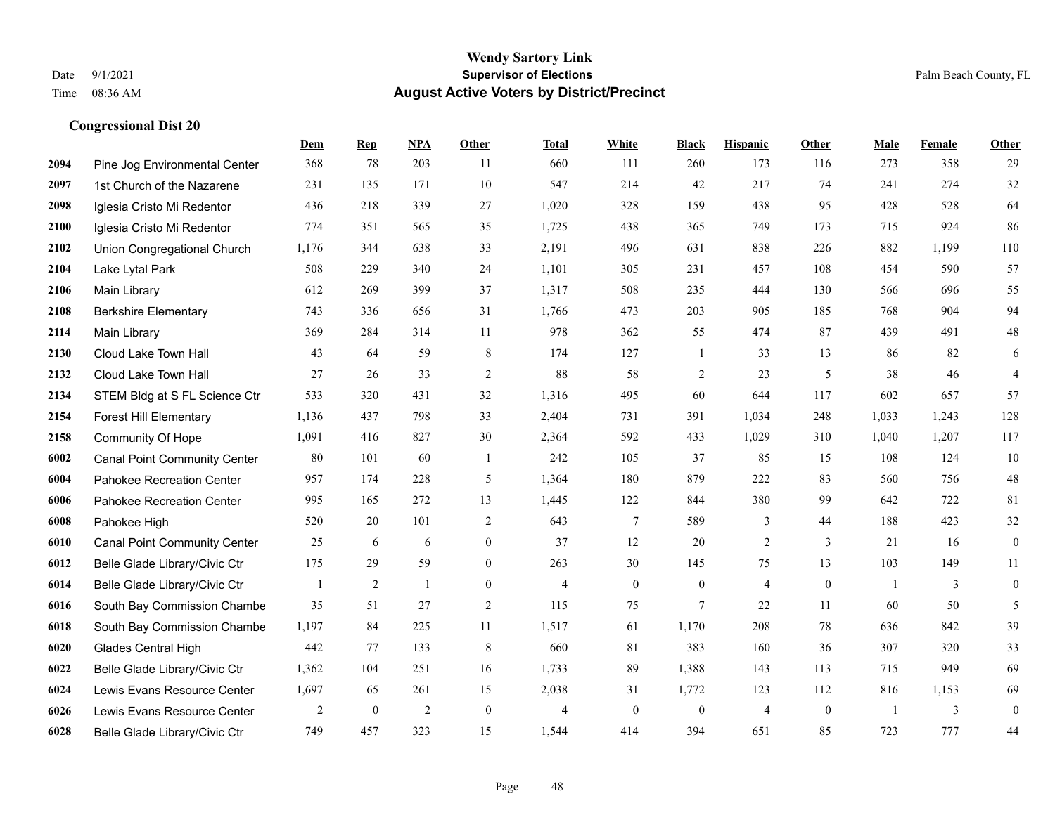# Wendy Sartory Link
## Supervisor of Elections
## August Active Voters by District/Precinct

Date 9/1/2021
Time 08:36 AM

Palm Beach County, FL

### Congressional Dist 20

| | | Dem | Rep | NPA | Other | Total | White | Black | Hispanic | Other | Male | Female | Other |
|---|---|---|---|---|---|---|---|---|---|---|---|---|---|
| 2094 | Pine Jog Environmental Center | 368 | 78 | 203 | 11 | 660 | 111 | 260 | 173 | 116 | 273 | 358 | 29 |
| 2097 | 1st Church of the Nazarene | 231 | 135 | 171 | 10 | 547 | 214 | 42 | 217 | 74 | 241 | 274 | 32 |
| 2098 | Iglesia Cristo Mi Redentor | 436 | 218 | 339 | 27 | 1,020 | 328 | 159 | 438 | 95 | 428 | 528 | 64 |
| 2100 | Iglesia Cristo Mi Redentor | 774 | 351 | 565 | 35 | 1,725 | 438 | 365 | 749 | 173 | 715 | 924 | 86 |
| 2102 | Union Congregational Church | 1,176 | 344 | 638 | 33 | 2,191 | 496 | 631 | 838 | 226 | 882 | 1,199 | 110 |
| 2104 | Lake Lytal Park | 508 | 229 | 340 | 24 | 1,101 | 305 | 231 | 457 | 108 | 454 | 590 | 57 |
| 2106 | Main Library | 612 | 269 | 399 | 37 | 1,317 | 508 | 235 | 444 | 130 | 566 | 696 | 55 |
| 2108 | Berkshire Elementary | 743 | 336 | 656 | 31 | 1,766 | 473 | 203 | 905 | 185 | 768 | 904 | 94 |
| 2114 | Main Library | 369 | 284 | 314 | 11 | 978 | 362 | 55 | 474 | 87 | 439 | 491 | 48 |
| 2130 | Cloud Lake Town Hall | 43 | 64 | 59 | 8 | 174 | 127 | 1 | 33 | 13 | 86 | 82 | 6 |
| 2132 | Cloud Lake Town Hall | 27 | 26 | 33 | 2 | 88 | 58 | 2 | 23 | 5 | 38 | 46 | 4 |
| 2134 | STEM Bldg at S FL Science Ctr | 533 | 320 | 431 | 32 | 1,316 | 495 | 60 | 644 | 117 | 602 | 657 | 57 |
| 2154 | Forest Hill Elementary | 1,136 | 437 | 798 | 33 | 2,404 | 731 | 391 | 1,034 | 248 | 1,033 | 1,243 | 128 |
| 2158 | Community Of Hope | 1,091 | 416 | 827 | 30 | 2,364 | 592 | 433 | 1,029 | 310 | 1,040 | 1,207 | 117 |
| 6002 | Canal Point Community Center | 80 | 101 | 60 | 1 | 242 | 105 | 37 | 85 | 15 | 108 | 124 | 10 |
| 6004 | Pahokee Recreation Center | 957 | 174 | 228 | 5 | 1,364 | 180 | 879 | 222 | 83 | 560 | 756 | 48 |
| 6006 | Pahokee Recreation Center | 995 | 165 | 272 | 13 | 1,445 | 122 | 844 | 380 | 99 | 642 | 722 | 81 |
| 6008 | Pahokee High | 520 | 20 | 101 | 2 | 643 | 7 | 589 | 3 | 44 | 188 | 423 | 32 |
| 6010 | Canal Point Community Center | 25 | 6 | 6 | 0 | 37 | 12 | 20 | 2 | 3 | 21 | 16 | 0 |
| 6012 | Belle Glade Library/Civic Ctr | 175 | 29 | 59 | 0 | 263 | 30 | 145 | 75 | 13 | 103 | 149 | 11 |
| 6014 | Belle Glade Library/Civic Ctr | 1 | 2 | 1 | 0 | 4 | 0 | 0 | 4 | 0 | 1 | 3 | 0 |
| 6016 | South Bay Commission Chambe | 35 | 51 | 27 | 2 | 115 | 75 | 7 | 22 | 11 | 60 | 50 | 5 |
| 6018 | South Bay Commission Chambe | 1,197 | 84 | 225 | 11 | 1,517 | 61 | 1,170 | 208 | 78 | 636 | 842 | 39 |
| 6020 | Glades Central High | 442 | 77 | 133 | 8 | 660 | 81 | 383 | 160 | 36 | 307 | 320 | 33 |
| 6022 | Belle Glade Library/Civic Ctr | 1,362 | 104 | 251 | 16 | 1,733 | 89 | 1,388 | 143 | 113 | 715 | 949 | 69 |
| 6024 | Lewis Evans Resource Center | 1,697 | 65 | 261 | 15 | 2,038 | 31 | 1,772 | 123 | 112 | 816 | 1,153 | 69 |
| 6026 | Lewis Evans Resource Center | 2 | 0 | 2 | 0 | 4 | 0 | 0 | 4 | 0 | 1 | 3 | 0 |
| 6028 | Belle Glade Library/Civic Ctr | 749 | 457 | 323 | 15 | 1,544 | 414 | 394 | 651 | 85 | 723 | 777 | 44 |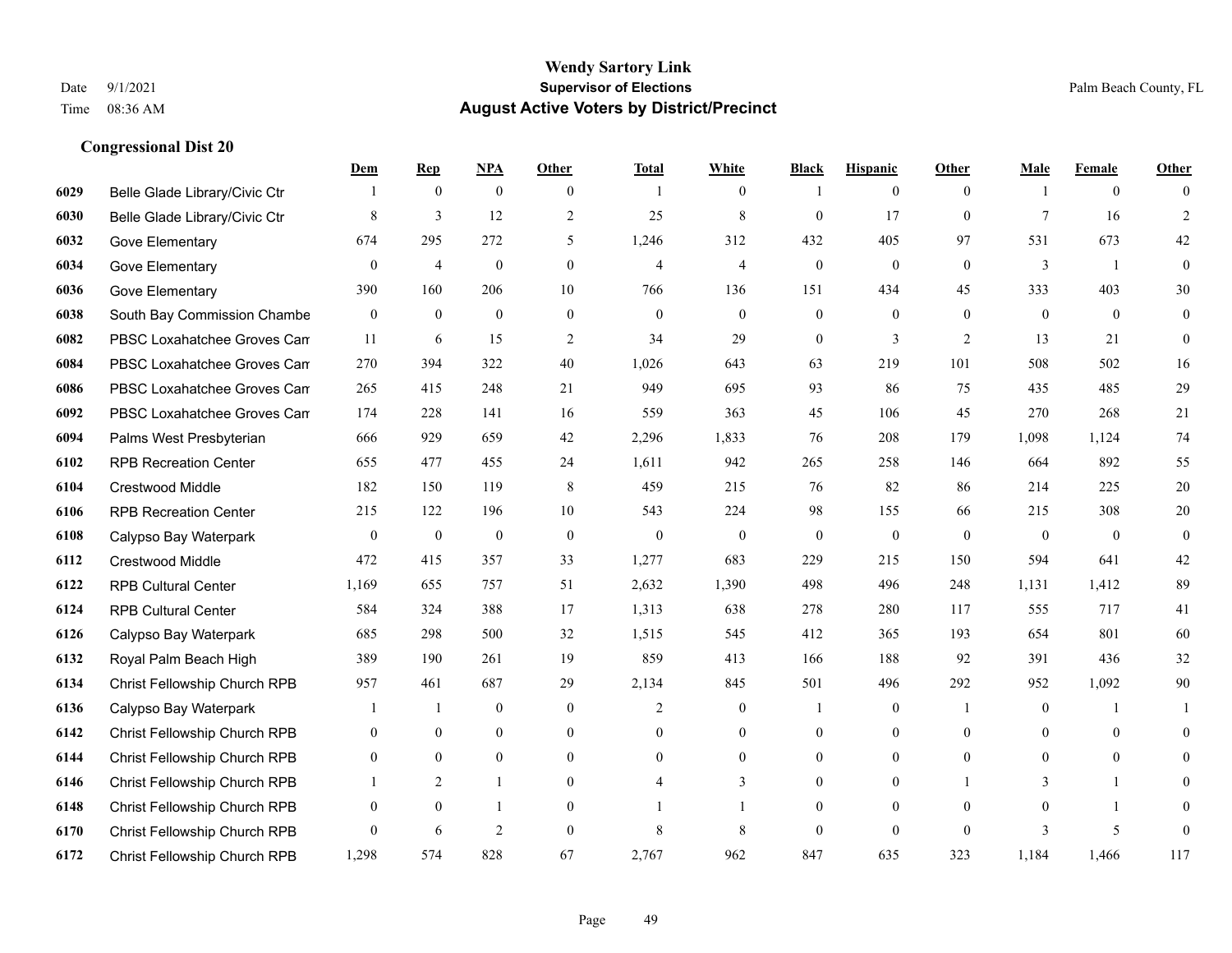# Wendy Sartory Link

Date 9/1/2021 **Supervisor of Elections** Palm Beach County, FL

Time 08:36 AM **August Active Voters by District/Precinct**

### Congressional Dist 20

| | | Dem | Rep | NPA | Other | Total | White | Black | Hispanic | Other | Male | Female | Other |
|---|---|---|---|---|---|---|---|---|---|---|---|---|---|
| 6029 | Belle Glade Library/Civic Ctr | 1 | 0 | 0 | 0 | 1 | 0 | 1 | 0 | 0 | 1 | 0 | 0 |
| 6030 | Belle Glade Library/Civic Ctr | 8 | 3 | 12 | 2 | 25 | 8 | 0 | 17 | 0 | 7 | 16 | 2 |
| 6032 | Gove Elementary | 674 | 295 | 272 | 5 | 1,246 | 312 | 432 | 405 | 97 | 531 | 673 | 42 |
| 6034 | Gove Elementary | 0 | 4 | 0 | 0 | 4 | 4 | 0 | 0 | 0 | 3 | 1 | 0 |
| 6036 | Gove Elementary | 390 | 160 | 206 | 10 | 766 | 136 | 151 | 434 | 45 | 333 | 403 | 30 |
| 6038 | South Bay Commission Chambe | 0 | 0 | 0 | 0 | 0 | 0 | 0 | 0 | 0 | 0 | 0 | 0 |
| 6082 | PBSC Loxahatchee Groves Cam | 11 | 6 | 15 | 2 | 34 | 29 | 0 | 3 | 2 | 13 | 21 | 0 |
| 6084 | PBSC Loxahatchee Groves Cam | 270 | 394 | 322 | 40 | 1,026 | 643 | 63 | 219 | 101 | 508 | 502 | 16 |
| 6086 | PBSC Loxahatchee Groves Cam | 265 | 415 | 248 | 21 | 949 | 695 | 93 | 86 | 75 | 435 | 485 | 29 |
| 6092 | PBSC Loxahatchee Groves Cam | 174 | 228 | 141 | 16 | 559 | 363 | 45 | 106 | 45 | 270 | 268 | 21 |
| 6094 | Palms West Presbyterian | 666 | 929 | 659 | 42 | 2,296 | 1,833 | 76 | 208 | 179 | 1,098 | 1,124 | 74 |
| 6102 | RPB Recreation Center | 655 | 477 | 455 | 24 | 1,611 | 942 | 265 | 258 | 146 | 664 | 892 | 55 |
| 6104 | Crestwood Middle | 182 | 150 | 119 | 8 | 459 | 215 | 76 | 82 | 86 | 214 | 225 | 20 |
| 6106 | RPB Recreation Center | 215 | 122 | 196 | 10 | 543 | 224 | 98 | 155 | 66 | 215 | 308 | 20 |
| 6108 | Calypso Bay Waterpark | 0 | 0 | 0 | 0 | 0 | 0 | 0 | 0 | 0 | 0 | 0 | 0 |
| 6112 | Crestwood Middle | 472 | 415 | 357 | 33 | 1,277 | 683 | 229 | 215 | 150 | 594 | 641 | 42 |
| 6122 | RPB Cultural Center | 1,169 | 655 | 757 | 51 | 2,632 | 1,390 | 498 | 496 | 248 | 1,131 | 1,412 | 89 |
| 6124 | RPB Cultural Center | 584 | 324 | 388 | 17 | 1,313 | 638 | 278 | 280 | 117 | 555 | 717 | 41 |
| 6126 | Calypso Bay Waterpark | 685 | 298 | 500 | 32 | 1,515 | 545 | 412 | 365 | 193 | 654 | 801 | 60 |
| 6132 | Royal Palm Beach High | 389 | 190 | 261 | 19 | 859 | 413 | 166 | 188 | 92 | 391 | 436 | 32 |
| 6134 | Christ Fellowship Church RPB | 957 | 461 | 687 | 29 | 2,134 | 845 | 501 | 496 | 292 | 952 | 1,092 | 90 |
| 6136 | Calypso Bay Waterpark | 1 | 1 | 0 | 0 | 2 | 0 | 1 | 0 | 1 | 0 | 1 | 1 |
| 6142 | Christ Fellowship Church RPB | 0 | 0 | 0 | 0 | 0 | 0 | 0 | 0 | 0 | 0 | 0 | 0 |
| 6144 | Christ Fellowship Church RPB | 0 | 0 | 0 | 0 | 0 | 0 | 0 | 0 | 0 | 0 | 0 | 0 |
| 6146 | Christ Fellowship Church RPB | 1 | 2 | 1 | 0 | 4 | 3 | 0 | 0 | 1 | 3 | 1 | 0 |
| 6148 | Christ Fellowship Church RPB | 0 | 0 | 1 | 0 | 1 | 1 | 0 | 0 | 0 | 0 | 1 | 0 |
| 6170 | Christ Fellowship Church RPB | 0 | 6 | 2 | 0 | 8 | 8 | 0 | 0 | 0 | 3 | 5 | 0 |
| 6172 | Christ Fellowship Church RPB | 1,298 | 574 | 828 | 67 | 2,767 | 962 | 847 | 635 | 323 | 1,184 | 1,466 | 117 |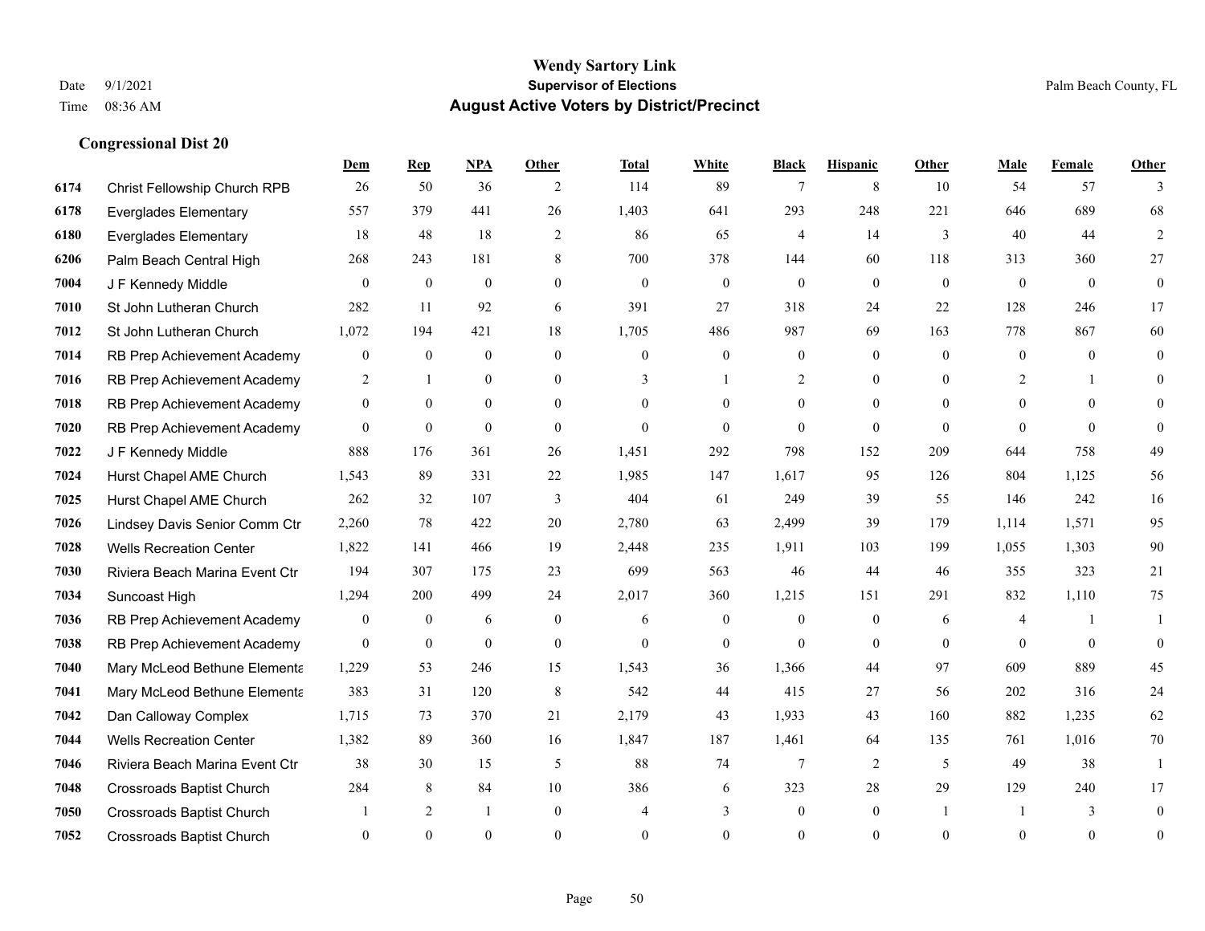# Wendy Sartory Link
## Supervisor of Elections
## August Active Voters by District/Precinct

Date 9/1/2021
Time 08:36 AM

Palm Beach County, FL

### Congressional Dist 20

| | | Dem | Rep | NPA | Other | Total | White | Black | Hispanic | Other | Male | Female | Other |
|---|---|---|---|---|---|---|---|---|---|---|---|---|---|
| 6174 | Christ Fellowship Church RPB | 26 | 50 | 36 | 2 | 114 | 89 | 7 | 8 | 10 | 54 | 57 | 3 |
| 6178 | Everglades Elementary | 557 | 379 | 441 | 26 | 1,403 | 641 | 293 | 248 | 221 | 646 | 689 | 68 |
| 6180 | Everglades Elementary | 18 | 48 | 18 | 2 | 86 | 65 | 4 | 14 | 3 | 40 | 44 | 2 |
| 6206 | Palm Beach Central High | 268 | 243 | 181 | 8 | 700 | 378 | 144 | 60 | 118 | 313 | 360 | 27 |
| 7004 | J F Kennedy Middle | 0 | 0 | 0 | 0 | 0 | 0 | 0 | 0 | 0 | 0 | 0 | 0 |
| 7010 | St John Lutheran Church | 282 | 11 | 92 | 6 | 391 | 27 | 318 | 24 | 22 | 128 | 246 | 17 |
| 7012 | St John Lutheran Church | 1,072 | 194 | 421 | 18 | 1,705 | 486 | 987 | 69 | 163 | 778 | 867 | 60 |
| 7014 | RB Prep Achievement Academy | 0 | 0 | 0 | 0 | 0 | 0 | 0 | 0 | 0 | 0 | 0 | 0 |
| 7016 | RB Prep Achievement Academy | 2 | 1 | 0 | 0 | 3 | 1 | 2 | 0 | 0 | 2 | 1 | 0 |
| 7018 | RB Prep Achievement Academy | 0 | 0 | 0 | 0 | 0 | 0 | 0 | 0 | 0 | 0 | 0 | 0 |
| 7020 | RB Prep Achievement Academy | 0 | 0 | 0 | 0 | 0 | 0 | 0 | 0 | 0 | 0 | 0 | 0 |
| 7022 | J F Kennedy Middle | 888 | 176 | 361 | 26 | 1,451 | 292 | 798 | 152 | 209 | 644 | 758 | 49 |
| 7024 | Hurst Chapel AME Church | 1,543 | 89 | 331 | 22 | 1,985 | 147 | 1,617 | 95 | 126 | 804 | 1,125 | 56 |
| 7025 | Hurst Chapel AME Church | 262 | 32 | 107 | 3 | 404 | 61 | 249 | 39 | 55 | 146 | 242 | 16 |
| 7026 | Lindsey Davis Senior Comm Ctr | 2,260 | 78 | 422 | 20 | 2,780 | 63 | 2,499 | 39 | 179 | 1,114 | 1,571 | 95 |
| 7028 | Wells Recreation Center | 1,822 | 141 | 466 | 19 | 2,448 | 235 | 1,911 | 103 | 199 | 1,055 | 1,303 | 90 |
| 7030 | Riviera Beach Marina Event Ctr | 194 | 307 | 175 | 23 | 699 | 563 | 46 | 44 | 46 | 355 | 323 | 21 |
| 7034 | Suncoast High | 1,294 | 200 | 499 | 24 | 2,017 | 360 | 1,215 | 151 | 291 | 832 | 1,110 | 75 |
| 7036 | RB Prep Achievement Academy | 0 | 0 | 6 | 0 | 6 | 0 | 0 | 0 | 6 | 4 | 1 | 1 |
| 7038 | RB Prep Achievement Academy | 0 | 0 | 0 | 0 | 0 | 0 | 0 | 0 | 0 | 0 | 0 | 0 |
| 7040 | Mary McLeod Bethune Elementa | 1,229 | 53 | 246 | 15 | 1,543 | 36 | 1,366 | 44 | 97 | 609 | 889 | 45 |
| 7041 | Mary McLeod Bethune Elementa | 383 | 31 | 120 | 8 | 542 | 44 | 415 | 27 | 56 | 202 | 316 | 24 |
| 7042 | Dan Calloway Complex | 1,715 | 73 | 370 | 21 | 2,179 | 43 | 1,933 | 43 | 160 | 882 | 1,235 | 62 |
| 7044 | Wells Recreation Center | 1,382 | 89 | 360 | 16 | 1,847 | 187 | 1,461 | 64 | 135 | 761 | 1,016 | 70 |
| 7046 | Riviera Beach Marina Event Ctr | 38 | 30 | 15 | 5 | 88 | 74 | 7 | 2 | 5 | 49 | 38 | 1 |
| 7048 | Crossroads Baptist Church | 284 | 8 | 84 | 10 | 386 | 6 | 323 | 28 | 29 | 129 | 240 | 17 |
| 7050 | Crossroads Baptist Church | 1 | 2 | 1 | 0 | 4 | 3 | 0 | 0 | 1 | 1 | 3 | 0 |
| 7052 | Crossroads Baptist Church | 0 | 0 | 0 | 0 | 0 | 0 | 0 | 0 | 0 | 0 | 0 | 0 |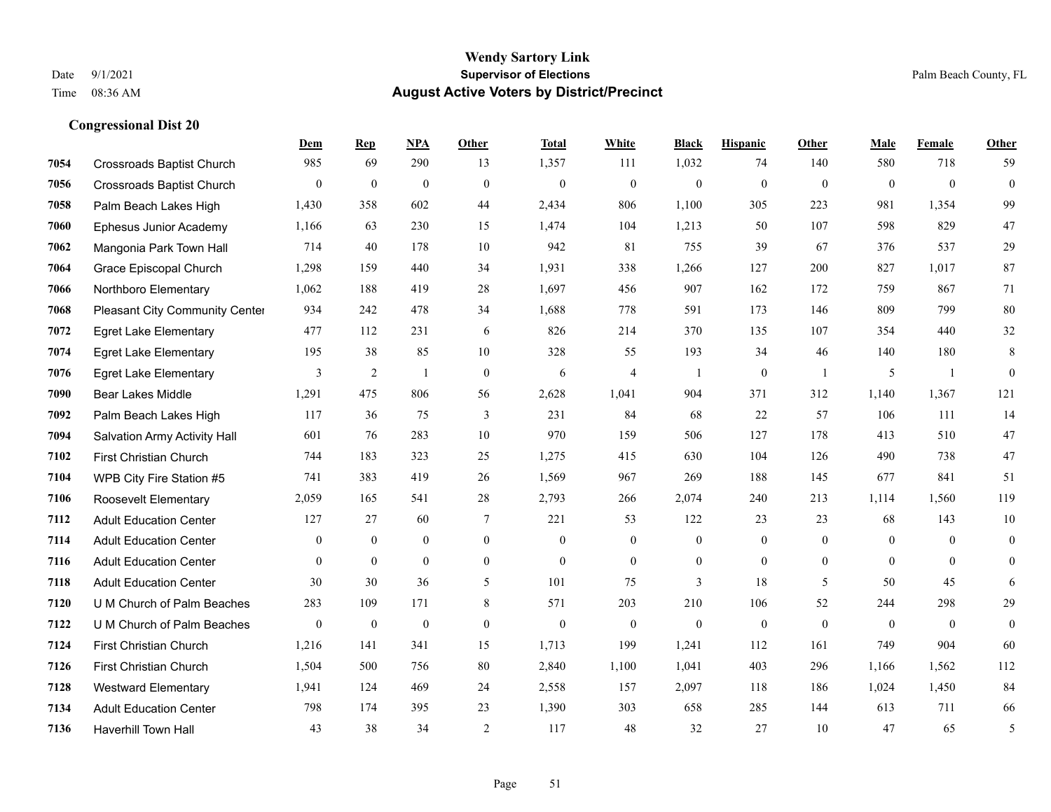**Wendy Sartory Link**
**Supervisor of Elections**
**August Active Voters by District/Precinct**

Date 9/1/2021
Time 08:36 AM

Palm Beach County, FL

### Congressional Dist 20

| | | Dem | Rep | NPA | Other | Total | White | Black | Hispanic | Other | Male | Female | Other |
|---|---|---|---|---|---|---|---|---|---|---|---|---|---|
| 7054 | Crossroads Baptist Church | 985 | 69 | 290 | 13 | 1,357 | 111 | 1,032 | 74 | 140 | 580 | 718 | 59 |
| 7056 | Crossroads Baptist Church | 0 | 0 | 0 | 0 | 0 | 0 | 0 | 0 | 0 | 0 | 0 | 0 |
| 7058 | Palm Beach Lakes High | 1,430 | 358 | 602 | 44 | 2,434 | 806 | 1,100 | 305 | 223 | 981 | 1,354 | 99 |
| 7060 | Ephesus Junior Academy | 1,166 | 63 | 230 | 15 | 1,474 | 104 | 1,213 | 50 | 107 | 598 | 829 | 47 |
| 7062 | Mangonia Park Town Hall | 714 | 40 | 178 | 10 | 942 | 81 | 755 | 39 | 67 | 376 | 537 | 29 |
| 7064 | Grace Episcopal Church | 1,298 | 159 | 440 | 34 | 1,931 | 338 | 1,266 | 127 | 200 | 827 | 1,017 | 87 |
| 7066 | Northboro Elementary | 1,062 | 188 | 419 | 28 | 1,697 | 456 | 907 | 162 | 172 | 759 | 867 | 71 |
| 7068 | Pleasant City Community Center | 934 | 242 | 478 | 34 | 1,688 | 778 | 591 | 173 | 146 | 809 | 799 | 80 |
| 7072 | Egret Lake Elementary | 477 | 112 | 231 | 6 | 826 | 214 | 370 | 135 | 107 | 354 | 440 | 32 |
| 7074 | Egret Lake Elementary | 195 | 38 | 85 | 10 | 328 | 55 | 193 | 34 | 46 | 140 | 180 | 8 |
| 7076 | Egret Lake Elementary | 3 | 2 | 1 | 0 | 6 | 4 | 1 | 0 | 1 | 5 | 1 | 0 |
| 7090 | Bear Lakes Middle | 1,291 | 475 | 806 | 56 | 2,628 | 1,041 | 904 | 371 | 312 | 1,140 | 1,367 | 121 |
| 7092 | Palm Beach Lakes High | 117 | 36 | 75 | 3 | 231 | 84 | 68 | 22 | 57 | 106 | 111 | 14 |
| 7094 | Salvation Army Activity Hall | 601 | 76 | 283 | 10 | 970 | 159 | 506 | 127 | 178 | 413 | 510 | 47 |
| 7102 | First Christian Church | 744 | 183 | 323 | 25 | 1,275 | 415 | 630 | 104 | 126 | 490 | 738 | 47 |
| 7104 | WPB City Fire Station #5 | 741 | 383 | 419 | 26 | 1,569 | 967 | 269 | 188 | 145 | 677 | 841 | 51 |
| 7106 | Roosevelt Elementary | 2,059 | 165 | 541 | 28 | 2,793 | 266 | 2,074 | 240 | 213 | 1,114 | 1,560 | 119 |
| 7112 | Adult Education Center | 127 | 27 | 60 | 7 | 221 | 53 | 122 | 23 | 23 | 68 | 143 | 10 |
| 7114 | Adult Education Center | 0 | 0 | 0 | 0 | 0 | 0 | 0 | 0 | 0 | 0 | 0 | 0 |
| 7116 | Adult Education Center | 0 | 0 | 0 | 0 | 0 | 0 | 0 | 0 | 0 | 0 | 0 | 0 |
| 7118 | Adult Education Center | 30 | 30 | 36 | 5 | 101 | 75 | 3 | 18 | 5 | 50 | 45 | 6 |
| 7120 | U M Church of Palm Beaches | 283 | 109 | 171 | 8 | 571 | 203 | 210 | 106 | 52 | 244 | 298 | 29 |
| 7122 | U M Church of Palm Beaches | 0 | 0 | 0 | 0 | 0 | 0 | 0 | 0 | 0 | 0 | 0 | 0 |
| 7124 | First Christian Church | 1,216 | 141 | 341 | 15 | 1,713 | 199 | 1,241 | 112 | 161 | 749 | 904 | 60 |
| 7126 | First Christian Church | 1,504 | 500 | 756 | 80 | 2,840 | 1,100 | 1,041 | 403 | 296 | 1,166 | 1,562 | 112 |
| 7128 | Westward Elementary | 1,941 | 124 | 469 | 24 | 2,558 | 157 | 2,097 | 118 | 186 | 1,024 | 1,450 | 84 |
| 7134 | Adult Education Center | 798 | 174 | 395 | 23 | 1,390 | 303 | 658 | 285 | 144 | 613 | 711 | 66 |
| 7136 | Haverhill Town Hall | 43 | 38 | 34 | 2 | 117 | 48 | 32 | 27 | 10 | 47 | 65 | 5 |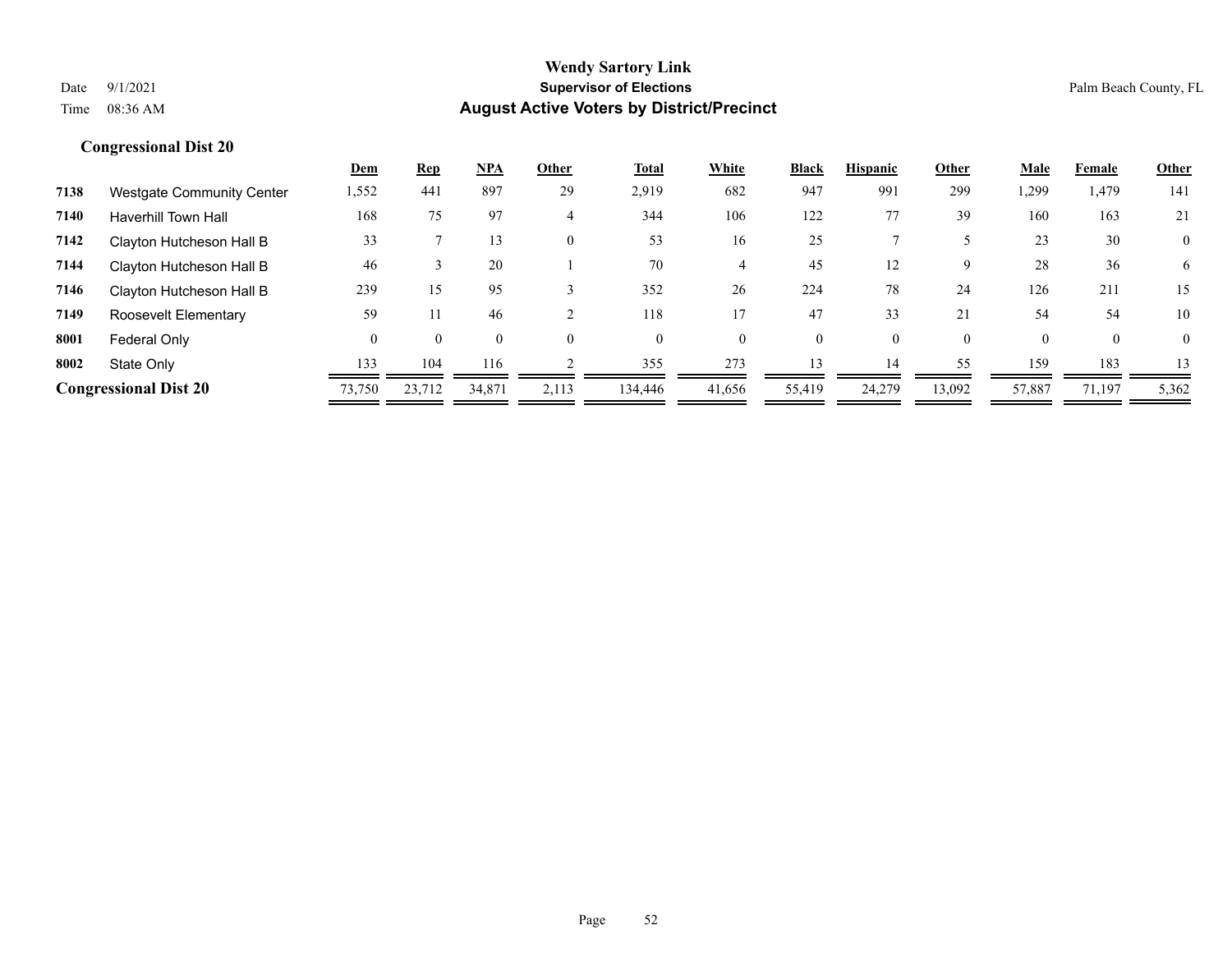**Wendy Sartory Link**
**Supervisor of Elections**
**August Active Voters by District/Precinct**

Date 9/1/2021
Time 08:36 AM

Palm Beach County, FL

## Congressional Dist 20

| | | Dem | Rep | NPA | Other | Total | White | Black | Hispanic | Other | Male | Female | Other |
|---|---|---|---|---|---|---|---|---|---|---|---|---|---|
| 7138 | Westgate Community Center | 1,552 | 441 | 897 | 29 | 2,919 | 682 | 947 | 991 | 299 | 1,299 | 1,479 | 141 |
| 7140 | Haverhill Town Hall | 168 | 75 | 97 | 4 | 344 | 106 | 122 | 77 | 39 | 160 | 163 | 21 |
| 7142 | Clayton Hutcheson Hall B | 33 | 7 | 13 | 0 | 53 | 16 | 25 | 7 | 5 | 23 | 30 | 0 |
| 7144 | Clayton Hutcheson Hall B | 46 | 3 | 20 | 1 | 70 | 4 | 45 | 12 | 9 | 28 | 36 | 6 |
| 7146 | Clayton Hutcheson Hall B | 239 | 15 | 95 | 3 | 352 | 26 | 224 | 78 | 24 | 126 | 211 | 15 |
| 7149 | Roosevelt Elementary | 59 | 11 | 46 | 2 | 118 | 17 | 47 | 33 | 21 | 54 | 54 | 10 |
| 8001 | Federal Only | 0 | 0 | 0 | 0 | 0 | 0 | 0 | 0 | 0 | 0 | 0 | 0 |
| 8002 | State Only | 133 | 104 | 116 | 2 | 355 | 273 | 13 | 14 | 55 | 159 | 183 | 13 |
| **Congressional Dist 20** | | 73,750 | 23,712 | 34,871 | 2,113 | 134,446 | 41,656 | 55,419 | 24,279 | 13,092 | 57,887 | 71,197 | 5,362 |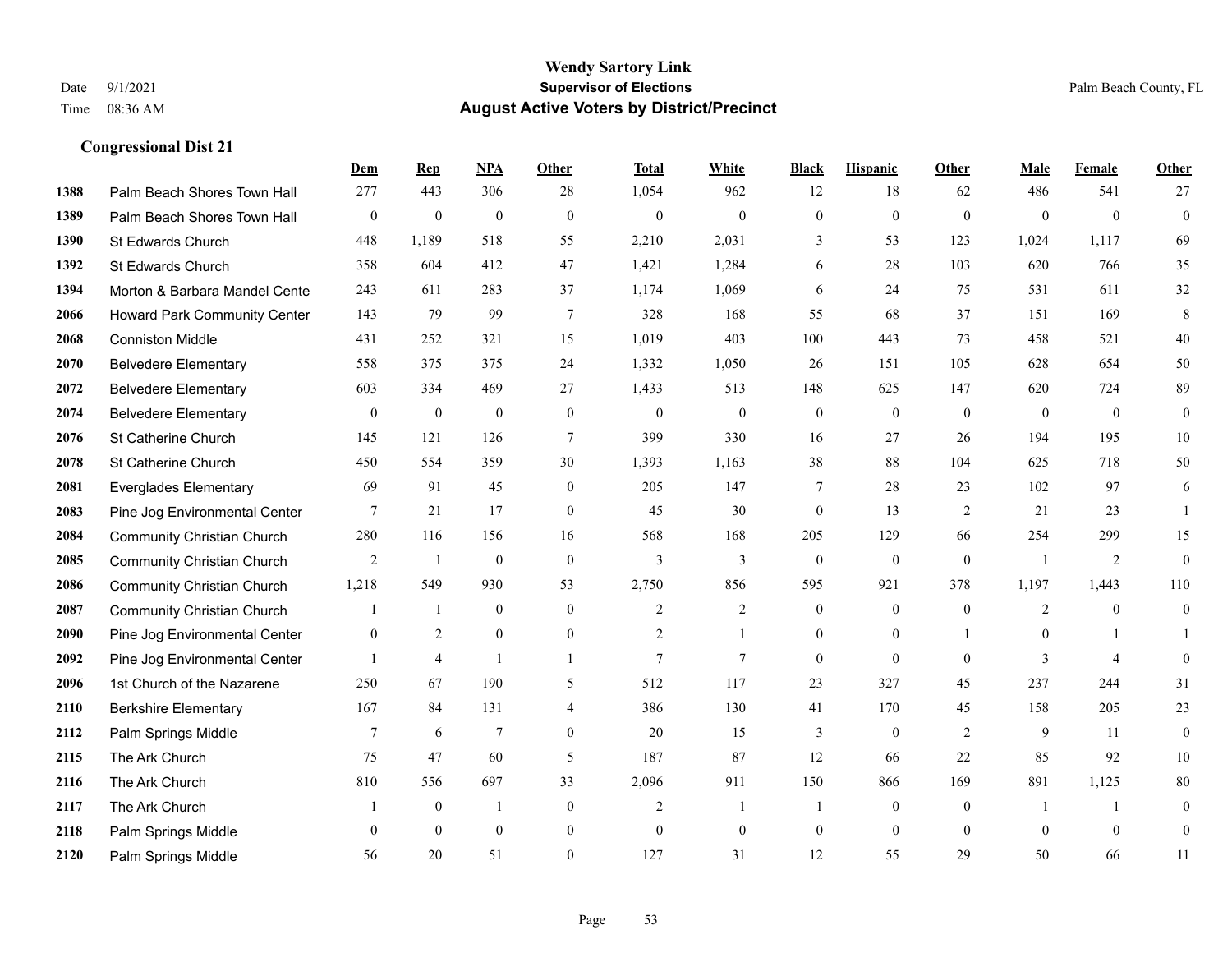# Wendy Sartory Link

**Supervisor of Elections**

**August Active Voters by District/Precinct**

Date 9/1/2021
Time 08:36 AM

Palm Beach County, FL

### Congressional Dist 21

| | | Dem | Rep | NPA | Other | Total | White | Black | Hispanic | Other | Male | Female | Other |
|---|---|---|---|---|---|---|---|---|---|---|---|---|---|
| 1388 | Palm Beach Shores Town Hall | 277 | 443 | 306 | 28 | 1,054 | 962 | 12 | 18 | 62 | 486 | 541 | 27 |
| 1389 | Palm Beach Shores Town Hall | 0 | 0 | 0 | 0 | 0 | 0 | 0 | 0 | 0 | 0 | 0 | 0 |
| 1390 | St Edwards Church | 448 | 1,189 | 518 | 55 | 2,210 | 2,031 | 3 | 53 | 123 | 1,024 | 1,117 | 69 |
| 1392 | St Edwards Church | 358 | 604 | 412 | 47 | 1,421 | 1,284 | 6 | 28 | 103 | 620 | 766 | 35 |
| 1394 | Morton & Barbara Mandel Cente | 243 | 611 | 283 | 37 | 1,174 | 1,069 | 6 | 24 | 75 | 531 | 611 | 32 |
| 2066 | Howard Park Community Center | 143 | 79 | 99 | 7 | 328 | 168 | 55 | 68 | 37 | 151 | 169 | 8 |
| 2068 | Conniston Middle | 431 | 252 | 321 | 15 | 1,019 | 403 | 100 | 443 | 73 | 458 | 521 | 40 |
| 2070 | Belvedere Elementary | 558 | 375 | 375 | 24 | 1,332 | 1,050 | 26 | 151 | 105 | 628 | 654 | 50 |
| 2072 | Belvedere Elementary | 603 | 334 | 469 | 27 | 1,433 | 513 | 148 | 625 | 147 | 620 | 724 | 89 |
| 2074 | Belvedere Elementary | 0 | 0 | 0 | 0 | 0 | 0 | 0 | 0 | 0 | 0 | 0 | 0 |
| 2076 | St Catherine Church | 145 | 121 | 126 | 7 | 399 | 330 | 16 | 27 | 26 | 194 | 195 | 10 |
| 2078 | St Catherine Church | 450 | 554 | 359 | 30 | 1,393 | 1,163 | 38 | 88 | 104 | 625 | 718 | 50 |
| 2081 | Everglades Elementary | 69 | 91 | 45 | 0 | 205 | 147 | 7 | 28 | 23 | 102 | 97 | 6 |
| 2083 | Pine Jog Environmental Center | 7 | 21 | 17 | 0 | 45 | 30 | 0 | 13 | 2 | 21 | 23 | 1 |
| 2084 | Community Christian Church | 280 | 116 | 156 | 16 | 568 | 168 | 205 | 129 | 66 | 254 | 299 | 15 |
| 2085 | Community Christian Church | 2 | 1 | 0 | 0 | 3 | 3 | 0 | 0 | 0 | 1 | 2 | 0 |
| 2086 | Community Christian Church | 1,218 | 549 | 930 | 53 | 2,750 | 856 | 595 | 921 | 378 | 1,197 | 1,443 | 110 |
| 2087 | Community Christian Church | 1 | 1 | 0 | 0 | 2 | 2 | 0 | 0 | 0 | 2 | 0 | 0 |
| 2090 | Pine Jog Environmental Center | 0 | 2 | 0 | 0 | 2 | 1 | 0 | 0 | 1 | 0 | 1 | 1 |
| 2092 | Pine Jog Environmental Center | 1 | 4 | 1 | 1 | 7 | 7 | 0 | 0 | 0 | 3 | 4 | 0 |
| 2096 | 1st Church of the Nazarene | 250 | 67 | 190 | 5 | 512 | 117 | 23 | 327 | 45 | 237 | 244 | 31 |
| 2110 | Berkshire Elementary | 167 | 84 | 131 | 4 | 386 | 130 | 41 | 170 | 45 | 158 | 205 | 23 |
| 2112 | Palm Springs Middle | 7 | 6 | 7 | 0 | 20 | 15 | 3 | 0 | 2 | 9 | 11 | 0 |
| 2115 | The Ark Church | 75 | 47 | 60 | 5 | 187 | 87 | 12 | 66 | 22 | 85 | 92 | 10 |
| 2116 | The Ark Church | 810 | 556 | 697 | 33 | 2,096 | 911 | 150 | 866 | 169 | 891 | 1,125 | 80 |
| 2117 | The Ark Church | 1 | 0 | 1 | 0 | 2 | 1 | 1 | 0 | 0 | 1 | 1 | 0 |
| 2118 | Palm Springs Middle | 0 | 0 | 0 | 0 | 0 | 0 | 0 | 0 | 0 | 0 | 0 | 0 |
| 2120 | Palm Springs Middle | 56 | 20 | 51 | 0 | 127 | 31 | 12 | 55 | 29 | 50 | 66 | 11 |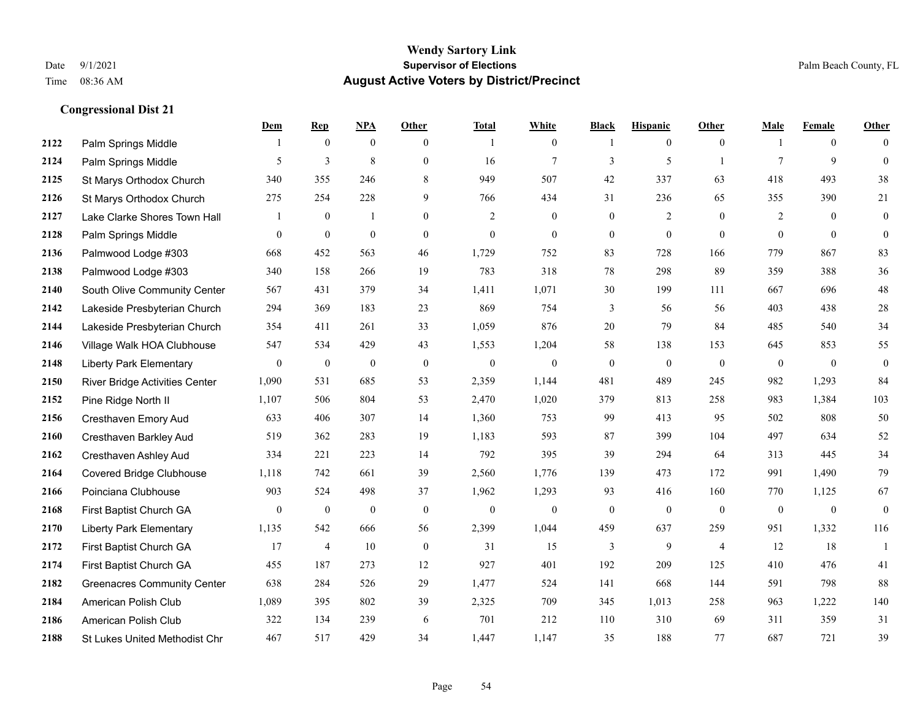# Wendy Sartory Link
## Supervisor of Elections
## August Active Voters by District/Precinct

Date 9/1/2021
Time 08:36 AM

Palm Beach County, FL

### Congressional Dist 21

| | | Dem | Rep | NPA | Other | Total | White | Black | Hispanic | Other | Male | Female | Other |
|---|---|---|---|---|---|---|---|---|---|---|---|---|---|
| 2122 | Palm Springs Middle | 1 | 0 | 0 | 0 | 1 | 0 | 1 | 0 | 0 | 1 | 0 | 0 |
| 2124 | Palm Springs Middle | 5 | 3 | 8 | 0 | 16 | 7 | 3 | 5 | 1 | 7 | 9 | 0 |
| 2125 | St Marys Orthodox Church | 340 | 355 | 246 | 8 | 949 | 507 | 42 | 337 | 63 | 418 | 493 | 38 |
| 2126 | St Marys Orthodox Church | 275 | 254 | 228 | 9 | 766 | 434 | 31 | 236 | 65 | 355 | 390 | 21 |
| 2127 | Lake Clarke Shores Town Hall | 1 | 0 | 1 | 0 | 2 | 0 | 0 | 2 | 0 | 2 | 0 | 0 |
| 2128 | Palm Springs Middle | 0 | 0 | 0 | 0 | 0 | 0 | 0 | 0 | 0 | 0 | 0 | 0 |
| 2136 | Palmwood Lodge #303 | 668 | 452 | 563 | 46 | 1,729 | 752 | 83 | 728 | 166 | 779 | 867 | 83 |
| 2138 | Palmwood Lodge #303 | 340 | 158 | 266 | 19 | 783 | 318 | 78 | 298 | 89 | 359 | 388 | 36 |
| 2140 | South Olive Community Center | 567 | 431 | 379 | 34 | 1,411 | 1,071 | 30 | 199 | 111 | 667 | 696 | 48 |
| 2142 | Lakeside Presbyterian Church | 294 | 369 | 183 | 23 | 869 | 754 | 3 | 56 | 56 | 403 | 438 | 28 |
| 2144 | Lakeside Presbyterian Church | 354 | 411 | 261 | 33 | 1,059 | 876 | 20 | 79 | 84 | 485 | 540 | 34 |
| 2146 | Village Walk HOA Clubhouse | 547 | 534 | 429 | 43 | 1,553 | 1,204 | 58 | 138 | 153 | 645 | 853 | 55 |
| 2148 | Liberty Park Elementary | 0 | 0 | 0 | 0 | 0 | 0 | 0 | 0 | 0 | 0 | 0 | 0 |
| 2150 | River Bridge Activities Center | 1,090 | 531 | 685 | 53 | 2,359 | 1,144 | 481 | 489 | 245 | 982 | 1,293 | 84 |
| 2152 | Pine Ridge North II | 1,107 | 506 | 804 | 53 | 2,470 | 1,020 | 379 | 813 | 258 | 983 | 1,384 | 103 |
| 2156 | Cresthaven Emory Aud | 633 | 406 | 307 | 14 | 1,360 | 753 | 99 | 413 | 95 | 502 | 808 | 50 |
| 2160 | Cresthaven Barkley Aud | 519 | 362 | 283 | 19 | 1,183 | 593 | 87 | 399 | 104 | 497 | 634 | 52 |
| 2162 | Cresthaven Ashley Aud | 334 | 221 | 223 | 14 | 792 | 395 | 39 | 294 | 64 | 313 | 445 | 34 |
| 2164 | Covered Bridge Clubhouse | 1,118 | 742 | 661 | 39 | 2,560 | 1,776 | 139 | 473 | 172 | 991 | 1,490 | 79 |
| 2166 | Poinciana Clubhouse | 903 | 524 | 498 | 37 | 1,962 | 1,293 | 93 | 416 | 160 | 770 | 1,125 | 67 |
| 2168 | First Baptist Church GA | 0 | 0 | 0 | 0 | 0 | 0 | 0 | 0 | 0 | 0 | 0 | 0 |
| 2170 | Liberty Park Elementary | 1,135 | 542 | 666 | 56 | 2,399 | 1,044 | 459 | 637 | 259 | 951 | 1,332 | 116 |
| 2172 | First Baptist Church GA | 17 | 4 | 10 | 0 | 31 | 15 | 3 | 9 | 4 | 12 | 18 | 1 |
| 2174 | First Baptist Church GA | 455 | 187 | 273 | 12 | 927 | 401 | 192 | 209 | 125 | 410 | 476 | 41 |
| 2182 | Greenacres Community Center | 638 | 284 | 526 | 29 | 1,477 | 524 | 141 | 668 | 144 | 591 | 798 | 88 |
| 2184 | American Polish Club | 1,089 | 395 | 802 | 39 | 2,325 | 709 | 345 | 1,013 | 258 | 963 | 1,222 | 140 |
| 2186 | American Polish Club | 322 | 134 | 239 | 6 | 701 | 212 | 110 | 310 | 69 | 311 | 359 | 31 |
| 2188 | St Lukes United Methodist Chr | 467 | 517 | 429 | 34 | 1,447 | 1,147 | 35 | 188 | 77 | 687 | 721 | 39 |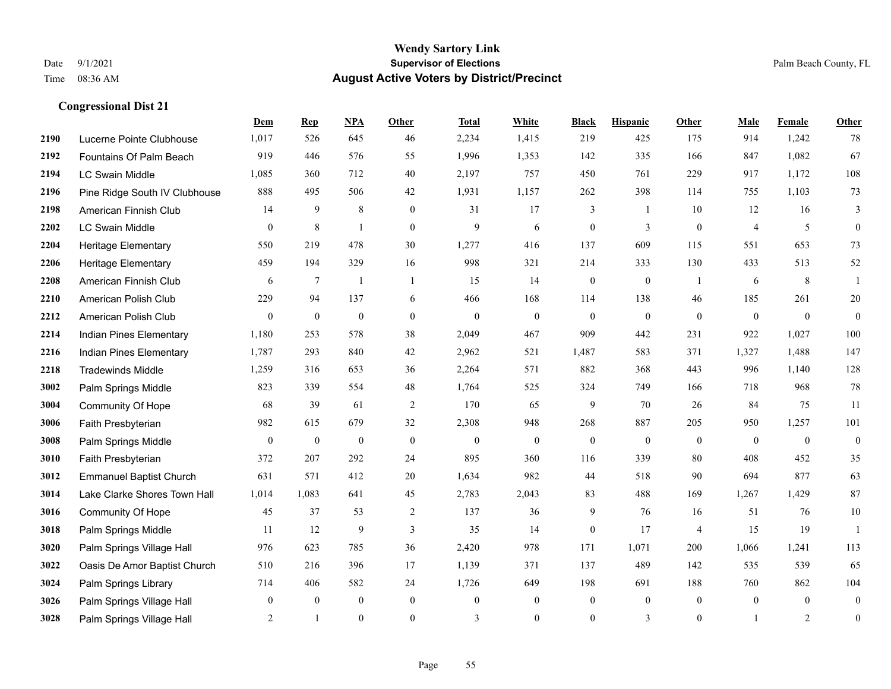**Wendy Sartory Link**
**Supervisor of Elections**
**August Active Voters by District/Precinct**

Date 9/1/2021
Time 08:36 AM

Palm Beach County, FL

### Congressional Dist 21

| | | Dem | Rep | NPA | Other | Total | White | Black | Hispanic | Other | Male | Female | Other |
|---|---|---|---|---|---|---|---|---|---|---|---|---|---|
| 2190 | Lucerne Pointe Clubhouse | 1,017 | 526 | 645 | 46 | 2,234 | 1,415 | 219 | 425 | 175 | 914 | 1,242 | 78 |
| 2192 | Fountains Of Palm Beach | 919 | 446 | 576 | 55 | 1,996 | 1,353 | 142 | 335 | 166 | 847 | 1,082 | 67 |
| 2194 | LC Swain Middle | 1,085 | 360 | 712 | 40 | 2,197 | 757 | 450 | 761 | 229 | 917 | 1,172 | 108 |
| 2196 | Pine Ridge South IV Clubhouse | 888 | 495 | 506 | 42 | 1,931 | 1,157 | 262 | 398 | 114 | 755 | 1,103 | 73 |
| 2198 | American Finnish Club | 14 | 9 | 8 | 0 | 31 | 17 | 3 | 1 | 10 | 12 | 16 | 3 |
| 2202 | LC Swain Middle | 0 | 8 | 1 | 0 | 9 | 6 | 0 | 3 | 0 | 4 | 5 | 0 |
| 2204 | Heritage Elementary | 550 | 219 | 478 | 30 | 1,277 | 416 | 137 | 609 | 115 | 551 | 653 | 73 |
| 2206 | Heritage Elementary | 459 | 194 | 329 | 16 | 998 | 321 | 214 | 333 | 130 | 433 | 513 | 52 |
| 2208 | American Finnish Club | 6 | 7 | 1 | 1 | 15 | 14 | 0 | 0 | 1 | 6 | 8 | 1 |
| 2210 | American Polish Club | 229 | 94 | 137 | 6 | 466 | 168 | 114 | 138 | 46 | 185 | 261 | 20 |
| 2212 | American Polish Club | 0 | 0 | 0 | 0 | 0 | 0 | 0 | 0 | 0 | 0 | 0 | 0 |
| 2214 | Indian Pines Elementary | 1,180 | 253 | 578 | 38 | 2,049 | 467 | 909 | 442 | 231 | 922 | 1,027 | 100 |
| 2216 | Indian Pines Elementary | 1,787 | 293 | 840 | 42 | 2,962 | 521 | 1,487 | 583 | 371 | 1,327 | 1,488 | 147 |
| 2218 | Tradewinds Middle | 1,259 | 316 | 653 | 36 | 2,264 | 571 | 882 | 368 | 443 | 996 | 1,140 | 128 |
| 3002 | Palm Springs Middle | 823 | 339 | 554 | 48 | 1,764 | 525 | 324 | 749 | 166 | 718 | 968 | 78 |
| 3004 | Community Of Hope | 68 | 39 | 61 | 2 | 170 | 65 | 9 | 70 | 26 | 84 | 75 | 11 |
| 3006 | Faith Presbyterian | 982 | 615 | 679 | 32 | 2,308 | 948 | 268 | 887 | 205 | 950 | 1,257 | 101 |
| 3008 | Palm Springs Middle | 0 | 0 | 0 | 0 | 0 | 0 | 0 | 0 | 0 | 0 | 0 | 0 |
| 3010 | Faith Presbyterian | 372 | 207 | 292 | 24 | 895 | 360 | 116 | 339 | 80 | 408 | 452 | 35 |
| 3012 | Emmanuel Baptist Church | 631 | 571 | 412 | 20 | 1,634 | 982 | 44 | 518 | 90 | 694 | 877 | 63 |
| 3014 | Lake Clarke Shores Town Hall | 1,014 | 1,083 | 641 | 45 | 2,783 | 2,043 | 83 | 488 | 169 | 1,267 | 1,429 | 87 |
| 3016 | Community Of Hope | 45 | 37 | 53 | 2 | 137 | 36 | 9 | 76 | 16 | 51 | 76 | 10 |
| 3018 | Palm Springs Middle | 11 | 12 | 9 | 3 | 35 | 14 | 0 | 17 | 4 | 15 | 19 | 1 |
| 3020 | Palm Springs Village Hall | 976 | 623 | 785 | 36 | 2,420 | 978 | 171 | 1,071 | 200 | 1,066 | 1,241 | 113 |
| 3022 | Oasis De Amor Baptist Church | 510 | 216 | 396 | 17 | 1,139 | 371 | 137 | 489 | 142 | 535 | 539 | 65 |
| 3024 | Palm Springs Library | 714 | 406 | 582 | 24 | 1,726 | 649 | 198 | 691 | 188 | 760 | 862 | 104 |
| 3026 | Palm Springs Village Hall | 0 | 0 | 0 | 0 | 0 | 0 | 0 | 0 | 0 | 0 | 0 | 0 |
| 3028 | Palm Springs Village Hall | 2 | 1 | 0 | 0 | 3 | 0 | 0 | 3 | 0 | 1 | 2 | 0 |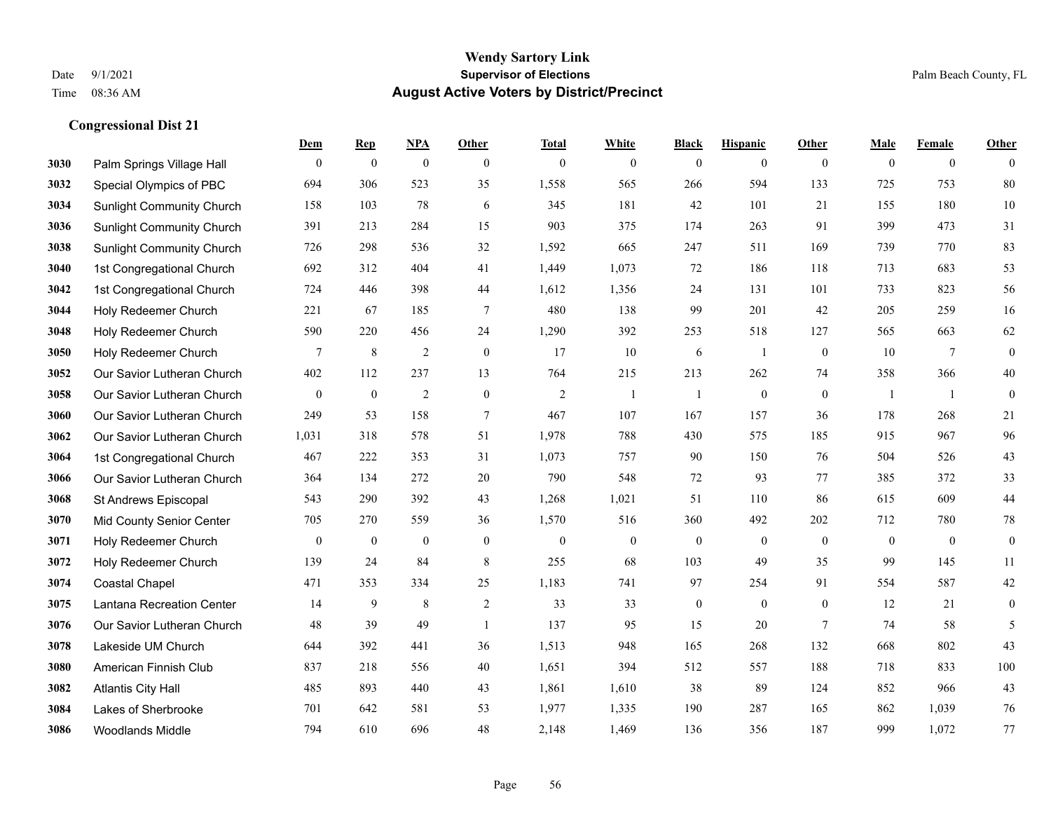**Wendy Sartory Link**
**Supervisor of Elections**
**August Active Voters by District/Precinct**

Date 9/1/2021
Time 08:36 AM

Palm Beach County, FL

### Congressional Dist 21

| | | Dem | Rep | NPA | Other | Total | White | Black | Hispanic | Other | Male | Female | Other |
|---|---|---|---|---|---|---|---|---|---|---|---|---|---|
| 3030 | Palm Springs Village Hall | 0 | 0 | 0 | 0 | 0 | 0 | 0 | 0 | 0 | 0 | 0 | 0 |
| 3032 | Special Olympics of PBC | 694 | 306 | 523 | 35 | 1,558 | 565 | 266 | 594 | 133 | 725 | 753 | 80 |
| 3034 | Sunlight Community Church | 158 | 103 | 78 | 6 | 345 | 181 | 42 | 101 | 21 | 155 | 180 | 10 |
| 3036 | Sunlight Community Church | 391 | 213 | 284 | 15 | 903 | 375 | 174 | 263 | 91 | 399 | 473 | 31 |
| 3038 | Sunlight Community Church | 726 | 298 | 536 | 32 | 1,592 | 665 | 247 | 511 | 169 | 739 | 770 | 83 |
| 3040 | 1st Congregational Church | 692 | 312 | 404 | 41 | 1,449 | 1,073 | 72 | 186 | 118 | 713 | 683 | 53 |
| 3042 | 1st Congregational Church | 724 | 446 | 398 | 44 | 1,612 | 1,356 | 24 | 131 | 101 | 733 | 823 | 56 |
| 3044 | Holy Redeemer Church | 221 | 67 | 185 | 7 | 480 | 138 | 99 | 201 | 42 | 205 | 259 | 16 |
| 3048 | Holy Redeemer Church | 590 | 220 | 456 | 24 | 1,290 | 392 | 253 | 518 | 127 | 565 | 663 | 62 |
| 3050 | Holy Redeemer Church | 7 | 8 | 2 | 0 | 17 | 10 | 6 | 1 | 0 | 10 | 7 | 0 |
| 3052 | Our Savior Lutheran Church | 402 | 112 | 237 | 13 | 764 | 215 | 213 | 262 | 74 | 358 | 366 | 40 |
| 3058 | Our Savior Lutheran Church | 0 | 0 | 2 | 0 | 2 | 1 | 1 | 0 | 0 | 1 | 1 | 0 |
| 3060 | Our Savior Lutheran Church | 249 | 53 | 158 | 7 | 467 | 107 | 167 | 157 | 36 | 178 | 268 | 21 |
| 3062 | Our Savior Lutheran Church | 1,031 | 318 | 578 | 51 | 1,978 | 788 | 430 | 575 | 185 | 915 | 967 | 96 |
| 3064 | 1st Congregational Church | 467 | 222 | 353 | 31 | 1,073 | 757 | 90 | 150 | 76 | 504 | 526 | 43 |
| 3066 | Our Savior Lutheran Church | 364 | 134 | 272 | 20 | 790 | 548 | 72 | 93 | 77 | 385 | 372 | 33 |
| 3068 | St Andrews Episcopal | 543 | 290 | 392 | 43 | 1,268 | 1,021 | 51 | 110 | 86 | 615 | 609 | 44 |
| 3070 | Mid County Senior Center | 705 | 270 | 559 | 36 | 1,570 | 516 | 360 | 492 | 202 | 712 | 780 | 78 |
| 3071 | Holy Redeemer Church | 0 | 0 | 0 | 0 | 0 | 0 | 0 | 0 | 0 | 0 | 0 | 0 |
| 3072 | Holy Redeemer Church | 139 | 24 | 84 | 8 | 255 | 68 | 103 | 49 | 35 | 99 | 145 | 11 |
| 3074 | Coastal Chapel | 471 | 353 | 334 | 25 | 1,183 | 741 | 97 | 254 | 91 | 554 | 587 | 42 |
| 3075 | Lantana Recreation Center | 14 | 9 | 8 | 2 | 33 | 33 | 0 | 0 | 0 | 12 | 21 | 0 |
| 3076 | Our Savior Lutheran Church | 48 | 39 | 49 | 1 | 137 | 95 | 15 | 20 | 7 | 74 | 58 | 5 |
| 3078 | Lakeside UM Church | 644 | 392 | 441 | 36 | 1,513 | 948 | 165 | 268 | 132 | 668 | 802 | 43 |
| 3080 | American Finnish Club | 837 | 218 | 556 | 40 | 1,651 | 394 | 512 | 557 | 188 | 718 | 833 | 100 |
| 3082 | Atlantis City Hall | 485 | 893 | 440 | 43 | 1,861 | 1,610 | 38 | 89 | 124 | 852 | 966 | 43 |
| 3084 | Lakes of Sherbrooke | 701 | 642 | 581 | 53 | 1,977 | 1,335 | 190 | 287 | 165 | 862 | 1,039 | 76 |
| 3086 | Woodlands Middle | 794 | 610 | 696 | 48 | 2,148 | 1,469 | 136 | 356 | 187 | 999 | 1,072 | 77 |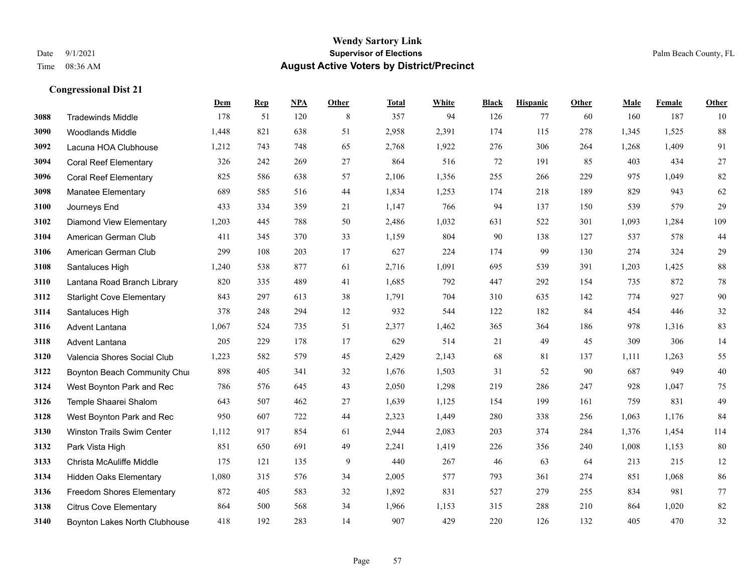**Wendy Sartory Link**

**Supervisor of Elections**

**August Active Voters by District/Precinct**

Date 9/1/2021

Time 08:36 AM

Palm Beach County, FL

### Congressional Dist 21

| | | Dem | Rep | NPA | Other | Total | White | Black | Hispanic | Other | Male | Female | Other |
|---|---|---|---|---|---|---|---|---|---|---|---|---|---|
| 3088 | Tradewinds Middle | 178 | 51 | 120 | 8 | 357 | 94 | 126 | 77 | 60 | 160 | 187 | 10 |
| 3090 | Woodlands Middle | 1,448 | 821 | 638 | 51 | 2,958 | 2,391 | 174 | 115 | 278 | 1,345 | 1,525 | 88 |
| 3092 | Lacuna HOA Clubhouse | 1,212 | 743 | 748 | 65 | 2,768 | 1,922 | 276 | 306 | 264 | 1,268 | 1,409 | 91 |
| 3094 | Coral Reef Elementary | 326 | 242 | 269 | 27 | 864 | 516 | 72 | 191 | 85 | 403 | 434 | 27 |
| 3096 | Coral Reef Elementary | 825 | 586 | 638 | 57 | 2,106 | 1,356 | 255 | 266 | 229 | 975 | 1,049 | 82 |
| 3098 | Manatee Elementary | 689 | 585 | 516 | 44 | 1,834 | 1,253 | 174 | 218 | 189 | 829 | 943 | 62 |
| 3100 | Journeys End | 433 | 334 | 359 | 21 | 1,147 | 766 | 94 | 137 | 150 | 539 | 579 | 29 |
| 3102 | Diamond View Elementary | 1,203 | 445 | 788 | 50 | 2,486 | 1,032 | 631 | 522 | 301 | 1,093 | 1,284 | 109 |
| 3104 | American German Club | 411 | 345 | 370 | 33 | 1,159 | 804 | 90 | 138 | 127 | 537 | 578 | 44 |
| 3106 | American German Club | 299 | 108 | 203 | 17 | 627 | 224 | 174 | 99 | 130 | 274 | 324 | 29 |
| 3108 | Santaluces High | 1,240 | 538 | 877 | 61 | 2,716 | 1,091 | 695 | 539 | 391 | 1,203 | 1,425 | 88 |
| 3110 | Lantana Road Branch Library | 820 | 335 | 489 | 41 | 1,685 | 792 | 447 | 292 | 154 | 735 | 872 | 78 |
| 3112 | Starlight Cove Elementary | 843 | 297 | 613 | 38 | 1,791 | 704 | 310 | 635 | 142 | 774 | 927 | 90 |
| 3114 | Santaluces High | 378 | 248 | 294 | 12 | 932 | 544 | 122 | 182 | 84 | 454 | 446 | 32 |
| 3116 | Advent Lantana | 1,067 | 524 | 735 | 51 | 2,377 | 1,462 | 365 | 364 | 186 | 978 | 1,316 | 83 |
| 3118 | Advent Lantana | 205 | 229 | 178 | 17 | 629 | 514 | 21 | 49 | 45 | 309 | 306 | 14 |
| 3120 | Valencia Shores Social Club | 1,223 | 582 | 579 | 45 | 2,429 | 2,143 | 68 | 81 | 137 | 1,111 | 1,263 | 55 |
| 3122 | Boynton Beach Community Chui | 898 | 405 | 341 | 32 | 1,676 | 1,503 | 31 | 52 | 90 | 687 | 949 | 40 |
| 3124 | West Boynton Park and Rec | 786 | 576 | 645 | 43 | 2,050 | 1,298 | 219 | 286 | 247 | 928 | 1,047 | 75 |
| 3126 | Temple Shaarei Shalom | 643 | 507 | 462 | 27 | 1,639 | 1,125 | 154 | 199 | 161 | 759 | 831 | 49 |
| 3128 | West Boynton Park and Rec | 950 | 607 | 722 | 44 | 2,323 | 1,449 | 280 | 338 | 256 | 1,063 | 1,176 | 84 |
| 3130 | Winston Trails Swim Center | 1,112 | 917 | 854 | 61 | 2,944 | 2,083 | 203 | 374 | 284 | 1,376 | 1,454 | 114 |
| 3132 | Park Vista High | 851 | 650 | 691 | 49 | 2,241 | 1,419 | 226 | 356 | 240 | 1,008 | 1,153 | 80 |
| 3133 | Christa McAuliffe Middle | 175 | 121 | 135 | 9 | 440 | 267 | 46 | 63 | 64 | 213 | 215 | 12 |
| 3134 | Hidden Oaks Elementary | 1,080 | 315 | 576 | 34 | 2,005 | 577 | 793 | 361 | 274 | 851 | 1,068 | 86 |
| 3136 | Freedom Shores Elementary | 872 | 405 | 583 | 32 | 1,892 | 831 | 527 | 279 | 255 | 834 | 981 | 77 |
| 3138 | Citrus Cove Elementary | 864 | 500 | 568 | 34 | 1,966 | 1,153 | 315 | 288 | 210 | 864 | 1,020 | 82 |
| 3140 | Boynton Lakes North Clubhouse | 418 | 192 | 283 | 14 | 907 | 429 | 220 | 126 | 132 | 405 | 470 | 32 |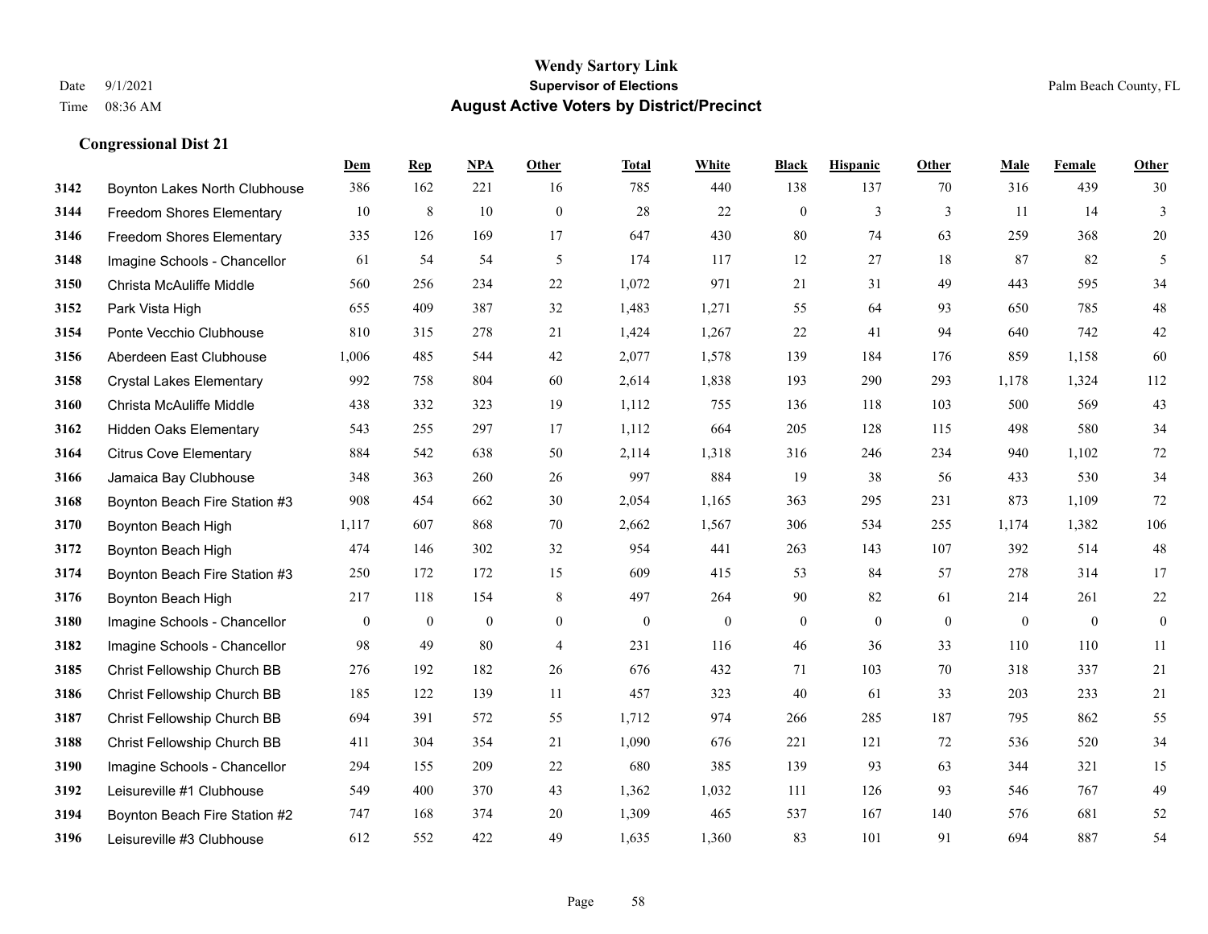**Wendy Sartory Link**
**Supervisor of Elections**
**August Active Voters by District/Precinct**

Date 9/1/2021
Time 08:36 AM

Palm Beach County, FL

### Congressional Dist 21

| | | Dem | Rep | NPA | Other | Total | White | Black | Hispanic | Other | Male | Female | Other |
|---|---|---|---|---|---|---|---|---|---|---|---|---|---|
| 3142 | Boynton Lakes North Clubhouse | 386 | 162 | 221 | 16 | 785 | 440 | 138 | 137 | 70 | 316 | 439 | 30 |
| 3144 | Freedom Shores Elementary | 10 | 8 | 10 | 0 | 28 | 22 | 0 | 3 | 3 | 11 | 14 | 3 |
| 3146 | Freedom Shores Elementary | 335 | 126 | 169 | 17 | 647 | 430 | 80 | 74 | 63 | 259 | 368 | 20 |
| 3148 | Imagine Schools - Chancellor | 61 | 54 | 54 | 5 | 174 | 117 | 12 | 27 | 18 | 87 | 82 | 5 |
| 3150 | Christa McAuliffe Middle | 560 | 256 | 234 | 22 | 1,072 | 971 | 21 | 31 | 49 | 443 | 595 | 34 |
| 3152 | Park Vista High | 655 | 409 | 387 | 32 | 1,483 | 1,271 | 55 | 64 | 93 | 650 | 785 | 48 |
| 3154 | Ponte Vecchio Clubhouse | 810 | 315 | 278 | 21 | 1,424 | 1,267 | 22 | 41 | 94 | 640 | 742 | 42 |
| 3156 | Aberdeen East Clubhouse | 1,006 | 485 | 544 | 42 | 2,077 | 1,578 | 139 | 184 | 176 | 859 | 1,158 | 60 |
| 3158 | Crystal Lakes Elementary | 992 | 758 | 804 | 60 | 2,614 | 1,838 | 193 | 290 | 293 | 1,178 | 1,324 | 112 |
| 3160 | Christa McAuliffe Middle | 438 | 332 | 323 | 19 | 1,112 | 755 | 136 | 118 | 103 | 500 | 569 | 43 |
| 3162 | Hidden Oaks Elementary | 543 | 255 | 297 | 17 | 1,112 | 664 | 205 | 128 | 115 | 498 | 580 | 34 |
| 3164 | Citrus Cove Elementary | 884 | 542 | 638 | 50 | 2,114 | 1,318 | 316 | 246 | 234 | 940 | 1,102 | 72 |
| 3166 | Jamaica Bay Clubhouse | 348 | 363 | 260 | 26 | 997 | 884 | 19 | 38 | 56 | 433 | 530 | 34 |
| 3168 | Boynton Beach Fire Station #3 | 908 | 454 | 662 | 30 | 2,054 | 1,165 | 363 | 295 | 231 | 873 | 1,109 | 72 |
| 3170 | Boynton Beach High | 1,117 | 607 | 868 | 70 | 2,662 | 1,567 | 306 | 534 | 255 | 1,174 | 1,382 | 106 |
| 3172 | Boynton Beach High | 474 | 146 | 302 | 32 | 954 | 441 | 263 | 143 | 107 | 392 | 514 | 48 |
| 3174 | Boynton Beach Fire Station #3 | 250 | 172 | 172 | 15 | 609 | 415 | 53 | 84 | 57 | 278 | 314 | 17 |
| 3176 | Boynton Beach High | 217 | 118 | 154 | 8 | 497 | 264 | 90 | 82 | 61 | 214 | 261 | 22 |
| 3180 | Imagine Schools - Chancellor | 0 | 0 | 0 | 0 | 0 | 0 | 0 | 0 | 0 | 0 | 0 | 0 |
| 3182 | Imagine Schools - Chancellor | 98 | 49 | 80 | 4 | 231 | 116 | 46 | 36 | 33 | 110 | 110 | 11 |
| 3185 | Christ Fellowship Church BB | 276 | 192 | 182 | 26 | 676 | 432 | 71 | 103 | 70 | 318 | 337 | 21 |
| 3186 | Christ Fellowship Church BB | 185 | 122 | 139 | 11 | 457 | 323 | 40 | 61 | 33 | 203 | 233 | 21 |
| 3187 | Christ Fellowship Church BB | 694 | 391 | 572 | 55 | 1,712 | 974 | 266 | 285 | 187 | 795 | 862 | 55 |
| 3188 | Christ Fellowship Church BB | 411 | 304 | 354 | 21 | 1,090 | 676 | 221 | 121 | 72 | 536 | 520 | 34 |
| 3190 | Imagine Schools - Chancellor | 294 | 155 | 209 | 22 | 680 | 385 | 139 | 93 | 63 | 344 | 321 | 15 |
| 3192 | Leisureville #1 Clubhouse | 549 | 400 | 370 | 43 | 1,362 | 1,032 | 111 | 126 | 93 | 546 | 767 | 49 |
| 3194 | Boynton Beach Fire Station #2 | 747 | 168 | 374 | 20 | 1,309 | 465 | 537 | 167 | 140 | 576 | 681 | 52 |
| 3196 | Leisureville #3 Clubhouse | 612 | 552 | 422 | 49 | 1,635 | 1,360 | 83 | 101 | 91 | 694 | 887 | 54 |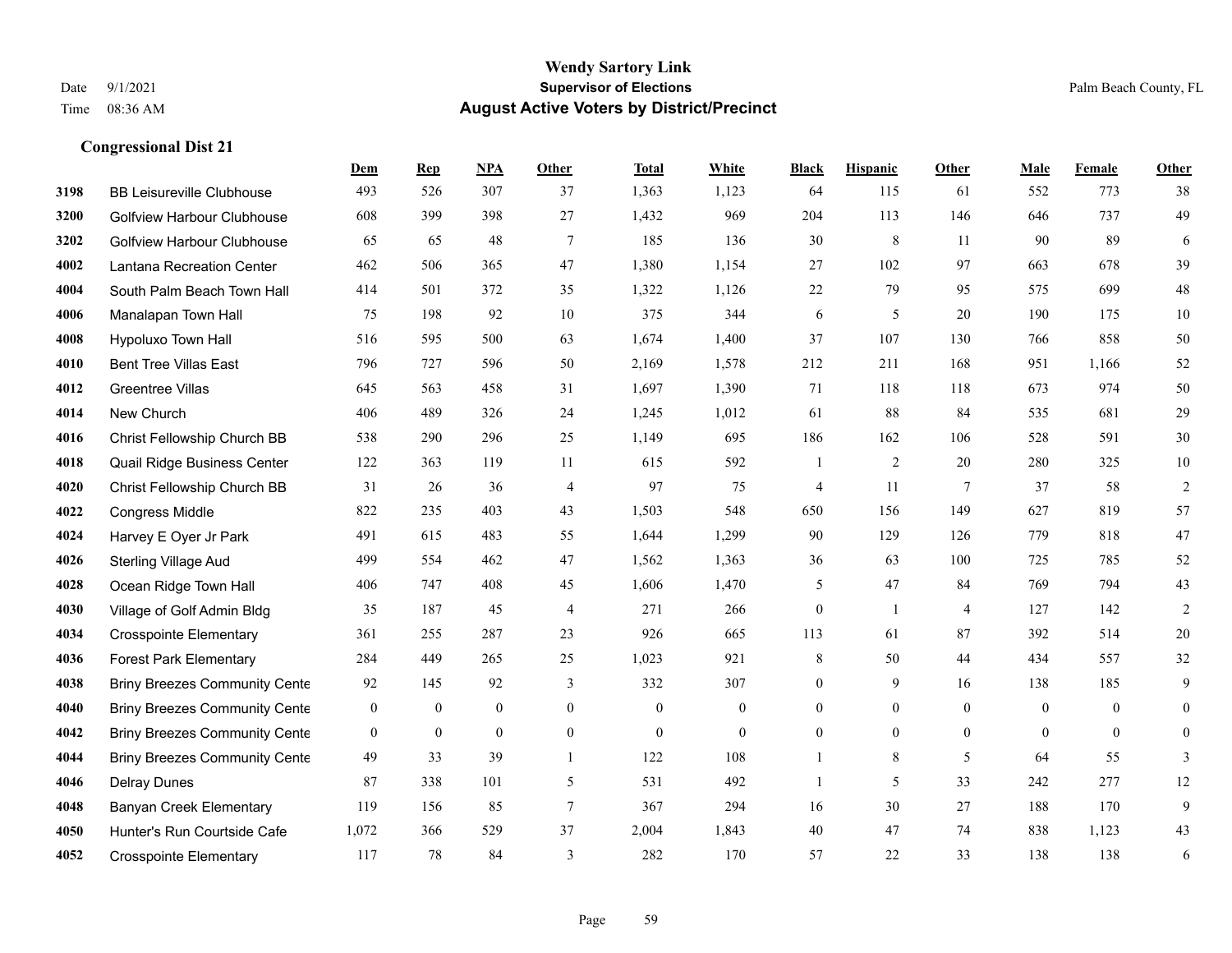# Wendy Sartory Link
## Supervisor of Elections
## August Active Voters by District/Precinct

Date 9/1/2021
Time 08:36 AM

Palm Beach County, FL

### Congressional Dist 21

| | | Dem | Rep | NPA | Other | Total | White | Black | Hispanic | Other | Male | Female | Other |
|---|---|---|---|---|---|---|---|---|---|---|---|---|---|
| 3198 | BB Leisureville Clubhouse | 493 | 526 | 307 | 37 | 1,363 | 1,123 | 64 | 115 | 61 | 552 | 773 | 38 |
| 3200 | Golfview Harbour Clubhouse | 608 | 399 | 398 | 27 | 1,432 | 969 | 204 | 113 | 146 | 646 | 737 | 49 |
| 3202 | Golfview Harbour Clubhouse | 65 | 65 | 48 | 7 | 185 | 136 | 30 | 8 | 11 | 90 | 89 | 6 |
| 4002 | Lantana Recreation Center | 462 | 506 | 365 | 47 | 1,380 | 1,154 | 27 | 102 | 97 | 663 | 678 | 39 |
| 4004 | South Palm Beach Town Hall | 414 | 501 | 372 | 35 | 1,322 | 1,126 | 22 | 79 | 95 | 575 | 699 | 48 |
| 4006 | Manalapan Town Hall | 75 | 198 | 92 | 10 | 375 | 344 | 6 | 5 | 20 | 190 | 175 | 10 |
| 4008 | Hypoluxo Town Hall | 516 | 595 | 500 | 63 | 1,674 | 1,400 | 37 | 107 | 130 | 766 | 858 | 50 |
| 4010 | Bent Tree Villas East | 796 | 727 | 596 | 50 | 2,169 | 1,578 | 212 | 211 | 168 | 951 | 1,166 | 52 |
| 4012 | Greentree Villas | 645 | 563 | 458 | 31 | 1,697 | 1,390 | 71 | 118 | 118 | 673 | 974 | 50 |
| 4014 | New Church | 406 | 489 | 326 | 24 | 1,245 | 1,012 | 61 | 88 | 84 | 535 | 681 | 29 |
| 4016 | Christ Fellowship Church BB | 538 | 290 | 296 | 25 | 1,149 | 695 | 186 | 162 | 106 | 528 | 591 | 30 |
| 4018 | Quail Ridge Business Center | 122 | 363 | 119 | 11 | 615 | 592 | 1 | 2 | 20 | 280 | 325 | 10 |
| 4020 | Christ Fellowship Church BB | 31 | 26 | 36 | 4 | 97 | 75 | 4 | 11 | 7 | 37 | 58 | 2 |
| 4022 | Congress Middle | 822 | 235 | 403 | 43 | 1,503 | 548 | 650 | 156 | 149 | 627 | 819 | 57 |
| 4024 | Harvey E Oyer Jr Park | 491 | 615 | 483 | 55 | 1,644 | 1,299 | 90 | 129 | 126 | 779 | 818 | 47 |
| 4026 | Sterling Village Aud | 499 | 554 | 462 | 47 | 1,562 | 1,363 | 36 | 63 | 100 | 725 | 785 | 52 |
| 4028 | Ocean Ridge Town Hall | 406 | 747 | 408 | 45 | 1,606 | 1,470 | 5 | 47 | 84 | 769 | 794 | 43 |
| 4030 | Village of Golf Admin Bldg | 35 | 187 | 45 | 4 | 271 | 266 | 0 | 1 | 4 | 127 | 142 | 2 |
| 4034 | Crosspointe Elementary | 361 | 255 | 287 | 23 | 926 | 665 | 113 | 61 | 87 | 392 | 514 | 20 |
| 4036 | Forest Park Elementary | 284 | 449 | 265 | 25 | 1,023 | 921 | 8 | 50 | 44 | 434 | 557 | 32 |
| 4038 | Briny Breezes Community Cente | 92 | 145 | 92 | 3 | 332 | 307 | 0 | 9 | 16 | 138 | 185 | 9 |
| 4040 | Briny Breezes Community Cente | 0 | 0 | 0 | 0 | 0 | 0 | 0 | 0 | 0 | 0 | 0 | 0 |
| 4042 | Briny Breezes Community Cente | 0 | 0 | 0 | 0 | 0 | 0 | 0 | 0 | 0 | 0 | 0 | 0 |
| 4044 | Briny Breezes Community Cente | 49 | 33 | 39 | 1 | 122 | 108 | 1 | 8 | 5 | 64 | 55 | 3 |
| 4046 | Delray Dunes | 87 | 338 | 101 | 5 | 531 | 492 | 1 | 5 | 33 | 242 | 277 | 12 |
| 4048 | Banyan Creek Elementary | 119 | 156 | 85 | 7 | 367 | 294 | 16 | 30 | 27 | 188 | 170 | 9 |
| 4050 | Hunter's Run Courtside Cafe | 1,072 | 366 | 529 | 37 | 2,004 | 1,843 | 40 | 47 | 74 | 838 | 1,123 | 43 |
| 4052 | Crosspointe Elementary | 117 | 78 | 84 | 3 | 282 | 170 | 57 | 22 | 33 | 138 | 138 | 6 |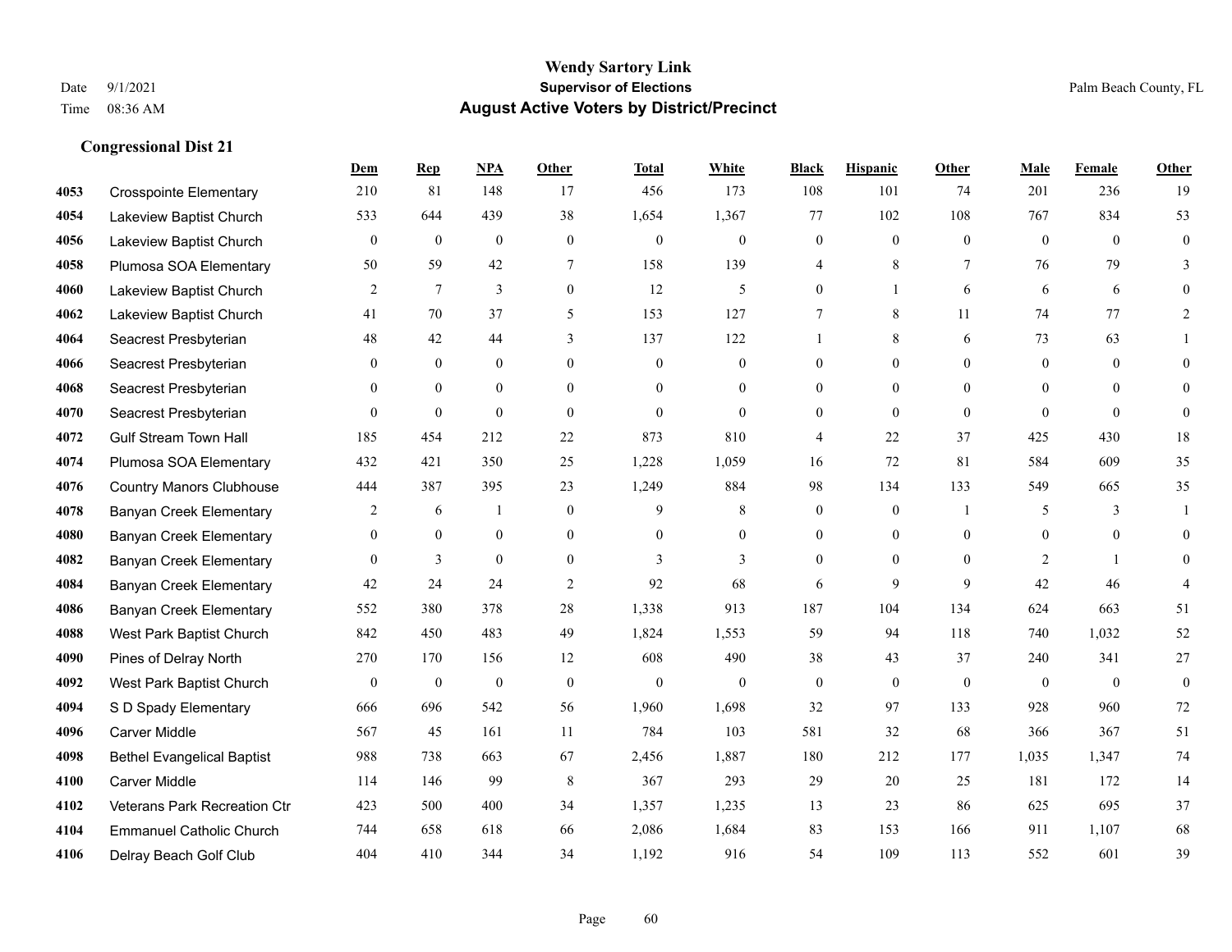# Wendy Sartory Link
## Supervisor of Elections
## August Active Voters by District/Precinct

Date 9/1/2021
Time 08:36 AM
Palm Beach County, FL

### Congressional Dist 21

| | | Dem | Rep | NPA | Other | Total | White | Black | Hispanic | Other | Male | Female | Other |
|---|---|---|---|---|---|---|---|---|---|---|---|---|---|
| 4053 | Crosspointe Elementary | 210 | 81 | 148 | 17 | 456 | 173 | 108 | 101 | 74 | 201 | 236 | 19 |
| 4054 | Lakeview Baptist Church | 533 | 644 | 439 | 38 | 1,654 | 1,367 | 77 | 102 | 108 | 767 | 834 | 53 |
| 4056 | Lakeview Baptist Church | 0 | 0 | 0 | 0 | 0 | 0 | 0 | 0 | 0 | 0 | 0 | 0 |
| 4058 | Plumosa SOA Elementary | 50 | 59 | 42 | 7 | 158 | 139 | 4 | 8 | 7 | 76 | 79 | 3 |
| 4060 | Lakeview Baptist Church | 2 | 7 | 3 | 0 | 12 | 5 | 0 | 1 | 6 | 6 | 6 | 0 |
| 4062 | Lakeview Baptist Church | 41 | 70 | 37 | 5 | 153 | 127 | 7 | 8 | 11 | 74 | 77 | 2 |
| 4064 | Seacrest Presbyterian | 48 | 42 | 44 | 3 | 137 | 122 | 1 | 8 | 6 | 73 | 63 | 1 |
| 4066 | Seacrest Presbyterian | 0 | 0 | 0 | 0 | 0 | 0 | 0 | 0 | 0 | 0 | 0 | 0 |
| 4068 | Seacrest Presbyterian | 0 | 0 | 0 | 0 | 0 | 0 | 0 | 0 | 0 | 0 | 0 | 0 |
| 4070 | Seacrest Presbyterian | 0 | 0 | 0 | 0 | 0 | 0 | 0 | 0 | 0 | 0 | 0 | 0 |
| 4072 | Gulf Stream Town Hall | 185 | 454 | 212 | 22 | 873 | 810 | 4 | 22 | 37 | 425 | 430 | 18 |
| 4074 | Plumosa SOA Elementary | 432 | 421 | 350 | 25 | 1,228 | 1,059 | 16 | 72 | 81 | 584 | 609 | 35 |
| 4076 | Country Manors Clubhouse | 444 | 387 | 395 | 23 | 1,249 | 884 | 98 | 134 | 133 | 549 | 665 | 35 |
| 4078 | Banyan Creek Elementary | 2 | 6 | 1 | 0 | 9 | 8 | 0 | 0 | 1 | 5 | 3 | 1 |
| 4080 | Banyan Creek Elementary | 0 | 0 | 0 | 0 | 0 | 0 | 0 | 0 | 0 | 0 | 0 | 0 |
| 4082 | Banyan Creek Elementary | 0 | 3 | 0 | 0 | 3 | 3 | 0 | 0 | 0 | 2 | 1 | 0 |
| 4084 | Banyan Creek Elementary | 42 | 24 | 24 | 2 | 92 | 68 | 6 | 9 | 9 | 42 | 46 | 4 |
| 4086 | Banyan Creek Elementary | 552 | 380 | 378 | 28 | 1,338 | 913 | 187 | 104 | 134 | 624 | 663 | 51 |
| 4088 | West Park Baptist Church | 842 | 450 | 483 | 49 | 1,824 | 1,553 | 59 | 94 | 118 | 740 | 1,032 | 52 |
| 4090 | Pines of Delray North | 270 | 170 | 156 | 12 | 608 | 490 | 38 | 43 | 37 | 240 | 341 | 27 |
| 4092 | West Park Baptist Church | 0 | 0 | 0 | 0 | 0 | 0 | 0 | 0 | 0 | 0 | 0 | 0 |
| 4094 | S D Spady Elementary | 666 | 696 | 542 | 56 | 1,960 | 1,698 | 32 | 97 | 133 | 928 | 960 | 72 |
| 4096 | Carver Middle | 567 | 45 | 161 | 11 | 784 | 103 | 581 | 32 | 68 | 366 | 367 | 51 |
| 4098 | Bethel Evangelical Baptist | 988 | 738 | 663 | 67 | 2,456 | 1,887 | 180 | 212 | 177 | 1,035 | 1,347 | 74 |
| 4100 | Carver Middle | 114 | 146 | 99 | 8 | 367 | 293 | 29 | 20 | 25 | 181 | 172 | 14 |
| 4102 | Veterans Park Recreation Ctr | 423 | 500 | 400 | 34 | 1,357 | 1,235 | 13 | 23 | 86 | 625 | 695 | 37 |
| 4104 | Emmanuel Catholic Church | 744 | 658 | 618 | 66 | 2,086 | 1,684 | 83 | 153 | 166 | 911 | 1,107 | 68 |
| 4106 | Delray Beach Golf Club | 404 | 410 | 344 | 34 | 1,192 | 916 | 54 | 109 | 113 | 552 | 601 | 39 |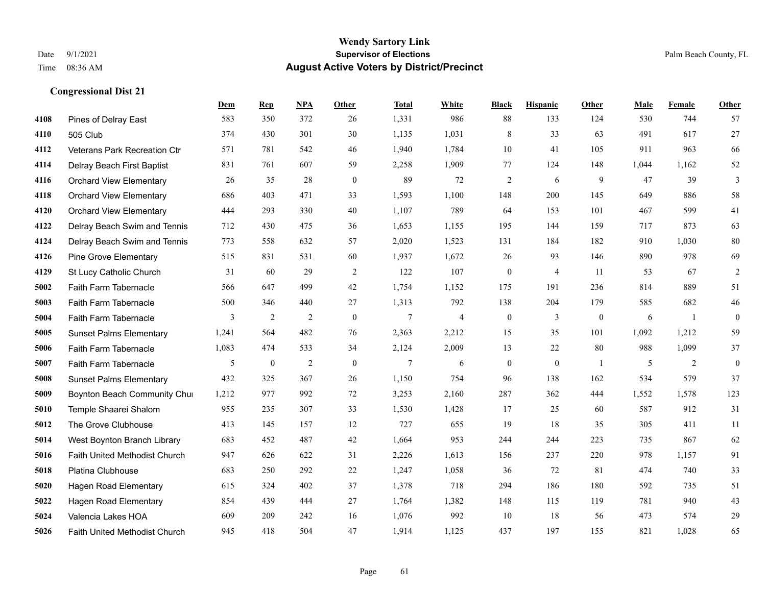# Wendy Sartory Link
## Supervisor of Elections
## August Active Voters by District/Precinct

Date 9/1/2021
Time 08:36 AM

Palm Beach County, FL

### Congressional Dist 21

| | | Dem | Rep | NPA | Other | Total | White | Black | Hispanic | Other | Male | Female | Other |
|---|---|---|---|---|---|---|---|---|---|---|---|---|---|
| 4108 | Pines of Delray East | 583 | 350 | 372 | 26 | 1,331 | 986 | 88 | 133 | 124 | 530 | 744 | 57 |
| 4110 | 505 Club | 374 | 430 | 301 | 30 | 1,135 | 1,031 | 8 | 33 | 63 | 491 | 617 | 27 |
| 4112 | Veterans Park Recreation Ctr | 571 | 781 | 542 | 46 | 1,940 | 1,784 | 10 | 41 | 105 | 911 | 963 | 66 |
| 4114 | Delray Beach First Baptist | 831 | 761 | 607 | 59 | 2,258 | 1,909 | 77 | 124 | 148 | 1,044 | 1,162 | 52 |
| 4116 | Orchard View Elementary | 26 | 35 | 28 | 0 | 89 | 72 | 2 | 6 | 9 | 47 | 39 | 3 |
| 4118 | Orchard View Elementary | 686 | 403 | 471 | 33 | 1,593 | 1,100 | 148 | 200 | 145 | 649 | 886 | 58 |
| 4120 | Orchard View Elementary | 444 | 293 | 330 | 40 | 1,107 | 789 | 64 | 153 | 101 | 467 | 599 | 41 |
| 4122 | Delray Beach Swim and Tennis | 712 | 430 | 475 | 36 | 1,653 | 1,155 | 195 | 144 | 159 | 717 | 873 | 63 |
| 4124 | Delray Beach Swim and Tennis | 773 | 558 | 632 | 57 | 2,020 | 1,523 | 131 | 184 | 182 | 910 | 1,030 | 80 |
| 4126 | Pine Grove Elementary | 515 | 831 | 531 | 60 | 1,937 | 1,672 | 26 | 93 | 146 | 890 | 978 | 69 |
| 4129 | St Lucy Catholic Church | 31 | 60 | 29 | 2 | 122 | 107 | 0 | 4 | 11 | 53 | 67 | 2 |
| 5002 | Faith Farm Tabernacle | 566 | 647 | 499 | 42 | 1,754 | 1,152 | 175 | 191 | 236 | 814 | 889 | 51 |
| 5003 | Faith Farm Tabernacle | 500 | 346 | 440 | 27 | 1,313 | 792 | 138 | 204 | 179 | 585 | 682 | 46 |
| 5004 | Faith Farm Tabernacle | 3 | 2 | 2 | 0 | 7 | 4 | 0 | 3 | 0 | 6 | 1 | 0 |
| 5005 | Sunset Palms Elementary | 1,241 | 564 | 482 | 76 | 2,363 | 2,212 | 15 | 35 | 101 | 1,092 | 1,212 | 59 |
| 5006 | Faith Farm Tabernacle | 1,083 | 474 | 533 | 34 | 2,124 | 2,009 | 13 | 22 | 80 | 988 | 1,099 | 37 |
| 5007 | Faith Farm Tabernacle | 5 | 0 | 2 | 0 | 7 | 6 | 0 | 0 | 1 | 5 | 2 | 0 |
| 5008 | Sunset Palms Elementary | 432 | 325 | 367 | 26 | 1,150 | 754 | 96 | 138 | 162 | 534 | 579 | 37 |
| 5009 | Boynton Beach Community Chu | 1,212 | 977 | 992 | 72 | 3,253 | 2,160 | 287 | 362 | 444 | 1,552 | 1,578 | 123 |
| 5010 | Temple Shaarei Shalom | 955 | 235 | 307 | 33 | 1,530 | 1,428 | 17 | 25 | 60 | 587 | 912 | 31 |
| 5012 | The Grove Clubhouse | 413 | 145 | 157 | 12 | 727 | 655 | 19 | 18 | 35 | 305 | 411 | 11 |
| 5014 | West Boynton Branch Library | 683 | 452 | 487 | 42 | 1,664 | 953 | 244 | 244 | 223 | 735 | 867 | 62 |
| 5016 | Faith United Methodist Church | 947 | 626 | 622 | 31 | 2,226 | 1,613 | 156 | 237 | 220 | 978 | 1,157 | 91 |
| 5018 | Platina Clubhouse | 683 | 250 | 292 | 22 | 1,247 | 1,058 | 36 | 72 | 81 | 474 | 740 | 33 |
| 5020 | Hagen Road Elementary | 615 | 324 | 402 | 37 | 1,378 | 718 | 294 | 186 | 180 | 592 | 735 | 51 |
| 5022 | Hagen Road Elementary | 854 | 439 | 444 | 27 | 1,764 | 1,382 | 148 | 115 | 119 | 781 | 940 | 43 |
| 5024 | Valencia Lakes HOA | 609 | 209 | 242 | 16 | 1,076 | 992 | 10 | 18 | 56 | 473 | 574 | 29 |
| 5026 | Faith United Methodist Church | 945 | 418 | 504 | 47 | 1,914 | 1,125 | 437 | 197 | 155 | 821 | 1,028 | 65 |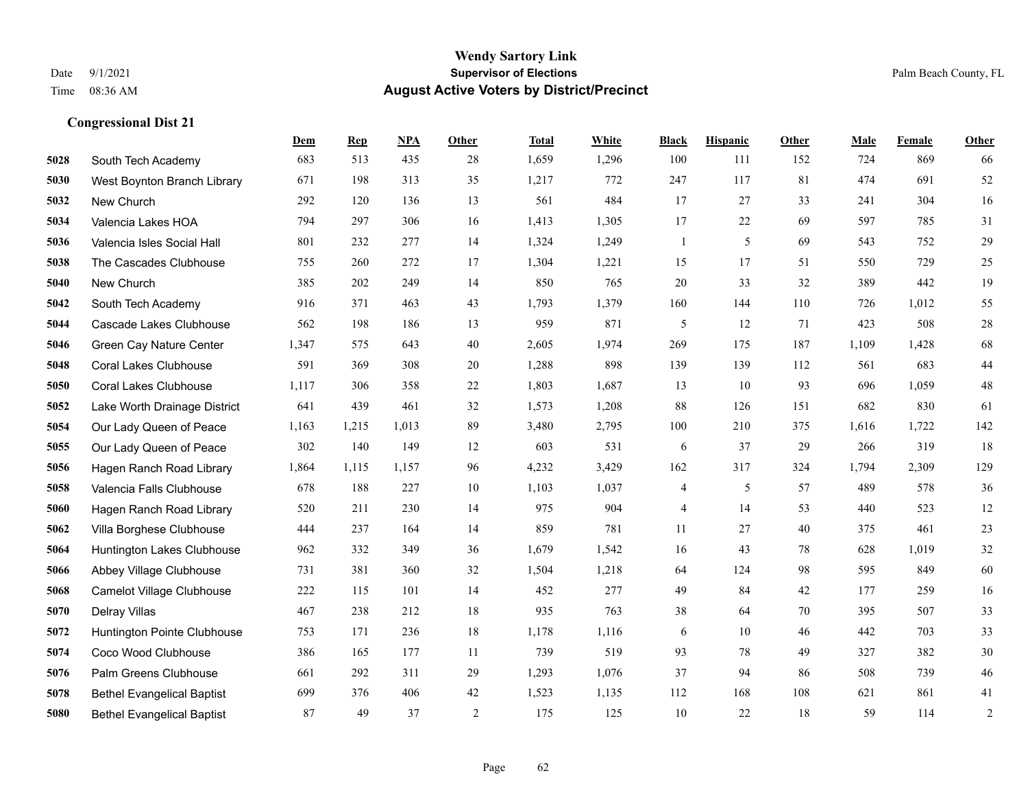# Wendy Sartory Link
## Supervisor of Elections
## August Active Voters by District/Precinct

Date 9/1/2021
Time 08:36 AM
Palm Beach County, FL

### Congressional Dist 21

| | | Dem | Rep | NPA | Other | Total | White | Black | Hispanic | Other | Male | Female | Other |
|---|---|---|---|---|---|---|---|---|---|---|---|---|---|
| 5028 | South Tech Academy | 683 | 513 | 435 | 28 | 1,659 | 1,296 | 100 | 111 | 152 | 724 | 869 | 66 |
| 5030 | West Boynton Branch Library | 671 | 198 | 313 | 35 | 1,217 | 772 | 247 | 117 | 81 | 474 | 691 | 52 |
| 5032 | New Church | 292 | 120 | 136 | 13 | 561 | 484 | 17 | 27 | 33 | 241 | 304 | 16 |
| 5034 | Valencia Lakes HOA | 794 | 297 | 306 | 16 | 1,413 | 1,305 | 17 | 22 | 69 | 597 | 785 | 31 |
| 5036 | Valencia Isles Social Hall | 801 | 232 | 277 | 14 | 1,324 | 1,249 | 1 | 5 | 69 | 543 | 752 | 29 |
| 5038 | The Cascades Clubhouse | 755 | 260 | 272 | 17 | 1,304 | 1,221 | 15 | 17 | 51 | 550 | 729 | 25 |
| 5040 | New Church | 385 | 202 | 249 | 14 | 850 | 765 | 20 | 33 | 32 | 389 | 442 | 19 |
| 5042 | South Tech Academy | 916 | 371 | 463 | 43 | 1,793 | 1,379 | 160 | 144 | 110 | 726 | 1,012 | 55 |
| 5044 | Cascade Lakes Clubhouse | 562 | 198 | 186 | 13 | 959 | 871 | 5 | 12 | 71 | 423 | 508 | 28 |
| 5046 | Green Cay Nature Center | 1,347 | 575 | 643 | 40 | 2,605 | 1,974 | 269 | 175 | 187 | 1,109 | 1,428 | 68 |
| 5048 | Coral Lakes Clubhouse | 591 | 369 | 308 | 20 | 1,288 | 898 | 139 | 139 | 112 | 561 | 683 | 44 |
| 5050 | Coral Lakes Clubhouse | 1,117 | 306 | 358 | 22 | 1,803 | 1,687 | 13 | 10 | 93 | 696 | 1,059 | 48 |
| 5052 | Lake Worth Drainage District | 641 | 439 | 461 | 32 | 1,573 | 1,208 | 88 | 126 | 151 | 682 | 830 | 61 |
| 5054 | Our Lady Queen of Peace | 1,163 | 1,215 | 1,013 | 89 | 3,480 | 2,795 | 100 | 210 | 375 | 1,616 | 1,722 | 142 |
| 5055 | Our Lady Queen of Peace | 302 | 140 | 149 | 12 | 603 | 531 | 6 | 37 | 29 | 266 | 319 | 18 |
| 5056 | Hagen Ranch Road Library | 1,864 | 1,115 | 1,157 | 96 | 4,232 | 3,429 | 162 | 317 | 324 | 1,794 | 2,309 | 129 |
| 5058 | Valencia Falls Clubhouse | 678 | 188 | 227 | 10 | 1,103 | 1,037 | 4 | 5 | 57 | 489 | 578 | 36 |
| 5060 | Hagen Ranch Road Library | 520 | 211 | 230 | 14 | 975 | 904 | 4 | 14 | 53 | 440 | 523 | 12 |
| 5062 | Villa Borghese Clubhouse | 444 | 237 | 164 | 14 | 859 | 781 | 11 | 27 | 40 | 375 | 461 | 23 |
| 5064 | Huntington Lakes Clubhouse | 962 | 332 | 349 | 36 | 1,679 | 1,542 | 16 | 43 | 78 | 628 | 1,019 | 32 |
| 5066 | Abbey Village Clubhouse | 731 | 381 | 360 | 32 | 1,504 | 1,218 | 64 | 124 | 98 | 595 | 849 | 60 |
| 5068 | Camelot Village Clubhouse | 222 | 115 | 101 | 14 | 452 | 277 | 49 | 84 | 42 | 177 | 259 | 16 |
| 5070 | Delray Villas | 467 | 238 | 212 | 18 | 935 | 763 | 38 | 64 | 70 | 395 | 507 | 33 |
| 5072 | Huntington Pointe Clubhouse | 753 | 171 | 236 | 18 | 1,178 | 1,116 | 6 | 10 | 46 | 442 | 703 | 33 |
| 5074 | Coco Wood Clubhouse | 386 | 165 | 177 | 11 | 739 | 519 | 93 | 78 | 49 | 327 | 382 | 30 |
| 5076 | Palm Greens Clubhouse | 661 | 292 | 311 | 29 | 1,293 | 1,076 | 37 | 94 | 86 | 508 | 739 | 46 |
| 5078 | Bethel Evangelical Baptist | 699 | 376 | 406 | 42 | 1,523 | 1,135 | 112 | 168 | 108 | 621 | 861 | 41 |
| 5080 | Bethel Evangelical Baptist | 87 | 49 | 37 | 2 | 175 | 125 | 10 | 22 | 18 | 59 | 114 | 2 |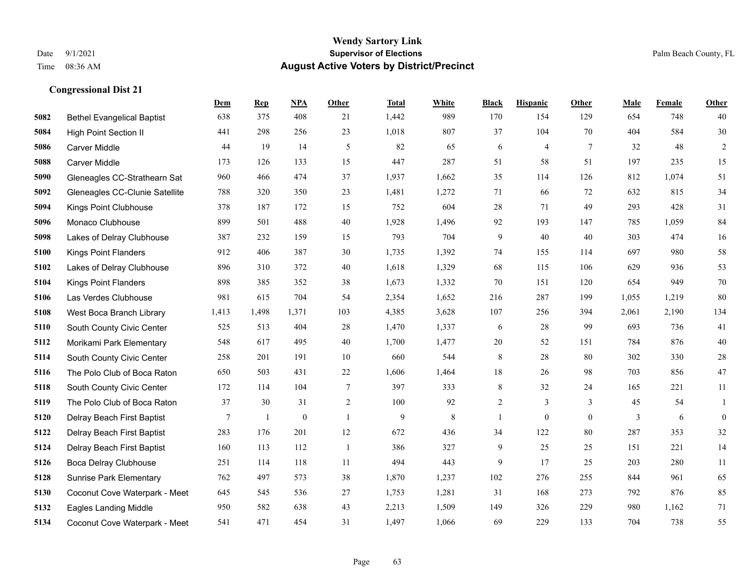# Wendy Sartory Link
## Supervisor of Elections
## August Active Voters by District/Precinct

Date 9/1/2021
Time 08:36 AM

Palm Beach County, FL

### Congressional Dist 21

| | | Dem | Rep | NPA | Other | Total | White | Black | Hispanic | Other | Male | Female | Other |
|---|---|---|---|---|---|---|---|---|---|---|---|---|---|
| 5082 | Bethel Evangelical Baptist | 638 | 375 | 408 | 21 | 1,442 | 989 | 170 | 154 | 129 | 654 | 748 | 40 |
| 5084 | High Point Section II | 441 | 298 | 256 | 23 | 1,018 | 807 | 37 | 104 | 70 | 404 | 584 | 30 |
| 5086 | Carver Middle | 44 | 19 | 14 | 5 | 82 | 65 | 6 | 4 | 7 | 32 | 48 | 2 |
| 5088 | Carver Middle | 173 | 126 | 133 | 15 | 447 | 287 | 51 | 58 | 51 | 197 | 235 | 15 |
| 5090 | Gleneagles CC-Strathearn Sat | 960 | 466 | 474 | 37 | 1,937 | 1,662 | 35 | 114 | 126 | 812 | 1,074 | 51 |
| 5092 | Gleneagles CC-Clunie Satellite | 788 | 320 | 350 | 23 | 1,481 | 1,272 | 71 | 66 | 72 | 632 | 815 | 34 |
| 5094 | Kings Point Clubhouse | 378 | 187 | 172 | 15 | 752 | 604 | 28 | 71 | 49 | 293 | 428 | 31 |
| 5096 | Monaco Clubhouse | 899 | 501 | 488 | 40 | 1,928 | 1,496 | 92 | 193 | 147 | 785 | 1,059 | 84 |
| 5098 | Lakes of Delray Clubhouse | 387 | 232 | 159 | 15 | 793 | 704 | 9 | 40 | 40 | 303 | 474 | 16 |
| 5100 | Kings Point Flanders | 912 | 406 | 387 | 30 | 1,735 | 1,392 | 74 | 155 | 114 | 697 | 980 | 58 |
| 5102 | Lakes of Delray Clubhouse | 896 | 310 | 372 | 40 | 1,618 | 1,329 | 68 | 115 | 106 | 629 | 936 | 53 |
| 5104 | Kings Point Flanders | 898 | 385 | 352 | 38 | 1,673 | 1,332 | 70 | 151 | 120 | 654 | 949 | 70 |
| 5106 | Las Verdes Clubhouse | 981 | 615 | 704 | 54 | 2,354 | 1,652 | 216 | 287 | 199 | 1,055 | 1,219 | 80 |
| 5108 | West Boca Branch Library | 1,413 | 1,498 | 1,371 | 103 | 4,385 | 3,628 | 107 | 256 | 394 | 2,061 | 2,190 | 134 |
| 5110 | South County Civic Center | 525 | 513 | 404 | 28 | 1,470 | 1,337 | 6 | 28 | 99 | 693 | 736 | 41 |
| 5112 | Morikami Park Elementary | 548 | 617 | 495 | 40 | 1,700 | 1,477 | 20 | 52 | 151 | 784 | 876 | 40 |
| 5114 | South County Civic Center | 258 | 201 | 191 | 10 | 660 | 544 | 8 | 28 | 80 | 302 | 330 | 28 |
| 5116 | The Polo Club of Boca Raton | 650 | 503 | 431 | 22 | 1,606 | 1,464 | 18 | 26 | 98 | 703 | 856 | 47 |
| 5118 | South County Civic Center | 172 | 114 | 104 | 7 | 397 | 333 | 8 | 32 | 24 | 165 | 221 | 11 |
| 5119 | The Polo Club of Boca Raton | 37 | 30 | 31 | 2 | 100 | 92 | 2 | 3 | 3 | 45 | 54 | 1 |
| 5120 | Delray Beach First Baptist | 7 | 1 | 0 | 1 | 9 | 8 | 1 | 0 | 0 | 3 | 6 | 0 |
| 5122 | Delray Beach First Baptist | 283 | 176 | 201 | 12 | 672 | 436 | 34 | 122 | 80 | 287 | 353 | 32 |
| 5124 | Delray Beach First Baptist | 160 | 113 | 112 | 1 | 386 | 327 | 9 | 25 | 25 | 151 | 221 | 14 |
| 5126 | Boca Delray Clubhouse | 251 | 114 | 118 | 11 | 494 | 443 | 9 | 17 | 25 | 203 | 280 | 11 |
| 5128 | Sunrise Park Elementary | 762 | 497 | 573 | 38 | 1,870 | 1,237 | 102 | 276 | 255 | 844 | 961 | 65 |
| 5130 | Coconut Cove Waterpark - Meet | 645 | 545 | 536 | 27 | 1,753 | 1,281 | 31 | 168 | 273 | 792 | 876 | 85 |
| 5132 | Eagles Landing Middle | 950 | 582 | 638 | 43 | 2,213 | 1,509 | 149 | 326 | 229 | 980 | 1,162 | 71 |
| 5134 | Coconut Cove Waterpark - Meet | 541 | 471 | 454 | 31 | 1,497 | 1,066 | 69 | 229 | 133 | 704 | 738 | 55 |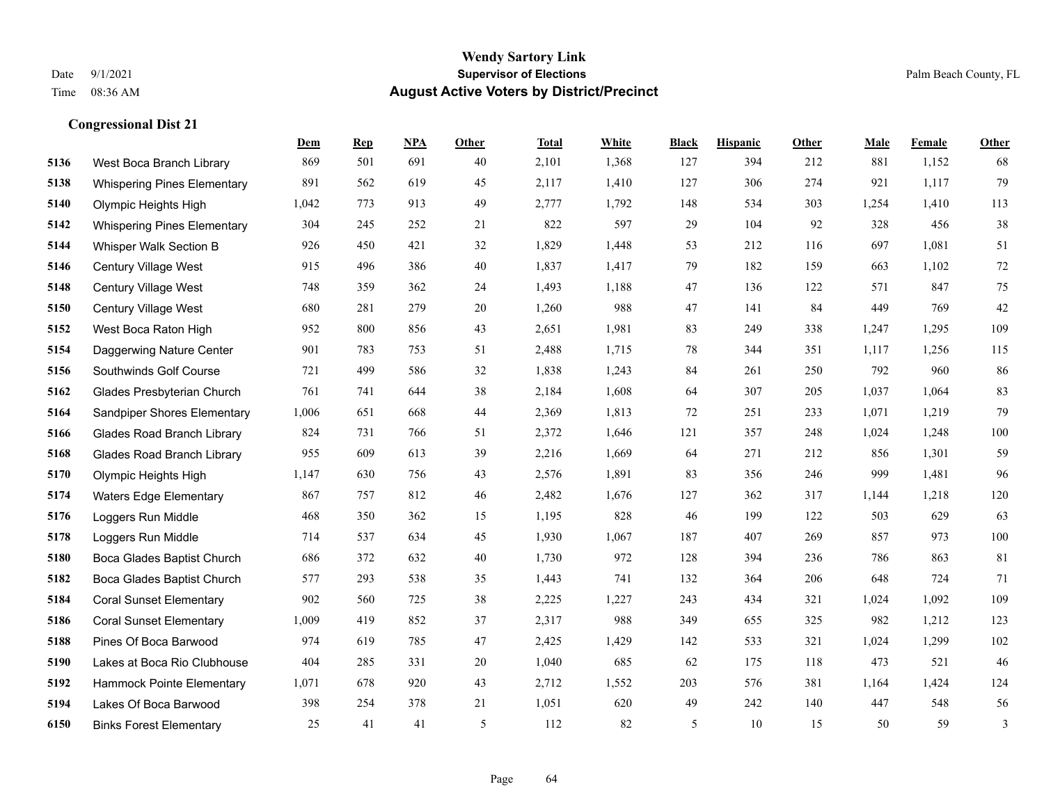# Wendy Sartory Link
## Supervisor of Elections
## August Active Voters by District/Precinct

Date 9/1/2021
Time 08:36 AM

Palm Beach County, FL

### Congressional Dist 21

| | | Dem | Rep | NPA | Other | Total | White | Black | Hispanic | Other | Male | Female | Other |
|---|---|---|---|---|---|---|---|---|---|---|---|---|---|
| 5136 | West Boca Branch Library | 869 | 501 | 691 | 40 | 2,101 | 1,368 | 127 | 394 | 212 | 881 | 1,152 | 68 |
| 5138 | Whispering Pines Elementary | 891 | 562 | 619 | 45 | 2,117 | 1,410 | 127 | 306 | 274 | 921 | 1,117 | 79 |
| 5140 | Olympic Heights High | 1,042 | 773 | 913 | 49 | 2,777 | 1,792 | 148 | 534 | 303 | 1,254 | 1,410 | 113 |
| 5142 | Whispering Pines Elementary | 304 | 245 | 252 | 21 | 822 | 597 | 29 | 104 | 92 | 328 | 456 | 38 |
| 5144 | Whisper Walk Section B | 926 | 450 | 421 | 32 | 1,829 | 1,448 | 53 | 212 | 116 | 697 | 1,081 | 51 |
| 5146 | Century Village West | 915 | 496 | 386 | 40 | 1,837 | 1,417 | 79 | 182 | 159 | 663 | 1,102 | 72 |
| 5148 | Century Village West | 748 | 359 | 362 | 24 | 1,493 | 1,188 | 47 | 136 | 122 | 571 | 847 | 75 |
| 5150 | Century Village West | 680 | 281 | 279 | 20 | 1,260 | 988 | 47 | 141 | 84 | 449 | 769 | 42 |
| 5152 | West Boca Raton High | 952 | 800 | 856 | 43 | 2,651 | 1,981 | 83 | 249 | 338 | 1,247 | 1,295 | 109 |
| 5154 | Daggerwing Nature Center | 901 | 783 | 753 | 51 | 2,488 | 1,715 | 78 | 344 | 351 | 1,117 | 1,256 | 115 |
| 5156 | Southwinds Golf Course | 721 | 499 | 586 | 32 | 1,838 | 1,243 | 84 | 261 | 250 | 792 | 960 | 86 |
| 5162 | Glades Presbyterian Church | 761 | 741 | 644 | 38 | 2,184 | 1,608 | 64 | 307 | 205 | 1,037 | 1,064 | 83 |
| 5164 | Sandpiper Shores Elementary | 1,006 | 651 | 668 | 44 | 2,369 | 1,813 | 72 | 251 | 233 | 1,071 | 1,219 | 79 |
| 5166 | Glades Road Branch Library | 824 | 731 | 766 | 51 | 2,372 | 1,646 | 121 | 357 | 248 | 1,024 | 1,248 | 100 |
| 5168 | Glades Road Branch Library | 955 | 609 | 613 | 39 | 2,216 | 1,669 | 64 | 271 | 212 | 856 | 1,301 | 59 |
| 5170 | Olympic Heights High | 1,147 | 630 | 756 | 43 | 2,576 | 1,891 | 83 | 356 | 246 | 999 | 1,481 | 96 |
| 5174 | Waters Edge Elementary | 867 | 757 | 812 | 46 | 2,482 | 1,676 | 127 | 362 | 317 | 1,144 | 1,218 | 120 |
| 5176 | Loggers Run Middle | 468 | 350 | 362 | 15 | 1,195 | 828 | 46 | 199 | 122 | 503 | 629 | 63 |
| 5178 | Loggers Run Middle | 714 | 537 | 634 | 45 | 1,930 | 1,067 | 187 | 407 | 269 | 857 | 973 | 100 |
| 5180 | Boca Glades Baptist Church | 686 | 372 | 632 | 40 | 1,730 | 972 | 128 | 394 | 236 | 786 | 863 | 81 |
| 5182 | Boca Glades Baptist Church | 577 | 293 | 538 | 35 | 1,443 | 741 | 132 | 364 | 206 | 648 | 724 | 71 |
| 5184 | Coral Sunset Elementary | 902 | 560 | 725 | 38 | 2,225 | 1,227 | 243 | 434 | 321 | 1,024 | 1,092 | 109 |
| 5186 | Coral Sunset Elementary | 1,009 | 419 | 852 | 37 | 2,317 | 988 | 349 | 655 | 325 | 982 | 1,212 | 123 |
| 5188 | Pines Of Boca Barwood | 974 | 619 | 785 | 47 | 2,425 | 1,429 | 142 | 533 | 321 | 1,024 | 1,299 | 102 |
| 5190 | Lakes at Boca Rio Clubhouse | 404 | 285 | 331 | 20 | 1,040 | 685 | 62 | 175 | 118 | 473 | 521 | 46 |
| 5192 | Hammock Pointe Elementary | 1,071 | 678 | 920 | 43 | 2,712 | 1,552 | 203 | 576 | 381 | 1,164 | 1,424 | 124 |
| 5194 | Lakes Of Boca Barwood | 398 | 254 | 378 | 21 | 1,051 | 620 | 49 | 242 | 140 | 447 | 548 | 56 |
| 6150 | Binks Forest Elementary | 25 | 41 | 41 | 5 | 112 | 82 | 5 | 10 | 15 | 50 | 59 | 3 |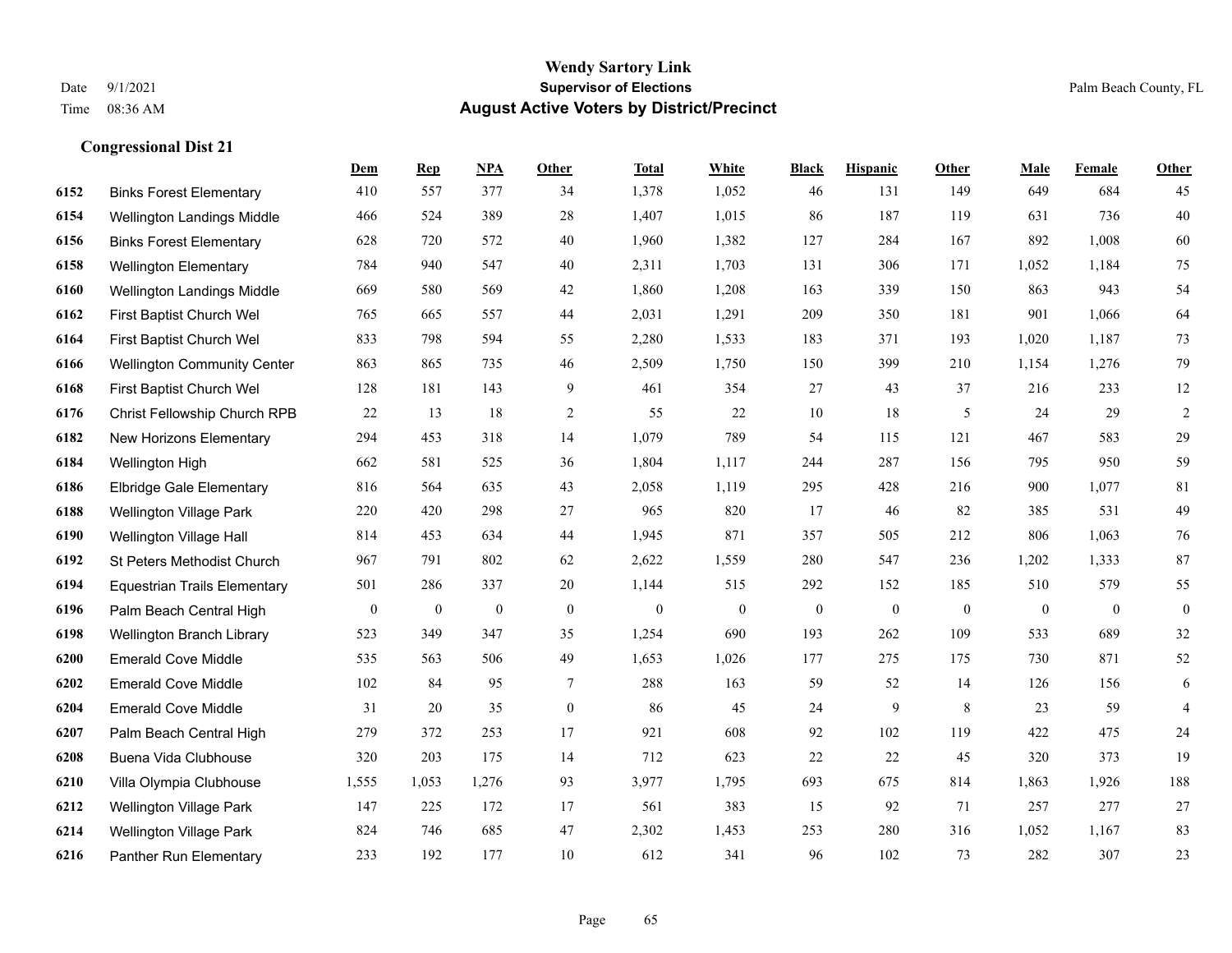# Wendy Sartory Link
## Supervisor of Elections
## August Active Voters by District/Precinct

Date 9/1/2021
Time 08:36 AM

Palm Beach County, FL

### Congressional Dist 21

| | | Dem | Rep | NPA | Other | Total | White | Black | Hispanic | Other | Male | Female | Other |
|---|---|---|---|---|---|---|---|---|---|---|---|---|---|
| 6152 | Binks Forest Elementary | 410 | 557 | 377 | 34 | 1,378 | 1,052 | 46 | 131 | 149 | 649 | 684 | 45 |
| 6154 | Wellington Landings Middle | 466 | 524 | 389 | 28 | 1,407 | 1,015 | 86 | 187 | 119 | 631 | 736 | 40 |
| 6156 | Binks Forest Elementary | 628 | 720 | 572 | 40 | 1,960 | 1,382 | 127 | 284 | 167 | 892 | 1,008 | 60 |
| 6158 | Wellington Elementary | 784 | 940 | 547 | 40 | 2,311 | 1,703 | 131 | 306 | 171 | 1,052 | 1,184 | 75 |
| 6160 | Wellington Landings Middle | 669 | 580 | 569 | 42 | 1,860 | 1,208 | 163 | 339 | 150 | 863 | 943 | 54 |
| 6162 | First Baptist Church Wel | 765 | 665 | 557 | 44 | 2,031 | 1,291 | 209 | 350 | 181 | 901 | 1,066 | 64 |
| 6164 | First Baptist Church Wel | 833 | 798 | 594 | 55 | 2,280 | 1,533 | 183 | 371 | 193 | 1,020 | 1,187 | 73 |
| 6166 | Wellington Community Center | 863 | 865 | 735 | 46 | 2,509 | 1,750 | 150 | 399 | 210 | 1,154 | 1,276 | 79 |
| 6168 | First Baptist Church Wel | 128 | 181 | 143 | 9 | 461 | 354 | 27 | 43 | 37 | 216 | 233 | 12 |
| 6176 | Christ Fellowship Church RPB | 22 | 13 | 18 | 2 | 55 | 22 | 10 | 18 | 5 | 24 | 29 | 2 |
| 6182 | New Horizons Elementary | 294 | 453 | 318 | 14 | 1,079 | 789 | 54 | 115 | 121 | 467 | 583 | 29 |
| 6184 | Wellington High | 662 | 581 | 525 | 36 | 1,804 | 1,117 | 244 | 287 | 156 | 795 | 950 | 59 |
| 6186 | Elbridge Gale Elementary | 816 | 564 | 635 | 43 | 2,058 | 1,119 | 295 | 428 | 216 | 900 | 1,077 | 81 |
| 6188 | Wellington Village Park | 220 | 420 | 298 | 27 | 965 | 820 | 17 | 46 | 82 | 385 | 531 | 49 |
| 6190 | Wellington Village Hall | 814 | 453 | 634 | 44 | 1,945 | 871 | 357 | 505 | 212 | 806 | 1,063 | 76 |
| 6192 | St Peters Methodist Church | 967 | 791 | 802 | 62 | 2,622 | 1,559 | 280 | 547 | 236 | 1,202 | 1,333 | 87 |
| 6194 | Equestrian Trails Elementary | 501 | 286 | 337 | 20 | 1,144 | 515 | 292 | 152 | 185 | 510 | 579 | 55 |
| 6196 | Palm Beach Central High | 0 | 0 | 0 | 0 | 0 | 0 | 0 | 0 | 0 | 0 | 0 | 0 |
| 6198 | Wellington Branch Library | 523 | 349 | 347 | 35 | 1,254 | 690 | 193 | 262 | 109 | 533 | 689 | 32 |
| 6200 | Emerald Cove Middle | 535 | 563 | 506 | 49 | 1,653 | 1,026 | 177 | 275 | 175 | 730 | 871 | 52 |
| 6202 | Emerald Cove Middle | 102 | 84 | 95 | 7 | 288 | 163 | 59 | 52 | 14 | 126 | 156 | 6 |
| 6204 | Emerald Cove Middle | 31 | 20 | 35 | 0 | 86 | 45 | 24 | 9 | 8 | 23 | 59 | 4 |
| 6207 | Palm Beach Central High | 279 | 372 | 253 | 17 | 921 | 608 | 92 | 102 | 119 | 422 | 475 | 24 |
| 6208 | Buena Vida Clubhouse | 320 | 203 | 175 | 14 | 712 | 623 | 22 | 22 | 45 | 320 | 373 | 19 |
| 6210 | Villa Olympia Clubhouse | 1,555 | 1,053 | 1,276 | 93 | 3,977 | 1,795 | 693 | 675 | 814 | 1,863 | 1,926 | 188 |
| 6212 | Wellington Village Park | 147 | 225 | 172 | 17 | 561 | 383 | 15 | 92 | 71 | 257 | 277 | 27 |
| 6214 | Wellington Village Park | 824 | 746 | 685 | 47 | 2,302 | 1,453 | 253 | 280 | 316 | 1,052 | 1,167 | 83 |
| 6216 | Panther Run Elementary | 233 | 192 | 177 | 10 | 612 | 341 | 96 | 102 | 73 | 282 | 307 | 23 |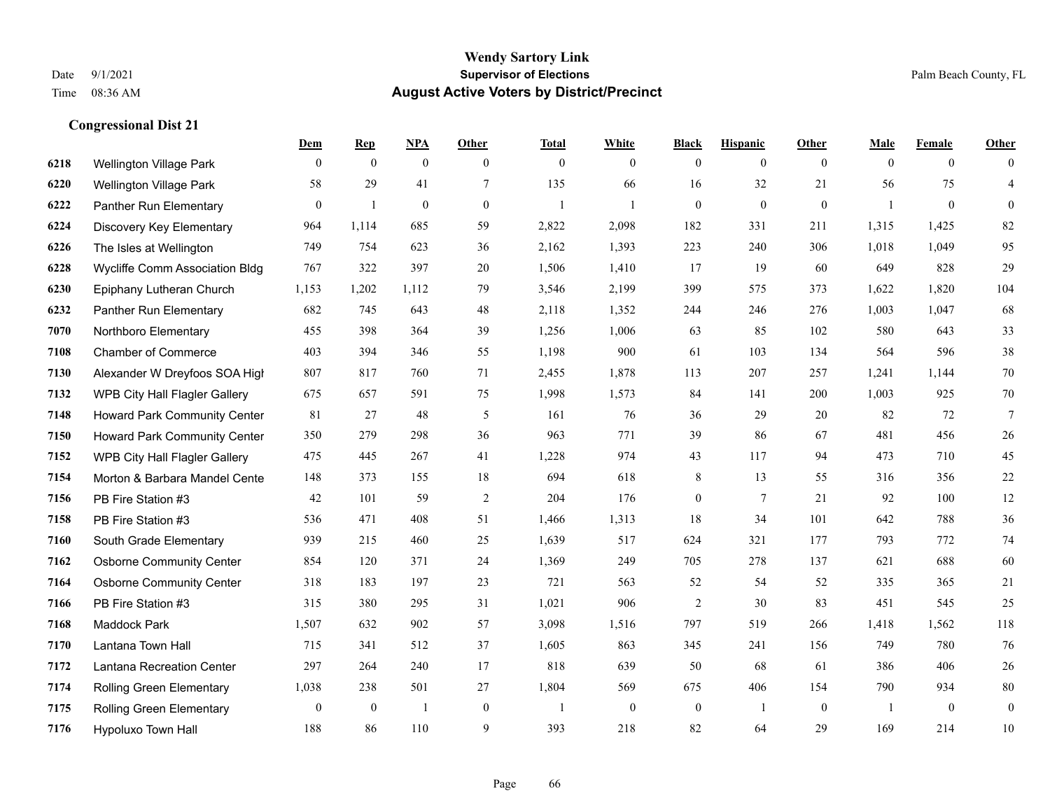## Congressional Dist 21

| | | Dem | Rep | NPA | Other | Total | White | Black | Hispanic | Other | Male | Female | Other |
|---|---|---|---|---|---|---|---|---|---|---|---|---|---|
| 6218 | Wellington Village Park | 0 | 0 | 0 | 0 | 0 | 0 | 0 | 0 | 0 | 0 | 0 | 0 |
| 6220 | Wellington Village Park | 58 | 29 | 41 | 7 | 135 | 66 | 16 | 32 | 21 | 56 | 75 | 4 |
| 6222 | Panther Run Elementary | 0 | 1 | 0 | 0 | 1 | 1 | 0 | 0 | 0 | 1 | 0 | 0 |
| 6224 | Discovery Key Elementary | 964 | 1,114 | 685 | 59 | 2,822 | 2,098 | 182 | 331 | 211 | 1,315 | 1,425 | 82 |
| 6226 | The Isles at Wellington | 749 | 754 | 623 | 36 | 2,162 | 1,393 | 223 | 240 | 306 | 1,018 | 1,049 | 95 |
| 6228 | Wycliffe Comm Association Bldg | 767 | 322 | 397 | 20 | 1,506 | 1,410 | 17 | 19 | 60 | 649 | 828 | 29 |
| 6230 | Epiphany Lutheran Church | 1,153 | 1,202 | 1,112 | 79 | 3,546 | 2,199 | 399 | 575 | 373 | 1,622 | 1,820 | 104 |
| 6232 | Panther Run Elementary | 682 | 745 | 643 | 48 | 2,118 | 1,352 | 244 | 246 | 276 | 1,003 | 1,047 | 68 |
| 7070 | Northboro Elementary | 455 | 398 | 364 | 39 | 1,256 | 1,006 | 63 | 85 | 102 | 580 | 643 | 33 |
| 7108 | Chamber of Commerce | 403 | 394 | 346 | 55 | 1,198 | 900 | 61 | 103 | 134 | 564 | 596 | 38 |
| 7130 | Alexander W Dreyfoos SOA High | 807 | 817 | 760 | 71 | 2,455 | 1,878 | 113 | 207 | 257 | 1,241 | 1,144 | 70 |
| 7132 | WPB City Hall Flagler Gallery | 675 | 657 | 591 | 75 | 1,998 | 1,573 | 84 | 141 | 200 | 1,003 | 925 | 70 |
| 7148 | Howard Park Community Center | 81 | 27 | 48 | 5 | 161 | 76 | 36 | 29 | 20 | 82 | 72 | 7 |
| 7150 | Howard Park Community Center | 350 | 279 | 298 | 36 | 963 | 771 | 39 | 86 | 67 | 481 | 456 | 26 |
| 7152 | WPB City Hall Flagler Gallery | 475 | 445 | 267 | 41 | 1,228 | 974 | 43 | 117 | 94 | 473 | 710 | 45 |
| 7154 | Morton & Barbara Mandel Cente | 148 | 373 | 155 | 18 | 694 | 618 | 8 | 13 | 55 | 316 | 356 | 22 |
| 7156 | PB Fire Station #3 | 42 | 101 | 59 | 2 | 204 | 176 | 0 | 7 | 21 | 92 | 100 | 12 |
| 7158 | PB Fire Station #3 | 536 | 471 | 408 | 51 | 1,466 | 1,313 | 18 | 34 | 101 | 642 | 788 | 36 |
| 7160 | South Grade Elementary | 939 | 215 | 460 | 25 | 1,639 | 517 | 624 | 321 | 177 | 793 | 772 | 74 |
| 7162 | Osborne Community Center | 854 | 120 | 371 | 24 | 1,369 | 249 | 705 | 278 | 137 | 621 | 688 | 60 |
| 7164 | Osborne Community Center | 318 | 183 | 197 | 23 | 721 | 563 | 52 | 54 | 52 | 335 | 365 | 21 |
| 7166 | PB Fire Station #3 | 315 | 380 | 295 | 31 | 1,021 | 906 | 2 | 30 | 83 | 451 | 545 | 25 |
| 7168 | Maddock Park | 1,507 | 632 | 902 | 57 | 3,098 | 1,516 | 797 | 519 | 266 | 1,418 | 1,562 | 118 |
| 7170 | Lantana Town Hall | 715 | 341 | 512 | 37 | 1,605 | 863 | 345 | 241 | 156 | 749 | 780 | 76 |
| 7172 | Lantana Recreation Center | 297 | 264 | 240 | 17 | 818 | 639 | 50 | 68 | 61 | 386 | 406 | 26 |
| 7174 | Rolling Green Elementary | 1,038 | 238 | 501 | 27 | 1,804 | 569 | 675 | 406 | 154 | 790 | 934 | 80 |
| 7175 | Rolling Green Elementary | 0 | 0 | 1 | 0 | 1 | 0 | 0 | 1 | 0 | 1 | 0 | 0 |
| 7176 | Hypoluxo Town Hall | 188 | 86 | 110 | 9 | 393 | 218 | 82 | 64 | 29 | 169 | 214 | 10 |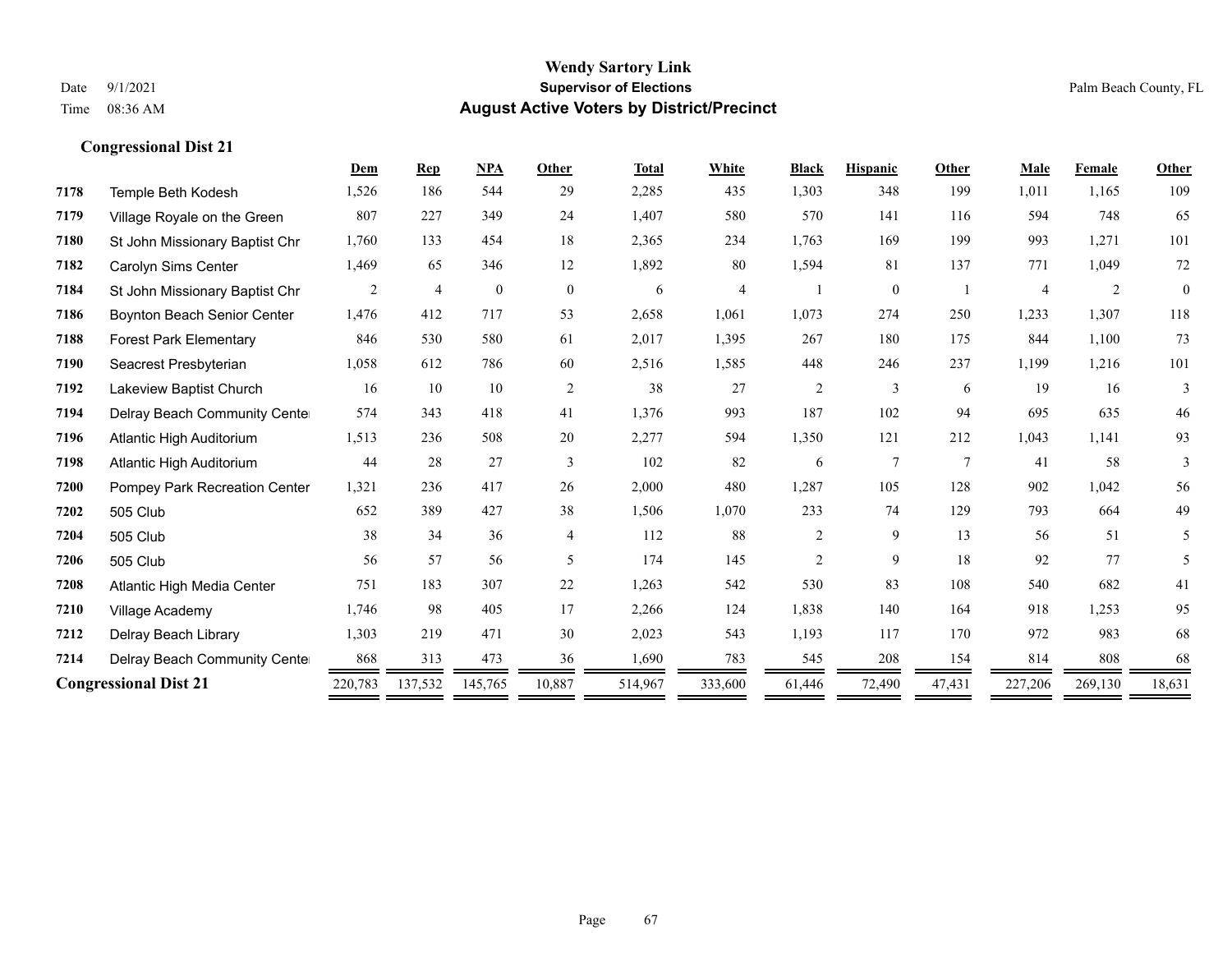Wendy Sartory Link
Supervisor of Elections
**August Active Voters by District/Precinct**

Date 9/1/2021
Time 08:36 AM

Palm Beach County, FL

## Congressional Dist 21

| | | Dem | Rep | NPA | Other | Total | White | Black | Hispanic | Other | Male | Female | Other |
|---|---|---|---|---|---|---|---|---|---|---|---|---|---|
| 7178 | Temple Beth Kodesh | 1,526 | 186 | 544 | 29 | 2,285 | 435 | 1,303 | 348 | 199 | 1,011 | 1,165 | 109 |
| 7179 | Village Royale on the Green | 807 | 227 | 349 | 24 | 1,407 | 580 | 570 | 141 | 116 | 594 | 748 | 65 |
| 7180 | St John Missionary Baptist Chr | 1,760 | 133 | 454 | 18 | 2,365 | 234 | 1,763 | 169 | 199 | 993 | 1,271 | 101 |
| 7182 | Carolyn Sims Center | 1,469 | 65 | 346 | 12 | 1,892 | 80 | 1,594 | 81 | 137 | 771 | 1,049 | 72 |
| 7184 | St John Missionary Baptist Chr | 2 | 4 | 0 | 0 | 6 | 4 | 1 | 0 | 1 | 4 | 2 | 0 |
| 7186 | Boynton Beach Senior Center | 1,476 | 412 | 717 | 53 | 2,658 | 1,061 | 1,073 | 274 | 250 | 1,233 | 1,307 | 118 |
| 7188 | Forest Park Elementary | 846 | 530 | 580 | 61 | 2,017 | 1,395 | 267 | 180 | 175 | 844 | 1,100 | 73 |
| 7190 | Seacrest Presbyterian | 1,058 | 612 | 786 | 60 | 2,516 | 1,585 | 448 | 246 | 237 | 1,199 | 1,216 | 101 |
| 7192 | Lakeview Baptist Church | 16 | 10 | 10 | 2 | 38 | 27 | 2 | 3 | 6 | 19 | 16 | 3 |
| 7194 | Delray Beach Community Cente | 574 | 343 | 418 | 41 | 1,376 | 993 | 187 | 102 | 94 | 695 | 635 | 46 |
| 7196 | Atlantic High Auditorium | 1,513 | 236 | 508 | 20 | 2,277 | 594 | 1,350 | 121 | 212 | 1,043 | 1,141 | 93 |
| 7198 | Atlantic High Auditorium | 44 | 28 | 27 | 3 | 102 | 82 | 6 | 7 | 7 | 41 | 58 | 3 |
| 7200 | Pompey Park Recreation Center | 1,321 | 236 | 417 | 26 | 2,000 | 480 | 1,287 | 105 | 128 | 902 | 1,042 | 56 |
| 7202 | 505 Club | 652 | 389 | 427 | 38 | 1,506 | 1,070 | 233 | 74 | 129 | 793 | 664 | 49 |
| 7204 | 505 Club | 38 | 34 | 36 | 4 | 112 | 88 | 2 | 9 | 13 | 56 | 51 | 5 |
| 7206 | 505 Club | 56 | 57 | 56 | 5 | 174 | 145 | 2 | 9 | 18 | 92 | 77 | 5 |
| 7208 | Atlantic High Media Center | 751 | 183 | 307 | 22 | 1,263 | 542 | 530 | 83 | 108 | 540 | 682 | 41 |
| 7210 | Village Academy | 1,746 | 98 | 405 | 17 | 2,266 | 124 | 1,838 | 140 | 164 | 918 | 1,253 | 95 |
| 7212 | Delray Beach Library | 1,303 | 219 | 471 | 30 | 2,023 | 543 | 1,193 | 117 | 170 | 972 | 983 | 68 |
| 7214 | Delray Beach Community Cente | 868 | 313 | 473 | 36 | 1,690 | 783 | 545 | 208 | 154 | 814 | 808 | 68 |
| **Congressional Dist 21** | | 220,783 | 137,532 | 145,765 | 10,887 | 514,967 | 333,600 | 61,446 | 72,490 | 47,431 | 227,206 | 269,130 | 18,631 |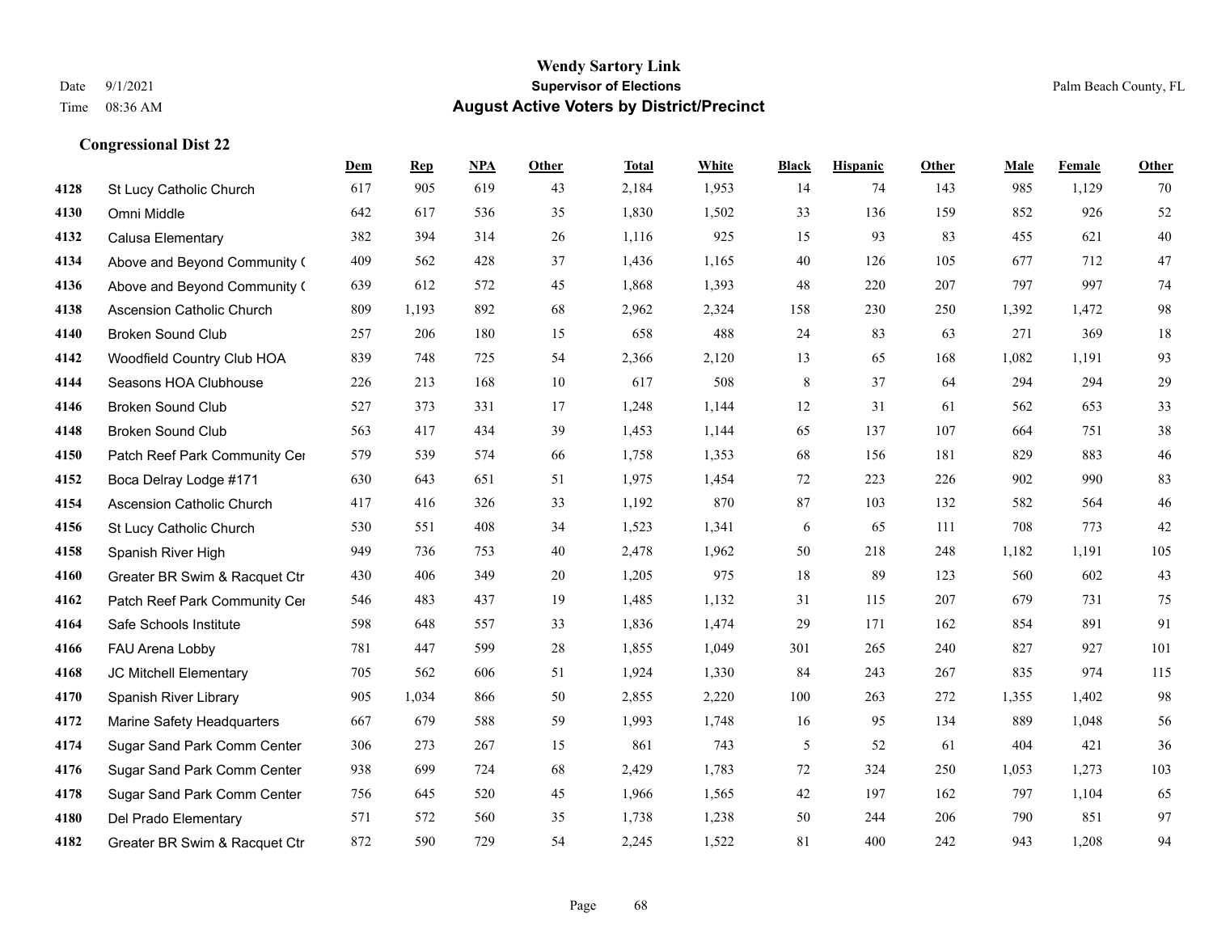# Wendy Sartory Link
## Supervisor of Elections
## August Active Voters by District/Precinct

Date 9/1/2021
Time 08:36 AM

Palm Beach County, FL

### Congressional Dist 22

| | | Dem | Rep | NPA | Other | Total | White | Black | Hispanic | Other | Male | Female | Other |
|---|---|---|---|---|---|---|---|---|---|---|---|---|---|
| 4128 | St Lucy Catholic Church | 617 | 905 | 619 | 43 | 2,184 | 1,953 | 14 | 74 | 143 | 985 | 1,129 | 70 |
| 4130 | Omni Middle | 642 | 617 | 536 | 35 | 1,830 | 1,502 | 33 | 136 | 159 | 852 | 926 | 52 |
| 4132 | Calusa Elementary | 382 | 394 | 314 | 26 | 1,116 | 925 | 15 | 93 | 83 | 455 | 621 | 40 |
| 4134 | Above and Beyond Community ( | 409 | 562 | 428 | 37 | 1,436 | 1,165 | 40 | 126 | 105 | 677 | 712 | 47 |
| 4136 | Above and Beyond Community ( | 639 | 612 | 572 | 45 | 1,868 | 1,393 | 48 | 220 | 207 | 797 | 997 | 74 |
| 4138 | Ascension Catholic Church | 809 | 1,193 | 892 | 68 | 2,962 | 2,324 | 158 | 230 | 250 | 1,392 | 1,472 | 98 |
| 4140 | Broken Sound Club | 257 | 206 | 180 | 15 | 658 | 488 | 24 | 83 | 63 | 271 | 369 | 18 |
| 4142 | Woodfield Country Club HOA | 839 | 748 | 725 | 54 | 2,366 | 2,120 | 13 | 65 | 168 | 1,082 | 1,191 | 93 |
| 4144 | Seasons HOA Clubhouse | 226 | 213 | 168 | 10 | 617 | 508 | 8 | 37 | 64 | 294 | 294 | 29 |
| 4146 | Broken Sound Club | 527 | 373 | 331 | 17 | 1,248 | 1,144 | 12 | 31 | 61 | 562 | 653 | 33 |
| 4148 | Broken Sound Club | 563 | 417 | 434 | 39 | 1,453 | 1,144 | 65 | 137 | 107 | 664 | 751 | 38 |
| 4150 | Patch Reef Park Community Cer | 579 | 539 | 574 | 66 | 1,758 | 1,353 | 68 | 156 | 181 | 829 | 883 | 46 |
| 4152 | Boca Delray Lodge #171 | 630 | 643 | 651 | 51 | 1,975 | 1,454 | 72 | 223 | 226 | 902 | 990 | 83 |
| 4154 | Ascension Catholic Church | 417 | 416 | 326 | 33 | 1,192 | 870 | 87 | 103 | 132 | 582 | 564 | 46 |
| 4156 | St Lucy Catholic Church | 530 | 551 | 408 | 34 | 1,523 | 1,341 | 6 | 65 | 111 | 708 | 773 | 42 |
| 4158 | Spanish River High | 949 | 736 | 753 | 40 | 2,478 | 1,962 | 50 | 218 | 248 | 1,182 | 1,191 | 105 |
| 4160 | Greater BR Swim & Racquet Ctr | 430 | 406 | 349 | 20 | 1,205 | 975 | 18 | 89 | 123 | 560 | 602 | 43 |
| 4162 | Patch Reef Park Community Cer | 546 | 483 | 437 | 19 | 1,485 | 1,132 | 31 | 115 | 207 | 679 | 731 | 75 |
| 4164 | Safe Schools Institute | 598 | 648 | 557 | 33 | 1,836 | 1,474 | 29 | 171 | 162 | 854 | 891 | 91 |
| 4166 | FAU Arena Lobby | 781 | 447 | 599 | 28 | 1,855 | 1,049 | 301 | 265 | 240 | 827 | 927 | 101 |
| 4168 | JC Mitchell Elementary | 705 | 562 | 606 | 51 | 1,924 | 1,330 | 84 | 243 | 267 | 835 | 974 | 115 |
| 4170 | Spanish River Library | 905 | 1,034 | 866 | 50 | 2,855 | 2,220 | 100 | 263 | 272 | 1,355 | 1,402 | 98 |
| 4172 | Marine Safety Headquarters | 667 | 679 | 588 | 59 | 1,993 | 1,748 | 16 | 95 | 134 | 889 | 1,048 | 56 |
| 4174 | Sugar Sand Park Comm Center | 306 | 273 | 267 | 15 | 861 | 743 | 5 | 52 | 61 | 404 | 421 | 36 |
| 4176 | Sugar Sand Park Comm Center | 938 | 699 | 724 | 68 | 2,429 | 1,783 | 72 | 324 | 250 | 1,053 | 1,273 | 103 |
| 4178 | Sugar Sand Park Comm Center | 756 | 645 | 520 | 45 | 1,966 | 1,565 | 42 | 197 | 162 | 797 | 1,104 | 65 |
| 4180 | Del Prado Elementary | 571 | 572 | 560 | 35 | 1,738 | 1,238 | 50 | 244 | 206 | 790 | 851 | 97 |
| 4182 | Greater BR Swim & Racquet Ctr | 872 | 590 | 729 | 54 | 2,245 | 1,522 | 81 | 400 | 242 | 943 | 1,208 | 94 |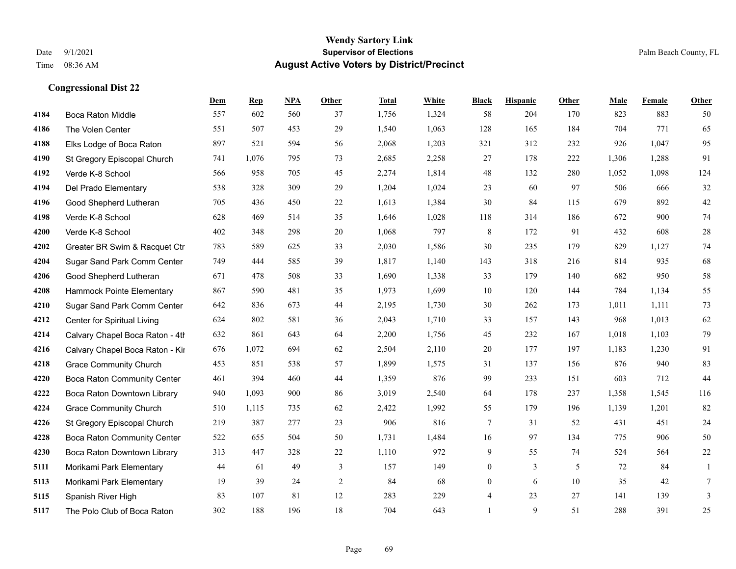**Wendy Sartory Link**
**Supervisor of Elections**
**August Active Voters by District/Precinct**

Date 9/1/2021
Time 08:36 AM

Palm Beach County, FL

### Congressional Dist 22

| | | Dem | Rep | NPA | Other | Total | White | Black | Hispanic | Other | Male | Female | Other |
|---|---|---|---|---|---|---|---|---|---|---|---|---|---|
| 4184 | Boca Raton Middle | 557 | 602 | 560 | 37 | 1,756 | 1,324 | 58 | 204 | 170 | 823 | 883 | 50 |
| 4186 | The Volen Center | 551 | 507 | 453 | 29 | 1,540 | 1,063 | 128 | 165 | 184 | 704 | 771 | 65 |
| 4188 | Elks Lodge of Boca Raton | 897 | 521 | 594 | 56 | 2,068 | 1,203 | 321 | 312 | 232 | 926 | 1,047 | 95 |
| 4190 | St Gregory Episcopal Church | 741 | 1,076 | 795 | 73 | 2,685 | 2,258 | 27 | 178 | 222 | 1,306 | 1,288 | 91 |
| 4192 | Verde K-8 School | 566 | 958 | 705 | 45 | 2,274 | 1,814 | 48 | 132 | 280 | 1,052 | 1,098 | 124 |
| 4194 | Del Prado Elementary | 538 | 328 | 309 | 29 | 1,204 | 1,024 | 23 | 60 | 97 | 506 | 666 | 32 |
| 4196 | Good Shepherd Lutheran | 705 | 436 | 450 | 22 | 1,613 | 1,384 | 30 | 84 | 115 | 679 | 892 | 42 |
| 4198 | Verde K-8 School | 628 | 469 | 514 | 35 | 1,646 | 1,028 | 118 | 314 | 186 | 672 | 900 | 74 |
| 4200 | Verde K-8 School | 402 | 348 | 298 | 20 | 1,068 | 797 | 8 | 172 | 91 | 432 | 608 | 28 |
| 4202 | Greater BR Swim & Racquet Ctr | 783 | 589 | 625 | 33 | 2,030 | 1,586 | 30 | 235 | 179 | 829 | 1,127 | 74 |
| 4204 | Sugar Sand Park Comm Center | 749 | 444 | 585 | 39 | 1,817 | 1,140 | 143 | 318 | 216 | 814 | 935 | 68 |
| 4206 | Good Shepherd Lutheran | 671 | 478 | 508 | 33 | 1,690 | 1,338 | 33 | 179 | 140 | 682 | 950 | 58 |
| 4208 | Hammock Pointe Elementary | 867 | 590 | 481 | 35 | 1,973 | 1,699 | 10 | 120 | 144 | 784 | 1,134 | 55 |
| 4210 | Sugar Sand Park Comm Center | 642 | 836 | 673 | 44 | 2,195 | 1,730 | 30 | 262 | 173 | 1,011 | 1,111 | 73 |
| 4212 | Center for Spiritual Living | 624 | 802 | 581 | 36 | 2,043 | 1,710 | 33 | 157 | 143 | 968 | 1,013 | 62 |
| 4214 | Calvary Chapel Boca Raton - 4th | 632 | 861 | 643 | 64 | 2,200 | 1,756 | 45 | 232 | 167 | 1,018 | 1,103 | 79 |
| 4216 | Calvary Chapel Boca Raton - Kir | 676 | 1,072 | 694 | 62 | 2,504 | 2,110 | 20 | 177 | 197 | 1,183 | 1,230 | 91 |
| 4218 | Grace Community Church | 453 | 851 | 538 | 57 | 1,899 | 1,575 | 31 | 137 | 156 | 876 | 940 | 83 |
| 4220 | Boca Raton Community Center | 461 | 394 | 460 | 44 | 1,359 | 876 | 99 | 233 | 151 | 603 | 712 | 44 |
| 4222 | Boca Raton Downtown Library | 940 | 1,093 | 900 | 86 | 3,019 | 2,540 | 64 | 178 | 237 | 1,358 | 1,545 | 116 |
| 4224 | Grace Community Church | 510 | 1,115 | 735 | 62 | 2,422 | 1,992 | 55 | 179 | 196 | 1,139 | 1,201 | 82 |
| 4226 | St Gregory Episcopal Church | 219 | 387 | 277 | 23 | 906 | 816 | 7 | 31 | 52 | 431 | 451 | 24 |
| 4228 | Boca Raton Community Center | 522 | 655 | 504 | 50 | 1,731 | 1,484 | 16 | 97 | 134 | 775 | 906 | 50 |
| 4230 | Boca Raton Downtown Library | 313 | 447 | 328 | 22 | 1,110 | 972 | 9 | 55 | 74 | 524 | 564 | 22 |
| 5111 | Morikami Park Elementary | 44 | 61 | 49 | 3 | 157 | 149 | 0 | 3 | 5 | 72 | 84 | 1 |
| 5113 | Morikami Park Elementary | 19 | 39 | 24 | 2 | 84 | 68 | 0 | 6 | 10 | 35 | 42 | 7 |
| 5115 | Spanish River High | 83 | 107 | 81 | 12 | 283 | 229 | 4 | 23 | 27 | 141 | 139 | 3 |
| 5117 | The Polo Club of Boca Raton | 302 | 188 | 196 | 18 | 704 | 643 | 1 | 9 | 51 | 288 | 391 | 25 |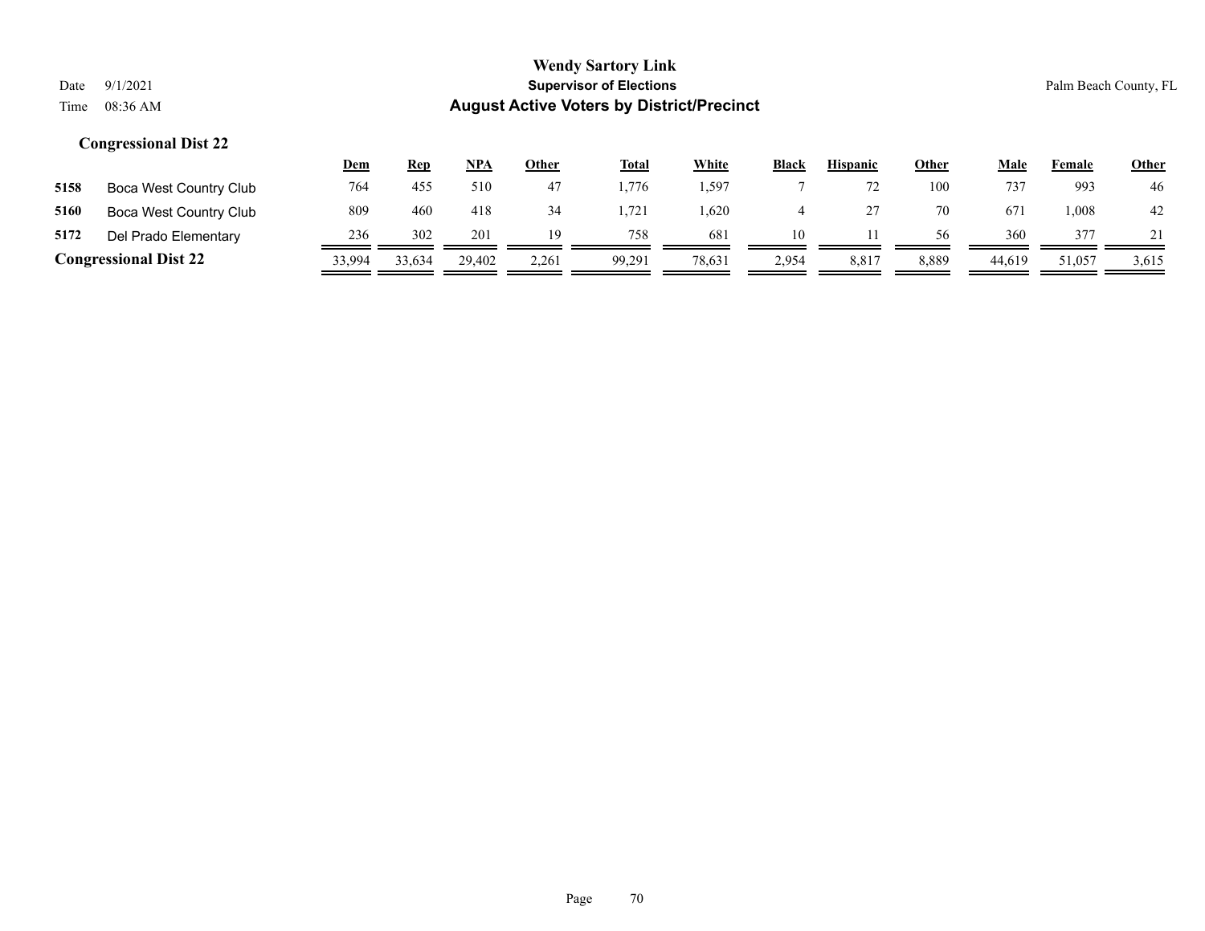# Wendy Sartory Link

## Supervisor of Elections

## August Active Voters by District/Precinct

Date 9/1/2021
Time 08:36 AM

Palm Beach County, FL

### Congressional Dist 22

| | | Dem | Rep | NPA | Other | Total | White | Black | Hispanic | Other | Male | Female | Other |
|---|---|---|---|---|---|---|---|---|---|---|---|---|---|
| 5158 | Boca West Country Club | 764 | 455 | 510 | 47 | 1,776 | 1,597 | 7 | 72 | 100 | 737 | 993 | 46 |
| 5160 | Boca West Country Club | 809 | 460 | 418 | 34 | 1,721 | 1,620 | 4 | 27 | 70 | 671 | 1,008 | 42 |
| 5172 | Del Prado Elementary | 236 | 302 | 201 | 19 | 758 | 681 | 10 | 11 | 56 | 360 | 377 | 21 |
| **Congressional Dist 22** | | 33,994 | 33,634 | 29,402 | 2,261 | 99,291 | 78,631 | 2,954 | 8,817 | 8,889 | 44,619 | 51,057 | 3,615 |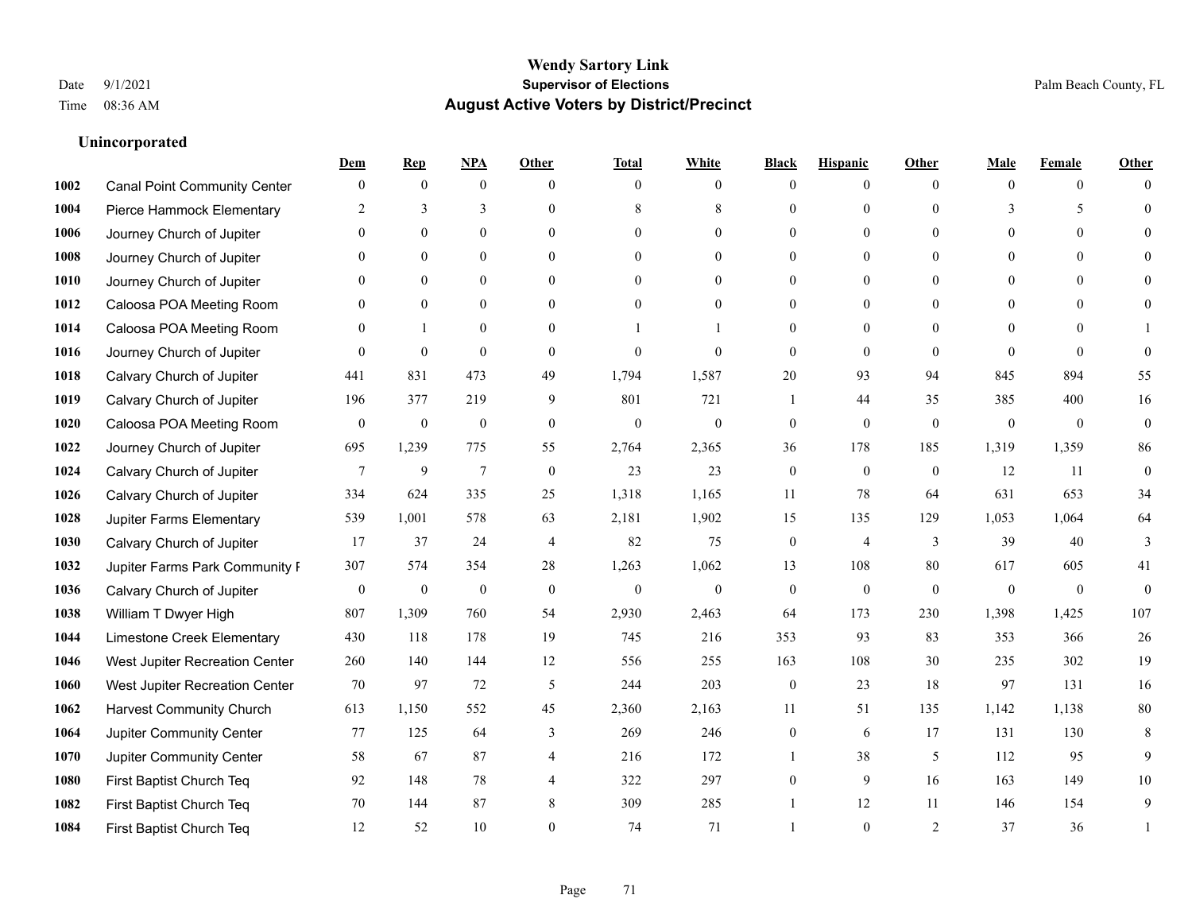**Wendy Sartory Link**
**Supervisor of Elections**
**August Active Voters by District/Precinct**

Date 9/1/2021
Time 08:36 AM
Palm Beach County, FL

### Unincorporated

| | | Dem | Rep | NPA | Other | Total | White | Black | Hispanic | Other | Male | Female | Other |
|---|---|---|---|---|---|---|---|---|---|---|---|---|---|
| 1002 | Canal Point Community Center | 0 | 0 | 0 | 0 | 0 | 0 | 0 | 0 | 0 | 0 | 0 | 0 |
| 1004 | Pierce Hammock Elementary | 2 | 3 | 3 | 0 | 8 | 8 | 0 | 0 | 0 | 3 | 5 | 0 |
| 1006 | Journey Church of Jupiter | 0 | 0 | 0 | 0 | 0 | 0 | 0 | 0 | 0 | 0 | 0 | 0 |
| 1008 | Journey Church of Jupiter | 0 | 0 | 0 | 0 | 0 | 0 | 0 | 0 | 0 | 0 | 0 | 0 |
| 1010 | Journey Church of Jupiter | 0 | 0 | 0 | 0 | 0 | 0 | 0 | 0 | 0 | 0 | 0 | 0 |
| 1012 | Caloosa POA Meeting Room | 0 | 0 | 0 | 0 | 0 | 0 | 0 | 0 | 0 | 0 | 0 | 0 |
| 1014 | Caloosa POA Meeting Room | 0 | 1 | 0 | 0 | 1 | 1 | 0 | 0 | 0 | 0 | 0 | 1 |
| 1016 | Journey Church of Jupiter | 0 | 0 | 0 | 0 | 0 | 0 | 0 | 0 | 0 | 0 | 0 | 0 |
| 1018 | Calvary Church of Jupiter | 441 | 831 | 473 | 49 | 1,794 | 1,587 | 20 | 93 | 94 | 845 | 894 | 55 |
| 1019 | Calvary Church of Jupiter | 196 | 377 | 219 | 9 | 801 | 721 | 1 | 44 | 35 | 385 | 400 | 16 |
| 1020 | Caloosa POA Meeting Room | 0 | 0 | 0 | 0 | 0 | 0 | 0 | 0 | 0 | 0 | 0 | 0 |
| 1022 | Journey Church of Jupiter | 695 | 1,239 | 775 | 55 | 2,764 | 2,365 | 36 | 178 | 185 | 1,319 | 1,359 | 86 |
| 1024 | Calvary Church of Jupiter | 7 | 9 | 7 | 0 | 23 | 23 | 0 | 0 | 0 | 12 | 11 | 0 |
| 1026 | Calvary Church of Jupiter | 334 | 624 | 335 | 25 | 1,318 | 1,165 | 11 | 78 | 64 | 631 | 653 | 34 |
| 1028 | Jupiter Farms Elementary | 539 | 1,001 | 578 | 63 | 2,181 | 1,902 | 15 | 135 | 129 | 1,053 | 1,064 | 64 |
| 1030 | Calvary Church of Jupiter | 17 | 37 | 24 | 4 | 82 | 75 | 0 | 4 | 3 | 39 | 40 | 3 |
| 1032 | Jupiter Farms Park Community F | 307 | 574 | 354 | 28 | 1,263 | 1,062 | 13 | 108 | 80 | 617 | 605 | 41 |
| 1036 | Calvary Church of Jupiter | 0 | 0 | 0 | 0 | 0 | 0 | 0 | 0 | 0 | 0 | 0 | 0 |
| 1038 | William T Dwyer High | 807 | 1,309 | 760 | 54 | 2,930 | 2,463 | 64 | 173 | 230 | 1,398 | 1,425 | 107 |
| 1044 | Limestone Creek Elementary | 430 | 118 | 178 | 19 | 745 | 216 | 353 | 93 | 83 | 353 | 366 | 26 |
| 1046 | West Jupiter Recreation Center | 260 | 140 | 144 | 12 | 556 | 255 | 163 | 108 | 30 | 235 | 302 | 19 |
| 1060 | West Jupiter Recreation Center | 70 | 97 | 72 | 5 | 244 | 203 | 0 | 23 | 18 | 97 | 131 | 16 |
| 1062 | Harvest Community Church | 613 | 1,150 | 552 | 45 | 2,360 | 2,163 | 11 | 51 | 135 | 1,142 | 1,138 | 80 |
| 1064 | Jupiter Community Center | 77 | 125 | 64 | 3 | 269 | 246 | 0 | 6 | 17 | 131 | 130 | 8 |
| 1070 | Jupiter Community Center | 58 | 67 | 87 | 4 | 216 | 172 | 1 | 38 | 5 | 112 | 95 | 9 |
| 1080 | First Baptist Church Teq | 92 | 148 | 78 | 4 | 322 | 297 | 0 | 9 | 16 | 163 | 149 | 10 |
| 1082 | First Baptist Church Teq | 70 | 144 | 87 | 8 | 309 | 285 | 1 | 12 | 11 | 146 | 154 | 9 |
| 1084 | First Baptist Church Teq | 12 | 52 | 10 | 0 | 74 | 71 | 1 | 0 | 2 | 37 | 36 | 1 |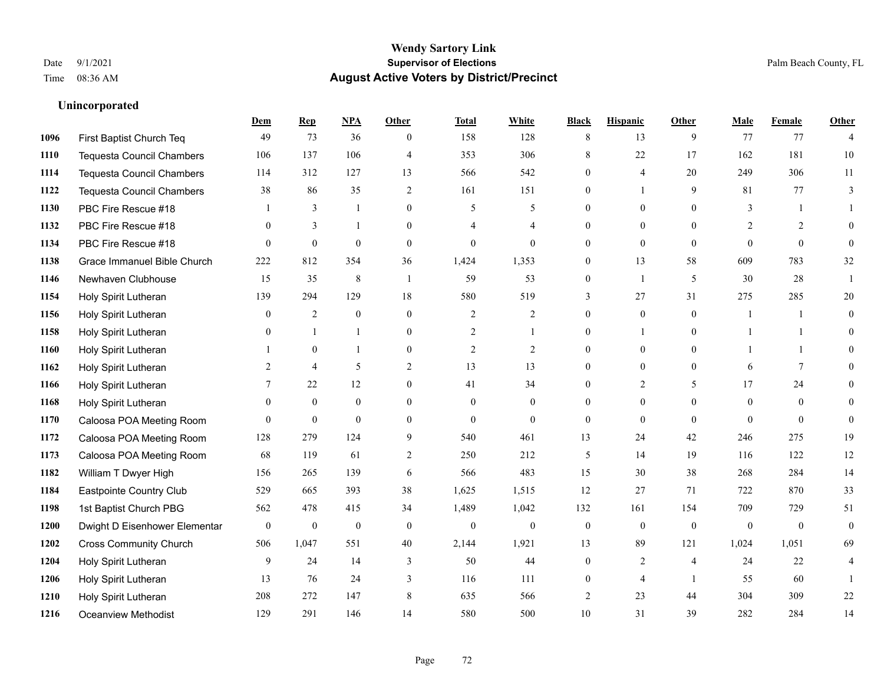**Wendy Sartory Link**
**Supervisor of Elections**
**August Active Voters by District/Precinct**

Date 9/1/2021
Time 08:36 AM
Palm Beach County, FL

### Unincorporated

| | | Dem | Rep | NPA | Other | Total | White | Black | Hispanic | Other | Male | Female | Other |
|---|---|---|---|---|---|---|---|---|---|---|---|---|---|
| 1096 | First Baptist Church Teq | 49 | 73 | 36 | 0 | 158 | 128 | 8 | 13 | 9 | 77 | 77 | 4 |
| 1110 | Tequesta Council Chambers | 106 | 137 | 106 | 4 | 353 | 306 | 8 | 22 | 17 | 162 | 181 | 10 |
| 1114 | Tequesta Council Chambers | 114 | 312 | 127 | 13 | 566 | 542 | 0 | 4 | 20 | 249 | 306 | 11 |
| 1122 | Tequesta Council Chambers | 38 | 86 | 35 | 2 | 161 | 151 | 0 | 1 | 9 | 81 | 77 | 3 |
| 1130 | PBC Fire Rescue #18 | 1 | 3 | 1 | 0 | 5 | 5 | 0 | 0 | 0 | 3 | 1 | 1 |
| 1132 | PBC Fire Rescue #18 | 0 | 3 | 1 | 0 | 4 | 4 | 0 | 0 | 0 | 2 | 2 | 0 |
| 1134 | PBC Fire Rescue #18 | 0 | 0 | 0 | 0 | 0 | 0 | 0 | 0 | 0 | 0 | 0 | 0 |
| 1138 | Grace Immanuel Bible Church | 222 | 812 | 354 | 36 | 1,424 | 1,353 | 0 | 13 | 58 | 609 | 783 | 32 |
| 1146 | Newhaven Clubhouse | 15 | 35 | 8 | 1 | 59 | 53 | 0 | 1 | 5 | 30 | 28 | 1 |
| 1154 | Holy Spirit Lutheran | 139 | 294 | 129 | 18 | 580 | 519 | 3 | 27 | 31 | 275 | 285 | 20 |
| 1156 | Holy Spirit Lutheran | 0 | 2 | 0 | 0 | 2 | 2 | 0 | 0 | 0 | 1 | 1 | 0 |
| 1158 | Holy Spirit Lutheran | 0 | 1 | 1 | 0 | 2 | 1 | 0 | 1 | 0 | 1 | 1 | 0 |
| 1160 | Holy Spirit Lutheran | 1 | 0 | 1 | 0 | 2 | 2 | 0 | 0 | 0 | 1 | 1 | 0 |
| 1162 | Holy Spirit Lutheran | 2 | 4 | 5 | 2 | 13 | 13 | 0 | 0 | 0 | 6 | 7 | 0 |
| 1166 | Holy Spirit Lutheran | 7 | 22 | 12 | 0 | 41 | 34 | 0 | 2 | 5 | 17 | 24 | 0 |
| 1168 | Holy Spirit Lutheran | 0 | 0 | 0 | 0 | 0 | 0 | 0 | 0 | 0 | 0 | 0 | 0 |
| 1170 | Caloosa POA Meeting Room | 0 | 0 | 0 | 0 | 0 | 0 | 0 | 0 | 0 | 0 | 0 | 0 |
| 1172 | Caloosa POA Meeting Room | 128 | 279 | 124 | 9 | 540 | 461 | 13 | 24 | 42 | 246 | 275 | 19 |
| 1173 | Caloosa POA Meeting Room | 68 | 119 | 61 | 2 | 250 | 212 | 5 | 14 | 19 | 116 | 122 | 12 |
| 1182 | William T Dwyer High | 156 | 265 | 139 | 6 | 566 | 483 | 15 | 30 | 38 | 268 | 284 | 14 |
| 1184 | Eastpointe Country Club | 529 | 665 | 393 | 38 | 1,625 | 1,515 | 12 | 27 | 71 | 722 | 870 | 33 |
| 1198 | 1st Baptist Church PBG | 562 | 478 | 415 | 34 | 1,489 | 1,042 | 132 | 161 | 154 | 709 | 729 | 51 |
| 1200 | Dwight D Eisenhower Elementar | 0 | 0 | 0 | 0 | 0 | 0 | 0 | 0 | 0 | 0 | 0 | 0 |
| 1202 | Cross Community Church | 506 | 1,047 | 551 | 40 | 2,144 | 1,921 | 13 | 89 | 121 | 1,024 | 1,051 | 69 |
| 1204 | Holy Spirit Lutheran | 9 | 24 | 14 | 3 | 50 | 44 | 0 | 2 | 4 | 24 | 22 | 4 |
| 1206 | Holy Spirit Lutheran | 13 | 76 | 24 | 3 | 116 | 111 | 0 | 4 | 1 | 55 | 60 | 1 |
| 1210 | Holy Spirit Lutheran | 208 | 272 | 147 | 8 | 635 | 566 | 2 | 23 | 44 | 304 | 309 | 22 |
| 1216 | Oceanview Methodist | 129 | 291 | 146 | 14 | 580 | 500 | 10 | 31 | 39 | 282 | 284 | 14 |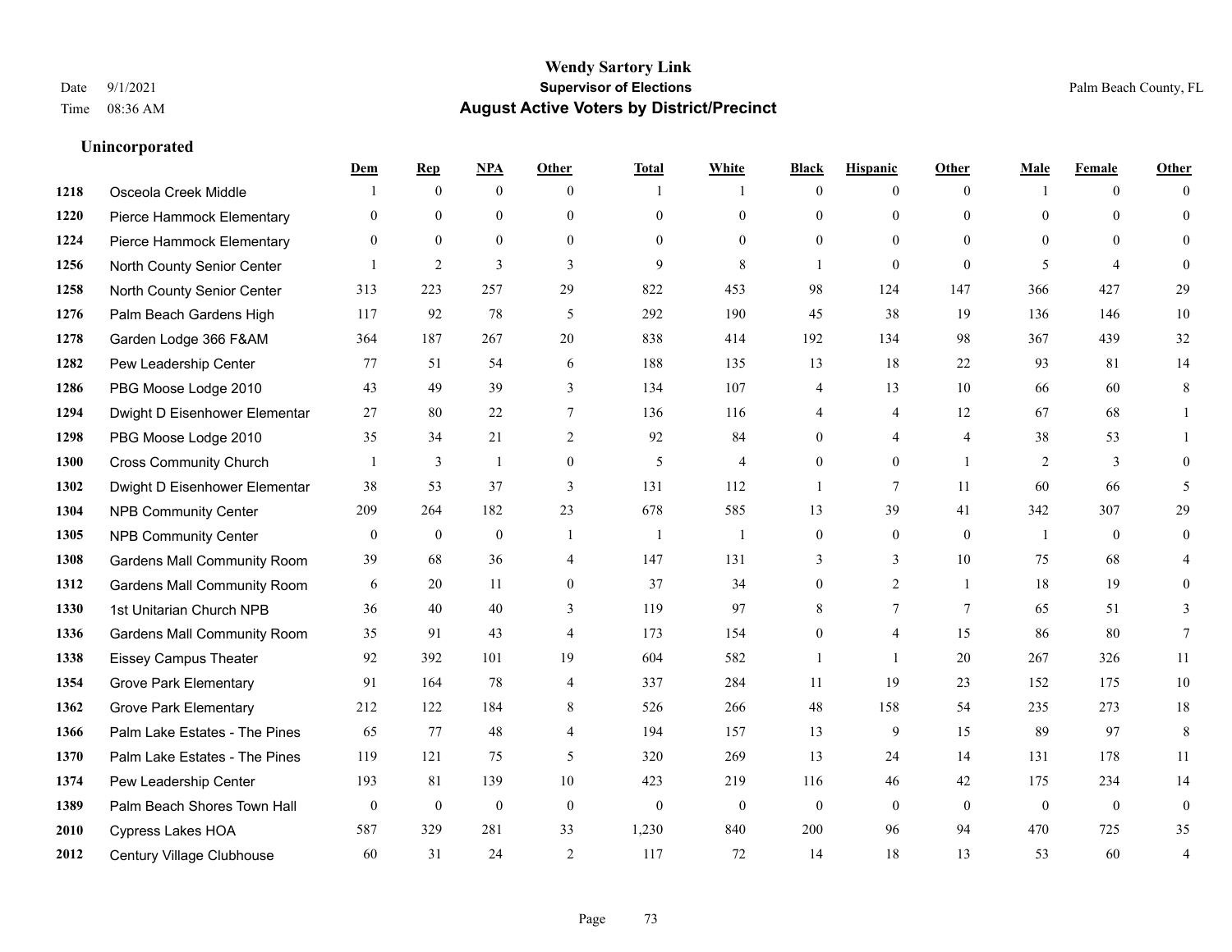# Wendy Sartory Link
## Supervisor of Elections
## August Active Voters by District/Precinct

Date 9/1/2021
Time 08:36 AM

Palm Beach County, FL

### Unincorporated

| | | Dem | Rep | NPA | Other | Total | White | Black | Hispanic | Other | Male | Female | Other |
|---|---|---|---|---|---|---|---|---|---|---|---|---|---|
| 1218 | Osceola Creek Middle | 1 | 0 | 0 | 0 | 1 | 1 | 0 | 0 | 0 | 1 | 0 | 0 |
| 1220 | Pierce Hammock Elementary | 0 | 0 | 0 | 0 | 0 | 0 | 0 | 0 | 0 | 0 | 0 | 0 |
| 1224 | Pierce Hammock Elementary | 0 | 0 | 0 | 0 | 0 | 0 | 0 | 0 | 0 | 0 | 0 | 0 |
| 1256 | North County Senior Center | 1 | 2 | 3 | 3 | 9 | 8 | 1 | 0 | 0 | 5 | 4 | 0 |
| 1258 | North County Senior Center | 313 | 223 | 257 | 29 | 822 | 453 | 98 | 124 | 147 | 366 | 427 | 29 |
| 1276 | Palm Beach Gardens High | 117 | 92 | 78 | 5 | 292 | 190 | 45 | 38 | 19 | 136 | 146 | 10 |
| 1278 | Garden Lodge 366 F&AM | 364 | 187 | 267 | 20 | 838 | 414 | 192 | 134 | 98 | 367 | 439 | 32 |
| 1282 | Pew Leadership Center | 77 | 51 | 54 | 6 | 188 | 135 | 13 | 18 | 22 | 93 | 81 | 14 |
| 1286 | PBG Moose Lodge 2010 | 43 | 49 | 39 | 3 | 134 | 107 | 4 | 13 | 10 | 66 | 60 | 8 |
| 1294 | Dwight D Eisenhower Elementar | 27 | 80 | 22 | 7 | 136 | 116 | 4 | 4 | 12 | 67 | 68 | 1 |
| 1298 | PBG Moose Lodge 2010 | 35 | 34 | 21 | 2 | 92 | 84 | 0 | 4 | 4 | 38 | 53 | 1 |
| 1300 | Cross Community Church | 1 | 3 | 1 | 0 | 5 | 4 | 0 | 0 | 1 | 2 | 3 | 0 |
| 1302 | Dwight D Eisenhower Elementar | 38 | 53 | 37 | 3 | 131 | 112 | 1 | 7 | 11 | 60 | 66 | 5 |
| 1304 | NPB Community Center | 209 | 264 | 182 | 23 | 678 | 585 | 13 | 39 | 41 | 342 | 307 | 29 |
| 1305 | NPB Community Center | 0 | 0 | 0 | 1 | 1 | 1 | 0 | 0 | 0 | 1 | 0 | 0 |
| 1308 | Gardens Mall Community Room | 39 | 68 | 36 | 4 | 147 | 131 | 3 | 3 | 10 | 75 | 68 | 4 |
| 1312 | Gardens Mall Community Room | 6 | 20 | 11 | 0 | 37 | 34 | 0 | 2 | 1 | 18 | 19 | 0 |
| 1330 | 1st Unitarian Church NPB | 36 | 40 | 40 | 3 | 119 | 97 | 8 | 7 | 7 | 65 | 51 | 3 |
| 1336 | Gardens Mall Community Room | 35 | 91 | 43 | 4 | 173 | 154 | 0 | 4 | 15 | 86 | 80 | 7 |
| 1338 | Eissey Campus Theater | 92 | 392 | 101 | 19 | 604 | 582 | 1 | 1 | 20 | 267 | 326 | 11 |
| 1354 | Grove Park Elementary | 91 | 164 | 78 | 4 | 337 | 284 | 11 | 19 | 23 | 152 | 175 | 10 |
| 1362 | Grove Park Elementary | 212 | 122 | 184 | 8 | 526 | 266 | 48 | 158 | 54 | 235 | 273 | 18 |
| 1366 | Palm Lake Estates - The Pines | 65 | 77 | 48 | 4 | 194 | 157 | 13 | 9 | 15 | 89 | 97 | 8 |
| 1370 | Palm Lake Estates - The Pines | 119 | 121 | 75 | 5 | 320 | 269 | 13 | 24 | 14 | 131 | 178 | 11 |
| 1374 | Pew Leadership Center | 193 | 81 | 139 | 10 | 423 | 219 | 116 | 46 | 42 | 175 | 234 | 14 |
| 1389 | Palm Beach Shores Town Hall | 0 | 0 | 0 | 0 | 0 | 0 | 0 | 0 | 0 | 0 | 0 | 0 |
| 2010 | Cypress Lakes HOA | 587 | 329 | 281 | 33 | 1,230 | 840 | 200 | 96 | 94 | 470 | 725 | 35 |
| 2012 | Century Village Clubhouse | 60 | 31 | 24 | 2 | 117 | 72 | 14 | 18 | 13 | 53 | 60 | 4 |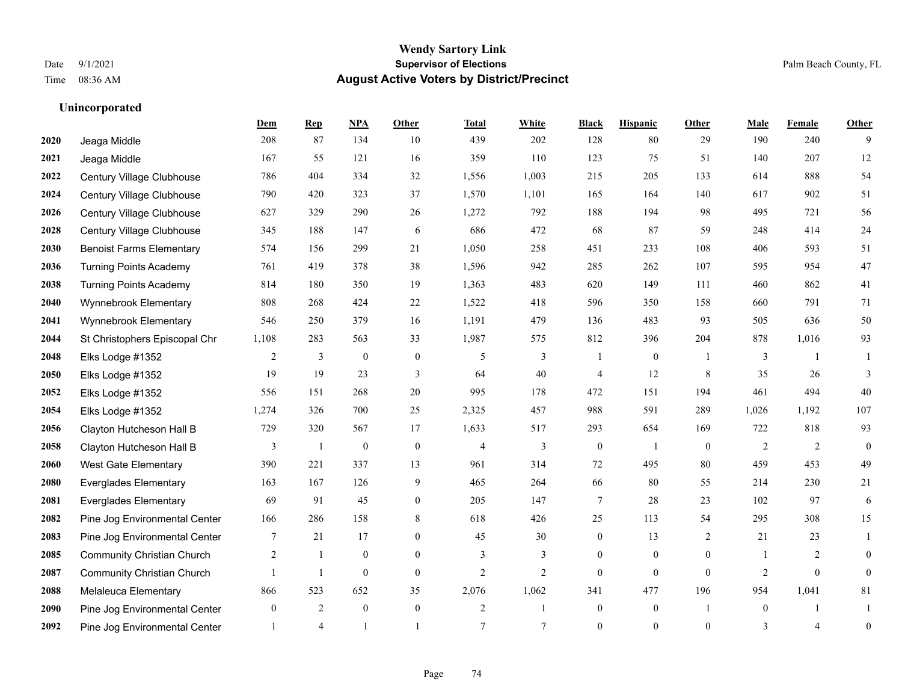# Wendy Sartory Link
## Supervisor of Elections
## August Active Voters by District/Precinct

Date 9/1/2021
Time 08:36 AM

Palm Beach County, FL

### Unincorporated

| | | Dem | Rep | NPA | Other | Total | White | Black | Hispanic | Other | Male | Female | Other |
|---|---|---|---|---|---|---|---|---|---|---|---|---|---|
| 2020 | Jeaga Middle | 208 | 87 | 134 | 10 | 439 | 202 | 128 | 80 | 29 | 190 | 240 | 9 |
| 2021 | Jeaga Middle | 167 | 55 | 121 | 16 | 359 | 110 | 123 | 75 | 51 | 140 | 207 | 12 |
| 2022 | Century Village Clubhouse | 786 | 404 | 334 | 32 | 1,556 | 1,003 | 215 | 205 | 133 | 614 | 888 | 54 |
| 2024 | Century Village Clubhouse | 790 | 420 | 323 | 37 | 1,570 | 1,101 | 165 | 164 | 140 | 617 | 902 | 51 |
| 2026 | Century Village Clubhouse | 627 | 329 | 290 | 26 | 1,272 | 792 | 188 | 194 | 98 | 495 | 721 | 56 |
| 2028 | Century Village Clubhouse | 345 | 188 | 147 | 6 | 686 | 472 | 68 | 87 | 59 | 248 | 414 | 24 |
| 2030 | Benoist Farms Elementary | 574 | 156 | 299 | 21 | 1,050 | 258 | 451 | 233 | 108 | 406 | 593 | 51 |
| 2036 | Turning Points Academy | 761 | 419 | 378 | 38 | 1,596 | 942 | 285 | 262 | 107 | 595 | 954 | 47 |
| 2038 | Turning Points Academy | 814 | 180 | 350 | 19 | 1,363 | 483 | 620 | 149 | 111 | 460 | 862 | 41 |
| 2040 | Wynnebrook Elementary | 808 | 268 | 424 | 22 | 1,522 | 418 | 596 | 350 | 158 | 660 | 791 | 71 |
| 2041 | Wynnebrook Elementary | 546 | 250 | 379 | 16 | 1,191 | 479 | 136 | 483 | 93 | 505 | 636 | 50 |
| 2044 | St Christophers Episcopal Chr | 1,108 | 283 | 563 | 33 | 1,987 | 575 | 812 | 396 | 204 | 878 | 1,016 | 93 |
| 2048 | Elks Lodge #1352 | 2 | 3 | 0 | 0 | 5 | 3 | 1 | 0 | 1 | 3 | 1 | 1 |
| 2050 | Elks Lodge #1352 | 19 | 19 | 23 | 3 | 64 | 40 | 4 | 12 | 8 | 35 | 26 | 3 |
| 2052 | Elks Lodge #1352 | 556 | 151 | 268 | 20 | 995 | 178 | 472 | 151 | 194 | 461 | 494 | 40 |
| 2054 | Elks Lodge #1352 | 1,274 | 326 | 700 | 25 | 2,325 | 457 | 988 | 591 | 289 | 1,026 | 1,192 | 107 |
| 2056 | Clayton Hutcheson Hall B | 729 | 320 | 567 | 17 | 1,633 | 517 | 293 | 654 | 169 | 722 | 818 | 93 |
| 2058 | Clayton Hutcheson Hall B | 3 | 1 | 0 | 0 | 4 | 3 | 0 | 1 | 0 | 2 | 2 | 0 |
| 2060 | West Gate Elementary | 390 | 221 | 337 | 13 | 961 | 314 | 72 | 495 | 80 | 459 | 453 | 49 |
| 2080 | Everglades Elementary | 163 | 167 | 126 | 9 | 465 | 264 | 66 | 80 | 55 | 214 | 230 | 21 |
| 2081 | Everglades Elementary | 69 | 91 | 45 | 0 | 205 | 147 | 7 | 28 | 23 | 102 | 97 | 6 |
| 2082 | Pine Jog Environmental Center | 166 | 286 | 158 | 8 | 618 | 426 | 25 | 113 | 54 | 295 | 308 | 15 |
| 2083 | Pine Jog Environmental Center | 7 | 21 | 17 | 0 | 45 | 30 | 0 | 13 | 2 | 21 | 23 | 1 |
| 2085 | Community Christian Church | 2 | 1 | 0 | 0 | 3 | 3 | 0 | 0 | 0 | 1 | 2 | 0 |
| 2087 | Community Christian Church | 1 | 1 | 0 | 0 | 2 | 2 | 0 | 0 | 0 | 2 | 0 | 0 |
| 2088 | Melaleuca Elementary | 866 | 523 | 652 | 35 | 2,076 | 1,062 | 341 | 477 | 196 | 954 | 1,041 | 81 |
| 2090 | Pine Jog Environmental Center | 0 | 2 | 0 | 0 | 2 | 1 | 0 | 0 | 1 | 0 | 1 | 1 |
| 2092 | Pine Jog Environmental Center | 1 | 4 | 1 | 1 | 7 | 7 | 0 | 0 | 0 | 3 | 4 | 0 |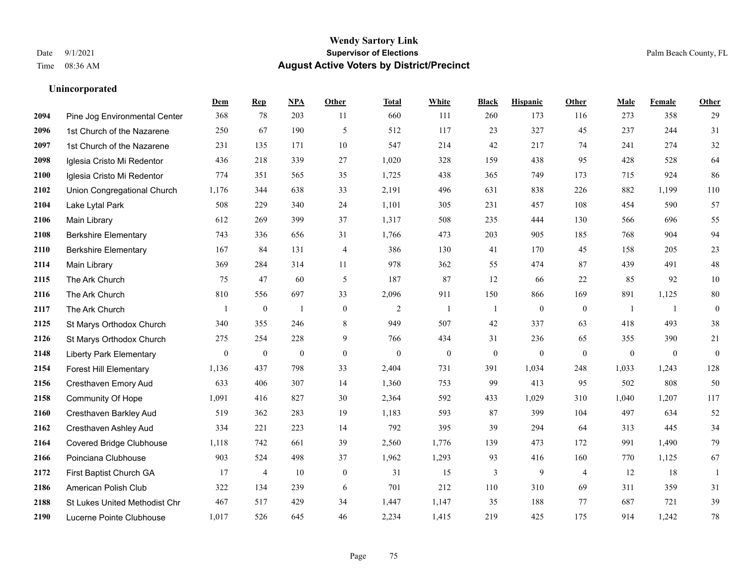# Wendy Sartory Link
## Supervisor of Elections
## August Active Voters by District/Precinct

Date 9/1/2021
Time 08:36 AM

Palm Beach County, FL

### Unincorporated

| | | Dem | Rep | NPA | Other | Total | White | Black | Hispanic | Other | Male | Female | Other |
|---|---|---|---|---|---|---|---|---|---|---|---|---|---|
| 2094 | Pine Jog Environmental Center | 368 | 78 | 203 | 11 | 660 | 111 | 260 | 173 | 116 | 273 | 358 | 29 |
| 2096 | 1st Church of the Nazarene | 250 | 67 | 190 | 5 | 512 | 117 | 23 | 327 | 45 | 237 | 244 | 31 |
| 2097 | 1st Church of the Nazarene | 231 | 135 | 171 | 10 | 547 | 214 | 42 | 217 | 74 | 241 | 274 | 32 |
| 2098 | Iglesia Cristo Mi Redentor | 436 | 218 | 339 | 27 | 1,020 | 328 | 159 | 438 | 95 | 428 | 528 | 64 |
| 2100 | Iglesia Cristo Mi Redentor | 774 | 351 | 565 | 35 | 1,725 | 438 | 365 | 749 | 173 | 715 | 924 | 86 |
| 2102 | Union Congregational Church | 1,176 | 344 | 638 | 33 | 2,191 | 496 | 631 | 838 | 226 | 882 | 1,199 | 110 |
| 2104 | Lake Lytal Park | 508 | 229 | 340 | 24 | 1,101 | 305 | 231 | 457 | 108 | 454 | 590 | 57 |
| 2106 | Main Library | 612 | 269 | 399 | 37 | 1,317 | 508 | 235 | 444 | 130 | 566 | 696 | 55 |
| 2108 | Berkshire Elementary | 743 | 336 | 656 | 31 | 1,766 | 473 | 203 | 905 | 185 | 768 | 904 | 94 |
| 2110 | Berkshire Elementary | 167 | 84 | 131 | 4 | 386 | 130 | 41 | 170 | 45 | 158 | 205 | 23 |
| 2114 | Main Library | 369 | 284 | 314 | 11 | 978 | 362 | 55 | 474 | 87 | 439 | 491 | 48 |
| 2115 | The Ark Church | 75 | 47 | 60 | 5 | 187 | 87 | 12 | 66 | 22 | 85 | 92 | 10 |
| 2116 | The Ark Church | 810 | 556 | 697 | 33 | 2,096 | 911 | 150 | 866 | 169 | 891 | 1,125 | 80 |
| 2117 | The Ark Church | 1 | 0 | 1 | 0 | 2 | 1 | 1 | 0 | 0 | 1 | 1 | 0 |
| 2125 | St Marys Orthodox Church | 340 | 355 | 246 | 8 | 949 | 507 | 42 | 337 | 63 | 418 | 493 | 38 |
| 2126 | St Marys Orthodox Church | 275 | 254 | 228 | 9 | 766 | 434 | 31 | 236 | 65 | 355 | 390 | 21 |
| 2148 | Liberty Park Elementary | 0 | 0 | 0 | 0 | 0 | 0 | 0 | 0 | 0 | 0 | 0 | 0 |
| 2154 | Forest Hill Elementary | 1,136 | 437 | 798 | 33 | 2,404 | 731 | 391 | 1,034 | 248 | 1,033 | 1,243 | 128 |
| 2156 | Cresthaven Emory Aud | 633 | 406 | 307 | 14 | 1,360 | 753 | 99 | 413 | 95 | 502 | 808 | 50 |
| 2158 | Community Of Hope | 1,091 | 416 | 827 | 30 | 2,364 | 592 | 433 | 1,029 | 310 | 1,040 | 1,207 | 117 |
| 2160 | Cresthaven Barkley Aud | 519 | 362 | 283 | 19 | 1,183 | 593 | 87 | 399 | 104 | 497 | 634 | 52 |
| 2162 | Cresthaven Ashley Aud | 334 | 221 | 223 | 14 | 792 | 395 | 39 | 294 | 64 | 313 | 445 | 34 |
| 2164 | Covered Bridge Clubhouse | 1,118 | 742 | 661 | 39 | 2,560 | 1,776 | 139 | 473 | 172 | 991 | 1,490 | 79 |
| 2166 | Poinciana Clubhouse | 903 | 524 | 498 | 37 | 1,962 | 1,293 | 93 | 416 | 160 | 770 | 1,125 | 67 |
| 2172 | First Baptist Church GA | 17 | 4 | 10 | 0 | 31 | 15 | 3 | 9 | 4 | 12 | 18 | 1 |
| 2186 | American Polish Club | 322 | 134 | 239 | 6 | 701 | 212 | 110 | 310 | 69 | 311 | 359 | 31 |
| 2188 | St Lukes United Methodist Chr | 467 | 517 | 429 | 34 | 1,447 | 1,147 | 35 | 188 | 77 | 687 | 721 | 39 |
| 2190 | Lucerne Pointe Clubhouse | 1,017 | 526 | 645 | 46 | 2,234 | 1,415 | 219 | 425 | 175 | 914 | 1,242 | 78 |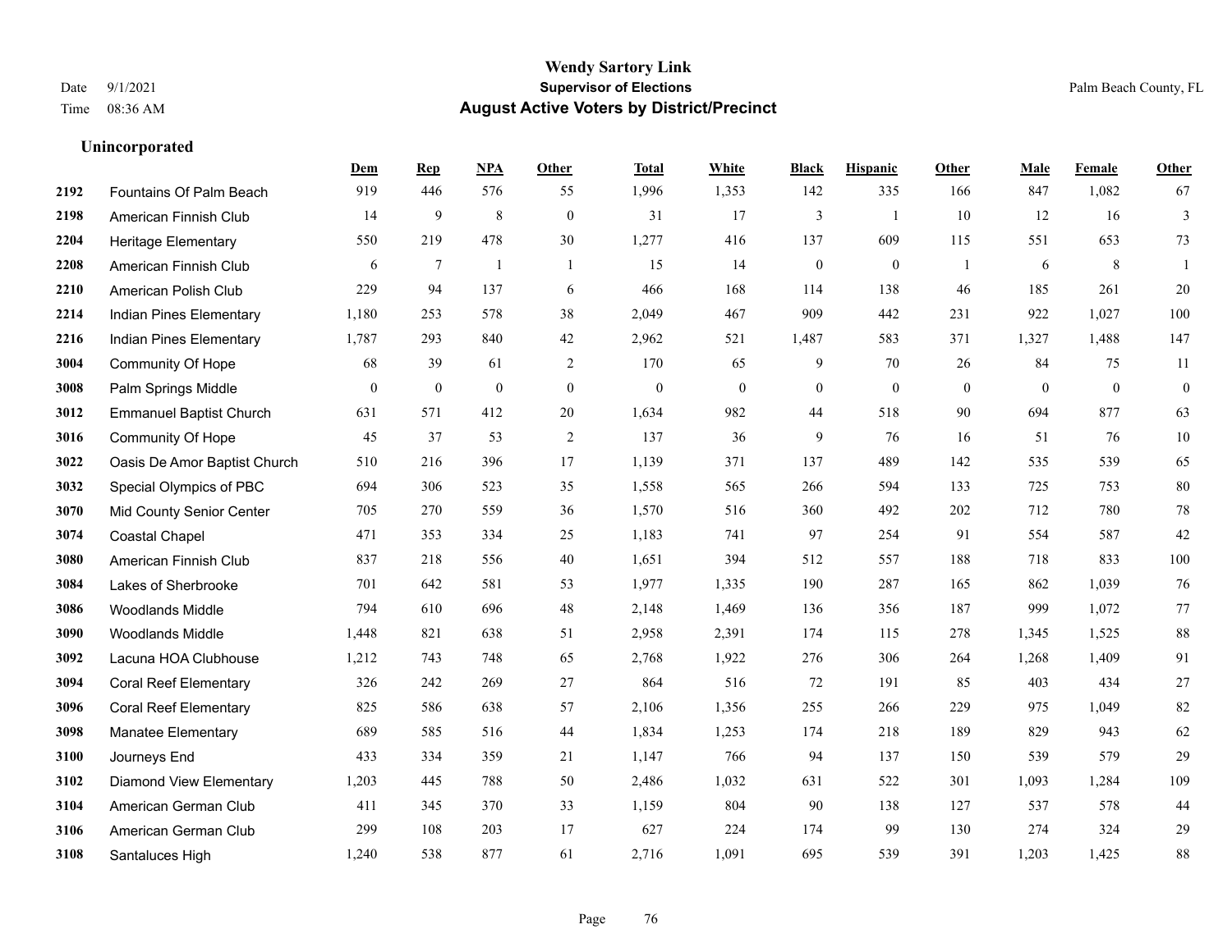## Unincorporated

| | | Dem | Rep | NPA | Other | Total | White | Black | Hispanic | Other | Male | Female | Other |
|---|---|---|---|---|---|---|---|---|---|---|---|---|---|
| 2192 | Fountains Of Palm Beach | 919 | 446 | 576 | 55 | 1,996 | 1,353 | 142 | 335 | 166 | 847 | 1,082 | 67 |
| 2198 | American Finnish Club | 14 | 9 | 8 | 0 | 31 | 17 | 3 | 1 | 10 | 12 | 16 | 3 |
| 2204 | Heritage Elementary | 550 | 219 | 478 | 30 | 1,277 | 416 | 137 | 609 | 115 | 551 | 653 | 73 |
| 2208 | American Finnish Club | 6 | 7 | 1 | 1 | 15 | 14 | 0 | 0 | 1 | 6 | 8 | 1 |
| 2210 | American Polish Club | 229 | 94 | 137 | 6 | 466 | 168 | 114 | 138 | 46 | 185 | 261 | 20 |
| 2214 | Indian Pines Elementary | 1,180 | 253 | 578 | 38 | 2,049 | 467 | 909 | 442 | 231 | 922 | 1,027 | 100 |
| 2216 | Indian Pines Elementary | 1,787 | 293 | 840 | 42 | 2,962 | 521 | 1,487 | 583 | 371 | 1,327 | 1,488 | 147 |
| 3004 | Community Of Hope | 68 | 39 | 61 | 2 | 170 | 65 | 9 | 70 | 26 | 84 | 75 | 11 |
| 3008 | Palm Springs Middle | 0 | 0 | 0 | 0 | 0 | 0 | 0 | 0 | 0 | 0 | 0 | 0 |
| 3012 | Emmanuel Baptist Church | 631 | 571 | 412 | 20 | 1,634 | 982 | 44 | 518 | 90 | 694 | 877 | 63 |
| 3016 | Community Of Hope | 45 | 37 | 53 | 2 | 137 | 36 | 9 | 76 | 16 | 51 | 76 | 10 |
| 3022 | Oasis De Amor Baptist Church | 510 | 216 | 396 | 17 | 1,139 | 371 | 137 | 489 | 142 | 535 | 539 | 65 |
| 3032 | Special Olympics of PBC | 694 | 306 | 523 | 35 | 1,558 | 565 | 266 | 594 | 133 | 725 | 753 | 80 |
| 3070 | Mid County Senior Center | 705 | 270 | 559 | 36 | 1,570 | 516 | 360 | 492 | 202 | 712 | 780 | 78 |
| 3074 | Coastal Chapel | 471 | 353 | 334 | 25 | 1,183 | 741 | 97 | 254 | 91 | 554 | 587 | 42 |
| 3080 | American Finnish Club | 837 | 218 | 556 | 40 | 1,651 | 394 | 512 | 557 | 188 | 718 | 833 | 100 |
| 3084 | Lakes of Sherbrooke | 701 | 642 | 581 | 53 | 1,977 | 1,335 | 190 | 287 | 165 | 862 | 1,039 | 76 |
| 3086 | Woodlands Middle | 794 | 610 | 696 | 48 | 2,148 | 1,469 | 136 | 356 | 187 | 999 | 1,072 | 77 |
| 3090 | Woodlands Middle | 1,448 | 821 | 638 | 51 | 2,958 | 2,391 | 174 | 115 | 278 | 1,345 | 1,525 | 88 |
| 3092 | Lacuna HOA Clubhouse | 1,212 | 743 | 748 | 65 | 2,768 | 1,922 | 276 | 306 | 264 | 1,268 | 1,409 | 91 |
| 3094 | Coral Reef Elementary | 326 | 242 | 269 | 27 | 864 | 516 | 72 | 191 | 85 | 403 | 434 | 27 |
| 3096 | Coral Reef Elementary | 825 | 586 | 638 | 57 | 2,106 | 1,356 | 255 | 266 | 229 | 975 | 1,049 | 82 |
| 3098 | Manatee Elementary | 689 | 585 | 516 | 44 | 1,834 | 1,253 | 174 | 218 | 189 | 829 | 943 | 62 |
| 3100 | Journeys End | 433 | 334 | 359 | 21 | 1,147 | 766 | 94 | 137 | 150 | 539 | 579 | 29 |
| 3102 | Diamond View Elementary | 1,203 | 445 | 788 | 50 | 2,486 | 1,032 | 631 | 522 | 301 | 1,093 | 1,284 | 109 |
| 3104 | American German Club | 411 | 345 | 370 | 33 | 1,159 | 804 | 90 | 138 | 127 | 537 | 578 | 44 |
| 3106 | American German Club | 299 | 108 | 203 | 17 | 627 | 224 | 174 | 99 | 130 | 274 | 324 | 29 |
| 3108 | Santaluces High | 1,240 | 538 | 877 | 61 | 2,716 | 1,091 | 695 | 539 | 391 | 1,203 | 1,425 | 88 |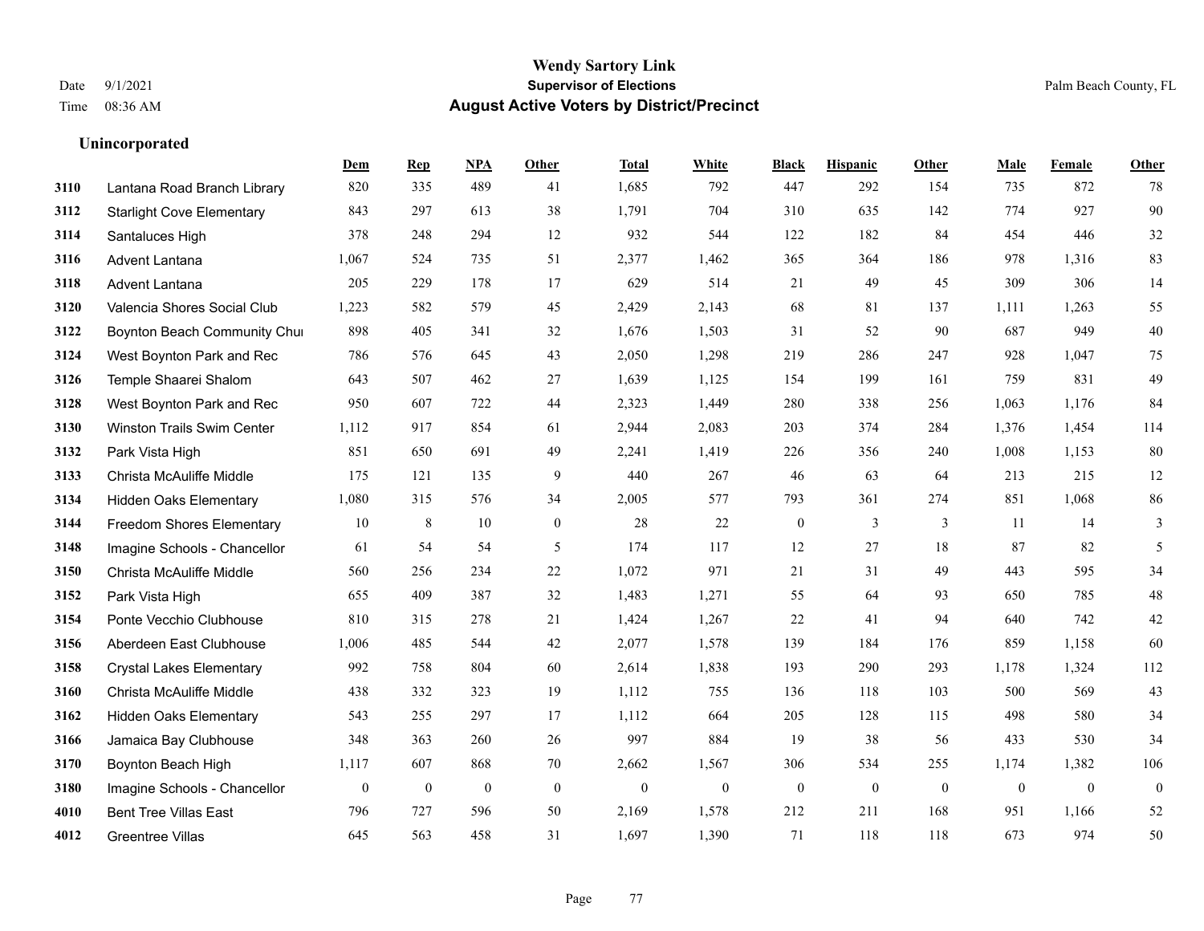# Wendy Sartory Link
## Supervisor of Elections
## August Active Voters by District/Precinct

Date 9/1/2021
Time 08:36 AM

Palm Beach County, FL

### Unincorporated

| | | Dem | Rep | NPA | Other | Total | White | Black | Hispanic | Other | Male | Female | Other |
|---|---|---|---|---|---|---|---|---|---|---|---|---|---|
| 3110 | Lantana Road Branch Library | 820 | 335 | 489 | 41 | 1,685 | 792 | 447 | 292 | 154 | 735 | 872 | 78 |
| 3112 | Starlight Cove Elementary | 843 | 297 | 613 | 38 | 1,791 | 704 | 310 | 635 | 142 | 774 | 927 | 90 |
| 3114 | Santaluces High | 378 | 248 | 294 | 12 | 932 | 544 | 122 | 182 | 84 | 454 | 446 | 32 |
| 3116 | Advent Lantana | 1,067 | 524 | 735 | 51 | 2,377 | 1,462 | 365 | 364 | 186 | 978 | 1,316 | 83 |
| 3118 | Advent Lantana | 205 | 229 | 178 | 17 | 629 | 514 | 21 | 49 | 45 | 309 | 306 | 14 |
| 3120 | Valencia Shores Social Club | 1,223 | 582 | 579 | 45 | 2,429 | 2,143 | 68 | 81 | 137 | 1,111 | 1,263 | 55 |
| 3122 | Boynton Beach Community Chui | 898 | 405 | 341 | 32 | 1,676 | 1,503 | 31 | 52 | 90 | 687 | 949 | 40 |
| 3124 | West Boynton Park and Rec | 786 | 576 | 645 | 43 | 2,050 | 1,298 | 219 | 286 | 247 | 928 | 1,047 | 75 |
| 3126 | Temple Shaarei Shalom | 643 | 507 | 462 | 27 | 1,639 | 1,125 | 154 | 199 | 161 | 759 | 831 | 49 |
| 3128 | West Boynton Park and Rec | 950 | 607 | 722 | 44 | 2,323 | 1,449 | 280 | 338 | 256 | 1,063 | 1,176 | 84 |
| 3130 | Winston Trails Swim Center | 1,112 | 917 | 854 | 61 | 2,944 | 2,083 | 203 | 374 | 284 | 1,376 | 1,454 | 114 |
| 3132 | Park Vista High | 851 | 650 | 691 | 49 | 2,241 | 1,419 | 226 | 356 | 240 | 1,008 | 1,153 | 80 |
| 3133 | Christa McAuliffe Middle | 175 | 121 | 135 | 9 | 440 | 267 | 46 | 63 | 64 | 213 | 215 | 12 |
| 3134 | Hidden Oaks Elementary | 1,080 | 315 | 576 | 34 | 2,005 | 577 | 793 | 361 | 274 | 851 | 1,068 | 86 |
| 3144 | Freedom Shores Elementary | 10 | 8 | 10 | 0 | 28 | 22 | 0 | 3 | 3 | 11 | 14 | 3 |
| 3148 | Imagine Schools - Chancellor | 61 | 54 | 54 | 5 | 174 | 117 | 12 | 27 | 18 | 87 | 82 | 5 |
| 3150 | Christa McAuliffe Middle | 560 | 256 | 234 | 22 | 1,072 | 971 | 21 | 31 | 49 | 443 | 595 | 34 |
| 3152 | Park Vista High | 655 | 409 | 387 | 32 | 1,483 | 1,271 | 55 | 64 | 93 | 650 | 785 | 48 |
| 3154 | Ponte Vecchio Clubhouse | 810 | 315 | 278 | 21 | 1,424 | 1,267 | 22 | 41 | 94 | 640 | 742 | 42 |
| 3156 | Aberdeen East Clubhouse | 1,006 | 485 | 544 | 42 | 2,077 | 1,578 | 139 | 184 | 176 | 859 | 1,158 | 60 |
| 3158 | Crystal Lakes Elementary | 992 | 758 | 804 | 60 | 2,614 | 1,838 | 193 | 290 | 293 | 1,178 | 1,324 | 112 |
| 3160 | Christa McAuliffe Middle | 438 | 332 | 323 | 19 | 1,112 | 755 | 136 | 118 | 103 | 500 | 569 | 43 |
| 3162 | Hidden Oaks Elementary | 543 | 255 | 297 | 17 | 1,112 | 664 | 205 | 128 | 115 | 498 | 580 | 34 |
| 3166 | Jamaica Bay Clubhouse | 348 | 363 | 260 | 26 | 997 | 884 | 19 | 38 | 56 | 433 | 530 | 34 |
| 3170 | Boynton Beach High | 1,117 | 607 | 868 | 70 | 2,662 | 1,567 | 306 | 534 | 255 | 1,174 | 1,382 | 106 |
| 3180 | Imagine Schools - Chancellor | 0 | 0 | 0 | 0 | 0 | 0 | 0 | 0 | 0 | 0 | 0 | 0 |
| 4010 | Bent Tree Villas East | 796 | 727 | 596 | 50 | 2,169 | 1,578 | 212 | 211 | 168 | 951 | 1,166 | 52 |
| 4012 | Greentree Villas | 645 | 563 | 458 | 31 | 1,697 | 1,390 | 71 | 118 | 118 | 673 | 974 | 50 |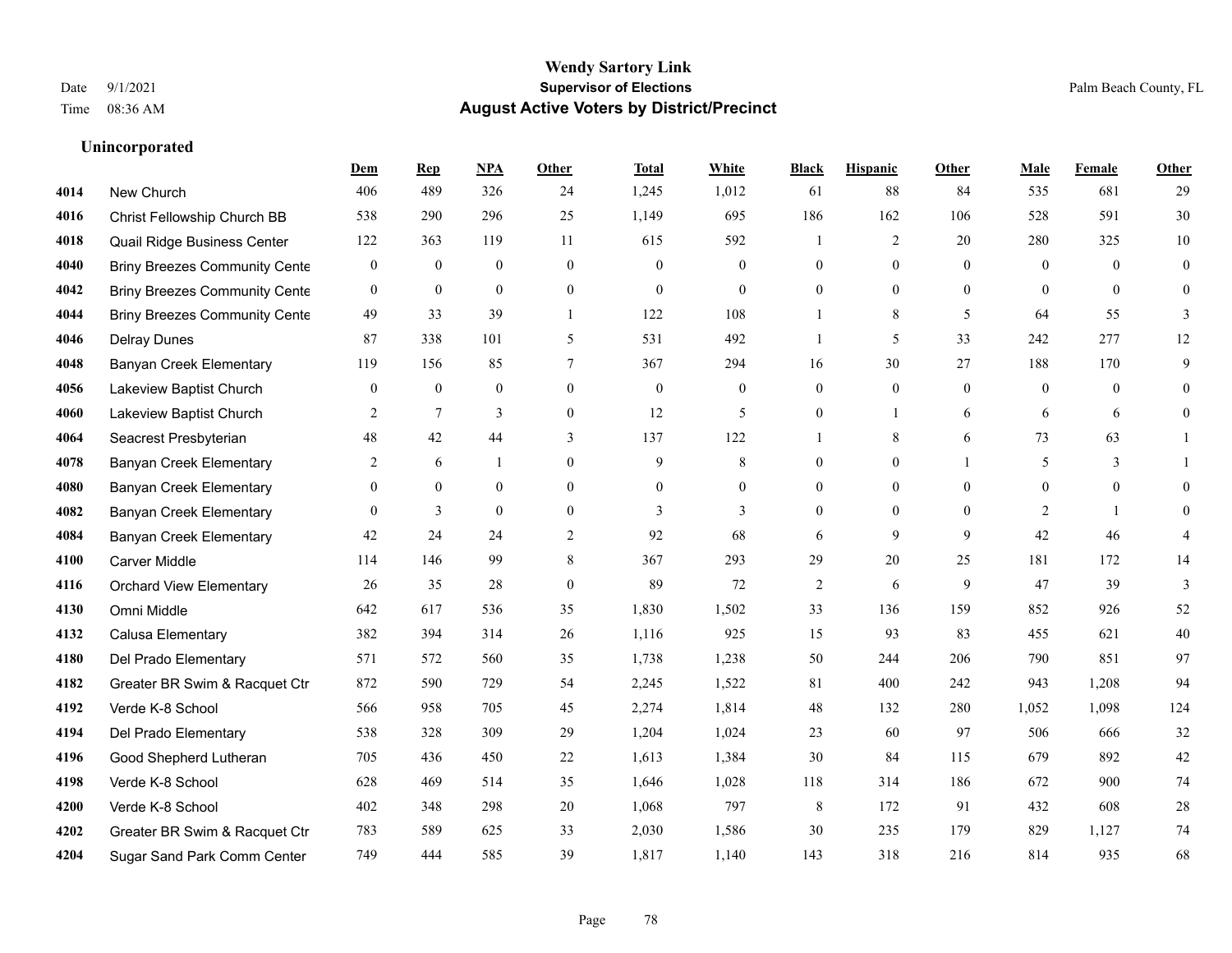**Wendy Sartory Link**
**Supervisor of Elections**
**August Active Voters by District/Precinct**

Date 9/1/2021
Time 08:36 AM
Palm Beach County, FL

### Unincorporated

| | | Dem | Rep | NPA | Other | Total | White | Black | Hispanic | Other | Male | Female | Other |
|---|---|---|---|---|---|---|---|---|---|---|---|---|---|
| 4014 | New Church | 406 | 489 | 326 | 24 | 1,245 | 1,012 | 61 | 88 | 84 | 535 | 681 | 29 |
| 4016 | Christ Fellowship Church BB | 538 | 290 | 296 | 25 | 1,149 | 695 | 186 | 162 | 106 | 528 | 591 | 30 |
| 4018 | Quail Ridge Business Center | 122 | 363 | 119 | 11 | 615 | 592 | 1 | 2 | 20 | 280 | 325 | 10 |
| 4040 | Briny Breezes Community Cente | 0 | 0 | 0 | 0 | 0 | 0 | 0 | 0 | 0 | 0 | 0 | 0 |
| 4042 | Briny Breezes Community Cente | 0 | 0 | 0 | 0 | 0 | 0 | 0 | 0 | 0 | 0 | 0 | 0 |
| 4044 | Briny Breezes Community Cente | 49 | 33 | 39 | 1 | 122 | 108 | 1 | 8 | 5 | 64 | 55 | 3 |
| 4046 | Delray Dunes | 87 | 338 | 101 | 5 | 531 | 492 | 1 | 5 | 33 | 242 | 277 | 12 |
| 4048 | Banyan Creek Elementary | 119 | 156 | 85 | 7 | 367 | 294 | 16 | 30 | 27 | 188 | 170 | 9 |
| 4056 | Lakeview Baptist Church | 0 | 0 | 0 | 0 | 0 | 0 | 0 | 0 | 0 | 0 | 0 | 0 |
| 4060 | Lakeview Baptist Church | 2 | 7 | 3 | 0 | 12 | 5 | 0 | 1 | 6 | 6 | 6 | 0 |
| 4064 | Seacrest Presbyterian | 48 | 42 | 44 | 3 | 137 | 122 | 1 | 8 | 6 | 73 | 63 | 1 |
| 4078 | Banyan Creek Elementary | 2 | 6 | 1 | 0 | 9 | 8 | 0 | 0 | 1 | 5 | 3 | 1 |
| 4080 | Banyan Creek Elementary | 0 | 0 | 0 | 0 | 0 | 0 | 0 | 0 | 0 | 0 | 0 | 0 |
| 4082 | Banyan Creek Elementary | 0 | 3 | 0 | 0 | 3 | 3 | 0 | 0 | 0 | 2 | 1 | 0 |
| 4084 | Banyan Creek Elementary | 42 | 24 | 24 | 2 | 92 | 68 | 6 | 9 | 9 | 42 | 46 | 4 |
| 4100 | Carver Middle | 114 | 146 | 99 | 8 | 367 | 293 | 29 | 20 | 25 | 181 | 172 | 14 |
| 4116 | Orchard View Elementary | 26 | 35 | 28 | 0 | 89 | 72 | 2 | 6 | 9 | 47 | 39 | 3 |
| 4130 | Omni Middle | 642 | 617 | 536 | 35 | 1,830 | 1,502 | 33 | 136 | 159 | 852 | 926 | 52 |
| 4132 | Calusa Elementary | 382 | 394 | 314 | 26 | 1,116 | 925 | 15 | 93 | 83 | 455 | 621 | 40 |
| 4180 | Del Prado Elementary | 571 | 572 | 560 | 35 | 1,738 | 1,238 | 50 | 244 | 206 | 790 | 851 | 97 |
| 4182 | Greater BR Swim & Racquet Ctr | 872 | 590 | 729 | 54 | 2,245 | 1,522 | 81 | 400 | 242 | 943 | 1,208 | 94 |
| 4192 | Verde K-8 School | 566 | 958 | 705 | 45 | 2,274 | 1,814 | 48 | 132 | 280 | 1,052 | 1,098 | 124 |
| 4194 | Del Prado Elementary | 538 | 328 | 309 | 29 | 1,204 | 1,024 | 23 | 60 | 97 | 506 | 666 | 32 |
| 4196 | Good Shepherd Lutheran | 705 | 436 | 450 | 22 | 1,613 | 1,384 | 30 | 84 | 115 | 679 | 892 | 42 |
| 4198 | Verde K-8 School | 628 | 469 | 514 | 35 | 1,646 | 1,028 | 118 | 314 | 186 | 672 | 900 | 74 |
| 4200 | Verde K-8 School | 402 | 348 | 298 | 20 | 1,068 | 797 | 8 | 172 | 91 | 432 | 608 | 28 |
| 4202 | Greater BR Swim & Racquet Ctr | 783 | 589 | 625 | 33 | 2,030 | 1,586 | 30 | 235 | 179 | 829 | 1,127 | 74 |
| 4204 | Sugar Sand Park Comm Center | 749 | 444 | 585 | 39 | 1,817 | 1,140 | 143 | 318 | 216 | 814 | 935 | 68 |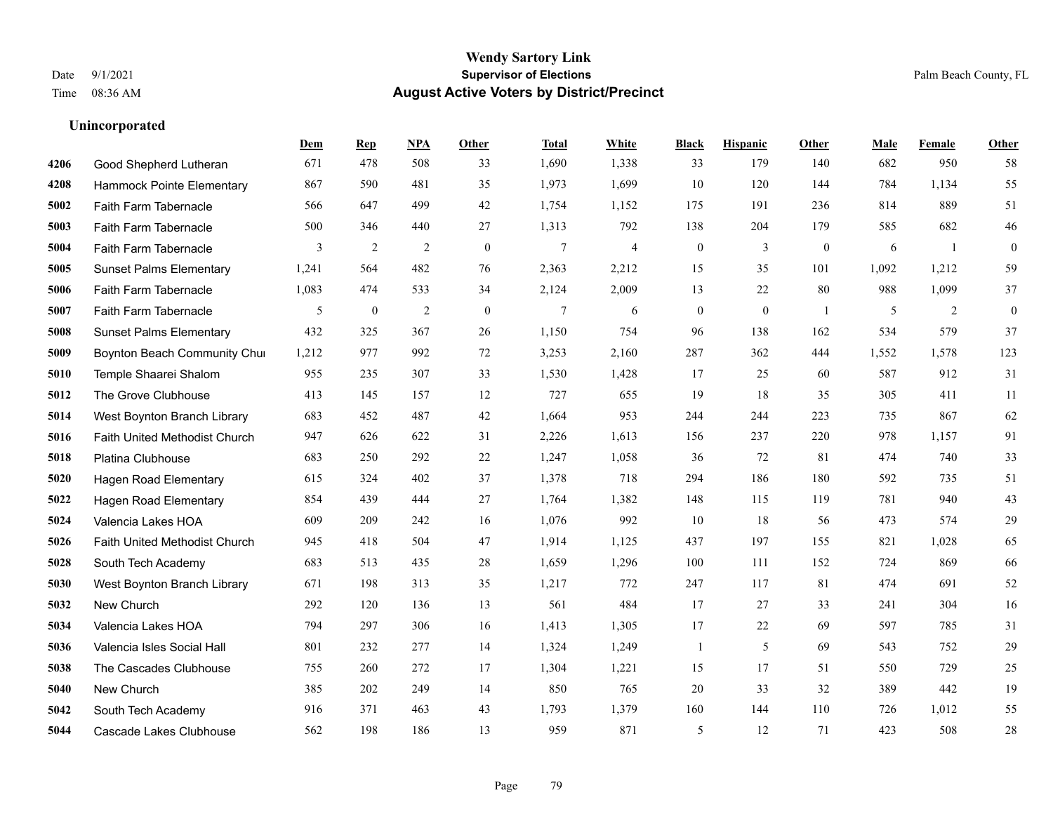# Wendy Sartory Link
## Supervisor of Elections
## August Active Voters by District/Precinct

Date 9/1/2021
Time 08:36 AM

Palm Beach County, FL

### Unincorporated

| | | Dem | Rep | NPA | Other | Total | White | Black | Hispanic | Other | Male | Female | Other |
|---|---|---|---|---|---|---|---|---|---|---|---|---|---|
| 4206 | Good Shepherd Lutheran | 671 | 478 | 508 | 33 | 1,690 | 1,338 | 33 | 179 | 140 | 682 | 950 | 58 |
| 4208 | Hammock Pointe Elementary | 867 | 590 | 481 | 35 | 1,973 | 1,699 | 10 | 120 | 144 | 784 | 1,134 | 55 |
| 5002 | Faith Farm Tabernacle | 566 | 647 | 499 | 42 | 1,754 | 1,152 | 175 | 191 | 236 | 814 | 889 | 51 |
| 5003 | Faith Farm Tabernacle | 500 | 346 | 440 | 27 | 1,313 | 792 | 138 | 204 | 179 | 585 | 682 | 46 |
| 5004 | Faith Farm Tabernacle | 3 | 2 | 2 | 0 | 7 | 4 | 0 | 3 | 0 | 6 | 1 | 0 |
| 5005 | Sunset Palms Elementary | 1,241 | 564 | 482 | 76 | 2,363 | 2,212 | 15 | 35 | 101 | 1,092 | 1,212 | 59 |
| 5006 | Faith Farm Tabernacle | 1,083 | 474 | 533 | 34 | 2,124 | 2,009 | 13 | 22 | 80 | 988 | 1,099 | 37 |
| 5007 | Faith Farm Tabernacle | 5 | 0 | 2 | 0 | 7 | 6 | 0 | 0 | 1 | 5 | 2 | 0 |
| 5008 | Sunset Palms Elementary | 432 | 325 | 367 | 26 | 1,150 | 754 | 96 | 138 | 162 | 534 | 579 | 37 |
| 5009 | Boynton Beach Community Chui | 1,212 | 977 | 992 | 72 | 3,253 | 2,160 | 287 | 362 | 444 | 1,552 | 1,578 | 123 |
| 5010 | Temple Shaarei Shalom | 955 | 235 | 307 | 33 | 1,530 | 1,428 | 17 | 25 | 60 | 587 | 912 | 31 |
| 5012 | The Grove Clubhouse | 413 | 145 | 157 | 12 | 727 | 655 | 19 | 18 | 35 | 305 | 411 | 11 |
| 5014 | West Boynton Branch Library | 683 | 452 | 487 | 42 | 1,664 | 953 | 244 | 244 | 223 | 735 | 867 | 62 |
| 5016 | Faith United Methodist Church | 947 | 626 | 622 | 31 | 2,226 | 1,613 | 156 | 237 | 220 | 978 | 1,157 | 91 |
| 5018 | Platina Clubhouse | 683 | 250 | 292 | 22 | 1,247 | 1,058 | 36 | 72 | 81 | 474 | 740 | 33 |
| 5020 | Hagen Road Elementary | 615 | 324 | 402 | 37 | 1,378 | 718 | 294 | 186 | 180 | 592 | 735 | 51 |
| 5022 | Hagen Road Elementary | 854 | 439 | 444 | 27 | 1,764 | 1,382 | 148 | 115 | 119 | 781 | 940 | 43 |
| 5024 | Valencia Lakes HOA | 609 | 209 | 242 | 16 | 1,076 | 992 | 10 | 18 | 56 | 473 | 574 | 29 |
| 5026 | Faith United Methodist Church | 945 | 418 | 504 | 47 | 1,914 | 1,125 | 437 | 197 | 155 | 821 | 1,028 | 65 |
| 5028 | South Tech Academy | 683 | 513 | 435 | 28 | 1,659 | 1,296 | 100 | 111 | 152 | 724 | 869 | 66 |
| 5030 | West Boynton Branch Library | 671 | 198 | 313 | 35 | 1,217 | 772 | 247 | 117 | 81 | 474 | 691 | 52 |
| 5032 | New Church | 292 | 120 | 136 | 13 | 561 | 484 | 17 | 27 | 33 | 241 | 304 | 16 |
| 5034 | Valencia Lakes HOA | 794 | 297 | 306 | 16 | 1,413 | 1,305 | 17 | 22 | 69 | 597 | 785 | 31 |
| 5036 | Valencia Isles Social Hall | 801 | 232 | 277 | 14 | 1,324 | 1,249 | 1 | 5 | 69 | 543 | 752 | 29 |
| 5038 | The Cascades Clubhouse | 755 | 260 | 272 | 17 | 1,304 | 1,221 | 15 | 17 | 51 | 550 | 729 | 25 |
| 5040 | New Church | 385 | 202 | 249 | 14 | 850 | 765 | 20 | 33 | 32 | 389 | 442 | 19 |
| 5042 | South Tech Academy | 916 | 371 | 463 | 43 | 1,793 | 1,379 | 160 | 144 | 110 | 726 | 1,012 | 55 |
| 5044 | Cascade Lakes Clubhouse | 562 | 198 | 186 | 13 | 959 | 871 | 5 | 12 | 71 | 423 | 508 | 28 |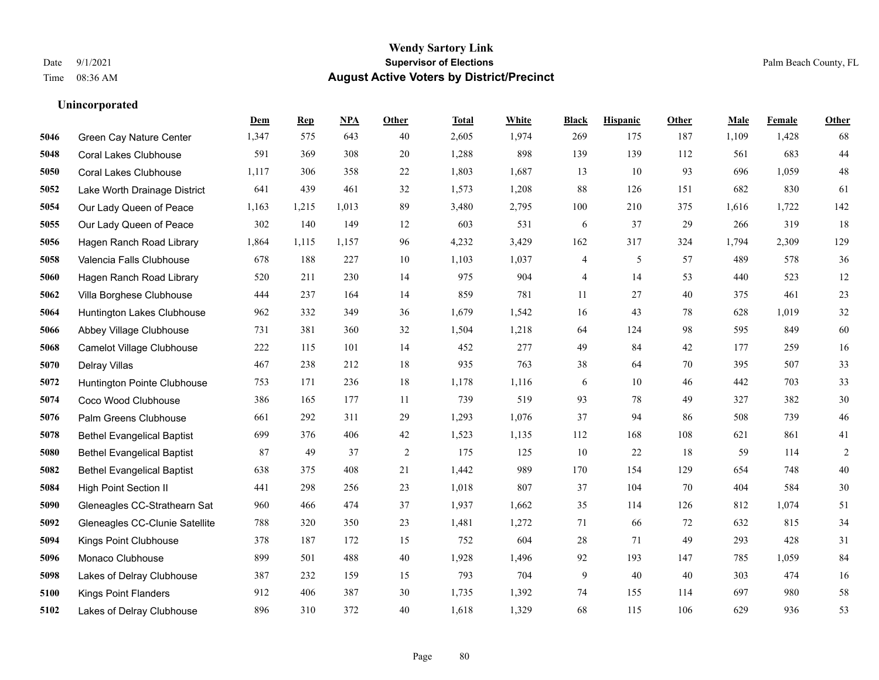Wendy Sartory Link

Date 9/1/2021 **Supervisor of Elections** Palm Beach County, FL

Time 08:36 AM **August Active Voters by District/Precinct**

### Unincorporated

| | | Dem | Rep | NPA | Other | Total | White | Black | Hispanic | Other | Male | Female | Other |
|---|---|---|---|---|---|---|---|---|---|---|---|---|---|
| 5046 | Green Cay Nature Center | 1,347 | 575 | 643 | 40 | 2,605 | 1,974 | 269 | 175 | 187 | 1,109 | 1,428 | 68 |
| 5048 | Coral Lakes Clubhouse | 591 | 369 | 308 | 20 | 1,288 | 898 | 139 | 139 | 112 | 561 | 683 | 44 |
| 5050 | Coral Lakes Clubhouse | 1,117 | 306 | 358 | 22 | 1,803 | 1,687 | 13 | 10 | 93 | 696 | 1,059 | 48 |
| 5052 | Lake Worth Drainage District | 641 | 439 | 461 | 32 | 1,573 | 1,208 | 88 | 126 | 151 | 682 | 830 | 61 |
| 5054 | Our Lady Queen of Peace | 1,163 | 1,215 | 1,013 | 89 | 3,480 | 2,795 | 100 | 210 | 375 | 1,616 | 1,722 | 142 |
| 5055 | Our Lady Queen of Peace | 302 | 140 | 149 | 12 | 603 | 531 | 6 | 37 | 29 | 266 | 319 | 18 |
| 5056 | Hagen Ranch Road Library | 1,864 | 1,115 | 1,157 | 96 | 4,232 | 3,429 | 162 | 317 | 324 | 1,794 | 2,309 | 129 |
| 5058 | Valencia Falls Clubhouse | 678 | 188 | 227 | 10 | 1,103 | 1,037 | 4 | 5 | 57 | 489 | 578 | 36 |
| 5060 | Hagen Ranch Road Library | 520 | 211 | 230 | 14 | 975 | 904 | 4 | 14 | 53 | 440 | 523 | 12 |
| 5062 | Villa Borghese Clubhouse | 444 | 237 | 164 | 14 | 859 | 781 | 11 | 27 | 40 | 375 | 461 | 23 |
| 5064 | Huntington Lakes Clubhouse | 962 | 332 | 349 | 36 | 1,679 | 1,542 | 16 | 43 | 78 | 628 | 1,019 | 32 |
| 5066 | Abbey Village Clubhouse | 731 | 381 | 360 | 32 | 1,504 | 1,218 | 64 | 124 | 98 | 595 | 849 | 60 |
| 5068 | Camelot Village Clubhouse | 222 | 115 | 101 | 14 | 452 | 277 | 49 | 84 | 42 | 177 | 259 | 16 |
| 5070 | Delray Villas | 467 | 238 | 212 | 18 | 935 | 763 | 38 | 64 | 70 | 395 | 507 | 33 |
| 5072 | Huntington Pointe Clubhouse | 753 | 171 | 236 | 18 | 1,178 | 1,116 | 6 | 10 | 46 | 442 | 703 | 33 |
| 5074 | Coco Wood Clubhouse | 386 | 165 | 177 | 11 | 739 | 519 | 93 | 78 | 49 | 327 | 382 | 30 |
| 5076 | Palm Greens Clubhouse | 661 | 292 | 311 | 29 | 1,293 | 1,076 | 37 | 94 | 86 | 508 | 739 | 46 |
| 5078 | Bethel Evangelical Baptist | 699 | 376 | 406 | 42 | 1,523 | 1,135 | 112 | 168 | 108 | 621 | 861 | 41 |
| 5080 | Bethel Evangelical Baptist | 87 | 49 | 37 | 2 | 175 | 125 | 10 | 22 | 18 | 59 | 114 | 2 |
| 5082 | Bethel Evangelical Baptist | 638 | 375 | 408 | 21 | 1,442 | 989 | 170 | 154 | 129 | 654 | 748 | 40 |
| 5084 | High Point Section II | 441 | 298 | 256 | 23 | 1,018 | 807 | 37 | 104 | 70 | 404 | 584 | 30 |
| 5090 | Gleneagles CC-Strathearn Sat | 960 | 466 | 474 | 37 | 1,937 | 1,662 | 35 | 114 | 126 | 812 | 1,074 | 51 |
| 5092 | Gleneagles CC-Clunie Satellite | 788 | 320 | 350 | 23 | 1,481 | 1,272 | 71 | 66 | 72 | 632 | 815 | 34 |
| 5094 | Kings Point Clubhouse | 378 | 187 | 172 | 15 | 752 | 604 | 28 | 71 | 49 | 293 | 428 | 31 |
| 5096 | Monaco Clubhouse | 899 | 501 | 488 | 40 | 1,928 | 1,496 | 92 | 193 | 147 | 785 | 1,059 | 84 |
| 5098 | Lakes of Delray Clubhouse | 387 | 232 | 159 | 15 | 793 | 704 | 9 | 40 | 40 | 303 | 474 | 16 |
| 5100 | Kings Point Flanders | 912 | 406 | 387 | 30 | 1,735 | 1,392 | 74 | 155 | 114 | 697 | 980 | 58 |
| 5102 | Lakes of Delray Clubhouse | 896 | 310 | 372 | 40 | 1,618 | 1,329 | 68 | 115 | 106 | 629 | 936 | 53 |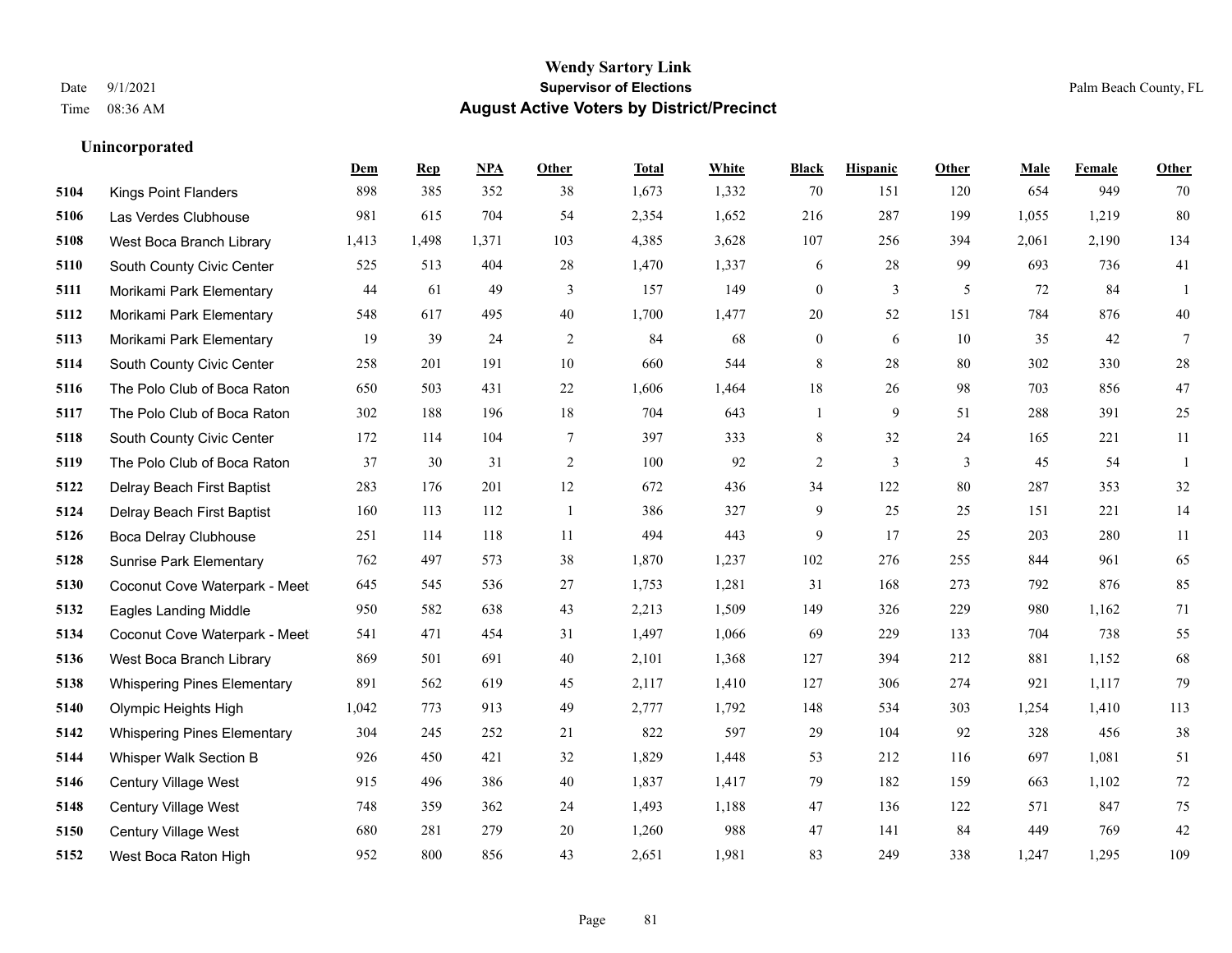# Wendy Sartory Link
## Supervisor of Elections
## August Active Voters by District/Precinct

Date 9/1/2021
Time 08:36 AM

Palm Beach County, FL

### Unincorporated

| | | Dem | Rep | NPA | Other | Total | White | Black | Hispanic | Other | Male | Female | Other |
|---|---|---|---|---|---|---|---|---|---|---|---|---|---|
| 5104 | Kings Point Flanders | 898 | 385 | 352 | 38 | 1,673 | 1,332 | 70 | 151 | 120 | 654 | 949 | 70 |
| 5106 | Las Verdes Clubhouse | 981 | 615 | 704 | 54 | 2,354 | 1,652 | 216 | 287 | 199 | 1,055 | 1,219 | 80 |
| 5108 | West Boca Branch Library | 1,413 | 1,498 | 1,371 | 103 | 4,385 | 3,628 | 107 | 256 | 394 | 2,061 | 2,190 | 134 |
| 5110 | South County Civic Center | 525 | 513 | 404 | 28 | 1,470 | 1,337 | 6 | 28 | 99 | 693 | 736 | 41 |
| 5111 | Morikami Park Elementary | 44 | 61 | 49 | 3 | 157 | 149 | 0 | 3 | 5 | 72 | 84 | 1 |
| 5112 | Morikami Park Elementary | 548 | 617 | 495 | 40 | 1,700 | 1,477 | 20 | 52 | 151 | 784 | 876 | 40 |
| 5113 | Morikami Park Elementary | 19 | 39 | 24 | 2 | 84 | 68 | 0 | 6 | 10 | 35 | 42 | 7 |
| 5114 | South County Civic Center | 258 | 201 | 191 | 10 | 660 | 544 | 8 | 28 | 80 | 302 | 330 | 28 |
| 5116 | The Polo Club of Boca Raton | 650 | 503 | 431 | 22 | 1,606 | 1,464 | 18 | 26 | 98 | 703 | 856 | 47 |
| 5117 | The Polo Club of Boca Raton | 302 | 188 | 196 | 18 | 704 | 643 | 1 | 9 | 51 | 288 | 391 | 25 |
| 5118 | South County Civic Center | 172 | 114 | 104 | 7 | 397 | 333 | 8 | 32 | 24 | 165 | 221 | 11 |
| 5119 | The Polo Club of Boca Raton | 37 | 30 | 31 | 2 | 100 | 92 | 2 | 3 | 3 | 45 | 54 | 1 |
| 5122 | Delray Beach First Baptist | 283 | 176 | 201 | 12 | 672 | 436 | 34 | 122 | 80 | 287 | 353 | 32 |
| 5124 | Delray Beach First Baptist | 160 | 113 | 112 | 1 | 386 | 327 | 9 | 25 | 25 | 151 | 221 | 14 |
| 5126 | Boca Delray Clubhouse | 251 | 114 | 118 | 11 | 494 | 443 | 9 | 17 | 25 | 203 | 280 | 11 |
| 5128 | Sunrise Park Elementary | 762 | 497 | 573 | 38 | 1,870 | 1,237 | 102 | 276 | 255 | 844 | 961 | 65 |
| 5130 | Coconut Cove Waterpark - Meet | 645 | 545 | 536 | 27 | 1,753 | 1,281 | 31 | 168 | 273 | 792 | 876 | 85 |
| 5132 | Eagles Landing Middle | 950 | 582 | 638 | 43 | 2,213 | 1,509 | 149 | 326 | 229 | 980 | 1,162 | 71 |
| 5134 | Coconut Cove Waterpark - Meet | 541 | 471 | 454 | 31 | 1,497 | 1,066 | 69 | 229 | 133 | 704 | 738 | 55 |
| 5136 | West Boca Branch Library | 869 | 501 | 691 | 40 | 2,101 | 1,368 | 127 | 394 | 212 | 881 | 1,152 | 68 |
| 5138 | Whispering Pines Elementary | 891 | 562 | 619 | 45 | 2,117 | 1,410 | 127 | 306 | 274 | 921 | 1,117 | 79 |
| 5140 | Olympic Heights High | 1,042 | 773 | 913 | 49 | 2,777 | 1,792 | 148 | 534 | 303 | 1,254 | 1,410 | 113 |
| 5142 | Whispering Pines Elementary | 304 | 245 | 252 | 21 | 822 | 597 | 29 | 104 | 92 | 328 | 456 | 38 |
| 5144 | Whisper Walk Section B | 926 | 450 | 421 | 32 | 1,829 | 1,448 | 53 | 212 | 116 | 697 | 1,081 | 51 |
| 5146 | Century Village West | 915 | 496 | 386 | 40 | 1,837 | 1,417 | 79 | 182 | 159 | 663 | 1,102 | 72 |
| 5148 | Century Village West | 748 | 359 | 362 | 24 | 1,493 | 1,188 | 47 | 136 | 122 | 571 | 847 | 75 |
| 5150 | Century Village West | 680 | 281 | 279 | 20 | 1,260 | 988 | 47 | 141 | 84 | 449 | 769 | 42 |
| 5152 | West Boca Raton High | 952 | 800 | 856 | 43 | 2,651 | 1,981 | 83 | 249 | 338 | 1,247 | 1,295 | 109 |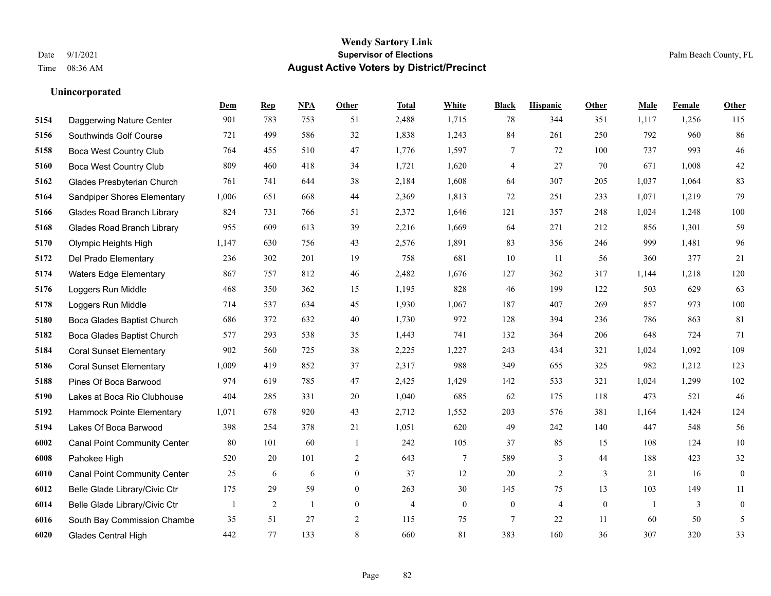# Wendy Sartory Link
## Supervisor of Elections
## August Active Voters by District/Precinct

Date 9/1/2021
Time 08:36 AM

Palm Beach County, FL

### Unincorporated

| | | Dem | Rep | NPA | Other | Total | White | Black | Hispanic | Other | Male | Female | Other |
|---|---|---|---|---|---|---|---|---|---|---|---|---|---|
| 5154 | Daggerwing Nature Center | 901 | 783 | 753 | 51 | 2,488 | 1,715 | 78 | 344 | 351 | 1,117 | 1,256 | 115 |
| 5156 | Southwinds Golf Course | 721 | 499 | 586 | 32 | 1,838 | 1,243 | 84 | 261 | 250 | 792 | 960 | 86 |
| 5158 | Boca West Country Club | 764 | 455 | 510 | 47 | 1,776 | 1,597 | 7 | 72 | 100 | 737 | 993 | 46 |
| 5160 | Boca West Country Club | 809 | 460 | 418 | 34 | 1,721 | 1,620 | 4 | 27 | 70 | 671 | 1,008 | 42 |
| 5162 | Glades Presbyterian Church | 761 | 741 | 644 | 38 | 2,184 | 1,608 | 64 | 307 | 205 | 1,037 | 1,064 | 83 |
| 5164 | Sandpiper Shores Elementary | 1,006 | 651 | 668 | 44 | 2,369 | 1,813 | 72 | 251 | 233 | 1,071 | 1,219 | 79 |
| 5166 | Glades Road Branch Library | 824 | 731 | 766 | 51 | 2,372 | 1,646 | 121 | 357 | 248 | 1,024 | 1,248 | 100 |
| 5168 | Glades Road Branch Library | 955 | 609 | 613 | 39 | 2,216 | 1,669 | 64 | 271 | 212 | 856 | 1,301 | 59 |
| 5170 | Olympic Heights High | 1,147 | 630 | 756 | 43 | 2,576 | 1,891 | 83 | 356 | 246 | 999 | 1,481 | 96 |
| 5172 | Del Prado Elementary | 236 | 302 | 201 | 19 | 758 | 681 | 10 | 11 | 56 | 360 | 377 | 21 |
| 5174 | Waters Edge Elementary | 867 | 757 | 812 | 46 | 2,482 | 1,676 | 127 | 362 | 317 | 1,144 | 1,218 | 120 |
| 5176 | Loggers Run Middle | 468 | 350 | 362 | 15 | 1,195 | 828 | 46 | 199 | 122 | 503 | 629 | 63 |
| 5178 | Loggers Run Middle | 714 | 537 | 634 | 45 | 1,930 | 1,067 | 187 | 407 | 269 | 857 | 973 | 100 |
| 5180 | Boca Glades Baptist Church | 686 | 372 | 632 | 40 | 1,730 | 972 | 128 | 394 | 236 | 786 | 863 | 81 |
| 5182 | Boca Glades Baptist Church | 577 | 293 | 538 | 35 | 1,443 | 741 | 132 | 364 | 206 | 648 | 724 | 71 |
| 5184 | Coral Sunset Elementary | 902 | 560 | 725 | 38 | 2,225 | 1,227 | 243 | 434 | 321 | 1,024 | 1,092 | 109 |
| 5186 | Coral Sunset Elementary | 1,009 | 419 | 852 | 37 | 2,317 | 988 | 349 | 655 | 325 | 982 | 1,212 | 123 |
| 5188 | Pines Of Boca Barwood | 974 | 619 | 785 | 47 | 2,425 | 1,429 | 142 | 533 | 321 | 1,024 | 1,299 | 102 |
| 5190 | Lakes at Boca Rio Clubhouse | 404 | 285 | 331 | 20 | 1,040 | 685 | 62 | 175 | 118 | 473 | 521 | 46 |
| 5192 | Hammock Pointe Elementary | 1,071 | 678 | 920 | 43 | 2,712 | 1,552 | 203 | 576 | 381 | 1,164 | 1,424 | 124 |
| 5194 | Lakes Of Boca Barwood | 398 | 254 | 378 | 21 | 1,051 | 620 | 49 | 242 | 140 | 447 | 548 | 56 |
| 6002 | Canal Point Community Center | 80 | 101 | 60 | 1 | 242 | 105 | 37 | 85 | 15 | 108 | 124 | 10 |
| 6008 | Pahokee High | 520 | 20 | 101 | 2 | 643 | 7 | 589 | 3 | 44 | 188 | 423 | 32 |
| 6010 | Canal Point Community Center | 25 | 6 | 6 | 0 | 37 | 12 | 20 | 2 | 3 | 21 | 16 | 0 |
| 6012 | Belle Glade Library/Civic Ctr | 175 | 29 | 59 | 0 | 263 | 30 | 145 | 75 | 13 | 103 | 149 | 11 |
| 6014 | Belle Glade Library/Civic Ctr | 1 | 2 | 1 | 0 | 4 | 0 | 0 | 4 | 0 | 1 | 3 | 0 |
| 6016 | South Bay Commission Chambe | 35 | 51 | 27 | 2 | 115 | 75 | 7 | 22 | 11 | 60 | 50 | 5 |
| 6020 | Glades Central High | 442 | 77 | 133 | 8 | 660 | 81 | 383 | 160 | 36 | 307 | 320 | 33 |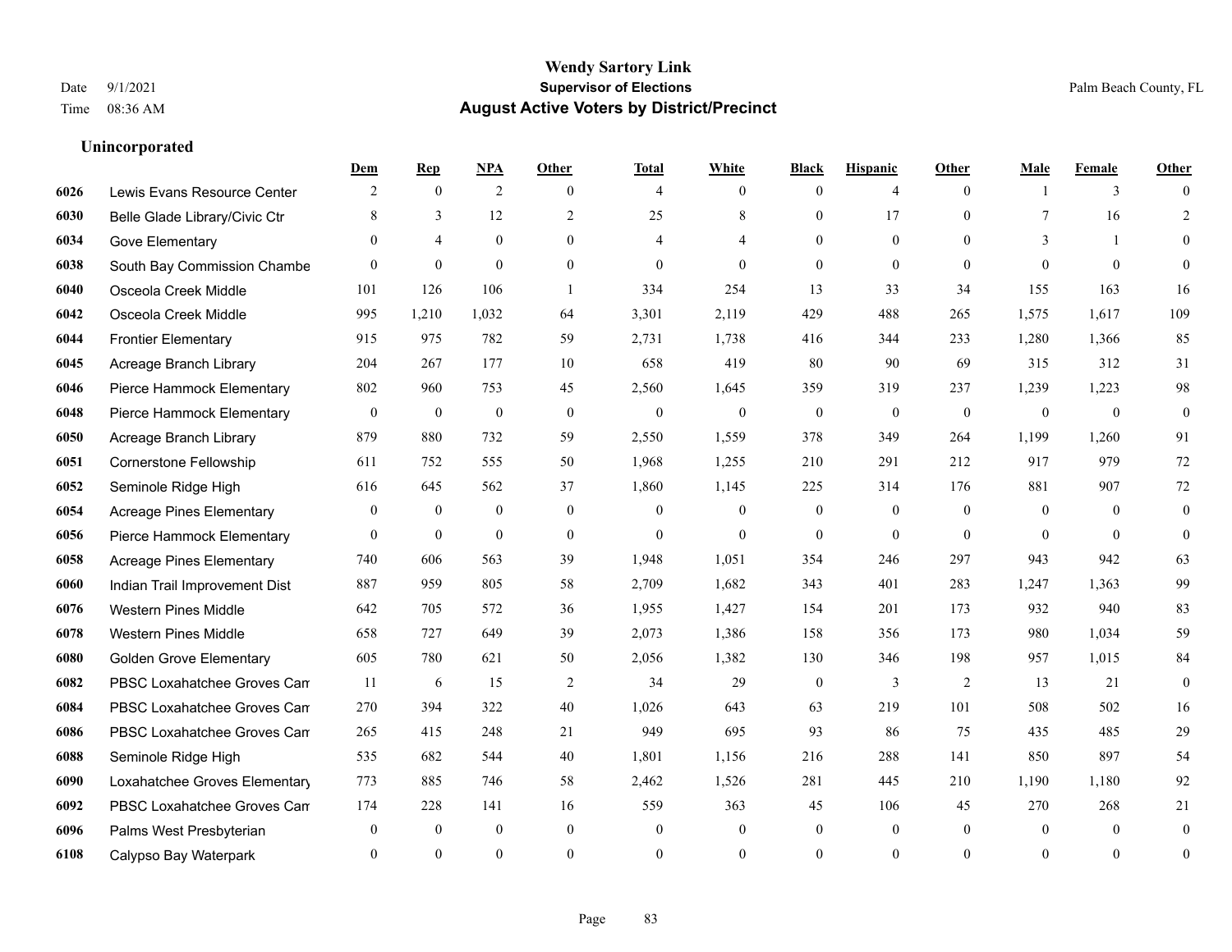**Wendy Sartory Link**
**Supervisor of Elections**
**August Active Voters by District/Precinct**

Date 9/1/2021
Time 08:36 AM
Palm Beach County, FL

### Unincorporated

| | | Dem | Rep | NPA | Other | Total | White | Black | Hispanic | Other | Male | Female | Other |
|---|---|---|---|---|---|---|---|---|---|---|---|---|---|
| 6026 | Lewis Evans Resource Center | 2 | 0 | 2 | 0 | 4 | 0 | 0 | 4 | 0 | 1 | 3 | 0 |
| 6030 | Belle Glade Library/Civic Ctr | 8 | 3 | 12 | 2 | 25 | 8 | 0 | 17 | 0 | 7 | 16 | 2 |
| 6034 | Gove Elementary | 0 | 4 | 0 | 0 | 4 | 4 | 0 | 0 | 0 | 3 | 1 | 0 |
| 6038 | South Bay Commission Chambe | 0 | 0 | 0 | 0 | 0 | 0 | 0 | 0 | 0 | 0 | 0 | 0 |
| 6040 | Osceola Creek Middle | 101 | 126 | 106 | 1 | 334 | 254 | 13 | 33 | 34 | 155 | 163 | 16 |
| 6042 | Osceola Creek Middle | 995 | 1,210 | 1,032 | 64 | 3,301 | 2,119 | 429 | 488 | 265 | 1,575 | 1,617 | 109 |
| 6044 | Frontier Elementary | 915 | 975 | 782 | 59 | 2,731 | 1,738 | 416 | 344 | 233 | 1,280 | 1,366 | 85 |
| 6045 | Acreage Branch Library | 204 | 267 | 177 | 10 | 658 | 419 | 80 | 90 | 69 | 315 | 312 | 31 |
| 6046 | Pierce Hammock Elementary | 802 | 960 | 753 | 45 | 2,560 | 1,645 | 359 | 319 | 237 | 1,239 | 1,223 | 98 |
| 6048 | Pierce Hammock Elementary | 0 | 0 | 0 | 0 | 0 | 0 | 0 | 0 | 0 | 0 | 0 | 0 |
| 6050 | Acreage Branch Library | 879 | 880 | 732 | 59 | 2,550 | 1,559 | 378 | 349 | 264 | 1,199 | 1,260 | 91 |
| 6051 | Cornerstone Fellowship | 611 | 752 | 555 | 50 | 1,968 | 1,255 | 210 | 291 | 212 | 917 | 979 | 72 |
| 6052 | Seminole Ridge High | 616 | 645 | 562 | 37 | 1,860 | 1,145 | 225 | 314 | 176 | 881 | 907 | 72 |
| 6054 | Acreage Pines Elementary | 0 | 0 | 0 | 0 | 0 | 0 | 0 | 0 | 0 | 0 | 0 | 0 |
| 6056 | Pierce Hammock Elementary | 0 | 0 | 0 | 0 | 0 | 0 | 0 | 0 | 0 | 0 | 0 | 0 |
| 6058 | Acreage Pines Elementary | 740 | 606 | 563 | 39 | 1,948 | 1,051 | 354 | 246 | 297 | 943 | 942 | 63 |
| 6060 | Indian Trail Improvement Dist | 887 | 959 | 805 | 58 | 2,709 | 1,682 | 343 | 401 | 283 | 1,247 | 1,363 | 99 |
| 6076 | Western Pines Middle | 642 | 705 | 572 | 36 | 1,955 | 1,427 | 154 | 201 | 173 | 932 | 940 | 83 |
| 6078 | Western Pines Middle | 658 | 727 | 649 | 39 | 2,073 | 1,386 | 158 | 356 | 173 | 980 | 1,034 | 59 |
| 6080 | Golden Grove Elementary | 605 | 780 | 621 | 50 | 2,056 | 1,382 | 130 | 346 | 198 | 957 | 1,015 | 84 |
| 6082 | PBSC Loxahatchee Groves Cam | 11 | 6 | 15 | 2 | 34 | 29 | 0 | 3 | 2 | 13 | 21 | 0 |
| 6084 | PBSC Loxahatchee Groves Cam | 270 | 394 | 322 | 40 | 1,026 | 643 | 63 | 219 | 101 | 508 | 502 | 16 |
| 6086 | PBSC Loxahatchee Groves Cam | 265 | 415 | 248 | 21 | 949 | 695 | 93 | 86 | 75 | 435 | 485 | 29 |
| 6088 | Seminole Ridge High | 535 | 682 | 544 | 40 | 1,801 | 1,156 | 216 | 288 | 141 | 850 | 897 | 54 |
| 6090 | Loxahatchee Groves Elementary | 773 | 885 | 746 | 58 | 2,462 | 1,526 | 281 | 445 | 210 | 1,190 | 1,180 | 92 |
| 6092 | PBSC Loxahatchee Groves Cam | 174 | 228 | 141 | 16 | 559 | 363 | 45 | 106 | 45 | 270 | 268 | 21 |
| 6096 | Palms West Presbyterian | 0 | 0 | 0 | 0 | 0 | 0 | 0 | 0 | 0 | 0 | 0 | 0 |
| 6108 | Calypso Bay Waterpark | 0 | 0 | 0 | 0 | 0 | 0 | 0 | 0 | 0 | 0 | 0 | 0 |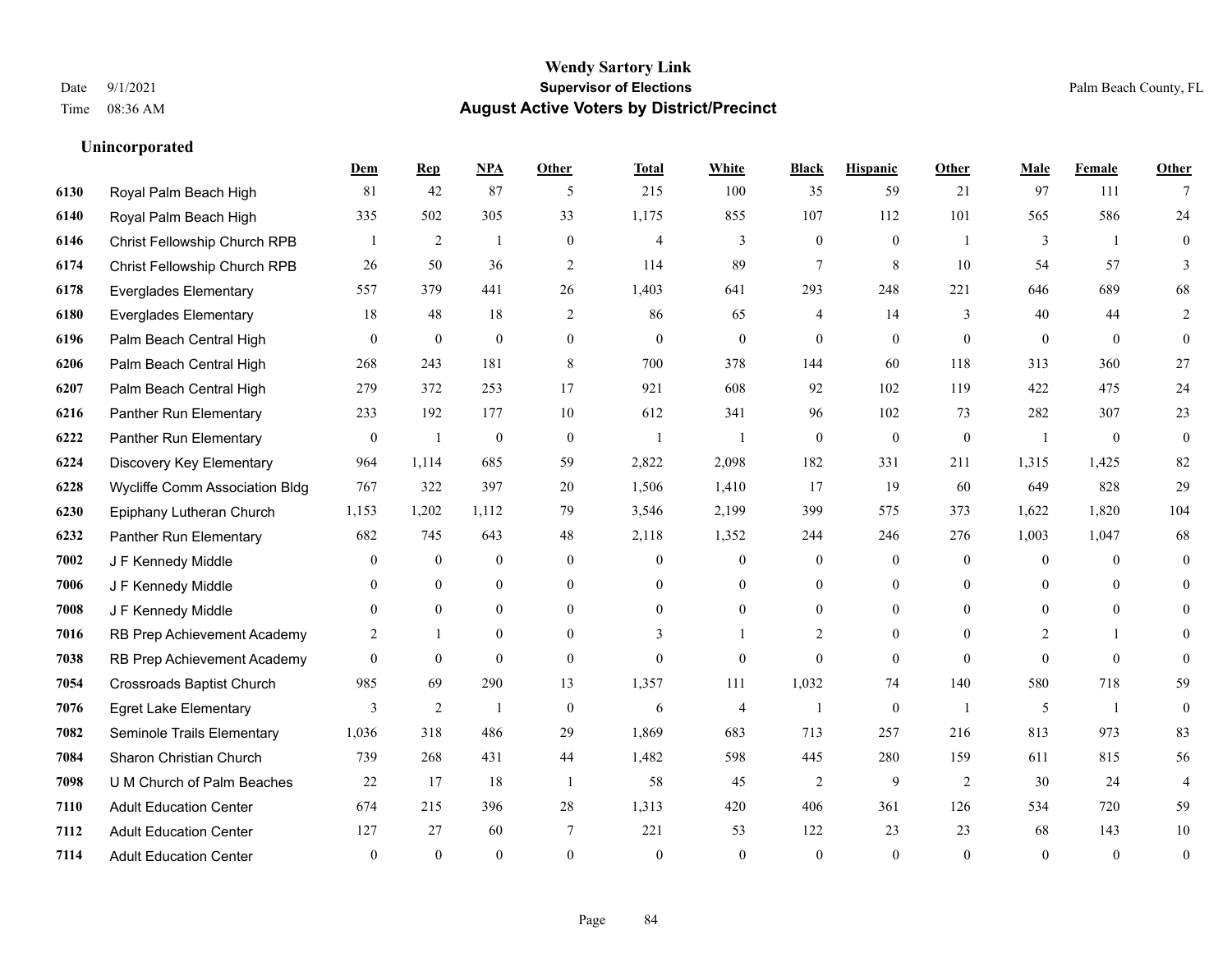# Wendy Sartory Link
## Supervisor of Elections
## August Active Voters by District/Precinct

Date 9/1/2021
Time 08:36 AM

Palm Beach County, FL

### Unincorporated

| | | Dem | Rep | NPA | Other | Total | White | Black | Hispanic | Other | Male | Female | Other |
|---|---|---|---|---|---|---|---|---|---|---|---|---|---|
| 6130 | Royal Palm Beach High | 81 | 42 | 87 | 5 | 215 | 100 | 35 | 59 | 21 | 97 | 111 | 7 |
| 6140 | Royal Palm Beach High | 335 | 502 | 305 | 33 | 1,175 | 855 | 107 | 112 | 101 | 565 | 586 | 24 |
| 6146 | Christ Fellowship Church RPB | 1 | 2 | 1 | 0 | 4 | 3 | 0 | 0 | 1 | 3 | 1 | 0 |
| 6174 | Christ Fellowship Church RPB | 26 | 50 | 36 | 2 | 114 | 89 | 7 | 8 | 10 | 54 | 57 | 3 |
| 6178 | Everglades Elementary | 557 | 379 | 441 | 26 | 1,403 | 641 | 293 | 248 | 221 | 646 | 689 | 68 |
| 6180 | Everglades Elementary | 18 | 48 | 18 | 2 | 86 | 65 | 4 | 14 | 3 | 40 | 44 | 2 |
| 6196 | Palm Beach Central High | 0 | 0 | 0 | 0 | 0 | 0 | 0 | 0 | 0 | 0 | 0 | 0 |
| 6206 | Palm Beach Central High | 268 | 243 | 181 | 8 | 700 | 378 | 144 | 60 | 118 | 313 | 360 | 27 |
| 6207 | Palm Beach Central High | 279 | 372 | 253 | 17 | 921 | 608 | 92 | 102 | 119 | 422 | 475 | 24 |
| 6216 | Panther Run Elementary | 233 | 192 | 177 | 10 | 612 | 341 | 96 | 102 | 73 | 282 | 307 | 23 |
| 6222 | Panther Run Elementary | 0 | 1 | 0 | 0 | 1 | 1 | 0 | 0 | 0 | 1 | 0 | 0 |
| 6224 | Discovery Key Elementary | 964 | 1,114 | 685 | 59 | 2,822 | 2,098 | 182 | 331 | 211 | 1,315 | 1,425 | 82 |
| 6228 | Wycliffe Comm Association Bldg | 767 | 322 | 397 | 20 | 1,506 | 1,410 | 17 | 19 | 60 | 649 | 828 | 29 |
| 6230 | Epiphany Lutheran Church | 1,153 | 1,202 | 1,112 | 79 | 3,546 | 2,199 | 399 | 575 | 373 | 1,622 | 1,820 | 104 |
| 6232 | Panther Run Elementary | 682 | 745 | 643 | 48 | 2,118 | 1,352 | 244 | 246 | 276 | 1,003 | 1,047 | 68 |
| 7002 | J F Kennedy Middle | 0 | 0 | 0 | 0 | 0 | 0 | 0 | 0 | 0 | 0 | 0 | 0 |
| 7006 | J F Kennedy Middle | 0 | 0 | 0 | 0 | 0 | 0 | 0 | 0 | 0 | 0 | 0 | 0 |
| 7008 | J F Kennedy Middle | 0 | 0 | 0 | 0 | 0 | 0 | 0 | 0 | 0 | 0 | 0 | 0 |
| 7016 | RB Prep Achievement Academy | 2 | 1 | 0 | 0 | 3 | 1 | 2 | 0 | 0 | 2 | 1 | 0 |
| 7038 | RB Prep Achievement Academy | 0 | 0 | 0 | 0 | 0 | 0 | 0 | 0 | 0 | 0 | 0 | 0 |
| 7054 | Crossroads Baptist Church | 985 | 69 | 290 | 13 | 1,357 | 111 | 1,032 | 74 | 140 | 580 | 718 | 59 |
| 7076 | Egret Lake Elementary | 3 | 2 | 1 | 0 | 6 | 4 | 1 | 0 | 1 | 5 | 1 | 0 |
| 7082 | Seminole Trails Elementary | 1,036 | 318 | 486 | 29 | 1,869 | 683 | 713 | 257 | 216 | 813 | 973 | 83 |
| 7084 | Sharon Christian Church | 739 | 268 | 431 | 44 | 1,482 | 598 | 445 | 280 | 159 | 611 | 815 | 56 |
| 7098 | U M Church of Palm Beaches | 22 | 17 | 18 | 1 | 58 | 45 | 2 | 9 | 2 | 30 | 24 | 4 |
| 7110 | Adult Education Center | 674 | 215 | 396 | 28 | 1,313 | 420 | 406 | 361 | 126 | 534 | 720 | 59 |
| 7112 | Adult Education Center | 127 | 27 | 60 | 7 | 221 | 53 | 122 | 23 | 23 | 68 | 143 | 10 |
| 7114 | Adult Education Center | 0 | 0 | 0 | 0 | 0 | 0 | 0 | 0 | 0 | 0 | 0 | 0 |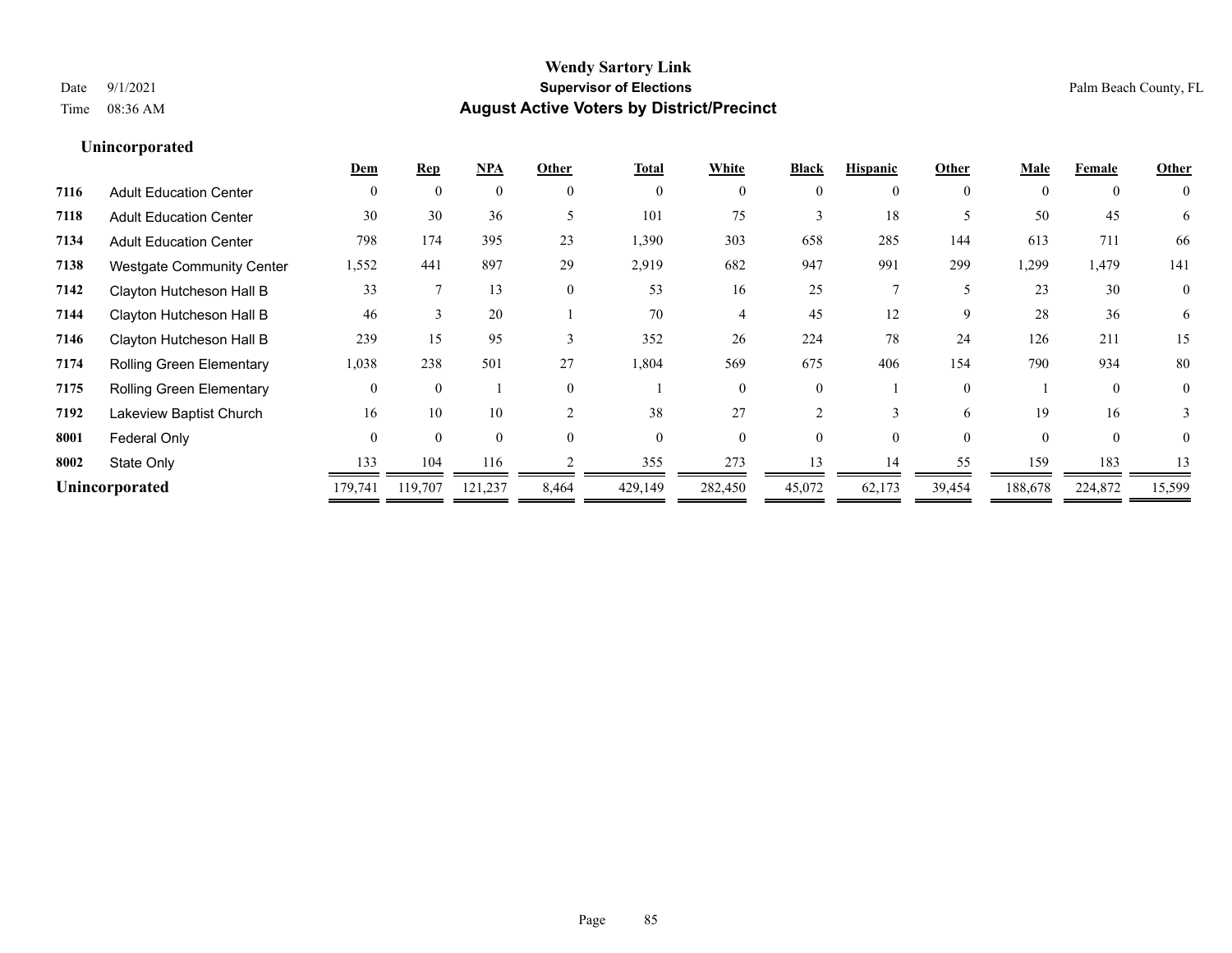## Unincorporated

| | | Dem | Rep | NPA | Other | Total | White | Black | Hispanic | Other | Male | Female | Other |
|---|---|---|---|---|---|---|---|---|---|---|---|---|---|
| 7116 | Adult Education Center | 0 | 0 | 0 | 0 | 0 | 0 | 0 | 0 | 0 | 0 | 0 | 0 |
| 7118 | Adult Education Center | 30 | 30 | 36 | 5 | 101 | 75 | 3 | 18 | 5 | 50 | 45 | 6 |
| 7134 | Adult Education Center | 798 | 174 | 395 | 23 | 1,390 | 303 | 658 | 285 | 144 | 613 | 711 | 66 |
| 7138 | Westgate Community Center | 1,552 | 441 | 897 | 29 | 2,919 | 682 | 947 | 991 | 299 | 1,299 | 1,479 | 141 |
| 7142 | Clayton Hutcheson Hall B | 33 | 7 | 13 | 0 | 53 | 16 | 25 | 7 | 5 | 23 | 30 | 0 |
| 7144 | Clayton Hutcheson Hall B | 46 | 3 | 20 | 1 | 70 | 4 | 45 | 12 | 9 | 28 | 36 | 6 |
| 7146 | Clayton Hutcheson Hall B | 239 | 15 | 95 | 3 | 352 | 26 | 224 | 78 | 24 | 126 | 211 | 15 |
| 7174 | Rolling Green Elementary | 1,038 | 238 | 501 | 27 | 1,804 | 569 | 675 | 406 | 154 | 790 | 934 | 80 |
| 7175 | Rolling Green Elementary | 0 | 0 | 1 | 0 | 1 | 0 | 0 | 1 | 0 | 1 | 0 | 0 |
| 7192 | Lakeview Baptist Church | 16 | 10 | 10 | 2 | 38 | 27 | 2 | 3 | 6 | 19 | 16 | 3 |
| 8001 | Federal Only | 0 | 0 | 0 | 0 | 0 | 0 | 0 | 0 | 0 | 0 | 0 | 0 |
| 8002 | State Only | 133 | 104 | 116 | 2 | 355 | 273 | 13 | 14 | 55 | 159 | 183 | 13 |
| **Unincorporated** | | 179,741 | 119,707 | 121,237 | 8,464 | 429,149 | 282,450 | 45,072 | 62,173 | 39,454 | 188,678 | 224,872 | 15,599 |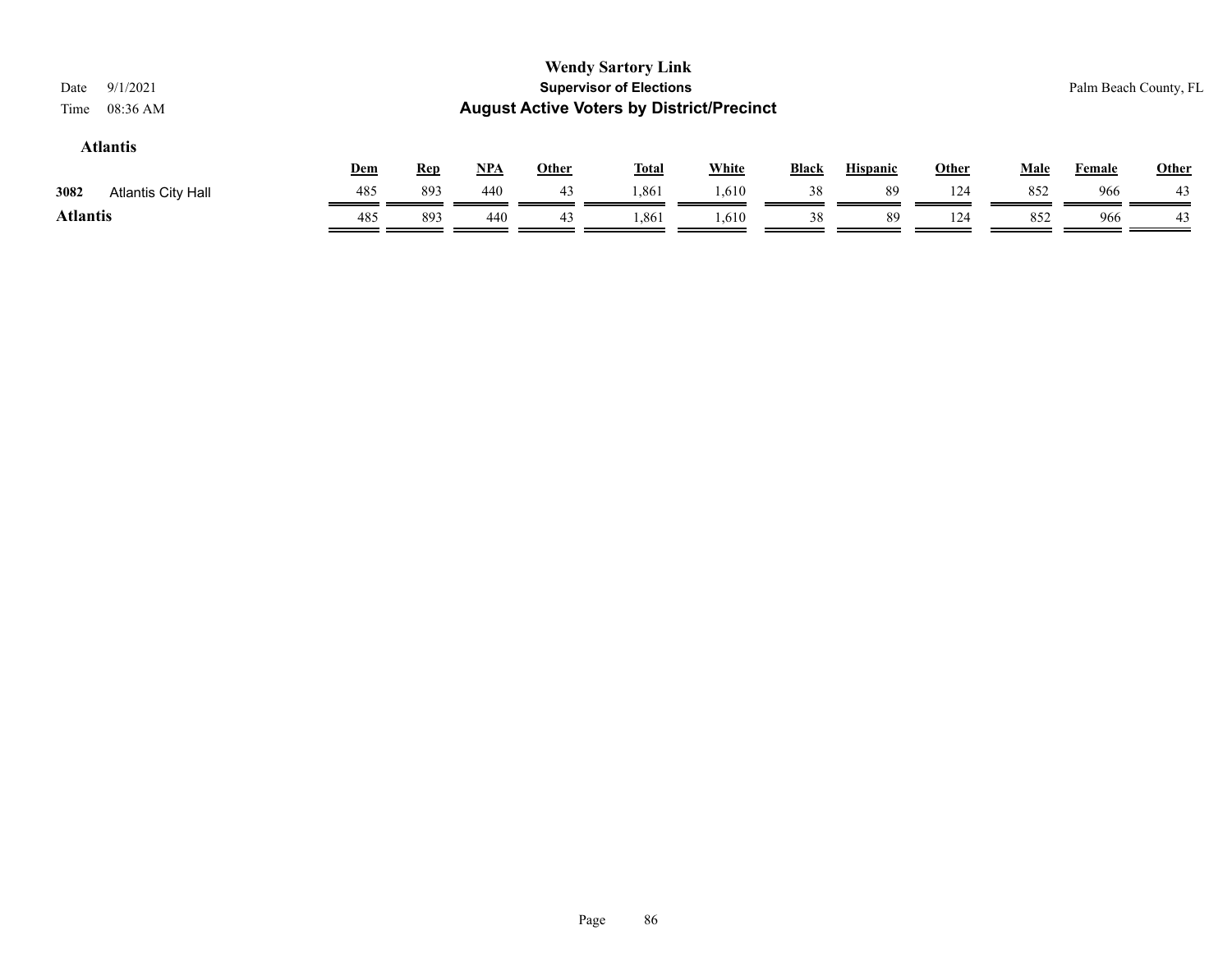## Atlantis

| | | Dem | Rep | NPA | Other | Total | White | Black | Hispanic | Other | Male | Female | Other |
|---|---|---|---|---|---|---|---|---|---|---|---|---|---|
| 3082 | Atlantis City Hall | 485 | 893 | 440 | 43 | 1,861 | 1,610 | 38 | 89 | 124 | 852 | 966 | 43 |
| **Atlantis** | | 485 | 893 | 440 | 43 | 1,861 | 1,610 | 38 | 89 | 124 | 852 | 966 | 43 |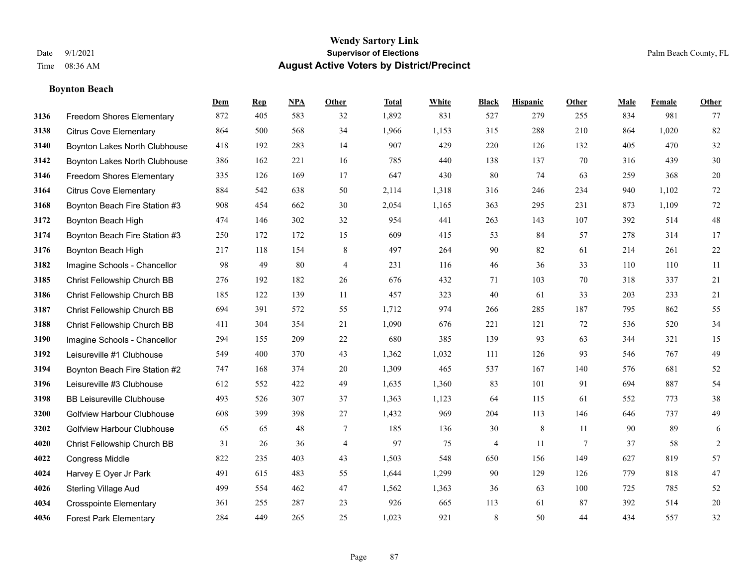# Wendy Sartory Link
## Supervisor of Elections
## August Active Voters by District/Precinct

Date 9/1/2021
Time 08:36 AM

Palm Beach County, FL

### Boynton Beach

| | | Dem | Rep | NPA | Other | Total | White | Black | Hispanic | Other | Male | Female | Other |
|---|---|---|---|---|---|---|---|---|---|---|---|---|---|
| 3136 | Freedom Shores Elementary | 872 | 405 | 583 | 32 | 1,892 | 831 | 527 | 279 | 255 | 834 | 981 | 77 |
| 3138 | Citrus Cove Elementary | 864 | 500 | 568 | 34 | 1,966 | 1,153 | 315 | 288 | 210 | 864 | 1,020 | 82 |
| 3140 | Boynton Lakes North Clubhouse | 418 | 192 | 283 | 14 | 907 | 429 | 220 | 126 | 132 | 405 | 470 | 32 |
| 3142 | Boynton Lakes North Clubhouse | 386 | 162 | 221 | 16 | 785 | 440 | 138 | 137 | 70 | 316 | 439 | 30 |
| 3146 | Freedom Shores Elementary | 335 | 126 | 169 | 17 | 647 | 430 | 80 | 74 | 63 | 259 | 368 | 20 |
| 3164 | Citrus Cove Elementary | 884 | 542 | 638 | 50 | 2,114 | 1,318 | 316 | 246 | 234 | 940 | 1,102 | 72 |
| 3168 | Boynton Beach Fire Station #3 | 908 | 454 | 662 | 30 | 2,054 | 1,165 | 363 | 295 | 231 | 873 | 1,109 | 72 |
| 3172 | Boynton Beach High | 474 | 146 | 302 | 32 | 954 | 441 | 263 | 143 | 107 | 392 | 514 | 48 |
| 3174 | Boynton Beach Fire Station #3 | 250 | 172 | 172 | 15 | 609 | 415 | 53 | 84 | 57 | 278 | 314 | 17 |
| 3176 | Boynton Beach High | 217 | 118 | 154 | 8 | 497 | 264 | 90 | 82 | 61 | 214 | 261 | 22 |
| 3182 | Imagine Schools - Chancellor | 98 | 49 | 80 | 4 | 231 | 116 | 46 | 36 | 33 | 110 | 110 | 11 |
| 3185 | Christ Fellowship Church BB | 276 | 192 | 182 | 26 | 676 | 432 | 71 | 103 | 70 | 318 | 337 | 21 |
| 3186 | Christ Fellowship Church BB | 185 | 122 | 139 | 11 | 457 | 323 | 40 | 61 | 33 | 203 | 233 | 21 |
| 3187 | Christ Fellowship Church BB | 694 | 391 | 572 | 55 | 1,712 | 974 | 266 | 285 | 187 | 795 | 862 | 55 |
| 3188 | Christ Fellowship Church BB | 411 | 304 | 354 | 21 | 1,090 | 676 | 221 | 121 | 72 | 536 | 520 | 34 |
| 3190 | Imagine Schools - Chancellor | 294 | 155 | 209 | 22 | 680 | 385 | 139 | 93 | 63 | 344 | 321 | 15 |
| 3192 | Leisureville #1 Clubhouse | 549 | 400 | 370 | 43 | 1,362 | 1,032 | 111 | 126 | 93 | 546 | 767 | 49 |
| 3194 | Boynton Beach Fire Station #2 | 747 | 168 | 374 | 20 | 1,309 | 465 | 537 | 167 | 140 | 576 | 681 | 52 |
| 3196 | Leisureville #3 Clubhouse | 612 | 552 | 422 | 49 | 1,635 | 1,360 | 83 | 101 | 91 | 694 | 887 | 54 |
| 3198 | BB Leisureville Clubhouse | 493 | 526 | 307 | 37 | 1,363 | 1,123 | 64 | 115 | 61 | 552 | 773 | 38 |
| 3200 | Golfview Harbour Clubhouse | 608 | 399 | 398 | 27 | 1,432 | 969 | 204 | 113 | 146 | 646 | 737 | 49 |
| 3202 | Golfview Harbour Clubhouse | 65 | 65 | 48 | 7 | 185 | 136 | 30 | 8 | 11 | 90 | 89 | 6 |
| 4020 | Christ Fellowship Church BB | 31 | 26 | 36 | 4 | 97 | 75 | 4 | 11 | 7 | 37 | 58 | 2 |
| 4022 | Congress Middle | 822 | 235 | 403 | 43 | 1,503 | 548 | 650 | 156 | 149 | 627 | 819 | 57 |
| 4024 | Harvey E Oyer Jr Park | 491 | 615 | 483 | 55 | 1,644 | 1,299 | 90 | 129 | 126 | 779 | 818 | 47 |
| 4026 | Sterling Village Aud | 499 | 554 | 462 | 47 | 1,562 | 1,363 | 36 | 63 | 100 | 725 | 785 | 52 |
| 4034 | Crosspointe Elementary | 361 | 255 | 287 | 23 | 926 | 665 | 113 | 61 | 87 | 392 | 514 | 20 |
| 4036 | Forest Park Elementary | 284 | 449 | 265 | 25 | 1,023 | 921 | 8 | 50 | 44 | 434 | 557 | 32 |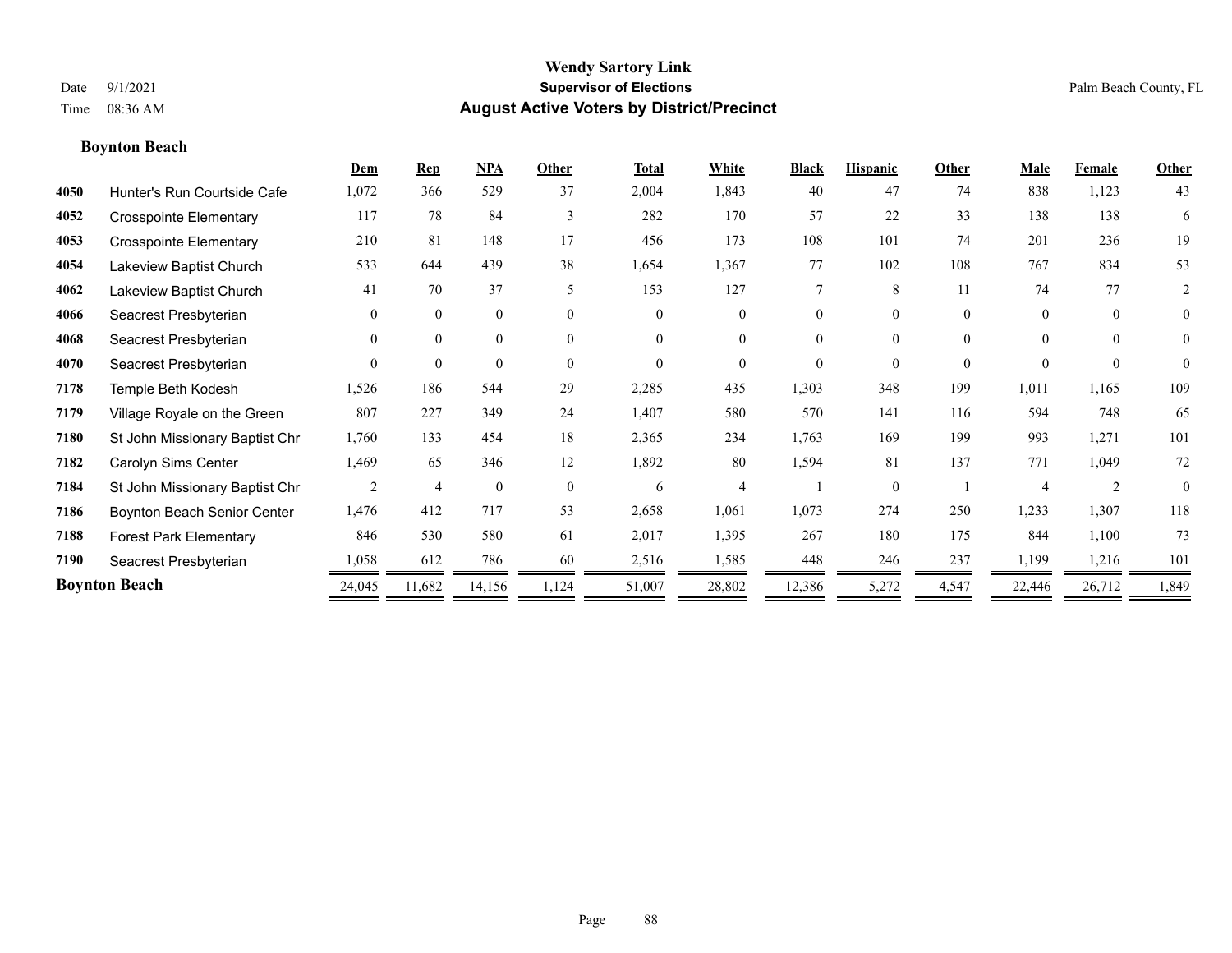# Wendy Sartory Link

**Supervisor of Elections**

**August Active Voters by District/Precinct**

Date 9/1/2021
Time 08:36 AM

Palm Beach County, FL

### Boynton Beach

| | | Dem | Rep | NPA | Other | Total | White | Black | Hispanic | Other | Male | Female | Other |
|---|---|---|---|---|---|---|---|---|---|---|---|---|---|
| 4050 | Hunter's Run Courtside Cafe | 1,072 | 366 | 529 | 37 | 2,004 | 1,843 | 40 | 47 | 74 | 838 | 1,123 | 43 |
| 4052 | Crosspointe Elementary | 117 | 78 | 84 | 3 | 282 | 170 | 57 | 22 | 33 | 138 | 138 | 6 |
| 4053 | Crosspointe Elementary | 210 | 81 | 148 | 17 | 456 | 173 | 108 | 101 | 74 | 201 | 236 | 19 |
| 4054 | Lakeview Baptist Church | 533 | 644 | 439 | 38 | 1,654 | 1,367 | 77 | 102 | 108 | 767 | 834 | 53 |
| 4062 | Lakeview Baptist Church | 41 | 70 | 37 | 5 | 153 | 127 | 7 | 8 | 11 | 74 | 77 | 2 |
| 4066 | Seacrest Presbyterian | 0 | 0 | 0 | 0 | 0 | 0 | 0 | 0 | 0 | 0 | 0 | 0 |
| 4068 | Seacrest Presbyterian | 0 | 0 | 0 | 0 | 0 | 0 | 0 | 0 | 0 | 0 | 0 | 0 |
| 4070 | Seacrest Presbyterian | 0 | 0 | 0 | 0 | 0 | 0 | 0 | 0 | 0 | 0 | 0 | 0 |
| 7178 | Temple Beth Kodesh | 1,526 | 186 | 544 | 29 | 2,285 | 435 | 1,303 | 348 | 199 | 1,011 | 1,165 | 109 |
| 7179 | Village Royale on the Green | 807 | 227 | 349 | 24 | 1,407 | 580 | 570 | 141 | 116 | 594 | 748 | 65 |
| 7180 | St John Missionary Baptist Chr | 1,760 | 133 | 454 | 18 | 2,365 | 234 | 1,763 | 169 | 199 | 993 | 1,271 | 101 |
| 7182 | Carolyn Sims Center | 1,469 | 65 | 346 | 12 | 1,892 | 80 | 1,594 | 81 | 137 | 771 | 1,049 | 72 |
| 7184 | St John Missionary Baptist Chr | 2 | 4 | 0 | 0 | 6 | 4 | 1 | 0 | 1 | 4 | 2 | 0 |
| 7186 | Boynton Beach Senior Center | 1,476 | 412 | 717 | 53 | 2,658 | 1,061 | 1,073 | 274 | 250 | 1,233 | 1,307 | 118 |
| 7188 | Forest Park Elementary | 846 | 530 | 580 | 61 | 2,017 | 1,395 | 267 | 180 | 175 | 844 | 1,100 | 73 |
| 7190 | Seacrest Presbyterian | 1,058 | 612 | 786 | 60 | 2,516 | 1,585 | 448 | 246 | 237 | 1,199 | 1,216 | 101 |
| **Boynton Beach** | | 24,045 | 11,682 | 14,156 | 1,124 | 51,007 | 28,802 | 12,386 | 5,272 | 4,547 | 22,446 | 26,712 | 1,849 |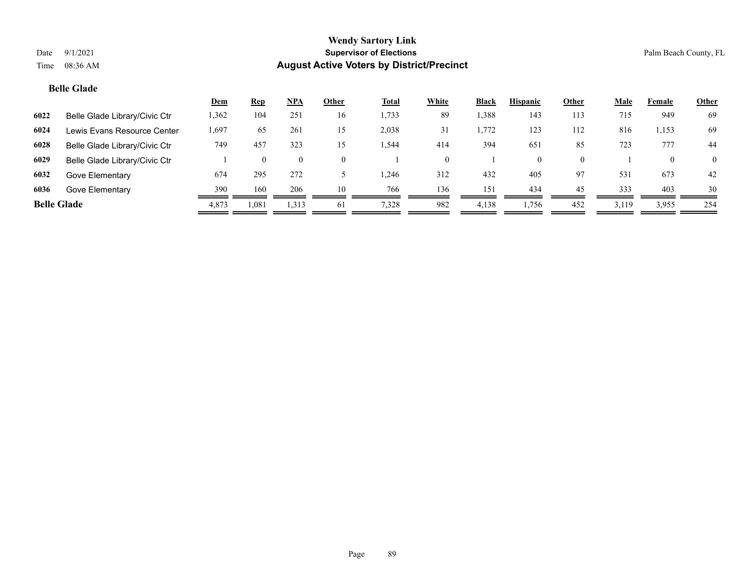**Wendy Sartory Link**

**Supervisor of Elections**

**August Active Voters by District/Precinct**

Date 9/1/2021 Palm Beach County, FL

Time 08:36 AM

### Belle Glade

| | | Dem | Rep | NPA | Other | Total | White | Black | Hispanic | Other | Male | Female | Other |
|---|---|---|---|---|---|---|---|---|---|---|---|---|---|
| 6022 | Belle Glade Library/Civic Ctr | 1,362 | 104 | 251 | 16 | 1,733 | 89 | 1,388 | 143 | 113 | 715 | 949 | 69 |
| 6024 | Lewis Evans Resource Center | 1,697 | 65 | 261 | 15 | 2,038 | 31 | 1,772 | 123 | 112 | 816 | 1,153 | 69 |
| 6028 | Belle Glade Library/Civic Ctr | 749 | 457 | 323 | 15 | 1,544 | 414 | 394 | 651 | 85 | 723 | 777 | 44 |
| 6029 | Belle Glade Library/Civic Ctr | 1 | 0 | 0 | 0 | 1 | 0 | 1 | 0 | 0 | 1 | 0 | 0 |
| 6032 | Gove Elementary | 674 | 295 | 272 | 5 | 1,246 | 312 | 432 | 405 | 97 | 531 | 673 | 42 |
| 6036 | Gove Elementary | 390 | 160 | 206 | 10 | 766 | 136 | 151 | 434 | 45 | 333 | 403 | 30 |
| **Belle Glade** | | 4,873 | 1,081 | 1,313 | 61 | 7,328 | 982 | 4,138 | 1,756 | 452 | 3,119 | 3,955 | 254 |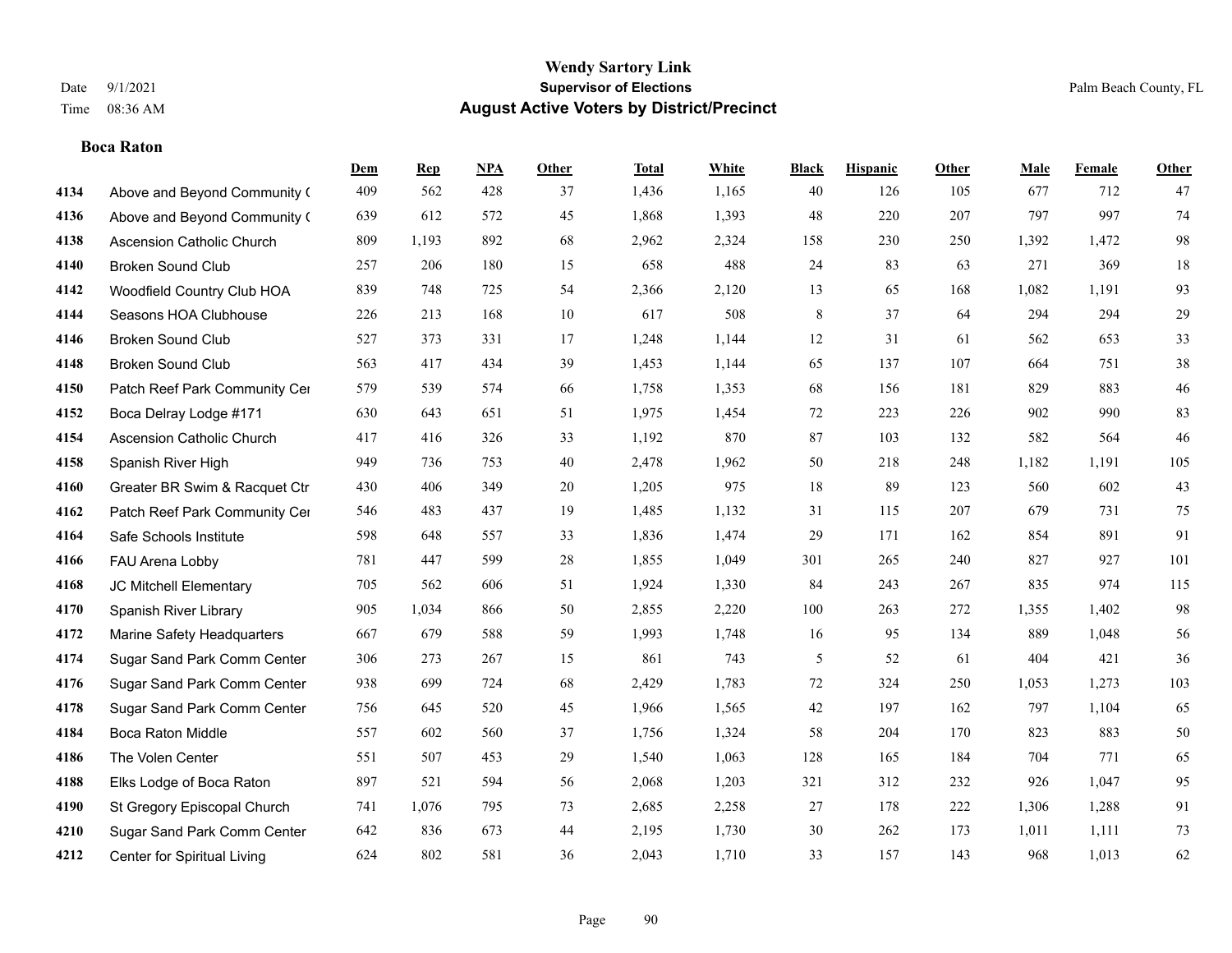# Wendy Sartory Link

**Supervisor of Elections**

**August Active Voters by District/Precinct**

Date 9/1/2021
Time 08:36 AM

Palm Beach County, FL

## Boca Raton

| | | Dem | Rep | NPA | Other | Total | White | Black | Hispanic | Other | Male | Female | Other |
|---|---|---|---|---|---|---|---|---|---|---|---|---|---|
| 4134 | Above and Beyond Community ( | 409 | 562 | 428 | 37 | 1,436 | 1,165 | 40 | 126 | 105 | 677 | 712 | 47 |
| 4136 | Above and Beyond Community ( | 639 | 612 | 572 | 45 | 1,868 | 1,393 | 48 | 220 | 207 | 797 | 997 | 74 |
| 4138 | Ascension Catholic Church | 809 | 1,193 | 892 | 68 | 2,962 | 2,324 | 158 | 230 | 250 | 1,392 | 1,472 | 98 |
| 4140 | Broken Sound Club | 257 | 206 | 180 | 15 | 658 | 488 | 24 | 83 | 63 | 271 | 369 | 18 |
| 4142 | Woodfield Country Club HOA | 839 | 748 | 725 | 54 | 2,366 | 2,120 | 13 | 65 | 168 | 1,082 | 1,191 | 93 |
| 4144 | Seasons HOA Clubhouse | 226 | 213 | 168 | 10 | 617 | 508 | 8 | 37 | 64 | 294 | 294 | 29 |
| 4146 | Broken Sound Club | 527 | 373 | 331 | 17 | 1,248 | 1,144 | 12 | 31 | 61 | 562 | 653 | 33 |
| 4148 | Broken Sound Club | 563 | 417 | 434 | 39 | 1,453 | 1,144 | 65 | 137 | 107 | 664 | 751 | 38 |
| 4150 | Patch Reef Park Community Cer | 579 | 539 | 574 | 66 | 1,758 | 1,353 | 68 | 156 | 181 | 829 | 883 | 46 |
| 4152 | Boca Delray Lodge #171 | 630 | 643 | 651 | 51 | 1,975 | 1,454 | 72 | 223 | 226 | 902 | 990 | 83 |
| 4154 | Ascension Catholic Church | 417 | 416 | 326 | 33 | 1,192 | 870 | 87 | 103 | 132 | 582 | 564 | 46 |
| 4158 | Spanish River High | 949 | 736 | 753 | 40 | 2,478 | 1,962 | 50 | 218 | 248 | 1,182 | 1,191 | 105 |
| 4160 | Greater BR Swim & Racquet Ctr | 430 | 406 | 349 | 20 | 1,205 | 975 | 18 | 89 | 123 | 560 | 602 | 43 |
| 4162 | Patch Reef Park Community Cer | 546 | 483 | 437 | 19 | 1,485 | 1,132 | 31 | 115 | 207 | 679 | 731 | 75 |
| 4164 | Safe Schools Institute | 598 | 648 | 557 | 33 | 1,836 | 1,474 | 29 | 171 | 162 | 854 | 891 | 91 |
| 4166 | FAU Arena Lobby | 781 | 447 | 599 | 28 | 1,855 | 1,049 | 301 | 265 | 240 | 827 | 927 | 101 |
| 4168 | JC Mitchell Elementary | 705 | 562 | 606 | 51 | 1,924 | 1,330 | 84 | 243 | 267 | 835 | 974 | 115 |
| 4170 | Spanish River Library | 905 | 1,034 | 866 | 50 | 2,855 | 2,220 | 100 | 263 | 272 | 1,355 | 1,402 | 98 |
| 4172 | Marine Safety Headquarters | 667 | 679 | 588 | 59 | 1,993 | 1,748 | 16 | 95 | 134 | 889 | 1,048 | 56 |
| 4174 | Sugar Sand Park Comm Center | 306 | 273 | 267 | 15 | 861 | 743 | 5 | 52 | 61 | 404 | 421 | 36 |
| 4176 | Sugar Sand Park Comm Center | 938 | 699 | 724 | 68 | 2,429 | 1,783 | 72 | 324 | 250 | 1,053 | 1,273 | 103 |
| 4178 | Sugar Sand Park Comm Center | 756 | 645 | 520 | 45 | 1,966 | 1,565 | 42 | 197 | 162 | 797 | 1,104 | 65 |
| 4184 | Boca Raton Middle | 557 | 602 | 560 | 37 | 1,756 | 1,324 | 58 | 204 | 170 | 823 | 883 | 50 |
| 4186 | The Volen Center | 551 | 507 | 453 | 29 | 1,540 | 1,063 | 128 | 165 | 184 | 704 | 771 | 65 |
| 4188 | Elks Lodge of Boca Raton | 897 | 521 | 594 | 56 | 2,068 | 1,203 | 321 | 312 | 232 | 926 | 1,047 | 95 |
| 4190 | St Gregory Episcopal Church | 741 | 1,076 | 795 | 73 | 2,685 | 2,258 | 27 | 178 | 222 | 1,306 | 1,288 | 91 |
| 4210 | Sugar Sand Park Comm Center | 642 | 836 | 673 | 44 | 2,195 | 1,730 | 30 | 262 | 173 | 1,011 | 1,111 | 73 |
| 4212 | Center for Spiritual Living | 624 | 802 | 581 | 36 | 2,043 | 1,710 | 33 | 157 | 143 | 968 | 1,013 | 62 |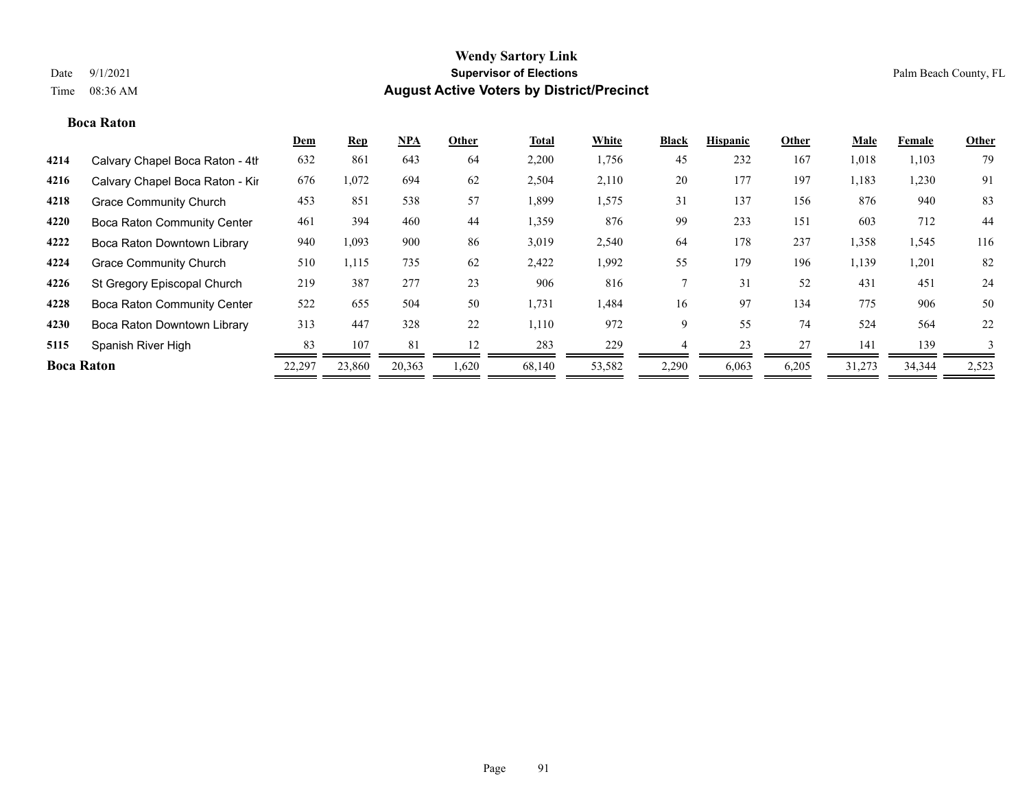**Wendy Sartory Link**
**Supervisor of Elections**
**August Active Voters by District/Precinct**

Date 9/1/2021
Time 08:36 AM

Palm Beach County, FL

### Boca Raton

| | | Dem | Rep | NPA | Other | Total | White | Black | Hispanic | Other | Male | Female | Other |
|---|---|---|---|---|---|---|---|---|---|---|---|---|---|
| 4214 | Calvary Chapel Boca Raton - 4th | 632 | 861 | 643 | 64 | 2,200 | 1,756 | 45 | 232 | 167 | 1,018 | 1,103 | 79 |
| 4216 | Calvary Chapel Boca Raton - Kir | 676 | 1,072 | 694 | 62 | 2,504 | 2,110 | 20 | 177 | 197 | 1,183 | 1,230 | 91 |
| 4218 | Grace Community Church | 453 | 851 | 538 | 57 | 1,899 | 1,575 | 31 | 137 | 156 | 876 | 940 | 83 |
| 4220 | Boca Raton Community Center | 461 | 394 | 460 | 44 | 1,359 | 876 | 99 | 233 | 151 | 603 | 712 | 44 |
| 4222 | Boca Raton Downtown Library | 940 | 1,093 | 900 | 86 | 3,019 | 2,540 | 64 | 178 | 237 | 1,358 | 1,545 | 116 |
| 4224 | Grace Community Church | 510 | 1,115 | 735 | 62 | 2,422 | 1,992 | 55 | 179 | 196 | 1,139 | 1,201 | 82 |
| 4226 | St Gregory Episcopal Church | 219 | 387 | 277 | 23 | 906 | 816 | 7 | 31 | 52 | 431 | 451 | 24 |
| 4228 | Boca Raton Community Center | 522 | 655 | 504 | 50 | 1,731 | 1,484 | 16 | 97 | 134 | 775 | 906 | 50 |
| 4230 | Boca Raton Downtown Library | 313 | 447 | 328 | 22 | 1,110 | 972 | 9 | 55 | 74 | 524 | 564 | 22 |
| 5115 | Spanish River High | 83 | 107 | 81 | 12 | 283 | 229 | 4 | 23 | 27 | 141 | 139 | 3 |
| **Boca Raton** | | 22,297 | 23,860 | 20,363 | 1,620 | 68,140 | 53,582 | 2,290 | 6,063 | 6,205 | 31,273 | 34,344 | 2,523 |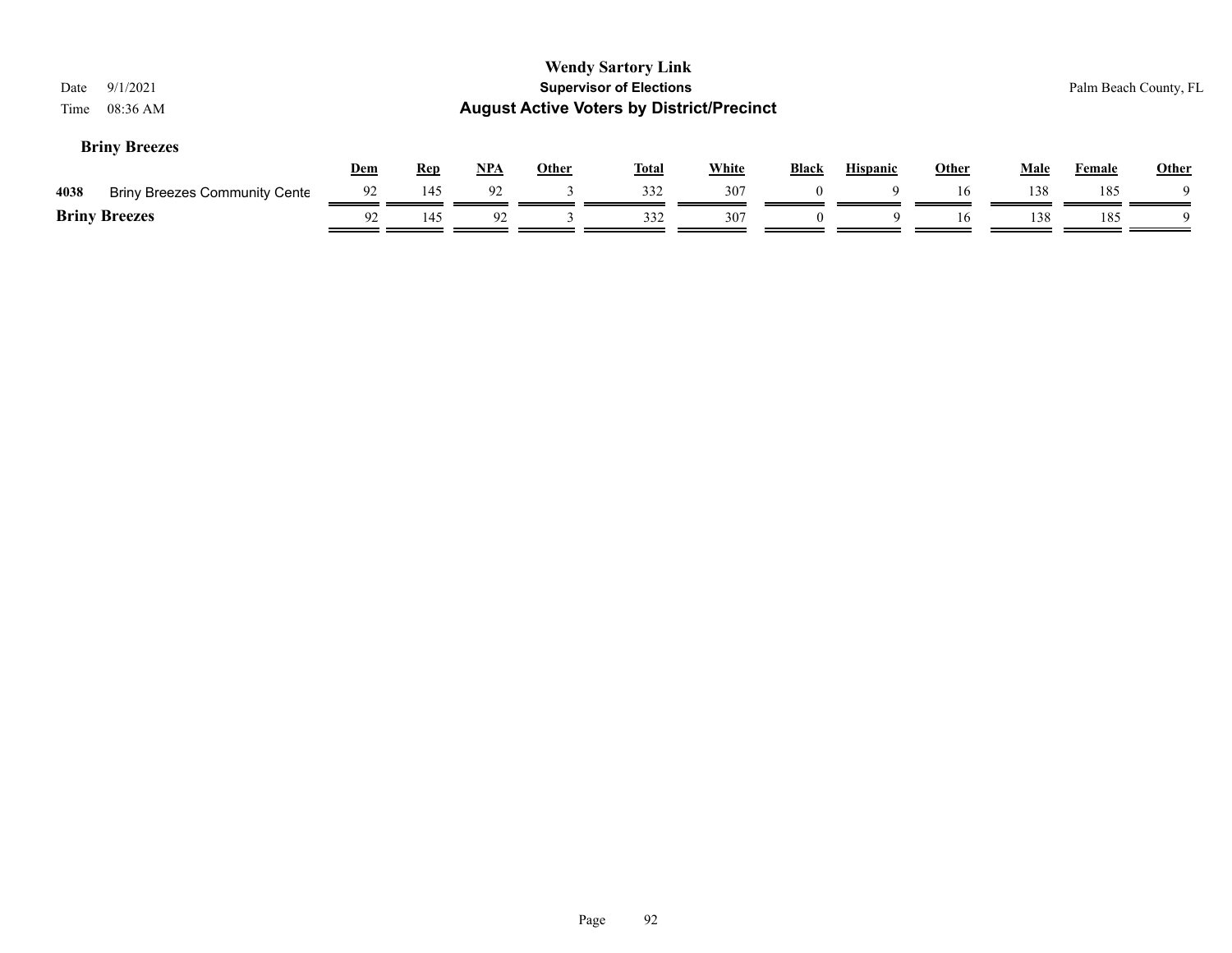### Briny Breezes

| | | Dem | Rep | NPA | Other | Total | White | Black | Hispanic | Other | Male | Female | Other |
|---|---|---|---|---|---|---|---|---|---|---|---|---|---|
| 4038 | Briny Breezes Community Cente | 92 | 145 | 92 | 3 | 332 | 307 | 0 | 9 | 16 | 138 | 185 | 9 |
| **Briny Breezes** | | 92 | 145 | 92 | 3 | 332 | 307 | 0 | 9 | 16 | 138 | 185 | 9 |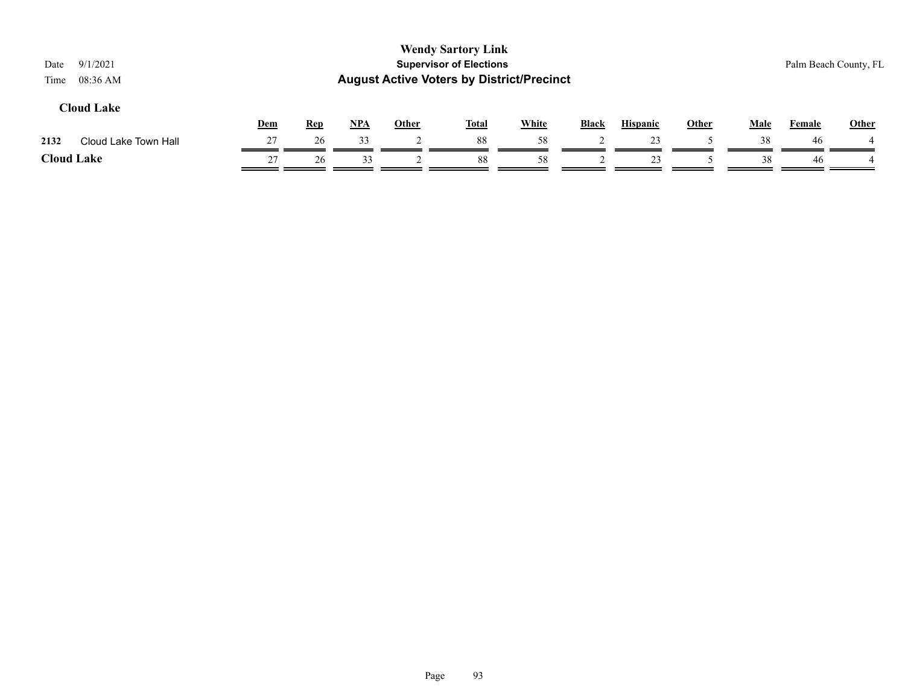**Wendy Sartory Link**

**Supervisor of Elections**

**August Active Voters by District/Precinct**

Date 9/1/2021

Time 08:36 AM

Palm Beach County, FL

## Cloud Lake

| | | Dem | Rep | NPA | Other | Total | White | Black | Hispanic | Other | Male | Female | Other |
|---|---|---|---|---|---|---|---|---|---|---|---|---|---|
| 2132 | Cloud Lake Town Hall | 27 | 26 | 33 | 2 | 88 | 58 | 2 | 23 | 5 | 38 | 46 | 4 |
| **Cloud Lake** | | 27 | 26 | 33 | 2 | 88 | 58 | 2 | 23 | 5 | 38 | 46 | 4 |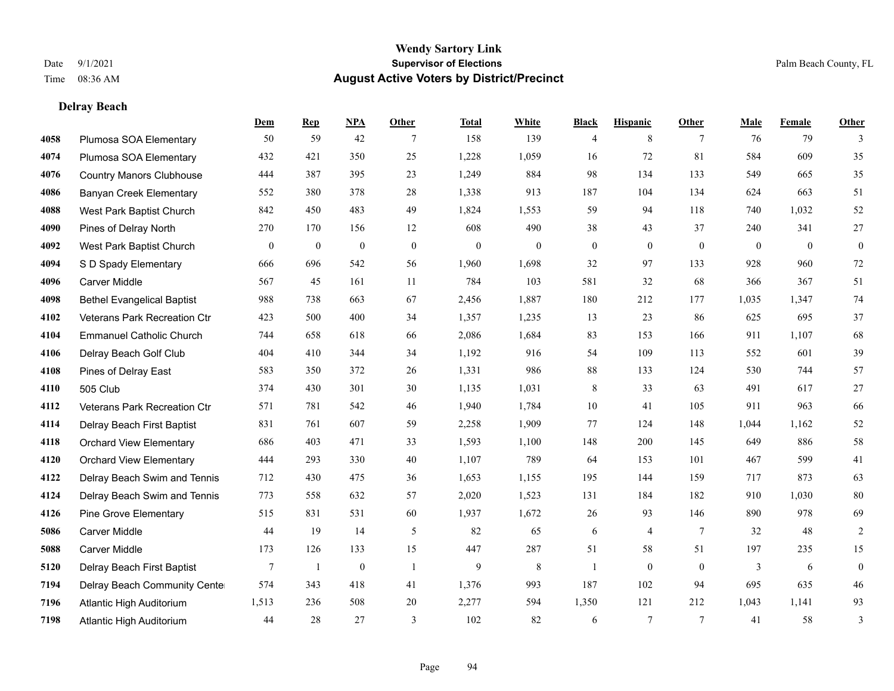# Wendy Sartory Link
## Supervisor of Elections
## August Active Voters by District/Precinct

Date 9/1/2021
Time 08:36 AM

Palm Beach County, FL

### Delray Beach

| | | Dem | Rep | NPA | Other | Total | White | Black | Hispanic | Other | Male | Female | Other |
|---|---|---|---|---|---|---|---|---|---|---|---|---|---|
| 4058 | Plumosa SOA Elementary | 50 | 59 | 42 | 7 | 158 | 139 | 4 | 8 | 7 | 76 | 79 | 3 |
| 4074 | Plumosa SOA Elementary | 432 | 421 | 350 | 25 | 1,228 | 1,059 | 16 | 72 | 81 | 584 | 609 | 35 |
| 4076 | Country Manors Clubhouse | 444 | 387 | 395 | 23 | 1,249 | 884 | 98 | 134 | 133 | 549 | 665 | 35 |
| 4086 | Banyan Creek Elementary | 552 | 380 | 378 | 28 | 1,338 | 913 | 187 | 104 | 134 | 624 | 663 | 51 |
| 4088 | West Park Baptist Church | 842 | 450 | 483 | 49 | 1,824 | 1,553 | 59 | 94 | 118 | 740 | 1,032 | 52 |
| 4090 | Pines of Delray North | 270 | 170 | 156 | 12 | 608 | 490 | 38 | 43 | 37 | 240 | 341 | 27 |
| 4092 | West Park Baptist Church | 0 | 0 | 0 | 0 | 0 | 0 | 0 | 0 | 0 | 0 | 0 | 0 |
| 4094 | S D Spady Elementary | 666 | 696 | 542 | 56 | 1,960 | 1,698 | 32 | 97 | 133 | 928 | 960 | 72 |
| 4096 | Carver Middle | 567 | 45 | 161 | 11 | 784 | 103 | 581 | 32 | 68 | 366 | 367 | 51 |
| 4098 | Bethel Evangelical Baptist | 988 | 738 | 663 | 67 | 2,456 | 1,887 | 180 | 212 | 177 | 1,035 | 1,347 | 74 |
| 4102 | Veterans Park Recreation Ctr | 423 | 500 | 400 | 34 | 1,357 | 1,235 | 13 | 23 | 86 | 625 | 695 | 37 |
| 4104 | Emmanuel Catholic Church | 744 | 658 | 618 | 66 | 2,086 | 1,684 | 83 | 153 | 166 | 911 | 1,107 | 68 |
| 4106 | Delray Beach Golf Club | 404 | 410 | 344 | 34 | 1,192 | 916 | 54 | 109 | 113 | 552 | 601 | 39 |
| 4108 | Pines of Delray East | 583 | 350 | 372 | 26 | 1,331 | 986 | 88 | 133 | 124 | 530 | 744 | 57 |
| 4110 | 505 Club | 374 | 430 | 301 | 30 | 1,135 | 1,031 | 8 | 33 | 63 | 491 | 617 | 27 |
| 4112 | Veterans Park Recreation Ctr | 571 | 781 | 542 | 46 | 1,940 | 1,784 | 10 | 41 | 105 | 911 | 963 | 66 |
| 4114 | Delray Beach First Baptist | 831 | 761 | 607 | 59 | 2,258 | 1,909 | 77 | 124 | 148 | 1,044 | 1,162 | 52 |
| 4118 | Orchard View Elementary | 686 | 403 | 471 | 33 | 1,593 | 1,100 | 148 | 200 | 145 | 649 | 886 | 58 |
| 4120 | Orchard View Elementary | 444 | 293 | 330 | 40 | 1,107 | 789 | 64 | 153 | 101 | 467 | 599 | 41 |
| 4122 | Delray Beach Swim and Tennis | 712 | 430 | 475 | 36 | 1,653 | 1,155 | 195 | 144 | 159 | 717 | 873 | 63 |
| 4124 | Delray Beach Swim and Tennis | 773 | 558 | 632 | 57 | 2,020 | 1,523 | 131 | 184 | 182 | 910 | 1,030 | 80 |
| 4126 | Pine Grove Elementary | 515 | 831 | 531 | 60 | 1,937 | 1,672 | 26 | 93 | 146 | 890 | 978 | 69 |
| 5086 | Carver Middle | 44 | 19 | 14 | 5 | 82 | 65 | 6 | 4 | 7 | 32 | 48 | 2 |
| 5088 | Carver Middle | 173 | 126 | 133 | 15 | 447 | 287 | 51 | 58 | 51 | 197 | 235 | 15 |
| 5120 | Delray Beach First Baptist | 7 | 1 | 0 | 1 | 9 | 8 | 1 | 0 | 0 | 3 | 6 | 0 |
| 7194 | Delray Beach Community Center | 574 | 343 | 418 | 41 | 1,376 | 993 | 187 | 102 | 94 | 695 | 635 | 46 |
| 7196 | Atlantic High Auditorium | 1,513 | 236 | 508 | 20 | 2,277 | 594 | 1,350 | 121 | 212 | 1,043 | 1,141 | 93 |
| 7198 | Atlantic High Auditorium | 44 | 28 | 27 | 3 | 102 | 82 | 6 | 7 | 7 | 41 | 58 | 3 |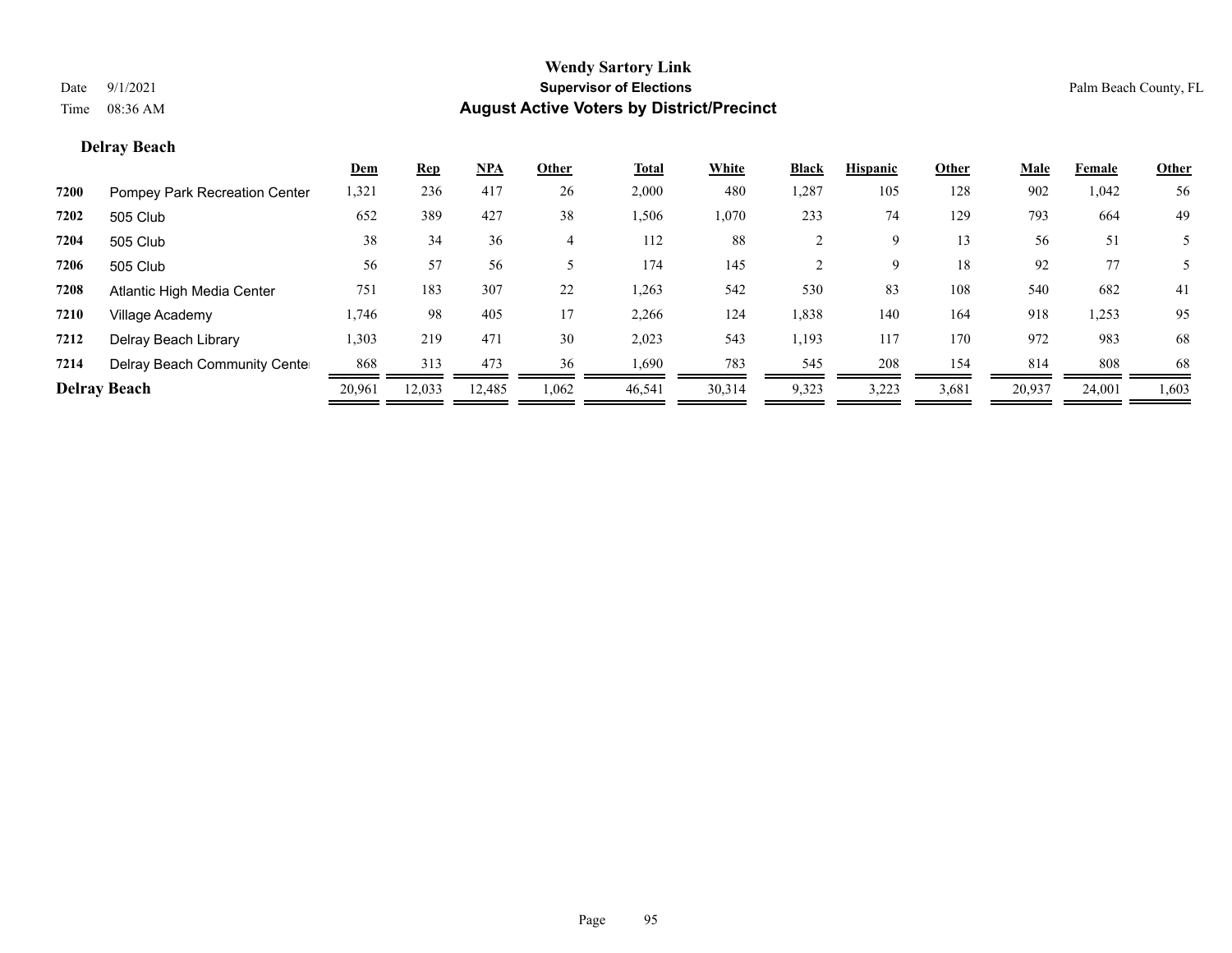**Wendy Sartory Link**
**Supervisor of Elections**
**August Active Voters by District/Precinct**

Date 9/1/2021
Time 08:36 AM

Palm Beach County, FL

### Delray Beach

| | | Dem | Rep | NPA | Other | Total | White | Black | Hispanic | Other | Male | Female | Other |
|---|---|---|---|---|---|---|---|---|---|---|---|---|---|
| 7200 | Pompey Park Recreation Center | 1,321 | 236 | 417 | 26 | 2,000 | 480 | 1,287 | 105 | 128 | 902 | 1,042 | 56 |
| 7202 | 505 Club | 652 | 389 | 427 | 38 | 1,506 | 1,070 | 233 | 74 | 129 | 793 | 664 | 49 |
| 7204 | 505 Club | 38 | 34 | 36 | 4 | 112 | 88 | 2 | 9 | 13 | 56 | 51 | 5 |
| 7206 | 505 Club | 56 | 57 | 56 | 5 | 174 | 145 | 2 | 9 | 18 | 92 | 77 | 5 |
| 7208 | Atlantic High Media Center | 751 | 183 | 307 | 22 | 1,263 | 542 | 530 | 83 | 108 | 540 | 682 | 41 |
| 7210 | Village Academy | 1,746 | 98 | 405 | 17 | 2,266 | 124 | 1,838 | 140 | 164 | 918 | 1,253 | 95 |
| 7212 | Delray Beach Library | 1,303 | 219 | 471 | 30 | 2,023 | 543 | 1,193 | 117 | 170 | 972 | 983 | 68 |
| 7214 | Delray Beach Community Center | 868 | 313 | 473 | 36 | 1,690 | 783 | 545 | 208 | 154 | 814 | 808 | 68 |
| **Delray Beach** | | 20,961 | 12,033 | 12,485 | 1,062 | 46,541 | 30,314 | 9,323 | 3,223 | 3,681 | 20,937 | 24,001 | 1,603 |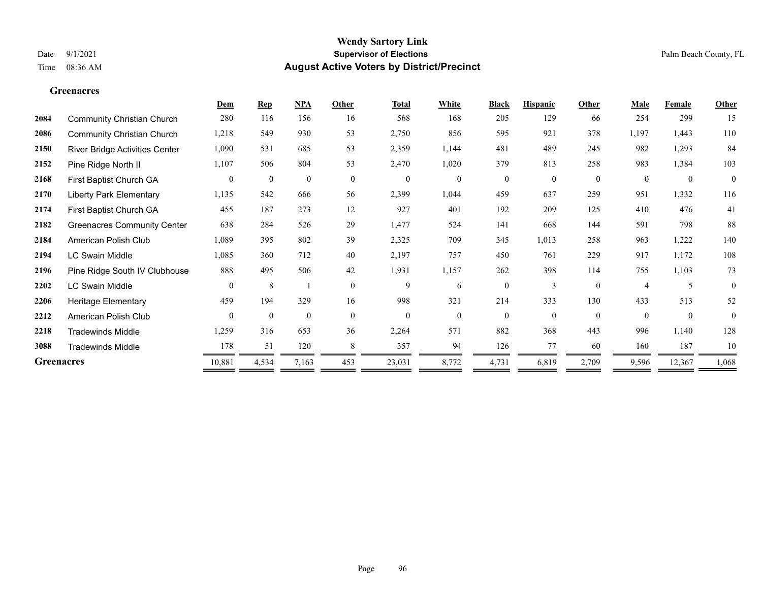# Wendy Sartory Link
## Supervisor of Elections
## August Active Voters by District/Precinct

Date 9/1/2021
Time 08:36 AM

Palm Beach County, FL

### Greenacres

| | | Dem | Rep | NPA | Other | Total | White | Black | Hispanic | Other | Male | Female | Other |
|---|---|---|---|---|---|---|---|---|---|---|---|---|---|
| 2084 | Community Christian Church | 280 | 116 | 156 | 16 | 568 | 168 | 205 | 129 | 66 | 254 | 299 | 15 |
| 2086 | Community Christian Church | 1,218 | 549 | 930 | 53 | 2,750 | 856 | 595 | 921 | 378 | 1,197 | 1,443 | 110 |
| 2150 | River Bridge Activities Center | 1,090 | 531 | 685 | 53 | 2,359 | 1,144 | 481 | 489 | 245 | 982 | 1,293 | 84 |
| 2152 | Pine Ridge North II | 1,107 | 506 | 804 | 53 | 2,470 | 1,020 | 379 | 813 | 258 | 983 | 1,384 | 103 |
| 2168 | First Baptist Church GA | 0 | 0 | 0 | 0 | 0 | 0 | 0 | 0 | 0 | 0 | 0 | 0 |
| 2170 | Liberty Park Elementary | 1,135 | 542 | 666 | 56 | 2,399 | 1,044 | 459 | 637 | 259 | 951 | 1,332 | 116 |
| 2174 | First Baptist Church GA | 455 | 187 | 273 | 12 | 927 | 401 | 192 | 209 | 125 | 410 | 476 | 41 |
| 2182 | Greenacres Community Center | 638 | 284 | 526 | 29 | 1,477 | 524 | 141 | 668 | 144 | 591 | 798 | 88 |
| 2184 | American Polish Club | 1,089 | 395 | 802 | 39 | 2,325 | 709 | 345 | 1,013 | 258 | 963 | 1,222 | 140 |
| 2194 | LC Swain Middle | 1,085 | 360 | 712 | 40 | 2,197 | 757 | 450 | 761 | 229 | 917 | 1,172 | 108 |
| 2196 | Pine Ridge South IV Clubhouse | 888 | 495 | 506 | 42 | 1,931 | 1,157 | 262 | 398 | 114 | 755 | 1,103 | 73 |
| 2202 | LC Swain Middle | 0 | 8 | 1 | 0 | 9 | 6 | 0 | 3 | 0 | 4 | 5 | 0 |
| 2206 | Heritage Elementary | 459 | 194 | 329 | 16 | 998 | 321 | 214 | 333 | 130 | 433 | 513 | 52 |
| 2212 | American Polish Club | 0 | 0 | 0 | 0 | 0 | 0 | 0 | 0 | 0 | 0 | 0 | 0 |
| 2218 | Tradewinds Middle | 1,259 | 316 | 653 | 36 | 2,264 | 571 | 882 | 368 | 443 | 996 | 1,140 | 128 |
| 3088 | Tradewinds Middle | 178 | 51 | 120 | 8 | 357 | 94 | 126 | 77 | 60 | 160 | 187 | 10 |
| **Greenacres** | | 10,881 | 4,534 | 7,163 | 453 | 23,031 | 8,772 | 4,731 | 6,819 | 2,709 | 9,596 | 12,367 | 1,068 |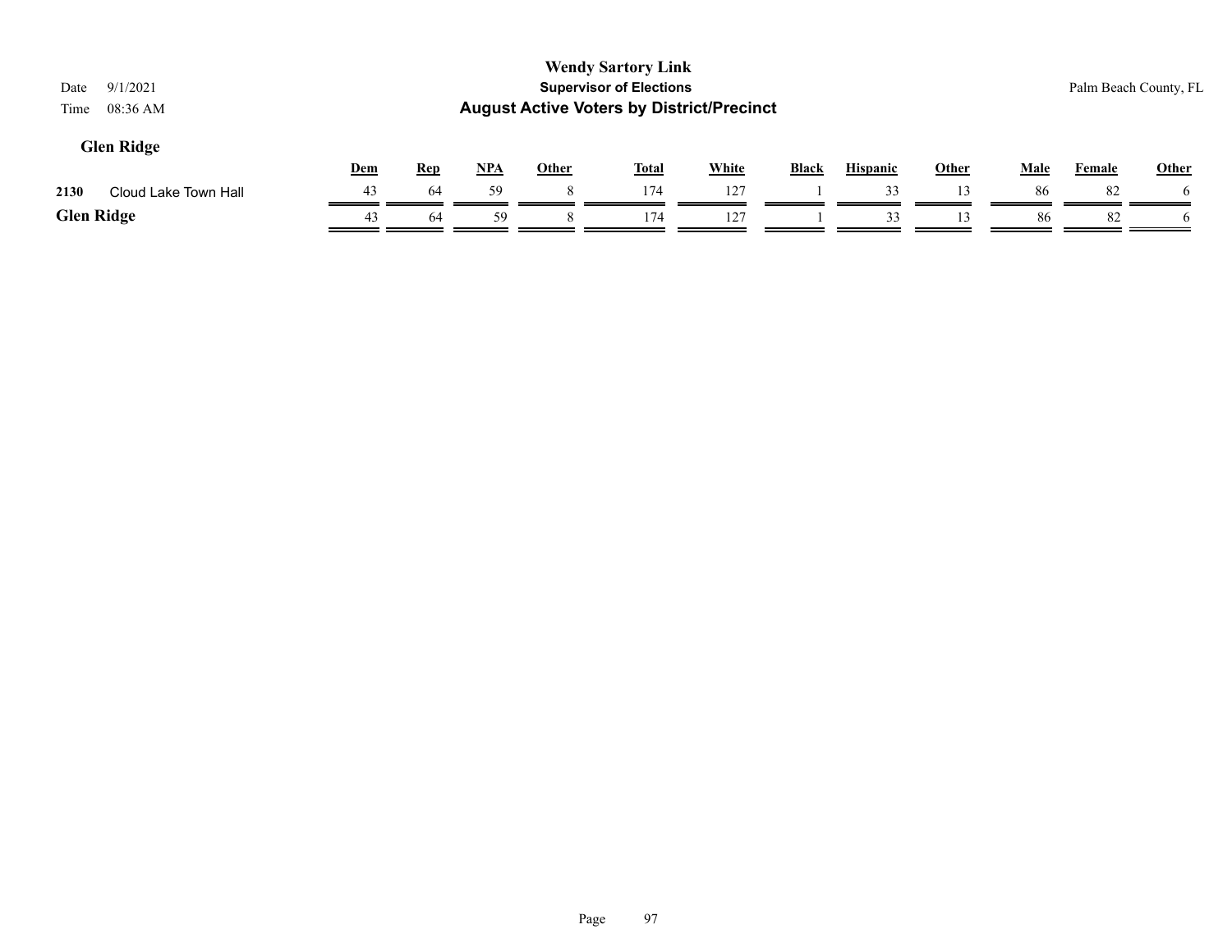**Wendy Sartory Link**
**Supervisor of Elections**
**August Active Voters by District/Precinct**

Date 9/1/2021
Time 08:36 AM

Palm Beach County, FL

## Glen Ridge

| | | Dem | Rep | NPA | Other | Total | White | Black | Hispanic | Other | Male | Female | Other |
|---|---|---|---|---|---|---|---|---|---|---|---|---|---|
| 2130 | Cloud Lake Town Hall | 43 | 64 | 59 | 8 | 174 | 127 | 1 | 33 | 13 | 86 | 82 | 6 |
| **Glen Ridge** | | 43 | 64 | 59 | 8 | 174 | 127 | 1 | 33 | 13 | 86 | 82 | 6 |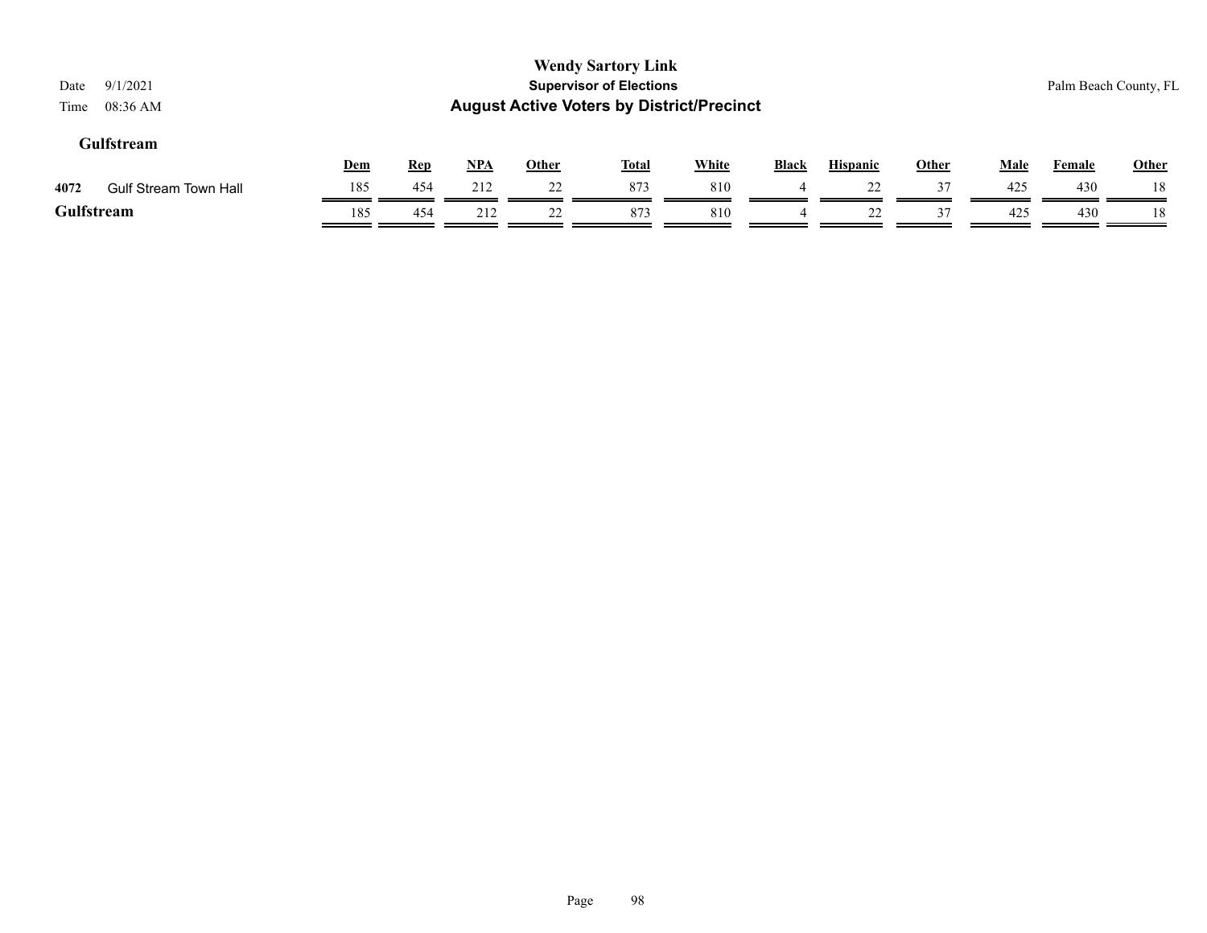# Wendy Sartory Link

## Supervisor of Elections

## August Active Voters by District/Precinct

Date 9/1/2021
Time 08:36 AM

Palm Beach County, FL

### Gulfstream

| | | Dem | Rep | NPA | Other | Total | White | Black | Hispanic | Other | Male | Female | Other |
|---|---|---|---|---|---|---|---|---|---|---|---|---|---|
| 4072 | Gulf Stream Town Hall | 185 | 454 | 212 | 22 | 873 | 810 | 4 | 22 | 37 | 425 | 430 | 18 |
| **Gulfstream** | | 185 | 454 | 212 | 22 | 873 | 810 | 4 | 22 | 37 | 425 | 430 | 18 |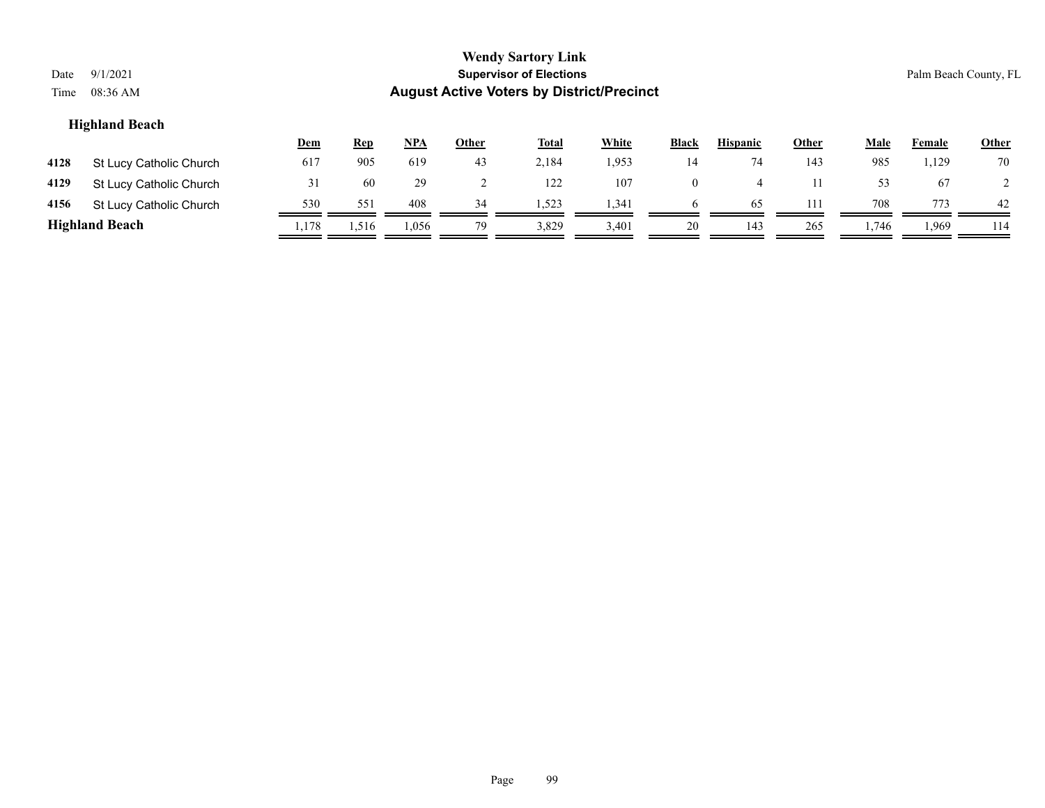# Highland Beach

| | | Dem | Rep | NPA | Other | Total | White | Black | Hispanic | Other | Male | Female | Other |
|---|---|---|---|---|---|---|---|---|---|---|---|---|---|
| 4128 | St Lucy Catholic Church | 617 | 905 | 619 | 43 | 2,184 | 1,953 | 14 | 74 | 143 | 985 | 1,129 | 70 |
| 4129 | St Lucy Catholic Church | 31 | 60 | 29 | 2 | 122 | 107 | 0 | 4 | 11 | 53 | 67 | 2 |
| 4156 | St Lucy Catholic Church | 530 | 551 | 408 | 34 | 1,523 | 1,341 | 6 | 65 | 111 | 708 | 773 | 42 |
| **Highland Beach** | | 1,178 | 1,516 | 1,056 | 79 | 3,829 | 3,401 | 20 | 143 | 265 | 1,746 | 1,969 | 114 |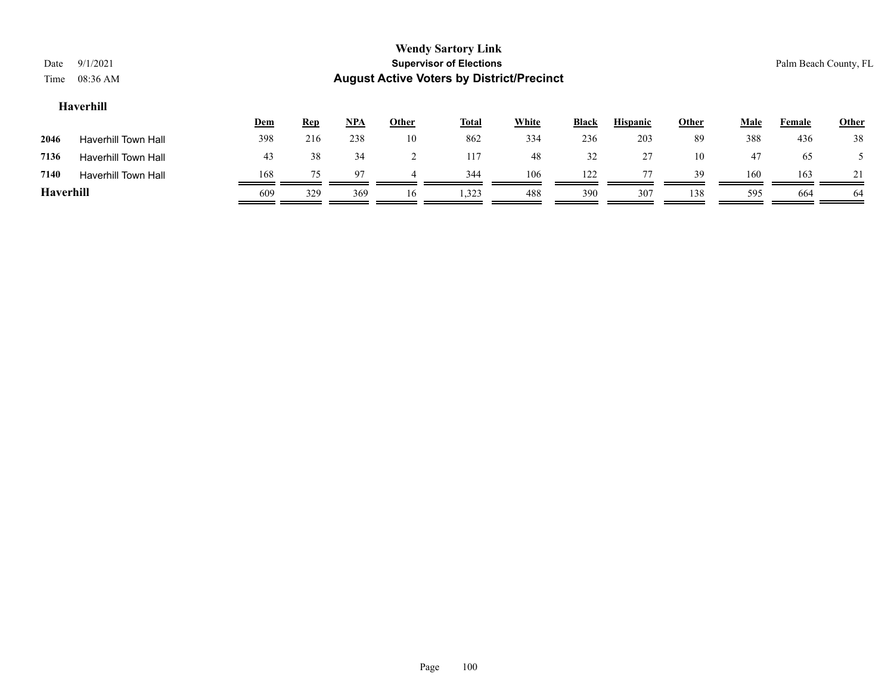## Haverhill

| | | Dem | Rep | NPA | Other | Total | White | Black | Hispanic | Other | Male | Female | Other |
|---|---|---|---|---|---|---|---|---|---|---|---|---|---|
| 2046 | Haverhill Town Hall | 398 | 216 | 238 | 10 | 862 | 334 | 236 | 203 | 89 | 388 | 436 | 38 |
| 7136 | Haverhill Town Hall | 43 | 38 | 34 | 2 | 117 | 48 | 32 | 27 | 10 | 47 | 65 | 5 |
| 7140 | Haverhill Town Hall | 168 | 75 | 97 | 4 | 344 | 106 | 122 | 77 | 39 | 160 | 163 | 21 |
| **Haverhill** | | 609 | 329 | 369 | 16 | 1,323 | 488 | 390 | 307 | 138 | 595 | 664 | 64 |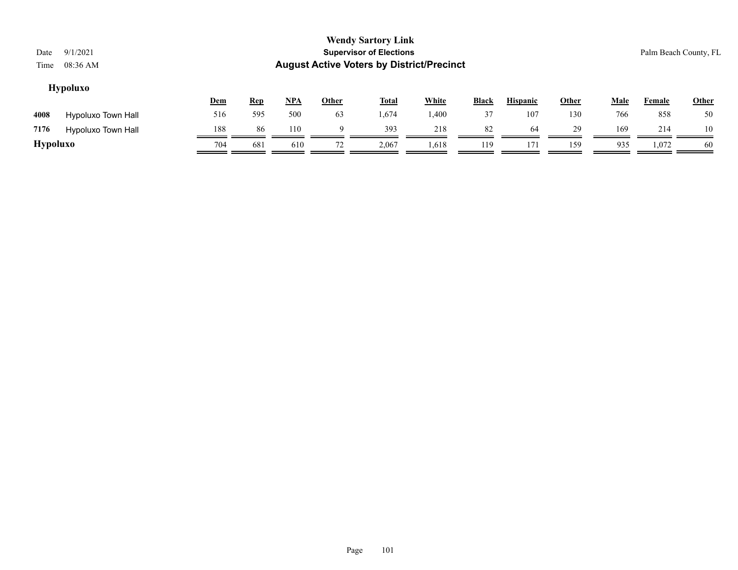# Wendy Sartory Link
## Supervisor of Elections
## August Active Voters by District/Precinct

Date 9/1/2021
Time 08:36 AM

Palm Beach County, FL

### Hypoluxo

| | | Dem | Rep | NPA | Other | Total | White | Black | Hispanic | Other | Male | Female | Other |
|---|---|---|---|---|---|---|---|---|---|---|---|---|---|
| 4008 | Hypoluxo Town Hall | 516 | 595 | 500 | 63 | 1,674 | 1,400 | 37 | 107 | 130 | 766 | 858 | 50 |
| 7176 | Hypoluxo Town Hall | 188 | 86 | 110 | 9 | 393 | 218 | 82 | 64 | 29 | 169 | 214 | 10 |
| **Hypoluxo** | | 704 | 681 | 610 | 72 | 2,067 | 1,618 | 119 | 171 | 159 | 935 | 1,072 | 60 |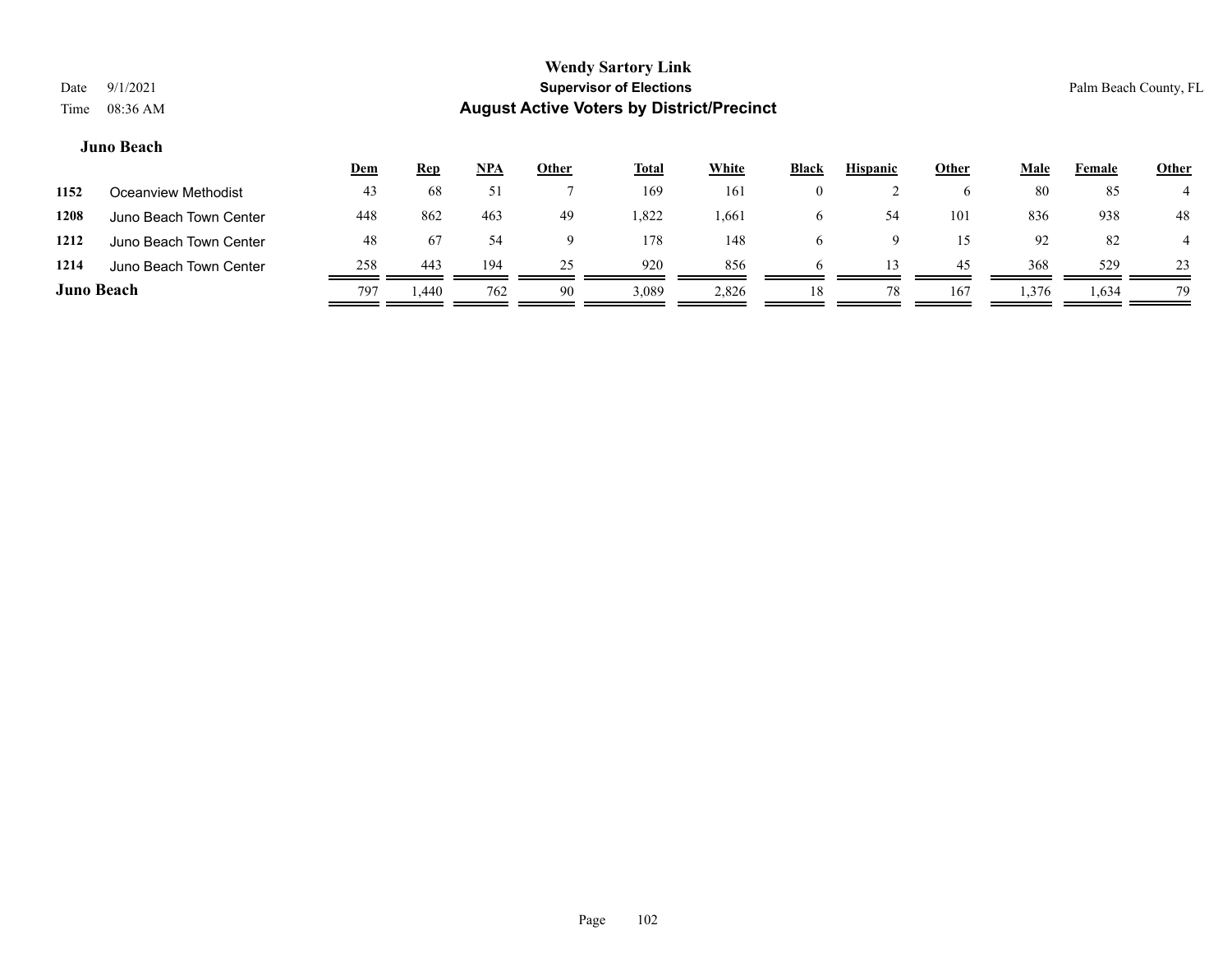**Wendy Sartory Link**
**Supervisor of Elections**
**August Active Voters by District/Precinct**

Date 9/1/2021
Time 08:36 AM

Palm Beach County, FL

### Juno Beach

| | | Dem | Rep | NPA | Other | Total | White | Black | Hispanic | Other | Male | Female | Other |
|---|---|---|---|---|---|---|---|---|---|---|---|---|---|
| 1152 | Oceanview Methodist | 43 | 68 | 51 | 7 | 169 | 161 | 0 | 2 | 6 | 80 | 85 | 4 |
| 1208 | Juno Beach Town Center | 448 | 862 | 463 | 49 | 1,822 | 1,661 | 6 | 54 | 101 | 836 | 938 | 48 |
| 1212 | Juno Beach Town Center | 48 | 67 | 54 | 9 | 178 | 148 | 6 | 9 | 15 | 92 | 82 | 4 |
| 1214 | Juno Beach Town Center | 258 | 443 | 194 | 25 | 920 | 856 | 6 | 13 | 45 | 368 | 529 | 23 |
| **Juno Beach** | | 797 | 1,440 | 762 | 90 | 3,089 | 2,826 | 18 | 78 | 167 | 1,376 | 1,634 | 79 |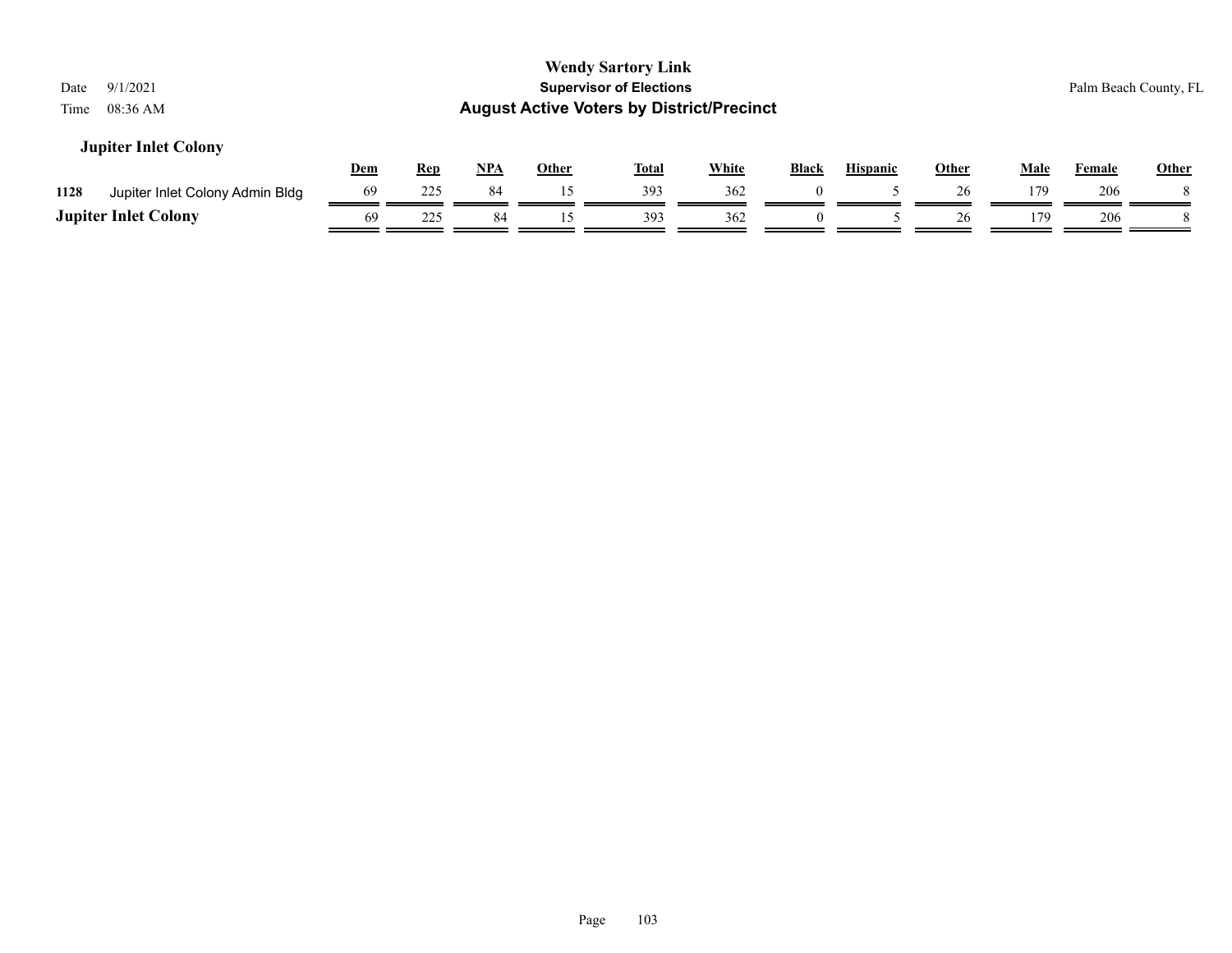## Jupiter Inlet Colony

| | | Dem | Rep | NPA | Other | Total | White | Black | Hispanic | Other | Male | Female | Other |
|---|---|---|---|---|---|---|---|---|---|---|---|---|---|
| 1128 | Jupiter Inlet Colony Admin Bldg | 69 | 225 | 84 | 15 | 393 | 362 | 0 | 5 | 26 | 179 | 206 | 8 |
| **Jupiter Inlet Colony** | | 69 | 225 | 84 | 15 | 393 | 362 | 0 | 5 | 26 | 179 | 206 | 8 |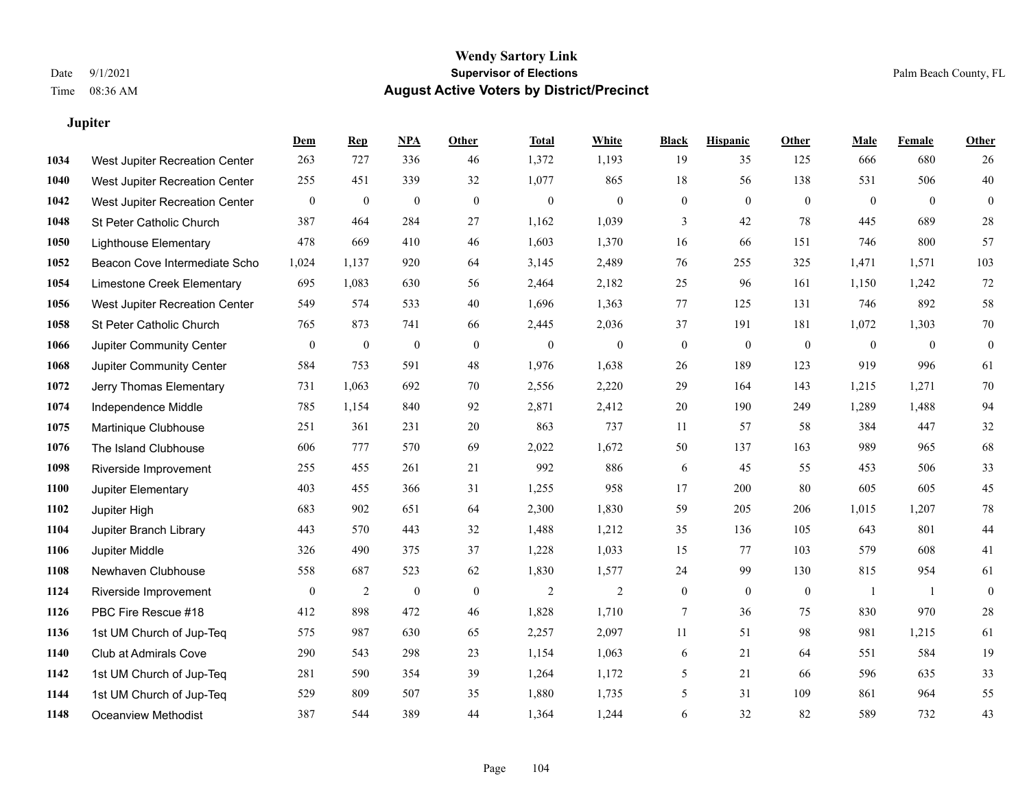# Wendy Sartory Link
## Supervisor of Elections
## August Active Voters by District/Precinct

Date 9/1/2021
Time 08:36 AM

Palm Beach County, FL

### Jupiter

| | | Dem | Rep | NPA | Other | Total | White | Black | Hispanic | Other | Male | Female | Other |
|---|---|---|---|---|---|---|---|---|---|---|---|---|---|
| 1034 | West Jupiter Recreation Center | 263 | 727 | 336 | 46 | 1,372 | 1,193 | 19 | 35 | 125 | 666 | 680 | 26 |
| 1040 | West Jupiter Recreation Center | 255 | 451 | 339 | 32 | 1,077 | 865 | 18 | 56 | 138 | 531 | 506 | 40 |
| 1042 | West Jupiter Recreation Center | 0 | 0 | 0 | 0 | 0 | 0 | 0 | 0 | 0 | 0 | 0 | 0 |
| 1048 | St Peter Catholic Church | 387 | 464 | 284 | 27 | 1,162 | 1,039 | 3 | 42 | 78 | 445 | 689 | 28 |
| 1050 | Lighthouse Elementary | 478 | 669 | 410 | 46 | 1,603 | 1,370 | 16 | 66 | 151 | 746 | 800 | 57 |
| 1052 | Beacon Cove Intermediate Scho | 1,024 | 1,137 | 920 | 64 | 3,145 | 2,489 | 76 | 255 | 325 | 1,471 | 1,571 | 103 |
| 1054 | Limestone Creek Elementary | 695 | 1,083 | 630 | 56 | 2,464 | 2,182 | 25 | 96 | 161 | 1,150 | 1,242 | 72 |
| 1056 | West Jupiter Recreation Center | 549 | 574 | 533 | 40 | 1,696 | 1,363 | 77 | 125 | 131 | 746 | 892 | 58 |
| 1058 | St Peter Catholic Church | 765 | 873 | 741 | 66 | 2,445 | 2,036 | 37 | 191 | 181 | 1,072 | 1,303 | 70 |
| 1066 | Jupiter Community Center | 0 | 0 | 0 | 0 | 0 | 0 | 0 | 0 | 0 | 0 | 0 | 0 |
| 1068 | Jupiter Community Center | 584 | 753 | 591 | 48 | 1,976 | 1,638 | 26 | 189 | 123 | 919 | 996 | 61 |
| 1072 | Jerry Thomas Elementary | 731 | 1,063 | 692 | 70 | 2,556 | 2,220 | 29 | 164 | 143 | 1,215 | 1,271 | 70 |
| 1074 | Independence Middle | 785 | 1,154 | 840 | 92 | 2,871 | 2,412 | 20 | 190 | 249 | 1,289 | 1,488 | 94 |
| 1075 | Martinique Clubhouse | 251 | 361 | 231 | 20 | 863 | 737 | 11 | 57 | 58 | 384 | 447 | 32 |
| 1076 | The Island Clubhouse | 606 | 777 | 570 | 69 | 2,022 | 1,672 | 50 | 137 | 163 | 989 | 965 | 68 |
| 1098 | Riverside Improvement | 255 | 455 | 261 | 21 | 992 | 886 | 6 | 45 | 55 | 453 | 506 | 33 |
| 1100 | Jupiter Elementary | 403 | 455 | 366 | 31 | 1,255 | 958 | 17 | 200 | 80 | 605 | 605 | 45 |
| 1102 | Jupiter High | 683 | 902 | 651 | 64 | 2,300 | 1,830 | 59 | 205 | 206 | 1,015 | 1,207 | 78 |
| 1104 | Jupiter Branch Library | 443 | 570 | 443 | 32 | 1,488 | 1,212 | 35 | 136 | 105 | 643 | 801 | 44 |
| 1106 | Jupiter Middle | 326 | 490 | 375 | 37 | 1,228 | 1,033 | 15 | 77 | 103 | 579 | 608 | 41 |
| 1108 | Newhaven Clubhouse | 558 | 687 | 523 | 62 | 1,830 | 1,577 | 24 | 99 | 130 | 815 | 954 | 61 |
| 1124 | Riverside Improvement | 0 | 2 | 0 | 0 | 2 | 2 | 0 | 0 | 0 | 1 | 1 | 0 |
| 1126 | PBC Fire Rescue #18 | 412 | 898 | 472 | 46 | 1,828 | 1,710 | 7 | 36 | 75 | 830 | 970 | 28 |
| 1136 | 1st UM Church of Jup-Teq | 575 | 987 | 630 | 65 | 2,257 | 2,097 | 11 | 51 | 98 | 981 | 1,215 | 61 |
| 1140 | Club at Admirals Cove | 290 | 543 | 298 | 23 | 1,154 | 1,063 | 6 | 21 | 64 | 551 | 584 | 19 |
| 1142 | 1st UM Church of Jup-Teq | 281 | 590 | 354 | 39 | 1,264 | 1,172 | 5 | 21 | 66 | 596 | 635 | 33 |
| 1144 | 1st UM Church of Jup-Teq | 529 | 809 | 507 | 35 | 1,880 | 1,735 | 5 | 31 | 109 | 861 | 964 | 55 |
| 1148 | Oceanview Methodist | 387 | 544 | 389 | 44 | 1,364 | 1,244 | 6 | 32 | 82 | 589 | 732 | 43 |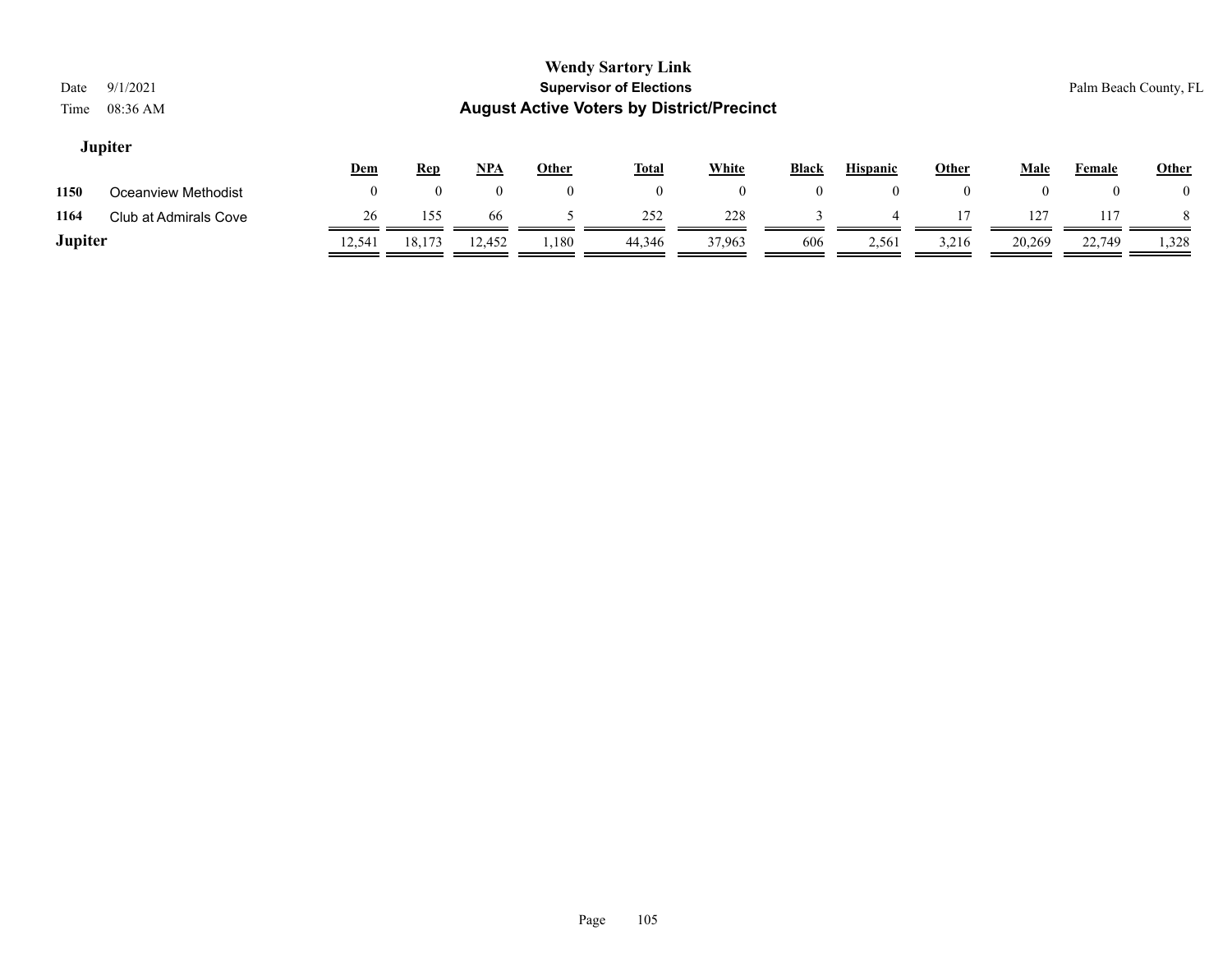**Wendy Sartory Link**
**Supervisor of Elections**
**August Active Voters by District/Precinct**

Date 9/1/2021
Time 08:36 AM

Palm Beach County, FL

## Jupiter

| | | Dem | Rep | NPA | Other | Total | White | Black | Hispanic | Other | Male | Female | Other |
|---|---|---|---|---|---|---|---|---|---|---|---|---|---|
| 1150 | Oceanview Methodist | 0 | 0 | 0 | 0 | 0 | 0 | 0 | 0 | 0 | 0 | 0 | 0 |
| 1164 | Club at Admirals Cove | 26 | 155 | 66 | 5 | 252 | 228 | 3 | 4 | 17 | 127 | 117 | 8 |
| **Jupiter** | | 12,541 | 18,173 | 12,452 | 1,180 | 44,346 | 37,963 | 606 | 2,561 | 3,216 | 20,269 | 22,749 | 1,328 |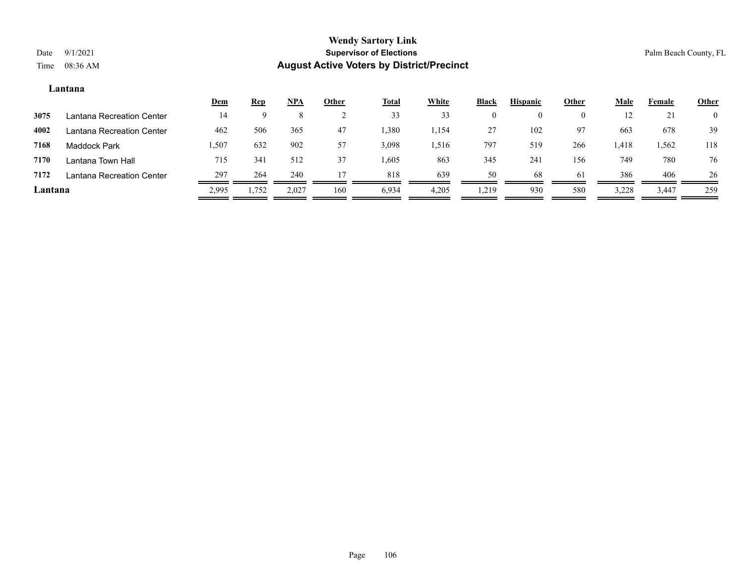**Wendy Sartory Link**
**Supervisor of Elections**
**August Active Voters by District/Precinct**

Date 9/1/2021
Time 08:36 AM

Palm Beach County, FL

## Lantana

| | | Dem | Rep | NPA | Other | Total | White | Black | Hispanic | Other | Male | Female | Other |
|---|---|---|---|---|---|---|---|---|---|---|---|---|---|
| 3075 | Lantana Recreation Center | 14 | 9 | 8 | 2 | 33 | 33 | 0 | 0 | 0 | 12 | 21 | 0 |
| 4002 | Lantana Recreation Center | 462 | 506 | 365 | 47 | 1,380 | 1,154 | 27 | 102 | 97 | 663 | 678 | 39 |
| 7168 | Maddock Park | 1,507 | 632 | 902 | 57 | 3,098 | 1,516 | 797 | 519 | 266 | 1,418 | 1,562 | 118 |
| 7170 | Lantana Town Hall | 715 | 341 | 512 | 37 | 1,605 | 863 | 345 | 241 | 156 | 749 | 780 | 76 |
| 7172 | Lantana Recreation Center | 297 | 264 | 240 | 17 | 818 | 639 | 50 | 68 | 61 | 386 | 406 | 26 |
| **Lantana** | | 2,995 | 1,752 | 2,027 | 160 | 6,934 | 4,205 | 1,219 | 930 | 580 | 3,228 | 3,447 | 259 |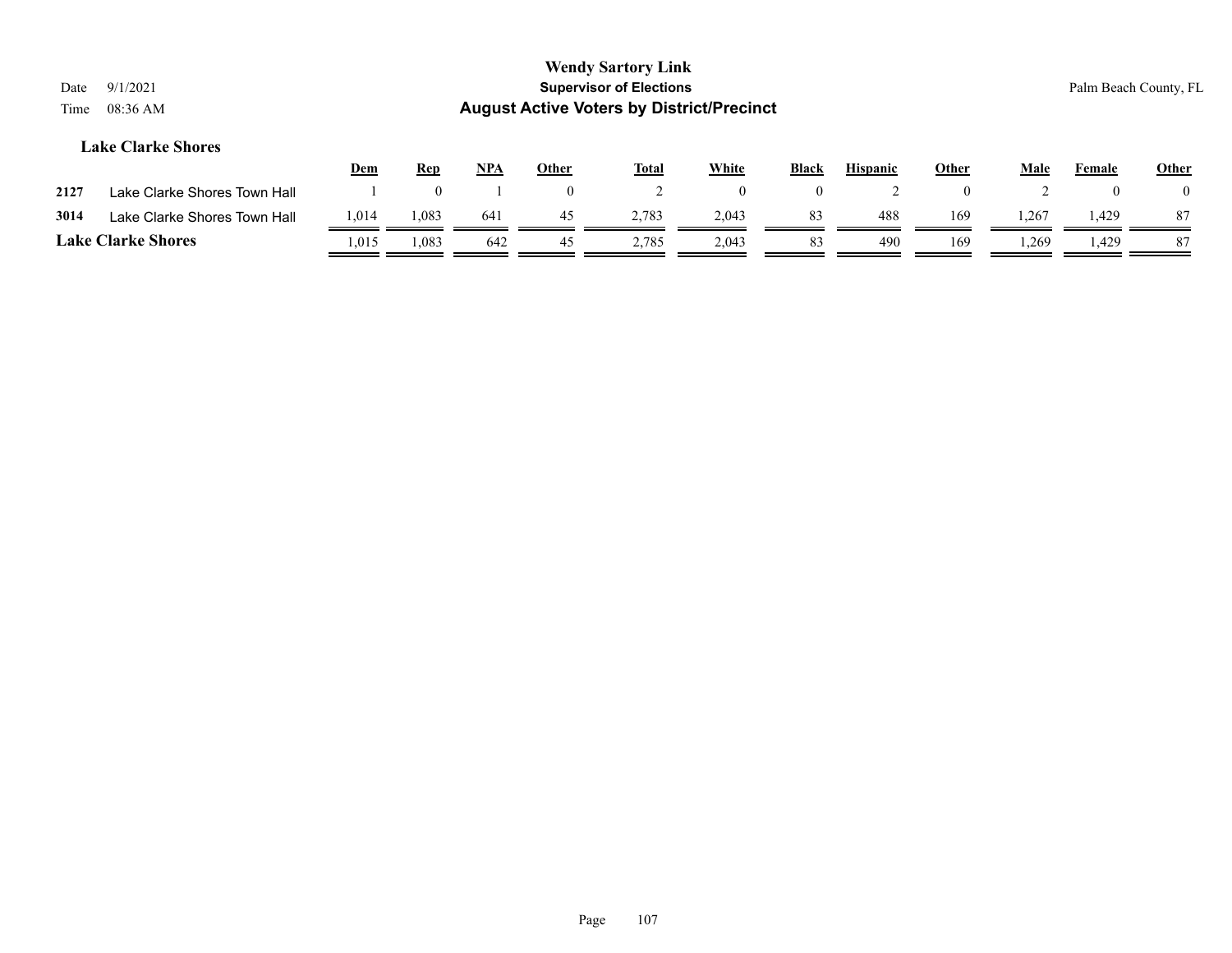## Lake Clarke Shores

| | | Dem | Rep | NPA | Other | Total | White | Black | Hispanic | Other | Male | Female | Other |
|---|---|---|---|---|---|---|---|---|---|---|---|---|---|
| 2127 | Lake Clarke Shores Town Hall | 1 | 0 | 1 | 0 | 2 | 0 | 0 | 2 | 0 | 2 | 0 | 0 |
| 3014 | Lake Clarke Shores Town Hall | 1,014 | 1,083 | 641 | 45 | 2,783 | 2,043 | 83 | 488 | 169 | 1,267 | 1,429 | 87 |
| **Lake Clarke Shores** | | 1,015 | 1,083 | 642 | 45 | 2,785 | 2,043 | 83 | 490 | 169 | 1,269 | 1,429 | 87 |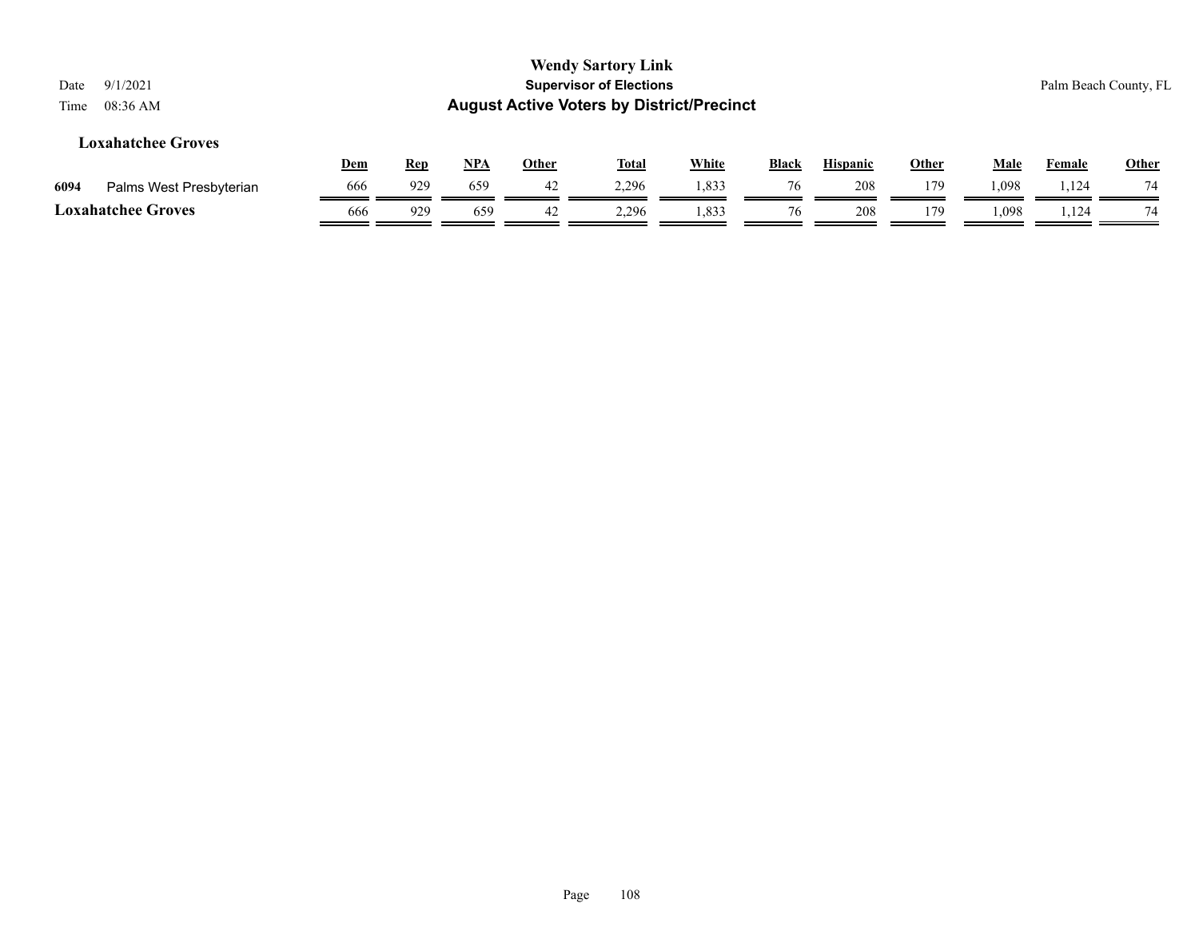## Loxahatchee Groves

| | | Dem | Rep | NPA | Other | Total | White | Black | Hispanic | Other | Male | Female | Other |
|---|---|---|---|---|---|---|---|---|---|---|---|---|---|
| 6094 | Palms West Presbyterian | 666 | 929 | 659 | 42 | 2,296 | 1,833 | 76 | 208 | 179 | 1,098 | 1,124 | 74 |
| **Loxahatchee Groves** | | 666 | 929 | 659 | 42 | 2,296 | 1,833 | 76 | 208 | 179 | 1,098 | 1,124 | 74 |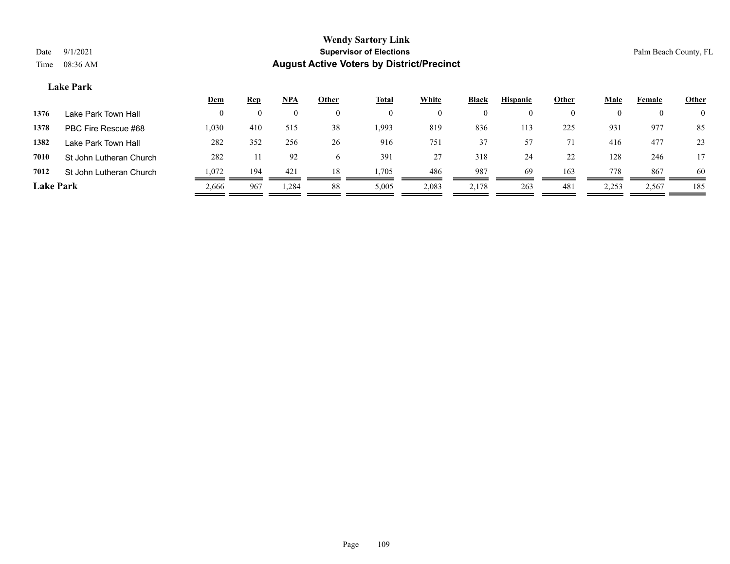# Wendy Sartory Link
## Supervisor of Elections
## August Active Voters by District/Precinct

Date 9/1/2021
Time 08:36 AM

Palm Beach County, FL

### Lake Park

| | | Dem | Rep | NPA | Other | Total | White | Black | Hispanic | Other | Male | Female | Other |
|---|---|---|---|---|---|---|---|---|---|---|---|---|---|
| 1376 | Lake Park Town Hall | 0 | 0 | 0 | 0 | 0 | 0 | 0 | 0 | 0 | 0 | 0 | 0 |
| 1378 | PBC Fire Rescue #68 | 1,030 | 410 | 515 | 38 | 1,993 | 819 | 836 | 113 | 225 | 931 | 977 | 85 |
| 1382 | Lake Park Town Hall | 282 | 352 | 256 | 26 | 916 | 751 | 37 | 57 | 71 | 416 | 477 | 23 |
| 7010 | St John Lutheran Church | 282 | 11 | 92 | 6 | 391 | 27 | 318 | 24 | 22 | 128 | 246 | 17 |
| 7012 | St John Lutheran Church | 1,072 | 194 | 421 | 18 | 1,705 | 486 | 987 | 69 | 163 | 778 | 867 | 60 |
| **Lake Park** | | 2,666 | 967 | 1,284 | 88 | 5,005 | 2,083 | 2,178 | 263 | 481 | 2,253 | 2,567 | 185 |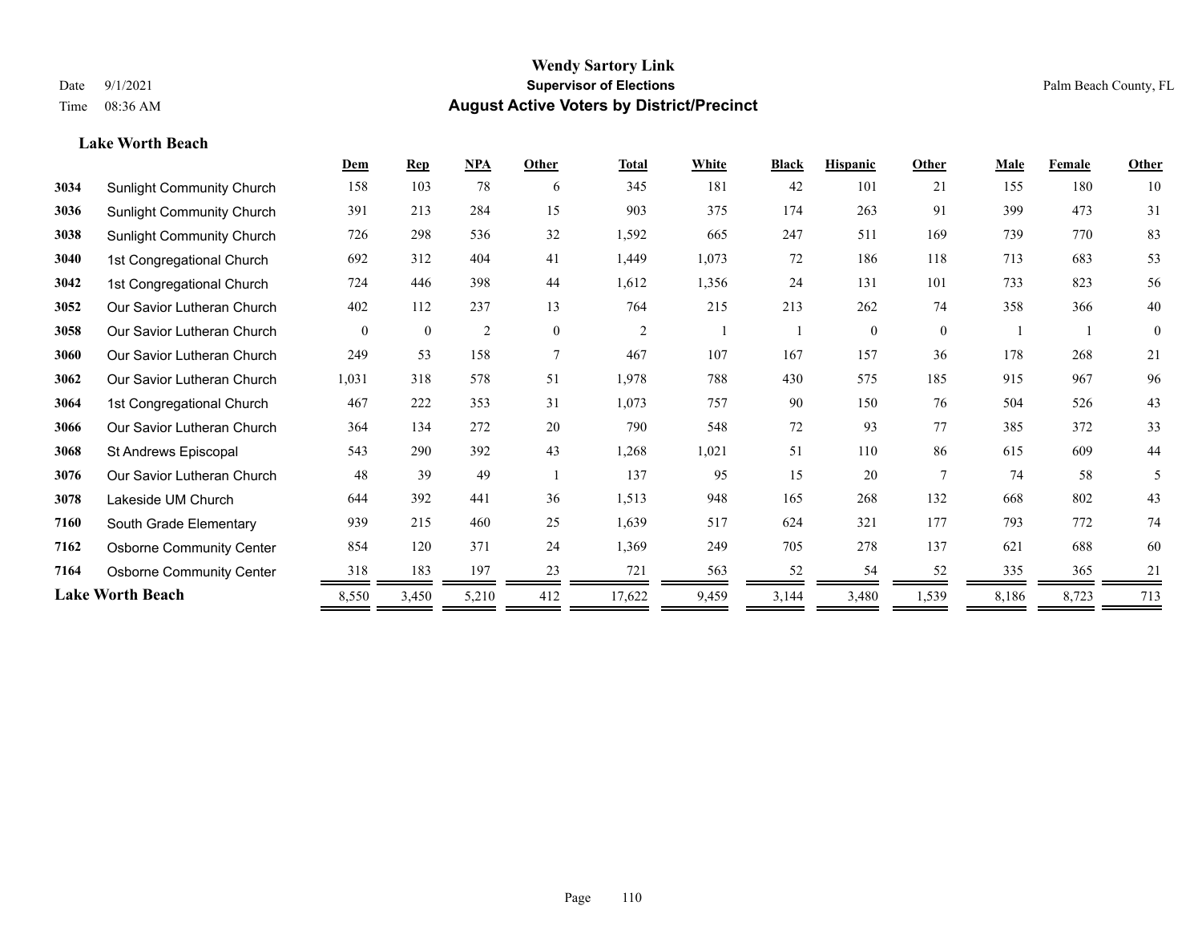# Wendy Sartory Link
## Supervisor of Elections
## August Active Voters by District/Precinct

Date 9/1/2021
Time 08:36 AM

Palm Beach County, FL

### Lake Worth Beach

| | | Dem | Rep | NPA | Other | Total | White | Black | Hispanic | Other | Male | Female | Other |
|---|---|---|---|---|---|---|---|---|---|---|---|---|---|
| 3034 | Sunlight Community Church | 158 | 103 | 78 | 6 | 345 | 181 | 42 | 101 | 21 | 155 | 180 | 10 |
| 3036 | Sunlight Community Church | 391 | 213 | 284 | 15 | 903 | 375 | 174 | 263 | 91 | 399 | 473 | 31 |
| 3038 | Sunlight Community Church | 726 | 298 | 536 | 32 | 1,592 | 665 | 247 | 511 | 169 | 739 | 770 | 83 |
| 3040 | 1st Congregational Church | 692 | 312 | 404 | 41 | 1,449 | 1,073 | 72 | 186 | 118 | 713 | 683 | 53 |
| 3042 | 1st Congregational Church | 724 | 446 | 398 | 44 | 1,612 | 1,356 | 24 | 131 | 101 | 733 | 823 | 56 |
| 3052 | Our Savior Lutheran Church | 402 | 112 | 237 | 13 | 764 | 215 | 213 | 262 | 74 | 358 | 366 | 40 |
| 3058 | Our Savior Lutheran Church | 0 | 0 | 2 | 0 | 2 | 1 | 1 | 0 | 0 | 1 | 1 | 0 |
| 3060 | Our Savior Lutheran Church | 249 | 53 | 158 | 7 | 467 | 107 | 167 | 157 | 36 | 178 | 268 | 21 |
| 3062 | Our Savior Lutheran Church | 1,031 | 318 | 578 | 51 | 1,978 | 788 | 430 | 575 | 185 | 915 | 967 | 96 |
| 3064 | 1st Congregational Church | 467 | 222 | 353 | 31 | 1,073 | 757 | 90 | 150 | 76 | 504 | 526 | 43 |
| 3066 | Our Savior Lutheran Church | 364 | 134 | 272 | 20 | 790 | 548 | 72 | 93 | 77 | 385 | 372 | 33 |
| 3068 | St Andrews Episcopal | 543 | 290 | 392 | 43 | 1,268 | 1,021 | 51 | 110 | 86 | 615 | 609 | 44 |
| 3076 | Our Savior Lutheran Church | 48 | 39 | 49 | 1 | 137 | 95 | 15 | 20 | 7 | 74 | 58 | 5 |
| 3078 | Lakeside UM Church | 644 | 392 | 441 | 36 | 1,513 | 948 | 165 | 268 | 132 | 668 | 802 | 43 |
| 7160 | South Grade Elementary | 939 | 215 | 460 | 25 | 1,639 | 517 | 624 | 321 | 177 | 793 | 772 | 74 |
| 7162 | Osborne Community Center | 854 | 120 | 371 | 24 | 1,369 | 249 | 705 | 278 | 137 | 621 | 688 | 60 |
| 7164 | Osborne Community Center | 318 | 183 | 197 | 23 | 721 | 563 | 52 | 54 | 52 | 335 | 365 | 21 |
| **Lake Worth Beach** | | 8,550 | 3,450 | 5,210 | 412 | 17,622 | 9,459 | 3,144 | 3,480 | 1,539 | 8,186 | 8,723 | 713 |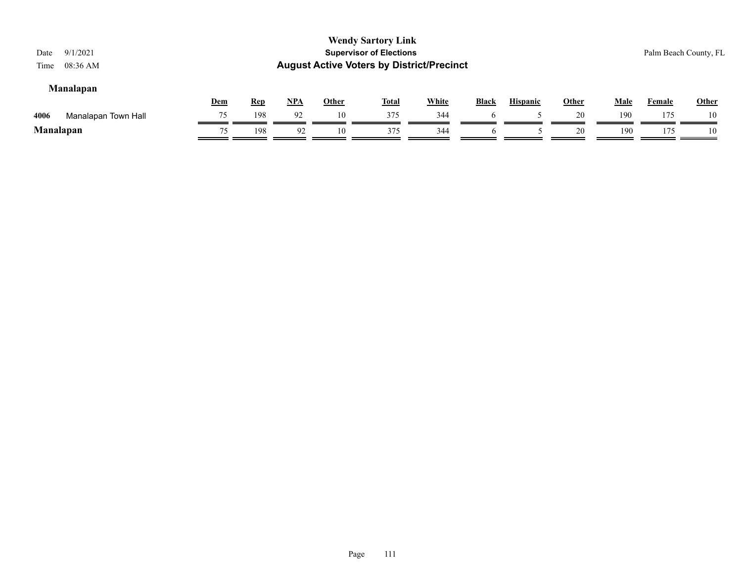**Wendy Sartory Link**
**Supervisor of Elections**
**August Active Voters by District/Precinct**

Date 9/1/2021
Time 08:36 AM

Palm Beach County, FL

### Manalapan

| | | Dem | Rep | NPA | Other | Total | White | Black | Hispanic | Other | Male | Female | Other |
|---|---|---|---|---|---|---|---|---|---|---|---|---|---|
| 4006 | Manalapan Town Hall | 75 | 198 | 92 | 10 | 375 | 344 | 6 | 5 | 20 | 190 | 175 | 10 |
| **Manalapan** | | 75 | 198 | 92 | 10 | 375 | 344 | 6 | 5 | 20 | 190 | 175 | 10 |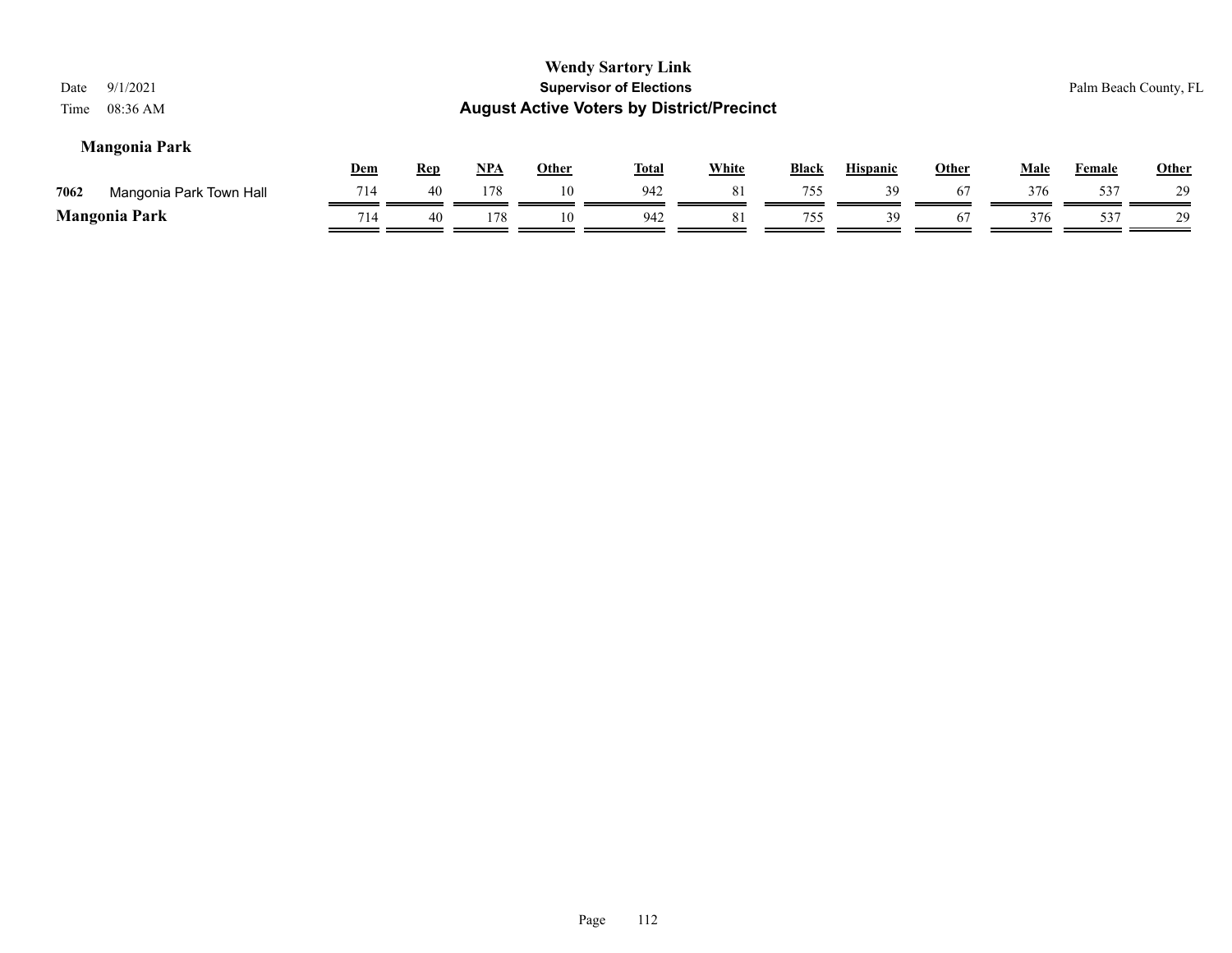## Mangonia Park

| | | Dem | Rep | NPA | Other | Total | White | Black | Hispanic | Other | Male | Female | Other |
|---|---|---|---|---|---|---|---|---|---|---|---|---|---|
| 7062 | Mangonia Park Town Hall | 714 | 40 | 178 | 10 | 942 | 81 | 755 | 39 | 67 | 376 | 537 | 29 |
| **Mangonia Park** | | 714 | 40 | 178 | 10 | 942 | 81 | 755 | 39 | 67 | 376 | 537 | 29 |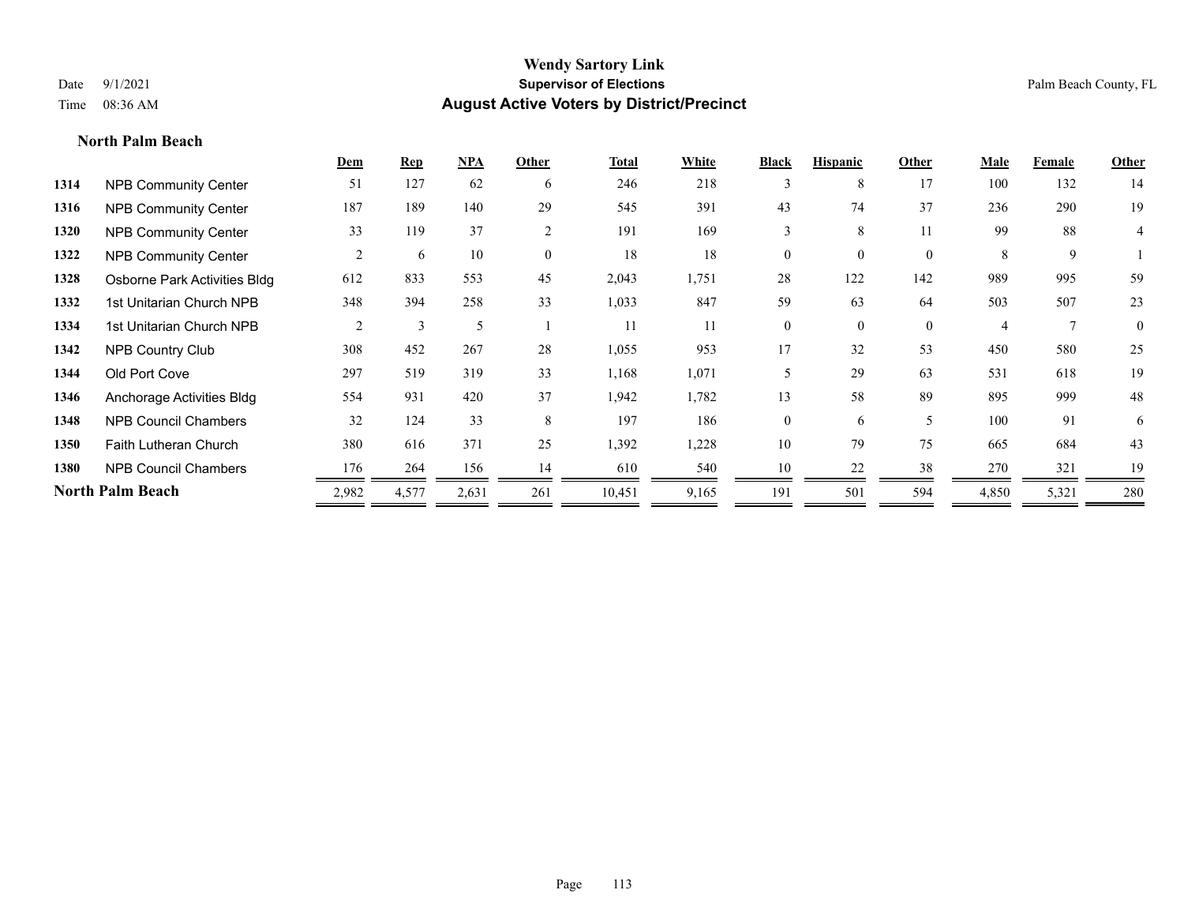# Wendy Sartory Link
## Supervisor of Elections
## August Active Voters by District/Precinct

Date 9/1/2021
Time 08:36 AM

Palm Beach County, FL

### North Palm Beach

| | | Dem | Rep | NPA | Other | Total | White | Black | Hispanic | Other | Male | Female | Other |
|---|---|---|---|---|---|---|---|---|---|---|---|---|---|
| 1314 | NPB Community Center | 51 | 127 | 62 | 6 | 246 | 218 | 3 | 8 | 17 | 100 | 132 | 14 |
| 1316 | NPB Community Center | 187 | 189 | 140 | 29 | 545 | 391 | 43 | 74 | 37 | 236 | 290 | 19 |
| 1320 | NPB Community Center | 33 | 119 | 37 | 2 | 191 | 169 | 3 | 8 | 11 | 99 | 88 | 4 |
| 1322 | NPB Community Center | 2 | 6 | 10 | 0 | 18 | 18 | 0 | 0 | 0 | 8 | 9 | 1 |
| 1328 | Osborne Park Activities Bldg | 612 | 833 | 553 | 45 | 2,043 | 1,751 | 28 | 122 | 142 | 989 | 995 | 59 |
| 1332 | 1st Unitarian Church NPB | 348 | 394 | 258 | 33 | 1,033 | 847 | 59 | 63 | 64 | 503 | 507 | 23 |
| 1334 | 1st Unitarian Church NPB | 2 | 3 | 5 | 1 | 11 | 11 | 0 | 0 | 0 | 4 | 7 | 0 |
| 1342 | NPB Country Club | 308 | 452 | 267 | 28 | 1,055 | 953 | 17 | 32 | 53 | 450 | 580 | 25 |
| 1344 | Old Port Cove | 297 | 519 | 319 | 33 | 1,168 | 1,071 | 5 | 29 | 63 | 531 | 618 | 19 |
| 1346 | Anchorage Activities Bldg | 554 | 931 | 420 | 37 | 1,942 | 1,782 | 13 | 58 | 89 | 895 | 999 | 48 |
| 1348 | NPB Council Chambers | 32 | 124 | 33 | 8 | 197 | 186 | 0 | 6 | 5 | 100 | 91 | 6 |
| 1350 | Faith Lutheran Church | 380 | 616 | 371 | 25 | 1,392 | 1,228 | 10 | 79 | 75 | 665 | 684 | 43 |
| 1380 | NPB Council Chambers | 176 | 264 | 156 | 14 | 610 | 540 | 10 | 22 | 38 | 270 | 321 | 19 |
| **North Palm Beach** | | 2,982 | 4,577 | 2,631 | 261 | 10,451 | 9,165 | 191 | 501 | 594 | 4,850 | 5,321 | 280 |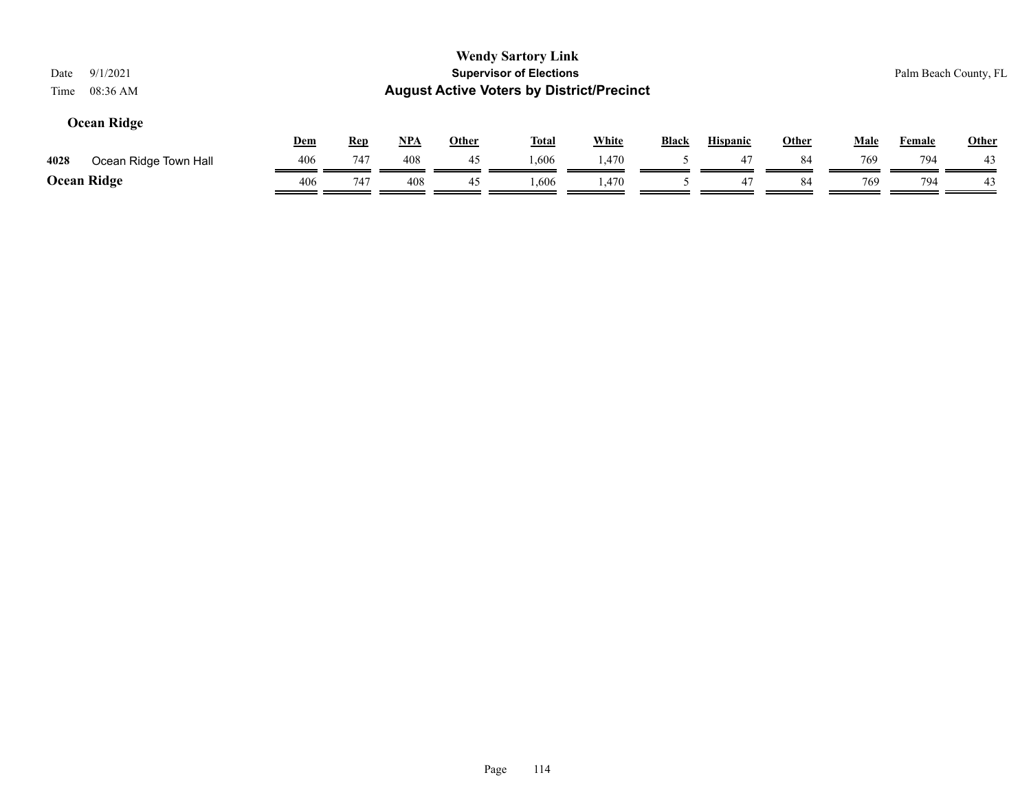**Wendy Sartory Link**
**Supervisor of Elections**
**August Active Voters by District/Precinct**

Date 9/1/2021
Time 08:36 AM

Palm Beach County, FL

## Ocean Ridge

| | | Dem | Rep | NPA | Other | Total | White | Black | Hispanic | Other | Male | Female | Other |
|---|---|---|---|---|---|---|---|---|---|---|---|---|---|
| 4028 | Ocean Ridge Town Hall | 406 | 747 | 408 | 45 | 1,606 | 1,470 | 5 | 47 | 84 | 769 | 794 | 43 |
| **Ocean Ridge** | | 406 | 747 | 408 | 45 | 1,606 | 1,470 | 5 | 47 | 84 | 769 | 794 | 43 |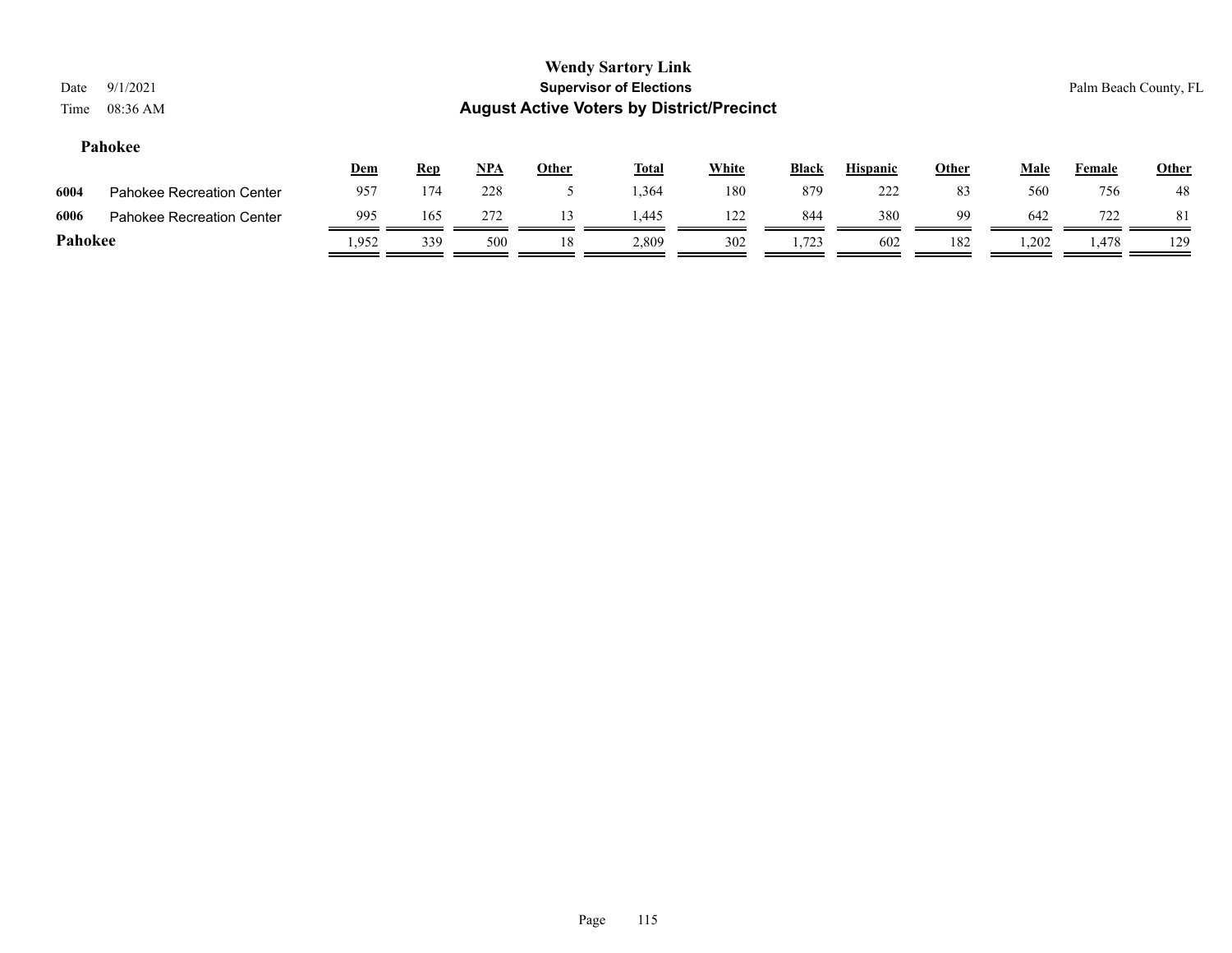# Wendy Sartory Link

## Supervisor of Elections

## August Active Voters by District/Precinct

Date 9/1/2021

Time 08:36 AM

Palm Beach County, FL

### Pahokee

| | | Dem | Rep | NPA | Other | Total | White | Black | Hispanic | Other | Male | Female | Other |
|---|---|---|---|---|---|---|---|---|---|---|---|---|---|
| 6004 | Pahokee Recreation Center | 957 | 174 | 228 | 5 | 1,364 | 180 | 879 | 222 | 83 | 560 | 756 | 48 |
| 6006 | Pahokee Recreation Center | 995 | 165 | 272 | 13 | 1,445 | 122 | 844 | 380 | 99 | 642 | 722 | 81 |
| **Pahokee** | | 1,952 | 339 | 500 | 18 | 2,809 | 302 | 1,723 | 602 | 182 | 1,202 | 1,478 | 129 |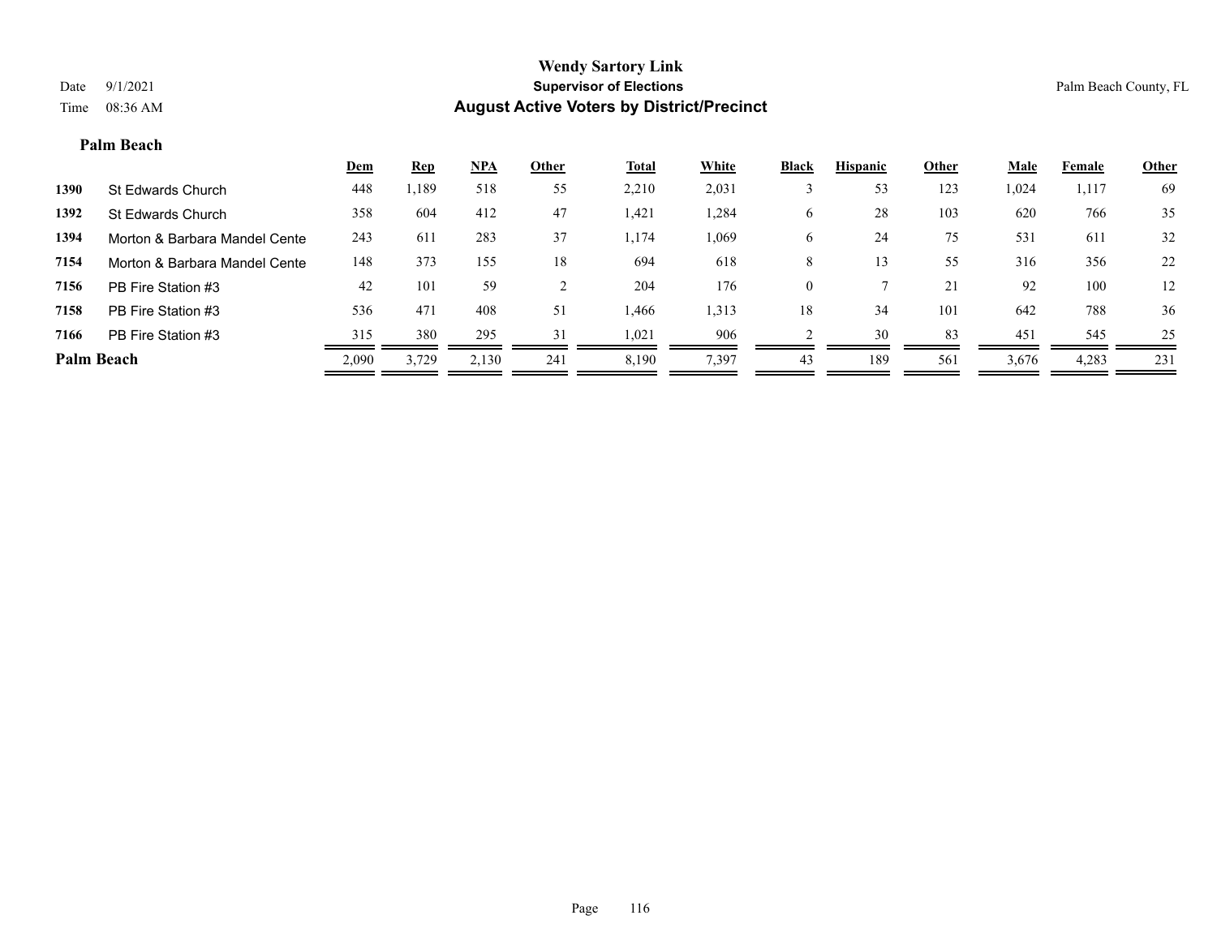# Wendy Sartory Link
## Supervisor of Elections
## August Active Voters by District/Precinct

Date 9/1/2021
Time 08:36 AM

Palm Beach County, FL

### Palm Beach

| | | Dem | Rep | NPA | Other | Total | White | Black | Hispanic | Other | Male | Female | Other |
|---|---|---|---|---|---|---|---|---|---|---|---|---|---|
| 1390 | St Edwards Church | 448 | 1,189 | 518 | 55 | 2,210 | 2,031 | 3 | 53 | 123 | 1,024 | 1,117 | 69 |
| 1392 | St Edwards Church | 358 | 604 | 412 | 47 | 1,421 | 1,284 | 6 | 28 | 103 | 620 | 766 | 35 |
| 1394 | Morton & Barbara Mandel Cente | 243 | 611 | 283 | 37 | 1,174 | 1,069 | 6 | 24 | 75 | 531 | 611 | 32 |
| 7154 | Morton & Barbara Mandel Cente | 148 | 373 | 155 | 18 | 694 | 618 | 8 | 13 | 55 | 316 | 356 | 22 |
| 7156 | PB Fire Station #3 | 42 | 101 | 59 | 2 | 204 | 176 | 0 | 7 | 21 | 92 | 100 | 12 |
| 7158 | PB Fire Station #3 | 536 | 471 | 408 | 51 | 1,466 | 1,313 | 18 | 34 | 101 | 642 | 788 | 36 |
| 7166 | PB Fire Station #3 | 315 | 380 | 295 | 31 | 1,021 | 906 | 2 | 30 | 83 | 451 | 545 | 25 |
| **Palm Beach** | | 2,090 | 3,729 | 2,130 | 241 | 8,190 | 7,397 | 43 | 189 | 561 | 3,676 | 4,283 | 231 |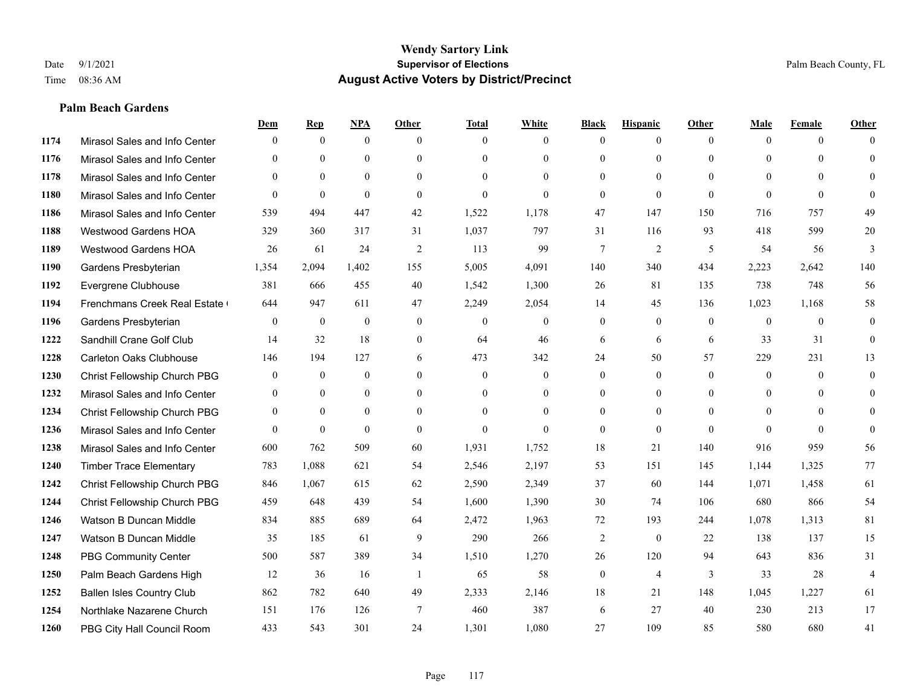**Wendy Sartory Link**
**Supervisor of Elections**
**August Active Voters by District/Precinct**

Date 9/1/2021
Time 08:36 AM

Palm Beach County, FL

### Palm Beach Gardens

| | | Dem | Rep | NPA | Other | Total | White | Black | Hispanic | Other | Male | Female | Other |
|---|---|---|---|---|---|---|---|---|---|---|---|---|---|
| 1174 | Mirasol Sales and Info Center | 0 | 0 | 0 | 0 | 0 | 0 | 0 | 0 | 0 | 0 | 0 | 0 |
| 1176 | Mirasol Sales and Info Center | 0 | 0 | 0 | 0 | 0 | 0 | 0 | 0 | 0 | 0 | 0 | 0 |
| 1178 | Mirasol Sales and Info Center | 0 | 0 | 0 | 0 | 0 | 0 | 0 | 0 | 0 | 0 | 0 | 0 |
| 1180 | Mirasol Sales and Info Center | 0 | 0 | 0 | 0 | 0 | 0 | 0 | 0 | 0 | 0 | 0 | 0 |
| 1186 | Mirasol Sales and Info Center | 539 | 494 | 447 | 42 | 1,522 | 1,178 | 47 | 147 | 150 | 716 | 757 | 49 |
| 1188 | Westwood Gardens HOA | 329 | 360 | 317 | 31 | 1,037 | 797 | 31 | 116 | 93 | 418 | 599 | 20 |
| 1189 | Westwood Gardens HOA | 26 | 61 | 24 | 2 | 113 | 99 | 7 | 2 | 5 | 54 | 56 | 3 |
| 1190 | Gardens Presbyterian | 1,354 | 2,094 | 1,402 | 155 | 5,005 | 4,091 | 140 | 340 | 434 | 2,223 | 2,642 | 140 |
| 1192 | Evergrene Clubhouse | 381 | 666 | 455 | 40 | 1,542 | 1,300 | 26 | 81 | 135 | 738 | 748 | 56 |
| 1194 | Frenchmans Creek Real Estate ( | 644 | 947 | 611 | 47 | 2,249 | 2,054 | 14 | 45 | 136 | 1,023 | 1,168 | 58 |
| 1196 | Gardens Presbyterian | 0 | 0 | 0 | 0 | 0 | 0 | 0 | 0 | 0 | 0 | 0 | 0 |
| 1222 | Sandhill Crane Golf Club | 14 | 32 | 18 | 0 | 64 | 46 | 6 | 6 | 6 | 33 | 31 | 0 |
| 1228 | Carleton Oaks Clubhouse | 146 | 194 | 127 | 6 | 473 | 342 | 24 | 50 | 57 | 229 | 231 | 13 |
| 1230 | Christ Fellowship Church PBG | 0 | 0 | 0 | 0 | 0 | 0 | 0 | 0 | 0 | 0 | 0 | 0 |
| 1232 | Mirasol Sales and Info Center | 0 | 0 | 0 | 0 | 0 | 0 | 0 | 0 | 0 | 0 | 0 | 0 |
| 1234 | Christ Fellowship Church PBG | 0 | 0 | 0 | 0 | 0 | 0 | 0 | 0 | 0 | 0 | 0 | 0 |
| 1236 | Mirasol Sales and Info Center | 0 | 0 | 0 | 0 | 0 | 0 | 0 | 0 | 0 | 0 | 0 | 0 |
| 1238 | Mirasol Sales and Info Center | 600 | 762 | 509 | 60 | 1,931 | 1,752 | 18 | 21 | 140 | 916 | 959 | 56 |
| 1240 | Timber Trace Elementary | 783 | 1,088 | 621 | 54 | 2,546 | 2,197 | 53 | 151 | 145 | 1,144 | 1,325 | 77 |
| 1242 | Christ Fellowship Church PBG | 846 | 1,067 | 615 | 62 | 2,590 | 2,349 | 37 | 60 | 144 | 1,071 | 1,458 | 61 |
| 1244 | Christ Fellowship Church PBG | 459 | 648 | 439 | 54 | 1,600 | 1,390 | 30 | 74 | 106 | 680 | 866 | 54 |
| 1246 | Watson B Duncan Middle | 834 | 885 | 689 | 64 | 2,472 | 1,963 | 72 | 193 | 244 | 1,078 | 1,313 | 81 |
| 1247 | Watson B Duncan Middle | 35 | 185 | 61 | 9 | 290 | 266 | 2 | 0 | 22 | 138 | 137 | 15 |
| 1248 | PBG Community Center | 500 | 587 | 389 | 34 | 1,510 | 1,270 | 26 | 120 | 94 | 643 | 836 | 31 |
| 1250 | Palm Beach Gardens High | 12 | 36 | 16 | 1 | 65 | 58 | 0 | 4 | 3 | 33 | 28 | 4 |
| 1252 | Ballen Isles Country Club | 862 | 782 | 640 | 49 | 2,333 | 2,146 | 18 | 21 | 148 | 1,045 | 1,227 | 61 |
| 1254 | Northlake Nazarene Church | 151 | 176 | 126 | 7 | 460 | 387 | 6 | 27 | 40 | 230 | 213 | 17 |
| 1260 | PBG City Hall Council Room | 433 | 543 | 301 | 24 | 1,301 | 1,080 | 27 | 109 | 85 | 580 | 680 | 41 |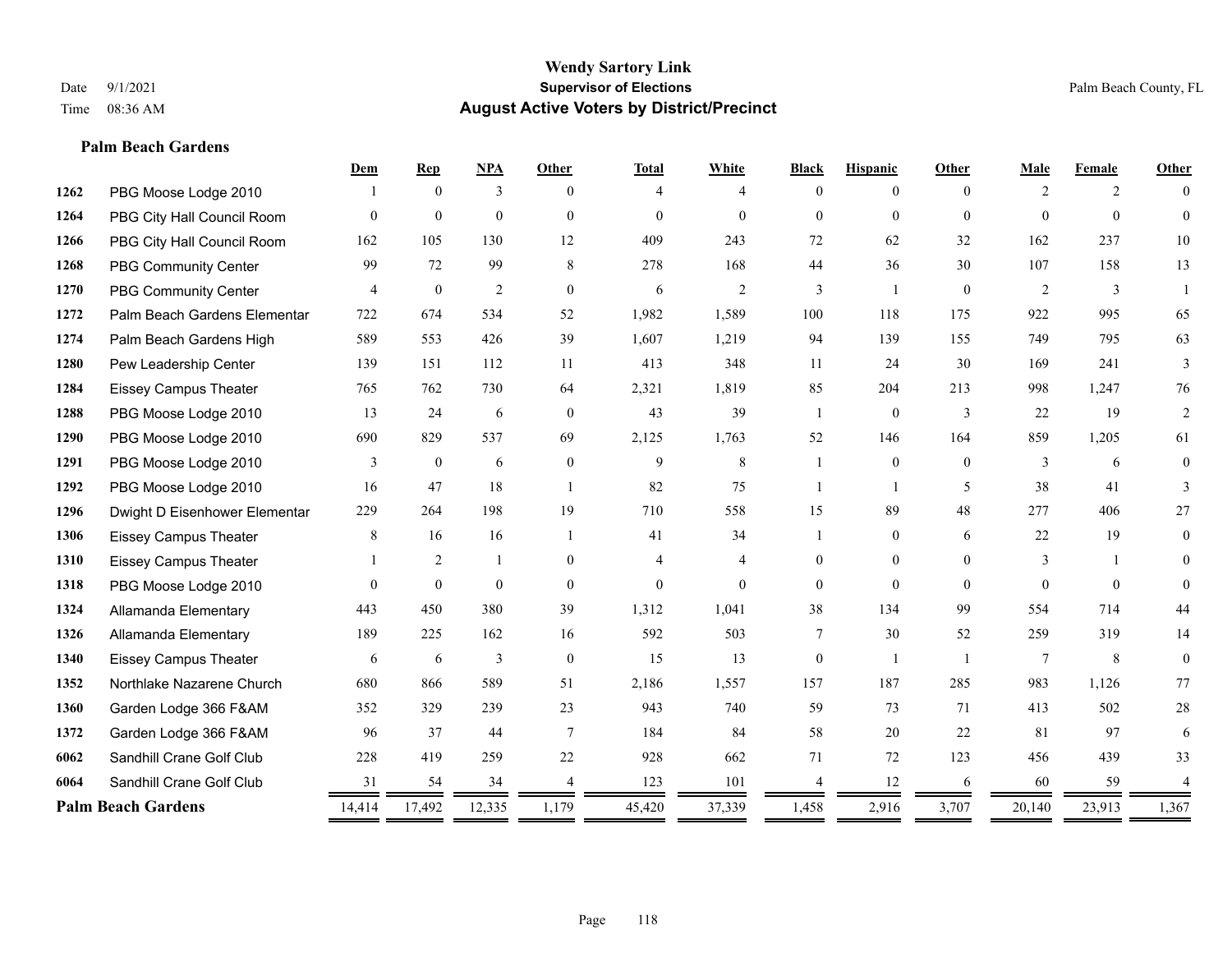**Wendy Sartory Link**
**Supervisor of Elections**
**August Active Voters by District/Precinct**

Date 9/1/2021
Time 08:36 AM

Palm Beach County, FL

### Palm Beach Gardens

| | | Dem | Rep | NPA | Other | Total | White | Black | Hispanic | Other | Male | Female | Other |
|---|---|---|---|---|---|---|---|---|---|---|---|---|---|
| 1262 | PBG Moose Lodge 2010 | 1 | 0 | 3 | 0 | 4 | 4 | 0 | 0 | 0 | 2 | 2 | 0 |
| 1264 | PBG City Hall Council Room | 0 | 0 | 0 | 0 | 0 | 0 | 0 | 0 | 0 | 0 | 0 | 0 |
| 1266 | PBG City Hall Council Room | 162 | 105 | 130 | 12 | 409 | 243 | 72 | 62 | 32 | 162 | 237 | 10 |
| 1268 | PBG Community Center | 99 | 72 | 99 | 8 | 278 | 168 | 44 | 36 | 30 | 107 | 158 | 13 |
| 1270 | PBG Community Center | 4 | 0 | 2 | 0 | 6 | 2 | 3 | 1 | 0 | 2 | 3 | 1 |
| 1272 | Palm Beach Gardens Elementar | 722 | 674 | 534 | 52 | 1,982 | 1,589 | 100 | 118 | 175 | 922 | 995 | 65 |
| 1274 | Palm Beach Gardens High | 589 | 553 | 426 | 39 | 1,607 | 1,219 | 94 | 139 | 155 | 749 | 795 | 63 |
| 1280 | Pew Leadership Center | 139 | 151 | 112 | 11 | 413 | 348 | 11 | 24 | 30 | 169 | 241 | 3 |
| 1284 | Eissey Campus Theater | 765 | 762 | 730 | 64 | 2,321 | 1,819 | 85 | 204 | 213 | 998 | 1,247 | 76 |
| 1288 | PBG Moose Lodge 2010 | 13 | 24 | 6 | 0 | 43 | 39 | 1 | 0 | 3 | 22 | 19 | 2 |
| 1290 | PBG Moose Lodge 2010 | 690 | 829 | 537 | 69 | 2,125 | 1,763 | 52 | 146 | 164 | 859 | 1,205 | 61 |
| 1291 | PBG Moose Lodge 2010 | 3 | 0 | 6 | 0 | 9 | 8 | 1 | 0 | 0 | 3 | 6 | 0 |
| 1292 | PBG Moose Lodge 2010 | 16 | 47 | 18 | 1 | 82 | 75 | 1 | 1 | 5 | 38 | 41 | 3 |
| 1296 | Dwight D Eisenhower Elementar | 229 | 264 | 198 | 19 | 710 | 558 | 15 | 89 | 48 | 277 | 406 | 27 |
| 1306 | Eissey Campus Theater | 8 | 16 | 16 | 1 | 41 | 34 | 1 | 0 | 6 | 22 | 19 | 0 |
| 1310 | Eissey Campus Theater | 1 | 2 | 1 | 0 | 4 | 4 | 0 | 0 | 0 | 3 | 1 | 0 |
| 1318 | PBG Moose Lodge 2010 | 0 | 0 | 0 | 0 | 0 | 0 | 0 | 0 | 0 | 0 | 0 | 0 |
| 1324 | Allamanda Elementary | 443 | 450 | 380 | 39 | 1,312 | 1,041 | 38 | 134 | 99 | 554 | 714 | 44 |
| 1326 | Allamanda Elementary | 189 | 225 | 162 | 16 | 592 | 503 | 7 | 30 | 52 | 259 | 319 | 14 |
| 1340 | Eissey Campus Theater | 6 | 6 | 3 | 0 | 15 | 13 | 0 | 1 | 1 | 7 | 8 | 0 |
| 1352 | Northlake Nazarene Church | 680 | 866 | 589 | 51 | 2,186 | 1,557 | 157 | 187 | 285 | 983 | 1,126 | 77 |
| 1360 | Garden Lodge 366 F&AM | 352 | 329 | 239 | 23 | 943 | 740 | 59 | 73 | 71 | 413 | 502 | 28 |
| 1372 | Garden Lodge 366 F&AM | 96 | 37 | 44 | 7 | 184 | 84 | 58 | 20 | 22 | 81 | 97 | 6 |
| 6062 | Sandhill Crane Golf Club | 228 | 419 | 259 | 22 | 928 | 662 | 71 | 72 | 123 | 456 | 439 | 33 |
| 6064 | Sandhill Crane Golf Club | 31 | 54 | 34 | 4 | 123 | 101 | 4 | 12 | 6 | 60 | 59 | 4 |
| **Palm Beach Gardens** | | 14,414 | 17,492 | 12,335 | 1,179 | 45,420 | 37,339 | 1,458 | 2,916 | 3,707 | 20,140 | 23,913 | 1,367 |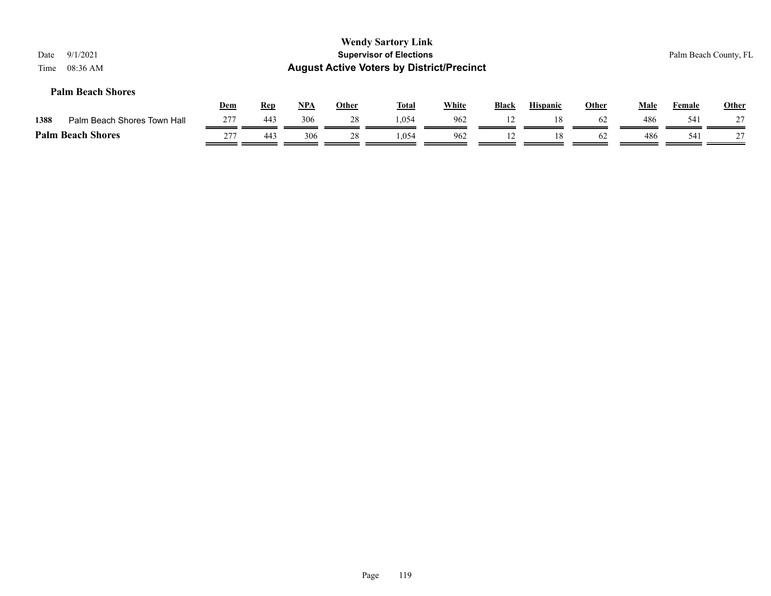# Wendy Sartory Link
## Supervisor of Elections
## August Active Voters by District/Precinct

Date 9/1/2021
Time 08:36 AM

Palm Beach County, FL

### Palm Beach Shores

| | | Dem | Rep | NPA | Other | Total | White | Black | Hispanic | Other | Male | Female | Other |
|---|---|---|---|---|---|---|---|---|---|---|---|---|---|
| 1388 | Palm Beach Shores Town Hall | 277 | 443 | 306 | 28 | 1,054 | 962 | 12 | 18 | 62 | 486 | 541 | 27 |
| **Palm Beach Shores** | | 277 | 443 | 306 | 28 | 1,054 | 962 | 12 | 18 | 62 | 486 | 541 | 27 |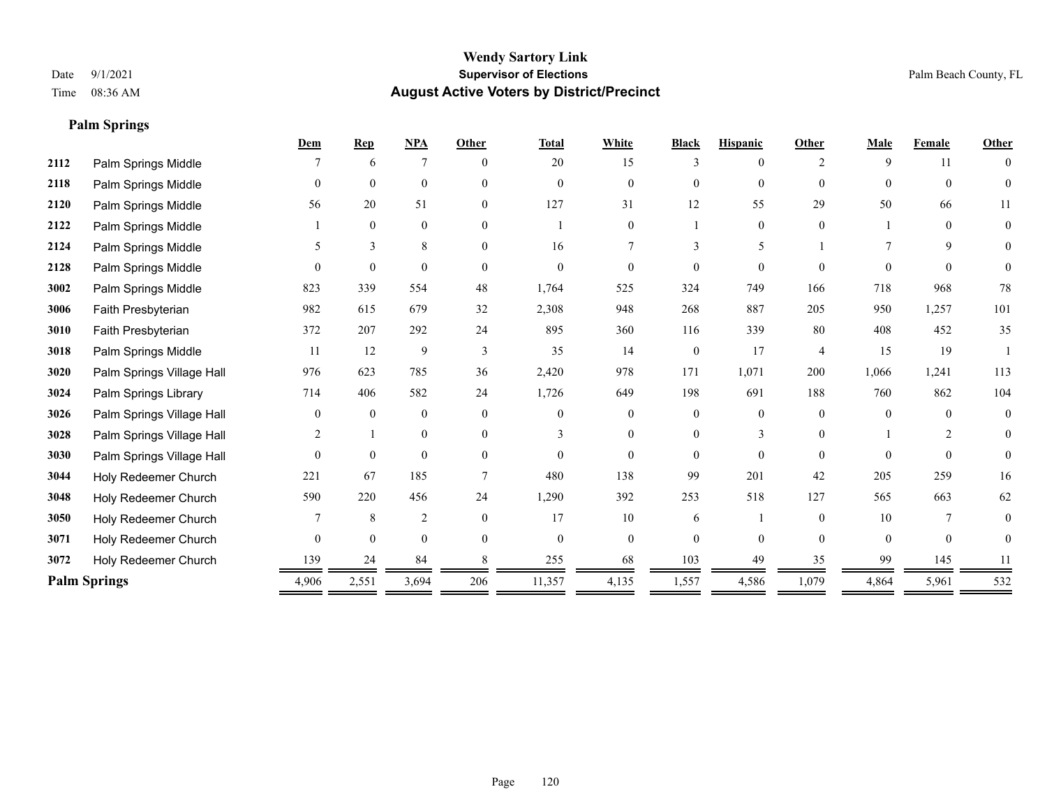# Wendy Sartory Link

**Supervisor of Elections**

**August Active Voters by District/Precinct**

Date 9/1/2021

Time 08:36 AM

Palm Beach County, FL

## Palm Springs

| | | Dem | Rep | NPA | Other | Total | White | Black | Hispanic | Other | Male | Female | Other |
|---|---|---|---|---|---|---|---|---|---|---|---|---|---|
| 2112 | Palm Springs Middle | 7 | 6 | 7 | 0 | 20 | 15 | 3 | 0 | 2 | 9 | 11 | 0 |
| 2118 | Palm Springs Middle | 0 | 0 | 0 | 0 | 0 | 0 | 0 | 0 | 0 | 0 | 0 | 0 |
| 2120 | Palm Springs Middle | 56 | 20 | 51 | 0 | 127 | 31 | 12 | 55 | 29 | 50 | 66 | 11 |
| 2122 | Palm Springs Middle | 1 | 0 | 0 | 0 | 1 | 0 | 1 | 0 | 0 | 1 | 0 | 0 |
| 2124 | Palm Springs Middle | 5 | 3 | 8 | 0 | 16 | 7 | 3 | 5 | 1 | 7 | 9 | 0 |
| 2128 | Palm Springs Middle | 0 | 0 | 0 | 0 | 0 | 0 | 0 | 0 | 0 | 0 | 0 | 0 |
| 3002 | Palm Springs Middle | 823 | 339 | 554 | 48 | 1,764 | 525 | 324 | 749 | 166 | 718 | 968 | 78 |
| 3006 | Faith Presbyterian | 982 | 615 | 679 | 32 | 2,308 | 948 | 268 | 887 | 205 | 950 | 1,257 | 101 |
| 3010 | Faith Presbyterian | 372 | 207 | 292 | 24 | 895 | 360 | 116 | 339 | 80 | 408 | 452 | 35 |
| 3018 | Palm Springs Middle | 11 | 12 | 9 | 3 | 35 | 14 | 0 | 17 | 4 | 15 | 19 | 1 |
| 3020 | Palm Springs Village Hall | 976 | 623 | 785 | 36 | 2,420 | 978 | 171 | 1,071 | 200 | 1,066 | 1,241 | 113 |
| 3024 | Palm Springs Library | 714 | 406 | 582 | 24 | 1,726 | 649 | 198 | 691 | 188 | 760 | 862 | 104 |
| 3026 | Palm Springs Village Hall | 0 | 0 | 0 | 0 | 0 | 0 | 0 | 0 | 0 | 0 | 0 | 0 |
| 3028 | Palm Springs Village Hall | 2 | 1 | 0 | 0 | 3 | 0 | 0 | 3 | 0 | 1 | 2 | 0 |
| 3030 | Palm Springs Village Hall | 0 | 0 | 0 | 0 | 0 | 0 | 0 | 0 | 0 | 0 | 0 | 0 |
| 3044 | Holy Redeemer Church | 221 | 67 | 185 | 7 | 480 | 138 | 99 | 201 | 42 | 205 | 259 | 16 |
| 3048 | Holy Redeemer Church | 590 | 220 | 456 | 24 | 1,290 | 392 | 253 | 518 | 127 | 565 | 663 | 62 |
| 3050 | Holy Redeemer Church | 7 | 8 | 2 | 0 | 17 | 10 | 6 | 1 | 0 | 10 | 7 | 0 |
| 3071 | Holy Redeemer Church | 0 | 0 | 0 | 0 | 0 | 0 | 0 | 0 | 0 | 0 | 0 | 0 |
| 3072 | Holy Redeemer Church | 139 | 24 | 84 | 8 | 255 | 68 | 103 | 49 | 35 | 99 | 145 | 11 |
| **Palm Springs** | | 4,906 | 2,551 | 3,694 | 206 | 11,357 | 4,135 | 1,557 | 4,586 | 1,079 | 4,864 | 5,961 | 532 |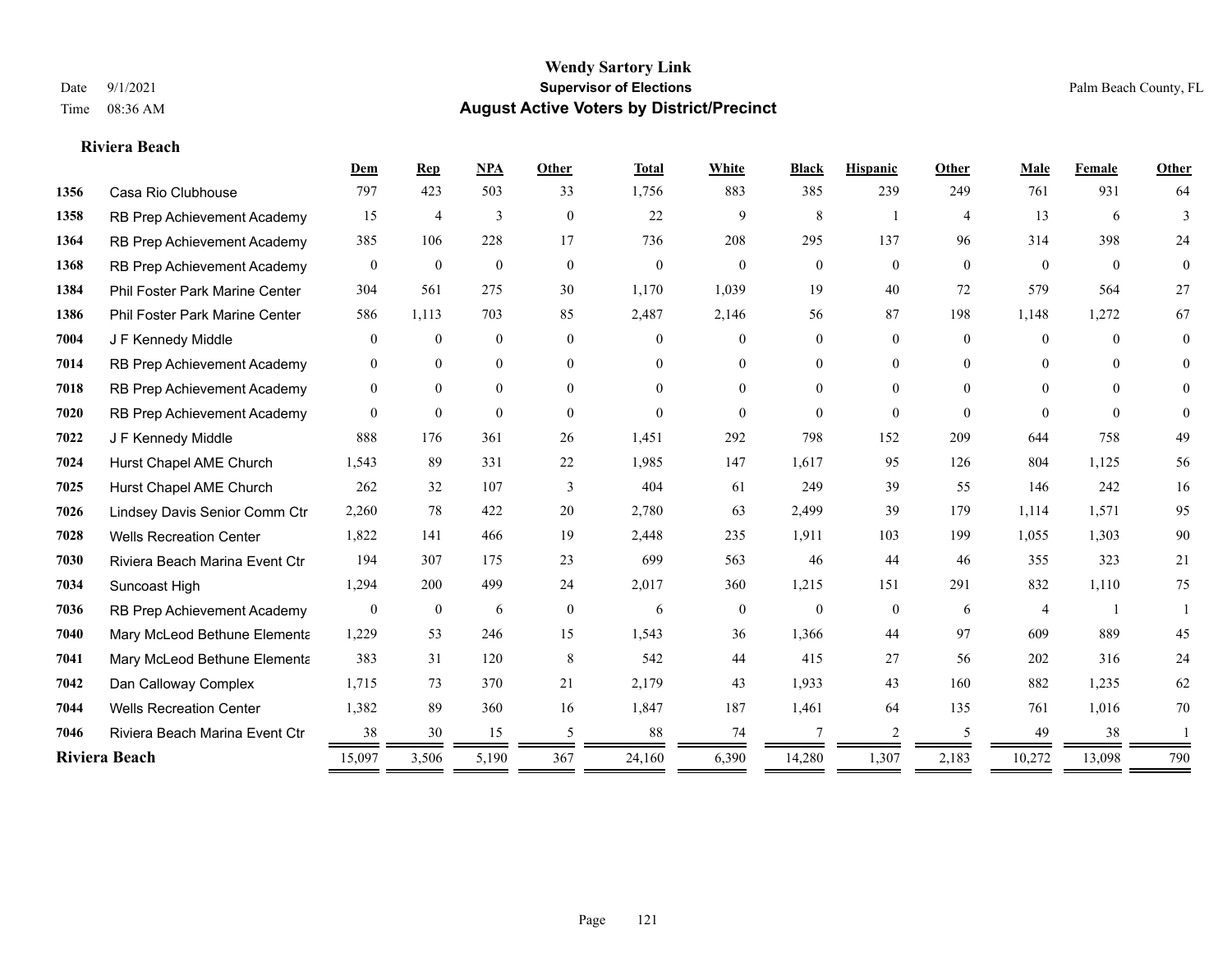# Wendy Sartory Link
## Supervisor of Elections
## August Active Voters by District/Precinct

Date 9/1/2021
Time 08:36 AM

Palm Beach County, FL

### Riviera Beach

| | | Dem | Rep | NPA | Other | Total | White | Black | Hispanic | Other | Male | Female | Other |
|---|---|---|---|---|---|---|---|---|---|---|---|---|---|
| 1356 | Casa Rio Clubhouse | 797 | 423 | 503 | 33 | 1,756 | 883 | 385 | 239 | 249 | 761 | 931 | 64 |
| 1358 | RB Prep Achievement Academy | 15 | 4 | 3 | 0 | 22 | 9 | 8 | 1 | 4 | 13 | 6 | 3 |
| 1364 | RB Prep Achievement Academy | 385 | 106 | 228 | 17 | 736 | 208 | 295 | 137 | 96 | 314 | 398 | 24 |
| 1368 | RB Prep Achievement Academy | 0 | 0 | 0 | 0 | 0 | 0 | 0 | 0 | 0 | 0 | 0 | 0 |
| 1384 | Phil Foster Park Marine Center | 304 | 561 | 275 | 30 | 1,170 | 1,039 | 19 | 40 | 72 | 579 | 564 | 27 |
| 1386 | Phil Foster Park Marine Center | 586 | 1,113 | 703 | 85 | 2,487 | 2,146 | 56 | 87 | 198 | 1,148 | 1,272 | 67 |
| 7004 | J F Kennedy Middle | 0 | 0 | 0 | 0 | 0 | 0 | 0 | 0 | 0 | 0 | 0 | 0 |
| 7014 | RB Prep Achievement Academy | 0 | 0 | 0 | 0 | 0 | 0 | 0 | 0 | 0 | 0 | 0 | 0 |
| 7018 | RB Prep Achievement Academy | 0 | 0 | 0 | 0 | 0 | 0 | 0 | 0 | 0 | 0 | 0 | 0 |
| 7020 | RB Prep Achievement Academy | 0 | 0 | 0 | 0 | 0 | 0 | 0 | 0 | 0 | 0 | 0 | 0 |
| 7022 | J F Kennedy Middle | 888 | 176 | 361 | 26 | 1,451 | 292 | 798 | 152 | 209 | 644 | 758 | 49 |
| 7024 | Hurst Chapel AME Church | 1,543 | 89 | 331 | 22 | 1,985 | 147 | 1,617 | 95 | 126 | 804 | 1,125 | 56 |
| 7025 | Hurst Chapel AME Church | 262 | 32 | 107 | 3 | 404 | 61 | 249 | 39 | 55 | 146 | 242 | 16 |
| 7026 | Lindsey Davis Senior Comm Ctr | 2,260 | 78 | 422 | 20 | 2,780 | 63 | 2,499 | 39 | 179 | 1,114 | 1,571 | 95 |
| 7028 | Wells Recreation Center | 1,822 | 141 | 466 | 19 | 2,448 | 235 | 1,911 | 103 | 199 | 1,055 | 1,303 | 90 |
| 7030 | Riviera Beach Marina Event Ctr | 194 | 307 | 175 | 23 | 699 | 563 | 46 | 44 | 46 | 355 | 323 | 21 |
| 7034 | Suncoast High | 1,294 | 200 | 499 | 24 | 2,017 | 360 | 1,215 | 151 | 291 | 832 | 1,110 | 75 |
| 7036 | RB Prep Achievement Academy | 0 | 0 | 6 | 0 | 6 | 0 | 0 | 0 | 6 | 4 | 1 | 1 |
| 7040 | Mary McLeod Bethune Elementa | 1,229 | 53 | 246 | 15 | 1,543 | 36 | 1,366 | 44 | 97 | 609 | 889 | 45 |
| 7041 | Mary McLeod Bethune Elementa | 383 | 31 | 120 | 8 | 542 | 44 | 415 | 27 | 56 | 202 | 316 | 24 |
| 7042 | Dan Calloway Complex | 1,715 | 73 | 370 | 21 | 2,179 | 43 | 1,933 | 43 | 160 | 882 | 1,235 | 62 |
| 7044 | Wells Recreation Center | 1,382 | 89 | 360 | 16 | 1,847 | 187 | 1,461 | 64 | 135 | 761 | 1,016 | 70 |
| 7046 | Riviera Beach Marina Event Ctr | 38 | 30 | 15 | 5 | 88 | 74 | 7 | 2 | 5 | 49 | 38 | 1 |
| **Riviera Beach** | | 15,097 | 3,506 | 5,190 | 367 | 24,160 | 6,390 | 14,280 | 1,307 | 2,183 | 10,272 | 13,098 | 790 |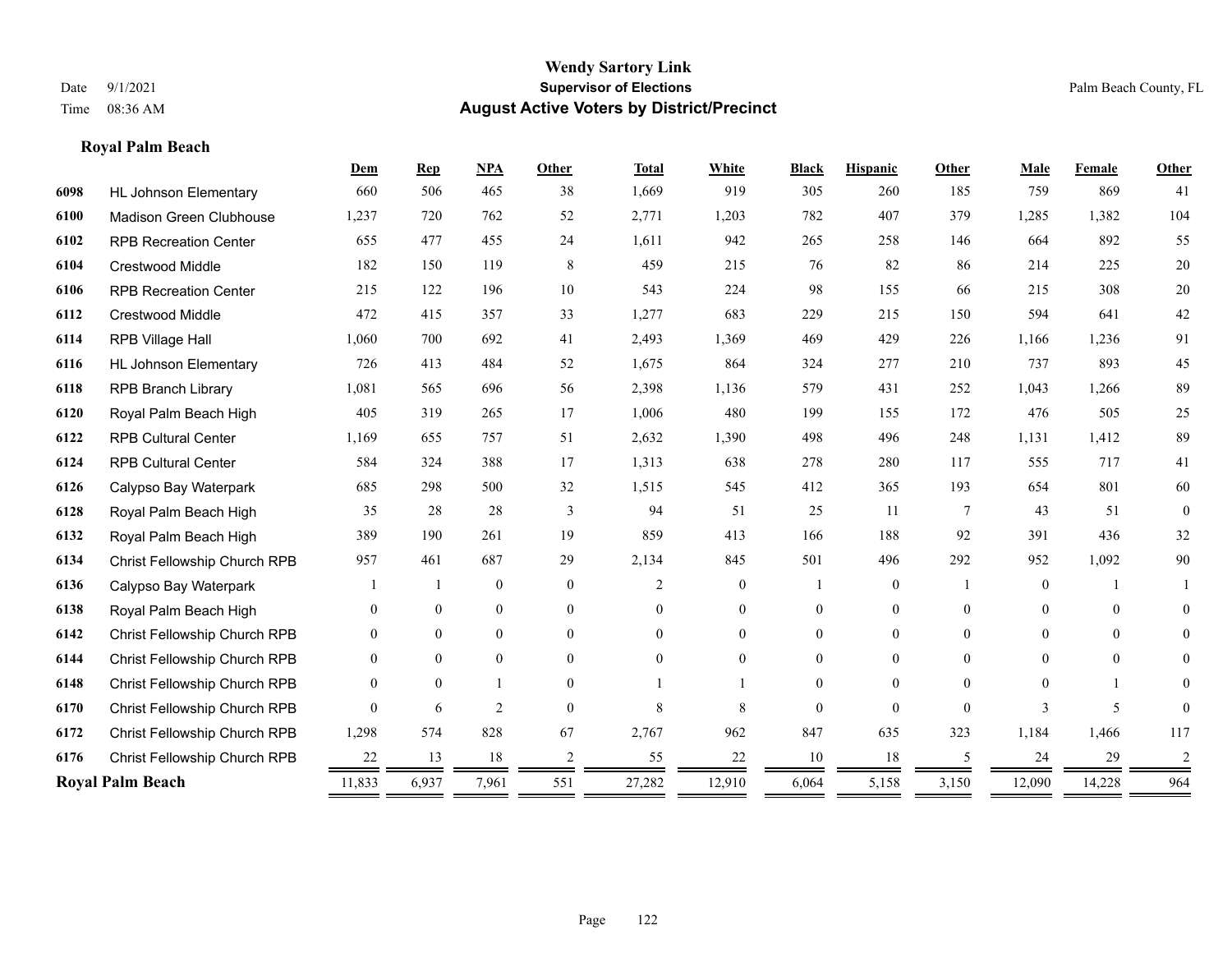**Wendy Sartory Link**
**Supervisor of Elections**
**August Active Voters by District/Precinct**

Date 9/1/2021
Time 08:36 AM

Palm Beach County, FL

## Royal Palm Beach

| | | Dem | Rep | NPA | Other | Total | White | Black | Hispanic | Other | Male | Female | Other |
|---|---|---|---|---|---|---|---|---|---|---|---|---|---|
| 6098 | HL Johnson Elementary | 660 | 506 | 465 | 38 | 1,669 | 919 | 305 | 260 | 185 | 759 | 869 | 41 |
| 6100 | Madison Green Clubhouse | 1,237 | 720 | 762 | 52 | 2,771 | 1,203 | 782 | 407 | 379 | 1,285 | 1,382 | 104 |
| 6102 | RPB Recreation Center | 655 | 477 | 455 | 24 | 1,611 | 942 | 265 | 258 | 146 | 664 | 892 | 55 |
| 6104 | Crestwood Middle | 182 | 150 | 119 | 8 | 459 | 215 | 76 | 82 | 86 | 214 | 225 | 20 |
| 6106 | RPB Recreation Center | 215 | 122 | 196 | 10 | 543 | 224 | 98 | 155 | 66 | 215 | 308 | 20 |
| 6112 | Crestwood Middle | 472 | 415 | 357 | 33 | 1,277 | 683 | 229 | 215 | 150 | 594 | 641 | 42 |
| 6114 | RPB Village Hall | 1,060 | 700 | 692 | 41 | 2,493 | 1,369 | 469 | 429 | 226 | 1,166 | 1,236 | 91 |
| 6116 | HL Johnson Elementary | 726 | 413 | 484 | 52 | 1,675 | 864 | 324 | 277 | 210 | 737 | 893 | 45 |
| 6118 | RPB Branch Library | 1,081 | 565 | 696 | 56 | 2,398 | 1,136 | 579 | 431 | 252 | 1,043 | 1,266 | 89 |
| 6120 | Royal Palm Beach High | 405 | 319 | 265 | 17 | 1,006 | 480 | 199 | 155 | 172 | 476 | 505 | 25 |
| 6122 | RPB Cultural Center | 1,169 | 655 | 757 | 51 | 2,632 | 1,390 | 498 | 496 | 248 | 1,131 | 1,412 | 89 |
| 6124 | RPB Cultural Center | 584 | 324 | 388 | 17 | 1,313 | 638 | 278 | 280 | 117 | 555 | 717 | 41 |
| 6126 | Calypso Bay Waterpark | 685 | 298 | 500 | 32 | 1,515 | 545 | 412 | 365 | 193 | 654 | 801 | 60 |
| 6128 | Royal Palm Beach High | 35 | 28 | 28 | 3 | 94 | 51 | 25 | 11 | 7 | 43 | 51 | 0 |
| 6132 | Royal Palm Beach High | 389 | 190 | 261 | 19 | 859 | 413 | 166 | 188 | 92 | 391 | 436 | 32 |
| 6134 | Christ Fellowship Church RPB | 957 | 461 | 687 | 29 | 2,134 | 845 | 501 | 496 | 292 | 952 | 1,092 | 90 |
| 6136 | Calypso Bay Waterpark | 1 | 1 | 0 | 0 | 2 | 0 | 1 | 0 | 1 | 0 | 1 | 1 |
| 6138 | Royal Palm Beach High | 0 | 0 | 0 | 0 | 0 | 0 | 0 | 0 | 0 | 0 | 0 | 0 |
| 6142 | Christ Fellowship Church RPB | 0 | 0 | 0 | 0 | 0 | 0 | 0 | 0 | 0 | 0 | 0 | 0 |
| 6144 | Christ Fellowship Church RPB | 0 | 0 | 0 | 0 | 0 | 0 | 0 | 0 | 0 | 0 | 0 | 0 |
| 6148 | Christ Fellowship Church RPB | 0 | 0 | 1 | 0 | 1 | 1 | 0 | 0 | 0 | 0 | 1 | 0 |
| 6170 | Christ Fellowship Church RPB | 0 | 6 | 2 | 0 | 8 | 8 | 0 | 0 | 0 | 3 | 5 | 0 |
| 6172 | Christ Fellowship Church RPB | 1,298 | 574 | 828 | 67 | 2,767 | 962 | 847 | 635 | 323 | 1,184 | 1,466 | 117 |
| 6176 | Christ Fellowship Church RPB | 22 | 13 | 18 | 2 | 55 | 22 | 10 | 18 | 5 | 24 | 29 | 2 |
| **Royal Palm Beach** | | 11,833 | 6,937 | 7,961 | 551 | 27,282 | 12,910 | 6,064 | 5,158 | 3,150 | 12,090 | 14,228 | 964 |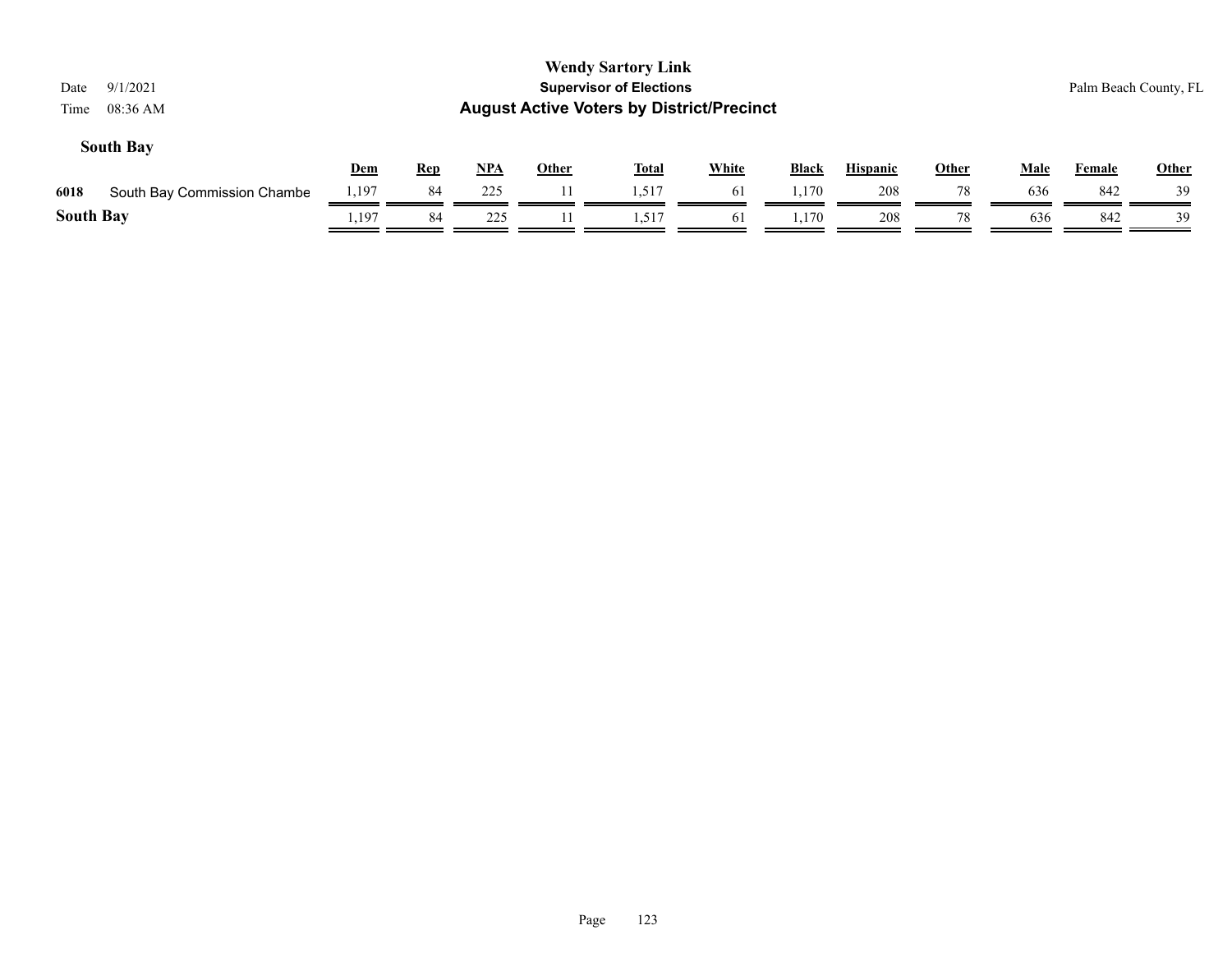# Wendy Sartory Link
## Supervisor of Elections
## August Active Voters by District/Precinct

Date 9/1/2021
Time 08:36 AM

Palm Beach County, FL

### South Bay

| | | Dem | Rep | NPA | Other | Total | White | Black | Hispanic | Other | Male | Female | Other |
|---|---|---|---|---|---|---|---|---|---|---|---|---|---|
| 6018 | South Bay Commission Chambe | 1,197 | 84 | 225 | 11 | 1,517 | 61 | 1,170 | 208 | 78 | 636 | 842 | 39 |
| **South Bay** | | 1,197 | 84 | 225 | 11 | 1,517 | 61 | 1,170 | 208 | 78 | 636 | 842 | 39 |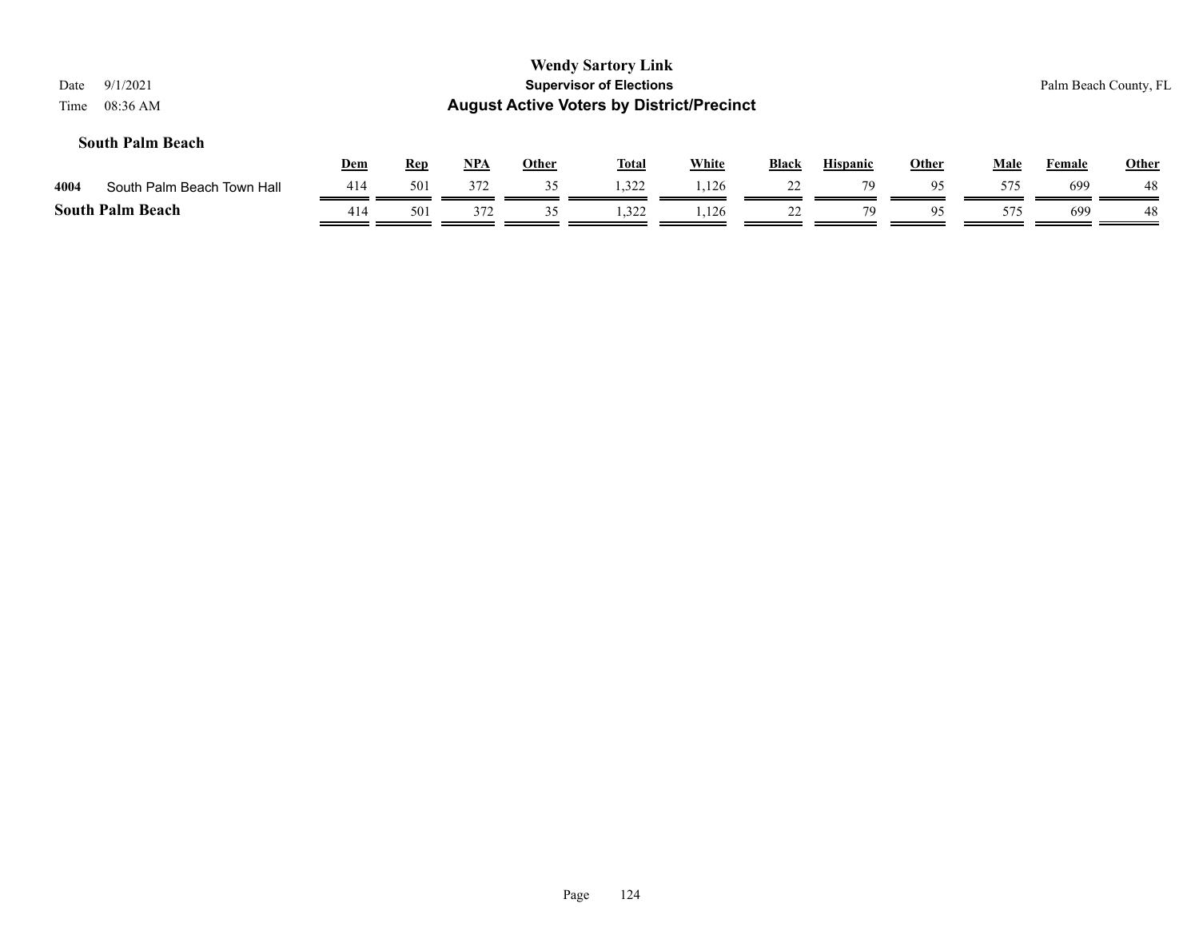### South Palm Beach

| | | Dem | Rep | NPA | Other | Total | White | Black | Hispanic | Other | Male | Female | Other |
|---|---|---|---|---|---|---|---|---|---|---|---|---|---|
| 4004 | South Palm Beach Town Hall | 414 | 501 | 372 | 35 | 1,322 | 1,126 | 22 | 79 | 95 | 575 | 699 | 48 |
| **South Palm Beach** | | 414 | 501 | 372 | 35 | 1,322 | 1,126 | 22 | 79 | 95 | 575 | 699 | 48 |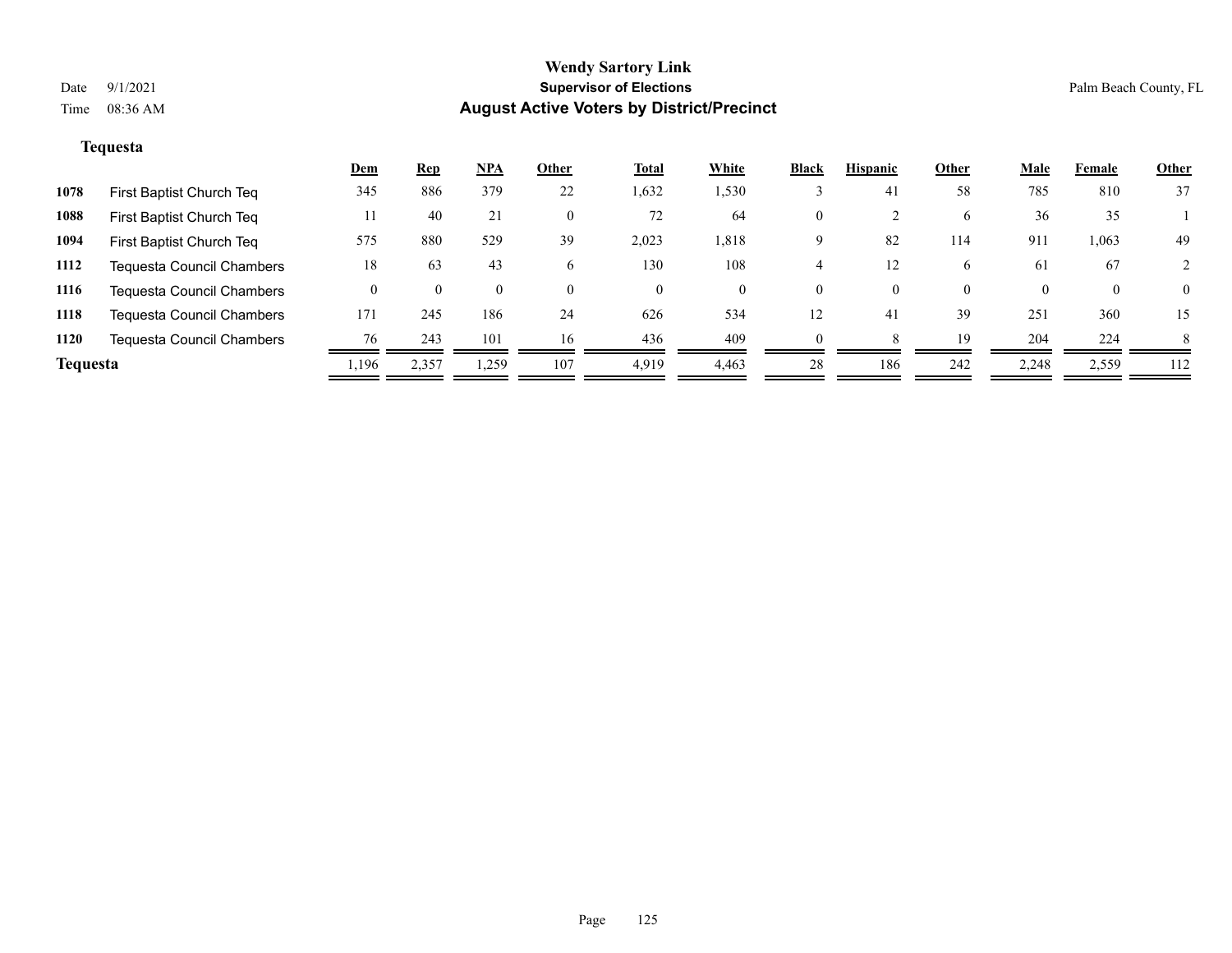# Wendy Sartory Link

## Supervisor of Elections

## August Active Voters by District/Precinct

Date 9/1/2021

Time 08:36 AM

Palm Beach County, FL

### Tequesta

| | | Dem | Rep | NPA | Other | Total | White | Black | Hispanic | Other | Male | Female | Other |
|---|---|---|---|---|---|---|---|---|---|---|---|---|---|
| **1078** | First Baptist Church Teq | 345 | 886 | 379 | 22 | 1,632 | 1,530 | 3 | 41 | 58 | 785 | 810 | 37 |
| **1088** | First Baptist Church Teq | 11 | 40 | 21 | 0 | 72 | 64 | 0 | 2 | 6 | 36 | 35 | 1 |
| **1094** | First Baptist Church Teq | 575 | 880 | 529 | 39 | 2,023 | 1,818 | 9 | 82 | 114 | 911 | 1,063 | 49 |
| **1112** | Tequesta Council Chambers | 18 | 63 | 43 | 6 | 130 | 108 | 4 | 12 | 6 | 61 | 67 | 2 |
| **1116** | Tequesta Council Chambers | 0 | 0 | 0 | 0 | 0 | 0 | 0 | 0 | 0 | 0 | 0 | 0 |
| **1118** | Tequesta Council Chambers | 171 | 245 | 186 | 24 | 626 | 534 | 12 | 41 | 39 | 251 | 360 | 15 |
| **1120** | Tequesta Council Chambers | 76 | 243 | 101 | 16 | 436 | 409 | 0 | 8 | 19 | 204 | 224 | 8 |
| **Tequesta** | | 1,196 | 2,357 | 1,259 | 107 | 4,919 | 4,463 | 28 | 186 | 242 | 2,248 | 2,559 | 112 |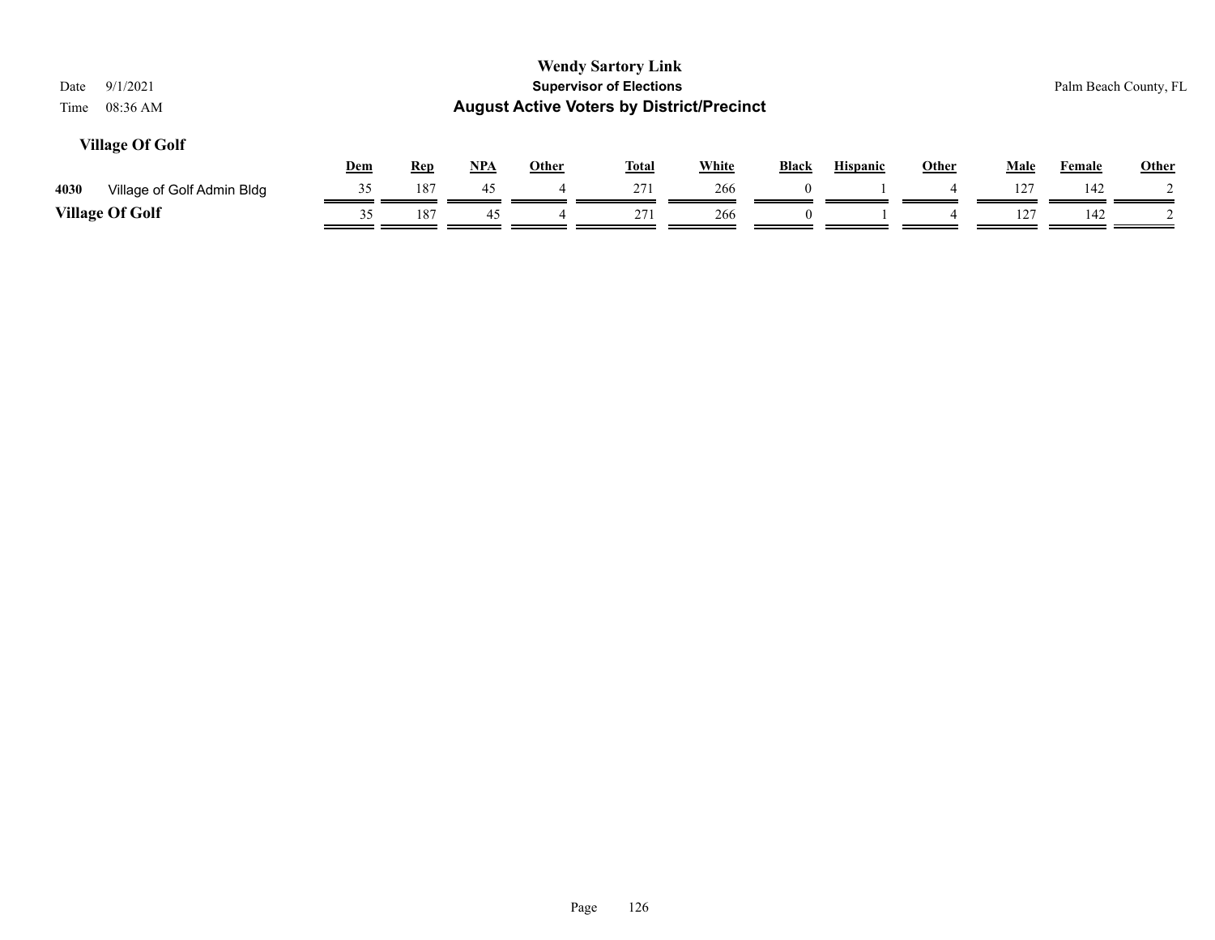**Wendy Sartory Link**
**Supervisor of Elections**
**August Active Voters by District/Precinct**

Date 9/1/2021
Time 08:36 AM

Palm Beach County, FL

### Village Of Golf

| | | Dem | Rep | NPA | Other | Total | White | Black | Hispanic | Other | Male | Female | Other |
|---|---|---|---|---|---|---|---|---|---|---|---|---|---|
| 4030 | Village of Golf Admin Bldg | 35 | 187 | 45 | 4 | 271 | 266 | 0 | 1 | 4 | 127 | 142 | 2 |
| **Village Of Golf** | | 35 | 187 | 45 | 4 | 271 | 266 | 0 | 1 | 4 | 127 | 142 | 2 |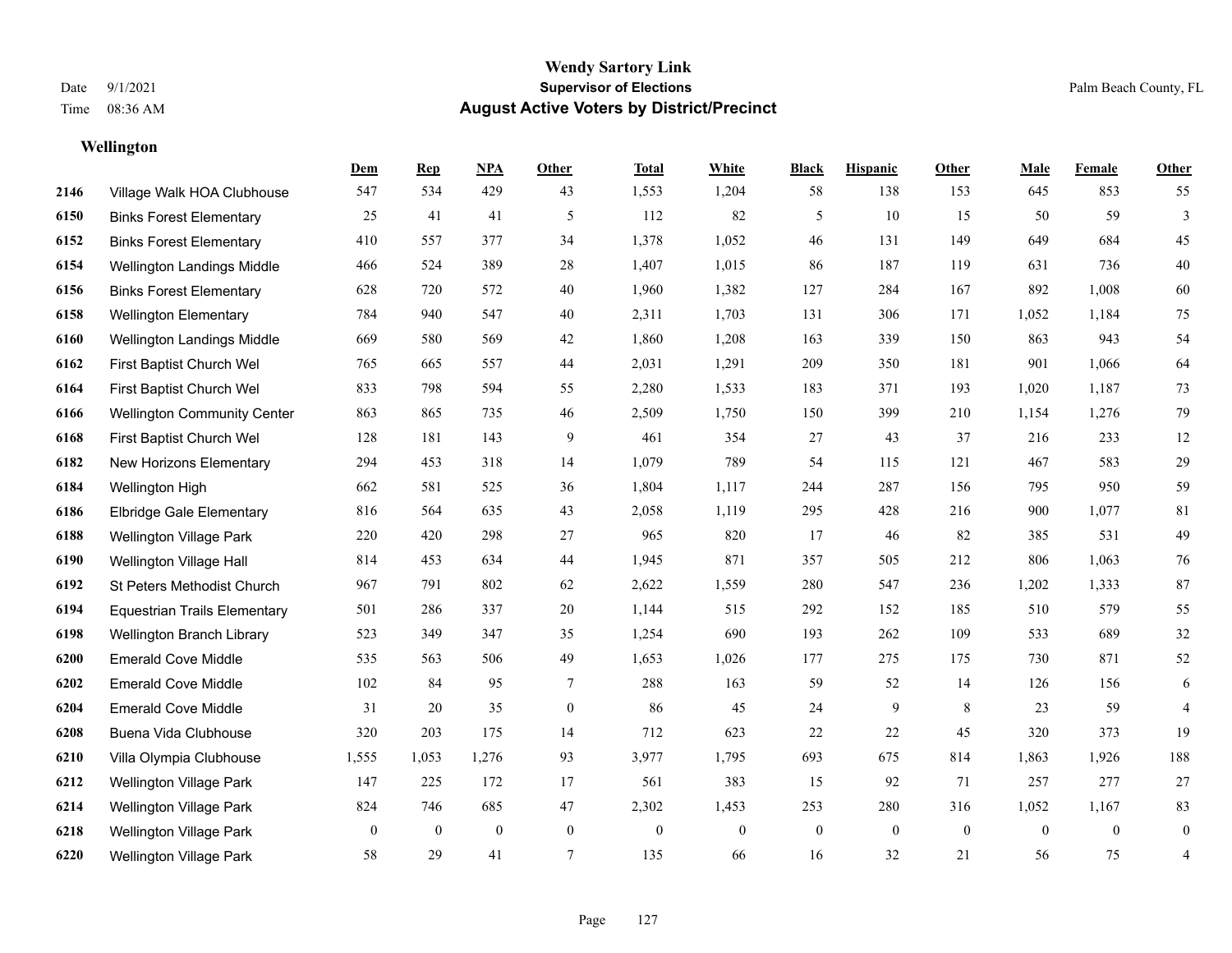# Wendy Sartory Link
## Supervisor of Elections
## August Active Voters by District/Precinct

Date 9/1/2021
Time 08:36 AM

Palm Beach County, FL

### Wellington

| | | Dem | Rep | NPA | Other | Total | White | Black | Hispanic | Other | Male | Female | Other |
|---|---|---|---|---|---|---|---|---|---|---|---|---|---|
| 2146 | Village Walk HOA Clubhouse | 547 | 534 | 429 | 43 | 1,553 | 1,204 | 58 | 138 | 153 | 645 | 853 | 55 |
| 6150 | Binks Forest Elementary | 25 | 41 | 41 | 5 | 112 | 82 | 5 | 10 | 15 | 50 | 59 | 3 |
| 6152 | Binks Forest Elementary | 410 | 557 | 377 | 34 | 1,378 | 1,052 | 46 | 131 | 149 | 649 | 684 | 45 |
| 6154 | Wellington Landings Middle | 466 | 524 | 389 | 28 | 1,407 | 1,015 | 86 | 187 | 119 | 631 | 736 | 40 |
| 6156 | Binks Forest Elementary | 628 | 720 | 572 | 40 | 1,960 | 1,382 | 127 | 284 | 167 | 892 | 1,008 | 60 |
| 6158 | Wellington Elementary | 784 | 940 | 547 | 40 | 2,311 | 1,703 | 131 | 306 | 171 | 1,052 | 1,184 | 75 |
| 6160 | Wellington Landings Middle | 669 | 580 | 569 | 42 | 1,860 | 1,208 | 163 | 339 | 150 | 863 | 943 | 54 |
| 6162 | First Baptist Church Wel | 765 | 665 | 557 | 44 | 2,031 | 1,291 | 209 | 350 | 181 | 901 | 1,066 | 64 |
| 6164 | First Baptist Church Wel | 833 | 798 | 594 | 55 | 2,280 | 1,533 | 183 | 371 | 193 | 1,020 | 1,187 | 73 |
| 6166 | Wellington Community Center | 863 | 865 | 735 | 46 | 2,509 | 1,750 | 150 | 399 | 210 | 1,154 | 1,276 | 79 |
| 6168 | First Baptist Church Wel | 128 | 181 | 143 | 9 | 461 | 354 | 27 | 43 | 37 | 216 | 233 | 12 |
| 6182 | New Horizons Elementary | 294 | 453 | 318 | 14 | 1,079 | 789 | 54 | 115 | 121 | 467 | 583 | 29 |
| 6184 | Wellington High | 662 | 581 | 525 | 36 | 1,804 | 1,117 | 244 | 287 | 156 | 795 | 950 | 59 |
| 6186 | Elbridge Gale Elementary | 816 | 564 | 635 | 43 | 2,058 | 1,119 | 295 | 428 | 216 | 900 | 1,077 | 81 |
| 6188 | Wellington Village Park | 220 | 420 | 298 | 27 | 965 | 820 | 17 | 46 | 82 | 385 | 531 | 49 |
| 6190 | Wellington Village Hall | 814 | 453 | 634 | 44 | 1,945 | 871 | 357 | 505 | 212 | 806 | 1,063 | 76 |
| 6192 | St Peters Methodist Church | 967 | 791 | 802 | 62 | 2,622 | 1,559 | 280 | 547 | 236 | 1,202 | 1,333 | 87 |
| 6194 | Equestrian Trails Elementary | 501 | 286 | 337 | 20 | 1,144 | 515 | 292 | 152 | 185 | 510 | 579 | 55 |
| 6198 | Wellington Branch Library | 523 | 349 | 347 | 35 | 1,254 | 690 | 193 | 262 | 109 | 533 | 689 | 32 |
| 6200 | Emerald Cove Middle | 535 | 563 | 506 | 49 | 1,653 | 1,026 | 177 | 275 | 175 | 730 | 871 | 52 |
| 6202 | Emerald Cove Middle | 102 | 84 | 95 | 7 | 288 | 163 | 59 | 52 | 14 | 126 | 156 | 6 |
| 6204 | Emerald Cove Middle | 31 | 20 | 35 | 0 | 86 | 45 | 24 | 9 | 8 | 23 | 59 | 4 |
| 6208 | Buena Vida Clubhouse | 320 | 203 | 175 | 14 | 712 | 623 | 22 | 22 | 45 | 320 | 373 | 19 |
| 6210 | Villa Olympia Clubhouse | 1,555 | 1,053 | 1,276 | 93 | 3,977 | 1,795 | 693 | 675 | 814 | 1,863 | 1,926 | 188 |
| 6212 | Wellington Village Park | 147 | 225 | 172 | 17 | 561 | 383 | 15 | 92 | 71 | 257 | 277 | 27 |
| 6214 | Wellington Village Park | 824 | 746 | 685 | 47 | 2,302 | 1,453 | 253 | 280 | 316 | 1,052 | 1,167 | 83 |
| 6218 | Wellington Village Park | 0 | 0 | 0 | 0 | 0 | 0 | 0 | 0 | 0 | 0 | 0 | 0 |
| 6220 | Wellington Village Park | 58 | 29 | 41 | 7 | 135 | 66 | 16 | 32 | 21 | 56 | 75 | 4 |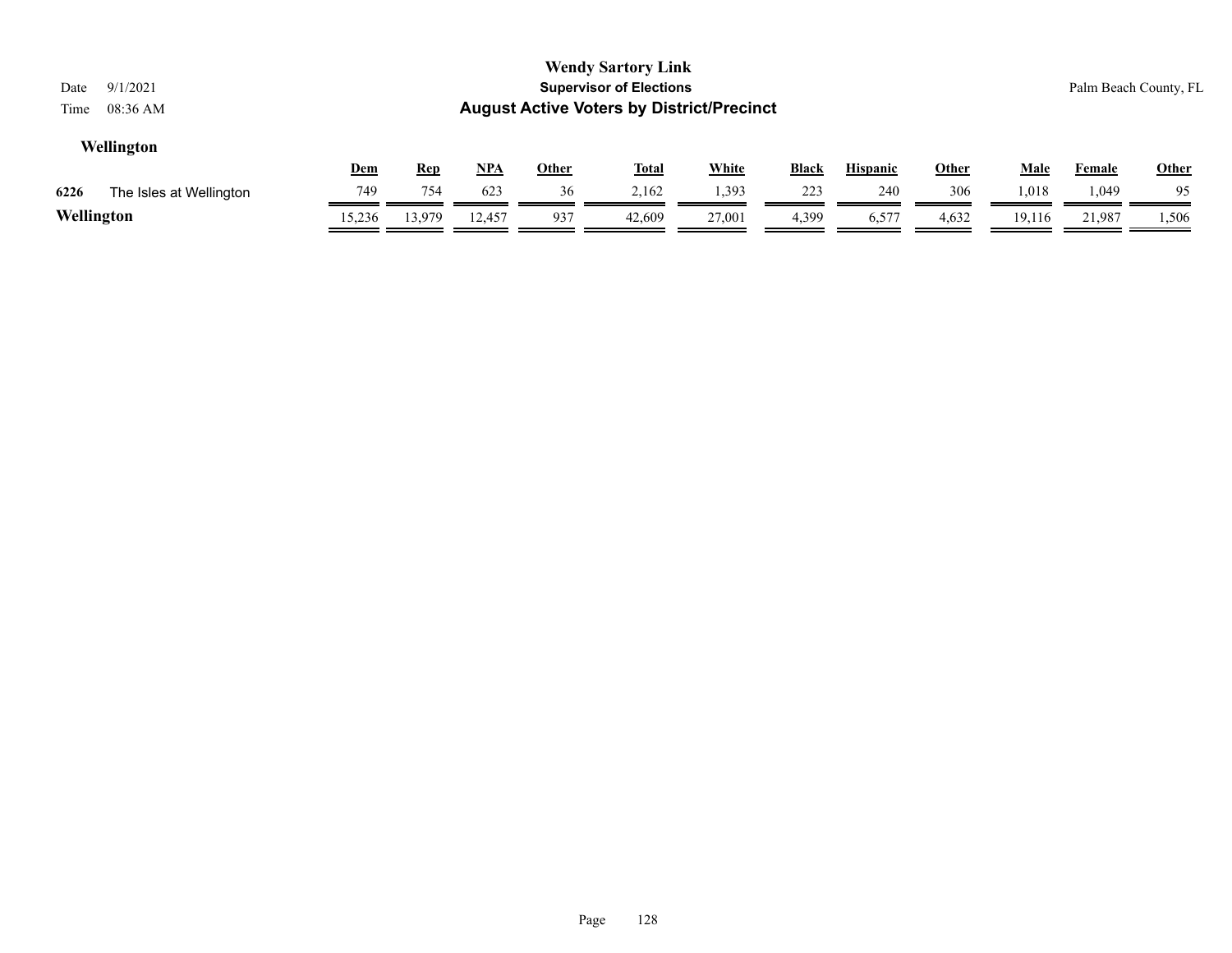**Wellington**

| | | Dem | Rep | NPA | Other | Total | White | Black | Hispanic | Other | Male | Female | Other |
|---|---|---|---|---|---|---|---|---|---|---|---|---|---|
| 6226 | The Isles at Wellington | 749 | 754 | 623 | 36 | 2,162 | 1,393 | 223 | 240 | 306 | 1,018 | 1,049 | 95 |
| **Wellington** | | 15,236 | 13,979 | 12,457 | 937 | 42,609 | 27,001 | 4,399 | 6,577 | 4,632 | 19,116 | 21,987 | 1,506 |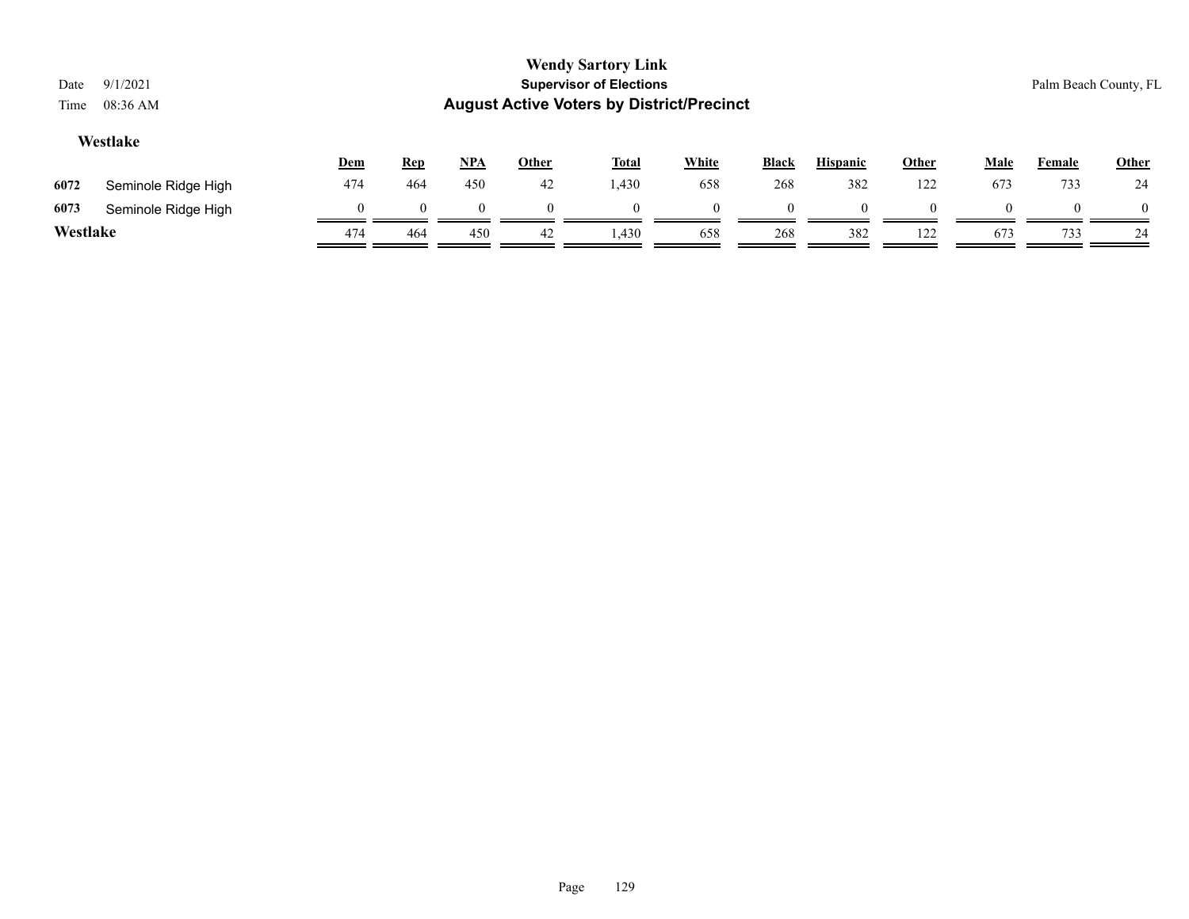## Westlake

| | | Dem | Rep | NPA | Other | Total | White | Black | Hispanic | Other | Male | Female | Other |
|---|---|---|---|---|---|---|---|---|---|---|---|---|---|
| 6072 | Seminole Ridge High | 474 | 464 | 450 | 42 | 1,430 | 658 | 268 | 382 | 122 | 673 | 733 | 24 |
| 6073 | Seminole Ridge High | 0 | 0 | 0 | 0 | 0 | 0 | 0 | 0 | 0 | 0 | 0 | 0 |
| **Westlake** | | 474 | 464 | 450 | 42 | 1,430 | 658 | 268 | 382 | 122 | 673 | 733 | 24 |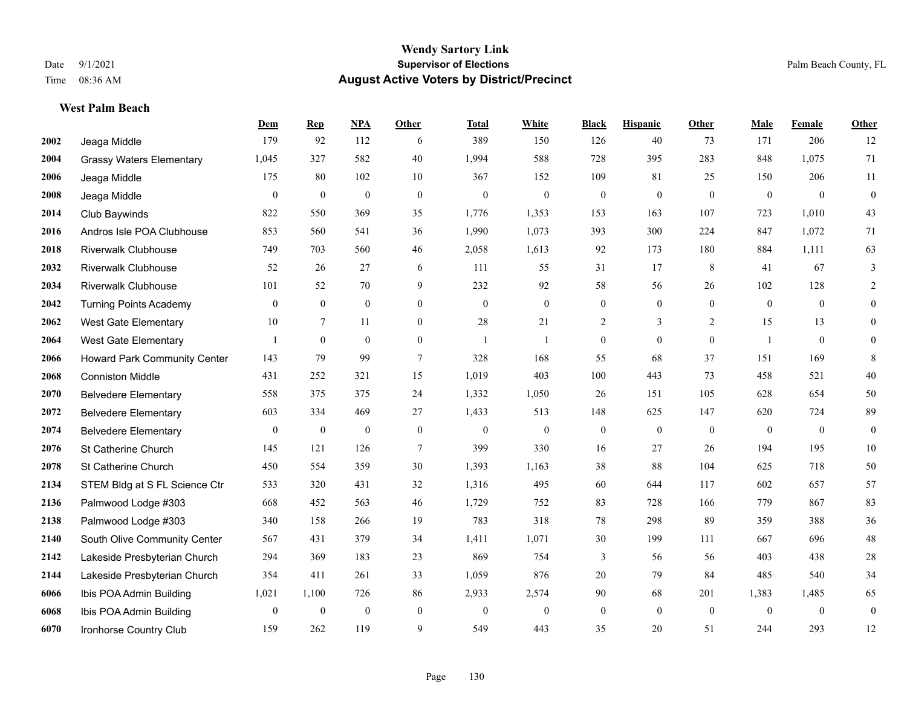**Wendy Sartory Link**
**Supervisor of Elections**
**August Active Voters by District/Precinct**

Date 9/1/2021
Time 08:36 AM

Palm Beach County, FL

**West Palm Beach**

| | | Dem | Rep | NPA | Other | Total | White | Black | Hispanic | Other | Male | Female | Other |
|---|---|---|---|---|---|---|---|---|---|---|---|---|---|
| 2002 | Jeaga Middle | 179 | 92 | 112 | 6 | 389 | 150 | 126 | 40 | 73 | 171 | 206 | 12 |
| 2004 | Grassy Waters Elementary | 1,045 | 327 | 582 | 40 | 1,994 | 588 | 728 | 395 | 283 | 848 | 1,075 | 71 |
| 2006 | Jeaga Middle | 175 | 80 | 102 | 10 | 367 | 152 | 109 | 81 | 25 | 150 | 206 | 11 |
| 2008 | Jeaga Middle | 0 | 0 | 0 | 0 | 0 | 0 | 0 | 0 | 0 | 0 | 0 | 0 |
| 2014 | Club Baywinds | 822 | 550 | 369 | 35 | 1,776 | 1,353 | 153 | 163 | 107 | 723 | 1,010 | 43 |
| 2016 | Andros Isle POA Clubhouse | 853 | 560 | 541 | 36 | 1,990 | 1,073 | 393 | 300 | 224 | 847 | 1,072 | 71 |
| 2018 | Riverwalk Clubhouse | 749 | 703 | 560 | 46 | 2,058 | 1,613 | 92 | 173 | 180 | 884 | 1,111 | 63 |
| 2032 | Riverwalk Clubhouse | 52 | 26 | 27 | 6 | 111 | 55 | 31 | 17 | 8 | 41 | 67 | 3 |
| 2034 | Riverwalk Clubhouse | 101 | 52 | 70 | 9 | 232 | 92 | 58 | 56 | 26 | 102 | 128 | 2 |
| 2042 | Turning Points Academy | 0 | 0 | 0 | 0 | 0 | 0 | 0 | 0 | 0 | 0 | 0 | 0 |
| 2062 | West Gate Elementary | 10 | 7 | 11 | 0 | 28 | 21 | 2 | 3 | 2 | 15 | 13 | 0 |
| 2064 | West Gate Elementary | 1 | 0 | 0 | 0 | 1 | 1 | 0 | 0 | 0 | 1 | 0 | 0 |
| 2066 | Howard Park Community Center | 143 | 79 | 99 | 7 | 328 | 168 | 55 | 68 | 37 | 151 | 169 | 8 |
| 2068 | Conniston Middle | 431 | 252 | 321 | 15 | 1,019 | 403 | 100 | 443 | 73 | 458 | 521 | 40 |
| 2070 | Belvedere Elementary | 558 | 375 | 375 | 24 | 1,332 | 1,050 | 26 | 151 | 105 | 628 | 654 | 50 |
| 2072 | Belvedere Elementary | 603 | 334 | 469 | 27 | 1,433 | 513 | 148 | 625 | 147 | 620 | 724 | 89 |
| 2074 | Belvedere Elementary | 0 | 0 | 0 | 0 | 0 | 0 | 0 | 0 | 0 | 0 | 0 | 0 |
| 2076 | St Catherine Church | 145 | 121 | 126 | 7 | 399 | 330 | 16 | 27 | 26 | 194 | 195 | 10 |
| 2078 | St Catherine Church | 450 | 554 | 359 | 30 | 1,393 | 1,163 | 38 | 88 | 104 | 625 | 718 | 50 |
| 2134 | STEM Bldg at S FL Science Ctr | 533 | 320 | 431 | 32 | 1,316 | 495 | 60 | 644 | 117 | 602 | 657 | 57 |
| 2136 | Palmwood Lodge #303 | 668 | 452 | 563 | 46 | 1,729 | 752 | 83 | 728 | 166 | 779 | 867 | 83 |
| 2138 | Palmwood Lodge #303 | 340 | 158 | 266 | 19 | 783 | 318 | 78 | 298 | 89 | 359 | 388 | 36 |
| 2140 | South Olive Community Center | 567 | 431 | 379 | 34 | 1,411 | 1,071 | 30 | 199 | 111 | 667 | 696 | 48 |
| 2142 | Lakeside Presbyterian Church | 294 | 369 | 183 | 23 | 869 | 754 | 3 | 56 | 56 | 403 | 438 | 28 |
| 2144 | Lakeside Presbyterian Church | 354 | 411 | 261 | 33 | 1,059 | 876 | 20 | 79 | 84 | 485 | 540 | 34 |
| 6066 | Ibis POA Admin Building | 1,021 | 1,100 | 726 | 86 | 2,933 | 2,574 | 90 | 68 | 201 | 1,383 | 1,485 | 65 |
| 6068 | Ibis POA Admin Building | 0 | 0 | 0 | 0 | 0 | 0 | 0 | 0 | 0 | 0 | 0 | 0 |
| 6070 | Ironhorse Country Club | 159 | 262 | 119 | 9 | 549 | 443 | 35 | 20 | 51 | 244 | 293 | 12 |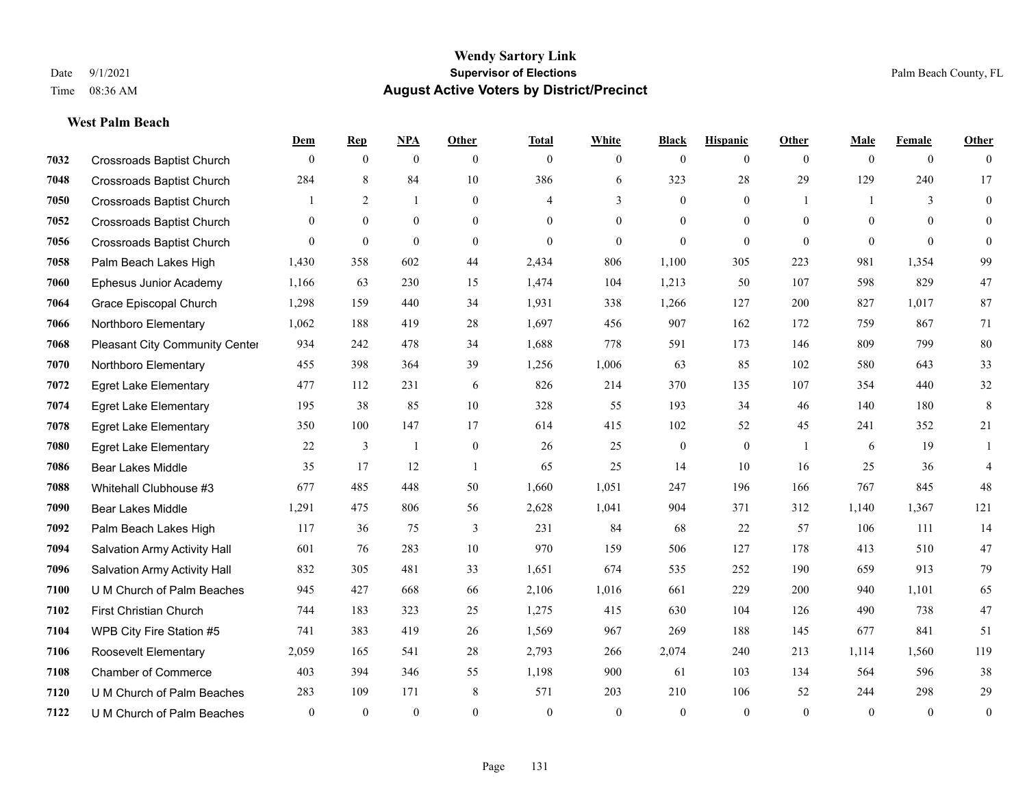**Wendy Sartory Link**
**Supervisor of Elections**
**August Active Voters by District/Precinct**

Date 9/1/2021 — Palm Beach County, FL
Time 08:36 AM

### West Palm Beach

| | | Dem | Rep | NPA | Other | Total | White | Black | Hispanic | Other | Male | Female | Other |
|---|---|---|---|---|---|---|---|---|---|---|---|---|---|
| 7032 | Crossroads Baptist Church | 0 | 0 | 0 | 0 | 0 | 0 | 0 | 0 | 0 | 0 | 0 | 0 |
| 7048 | Crossroads Baptist Church | 284 | 8 | 84 | 10 | 386 | 6 | 323 | 28 | 29 | 129 | 240 | 17 |
| 7050 | Crossroads Baptist Church | 1 | 2 | 1 | 0 | 4 | 3 | 0 | 0 | 1 | 1 | 3 | 0 |
| 7052 | Crossroads Baptist Church | 0 | 0 | 0 | 0 | 0 | 0 | 0 | 0 | 0 | 0 | 0 | 0 |
| 7056 | Crossroads Baptist Church | 0 | 0 | 0 | 0 | 0 | 0 | 0 | 0 | 0 | 0 | 0 | 0 |
| 7058 | Palm Beach Lakes High | 1,430 | 358 | 602 | 44 | 2,434 | 806 | 1,100 | 305 | 223 | 981 | 1,354 | 99 |
| 7060 | Ephesus Junior Academy | 1,166 | 63 | 230 | 15 | 1,474 | 104 | 1,213 | 50 | 107 | 598 | 829 | 47 |
| 7064 | Grace Episcopal Church | 1,298 | 159 | 440 | 34 | 1,931 | 338 | 1,266 | 127 | 200 | 827 | 1,017 | 87 |
| 7066 | Northboro Elementary | 1,062 | 188 | 419 | 28 | 1,697 | 456 | 907 | 162 | 172 | 759 | 867 | 71 |
| 7068 | Pleasant City Community Center | 934 | 242 | 478 | 34 | 1,688 | 778 | 591 | 173 | 146 | 809 | 799 | 80 |
| 7070 | Northboro Elementary | 455 | 398 | 364 | 39 | 1,256 | 1,006 | 63 | 85 | 102 | 580 | 643 | 33 |
| 7072 | Egret Lake Elementary | 477 | 112 | 231 | 6 | 826 | 214 | 370 | 135 | 107 | 354 | 440 | 32 |
| 7074 | Egret Lake Elementary | 195 | 38 | 85 | 10 | 328 | 55 | 193 | 34 | 46 | 140 | 180 | 8 |
| 7078 | Egret Lake Elementary | 350 | 100 | 147 | 17 | 614 | 415 | 102 | 52 | 45 | 241 | 352 | 21 |
| 7080 | Egret Lake Elementary | 22 | 3 | 1 | 0 | 26 | 25 | 0 | 0 | 1 | 6 | 19 | 1 |
| 7086 | Bear Lakes Middle | 35 | 17 | 12 | 1 | 65 | 25 | 14 | 10 | 16 | 25 | 36 | 4 |
| 7088 | Whitehall Clubhouse #3 | 677 | 485 | 448 | 50 | 1,660 | 1,051 | 247 | 196 | 166 | 767 | 845 | 48 |
| 7090 | Bear Lakes Middle | 1,291 | 475 | 806 | 56 | 2,628 | 1,041 | 904 | 371 | 312 | 1,140 | 1,367 | 121 |
| 7092 | Palm Beach Lakes High | 117 | 36 | 75 | 3 | 231 | 84 | 68 | 22 | 57 | 106 | 111 | 14 |
| 7094 | Salvation Army Activity Hall | 601 | 76 | 283 | 10 | 970 | 159 | 506 | 127 | 178 | 413 | 510 | 47 |
| 7096 | Salvation Army Activity Hall | 832 | 305 | 481 | 33 | 1,651 | 674 | 535 | 252 | 190 | 659 | 913 | 79 |
| 7100 | U M Church of Palm Beaches | 945 | 427 | 668 | 66 | 2,106 | 1,016 | 661 | 229 | 200 | 940 | 1,101 | 65 |
| 7102 | First Christian Church | 744 | 183 | 323 | 25 | 1,275 | 415 | 630 | 104 | 126 | 490 | 738 | 47 |
| 7104 | WPB City Fire Station #5 | 741 | 383 | 419 | 26 | 1,569 | 967 | 269 | 188 | 145 | 677 | 841 | 51 |
| 7106 | Roosevelt Elementary | 2,059 | 165 | 541 | 28 | 2,793 | 266 | 2,074 | 240 | 213 | 1,114 | 1,560 | 119 |
| 7108 | Chamber of Commerce | 403 | 394 | 346 | 55 | 1,198 | 900 | 61 | 103 | 134 | 564 | 596 | 38 |
| 7120 | U M Church of Palm Beaches | 283 | 109 | 171 | 8 | 571 | 203 | 210 | 106 | 52 | 244 | 298 | 29 |
| 7122 | U M Church of Palm Beaches | 0 | 0 | 0 | 0 | 0 | 0 | 0 | 0 | 0 | 0 | 0 | 0 |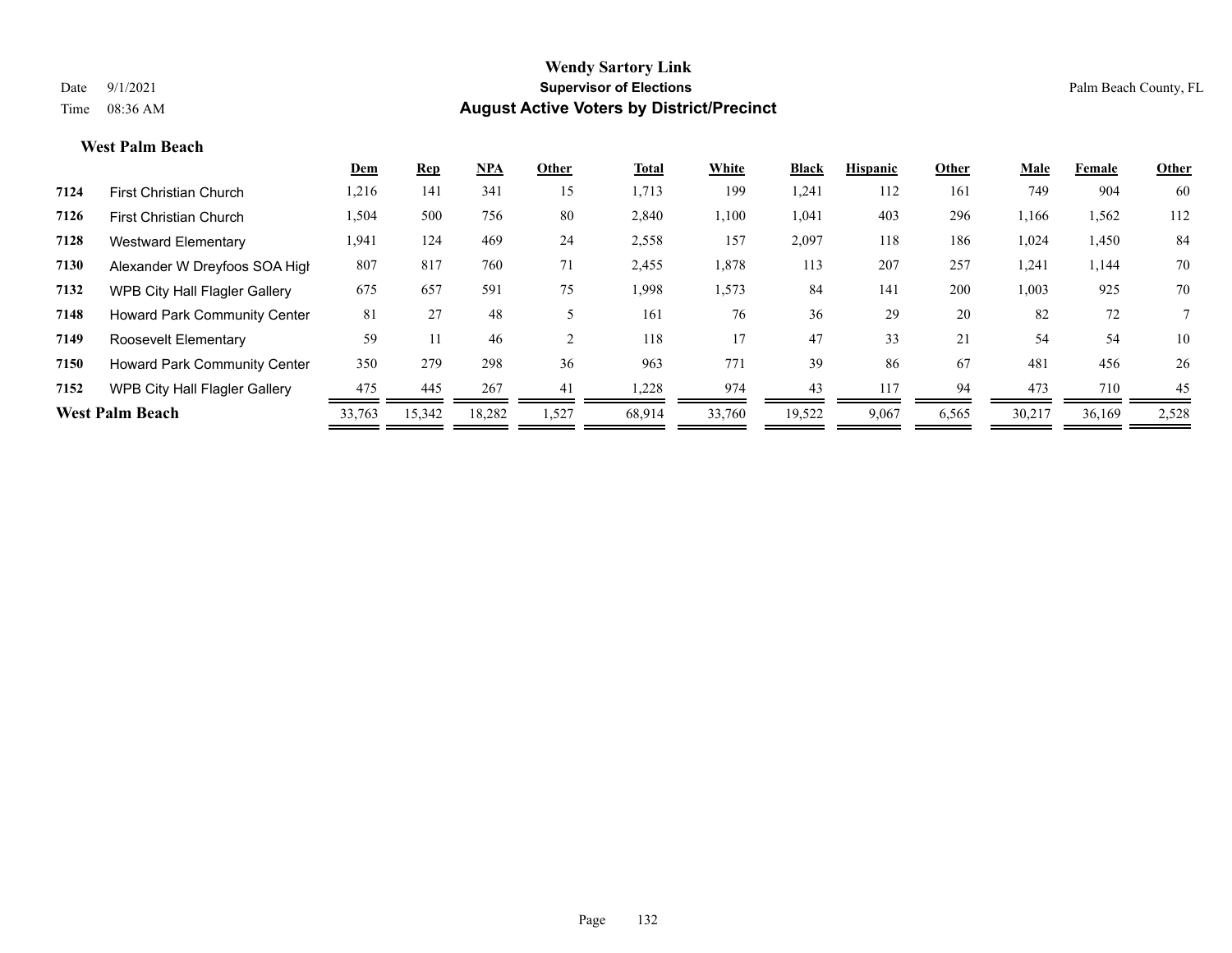**Wendy Sartory Link**
**Supervisor of Elections**
**August Active Voters by District/Precinct**

Date 9/1/2021
Time 08:36 AM

Palm Beach County, FL

### West Palm Beach

| | | Dem | Rep | NPA | Other | Total | White | Black | Hispanic | Other | Male | Female | Other |
|---|---|---|---|---|---|---|---|---|---|---|---|---|---|
| **7124** | First Christian Church | 1,216 | 141 | 341 | 15 | 1,713 | 199 | 1,241 | 112 | 161 | 749 | 904 | 60 |
| **7126** | First Christian Church | 1,504 | 500 | 756 | 80 | 2,840 | 1,100 | 1,041 | 403 | 296 | 1,166 | 1,562 | 112 |
| **7128** | Westward Elementary | 1,941 | 124 | 469 | 24 | 2,558 | 157 | 2,097 | 118 | 186 | 1,024 | 1,450 | 84 |
| **7130** | Alexander W Dreyfoos SOA High | 807 | 817 | 760 | 71 | 2,455 | 1,878 | 113 | 207 | 257 | 1,241 | 1,144 | 70 |
| **7132** | WPB City Hall Flagler Gallery | 675 | 657 | 591 | 75 | 1,998 | 1,573 | 84 | 141 | 200 | 1,003 | 925 | 70 |
| **7148** | Howard Park Community Center | 81 | 27 | 48 | 5 | 161 | 76 | 36 | 29 | 20 | 82 | 72 | 7 |
| **7149** | Roosevelt Elementary | 59 | 11 | 46 | 2 | 118 | 17 | 47 | 33 | 21 | 54 | 54 | 10 |
| **7150** | Howard Park Community Center | 350 | 279 | 298 | 36 | 963 | 771 | 39 | 86 | 67 | 481 | 456 | 26 |
| **7152** | WPB City Hall Flagler Gallery | 475 | 445 | 267 | 41 | 1,228 | 974 | 43 | 117 | 94 | 473 | 710 | 45 |
| **West Palm Beach** | | 33,763 | 15,342 | 18,282 | 1,527 | 68,914 | 33,760 | 19,522 | 9,067 | 6,565 | 30,217 | 36,169 | 2,528 |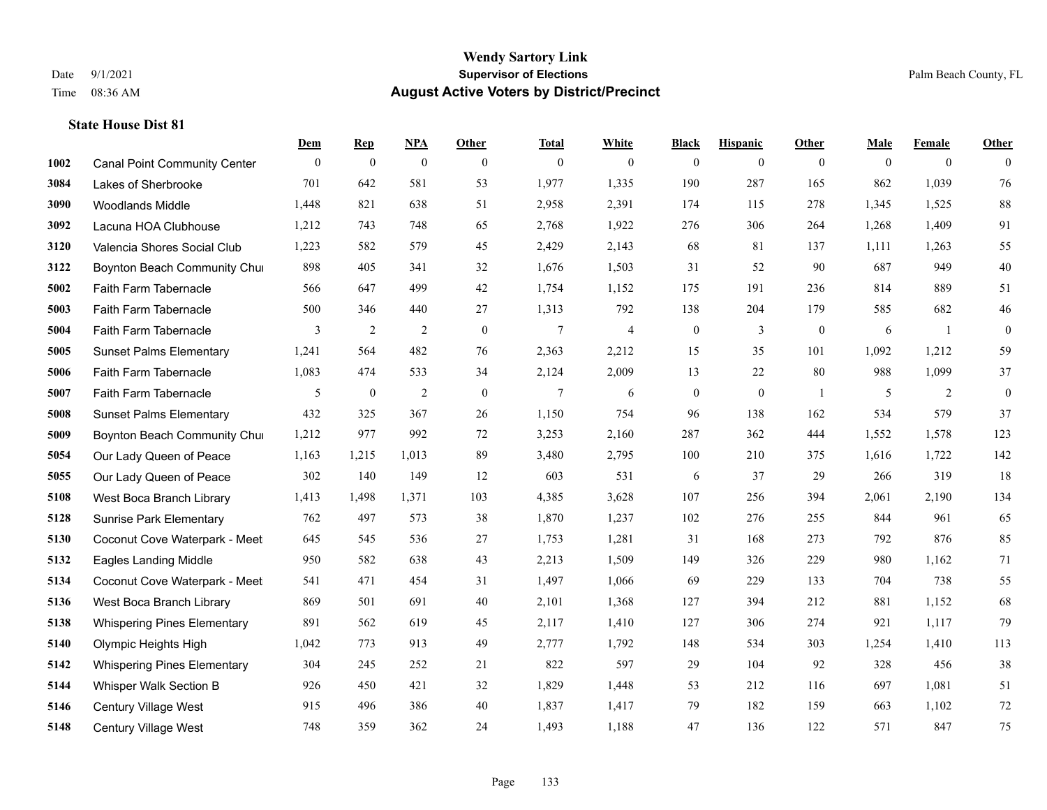# Wendy Sartory Link
## Supervisor of Elections
## August Active Voters by District/Precinct

Date 9/1/2021
Time 08:36 AM
Palm Beach County, FL

### State House Dist 81

| | | Dem | Rep | NPA | Other | Total | White | Black | Hispanic | Other | Male | Female | Other |
|---|---|---|---|---|---|---|---|---|---|---|---|---|---|
| 1002 | Canal Point Community Center | 0 | 0 | 0 | 0 | 0 | 0 | 0 | 0 | 0 | 0 | 0 | 0 |
| 3084 | Lakes of Sherbrooke | 701 | 642 | 581 | 53 | 1,977 | 1,335 | 190 | 287 | 165 | 862 | 1,039 | 76 |
| 3090 | Woodlands Middle | 1,448 | 821 | 638 | 51 | 2,958 | 2,391 | 174 | 115 | 278 | 1,345 | 1,525 | 88 |
| 3092 | Lacuna HOA Clubhouse | 1,212 | 743 | 748 | 65 | 2,768 | 1,922 | 276 | 306 | 264 | 1,268 | 1,409 | 91 |
| 3120 | Valencia Shores Social Club | 1,223 | 582 | 579 | 45 | 2,429 | 2,143 | 68 | 81 | 137 | 1,111 | 1,263 | 55 |
| 3122 | Boynton Beach Community Chu | 898 | 405 | 341 | 32 | 1,676 | 1,503 | 31 | 52 | 90 | 687 | 949 | 40 |
| 5002 | Faith Farm Tabernacle | 566 | 647 | 499 | 42 | 1,754 | 1,152 | 175 | 191 | 236 | 814 | 889 | 51 |
| 5003 | Faith Farm Tabernacle | 500 | 346 | 440 | 27 | 1,313 | 792 | 138 | 204 | 179 | 585 | 682 | 46 |
| 5004 | Faith Farm Tabernacle | 3 | 2 | 2 | 0 | 7 | 4 | 0 | 3 | 0 | 6 | 1 | 0 |
| 5005 | Sunset Palms Elementary | 1,241 | 564 | 482 | 76 | 2,363 | 2,212 | 15 | 35 | 101 | 1,092 | 1,212 | 59 |
| 5006 | Faith Farm Tabernacle | 1,083 | 474 | 533 | 34 | 2,124 | 2,009 | 13 | 22 | 80 | 988 | 1,099 | 37 |
| 5007 | Faith Farm Tabernacle | 5 | 0 | 2 | 0 | 7 | 6 | 0 | 0 | 1 | 5 | 2 | 0 |
| 5008 | Sunset Palms Elementary | 432 | 325 | 367 | 26 | 1,150 | 754 | 96 | 138 | 162 | 534 | 579 | 37 |
| 5009 | Boynton Beach Community Chu | 1,212 | 977 | 992 | 72 | 3,253 | 2,160 | 287 | 362 | 444 | 1,552 | 1,578 | 123 |
| 5054 | Our Lady Queen of Peace | 1,163 | 1,215 | 1,013 | 89 | 3,480 | 2,795 | 100 | 210 | 375 | 1,616 | 1,722 | 142 |
| 5055 | Our Lady Queen of Peace | 302 | 140 | 149 | 12 | 603 | 531 | 6 | 37 | 29 | 266 | 319 | 18 |
| 5108 | West Boca Branch Library | 1,413 | 1,498 | 1,371 | 103 | 4,385 | 3,628 | 107 | 256 | 394 | 2,061 | 2,190 | 134 |
| 5128 | Sunrise Park Elementary | 762 | 497 | 573 | 38 | 1,870 | 1,237 | 102 | 276 | 255 | 844 | 961 | 65 |
| 5130 | Coconut Cove Waterpark - Meet | 645 | 545 | 536 | 27 | 1,753 | 1,281 | 31 | 168 | 273 | 792 | 876 | 85 |
| 5132 | Eagles Landing Middle | 950 | 582 | 638 | 43 | 2,213 | 1,509 | 149 | 326 | 229 | 980 | 1,162 | 71 |
| 5134 | Coconut Cove Waterpark - Meet | 541 | 471 | 454 | 31 | 1,497 | 1,066 | 69 | 229 | 133 | 704 | 738 | 55 |
| 5136 | West Boca Branch Library | 869 | 501 | 691 | 40 | 2,101 | 1,368 | 127 | 394 | 212 | 881 | 1,152 | 68 |
| 5138 | Whispering Pines Elementary | 891 | 562 | 619 | 45 | 2,117 | 1,410 | 127 | 306 | 274 | 921 | 1,117 | 79 |
| 5140 | Olympic Heights High | 1,042 | 773 | 913 | 49 | 2,777 | 1,792 | 148 | 534 | 303 | 1,254 | 1,410 | 113 |
| 5142 | Whispering Pines Elementary | 304 | 245 | 252 | 21 | 822 | 597 | 29 | 104 | 92 | 328 | 456 | 38 |
| 5144 | Whisper Walk Section B | 926 | 450 | 421 | 32 | 1,829 | 1,448 | 53 | 212 | 116 | 697 | 1,081 | 51 |
| 5146 | Century Village West | 915 | 496 | 386 | 40 | 1,837 | 1,417 | 79 | 182 | 159 | 663 | 1,102 | 72 |
| 5148 | Century Village West | 748 | 359 | 362 | 24 | 1,493 | 1,188 | 47 | 136 | 122 | 571 | 847 | 75 |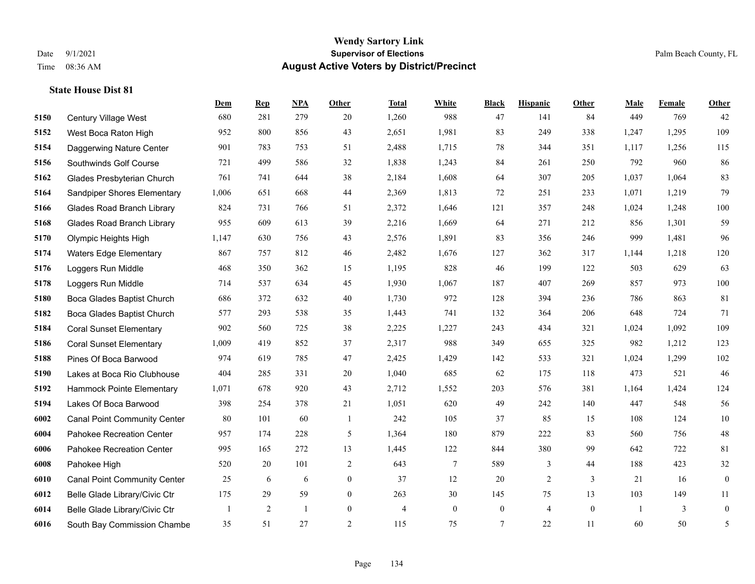**State House Dist 81**

| | | Dem | Rep | NPA | Other | Total | White | Black | Hispanic | Other | Male | Female | Other |
|---|---|---|---|---|---|---|---|---|---|---|---|---|---|
| 5150 | Century Village West | 680 | 281 | 279 | 20 | 1,260 | 988 | 47 | 141 | 84 | 449 | 769 | 42 |
| 5152 | West Boca Raton High | 952 | 800 | 856 | 43 | 2,651 | 1,981 | 83 | 249 | 338 | 1,247 | 1,295 | 109 |
| 5154 | Daggerwing Nature Center | 901 | 783 | 753 | 51 | 2,488 | 1,715 | 78 | 344 | 351 | 1,117 | 1,256 | 115 |
| 5156 | Southwinds Golf Course | 721 | 499 | 586 | 32 | 1,838 | 1,243 | 84 | 261 | 250 | 792 | 960 | 86 |
| 5162 | Glades Presbyterian Church | 761 | 741 | 644 | 38 | 2,184 | 1,608 | 64 | 307 | 205 | 1,037 | 1,064 | 83 |
| 5164 | Sandpiper Shores Elementary | 1,006 | 651 | 668 | 44 | 2,369 | 1,813 | 72 | 251 | 233 | 1,071 | 1,219 | 79 |
| 5166 | Glades Road Branch Library | 824 | 731 | 766 | 51 | 2,372 | 1,646 | 121 | 357 | 248 | 1,024 | 1,248 | 100 |
| 5168 | Glades Road Branch Library | 955 | 609 | 613 | 39 | 2,216 | 1,669 | 64 | 271 | 212 | 856 | 1,301 | 59 |
| 5170 | Olympic Heights High | 1,147 | 630 | 756 | 43 | 2,576 | 1,891 | 83 | 356 | 246 | 999 | 1,481 | 96 |
| 5174 | Waters Edge Elementary | 867 | 757 | 812 | 46 | 2,482 | 1,676 | 127 | 362 | 317 | 1,144 | 1,218 | 120 |
| 5176 | Loggers Run Middle | 468 | 350 | 362 | 15 | 1,195 | 828 | 46 | 199 | 122 | 503 | 629 | 63 |
| 5178 | Loggers Run Middle | 714 | 537 | 634 | 45 | 1,930 | 1,067 | 187 | 407 | 269 | 857 | 973 | 100 |
| 5180 | Boca Glades Baptist Church | 686 | 372 | 632 | 40 | 1,730 | 972 | 128 | 394 | 236 | 786 | 863 | 81 |
| 5182 | Boca Glades Baptist Church | 577 | 293 | 538 | 35 | 1,443 | 741 | 132 | 364 | 206 | 648 | 724 | 71 |
| 5184 | Coral Sunset Elementary | 902 | 560 | 725 | 38 | 2,225 | 1,227 | 243 | 434 | 321 | 1,024 | 1,092 | 109 |
| 5186 | Coral Sunset Elementary | 1,009 | 419 | 852 | 37 | 2,317 | 988 | 349 | 655 | 325 | 982 | 1,212 | 123 |
| 5188 | Pines Of Boca Barwood | 974 | 619 | 785 | 47 | 2,425 | 1,429 | 142 | 533 | 321 | 1,024 | 1,299 | 102 |
| 5190 | Lakes at Boca Rio Clubhouse | 404 | 285 | 331 | 20 | 1,040 | 685 | 62 | 175 | 118 | 473 | 521 | 46 |
| 5192 | Hammock Pointe Elementary | 1,071 | 678 | 920 | 43 | 2,712 | 1,552 | 203 | 576 | 381 | 1,164 | 1,424 | 124 |
| 5194 | Lakes Of Boca Barwood | 398 | 254 | 378 | 21 | 1,051 | 620 | 49 | 242 | 140 | 447 | 548 | 56 |
| 6002 | Canal Point Community Center | 80 | 101 | 60 | 1 | 242 | 105 | 37 | 85 | 15 | 108 | 124 | 10 |
| 6004 | Pahokee Recreation Center | 957 | 174 | 228 | 5 | 1,364 | 180 | 879 | 222 | 83 | 560 | 756 | 48 |
| 6006 | Pahokee Recreation Center | 995 | 165 | 272 | 13 | 1,445 | 122 | 844 | 380 | 99 | 642 | 722 | 81 |
| 6008 | Pahokee High | 520 | 20 | 101 | 2 | 643 | 7 | 589 | 3 | 44 | 188 | 423 | 32 |
| 6010 | Canal Point Community Center | 25 | 6 | 6 | 0 | 37 | 12 | 20 | 2 | 3 | 21 | 16 | 0 |
| 6012 | Belle Glade Library/Civic Ctr | 175 | 29 | 59 | 0 | 263 | 30 | 145 | 75 | 13 | 103 | 149 | 11 |
| 6014 | Belle Glade Library/Civic Ctr | 1 | 2 | 1 | 0 | 4 | 0 | 0 | 4 | 0 | 1 | 3 | 0 |
| 6016 | South Bay Commission Chambe | 35 | 51 | 27 | 2 | 115 | 75 | 7 | 22 | 11 | 60 | 50 | 5 |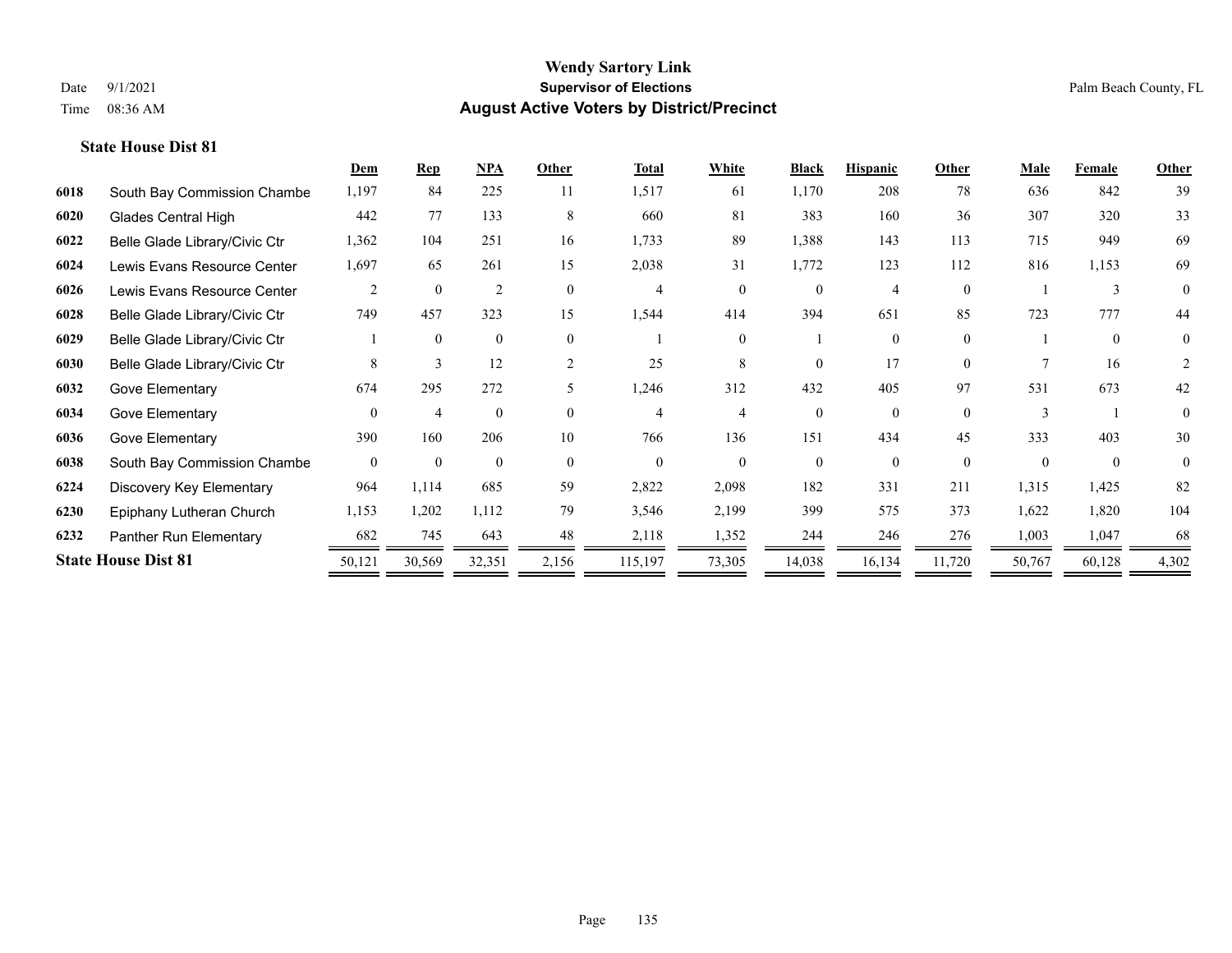**State House Dist 81**

| | | Dem | Rep | NPA | Other | Total | White | Black | Hispanic | Other | Male | Female | Other |
|---|---|---|---|---|---|---|---|---|---|---|---|---|---|
| 6018 | South Bay Commission Chambe | 1,197 | 84 | 225 | 11 | 1,517 | 61 | 1,170 | 208 | 78 | 636 | 842 | 39 |
| 6020 | Glades Central High | 442 | 77 | 133 | 8 | 660 | 81 | 383 | 160 | 36 | 307 | 320 | 33 |
| 6022 | Belle Glade Library/Civic Ctr | 1,362 | 104 | 251 | 16 | 1,733 | 89 | 1,388 | 143 | 113 | 715 | 949 | 69 |
| 6024 | Lewis Evans Resource Center | 1,697 | 65 | 261 | 15 | 2,038 | 31 | 1,772 | 123 | 112 | 816 | 1,153 | 69 |
| 6026 | Lewis Evans Resource Center | 2 | 0 | 2 | 0 | 4 | 0 | 0 | 4 | 0 | 1 | 3 | 0 |
| 6028 | Belle Glade Library/Civic Ctr | 749 | 457 | 323 | 15 | 1,544 | 414 | 394 | 651 | 85 | 723 | 777 | 44 |
| 6029 | Belle Glade Library/Civic Ctr | 1 | 0 | 0 | 0 | 1 | 0 | 1 | 0 | 0 | 1 | 0 | 0 |
| 6030 | Belle Glade Library/Civic Ctr | 8 | 3 | 12 | 2 | 25 | 8 | 0 | 17 | 0 | 7 | 16 | 2 |
| 6032 | Gove Elementary | 674 | 295 | 272 | 5 | 1,246 | 312 | 432 | 405 | 97 | 531 | 673 | 42 |
| 6034 | Gove Elementary | 0 | 4 | 0 | 0 | 4 | 4 | 0 | 0 | 0 | 3 | 1 | 0 |
| 6036 | Gove Elementary | 390 | 160 | 206 | 10 | 766 | 136 | 151 | 434 | 45 | 333 | 403 | 30 |
| 6038 | South Bay Commission Chambe | 0 | 0 | 0 | 0 | 0 | 0 | 0 | 0 | 0 | 0 | 0 | 0 |
| 6224 | Discovery Key Elementary | 964 | 1,114 | 685 | 59 | 2,822 | 2,098 | 182 | 331 | 211 | 1,315 | 1,425 | 82 |
| 6230 | Epiphany Lutheran Church | 1,153 | 1,202 | 1,112 | 79 | 3,546 | 2,199 | 399 | 575 | 373 | 1,622 | 1,820 | 104 |
| 6232 | Panther Run Elementary | 682 | 745 | 643 | 48 | 2,118 | 1,352 | 244 | 246 | 276 | 1,003 | 1,047 | 68 |
| **State House Dist 81** | | 50,121 | 30,569 | 32,351 | 2,156 | 115,197 | 73,305 | 14,038 | 16,134 | 11,720 | 50,767 | 60,128 | 4,302 |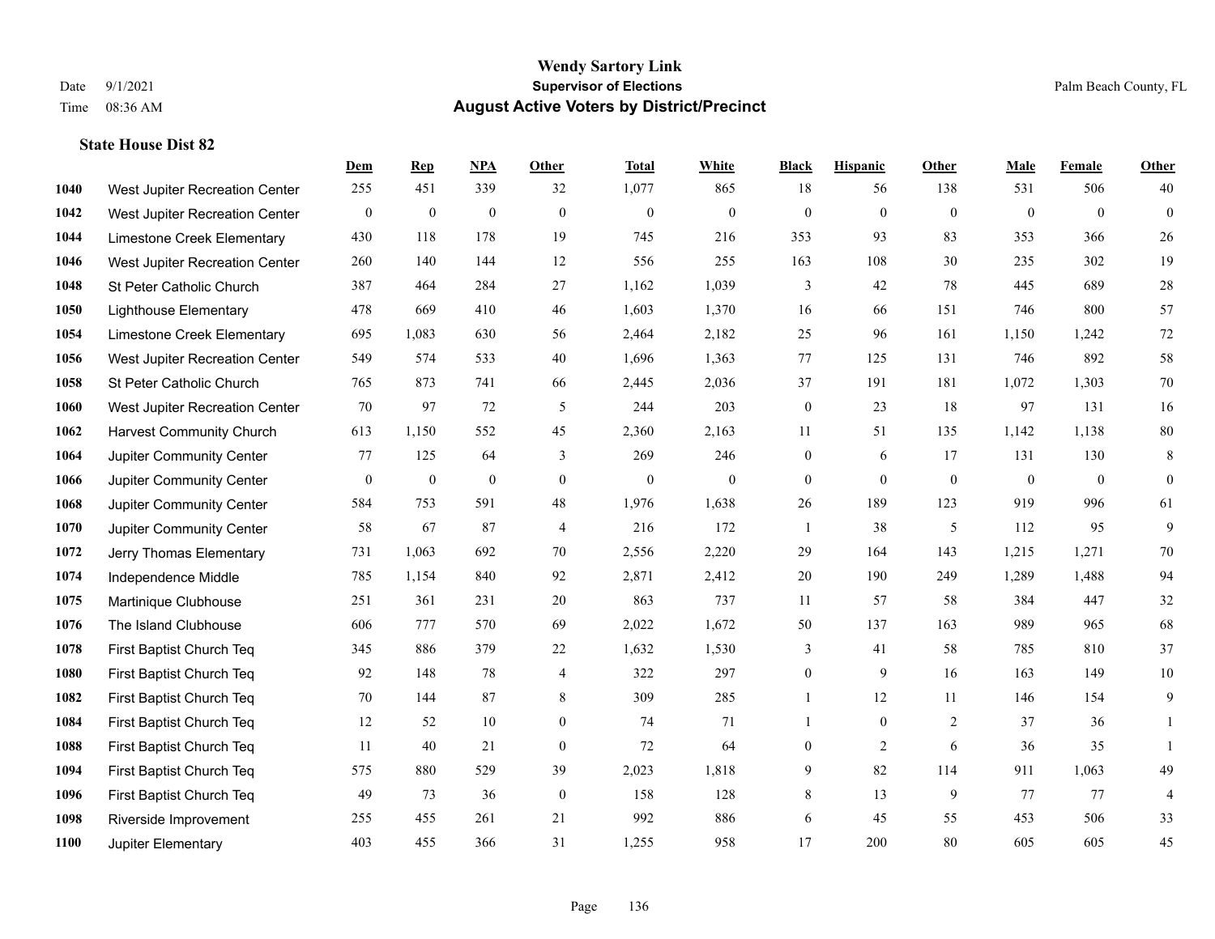# Wendy Sartory Link
## Supervisor of Elections
## August Active Voters by District/Precinct

Date 9/1/2021
Time 08:36 AM

Palm Beach County, FL

### State House Dist 82

| | | Dem | Rep | NPA | Other | Total | White | Black | Hispanic | Other | Male | Female | Other |
|---|---|---|---|---|---|---|---|---|---|---|---|---|---|
| 1040 | West Jupiter Recreation Center | 255 | 451 | 339 | 32 | 1,077 | 865 | 18 | 56 | 138 | 531 | 506 | 40 |
| 1042 | West Jupiter Recreation Center | 0 | 0 | 0 | 0 | 0 | 0 | 0 | 0 | 0 | 0 | 0 | 0 |
| 1044 | Limestone Creek Elementary | 430 | 118 | 178 | 19 | 745 | 216 | 353 | 93 | 83 | 353 | 366 | 26 |
| 1046 | West Jupiter Recreation Center | 260 | 140 | 144 | 12 | 556 | 255 | 163 | 108 | 30 | 235 | 302 | 19 |
| 1048 | St Peter Catholic Church | 387 | 464 | 284 | 27 | 1,162 | 1,039 | 3 | 42 | 78 | 445 | 689 | 28 |
| 1050 | Lighthouse Elementary | 478 | 669 | 410 | 46 | 1,603 | 1,370 | 16 | 66 | 151 | 746 | 800 | 57 |
| 1054 | Limestone Creek Elementary | 695 | 1,083 | 630 | 56 | 2,464 | 2,182 | 25 | 96 | 161 | 1,150 | 1,242 | 72 |
| 1056 | West Jupiter Recreation Center | 549 | 574 | 533 | 40 | 1,696 | 1,363 | 77 | 125 | 131 | 746 | 892 | 58 |
| 1058 | St Peter Catholic Church | 765 | 873 | 741 | 66 | 2,445 | 2,036 | 37 | 191 | 181 | 1,072 | 1,303 | 70 |
| 1060 | West Jupiter Recreation Center | 70 | 97 | 72 | 5 | 244 | 203 | 0 | 23 | 18 | 97 | 131 | 16 |
| 1062 | Harvest Community Church | 613 | 1,150 | 552 | 45 | 2,360 | 2,163 | 11 | 51 | 135 | 1,142 | 1,138 | 80 |
| 1064 | Jupiter Community Center | 77 | 125 | 64 | 3 | 269 | 246 | 0 | 6 | 17 | 131 | 130 | 8 |
| 1066 | Jupiter Community Center | 0 | 0 | 0 | 0 | 0 | 0 | 0 | 0 | 0 | 0 | 0 | 0 |
| 1068 | Jupiter Community Center | 584 | 753 | 591 | 48 | 1,976 | 1,638 | 26 | 189 | 123 | 919 | 996 | 61 |
| 1070 | Jupiter Community Center | 58 | 67 | 87 | 4 | 216 | 172 | 1 | 38 | 5 | 112 | 95 | 9 |
| 1072 | Jerry Thomas Elementary | 731 | 1,063 | 692 | 70 | 2,556 | 2,220 | 29 | 164 | 143 | 1,215 | 1,271 | 70 |
| 1074 | Independence Middle | 785 | 1,154 | 840 | 92 | 2,871 | 2,412 | 20 | 190 | 249 | 1,289 | 1,488 | 94 |
| 1075 | Martinique Clubhouse | 251 | 361 | 231 | 20 | 863 | 737 | 11 | 57 | 58 | 384 | 447 | 32 |
| 1076 | The Island Clubhouse | 606 | 777 | 570 | 69 | 2,022 | 1,672 | 50 | 137 | 163 | 989 | 965 | 68 |
| 1078 | First Baptist Church Teq | 345 | 886 | 379 | 22 | 1,632 | 1,530 | 3 | 41 | 58 | 785 | 810 | 37 |
| 1080 | First Baptist Church Teq | 92 | 148 | 78 | 4 | 322 | 297 | 0 | 9 | 16 | 163 | 149 | 10 |
| 1082 | First Baptist Church Teq | 70 | 144 | 87 | 8 | 309 | 285 | 1 | 12 | 11 | 146 | 154 | 9 |
| 1084 | First Baptist Church Teq | 12 | 52 | 10 | 0 | 74 | 71 | 1 | 0 | 2 | 37 | 36 | 1 |
| 1088 | First Baptist Church Teq | 11 | 40 | 21 | 0 | 72 | 64 | 0 | 2 | 6 | 36 | 35 | 1 |
| 1094 | First Baptist Church Teq | 575 | 880 | 529 | 39 | 2,023 | 1,818 | 9 | 82 | 114 | 911 | 1,063 | 49 |
| 1096 | First Baptist Church Teq | 49 | 73 | 36 | 0 | 158 | 128 | 8 | 13 | 9 | 77 | 77 | 4 |
| 1098 | Riverside Improvement | 255 | 455 | 261 | 21 | 992 | 886 | 6 | 45 | 55 | 453 | 506 | 33 |
| 1100 | Jupiter Elementary | 403 | 455 | 366 | 31 | 1,255 | 958 | 17 | 200 | 80 | 605 | 605 | 45 |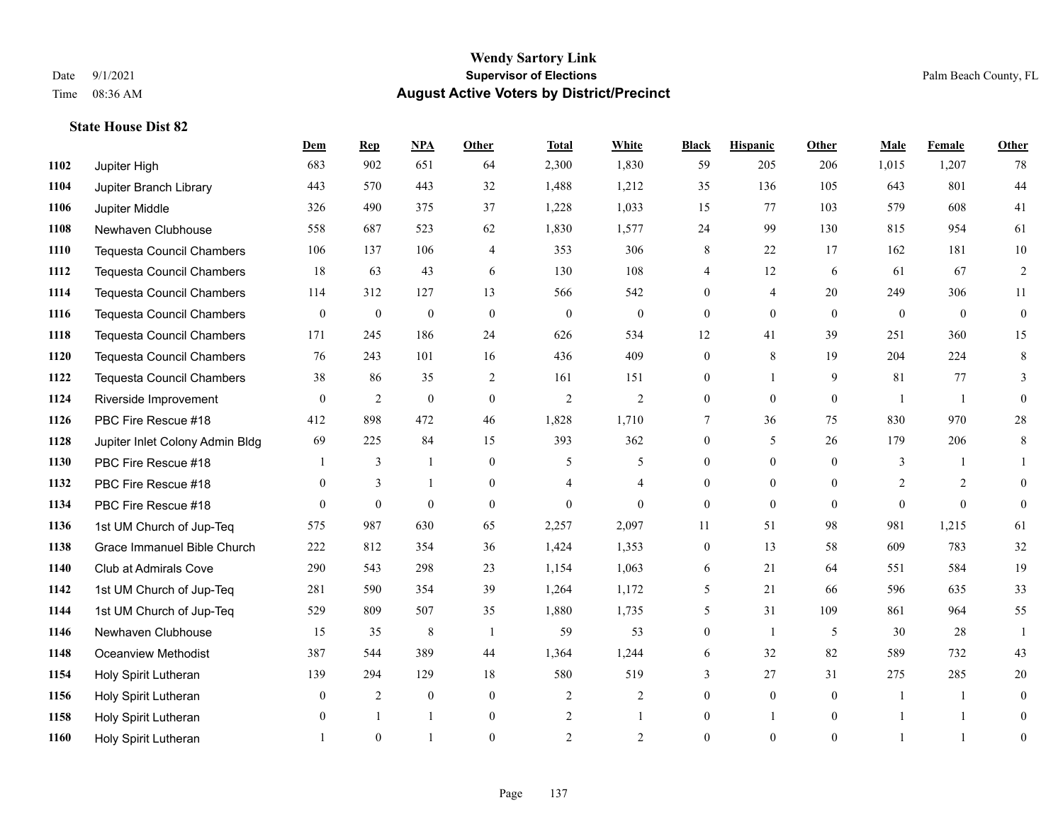**Wendy Sartory Link**
**Supervisor of Elections**
**August Active Voters by District/Precinct**

Date 9/1/2021
Time 08:36 AM

Palm Beach County, FL

### State House Dist 82

| | | Dem | Rep | NPA | Other | Total | White | Black | Hispanic | Other | Male | Female | Other |
|---|---|---|---|---|---|---|---|---|---|---|---|---|---|
| 1102 | Jupiter High | 683 | 902 | 651 | 64 | 2,300 | 1,830 | 59 | 205 | 206 | 1,015 | 1,207 | 78 |
| 1104 | Jupiter Branch Library | 443 | 570 | 443 | 32 | 1,488 | 1,212 | 35 | 136 | 105 | 643 | 801 | 44 |
| 1106 | Jupiter Middle | 326 | 490 | 375 | 37 | 1,228 | 1,033 | 15 | 77 | 103 | 579 | 608 | 41 |
| 1108 | Newhaven Clubhouse | 558 | 687 | 523 | 62 | 1,830 | 1,577 | 24 | 99 | 130 | 815 | 954 | 61 |
| 1110 | Tequesta Council Chambers | 106 | 137 | 106 | 4 | 353 | 306 | 8 | 22 | 17 | 162 | 181 | 10 |
| 1112 | Tequesta Council Chambers | 18 | 63 | 43 | 6 | 130 | 108 | 4 | 12 | 6 | 61 | 67 | 2 |
| 1114 | Tequesta Council Chambers | 114 | 312 | 127 | 13 | 566 | 542 | 0 | 4 | 20 | 249 | 306 | 11 |
| 1116 | Tequesta Council Chambers | 0 | 0 | 0 | 0 | 0 | 0 | 0 | 0 | 0 | 0 | 0 | 0 |
| 1118 | Tequesta Council Chambers | 171 | 245 | 186 | 24 | 626 | 534 | 12 | 41 | 39 | 251 | 360 | 15 |
| 1120 | Tequesta Council Chambers | 76 | 243 | 101 | 16 | 436 | 409 | 0 | 8 | 19 | 204 | 224 | 8 |
| 1122 | Tequesta Council Chambers | 38 | 86 | 35 | 2 | 161 | 151 | 0 | 1 | 9 | 81 | 77 | 3 |
| 1124 | Riverside Improvement | 0 | 2 | 0 | 0 | 2 | 2 | 0 | 0 | 0 | 1 | 1 | 0 |
| 1126 | PBC Fire Rescue #18 | 412 | 898 | 472 | 46 | 1,828 | 1,710 | 7 | 36 | 75 | 830 | 970 | 28 |
| 1128 | Jupiter Inlet Colony Admin Bldg | 69 | 225 | 84 | 15 | 393 | 362 | 0 | 5 | 26 | 179 | 206 | 8 |
| 1130 | PBC Fire Rescue #18 | 1 | 3 | 1 | 0 | 5 | 5 | 0 | 0 | 0 | 3 | 1 | 1 |
| 1132 | PBC Fire Rescue #18 | 0 | 3 | 1 | 0 | 4 | 4 | 0 | 0 | 0 | 2 | 2 | 0 |
| 1134 | PBC Fire Rescue #18 | 0 | 0 | 0 | 0 | 0 | 0 | 0 | 0 | 0 | 0 | 0 | 0 |
| 1136 | 1st UM Church of Jup-Teq | 575 | 987 | 630 | 65 | 2,257 | 2,097 | 11 | 51 | 98 | 981 | 1,215 | 61 |
| 1138 | Grace Immanuel Bible Church | 222 | 812 | 354 | 36 | 1,424 | 1,353 | 0 | 13 | 58 | 609 | 783 | 32 |
| 1140 | Club at Admirals Cove | 290 | 543 | 298 | 23 | 1,154 | 1,063 | 6 | 21 | 64 | 551 | 584 | 19 |
| 1142 | 1st UM Church of Jup-Teq | 281 | 590 | 354 | 39 | 1,264 | 1,172 | 5 | 21 | 66 | 596 | 635 | 33 |
| 1144 | 1st UM Church of Jup-Teq | 529 | 809 | 507 | 35 | 1,880 | 1,735 | 5 | 31 | 109 | 861 | 964 | 55 |
| 1146 | Newhaven Clubhouse | 15 | 35 | 8 | 1 | 59 | 53 | 0 | 1 | 5 | 30 | 28 | 1 |
| 1148 | Oceanview Methodist | 387 | 544 | 389 | 44 | 1,364 | 1,244 | 6 | 32 | 82 | 589 | 732 | 43 |
| 1154 | Holy Spirit Lutheran | 139 | 294 | 129 | 18 | 580 | 519 | 3 | 27 | 31 | 275 | 285 | 20 |
| 1156 | Holy Spirit Lutheran | 0 | 2 | 0 | 0 | 2 | 2 | 0 | 0 | 0 | 1 | 1 | 0 |
| 1158 | Holy Spirit Lutheran | 0 | 1 | 1 | 0 | 2 | 1 | 0 | 1 | 0 | 1 | 1 | 0 |
| 1160 | Holy Spirit Lutheran | 1 | 0 | 1 | 0 | 2 | 2 | 0 | 0 | 0 | 1 | 1 | 0 |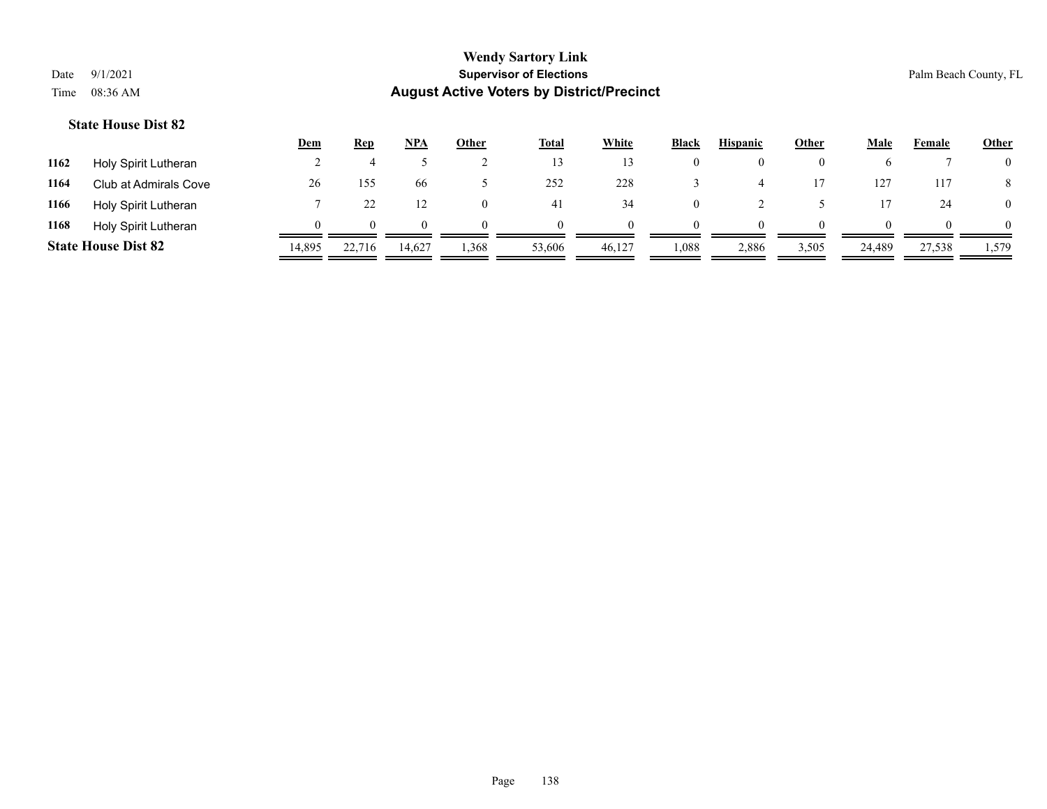**Wendy Sartory Link**
**Supervisor of Elections**
**August Active Voters by District/Precinct**

Date 9/1/2021
Time 08:36 AM

Palm Beach County, FL

**State House Dist 82**

| | | Dem | Rep | NPA | Other | Total | White | Black | Hispanic | Other | Male | Female | Other |
|---|---|---|---|---|---|---|---|---|---|---|---|---|---|
| **1162** | Holy Spirit Lutheran | 2 | 4 | 5 | 2 | 13 | 13 | 0 | 0 | 0 | 6 | 7 | 0 |
| **1164** | Club at Admirals Cove | 26 | 155 | 66 | 5 | 252 | 228 | 3 | 4 | 17 | 127 | 117 | 8 |
| **1166** | Holy Spirit Lutheran | 7 | 22 | 12 | 0 | 41 | 34 | 0 | 2 | 5 | 17 | 24 | 0 |
| **1168** | Holy Spirit Lutheran | 0 | 0 | 0 | 0 | 0 | 0 | 0 | 0 | 0 | 0 | 0 | 0 |
| **State House Dist 82** | | 14,895 | 22,716 | 14,627 | 1,368 | 53,606 | 46,127 | 1,088 | 2,886 | 3,505 | 24,489 | 27,538 | 1,579 |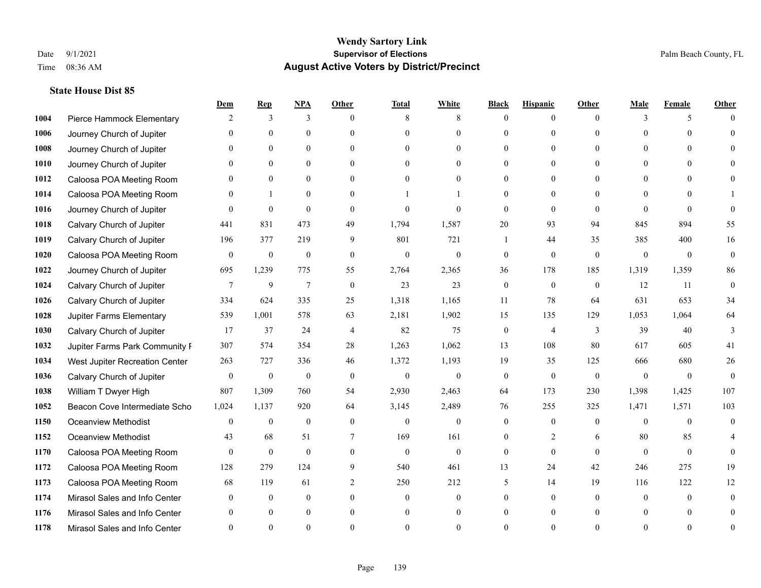# Wendy Sartory Link
## Supervisor of Elections
## August Active Voters by District/Precinct

Date 9/1/2021
Time 08:36 AM
Palm Beach County, FL

### State House Dist 85

| | | Dem | Rep | NPA | Other | Total | White | Black | Hispanic | Other | Male | Female | Other |
|---|---|---|---|---|---|---|---|---|---|---|---|---|---|
| 1004 | Pierce Hammock Elementary | 2 | 3 | 3 | 0 | 8 | 8 | 0 | 0 | 0 | 3 | 5 | 0 |
| 1006 | Journey Church of Jupiter | 0 | 0 | 0 | 0 | 0 | 0 | 0 | 0 | 0 | 0 | 0 | 0 |
| 1008 | Journey Church of Jupiter | 0 | 0 | 0 | 0 | 0 | 0 | 0 | 0 | 0 | 0 | 0 | 0 |
| 1010 | Journey Church of Jupiter | 0 | 0 | 0 | 0 | 0 | 0 | 0 | 0 | 0 | 0 | 0 | 0 |
| 1012 | Caloosa POA Meeting Room | 0 | 0 | 0 | 0 | 0 | 0 | 0 | 0 | 0 | 0 | 0 | 0 |
| 1014 | Caloosa POA Meeting Room | 0 | 1 | 0 | 0 | 1 | 1 | 0 | 0 | 0 | 0 | 0 | 1 |
| 1016 | Journey Church of Jupiter | 0 | 0 | 0 | 0 | 0 | 0 | 0 | 0 | 0 | 0 | 0 | 0 |
| 1018 | Calvary Church of Jupiter | 441 | 831 | 473 | 49 | 1,794 | 1,587 | 20 | 93 | 94 | 845 | 894 | 55 |
| 1019 | Calvary Church of Jupiter | 196 | 377 | 219 | 9 | 801 | 721 | 1 | 44 | 35 | 385 | 400 | 16 |
| 1020 | Caloosa POA Meeting Room | 0 | 0 | 0 | 0 | 0 | 0 | 0 | 0 | 0 | 0 | 0 | 0 |
| 1022 | Journey Church of Jupiter | 695 | 1,239 | 775 | 55 | 2,764 | 2,365 | 36 | 178 | 185 | 1,319 | 1,359 | 86 |
| 1024 | Calvary Church of Jupiter | 7 | 9 | 7 | 0 | 23 | 23 | 0 | 0 | 0 | 12 | 11 | 0 |
| 1026 | Calvary Church of Jupiter | 334 | 624 | 335 | 25 | 1,318 | 1,165 | 11 | 78 | 64 | 631 | 653 | 34 |
| 1028 | Jupiter Farms Elementary | 539 | 1,001 | 578 | 63 | 2,181 | 1,902 | 15 | 135 | 129 | 1,053 | 1,064 | 64 |
| 1030 | Calvary Church of Jupiter | 17 | 37 | 24 | 4 | 82 | 75 | 0 | 4 | 3 | 39 | 40 | 3 |
| 1032 | Jupiter Farms Park Community F | 307 | 574 | 354 | 28 | 1,263 | 1,062 | 13 | 108 | 80 | 617 | 605 | 41 |
| 1034 | West Jupiter Recreation Center | 263 | 727 | 336 | 46 | 1,372 | 1,193 | 19 | 35 | 125 | 666 | 680 | 26 |
| 1036 | Calvary Church of Jupiter | 0 | 0 | 0 | 0 | 0 | 0 | 0 | 0 | 0 | 0 | 0 | 0 |
| 1038 | William T Dwyer High | 807 | 1,309 | 760 | 54 | 2,930 | 2,463 | 64 | 173 | 230 | 1,398 | 1,425 | 107 |
| 1052 | Beacon Cove Intermediate Scho | 1,024 | 1,137 | 920 | 64 | 3,145 | 2,489 | 76 | 255 | 325 | 1,471 | 1,571 | 103 |
| 1150 | Oceanview Methodist | 0 | 0 | 0 | 0 | 0 | 0 | 0 | 0 | 0 | 0 | 0 | 0 |
| 1152 | Oceanview Methodist | 43 | 68 | 51 | 7 | 169 | 161 | 0 | 2 | 6 | 80 | 85 | 4 |
| 1170 | Caloosa POA Meeting Room | 0 | 0 | 0 | 0 | 0 | 0 | 0 | 0 | 0 | 0 | 0 | 0 |
| 1172 | Caloosa POA Meeting Room | 128 | 279 | 124 | 9 | 540 | 461 | 13 | 24 | 42 | 246 | 275 | 19 |
| 1173 | Caloosa POA Meeting Room | 68 | 119 | 61 | 2 | 250 | 212 | 5 | 14 | 19 | 116 | 122 | 12 |
| 1174 | Mirasol Sales and Info Center | 0 | 0 | 0 | 0 | 0 | 0 | 0 | 0 | 0 | 0 | 0 | 0 |
| 1176 | Mirasol Sales and Info Center | 0 | 0 | 0 | 0 | 0 | 0 | 0 | 0 | 0 | 0 | 0 | 0 |
| 1178 | Mirasol Sales and Info Center | 0 | 0 | 0 | 0 | 0 | 0 | 0 | 0 | 0 | 0 | 0 | 0 |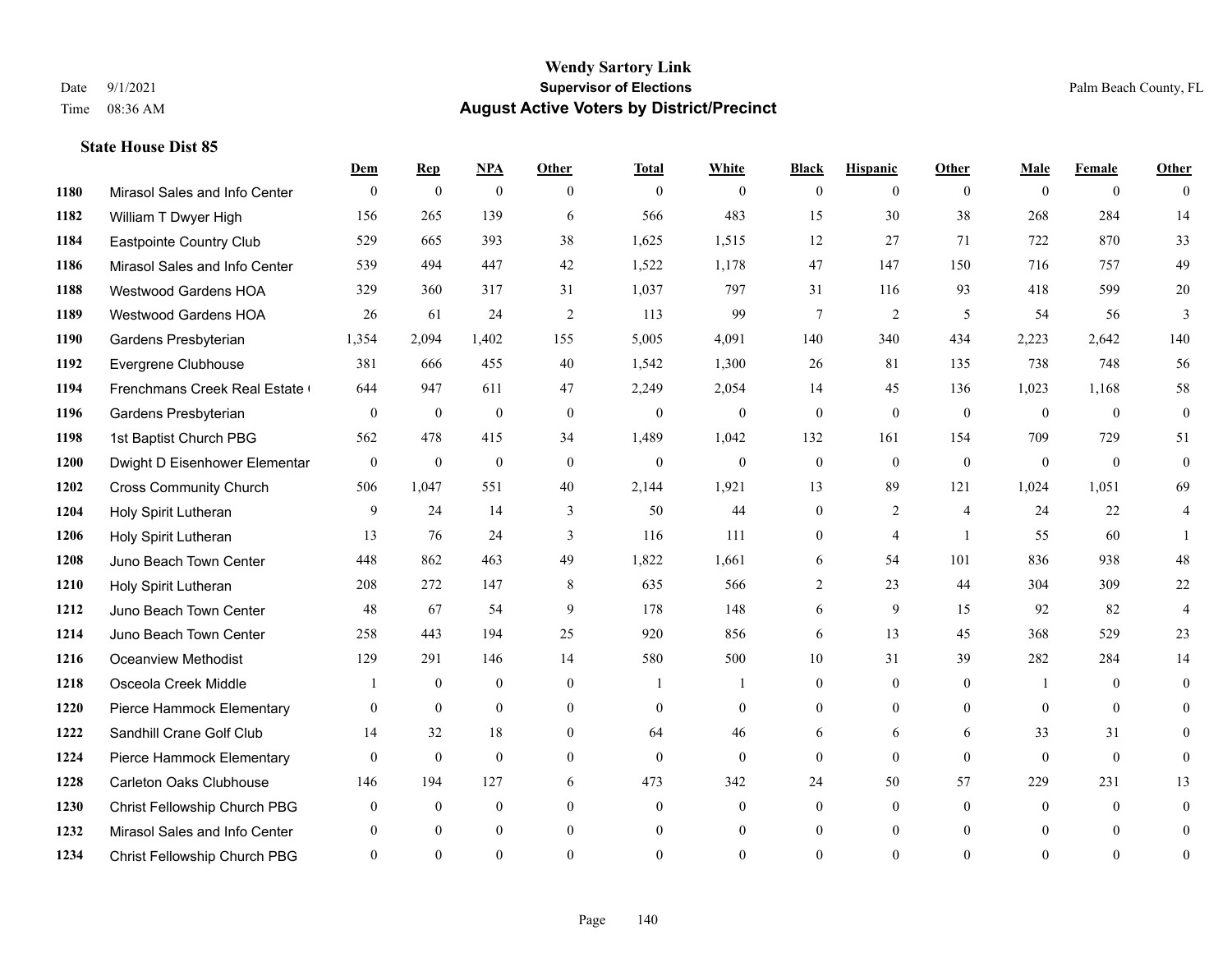# Wendy Sartory Link
## Supervisor of Elections
## August Active Voters by District/Precinct

Date 9/1/2021
Time 08:36 AM
Palm Beach County, FL

### State House Dist 85

| | | Dem | Rep | NPA | Other | Total | White | Black | Hispanic | Other | Male | Female | Other |
|---|---|---|---|---|---|---|---|---|---|---|---|---|---|
| 1180 | Mirasol Sales and Info Center | 0 | 0 | 0 | 0 | 0 | 0 | 0 | 0 | 0 | 0 | 0 | 0 |
| 1182 | William T Dwyer High | 156 | 265 | 139 | 6 | 566 | 483 | 15 | 30 | 38 | 268 | 284 | 14 |
| 1184 | Eastpointe Country Club | 529 | 665 | 393 | 38 | 1,625 | 1,515 | 12 | 27 | 71 | 722 | 870 | 33 |
| 1186 | Mirasol Sales and Info Center | 539 | 494 | 447 | 42 | 1,522 | 1,178 | 47 | 147 | 150 | 716 | 757 | 49 |
| 1188 | Westwood Gardens HOA | 329 | 360 | 317 | 31 | 1,037 | 797 | 31 | 116 | 93 | 418 | 599 | 20 |
| 1189 | Westwood Gardens HOA | 26 | 61 | 24 | 2 | 113 | 99 | 7 | 2 | 5 | 54 | 56 | 3 |
| 1190 | Gardens Presbyterian | 1,354 | 2,094 | 1,402 | 155 | 5,005 | 4,091 | 140 | 340 | 434 | 2,223 | 2,642 | 140 |
| 1192 | Evergrene Clubhouse | 381 | 666 | 455 | 40 | 1,542 | 1,300 | 26 | 81 | 135 | 738 | 748 | 56 |
| 1194 | Frenchmans Creek Real Estate ( | 644 | 947 | 611 | 47 | 2,249 | 2,054 | 14 | 45 | 136 | 1,023 | 1,168 | 58 |
| 1196 | Gardens Presbyterian | 0 | 0 | 0 | 0 | 0 | 0 | 0 | 0 | 0 | 0 | 0 | 0 |
| 1198 | 1st Baptist Church PBG | 562 | 478 | 415 | 34 | 1,489 | 1,042 | 132 | 161 | 154 | 709 | 729 | 51 |
| 1200 | Dwight D Eisenhower Elementar | 0 | 0 | 0 | 0 | 0 | 0 | 0 | 0 | 0 | 0 | 0 | 0 |
| 1202 | Cross Community Church | 506 | 1,047 | 551 | 40 | 2,144 | 1,921 | 13 | 89 | 121 | 1,024 | 1,051 | 69 |
| 1204 | Holy Spirit Lutheran | 9 | 24 | 14 | 3 | 50 | 44 | 0 | 2 | 4 | 24 | 22 | 4 |
| 1206 | Holy Spirit Lutheran | 13 | 76 | 24 | 3 | 116 | 111 | 0 | 4 | 1 | 55 | 60 | 1 |
| 1208 | Juno Beach Town Center | 448 | 862 | 463 | 49 | 1,822 | 1,661 | 6 | 54 | 101 | 836 | 938 | 48 |
| 1210 | Holy Spirit Lutheran | 208 | 272 | 147 | 8 | 635 | 566 | 2 | 23 | 44 | 304 | 309 | 22 |
| 1212 | Juno Beach Town Center | 48 | 67 | 54 | 9 | 178 | 148 | 6 | 9 | 15 | 92 | 82 | 4 |
| 1214 | Juno Beach Town Center | 258 | 443 | 194 | 25 | 920 | 856 | 6 | 13 | 45 | 368 | 529 | 23 |
| 1216 | Oceanview Methodist | 129 | 291 | 146 | 14 | 580 | 500 | 10 | 31 | 39 | 282 | 284 | 14 |
| 1218 | Osceola Creek Middle | 1 | 0 | 0 | 0 | 1 | 1 | 0 | 0 | 0 | 1 | 0 | 0 |
| 1220 | Pierce Hammock Elementary | 0 | 0 | 0 | 0 | 0 | 0 | 0 | 0 | 0 | 0 | 0 | 0 |
| 1222 | Sandhill Crane Golf Club | 14 | 32 | 18 | 0 | 64 | 46 | 6 | 6 | 6 | 33 | 31 | 0 |
| 1224 | Pierce Hammock Elementary | 0 | 0 | 0 | 0 | 0 | 0 | 0 | 0 | 0 | 0 | 0 | 0 |
| 1228 | Carleton Oaks Clubhouse | 146 | 194 | 127 | 6 | 473 | 342 | 24 | 50 | 57 | 229 | 231 | 13 |
| 1230 | Christ Fellowship Church PBG | 0 | 0 | 0 | 0 | 0 | 0 | 0 | 0 | 0 | 0 | 0 | 0 |
| 1232 | Mirasol Sales and Info Center | 0 | 0 | 0 | 0 | 0 | 0 | 0 | 0 | 0 | 0 | 0 | 0 |
| 1234 | Christ Fellowship Church PBG | 0 | 0 | 0 | 0 | 0 | 0 | 0 | 0 | 0 | 0 | 0 | 0 |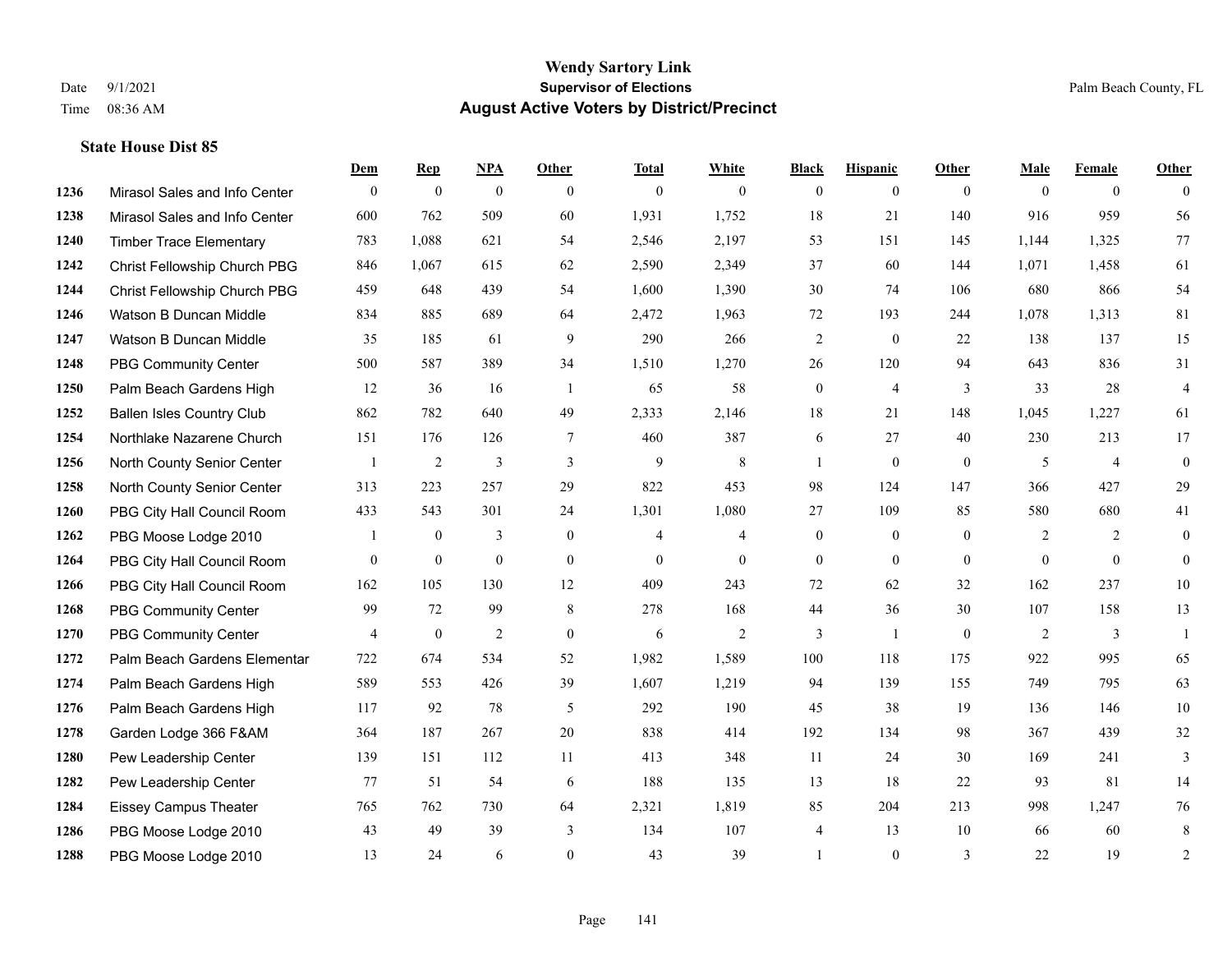**Wendy Sartory Link**
**Supervisor of Elections**
**August Active Voters by District/Precinct**

Date 9/1/2021
Time 08:36 AM
Palm Beach County, FL

### State House Dist 85

| | | Dem | Rep | NPA | Other | Total | White | Black | Hispanic | Other | Male | Female | Other |
|---|---|---|---|---|---|---|---|---|---|---|---|---|---|
| 1236 | Mirasol Sales and Info Center | 0 | 0 | 0 | 0 | 0 | 0 | 0 | 0 | 0 | 0 | 0 | 0 |
| 1238 | Mirasol Sales and Info Center | 600 | 762 | 509 | 60 | 1,931 | 1,752 | 18 | 21 | 140 | 916 | 959 | 56 |
| 1240 | Timber Trace Elementary | 783 | 1,088 | 621 | 54 | 2,546 | 2,197 | 53 | 151 | 145 | 1,144 | 1,325 | 77 |
| 1242 | Christ Fellowship Church PBG | 846 | 1,067 | 615 | 62 | 2,590 | 2,349 | 37 | 60 | 144 | 1,071 | 1,458 | 61 |
| 1244 | Christ Fellowship Church PBG | 459 | 648 | 439 | 54 | 1,600 | 1,390 | 30 | 74 | 106 | 680 | 866 | 54 |
| 1246 | Watson B Duncan Middle | 834 | 885 | 689 | 64 | 2,472 | 1,963 | 72 | 193 | 244 | 1,078 | 1,313 | 81 |
| 1247 | Watson B Duncan Middle | 35 | 185 | 61 | 9 | 290 | 266 | 2 | 0 | 22 | 138 | 137 | 15 |
| 1248 | PBG Community Center | 500 | 587 | 389 | 34 | 1,510 | 1,270 | 26 | 120 | 94 | 643 | 836 | 31 |
| 1250 | Palm Beach Gardens High | 12 | 36 | 16 | 1 | 65 | 58 | 0 | 4 | 3 | 33 | 28 | 4 |
| 1252 | Ballen Isles Country Club | 862 | 782 | 640 | 49 | 2,333 | 2,146 | 18 | 21 | 148 | 1,045 | 1,227 | 61 |
| 1254 | Northlake Nazarene Church | 151 | 176 | 126 | 7 | 460 | 387 | 6 | 27 | 40 | 230 | 213 | 17 |
| 1256 | North County Senior Center | 1 | 2 | 3 | 3 | 9 | 8 | 1 | 0 | 0 | 5 | 4 | 0 |
| 1258 | North County Senior Center | 313 | 223 | 257 | 29 | 822 | 453 | 98 | 124 | 147 | 366 | 427 | 29 |
| 1260 | PBG City Hall Council Room | 433 | 543 | 301 | 24 | 1,301 | 1,080 | 27 | 109 | 85 | 580 | 680 | 41 |
| 1262 | PBG Moose Lodge 2010 | 1 | 0 | 3 | 0 | 4 | 4 | 0 | 0 | 0 | 2 | 2 | 0 |
| 1264 | PBG City Hall Council Room | 0 | 0 | 0 | 0 | 0 | 0 | 0 | 0 | 0 | 0 | 0 | 0 |
| 1266 | PBG City Hall Council Room | 162 | 105 | 130 | 12 | 409 | 243 | 72 | 62 | 32 | 162 | 237 | 10 |
| 1268 | PBG Community Center | 99 | 72 | 99 | 8 | 278 | 168 | 44 | 36 | 30 | 107 | 158 | 13 |
| 1270 | PBG Community Center | 4 | 0 | 2 | 0 | 6 | 2 | 3 | 1 | 0 | 2 | 3 | 1 |
| 1272 | Palm Beach Gardens Elementar | 722 | 674 | 534 | 52 | 1,982 | 1,589 | 100 | 118 | 175 | 922 | 995 | 65 |
| 1274 | Palm Beach Gardens High | 589 | 553 | 426 | 39 | 1,607 | 1,219 | 94 | 139 | 155 | 749 | 795 | 63 |
| 1276 | Palm Beach Gardens High | 117 | 92 | 78 | 5 | 292 | 190 | 45 | 38 | 19 | 136 | 146 | 10 |
| 1278 | Garden Lodge 366 F&AM | 364 | 187 | 267 | 20 | 838 | 414 | 192 | 134 | 98 | 367 | 439 | 32 |
| 1280 | Pew Leadership Center | 139 | 151 | 112 | 11 | 413 | 348 | 11 | 24 | 30 | 169 | 241 | 3 |
| 1282 | Pew Leadership Center | 77 | 51 | 54 | 6 | 188 | 135 | 13 | 18 | 22 | 93 | 81 | 14 |
| 1284 | Eissey Campus Theater | 765 | 762 | 730 | 64 | 2,321 | 1,819 | 85 | 204 | 213 | 998 | 1,247 | 76 |
| 1286 | PBG Moose Lodge 2010 | 43 | 49 | 39 | 3 | 134 | 107 | 4 | 13 | 10 | 66 | 60 | 8 |
| 1288 | PBG Moose Lodge 2010 | 13 | 24 | 6 | 0 | 43 | 39 | 1 | 0 | 3 | 22 | 19 | 2 |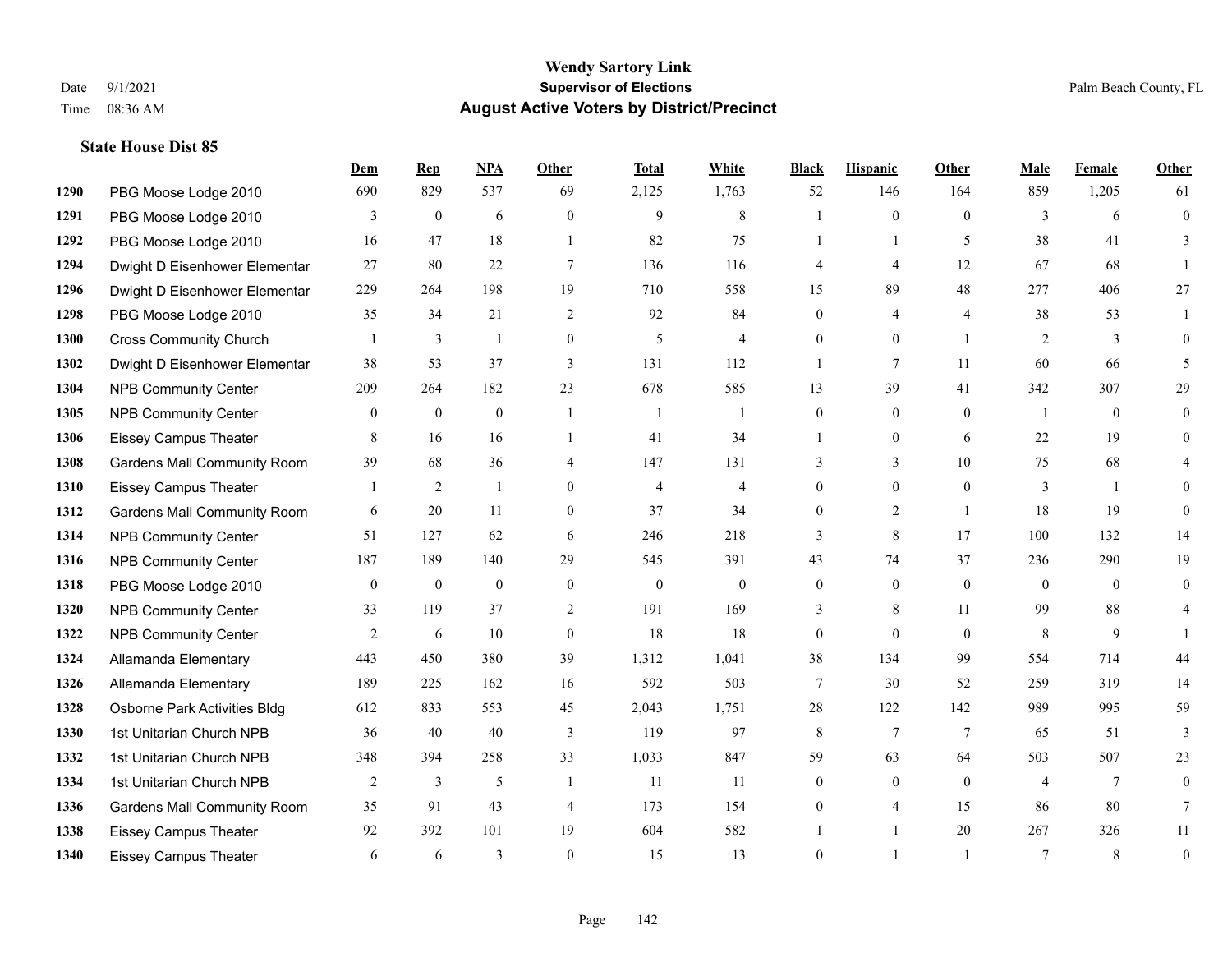# Wendy Sartory Link

**Supervisor of Elections**

**August Active Voters by District/Precinct**

Date 9/1/2021
Time 08:36 AM

Palm Beach County, FL

### State House Dist 85

| | | Dem | Rep | NPA | Other | Total | White | Black | Hispanic | Other | Male | Female | Other |
|---|---|---|---|---|---|---|---|---|---|---|---|---|---|
| 1290 | PBG Moose Lodge 2010 | 690 | 829 | 537 | 69 | 2,125 | 1,763 | 52 | 146 | 164 | 859 | 1,205 | 61 |
| 1291 | PBG Moose Lodge 2010 | 3 | 0 | 6 | 0 | 9 | 8 | 1 | 0 | 0 | 3 | 6 | 0 |
| 1292 | PBG Moose Lodge 2010 | 16 | 47 | 18 | 1 | 82 | 75 | 1 | 1 | 5 | 38 | 41 | 3 |
| 1294 | Dwight D Eisenhower Elementar | 27 | 80 | 22 | 7 | 136 | 116 | 4 | 4 | 12 | 67 | 68 | 1 |
| 1296 | Dwight D Eisenhower Elementar | 229 | 264 | 198 | 19 | 710 | 558 | 15 | 89 | 48 | 277 | 406 | 27 |
| 1298 | PBG Moose Lodge 2010 | 35 | 34 | 21 | 2 | 92 | 84 | 0 | 4 | 4 | 38 | 53 | 1 |
| 1300 | Cross Community Church | 1 | 3 | 1 | 0 | 5 | 4 | 0 | 0 | 1 | 2 | 3 | 0 |
| 1302 | Dwight D Eisenhower Elementar | 38 | 53 | 37 | 3 | 131 | 112 | 1 | 7 | 11 | 60 | 66 | 5 |
| 1304 | NPB Community Center | 209 | 264 | 182 | 23 | 678 | 585 | 13 | 39 | 41 | 342 | 307 | 29 |
| 1305 | NPB Community Center | 0 | 0 | 0 | 1 | 1 | 1 | 0 | 0 | 0 | 1 | 0 | 0 |
| 1306 | Eissey Campus Theater | 8 | 16 | 16 | 1 | 41 | 34 | 1 | 0 | 6 | 22 | 19 | 0 |
| 1308 | Gardens Mall Community Room | 39 | 68 | 36 | 4 | 147 | 131 | 3 | 3 | 10 | 75 | 68 | 4 |
| 1310 | Eissey Campus Theater | 1 | 2 | 1 | 0 | 4 | 4 | 0 | 0 | 0 | 3 | 1 | 0 |
| 1312 | Gardens Mall Community Room | 6 | 20 | 11 | 0 | 37 | 34 | 0 | 2 | 1 | 18 | 19 | 0 |
| 1314 | NPB Community Center | 51 | 127 | 62 | 6 | 246 | 218 | 3 | 8 | 17 | 100 | 132 | 14 |
| 1316 | NPB Community Center | 187 | 189 | 140 | 29 | 545 | 391 | 43 | 74 | 37 | 236 | 290 | 19 |
| 1318 | PBG Moose Lodge 2010 | 0 | 0 | 0 | 0 | 0 | 0 | 0 | 0 | 0 | 0 | 0 | 0 |
| 1320 | NPB Community Center | 33 | 119 | 37 | 2 | 191 | 169 | 3 | 8 | 11 | 99 | 88 | 4 |
| 1322 | NPB Community Center | 2 | 6 | 10 | 0 | 18 | 18 | 0 | 0 | 0 | 8 | 9 | 1 |
| 1324 | Allamanda Elementary | 443 | 450 | 380 | 39 | 1,312 | 1,041 | 38 | 134 | 99 | 554 | 714 | 44 |
| 1326 | Allamanda Elementary | 189 | 225 | 162 | 16 | 592 | 503 | 7 | 30 | 52 | 259 | 319 | 14 |
| 1328 | Osborne Park Activities Bldg | 612 | 833 | 553 | 45 | 2,043 | 1,751 | 28 | 122 | 142 | 989 | 995 | 59 |
| 1330 | 1st Unitarian Church NPB | 36 | 40 | 40 | 3 | 119 | 97 | 8 | 7 | 7 | 65 | 51 | 3 |
| 1332 | 1st Unitarian Church NPB | 348 | 394 | 258 | 33 | 1,033 | 847 | 59 | 63 | 64 | 503 | 507 | 23 |
| 1334 | 1st Unitarian Church NPB | 2 | 3 | 5 | 1 | 11 | 11 | 0 | 0 | 0 | 4 | 7 | 0 |
| 1336 | Gardens Mall Community Room | 35 | 91 | 43 | 4 | 173 | 154 | 0 | 4 | 15 | 86 | 80 | 7 |
| 1338 | Eissey Campus Theater | 92 | 392 | 101 | 19 | 604 | 582 | 1 | 1 | 20 | 267 | 326 | 11 |
| 1340 | Eissey Campus Theater | 6 | 6 | 3 | 0 | 15 | 13 | 0 | 1 | 1 | 7 | 8 | 0 |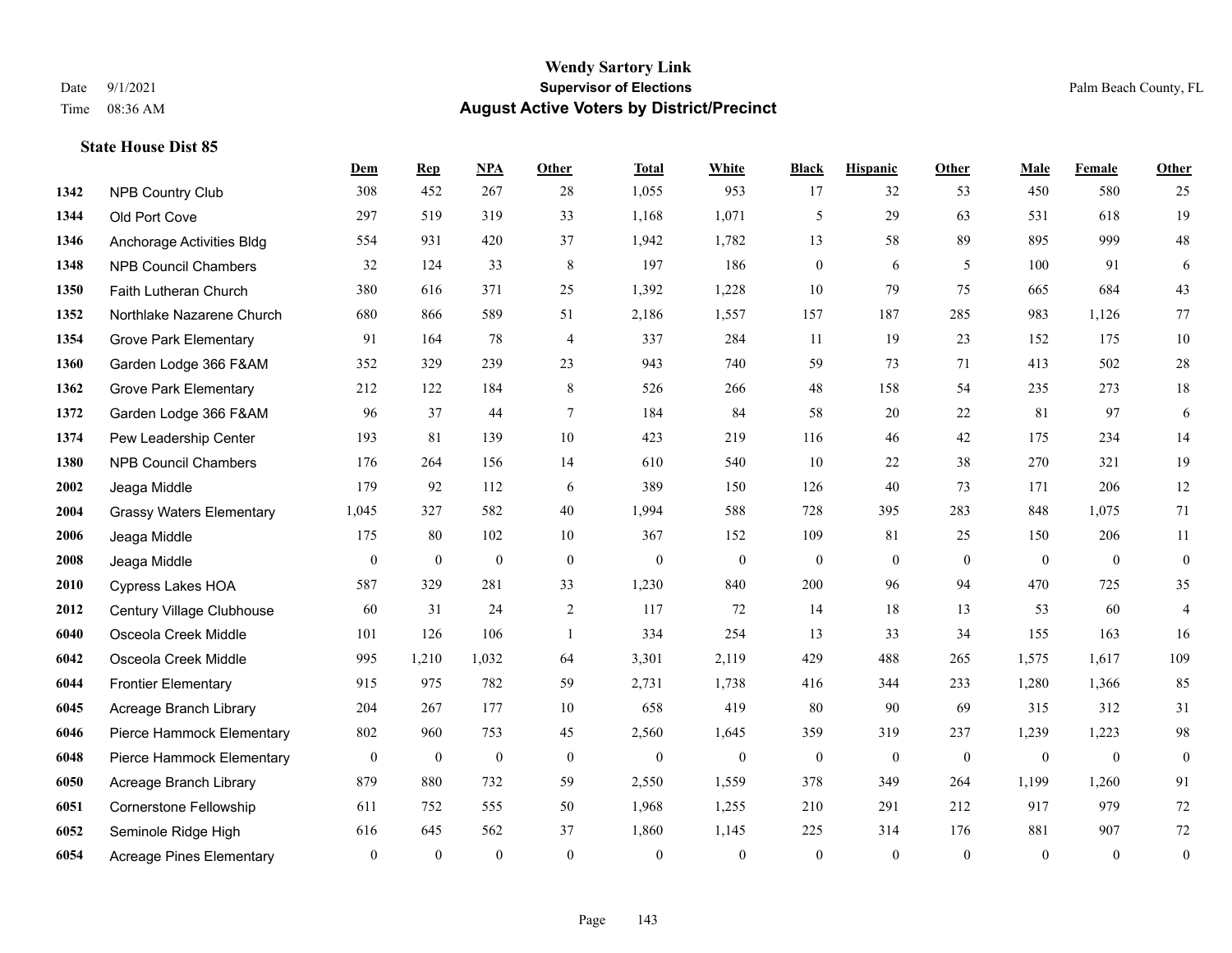# Wendy Sartory Link
## Supervisor of Elections
## August Active Voters by District/Precinct

Date 9/1/2021
Time 08:36 AM

Palm Beach County, FL

### State House Dist 85

| | | Dem | Rep | NPA | Other | Total | White | Black | Hispanic | Other | Male | Female | Other |
|---|---|---|---|---|---|---|---|---|---|---|---|---|---|
| 1342 | NPB Country Club | 308 | 452 | 267 | 28 | 1,055 | 953 | 17 | 32 | 53 | 450 | 580 | 25 |
| 1344 | Old Port Cove | 297 | 519 | 319 | 33 | 1,168 | 1,071 | 5 | 29 | 63 | 531 | 618 | 19 |
| 1346 | Anchorage Activities Bldg | 554 | 931 | 420 | 37 | 1,942 | 1,782 | 13 | 58 | 89 | 895 | 999 | 48 |
| 1348 | NPB Council Chambers | 32 | 124 | 33 | 8 | 197 | 186 | 0 | 6 | 5 | 100 | 91 | 6 |
| 1350 | Faith Lutheran Church | 380 | 616 | 371 | 25 | 1,392 | 1,228 | 10 | 79 | 75 | 665 | 684 | 43 |
| 1352 | Northlake Nazarene Church | 680 | 866 | 589 | 51 | 2,186 | 1,557 | 157 | 187 | 285 | 983 | 1,126 | 77 |
| 1354 | Grove Park Elementary | 91 | 164 | 78 | 4 | 337 | 284 | 11 | 19 | 23 | 152 | 175 | 10 |
| 1360 | Garden Lodge 366 F&AM | 352 | 329 | 239 | 23 | 943 | 740 | 59 | 73 | 71 | 413 | 502 | 28 |
| 1362 | Grove Park Elementary | 212 | 122 | 184 | 8 | 526 | 266 | 48 | 158 | 54 | 235 | 273 | 18 |
| 1372 | Garden Lodge 366 F&AM | 96 | 37 | 44 | 7 | 184 | 84 | 58 | 20 | 22 | 81 | 97 | 6 |
| 1374 | Pew Leadership Center | 193 | 81 | 139 | 10 | 423 | 219 | 116 | 46 | 42 | 175 | 234 | 14 |
| 1380 | NPB Council Chambers | 176 | 264 | 156 | 14 | 610 | 540 | 10 | 22 | 38 | 270 | 321 | 19 |
| 2002 | Jeaga Middle | 179 | 92 | 112 | 6 | 389 | 150 | 126 | 40 | 73 | 171 | 206 | 12 |
| 2004 | Grassy Waters Elementary | 1,045 | 327 | 582 | 40 | 1,994 | 588 | 728 | 395 | 283 | 848 | 1,075 | 71 |
| 2006 | Jeaga Middle | 175 | 80 | 102 | 10 | 367 | 152 | 109 | 81 | 25 | 150 | 206 | 11 |
| 2008 | Jeaga Middle | 0 | 0 | 0 | 0 | 0 | 0 | 0 | 0 | 0 | 0 | 0 | 0 |
| 2010 | Cypress Lakes HOA | 587 | 329 | 281 | 33 | 1,230 | 840 | 200 | 96 | 94 | 470 | 725 | 35 |
| 2012 | Century Village Clubhouse | 60 | 31 | 24 | 2 | 117 | 72 | 14 | 18 | 13 | 53 | 60 | 4 |
| 6040 | Osceola Creek Middle | 101 | 126 | 106 | 1 | 334 | 254 | 13 | 33 | 34 | 155 | 163 | 16 |
| 6042 | Osceola Creek Middle | 995 | 1,210 | 1,032 | 64 | 3,301 | 2,119 | 429 | 488 | 265 | 1,575 | 1,617 | 109 |
| 6044 | Frontier Elementary | 915 | 975 | 782 | 59 | 2,731 | 1,738 | 416 | 344 | 233 | 1,280 | 1,366 | 85 |
| 6045 | Acreage Branch Library | 204 | 267 | 177 | 10 | 658 | 419 | 80 | 90 | 69 | 315 | 312 | 31 |
| 6046 | Pierce Hammock Elementary | 802 | 960 | 753 | 45 | 2,560 | 1,645 | 359 | 319 | 237 | 1,239 | 1,223 | 98 |
| 6048 | Pierce Hammock Elementary | 0 | 0 | 0 | 0 | 0 | 0 | 0 | 0 | 0 | 0 | 0 | 0 |
| 6050 | Acreage Branch Library | 879 | 880 | 732 | 59 | 2,550 | 1,559 | 378 | 349 | 264 | 1,199 | 1,260 | 91 |
| 6051 | Cornerstone Fellowship | 611 | 752 | 555 | 50 | 1,968 | 1,255 | 210 | 291 | 212 | 917 | 979 | 72 |
| 6052 | Seminole Ridge High | 616 | 645 | 562 | 37 | 1,860 | 1,145 | 225 | 314 | 176 | 881 | 907 | 72 |
| 6054 | Acreage Pines Elementary | 0 | 0 | 0 | 0 | 0 | 0 | 0 | 0 | 0 | 0 | 0 | 0 |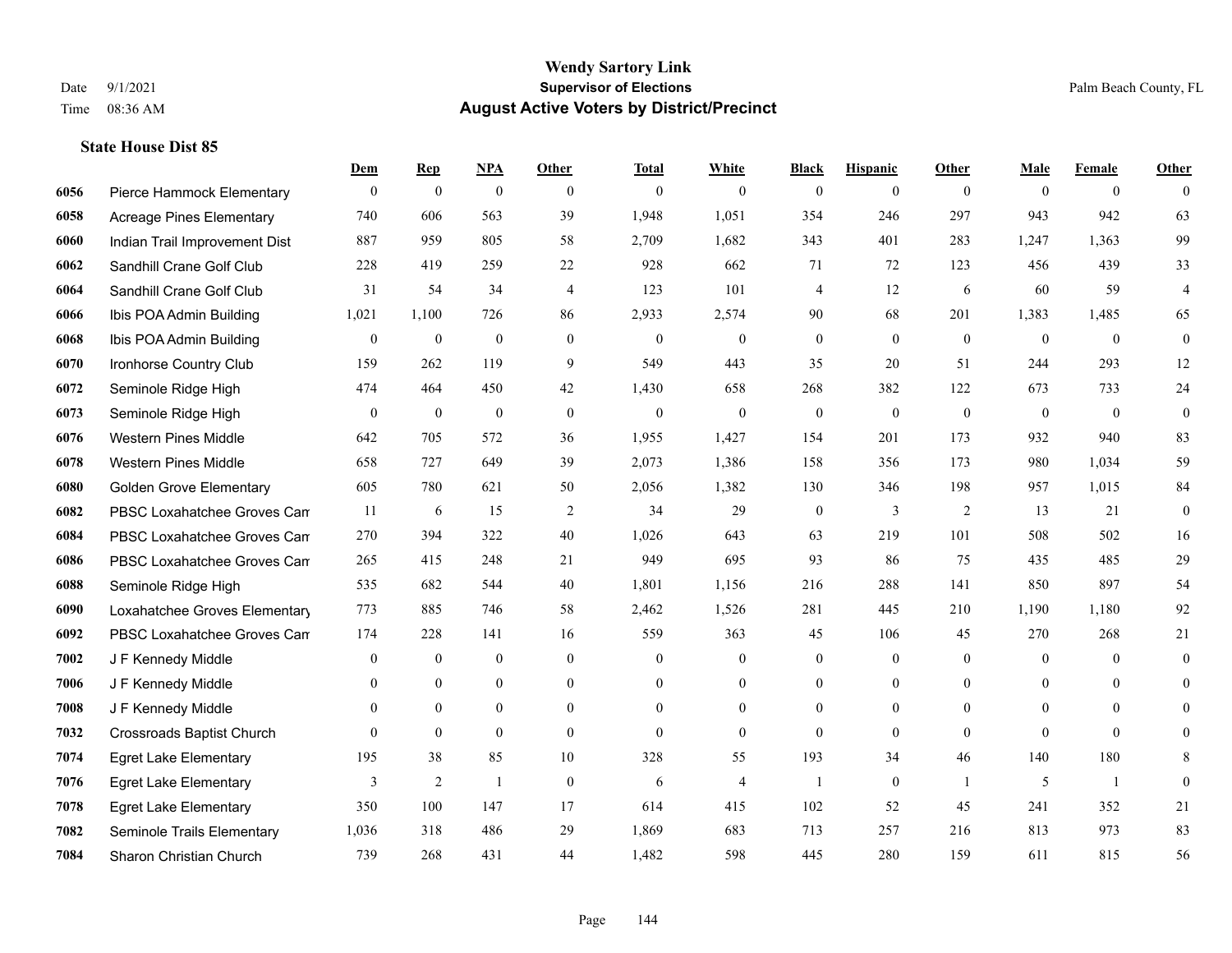# Wendy Sartory Link
## Supervisor of Elections
## August Active Voters by District/Precinct

Date 9/1/2021
Time 08:36 AM
Palm Beach County, FL

### State House Dist 85

| | | Dem | Rep | NPA | Other | Total | White | Black | Hispanic | Other | Male | Female | Other |
|---|---|---|---|---|---|---|---|---|---|---|---|---|---|
| 6056 | Pierce Hammock Elementary | 0 | 0 | 0 | 0 | 0 | 0 | 0 | 0 | 0 | 0 | 0 | 0 |
| 6058 | Acreage Pines Elementary | 740 | 606 | 563 | 39 | 1,948 | 1,051 | 354 | 246 | 297 | 943 | 942 | 63 |
| 6060 | Indian Trail Improvement Dist | 887 | 959 | 805 | 58 | 2,709 | 1,682 | 343 | 401 | 283 | 1,247 | 1,363 | 99 |
| 6062 | Sandhill Crane Golf Club | 228 | 419 | 259 | 22 | 928 | 662 | 71 | 72 | 123 | 456 | 439 | 33 |
| 6064 | Sandhill Crane Golf Club | 31 | 54 | 34 | 4 | 123 | 101 | 4 | 12 | 6 | 60 | 59 | 4 |
| 6066 | Ibis POA Admin Building | 1,021 | 1,100 | 726 | 86 | 2,933 | 2,574 | 90 | 68 | 201 | 1,383 | 1,485 | 65 |
| 6068 | Ibis POA Admin Building | 0 | 0 | 0 | 0 | 0 | 0 | 0 | 0 | 0 | 0 | 0 | 0 |
| 6070 | Ironhorse Country Club | 159 | 262 | 119 | 9 | 549 | 443 | 35 | 20 | 51 | 244 | 293 | 12 |
| 6072 | Seminole Ridge High | 474 | 464 | 450 | 42 | 1,430 | 658 | 268 | 382 | 122 | 673 | 733 | 24 |
| 6073 | Seminole Ridge High | 0 | 0 | 0 | 0 | 0 | 0 | 0 | 0 | 0 | 0 | 0 | 0 |
| 6076 | Western Pines Middle | 642 | 705 | 572 | 36 | 1,955 | 1,427 | 154 | 201 | 173 | 932 | 940 | 83 |
| 6078 | Western Pines Middle | 658 | 727 | 649 | 39 | 2,073 | 1,386 | 158 | 356 | 173 | 980 | 1,034 | 59 |
| 6080 | Golden Grove Elementary | 605 | 780 | 621 | 50 | 2,056 | 1,382 | 130 | 346 | 198 | 957 | 1,015 | 84 |
| 6082 | PBSC Loxahatchee Groves Cam | 11 | 6 | 15 | 2 | 34 | 29 | 0 | 3 | 2 | 13 | 21 | 0 |
| 6084 | PBSC Loxahatchee Groves Cam | 270 | 394 | 322 | 40 | 1,026 | 643 | 63 | 219 | 101 | 508 | 502 | 16 |
| 6086 | PBSC Loxahatchee Groves Cam | 265 | 415 | 248 | 21 | 949 | 695 | 93 | 86 | 75 | 435 | 485 | 29 |
| 6088 | Seminole Ridge High | 535 | 682 | 544 | 40 | 1,801 | 1,156 | 216 | 288 | 141 | 850 | 897 | 54 |
| 6090 | Loxahatchee Groves Elementary | 773 | 885 | 746 | 58 | 2,462 | 1,526 | 281 | 445 | 210 | 1,190 | 1,180 | 92 |
| 6092 | PBSC Loxahatchee Groves Cam | 174 | 228 | 141 | 16 | 559 | 363 | 45 | 106 | 45 | 270 | 268 | 21 |
| 7002 | J F Kennedy Middle | 0 | 0 | 0 | 0 | 0 | 0 | 0 | 0 | 0 | 0 | 0 | 0 |
| 7006 | J F Kennedy Middle | 0 | 0 | 0 | 0 | 0 | 0 | 0 | 0 | 0 | 0 | 0 | 0 |
| 7008 | J F Kennedy Middle | 0 | 0 | 0 | 0 | 0 | 0 | 0 | 0 | 0 | 0 | 0 | 0 |
| 7032 | Crossroads Baptist Church | 0 | 0 | 0 | 0 | 0 | 0 | 0 | 0 | 0 | 0 | 0 | 0 |
| 7074 | Egret Lake Elementary | 195 | 38 | 85 | 10 | 328 | 55 | 193 | 34 | 46 | 140 | 180 | 8 |
| 7076 | Egret Lake Elementary | 3 | 2 | 1 | 0 | 6 | 4 | 1 | 0 | 1 | 5 | 1 | 0 |
| 7078 | Egret Lake Elementary | 350 | 100 | 147 | 17 | 614 | 415 | 102 | 52 | 45 | 241 | 352 | 21 |
| 7082 | Seminole Trails Elementary | 1,036 | 318 | 486 | 29 | 1,869 | 683 | 713 | 257 | 216 | 813 | 973 | 83 |
| 7084 | Sharon Christian Church | 739 | 268 | 431 | 44 | 1,482 | 598 | 445 | 280 | 159 | 611 | 815 | 56 |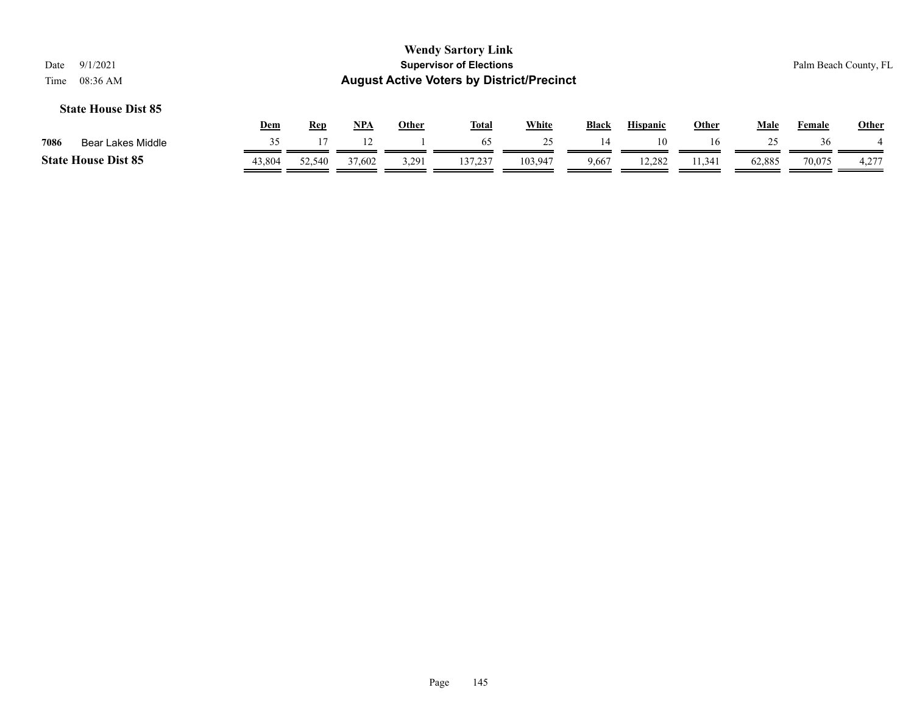**Wendy Sartory Link**
**Supervisor of Elections**
**August Active Voters by District/Precinct**

Date 9/1/2021
Time 08:36 AM

Palm Beach County, FL

### State House Dist 85

| | | Dem | Rep | NPA | Other | Total | White | Black | Hispanic | Other | Male | Female | Other |
|---|---|---|---|---|---|---|---|---|---|---|---|---|---|
| 7086 | Bear Lakes Middle | 35 | 17 | 12 | 1 | 65 | 25 | 14 | 10 | 16 | 25 | 36 | 4 |
| **State House Dist 85** | | 43,804 | 52,540 | 37,602 | 3,291 | 137,237 | 103,947 | 9,667 | 12,282 | 11,341 | 62,885 | 70,075 | 4,277 |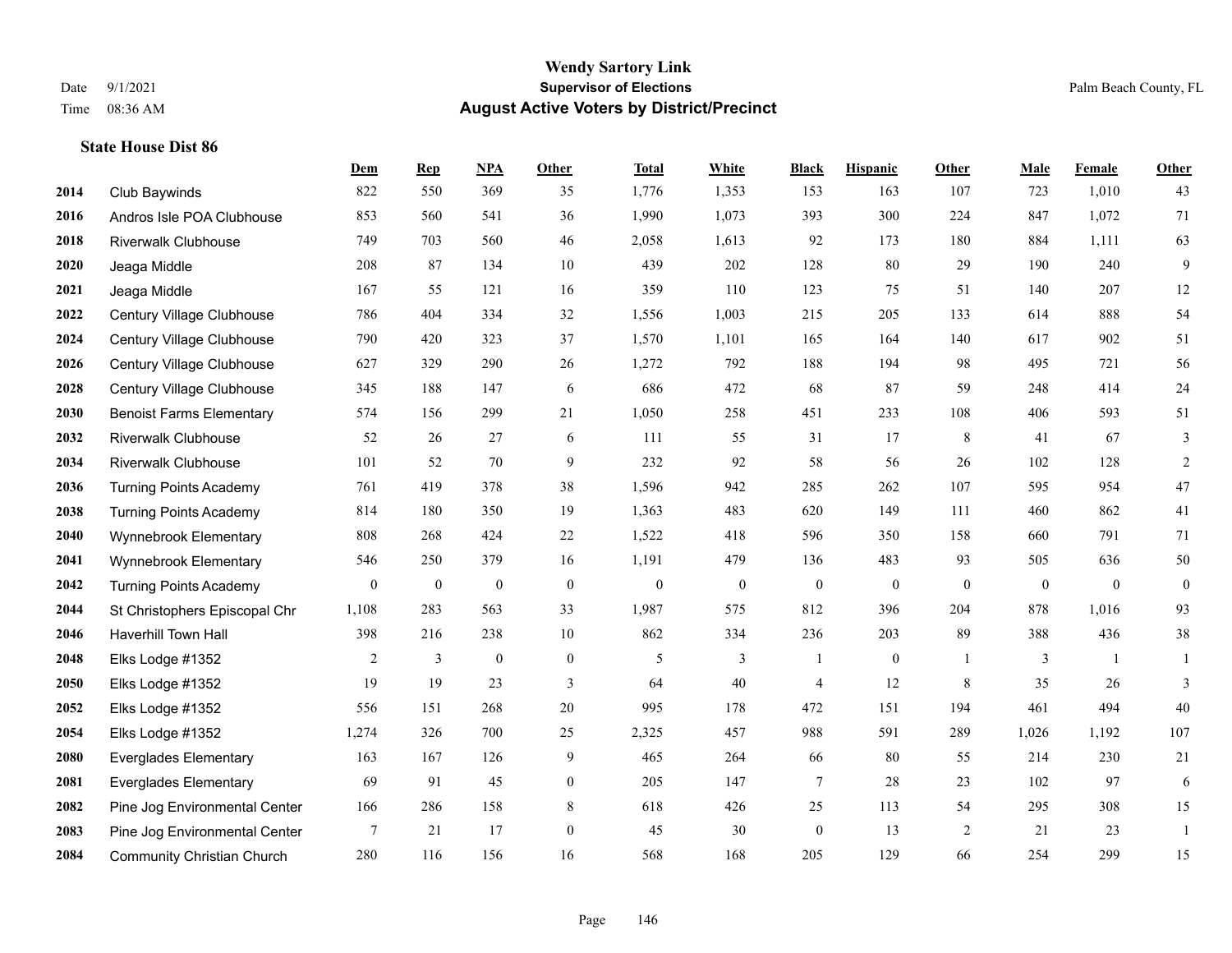**Wendy Sartory Link**
**Supervisor of Elections**
**August Active Voters by District/Precinct**

Date 9/1/2021
Time 08:36 AM
Palm Beach County, FL

### State House Dist 86

| | | Dem | Rep | NPA | Other | Total | White | Black | Hispanic | Other | Male | Female | Other |
|---|---|---|---|---|---|---|---|---|---|---|---|---|---|
| 2014 | Club Baywinds | 822 | 550 | 369 | 35 | 1,776 | 1,353 | 153 | 163 | 107 | 723 | 1,010 | 43 |
| 2016 | Andros Isle POA Clubhouse | 853 | 560 | 541 | 36 | 1,990 | 1,073 | 393 | 300 | 224 | 847 | 1,072 | 71 |
| 2018 | Riverwalk Clubhouse | 749 | 703 | 560 | 46 | 2,058 | 1,613 | 92 | 173 | 180 | 884 | 1,111 | 63 |
| 2020 | Jeaga Middle | 208 | 87 | 134 | 10 | 439 | 202 | 128 | 80 | 29 | 190 | 240 | 9 |
| 2021 | Jeaga Middle | 167 | 55 | 121 | 16 | 359 | 110 | 123 | 75 | 51 | 140 | 207 | 12 |
| 2022 | Century Village Clubhouse | 786 | 404 | 334 | 32 | 1,556 | 1,003 | 215 | 205 | 133 | 614 | 888 | 54 |
| 2024 | Century Village Clubhouse | 790 | 420 | 323 | 37 | 1,570 | 1,101 | 165 | 164 | 140 | 617 | 902 | 51 |
| 2026 | Century Village Clubhouse | 627 | 329 | 290 | 26 | 1,272 | 792 | 188 | 194 | 98 | 495 | 721 | 56 |
| 2028 | Century Village Clubhouse | 345 | 188 | 147 | 6 | 686 | 472 | 68 | 87 | 59 | 248 | 414 | 24 |
| 2030 | Benoist Farms Elementary | 574 | 156 | 299 | 21 | 1,050 | 258 | 451 | 233 | 108 | 406 | 593 | 51 |
| 2032 | Riverwalk Clubhouse | 52 | 26 | 27 | 6 | 111 | 55 | 31 | 17 | 8 | 41 | 67 | 3 |
| 2034 | Riverwalk Clubhouse | 101 | 52 | 70 | 9 | 232 | 92 | 58 | 56 | 26 | 102 | 128 | 2 |
| 2036 | Turning Points Academy | 761 | 419 | 378 | 38 | 1,596 | 942 | 285 | 262 | 107 | 595 | 954 | 47 |
| 2038 | Turning Points Academy | 814 | 180 | 350 | 19 | 1,363 | 483 | 620 | 149 | 111 | 460 | 862 | 41 |
| 2040 | Wynnebrook Elementary | 808 | 268 | 424 | 22 | 1,522 | 418 | 596 | 350 | 158 | 660 | 791 | 71 |
| 2041 | Wynnebrook Elementary | 546 | 250 | 379 | 16 | 1,191 | 479 | 136 | 483 | 93 | 505 | 636 | 50 |
| 2042 | Turning Points Academy | 0 | 0 | 0 | 0 | 0 | 0 | 0 | 0 | 0 | 0 | 0 | 0 |
| 2044 | St Christophers Episcopal Chr | 1,108 | 283 | 563 | 33 | 1,987 | 575 | 812 | 396 | 204 | 878 | 1,016 | 93 |
| 2046 | Haverhill Town Hall | 398 | 216 | 238 | 10 | 862 | 334 | 236 | 203 | 89 | 388 | 436 | 38 |
| 2048 | Elks Lodge #1352 | 2 | 3 | 0 | 0 | 5 | 3 | 1 | 0 | 1 | 3 | 1 | 1 |
| 2050 | Elks Lodge #1352 | 19 | 19 | 23 | 3 | 64 | 40 | 4 | 12 | 8 | 35 | 26 | 3 |
| 2052 | Elks Lodge #1352 | 556 | 151 | 268 | 20 | 995 | 178 | 472 | 151 | 194 | 461 | 494 | 40 |
| 2054 | Elks Lodge #1352 | 1,274 | 326 | 700 | 25 | 2,325 | 457 | 988 | 591 | 289 | 1,026 | 1,192 | 107 |
| 2080 | Everglades Elementary | 163 | 167 | 126 | 9 | 465 | 264 | 66 | 80 | 55 | 214 | 230 | 21 |
| 2081 | Everglades Elementary | 69 | 91 | 45 | 0 | 205 | 147 | 7 | 28 | 23 | 102 | 97 | 6 |
| 2082 | Pine Jog Environmental Center | 166 | 286 | 158 | 8 | 618 | 426 | 25 | 113 | 54 | 295 | 308 | 15 |
| 2083 | Pine Jog Environmental Center | 7 | 21 | 17 | 0 | 45 | 30 | 0 | 13 | 2 | 21 | 23 | 1 |
| 2084 | Community Christian Church | 280 | 116 | 156 | 16 | 568 | 168 | 205 | 129 | 66 | 254 | 299 | 15 |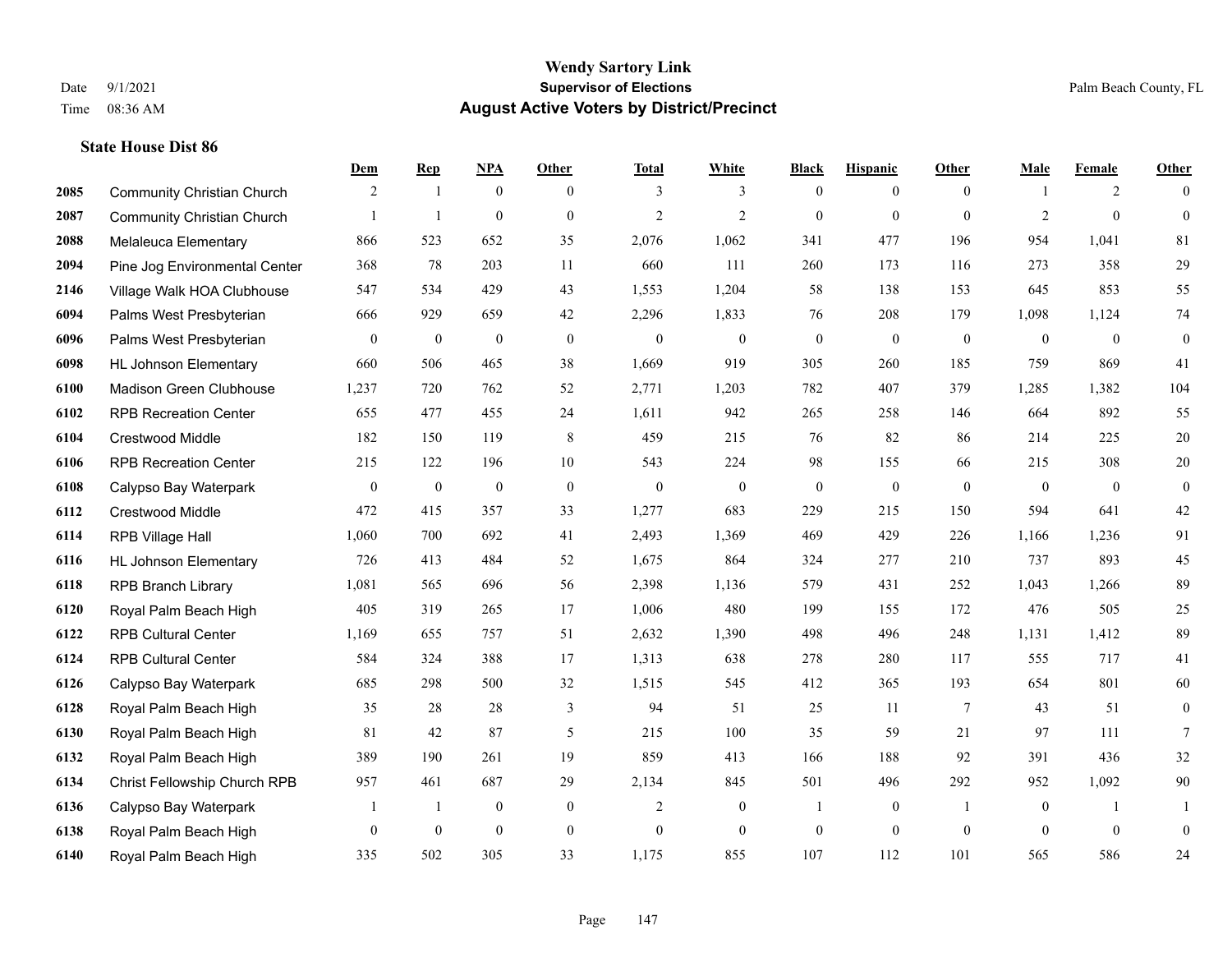# Wendy Sartory Link
## Supervisor of Elections
## August Active Voters by District/Precinct

Date 9/1/2021
Time 08:36 AM

Palm Beach County, FL

### State House Dist 86

| | | Dem | Rep | NPA | Other | Total | White | Black | Hispanic | Other | Male | Female | Other |
|---|---|---|---|---|---|---|---|---|---|---|---|---|---|
| 2085 | Community Christian Church | 2 | 1 | 0 | 0 | 3 | 3 | 0 | 0 | 0 | 1 | 2 | 0 |
| 2087 | Community Christian Church | 1 | 1 | 0 | 0 | 2 | 2 | 0 | 0 | 0 | 2 | 0 | 0 |
| 2088 | Melaleuca Elementary | 866 | 523 | 652 | 35 | 2,076 | 1,062 | 341 | 477 | 196 | 954 | 1,041 | 81 |
| 2094 | Pine Jog Environmental Center | 368 | 78 | 203 | 11 | 660 | 111 | 260 | 173 | 116 | 273 | 358 | 29 |
| 2146 | Village Walk HOA Clubhouse | 547 | 534 | 429 | 43 | 1,553 | 1,204 | 58 | 138 | 153 | 645 | 853 | 55 |
| 6094 | Palms West Presbyterian | 666 | 929 | 659 | 42 | 2,296 | 1,833 | 76 | 208 | 179 | 1,098 | 1,124 | 74 |
| 6096 | Palms West Presbyterian | 0 | 0 | 0 | 0 | 0 | 0 | 0 | 0 | 0 | 0 | 0 | 0 |
| 6098 | HL Johnson Elementary | 660 | 506 | 465 | 38 | 1,669 | 919 | 305 | 260 | 185 | 759 | 869 | 41 |
| 6100 | Madison Green Clubhouse | 1,237 | 720 | 762 | 52 | 2,771 | 1,203 | 782 | 407 | 379 | 1,285 | 1,382 | 104 |
| 6102 | RPB Recreation Center | 655 | 477 | 455 | 24 | 1,611 | 942 | 265 | 258 | 146 | 664 | 892 | 55 |
| 6104 | Crestwood Middle | 182 | 150 | 119 | 8 | 459 | 215 | 76 | 82 | 86 | 214 | 225 | 20 |
| 6106 | RPB Recreation Center | 215 | 122 | 196 | 10 | 543 | 224 | 98 | 155 | 66 | 215 | 308 | 20 |
| 6108 | Calypso Bay Waterpark | 0 | 0 | 0 | 0 | 0 | 0 | 0 | 0 | 0 | 0 | 0 | 0 |
| 6112 | Crestwood Middle | 472 | 415 | 357 | 33 | 1,277 | 683 | 229 | 215 | 150 | 594 | 641 | 42 |
| 6114 | RPB Village Hall | 1,060 | 700 | 692 | 41 | 2,493 | 1,369 | 469 | 429 | 226 | 1,166 | 1,236 | 91 |
| 6116 | HL Johnson Elementary | 726 | 413 | 484 | 52 | 1,675 | 864 | 324 | 277 | 210 | 737 | 893 | 45 |
| 6118 | RPB Branch Library | 1,081 | 565 | 696 | 56 | 2,398 | 1,136 | 579 | 431 | 252 | 1,043 | 1,266 | 89 |
| 6120 | Royal Palm Beach High | 405 | 319 | 265 | 17 | 1,006 | 480 | 199 | 155 | 172 | 476 | 505 | 25 |
| 6122 | RPB Cultural Center | 1,169 | 655 | 757 | 51 | 2,632 | 1,390 | 498 | 496 | 248 | 1,131 | 1,412 | 89 |
| 6124 | RPB Cultural Center | 584 | 324 | 388 | 17 | 1,313 | 638 | 278 | 280 | 117 | 555 | 717 | 41 |
| 6126 | Calypso Bay Waterpark | 685 | 298 | 500 | 32 | 1,515 | 545 | 412 | 365 | 193 | 654 | 801 | 60 |
| 6128 | Royal Palm Beach High | 35 | 28 | 28 | 3 | 94 | 51 | 25 | 11 | 7 | 43 | 51 | 0 |
| 6130 | Royal Palm Beach High | 81 | 42 | 87 | 5 | 215 | 100 | 35 | 59 | 21 | 97 | 111 | 7 |
| 6132 | Royal Palm Beach High | 389 | 190 | 261 | 19 | 859 | 413 | 166 | 188 | 92 | 391 | 436 | 32 |
| 6134 | Christ Fellowship Church RPB | 957 | 461 | 687 | 29 | 2,134 | 845 | 501 | 496 | 292 | 952 | 1,092 | 90 |
| 6136 | Calypso Bay Waterpark | 1 | 1 | 0 | 0 | 2 | 0 | 1 | 0 | 1 | 0 | 1 | 1 |
| 6138 | Royal Palm Beach High | 0 | 0 | 0 | 0 | 0 | 0 | 0 | 0 | 0 | 0 | 0 | 0 |
| 6140 | Royal Palm Beach High | 335 | 502 | 305 | 33 | 1,175 | 855 | 107 | 112 | 101 | 565 | 586 | 24 |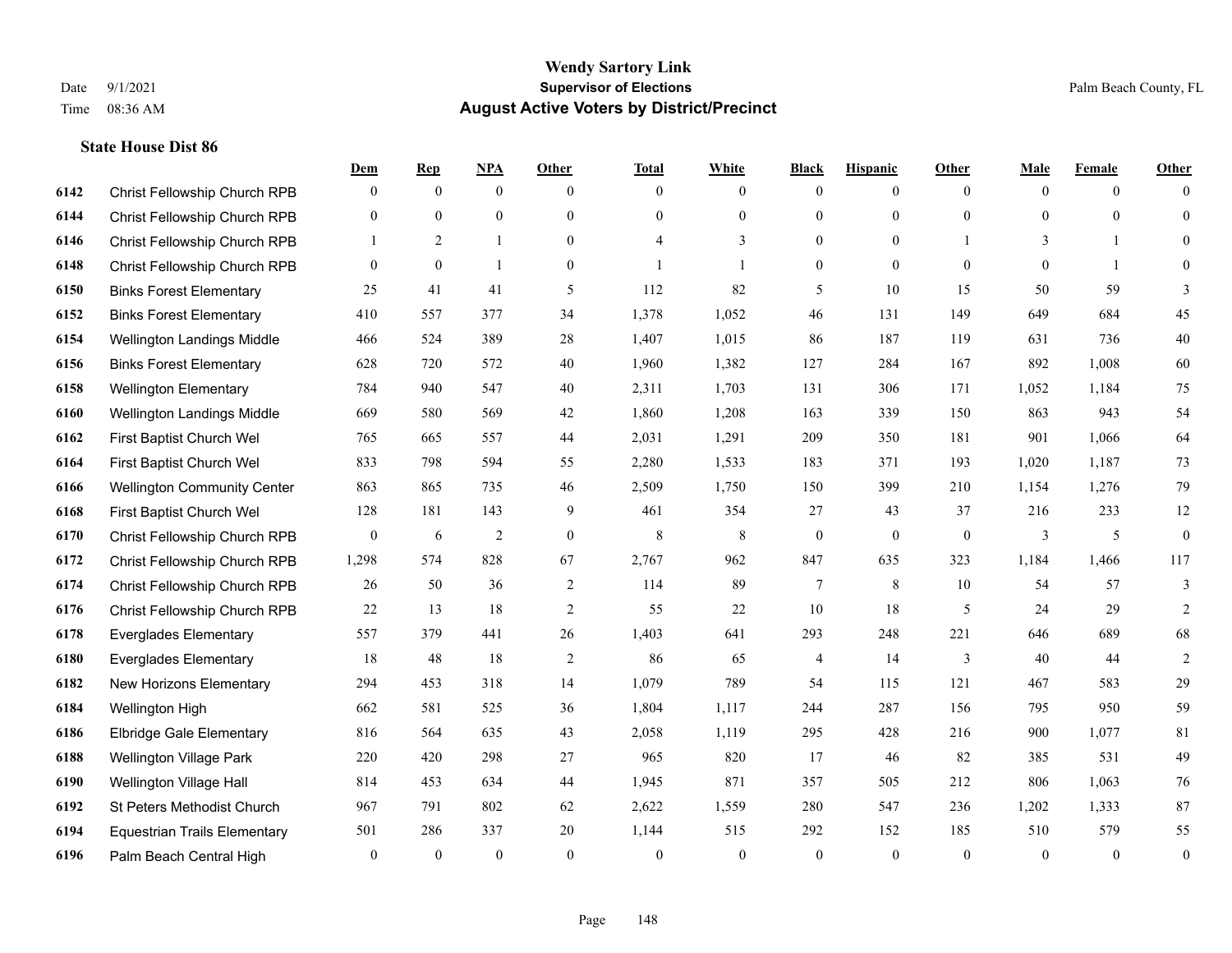# Wendy Sartory Link
## Supervisor of Elections
## August Active Voters by District/Precinct

Date 9/1/2021
Time 08:36 AM

Palm Beach County, FL

### State House Dist 86

| | | Dem | Rep | NPA | Other | Total | White | Black | Hispanic | Other | Male | Female | Other |
|---|---|---|---|---|---|---|---|---|---|---|---|---|---|
| 6142 | Christ Fellowship Church RPB | 0 | 0 | 0 | 0 | 0 | 0 | 0 | 0 | 0 | 0 | 0 | 0 |
| 6144 | Christ Fellowship Church RPB | 0 | 0 | 0 | 0 | 0 | 0 | 0 | 0 | 0 | 0 | 0 | 0 |
| 6146 | Christ Fellowship Church RPB | 1 | 2 | 1 | 0 | 4 | 3 | 0 | 0 | 1 | 3 | 1 | 0 |
| 6148 | Christ Fellowship Church RPB | 0 | 0 | 1 | 0 | 1 | 1 | 0 | 0 | 0 | 0 | 1 | 0 |
| 6150 | Binks Forest Elementary | 25 | 41 | 41 | 5 | 112 | 82 | 5 | 10 | 15 | 50 | 59 | 3 |
| 6152 | Binks Forest Elementary | 410 | 557 | 377 | 34 | 1,378 | 1,052 | 46 | 131 | 149 | 649 | 684 | 45 |
| 6154 | Wellington Landings Middle | 466 | 524 | 389 | 28 | 1,407 | 1,015 | 86 | 187 | 119 | 631 | 736 | 40 |
| 6156 | Binks Forest Elementary | 628 | 720 | 572 | 40 | 1,960 | 1,382 | 127 | 284 | 167 | 892 | 1,008 | 60 |
| 6158 | Wellington Elementary | 784 | 940 | 547 | 40 | 2,311 | 1,703 | 131 | 306 | 171 | 1,052 | 1,184 | 75 |
| 6160 | Wellington Landings Middle | 669 | 580 | 569 | 42 | 1,860 | 1,208 | 163 | 339 | 150 | 863 | 943 | 54 |
| 6162 | First Baptist Church Wel | 765 | 665 | 557 | 44 | 2,031 | 1,291 | 209 | 350 | 181 | 901 | 1,066 | 64 |
| 6164 | First Baptist Church Wel | 833 | 798 | 594 | 55 | 2,280 | 1,533 | 183 | 371 | 193 | 1,020 | 1,187 | 73 |
| 6166 | Wellington Community Center | 863 | 865 | 735 | 46 | 2,509 | 1,750 | 150 | 399 | 210 | 1,154 | 1,276 | 79 |
| 6168 | First Baptist Church Wel | 128 | 181 | 143 | 9 | 461 | 354 | 27 | 43 | 37 | 216 | 233 | 12 |
| 6170 | Christ Fellowship Church RPB | 0 | 6 | 2 | 0 | 8 | 8 | 0 | 0 | 0 | 3 | 5 | 0 |
| 6172 | Christ Fellowship Church RPB | 1,298 | 574 | 828 | 67 | 2,767 | 962 | 847 | 635 | 323 | 1,184 | 1,466 | 117 |
| 6174 | Christ Fellowship Church RPB | 26 | 50 | 36 | 2 | 114 | 89 | 7 | 8 | 10 | 54 | 57 | 3 |
| 6176 | Christ Fellowship Church RPB | 22 | 13 | 18 | 2 | 55 | 22 | 10 | 18 | 5 | 24 | 29 | 2 |
| 6178 | Everglades Elementary | 557 | 379 | 441 | 26 | 1,403 | 641 | 293 | 248 | 221 | 646 | 689 | 68 |
| 6180 | Everglades Elementary | 18 | 48 | 18 | 2 | 86 | 65 | 4 | 14 | 3 | 40 | 44 | 2 |
| 6182 | New Horizons Elementary | 294 | 453 | 318 | 14 | 1,079 | 789 | 54 | 115 | 121 | 467 | 583 | 29 |
| 6184 | Wellington High | 662 | 581 | 525 | 36 | 1,804 | 1,117 | 244 | 287 | 156 | 795 | 950 | 59 |
| 6186 | Elbridge Gale Elementary | 816 | 564 | 635 | 43 | 2,058 | 1,119 | 295 | 428 | 216 | 900 | 1,077 | 81 |
| 6188 | Wellington Village Park | 220 | 420 | 298 | 27 | 965 | 820 | 17 | 46 | 82 | 385 | 531 | 49 |
| 6190 | Wellington Village Hall | 814 | 453 | 634 | 44 | 1,945 | 871 | 357 | 505 | 212 | 806 | 1,063 | 76 |
| 6192 | St Peters Methodist Church | 967 | 791 | 802 | 62 | 2,622 | 1,559 | 280 | 547 | 236 | 1,202 | 1,333 | 87 |
| 6194 | Equestrian Trails Elementary | 501 | 286 | 337 | 20 | 1,144 | 515 | 292 | 152 | 185 | 510 | 579 | 55 |
| 6196 | Palm Beach Central High | 0 | 0 | 0 | 0 | 0 | 0 | 0 | 0 | 0 | 0 | 0 | 0 |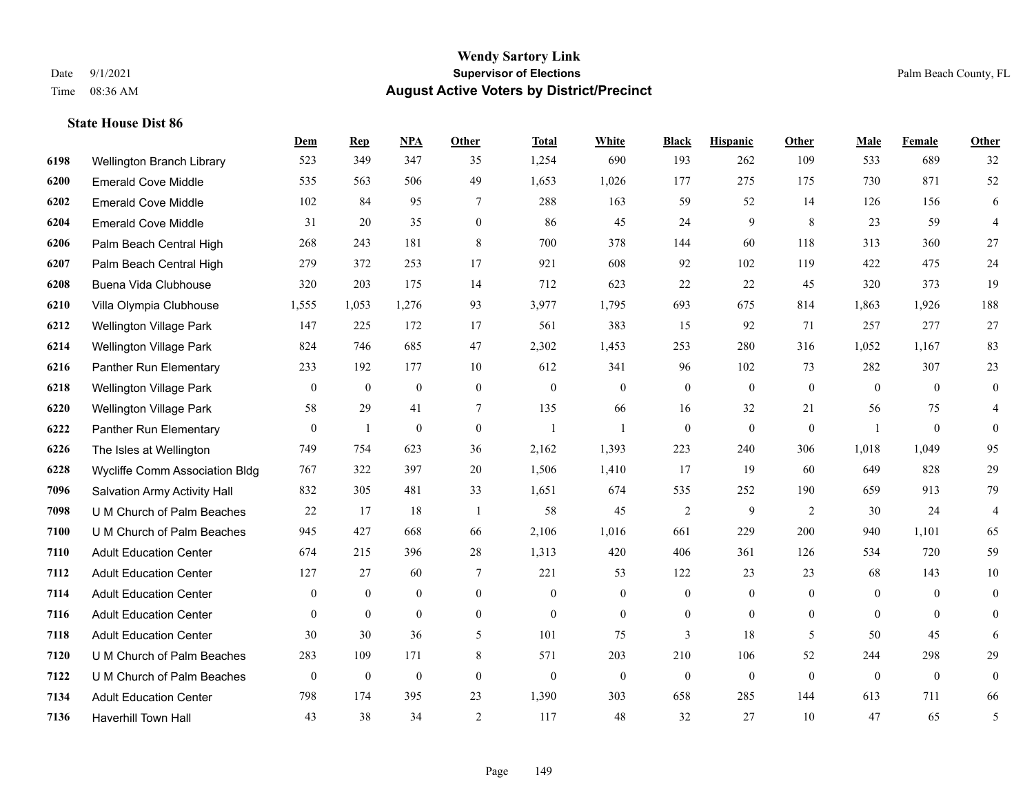**Wendy Sartory Link**
**Supervisor of Elections**
**August Active Voters by District/Precinct**

Date 9/1/2021
Time 08:36 AM
Palm Beach County, FL

### State House Dist 86

| | | Dem | Rep | NPA | Other | Total | White | Black | Hispanic | Other | Male | Female | Other |
|---|---|---|---|---|---|---|---|---|---|---|---|---|---|
| 6198 | Wellington Branch Library | 523 | 349 | 347 | 35 | 1,254 | 690 | 193 | 262 | 109 | 533 | 689 | 32 |
| 6200 | Emerald Cove Middle | 535 | 563 | 506 | 49 | 1,653 | 1,026 | 177 | 275 | 175 | 730 | 871 | 52 |
| 6202 | Emerald Cove Middle | 102 | 84 | 95 | 7 | 288 | 163 | 59 | 52 | 14 | 126 | 156 | 6 |
| 6204 | Emerald Cove Middle | 31 | 20 | 35 | 0 | 86 | 45 | 24 | 9 | 8 | 23 | 59 | 4 |
| 6206 | Palm Beach Central High | 268 | 243 | 181 | 8 | 700 | 378 | 144 | 60 | 118 | 313 | 360 | 27 |
| 6207 | Palm Beach Central High | 279 | 372 | 253 | 17 | 921 | 608 | 92 | 102 | 119 | 422 | 475 | 24 |
| 6208 | Buena Vida Clubhouse | 320 | 203 | 175 | 14 | 712 | 623 | 22 | 22 | 45 | 320 | 373 | 19 |
| 6210 | Villa Olympia Clubhouse | 1,555 | 1,053 | 1,276 | 93 | 3,977 | 1,795 | 693 | 675 | 814 | 1,863 | 1,926 | 188 |
| 6212 | Wellington Village Park | 147 | 225 | 172 | 17 | 561 | 383 | 15 | 92 | 71 | 257 | 277 | 27 |
| 6214 | Wellington Village Park | 824 | 746 | 685 | 47 | 2,302 | 1,453 | 253 | 280 | 316 | 1,052 | 1,167 | 83 |
| 6216 | Panther Run Elementary | 233 | 192 | 177 | 10 | 612 | 341 | 96 | 102 | 73 | 282 | 307 | 23 |
| 6218 | Wellington Village Park | 0 | 0 | 0 | 0 | 0 | 0 | 0 | 0 | 0 | 0 | 0 | 0 |
| 6220 | Wellington Village Park | 58 | 29 | 41 | 7 | 135 | 66 | 16 | 32 | 21 | 56 | 75 | 4 |
| 6222 | Panther Run Elementary | 0 | 1 | 0 | 0 | 1 | 1 | 0 | 0 | 0 | 1 | 0 | 0 |
| 6226 | The Isles at Wellington | 749 | 754 | 623 | 36 | 2,162 | 1,393 | 223 | 240 | 306 | 1,018 | 1,049 | 95 |
| 6228 | Wycliffe Comm Association Bldg | 767 | 322 | 397 | 20 | 1,506 | 1,410 | 17 | 19 | 60 | 649 | 828 | 29 |
| 7096 | Salvation Army Activity Hall | 832 | 305 | 481 | 33 | 1,651 | 674 | 535 | 252 | 190 | 659 | 913 | 79 |
| 7098 | U M Church of Palm Beaches | 22 | 17 | 18 | 1 | 58 | 45 | 2 | 9 | 2 | 30 | 24 | 4 |
| 7100 | U M Church of Palm Beaches | 945 | 427 | 668 | 66 | 2,106 | 1,016 | 661 | 229 | 200 | 940 | 1,101 | 65 |
| 7110 | Adult Education Center | 674 | 215 | 396 | 28 | 1,313 | 420 | 406 | 361 | 126 | 534 | 720 | 59 |
| 7112 | Adult Education Center | 127 | 27 | 60 | 7 | 221 | 53 | 122 | 23 | 23 | 68 | 143 | 10 |
| 7114 | Adult Education Center | 0 | 0 | 0 | 0 | 0 | 0 | 0 | 0 | 0 | 0 | 0 | 0 |
| 7116 | Adult Education Center | 0 | 0 | 0 | 0 | 0 | 0 | 0 | 0 | 0 | 0 | 0 | 0 |
| 7118 | Adult Education Center | 30 | 30 | 36 | 5 | 101 | 75 | 3 | 18 | 5 | 50 | 45 | 6 |
| 7120 | U M Church of Palm Beaches | 283 | 109 | 171 | 8 | 571 | 203 | 210 | 106 | 52 | 244 | 298 | 29 |
| 7122 | U M Church of Palm Beaches | 0 | 0 | 0 | 0 | 0 | 0 | 0 | 0 | 0 | 0 | 0 | 0 |
| 7134 | Adult Education Center | 798 | 174 | 395 | 23 | 1,390 | 303 | 658 | 285 | 144 | 613 | 711 | 66 |
| 7136 | Haverhill Town Hall | 43 | 38 | 34 | 2 | 117 | 48 | 32 | 27 | 10 | 47 | 65 | 5 |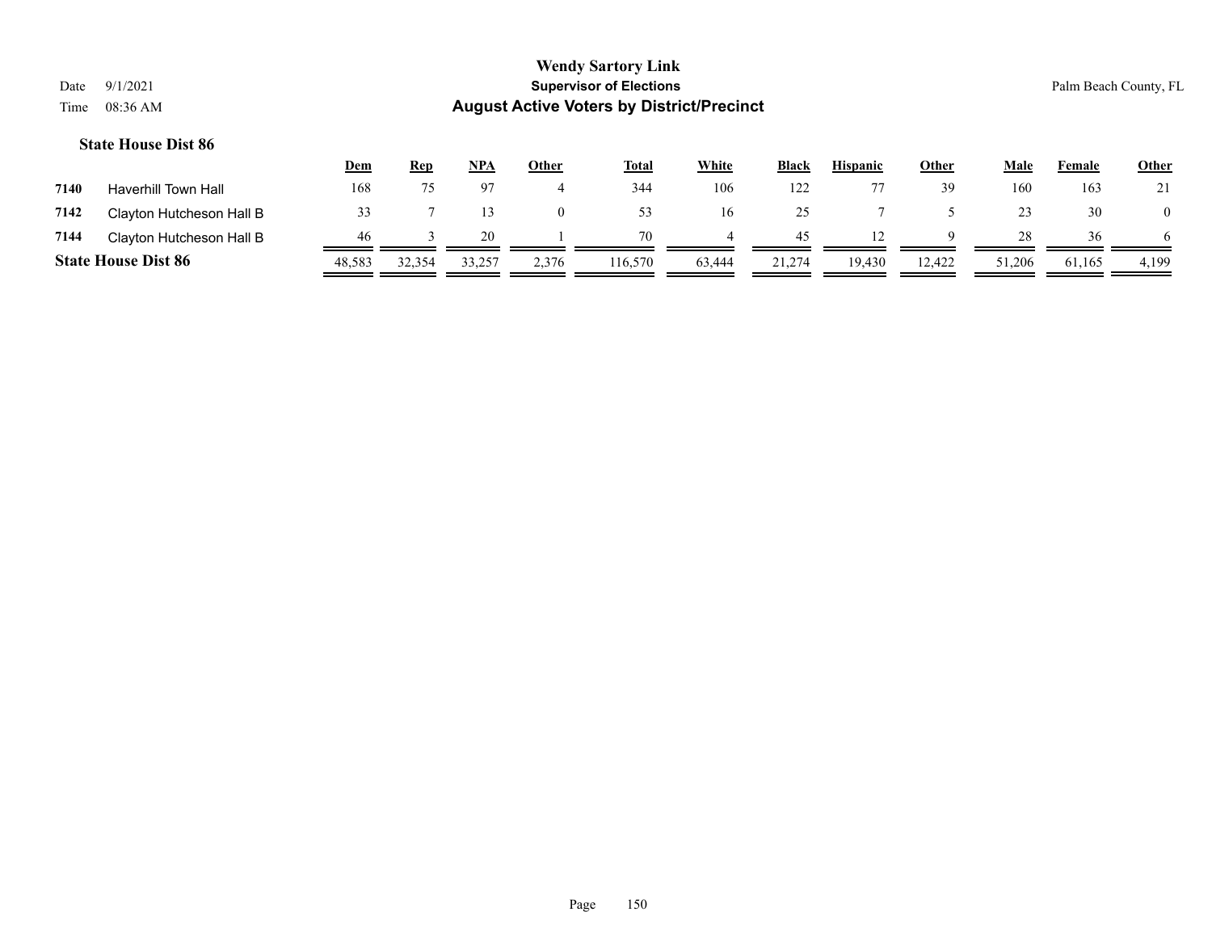### State House Dist 86

| | | Dem | Rep | NPA | Other | Total | White | Black | Hispanic | Other | Male | Female | Other |
|---|---|---|---|---|---|---|---|---|---|---|---|---|---|
| 7140 | Haverhill Town Hall | 168 | 75 | 97 | 4 | 344 | 106 | 122 | 77 | 39 | 160 | 163 | 21 |
| 7142 | Clayton Hutcheson Hall B | 33 | 7 | 13 | 0 | 53 | 16 | 25 | 7 | 5 | 23 | 30 | 0 |
| 7144 | Clayton Hutcheson Hall B | 46 | 3 | 20 | 1 | 70 | 4 | 45 | 12 | 9 | 28 | 36 | 6 |
| **State House Dist 86** | | 48,583 | 32,354 | 33,257 | 2,376 | 116,570 | 63,444 | 21,274 | 19,430 | 12,422 | 51,206 | 61,165 | 4,199 |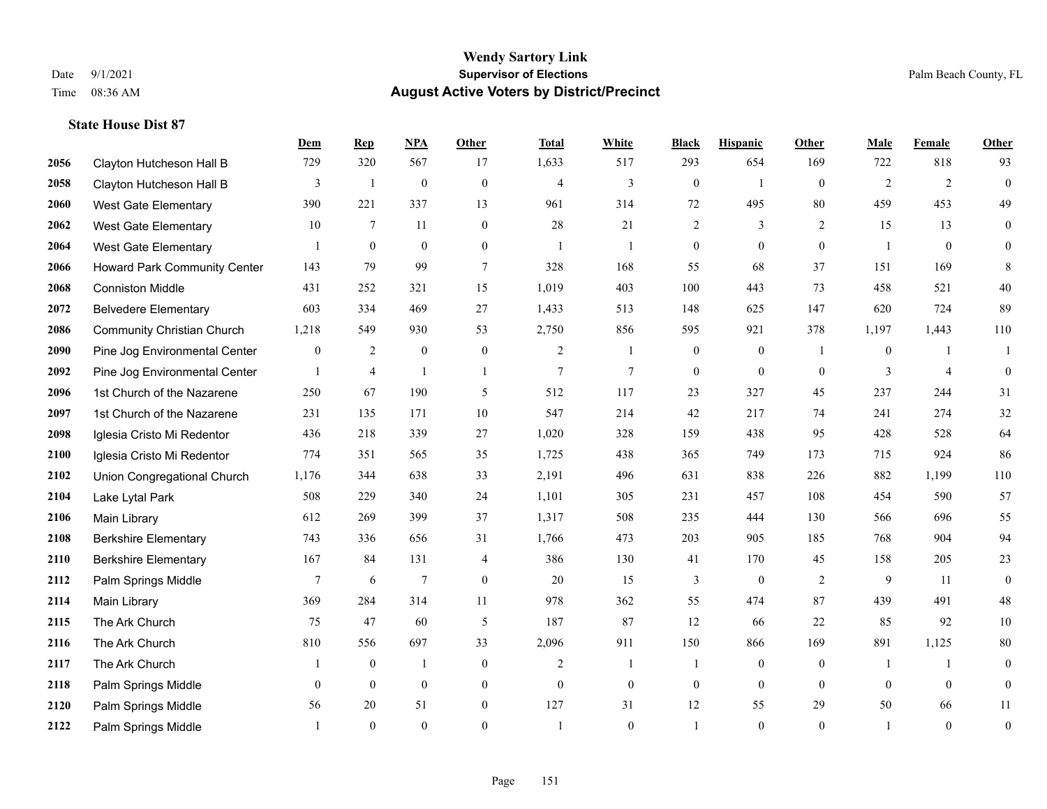**State House Dist 87**

| | | Dem | Rep | NPA | Other | Total | White | Black | Hispanic | Other | Male | Female | Other |
|---|---|---|---|---|---|---|---|---|---|---|---|---|---|
| 2056 | Clayton Hutcheson Hall B | 729 | 320 | 567 | 17 | 1,633 | 517 | 293 | 654 | 169 | 722 | 818 | 93 |
| 2058 | Clayton Hutcheson Hall B | 3 | 1 | 0 | 0 | 4 | 3 | 0 | 1 | 0 | 2 | 2 | 0 |
| 2060 | West Gate Elementary | 390 | 221 | 337 | 13 | 961 | 314 | 72 | 495 | 80 | 459 | 453 | 49 |
| 2062 | West Gate Elementary | 10 | 7 | 11 | 0 | 28 | 21 | 2 | 3 | 2 | 15 | 13 | 0 |
| 2064 | West Gate Elementary | 1 | 0 | 0 | 0 | 1 | 1 | 0 | 0 | 0 | 1 | 0 | 0 |
| 2066 | Howard Park Community Center | 143 | 79 | 99 | 7 | 328 | 168 | 55 | 68 | 37 | 151 | 169 | 8 |
| 2068 | Conniston Middle | 431 | 252 | 321 | 15 | 1,019 | 403 | 100 | 443 | 73 | 458 | 521 | 40 |
| 2072 | Belvedere Elementary | 603 | 334 | 469 | 27 | 1,433 | 513 | 148 | 625 | 147 | 620 | 724 | 89 |
| 2086 | Community Christian Church | 1,218 | 549 | 930 | 53 | 2,750 | 856 | 595 | 921 | 378 | 1,197 | 1,443 | 110 |
| 2090 | Pine Jog Environmental Center | 0 | 2 | 0 | 0 | 2 | 1 | 0 | 0 | 1 | 0 | 1 | 1 |
| 2092 | Pine Jog Environmental Center | 1 | 4 | 1 | 1 | 7 | 7 | 0 | 0 | 0 | 3 | 4 | 0 |
| 2096 | 1st Church of the Nazarene | 250 | 67 | 190 | 5 | 512 | 117 | 23 | 327 | 45 | 237 | 244 | 31 |
| 2097 | 1st Church of the Nazarene | 231 | 135 | 171 | 10 | 547 | 214 | 42 | 217 | 74 | 241 | 274 | 32 |
| 2098 | Iglesia Cristo Mi Redentor | 436 | 218 | 339 | 27 | 1,020 | 328 | 159 | 438 | 95 | 428 | 528 | 64 |
| 2100 | Iglesia Cristo Mi Redentor | 774 | 351 | 565 | 35 | 1,725 | 438 | 365 | 749 | 173 | 715 | 924 | 86 |
| 2102 | Union Congregational Church | 1,176 | 344 | 638 | 33 | 2,191 | 496 | 631 | 838 | 226 | 882 | 1,199 | 110 |
| 2104 | Lake Lytal Park | 508 | 229 | 340 | 24 | 1,101 | 305 | 231 | 457 | 108 | 454 | 590 | 57 |
| 2106 | Main Library | 612 | 269 | 399 | 37 | 1,317 | 508 | 235 | 444 | 130 | 566 | 696 | 55 |
| 2108 | Berkshire Elementary | 743 | 336 | 656 | 31 | 1,766 | 473 | 203 | 905 | 185 | 768 | 904 | 94 |
| 2110 | Berkshire Elementary | 167 | 84 | 131 | 4 | 386 | 130 | 41 | 170 | 45 | 158 | 205 | 23 |
| 2112 | Palm Springs Middle | 7 | 6 | 7 | 0 | 20 | 15 | 3 | 0 | 2 | 9 | 11 | 0 |
| 2114 | Main Library | 369 | 284 | 314 | 11 | 978 | 362 | 55 | 474 | 87 | 439 | 491 | 48 |
| 2115 | The Ark Church | 75 | 47 | 60 | 5 | 187 | 87 | 12 | 66 | 22 | 85 | 92 | 10 |
| 2116 | The Ark Church | 810 | 556 | 697 | 33 | 2,096 | 911 | 150 | 866 | 169 | 891 | 1,125 | 80 |
| 2117 | The Ark Church | 1 | 0 | 1 | 0 | 2 | 1 | 1 | 0 | 0 | 1 | 1 | 0 |
| 2118 | Palm Springs Middle | 0 | 0 | 0 | 0 | 0 | 0 | 0 | 0 | 0 | 0 | 0 | 0 |
| 2120 | Palm Springs Middle | 56 | 20 | 51 | 0 | 127 | 31 | 12 | 55 | 29 | 50 | 66 | 11 |
| 2122 | Palm Springs Middle | 1 | 0 | 0 | 0 | 1 | 0 | 1 | 0 | 0 | 1 | 0 | 0 |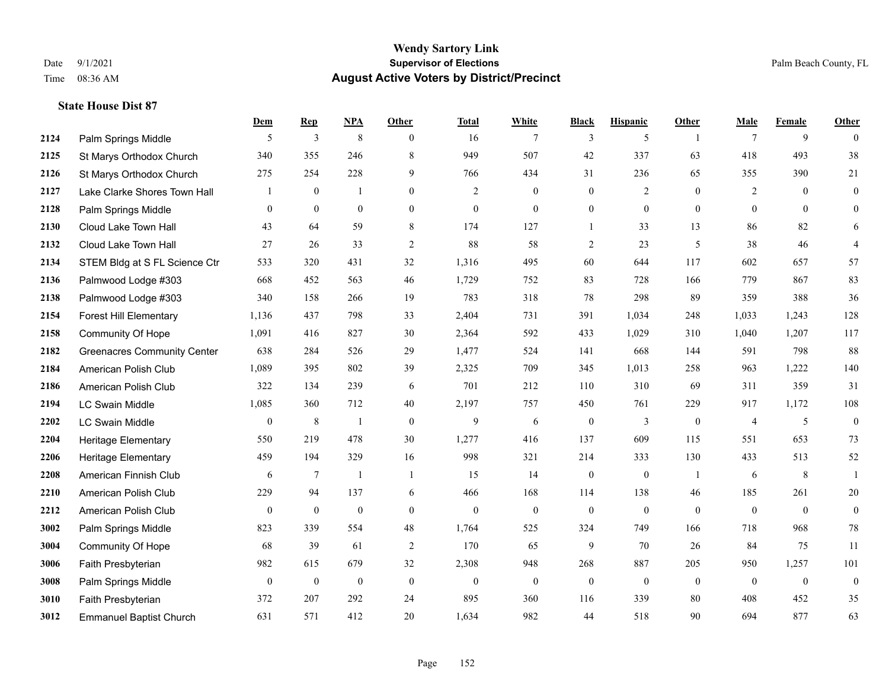**Wendy Sartory Link**
**Supervisor of Elections**
**August Active Voters by District/Precinct**

Date 9/1/2021
Time 08:36 AM
Palm Beach County, FL

### State House Dist 87

| | | Dem | Rep | NPA | Other | Total | White | Black | Hispanic | Other | Male | Female | Other |
|---|---|---|---|---|---|---|---|---|---|---|---|---|---|
| 2124 | Palm Springs Middle | 5 | 3 | 8 | 0 | 16 | 7 | 3 | 5 | 1 | 7 | 9 | 0 |
| 2125 | St Marys Orthodox Church | 340 | 355 | 246 | 8 | 949 | 507 | 42 | 337 | 63 | 418 | 493 | 38 |
| 2126 | St Marys Orthodox Church | 275 | 254 | 228 | 9 | 766 | 434 | 31 | 236 | 65 | 355 | 390 | 21 |
| 2127 | Lake Clarke Shores Town Hall | 1 | 0 | 1 | 0 | 2 | 0 | 0 | 2 | 0 | 2 | 0 | 0 |
| 2128 | Palm Springs Middle | 0 | 0 | 0 | 0 | 0 | 0 | 0 | 0 | 0 | 0 | 0 | 0 |
| 2130 | Cloud Lake Town Hall | 43 | 64 | 59 | 8 | 174 | 127 | 1 | 33 | 13 | 86 | 82 | 6 |
| 2132 | Cloud Lake Town Hall | 27 | 26 | 33 | 2 | 88 | 58 | 2 | 23 | 5 | 38 | 46 | 4 |
| 2134 | STEM Bldg at S FL Science Ctr | 533 | 320 | 431 | 32 | 1,316 | 495 | 60 | 644 | 117 | 602 | 657 | 57 |
| 2136 | Palmwood Lodge #303 | 668 | 452 | 563 | 46 | 1,729 | 752 | 83 | 728 | 166 | 779 | 867 | 83 |
| 2138 | Palmwood Lodge #303 | 340 | 158 | 266 | 19 | 783 | 318 | 78 | 298 | 89 | 359 | 388 | 36 |
| 2154 | Forest Hill Elementary | 1,136 | 437 | 798 | 33 | 2,404 | 731 | 391 | 1,034 | 248 | 1,033 | 1,243 | 128 |
| 2158 | Community Of Hope | 1,091 | 416 | 827 | 30 | 2,364 | 592 | 433 | 1,029 | 310 | 1,040 | 1,207 | 117 |
| 2182 | Greenacres Community Center | 638 | 284 | 526 | 29 | 1,477 | 524 | 141 | 668 | 144 | 591 | 798 | 88 |
| 2184 | American Polish Club | 1,089 | 395 | 802 | 39 | 2,325 | 709 | 345 | 1,013 | 258 | 963 | 1,222 | 140 |
| 2186 | American Polish Club | 322 | 134 | 239 | 6 | 701 | 212 | 110 | 310 | 69 | 311 | 359 | 31 |
| 2194 | LC Swain Middle | 1,085 | 360 | 712 | 40 | 2,197 | 757 | 450 | 761 | 229 | 917 | 1,172 | 108 |
| 2202 | LC Swain Middle | 0 | 8 | 1 | 0 | 9 | 6 | 0 | 3 | 0 | 4 | 5 | 0 |
| 2204 | Heritage Elementary | 550 | 219 | 478 | 30 | 1,277 | 416 | 137 | 609 | 115 | 551 | 653 | 73 |
| 2206 | Heritage Elementary | 459 | 194 | 329 | 16 | 998 | 321 | 214 | 333 | 130 | 433 | 513 | 52 |
| 2208 | American Finnish Club | 6 | 7 | 1 | 1 | 15 | 14 | 0 | 0 | 1 | 6 | 8 | 1 |
| 2210 | American Polish Club | 229 | 94 | 137 | 6 | 466 | 168 | 114 | 138 | 46 | 185 | 261 | 20 |
| 2212 | American Polish Club | 0 | 0 | 0 | 0 | 0 | 0 | 0 | 0 | 0 | 0 | 0 | 0 |
| 3002 | Palm Springs Middle | 823 | 339 | 554 | 48 | 1,764 | 525 | 324 | 749 | 166 | 718 | 968 | 78 |
| 3004 | Community Of Hope | 68 | 39 | 61 | 2 | 170 | 65 | 9 | 70 | 26 | 84 | 75 | 11 |
| 3006 | Faith Presbyterian | 982 | 615 | 679 | 32 | 2,308 | 948 | 268 | 887 | 205 | 950 | 1,257 | 101 |
| 3008 | Palm Springs Middle | 0 | 0 | 0 | 0 | 0 | 0 | 0 | 0 | 0 | 0 | 0 | 0 |
| 3010 | Faith Presbyterian | 372 | 207 | 292 | 24 | 895 | 360 | 116 | 339 | 80 | 408 | 452 | 35 |
| 3012 | Emmanuel Baptist Church | 631 | 571 | 412 | 20 | 1,634 | 982 | 44 | 518 | 90 | 694 | 877 | 63 |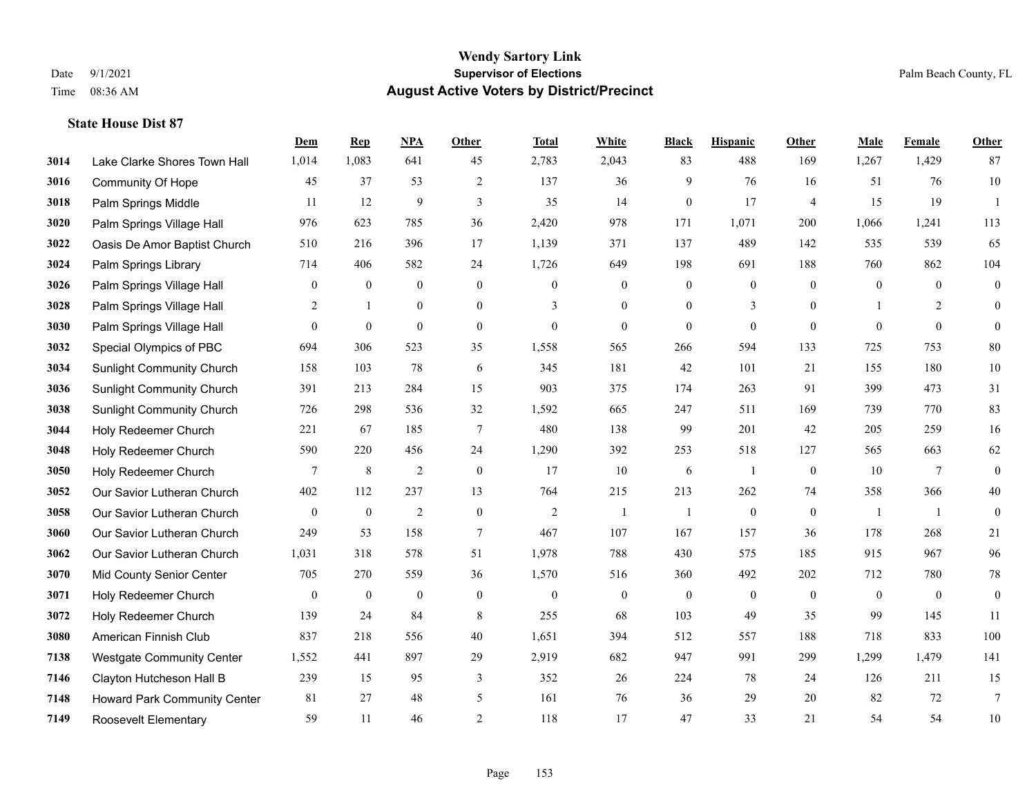# Wendy Sartory Link
## Supervisor of Elections
## August Active Voters by District/Precinct

Date 9/1/2021
Time 08:36 AM

Palm Beach County, FL

### State House Dist 87

| | | Dem | Rep | NPA | Other | Total | White | Black | Hispanic | Other | Male | Female | Other |
|---|---|---|---|---|---|---|---|---|---|---|---|---|---|
| 3014 | Lake Clarke Shores Town Hall | 1,014 | 1,083 | 641 | 45 | 2,783 | 2,043 | 83 | 488 | 169 | 1,267 | 1,429 | 87 |
| 3016 | Community Of Hope | 45 | 37 | 53 | 2 | 137 | 36 | 9 | 76 | 16 | 51 | 76 | 10 |
| 3018 | Palm Springs Middle | 11 | 12 | 9 | 3 | 35 | 14 | 0 | 17 | 4 | 15 | 19 | 1 |
| 3020 | Palm Springs Village Hall | 976 | 623 | 785 | 36 | 2,420 | 978 | 171 | 1,071 | 200 | 1,066 | 1,241 | 113 |
| 3022 | Oasis De Amor Baptist Church | 510 | 216 | 396 | 17 | 1,139 | 371 | 137 | 489 | 142 | 535 | 539 | 65 |
| 3024 | Palm Springs Library | 714 | 406 | 582 | 24 | 1,726 | 649 | 198 | 691 | 188 | 760 | 862 | 104 |
| 3026 | Palm Springs Village Hall | 0 | 0 | 0 | 0 | 0 | 0 | 0 | 0 | 0 | 0 | 0 | 0 |
| 3028 | Palm Springs Village Hall | 2 | 1 | 0 | 0 | 3 | 0 | 0 | 3 | 0 | 1 | 2 | 0 |
| 3030 | Palm Springs Village Hall | 0 | 0 | 0 | 0 | 0 | 0 | 0 | 0 | 0 | 0 | 0 | 0 |
| 3032 | Special Olympics of PBC | 694 | 306 | 523 | 35 | 1,558 | 565 | 266 | 594 | 133 | 725 | 753 | 80 |
| 3034 | Sunlight Community Church | 158 | 103 | 78 | 6 | 345 | 181 | 42 | 101 | 21 | 155 | 180 | 10 |
| 3036 | Sunlight Community Church | 391 | 213 | 284 | 15 | 903 | 375 | 174 | 263 | 91 | 399 | 473 | 31 |
| 3038 | Sunlight Community Church | 726 | 298 | 536 | 32 | 1,592 | 665 | 247 | 511 | 169 | 739 | 770 | 83 |
| 3044 | Holy Redeemer Church | 221 | 67 | 185 | 7 | 480 | 138 | 99 | 201 | 42 | 205 | 259 | 16 |
| 3048 | Holy Redeemer Church | 590 | 220 | 456 | 24 | 1,290 | 392 | 253 | 518 | 127 | 565 | 663 | 62 |
| 3050 | Holy Redeemer Church | 7 | 8 | 2 | 0 | 17 | 10 | 6 | 1 | 0 | 10 | 7 | 0 |
| 3052 | Our Savior Lutheran Church | 402 | 112 | 237 | 13 | 764 | 215 | 213 | 262 | 74 | 358 | 366 | 40 |
| 3058 | Our Savior Lutheran Church | 0 | 0 | 2 | 0 | 2 | 1 | 1 | 0 | 0 | 1 | 1 | 0 |
| 3060 | Our Savior Lutheran Church | 249 | 53 | 158 | 7 | 467 | 107 | 167 | 157 | 36 | 178 | 268 | 21 |
| 3062 | Our Savior Lutheran Church | 1,031 | 318 | 578 | 51 | 1,978 | 788 | 430 | 575 | 185 | 915 | 967 | 96 |
| 3070 | Mid County Senior Center | 705 | 270 | 559 | 36 | 1,570 | 516 | 360 | 492 | 202 | 712 | 780 | 78 |
| 3071 | Holy Redeemer Church | 0 | 0 | 0 | 0 | 0 | 0 | 0 | 0 | 0 | 0 | 0 | 0 |
| 3072 | Holy Redeemer Church | 139 | 24 | 84 | 8 | 255 | 68 | 103 | 49 | 35 | 99 | 145 | 11 |
| 3080 | American Finnish Club | 837 | 218 | 556 | 40 | 1,651 | 394 | 512 | 557 | 188 | 718 | 833 | 100 |
| 7138 | Westgate Community Center | 1,552 | 441 | 897 | 29 | 2,919 | 682 | 947 | 991 | 299 | 1,299 | 1,479 | 141 |
| 7146 | Clayton Hutcheson Hall B | 239 | 15 | 95 | 3 | 352 | 26 | 224 | 78 | 24 | 126 | 211 | 15 |
| 7148 | Howard Park Community Center | 81 | 27 | 48 | 5 | 161 | 76 | 36 | 29 | 20 | 82 | 72 | 7 |
| 7149 | Roosevelt Elementary | 59 | 11 | 46 | 2 | 118 | 17 | 47 | 33 | 21 | 54 | 54 | 10 |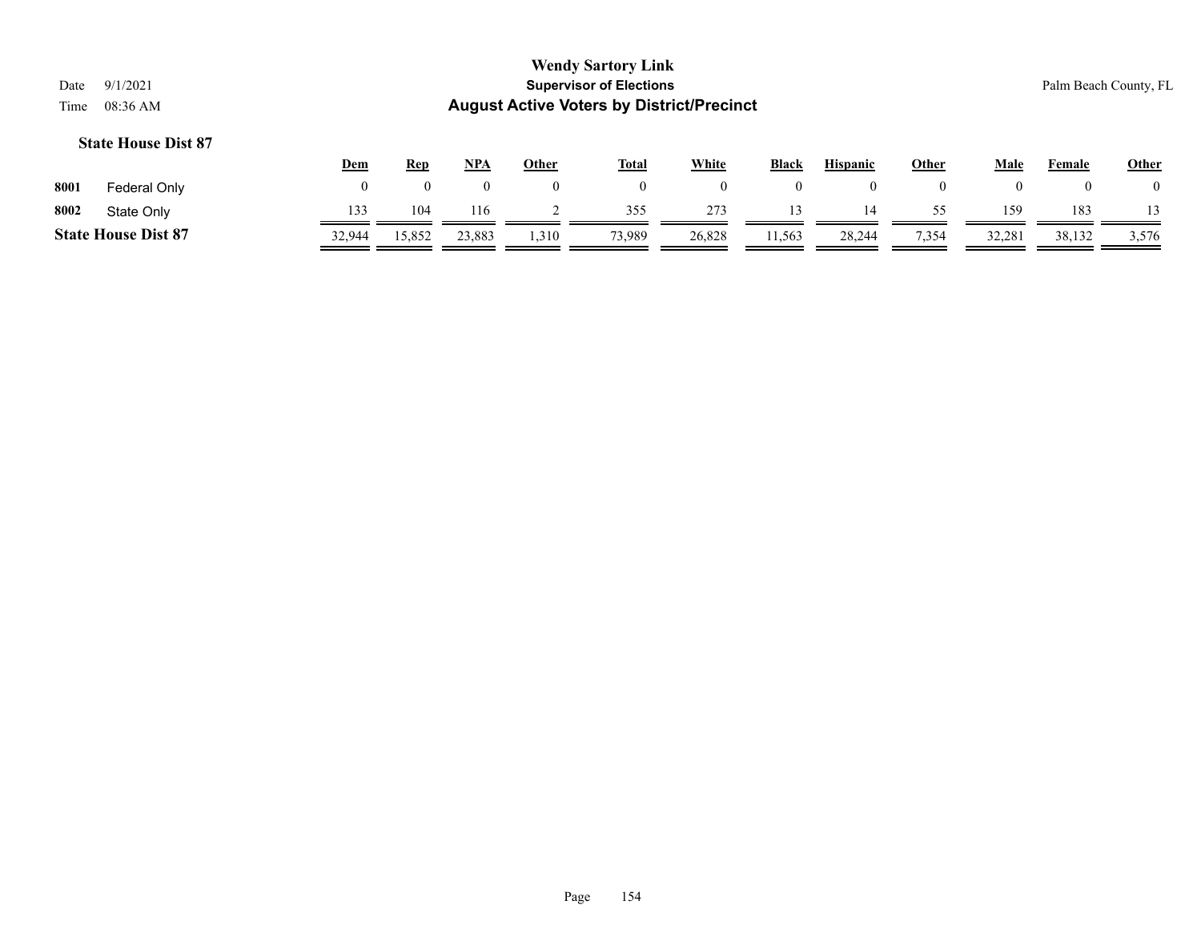# Wendy Sartory Link
## Supervisor of Elections
## August Active Voters by District/Precinct

Date 9/1/2021
Time 08:36 AM

Palm Beach County, FL

### State House Dist 87

| | | Dem | Rep | NPA | Other | Total | White | Black | Hispanic | Other | Male | Female | Other |
|---|---|---|---|---|---|---|---|---|---|---|---|---|---|
| 8001 | Federal Only | 0 | 0 | 0 | 0 | 0 | 0 | 0 | 0 | 0 | 0 | 0 | 0 |
| 8002 | State Only | 133 | 104 | 116 | 2 | 355 | 273 | 13 | 14 | 55 | 159 | 183 | 13 |
| **State House Dist 87** | | 32,944 | 15,852 | 23,883 | 1,310 | 73,989 | 26,828 | 11,563 | 28,244 | 7,354 | 32,281 | 38,132 | 3,576 |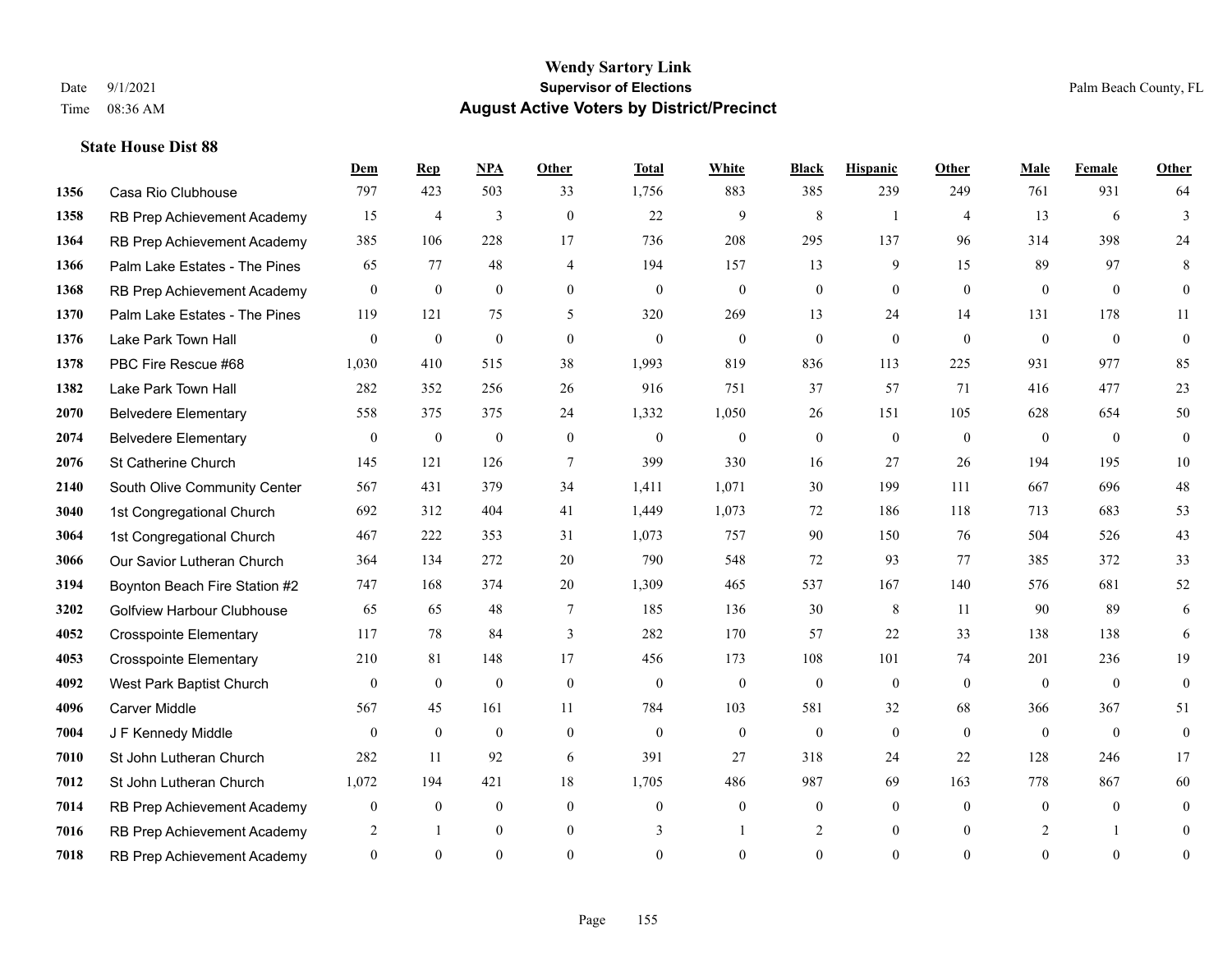# Wendy Sartory Link
## Supervisor of Elections
## August Active Voters by District/Precinct

Date 9/1/2021
Time 08:36 AM

Palm Beach County, FL

### State House Dist 88

| | | Dem | Rep | NPA | Other | Total | White | Black | Hispanic | Other | Male | Female | Other |
|---|---|---|---|---|---|---|---|---|---|---|---|---|---|
| 1356 | Casa Rio Clubhouse | 797 | 423 | 503 | 33 | 1,756 | 883 | 385 | 239 | 249 | 761 | 931 | 64 |
| 1358 | RB Prep Achievement Academy | 15 | 4 | 3 | 0 | 22 | 9 | 8 | 1 | 4 | 13 | 6 | 3 |
| 1364 | RB Prep Achievement Academy | 385 | 106 | 228 | 17 | 736 | 208 | 295 | 137 | 96 | 314 | 398 | 24 |
| 1366 | Palm Lake Estates - The Pines | 65 | 77 | 48 | 4 | 194 | 157 | 13 | 9 | 15 | 89 | 97 | 8 |
| 1368 | RB Prep Achievement Academy | 0 | 0 | 0 | 0 | 0 | 0 | 0 | 0 | 0 | 0 | 0 | 0 |
| 1370 | Palm Lake Estates - The Pines | 119 | 121 | 75 | 5 | 320 | 269 | 13 | 24 | 14 | 131 | 178 | 11 |
| 1376 | Lake Park Town Hall | 0 | 0 | 0 | 0 | 0 | 0 | 0 | 0 | 0 | 0 | 0 | 0 |
| 1378 | PBC Fire Rescue #68 | 1,030 | 410 | 515 | 38 | 1,993 | 819 | 836 | 113 | 225 | 931 | 977 | 85 |
| 1382 | Lake Park Town Hall | 282 | 352 | 256 | 26 | 916 | 751 | 37 | 57 | 71 | 416 | 477 | 23 |
| 2070 | Belvedere Elementary | 558 | 375 | 375 | 24 | 1,332 | 1,050 | 26 | 151 | 105 | 628 | 654 | 50 |
| 2074 | Belvedere Elementary | 0 | 0 | 0 | 0 | 0 | 0 | 0 | 0 | 0 | 0 | 0 | 0 |
| 2076 | St Catherine Church | 145 | 121 | 126 | 7 | 399 | 330 | 16 | 27 | 26 | 194 | 195 | 10 |
| 2140 | South Olive Community Center | 567 | 431 | 379 | 34 | 1,411 | 1,071 | 30 | 199 | 111 | 667 | 696 | 48 |
| 3040 | 1st Congregational Church | 692 | 312 | 404 | 41 | 1,449 | 1,073 | 72 | 186 | 118 | 713 | 683 | 53 |
| 3064 | 1st Congregational Church | 467 | 222 | 353 | 31 | 1,073 | 757 | 90 | 150 | 76 | 504 | 526 | 43 |
| 3066 | Our Savior Lutheran Church | 364 | 134 | 272 | 20 | 790 | 548 | 72 | 93 | 77 | 385 | 372 | 33 |
| 3194 | Boynton Beach Fire Station #2 | 747 | 168 | 374 | 20 | 1,309 | 465 | 537 | 167 | 140 | 576 | 681 | 52 |
| 3202 | Golfview Harbour Clubhouse | 65 | 65 | 48 | 7 | 185 | 136 | 30 | 8 | 11 | 90 | 89 | 6 |
| 4052 | Crosspointe Elementary | 117 | 78 | 84 | 3 | 282 | 170 | 57 | 22 | 33 | 138 | 138 | 6 |
| 4053 | Crosspointe Elementary | 210 | 81 | 148 | 17 | 456 | 173 | 108 | 101 | 74 | 201 | 236 | 19 |
| 4092 | West Park Baptist Church | 0 | 0 | 0 | 0 | 0 | 0 | 0 | 0 | 0 | 0 | 0 | 0 |
| 4096 | Carver Middle | 567 | 45 | 161 | 11 | 784 | 103 | 581 | 32 | 68 | 366 | 367 | 51 |
| 7004 | J F Kennedy Middle | 0 | 0 | 0 | 0 | 0 | 0 | 0 | 0 | 0 | 0 | 0 | 0 |
| 7010 | St John Lutheran Church | 282 | 11 | 92 | 6 | 391 | 27 | 318 | 24 | 22 | 128 | 246 | 17 |
| 7012 | St John Lutheran Church | 1,072 | 194 | 421 | 18 | 1,705 | 486 | 987 | 69 | 163 | 778 | 867 | 60 |
| 7014 | RB Prep Achievement Academy | 0 | 0 | 0 | 0 | 0 | 0 | 0 | 0 | 0 | 0 | 0 | 0 |
| 7016 | RB Prep Achievement Academy | 2 | 1 | 0 | 0 | 3 | 1 | 2 | 0 | 0 | 2 | 1 | 0 |
| 7018 | RB Prep Achievement Academy | 0 | 0 | 0 | 0 | 0 | 0 | 0 | 0 | 0 | 0 | 0 | 0 |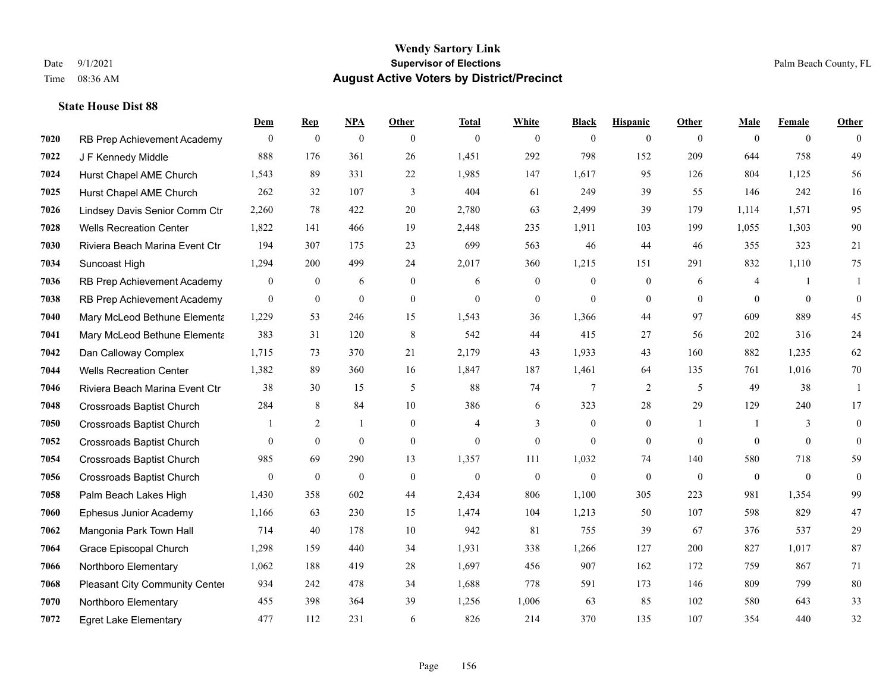# Wendy Sartory Link
## Supervisor of Elections
## August Active Voters by District/Precinct

Date 9/1/2021
Time 08:36 AM

Palm Beach County, FL

### State House Dist 88

| | | Dem | Rep | NPA | Other | Total | White | Black | Hispanic | Other | Male | Female | Other |
|---|---|---|---|---|---|---|---|---|---|---|---|---|---|
| 7020 | RB Prep Achievement Academy | 0 | 0 | 0 | 0 | 0 | 0 | 0 | 0 | 0 | 0 | 0 | 0 |
| 7022 | J F Kennedy Middle | 888 | 176 | 361 | 26 | 1,451 | 292 | 798 | 152 | 209 | 644 | 758 | 49 |
| 7024 | Hurst Chapel AME Church | 1,543 | 89 | 331 | 22 | 1,985 | 147 | 1,617 | 95 | 126 | 804 | 1,125 | 56 |
| 7025 | Hurst Chapel AME Church | 262 | 32 | 107 | 3 | 404 | 61 | 249 | 39 | 55 | 146 | 242 | 16 |
| 7026 | Lindsey Davis Senior Comm Ctr | 2,260 | 78 | 422 | 20 | 2,780 | 63 | 2,499 | 39 | 179 | 1,114 | 1,571 | 95 |
| 7028 | Wells Recreation Center | 1,822 | 141 | 466 | 19 | 2,448 | 235 | 1,911 | 103 | 199 | 1,055 | 1,303 | 90 |
| 7030 | Riviera Beach Marina Event Ctr | 194 | 307 | 175 | 23 | 699 | 563 | 46 | 44 | 46 | 355 | 323 | 21 |
| 7034 | Suncoast High | 1,294 | 200 | 499 | 24 | 2,017 | 360 | 1,215 | 151 | 291 | 832 | 1,110 | 75 |
| 7036 | RB Prep Achievement Academy | 0 | 0 | 6 | 0 | 6 | 0 | 0 | 0 | 6 | 4 | 1 | 1 |
| 7038 | RB Prep Achievement Academy | 0 | 0 | 0 | 0 | 0 | 0 | 0 | 0 | 0 | 0 | 0 | 0 |
| 7040 | Mary McLeod Bethune Elementa | 1,229 | 53 | 246 | 15 | 1,543 | 36 | 1,366 | 44 | 97 | 609 | 889 | 45 |
| 7041 | Mary McLeod Bethune Elementa | 383 | 31 | 120 | 8 | 542 | 44 | 415 | 27 | 56 | 202 | 316 | 24 |
| 7042 | Dan Calloway Complex | 1,715 | 73 | 370 | 21 | 2,179 | 43 | 1,933 | 43 | 160 | 882 | 1,235 | 62 |
| 7044 | Wells Recreation Center | 1,382 | 89 | 360 | 16 | 1,847 | 187 | 1,461 | 64 | 135 | 761 | 1,016 | 70 |
| 7046 | Riviera Beach Marina Event Ctr | 38 | 30 | 15 | 5 | 88 | 74 | 7 | 2 | 5 | 49 | 38 | 1 |
| 7048 | Crossroads Baptist Church | 284 | 8 | 84 | 10 | 386 | 6 | 323 | 28 | 29 | 129 | 240 | 17 |
| 7050 | Crossroads Baptist Church | 1 | 2 | 1 | 0 | 4 | 3 | 0 | 0 | 1 | 1 | 3 | 0 |
| 7052 | Crossroads Baptist Church | 0 | 0 | 0 | 0 | 0 | 0 | 0 | 0 | 0 | 0 | 0 | 0 |
| 7054 | Crossroads Baptist Church | 985 | 69 | 290 | 13 | 1,357 | 111 | 1,032 | 74 | 140 | 580 | 718 | 59 |
| 7056 | Crossroads Baptist Church | 0 | 0 | 0 | 0 | 0 | 0 | 0 | 0 | 0 | 0 | 0 | 0 |
| 7058 | Palm Beach Lakes High | 1,430 | 358 | 602 | 44 | 2,434 | 806 | 1,100 | 305 | 223 | 981 | 1,354 | 99 |
| 7060 | Ephesus Junior Academy | 1,166 | 63 | 230 | 15 | 1,474 | 104 | 1,213 | 50 | 107 | 598 | 829 | 47 |
| 7062 | Mangonia Park Town Hall | 714 | 40 | 178 | 10 | 942 | 81 | 755 | 39 | 67 | 376 | 537 | 29 |
| 7064 | Grace Episcopal Church | 1,298 | 159 | 440 | 34 | 1,931 | 338 | 1,266 | 127 | 200 | 827 | 1,017 | 87 |
| 7066 | Northboro Elementary | 1,062 | 188 | 419 | 28 | 1,697 | 456 | 907 | 162 | 172 | 759 | 867 | 71 |
| 7068 | Pleasant City Community Center | 934 | 242 | 478 | 34 | 1,688 | 778 | 591 | 173 | 146 | 809 | 799 | 80 |
| 7070 | Northboro Elementary | 455 | 398 | 364 | 39 | 1,256 | 1,006 | 63 | 85 | 102 | 580 | 643 | 33 |
| 7072 | Egret Lake Elementary | 477 | 112 | 231 | 6 | 826 | 214 | 370 | 135 | 107 | 354 | 440 | 32 |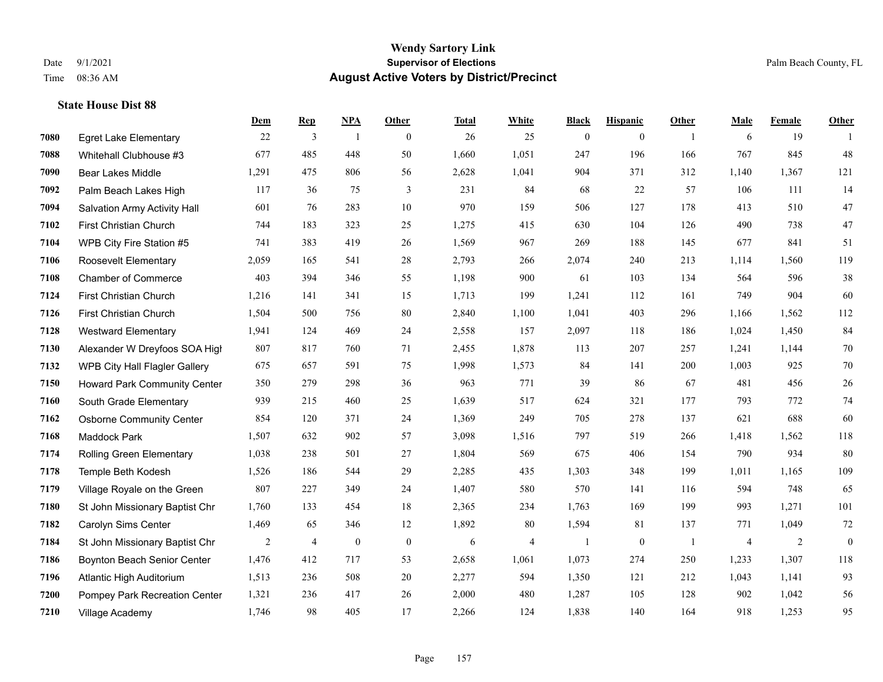# Wendy Sartory Link
## Supervisor of Elections
## August Active Voters by District/Precinct

Date 9/1/2021
Time 08:36 AM

Palm Beach County, FL

**State House Dist 88**

| | | Dem | Rep | NPA | Other | Total | White | Black | Hispanic | Other | Male | Female | Other |
|---|---|---|---|---|---|---|---|---|---|---|---|---|---|
| 7080 | Egret Lake Elementary | 22 | 3 | 1 | 0 | 26 | 25 | 0 | 0 | 1 | 6 | 19 | 1 |
| 7088 | Whitehall Clubhouse #3 | 677 | 485 | 448 | 50 | 1,660 | 1,051 | 247 | 196 | 166 | 767 | 845 | 48 |
| 7090 | Bear Lakes Middle | 1,291 | 475 | 806 | 56 | 2,628 | 1,041 | 904 | 371 | 312 | 1,140 | 1,367 | 121 |
| 7092 | Palm Beach Lakes High | 117 | 36 | 75 | 3 | 231 | 84 | 68 | 22 | 57 | 106 | 111 | 14 |
| 7094 | Salvation Army Activity Hall | 601 | 76 | 283 | 10 | 970 | 159 | 506 | 127 | 178 | 413 | 510 | 47 |
| 7102 | First Christian Church | 744 | 183 | 323 | 25 | 1,275 | 415 | 630 | 104 | 126 | 490 | 738 | 47 |
| 7104 | WPB City Fire Station #5 | 741 | 383 | 419 | 26 | 1,569 | 967 | 269 | 188 | 145 | 677 | 841 | 51 |
| 7106 | Roosevelt Elementary | 2,059 | 165 | 541 | 28 | 2,793 | 266 | 2,074 | 240 | 213 | 1,114 | 1,560 | 119 |
| 7108 | Chamber of Commerce | 403 | 394 | 346 | 55 | 1,198 | 900 | 61 | 103 | 134 | 564 | 596 | 38 |
| 7124 | First Christian Church | 1,216 | 141 | 341 | 15 | 1,713 | 199 | 1,241 | 112 | 161 | 749 | 904 | 60 |
| 7126 | First Christian Church | 1,504 | 500 | 756 | 80 | 2,840 | 1,100 | 1,041 | 403 | 296 | 1,166 | 1,562 | 112 |
| 7128 | Westward Elementary | 1,941 | 124 | 469 | 24 | 2,558 | 157 | 2,097 | 118 | 186 | 1,024 | 1,450 | 84 |
| 7130 | Alexander W Dreyfoos SOA High | 807 | 817 | 760 | 71 | 2,455 | 1,878 | 113 | 207 | 257 | 1,241 | 1,144 | 70 |
| 7132 | WPB City Hall Flagler Gallery | 675 | 657 | 591 | 75 | 1,998 | 1,573 | 84 | 141 | 200 | 1,003 | 925 | 70 |
| 7150 | Howard Park Community Center | 350 | 279 | 298 | 36 | 963 | 771 | 39 | 86 | 67 | 481 | 456 | 26 |
| 7160 | South Grade Elementary | 939 | 215 | 460 | 25 | 1,639 | 517 | 624 | 321 | 177 | 793 | 772 | 74 |
| 7162 | Osborne Community Center | 854 | 120 | 371 | 24 | 1,369 | 249 | 705 | 278 | 137 | 621 | 688 | 60 |
| 7168 | Maddock Park | 1,507 | 632 | 902 | 57 | 3,098 | 1,516 | 797 | 519 | 266 | 1,418 | 1,562 | 118 |
| 7174 | Rolling Green Elementary | 1,038 | 238 | 501 | 27 | 1,804 | 569 | 675 | 406 | 154 | 790 | 934 | 80 |
| 7178 | Temple Beth Kodesh | 1,526 | 186 | 544 | 29 | 2,285 | 435 | 1,303 | 348 | 199 | 1,011 | 1,165 | 109 |
| 7179 | Village Royale on the Green | 807 | 227 | 349 | 24 | 1,407 | 580 | 570 | 141 | 116 | 594 | 748 | 65 |
| 7180 | St John Missionary Baptist Chr | 1,760 | 133 | 454 | 18 | 2,365 | 234 | 1,763 | 169 | 199 | 993 | 1,271 | 101 |
| 7182 | Carolyn Sims Center | 1,469 | 65 | 346 | 12 | 1,892 | 80 | 1,594 | 81 | 137 | 771 | 1,049 | 72 |
| 7184 | St John Missionary Baptist Chr | 2 | 4 | 0 | 0 | 6 | 4 | 1 | 0 | 1 | 4 | 2 | 0 |
| 7186 | Boynton Beach Senior Center | 1,476 | 412 | 717 | 53 | 2,658 | 1,061 | 1,073 | 274 | 250 | 1,233 | 1,307 | 118 |
| 7196 | Atlantic High Auditorium | 1,513 | 236 | 508 | 20 | 2,277 | 594 | 1,350 | 121 | 212 | 1,043 | 1,141 | 93 |
| 7200 | Pompey Park Recreation Center | 1,321 | 236 | 417 | 26 | 2,000 | 480 | 1,287 | 105 | 128 | 902 | 1,042 | 56 |
| 7210 | Village Academy | 1,746 | 98 | 405 | 17 | 2,266 | 124 | 1,838 | 140 | 164 | 918 | 1,253 | 95 |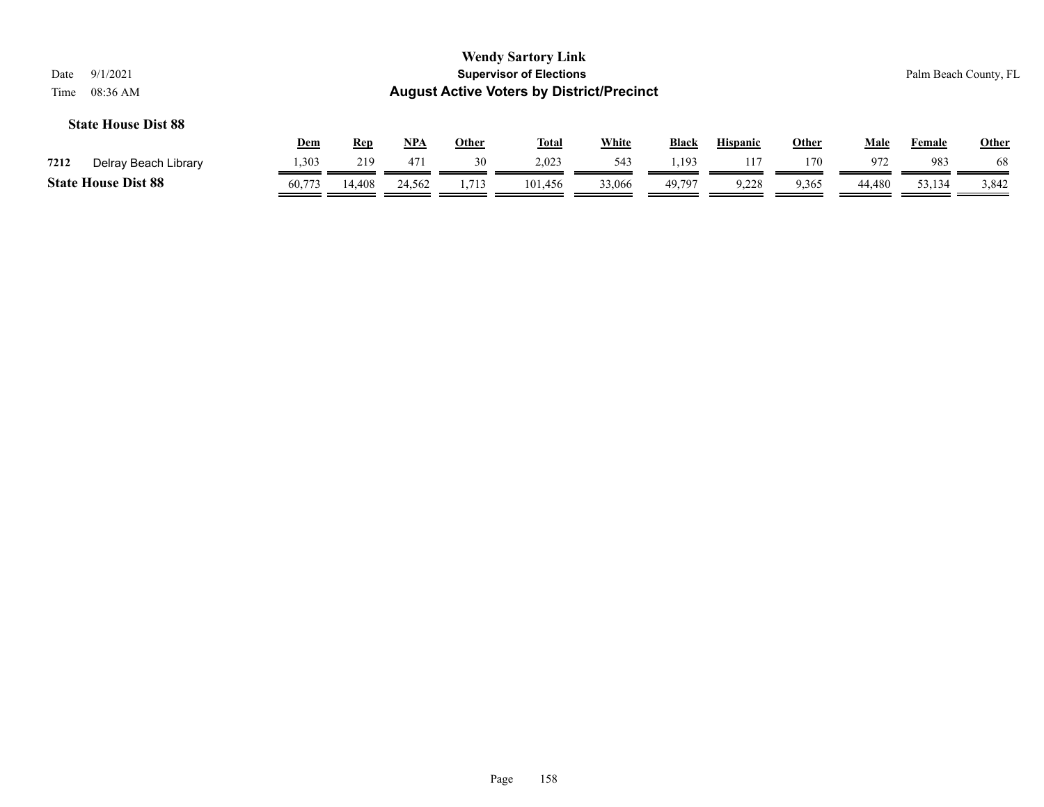**Wendy Sartory Link**
**Supervisor of Elections**
**August Active Voters by District/Precinct**

Date 9/1/2021
Time 08:36 AM

Palm Beach County, FL

### State House Dist 88

| | | Dem | Rep | NPA | Other | Total | White | Black | Hispanic | Other | Male | Female | Other |
|---|---|---|---|---|---|---|---|---|---|---|---|---|---|
| 7212 | Delray Beach Library | 1,303 | 219 | 471 | 30 | 2,023 | 543 | 1,193 | 117 | 170 | 972 | 983 | 68 |
| **State House Dist 88** | | 60,773 | 14,408 | 24,562 | 1,713 | 101,456 | 33,066 | 49,797 | 9,228 | 9,365 | 44,480 | 53,134 | 3,842 |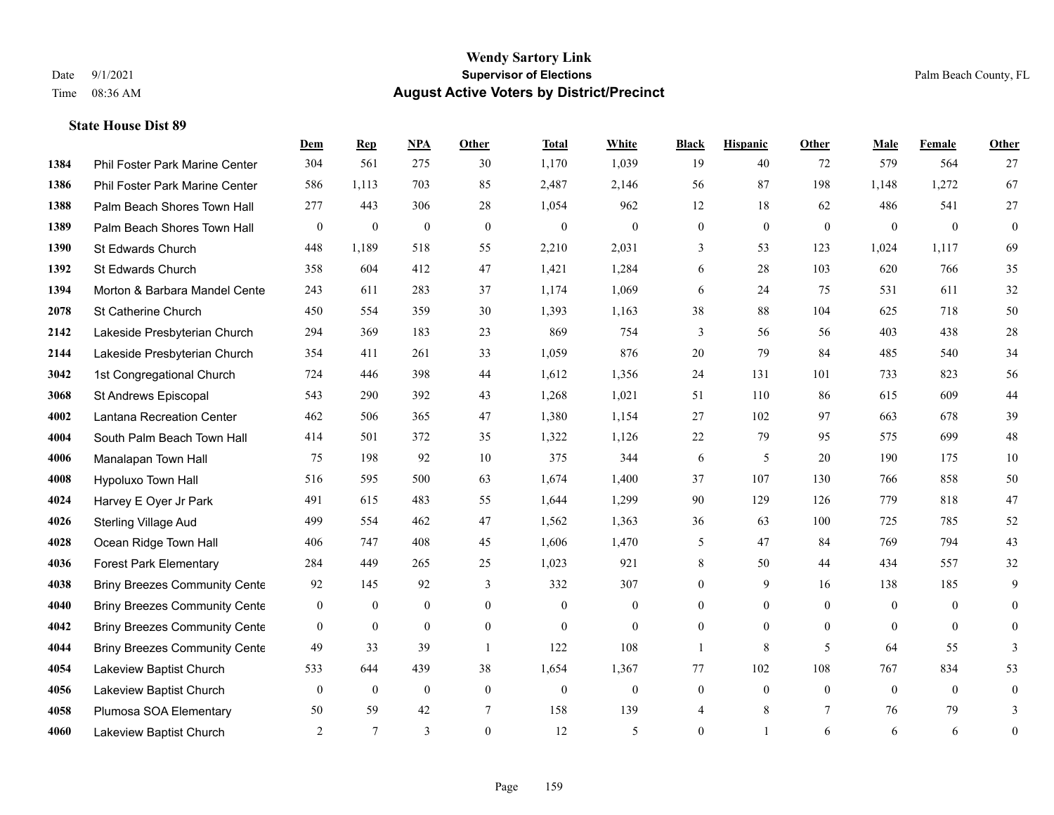**Wendy Sartory Link**
**Supervisor of Elections**
**August Active Voters by District/Precinct**

Date 9/1/2021
Time 08:36 AM

Palm Beach County, FL

### State House Dist 89

| | | Dem | Rep | NPA | Other | Total | White | Black | Hispanic | Other | Male | Female | Other |
|---|---|---|---|---|---|---|---|---|---|---|---|---|---|
| 1384 | Phil Foster Park Marine Center | 304 | 561 | 275 | 30 | 1,170 | 1,039 | 19 | 40 | 72 | 579 | 564 | 27 |
| 1386 | Phil Foster Park Marine Center | 586 | 1,113 | 703 | 85 | 2,487 | 2,146 | 56 | 87 | 198 | 1,148 | 1,272 | 67 |
| 1388 | Palm Beach Shores Town Hall | 277 | 443 | 306 | 28 | 1,054 | 962 | 12 | 18 | 62 | 486 | 541 | 27 |
| 1389 | Palm Beach Shores Town Hall | 0 | 0 | 0 | 0 | 0 | 0 | 0 | 0 | 0 | 0 | 0 | 0 |
| 1390 | St Edwards Church | 448 | 1,189 | 518 | 55 | 2,210 | 2,031 | 3 | 53 | 123 | 1,024 | 1,117 | 69 |
| 1392 | St Edwards Church | 358 | 604 | 412 | 47 | 1,421 | 1,284 | 6 | 28 | 103 | 620 | 766 | 35 |
| 1394 | Morton & Barbara Mandel Cente | 243 | 611 | 283 | 37 | 1,174 | 1,069 | 6 | 24 | 75 | 531 | 611 | 32 |
| 2078 | St Catherine Church | 450 | 554 | 359 | 30 | 1,393 | 1,163 | 38 | 88 | 104 | 625 | 718 | 50 |
| 2142 | Lakeside Presbyterian Church | 294 | 369 | 183 | 23 | 869 | 754 | 3 | 56 | 56 | 403 | 438 | 28 |
| 2144 | Lakeside Presbyterian Church | 354 | 411 | 261 | 33 | 1,059 | 876 | 20 | 79 | 84 | 485 | 540 | 34 |
| 3042 | 1st Congregational Church | 724 | 446 | 398 | 44 | 1,612 | 1,356 | 24 | 131 | 101 | 733 | 823 | 56 |
| 3068 | St Andrews Episcopal | 543 | 290 | 392 | 43 | 1,268 | 1,021 | 51 | 110 | 86 | 615 | 609 | 44 |
| 4002 | Lantana Recreation Center | 462 | 506 | 365 | 47 | 1,380 | 1,154 | 27 | 102 | 97 | 663 | 678 | 39 |
| 4004 | South Palm Beach Town Hall | 414 | 501 | 372 | 35 | 1,322 | 1,126 | 22 | 79 | 95 | 575 | 699 | 48 |
| 4006 | Manalapan Town Hall | 75 | 198 | 92 | 10 | 375 | 344 | 6 | 5 | 20 | 190 | 175 | 10 |
| 4008 | Hypoluxo Town Hall | 516 | 595 | 500 | 63 | 1,674 | 1,400 | 37 | 107 | 130 | 766 | 858 | 50 |
| 4024 | Harvey E Oyer Jr Park | 491 | 615 | 483 | 55 | 1,644 | 1,299 | 90 | 129 | 126 | 779 | 818 | 47 |
| 4026 | Sterling Village Aud | 499 | 554 | 462 | 47 | 1,562 | 1,363 | 36 | 63 | 100 | 725 | 785 | 52 |
| 4028 | Ocean Ridge Town Hall | 406 | 747 | 408 | 45 | 1,606 | 1,470 | 5 | 47 | 84 | 769 | 794 | 43 |
| 4036 | Forest Park Elementary | 284 | 449 | 265 | 25 | 1,023 | 921 | 8 | 50 | 44 | 434 | 557 | 32 |
| 4038 | Briny Breezes Community Cente | 92 | 145 | 92 | 3 | 332 | 307 | 0 | 9 | 16 | 138 | 185 | 9 |
| 4040 | Briny Breezes Community Cente | 0 | 0 | 0 | 0 | 0 | 0 | 0 | 0 | 0 | 0 | 0 | 0 |
| 4042 | Briny Breezes Community Cente | 0 | 0 | 0 | 0 | 0 | 0 | 0 | 0 | 0 | 0 | 0 | 0 |
| 4044 | Briny Breezes Community Cente | 49 | 33 | 39 | 1 | 122 | 108 | 1 | 8 | 5 | 64 | 55 | 3 |
| 4054 | Lakeview Baptist Church | 533 | 644 | 439 | 38 | 1,654 | 1,367 | 77 | 102 | 108 | 767 | 834 | 53 |
| 4056 | Lakeview Baptist Church | 0 | 0 | 0 | 0 | 0 | 0 | 0 | 0 | 0 | 0 | 0 | 0 |
| 4058 | Plumosa SOA Elementary | 50 | 59 | 42 | 7 | 158 | 139 | 4 | 8 | 7 | 76 | 79 | 3 |
| 4060 | Lakeview Baptist Church | 2 | 7 | 3 | 0 | 12 | 5 | 0 | 1 | 6 | 6 | 6 | 0 |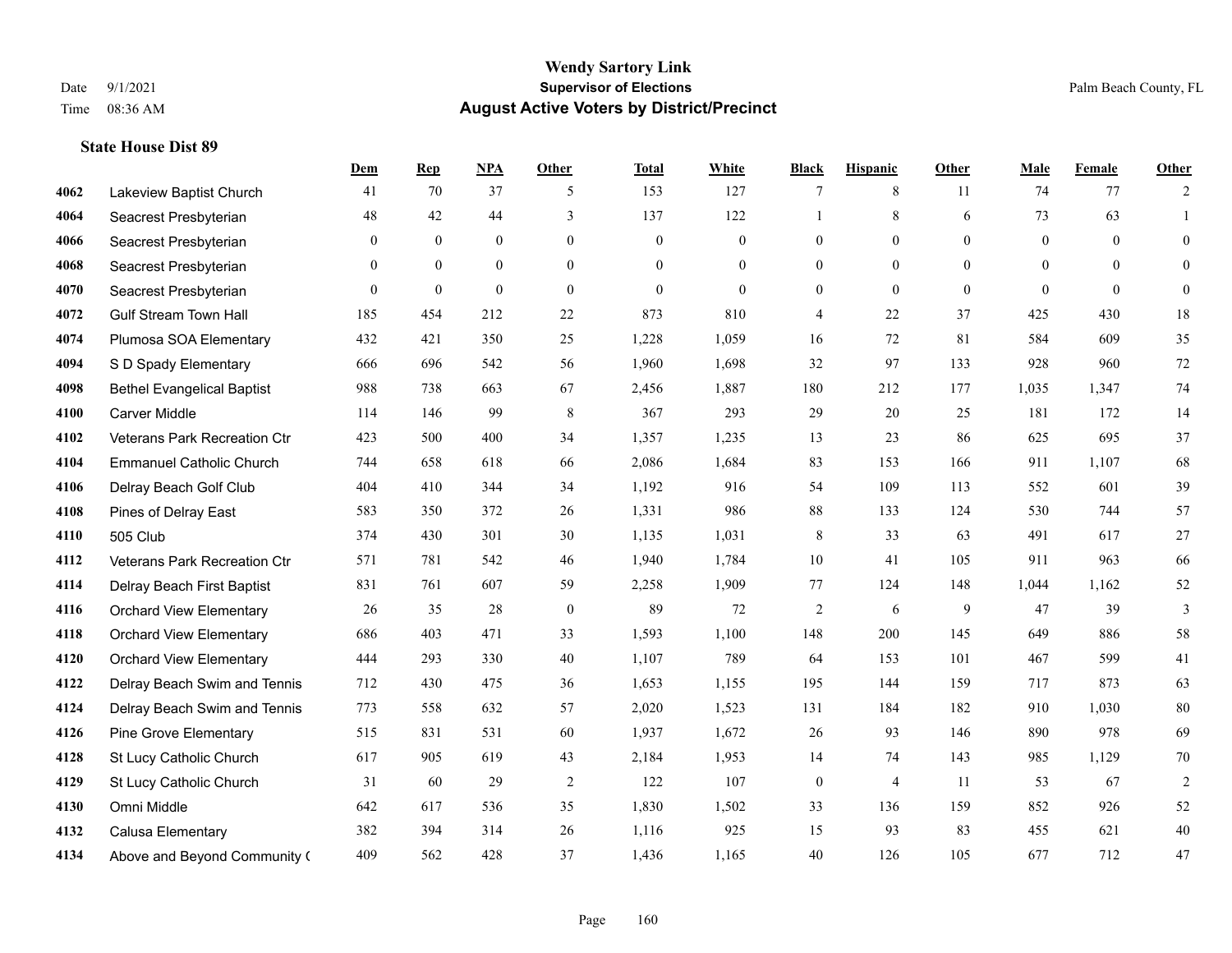# Wendy Sartory Link

**Supervisor of Elections**

**August Active Voters by District/Precinct**

Date 9/1/2021 | Time 08:36 AM | Palm Beach County, FL

**State House Dist 89**

| | | Dem | Rep | NPA | Other | Total | White | Black | Hispanic | Other | Male | Female | Other |
|---|---|---|---|---|---|---|---|---|---|---|---|---|---|
| 4062 | Lakeview Baptist Church | 41 | 70 | 37 | 5 | 153 | 127 | 7 | 8 | 11 | 74 | 77 | 2 |
| 4064 | Seacrest Presbyterian | 48 | 42 | 44 | 3 | 137 | 122 | 1 | 8 | 6 | 73 | 63 | 1 |
| 4066 | Seacrest Presbyterian | 0 | 0 | 0 | 0 | 0 | 0 | 0 | 0 | 0 | 0 | 0 | 0 |
| 4068 | Seacrest Presbyterian | 0 | 0 | 0 | 0 | 0 | 0 | 0 | 0 | 0 | 0 | 0 | 0 |
| 4070 | Seacrest Presbyterian | 0 | 0 | 0 | 0 | 0 | 0 | 0 | 0 | 0 | 0 | 0 | 0 |
| 4072 | Gulf Stream Town Hall | 185 | 454 | 212 | 22 | 873 | 810 | 4 | 22 | 37 | 425 | 430 | 18 |
| 4074 | Plumosa SOA Elementary | 432 | 421 | 350 | 25 | 1,228 | 1,059 | 16 | 72 | 81 | 584 | 609 | 35 |
| 4094 | S D Spady Elementary | 666 | 696 | 542 | 56 | 1,960 | 1,698 | 32 | 97 | 133 | 928 | 960 | 72 |
| 4098 | Bethel Evangelical Baptist | 988 | 738 | 663 | 67 | 2,456 | 1,887 | 180 | 212 | 177 | 1,035 | 1,347 | 74 |
| 4100 | Carver Middle | 114 | 146 | 99 | 8 | 367 | 293 | 29 | 20 | 25 | 181 | 172 | 14 |
| 4102 | Veterans Park Recreation Ctr | 423 | 500 | 400 | 34 | 1,357 | 1,235 | 13 | 23 | 86 | 625 | 695 | 37 |
| 4104 | Emmanuel Catholic Church | 744 | 658 | 618 | 66 | 2,086 | 1,684 | 83 | 153 | 166 | 911 | 1,107 | 68 |
| 4106 | Delray Beach Golf Club | 404 | 410 | 344 | 34 | 1,192 | 916 | 54 | 109 | 113 | 552 | 601 | 39 |
| 4108 | Pines of Delray East | 583 | 350 | 372 | 26 | 1,331 | 986 | 88 | 133 | 124 | 530 | 744 | 57 |
| 4110 | 505 Club | 374 | 430 | 301 | 30 | 1,135 | 1,031 | 8 | 33 | 63 | 491 | 617 | 27 |
| 4112 | Veterans Park Recreation Ctr | 571 | 781 | 542 | 46 | 1,940 | 1,784 | 10 | 41 | 105 | 911 | 963 | 66 |
| 4114 | Delray Beach First Baptist | 831 | 761 | 607 | 59 | 2,258 | 1,909 | 77 | 124 | 148 | 1,044 | 1,162 | 52 |
| 4116 | Orchard View Elementary | 26 | 35 | 28 | 0 | 89 | 72 | 2 | 6 | 9 | 47 | 39 | 3 |
| 4118 | Orchard View Elementary | 686 | 403 | 471 | 33 | 1,593 | 1,100 | 148 | 200 | 145 | 649 | 886 | 58 |
| 4120 | Orchard View Elementary | 444 | 293 | 330 | 40 | 1,107 | 789 | 64 | 153 | 101 | 467 | 599 | 41 |
| 4122 | Delray Beach Swim and Tennis | 712 | 430 | 475 | 36 | 1,653 | 1,155 | 195 | 144 | 159 | 717 | 873 | 63 |
| 4124 | Delray Beach Swim and Tennis | 773 | 558 | 632 | 57 | 2,020 | 1,523 | 131 | 184 | 182 | 910 | 1,030 | 80 |
| 4126 | Pine Grove Elementary | 515 | 831 | 531 | 60 | 1,937 | 1,672 | 26 | 93 | 146 | 890 | 978 | 69 |
| 4128 | St Lucy Catholic Church | 617 | 905 | 619 | 43 | 2,184 | 1,953 | 14 | 74 | 143 | 985 | 1,129 | 70 |
| 4129 | St Lucy Catholic Church | 31 | 60 | 29 | 2 | 122 | 107 | 0 | 4 | 11 | 53 | 67 | 2 |
| 4130 | Omni Middle | 642 | 617 | 536 | 35 | 1,830 | 1,502 | 33 | 136 | 159 | 852 | 926 | 52 |
| 4132 | Calusa Elementary | 382 | 394 | 314 | 26 | 1,116 | 925 | 15 | 93 | 83 | 455 | 621 | 40 |
| 4134 | Above and Beyond Community ( | 409 | 562 | 428 | 37 | 1,436 | 1,165 | 40 | 126 | 105 | 677 | 712 | 47 |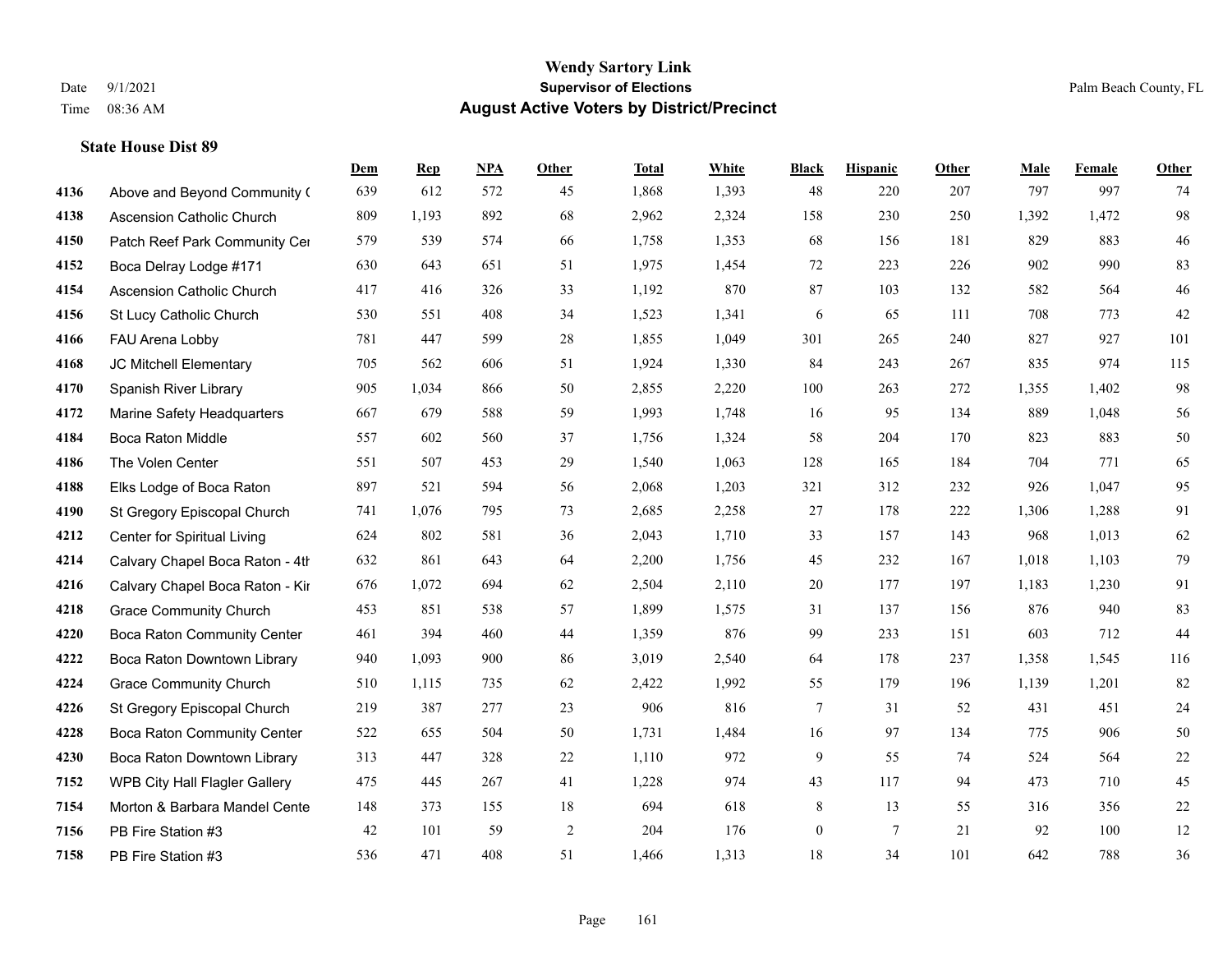**Wendy Sartory Link**
**Supervisor of Elections**
**August Active Voters by District/Precinct**

Date 9/1/2021
Time 08:36 AM

Palm Beach County, FL

### State House Dist 89

| | | Dem | Rep | NPA | Other | Total | White | Black | Hispanic | Other | Male | Female | Other |
|---|---|---|---|---|---|---|---|---|---|---|---|---|---|
| 4136 | Above and Beyond Community ( | 639 | 612 | 572 | 45 | 1,868 | 1,393 | 48 | 220 | 207 | 797 | 997 | 74 |
| 4138 | Ascension Catholic Church | 809 | 1,193 | 892 | 68 | 2,962 | 2,324 | 158 | 230 | 250 | 1,392 | 1,472 | 98 |
| 4150 | Patch Reef Park Community Cer | 579 | 539 | 574 | 66 | 1,758 | 1,353 | 68 | 156 | 181 | 829 | 883 | 46 |
| 4152 | Boca Delray Lodge #171 | 630 | 643 | 651 | 51 | 1,975 | 1,454 | 72 | 223 | 226 | 902 | 990 | 83 |
| 4154 | Ascension Catholic Church | 417 | 416 | 326 | 33 | 1,192 | 870 | 87 | 103 | 132 | 582 | 564 | 46 |
| 4156 | St Lucy Catholic Church | 530 | 551 | 408 | 34 | 1,523 | 1,341 | 6 | 65 | 111 | 708 | 773 | 42 |
| 4166 | FAU Arena Lobby | 781 | 447 | 599 | 28 | 1,855 | 1,049 | 301 | 265 | 240 | 827 | 927 | 101 |
| 4168 | JC Mitchell Elementary | 705 | 562 | 606 | 51 | 1,924 | 1,330 | 84 | 243 | 267 | 835 | 974 | 115 |
| 4170 | Spanish River Library | 905 | 1,034 | 866 | 50 | 2,855 | 2,220 | 100 | 263 | 272 | 1,355 | 1,402 | 98 |
| 4172 | Marine Safety Headquarters | 667 | 679 | 588 | 59 | 1,993 | 1,748 | 16 | 95 | 134 | 889 | 1,048 | 56 |
| 4184 | Boca Raton Middle | 557 | 602 | 560 | 37 | 1,756 | 1,324 | 58 | 204 | 170 | 823 | 883 | 50 |
| 4186 | The Volen Center | 551 | 507 | 453 | 29 | 1,540 | 1,063 | 128 | 165 | 184 | 704 | 771 | 65 |
| 4188 | Elks Lodge of Boca Raton | 897 | 521 | 594 | 56 | 2,068 | 1,203 | 321 | 312 | 232 | 926 | 1,047 | 95 |
| 4190 | St Gregory Episcopal Church | 741 | 1,076 | 795 | 73 | 2,685 | 2,258 | 27 | 178 | 222 | 1,306 | 1,288 | 91 |
| 4212 | Center for Spiritual Living | 624 | 802 | 581 | 36 | 2,043 | 1,710 | 33 | 157 | 143 | 968 | 1,013 | 62 |
| 4214 | Calvary Chapel Boca Raton - 4th | 632 | 861 | 643 | 64 | 2,200 | 1,756 | 45 | 232 | 167 | 1,018 | 1,103 | 79 |
| 4216 | Calvary Chapel Boca Raton - Kir | 676 | 1,072 | 694 | 62 | 2,504 | 2,110 | 20 | 177 | 197 | 1,183 | 1,230 | 91 |
| 4218 | Grace Community Church | 453 | 851 | 538 | 57 | 1,899 | 1,575 | 31 | 137 | 156 | 876 | 940 | 83 |
| 4220 | Boca Raton Community Center | 461 | 394 | 460 | 44 | 1,359 | 876 | 99 | 233 | 151 | 603 | 712 | 44 |
| 4222 | Boca Raton Downtown Library | 940 | 1,093 | 900 | 86 | 3,019 | 2,540 | 64 | 178 | 237 | 1,358 | 1,545 | 116 |
| 4224 | Grace Community Church | 510 | 1,115 | 735 | 62 | 2,422 | 1,992 | 55 | 179 | 196 | 1,139 | 1,201 | 82 |
| 4226 | St Gregory Episcopal Church | 219 | 387 | 277 | 23 | 906 | 816 | 7 | 31 | 52 | 431 | 451 | 24 |
| 4228 | Boca Raton Community Center | 522 | 655 | 504 | 50 | 1,731 | 1,484 | 16 | 97 | 134 | 775 | 906 | 50 |
| 4230 | Boca Raton Downtown Library | 313 | 447 | 328 | 22 | 1,110 | 972 | 9 | 55 | 74 | 524 | 564 | 22 |
| 7152 | WPB City Hall Flagler Gallery | 475 | 445 | 267 | 41 | 1,228 | 974 | 43 | 117 | 94 | 473 | 710 | 45 |
| 7154 | Morton & Barbara Mandel Cente | 148 | 373 | 155 | 18 | 694 | 618 | 8 | 13 | 55 | 316 | 356 | 22 |
| 7156 | PB Fire Station #3 | 42 | 101 | 59 | 2 | 204 | 176 | 0 | 7 | 21 | 92 | 100 | 12 |
| 7158 | PB Fire Station #3 | 536 | 471 | 408 | 51 | 1,466 | 1,313 | 18 | 34 | 101 | 642 | 788 | 36 |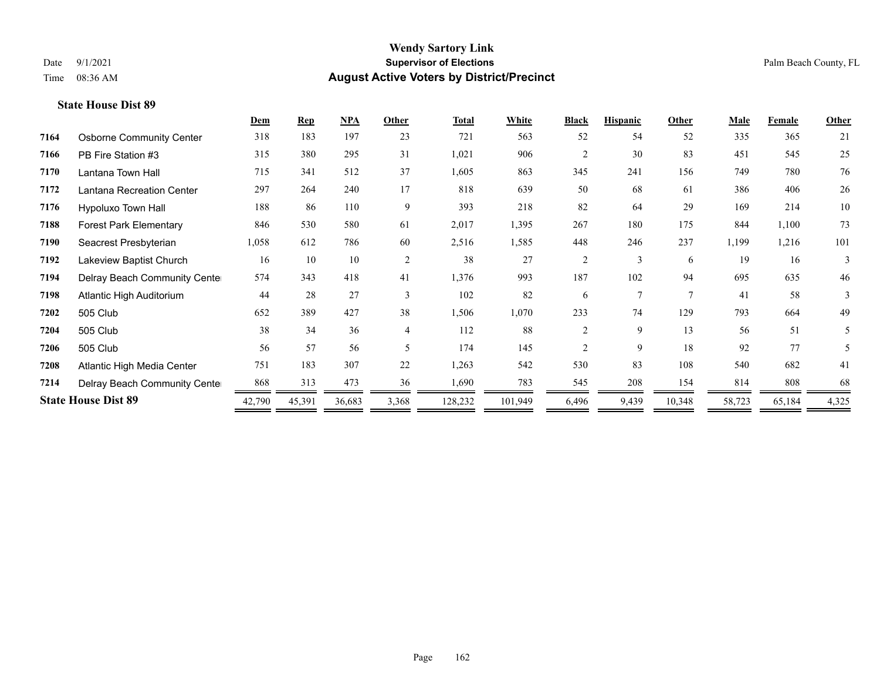**Wendy Sartory Link**
**Supervisor of Elections**
**August Active Voters by District/Precinct**

Date 9/1/2021
Time 08:36 AM

Palm Beach County, FL

### State House Dist 89

| | | Dem | Rep | NPA | Other | Total | White | Black | Hispanic | Other | Male | Female | Other |
|---|---|---|---|---|---|---|---|---|---|---|---|---|---|
| 7164 | Osborne Community Center | 318 | 183 | 197 | 23 | 721 | 563 | 52 | 54 | 52 | 335 | 365 | 21 |
| 7166 | PB Fire Station #3 | 315 | 380 | 295 | 31 | 1,021 | 906 | 2 | 30 | 83 | 451 | 545 | 25 |
| 7170 | Lantana Town Hall | 715 | 341 | 512 | 37 | 1,605 | 863 | 345 | 241 | 156 | 749 | 780 | 76 |
| 7172 | Lantana Recreation Center | 297 | 264 | 240 | 17 | 818 | 639 | 50 | 68 | 61 | 386 | 406 | 26 |
| 7176 | Hypoluxo Town Hall | 188 | 86 | 110 | 9 | 393 | 218 | 82 | 64 | 29 | 169 | 214 | 10 |
| 7188 | Forest Park Elementary | 846 | 530 | 580 | 61 | 2,017 | 1,395 | 267 | 180 | 175 | 844 | 1,100 | 73 |
| 7190 | Seacrest Presbyterian | 1,058 | 612 | 786 | 60 | 2,516 | 1,585 | 448 | 246 | 237 | 1,199 | 1,216 | 101 |
| 7192 | Lakeview Baptist Church | 16 | 10 | 10 | 2 | 38 | 27 | 2 | 3 | 6 | 19 | 16 | 3 |
| 7194 | Delray Beach Community Center | 574 | 343 | 418 | 41 | 1,376 | 993 | 187 | 102 | 94 | 695 | 635 | 46 |
| 7198 | Atlantic High Auditorium | 44 | 28 | 27 | 3 | 102 | 82 | 6 | 7 | 7 | 41 | 58 | 3 |
| 7202 | 505 Club | 652 | 389 | 427 | 38 | 1,506 | 1,070 | 233 | 74 | 129 | 793 | 664 | 49 |
| 7204 | 505 Club | 38 | 34 | 36 | 4 | 112 | 88 | 2 | 9 | 13 | 56 | 51 | 5 |
| 7206 | 505 Club | 56 | 57 | 56 | 5 | 174 | 145 | 2 | 9 | 18 | 92 | 77 | 5 |
| 7208 | Atlantic High Media Center | 751 | 183 | 307 | 22 | 1,263 | 542 | 530 | 83 | 108 | 540 | 682 | 41 |
| 7214 | Delray Beach Community Center | 868 | 313 | 473 | 36 | 1,690 | 783 | 545 | 208 | 154 | 814 | 808 | 68 |
| **State House Dist 89** | | 42,790 | 45,391 | 36,683 | 3,368 | 128,232 | 101,949 | 6,496 | 9,439 | 10,348 | 58,723 | 65,184 | 4,325 |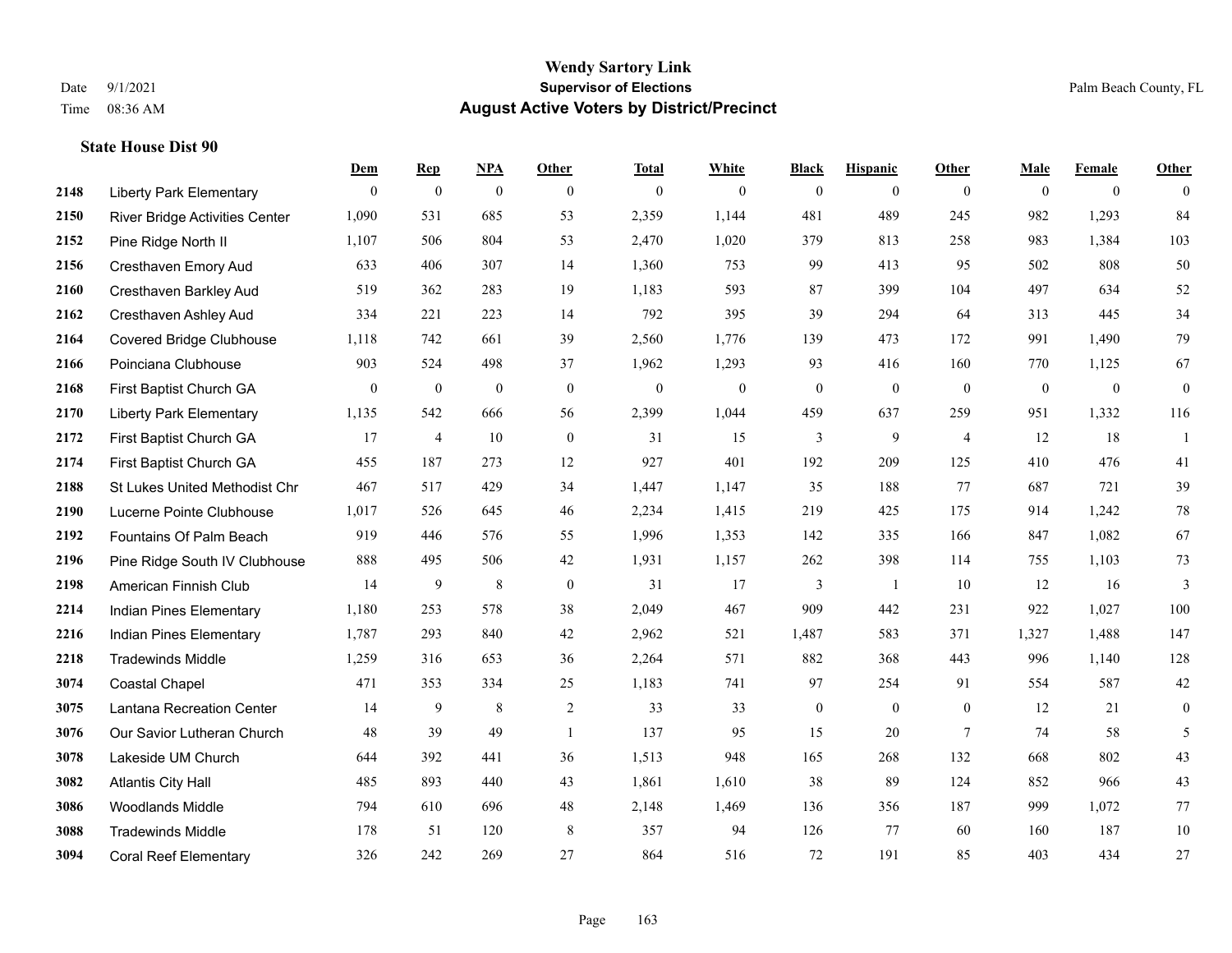# Wendy Sartory Link

## Supervisor of Elections

## August Active Voters by District/Precinct

Date 9/1/2021
Time 08:36 AM

Palm Beach County, FL

### State House Dist 90

| | | Dem | Rep | NPA | Other | Total | White | Black | Hispanic | Other | Male | Female | Other |
|---|---|---|---|---|---|---|---|---|---|---|---|---|---|
| 2148 | Liberty Park Elementary | 0 | 0 | 0 | 0 | 0 | 0 | 0 | 0 | 0 | 0 | 0 | 0 |
| 2150 | River Bridge Activities Center | 1,090 | 531 | 685 | 53 | 2,359 | 1,144 | 481 | 489 | 245 | 982 | 1,293 | 84 |
| 2152 | Pine Ridge North II | 1,107 | 506 | 804 | 53 | 2,470 | 1,020 | 379 | 813 | 258 | 983 | 1,384 | 103 |
| 2156 | Cresthaven Emory Aud | 633 | 406 | 307 | 14 | 1,360 | 753 | 99 | 413 | 95 | 502 | 808 | 50 |
| 2160 | Cresthaven Barkley Aud | 519 | 362 | 283 | 19 | 1,183 | 593 | 87 | 399 | 104 | 497 | 634 | 52 |
| 2162 | Cresthaven Ashley Aud | 334 | 221 | 223 | 14 | 792 | 395 | 39 | 294 | 64 | 313 | 445 | 34 |
| 2164 | Covered Bridge Clubhouse | 1,118 | 742 | 661 | 39 | 2,560 | 1,776 | 139 | 473 | 172 | 991 | 1,490 | 79 |
| 2166 | Poinciana Clubhouse | 903 | 524 | 498 | 37 | 1,962 | 1,293 | 93 | 416 | 160 | 770 | 1,125 | 67 |
| 2168 | First Baptist Church GA | 0 | 0 | 0 | 0 | 0 | 0 | 0 | 0 | 0 | 0 | 0 | 0 |
| 2170 | Liberty Park Elementary | 1,135 | 542 | 666 | 56 | 2,399 | 1,044 | 459 | 637 | 259 | 951 | 1,332 | 116 |
| 2172 | First Baptist Church GA | 17 | 4 | 10 | 0 | 31 | 15 | 3 | 9 | 4 | 12 | 18 | 1 |
| 2174 | First Baptist Church GA | 455 | 187 | 273 | 12 | 927 | 401 | 192 | 209 | 125 | 410 | 476 | 41 |
| 2188 | St Lukes United Methodist Chr | 467 | 517 | 429 | 34 | 1,447 | 1,147 | 35 | 188 | 77 | 687 | 721 | 39 |
| 2190 | Lucerne Pointe Clubhouse | 1,017 | 526 | 645 | 46 | 2,234 | 1,415 | 219 | 425 | 175 | 914 | 1,242 | 78 |
| 2192 | Fountains Of Palm Beach | 919 | 446 | 576 | 55 | 1,996 | 1,353 | 142 | 335 | 166 | 847 | 1,082 | 67 |
| 2196 | Pine Ridge South IV Clubhouse | 888 | 495 | 506 | 42 | 1,931 | 1,157 | 262 | 398 | 114 | 755 | 1,103 | 73 |
| 2198 | American Finnish Club | 14 | 9 | 8 | 0 | 31 | 17 | 3 | 1 | 10 | 12 | 16 | 3 |
| 2214 | Indian Pines Elementary | 1,180 | 253 | 578 | 38 | 2,049 | 467 | 909 | 442 | 231 | 922 | 1,027 | 100 |
| 2216 | Indian Pines Elementary | 1,787 | 293 | 840 | 42 | 2,962 | 521 | 1,487 | 583 | 371 | 1,327 | 1,488 | 147 |
| 2218 | Tradewinds Middle | 1,259 | 316 | 653 | 36 | 2,264 | 571 | 882 | 368 | 443 | 996 | 1,140 | 128 |
| 3074 | Coastal Chapel | 471 | 353 | 334 | 25 | 1,183 | 741 | 97 | 254 | 91 | 554 | 587 | 42 |
| 3075 | Lantana Recreation Center | 14 | 9 | 8 | 2 | 33 | 33 | 0 | 0 | 0 | 12 | 21 | 0 |
| 3076 | Our Savior Lutheran Church | 48 | 39 | 49 | 1 | 137 | 95 | 15 | 20 | 7 | 74 | 58 | 5 |
| 3078 | Lakeside UM Church | 644 | 392 | 441 | 36 | 1,513 | 948 | 165 | 268 | 132 | 668 | 802 | 43 |
| 3082 | Atlantis City Hall | 485 | 893 | 440 | 43 | 1,861 | 1,610 | 38 | 89 | 124 | 852 | 966 | 43 |
| 3086 | Woodlands Middle | 794 | 610 | 696 | 48 | 2,148 | 1,469 | 136 | 356 | 187 | 999 | 1,072 | 77 |
| 3088 | Tradewinds Middle | 178 | 51 | 120 | 8 | 357 | 94 | 126 | 77 | 60 | 160 | 187 | 10 |
| 3094 | Coral Reef Elementary | 326 | 242 | 269 | 27 | 864 | 516 | 72 | 191 | 85 | 403 | 434 | 27 |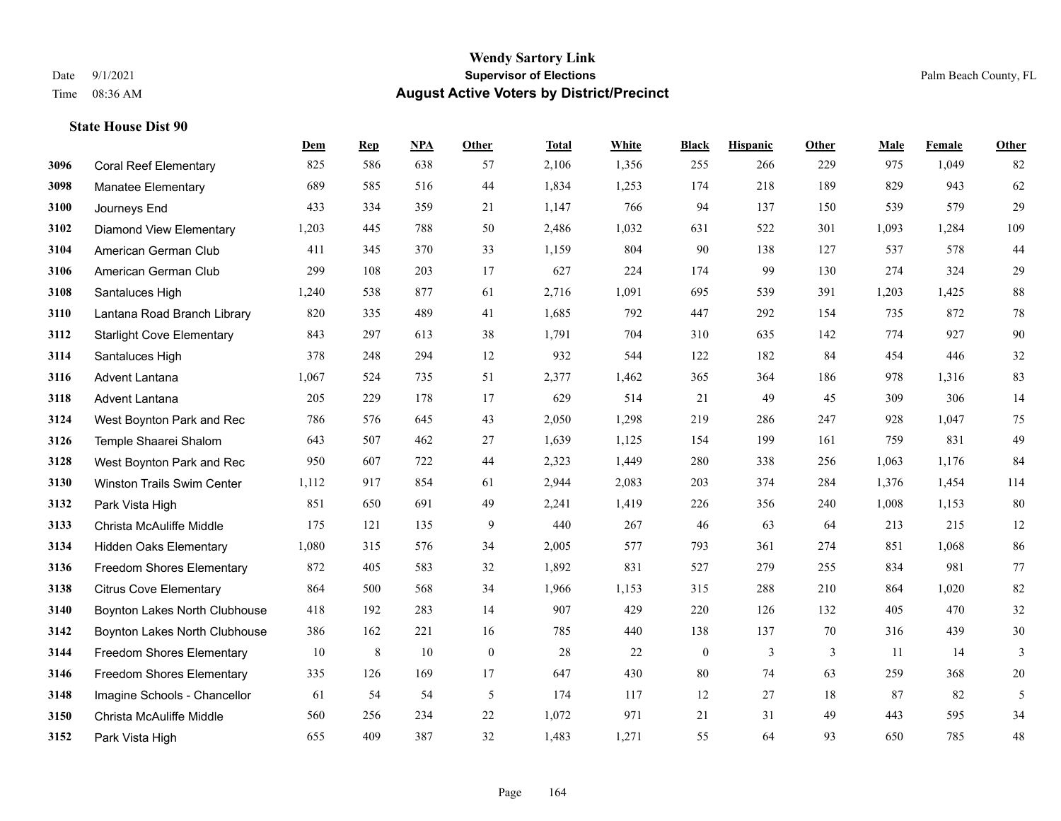**Wendy Sartory Link**
**Supervisor of Elections**
**August Active Voters by District/Precinct**

Date 9/1/2021
Time 08:36 AM

Palm Beach County, FL

**State House Dist 90**

| | | Dem | Rep | NPA | Other | Total | White | Black | Hispanic | Other | Male | Female | Other |
|---|---|---|---|---|---|---|---|---|---|---|---|---|---|
| 3096 | Coral Reef Elementary | 825 | 586 | 638 | 57 | 2,106 | 1,356 | 255 | 266 | 229 | 975 | 1,049 | 82 |
| 3098 | Manatee Elementary | 689 | 585 | 516 | 44 | 1,834 | 1,253 | 174 | 218 | 189 | 829 | 943 | 62 |
| 3100 | Journeys End | 433 | 334 | 359 | 21 | 1,147 | 766 | 94 | 137 | 150 | 539 | 579 | 29 |
| 3102 | Diamond View Elementary | 1,203 | 445 | 788 | 50 | 2,486 | 1,032 | 631 | 522 | 301 | 1,093 | 1,284 | 109 |
| 3104 | American German Club | 411 | 345 | 370 | 33 | 1,159 | 804 | 90 | 138 | 127 | 537 | 578 | 44 |
| 3106 | American German Club | 299 | 108 | 203 | 17 | 627 | 224 | 174 | 99 | 130 | 274 | 324 | 29 |
| 3108 | Santaluces High | 1,240 | 538 | 877 | 61 | 2,716 | 1,091 | 695 | 539 | 391 | 1,203 | 1,425 | 88 |
| 3110 | Lantana Road Branch Library | 820 | 335 | 489 | 41 | 1,685 | 792 | 447 | 292 | 154 | 735 | 872 | 78 |
| 3112 | Starlight Cove Elementary | 843 | 297 | 613 | 38 | 1,791 | 704 | 310 | 635 | 142 | 774 | 927 | 90 |
| 3114 | Santaluces High | 378 | 248 | 294 | 12 | 932 | 544 | 122 | 182 | 84 | 454 | 446 | 32 |
| 3116 | Advent Lantana | 1,067 | 524 | 735 | 51 | 2,377 | 1,462 | 365 | 364 | 186 | 978 | 1,316 | 83 |
| 3118 | Advent Lantana | 205 | 229 | 178 | 17 | 629 | 514 | 21 | 49 | 45 | 309 | 306 | 14 |
| 3124 | West Boynton Park and Rec | 786 | 576 | 645 | 43 | 2,050 | 1,298 | 219 | 286 | 247 | 928 | 1,047 | 75 |
| 3126 | Temple Shaarei Shalom | 643 | 507 | 462 | 27 | 1,639 | 1,125 | 154 | 199 | 161 | 759 | 831 | 49 |
| 3128 | West Boynton Park and Rec | 950 | 607 | 722 | 44 | 2,323 | 1,449 | 280 | 338 | 256 | 1,063 | 1,176 | 84 |
| 3130 | Winston Trails Swim Center | 1,112 | 917 | 854 | 61 | 2,944 | 2,083 | 203 | 374 | 284 | 1,376 | 1,454 | 114 |
| 3132 | Park Vista High | 851 | 650 | 691 | 49 | 2,241 | 1,419 | 226 | 356 | 240 | 1,008 | 1,153 | 80 |
| 3133 | Christa McAuliffe Middle | 175 | 121 | 135 | 9 | 440 | 267 | 46 | 63 | 64 | 213 | 215 | 12 |
| 3134 | Hidden Oaks Elementary | 1,080 | 315 | 576 | 34 | 2,005 | 577 | 793 | 361 | 274 | 851 | 1,068 | 86 |
| 3136 | Freedom Shores Elementary | 872 | 405 | 583 | 32 | 1,892 | 831 | 527 | 279 | 255 | 834 | 981 | 77 |
| 3138 | Citrus Cove Elementary | 864 | 500 | 568 | 34 | 1,966 | 1,153 | 315 | 288 | 210 | 864 | 1,020 | 82 |
| 3140 | Boynton Lakes North Clubhouse | 418 | 192 | 283 | 14 | 907 | 429 | 220 | 126 | 132 | 405 | 470 | 32 |
| 3142 | Boynton Lakes North Clubhouse | 386 | 162 | 221 | 16 | 785 | 440 | 138 | 137 | 70 | 316 | 439 | 30 |
| 3144 | Freedom Shores Elementary | 10 | 8 | 10 | 0 | 28 | 22 | 0 | 3 | 3 | 11 | 14 | 3 |
| 3146 | Freedom Shores Elementary | 335 | 126 | 169 | 17 | 647 | 430 | 80 | 74 | 63 | 259 | 368 | 20 |
| 3148 | Imagine Schools - Chancellor | 61 | 54 | 54 | 5 | 174 | 117 | 12 | 27 | 18 | 87 | 82 | 5 |
| 3150 | Christa McAuliffe Middle | 560 | 256 | 234 | 22 | 1,072 | 971 | 21 | 31 | 49 | 443 | 595 | 34 |
| 3152 | Park Vista High | 655 | 409 | 387 | 32 | 1,483 | 1,271 | 55 | 64 | 93 | 650 | 785 | 48 |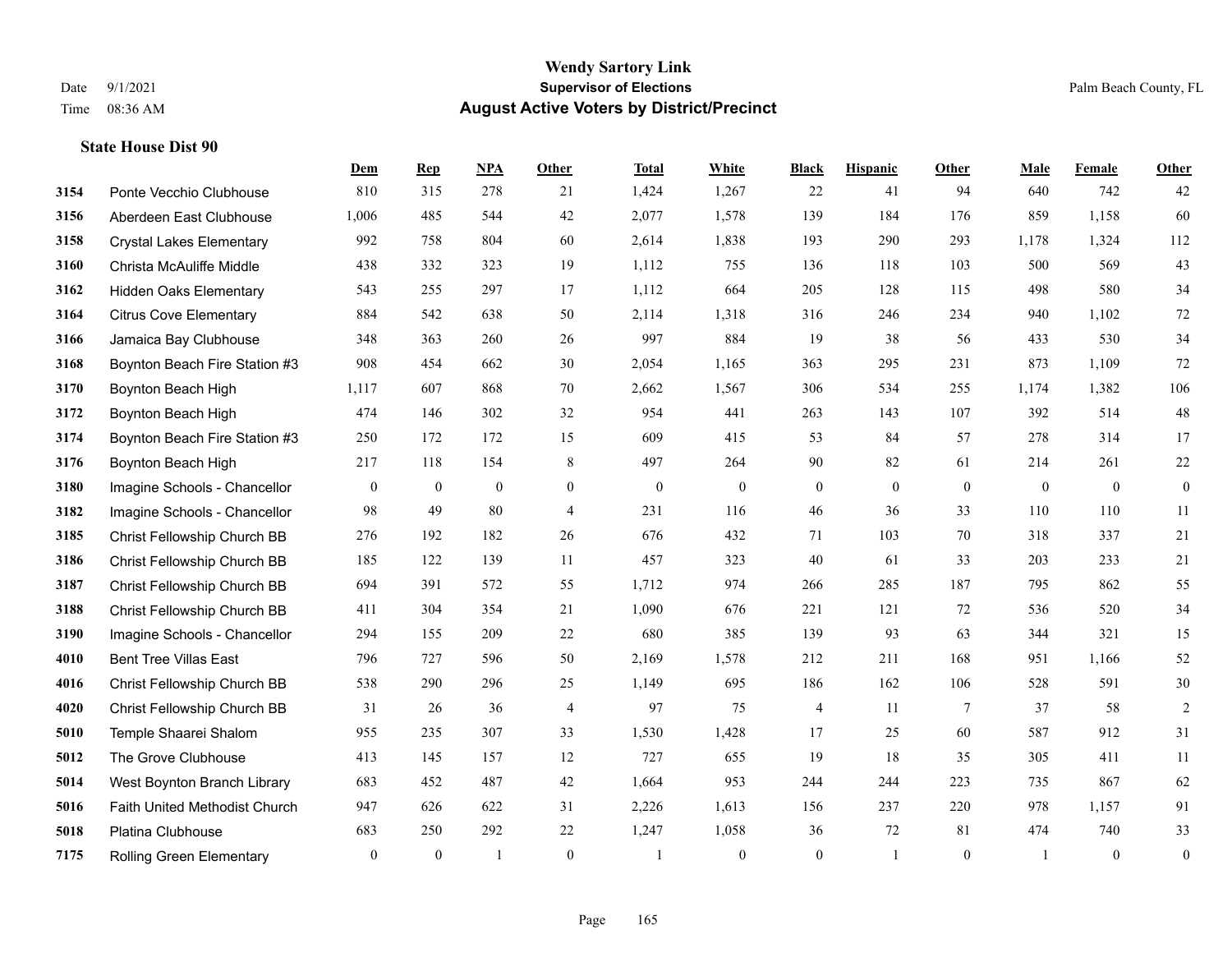# Wendy Sartory Link

**Supervisor of Elections**

**August Active Voters by District/Precinct**

Date 9/1/2021
Time 08:36 AM

Palm Beach County, FL

### State House Dist 90

| | | Dem | Rep | NPA | Other | Total | White | Black | Hispanic | Other | Male | Female | Other |
|---|---|---|---|---|---|---|---|---|---|---|---|---|---|
| 3154 | Ponte Vecchio Clubhouse | 810 | 315 | 278 | 21 | 1,424 | 1,267 | 22 | 41 | 94 | 640 | 742 | 42 |
| 3156 | Aberdeen East Clubhouse | 1,006 | 485 | 544 | 42 | 2,077 | 1,578 | 139 | 184 | 176 | 859 | 1,158 | 60 |
| 3158 | Crystal Lakes Elementary | 992 | 758 | 804 | 60 | 2,614 | 1,838 | 193 | 290 | 293 | 1,178 | 1,324 | 112 |
| 3160 | Christa McAuliffe Middle | 438 | 332 | 323 | 19 | 1,112 | 755 | 136 | 118 | 103 | 500 | 569 | 43 |
| 3162 | Hidden Oaks Elementary | 543 | 255 | 297 | 17 | 1,112 | 664 | 205 | 128 | 115 | 498 | 580 | 34 |
| 3164 | Citrus Cove Elementary | 884 | 542 | 638 | 50 | 2,114 | 1,318 | 316 | 246 | 234 | 940 | 1,102 | 72 |
| 3166 | Jamaica Bay Clubhouse | 348 | 363 | 260 | 26 | 997 | 884 | 19 | 38 | 56 | 433 | 530 | 34 |
| 3168 | Boynton Beach Fire Station #3 | 908 | 454 | 662 | 30 | 2,054 | 1,165 | 363 | 295 | 231 | 873 | 1,109 | 72 |
| 3170 | Boynton Beach High | 1,117 | 607 | 868 | 70 | 2,662 | 1,567 | 306 | 534 | 255 | 1,174 | 1,382 | 106 |
| 3172 | Boynton Beach High | 474 | 146 | 302 | 32 | 954 | 441 | 263 | 143 | 107 | 392 | 514 | 48 |
| 3174 | Boynton Beach Fire Station #3 | 250 | 172 | 172 | 15 | 609 | 415 | 53 | 84 | 57 | 278 | 314 | 17 |
| 3176 | Boynton Beach High | 217 | 118 | 154 | 8 | 497 | 264 | 90 | 82 | 61 | 214 | 261 | 22 |
| 3180 | Imagine Schools - Chancellor | 0 | 0 | 0 | 0 | 0 | 0 | 0 | 0 | 0 | 0 | 0 | 0 |
| 3182 | Imagine Schools - Chancellor | 98 | 49 | 80 | 4 | 231 | 116 | 46 | 36 | 33 | 110 | 110 | 11 |
| 3185 | Christ Fellowship Church BB | 276 | 192 | 182 | 26 | 676 | 432 | 71 | 103 | 70 | 318 | 337 | 21 |
| 3186 | Christ Fellowship Church BB | 185 | 122 | 139 | 11 | 457 | 323 | 40 | 61 | 33 | 203 | 233 | 21 |
| 3187 | Christ Fellowship Church BB | 694 | 391 | 572 | 55 | 1,712 | 974 | 266 | 285 | 187 | 795 | 862 | 55 |
| 3188 | Christ Fellowship Church BB | 411 | 304 | 354 | 21 | 1,090 | 676 | 221 | 121 | 72 | 536 | 520 | 34 |
| 3190 | Imagine Schools - Chancellor | 294 | 155 | 209 | 22 | 680 | 385 | 139 | 93 | 63 | 344 | 321 | 15 |
| 4010 | Bent Tree Villas East | 796 | 727 | 596 | 50 | 2,169 | 1,578 | 212 | 211 | 168 | 951 | 1,166 | 52 |
| 4016 | Christ Fellowship Church BB | 538 | 290 | 296 | 25 | 1,149 | 695 | 186 | 162 | 106 | 528 | 591 | 30 |
| 4020 | Christ Fellowship Church BB | 31 | 26 | 36 | 4 | 97 | 75 | 4 | 11 | 7 | 37 | 58 | 2 |
| 5010 | Temple Shaarei Shalom | 955 | 235 | 307 | 33 | 1,530 | 1,428 | 17 | 25 | 60 | 587 | 912 | 31 |
| 5012 | The Grove Clubhouse | 413 | 145 | 157 | 12 | 727 | 655 | 19 | 18 | 35 | 305 | 411 | 11 |
| 5014 | West Boynton Branch Library | 683 | 452 | 487 | 42 | 1,664 | 953 | 244 | 244 | 223 | 735 | 867 | 62 |
| 5016 | Faith United Methodist Church | 947 | 626 | 622 | 31 | 2,226 | 1,613 | 156 | 237 | 220 | 978 | 1,157 | 91 |
| 5018 | Platina Clubhouse | 683 | 250 | 292 | 22 | 1,247 | 1,058 | 36 | 72 | 81 | 474 | 740 | 33 |
| 7175 | Rolling Green Elementary | 0 | 0 | 1 | 0 | 1 | 0 | 0 | 1 | 0 | 1 | 0 | 0 |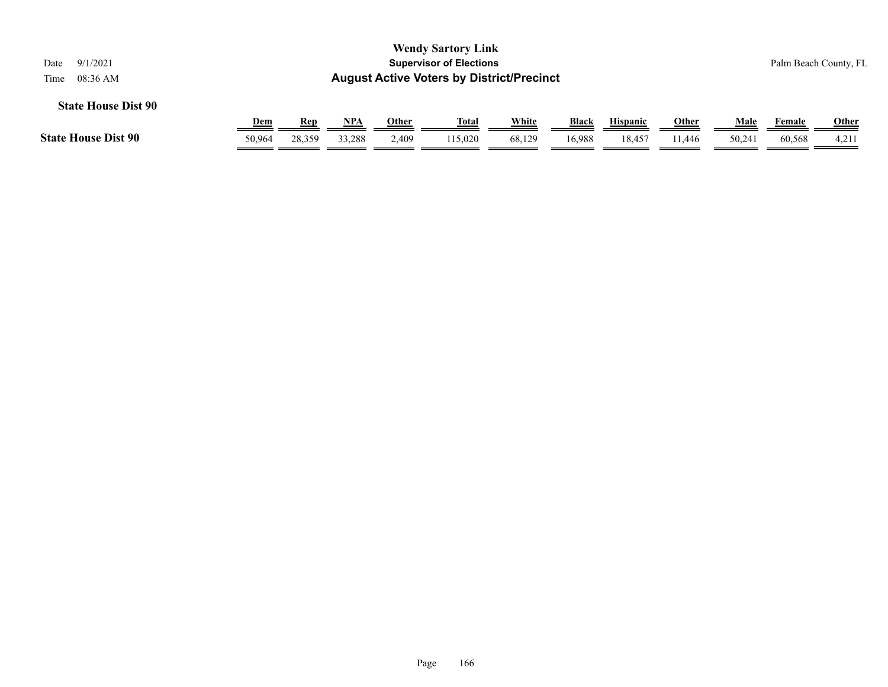**State House Dist 90**

| | Dem | Rep | NPA | Other | Total | White | Black | Hispanic | Other | Male | Female | Other |
|---|---|---|---|---|---|---|---|---|---|---|---|---|
| **State House Dist 90** | 50,964 | 28,359 | 33,288 | 2,409 | 115,020 | 68,129 | 16,988 | 18,457 | 11,446 | 50,241 | 60,568 | 4,211 |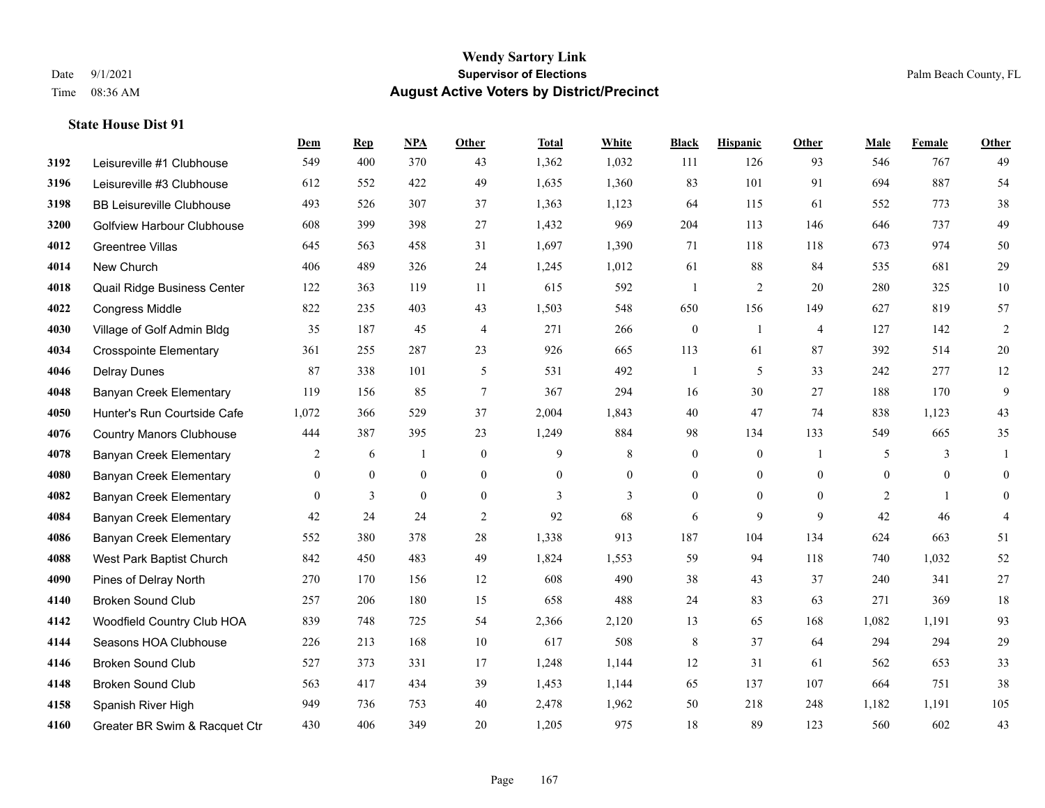# Wendy Sartory Link
## Supervisor of Elections
## August Active Voters by District/Precinct

Date 9/1/2021
Time 08:36 AM

Palm Beach County, FL

### State House Dist 91

| | | Dem | Rep | NPA | Other | Total | White | Black | Hispanic | Other | Male | Female | Other |
|---|---|---|---|---|---|---|---|---|---|---|---|---|---|
| 3192 | Leisureville #1 Clubhouse | 549 | 400 | 370 | 43 | 1,362 | 1,032 | 111 | 126 | 93 | 546 | 767 | 49 |
| 3196 | Leisureville #3 Clubhouse | 612 | 552 | 422 | 49 | 1,635 | 1,360 | 83 | 101 | 91 | 694 | 887 | 54 |
| 3198 | BB Leisureville Clubhouse | 493 | 526 | 307 | 37 | 1,363 | 1,123 | 64 | 115 | 61 | 552 | 773 | 38 |
| 3200 | Golfview Harbour Clubhouse | 608 | 399 | 398 | 27 | 1,432 | 969 | 204 | 113 | 146 | 646 | 737 | 49 |
| 4012 | Greentree Villas | 645 | 563 | 458 | 31 | 1,697 | 1,390 | 71 | 118 | 118 | 673 | 974 | 50 |
| 4014 | New Church | 406 | 489 | 326 | 24 | 1,245 | 1,012 | 61 | 88 | 84 | 535 | 681 | 29 |
| 4018 | Quail Ridge Business Center | 122 | 363 | 119 | 11 | 615 | 592 | 1 | 2 | 20 | 280 | 325 | 10 |
| 4022 | Congress Middle | 822 | 235 | 403 | 43 | 1,503 | 548 | 650 | 156 | 149 | 627 | 819 | 57 |
| 4030 | Village of Golf Admin Bldg | 35 | 187 | 45 | 4 | 271 | 266 | 0 | 1 | 4 | 127 | 142 | 2 |
| 4034 | Crosspointe Elementary | 361 | 255 | 287 | 23 | 926 | 665 | 113 | 61 | 87 | 392 | 514 | 20 |
| 4046 | Delray Dunes | 87 | 338 | 101 | 5 | 531 | 492 | 1 | 5 | 33 | 242 | 277 | 12 |
| 4048 | Banyan Creek Elementary | 119 | 156 | 85 | 7 | 367 | 294 | 16 | 30 | 27 | 188 | 170 | 9 |
| 4050 | Hunter's Run Courtside Cafe | 1,072 | 366 | 529 | 37 | 2,004 | 1,843 | 40 | 47 | 74 | 838 | 1,123 | 43 |
| 4076 | Country Manors Clubhouse | 444 | 387 | 395 | 23 | 1,249 | 884 | 98 | 134 | 133 | 549 | 665 | 35 |
| 4078 | Banyan Creek Elementary | 2 | 6 | 1 | 0 | 9 | 8 | 0 | 0 | 1 | 5 | 3 | 1 |
| 4080 | Banyan Creek Elementary | 0 | 0 | 0 | 0 | 0 | 0 | 0 | 0 | 0 | 0 | 0 | 0 |
| 4082 | Banyan Creek Elementary | 0 | 3 | 0 | 0 | 3 | 3 | 0 | 0 | 0 | 2 | 1 | 0 |
| 4084 | Banyan Creek Elementary | 42 | 24 | 24 | 2 | 92 | 68 | 6 | 9 | 9 | 42 | 46 | 4 |
| 4086 | Banyan Creek Elementary | 552 | 380 | 378 | 28 | 1,338 | 913 | 187 | 104 | 134 | 624 | 663 | 51 |
| 4088 | West Park Baptist Church | 842 | 450 | 483 | 49 | 1,824 | 1,553 | 59 | 94 | 118 | 740 | 1,032 | 52 |
| 4090 | Pines of Delray North | 270 | 170 | 156 | 12 | 608 | 490 | 38 | 43 | 37 | 240 | 341 | 27 |
| 4140 | Broken Sound Club | 257 | 206 | 180 | 15 | 658 | 488 | 24 | 83 | 63 | 271 | 369 | 18 |
| 4142 | Woodfield Country Club HOA | 839 | 748 | 725 | 54 | 2,366 | 2,120 | 13 | 65 | 168 | 1,082 | 1,191 | 93 |
| 4144 | Seasons HOA Clubhouse | 226 | 213 | 168 | 10 | 617 | 508 | 8 | 37 | 64 | 294 | 294 | 29 |
| 4146 | Broken Sound Club | 527 | 373 | 331 | 17 | 1,248 | 1,144 | 12 | 31 | 61 | 562 | 653 | 33 |
| 4148 | Broken Sound Club | 563 | 417 | 434 | 39 | 1,453 | 1,144 | 65 | 137 | 107 | 664 | 751 | 38 |
| 4158 | Spanish River High | 949 | 736 | 753 | 40 | 2,478 | 1,962 | 50 | 218 | 248 | 1,182 | 1,191 | 105 |
| 4160 | Greater BR Swim & Racquet Ctr | 430 | 406 | 349 | 20 | 1,205 | 975 | 18 | 89 | 123 | 560 | 602 | 43 |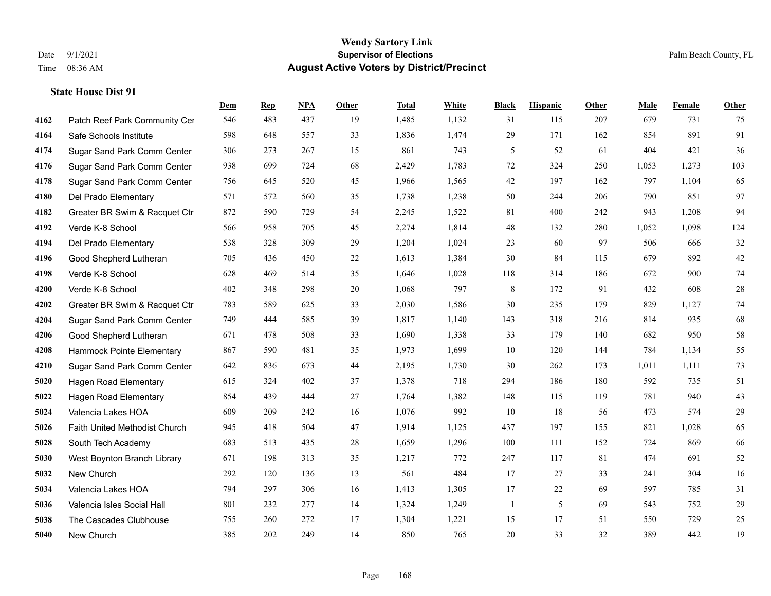# Wendy Sartory Link
## Supervisor of Elections
## August Active Voters by District/Precinct

Date 9/1/2021
Time 08:36 AM

Palm Beach County, FL

### State House Dist 91

| | | Dem | Rep | NPA | Other | Total | White | Black | Hispanic | Other | Male | Female | Other |
|---|---|---|---|---|---|---|---|---|---|---|---|---|---|
| 4162 | Patch Reef Park Community Cer | 546 | 483 | 437 | 19 | 1,485 | 1,132 | 31 | 115 | 207 | 679 | 731 | 75 |
| 4164 | Safe Schools Institute | 598 | 648 | 557 | 33 | 1,836 | 1,474 | 29 | 171 | 162 | 854 | 891 | 91 |
| 4174 | Sugar Sand Park Comm Center | 306 | 273 | 267 | 15 | 861 | 743 | 5 | 52 | 61 | 404 | 421 | 36 |
| 4176 | Sugar Sand Park Comm Center | 938 | 699 | 724 | 68 | 2,429 | 1,783 | 72 | 324 | 250 | 1,053 | 1,273 | 103 |
| 4178 | Sugar Sand Park Comm Center | 756 | 645 | 520 | 45 | 1,966 | 1,565 | 42 | 197 | 162 | 797 | 1,104 | 65 |
| 4180 | Del Prado Elementary | 571 | 572 | 560 | 35 | 1,738 | 1,238 | 50 | 244 | 206 | 790 | 851 | 97 |
| 4182 | Greater BR Swim & Racquet Ctr | 872 | 590 | 729 | 54 | 2,245 | 1,522 | 81 | 400 | 242 | 943 | 1,208 | 94 |
| 4192 | Verde K-8 School | 566 | 958 | 705 | 45 | 2,274 | 1,814 | 48 | 132 | 280 | 1,052 | 1,098 | 124 |
| 4194 | Del Prado Elementary | 538 | 328 | 309 | 29 | 1,204 | 1,024 | 23 | 60 | 97 | 506 | 666 | 32 |
| 4196 | Good Shepherd Lutheran | 705 | 436 | 450 | 22 | 1,613 | 1,384 | 30 | 84 | 115 | 679 | 892 | 42 |
| 4198 | Verde K-8 School | 628 | 469 | 514 | 35 | 1,646 | 1,028 | 118 | 314 | 186 | 672 | 900 | 74 |
| 4200 | Verde K-8 School | 402 | 348 | 298 | 20 | 1,068 | 797 | 8 | 172 | 91 | 432 | 608 | 28 |
| 4202 | Greater BR Swim & Racquet Ctr | 783 | 589 | 625 | 33 | 2,030 | 1,586 | 30 | 235 | 179 | 829 | 1,127 | 74 |
| 4204 | Sugar Sand Park Comm Center | 749 | 444 | 585 | 39 | 1,817 | 1,140 | 143 | 318 | 216 | 814 | 935 | 68 |
| 4206 | Good Shepherd Lutheran | 671 | 478 | 508 | 33 | 1,690 | 1,338 | 33 | 179 | 140 | 682 | 950 | 58 |
| 4208 | Hammock Pointe Elementary | 867 | 590 | 481 | 35 | 1,973 | 1,699 | 10 | 120 | 144 | 784 | 1,134 | 55 |
| 4210 | Sugar Sand Park Comm Center | 642 | 836 | 673 | 44 | 2,195 | 1,730 | 30 | 262 | 173 | 1,011 | 1,111 | 73 |
| 5020 | Hagen Road Elementary | 615 | 324 | 402 | 37 | 1,378 | 718 | 294 | 186 | 180 | 592 | 735 | 51 |
| 5022 | Hagen Road Elementary | 854 | 439 | 444 | 27 | 1,764 | 1,382 | 148 | 115 | 119 | 781 | 940 | 43 |
| 5024 | Valencia Lakes HOA | 609 | 209 | 242 | 16 | 1,076 | 992 | 10 | 18 | 56 | 473 | 574 | 29 |
| 5026 | Faith United Methodist Church | 945 | 418 | 504 | 47 | 1,914 | 1,125 | 437 | 197 | 155 | 821 | 1,028 | 65 |
| 5028 | South Tech Academy | 683 | 513 | 435 | 28 | 1,659 | 1,296 | 100 | 111 | 152 | 724 | 869 | 66 |
| 5030 | West Boynton Branch Library | 671 | 198 | 313 | 35 | 1,217 | 772 | 247 | 117 | 81 | 474 | 691 | 52 |
| 5032 | New Church | 292 | 120 | 136 | 13 | 561 | 484 | 17 | 27 | 33 | 241 | 304 | 16 |
| 5034 | Valencia Lakes HOA | 794 | 297 | 306 | 16 | 1,413 | 1,305 | 17 | 22 | 69 | 597 | 785 | 31 |
| 5036 | Valencia Isles Social Hall | 801 | 232 | 277 | 14 | 1,324 | 1,249 | 1 | 5 | 69 | 543 | 752 | 29 |
| 5038 | The Cascades Clubhouse | 755 | 260 | 272 | 17 | 1,304 | 1,221 | 15 | 17 | 51 | 550 | 729 | 25 |
| 5040 | New Church | 385 | 202 | 249 | 14 | 850 | 765 | 20 | 33 | 32 | 389 | 442 | 19 |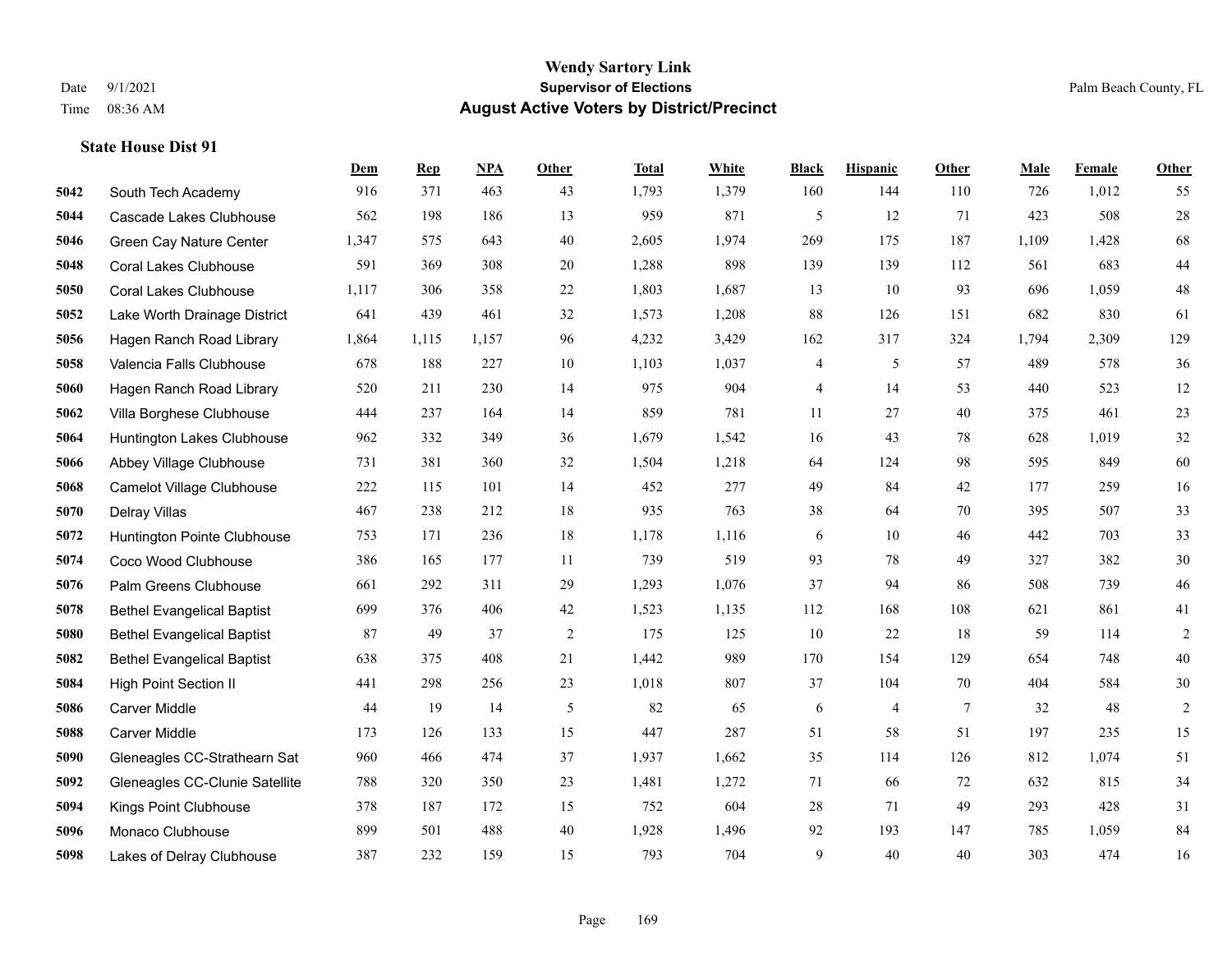# Wendy Sartory Link

**Supervisor of Elections**

**August Active Voters by District/Precinct**

Date 9/1/2021
Time 08:36 AM

Palm Beach County, FL

### State House Dist 91

| | | Dem | Rep | NPA | Other | Total | White | Black | Hispanic | Other | Male | Female | Other |
|---|---|---|---|---|---|---|---|---|---|---|---|---|---|
| 5042 | South Tech Academy | 916 | 371 | 463 | 43 | 1,793 | 1,379 | 160 | 144 | 110 | 726 | 1,012 | 55 |
| 5044 | Cascade Lakes Clubhouse | 562 | 198 | 186 | 13 | 959 | 871 | 5 | 12 | 71 | 423 | 508 | 28 |
| 5046 | Green Cay Nature Center | 1,347 | 575 | 643 | 40 | 2,605 | 1,974 | 269 | 175 | 187 | 1,109 | 1,428 | 68 |
| 5048 | Coral Lakes Clubhouse | 591 | 369 | 308 | 20 | 1,288 | 898 | 139 | 139 | 112 | 561 | 683 | 44 |
| 5050 | Coral Lakes Clubhouse | 1,117 | 306 | 358 | 22 | 1,803 | 1,687 | 13 | 10 | 93 | 696 | 1,059 | 48 |
| 5052 | Lake Worth Drainage District | 641 | 439 | 461 | 32 | 1,573 | 1,208 | 88 | 126 | 151 | 682 | 830 | 61 |
| 5056 | Hagen Ranch Road Library | 1,864 | 1,115 | 1,157 | 96 | 4,232 | 3,429 | 162 | 317 | 324 | 1,794 | 2,309 | 129 |
| 5058 | Valencia Falls Clubhouse | 678 | 188 | 227 | 10 | 1,103 | 1,037 | 4 | 5 | 57 | 489 | 578 | 36 |
| 5060 | Hagen Ranch Road Library | 520 | 211 | 230 | 14 | 975 | 904 | 4 | 14 | 53 | 440 | 523 | 12 |
| 5062 | Villa Borghese Clubhouse | 444 | 237 | 164 | 14 | 859 | 781 | 11 | 27 | 40 | 375 | 461 | 23 |
| 5064 | Huntington Lakes Clubhouse | 962 | 332 | 349 | 36 | 1,679 | 1,542 | 16 | 43 | 78 | 628 | 1,019 | 32 |
| 5066 | Abbey Village Clubhouse | 731 | 381 | 360 | 32 | 1,504 | 1,218 | 64 | 124 | 98 | 595 | 849 | 60 |
| 5068 | Camelot Village Clubhouse | 222 | 115 | 101 | 14 | 452 | 277 | 49 | 84 | 42 | 177 | 259 | 16 |
| 5070 | Delray Villas | 467 | 238 | 212 | 18 | 935 | 763 | 38 | 64 | 70 | 395 | 507 | 33 |
| 5072 | Huntington Pointe Clubhouse | 753 | 171 | 236 | 18 | 1,178 | 1,116 | 6 | 10 | 46 | 442 | 703 | 33 |
| 5074 | Coco Wood Clubhouse | 386 | 165 | 177 | 11 | 739 | 519 | 93 | 78 | 49 | 327 | 382 | 30 |
| 5076 | Palm Greens Clubhouse | 661 | 292 | 311 | 29 | 1,293 | 1,076 | 37 | 94 | 86 | 508 | 739 | 46 |
| 5078 | Bethel Evangelical Baptist | 699 | 376 | 406 | 42 | 1,523 | 1,135 | 112 | 168 | 108 | 621 | 861 | 41 |
| 5080 | Bethel Evangelical Baptist | 87 | 49 | 37 | 2 | 175 | 125 | 10 | 22 | 18 | 59 | 114 | 2 |
| 5082 | Bethel Evangelical Baptist | 638 | 375 | 408 | 21 | 1,442 | 989 | 170 | 154 | 129 | 654 | 748 | 40 |
| 5084 | High Point Section II | 441 | 298 | 256 | 23 | 1,018 | 807 | 37 | 104 | 70 | 404 | 584 | 30 |
| 5086 | Carver Middle | 44 | 19 | 14 | 5 | 82 | 65 | 6 | 4 | 7 | 32 | 48 | 2 |
| 5088 | Carver Middle | 173 | 126 | 133 | 15 | 447 | 287 | 51 | 58 | 51 | 197 | 235 | 15 |
| 5090 | Gleneagles CC-Strathearn Sat | 960 | 466 | 474 | 37 | 1,937 | 1,662 | 35 | 114 | 126 | 812 | 1,074 | 51 |
| 5092 | Gleneagles CC-Clunie Satellite | 788 | 320 | 350 | 23 | 1,481 | 1,272 | 71 | 66 | 72 | 632 | 815 | 34 |
| 5094 | Kings Point Clubhouse | 378 | 187 | 172 | 15 | 752 | 604 | 28 | 71 | 49 | 293 | 428 | 31 |
| 5096 | Monaco Clubhouse | 899 | 501 | 488 | 40 | 1,928 | 1,496 | 92 | 193 | 147 | 785 | 1,059 | 84 |
| 5098 | Lakes of Delray Clubhouse | 387 | 232 | 159 | 15 | 793 | 704 | 9 | 40 | 40 | 303 | 474 | 16 |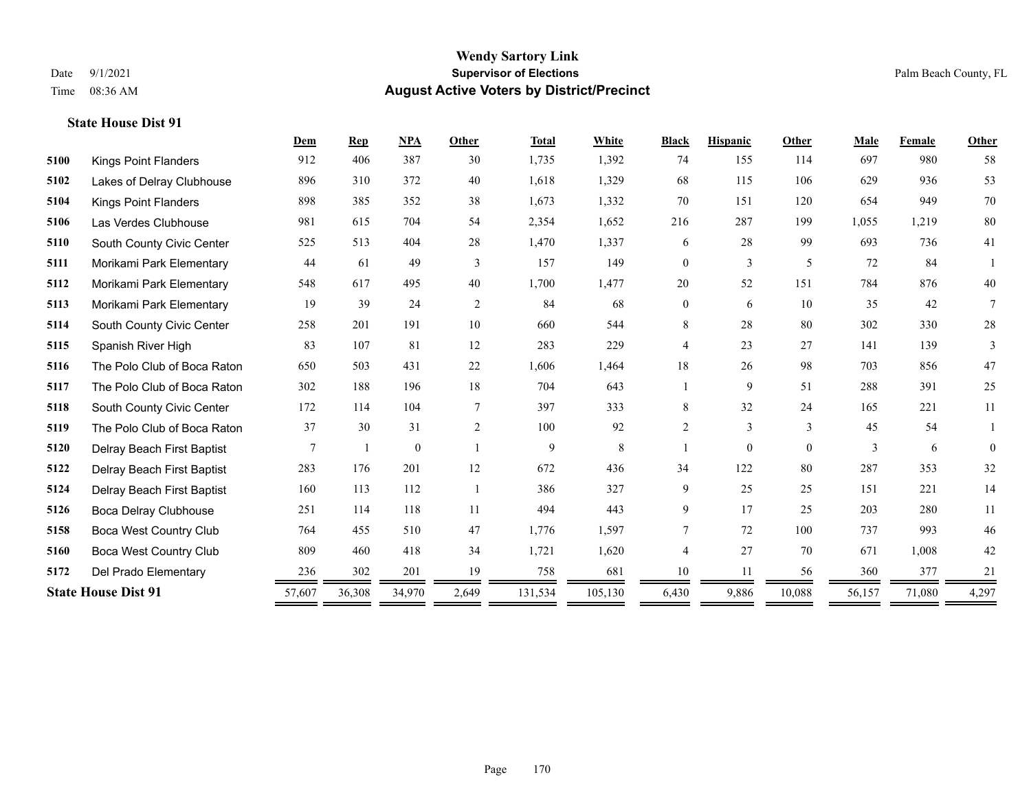# Wendy Sartory Link
## Supervisor of Elections
## August Active Voters by District/Precinct

Date 9/1/2021
Time 08:36 AM

Palm Beach County, FL

### State House Dist 91

| | | Dem | Rep | NPA | Other | Total | White | Black | Hispanic | Other | Male | Female | Other |
|---|---|---|---|---|---|---|---|---|---|---|---|---|---|
| 5100 | Kings Point Flanders | 912 | 406 | 387 | 30 | 1,735 | 1,392 | 74 | 155 | 114 | 697 | 980 | 58 |
| 5102 | Lakes of Delray Clubhouse | 896 | 310 | 372 | 40 | 1,618 | 1,329 | 68 | 115 | 106 | 629 | 936 | 53 |
| 5104 | Kings Point Flanders | 898 | 385 | 352 | 38 | 1,673 | 1,332 | 70 | 151 | 120 | 654 | 949 | 70 |
| 5106 | Las Verdes Clubhouse | 981 | 615 | 704 | 54 | 2,354 | 1,652 | 216 | 287 | 199 | 1,055 | 1,219 | 80 |
| 5110 | South County Civic Center | 525 | 513 | 404 | 28 | 1,470 | 1,337 | 6 | 28 | 99 | 693 | 736 | 41 |
| 5111 | Morikami Park Elementary | 44 | 61 | 49 | 3 | 157 | 149 | 0 | 3 | 5 | 72 | 84 | 1 |
| 5112 | Morikami Park Elementary | 548 | 617 | 495 | 40 | 1,700 | 1,477 | 20 | 52 | 151 | 784 | 876 | 40 |
| 5113 | Morikami Park Elementary | 19 | 39 | 24 | 2 | 84 | 68 | 0 | 6 | 10 | 35 | 42 | 7 |
| 5114 | South County Civic Center | 258 | 201 | 191 | 10 | 660 | 544 | 8 | 28 | 80 | 302 | 330 | 28 |
| 5115 | Spanish River High | 83 | 107 | 81 | 12 | 283 | 229 | 4 | 23 | 27 | 141 | 139 | 3 |
| 5116 | The Polo Club of Boca Raton | 650 | 503 | 431 | 22 | 1,606 | 1,464 | 18 | 26 | 98 | 703 | 856 | 47 |
| 5117 | The Polo Club of Boca Raton | 302 | 188 | 196 | 18 | 704 | 643 | 1 | 9 | 51 | 288 | 391 | 25 |
| 5118 | South County Civic Center | 172 | 114 | 104 | 7 | 397 | 333 | 8 | 32 | 24 | 165 | 221 | 11 |
| 5119 | The Polo Club of Boca Raton | 37 | 30 | 31 | 2 | 100 | 92 | 2 | 3 | 3 | 45 | 54 | 1 |
| 5120 | Delray Beach First Baptist | 7 | 1 | 0 | 1 | 9 | 8 | 1 | 0 | 0 | 3 | 6 | 0 |
| 5122 | Delray Beach First Baptist | 283 | 176 | 201 | 12 | 672 | 436 | 34 | 122 | 80 | 287 | 353 | 32 |
| 5124 | Delray Beach First Baptist | 160 | 113 | 112 | 1 | 386 | 327 | 9 | 25 | 25 | 151 | 221 | 14 |
| 5126 | Boca Delray Clubhouse | 251 | 114 | 118 | 11 | 494 | 443 | 9 | 17 | 25 | 203 | 280 | 11 |
| 5158 | Boca West Country Club | 764 | 455 | 510 | 47 | 1,776 | 1,597 | 7 | 72 | 100 | 737 | 993 | 46 |
| 5160 | Boca West Country Club | 809 | 460 | 418 | 34 | 1,721 | 1,620 | 4 | 27 | 70 | 671 | 1,008 | 42 |
| 5172 | Del Prado Elementary | 236 | 302 | 201 | 19 | 758 | 681 | 10 | 11 | 56 | 360 | 377 | 21 |
| **State House Dist 91** | | 57,607 | 36,308 | 34,970 | 2,649 | 131,534 | 105,130 | 6,430 | 9,886 | 10,088 | 56,157 | 71,080 | 4,297 |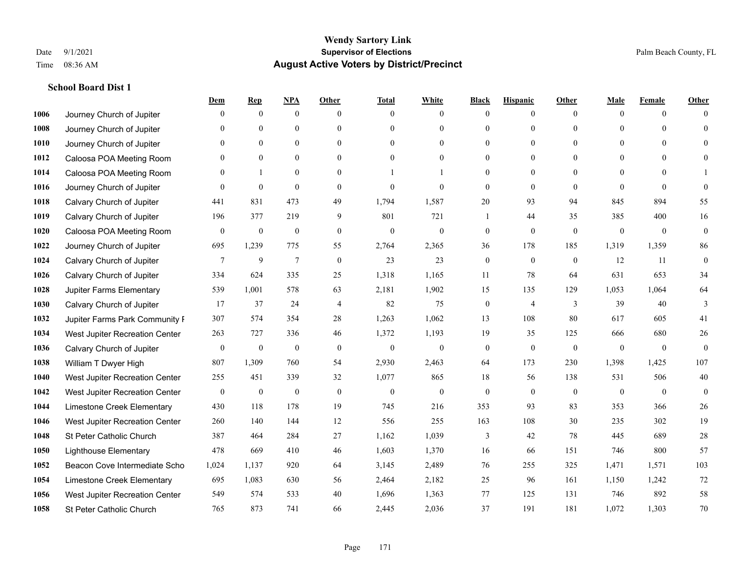# Wendy Sartory Link

**Supervisor of Elections**

**August Active Voters by District/Precinct**

Date 9/1/2021
Time 08:36 AM

Palm Beach County, FL

### School Board Dist 1

| | | Dem | Rep | NPA | Other | Total | White | Black | Hispanic | Other | Male | Female | Other |
|---|---|---|---|---|---|---|---|---|---|---|---|---|---|
| 1006 | Journey Church of Jupiter | 0 | 0 | 0 | 0 | 0 | 0 | 0 | 0 | 0 | 0 | 0 | 0 |
| 1008 | Journey Church of Jupiter | 0 | 0 | 0 | 0 | 0 | 0 | 0 | 0 | 0 | 0 | 0 | 0 |
| 1010 | Journey Church of Jupiter | 0 | 0 | 0 | 0 | 0 | 0 | 0 | 0 | 0 | 0 | 0 | 0 |
| 1012 | Caloosa POA Meeting Room | 0 | 0 | 0 | 0 | 0 | 0 | 0 | 0 | 0 | 0 | 0 | 0 |
| 1014 | Caloosa POA Meeting Room | 0 | 1 | 0 | 0 | 1 | 1 | 0 | 0 | 0 | 0 | 0 | 1 |
| 1016 | Journey Church of Jupiter | 0 | 0 | 0 | 0 | 0 | 0 | 0 | 0 | 0 | 0 | 0 | 0 |
| 1018 | Calvary Church of Jupiter | 441 | 831 | 473 | 49 | 1,794 | 1,587 | 20 | 93 | 94 | 845 | 894 | 55 |
| 1019 | Calvary Church of Jupiter | 196 | 377 | 219 | 9 | 801 | 721 | 1 | 44 | 35 | 385 | 400 | 16 |
| 1020 | Caloosa POA Meeting Room | 0 | 0 | 0 | 0 | 0 | 0 | 0 | 0 | 0 | 0 | 0 | 0 |
| 1022 | Journey Church of Jupiter | 695 | 1,239 | 775 | 55 | 2,764 | 2,365 | 36 | 178 | 185 | 1,319 | 1,359 | 86 |
| 1024 | Calvary Church of Jupiter | 7 | 9 | 7 | 0 | 23 | 23 | 0 | 0 | 0 | 12 | 11 | 0 |
| 1026 | Calvary Church of Jupiter | 334 | 624 | 335 | 25 | 1,318 | 1,165 | 11 | 78 | 64 | 631 | 653 | 34 |
| 1028 | Jupiter Farms Elementary | 539 | 1,001 | 578 | 63 | 2,181 | 1,902 | 15 | 135 | 129 | 1,053 | 1,064 | 64 |
| 1030 | Calvary Church of Jupiter | 17 | 37 | 24 | 4 | 82 | 75 | 0 | 4 | 3 | 39 | 40 | 3 |
| 1032 | Jupiter Farms Park Community F | 307 | 574 | 354 | 28 | 1,263 | 1,062 | 13 | 108 | 80 | 617 | 605 | 41 |
| 1034 | West Jupiter Recreation Center | 263 | 727 | 336 | 46 | 1,372 | 1,193 | 19 | 35 | 125 | 666 | 680 | 26 |
| 1036 | Calvary Church of Jupiter | 0 | 0 | 0 | 0 | 0 | 0 | 0 | 0 | 0 | 0 | 0 | 0 |
| 1038 | William T Dwyer High | 807 | 1,309 | 760 | 54 | 2,930 | 2,463 | 64 | 173 | 230 | 1,398 | 1,425 | 107 |
| 1040 | West Jupiter Recreation Center | 255 | 451 | 339 | 32 | 1,077 | 865 | 18 | 56 | 138 | 531 | 506 | 40 |
| 1042 | West Jupiter Recreation Center | 0 | 0 | 0 | 0 | 0 | 0 | 0 | 0 | 0 | 0 | 0 | 0 |
| 1044 | Limestone Creek Elementary | 430 | 118 | 178 | 19 | 745 | 216 | 353 | 93 | 83 | 353 | 366 | 26 |
| 1046 | West Jupiter Recreation Center | 260 | 140 | 144 | 12 | 556 | 255 | 163 | 108 | 30 | 235 | 302 | 19 |
| 1048 | St Peter Catholic Church | 387 | 464 | 284 | 27 | 1,162 | 1,039 | 3 | 42 | 78 | 445 | 689 | 28 |
| 1050 | Lighthouse Elementary | 478 | 669 | 410 | 46 | 1,603 | 1,370 | 16 | 66 | 151 | 746 | 800 | 57 |
| 1052 | Beacon Cove Intermediate Scho | 1,024 | 1,137 | 920 | 64 | 3,145 | 2,489 | 76 | 255 | 325 | 1,471 | 1,571 | 103 |
| 1054 | Limestone Creek Elementary | 695 | 1,083 | 630 | 56 | 2,464 | 2,182 | 25 | 96 | 161 | 1,150 | 1,242 | 72 |
| 1056 | West Jupiter Recreation Center | 549 | 574 | 533 | 40 | 1,696 | 1,363 | 77 | 125 | 131 | 746 | 892 | 58 |
| 1058 | St Peter Catholic Church | 765 | 873 | 741 | 66 | 2,445 | 2,036 | 37 | 191 | 181 | 1,072 | 1,303 | 70 |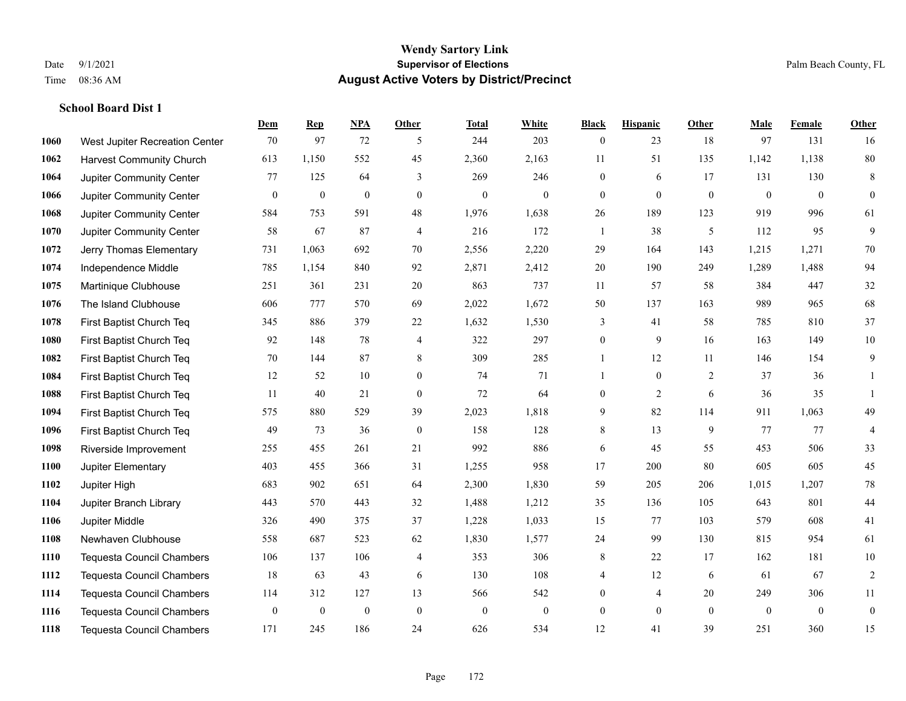# Wendy Sartory Link
## Supervisor of Elections
## August Active Voters by District/Precinct

Date 9/1/2021
Time 08:36 AM
Palm Beach County, FL

### School Board Dist 1

| | | Dem | Rep | NPA | Other | Total | White | Black | Hispanic | Other | Male | Female | Other |
|---|---|---|---|---|---|---|---|---|---|---|---|---|---|
| 1060 | West Jupiter Recreation Center | 70 | 97 | 72 | 5 | 244 | 203 | 0 | 23 | 18 | 97 | 131 | 16 |
| 1062 | Harvest Community Church | 613 | 1,150 | 552 | 45 | 2,360 | 2,163 | 11 | 51 | 135 | 1,142 | 1,138 | 80 |
| 1064 | Jupiter Community Center | 77 | 125 | 64 | 3 | 269 | 246 | 0 | 6 | 17 | 131 | 130 | 8 |
| 1066 | Jupiter Community Center | 0 | 0 | 0 | 0 | 0 | 0 | 0 | 0 | 0 | 0 | 0 | 0 |
| 1068 | Jupiter Community Center | 584 | 753 | 591 | 48 | 1,976 | 1,638 | 26 | 189 | 123 | 919 | 996 | 61 |
| 1070 | Jupiter Community Center | 58 | 67 | 87 | 4 | 216 | 172 | 1 | 38 | 5 | 112 | 95 | 9 |
| 1072 | Jerry Thomas Elementary | 731 | 1,063 | 692 | 70 | 2,556 | 2,220 | 29 | 164 | 143 | 1,215 | 1,271 | 70 |
| 1074 | Independence Middle | 785 | 1,154 | 840 | 92 | 2,871 | 2,412 | 20 | 190 | 249 | 1,289 | 1,488 | 94 |
| 1075 | Martinique Clubhouse | 251 | 361 | 231 | 20 | 863 | 737 | 11 | 57 | 58 | 384 | 447 | 32 |
| 1076 | The Island Clubhouse | 606 | 777 | 570 | 69 | 2,022 | 1,672 | 50 | 137 | 163 | 989 | 965 | 68 |
| 1078 | First Baptist Church Teq | 345 | 886 | 379 | 22 | 1,632 | 1,530 | 3 | 41 | 58 | 785 | 810 | 37 |
| 1080 | First Baptist Church Teq | 92 | 148 | 78 | 4 | 322 | 297 | 0 | 9 | 16 | 163 | 149 | 10 |
| 1082 | First Baptist Church Teq | 70 | 144 | 87 | 8 | 309 | 285 | 1 | 12 | 11 | 146 | 154 | 9 |
| 1084 | First Baptist Church Teq | 12 | 52 | 10 | 0 | 74 | 71 | 1 | 0 | 2 | 37 | 36 | 1 |
| 1088 | First Baptist Church Teq | 11 | 40 | 21 | 0 | 72 | 64 | 0 | 2 | 6 | 36 | 35 | 1 |
| 1094 | First Baptist Church Teq | 575 | 880 | 529 | 39 | 2,023 | 1,818 | 9 | 82 | 114 | 911 | 1,063 | 49 |
| 1096 | First Baptist Church Teq | 49 | 73 | 36 | 0 | 158 | 128 | 8 | 13 | 9 | 77 | 77 | 4 |
| 1098 | Riverside Improvement | 255 | 455 | 261 | 21 | 992 | 886 | 6 | 45 | 55 | 453 | 506 | 33 |
| 1100 | Jupiter Elementary | 403 | 455 | 366 | 31 | 1,255 | 958 | 17 | 200 | 80 | 605 | 605 | 45 |
| 1102 | Jupiter High | 683 | 902 | 651 | 64 | 2,300 | 1,830 | 59 | 205 | 206 | 1,015 | 1,207 | 78 |
| 1104 | Jupiter Branch Library | 443 | 570 | 443 | 32 | 1,488 | 1,212 | 35 | 136 | 105 | 643 | 801 | 44 |
| 1106 | Jupiter Middle | 326 | 490 | 375 | 37 | 1,228 | 1,033 | 15 | 77 | 103 | 579 | 608 | 41 |
| 1108 | Newhaven Clubhouse | 558 | 687 | 523 | 62 | 1,830 | 1,577 | 24 | 99 | 130 | 815 | 954 | 61 |
| 1110 | Tequesta Council Chambers | 106 | 137 | 106 | 4 | 353 | 306 | 8 | 22 | 17 | 162 | 181 | 10 |
| 1112 | Tequesta Council Chambers | 18 | 63 | 43 | 6 | 130 | 108 | 4 | 12 | 6 | 61 | 67 | 2 |
| 1114 | Tequesta Council Chambers | 114 | 312 | 127 | 13 | 566 | 542 | 0 | 4 | 20 | 249 | 306 | 11 |
| 1116 | Tequesta Council Chambers | 0 | 0 | 0 | 0 | 0 | 0 | 0 | 0 | 0 | 0 | 0 | 0 |
| 1118 | Tequesta Council Chambers | 171 | 245 | 186 | 24 | 626 | 534 | 12 | 41 | 39 | 251 | 360 | 15 |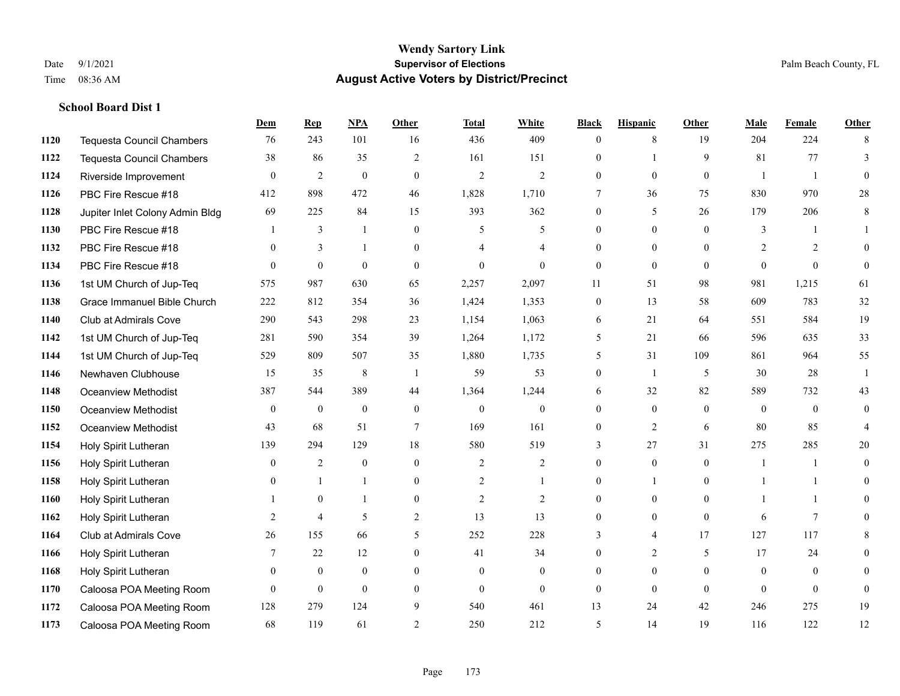# Wendy Sartory Link
## Supervisor of Elections
## August Active Voters by District/Precinct

Date 9/1/2021
Time 08:36 AM

Palm Beach County, FL

### School Board Dist 1

| | | Dem | Rep | NPA | Other | Total | White | Black | Hispanic | Other | Male | Female | Other |
|---|---|---|---|---|---|---|---|---|---|---|---|---|---|
| 1120 | Tequesta Council Chambers | 76 | 243 | 101 | 16 | 436 | 409 | 0 | 8 | 19 | 204 | 224 | 8 |
| 1122 | Tequesta Council Chambers | 38 | 86 | 35 | 2 | 161 | 151 | 0 | 1 | 9 | 81 | 77 | 3 |
| 1124 | Riverside Improvement | 0 | 2 | 0 | 0 | 2 | 2 | 0 | 0 | 0 | 1 | 1 | 0 |
| 1126 | PBC Fire Rescue #18 | 412 | 898 | 472 | 46 | 1,828 | 1,710 | 7 | 36 | 75 | 830 | 970 | 28 |
| 1128 | Jupiter Inlet Colony Admin Bldg | 69 | 225 | 84 | 15 | 393 | 362 | 0 | 5 | 26 | 179 | 206 | 8 |
| 1130 | PBC Fire Rescue #18 | 1 | 3 | 1 | 0 | 5 | 5 | 0 | 0 | 0 | 3 | 1 | 1 |
| 1132 | PBC Fire Rescue #18 | 0 | 3 | 1 | 0 | 4 | 4 | 0 | 0 | 0 | 2 | 2 | 0 |
| 1134 | PBC Fire Rescue #18 | 0 | 0 | 0 | 0 | 0 | 0 | 0 | 0 | 0 | 0 | 0 | 0 |
| 1136 | 1st UM Church of Jup-Teq | 575 | 987 | 630 | 65 | 2,257 | 2,097 | 11 | 51 | 98 | 981 | 1,215 | 61 |
| 1138 | Grace Immanuel Bible Church | 222 | 812 | 354 | 36 | 1,424 | 1,353 | 0 | 13 | 58 | 609 | 783 | 32 |
| 1140 | Club at Admirals Cove | 290 | 543 | 298 | 23 | 1,154 | 1,063 | 6 | 21 | 64 | 551 | 584 | 19 |
| 1142 | 1st UM Church of Jup-Teq | 281 | 590 | 354 | 39 | 1,264 | 1,172 | 5 | 21 | 66 | 596 | 635 | 33 |
| 1144 | 1st UM Church of Jup-Teq | 529 | 809 | 507 | 35 | 1,880 | 1,735 | 5 | 31 | 109 | 861 | 964 | 55 |
| 1146 | Newhaven Clubhouse | 15 | 35 | 8 | 1 | 59 | 53 | 0 | 1 | 5 | 30 | 28 | 1 |
| 1148 | Oceanview Methodist | 387 | 544 | 389 | 44 | 1,364 | 1,244 | 6 | 32 | 82 | 589 | 732 | 43 |
| 1150 | Oceanview Methodist | 0 | 0 | 0 | 0 | 0 | 0 | 0 | 0 | 0 | 0 | 0 | 0 |
| 1152 | Oceanview Methodist | 43 | 68 | 51 | 7 | 169 | 161 | 0 | 2 | 6 | 80 | 85 | 4 |
| 1154 | Holy Spirit Lutheran | 139 | 294 | 129 | 18 | 580 | 519 | 3 | 27 | 31 | 275 | 285 | 20 |
| 1156 | Holy Spirit Lutheran | 0 | 2 | 0 | 0 | 2 | 2 | 0 | 0 | 0 | 1 | 1 | 0 |
| 1158 | Holy Spirit Lutheran | 0 | 1 | 1 | 0 | 2 | 1 | 0 | 1 | 0 | 1 | 1 | 0 |
| 1160 | Holy Spirit Lutheran | 1 | 0 | 1 | 0 | 2 | 2 | 0 | 0 | 0 | 1 | 1 | 0 |
| 1162 | Holy Spirit Lutheran | 2 | 4 | 5 | 2 | 13 | 13 | 0 | 0 | 0 | 6 | 7 | 0 |
| 1164 | Club at Admirals Cove | 26 | 155 | 66 | 5 | 252 | 228 | 3 | 4 | 17 | 127 | 117 | 8 |
| 1166 | Holy Spirit Lutheran | 7 | 22 | 12 | 0 | 41 | 34 | 0 | 2 | 5 | 17 | 24 | 0 |
| 1168 | Holy Spirit Lutheran | 0 | 0 | 0 | 0 | 0 | 0 | 0 | 0 | 0 | 0 | 0 | 0 |
| 1170 | Caloosa POA Meeting Room | 0 | 0 | 0 | 0 | 0 | 0 | 0 | 0 | 0 | 0 | 0 | 0 |
| 1172 | Caloosa POA Meeting Room | 128 | 279 | 124 | 9 | 540 | 461 | 13 | 24 | 42 | 246 | 275 | 19 |
| 1173 | Caloosa POA Meeting Room | 68 | 119 | 61 | 2 | 250 | 212 | 5 | 14 | 19 | 116 | 122 | 12 |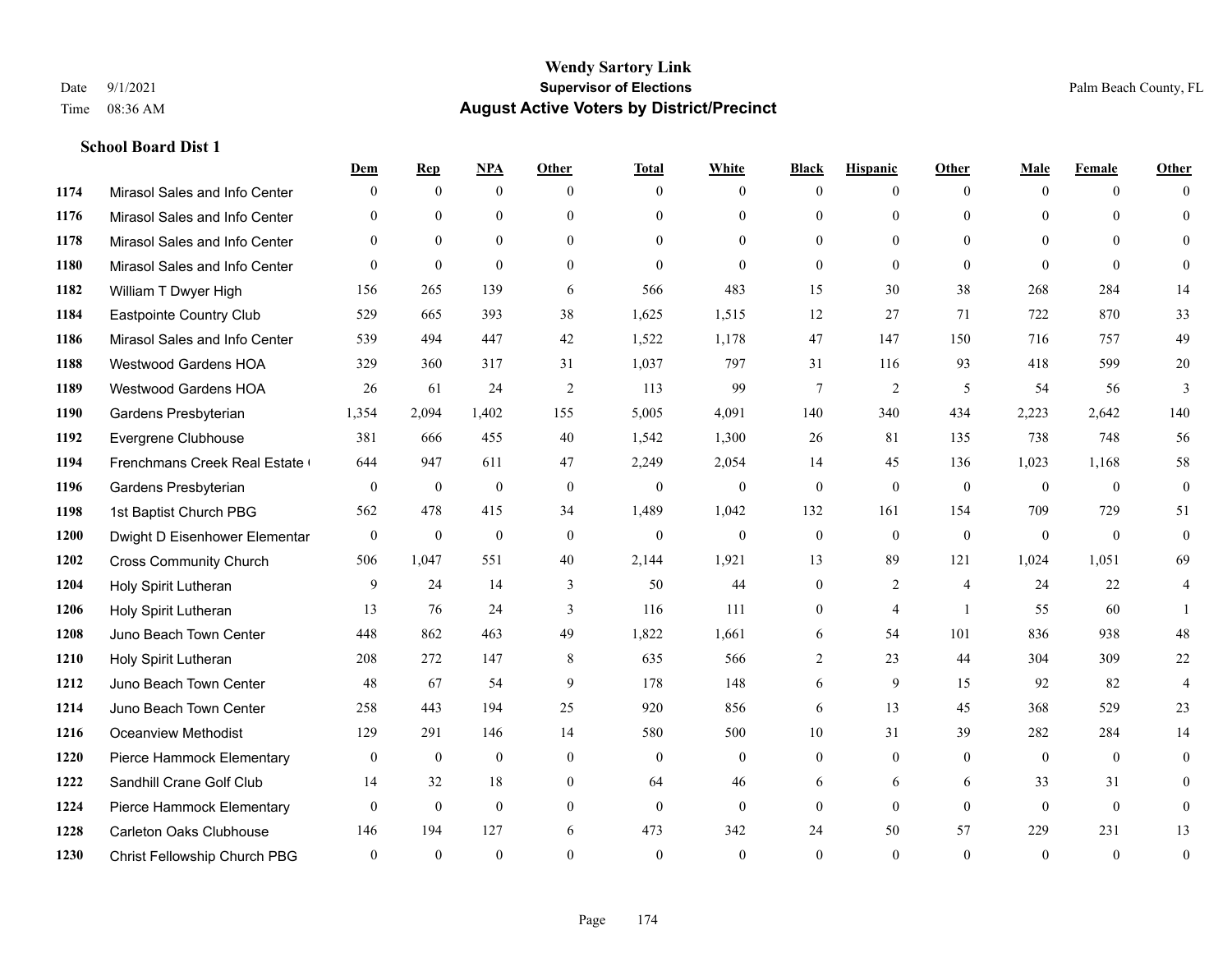# Wendy Sartory Link

**Supervisor of Elections**

**August Active Voters by District/Precinct**

Date 9/1/2021
Time 08:36 AM

Palm Beach County, FL

**School Board Dist 1**

| | | Dem | Rep | NPA | Other | Total | White | Black | Hispanic | Other | Male | Female | Other |
|---|---|---|---|---|---|---|---|---|---|---|---|---|---|
| 1174 | Mirasol Sales and Info Center | 0 | 0 | 0 | 0 | 0 | 0 | 0 | 0 | 0 | 0 | 0 | 0 |
| 1176 | Mirasol Sales and Info Center | 0 | 0 | 0 | 0 | 0 | 0 | 0 | 0 | 0 | 0 | 0 | 0 |
| 1178 | Mirasol Sales and Info Center | 0 | 0 | 0 | 0 | 0 | 0 | 0 | 0 | 0 | 0 | 0 | 0 |
| 1180 | Mirasol Sales and Info Center | 0 | 0 | 0 | 0 | 0 | 0 | 0 | 0 | 0 | 0 | 0 | 0 |
| 1182 | William T Dwyer High | 156 | 265 | 139 | 6 | 566 | 483 | 15 | 30 | 38 | 268 | 284 | 14 |
| 1184 | Eastpointe Country Club | 529 | 665 | 393 | 38 | 1,625 | 1,515 | 12 | 27 | 71 | 722 | 870 | 33 |
| 1186 | Mirasol Sales and Info Center | 539 | 494 | 447 | 42 | 1,522 | 1,178 | 47 | 147 | 150 | 716 | 757 | 49 |
| 1188 | Westwood Gardens HOA | 329 | 360 | 317 | 31 | 1,037 | 797 | 31 | 116 | 93 | 418 | 599 | 20 |
| 1189 | Westwood Gardens HOA | 26 | 61 | 24 | 2 | 113 | 99 | 7 | 2 | 5 | 54 | 56 | 3 |
| 1190 | Gardens Presbyterian | 1,354 | 2,094 | 1,402 | 155 | 5,005 | 4,091 | 140 | 340 | 434 | 2,223 | 2,642 | 140 |
| 1192 | Evergrene Clubhouse | 381 | 666 | 455 | 40 | 1,542 | 1,300 | 26 | 81 | 135 | 738 | 748 | 56 |
| 1194 | Frenchmans Creek Real Estate ( | 644 | 947 | 611 | 47 | 2,249 | 2,054 | 14 | 45 | 136 | 1,023 | 1,168 | 58 |
| 1196 | Gardens Presbyterian | 0 | 0 | 0 | 0 | 0 | 0 | 0 | 0 | 0 | 0 | 0 | 0 |
| 1198 | 1st Baptist Church PBG | 562 | 478 | 415 | 34 | 1,489 | 1,042 | 132 | 161 | 154 | 709 | 729 | 51 |
| 1200 | Dwight D Eisenhower Elementar | 0 | 0 | 0 | 0 | 0 | 0 | 0 | 0 | 0 | 0 | 0 | 0 |
| 1202 | Cross Community Church | 506 | 1,047 | 551 | 40 | 2,144 | 1,921 | 13 | 89 | 121 | 1,024 | 1,051 | 69 |
| 1204 | Holy Spirit Lutheran | 9 | 24 | 14 | 3 | 50 | 44 | 0 | 2 | 4 | 24 | 22 | 4 |
| 1206 | Holy Spirit Lutheran | 13 | 76 | 24 | 3 | 116 | 111 | 0 | 4 | 1 | 55 | 60 | 1 |
| 1208 | Juno Beach Town Center | 448 | 862 | 463 | 49 | 1,822 | 1,661 | 6 | 54 | 101 | 836 | 938 | 48 |
| 1210 | Holy Spirit Lutheran | 208 | 272 | 147 | 8 | 635 | 566 | 2 | 23 | 44 | 304 | 309 | 22 |
| 1212 | Juno Beach Town Center | 48 | 67 | 54 | 9 | 178 | 148 | 6 | 9 | 15 | 92 | 82 | 4 |
| 1214 | Juno Beach Town Center | 258 | 443 | 194 | 25 | 920 | 856 | 6 | 13 | 45 | 368 | 529 | 23 |
| 1216 | Oceanview Methodist | 129 | 291 | 146 | 14 | 580 | 500 | 10 | 31 | 39 | 282 | 284 | 14 |
| 1220 | Pierce Hammock Elementary | 0 | 0 | 0 | 0 | 0 | 0 | 0 | 0 | 0 | 0 | 0 | 0 |
| 1222 | Sandhill Crane Golf Club | 14 | 32 | 18 | 0 | 64 | 46 | 6 | 6 | 6 | 33 | 31 | 0 |
| 1224 | Pierce Hammock Elementary | 0 | 0 | 0 | 0 | 0 | 0 | 0 | 0 | 0 | 0 | 0 | 0 |
| 1228 | Carleton Oaks Clubhouse | 146 | 194 | 127 | 6 | 473 | 342 | 24 | 50 | 57 | 229 | 231 | 13 |
| 1230 | Christ Fellowship Church PBG | 0 | 0 | 0 | 0 | 0 | 0 | 0 | 0 | 0 | 0 | 0 | 0 |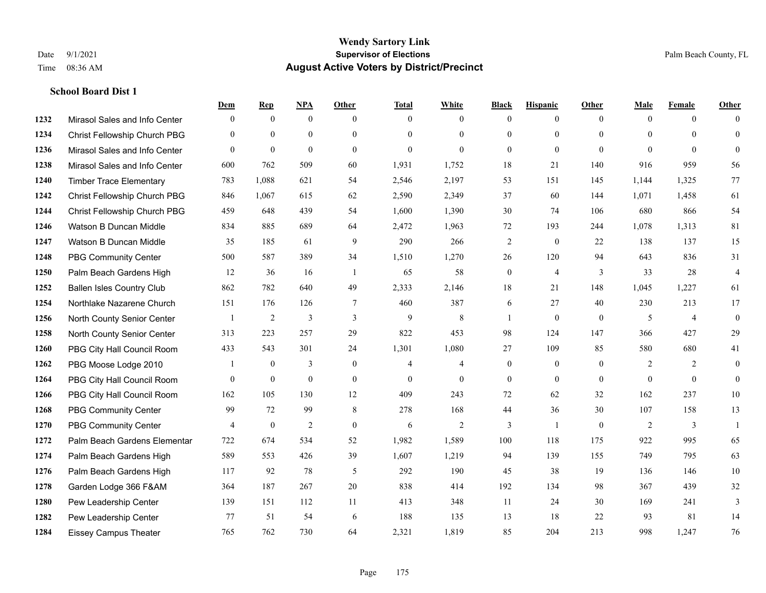**Wendy Sartory Link**
**Supervisor of Elections**
**August Active Voters by District/Precinct**

Date 9/1/2021
Time 08:36 AM
Palm Beach County, FL

### School Board Dist 1

| | | Dem | Rep | NPA | Other | Total | White | Black | Hispanic | Other | Male | Female | Other |
|---|---|---|---|---|---|---|---|---|---|---|---|---|---|
| 1232 | Mirasol Sales and Info Center | 0 | 0 | 0 | 0 | 0 | 0 | 0 | 0 | 0 | 0 | 0 | 0 |
| 1234 | Christ Fellowship Church PBG | 0 | 0 | 0 | 0 | 0 | 0 | 0 | 0 | 0 | 0 | 0 | 0 |
| 1236 | Mirasol Sales and Info Center | 0 | 0 | 0 | 0 | 0 | 0 | 0 | 0 | 0 | 0 | 0 | 0 |
| 1238 | Mirasol Sales and Info Center | 600 | 762 | 509 | 60 | 1,931 | 1,752 | 18 | 21 | 140 | 916 | 959 | 56 |
| 1240 | Timber Trace Elementary | 783 | 1,088 | 621 | 54 | 2,546 | 2,197 | 53 | 151 | 145 | 1,144 | 1,325 | 77 |
| 1242 | Christ Fellowship Church PBG | 846 | 1,067 | 615 | 62 | 2,590 | 2,349 | 37 | 60 | 144 | 1,071 | 1,458 | 61 |
| 1244 | Christ Fellowship Church PBG | 459 | 648 | 439 | 54 | 1,600 | 1,390 | 30 | 74 | 106 | 680 | 866 | 54 |
| 1246 | Watson B Duncan Middle | 834 | 885 | 689 | 64 | 2,472 | 1,963 | 72 | 193 | 244 | 1,078 | 1,313 | 81 |
| 1247 | Watson B Duncan Middle | 35 | 185 | 61 | 9 | 290 | 266 | 2 | 0 | 22 | 138 | 137 | 15 |
| 1248 | PBG Community Center | 500 | 587 | 389 | 34 | 1,510 | 1,270 | 26 | 120 | 94 | 643 | 836 | 31 |
| 1250 | Palm Beach Gardens High | 12 | 36 | 16 | 1 | 65 | 58 | 0 | 4 | 3 | 33 | 28 | 4 |
| 1252 | Ballen Isles Country Club | 862 | 782 | 640 | 49 | 2,333 | 2,146 | 18 | 21 | 148 | 1,045 | 1,227 | 61 |
| 1254 | Northlake Nazarene Church | 151 | 176 | 126 | 7 | 460 | 387 | 6 | 27 | 40 | 230 | 213 | 17 |
| 1256 | North County Senior Center | 1 | 2 | 3 | 3 | 9 | 8 | 1 | 0 | 0 | 5 | 4 | 0 |
| 1258 | North County Senior Center | 313 | 223 | 257 | 29 | 822 | 453 | 98 | 124 | 147 | 366 | 427 | 29 |
| 1260 | PBG City Hall Council Room | 433 | 543 | 301 | 24 | 1,301 | 1,080 | 27 | 109 | 85 | 580 | 680 | 41 |
| 1262 | PBG Moose Lodge 2010 | 1 | 0 | 3 | 0 | 4 | 4 | 0 | 0 | 0 | 2 | 2 | 0 |
| 1264 | PBG City Hall Council Room | 0 | 0 | 0 | 0 | 0 | 0 | 0 | 0 | 0 | 0 | 0 | 0 |
| 1266 | PBG City Hall Council Room | 162 | 105 | 130 | 12 | 409 | 243 | 72 | 62 | 32 | 162 | 237 | 10 |
| 1268 | PBG Community Center | 99 | 72 | 99 | 8 | 278 | 168 | 44 | 36 | 30 | 107 | 158 | 13 |
| 1270 | PBG Community Center | 4 | 0 | 2 | 0 | 6 | 2 | 3 | 1 | 0 | 2 | 3 | 1 |
| 1272 | Palm Beach Gardens Elementar | 722 | 674 | 534 | 52 | 1,982 | 1,589 | 100 | 118 | 175 | 922 | 995 | 65 |
| 1274 | Palm Beach Gardens High | 589 | 553 | 426 | 39 | 1,607 | 1,219 | 94 | 139 | 155 | 749 | 795 | 63 |
| 1276 | Palm Beach Gardens High | 117 | 92 | 78 | 5 | 292 | 190 | 45 | 38 | 19 | 136 | 146 | 10 |
| 1278 | Garden Lodge 366 F&AM | 364 | 187 | 267 | 20 | 838 | 414 | 192 | 134 | 98 | 367 | 439 | 32 |
| 1280 | Pew Leadership Center | 139 | 151 | 112 | 11 | 413 | 348 | 11 | 24 | 30 | 169 | 241 | 3 |
| 1282 | Pew Leadership Center | 77 | 51 | 54 | 6 | 188 | 135 | 13 | 18 | 22 | 93 | 81 | 14 |
| 1284 | Eissey Campus Theater | 765 | 762 | 730 | 64 | 2,321 | 1,819 | 85 | 204 | 213 | 998 | 1,247 | 76 |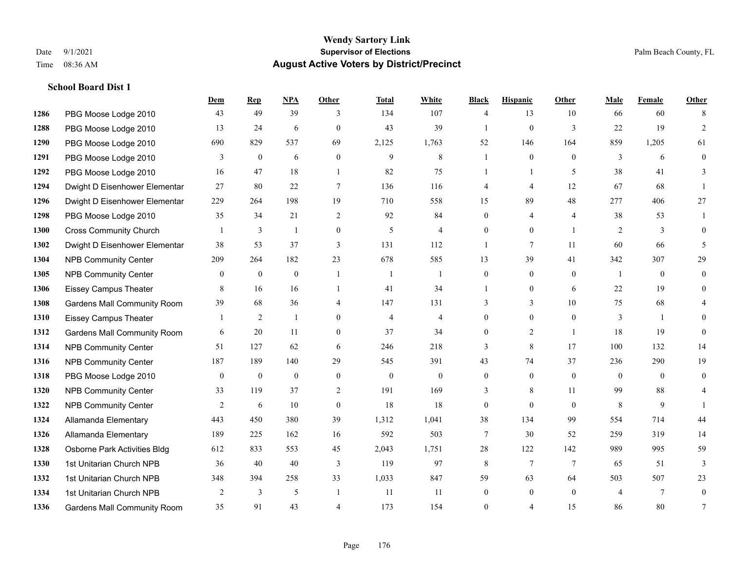# Wendy Sartory Link
## Supervisor of Elections
## August Active Voters by District/Precinct

Date 9/1/2021
Time 08:36 AM

Palm Beach County, FL

### School Board Dist 1

| | | Dem | Rep | NPA | Other | Total | White | Black | Hispanic | Other | Male | Female | Other |
|---|---|---|---|---|---|---|---|---|---|---|---|---|---|
| 1286 | PBG Moose Lodge 2010 | 43 | 49 | 39 | 3 | 134 | 107 | 4 | 13 | 10 | 66 | 60 | 8 |
| 1288 | PBG Moose Lodge 2010 | 13 | 24 | 6 | 0 | 43 | 39 | 1 | 0 | 3 | 22 | 19 | 2 |
| 1290 | PBG Moose Lodge 2010 | 690 | 829 | 537 | 69 | 2,125 | 1,763 | 52 | 146 | 164 | 859 | 1,205 | 61 |
| 1291 | PBG Moose Lodge 2010 | 3 | 0 | 6 | 0 | 9 | 8 | 1 | 0 | 0 | 3 | 6 | 0 |
| 1292 | PBG Moose Lodge 2010 | 16 | 47 | 18 | 1 | 82 | 75 | 1 | 1 | 5 | 38 | 41 | 3 |
| 1294 | Dwight D Eisenhower Elementar | 27 | 80 | 22 | 7 | 136 | 116 | 4 | 4 | 12 | 67 | 68 | 1 |
| 1296 | Dwight D Eisenhower Elementar | 229 | 264 | 198 | 19 | 710 | 558 | 15 | 89 | 48 | 277 | 406 | 27 |
| 1298 | PBG Moose Lodge 2010 | 35 | 34 | 21 | 2 | 92 | 84 | 0 | 4 | 4 | 38 | 53 | 1 |
| 1300 | Cross Community Church | 1 | 3 | 1 | 0 | 5 | 4 | 0 | 0 | 1 | 2 | 3 | 0 |
| 1302 | Dwight D Eisenhower Elementar | 38 | 53 | 37 | 3 | 131 | 112 | 1 | 7 | 11 | 60 | 66 | 5 |
| 1304 | NPB Community Center | 209 | 264 | 182 | 23 | 678 | 585 | 13 | 39 | 41 | 342 | 307 | 29 |
| 1305 | NPB Community Center | 0 | 0 | 0 | 1 | 1 | 1 | 0 | 0 | 0 | 1 | 0 | 0 |
| 1306 | Eissey Campus Theater | 8 | 16 | 16 | 1 | 41 | 34 | 1 | 0 | 6 | 22 | 19 | 0 |
| 1308 | Gardens Mall Community Room | 39 | 68 | 36 | 4 | 147 | 131 | 3 | 3 | 10 | 75 | 68 | 4 |
| 1310 | Eissey Campus Theater | 1 | 2 | 1 | 0 | 4 | 4 | 0 | 0 | 0 | 3 | 1 | 0 |
| 1312 | Gardens Mall Community Room | 6 | 20 | 11 | 0 | 37 | 34 | 0 | 2 | 1 | 18 | 19 | 0 |
| 1314 | NPB Community Center | 51 | 127 | 62 | 6 | 246 | 218 | 3 | 8 | 17 | 100 | 132 | 14 |
| 1316 | NPB Community Center | 187 | 189 | 140 | 29 | 545 | 391 | 43 | 74 | 37 | 236 | 290 | 19 |
| 1318 | PBG Moose Lodge 2010 | 0 | 0 | 0 | 0 | 0 | 0 | 0 | 0 | 0 | 0 | 0 | 0 |
| 1320 | NPB Community Center | 33 | 119 | 37 | 2 | 191 | 169 | 3 | 8 | 11 | 99 | 88 | 4 |
| 1322 | NPB Community Center | 2 | 6 | 10 | 0 | 18 | 18 | 0 | 0 | 0 | 8 | 9 | 1 |
| 1324 | Allamanda Elementary | 443 | 450 | 380 | 39 | 1,312 | 1,041 | 38 | 134 | 99 | 554 | 714 | 44 |
| 1326 | Allamanda Elementary | 189 | 225 | 162 | 16 | 592 | 503 | 7 | 30 | 52 | 259 | 319 | 14 |
| 1328 | Osborne Park Activities Bldg | 612 | 833 | 553 | 45 | 2,043 | 1,751 | 28 | 122 | 142 | 989 | 995 | 59 |
| 1330 | 1st Unitarian Church NPB | 36 | 40 | 40 | 3 | 119 | 97 | 8 | 7 | 7 | 65 | 51 | 3 |
| 1332 | 1st Unitarian Church NPB | 348 | 394 | 258 | 33 | 1,033 | 847 | 59 | 63 | 64 | 503 | 507 | 23 |
| 1334 | 1st Unitarian Church NPB | 2 | 3 | 5 | 1 | 11 | 11 | 0 | 0 | 0 | 4 | 7 | 0 |
| 1336 | Gardens Mall Community Room | 35 | 91 | 43 | 4 | 173 | 154 | 0 | 4 | 15 | 86 | 80 | 7 |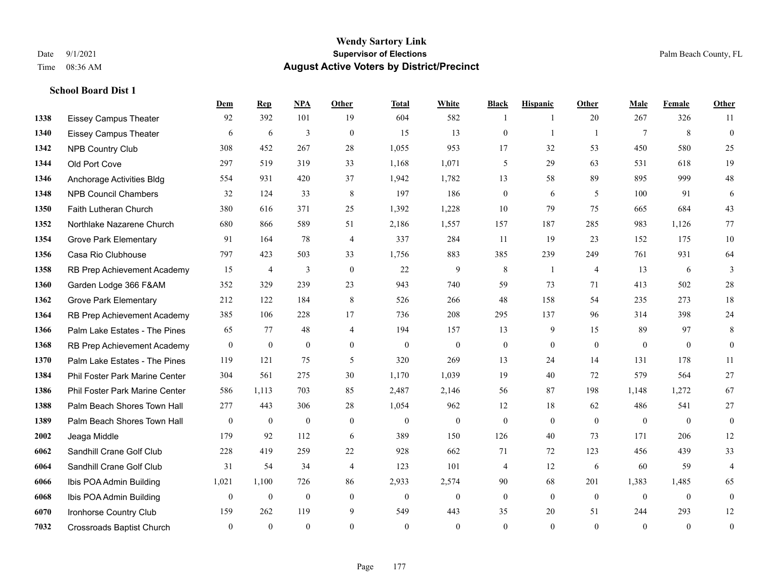**Wendy Sartory Link**
**Supervisor of Elections**
**August Active Voters by District/Precinct**

Date 9/1/2021
Time 08:36 AM

Palm Beach County, FL

### School Board Dist 1

| | | Dem | Rep | NPA | Other | Total | White | Black | Hispanic | Other | Male | Female | Other |
|---|---|---|---|---|---|---|---|---|---|---|---|---|---|
| 1338 | Eissey Campus Theater | 92 | 392 | 101 | 19 | 604 | 582 | 1 | 1 | 20 | 267 | 326 | 11 |
| 1340 | Eissey Campus Theater | 6 | 6 | 3 | 0 | 15 | 13 | 0 | 1 | 1 | 7 | 8 | 0 |
| 1342 | NPB Country Club | 308 | 452 | 267 | 28 | 1,055 | 953 | 17 | 32 | 53 | 450 | 580 | 25 |
| 1344 | Old Port Cove | 297 | 519 | 319 | 33 | 1,168 | 1,071 | 5 | 29 | 63 | 531 | 618 | 19 |
| 1346 | Anchorage Activities Bldg | 554 | 931 | 420 | 37 | 1,942 | 1,782 | 13 | 58 | 89 | 895 | 999 | 48 |
| 1348 | NPB Council Chambers | 32 | 124 | 33 | 8 | 197 | 186 | 0 | 6 | 5 | 100 | 91 | 6 |
| 1350 | Faith Lutheran Church | 380 | 616 | 371 | 25 | 1,392 | 1,228 | 10 | 79 | 75 | 665 | 684 | 43 |
| 1352 | Northlake Nazarene Church | 680 | 866 | 589 | 51 | 2,186 | 1,557 | 157 | 187 | 285 | 983 | 1,126 | 77 |
| 1354 | Grove Park Elementary | 91 | 164 | 78 | 4 | 337 | 284 | 11 | 19 | 23 | 152 | 175 | 10 |
| 1356 | Casa Rio Clubhouse | 797 | 423 | 503 | 33 | 1,756 | 883 | 385 | 239 | 249 | 761 | 931 | 64 |
| 1358 | RB Prep Achievement Academy | 15 | 4 | 3 | 0 | 22 | 9 | 8 | 1 | 4 | 13 | 6 | 3 |
| 1360 | Garden Lodge 366 F&AM | 352 | 329 | 239 | 23 | 943 | 740 | 59 | 73 | 71 | 413 | 502 | 28 |
| 1362 | Grove Park Elementary | 212 | 122 | 184 | 8 | 526 | 266 | 48 | 158 | 54 | 235 | 273 | 18 |
| 1364 | RB Prep Achievement Academy | 385 | 106 | 228 | 17 | 736 | 208 | 295 | 137 | 96 | 314 | 398 | 24 |
| 1366 | Palm Lake Estates - The Pines | 65 | 77 | 48 | 4 | 194 | 157 | 13 | 9 | 15 | 89 | 97 | 8 |
| 1368 | RB Prep Achievement Academy | 0 | 0 | 0 | 0 | 0 | 0 | 0 | 0 | 0 | 0 | 0 | 0 |
| 1370 | Palm Lake Estates - The Pines | 119 | 121 | 75 | 5 | 320 | 269 | 13 | 24 | 14 | 131 | 178 | 11 |
| 1384 | Phil Foster Park Marine Center | 304 | 561 | 275 | 30 | 1,170 | 1,039 | 19 | 40 | 72 | 579 | 564 | 27 |
| 1386 | Phil Foster Park Marine Center | 586 | 1,113 | 703 | 85 | 2,487 | 2,146 | 56 | 87 | 198 | 1,148 | 1,272 | 67 |
| 1388 | Palm Beach Shores Town Hall | 277 | 443 | 306 | 28 | 1,054 | 962 | 12 | 18 | 62 | 486 | 541 | 27 |
| 1389 | Palm Beach Shores Town Hall | 0 | 0 | 0 | 0 | 0 | 0 | 0 | 0 | 0 | 0 | 0 | 0 |
| 2002 | Jeaga Middle | 179 | 92 | 112 | 6 | 389 | 150 | 126 | 40 | 73 | 171 | 206 | 12 |
| 6062 | Sandhill Crane Golf Club | 228 | 419 | 259 | 22 | 928 | 662 | 71 | 72 | 123 | 456 | 439 | 33 |
| 6064 | Sandhill Crane Golf Club | 31 | 54 | 34 | 4 | 123 | 101 | 4 | 12 | 6 | 60 | 59 | 4 |
| 6066 | Ibis POA Admin Building | 1,021 | 1,100 | 726 | 86 | 2,933 | 2,574 | 90 | 68 | 201 | 1,383 | 1,485 | 65 |
| 6068 | Ibis POA Admin Building | 0 | 0 | 0 | 0 | 0 | 0 | 0 | 0 | 0 | 0 | 0 | 0 |
| 6070 | Ironhorse Country Club | 159 | 262 | 119 | 9 | 549 | 443 | 35 | 20 | 51 | 244 | 293 | 12 |
| 7032 | Crossroads Baptist Church | 0 | 0 | 0 | 0 | 0 | 0 | 0 | 0 | 0 | 0 | 0 | 0 |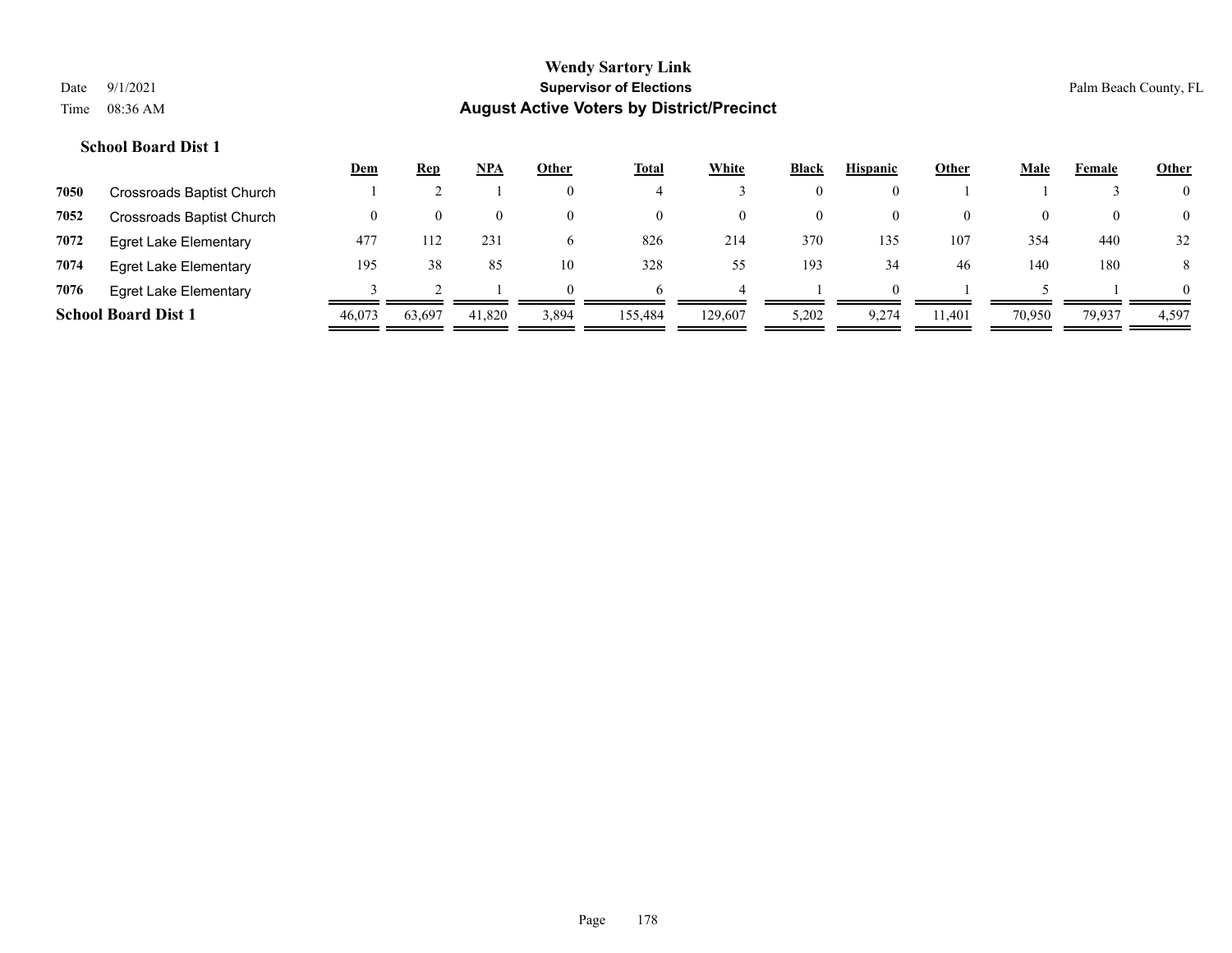**Wendy Sartory Link**
**Supervisor of Elections**
**August Active Voters by District/Precinct**

Date 9/1/2021
Time 08:36 AM

Palm Beach County, FL

### School Board Dist 1

| | | Dem | Rep | NPA | Other | Total | White | Black | Hispanic | Other | Male | Female | Other |
|---|---|---|---|---|---|---|---|---|---|---|---|---|---|
| 7050 | Crossroads Baptist Church | 1 | 2 | 1 | 0 | 4 | 3 | 0 | 0 | 1 | 1 | 3 | 0 |
| 7052 | Crossroads Baptist Church | 0 | 0 | 0 | 0 | 0 | 0 | 0 | 0 | 0 | 0 | 0 | 0 |
| 7072 | Egret Lake Elementary | 477 | 112 | 231 | 6 | 826 | 214 | 370 | 135 | 107 | 354 | 440 | 32 |
| 7074 | Egret Lake Elementary | 195 | 38 | 85 | 10 | 328 | 55 | 193 | 34 | 46 | 140 | 180 | 8 |
| 7076 | Egret Lake Elementary | 3 | 2 | 1 | 0 | 6 | 4 | 1 | 0 | 1 | 5 | 1 | 0 |
| **School Board Dist 1** | | 46,073 | 63,697 | 41,820 | 3,894 | 155,484 | 129,607 | 5,202 | 9,274 | 11,401 | 70,950 | 79,937 | 4,597 |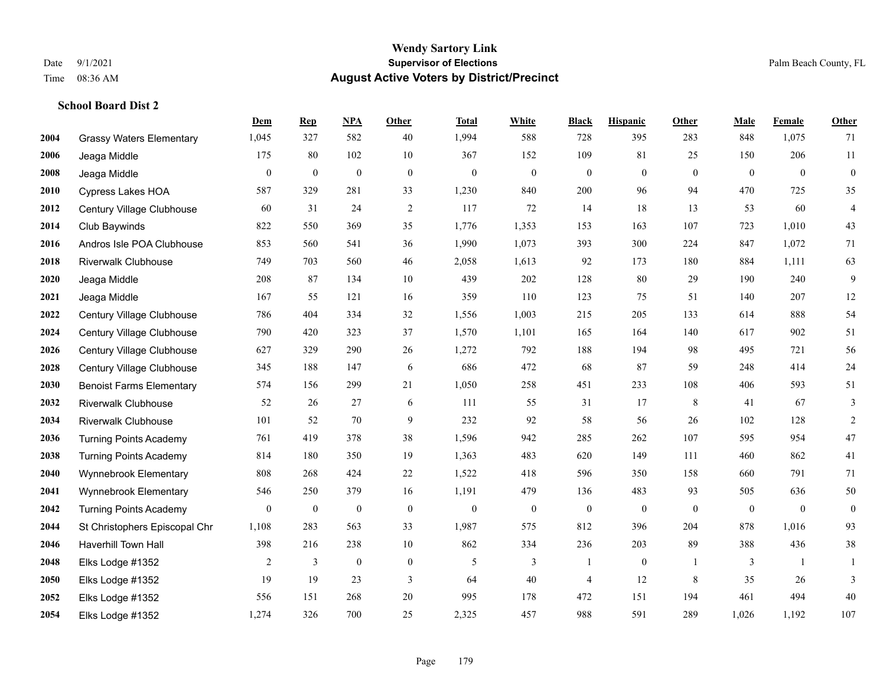# Wendy Sartory Link
## Supervisor of Elections
## August Active Voters by District/Precinct

Date 9/1/2021
Time 08:36 AM

Palm Beach County, FL

### School Board Dist 2

| | | Dem | Rep | NPA | Other | Total | White | Black | Hispanic | Other | Male | Female | Other |
|---|---|---|---|---|---|---|---|---|---|---|---|---|---|
| 2004 | Grassy Waters Elementary | 1,045 | 327 | 582 | 40 | 1,994 | 588 | 728 | 395 | 283 | 848 | 1,075 | 71 |
| 2006 | Jeaga Middle | 175 | 80 | 102 | 10 | 367 | 152 | 109 | 81 | 25 | 150 | 206 | 11 |
| 2008 | Jeaga Middle | 0 | 0 | 0 | 0 | 0 | 0 | 0 | 0 | 0 | 0 | 0 | 0 |
| 2010 | Cypress Lakes HOA | 587 | 329 | 281 | 33 | 1,230 | 840 | 200 | 96 | 94 | 470 | 725 | 35 |
| 2012 | Century Village Clubhouse | 60 | 31 | 24 | 2 | 117 | 72 | 14 | 18 | 13 | 53 | 60 | 4 |
| 2014 | Club Baywinds | 822 | 550 | 369 | 35 | 1,776 | 1,353 | 153 | 163 | 107 | 723 | 1,010 | 43 |
| 2016 | Andros Isle POA Clubhouse | 853 | 560 | 541 | 36 | 1,990 | 1,073 | 393 | 300 | 224 | 847 | 1,072 | 71 |
| 2018 | Riverwalk Clubhouse | 749 | 703 | 560 | 46 | 2,058 | 1,613 | 92 | 173 | 180 | 884 | 1,111 | 63 |
| 2020 | Jeaga Middle | 208 | 87 | 134 | 10 | 439 | 202 | 128 | 80 | 29 | 190 | 240 | 9 |
| 2021 | Jeaga Middle | 167 | 55 | 121 | 16 | 359 | 110 | 123 | 75 | 51 | 140 | 207 | 12 |
| 2022 | Century Village Clubhouse | 786 | 404 | 334 | 32 | 1,556 | 1,003 | 215 | 205 | 133 | 614 | 888 | 54 |
| 2024 | Century Village Clubhouse | 790 | 420 | 323 | 37 | 1,570 | 1,101 | 165 | 164 | 140 | 617 | 902 | 51 |
| 2026 | Century Village Clubhouse | 627 | 329 | 290 | 26 | 1,272 | 792 | 188 | 194 | 98 | 495 | 721 | 56 |
| 2028 | Century Village Clubhouse | 345 | 188 | 147 | 6 | 686 | 472 | 68 | 87 | 59 | 248 | 414 | 24 |
| 2030 | Benoist Farms Elementary | 574 | 156 | 299 | 21 | 1,050 | 258 | 451 | 233 | 108 | 406 | 593 | 51 |
| 2032 | Riverwalk Clubhouse | 52 | 26 | 27 | 6 | 111 | 55 | 31 | 17 | 8 | 41 | 67 | 3 |
| 2034 | Riverwalk Clubhouse | 101 | 52 | 70 | 9 | 232 | 92 | 58 | 56 | 26 | 102 | 128 | 2 |
| 2036 | Turning Points Academy | 761 | 419 | 378 | 38 | 1,596 | 942 | 285 | 262 | 107 | 595 | 954 | 47 |
| 2038 | Turning Points Academy | 814 | 180 | 350 | 19 | 1,363 | 483 | 620 | 149 | 111 | 460 | 862 | 41 |
| 2040 | Wynnebrook Elementary | 808 | 268 | 424 | 22 | 1,522 | 418 | 596 | 350 | 158 | 660 | 791 | 71 |
| 2041 | Wynnebrook Elementary | 546 | 250 | 379 | 16 | 1,191 | 479 | 136 | 483 | 93 | 505 | 636 | 50 |
| 2042 | Turning Points Academy | 0 | 0 | 0 | 0 | 0 | 0 | 0 | 0 | 0 | 0 | 0 | 0 |
| 2044 | St Christophers Episcopal Chr | 1,108 | 283 | 563 | 33 | 1,987 | 575 | 812 | 396 | 204 | 878 | 1,016 | 93 |
| 2046 | Haverhill Town Hall | 398 | 216 | 238 | 10 | 862 | 334 | 236 | 203 | 89 | 388 | 436 | 38 |
| 2048 | Elks Lodge #1352 | 2 | 3 | 0 | 0 | 5 | 3 | 1 | 0 | 1 | 3 | 1 | 1 |
| 2050 | Elks Lodge #1352 | 19 | 19 | 23 | 3 | 64 | 40 | 4 | 12 | 8 | 35 | 26 | 3 |
| 2052 | Elks Lodge #1352 | 556 | 151 | 268 | 20 | 995 | 178 | 472 | 151 | 194 | 461 | 494 | 40 |
| 2054 | Elks Lodge #1352 | 1,274 | 326 | 700 | 25 | 2,325 | 457 | 988 | 591 | 289 | 1,026 | 1,192 | 107 |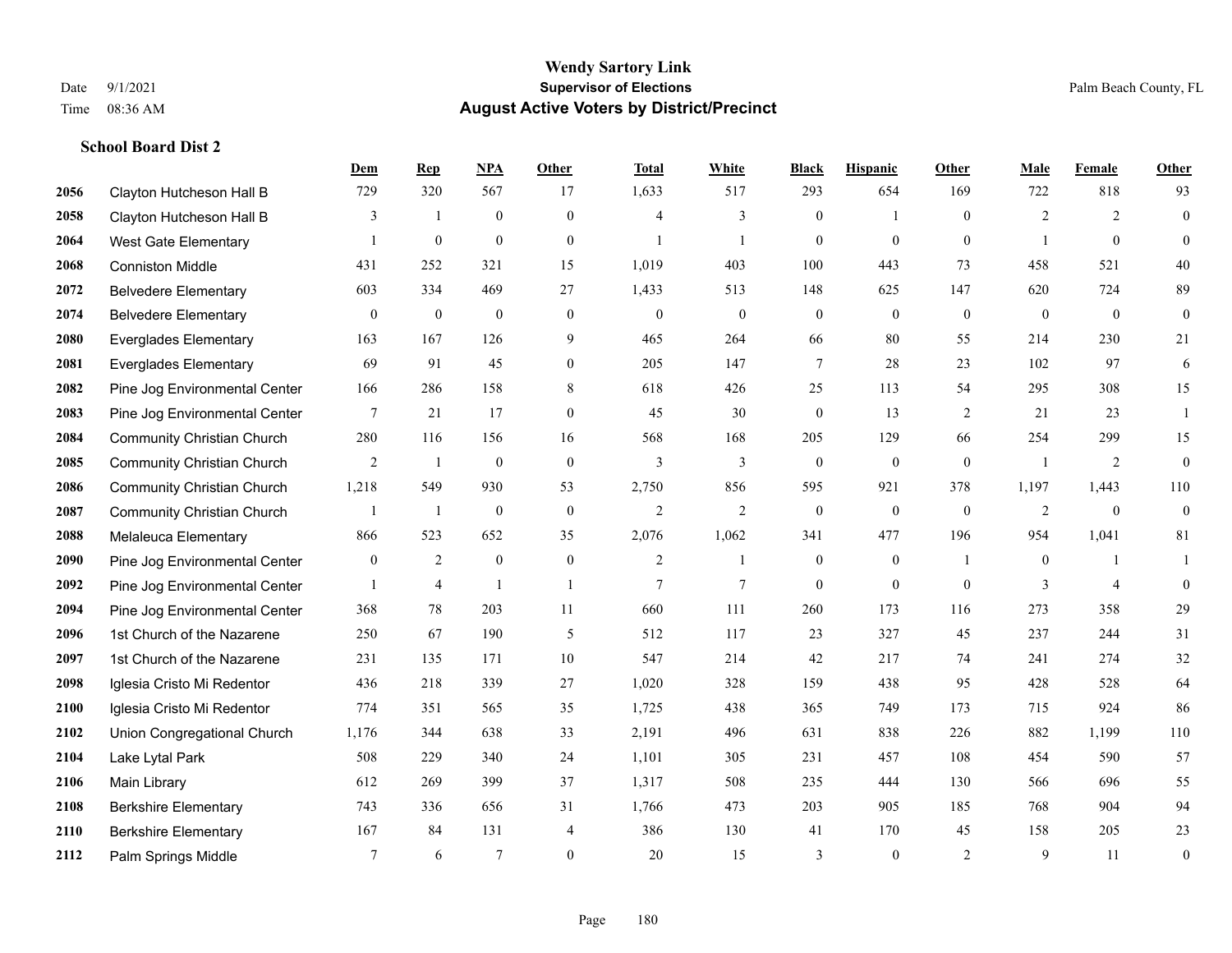# Wendy Sartory Link
## Supervisor of Elections
## August Active Voters by District/Precinct

Date 9/1/2021
Time 08:36 AM

Palm Beach County, FL

### School Board Dist 2

| | | Dem | Rep | NPA | Other | Total | White | Black | Hispanic | Other | Male | Female | Other |
|---|---|---|---|---|---|---|---|---|---|---|---|---|---|
| 2056 | Clayton Hutcheson Hall B | 729 | 320 | 567 | 17 | 1,633 | 517 | 293 | 654 | 169 | 722 | 818 | 93 |
| 2058 | Clayton Hutcheson Hall B | 3 | 1 | 0 | 0 | 4 | 3 | 0 | 1 | 0 | 2 | 2 | 0 |
| 2064 | West Gate Elementary | 1 | 0 | 0 | 0 | 1 | 1 | 0 | 0 | 0 | 1 | 0 | 0 |
| 2068 | Conniston Middle | 431 | 252 | 321 | 15 | 1,019 | 403 | 100 | 443 | 73 | 458 | 521 | 40 |
| 2072 | Belvedere Elementary | 603 | 334 | 469 | 27 | 1,433 | 513 | 148 | 625 | 147 | 620 | 724 | 89 |
| 2074 | Belvedere Elementary | 0 | 0 | 0 | 0 | 0 | 0 | 0 | 0 | 0 | 0 | 0 | 0 |
| 2080 | Everglades Elementary | 163 | 167 | 126 | 9 | 465 | 264 | 66 | 80 | 55 | 214 | 230 | 21 |
| 2081 | Everglades Elementary | 69 | 91 | 45 | 0 | 205 | 147 | 7 | 28 | 23 | 102 | 97 | 6 |
| 2082 | Pine Jog Environmental Center | 166 | 286 | 158 | 8 | 618 | 426 | 25 | 113 | 54 | 295 | 308 | 15 |
| 2083 | Pine Jog Environmental Center | 7 | 21 | 17 | 0 | 45 | 30 | 0 | 13 | 2 | 21 | 23 | 1 |
| 2084 | Community Christian Church | 280 | 116 | 156 | 16 | 568 | 168 | 205 | 129 | 66 | 254 | 299 | 15 |
| 2085 | Community Christian Church | 2 | 1 | 0 | 0 | 3 | 3 | 0 | 0 | 0 | 1 | 2 | 0 |
| 2086 | Community Christian Church | 1,218 | 549 | 930 | 53 | 2,750 | 856 | 595 | 921 | 378 | 1,197 | 1,443 | 110 |
| 2087 | Community Christian Church | 1 | 1 | 0 | 0 | 2 | 2 | 0 | 0 | 0 | 2 | 0 | 0 |
| 2088 | Melaleuca Elementary | 866 | 523 | 652 | 35 | 2,076 | 1,062 | 341 | 477 | 196 | 954 | 1,041 | 81 |
| 2090 | Pine Jog Environmental Center | 0 | 2 | 0 | 0 | 2 | 1 | 0 | 0 | 1 | 0 | 1 | 1 |
| 2092 | Pine Jog Environmental Center | 1 | 4 | 1 | 1 | 7 | 7 | 0 | 0 | 0 | 3 | 4 | 0 |
| 2094 | Pine Jog Environmental Center | 368 | 78 | 203 | 11 | 660 | 111 | 260 | 173 | 116 | 273 | 358 | 29 |
| 2096 | 1st Church of the Nazarene | 250 | 67 | 190 | 5 | 512 | 117 | 23 | 327 | 45 | 237 | 244 | 31 |
| 2097 | 1st Church of the Nazarene | 231 | 135 | 171 | 10 | 547 | 214 | 42 | 217 | 74 | 241 | 274 | 32 |
| 2098 | Iglesia Cristo Mi Redentor | 436 | 218 | 339 | 27 | 1,020 | 328 | 159 | 438 | 95 | 428 | 528 | 64 |
| 2100 | Iglesia Cristo Mi Redentor | 774 | 351 | 565 | 35 | 1,725 | 438 | 365 | 749 | 173 | 715 | 924 | 86 |
| 2102 | Union Congregational Church | 1,176 | 344 | 638 | 33 | 2,191 | 496 | 631 | 838 | 226 | 882 | 1,199 | 110 |
| 2104 | Lake Lytal Park | 508 | 229 | 340 | 24 | 1,101 | 305 | 231 | 457 | 108 | 454 | 590 | 57 |
| 2106 | Main Library | 612 | 269 | 399 | 37 | 1,317 | 508 | 235 | 444 | 130 | 566 | 696 | 55 |
| 2108 | Berkshire Elementary | 743 | 336 | 656 | 31 | 1,766 | 473 | 203 | 905 | 185 | 768 | 904 | 94 |
| 2110 | Berkshire Elementary | 167 | 84 | 131 | 4 | 386 | 130 | 41 | 170 | 45 | 158 | 205 | 23 |
| 2112 | Palm Springs Middle | 7 | 6 | 7 | 0 | 20 | 15 | 3 | 0 | 2 | 9 | 11 | 0 |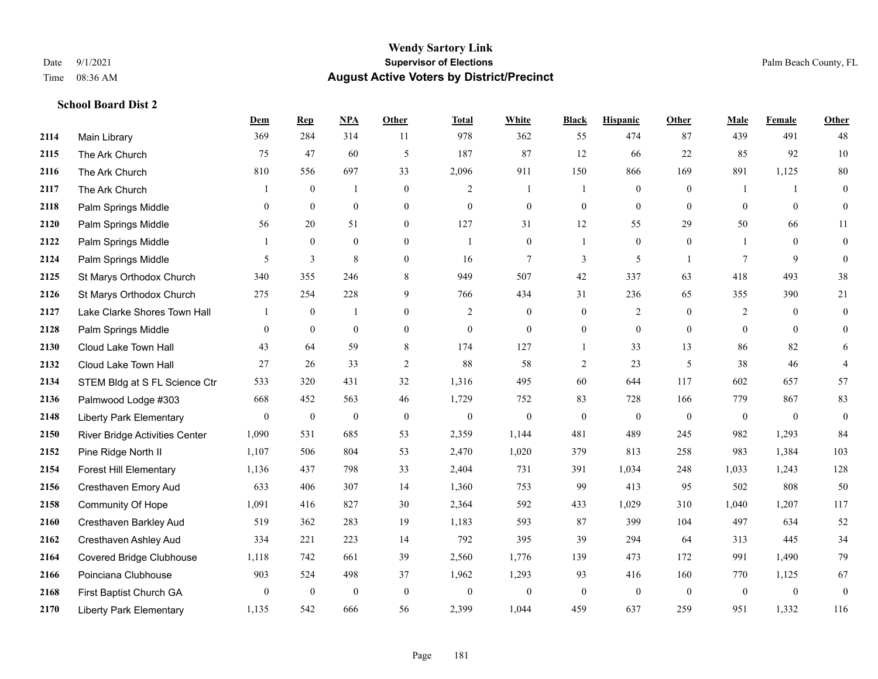# Wendy Sartory Link
## Supervisor of Elections
## August Active Voters by District/Precinct

Date 9/1/2021
Time 08:36 AM
Palm Beach County, FL

### School Board Dist 2

| | | Dem | Rep | NPA | Other | Total | White | Black | Hispanic | Other | Male | Female | Other |
|---|---|---|---|---|---|---|---|---|---|---|---|---|---|
| 2114 | Main Library | 369 | 284 | 314 | 11 | 978 | 362 | 55 | 474 | 87 | 439 | 491 | 48 |
| 2115 | The Ark Church | 75 | 47 | 60 | 5 | 187 | 87 | 12 | 66 | 22 | 85 | 92 | 10 |
| 2116 | The Ark Church | 810 | 556 | 697 | 33 | 2,096 | 911 | 150 | 866 | 169 | 891 | 1,125 | 80 |
| 2117 | The Ark Church | 1 | 0 | 1 | 0 | 2 | 1 | 1 | 0 | 0 | 1 | 1 | 0 |
| 2118 | Palm Springs Middle | 0 | 0 | 0 | 0 | 0 | 0 | 0 | 0 | 0 | 0 | 0 | 0 |
| 2120 | Palm Springs Middle | 56 | 20 | 51 | 0 | 127 | 31 | 12 | 55 | 29 | 50 | 66 | 11 |
| 2122 | Palm Springs Middle | 1 | 0 | 0 | 0 | 1 | 0 | 1 | 0 | 0 | 1 | 0 | 0 |
| 2124 | Palm Springs Middle | 5 | 3 | 8 | 0 | 16 | 7 | 3 | 5 | 1 | 7 | 9 | 0 |
| 2125 | St Marys Orthodox Church | 340 | 355 | 246 | 8 | 949 | 507 | 42 | 337 | 63 | 418 | 493 | 38 |
| 2126 | St Marys Orthodox Church | 275 | 254 | 228 | 9 | 766 | 434 | 31 | 236 | 65 | 355 | 390 | 21 |
| 2127 | Lake Clarke Shores Town Hall | 1 | 0 | 1 | 0 | 2 | 0 | 0 | 2 | 0 | 2 | 0 | 0 |
| 2128 | Palm Springs Middle | 0 | 0 | 0 | 0 | 0 | 0 | 0 | 0 | 0 | 0 | 0 | 0 |
| 2130 | Cloud Lake Town Hall | 43 | 64 | 59 | 8 | 174 | 127 | 1 | 33 | 13 | 86 | 82 | 6 |
| 2132 | Cloud Lake Town Hall | 27 | 26 | 33 | 2 | 88 | 58 | 2 | 23 | 5 | 38 | 46 | 4 |
| 2134 | STEM Bldg at S FL Science Ctr | 533 | 320 | 431 | 32 | 1,316 | 495 | 60 | 644 | 117 | 602 | 657 | 57 |
| 2136 | Palmwood Lodge #303 | 668 | 452 | 563 | 46 | 1,729 | 752 | 83 | 728 | 166 | 779 | 867 | 83 |
| 2148 | Liberty Park Elementary | 0 | 0 | 0 | 0 | 0 | 0 | 0 | 0 | 0 | 0 | 0 | 0 |
| 2150 | River Bridge Activities Center | 1,090 | 531 | 685 | 53 | 2,359 | 1,144 | 481 | 489 | 245 | 982 | 1,293 | 84 |
| 2152 | Pine Ridge North II | 1,107 | 506 | 804 | 53 | 2,470 | 1,020 | 379 | 813 | 258 | 983 | 1,384 | 103 |
| 2154 | Forest Hill Elementary | 1,136 | 437 | 798 | 33 | 2,404 | 731 | 391 | 1,034 | 248 | 1,033 | 1,243 | 128 |
| 2156 | Cresthaven Emory Aud | 633 | 406 | 307 | 14 | 1,360 | 753 | 99 | 413 | 95 | 502 | 808 | 50 |
| 2158 | Community Of Hope | 1,091 | 416 | 827 | 30 | 2,364 | 592 | 433 | 1,029 | 310 | 1,040 | 1,207 | 117 |
| 2160 | Cresthaven Barkley Aud | 519 | 362 | 283 | 19 | 1,183 | 593 | 87 | 399 | 104 | 497 | 634 | 52 |
| 2162 | Cresthaven Ashley Aud | 334 | 221 | 223 | 14 | 792 | 395 | 39 | 294 | 64 | 313 | 445 | 34 |
| 2164 | Covered Bridge Clubhouse | 1,118 | 742 | 661 | 39 | 2,560 | 1,776 | 139 | 473 | 172 | 991 | 1,490 | 79 |
| 2166 | Poinciana Clubhouse | 903 | 524 | 498 | 37 | 1,962 | 1,293 | 93 | 416 | 160 | 770 | 1,125 | 67 |
| 2168 | First Baptist Church GA | 0 | 0 | 0 | 0 | 0 | 0 | 0 | 0 | 0 | 0 | 0 | 0 |
| 2170 | Liberty Park Elementary | 1,135 | 542 | 666 | 56 | 2,399 | 1,044 | 459 | 637 | 259 | 951 | 1,332 | 116 |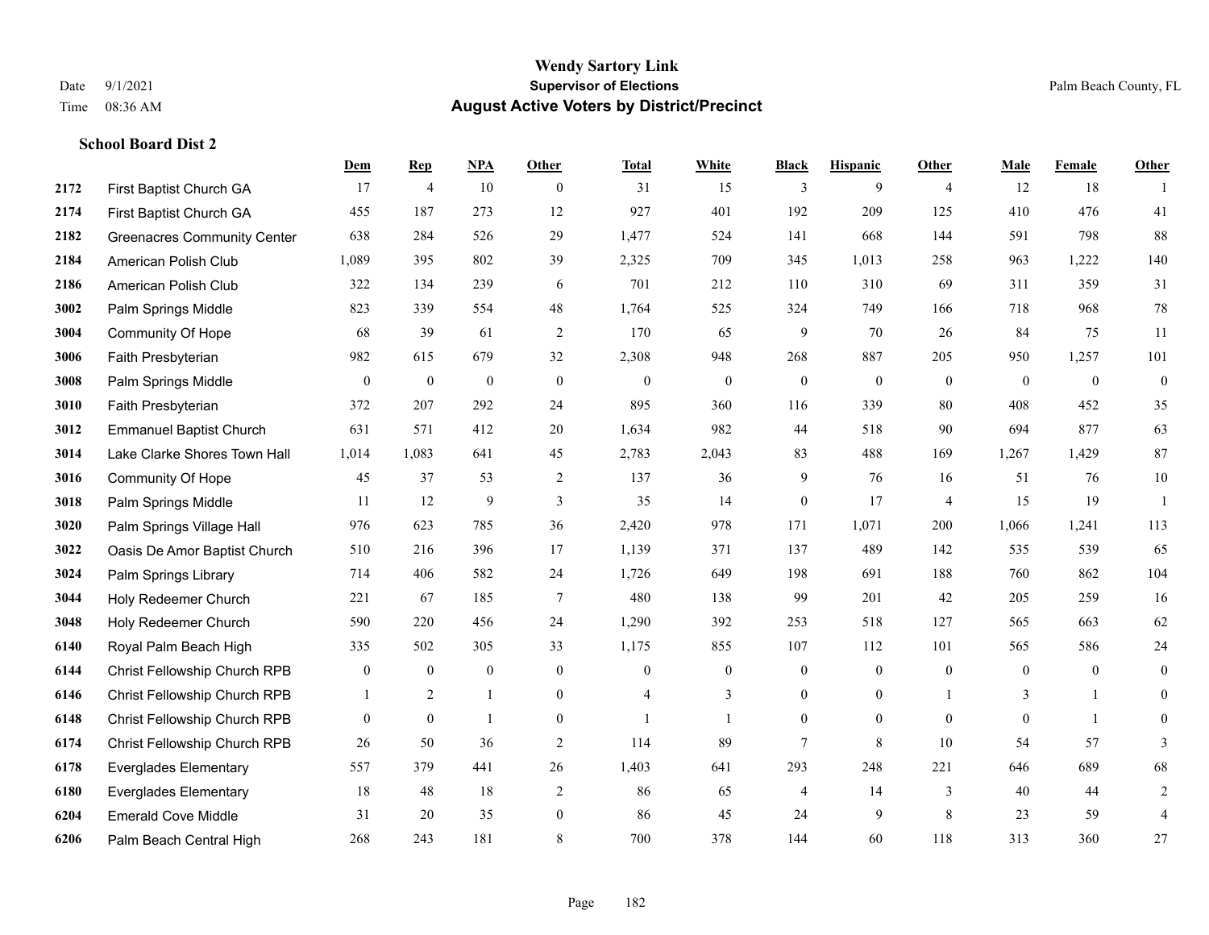# Wendy Sartory Link

**Supervisor of Elections**

**August Active Voters by District/Precinct**

Date 9/1/2021 Palm Beach County, FL

Time 08:36 AM

### School Board Dist 2

| | | Dem | Rep | NPA | Other | Total | White | Black | Hispanic | Other | Male | Female | Other |
|---|---|---|---|---|---|---|---|---|---|---|---|---|---|
| 2172 | First Baptist Church GA | 17 | 4 | 10 | 0 | 31 | 15 | 3 | 9 | 4 | 12 | 18 | 1 |
| 2174 | First Baptist Church GA | 455 | 187 | 273 | 12 | 927 | 401 | 192 | 209 | 125 | 410 | 476 | 41 |
| 2182 | Greenacres Community Center | 638 | 284 | 526 | 29 | 1,477 | 524 | 141 | 668 | 144 | 591 | 798 | 88 |
| 2184 | American Polish Club | 1,089 | 395 | 802 | 39 | 2,325 | 709 | 345 | 1,013 | 258 | 963 | 1,222 | 140 |
| 2186 | American Polish Club | 322 | 134 | 239 | 6 | 701 | 212 | 110 | 310 | 69 | 311 | 359 | 31 |
| 3002 | Palm Springs Middle | 823 | 339 | 554 | 48 | 1,764 | 525 | 324 | 749 | 166 | 718 | 968 | 78 |
| 3004 | Community Of Hope | 68 | 39 | 61 | 2 | 170 | 65 | 9 | 70 | 26 | 84 | 75 | 11 |
| 3006 | Faith Presbyterian | 982 | 615 | 679 | 32 | 2,308 | 948 | 268 | 887 | 205 | 950 | 1,257 | 101 |
| 3008 | Palm Springs Middle | 0 | 0 | 0 | 0 | 0 | 0 | 0 | 0 | 0 | 0 | 0 | 0 |
| 3010 | Faith Presbyterian | 372 | 207 | 292 | 24 | 895 | 360 | 116 | 339 | 80 | 408 | 452 | 35 |
| 3012 | Emmanuel Baptist Church | 631 | 571 | 412 | 20 | 1,634 | 982 | 44 | 518 | 90 | 694 | 877 | 63 |
| 3014 | Lake Clarke Shores Town Hall | 1,014 | 1,083 | 641 | 45 | 2,783 | 2,043 | 83 | 488 | 169 | 1,267 | 1,429 | 87 |
| 3016 | Community Of Hope | 45 | 37 | 53 | 2 | 137 | 36 | 9 | 76 | 16 | 51 | 76 | 10 |
| 3018 | Palm Springs Middle | 11 | 12 | 9 | 3 | 35 | 14 | 0 | 17 | 4 | 15 | 19 | 1 |
| 3020 | Palm Springs Village Hall | 976 | 623 | 785 | 36 | 2,420 | 978 | 171 | 1,071 | 200 | 1,066 | 1,241 | 113 |
| 3022 | Oasis De Amor Baptist Church | 510 | 216 | 396 | 17 | 1,139 | 371 | 137 | 489 | 142 | 535 | 539 | 65 |
| 3024 | Palm Springs Library | 714 | 406 | 582 | 24 | 1,726 | 649 | 198 | 691 | 188 | 760 | 862 | 104 |
| 3044 | Holy Redeemer Church | 221 | 67 | 185 | 7 | 480 | 138 | 99 | 201 | 42 | 205 | 259 | 16 |
| 3048 | Holy Redeemer Church | 590 | 220 | 456 | 24 | 1,290 | 392 | 253 | 518 | 127 | 565 | 663 | 62 |
| 6140 | Royal Palm Beach High | 335 | 502 | 305 | 33 | 1,175 | 855 | 107 | 112 | 101 | 565 | 586 | 24 |
| 6144 | Christ Fellowship Church RPB | 0 | 0 | 0 | 0 | 0 | 0 | 0 | 0 | 0 | 0 | 0 | 0 |
| 6146 | Christ Fellowship Church RPB | 1 | 2 | 1 | 0 | 4 | 3 | 0 | 0 | 1 | 3 | 1 | 0 |
| 6148 | Christ Fellowship Church RPB | 0 | 0 | 1 | 0 | 1 | 1 | 0 | 0 | 0 | 0 | 1 | 0 |
| 6174 | Christ Fellowship Church RPB | 26 | 50 | 36 | 2 | 114 | 89 | 7 | 8 | 10 | 54 | 57 | 3 |
| 6178 | Everglades Elementary | 557 | 379 | 441 | 26 | 1,403 | 641 | 293 | 248 | 221 | 646 | 689 | 68 |
| 6180 | Everglades Elementary | 18 | 48 | 18 | 2 | 86 | 65 | 4 | 14 | 3 | 40 | 44 | 2 |
| 6204 | Emerald Cove Middle | 31 | 20 | 35 | 0 | 86 | 45 | 24 | 9 | 8 | 23 | 59 | 4 |
| 6206 | Palm Beach Central High | 268 | 243 | 181 | 8 | 700 | 378 | 144 | 60 | 118 | 313 | 360 | 27 |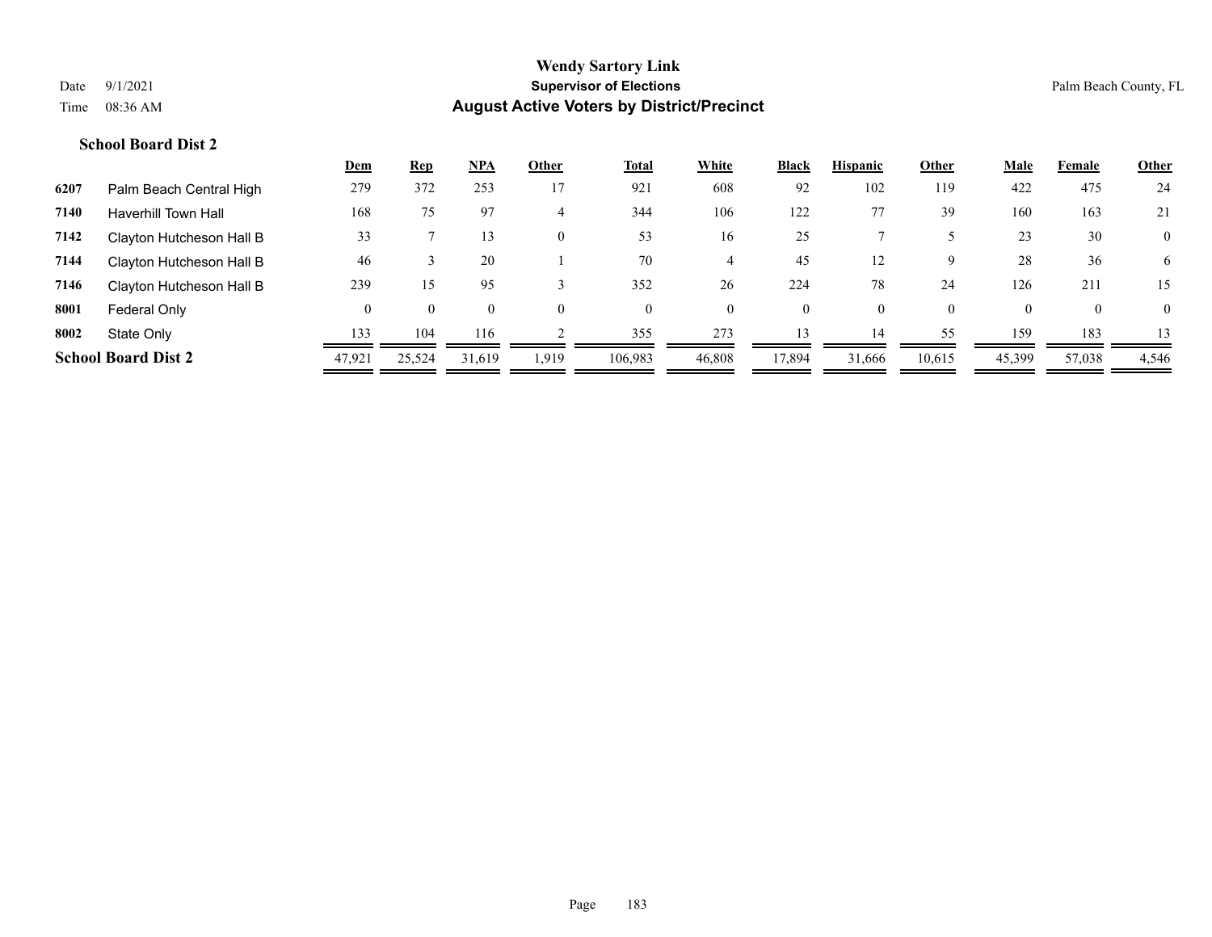# Wendy Sartory Link

## Supervisor of Elections

## August Active Voters by District/Precinct

Date 9/1/2021
Time 08:36 AM

Palm Beach County, FL

### School Board Dist 2

| | | Dem | Rep | NPA | Other | Total | White | Black | Hispanic | Other | Male | Female | Other |
|---|---|---|---|---|---|---|---|---|---|---|---|---|---|
| 6207 | Palm Beach Central High | 279 | 372 | 253 | 17 | 921 | 608 | 92 | 102 | 119 | 422 | 475 | 24 |
| 7140 | Haverhill Town Hall | 168 | 75 | 97 | 4 | 344 | 106 | 122 | 77 | 39 | 160 | 163 | 21 |
| 7142 | Clayton Hutcheson Hall B | 33 | 7 | 13 | 0 | 53 | 16 | 25 | 7 | 5 | 23 | 30 | 0 |
| 7144 | Clayton Hutcheson Hall B | 46 | 3 | 20 | 1 | 70 | 4 | 45 | 12 | 9 | 28 | 36 | 6 |
| 7146 | Clayton Hutcheson Hall B | 239 | 15 | 95 | 3 | 352 | 26 | 224 | 78 | 24 | 126 | 211 | 15 |
| 8001 | Federal Only | 0 | 0 | 0 | 0 | 0 | 0 | 0 | 0 | 0 | 0 | 0 | 0 |
| 8002 | State Only | 133 | 104 | 116 | 2 | 355 | 273 | 13 | 14 | 55 | 159 | 183 | 13 |
| **School Board Dist 2** | | 47,921 | 25,524 | 31,619 | 1,919 | 106,983 | 46,808 | 17,894 | 31,666 | 10,615 | 45,399 | 57,038 | 4,546 |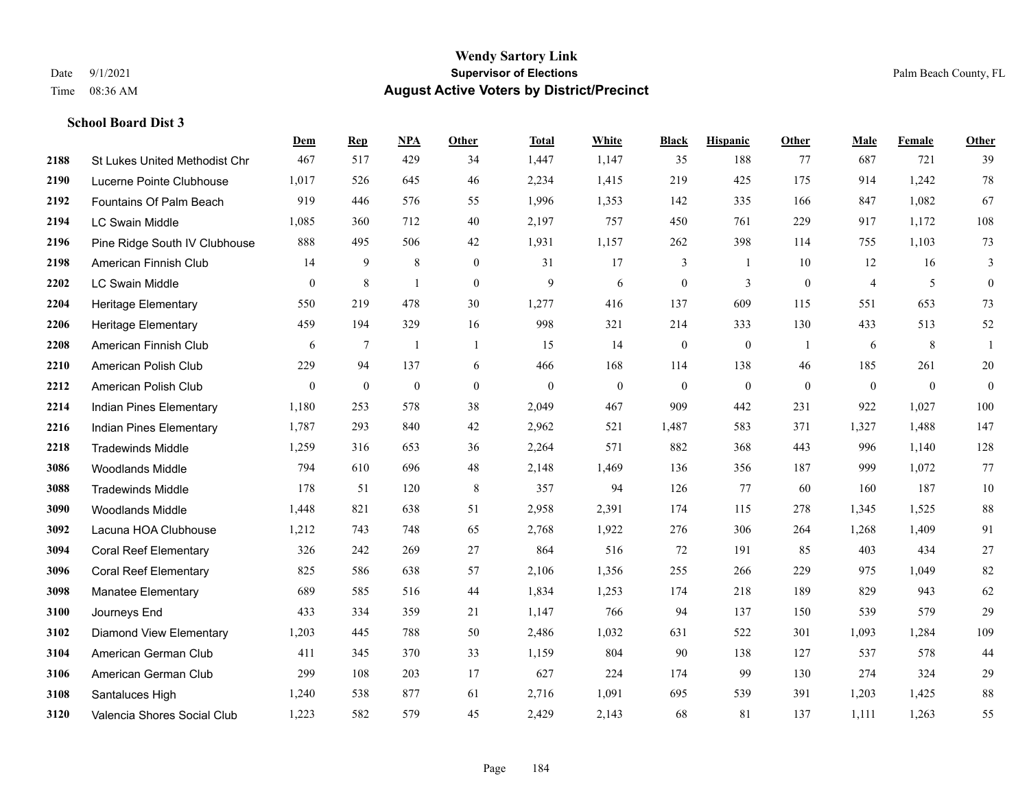# Wendy Sartory Link

**Supervisor of Elections**

**August Active Voters by District/Precinct**

Date 9/1/2021

Time 08:36 AM

Palm Beach County, FL

### School Board Dist 3

| | | Dem | Rep | NPA | Other | Total | White | Black | Hispanic | Other | Male | Female | Other |
|---|---|---|---|---|---|---|---|---|---|---|---|---|---|
| 2188 | St Lukes United Methodist Chr | 467 | 517 | 429 | 34 | 1,447 | 1,147 | 35 | 188 | 77 | 687 | 721 | 39 |
| 2190 | Lucerne Pointe Clubhouse | 1,017 | 526 | 645 | 46 | 2,234 | 1,415 | 219 | 425 | 175 | 914 | 1,242 | 78 |
| 2192 | Fountains Of Palm Beach | 919 | 446 | 576 | 55 | 1,996 | 1,353 | 142 | 335 | 166 | 847 | 1,082 | 67 |
| 2194 | LC Swain Middle | 1,085 | 360 | 712 | 40 | 2,197 | 757 | 450 | 761 | 229 | 917 | 1,172 | 108 |
| 2196 | Pine Ridge South IV Clubhouse | 888 | 495 | 506 | 42 | 1,931 | 1,157 | 262 | 398 | 114 | 755 | 1,103 | 73 |
| 2198 | American Finnish Club | 14 | 9 | 8 | 0 | 31 | 17 | 3 | 1 | 10 | 12 | 16 | 3 |
| 2202 | LC Swain Middle | 0 | 8 | 1 | 0 | 9 | 6 | 0 | 3 | 0 | 4 | 5 | 0 |
| 2204 | Heritage Elementary | 550 | 219 | 478 | 30 | 1,277 | 416 | 137 | 609 | 115 | 551 | 653 | 73 |
| 2206 | Heritage Elementary | 459 | 194 | 329 | 16 | 998 | 321 | 214 | 333 | 130 | 433 | 513 | 52 |
| 2208 | American Finnish Club | 6 | 7 | 1 | 1 | 15 | 14 | 0 | 0 | 1 | 6 | 8 | 1 |
| 2210 | American Polish Club | 229 | 94 | 137 | 6 | 466 | 168 | 114 | 138 | 46 | 185 | 261 | 20 |
| 2212 | American Polish Club | 0 | 0 | 0 | 0 | 0 | 0 | 0 | 0 | 0 | 0 | 0 | 0 |
| 2214 | Indian Pines Elementary | 1,180 | 253 | 578 | 38 | 2,049 | 467 | 909 | 442 | 231 | 922 | 1,027 | 100 |
| 2216 | Indian Pines Elementary | 1,787 | 293 | 840 | 42 | 2,962 | 521 | 1,487 | 583 | 371 | 1,327 | 1,488 | 147 |
| 2218 | Tradewinds Middle | 1,259 | 316 | 653 | 36 | 2,264 | 571 | 882 | 368 | 443 | 996 | 1,140 | 128 |
| 3086 | Woodlands Middle | 794 | 610 | 696 | 48 | 2,148 | 1,469 | 136 | 356 | 187 | 999 | 1,072 | 77 |
| 3088 | Tradewinds Middle | 178 | 51 | 120 | 8 | 357 | 94 | 126 | 77 | 60 | 160 | 187 | 10 |
| 3090 | Woodlands Middle | 1,448 | 821 | 638 | 51 | 2,958 | 2,391 | 174 | 115 | 278 | 1,345 | 1,525 | 88 |
| 3092 | Lacuna HOA Clubhouse | 1,212 | 743 | 748 | 65 | 2,768 | 1,922 | 276 | 306 | 264 | 1,268 | 1,409 | 91 |
| 3094 | Coral Reef Elementary | 326 | 242 | 269 | 27 | 864 | 516 | 72 | 191 | 85 | 403 | 434 | 27 |
| 3096 | Coral Reef Elementary | 825 | 586 | 638 | 57 | 2,106 | 1,356 | 255 | 266 | 229 | 975 | 1,049 | 82 |
| 3098 | Manatee Elementary | 689 | 585 | 516 | 44 | 1,834 | 1,253 | 174 | 218 | 189 | 829 | 943 | 62 |
| 3100 | Journeys End | 433 | 334 | 359 | 21 | 1,147 | 766 | 94 | 137 | 150 | 539 | 579 | 29 |
| 3102 | Diamond View Elementary | 1,203 | 445 | 788 | 50 | 2,486 | 1,032 | 631 | 522 | 301 | 1,093 | 1,284 | 109 |
| 3104 | American German Club | 411 | 345 | 370 | 33 | 1,159 | 804 | 90 | 138 | 127 | 537 | 578 | 44 |
| 3106 | American German Club | 299 | 108 | 203 | 17 | 627 | 224 | 174 | 99 | 130 | 274 | 324 | 29 |
| 3108 | Santaluces High | 1,240 | 538 | 877 | 61 | 2,716 | 1,091 | 695 | 539 | 391 | 1,203 | 1,425 | 88 |
| 3120 | Valencia Shores Social Club | 1,223 | 582 | 579 | 45 | 2,429 | 2,143 | 68 | 81 | 137 | 1,111 | 1,263 | 55 |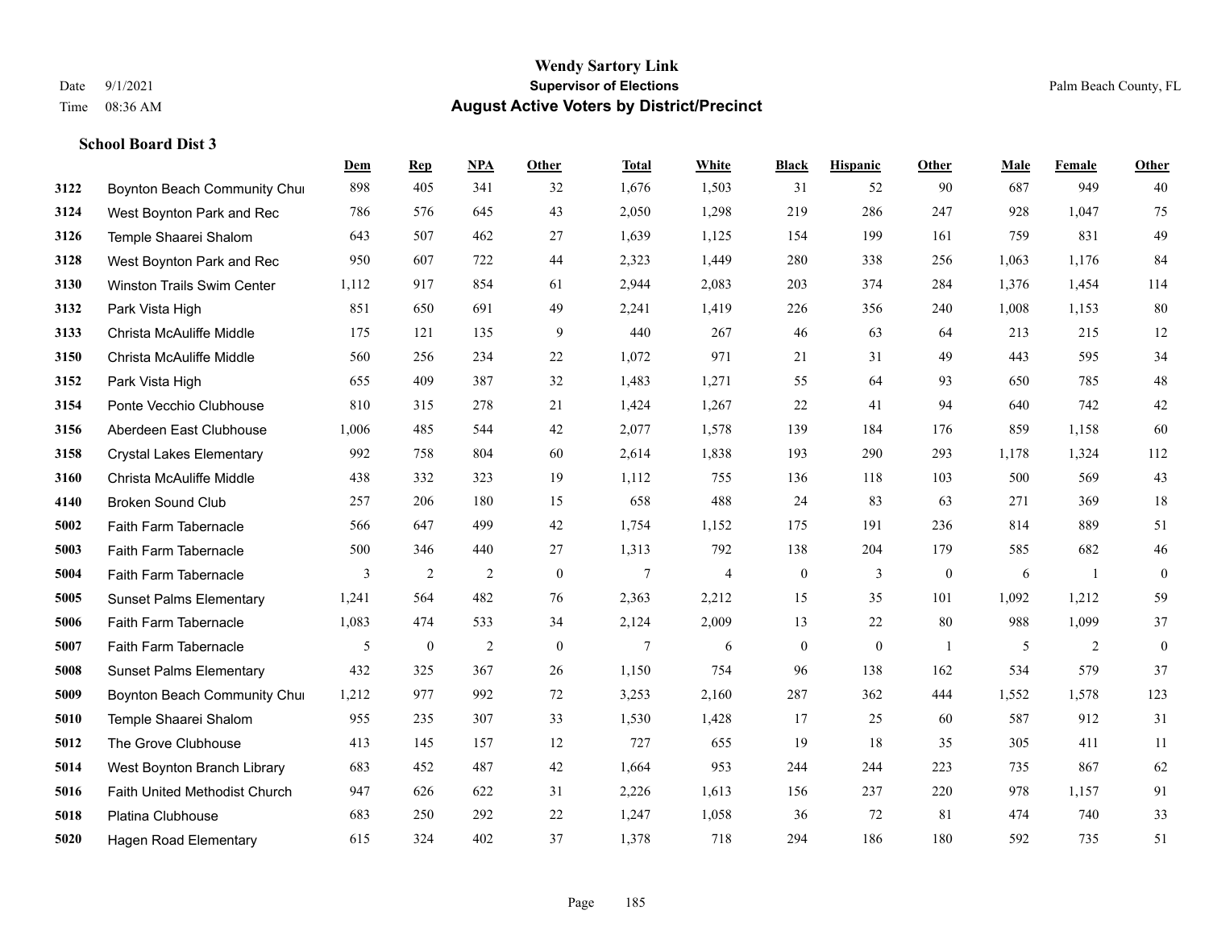# Wendy Sartory Link
## Supervisor of Elections
## August Active Voters by District/Precinct

Date 9/1/2021
Time 08:36 AM

Palm Beach County, FL

### School Board Dist 3

| | | Dem | Rep | NPA | Other | Total | White | Black | Hispanic | Other | Male | Female | Other |
|---|---|---|---|---|---|---|---|---|---|---|---|---|---|
| 3122 | Boynton Beach Community Chur | 898 | 405 | 341 | 32 | 1,676 | 1,503 | 31 | 52 | 90 | 687 | 949 | 40 |
| 3124 | West Boynton Park and Rec | 786 | 576 | 645 | 43 | 2,050 | 1,298 | 219 | 286 | 247 | 928 | 1,047 | 75 |
| 3126 | Temple Shaarei Shalom | 643 | 507 | 462 | 27 | 1,639 | 1,125 | 154 | 199 | 161 | 759 | 831 | 49 |
| 3128 | West Boynton Park and Rec | 950 | 607 | 722 | 44 | 2,323 | 1,449 | 280 | 338 | 256 | 1,063 | 1,176 | 84 |
| 3130 | Winston Trails Swim Center | 1,112 | 917 | 854 | 61 | 2,944 | 2,083 | 203 | 374 | 284 | 1,376 | 1,454 | 114 |
| 3132 | Park Vista High | 851 | 650 | 691 | 49 | 2,241 | 1,419 | 226 | 356 | 240 | 1,008 | 1,153 | 80 |
| 3133 | Christa McAuliffe Middle | 175 | 121 | 135 | 9 | 440 | 267 | 46 | 63 | 64 | 213 | 215 | 12 |
| 3150 | Christa McAuliffe Middle | 560 | 256 | 234 | 22 | 1,072 | 971 | 21 | 31 | 49 | 443 | 595 | 34 |
| 3152 | Park Vista High | 655 | 409 | 387 | 32 | 1,483 | 1,271 | 55 | 64 | 93 | 650 | 785 | 48 |
| 3154 | Ponte Vecchio Clubhouse | 810 | 315 | 278 | 21 | 1,424 | 1,267 | 22 | 41 | 94 | 640 | 742 | 42 |
| 3156 | Aberdeen East Clubhouse | 1,006 | 485 | 544 | 42 | 2,077 | 1,578 | 139 | 184 | 176 | 859 | 1,158 | 60 |
| 3158 | Crystal Lakes Elementary | 992 | 758 | 804 | 60 | 2,614 | 1,838 | 193 | 290 | 293 | 1,178 | 1,324 | 112 |
| 3160 | Christa McAuliffe Middle | 438 | 332 | 323 | 19 | 1,112 | 755 | 136 | 118 | 103 | 500 | 569 | 43 |
| 4140 | Broken Sound Club | 257 | 206 | 180 | 15 | 658 | 488 | 24 | 83 | 63 | 271 | 369 | 18 |
| 5002 | Faith Farm Tabernacle | 566 | 647 | 499 | 42 | 1,754 | 1,152 | 175 | 191 | 236 | 814 | 889 | 51 |
| 5003 | Faith Farm Tabernacle | 500 | 346 | 440 | 27 | 1,313 | 792 | 138 | 204 | 179 | 585 | 682 | 46 |
| 5004 | Faith Farm Tabernacle | 3 | 2 | 2 | 0 | 7 | 4 | 0 | 3 | 0 | 6 | 1 | 0 |
| 5005 | Sunset Palms Elementary | 1,241 | 564 | 482 | 76 | 2,363 | 2,212 | 15 | 35 | 101 | 1,092 | 1,212 | 59 |
| 5006 | Faith Farm Tabernacle | 1,083 | 474 | 533 | 34 | 2,124 | 2,009 | 13 | 22 | 80 | 988 | 1,099 | 37 |
| 5007 | Faith Farm Tabernacle | 5 | 0 | 2 | 0 | 7 | 6 | 0 | 0 | 1 | 5 | 2 | 0 |
| 5008 | Sunset Palms Elementary | 432 | 325 | 367 | 26 | 1,150 | 754 | 96 | 138 | 162 | 534 | 579 | 37 |
| 5009 | Boynton Beach Community Chur | 1,212 | 977 | 992 | 72 | 3,253 | 2,160 | 287 | 362 | 444 | 1,552 | 1,578 | 123 |
| 5010 | Temple Shaarei Shalom | 955 | 235 | 307 | 33 | 1,530 | 1,428 | 17 | 25 | 60 | 587 | 912 | 31 |
| 5012 | The Grove Clubhouse | 413 | 145 | 157 | 12 | 727 | 655 | 19 | 18 | 35 | 305 | 411 | 11 |
| 5014 | West Boynton Branch Library | 683 | 452 | 487 | 42 | 1,664 | 953 | 244 | 244 | 223 | 735 | 867 | 62 |
| 5016 | Faith United Methodist Church | 947 | 626 | 622 | 31 | 2,226 | 1,613 | 156 | 237 | 220 | 978 | 1,157 | 91 |
| 5018 | Platina Clubhouse | 683 | 250 | 292 | 22 | 1,247 | 1,058 | 36 | 72 | 81 | 474 | 740 | 33 |
| 5020 | Hagen Road Elementary | 615 | 324 | 402 | 37 | 1,378 | 718 | 294 | 186 | 180 | 592 | 735 | 51 |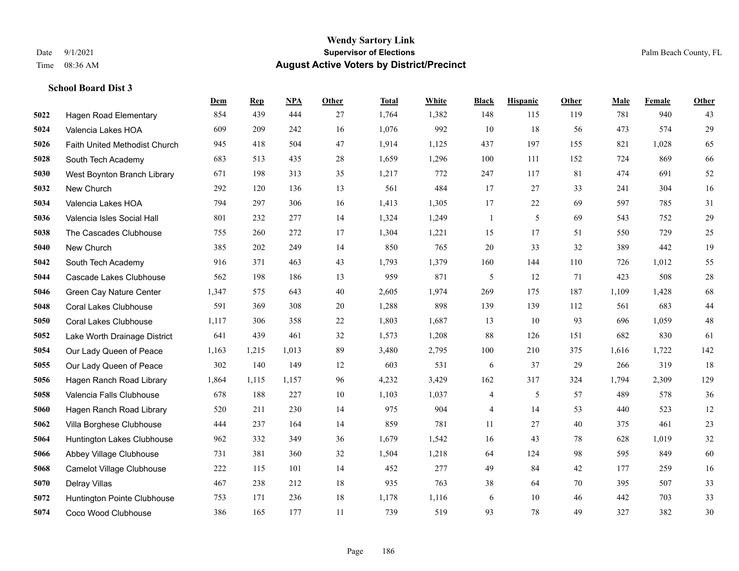**Wendy Sartory Link**
**Supervisor of Elections**
**August Active Voters by District/Precinct**

Date 9/1/2021
Time 08:36 AM
Palm Beach County, FL

### School Board Dist 3

| | | Dem | Rep | NPA | Other | Total | White | Black | Hispanic | Other | Male | Female | Other |
|---|---|---|---|---|---|---|---|---|---|---|---|---|---|
| 5022 | Hagen Road Elementary | 854 | 439 | 444 | 27 | 1,764 | 1,382 | 148 | 115 | 119 | 781 | 940 | 43 |
| 5024 | Valencia Lakes HOA | 609 | 209 | 242 | 16 | 1,076 | 992 | 10 | 18 | 56 | 473 | 574 | 29 |
| 5026 | Faith United Methodist Church | 945 | 418 | 504 | 47 | 1,914 | 1,125 | 437 | 197 | 155 | 821 | 1,028 | 65 |
| 5028 | South Tech Academy | 683 | 513 | 435 | 28 | 1,659 | 1,296 | 100 | 111 | 152 | 724 | 869 | 66 |
| 5030 | West Boynton Branch Library | 671 | 198 | 313 | 35 | 1,217 | 772 | 247 | 117 | 81 | 474 | 691 | 52 |
| 5032 | New Church | 292 | 120 | 136 | 13 | 561 | 484 | 17 | 27 | 33 | 241 | 304 | 16 |
| 5034 | Valencia Lakes HOA | 794 | 297 | 306 | 16 | 1,413 | 1,305 | 17 | 22 | 69 | 597 | 785 | 31 |
| 5036 | Valencia Isles Social Hall | 801 | 232 | 277 | 14 | 1,324 | 1,249 | 1 | 5 | 69 | 543 | 752 | 29 |
| 5038 | The Cascades Clubhouse | 755 | 260 | 272 | 17 | 1,304 | 1,221 | 15 | 17 | 51 | 550 | 729 | 25 |
| 5040 | New Church | 385 | 202 | 249 | 14 | 850 | 765 | 20 | 33 | 32 | 389 | 442 | 19 |
| 5042 | South Tech Academy | 916 | 371 | 463 | 43 | 1,793 | 1,379 | 160 | 144 | 110 | 726 | 1,012 | 55 |
| 5044 | Cascade Lakes Clubhouse | 562 | 198 | 186 | 13 | 959 | 871 | 5 | 12 | 71 | 423 | 508 | 28 |
| 5046 | Green Cay Nature Center | 1,347 | 575 | 643 | 40 | 2,605 | 1,974 | 269 | 175 | 187 | 1,109 | 1,428 | 68 |
| 5048 | Coral Lakes Clubhouse | 591 | 369 | 308 | 20 | 1,288 | 898 | 139 | 139 | 112 | 561 | 683 | 44 |
| 5050 | Coral Lakes Clubhouse | 1,117 | 306 | 358 | 22 | 1,803 | 1,687 | 13 | 10 | 93 | 696 | 1,059 | 48 |
| 5052 | Lake Worth Drainage District | 641 | 439 | 461 | 32 | 1,573 | 1,208 | 88 | 126 | 151 | 682 | 830 | 61 |
| 5054 | Our Lady Queen of Peace | 1,163 | 1,215 | 1,013 | 89 | 3,480 | 2,795 | 100 | 210 | 375 | 1,616 | 1,722 | 142 |
| 5055 | Our Lady Queen of Peace | 302 | 140 | 149 | 12 | 603 | 531 | 6 | 37 | 29 | 266 | 319 | 18 |
| 5056 | Hagen Ranch Road Library | 1,864 | 1,115 | 1,157 | 96 | 4,232 | 3,429 | 162 | 317 | 324 | 1,794 | 2,309 | 129 |
| 5058 | Valencia Falls Clubhouse | 678 | 188 | 227 | 10 | 1,103 | 1,037 | 4 | 5 | 57 | 489 | 578 | 36 |
| 5060 | Hagen Ranch Road Library | 520 | 211 | 230 | 14 | 975 | 904 | 4 | 14 | 53 | 440 | 523 | 12 |
| 5062 | Villa Borghese Clubhouse | 444 | 237 | 164 | 14 | 859 | 781 | 11 | 27 | 40 | 375 | 461 | 23 |
| 5064 | Huntington Lakes Clubhouse | 962 | 332 | 349 | 36 | 1,679 | 1,542 | 16 | 43 | 78 | 628 | 1,019 | 32 |
| 5066 | Abbey Village Clubhouse | 731 | 381 | 360 | 32 | 1,504 | 1,218 | 64 | 124 | 98 | 595 | 849 | 60 |
| 5068 | Camelot Village Clubhouse | 222 | 115 | 101 | 14 | 452 | 277 | 49 | 84 | 42 | 177 | 259 | 16 |
| 5070 | Delray Villas | 467 | 238 | 212 | 18 | 935 | 763 | 38 | 64 | 70 | 395 | 507 | 33 |
| 5072 | Huntington Pointe Clubhouse | 753 | 171 | 236 | 18 | 1,178 | 1,116 | 6 | 10 | 46 | 442 | 703 | 33 |
| 5074 | Coco Wood Clubhouse | 386 | 165 | 177 | 11 | 739 | 519 | 93 | 78 | 49 | 327 | 382 | 30 |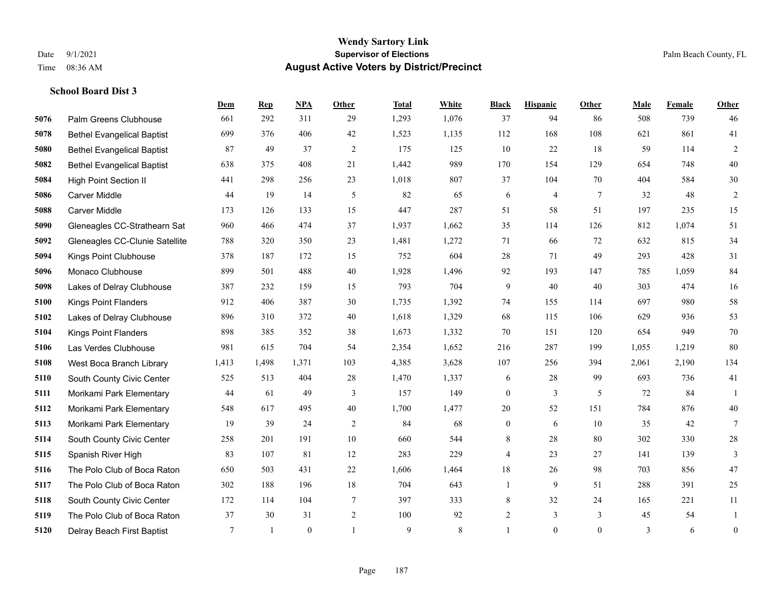# Wendy Sartory Link
## Supervisor of Elections
## August Active Voters by District/Precinct

Date 9/1/2021
Time 08:36 AM

Palm Beach County, FL

**School Board Dist 3**

| | | Dem | Rep | NPA | Other | Total | White | Black | Hispanic | Other | Male | Female | Other |
|---|---|---|---|---|---|---|---|---|---|---|---|---|---|
| 5076 | Palm Greens Clubhouse | 661 | 292 | 311 | 29 | 1,293 | 1,076 | 37 | 94 | 86 | 508 | 739 | 46 |
| 5078 | Bethel Evangelical Baptist | 699 | 376 | 406 | 42 | 1,523 | 1,135 | 112 | 168 | 108 | 621 | 861 | 41 |
| 5080 | Bethel Evangelical Baptist | 87 | 49 | 37 | 2 | 175 | 125 | 10 | 22 | 18 | 59 | 114 | 2 |
| 5082 | Bethel Evangelical Baptist | 638 | 375 | 408 | 21 | 1,442 | 989 | 170 | 154 | 129 | 654 | 748 | 40 |
| 5084 | High Point Section II | 441 | 298 | 256 | 23 | 1,018 | 807 | 37 | 104 | 70 | 404 | 584 | 30 |
| 5086 | Carver Middle | 44 | 19 | 14 | 5 | 82 | 65 | 6 | 4 | 7 | 32 | 48 | 2 |
| 5088 | Carver Middle | 173 | 126 | 133 | 15 | 447 | 287 | 51 | 58 | 51 | 197 | 235 | 15 |
| 5090 | Gleneagles CC-Strathearn Sat | 960 | 466 | 474 | 37 | 1,937 | 1,662 | 35 | 114 | 126 | 812 | 1,074 | 51 |
| 5092 | Gleneagles CC-Clunie Satellite | 788 | 320 | 350 | 23 | 1,481 | 1,272 | 71 | 66 | 72 | 632 | 815 | 34 |
| 5094 | Kings Point Clubhouse | 378 | 187 | 172 | 15 | 752 | 604 | 28 | 71 | 49 | 293 | 428 | 31 |
| 5096 | Monaco Clubhouse | 899 | 501 | 488 | 40 | 1,928 | 1,496 | 92 | 193 | 147 | 785 | 1,059 | 84 |
| 5098 | Lakes of Delray Clubhouse | 387 | 232 | 159 | 15 | 793 | 704 | 9 | 40 | 40 | 303 | 474 | 16 |
| 5100 | Kings Point Flanders | 912 | 406 | 387 | 30 | 1,735 | 1,392 | 74 | 155 | 114 | 697 | 980 | 58 |
| 5102 | Lakes of Delray Clubhouse | 896 | 310 | 372 | 40 | 1,618 | 1,329 | 68 | 115 | 106 | 629 | 936 | 53 |
| 5104 | Kings Point Flanders | 898 | 385 | 352 | 38 | 1,673 | 1,332 | 70 | 151 | 120 | 654 | 949 | 70 |
| 5106 | Las Verdes Clubhouse | 981 | 615 | 704 | 54 | 2,354 | 1,652 | 216 | 287 | 199 | 1,055 | 1,219 | 80 |
| 5108 | West Boca Branch Library | 1,413 | 1,498 | 1,371 | 103 | 4,385 | 3,628 | 107 | 256 | 394 | 2,061 | 2,190 | 134 |
| 5110 | South County Civic Center | 525 | 513 | 404 | 28 | 1,470 | 1,337 | 6 | 28 | 99 | 693 | 736 | 41 |
| 5111 | Morikami Park Elementary | 44 | 61 | 49 | 3 | 157 | 149 | 0 | 3 | 5 | 72 | 84 | 1 |
| 5112 | Morikami Park Elementary | 548 | 617 | 495 | 40 | 1,700 | 1,477 | 20 | 52 | 151 | 784 | 876 | 40 |
| 5113 | Morikami Park Elementary | 19 | 39 | 24 | 2 | 84 | 68 | 0 | 6 | 10 | 35 | 42 | 7 |
| 5114 | South County Civic Center | 258 | 201 | 191 | 10 | 660 | 544 | 8 | 28 | 80 | 302 | 330 | 28 |
| 5115 | Spanish River High | 83 | 107 | 81 | 12 | 283 | 229 | 4 | 23 | 27 | 141 | 139 | 3 |
| 5116 | The Polo Club of Boca Raton | 650 | 503 | 431 | 22 | 1,606 | 1,464 | 18 | 26 | 98 | 703 | 856 | 47 |
| 5117 | The Polo Club of Boca Raton | 302 | 188 | 196 | 18 | 704 | 643 | 1 | 9 | 51 | 288 | 391 | 25 |
| 5118 | South County Civic Center | 172 | 114 | 104 | 7 | 397 | 333 | 8 | 32 | 24 | 165 | 221 | 11 |
| 5119 | The Polo Club of Boca Raton | 37 | 30 | 31 | 2 | 100 | 92 | 2 | 3 | 3 | 45 | 54 | 1 |
| 5120 | Delray Beach First Baptist | 7 | 1 | 0 | 1 | 9 | 8 | 1 | 0 | 0 | 3 | 6 | 0 |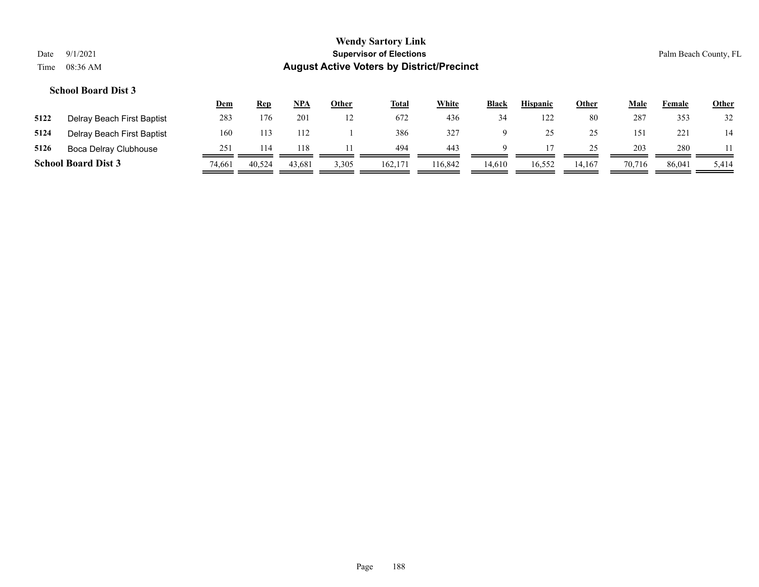**Wendy Sartory Link**
**Supervisor of Elections**
**August Active Voters by District/Precinct**

Date 9/1/2021
Time 08:36 AM

Palm Beach County, FL

### School Board Dist 3

| | | Dem | Rep | NPA | Other | Total | White | Black | Hispanic | Other | Male | Female | Other |
|---|---|---|---|---|---|---|---|---|---|---|---|---|---|
| **5122** | Delray Beach First Baptist | 283 | 176 | 201 | 12 | 672 | 436 | 34 | 122 | 80 | 287 | 353 | 32 |
| **5124** | Delray Beach First Baptist | 160 | 113 | 112 | 1 | 386 | 327 | 9 | 25 | 25 | 151 | 221 | 14 |
| **5126** | Boca Delray Clubhouse | 251 | 114 | 118 | 11 | 494 | 443 | 9 | 17 | 25 | 203 | 280 | 11 |
| **School Board Dist 3** | | 74,661 | 40,524 | 43,681 | 3,305 | 162,171 | 116,842 | 14,610 | 16,552 | 14,167 | 70,716 | 86,041 | 5,414 |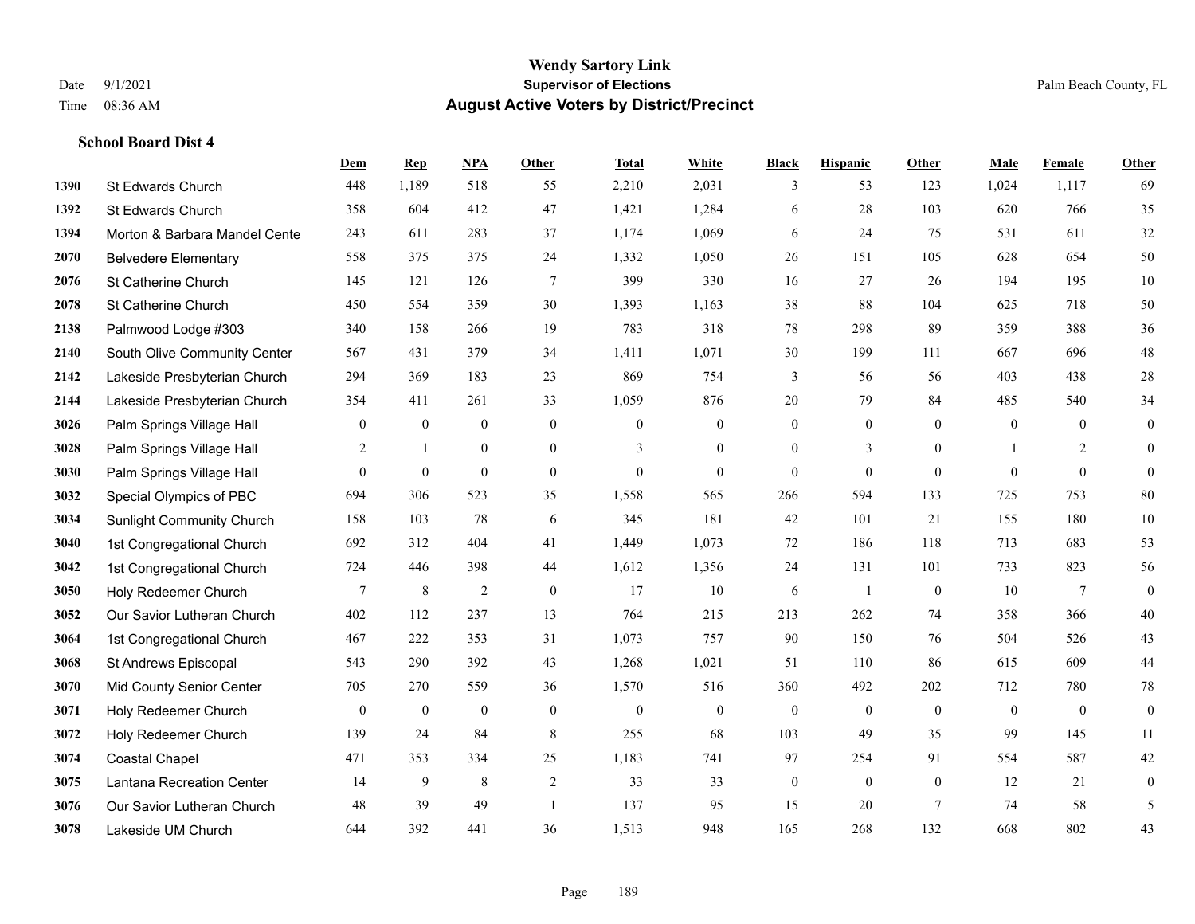# Wendy Sartory Link
## Supervisor of Elections
## August Active Voters by District/Precinct

Date 9/1/2021
Time 08:36 AM
Palm Beach County, FL

### School Board Dist 4

| | | Dem | Rep | NPA | Other | Total | White | Black | Hispanic | Other | Male | Female | Other |
|---|---|---|---|---|---|---|---|---|---|---|---|---|---|
| 1390 | St Edwards Church | 448 | 1,189 | 518 | 55 | 2,210 | 2,031 | 3 | 53 | 123 | 1,024 | 1,117 | 69 |
| 1392 | St Edwards Church | 358 | 604 | 412 | 47 | 1,421 | 1,284 | 6 | 28 | 103 | 620 | 766 | 35 |
| 1394 | Morton & Barbara Mandel Cente | 243 | 611 | 283 | 37 | 1,174 | 1,069 | 6 | 24 | 75 | 531 | 611 | 32 |
| 2070 | Belvedere Elementary | 558 | 375 | 375 | 24 | 1,332 | 1,050 | 26 | 151 | 105 | 628 | 654 | 50 |
| 2076 | St Catherine Church | 145 | 121 | 126 | 7 | 399 | 330 | 16 | 27 | 26 | 194 | 195 | 10 |
| 2078 | St Catherine Church | 450 | 554 | 359 | 30 | 1,393 | 1,163 | 38 | 88 | 104 | 625 | 718 | 50 |
| 2138 | Palmwood Lodge #303 | 340 | 158 | 266 | 19 | 783 | 318 | 78 | 298 | 89 | 359 | 388 | 36 |
| 2140 | South Olive Community Center | 567 | 431 | 379 | 34 | 1,411 | 1,071 | 30 | 199 | 111 | 667 | 696 | 48 |
| 2142 | Lakeside Presbyterian Church | 294 | 369 | 183 | 23 | 869 | 754 | 3 | 56 | 56 | 403 | 438 | 28 |
| 2144 | Lakeside Presbyterian Church | 354 | 411 | 261 | 33 | 1,059 | 876 | 20 | 79 | 84 | 485 | 540 | 34 |
| 3026 | Palm Springs Village Hall | 0 | 0 | 0 | 0 | 0 | 0 | 0 | 0 | 0 | 0 | 0 | 0 |
| 3028 | Palm Springs Village Hall | 2 | 1 | 0 | 0 | 3 | 0 | 0 | 3 | 0 | 1 | 2 | 0 |
| 3030 | Palm Springs Village Hall | 0 | 0 | 0 | 0 | 0 | 0 | 0 | 0 | 0 | 0 | 0 | 0 |
| 3032 | Special Olympics of PBC | 694 | 306 | 523 | 35 | 1,558 | 565 | 266 | 594 | 133 | 725 | 753 | 80 |
| 3034 | Sunlight Community Church | 158 | 103 | 78 | 6 | 345 | 181 | 42 | 101 | 21 | 155 | 180 | 10 |
| 3040 | 1st Congregational Church | 692 | 312 | 404 | 41 | 1,449 | 1,073 | 72 | 186 | 118 | 713 | 683 | 53 |
| 3042 | 1st Congregational Church | 724 | 446 | 398 | 44 | 1,612 | 1,356 | 24 | 131 | 101 | 733 | 823 | 56 |
| 3050 | Holy Redeemer Church | 7 | 8 | 2 | 0 | 17 | 10 | 6 | 1 | 0 | 10 | 7 | 0 |
| 3052 | Our Savior Lutheran Church | 402 | 112 | 237 | 13 | 764 | 215 | 213 | 262 | 74 | 358 | 366 | 40 |
| 3064 | 1st Congregational Church | 467 | 222 | 353 | 31 | 1,073 | 757 | 90 | 150 | 76 | 504 | 526 | 43 |
| 3068 | St Andrews Episcopal | 543 | 290 | 392 | 43 | 1,268 | 1,021 | 51 | 110 | 86 | 615 | 609 | 44 |
| 3070 | Mid County Senior Center | 705 | 270 | 559 | 36 | 1,570 | 516 | 360 | 492 | 202 | 712 | 780 | 78 |
| 3071 | Holy Redeemer Church | 0 | 0 | 0 | 0 | 0 | 0 | 0 | 0 | 0 | 0 | 0 | 0 |
| 3072 | Holy Redeemer Church | 139 | 24 | 84 | 8 | 255 | 68 | 103 | 49 | 35 | 99 | 145 | 11 |
| 3074 | Coastal Chapel | 471 | 353 | 334 | 25 | 1,183 | 741 | 97 | 254 | 91 | 554 | 587 | 42 |
| 3075 | Lantana Recreation Center | 14 | 9 | 8 | 2 | 33 | 33 | 0 | 0 | 0 | 12 | 21 | 0 |
| 3076 | Our Savior Lutheran Church | 48 | 39 | 49 | 1 | 137 | 95 | 15 | 20 | 7 | 74 | 58 | 5 |
| 3078 | Lakeside UM Church | 644 | 392 | 441 | 36 | 1,513 | 948 | 165 | 268 | 132 | 668 | 802 | 43 |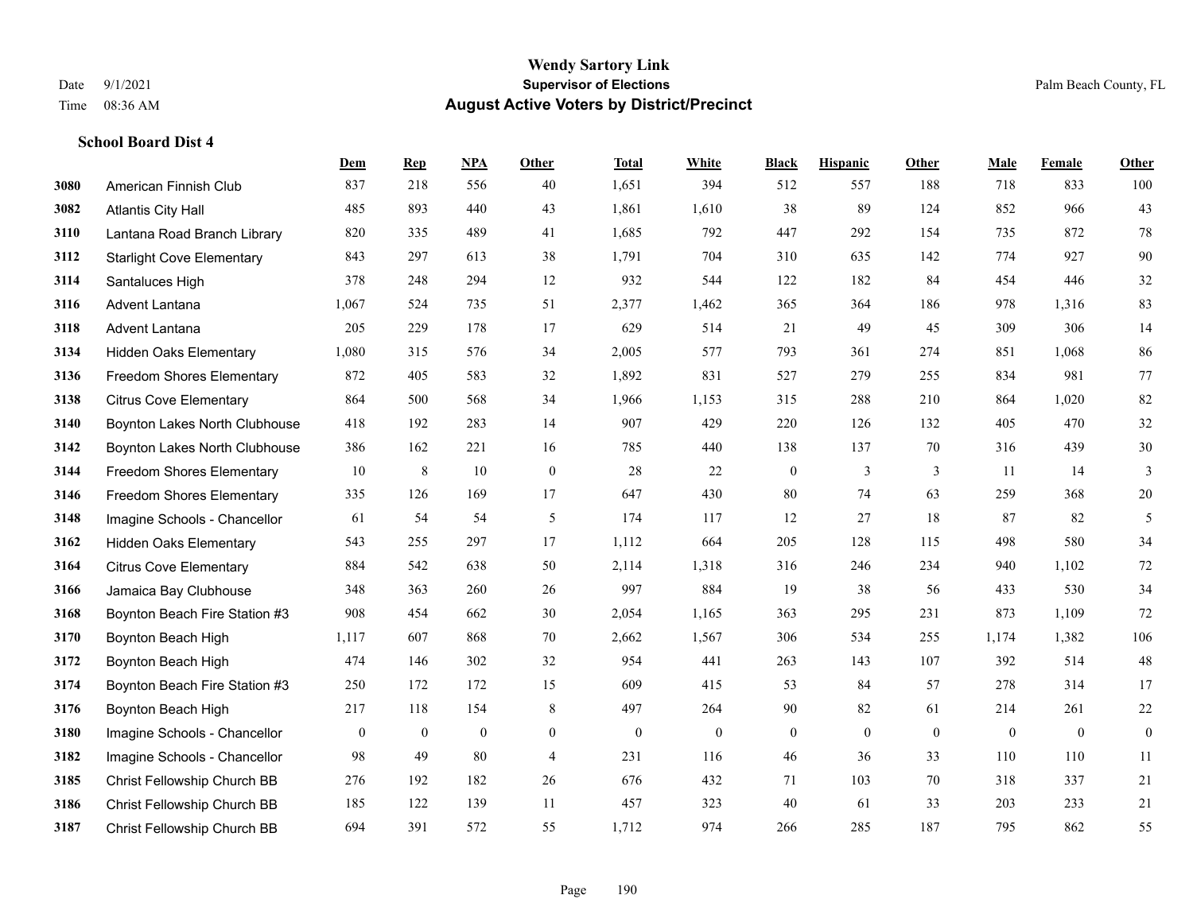# Wendy Sartory Link
## Supervisor of Elections
## August Active Voters by District/Precinct

Date 9/1/2021
Time 08:36 AM

Palm Beach County, FL

### School Board Dist 4

| | | Dem | Rep | NPA | Other | Total | White | Black | Hispanic | Other | Male | Female | Other |
|---|---|---|---|---|---|---|---|---|---|---|---|---|---|
| 3080 | American Finnish Club | 837 | 218 | 556 | 40 | 1,651 | 394 | 512 | 557 | 188 | 718 | 833 | 100 |
| 3082 | Atlantis City Hall | 485 | 893 | 440 | 43 | 1,861 | 1,610 | 38 | 89 | 124 | 852 | 966 | 43 |
| 3110 | Lantana Road Branch Library | 820 | 335 | 489 | 41 | 1,685 | 792 | 447 | 292 | 154 | 735 | 872 | 78 |
| 3112 | Starlight Cove Elementary | 843 | 297 | 613 | 38 | 1,791 | 704 | 310 | 635 | 142 | 774 | 927 | 90 |
| 3114 | Santaluces High | 378 | 248 | 294 | 12 | 932 | 544 | 122 | 182 | 84 | 454 | 446 | 32 |
| 3116 | Advent Lantana | 1,067 | 524 | 735 | 51 | 2,377 | 1,462 | 365 | 364 | 186 | 978 | 1,316 | 83 |
| 3118 | Advent Lantana | 205 | 229 | 178 | 17 | 629 | 514 | 21 | 49 | 45 | 309 | 306 | 14 |
| 3134 | Hidden Oaks Elementary | 1,080 | 315 | 576 | 34 | 2,005 | 577 | 793 | 361 | 274 | 851 | 1,068 | 86 |
| 3136 | Freedom Shores Elementary | 872 | 405 | 583 | 32 | 1,892 | 831 | 527 | 279 | 255 | 834 | 981 | 77 |
| 3138 | Citrus Cove Elementary | 864 | 500 | 568 | 34 | 1,966 | 1,153 | 315 | 288 | 210 | 864 | 1,020 | 82 |
| 3140 | Boynton Lakes North Clubhouse | 418 | 192 | 283 | 14 | 907 | 429 | 220 | 126 | 132 | 405 | 470 | 32 |
| 3142 | Boynton Lakes North Clubhouse | 386 | 162 | 221 | 16 | 785 | 440 | 138 | 137 | 70 | 316 | 439 | 30 |
| 3144 | Freedom Shores Elementary | 10 | 8 | 10 | 0 | 28 | 22 | 0 | 3 | 3 | 11 | 14 | 3 |
| 3146 | Freedom Shores Elementary | 335 | 126 | 169 | 17 | 647 | 430 | 80 | 74 | 63 | 259 | 368 | 20 |
| 3148 | Imagine Schools - Chancellor | 61 | 54 | 54 | 5 | 174 | 117 | 12 | 27 | 18 | 87 | 82 | 5 |
| 3162 | Hidden Oaks Elementary | 543 | 255 | 297 | 17 | 1,112 | 664 | 205 | 128 | 115 | 498 | 580 | 34 |
| 3164 | Citrus Cove Elementary | 884 | 542 | 638 | 50 | 2,114 | 1,318 | 316 | 246 | 234 | 940 | 1,102 | 72 |
| 3166 | Jamaica Bay Clubhouse | 348 | 363 | 260 | 26 | 997 | 884 | 19 | 38 | 56 | 433 | 530 | 34 |
| 3168 | Boynton Beach Fire Station #3 | 908 | 454 | 662 | 30 | 2,054 | 1,165 | 363 | 295 | 231 | 873 | 1,109 | 72 |
| 3170 | Boynton Beach High | 1,117 | 607 | 868 | 70 | 2,662 | 1,567 | 306 | 534 | 255 | 1,174 | 1,382 | 106 |
| 3172 | Boynton Beach High | 474 | 146 | 302 | 32 | 954 | 441 | 263 | 143 | 107 | 392 | 514 | 48 |
| 3174 | Boynton Beach Fire Station #3 | 250 | 172 | 172 | 15 | 609 | 415 | 53 | 84 | 57 | 278 | 314 | 17 |
| 3176 | Boynton Beach High | 217 | 118 | 154 | 8 | 497 | 264 | 90 | 82 | 61 | 214 | 261 | 22 |
| 3180 | Imagine Schools - Chancellor | 0 | 0 | 0 | 0 | 0 | 0 | 0 | 0 | 0 | 0 | 0 | 0 |
| 3182 | Imagine Schools - Chancellor | 98 | 49 | 80 | 4 | 231 | 116 | 46 | 36 | 33 | 110 | 110 | 11 |
| 3185 | Christ Fellowship Church BB | 276 | 192 | 182 | 26 | 676 | 432 | 71 | 103 | 70 | 318 | 337 | 21 |
| 3186 | Christ Fellowship Church BB | 185 | 122 | 139 | 11 | 457 | 323 | 40 | 61 | 33 | 203 | 233 | 21 |
| 3187 | Christ Fellowship Church BB | 694 | 391 | 572 | 55 | 1,712 | 974 | 266 | 285 | 187 | 795 | 862 | 55 |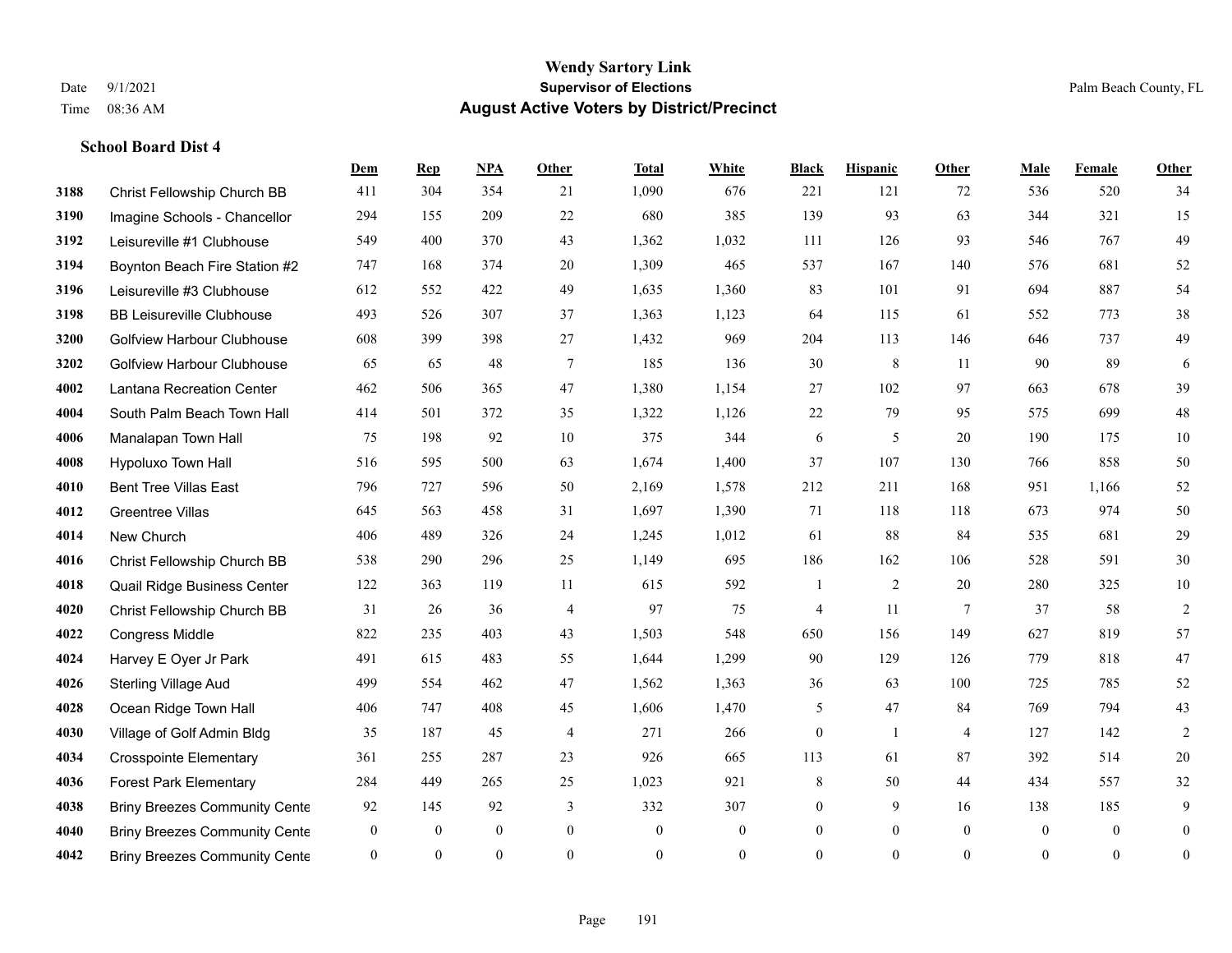# Wendy Sartory Link

**Supervisor of Elections**

**August Active Voters by District/Precinct**

Date 9/1/2021
Time 08:36 AM

Palm Beach County, FL

### School Board Dist 4

| | | Dem | Rep | NPA | Other | Total | White | Black | Hispanic | Other | Male | Female | Other |
|---|---|---|---|---|---|---|---|---|---|---|---|---|---|
| 3188 | Christ Fellowship Church BB | 411 | 304 | 354 | 21 | 1,090 | 676 | 221 | 121 | 72 | 536 | 520 | 34 |
| 3190 | Imagine Schools - Chancellor | 294 | 155 | 209 | 22 | 680 | 385 | 139 | 93 | 63 | 344 | 321 | 15 |
| 3192 | Leisureville #1 Clubhouse | 549 | 400 | 370 | 43 | 1,362 | 1,032 | 111 | 126 | 93 | 546 | 767 | 49 |
| 3194 | Boynton Beach Fire Station #2 | 747 | 168 | 374 | 20 | 1,309 | 465 | 537 | 167 | 140 | 576 | 681 | 52 |
| 3196 | Leisureville #3 Clubhouse | 612 | 552 | 422 | 49 | 1,635 | 1,360 | 83 | 101 | 91 | 694 | 887 | 54 |
| 3198 | BB Leisureville Clubhouse | 493 | 526 | 307 | 37 | 1,363 | 1,123 | 64 | 115 | 61 | 552 | 773 | 38 |
| 3200 | Golfview Harbour Clubhouse | 608 | 399 | 398 | 27 | 1,432 | 969 | 204 | 113 | 146 | 646 | 737 | 49 |
| 3202 | Golfview Harbour Clubhouse | 65 | 65 | 48 | 7 | 185 | 136 | 30 | 8 | 11 | 90 | 89 | 6 |
| 4002 | Lantana Recreation Center | 462 | 506 | 365 | 47 | 1,380 | 1,154 | 27 | 102 | 97 | 663 | 678 | 39 |
| 4004 | South Palm Beach Town Hall | 414 | 501 | 372 | 35 | 1,322 | 1,126 | 22 | 79 | 95 | 575 | 699 | 48 |
| 4006 | Manalapan Town Hall | 75 | 198 | 92 | 10 | 375 | 344 | 6 | 5 | 20 | 190 | 175 | 10 |
| 4008 | Hypoluxo Town Hall | 516 | 595 | 500 | 63 | 1,674 | 1,400 | 37 | 107 | 130 | 766 | 858 | 50 |
| 4010 | Bent Tree Villas East | 796 | 727 | 596 | 50 | 2,169 | 1,578 | 212 | 211 | 168 | 951 | 1,166 | 52 |
| 4012 | Greentree Villas | 645 | 563 | 458 | 31 | 1,697 | 1,390 | 71 | 118 | 118 | 673 | 974 | 50 |
| 4014 | New Church | 406 | 489 | 326 | 24 | 1,245 | 1,012 | 61 | 88 | 84 | 535 | 681 | 29 |
| 4016 | Christ Fellowship Church BB | 538 | 290 | 296 | 25 | 1,149 | 695 | 186 | 162 | 106 | 528 | 591 | 30 |
| 4018 | Quail Ridge Business Center | 122 | 363 | 119 | 11 | 615 | 592 | 1 | 2 | 20 | 280 | 325 | 10 |
| 4020 | Christ Fellowship Church BB | 31 | 26 | 36 | 4 | 97 | 75 | 4 | 11 | 7 | 37 | 58 | 2 |
| 4022 | Congress Middle | 822 | 235 | 403 | 43 | 1,503 | 548 | 650 | 156 | 149 | 627 | 819 | 57 |
| 4024 | Harvey E Oyer Jr Park | 491 | 615 | 483 | 55 | 1,644 | 1,299 | 90 | 129 | 126 | 779 | 818 | 47 |
| 4026 | Sterling Village Aud | 499 | 554 | 462 | 47 | 1,562 | 1,363 | 36 | 63 | 100 | 725 | 785 | 52 |
| 4028 | Ocean Ridge Town Hall | 406 | 747 | 408 | 45 | 1,606 | 1,470 | 5 | 47 | 84 | 769 | 794 | 43 |
| 4030 | Village of Golf Admin Bldg | 35 | 187 | 45 | 4 | 271 | 266 | 0 | 1 | 4 | 127 | 142 | 2 |
| 4034 | Crosspointe Elementary | 361 | 255 | 287 | 23 | 926 | 665 | 113 | 61 | 87 | 392 | 514 | 20 |
| 4036 | Forest Park Elementary | 284 | 449 | 265 | 25 | 1,023 | 921 | 8 | 50 | 44 | 434 | 557 | 32 |
| 4038 | Briny Breezes Community Cente | 92 | 145 | 92 | 3 | 332 | 307 | 0 | 9 | 16 | 138 | 185 | 9 |
| 4040 | Briny Breezes Community Cente | 0 | 0 | 0 | 0 | 0 | 0 | 0 | 0 | 0 | 0 | 0 | 0 |
| 4042 | Briny Breezes Community Cente | 0 | 0 | 0 | 0 | 0 | 0 | 0 | 0 | 0 | 0 | 0 | 0 |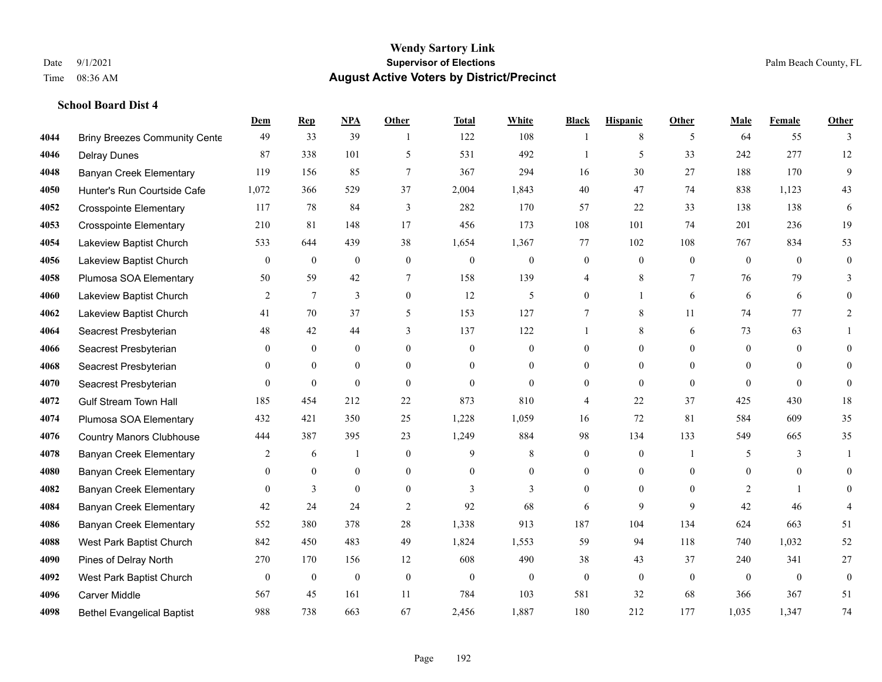**Wendy Sartory Link**

**Supervisor of Elections**

**August Active Voters by District/Precinct**

Date 9/1/2021 Time 08:36 AM Palm Beach County, FL

**School Board Dist 4**

| | | Dem | Rep | NPA | Other | Total | White | Black | Hispanic | Other | Male | Female | Other |
|---|---|---|---|---|---|---|---|---|---|---|---|---|---|
| 4044 | Briny Breezes Community Cente | 49 | 33 | 39 | 1 | 122 | 108 | 1 | 8 | 5 | 64 | 55 | 3 |
| 4046 | Delray Dunes | 87 | 338 | 101 | 5 | 531 | 492 | 1 | 5 | 33 | 242 | 277 | 12 |
| 4048 | Banyan Creek Elementary | 119 | 156 | 85 | 7 | 367 | 294 | 16 | 30 | 27 | 188 | 170 | 9 |
| 4050 | Hunter's Run Courtside Cafe | 1,072 | 366 | 529 | 37 | 2,004 | 1,843 | 40 | 47 | 74 | 838 | 1,123 | 43 |
| 4052 | Crosspointe Elementary | 117 | 78 | 84 | 3 | 282 | 170 | 57 | 22 | 33 | 138 | 138 | 6 |
| 4053 | Crosspointe Elementary | 210 | 81 | 148 | 17 | 456 | 173 | 108 | 101 | 74 | 201 | 236 | 19 |
| 4054 | Lakeview Baptist Church | 533 | 644 | 439 | 38 | 1,654 | 1,367 | 77 | 102 | 108 | 767 | 834 | 53 |
| 4056 | Lakeview Baptist Church | 0 | 0 | 0 | 0 | 0 | 0 | 0 | 0 | 0 | 0 | 0 | 0 |
| 4058 | Plumosa SOA Elementary | 50 | 59 | 42 | 7 | 158 | 139 | 4 | 8 | 7 | 76 | 79 | 3 |
| 4060 | Lakeview Baptist Church | 2 | 7 | 3 | 0 | 12 | 5 | 0 | 1 | 6 | 6 | 6 | 0 |
| 4062 | Lakeview Baptist Church | 41 | 70 | 37 | 5 | 153 | 127 | 7 | 8 | 11 | 74 | 77 | 2 |
| 4064 | Seacrest Presbyterian | 48 | 42 | 44 | 3 | 137 | 122 | 1 | 8 | 6 | 73 | 63 | 1 |
| 4066 | Seacrest Presbyterian | 0 | 0 | 0 | 0 | 0 | 0 | 0 | 0 | 0 | 0 | 0 | 0 |
| 4068 | Seacrest Presbyterian | 0 | 0 | 0 | 0 | 0 | 0 | 0 | 0 | 0 | 0 | 0 | 0 |
| 4070 | Seacrest Presbyterian | 0 | 0 | 0 | 0 | 0 | 0 | 0 | 0 | 0 | 0 | 0 | 0 |
| 4072 | Gulf Stream Town Hall | 185 | 454 | 212 | 22 | 873 | 810 | 4 | 22 | 37 | 425 | 430 | 18 |
| 4074 | Plumosa SOA Elementary | 432 | 421 | 350 | 25 | 1,228 | 1,059 | 16 | 72 | 81 | 584 | 609 | 35 |
| 4076 | Country Manors Clubhouse | 444 | 387 | 395 | 23 | 1,249 | 884 | 98 | 134 | 133 | 549 | 665 | 35 |
| 4078 | Banyan Creek Elementary | 2 | 6 | 1 | 0 | 9 | 8 | 0 | 0 | 1 | 5 | 3 | 1 |
| 4080 | Banyan Creek Elementary | 0 | 0 | 0 | 0 | 0 | 0 | 0 | 0 | 0 | 0 | 0 | 0 |
| 4082 | Banyan Creek Elementary | 0 | 3 | 0 | 0 | 3 | 3 | 0 | 0 | 0 | 2 | 1 | 0 |
| 4084 | Banyan Creek Elementary | 42 | 24 | 24 | 2 | 92 | 68 | 6 | 9 | 9 | 42 | 46 | 4 |
| 4086 | Banyan Creek Elementary | 552 | 380 | 378 | 28 | 1,338 | 913 | 187 | 104 | 134 | 624 | 663 | 51 |
| 4088 | West Park Baptist Church | 842 | 450 | 483 | 49 | 1,824 | 1,553 | 59 | 94 | 118 | 740 | 1,032 | 52 |
| 4090 | Pines of Delray North | 270 | 170 | 156 | 12 | 608 | 490 | 38 | 43 | 37 | 240 | 341 | 27 |
| 4092 | West Park Baptist Church | 0 | 0 | 0 | 0 | 0 | 0 | 0 | 0 | 0 | 0 | 0 | 0 |
| 4096 | Carver Middle | 567 | 45 | 161 | 11 | 784 | 103 | 581 | 32 | 68 | 366 | 367 | 51 |
| 4098 | Bethel Evangelical Baptist | 988 | 738 | 663 | 67 | 2,456 | 1,887 | 180 | 212 | 177 | 1,035 | 1,347 | 74 |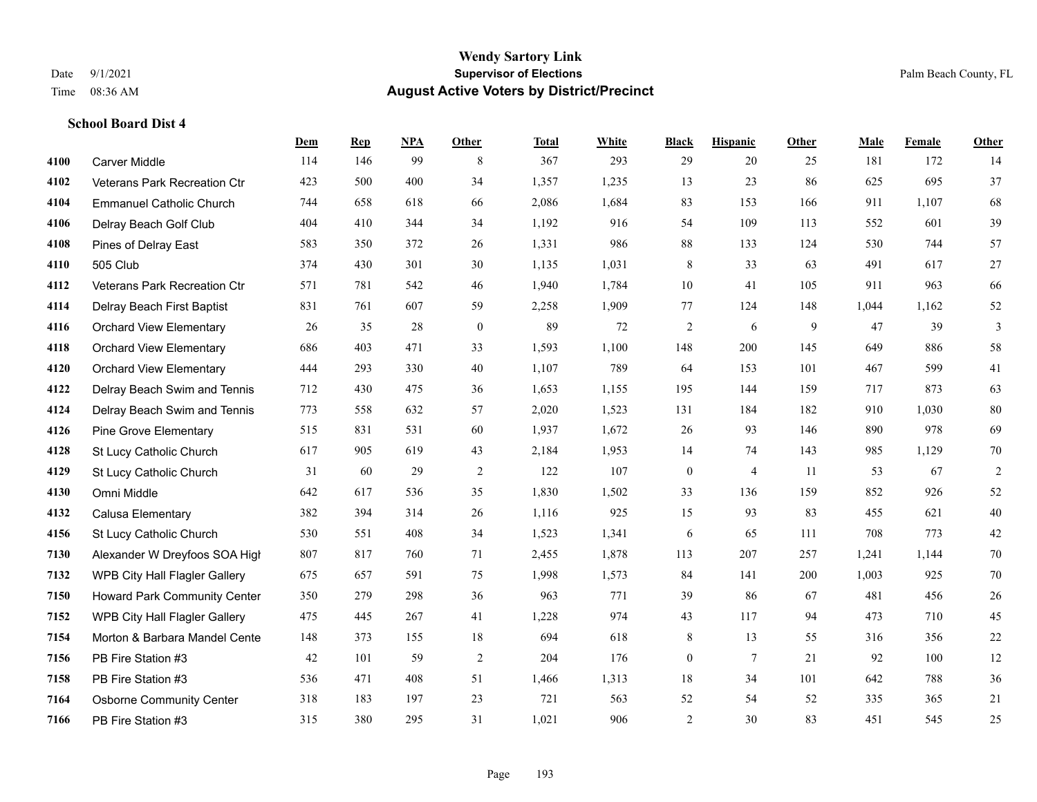# Wendy Sartory Link
## Supervisor of Elections
## August Active Voters by District/Precinct

Date 9/1/2021
Time 08:36 AM

Palm Beach County, FL

### School Board Dist 4

| | | Dem | Rep | NPA | Other | Total | White | Black | Hispanic | Other | Male | Female | Other |
|---|---|---|---|---|---|---|---|---|---|---|---|---|---|
| 4100 | Carver Middle | 114 | 146 | 99 | 8 | 367 | 293 | 29 | 20 | 25 | 181 | 172 | 14 |
| 4102 | Veterans Park Recreation Ctr | 423 | 500 | 400 | 34 | 1,357 | 1,235 | 13 | 23 | 86 | 625 | 695 | 37 |
| 4104 | Emmanuel Catholic Church | 744 | 658 | 618 | 66 | 2,086 | 1,684 | 83 | 153 | 166 | 911 | 1,107 | 68 |
| 4106 | Delray Beach Golf Club | 404 | 410 | 344 | 34 | 1,192 | 916 | 54 | 109 | 113 | 552 | 601 | 39 |
| 4108 | Pines of Delray East | 583 | 350 | 372 | 26 | 1,331 | 986 | 88 | 133 | 124 | 530 | 744 | 57 |
| 4110 | 505 Club | 374 | 430 | 301 | 30 | 1,135 | 1,031 | 8 | 33 | 63 | 491 | 617 | 27 |
| 4112 | Veterans Park Recreation Ctr | 571 | 781 | 542 | 46 | 1,940 | 1,784 | 10 | 41 | 105 | 911 | 963 | 66 |
| 4114 | Delray Beach First Baptist | 831 | 761 | 607 | 59 | 2,258 | 1,909 | 77 | 124 | 148 | 1,044 | 1,162 | 52 |
| 4116 | Orchard View Elementary | 26 | 35 | 28 | 0 | 89 | 72 | 2 | 6 | 9 | 47 | 39 | 3 |
| 4118 | Orchard View Elementary | 686 | 403 | 471 | 33 | 1,593 | 1,100 | 148 | 200 | 145 | 649 | 886 | 58 |
| 4120 | Orchard View Elementary | 444 | 293 | 330 | 40 | 1,107 | 789 | 64 | 153 | 101 | 467 | 599 | 41 |
| 4122 | Delray Beach Swim and Tennis | 712 | 430 | 475 | 36 | 1,653 | 1,155 | 195 | 144 | 159 | 717 | 873 | 63 |
| 4124 | Delray Beach Swim and Tennis | 773 | 558 | 632 | 57 | 2,020 | 1,523 | 131 | 184 | 182 | 910 | 1,030 | 80 |
| 4126 | Pine Grove Elementary | 515 | 831 | 531 | 60 | 1,937 | 1,672 | 26 | 93 | 146 | 890 | 978 | 69 |
| 4128 | St Lucy Catholic Church | 617 | 905 | 619 | 43 | 2,184 | 1,953 | 14 | 74 | 143 | 985 | 1,129 | 70 |
| 4129 | St Lucy Catholic Church | 31 | 60 | 29 | 2 | 122 | 107 | 0 | 4 | 11 | 53 | 67 | 2 |
| 4130 | Omni Middle | 642 | 617 | 536 | 35 | 1,830 | 1,502 | 33 | 136 | 159 | 852 | 926 | 52 |
| 4132 | Calusa Elementary | 382 | 394 | 314 | 26 | 1,116 | 925 | 15 | 93 | 83 | 455 | 621 | 40 |
| 4156 | St Lucy Catholic Church | 530 | 551 | 408 | 34 | 1,523 | 1,341 | 6 | 65 | 111 | 708 | 773 | 42 |
| 7130 | Alexander W Dreyfoos SOA High | 807 | 817 | 760 | 71 | 2,455 | 1,878 | 113 | 207 | 257 | 1,241 | 1,144 | 70 |
| 7132 | WPB City Hall Flagler Gallery | 675 | 657 | 591 | 75 | 1,998 | 1,573 | 84 | 141 | 200 | 1,003 | 925 | 70 |
| 7150 | Howard Park Community Center | 350 | 279 | 298 | 36 | 963 | 771 | 39 | 86 | 67 | 481 | 456 | 26 |
| 7152 | WPB City Hall Flagler Gallery | 475 | 445 | 267 | 41 | 1,228 | 974 | 43 | 117 | 94 | 473 | 710 | 45 |
| 7154 | Morton & Barbara Mandel Center | 148 | 373 | 155 | 18 | 694 | 618 | 8 | 13 | 55 | 316 | 356 | 22 |
| 7156 | PB Fire Station #3 | 42 | 101 | 59 | 2 | 204 | 176 | 0 | 7 | 21 | 92 | 100 | 12 |
| 7158 | PB Fire Station #3 | 536 | 471 | 408 | 51 | 1,466 | 1,313 | 18 | 34 | 101 | 642 | 788 | 36 |
| 7164 | Osborne Community Center | 318 | 183 | 197 | 23 | 721 | 563 | 52 | 54 | 52 | 335 | 365 | 21 |
| 7166 | PB Fire Station #3 | 315 | 380 | 295 | 31 | 1,021 | 906 | 2 | 30 | 83 | 451 | 545 | 25 |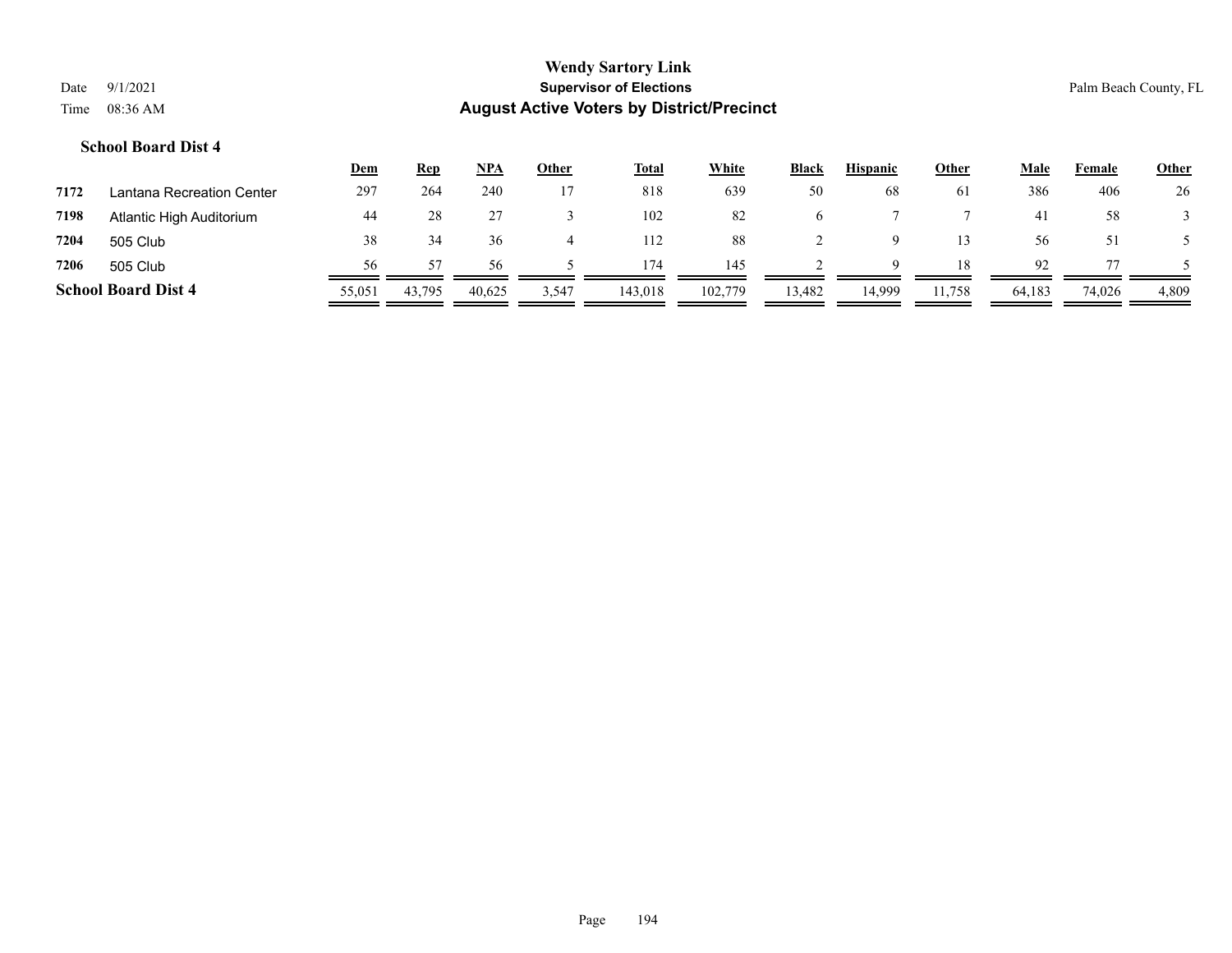**Wendy Sartory Link**
**Supervisor of Elections**
**August Active Voters by District/Precinct**

Date 9/1/2021
Time 08:36 AM

Palm Beach County, FL

### School Board Dist 4

| | | Dem | Rep | NPA | Other | Total | White | Black | Hispanic | Other | Male | Female | Other |
|---|---|---|---|---|---|---|---|---|---|---|---|---|---|
| 7172 | Lantana Recreation Center | 297 | 264 | 240 | 17 | 818 | 639 | 50 | 68 | 61 | 386 | 406 | 26 |
| 7198 | Atlantic High Auditorium | 44 | 28 | 27 | 3 | 102 | 82 | 6 | 7 | 7 | 41 | 58 | 3 |
| 7204 | 505 Club | 38 | 34 | 36 | 4 | 112 | 88 | 2 | 9 | 13 | 56 | 51 | 5 |
| 7206 | 505 Club | 56 | 57 | 56 | 5 | 174 | 145 | 2 | 9 | 18 | 92 | 77 | 5 |
| **School Board Dist 4** | | 55,051 | 43,795 | 40,625 | 3,547 | 143,018 | 102,779 | 13,482 | 14,999 | 11,758 | 64,183 | 74,026 | 4,809 |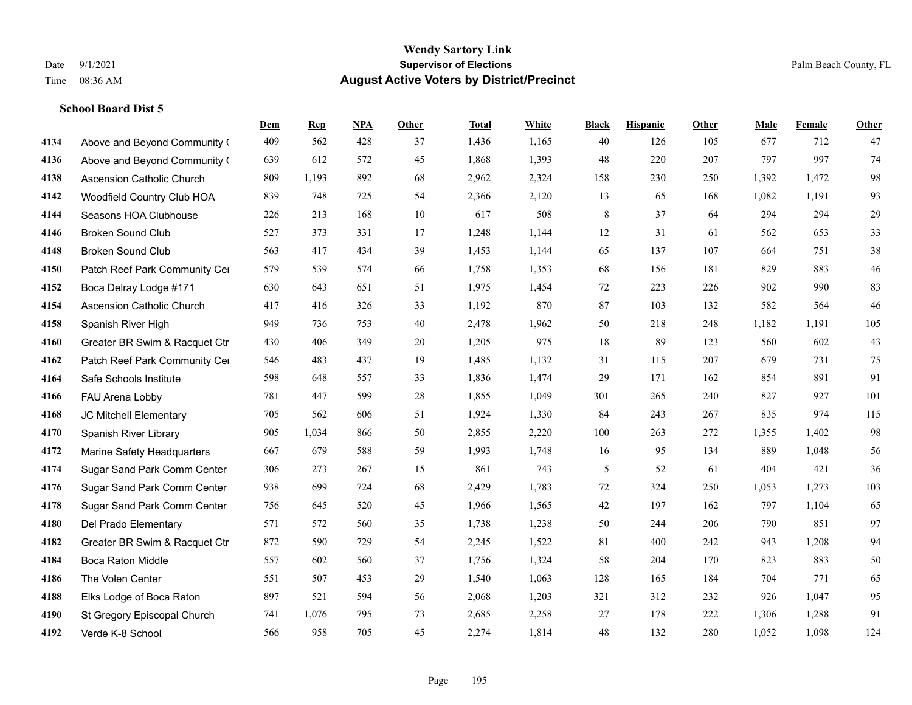**Wendy Sartory Link**
**Supervisor of Elections**
**August Active Voters by District/Precinct**

Date 9/1/2021
Time 08:36 AM
Palm Beach County, FL

### School Board Dist 5

| | | Dem | Rep | NPA | Other | Total | White | Black | Hispanic | Other | Male | Female | Other |
|---|---|---|---|---|---|---|---|---|---|---|---|---|---|
| 4134 | Above and Beyond Community ( | 409 | 562 | 428 | 37 | 1,436 | 1,165 | 40 | 126 | 105 | 677 | 712 | 47 |
| 4136 | Above and Beyond Community ( | 639 | 612 | 572 | 45 | 1,868 | 1,393 | 48 | 220 | 207 | 797 | 997 | 74 |
| 4138 | Ascension Catholic Church | 809 | 1,193 | 892 | 68 | 2,962 | 2,324 | 158 | 230 | 250 | 1,392 | 1,472 | 98 |
| 4142 | Woodfield Country Club HOA | 839 | 748 | 725 | 54 | 2,366 | 2,120 | 13 | 65 | 168 | 1,082 | 1,191 | 93 |
| 4144 | Seasons HOA Clubhouse | 226 | 213 | 168 | 10 | 617 | 508 | 8 | 37 | 64 | 294 | 294 | 29 |
| 4146 | Broken Sound Club | 527 | 373 | 331 | 17 | 1,248 | 1,144 | 12 | 31 | 61 | 562 | 653 | 33 |
| 4148 | Broken Sound Club | 563 | 417 | 434 | 39 | 1,453 | 1,144 | 65 | 137 | 107 | 664 | 751 | 38 |
| 4150 | Patch Reef Park Community Cer | 579 | 539 | 574 | 66 | 1,758 | 1,353 | 68 | 156 | 181 | 829 | 883 | 46 |
| 4152 | Boca Delray Lodge #171 | 630 | 643 | 651 | 51 | 1,975 | 1,454 | 72 | 223 | 226 | 902 | 990 | 83 |
| 4154 | Ascension Catholic Church | 417 | 416 | 326 | 33 | 1,192 | 870 | 87 | 103 | 132 | 582 | 564 | 46 |
| 4158 | Spanish River High | 949 | 736 | 753 | 40 | 2,478 | 1,962 | 50 | 218 | 248 | 1,182 | 1,191 | 105 |
| 4160 | Greater BR Swim & Racquet Ctr | 430 | 406 | 349 | 20 | 1,205 | 975 | 18 | 89 | 123 | 560 | 602 | 43 |
| 4162 | Patch Reef Park Community Cer | 546 | 483 | 437 | 19 | 1,485 | 1,132 | 31 | 115 | 207 | 679 | 731 | 75 |
| 4164 | Safe Schools Institute | 598 | 648 | 557 | 33 | 1,836 | 1,474 | 29 | 171 | 162 | 854 | 891 | 91 |
| 4166 | FAU Arena Lobby | 781 | 447 | 599 | 28 | 1,855 | 1,049 | 301 | 265 | 240 | 827 | 927 | 101 |
| 4168 | JC Mitchell Elementary | 705 | 562 | 606 | 51 | 1,924 | 1,330 | 84 | 243 | 267 | 835 | 974 | 115 |
| 4170 | Spanish River Library | 905 | 1,034 | 866 | 50 | 2,855 | 2,220 | 100 | 263 | 272 | 1,355 | 1,402 | 98 |
| 4172 | Marine Safety Headquarters | 667 | 679 | 588 | 59 | 1,993 | 1,748 | 16 | 95 | 134 | 889 | 1,048 | 56 |
| 4174 | Sugar Sand Park Comm Center | 306 | 273 | 267 | 15 | 861 | 743 | 5 | 52 | 61 | 404 | 421 | 36 |
| 4176 | Sugar Sand Park Comm Center | 938 | 699 | 724 | 68 | 2,429 | 1,783 | 72 | 324 | 250 | 1,053 | 1,273 | 103 |
| 4178 | Sugar Sand Park Comm Center | 756 | 645 | 520 | 45 | 1,966 | 1,565 | 42 | 197 | 162 | 797 | 1,104 | 65 |
| 4180 | Del Prado Elementary | 571 | 572 | 560 | 35 | 1,738 | 1,238 | 50 | 244 | 206 | 790 | 851 | 97 |
| 4182 | Greater BR Swim & Racquet Ctr | 872 | 590 | 729 | 54 | 2,245 | 1,522 | 81 | 400 | 242 | 943 | 1,208 | 94 |
| 4184 | Boca Raton Middle | 557 | 602 | 560 | 37 | 1,756 | 1,324 | 58 | 204 | 170 | 823 | 883 | 50 |
| 4186 | The Volen Center | 551 | 507 | 453 | 29 | 1,540 | 1,063 | 128 | 165 | 184 | 704 | 771 | 65 |
| 4188 | Elks Lodge of Boca Raton | 897 | 521 | 594 | 56 | 2,068 | 1,203 | 321 | 312 | 232 | 926 | 1,047 | 95 |
| 4190 | St Gregory Episcopal Church | 741 | 1,076 | 795 | 73 | 2,685 | 2,258 | 27 | 178 | 222 | 1,306 | 1,288 | 91 |
| 4192 | Verde K-8 School | 566 | 958 | 705 | 45 | 2,274 | 1,814 | 48 | 132 | 280 | 1,052 | 1,098 | 124 |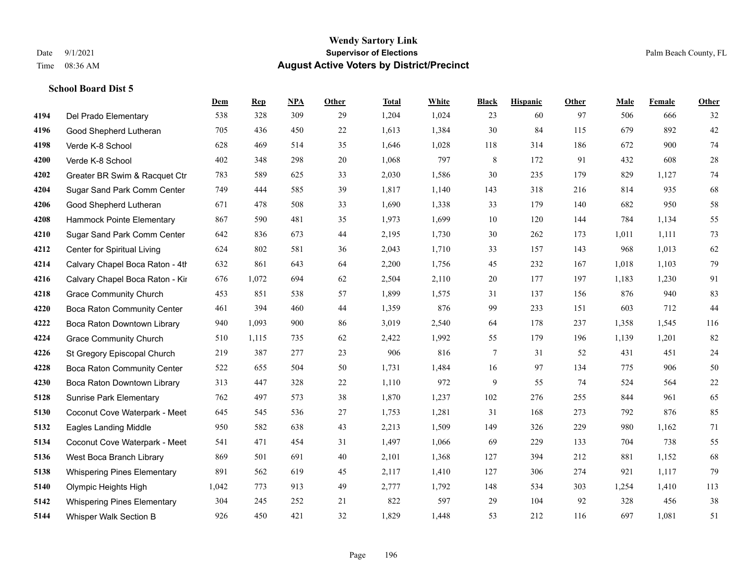# Wendy Sartory Link
## Supervisor of Elections
## August Active Voters by District/Precinct

Date 9/1/2021
Time 08:36 AM

Palm Beach County, FL

### School Board Dist 5

| | | Dem | Rep | NPA | Other | Total | White | Black | Hispanic | Other | Male | Female | Other |
|---|---|---|---|---|---|---|---|---|---|---|---|---|---|
| 4194 | Del Prado Elementary | 538 | 328 | 309 | 29 | 1,204 | 1,024 | 23 | 60 | 97 | 506 | 666 | 32 |
| 4196 | Good Shepherd Lutheran | 705 | 436 | 450 | 22 | 1,613 | 1,384 | 30 | 84 | 115 | 679 | 892 | 42 |
| 4198 | Verde K-8 School | 628 | 469 | 514 | 35 | 1,646 | 1,028 | 118 | 314 | 186 | 672 | 900 | 74 |
| 4200 | Verde K-8 School | 402 | 348 | 298 | 20 | 1,068 | 797 | 8 | 172 | 91 | 432 | 608 | 28 |
| 4202 | Greater BR Swim & Racquet Ctr | 783 | 589 | 625 | 33 | 2,030 | 1,586 | 30 | 235 | 179 | 829 | 1,127 | 74 |
| 4204 | Sugar Sand Park Comm Center | 749 | 444 | 585 | 39 | 1,817 | 1,140 | 143 | 318 | 216 | 814 | 935 | 68 |
| 4206 | Good Shepherd Lutheran | 671 | 478 | 508 | 33 | 1,690 | 1,338 | 33 | 179 | 140 | 682 | 950 | 58 |
| 4208 | Hammock Pointe Elementary | 867 | 590 | 481 | 35 | 1,973 | 1,699 | 10 | 120 | 144 | 784 | 1,134 | 55 |
| 4210 | Sugar Sand Park Comm Center | 642 | 836 | 673 | 44 | 2,195 | 1,730 | 30 | 262 | 173 | 1,011 | 1,111 | 73 |
| 4212 | Center for Spiritual Living | 624 | 802 | 581 | 36 | 2,043 | 1,710 | 33 | 157 | 143 | 968 | 1,013 | 62 |
| 4214 | Calvary Chapel Boca Raton - 4th | 632 | 861 | 643 | 64 | 2,200 | 1,756 | 45 | 232 | 167 | 1,018 | 1,103 | 79 |
| 4216 | Calvary Chapel Boca Raton - Kir | 676 | 1,072 | 694 | 62 | 2,504 | 2,110 | 20 | 177 | 197 | 1,183 | 1,230 | 91 |
| 4218 | Grace Community Church | 453 | 851 | 538 | 57 | 1,899 | 1,575 | 31 | 137 | 156 | 876 | 940 | 83 |
| 4220 | Boca Raton Community Center | 461 | 394 | 460 | 44 | 1,359 | 876 | 99 | 233 | 151 | 603 | 712 | 44 |
| 4222 | Boca Raton Downtown Library | 940 | 1,093 | 900 | 86 | 3,019 | 2,540 | 64 | 178 | 237 | 1,358 | 1,545 | 116 |
| 4224 | Grace Community Church | 510 | 1,115 | 735 | 62 | 2,422 | 1,992 | 55 | 179 | 196 | 1,139 | 1,201 | 82 |
| 4226 | St Gregory Episcopal Church | 219 | 387 | 277 | 23 | 906 | 816 | 7 | 31 | 52 | 431 | 451 | 24 |
| 4228 | Boca Raton Community Center | 522 | 655 | 504 | 50 | 1,731 | 1,484 | 16 | 97 | 134 | 775 | 906 | 50 |
| 4230 | Boca Raton Downtown Library | 313 | 447 | 328 | 22 | 1,110 | 972 | 9 | 55 | 74 | 524 | 564 | 22 |
| 5128 | Sunrise Park Elementary | 762 | 497 | 573 | 38 | 1,870 | 1,237 | 102 | 276 | 255 | 844 | 961 | 65 |
| 5130 | Coconut Cove Waterpark - Meet | 645 | 545 | 536 | 27 | 1,753 | 1,281 | 31 | 168 | 273 | 792 | 876 | 85 |
| 5132 | Eagles Landing Middle | 950 | 582 | 638 | 43 | 2,213 | 1,509 | 149 | 326 | 229 | 980 | 1,162 | 71 |
| 5134 | Coconut Cove Waterpark - Meet | 541 | 471 | 454 | 31 | 1,497 | 1,066 | 69 | 229 | 133 | 704 | 738 | 55 |
| 5136 | West Boca Branch Library | 869 | 501 | 691 | 40 | 2,101 | 1,368 | 127 | 394 | 212 | 881 | 1,152 | 68 |
| 5138 | Whispering Pines Elementary | 891 | 562 | 619 | 45 | 2,117 | 1,410 | 127 | 306 | 274 | 921 | 1,117 | 79 |
| 5140 | Olympic Heights High | 1,042 | 773 | 913 | 49 | 2,777 | 1,792 | 148 | 534 | 303 | 1,254 | 1,410 | 113 |
| 5142 | Whispering Pines Elementary | 304 | 245 | 252 | 21 | 822 | 597 | 29 | 104 | 92 | 328 | 456 | 38 |
| 5144 | Whisper Walk Section B | 926 | 450 | 421 | 32 | 1,829 | 1,448 | 53 | 212 | 116 | 697 | 1,081 | 51 |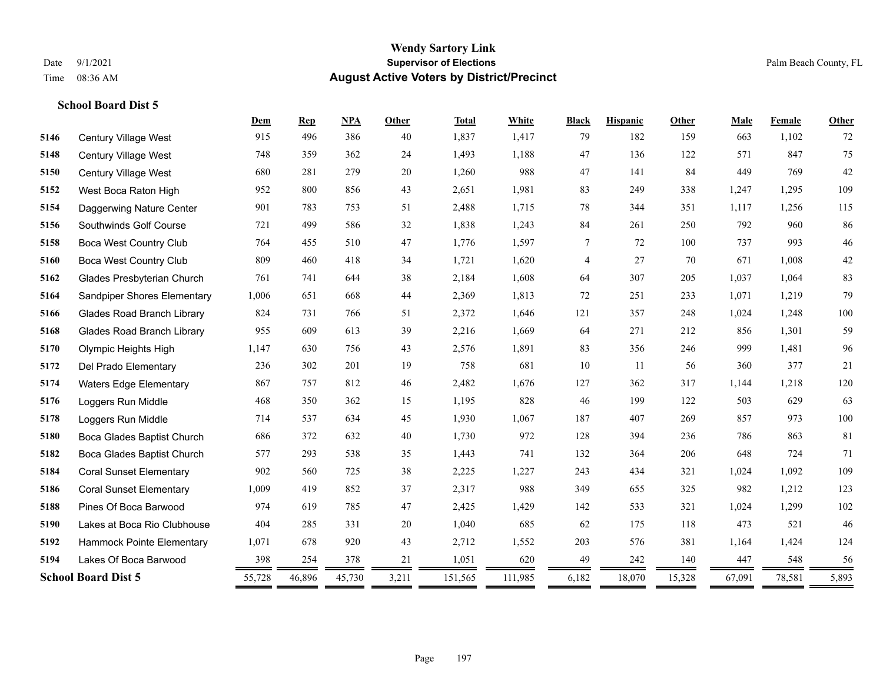**School Board Dist 5**

| | | Dem | Rep | NPA | Other | Total | White | Black | Hispanic | Other | Male | Female | Other |
|---|---|---|---|---|---|---|---|---|---|---|---|---|---|
| 5146 | Century Village West | 915 | 496 | 386 | 40 | 1,837 | 1,417 | 79 | 182 | 159 | 663 | 1,102 | 72 |
| 5148 | Century Village West | 748 | 359 | 362 | 24 | 1,493 | 1,188 | 47 | 136 | 122 | 571 | 847 | 75 |
| 5150 | Century Village West | 680 | 281 | 279 | 20 | 1,260 | 988 | 47 | 141 | 84 | 449 | 769 | 42 |
| 5152 | West Boca Raton High | 952 | 800 | 856 | 43 | 2,651 | 1,981 | 83 | 249 | 338 | 1,247 | 1,295 | 109 |
| 5154 | Daggerwing Nature Center | 901 | 783 | 753 | 51 | 2,488 | 1,715 | 78 | 344 | 351 | 1,117 | 1,256 | 115 |
| 5156 | Southwinds Golf Course | 721 | 499 | 586 | 32 | 1,838 | 1,243 | 84 | 261 | 250 | 792 | 960 | 86 |
| 5158 | Boca West Country Club | 764 | 455 | 510 | 47 | 1,776 | 1,597 | 7 | 72 | 100 | 737 | 993 | 46 |
| 5160 | Boca West Country Club | 809 | 460 | 418 | 34 | 1,721 | 1,620 | 4 | 27 | 70 | 671 | 1,008 | 42 |
| 5162 | Glades Presbyterian Church | 761 | 741 | 644 | 38 | 2,184 | 1,608 | 64 | 307 | 205 | 1,037 | 1,064 | 83 |
| 5164 | Sandpiper Shores Elementary | 1,006 | 651 | 668 | 44 | 2,369 | 1,813 | 72 | 251 | 233 | 1,071 | 1,219 | 79 |
| 5166 | Glades Road Branch Library | 824 | 731 | 766 | 51 | 2,372 | 1,646 | 121 | 357 | 248 | 1,024 | 1,248 | 100 |
| 5168 | Glades Road Branch Library | 955 | 609 | 613 | 39 | 2,216 | 1,669 | 64 | 271 | 212 | 856 | 1,301 | 59 |
| 5170 | Olympic Heights High | 1,147 | 630 | 756 | 43 | 2,576 | 1,891 | 83 | 356 | 246 | 999 | 1,481 | 96 |
| 5172 | Del Prado Elementary | 236 | 302 | 201 | 19 | 758 | 681 | 10 | 11 | 56 | 360 | 377 | 21 |
| 5174 | Waters Edge Elementary | 867 | 757 | 812 | 46 | 2,482 | 1,676 | 127 | 362 | 317 | 1,144 | 1,218 | 120 |
| 5176 | Loggers Run Middle | 468 | 350 | 362 | 15 | 1,195 | 828 | 46 | 199 | 122 | 503 | 629 | 63 |
| 5178 | Loggers Run Middle | 714 | 537 | 634 | 45 | 1,930 | 1,067 | 187 | 407 | 269 | 857 | 973 | 100 |
| 5180 | Boca Glades Baptist Church | 686 | 372 | 632 | 40 | 1,730 | 972 | 128 | 394 | 236 | 786 | 863 | 81 |
| 5182 | Boca Glades Baptist Church | 577 | 293 | 538 | 35 | 1,443 | 741 | 132 | 364 | 206 | 648 | 724 | 71 |
| 5184 | Coral Sunset Elementary | 902 | 560 | 725 | 38 | 2,225 | 1,227 | 243 | 434 | 321 | 1,024 | 1,092 | 109 |
| 5186 | Coral Sunset Elementary | 1,009 | 419 | 852 | 37 | 2,317 | 988 | 349 | 655 | 325 | 982 | 1,212 | 123 |
| 5188 | Pines Of Boca Barwood | 974 | 619 | 785 | 47 | 2,425 | 1,429 | 142 | 533 | 321 | 1,024 | 1,299 | 102 |
| 5190 | Lakes at Boca Rio Clubhouse | 404 | 285 | 331 | 20 | 1,040 | 685 | 62 | 175 | 118 | 473 | 521 | 46 |
| 5192 | Hammock Pointe Elementary | 1,071 | 678 | 920 | 43 | 2,712 | 1,552 | 203 | 576 | 381 | 1,164 | 1,424 | 124 |
| 5194 | Lakes Of Boca Barwood | 398 | 254 | 378 | 21 | 1,051 | 620 | 49 | 242 | 140 | 447 | 548 | 56 |
| **School Board Dist 5** | | 55,728 | 46,896 | 45,730 | 3,211 | 151,565 | 111,985 | 6,182 | 18,070 | 15,328 | 67,091 | 78,581 | 5,893 |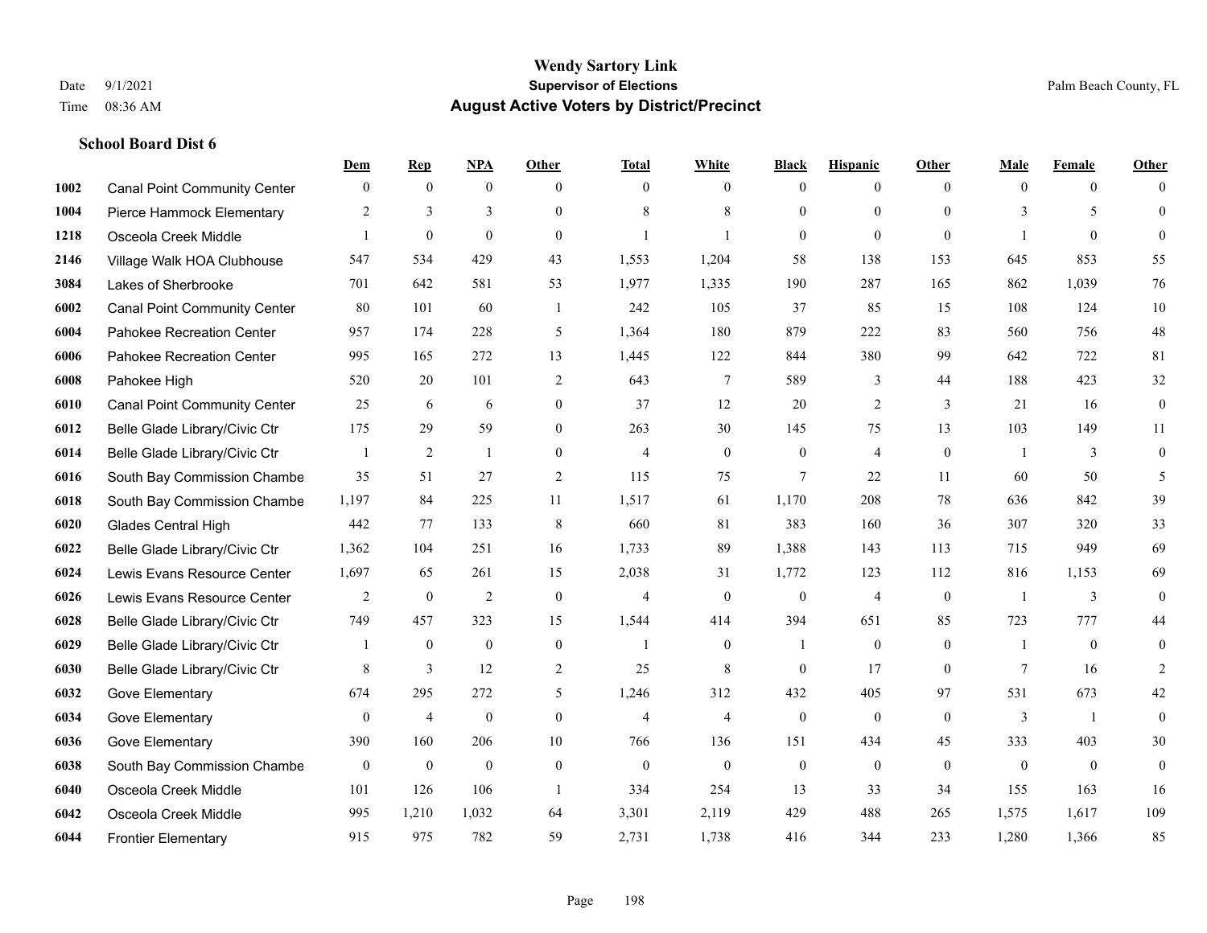# Wendy Sartory Link
## Supervisor of Elections
## August Active Voters by District/Precinct

Date 9/1/2021
Time 08:36 AM

Palm Beach County, FL

### School Board Dist 6

| | | Dem | Rep | NPA | Other | Total | White | Black | Hispanic | Other | Male | Female | Other |
|---|---|---|---|---|---|---|---|---|---|---|---|---|---|
| 1002 | Canal Point Community Center | 0 | 0 | 0 | 0 | 0 | 0 | 0 | 0 | 0 | 0 | 0 | 0 |
| 1004 | Pierce Hammock Elementary | 2 | 3 | 3 | 0 | 8 | 8 | 0 | 0 | 0 | 3 | 5 | 0 |
| 1218 | Osceola Creek Middle | 1 | 0 | 0 | 0 | 1 | 1 | 0 | 0 | 0 | 1 | 0 | 0 |
| 2146 | Village Walk HOA Clubhouse | 547 | 534 | 429 | 43 | 1,553 | 1,204 | 58 | 138 | 153 | 645 | 853 | 55 |
| 3084 | Lakes of Sherbrooke | 701 | 642 | 581 | 53 | 1,977 | 1,335 | 190 | 287 | 165 | 862 | 1,039 | 76 |
| 6002 | Canal Point Community Center | 80 | 101 | 60 | 1 | 242 | 105 | 37 | 85 | 15 | 108 | 124 | 10 |
| 6004 | Pahokee Recreation Center | 957 | 174 | 228 | 5 | 1,364 | 180 | 879 | 222 | 83 | 560 | 756 | 48 |
| 6006 | Pahokee Recreation Center | 995 | 165 | 272 | 13 | 1,445 | 122 | 844 | 380 | 99 | 642 | 722 | 81 |
| 6008 | Pahokee High | 520 | 20 | 101 | 2 | 643 | 7 | 589 | 3 | 44 | 188 | 423 | 32 |
| 6010 | Canal Point Community Center | 25 | 6 | 6 | 0 | 37 | 12 | 20 | 2 | 3 | 21 | 16 | 0 |
| 6012 | Belle Glade Library/Civic Ctr | 175 | 29 | 59 | 0 | 263 | 30 | 145 | 75 | 13 | 103 | 149 | 11 |
| 6014 | Belle Glade Library/Civic Ctr | 1 | 2 | 1 | 0 | 4 | 0 | 0 | 4 | 0 | 1 | 3 | 0 |
| 6016 | South Bay Commission Chambe | 35 | 51 | 27 | 2 | 115 | 75 | 7 | 22 | 11 | 60 | 50 | 5 |
| 6018 | South Bay Commission Chambe | 1,197 | 84 | 225 | 11 | 1,517 | 61 | 1,170 | 208 | 78 | 636 | 842 | 39 |
| 6020 | Glades Central High | 442 | 77 | 133 | 8 | 660 | 81 | 383 | 160 | 36 | 307 | 320 | 33 |
| 6022 | Belle Glade Library/Civic Ctr | 1,362 | 104 | 251 | 16 | 1,733 | 89 | 1,388 | 143 | 113 | 715 | 949 | 69 |
| 6024 | Lewis Evans Resource Center | 1,697 | 65 | 261 | 15 | 2,038 | 31 | 1,772 | 123 | 112 | 816 | 1,153 | 69 |
| 6026 | Lewis Evans Resource Center | 2 | 0 | 2 | 0 | 4 | 0 | 0 | 4 | 0 | 1 | 3 | 0 |
| 6028 | Belle Glade Library/Civic Ctr | 749 | 457 | 323 | 15 | 1,544 | 414 | 394 | 651 | 85 | 723 | 777 | 44 |
| 6029 | Belle Glade Library/Civic Ctr | 1 | 0 | 0 | 0 | 1 | 0 | 1 | 0 | 0 | 1 | 0 | 0 |
| 6030 | Belle Glade Library/Civic Ctr | 8 | 3 | 12 | 2 | 25 | 8 | 0 | 17 | 0 | 7 | 16 | 2 |
| 6032 | Gove Elementary | 674 | 295 | 272 | 5 | 1,246 | 312 | 432 | 405 | 97 | 531 | 673 | 42 |
| 6034 | Gove Elementary | 0 | 4 | 0 | 0 | 4 | 4 | 0 | 0 | 0 | 3 | 1 | 0 |
| 6036 | Gove Elementary | 390 | 160 | 206 | 10 | 766 | 136 | 151 | 434 | 45 | 333 | 403 | 30 |
| 6038 | South Bay Commission Chambe | 0 | 0 | 0 | 0 | 0 | 0 | 0 | 0 | 0 | 0 | 0 | 0 |
| 6040 | Osceola Creek Middle | 101 | 126 | 106 | 1 | 334 | 254 | 13 | 33 | 34 | 155 | 163 | 16 |
| 6042 | Osceola Creek Middle | 995 | 1,210 | 1,032 | 64 | 3,301 | 2,119 | 429 | 488 | 265 | 1,575 | 1,617 | 109 |
| 6044 | Frontier Elementary | 915 | 975 | 782 | 59 | 2,731 | 1,738 | 416 | 344 | 233 | 1,280 | 1,366 | 85 |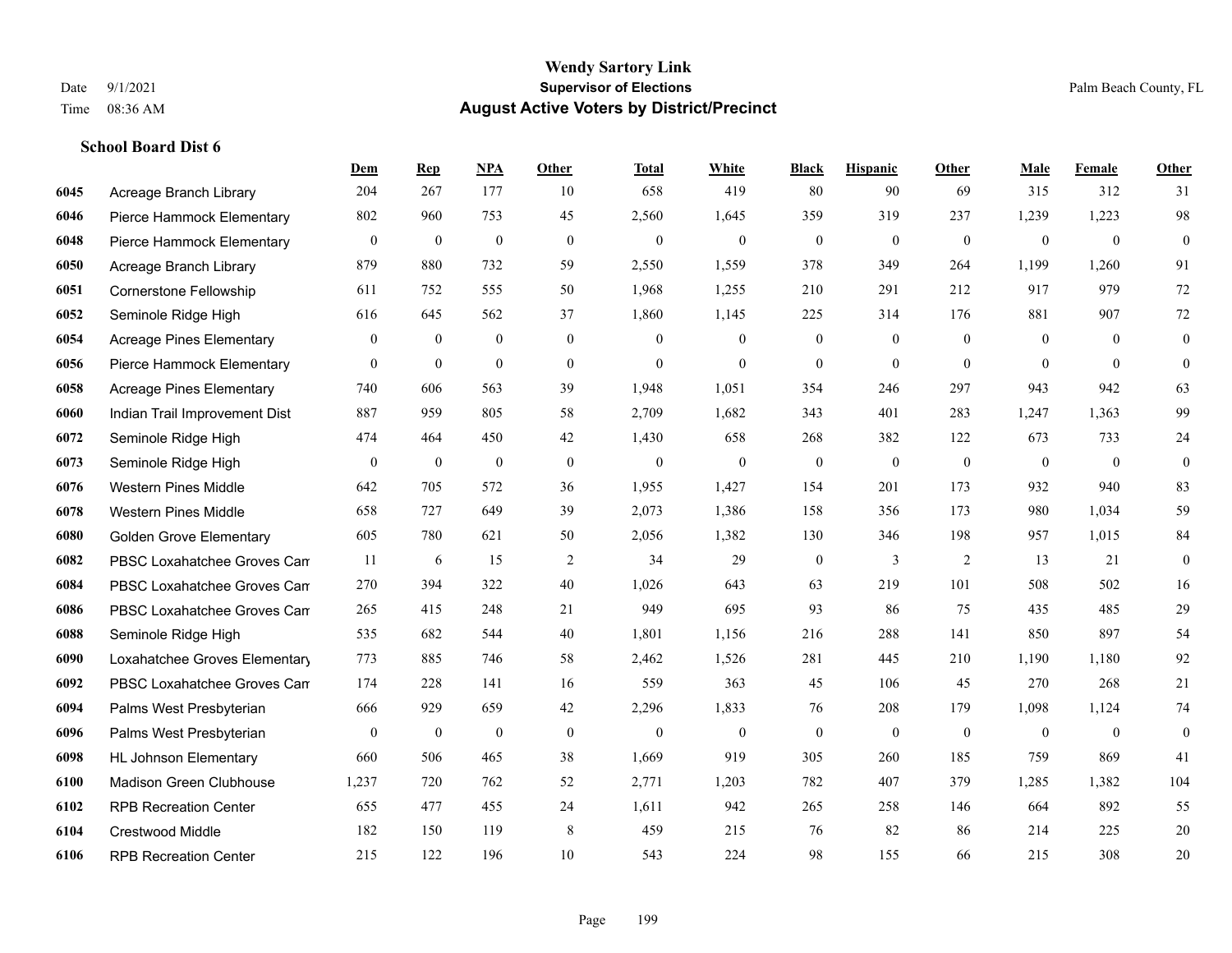# Wendy Sartory Link

**Supervisor of Elections**

**August Active Voters by District/Precinct**

Date 9/1/2021

Time 08:36 AM

Palm Beach County, FL

### School Board Dist 6

| | | Dem | Rep | NPA | Other | Total | White | Black | Hispanic | Other | Male | Female | Other |
|---|---|---|---|---|---|---|---|---|---|---|---|---|---|
| 6045 | Acreage Branch Library | 204 | 267 | 177 | 10 | 658 | 419 | 80 | 90 | 69 | 315 | 312 | 31 |
| 6046 | Pierce Hammock Elementary | 802 | 960 | 753 | 45 | 2,560 | 1,645 | 359 | 319 | 237 | 1,239 | 1,223 | 98 |
| 6048 | Pierce Hammock Elementary | 0 | 0 | 0 | 0 | 0 | 0 | 0 | 0 | 0 | 0 | 0 | 0 |
| 6050 | Acreage Branch Library | 879 | 880 | 732 | 59 | 2,550 | 1,559 | 378 | 349 | 264 | 1,199 | 1,260 | 91 |
| 6051 | Cornerstone Fellowship | 611 | 752 | 555 | 50 | 1,968 | 1,255 | 210 | 291 | 212 | 917 | 979 | 72 |
| 6052 | Seminole Ridge High | 616 | 645 | 562 | 37 | 1,860 | 1,145 | 225 | 314 | 176 | 881 | 907 | 72 |
| 6054 | Acreage Pines Elementary | 0 | 0 | 0 | 0 | 0 | 0 | 0 | 0 | 0 | 0 | 0 | 0 |
| 6056 | Pierce Hammock Elementary | 0 | 0 | 0 | 0 | 0 | 0 | 0 | 0 | 0 | 0 | 0 | 0 |
| 6058 | Acreage Pines Elementary | 740 | 606 | 563 | 39 | 1,948 | 1,051 | 354 | 246 | 297 | 943 | 942 | 63 |
| 6060 | Indian Trail Improvement Dist | 887 | 959 | 805 | 58 | 2,709 | 1,682 | 343 | 401 | 283 | 1,247 | 1,363 | 99 |
| 6072 | Seminole Ridge High | 474 | 464 | 450 | 42 | 1,430 | 658 | 268 | 382 | 122 | 673 | 733 | 24 |
| 6073 | Seminole Ridge High | 0 | 0 | 0 | 0 | 0 | 0 | 0 | 0 | 0 | 0 | 0 | 0 |
| 6076 | Western Pines Middle | 642 | 705 | 572 | 36 | 1,955 | 1,427 | 154 | 201 | 173 | 932 | 940 | 83 |
| 6078 | Western Pines Middle | 658 | 727 | 649 | 39 | 2,073 | 1,386 | 158 | 356 | 173 | 980 | 1,034 | 59 |
| 6080 | Golden Grove Elementary | 605 | 780 | 621 | 50 | 2,056 | 1,382 | 130 | 346 | 198 | 957 | 1,015 | 84 |
| 6082 | PBSC Loxahatchee Groves Can | 11 | 6 | 15 | 2 | 34 | 29 | 0 | 3 | 2 | 13 | 21 | 0 |
| 6084 | PBSC Loxahatchee Groves Can | 270 | 394 | 322 | 40 | 1,026 | 643 | 63 | 219 | 101 | 508 | 502 | 16 |
| 6086 | PBSC Loxahatchee Groves Can | 265 | 415 | 248 | 21 | 949 | 695 | 93 | 86 | 75 | 435 | 485 | 29 |
| 6088 | Seminole Ridge High | 535 | 682 | 544 | 40 | 1,801 | 1,156 | 216 | 288 | 141 | 850 | 897 | 54 |
| 6090 | Loxahatchee Groves Elementary | 773 | 885 | 746 | 58 | 2,462 | 1,526 | 281 | 445 | 210 | 1,190 | 1,180 | 92 |
| 6092 | PBSC Loxahatchee Groves Can | 174 | 228 | 141 | 16 | 559 | 363 | 45 | 106 | 45 | 270 | 268 | 21 |
| 6094 | Palms West Presbyterian | 666 | 929 | 659 | 42 | 2,296 | 1,833 | 76 | 208 | 179 | 1,098 | 1,124 | 74 |
| 6096 | Palms West Presbyterian | 0 | 0 | 0 | 0 | 0 | 0 | 0 | 0 | 0 | 0 | 0 | 0 |
| 6098 | HL Johnson Elementary | 660 | 506 | 465 | 38 | 1,669 | 919 | 305 | 260 | 185 | 759 | 869 | 41 |
| 6100 | Madison Green Clubhouse | 1,237 | 720 | 762 | 52 | 2,771 | 1,203 | 782 | 407 | 379 | 1,285 | 1,382 | 104 |
| 6102 | RPB Recreation Center | 655 | 477 | 455 | 24 | 1,611 | 942 | 265 | 258 | 146 | 664 | 892 | 55 |
| 6104 | Crestwood Middle | 182 | 150 | 119 | 8 | 459 | 215 | 76 | 82 | 86 | 214 | 225 | 20 |
| 6106 | RPB Recreation Center | 215 | 122 | 196 | 10 | 543 | 224 | 98 | 155 | 66 | 215 | 308 | 20 |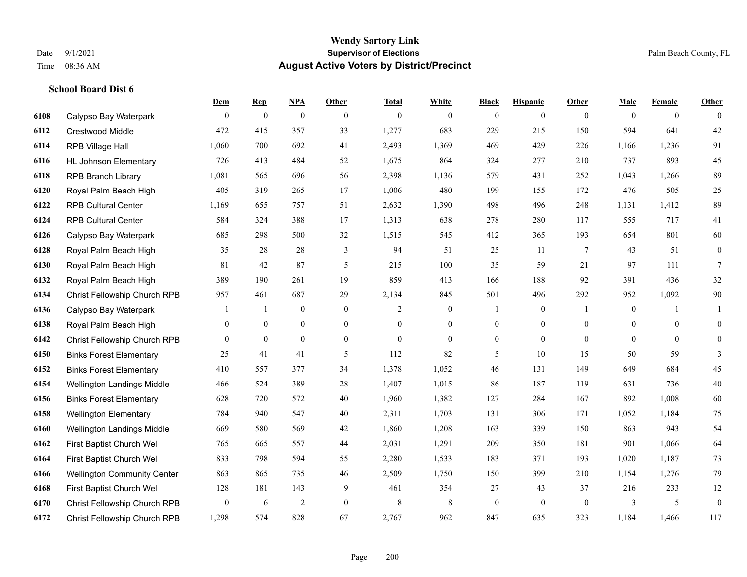# Wendy Sartory Link
## Supervisor of Elections
## August Active Voters by District/Precinct

Date 9/1/2021
Time 08:36 AM

Palm Beach County, FL

### School Board Dist 6

| | | Dem | Rep | NPA | Other | Total | White | Black | Hispanic | Other | Male | Female | Other |
|---|---|---|---|---|---|---|---|---|---|---|---|---|---|
| 6108 | Calypso Bay Waterpark | 0 | 0 | 0 | 0 | 0 | 0 | 0 | 0 | 0 | 0 | 0 | 0 |
| 6112 | Crestwood Middle | 472 | 415 | 357 | 33 | 1,277 | 683 | 229 | 215 | 150 | 594 | 641 | 42 |
| 6114 | RPB Village Hall | 1,060 | 700 | 692 | 41 | 2,493 | 1,369 | 469 | 429 | 226 | 1,166 | 1,236 | 91 |
| 6116 | HL Johnson Elementary | 726 | 413 | 484 | 52 | 1,675 | 864 | 324 | 277 | 210 | 737 | 893 | 45 |
| 6118 | RPB Branch Library | 1,081 | 565 | 696 | 56 | 2,398 | 1,136 | 579 | 431 | 252 | 1,043 | 1,266 | 89 |
| 6120 | Royal Palm Beach High | 405 | 319 | 265 | 17 | 1,006 | 480 | 199 | 155 | 172 | 476 | 505 | 25 |
| 6122 | RPB Cultural Center | 1,169 | 655 | 757 | 51 | 2,632 | 1,390 | 498 | 496 | 248 | 1,131 | 1,412 | 89 |
| 6124 | RPB Cultural Center | 584 | 324 | 388 | 17 | 1,313 | 638 | 278 | 280 | 117 | 555 | 717 | 41 |
| 6126 | Calypso Bay Waterpark | 685 | 298 | 500 | 32 | 1,515 | 545 | 412 | 365 | 193 | 654 | 801 | 60 |
| 6128 | Royal Palm Beach High | 35 | 28 | 28 | 3 | 94 | 51 | 25 | 11 | 7 | 43 | 51 | 0 |
| 6130 | Royal Palm Beach High | 81 | 42 | 87 | 5 | 215 | 100 | 35 | 59 | 21 | 97 | 111 | 7 |
| 6132 | Royal Palm Beach High | 389 | 190 | 261 | 19 | 859 | 413 | 166 | 188 | 92 | 391 | 436 | 32 |
| 6134 | Christ Fellowship Church RPB | 957 | 461 | 687 | 29 | 2,134 | 845 | 501 | 496 | 292 | 952 | 1,092 | 90 |
| 6136 | Calypso Bay Waterpark | 1 | 1 | 0 | 0 | 2 | 0 | 1 | 0 | 1 | 0 | 1 | 1 |
| 6138 | Royal Palm Beach High | 0 | 0 | 0 | 0 | 0 | 0 | 0 | 0 | 0 | 0 | 0 | 0 |
| 6142 | Christ Fellowship Church RPB | 0 | 0 | 0 | 0 | 0 | 0 | 0 | 0 | 0 | 0 | 0 | 0 |
| 6150 | Binks Forest Elementary | 25 | 41 | 41 | 5 | 112 | 82 | 5 | 10 | 15 | 50 | 59 | 3 |
| 6152 | Binks Forest Elementary | 410 | 557 | 377 | 34 | 1,378 | 1,052 | 46 | 131 | 149 | 649 | 684 | 45 |
| 6154 | Wellington Landings Middle | 466 | 524 | 389 | 28 | 1,407 | 1,015 | 86 | 187 | 119 | 631 | 736 | 40 |
| 6156 | Binks Forest Elementary | 628 | 720 | 572 | 40 | 1,960 | 1,382 | 127 | 284 | 167 | 892 | 1,008 | 60 |
| 6158 | Wellington Elementary | 784 | 940 | 547 | 40 | 2,311 | 1,703 | 131 | 306 | 171 | 1,052 | 1,184 | 75 |
| 6160 | Wellington Landings Middle | 669 | 580 | 569 | 42 | 1,860 | 1,208 | 163 | 339 | 150 | 863 | 943 | 54 |
| 6162 | First Baptist Church Wel | 765 | 665 | 557 | 44 | 2,031 | 1,291 | 209 | 350 | 181 | 901 | 1,066 | 64 |
| 6164 | First Baptist Church Wel | 833 | 798 | 594 | 55 | 2,280 | 1,533 | 183 | 371 | 193 | 1,020 | 1,187 | 73 |
| 6166 | Wellington Community Center | 863 | 865 | 735 | 46 | 2,509 | 1,750 | 150 | 399 | 210 | 1,154 | 1,276 | 79 |
| 6168 | First Baptist Church Wel | 128 | 181 | 143 | 9 | 461 | 354 | 27 | 43 | 37 | 216 | 233 | 12 |
| 6170 | Christ Fellowship Church RPB | 0 | 6 | 2 | 0 | 8 | 8 | 0 | 0 | 0 | 3 | 5 | 0 |
| 6172 | Christ Fellowship Church RPB | 1,298 | 574 | 828 | 67 | 2,767 | 962 | 847 | 635 | 323 | 1,184 | 1,466 | 117 |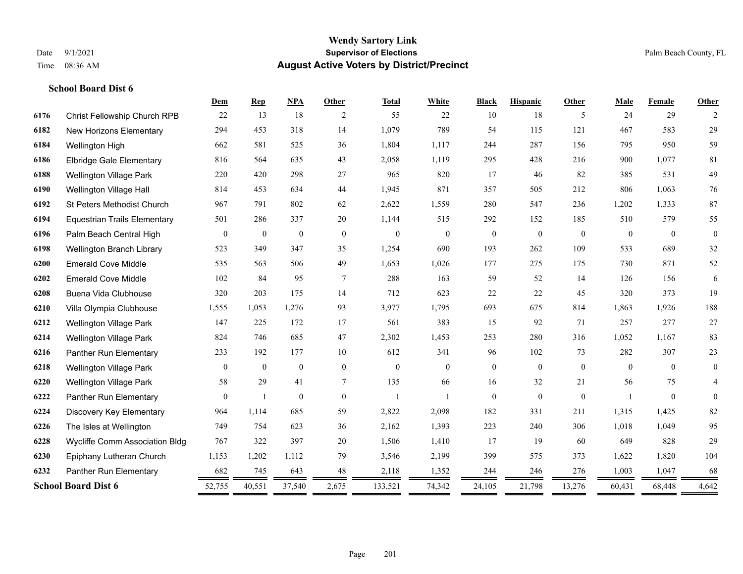# Wendy Sartory Link

**Supervisor of Elections**

**August Active Voters by District/Precinct**

Date 9/1/2021
Time 08:36 AM

Palm Beach County, FL

### School Board Dist 6

| | | Dem | Rep | NPA | Other | Total | White | Black | Hispanic | Other | Male | Female | Other |
|---|---|---|---|---|---|---|---|---|---|---|---|---|---|
| 6176 | Christ Fellowship Church RPB | 22 | 13 | 18 | 2 | 55 | 22 | 10 | 18 | 5 | 24 | 29 | 2 |
| 6182 | New Horizons Elementary | 294 | 453 | 318 | 14 | 1,079 | 789 | 54 | 115 | 121 | 467 | 583 | 29 |
| 6184 | Wellington High | 662 | 581 | 525 | 36 | 1,804 | 1,117 | 244 | 287 | 156 | 795 | 950 | 59 |
| 6186 | Elbridge Gale Elementary | 816 | 564 | 635 | 43 | 2,058 | 1,119 | 295 | 428 | 216 | 900 | 1,077 | 81 |
| 6188 | Wellington Village Park | 220 | 420 | 298 | 27 | 965 | 820 | 17 | 46 | 82 | 385 | 531 | 49 |
| 6190 | Wellington Village Hall | 814 | 453 | 634 | 44 | 1,945 | 871 | 357 | 505 | 212 | 806 | 1,063 | 76 |
| 6192 | St Peters Methodist Church | 967 | 791 | 802 | 62 | 2,622 | 1,559 | 280 | 547 | 236 | 1,202 | 1,333 | 87 |
| 6194 | Equestrian Trails Elementary | 501 | 286 | 337 | 20 | 1,144 | 515 | 292 | 152 | 185 | 510 | 579 | 55 |
| 6196 | Palm Beach Central High | 0 | 0 | 0 | 0 | 0 | 0 | 0 | 0 | 0 | 0 | 0 | 0 |
| 6198 | Wellington Branch Library | 523 | 349 | 347 | 35 | 1,254 | 690 | 193 | 262 | 109 | 533 | 689 | 32 |
| 6200 | Emerald Cove Middle | 535 | 563 | 506 | 49 | 1,653 | 1,026 | 177 | 275 | 175 | 730 | 871 | 52 |
| 6202 | Emerald Cove Middle | 102 | 84 | 95 | 7 | 288 | 163 | 59 | 52 | 14 | 126 | 156 | 6 |
| 6208 | Buena Vida Clubhouse | 320 | 203 | 175 | 14 | 712 | 623 | 22 | 22 | 45 | 320 | 373 | 19 |
| 6210 | Villa Olympia Clubhouse | 1,555 | 1,053 | 1,276 | 93 | 3,977 | 1,795 | 693 | 675 | 814 | 1,863 | 1,926 | 188 |
| 6212 | Wellington Village Park | 147 | 225 | 172 | 17 | 561 | 383 | 15 | 92 | 71 | 257 | 277 | 27 |
| 6214 | Wellington Village Park | 824 | 746 | 685 | 47 | 2,302 | 1,453 | 253 | 280 | 316 | 1,052 | 1,167 | 83 |
| 6216 | Panther Run Elementary | 233 | 192 | 177 | 10 | 612 | 341 | 96 | 102 | 73 | 282 | 307 | 23 |
| 6218 | Wellington Village Park | 0 | 0 | 0 | 0 | 0 | 0 | 0 | 0 | 0 | 0 | 0 | 0 |
| 6220 | Wellington Village Park | 58 | 29 | 41 | 7 | 135 | 66 | 16 | 32 | 21 | 56 | 75 | 4 |
| 6222 | Panther Run Elementary | 0 | 1 | 0 | 0 | 1 | 1 | 0 | 0 | 0 | 1 | 0 | 0 |
| 6224 | Discovery Key Elementary | 964 | 1,114 | 685 | 59 | 2,822 | 2,098 | 182 | 331 | 211 | 1,315 | 1,425 | 82 |
| 6226 | The Isles at Wellington | 749 | 754 | 623 | 36 | 2,162 | 1,393 | 223 | 240 | 306 | 1,018 | 1,049 | 95 |
| 6228 | Wycliffe Comm Association Bldg | 767 | 322 | 397 | 20 | 1,506 | 1,410 | 17 | 19 | 60 | 649 | 828 | 29 |
| 6230 | Epiphany Lutheran Church | 1,153 | 1,202 | 1,112 | 79 | 3,546 | 2,199 | 399 | 575 | 373 | 1,622 | 1,820 | 104 |
| 6232 | Panther Run Elementary | 682 | 745 | 643 | 48 | 2,118 | 1,352 | 244 | 246 | 276 | 1,003 | 1,047 | 68 |
| **School Board Dist 6** | | 52,755 | 40,551 | 37,540 | 2,675 | 133,521 | 74,342 | 24,105 | 21,798 | 13,276 | 60,431 | 68,448 | 4,642 |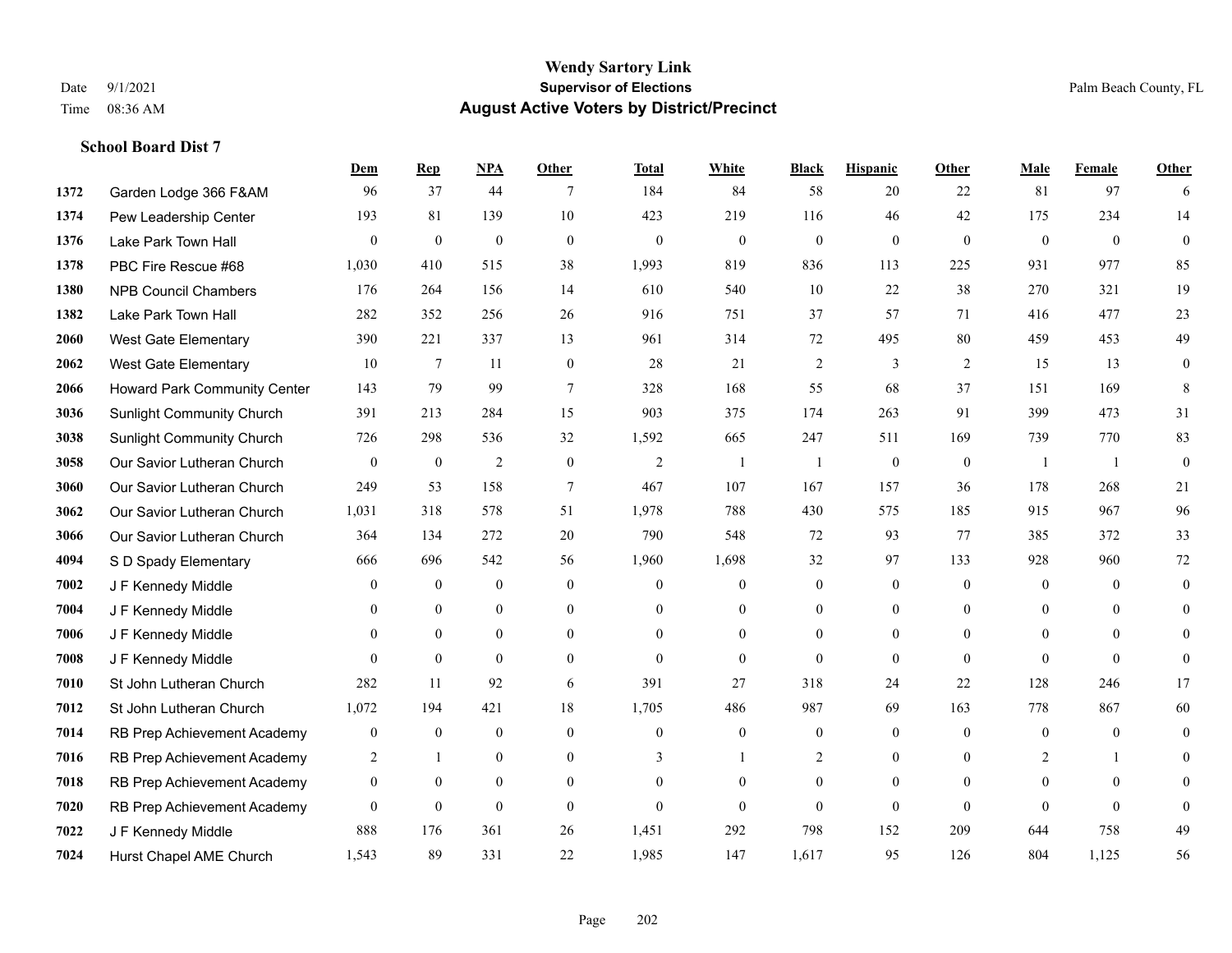# Wendy Sartory Link
## Supervisor of Elections
## August Active Voters by District/Precinct

Date 9/1/2021
Time 08:36 AM

Palm Beach County, FL

### School Board Dist 7

| | | Dem | Rep | NPA | Other | Total | White | Black | Hispanic | Other | Male | Female | Other |
|---|---|---|---|---|---|---|---|---|---|---|---|---|---|
| 1372 | Garden Lodge 366 F&AM | 96 | 37 | 44 | 7 | 184 | 84 | 58 | 20 | 22 | 81 | 97 | 6 |
| 1374 | Pew Leadership Center | 193 | 81 | 139 | 10 | 423 | 219 | 116 | 46 | 42 | 175 | 234 | 14 |
| 1376 | Lake Park Town Hall | 0 | 0 | 0 | 0 | 0 | 0 | 0 | 0 | 0 | 0 | 0 | 0 |
| 1378 | PBC Fire Rescue #68 | 1,030 | 410 | 515 | 38 | 1,993 | 819 | 836 | 113 | 225 | 931 | 977 | 85 |
| 1380 | NPB Council Chambers | 176 | 264 | 156 | 14 | 610 | 540 | 10 | 22 | 38 | 270 | 321 | 19 |
| 1382 | Lake Park Town Hall | 282 | 352 | 256 | 26 | 916 | 751 | 37 | 57 | 71 | 416 | 477 | 23 |
| 2060 | West Gate Elementary | 390 | 221 | 337 | 13 | 961 | 314 | 72 | 495 | 80 | 459 | 453 | 49 |
| 2062 | West Gate Elementary | 10 | 7 | 11 | 0 | 28 | 21 | 2 | 3 | 2 | 15 | 13 | 0 |
| 2066 | Howard Park Community Center | 143 | 79 | 99 | 7 | 328 | 168 | 55 | 68 | 37 | 151 | 169 | 8 |
| 3036 | Sunlight Community Church | 391 | 213 | 284 | 15 | 903 | 375 | 174 | 263 | 91 | 399 | 473 | 31 |
| 3038 | Sunlight Community Church | 726 | 298 | 536 | 32 | 1,592 | 665 | 247 | 511 | 169 | 739 | 770 | 83 |
| 3058 | Our Savior Lutheran Church | 0 | 0 | 2 | 0 | 2 | 1 | 1 | 0 | 0 | 1 | 1 | 0 |
| 3060 | Our Savior Lutheran Church | 249 | 53 | 158 | 7 | 467 | 107 | 167 | 157 | 36 | 178 | 268 | 21 |
| 3062 | Our Savior Lutheran Church | 1,031 | 318 | 578 | 51 | 1,978 | 788 | 430 | 575 | 185 | 915 | 967 | 96 |
| 3066 | Our Savior Lutheran Church | 364 | 134 | 272 | 20 | 790 | 548 | 72 | 93 | 77 | 385 | 372 | 33 |
| 4094 | S D Spady Elementary | 666 | 696 | 542 | 56 | 1,960 | 1,698 | 32 | 97 | 133 | 928 | 960 | 72 |
| 7002 | J F Kennedy Middle | 0 | 0 | 0 | 0 | 0 | 0 | 0 | 0 | 0 | 0 | 0 | 0 |
| 7004 | J F Kennedy Middle | 0 | 0 | 0 | 0 | 0 | 0 | 0 | 0 | 0 | 0 | 0 | 0 |
| 7006 | J F Kennedy Middle | 0 | 0 | 0 | 0 | 0 | 0 | 0 | 0 | 0 | 0 | 0 | 0 |
| 7008 | J F Kennedy Middle | 0 | 0 | 0 | 0 | 0 | 0 | 0 | 0 | 0 | 0 | 0 | 0 |
| 7010 | St John Lutheran Church | 282 | 11 | 92 | 6 | 391 | 27 | 318 | 24 | 22 | 128 | 246 | 17 |
| 7012 | St John Lutheran Church | 1,072 | 194 | 421 | 18 | 1,705 | 486 | 987 | 69 | 163 | 778 | 867 | 60 |
| 7014 | RB Prep Achievement Academy | 0 | 0 | 0 | 0 | 0 | 0 | 0 | 0 | 0 | 0 | 0 | 0 |
| 7016 | RB Prep Achievement Academy | 2 | 1 | 0 | 0 | 3 | 1 | 2 | 0 | 0 | 2 | 1 | 0 |
| 7018 | RB Prep Achievement Academy | 0 | 0 | 0 | 0 | 0 | 0 | 0 | 0 | 0 | 0 | 0 | 0 |
| 7020 | RB Prep Achievement Academy | 0 | 0 | 0 | 0 | 0 | 0 | 0 | 0 | 0 | 0 | 0 | 0 |
| 7022 | J F Kennedy Middle | 888 | 176 | 361 | 26 | 1,451 | 292 | 798 | 152 | 209 | 644 | 758 | 49 |
| 7024 | Hurst Chapel AME Church | 1,543 | 89 | 331 | 22 | 1,985 | 147 | 1,617 | 95 | 126 | 804 | 1,125 | 56 |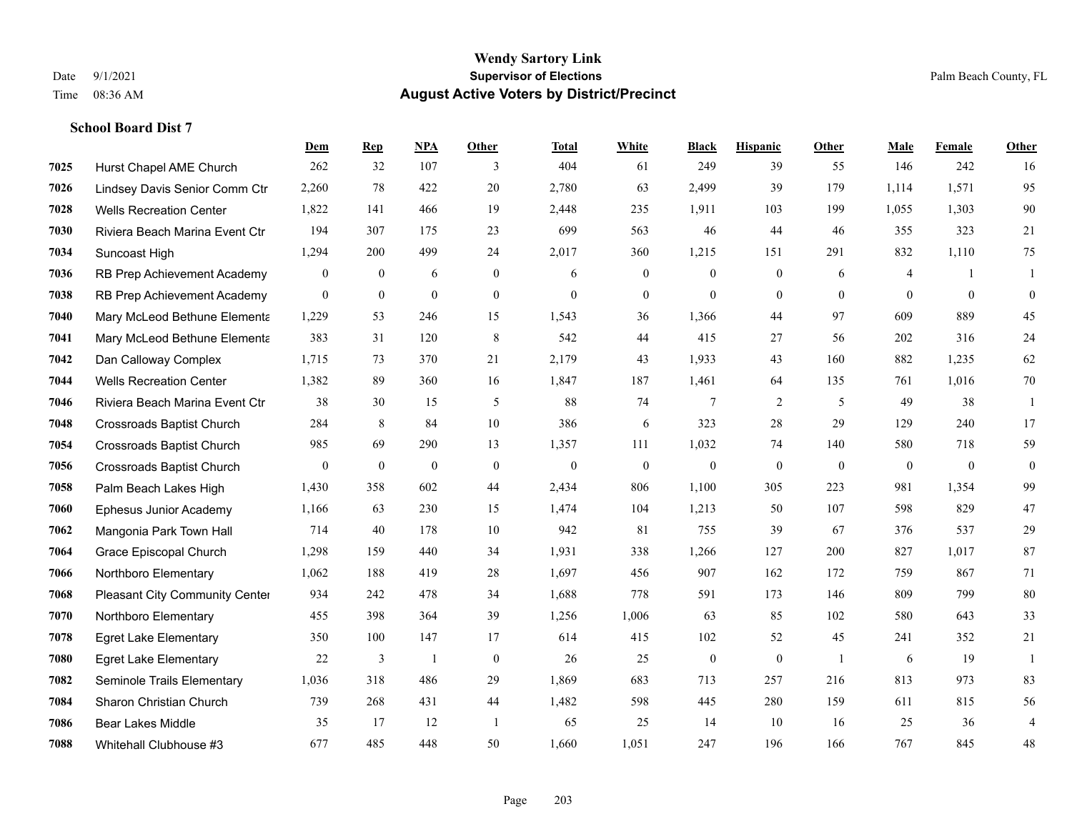# Wendy Sartory Link
## Supervisor of Elections
## August Active Voters by District/Precinct

Date 9/1/2021
Time 08:36 AM

Palm Beach County, FL

### School Board Dist 7

| | | Dem | Rep | NPA | Other | Total | White | Black | Hispanic | Other | Male | Female | Other |
|---|---|---|---|---|---|---|---|---|---|---|---|---|---|
| 7025 | Hurst Chapel AME Church | 262 | 32 | 107 | 3 | 404 | 61 | 249 | 39 | 55 | 146 | 242 | 16 |
| 7026 | Lindsey Davis Senior Comm Ctr | 2,260 | 78 | 422 | 20 | 2,780 | 63 | 2,499 | 39 | 179 | 1,114 | 1,571 | 95 |
| 7028 | Wells Recreation Center | 1,822 | 141 | 466 | 19 | 2,448 | 235 | 1,911 | 103 | 199 | 1,055 | 1,303 | 90 |
| 7030 | Riviera Beach Marina Event Ctr | 194 | 307 | 175 | 23 | 699 | 563 | 46 | 44 | 46 | 355 | 323 | 21 |
| 7034 | Suncoast High | 1,294 | 200 | 499 | 24 | 2,017 | 360 | 1,215 | 151 | 291 | 832 | 1,110 | 75 |
| 7036 | RB Prep Achievement Academy | 0 | 0 | 6 | 0 | 6 | 0 | 0 | 0 | 6 | 4 | 1 | 1 |
| 7038 | RB Prep Achievement Academy | 0 | 0 | 0 | 0 | 0 | 0 | 0 | 0 | 0 | 0 | 0 | 0 |
| 7040 | Mary McLeod Bethune Elementa | 1,229 | 53 | 246 | 15 | 1,543 | 36 | 1,366 | 44 | 97 | 609 | 889 | 45 |
| 7041 | Mary McLeod Bethune Elementa | 383 | 31 | 120 | 8 | 542 | 44 | 415 | 27 | 56 | 202 | 316 | 24 |
| 7042 | Dan Calloway Complex | 1,715 | 73 | 370 | 21 | 2,179 | 43 | 1,933 | 43 | 160 | 882 | 1,235 | 62 |
| 7044 | Wells Recreation Center | 1,382 | 89 | 360 | 16 | 1,847 | 187 | 1,461 | 64 | 135 | 761 | 1,016 | 70 |
| 7046 | Riviera Beach Marina Event Ctr | 38 | 30 | 15 | 5 | 88 | 74 | 7 | 2 | 5 | 49 | 38 | 1 |
| 7048 | Crossroads Baptist Church | 284 | 8 | 84 | 10 | 386 | 6 | 323 | 28 | 29 | 129 | 240 | 17 |
| 7054 | Crossroads Baptist Church | 985 | 69 | 290 | 13 | 1,357 | 111 | 1,032 | 74 | 140 | 580 | 718 | 59 |
| 7056 | Crossroads Baptist Church | 0 | 0 | 0 | 0 | 0 | 0 | 0 | 0 | 0 | 0 | 0 | 0 |
| 7058 | Palm Beach Lakes High | 1,430 | 358 | 602 | 44 | 2,434 | 806 | 1,100 | 305 | 223 | 981 | 1,354 | 99 |
| 7060 | Ephesus Junior Academy | 1,166 | 63 | 230 | 15 | 1,474 | 104 | 1,213 | 50 | 107 | 598 | 829 | 47 |
| 7062 | Mangonia Park Town Hall | 714 | 40 | 178 | 10 | 942 | 81 | 755 | 39 | 67 | 376 | 537 | 29 |
| 7064 | Grace Episcopal Church | 1,298 | 159 | 440 | 34 | 1,931 | 338 | 1,266 | 127 | 200 | 827 | 1,017 | 87 |
| 7066 | Northboro Elementary | 1,062 | 188 | 419 | 28 | 1,697 | 456 | 907 | 162 | 172 | 759 | 867 | 71 |
| 7068 | Pleasant City Community Center | 934 | 242 | 478 | 34 | 1,688 | 778 | 591 | 173 | 146 | 809 | 799 | 80 |
| 7070 | Northboro Elementary | 455 | 398 | 364 | 39 | 1,256 | 1,006 | 63 | 85 | 102 | 580 | 643 | 33 |
| 7078 | Egret Lake Elementary | 350 | 100 | 147 | 17 | 614 | 415 | 102 | 52 | 45 | 241 | 352 | 21 |
| 7080 | Egret Lake Elementary | 22 | 3 | 1 | 0 | 26 | 25 | 0 | 0 | 1 | 6 | 19 | 1 |
| 7082 | Seminole Trails Elementary | 1,036 | 318 | 486 | 29 | 1,869 | 683 | 713 | 257 | 216 | 813 | 973 | 83 |
| 7084 | Sharon Christian Church | 739 | 268 | 431 | 44 | 1,482 | 598 | 445 | 280 | 159 | 611 | 815 | 56 |
| 7086 | Bear Lakes Middle | 35 | 17 | 12 | 1 | 65 | 25 | 14 | 10 | 16 | 25 | 36 | 4 |
| 7088 | Whitehall Clubhouse #3 | 677 | 485 | 448 | 50 | 1,660 | 1,051 | 247 | 196 | 166 | 767 | 845 | 48 |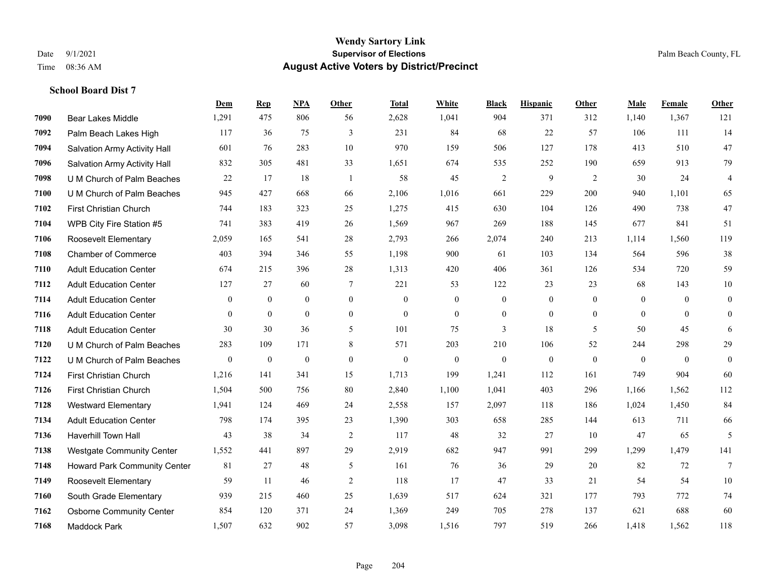# Wendy Sartory Link

**Supervisor of Elections**

**August Active Voters by District/Precinct**

Date 9/1/2021
Time 08:36 AM

Palm Beach County, FL

### School Board Dist 7

| | | Dem | Rep | NPA | Other | Total | White | Black | Hispanic | Other | Male | Female | Other |
|---|---|---|---|---|---|---|---|---|---|---|---|---|---|
| 7090 | Bear Lakes Middle | 1,291 | 475 | 806 | 56 | 2,628 | 1,041 | 904 | 371 | 312 | 1,140 | 1,367 | 121 |
| 7092 | Palm Beach Lakes High | 117 | 36 | 75 | 3 | 231 | 84 | 68 | 22 | 57 | 106 | 111 | 14 |
| 7094 | Salvation Army Activity Hall | 601 | 76 | 283 | 10 | 970 | 159 | 506 | 127 | 178 | 413 | 510 | 47 |
| 7096 | Salvation Army Activity Hall | 832 | 305 | 481 | 33 | 1,651 | 674 | 535 | 252 | 190 | 659 | 913 | 79 |
| 7098 | U M Church of Palm Beaches | 22 | 17 | 18 | 1 | 58 | 45 | 2 | 9 | 2 | 30 | 24 | 4 |
| 7100 | U M Church of Palm Beaches | 945 | 427 | 668 | 66 | 2,106 | 1,016 | 661 | 229 | 200 | 940 | 1,101 | 65 |
| 7102 | First Christian Church | 744 | 183 | 323 | 25 | 1,275 | 415 | 630 | 104 | 126 | 490 | 738 | 47 |
| 7104 | WPB City Fire Station #5 | 741 | 383 | 419 | 26 | 1,569 | 967 | 269 | 188 | 145 | 677 | 841 | 51 |
| 7106 | Roosevelt Elementary | 2,059 | 165 | 541 | 28 | 2,793 | 266 | 2,074 | 240 | 213 | 1,114 | 1,560 | 119 |
| 7108 | Chamber of Commerce | 403 | 394 | 346 | 55 | 1,198 | 900 | 61 | 103 | 134 | 564 | 596 | 38 |
| 7110 | Adult Education Center | 674 | 215 | 396 | 28 | 1,313 | 420 | 406 | 361 | 126 | 534 | 720 | 59 |
| 7112 | Adult Education Center | 127 | 27 | 60 | 7 | 221 | 53 | 122 | 23 | 23 | 68 | 143 | 10 |
| 7114 | Adult Education Center | 0 | 0 | 0 | 0 | 0 | 0 | 0 | 0 | 0 | 0 | 0 | 0 |
| 7116 | Adult Education Center | 0 | 0 | 0 | 0 | 0 | 0 | 0 | 0 | 0 | 0 | 0 | 0 |
| 7118 | Adult Education Center | 30 | 30 | 36 | 5 | 101 | 75 | 3 | 18 | 5 | 50 | 45 | 6 |
| 7120 | U M Church of Palm Beaches | 283 | 109 | 171 | 8 | 571 | 203 | 210 | 106 | 52 | 244 | 298 | 29 |
| 7122 | U M Church of Palm Beaches | 0 | 0 | 0 | 0 | 0 | 0 | 0 | 0 | 0 | 0 | 0 | 0 |
| 7124 | First Christian Church | 1,216 | 141 | 341 | 15 | 1,713 | 199 | 1,241 | 112 | 161 | 749 | 904 | 60 |
| 7126 | First Christian Church | 1,504 | 500 | 756 | 80 | 2,840 | 1,100 | 1,041 | 403 | 296 | 1,166 | 1,562 | 112 |
| 7128 | Westward Elementary | 1,941 | 124 | 469 | 24 | 2,558 | 157 | 2,097 | 118 | 186 | 1,024 | 1,450 | 84 |
| 7134 | Adult Education Center | 798 | 174 | 395 | 23 | 1,390 | 303 | 658 | 285 | 144 | 613 | 711 | 66 |
| 7136 | Haverhill Town Hall | 43 | 38 | 34 | 2 | 117 | 48 | 32 | 27 | 10 | 47 | 65 | 5 |
| 7138 | Westgate Community Center | 1,552 | 441 | 897 | 29 | 2,919 | 682 | 947 | 991 | 299 | 1,299 | 1,479 | 141 |
| 7148 | Howard Park Community Center | 81 | 27 | 48 | 5 | 161 | 76 | 36 | 29 | 20 | 82 | 72 | 7 |
| 7149 | Roosevelt Elementary | 59 | 11 | 46 | 2 | 118 | 17 | 47 | 33 | 21 | 54 | 54 | 10 |
| 7160 | South Grade Elementary | 939 | 215 | 460 | 25 | 1,639 | 517 | 624 | 321 | 177 | 793 | 772 | 74 |
| 7162 | Osborne Community Center | 854 | 120 | 371 | 24 | 1,369 | 249 | 705 | 278 | 137 | 621 | 688 | 60 |
| 7168 | Maddock Park | 1,507 | 632 | 902 | 57 | 3,098 | 1,516 | 797 | 519 | 266 | 1,418 | 1,562 | 118 |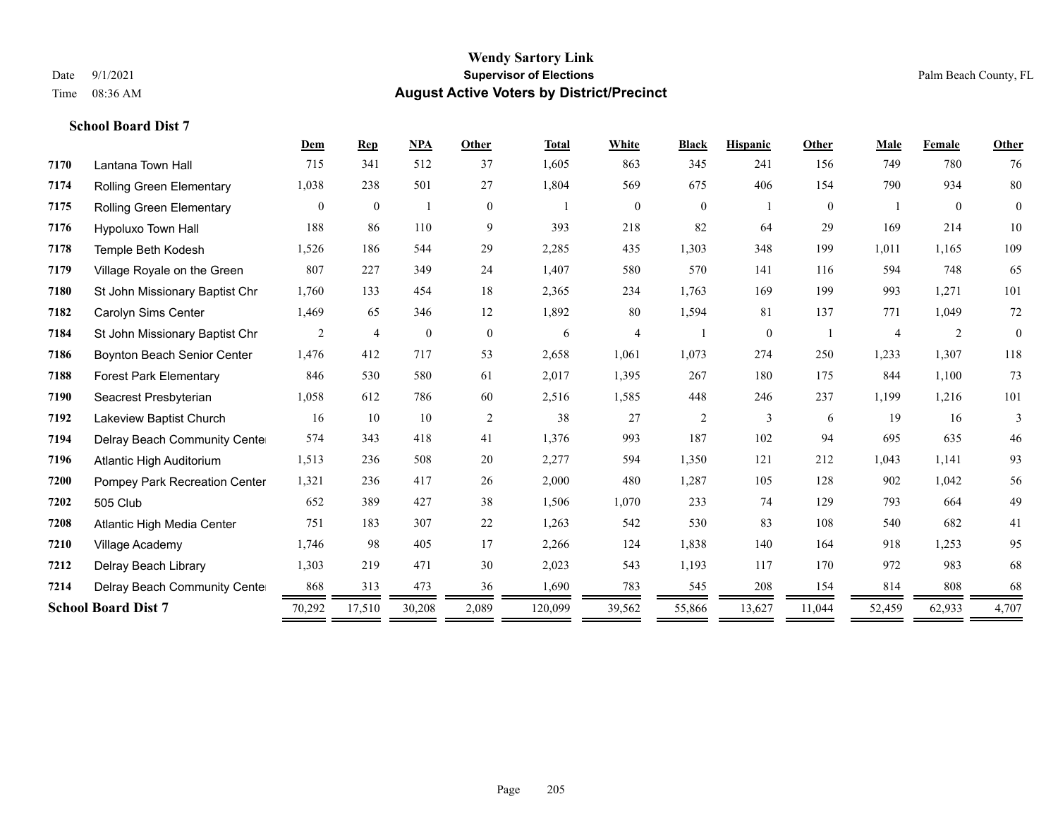# Wendy Sartory Link
## Supervisor of Elections
## August Active Voters by District/Precinct

Date 9/1/2021
Time 08:36 AM

Palm Beach County, FL

**School Board Dist 7**

| | | Dem | Rep | NPA | Other | Total | White | Black | Hispanic | Other | Male | Female | Other |
|---|---|---|---|---|---|---|---|---|---|---|---|---|---|
| **7170** | Lantana Town Hall | 715 | 341 | 512 | 37 | 1,605 | 863 | 345 | 241 | 156 | 749 | 780 | 76 |
| **7174** | Rolling Green Elementary | 1,038 | 238 | 501 | 27 | 1,804 | 569 | 675 | 406 | 154 | 790 | 934 | 80 |
| **7175** | Rolling Green Elementary | 0 | 0 | 1 | 0 | 1 | 0 | 0 | 1 | 0 | 1 | 0 | 0 |
| **7176** | Hypoluxo Town Hall | 188 | 86 | 110 | 9 | 393 | 218 | 82 | 64 | 29 | 169 | 214 | 10 |
| **7178** | Temple Beth Kodesh | 1,526 | 186 | 544 | 29 | 2,285 | 435 | 1,303 | 348 | 199 | 1,011 | 1,165 | 109 |
| **7179** | Village Royale on the Green | 807 | 227 | 349 | 24 | 1,407 | 580 | 570 | 141 | 116 | 594 | 748 | 65 |
| **7180** | St John Missionary Baptist Chr | 1,760 | 133 | 454 | 18 | 2,365 | 234 | 1,763 | 169 | 199 | 993 | 1,271 | 101 |
| **7182** | Carolyn Sims Center | 1,469 | 65 | 346 | 12 | 1,892 | 80 | 1,594 | 81 | 137 | 771 | 1,049 | 72 |
| **7184** | St John Missionary Baptist Chr | 2 | 4 | 0 | 0 | 6 | 4 | 1 | 0 | 1 | 4 | 2 | 0 |
| **7186** | Boynton Beach Senior Center | 1,476 | 412 | 717 | 53 | 2,658 | 1,061 | 1,073 | 274 | 250 | 1,233 | 1,307 | 118 |
| **7188** | Forest Park Elementary | 846 | 530 | 580 | 61 | 2,017 | 1,395 | 267 | 180 | 175 | 844 | 1,100 | 73 |
| **7190** | Seacrest Presbyterian | 1,058 | 612 | 786 | 60 | 2,516 | 1,585 | 448 | 246 | 237 | 1,199 | 1,216 | 101 |
| **7192** | Lakeview Baptist Church | 16 | 10 | 10 | 2 | 38 | 27 | 2 | 3 | 6 | 19 | 16 | 3 |
| **7194** | Delray Beach Community Cente | 574 | 343 | 418 | 41 | 1,376 | 993 | 187 | 102 | 94 | 695 | 635 | 46 |
| **7196** | Atlantic High Auditorium | 1,513 | 236 | 508 | 20 | 2,277 | 594 | 1,350 | 121 | 212 | 1,043 | 1,141 | 93 |
| **7200** | Pompey Park Recreation Center | 1,321 | 236 | 417 | 26 | 2,000 | 480 | 1,287 | 105 | 128 | 902 | 1,042 | 56 |
| **7202** | 505 Club | 652 | 389 | 427 | 38 | 1,506 | 1,070 | 233 | 74 | 129 | 793 | 664 | 49 |
| **7208** | Atlantic High Media Center | 751 | 183 | 307 | 22 | 1,263 | 542 | 530 | 83 | 108 | 540 | 682 | 41 |
| **7210** | Village Academy | 1,746 | 98 | 405 | 17 | 2,266 | 124 | 1,838 | 140 | 164 | 918 | 1,253 | 95 |
| **7212** | Delray Beach Library | 1,303 | 219 | 471 | 30 | 2,023 | 543 | 1,193 | 117 | 170 | 972 | 983 | 68 |
| **7214** | Delray Beach Community Cente | 868 | 313 | 473 | 36 | 1,690 | 783 | 545 | 208 | 154 | 814 | 808 | 68 |
| **School Board Dist 7** | | 70,292 | 17,510 | 30,208 | 2,089 | 120,099 | 39,562 | 55,866 | 13,627 | 11,044 | 52,459 | 62,933 | 4,707 |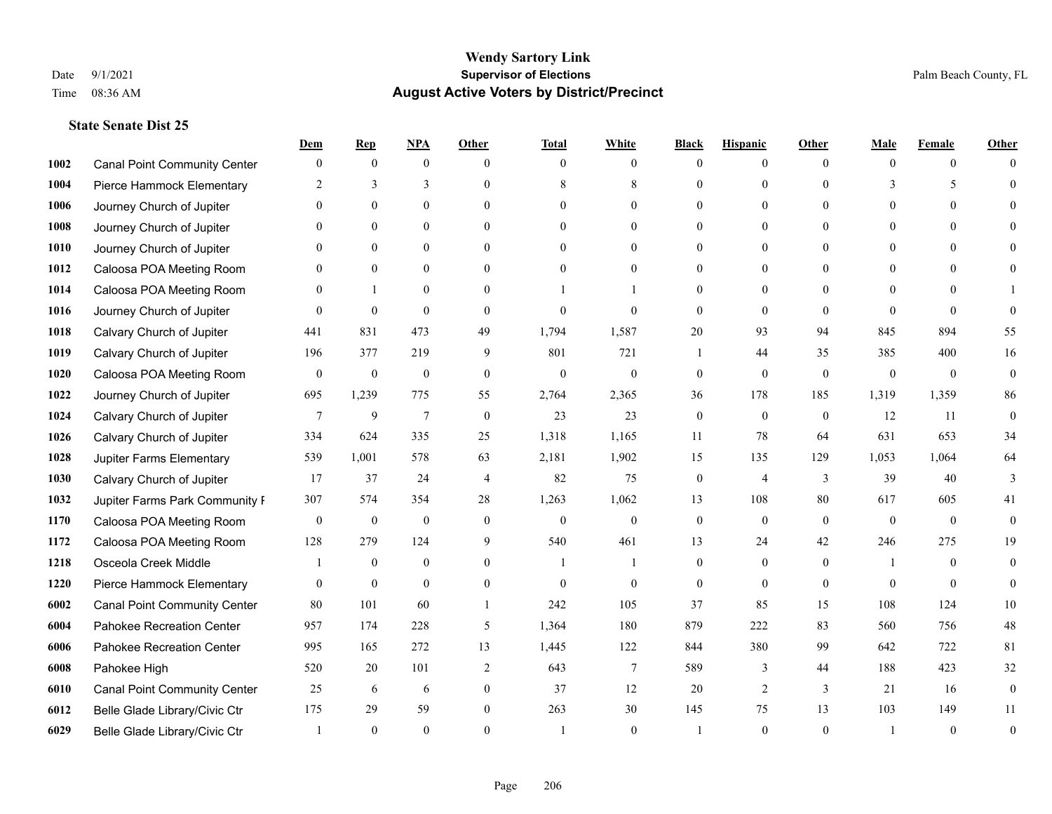# Wendy Sartory Link
## Supervisor of Elections
## August Active Voters by District/Precinct

Date 9/1/2021
Time 08:36 AM

Palm Beach County, FL

### State Senate Dist 25

| | | Dem | Rep | NPA | Other | Total | White | Black | Hispanic | Other | Male | Female | Other |
|---|---|---|---|---|---|---|---|---|---|---|---|---|---|
| 1002 | Canal Point Community Center | 0 | 0 | 0 | 0 | 0 | 0 | 0 | 0 | 0 | 0 | 0 | 0 |
| 1004 | Pierce Hammock Elementary | 2 | 3 | 3 | 0 | 8 | 8 | 0 | 0 | 0 | 3 | 5 | 0 |
| 1006 | Journey Church of Jupiter | 0 | 0 | 0 | 0 | 0 | 0 | 0 | 0 | 0 | 0 | 0 | 0 |
| 1008 | Journey Church of Jupiter | 0 | 0 | 0 | 0 | 0 | 0 | 0 | 0 | 0 | 0 | 0 | 0 |
| 1010 | Journey Church of Jupiter | 0 | 0 | 0 | 0 | 0 | 0 | 0 | 0 | 0 | 0 | 0 | 0 |
| 1012 | Caloosa POA Meeting Room | 0 | 0 | 0 | 0 | 0 | 0 | 0 | 0 | 0 | 0 | 0 | 0 |
| 1014 | Caloosa POA Meeting Room | 0 | 1 | 0 | 0 | 1 | 1 | 0 | 0 | 0 | 0 | 0 | 1 |
| 1016 | Journey Church of Jupiter | 0 | 0 | 0 | 0 | 0 | 0 | 0 | 0 | 0 | 0 | 0 | 0 |
| 1018 | Calvary Church of Jupiter | 441 | 831 | 473 | 49 | 1,794 | 1,587 | 20 | 93 | 94 | 845 | 894 | 55 |
| 1019 | Calvary Church of Jupiter | 196 | 377 | 219 | 9 | 801 | 721 | 1 | 44 | 35 | 385 | 400 | 16 |
| 1020 | Caloosa POA Meeting Room | 0 | 0 | 0 | 0 | 0 | 0 | 0 | 0 | 0 | 0 | 0 | 0 |
| 1022 | Journey Church of Jupiter | 695 | 1,239 | 775 | 55 | 2,764 | 2,365 | 36 | 178 | 185 | 1,319 | 1,359 | 86 |
| 1024 | Calvary Church of Jupiter | 7 | 9 | 7 | 0 | 23 | 23 | 0 | 0 | 0 | 12 | 11 | 0 |
| 1026 | Calvary Church of Jupiter | 334 | 624 | 335 | 25 | 1,318 | 1,165 | 11 | 78 | 64 | 631 | 653 | 34 |
| 1028 | Jupiter Farms Elementary | 539 | 1,001 | 578 | 63 | 2,181 | 1,902 | 15 | 135 | 129 | 1,053 | 1,064 | 64 |
| 1030 | Calvary Church of Jupiter | 17 | 37 | 24 | 4 | 82 | 75 | 0 | 4 | 3 | 39 | 40 | 3 |
| 1032 | Jupiter Farms Park Community F | 307 | 574 | 354 | 28 | 1,263 | 1,062 | 13 | 108 | 80 | 617 | 605 | 41 |
| 1170 | Caloosa POA Meeting Room | 0 | 0 | 0 | 0 | 0 | 0 | 0 | 0 | 0 | 0 | 0 | 0 |
| 1172 | Caloosa POA Meeting Room | 128 | 279 | 124 | 9 | 540 | 461 | 13 | 24 | 42 | 246 | 275 | 19 |
| 1218 | Osceola Creek Middle | 1 | 0 | 0 | 0 | 1 | 1 | 0 | 0 | 0 | 1 | 0 | 0 |
| 1220 | Pierce Hammock Elementary | 0 | 0 | 0 | 0 | 0 | 0 | 0 | 0 | 0 | 0 | 0 | 0 |
| 6002 | Canal Point Community Center | 80 | 101 | 60 | 1 | 242 | 105 | 37 | 85 | 15 | 108 | 124 | 10 |
| 6004 | Pahokee Recreation Center | 957 | 174 | 228 | 5 | 1,364 | 180 | 879 | 222 | 83 | 560 | 756 | 48 |
| 6006 | Pahokee Recreation Center | 995 | 165 | 272 | 13 | 1,445 | 122 | 844 | 380 | 99 | 642 | 722 | 81 |
| 6008 | Pahokee High | 520 | 20 | 101 | 2 | 643 | 7 | 589 | 3 | 44 | 188 | 423 | 32 |
| 6010 | Canal Point Community Center | 25 | 6 | 6 | 0 | 37 | 12 | 20 | 2 | 3 | 21 | 16 | 0 |
| 6012 | Belle Glade Library/Civic Ctr | 175 | 29 | 59 | 0 | 263 | 30 | 145 | 75 | 13 | 103 | 149 | 11 |
| 6029 | Belle Glade Library/Civic Ctr | 1 | 0 | 0 | 0 | 1 | 0 | 1 | 0 | 0 | 1 | 0 | 0 |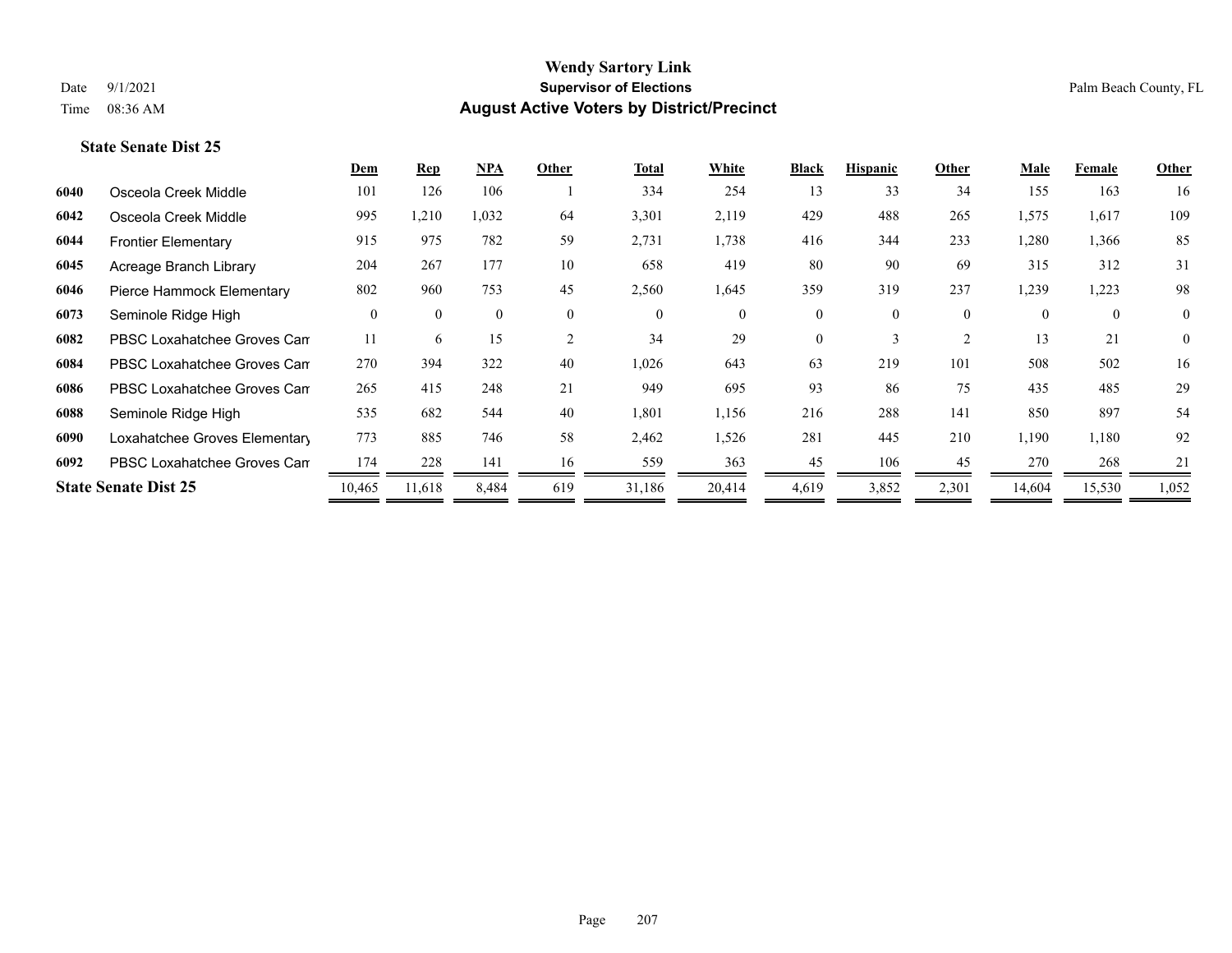# Wendy Sartory Link
## Supervisor of Elections
## August Active Voters by District/Precinct

Date 9/1/2021
Time 08:36 AM

Palm Beach County, FL

### State Senate Dist 25

| | | Dem | Rep | NPA | Other | Total | White | Black | Hispanic | Other | Male | Female | Other |
|---|---|---|---|---|---|---|---|---|---|---|---|---|---|
| 6040 | Osceola Creek Middle | 101 | 126 | 106 | 1 | 334 | 254 | 13 | 33 | 34 | 155 | 163 | 16 |
| 6042 | Osceola Creek Middle | 995 | 1,210 | 1,032 | 64 | 3,301 | 2,119 | 429 | 488 | 265 | 1,575 | 1,617 | 109 |
| 6044 | Frontier Elementary | 915 | 975 | 782 | 59 | 2,731 | 1,738 | 416 | 344 | 233 | 1,280 | 1,366 | 85 |
| 6045 | Acreage Branch Library | 204 | 267 | 177 | 10 | 658 | 419 | 80 | 90 | 69 | 315 | 312 | 31 |
| 6046 | Pierce Hammock Elementary | 802 | 960 | 753 | 45 | 2,560 | 1,645 | 359 | 319 | 237 | 1,239 | 1,223 | 98 |
| 6073 | Seminole Ridge High | 0 | 0 | 0 | 0 | 0 | 0 | 0 | 0 | 0 | 0 | 0 | 0 |
| 6082 | PBSC Loxahatchee Groves Cam | 11 | 6 | 15 | 2 | 34 | 29 | 0 | 3 | 2 | 13 | 21 | 0 |
| 6084 | PBSC Loxahatchee Groves Cam | 270 | 394 | 322 | 40 | 1,026 | 643 | 63 | 219 | 101 | 508 | 502 | 16 |
| 6086 | PBSC Loxahatchee Groves Cam | 265 | 415 | 248 | 21 | 949 | 695 | 93 | 86 | 75 | 435 | 485 | 29 |
| 6088 | Seminole Ridge High | 535 | 682 | 544 | 40 | 1,801 | 1,156 | 216 | 288 | 141 | 850 | 897 | 54 |
| 6090 | Loxahatchee Groves Elementary | 773 | 885 | 746 | 58 | 2,462 | 1,526 | 281 | 445 | 210 | 1,190 | 1,180 | 92 |
| 6092 | PBSC Loxahatchee Groves Cam | 174 | 228 | 141 | 16 | 559 | 363 | 45 | 106 | 45 | 270 | 268 | 21 |
| **State Senate Dist 25** | | 10,465 | 11,618 | 8,484 | 619 | 31,186 | 20,414 | 4,619 | 3,852 | 2,301 | 14,604 | 15,530 | 1,052 |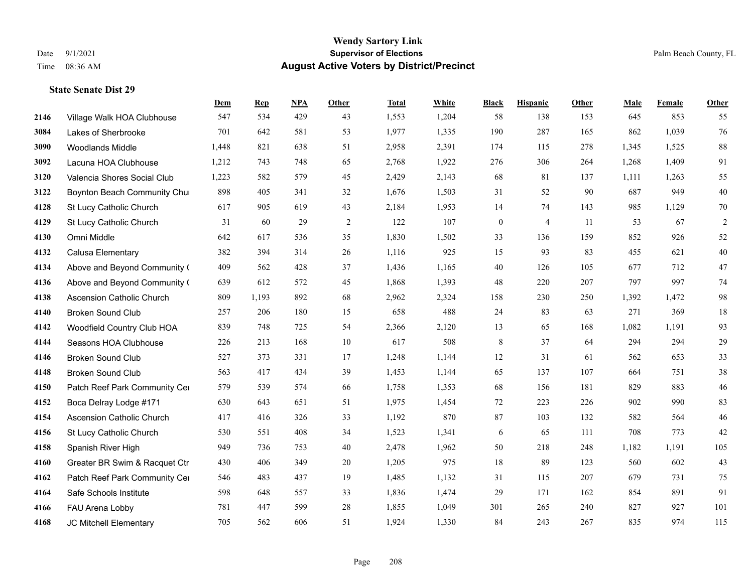**Wendy Sartory Link**
**Supervisor of Elections**
**August Active Voters by District/Precinct**

Date 9/1/2021
Time 08:36 AM
Palm Beach County, FL

### State Senate Dist 29

| | | Dem | Rep | NPA | Other | Total | White | Black | Hispanic | Other | Male | Female | Other |
|---|---|---|---|---|---|---|---|---|---|---|---|---|---|
| 2146 | Village Walk HOA Clubhouse | 547 | 534 | 429 | 43 | 1,553 | 1,204 | 58 | 138 | 153 | 645 | 853 | 55 |
| 3084 | Lakes of Sherbrooke | 701 | 642 | 581 | 53 | 1,977 | 1,335 | 190 | 287 | 165 | 862 | 1,039 | 76 |
| 3090 | Woodlands Middle | 1,448 | 821 | 638 | 51 | 2,958 | 2,391 | 174 | 115 | 278 | 1,345 | 1,525 | 88 |
| 3092 | Lacuna HOA Clubhouse | 1,212 | 743 | 748 | 65 | 2,768 | 1,922 | 276 | 306 | 264 | 1,268 | 1,409 | 91 |
| 3120 | Valencia Shores Social Club | 1,223 | 582 | 579 | 45 | 2,429 | 2,143 | 68 | 81 | 137 | 1,111 | 1,263 | 55 |
| 3122 | Boynton Beach Community Chu | 898 | 405 | 341 | 32 | 1,676 | 1,503 | 31 | 52 | 90 | 687 | 949 | 40 |
| 4128 | St Lucy Catholic Church | 617 | 905 | 619 | 43 | 2,184 | 1,953 | 14 | 74 | 143 | 985 | 1,129 | 70 |
| 4129 | St Lucy Catholic Church | 31 | 60 | 29 | 2 | 122 | 107 | 0 | 4 | 11 | 53 | 67 | 2 |
| 4130 | Omni Middle | 642 | 617 | 536 | 35 | 1,830 | 1,502 | 33 | 136 | 159 | 852 | 926 | 52 |
| 4132 | Calusa Elementary | 382 | 394 | 314 | 26 | 1,116 | 925 | 15 | 93 | 83 | 455 | 621 | 40 |
| 4134 | Above and Beyond Community ( | 409 | 562 | 428 | 37 | 1,436 | 1,165 | 40 | 126 | 105 | 677 | 712 | 47 |
| 4136 | Above and Beyond Community ( | 639 | 612 | 572 | 45 | 1,868 | 1,393 | 48 | 220 | 207 | 797 | 997 | 74 |
| 4138 | Ascension Catholic Church | 809 | 1,193 | 892 | 68 | 2,962 | 2,324 | 158 | 230 | 250 | 1,392 | 1,472 | 98 |
| 4140 | Broken Sound Club | 257 | 206 | 180 | 15 | 658 | 488 | 24 | 83 | 63 | 271 | 369 | 18 |
| 4142 | Woodfield Country Club HOA | 839 | 748 | 725 | 54 | 2,366 | 2,120 | 13 | 65 | 168 | 1,082 | 1,191 | 93 |
| 4144 | Seasons HOA Clubhouse | 226 | 213 | 168 | 10 | 617 | 508 | 8 | 37 | 64 | 294 | 294 | 29 |
| 4146 | Broken Sound Club | 527 | 373 | 331 | 17 | 1,248 | 1,144 | 12 | 31 | 61 | 562 | 653 | 33 |
| 4148 | Broken Sound Club | 563 | 417 | 434 | 39 | 1,453 | 1,144 | 65 | 137 | 107 | 664 | 751 | 38 |
| 4150 | Patch Reef Park Community Cer | 579 | 539 | 574 | 66 | 1,758 | 1,353 | 68 | 156 | 181 | 829 | 883 | 46 |
| 4152 | Boca Delray Lodge #171 | 630 | 643 | 651 | 51 | 1,975 | 1,454 | 72 | 223 | 226 | 902 | 990 | 83 |
| 4154 | Ascension Catholic Church | 417 | 416 | 326 | 33 | 1,192 | 870 | 87 | 103 | 132 | 582 | 564 | 46 |
| 4156 | St Lucy Catholic Church | 530 | 551 | 408 | 34 | 1,523 | 1,341 | 6 | 65 | 111 | 708 | 773 | 42 |
| 4158 | Spanish River High | 949 | 736 | 753 | 40 | 2,478 | 1,962 | 50 | 218 | 248 | 1,182 | 1,191 | 105 |
| 4160 | Greater BR Swim & Racquet Ctr | 430 | 406 | 349 | 20 | 1,205 | 975 | 18 | 89 | 123 | 560 | 602 | 43 |
| 4162 | Patch Reef Park Community Cer | 546 | 483 | 437 | 19 | 1,485 | 1,132 | 31 | 115 | 207 | 679 | 731 | 75 |
| 4164 | Safe Schools Institute | 598 | 648 | 557 | 33 | 1,836 | 1,474 | 29 | 171 | 162 | 854 | 891 | 91 |
| 4166 | FAU Arena Lobby | 781 | 447 | 599 | 28 | 1,855 | 1,049 | 301 | 265 | 240 | 827 | 927 | 101 |
| 4168 | JC Mitchell Elementary | 705 | 562 | 606 | 51 | 1,924 | 1,330 | 84 | 243 | 267 | 835 | 974 | 115 |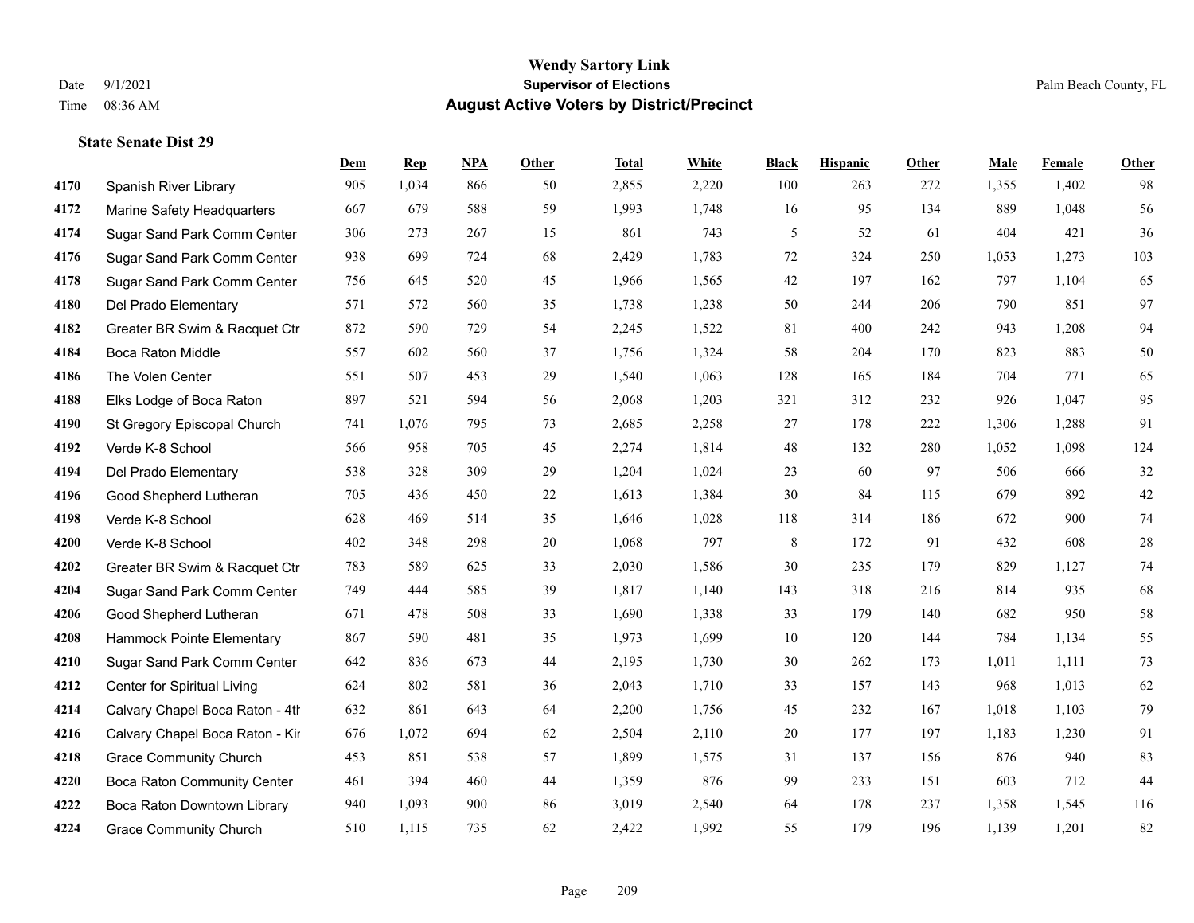# Wendy Sartory Link

**Supervisor of Elections**

**August Active Voters by District/Precinct**

Date 9/1/2021

Time 08:36 AM

Palm Beach County, FL

### State Senate Dist 29

| | | Dem | Rep | NPA | Other | Total | White | Black | Hispanic | Other | Male | Female | Other |
|---|---|---|---|---|---|---|---|---|---|---|---|---|---|
| 4170 | Spanish River Library | 905 | 1,034 | 866 | 50 | 2,855 | 2,220 | 100 | 263 | 272 | 1,355 | 1,402 | 98 |
| 4172 | Marine Safety Headquarters | 667 | 679 | 588 | 59 | 1,993 | 1,748 | 16 | 95 | 134 | 889 | 1,048 | 56 |
| 4174 | Sugar Sand Park Comm Center | 306 | 273 | 267 | 15 | 861 | 743 | 5 | 52 | 61 | 404 | 421 | 36 |
| 4176 | Sugar Sand Park Comm Center | 938 | 699 | 724 | 68 | 2,429 | 1,783 | 72 | 324 | 250 | 1,053 | 1,273 | 103 |
| 4178 | Sugar Sand Park Comm Center | 756 | 645 | 520 | 45 | 1,966 | 1,565 | 42 | 197 | 162 | 797 | 1,104 | 65 |
| 4180 | Del Prado Elementary | 571 | 572 | 560 | 35 | 1,738 | 1,238 | 50 | 244 | 206 | 790 | 851 | 97 |
| 4182 | Greater BR Swim & Racquet Ctr | 872 | 590 | 729 | 54 | 2,245 | 1,522 | 81 | 400 | 242 | 943 | 1,208 | 94 |
| 4184 | Boca Raton Middle | 557 | 602 | 560 | 37 | 1,756 | 1,324 | 58 | 204 | 170 | 823 | 883 | 50 |
| 4186 | The Volen Center | 551 | 507 | 453 | 29 | 1,540 | 1,063 | 128 | 165 | 184 | 704 | 771 | 65 |
| 4188 | Elks Lodge of Boca Raton | 897 | 521 | 594 | 56 | 2,068 | 1,203 | 321 | 312 | 232 | 926 | 1,047 | 95 |
| 4190 | St Gregory Episcopal Church | 741 | 1,076 | 795 | 73 | 2,685 | 2,258 | 27 | 178 | 222 | 1,306 | 1,288 | 91 |
| 4192 | Verde K-8 School | 566 | 958 | 705 | 45 | 2,274 | 1,814 | 48 | 132 | 280 | 1,052 | 1,098 | 124 |
| 4194 | Del Prado Elementary | 538 | 328 | 309 | 29 | 1,204 | 1,024 | 23 | 60 | 97 | 506 | 666 | 32 |
| 4196 | Good Shepherd Lutheran | 705 | 436 | 450 | 22 | 1,613 | 1,384 | 30 | 84 | 115 | 679 | 892 | 42 |
| 4198 | Verde K-8 School | 628 | 469 | 514 | 35 | 1,646 | 1,028 | 118 | 314 | 186 | 672 | 900 | 74 |
| 4200 | Verde K-8 School | 402 | 348 | 298 | 20 | 1,068 | 797 | 8 | 172 | 91 | 432 | 608 | 28 |
| 4202 | Greater BR Swim & Racquet Ctr | 783 | 589 | 625 | 33 | 2,030 | 1,586 | 30 | 235 | 179 | 829 | 1,127 | 74 |
| 4204 | Sugar Sand Park Comm Center | 749 | 444 | 585 | 39 | 1,817 | 1,140 | 143 | 318 | 216 | 814 | 935 | 68 |
| 4206 | Good Shepherd Lutheran | 671 | 478 | 508 | 33 | 1,690 | 1,338 | 33 | 179 | 140 | 682 | 950 | 58 |
| 4208 | Hammock Pointe Elementary | 867 | 590 | 481 | 35 | 1,973 | 1,699 | 10 | 120 | 144 | 784 | 1,134 | 55 |
| 4210 | Sugar Sand Park Comm Center | 642 | 836 | 673 | 44 | 2,195 | 1,730 | 30 | 262 | 173 | 1,011 | 1,111 | 73 |
| 4212 | Center for Spiritual Living | 624 | 802 | 581 | 36 | 2,043 | 1,710 | 33 | 157 | 143 | 968 | 1,013 | 62 |
| 4214 | Calvary Chapel Boca Raton - 4th | 632 | 861 | 643 | 64 | 2,200 | 1,756 | 45 | 232 | 167 | 1,018 | 1,103 | 79 |
| 4216 | Calvary Chapel Boca Raton - Kir | 676 | 1,072 | 694 | 62 | 2,504 | 2,110 | 20 | 177 | 197 | 1,183 | 1,230 | 91 |
| 4218 | Grace Community Church | 453 | 851 | 538 | 57 | 1,899 | 1,575 | 31 | 137 | 156 | 876 | 940 | 83 |
| 4220 | Boca Raton Community Center | 461 | 394 | 460 | 44 | 1,359 | 876 | 99 | 233 | 151 | 603 | 712 | 44 |
| 4222 | Boca Raton Downtown Library | 940 | 1,093 | 900 | 86 | 3,019 | 2,540 | 64 | 178 | 237 | 1,358 | 1,545 | 116 |
| 4224 | Grace Community Church | 510 | 1,115 | 735 | 62 | 2,422 | 1,992 | 55 | 179 | 196 | 1,139 | 1,201 | 82 |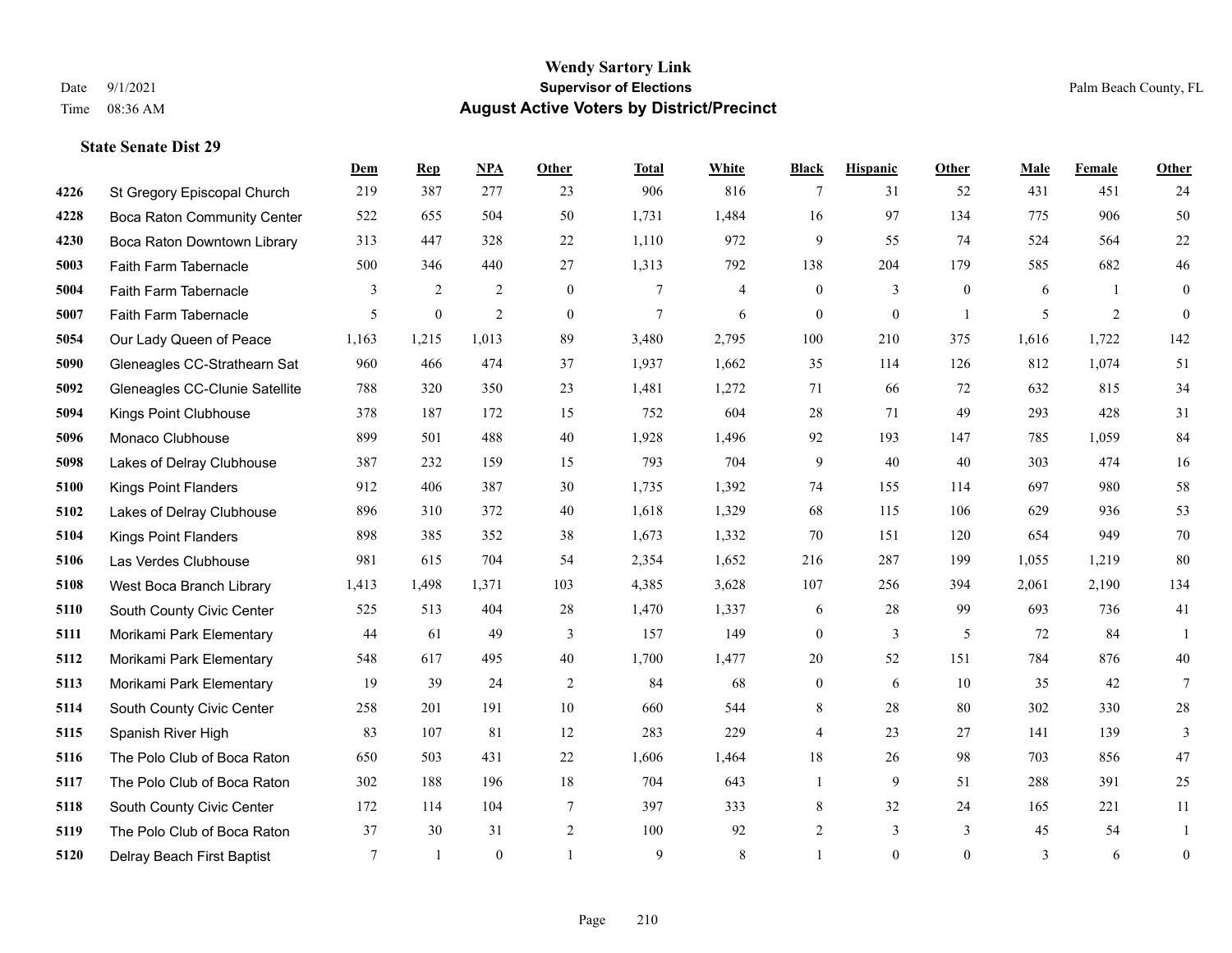# Wendy Sartory Link
## Supervisor of Elections
## August Active Voters by District/Precinct

Date 9/1/2021
Time 08:36 AM

Palm Beach County, FL

### State Senate Dist 29

| | | Dem | Rep | NPA | Other | Total | White | Black | Hispanic | Other | Male | Female | Other |
|---|---|---|---|---|---|---|---|---|---|---|---|---|---|
| 4226 | St Gregory Episcopal Church | 219 | 387 | 277 | 23 | 906 | 816 | 7 | 31 | 52 | 431 | 451 | 24 |
| 4228 | Boca Raton Community Center | 522 | 655 | 504 | 50 | 1,731 | 1,484 | 16 | 97 | 134 | 775 | 906 | 50 |
| 4230 | Boca Raton Downtown Library | 313 | 447 | 328 | 22 | 1,110 | 972 | 9 | 55 | 74 | 524 | 564 | 22 |
| 5003 | Faith Farm Tabernacle | 500 | 346 | 440 | 27 | 1,313 | 792 | 138 | 204 | 179 | 585 | 682 | 46 |
| 5004 | Faith Farm Tabernacle | 3 | 2 | 2 | 0 | 7 | 4 | 0 | 3 | 0 | 6 | 1 | 0 |
| 5007 | Faith Farm Tabernacle | 5 | 0 | 2 | 0 | 7 | 6 | 0 | 0 | 1 | 5 | 2 | 0 |
| 5054 | Our Lady Queen of Peace | 1,163 | 1,215 | 1,013 | 89 | 3,480 | 2,795 | 100 | 210 | 375 | 1,616 | 1,722 | 142 |
| 5090 | Gleneagles CC-Strathearn Sat | 960 | 466 | 474 | 37 | 1,937 | 1,662 | 35 | 114 | 126 | 812 | 1,074 | 51 |
| 5092 | Gleneagles CC-Clunie Satellite | 788 | 320 | 350 | 23 | 1,481 | 1,272 | 71 | 66 | 72 | 632 | 815 | 34 |
| 5094 | Kings Point Clubhouse | 378 | 187 | 172 | 15 | 752 | 604 | 28 | 71 | 49 | 293 | 428 | 31 |
| 5096 | Monaco Clubhouse | 899 | 501 | 488 | 40 | 1,928 | 1,496 | 92 | 193 | 147 | 785 | 1,059 | 84 |
| 5098 | Lakes of Delray Clubhouse | 387 | 232 | 159 | 15 | 793 | 704 | 9 | 40 | 40 | 303 | 474 | 16 |
| 5100 | Kings Point Flanders | 912 | 406 | 387 | 30 | 1,735 | 1,392 | 74 | 155 | 114 | 697 | 980 | 58 |
| 5102 | Lakes of Delray Clubhouse | 896 | 310 | 372 | 40 | 1,618 | 1,329 | 68 | 115 | 106 | 629 | 936 | 53 |
| 5104 | Kings Point Flanders | 898 | 385 | 352 | 38 | 1,673 | 1,332 | 70 | 151 | 120 | 654 | 949 | 70 |
| 5106 | Las Verdes Clubhouse | 981 | 615 | 704 | 54 | 2,354 | 1,652 | 216 | 287 | 199 | 1,055 | 1,219 | 80 |
| 5108 | West Boca Branch Library | 1,413 | 1,498 | 1,371 | 103 | 4,385 | 3,628 | 107 | 256 | 394 | 2,061 | 2,190 | 134 |
| 5110 | South County Civic Center | 525 | 513 | 404 | 28 | 1,470 | 1,337 | 6 | 28 | 99 | 693 | 736 | 41 |
| 5111 | Morikami Park Elementary | 44 | 61 | 49 | 3 | 157 | 149 | 0 | 3 | 5 | 72 | 84 | 1 |
| 5112 | Morikami Park Elementary | 548 | 617 | 495 | 40 | 1,700 | 1,477 | 20 | 52 | 151 | 784 | 876 | 40 |
| 5113 | Morikami Park Elementary | 19 | 39 | 24 | 2 | 84 | 68 | 0 | 6 | 10 | 35 | 42 | 7 |
| 5114 | South County Civic Center | 258 | 201 | 191 | 10 | 660 | 544 | 8 | 28 | 80 | 302 | 330 | 28 |
| 5115 | Spanish River High | 83 | 107 | 81 | 12 | 283 | 229 | 4 | 23 | 27 | 141 | 139 | 3 |
| 5116 | The Polo Club of Boca Raton | 650 | 503 | 431 | 22 | 1,606 | 1,464 | 18 | 26 | 98 | 703 | 856 | 47 |
| 5117 | The Polo Club of Boca Raton | 302 | 188 | 196 | 18 | 704 | 643 | 1 | 9 | 51 | 288 | 391 | 25 |
| 5118 | South County Civic Center | 172 | 114 | 104 | 7 | 397 | 333 | 8 | 32 | 24 | 165 | 221 | 11 |
| 5119 | The Polo Club of Boca Raton | 37 | 30 | 31 | 2 | 100 | 92 | 2 | 3 | 3 | 45 | 54 | 1 |
| 5120 | Delray Beach First Baptist | 7 | 1 | 0 | 1 | 9 | 8 | 1 | 0 | 0 | 3 | 6 | 0 |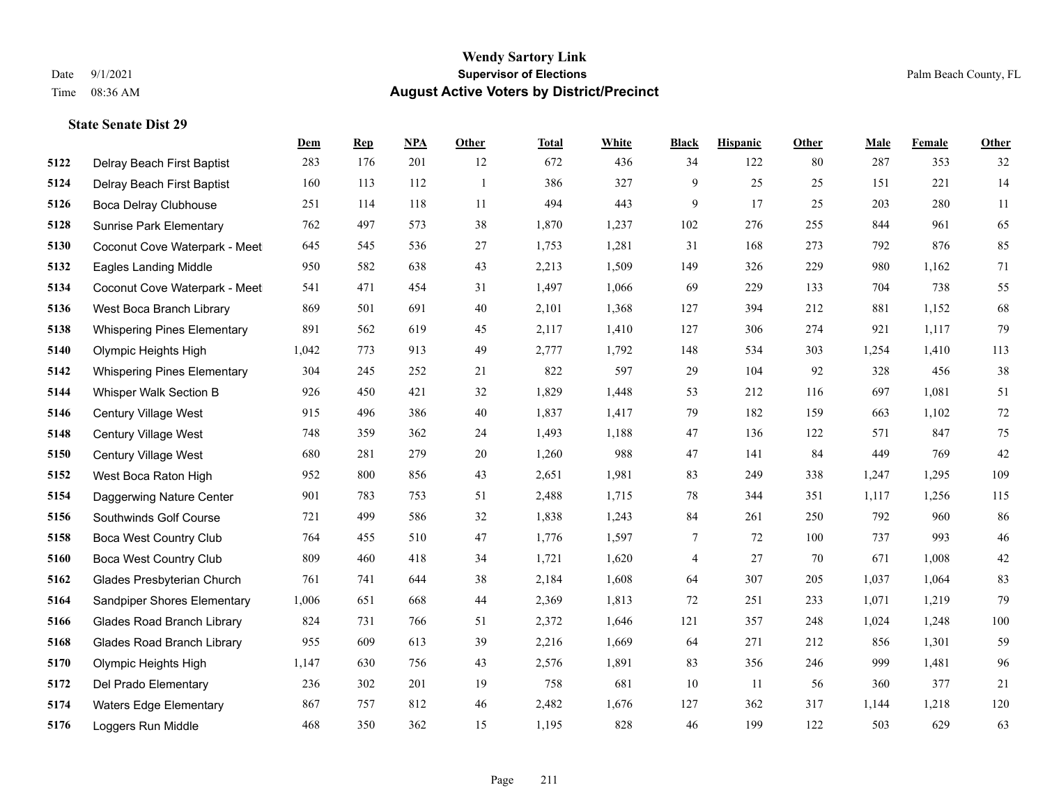# Wendy Sartory Link
## Supervisor of Elections
## August Active Voters by District/Precinct

Date 9/1/2021
Time 08:36 AM
Palm Beach County, FL

### State Senate Dist 29

| | | Dem | Rep | NPA | Other | Total | White | Black | Hispanic | Other | Male | Female | Other |
|---|---|---|---|---|---|---|---|---|---|---|---|---|---|
| 5122 | Delray Beach First Baptist | 283 | 176 | 201 | 12 | 672 | 436 | 34 | 122 | 80 | 287 | 353 | 32 |
| 5124 | Delray Beach First Baptist | 160 | 113 | 112 | 1 | 386 | 327 | 9 | 25 | 25 | 151 | 221 | 14 |
| 5126 | Boca Delray Clubhouse | 251 | 114 | 118 | 11 | 494 | 443 | 9 | 17 | 25 | 203 | 280 | 11 |
| 5128 | Sunrise Park Elementary | 762 | 497 | 573 | 38 | 1,870 | 1,237 | 102 | 276 | 255 | 844 | 961 | 65 |
| 5130 | Coconut Cove Waterpark - Meet | 645 | 545 | 536 | 27 | 1,753 | 1,281 | 31 | 168 | 273 | 792 | 876 | 85 |
| 5132 | Eagles Landing Middle | 950 | 582 | 638 | 43 | 2,213 | 1,509 | 149 | 326 | 229 | 980 | 1,162 | 71 |
| 5134 | Coconut Cove Waterpark - Meet | 541 | 471 | 454 | 31 | 1,497 | 1,066 | 69 | 229 | 133 | 704 | 738 | 55 |
| 5136 | West Boca Branch Library | 869 | 501 | 691 | 40 | 2,101 | 1,368 | 127 | 394 | 212 | 881 | 1,152 | 68 |
| 5138 | Whispering Pines Elementary | 891 | 562 | 619 | 45 | 2,117 | 1,410 | 127 | 306 | 274 | 921 | 1,117 | 79 |
| 5140 | Olympic Heights High | 1,042 | 773 | 913 | 49 | 2,777 | 1,792 | 148 | 534 | 303 | 1,254 | 1,410 | 113 |
| 5142 | Whispering Pines Elementary | 304 | 245 | 252 | 21 | 822 | 597 | 29 | 104 | 92 | 328 | 456 | 38 |
| 5144 | Whisper Walk Section B | 926 | 450 | 421 | 32 | 1,829 | 1,448 | 53 | 212 | 116 | 697 | 1,081 | 51 |
| 5146 | Century Village West | 915 | 496 | 386 | 40 | 1,837 | 1,417 | 79 | 182 | 159 | 663 | 1,102 | 72 |
| 5148 | Century Village West | 748 | 359 | 362 | 24 | 1,493 | 1,188 | 47 | 136 | 122 | 571 | 847 | 75 |
| 5150 | Century Village West | 680 | 281 | 279 | 20 | 1,260 | 988 | 47 | 141 | 84 | 449 | 769 | 42 |
| 5152 | West Boca Raton High | 952 | 800 | 856 | 43 | 2,651 | 1,981 | 83 | 249 | 338 | 1,247 | 1,295 | 109 |
| 5154 | Daggerwing Nature Center | 901 | 783 | 753 | 51 | 2,488 | 1,715 | 78 | 344 | 351 | 1,117 | 1,256 | 115 |
| 5156 | Southwinds Golf Course | 721 | 499 | 586 | 32 | 1,838 | 1,243 | 84 | 261 | 250 | 792 | 960 | 86 |
| 5158 | Boca West Country Club | 764 | 455 | 510 | 47 | 1,776 | 1,597 | 7 | 72 | 100 | 737 | 993 | 46 |
| 5160 | Boca West Country Club | 809 | 460 | 418 | 34 | 1,721 | 1,620 | 4 | 27 | 70 | 671 | 1,008 | 42 |
| 5162 | Glades Presbyterian Church | 761 | 741 | 644 | 38 | 2,184 | 1,608 | 64 | 307 | 205 | 1,037 | 1,064 | 83 |
| 5164 | Sandpiper Shores Elementary | 1,006 | 651 | 668 | 44 | 2,369 | 1,813 | 72 | 251 | 233 | 1,071 | 1,219 | 79 |
| 5166 | Glades Road Branch Library | 824 | 731 | 766 | 51 | 2,372 | 1,646 | 121 | 357 | 248 | 1,024 | 1,248 | 100 |
| 5168 | Glades Road Branch Library | 955 | 609 | 613 | 39 | 2,216 | 1,669 | 64 | 271 | 212 | 856 | 1,301 | 59 |
| 5170 | Olympic Heights High | 1,147 | 630 | 756 | 43 | 2,576 | 1,891 | 83 | 356 | 246 | 999 | 1,481 | 96 |
| 5172 | Del Prado Elementary | 236 | 302 | 201 | 19 | 758 | 681 | 10 | 11 | 56 | 360 | 377 | 21 |
| 5174 | Waters Edge Elementary | 867 | 757 | 812 | 46 | 2,482 | 1,676 | 127 | 362 | 317 | 1,144 | 1,218 | 120 |
| 5176 | Loggers Run Middle | 468 | 350 | 362 | 15 | 1,195 | 828 | 46 | 199 | 122 | 503 | 629 | 63 |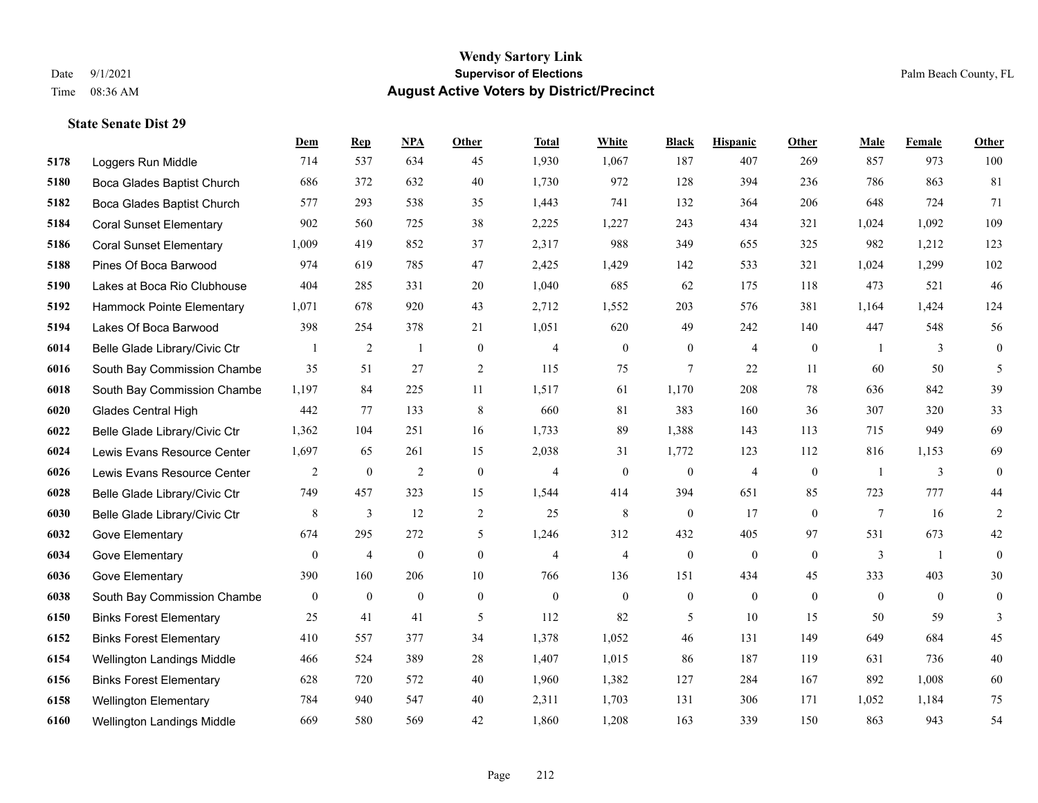# Wendy Sartory Link
## Supervisor of Elections
## August Active Voters by District/Precinct

Date 9/1/2021
Time 08:36 AM

Palm Beach County, FL

### State Senate Dist 29

| | | Dem | Rep | NPA | Other | Total | White | Black | Hispanic | Other | Male | Female | Other |
|---|---|---|---|---|---|---|---|---|---|---|---|---|---|
| 5178 | Loggers Run Middle | 714 | 537 | 634 | 45 | 1,930 | 1,067 | 187 | 407 | 269 | 857 | 973 | 100 |
| 5180 | Boca Glades Baptist Church | 686 | 372 | 632 | 40 | 1,730 | 972 | 128 | 394 | 236 | 786 | 863 | 81 |
| 5182 | Boca Glades Baptist Church | 577 | 293 | 538 | 35 | 1,443 | 741 | 132 | 364 | 206 | 648 | 724 | 71 |
| 5184 | Coral Sunset Elementary | 902 | 560 | 725 | 38 | 2,225 | 1,227 | 243 | 434 | 321 | 1,024 | 1,092 | 109 |
| 5186 | Coral Sunset Elementary | 1,009 | 419 | 852 | 37 | 2,317 | 988 | 349 | 655 | 325 | 982 | 1,212 | 123 |
| 5188 | Pines Of Boca Barwood | 974 | 619 | 785 | 47 | 2,425 | 1,429 | 142 | 533 | 321 | 1,024 | 1,299 | 102 |
| 5190 | Lakes at Boca Rio Clubhouse | 404 | 285 | 331 | 20 | 1,040 | 685 | 62 | 175 | 118 | 473 | 521 | 46 |
| 5192 | Hammock Pointe Elementary | 1,071 | 678 | 920 | 43 | 2,712 | 1,552 | 203 | 576 | 381 | 1,164 | 1,424 | 124 |
| 5194 | Lakes Of Boca Barwood | 398 | 254 | 378 | 21 | 1,051 | 620 | 49 | 242 | 140 | 447 | 548 | 56 |
| 6014 | Belle Glade Library/Civic Ctr | 1 | 2 | 1 | 0 | 4 | 0 | 0 | 4 | 0 | 1 | 3 | 0 |
| 6016 | South Bay Commission Chambe | 35 | 51 | 27 | 2 | 115 | 75 | 7 | 22 | 11 | 60 | 50 | 5 |
| 6018 | South Bay Commission Chambe | 1,197 | 84 | 225 | 11 | 1,517 | 61 | 1,170 | 208 | 78 | 636 | 842 | 39 |
| 6020 | Glades Central High | 442 | 77 | 133 | 8 | 660 | 81 | 383 | 160 | 36 | 307 | 320 | 33 |
| 6022 | Belle Glade Library/Civic Ctr | 1,362 | 104 | 251 | 16 | 1,733 | 89 | 1,388 | 143 | 113 | 715 | 949 | 69 |
| 6024 | Lewis Evans Resource Center | 1,697 | 65 | 261 | 15 | 2,038 | 31 | 1,772 | 123 | 112 | 816 | 1,153 | 69 |
| 6026 | Lewis Evans Resource Center | 2 | 0 | 2 | 0 | 4 | 0 | 0 | 4 | 0 | 1 | 3 | 0 |
| 6028 | Belle Glade Library/Civic Ctr | 749 | 457 | 323 | 15 | 1,544 | 414 | 394 | 651 | 85 | 723 | 777 | 44 |
| 6030 | Belle Glade Library/Civic Ctr | 8 | 3 | 12 | 2 | 25 | 8 | 0 | 17 | 0 | 7 | 16 | 2 |
| 6032 | Gove Elementary | 674 | 295 | 272 | 5 | 1,246 | 312 | 432 | 405 | 97 | 531 | 673 | 42 |
| 6034 | Gove Elementary | 0 | 4 | 0 | 0 | 4 | 4 | 0 | 0 | 0 | 3 | 1 | 0 |
| 6036 | Gove Elementary | 390 | 160 | 206 | 10 | 766 | 136 | 151 | 434 | 45 | 333 | 403 | 30 |
| 6038 | South Bay Commission Chambe | 0 | 0 | 0 | 0 | 0 | 0 | 0 | 0 | 0 | 0 | 0 | 0 |
| 6150 | Binks Forest Elementary | 25 | 41 | 41 | 5 | 112 | 82 | 5 | 10 | 15 | 50 | 59 | 3 |
| 6152 | Binks Forest Elementary | 410 | 557 | 377 | 34 | 1,378 | 1,052 | 46 | 131 | 149 | 649 | 684 | 45 |
| 6154 | Wellington Landings Middle | 466 | 524 | 389 | 28 | 1,407 | 1,015 | 86 | 187 | 119 | 631 | 736 | 40 |
| 6156 | Binks Forest Elementary | 628 | 720 | 572 | 40 | 1,960 | 1,382 | 127 | 284 | 167 | 892 | 1,008 | 60 |
| 6158 | Wellington Elementary | 784 | 940 | 547 | 40 | 2,311 | 1,703 | 131 | 306 | 171 | 1,052 | 1,184 | 75 |
| 6160 | Wellington Landings Middle | 669 | 580 | 569 | 42 | 1,860 | 1,208 | 163 | 339 | 150 | 863 | 943 | 54 |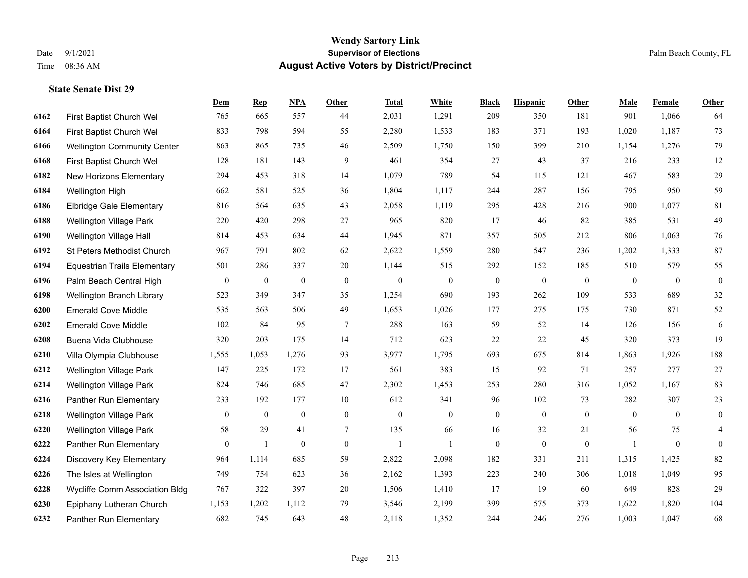# Wendy Sartory Link

**Supervisor of Elections**

**August Active Voters by District/Precinct**

Date 9/1/2021
Time 08:36 AM

Palm Beach County, FL

### State Senate Dist 29

| | | Dem | Rep | NPA | Other | Total | White | Black | Hispanic | Other | Male | Female | Other |
|---|---|---|---|---|---|---|---|---|---|---|---|---|---|
| 6162 | First Baptist Church Wel | 765 | 665 | 557 | 44 | 2,031 | 1,291 | 209 | 350 | 181 | 901 | 1,066 | 64 |
| 6164 | First Baptist Church Wel | 833 | 798 | 594 | 55 | 2,280 | 1,533 | 183 | 371 | 193 | 1,020 | 1,187 | 73 |
| 6166 | Wellington Community Center | 863 | 865 | 735 | 46 | 2,509 | 1,750 | 150 | 399 | 210 | 1,154 | 1,276 | 79 |
| 6168 | First Baptist Church Wel | 128 | 181 | 143 | 9 | 461 | 354 | 27 | 43 | 37 | 216 | 233 | 12 |
| 6182 | New Horizons Elementary | 294 | 453 | 318 | 14 | 1,079 | 789 | 54 | 115 | 121 | 467 | 583 | 29 |
| 6184 | Wellington High | 662 | 581 | 525 | 36 | 1,804 | 1,117 | 244 | 287 | 156 | 795 | 950 | 59 |
| 6186 | Elbridge Gale Elementary | 816 | 564 | 635 | 43 | 2,058 | 1,119 | 295 | 428 | 216 | 900 | 1,077 | 81 |
| 6188 | Wellington Village Park | 220 | 420 | 298 | 27 | 965 | 820 | 17 | 46 | 82 | 385 | 531 | 49 |
| 6190 | Wellington Village Hall | 814 | 453 | 634 | 44 | 1,945 | 871 | 357 | 505 | 212 | 806 | 1,063 | 76 |
| 6192 | St Peters Methodist Church | 967 | 791 | 802 | 62 | 2,622 | 1,559 | 280 | 547 | 236 | 1,202 | 1,333 | 87 |
| 6194 | Equestrian Trails Elementary | 501 | 286 | 337 | 20 | 1,144 | 515 | 292 | 152 | 185 | 510 | 579 | 55 |
| 6196 | Palm Beach Central High | 0 | 0 | 0 | 0 | 0 | 0 | 0 | 0 | 0 | 0 | 0 | 0 |
| 6198 | Wellington Branch Library | 523 | 349 | 347 | 35 | 1,254 | 690 | 193 | 262 | 109 | 533 | 689 | 32 |
| 6200 | Emerald Cove Middle | 535 | 563 | 506 | 49 | 1,653 | 1,026 | 177 | 275 | 175 | 730 | 871 | 52 |
| 6202 | Emerald Cove Middle | 102 | 84 | 95 | 7 | 288 | 163 | 59 | 52 | 14 | 126 | 156 | 6 |
| 6208 | Buena Vida Clubhouse | 320 | 203 | 175 | 14 | 712 | 623 | 22 | 22 | 45 | 320 | 373 | 19 |
| 6210 | Villa Olympia Clubhouse | 1,555 | 1,053 | 1,276 | 93 | 3,977 | 1,795 | 693 | 675 | 814 | 1,863 | 1,926 | 188 |
| 6212 | Wellington Village Park | 147 | 225 | 172 | 17 | 561 | 383 | 15 | 92 | 71 | 257 | 277 | 27 |
| 6214 | Wellington Village Park | 824 | 746 | 685 | 47 | 2,302 | 1,453 | 253 | 280 | 316 | 1,052 | 1,167 | 83 |
| 6216 | Panther Run Elementary | 233 | 192 | 177 | 10 | 612 | 341 | 96 | 102 | 73 | 282 | 307 | 23 |
| 6218 | Wellington Village Park | 0 | 0 | 0 | 0 | 0 | 0 | 0 | 0 | 0 | 0 | 0 | 0 |
| 6220 | Wellington Village Park | 58 | 29 | 41 | 7 | 135 | 66 | 16 | 32 | 21 | 56 | 75 | 4 |
| 6222 | Panther Run Elementary | 0 | 1 | 0 | 0 | 1 | 1 | 0 | 0 | 0 | 1 | 0 | 0 |
| 6224 | Discovery Key Elementary | 964 | 1,114 | 685 | 59 | 2,822 | 2,098 | 182 | 331 | 211 | 1,315 | 1,425 | 82 |
| 6226 | The Isles at Wellington | 749 | 754 | 623 | 36 | 2,162 | 1,393 | 223 | 240 | 306 | 1,018 | 1,049 | 95 |
| 6228 | Wycliffe Comm Association Bldg | 767 | 322 | 397 | 20 | 1,506 | 1,410 | 17 | 19 | 60 | 649 | 828 | 29 |
| 6230 | Epiphany Lutheran Church | 1,153 | 1,202 | 1,112 | 79 | 3,546 | 2,199 | 399 | 575 | 373 | 1,622 | 1,820 | 104 |
| 6232 | Panther Run Elementary | 682 | 745 | 643 | 48 | 2,118 | 1,352 | 244 | 246 | 276 | 1,003 | 1,047 | 68 |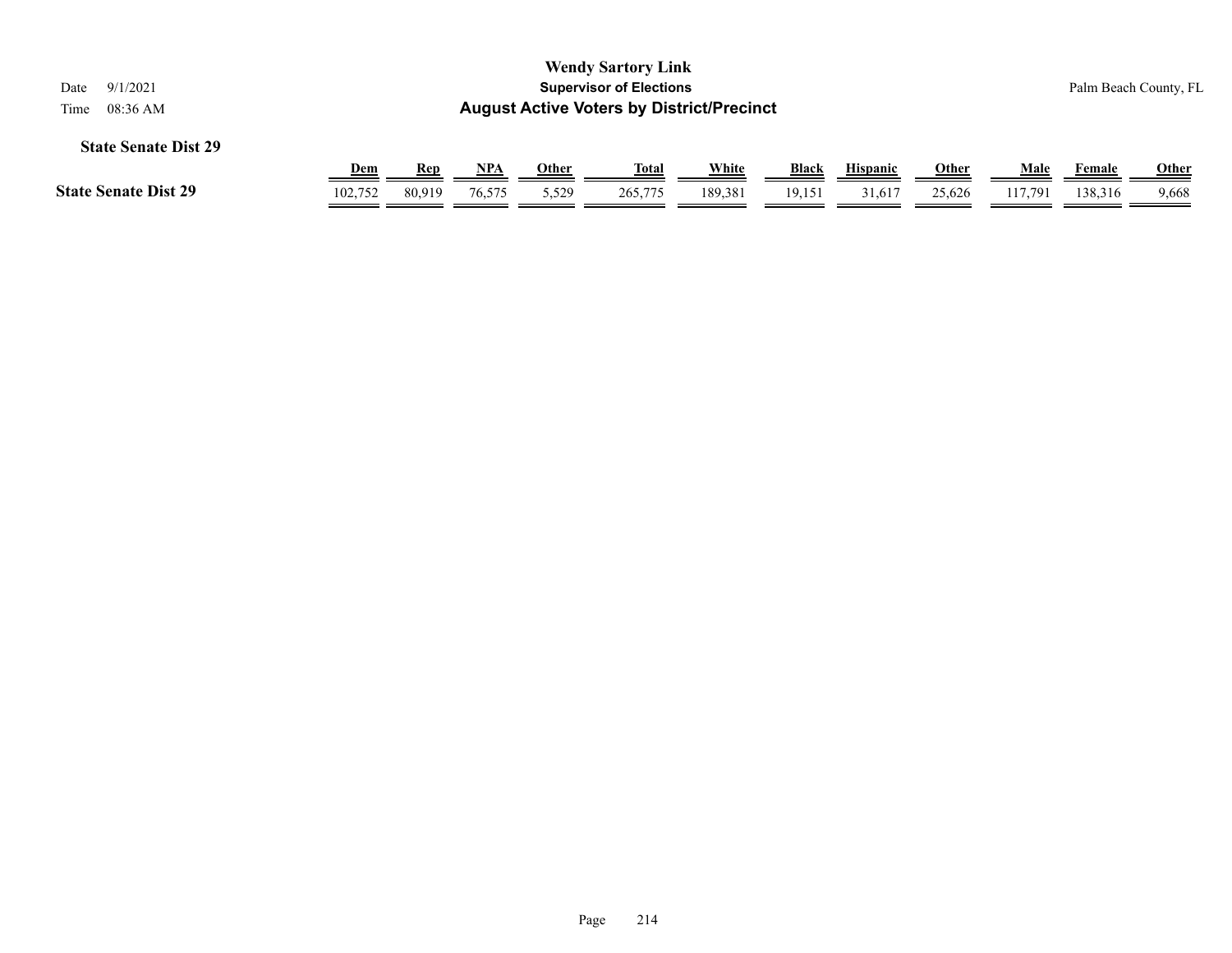# Wendy Sartory Link
## Supervisor of Elections
## August Active Voters by District/Precinct

Date 9/1/2021

Time 08:36 AM

Palm Beach County, FL

### State Senate Dist 29

| | Dem | Rep | NPA | Other | Total | White | Black | Hispanic | Other | Male | Female | Other |
|---|---|---|---|---|---|---|---|---|---|---|---|---|
| **State Senate Dist 29** | 102,752 | 80,919 | 76,575 | 5,529 | 265,775 | 189,381 | 19,151 | 31,617 | 25,626 | 117,791 | 138,316 | 9,668 |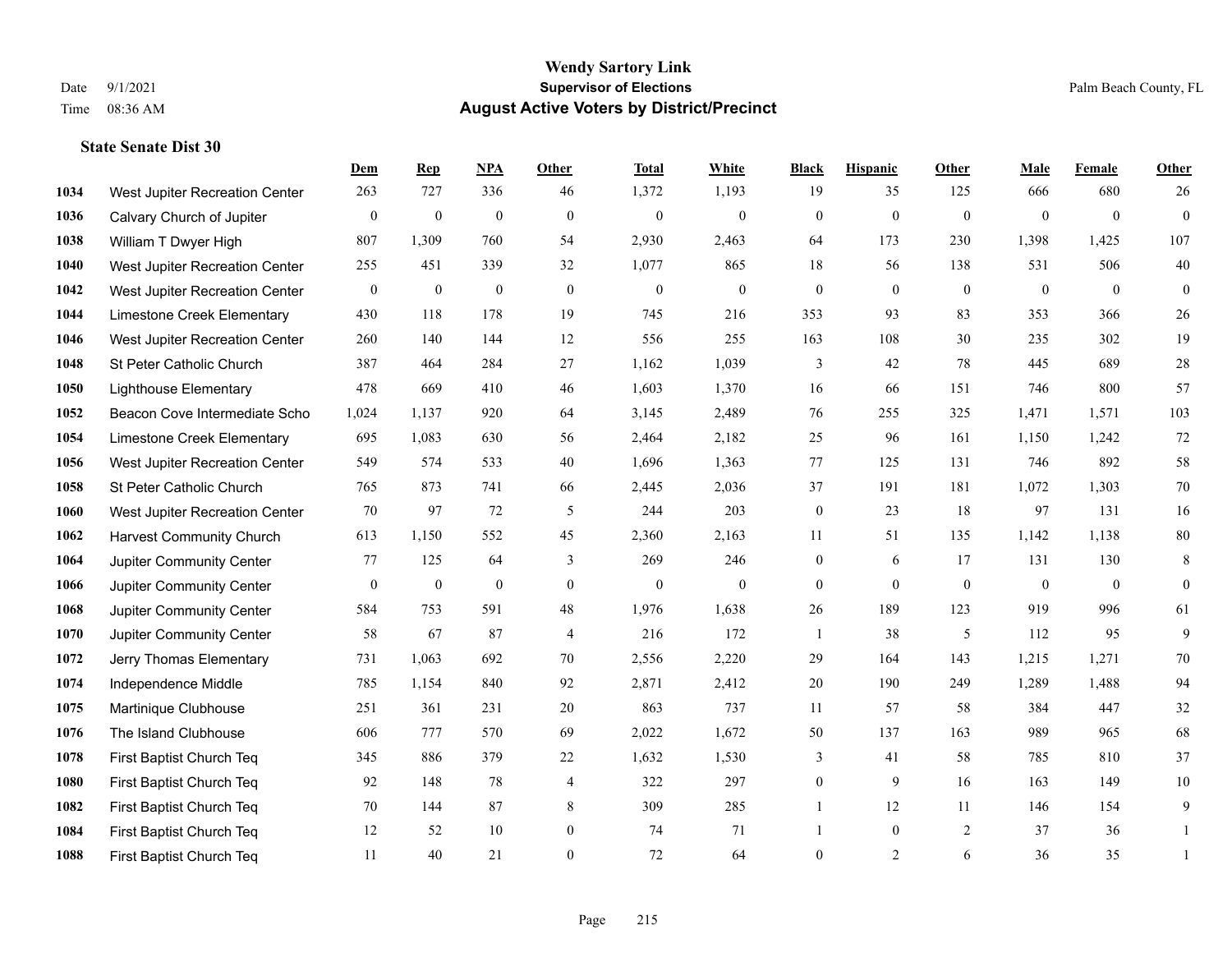# Wendy Sartory Link
## Supervisor of Elections
## August Active Voters by District/Precinct

Date 9/1/2021 | Time 08:36 AM | Palm Beach County, FL

### State Senate Dist 30

| | | Dem | Rep | NPA | Other | Total | White | Black | Hispanic | Other | Male | Female | Other |
|---|---|---|---|---|---|---|---|---|---|---|---|---|---|
| 1034 | West Jupiter Recreation Center | 263 | 727 | 336 | 46 | 1,372 | 1,193 | 19 | 35 | 125 | 666 | 680 | 26 |
| 1036 | Calvary Church of Jupiter | 0 | 0 | 0 | 0 | 0 | 0 | 0 | 0 | 0 | 0 | 0 | 0 |
| 1038 | William T Dwyer High | 807 | 1,309 | 760 | 54 | 2,930 | 2,463 | 64 | 173 | 230 | 1,398 | 1,425 | 107 |
| 1040 | West Jupiter Recreation Center | 255 | 451 | 339 | 32 | 1,077 | 865 | 18 | 56 | 138 | 531 | 506 | 40 |
| 1042 | West Jupiter Recreation Center | 0 | 0 | 0 | 0 | 0 | 0 | 0 | 0 | 0 | 0 | 0 | 0 |
| 1044 | Limestone Creek Elementary | 430 | 118 | 178 | 19 | 745 | 216 | 353 | 93 | 83 | 353 | 366 | 26 |
| 1046 | West Jupiter Recreation Center | 260 | 140 | 144 | 12 | 556 | 255 | 163 | 108 | 30 | 235 | 302 | 19 |
| 1048 | St Peter Catholic Church | 387 | 464 | 284 | 27 | 1,162 | 1,039 | 3 | 42 | 78 | 445 | 689 | 28 |
| 1050 | Lighthouse Elementary | 478 | 669 | 410 | 46 | 1,603 | 1,370 | 16 | 66 | 151 | 746 | 800 | 57 |
| 1052 | Beacon Cove Intermediate Scho | 1,024 | 1,137 | 920 | 64 | 3,145 | 2,489 | 76 | 255 | 325 | 1,471 | 1,571 | 103 |
| 1054 | Limestone Creek Elementary | 695 | 1,083 | 630 | 56 | 2,464 | 2,182 | 25 | 96 | 161 | 1,150 | 1,242 | 72 |
| 1056 | West Jupiter Recreation Center | 549 | 574 | 533 | 40 | 1,696 | 1,363 | 77 | 125 | 131 | 746 | 892 | 58 |
| 1058 | St Peter Catholic Church | 765 | 873 | 741 | 66 | 2,445 | 2,036 | 37 | 191 | 181 | 1,072 | 1,303 | 70 |
| 1060 | West Jupiter Recreation Center | 70 | 97 | 72 | 5 | 244 | 203 | 0 | 23 | 18 | 97 | 131 | 16 |
| 1062 | Harvest Community Church | 613 | 1,150 | 552 | 45 | 2,360 | 2,163 | 11 | 51 | 135 | 1,142 | 1,138 | 80 |
| 1064 | Jupiter Community Center | 77 | 125 | 64 | 3 | 269 | 246 | 0 | 6 | 17 | 131 | 130 | 8 |
| 1066 | Jupiter Community Center | 0 | 0 | 0 | 0 | 0 | 0 | 0 | 0 | 0 | 0 | 0 | 0 |
| 1068 | Jupiter Community Center | 584 | 753 | 591 | 48 | 1,976 | 1,638 | 26 | 189 | 123 | 919 | 996 | 61 |
| 1070 | Jupiter Community Center | 58 | 67 | 87 | 4 | 216 | 172 | 1 | 38 | 5 | 112 | 95 | 9 |
| 1072 | Jerry Thomas Elementary | 731 | 1,063 | 692 | 70 | 2,556 | 2,220 | 29 | 164 | 143 | 1,215 | 1,271 | 70 |
| 1074 | Independence Middle | 785 | 1,154 | 840 | 92 | 2,871 | 2,412 | 20 | 190 | 249 | 1,289 | 1,488 | 94 |
| 1075 | Martinique Clubhouse | 251 | 361 | 231 | 20 | 863 | 737 | 11 | 57 | 58 | 384 | 447 | 32 |
| 1076 | The Island Clubhouse | 606 | 777 | 570 | 69 | 2,022 | 1,672 | 50 | 137 | 163 | 989 | 965 | 68 |
| 1078 | First Baptist Church Teq | 345 | 886 | 379 | 22 | 1,632 | 1,530 | 3 | 41 | 58 | 785 | 810 | 37 |
| 1080 | First Baptist Church Teq | 92 | 148 | 78 | 4 | 322 | 297 | 0 | 9 | 16 | 163 | 149 | 10 |
| 1082 | First Baptist Church Teq | 70 | 144 | 87 | 8 | 309 | 285 | 1 | 12 | 11 | 146 | 154 | 9 |
| 1084 | First Baptist Church Teq | 12 | 52 | 10 | 0 | 74 | 71 | 1 | 0 | 2 | 37 | 36 | 1 |
| 1088 | First Baptist Church Teq | 11 | 40 | 21 | 0 | 72 | 64 | 0 | 2 | 6 | 36 | 35 | 1 |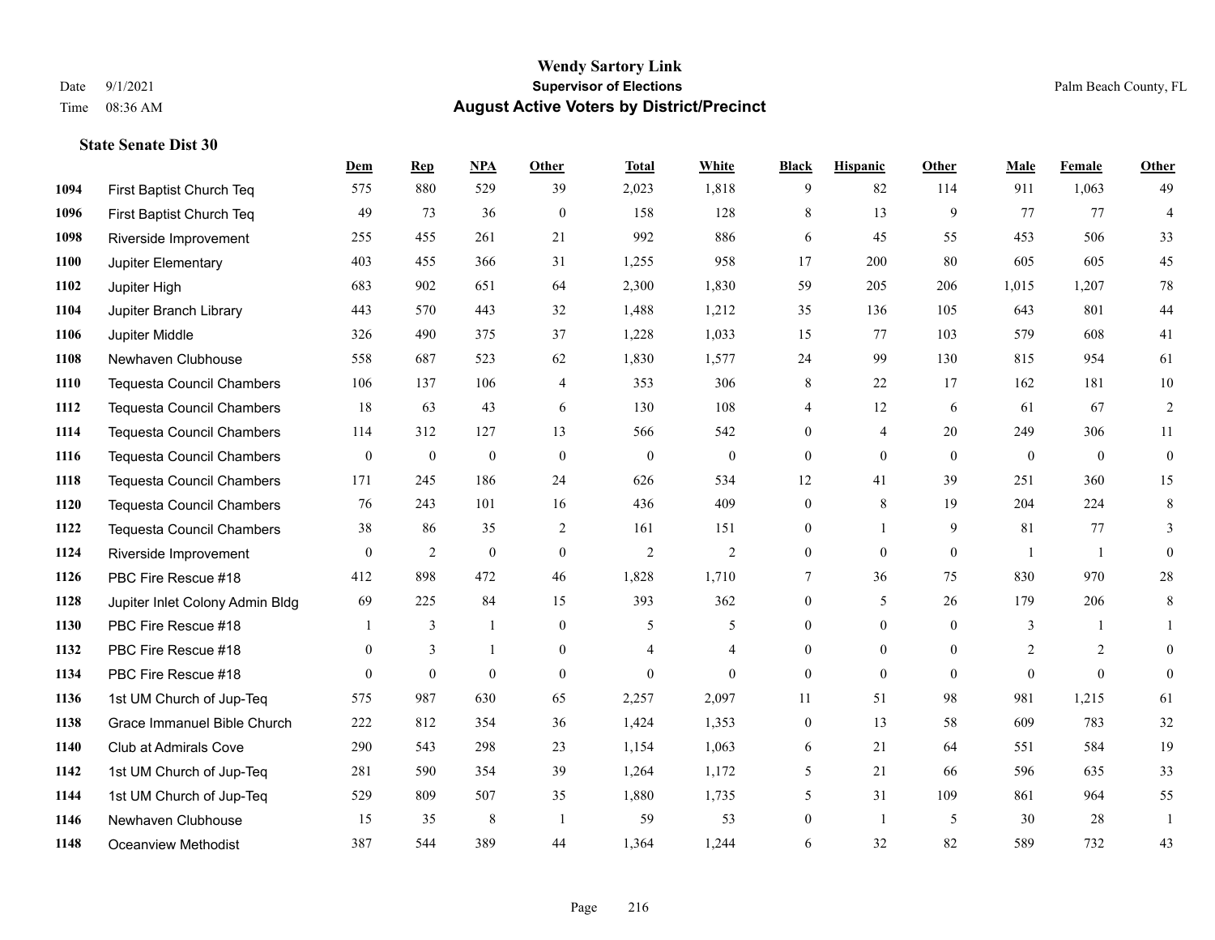**Wendy Sartory Link**
**Supervisor of Elections**
**August Active Voters by District/Precinct**

Date 9/1/2021
Time 08:36 AM

Palm Beach County, FL

### State Senate Dist 30

| | | Dem | Rep | NPA | Other | Total | White | Black | Hispanic | Other | Male | Female | Other |
|---|---|---|---|---|---|---|---|---|---|---|---|---|---|
| 1094 | First Baptist Church Teq | 575 | 880 | 529 | 39 | 2,023 | 1,818 | 9 | 82 | 114 | 911 | 1,063 | 49 |
| 1096 | First Baptist Church Teq | 49 | 73 | 36 | 0 | 158 | 128 | 8 | 13 | 9 | 77 | 77 | 4 |
| 1098 | Riverside Improvement | 255 | 455 | 261 | 21 | 992 | 886 | 6 | 45 | 55 | 453 | 506 | 33 |
| 1100 | Jupiter Elementary | 403 | 455 | 366 | 31 | 1,255 | 958 | 17 | 200 | 80 | 605 | 605 | 45 |
| 1102 | Jupiter High | 683 | 902 | 651 | 64 | 2,300 | 1,830 | 59 | 205 | 206 | 1,015 | 1,207 | 78 |
| 1104 | Jupiter Branch Library | 443 | 570 | 443 | 32 | 1,488 | 1,212 | 35 | 136 | 105 | 643 | 801 | 44 |
| 1106 | Jupiter Middle | 326 | 490 | 375 | 37 | 1,228 | 1,033 | 15 | 77 | 103 | 579 | 608 | 41 |
| 1108 | Newhaven Clubhouse | 558 | 687 | 523 | 62 | 1,830 | 1,577 | 24 | 99 | 130 | 815 | 954 | 61 |
| 1110 | Tequesta Council Chambers | 106 | 137 | 106 | 4 | 353 | 306 | 8 | 22 | 17 | 162 | 181 | 10 |
| 1112 | Tequesta Council Chambers | 18 | 63 | 43 | 6 | 130 | 108 | 4 | 12 | 6 | 61 | 67 | 2 |
| 1114 | Tequesta Council Chambers | 114 | 312 | 127 | 13 | 566 | 542 | 0 | 4 | 20 | 249 | 306 | 11 |
| 1116 | Tequesta Council Chambers | 0 | 0 | 0 | 0 | 0 | 0 | 0 | 0 | 0 | 0 | 0 | 0 |
| 1118 | Tequesta Council Chambers | 171 | 245 | 186 | 24 | 626 | 534 | 12 | 41 | 39 | 251 | 360 | 15 |
| 1120 | Tequesta Council Chambers | 76 | 243 | 101 | 16 | 436 | 409 | 0 | 8 | 19 | 204 | 224 | 8 |
| 1122 | Tequesta Council Chambers | 38 | 86 | 35 | 2 | 161 | 151 | 0 | 1 | 9 | 81 | 77 | 3 |
| 1124 | Riverside Improvement | 0 | 2 | 0 | 0 | 2 | 2 | 0 | 0 | 0 | 1 | 1 | 0 |
| 1126 | PBC Fire Rescue #18 | 412 | 898 | 472 | 46 | 1,828 | 1,710 | 7 | 36 | 75 | 830 | 970 | 28 |
| 1128 | Jupiter Inlet Colony Admin Bldg | 69 | 225 | 84 | 15 | 393 | 362 | 0 | 5 | 26 | 179 | 206 | 8 |
| 1130 | PBC Fire Rescue #18 | 1 | 3 | 1 | 0 | 5 | 5 | 0 | 0 | 0 | 3 | 1 | 1 |
| 1132 | PBC Fire Rescue #18 | 0 | 3 | 1 | 0 | 4 | 4 | 0 | 0 | 0 | 2 | 2 | 0 |
| 1134 | PBC Fire Rescue #18 | 0 | 0 | 0 | 0 | 0 | 0 | 0 | 0 | 0 | 0 | 0 | 0 |
| 1136 | 1st UM Church of Jup-Teq | 575 | 987 | 630 | 65 | 2,257 | 2,097 | 11 | 51 | 98 | 981 | 1,215 | 61 |
| 1138 | Grace Immanuel Bible Church | 222 | 812 | 354 | 36 | 1,424 | 1,353 | 0 | 13 | 58 | 609 | 783 | 32 |
| 1140 | Club at Admirals Cove | 290 | 543 | 298 | 23 | 1,154 | 1,063 | 6 | 21 | 64 | 551 | 584 | 19 |
| 1142 | 1st UM Church of Jup-Teq | 281 | 590 | 354 | 39 | 1,264 | 1,172 | 5 | 21 | 66 | 596 | 635 | 33 |
| 1144 | 1st UM Church of Jup-Teq | 529 | 809 | 507 | 35 | 1,880 | 1,735 | 5 | 31 | 109 | 861 | 964 | 55 |
| 1146 | Newhaven Clubhouse | 15 | 35 | 8 | 1 | 59 | 53 | 0 | 1 | 5 | 30 | 28 | 1 |
| 1148 | Oceanview Methodist | 387 | 544 | 389 | 44 | 1,364 | 1,244 | 6 | 32 | 82 | 589 | 732 | 43 |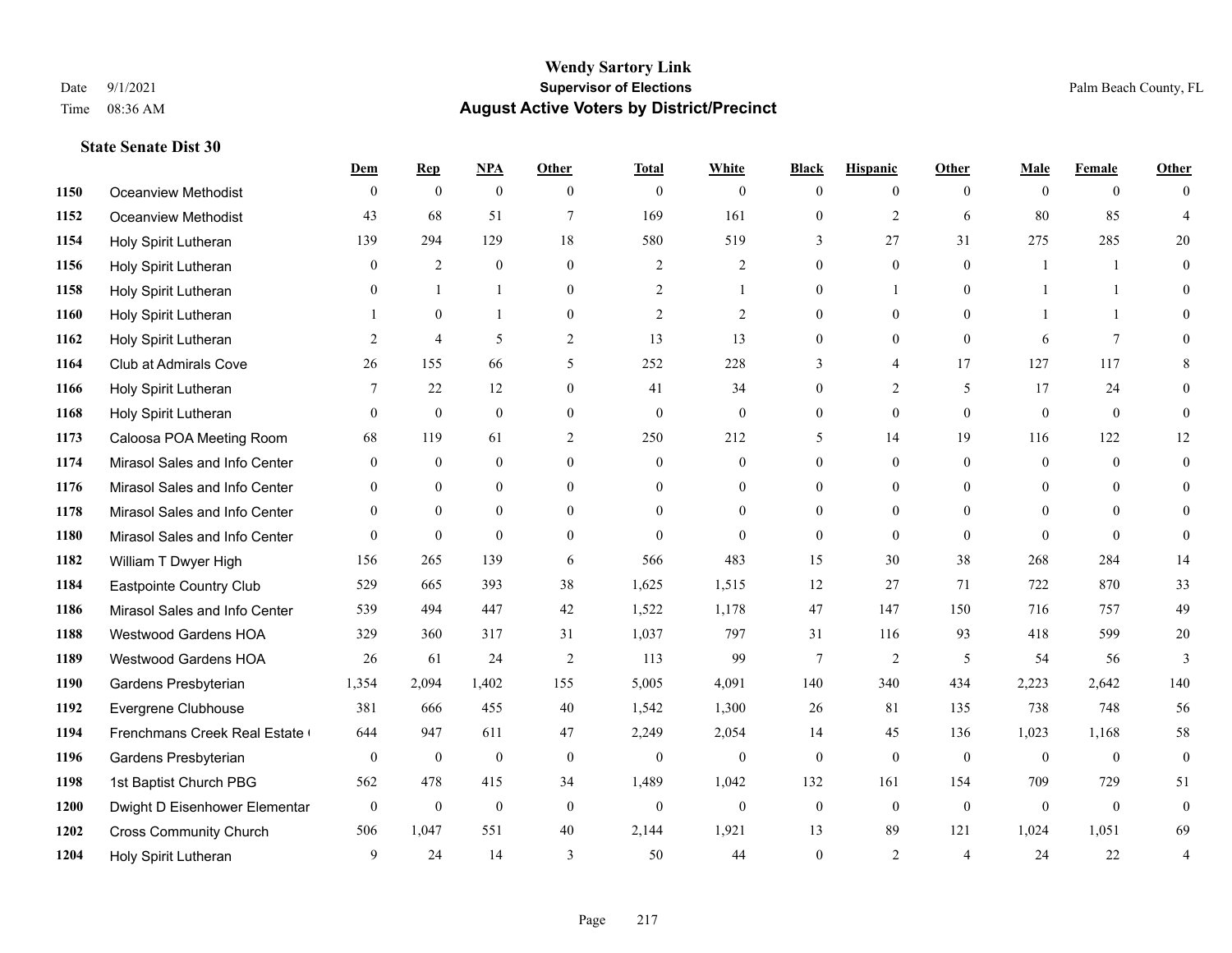# Wendy Sartory Link
## Supervisor of Elections
## August Active Voters by District/Precinct

Date 9/1/2021
Time 08:36 AM

Palm Beach County, FL

### State Senate Dist 30

| | | Dem | Rep | NPA | Other | Total | White | Black | Hispanic | Other | Male | Female | Other |
|---|---|---|---|---|---|---|---|---|---|---|---|---|---|
| 1150 | Oceanview Methodist | 0 | 0 | 0 | 0 | 0 | 0 | 0 | 0 | 0 | 0 | 0 | 0 |
| 1152 | Oceanview Methodist | 43 | 68 | 51 | 7 | 169 | 161 | 0 | 2 | 6 | 80 | 85 | 4 |
| 1154 | Holy Spirit Lutheran | 139 | 294 | 129 | 18 | 580 | 519 | 3 | 27 | 31 | 275 | 285 | 20 |
| 1156 | Holy Spirit Lutheran | 0 | 2 | 0 | 0 | 2 | 2 | 0 | 0 | 0 | 1 | 1 | 0 |
| 1158 | Holy Spirit Lutheran | 0 | 1 | 1 | 0 | 2 | 1 | 0 | 1 | 0 | 1 | 1 | 0 |
| 1160 | Holy Spirit Lutheran | 1 | 0 | 1 | 0 | 2 | 2 | 0 | 0 | 0 | 1 | 1 | 0 |
| 1162 | Holy Spirit Lutheran | 2 | 4 | 5 | 2 | 13 | 13 | 0 | 0 | 0 | 6 | 7 | 0 |
| 1164 | Club at Admirals Cove | 26 | 155 | 66 | 5 | 252 | 228 | 3 | 4 | 17 | 127 | 117 | 8 |
| 1166 | Holy Spirit Lutheran | 7 | 22 | 12 | 0 | 41 | 34 | 0 | 2 | 5 | 17 | 24 | 0 |
| 1168 | Holy Spirit Lutheran | 0 | 0 | 0 | 0 | 0 | 0 | 0 | 0 | 0 | 0 | 0 | 0 |
| 1173 | Caloosa POA Meeting Room | 68 | 119 | 61 | 2 | 250 | 212 | 5 | 14 | 19 | 116 | 122 | 12 |
| 1174 | Mirasol Sales and Info Center | 0 | 0 | 0 | 0 | 0 | 0 | 0 | 0 | 0 | 0 | 0 | 0 |
| 1176 | Mirasol Sales and Info Center | 0 | 0 | 0 | 0 | 0 | 0 | 0 | 0 | 0 | 0 | 0 | 0 |
| 1178 | Mirasol Sales and Info Center | 0 | 0 | 0 | 0 | 0 | 0 | 0 | 0 | 0 | 0 | 0 | 0 |
| 1180 | Mirasol Sales and Info Center | 0 | 0 | 0 | 0 | 0 | 0 | 0 | 0 | 0 | 0 | 0 | 0 |
| 1182 | William T Dwyer High | 156 | 265 | 139 | 6 | 566 | 483 | 15 | 30 | 38 | 268 | 284 | 14 |
| 1184 | Eastpointe Country Club | 529 | 665 | 393 | 38 | 1,625 | 1,515 | 12 | 27 | 71 | 722 | 870 | 33 |
| 1186 | Mirasol Sales and Info Center | 539 | 494 | 447 | 42 | 1,522 | 1,178 | 47 | 147 | 150 | 716 | 757 | 49 |
| 1188 | Westwood Gardens HOA | 329 | 360 | 317 | 31 | 1,037 | 797 | 31 | 116 | 93 | 418 | 599 | 20 |
| 1189 | Westwood Gardens HOA | 26 | 61 | 24 | 2 | 113 | 99 | 7 | 2 | 5 | 54 | 56 | 3 |
| 1190 | Gardens Presbyterian | 1,354 | 2,094 | 1,402 | 155 | 5,005 | 4,091 | 140 | 340 | 434 | 2,223 | 2,642 | 140 |
| 1192 | Evergrene Clubhouse | 381 | 666 | 455 | 40 | 1,542 | 1,300 | 26 | 81 | 135 | 738 | 748 | 56 |
| 1194 | Frenchmans Creek Real Estate ( | 644 | 947 | 611 | 47 | 2,249 | 2,054 | 14 | 45 | 136 | 1,023 | 1,168 | 58 |
| 1196 | Gardens Presbyterian | 0 | 0 | 0 | 0 | 0 | 0 | 0 | 0 | 0 | 0 | 0 | 0 |
| 1198 | 1st Baptist Church PBG | 562 | 478 | 415 | 34 | 1,489 | 1,042 | 132 | 161 | 154 | 709 | 729 | 51 |
| 1200 | Dwight D Eisenhower Elementar | 0 | 0 | 0 | 0 | 0 | 0 | 0 | 0 | 0 | 0 | 0 | 0 |
| 1202 | Cross Community Church | 506 | 1,047 | 551 | 40 | 2,144 | 1,921 | 13 | 89 | 121 | 1,024 | 1,051 | 69 |
| 1204 | Holy Spirit Lutheran | 9 | 24 | 14 | 3 | 50 | 44 | 0 | 2 | 4 | 24 | 22 | 4 |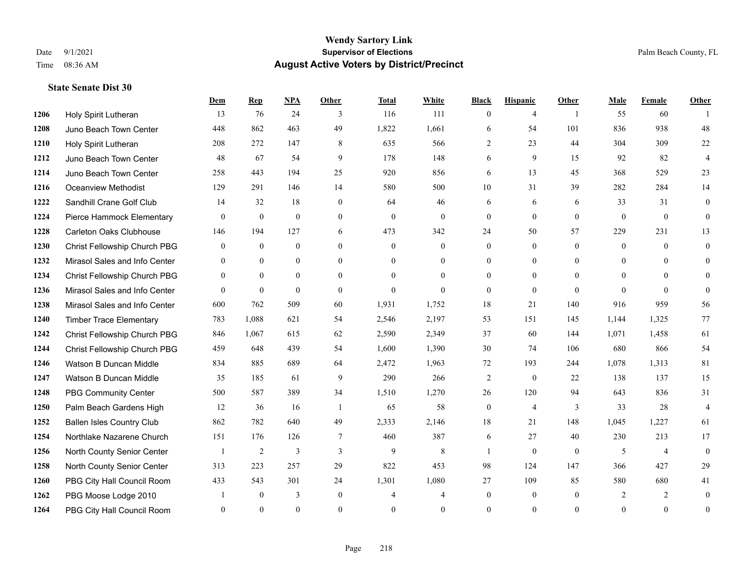# Wendy Sartory Link
## Supervisor of Elections
## August Active Voters by District/Precinct

Date 9/1/2021
Time 08:36 AM

Palm Beach County, FL

### State Senate Dist 30

| | | Dem | Rep | NPA | Other | Total | White | Black | Hispanic | Other | Male | Female | Other |
|---|---|---|---|---|---|---|---|---|---|---|---|---|---|
| 1206 | Holy Spirit Lutheran | 13 | 76 | 24 | 3 | 116 | 111 | 0 | 4 | 1 | 55 | 60 | 1 |
| 1208 | Juno Beach Town Center | 448 | 862 | 463 | 49 | 1,822 | 1,661 | 6 | 54 | 101 | 836 | 938 | 48 |
| 1210 | Holy Spirit Lutheran | 208 | 272 | 147 | 8 | 635 | 566 | 2 | 23 | 44 | 304 | 309 | 22 |
| 1212 | Juno Beach Town Center | 48 | 67 | 54 | 9 | 178 | 148 | 6 | 9 | 15 | 92 | 82 | 4 |
| 1214 | Juno Beach Town Center | 258 | 443 | 194 | 25 | 920 | 856 | 6 | 13 | 45 | 368 | 529 | 23 |
| 1216 | Oceanview Methodist | 129 | 291 | 146 | 14 | 580 | 500 | 10 | 31 | 39 | 282 | 284 | 14 |
| 1222 | Sandhill Crane Golf Club | 14 | 32 | 18 | 0 | 64 | 46 | 6 | 6 | 6 | 33 | 31 | 0 |
| 1224 | Pierce Hammock Elementary | 0 | 0 | 0 | 0 | 0 | 0 | 0 | 0 | 0 | 0 | 0 | 0 |
| 1228 | Carleton Oaks Clubhouse | 146 | 194 | 127 | 6 | 473 | 342 | 24 | 50 | 57 | 229 | 231 | 13 |
| 1230 | Christ Fellowship Church PBG | 0 | 0 | 0 | 0 | 0 | 0 | 0 | 0 | 0 | 0 | 0 | 0 |
| 1232 | Mirasol Sales and Info Center | 0 | 0 | 0 | 0 | 0 | 0 | 0 | 0 | 0 | 0 | 0 | 0 |
| 1234 | Christ Fellowship Church PBG | 0 | 0 | 0 | 0 | 0 | 0 | 0 | 0 | 0 | 0 | 0 | 0 |
| 1236 | Mirasol Sales and Info Center | 0 | 0 | 0 | 0 | 0 | 0 | 0 | 0 | 0 | 0 | 0 | 0 |
| 1238 | Mirasol Sales and Info Center | 600 | 762 | 509 | 60 | 1,931 | 1,752 | 18 | 21 | 140 | 916 | 959 | 56 |
| 1240 | Timber Trace Elementary | 783 | 1,088 | 621 | 54 | 2,546 | 2,197 | 53 | 151 | 145 | 1,144 | 1,325 | 77 |
| 1242 | Christ Fellowship Church PBG | 846 | 1,067 | 615 | 62 | 2,590 | 2,349 | 37 | 60 | 144 | 1,071 | 1,458 | 61 |
| 1244 | Christ Fellowship Church PBG | 459 | 648 | 439 | 54 | 1,600 | 1,390 | 30 | 74 | 106 | 680 | 866 | 54 |
| 1246 | Watson B Duncan Middle | 834 | 885 | 689 | 64 | 2,472 | 1,963 | 72 | 193 | 244 | 1,078 | 1,313 | 81 |
| 1247 | Watson B Duncan Middle | 35 | 185 | 61 | 9 | 290 | 266 | 2 | 0 | 22 | 138 | 137 | 15 |
| 1248 | PBG Community Center | 500 | 587 | 389 | 34 | 1,510 | 1,270 | 26 | 120 | 94 | 643 | 836 | 31 |
| 1250 | Palm Beach Gardens High | 12 | 36 | 16 | 1 | 65 | 58 | 0 | 4 | 3 | 33 | 28 | 4 |
| 1252 | Ballen Isles Country Club | 862 | 782 | 640 | 49 | 2,333 | 2,146 | 18 | 21 | 148 | 1,045 | 1,227 | 61 |
| 1254 | Northlake Nazarene Church | 151 | 176 | 126 | 7 | 460 | 387 | 6 | 27 | 40 | 230 | 213 | 17 |
| 1256 | North County Senior Center | 1 | 2 | 3 | 3 | 9 | 8 | 1 | 0 | 0 | 5 | 4 | 0 |
| 1258 | North County Senior Center | 313 | 223 | 257 | 29 | 822 | 453 | 98 | 124 | 147 | 366 | 427 | 29 |
| 1260 | PBG City Hall Council Room | 433 | 543 | 301 | 24 | 1,301 | 1,080 | 27 | 109 | 85 | 580 | 680 | 41 |
| 1262 | PBG Moose Lodge 2010 | 1 | 0 | 3 | 0 | 4 | 4 | 0 | 0 | 0 | 2 | 2 | 0 |
| 1264 | PBG City Hall Council Room | 0 | 0 | 0 | 0 | 0 | 0 | 0 | 0 | 0 | 0 | 0 | 0 |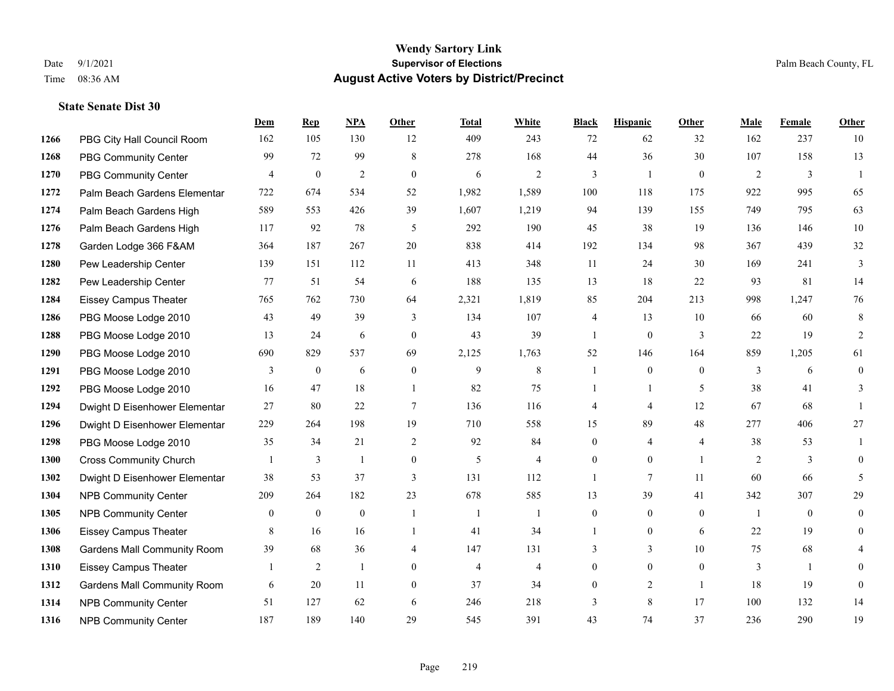**State Senate Dist 30**

| | | Dem | Rep | NPA | Other | Total | White | Black | Hispanic | Other | Male | Female | Other |
|---|---|---|---|---|---|---|---|---|---|---|---|---|---|
| 1266 | PBG City Hall Council Room | 162 | 105 | 130 | 12 | 409 | 243 | 72 | 62 | 32 | 162 | 237 | 10 |
| 1268 | PBG Community Center | 99 | 72 | 99 | 8 | 278 | 168 | 44 | 36 | 30 | 107 | 158 | 13 |
| 1270 | PBG Community Center | 4 | 0 | 2 | 0 | 6 | 2 | 3 | 1 | 0 | 2 | 3 | 1 |
| 1272 | Palm Beach Gardens Elementar | 722 | 674 | 534 | 52 | 1,982 | 1,589 | 100 | 118 | 175 | 922 | 995 | 65 |
| 1274 | Palm Beach Gardens High | 589 | 553 | 426 | 39 | 1,607 | 1,219 | 94 | 139 | 155 | 749 | 795 | 63 |
| 1276 | Palm Beach Gardens High | 117 | 92 | 78 | 5 | 292 | 190 | 45 | 38 | 19 | 136 | 146 | 10 |
| 1278 | Garden Lodge 366 F&AM | 364 | 187 | 267 | 20 | 838 | 414 | 192 | 134 | 98 | 367 | 439 | 32 |
| 1280 | Pew Leadership Center | 139 | 151 | 112 | 11 | 413 | 348 | 11 | 24 | 30 | 169 | 241 | 3 |
| 1282 | Pew Leadership Center | 77 | 51 | 54 | 6 | 188 | 135 | 13 | 18 | 22 | 93 | 81 | 14 |
| 1284 | Eissey Campus Theater | 765 | 762 | 730 | 64 | 2,321 | 1,819 | 85 | 204 | 213 | 998 | 1,247 | 76 |
| 1286 | PBG Moose Lodge 2010 | 43 | 49 | 39 | 3 | 134 | 107 | 4 | 13 | 10 | 66 | 60 | 8 |
| 1288 | PBG Moose Lodge 2010 | 13 | 24 | 6 | 0 | 43 | 39 | 1 | 0 | 3 | 22 | 19 | 2 |
| 1290 | PBG Moose Lodge 2010 | 690 | 829 | 537 | 69 | 2,125 | 1,763 | 52 | 146 | 164 | 859 | 1,205 | 61 |
| 1291 | PBG Moose Lodge 2010 | 3 | 0 | 6 | 0 | 9 | 8 | 1 | 0 | 0 | 3 | 6 | 0 |
| 1292 | PBG Moose Lodge 2010 | 16 | 47 | 18 | 1 | 82 | 75 | 1 | 1 | 5 | 38 | 41 | 3 |
| 1294 | Dwight D Eisenhower Elementar | 27 | 80 | 22 | 7 | 136 | 116 | 4 | 4 | 12 | 67 | 68 | 1 |
| 1296 | Dwight D Eisenhower Elementar | 229 | 264 | 198 | 19 | 710 | 558 | 15 | 89 | 48 | 277 | 406 | 27 |
| 1298 | PBG Moose Lodge 2010 | 35 | 34 | 21 | 2 | 92 | 84 | 0 | 4 | 4 | 38 | 53 | 1 |
| 1300 | Cross Community Church | 1 | 3 | 1 | 0 | 5 | 4 | 0 | 0 | 1 | 2 | 3 | 0 |
| 1302 | Dwight D Eisenhower Elementar | 38 | 53 | 37 | 3 | 131 | 112 | 1 | 7 | 11 | 60 | 66 | 5 |
| 1304 | NPB Community Center | 209 | 264 | 182 | 23 | 678 | 585 | 13 | 39 | 41 | 342 | 307 | 29 |
| 1305 | NPB Community Center | 0 | 0 | 0 | 1 | 1 | 1 | 0 | 0 | 0 | 1 | 0 | 0 |
| 1306 | Eissey Campus Theater | 8 | 16 | 16 | 1 | 41 | 34 | 1 | 0 | 6 | 22 | 19 | 0 |
| 1308 | Gardens Mall Community Room | 39 | 68 | 36 | 4 | 147 | 131 | 3 | 3 | 10 | 75 | 68 | 4 |
| 1310 | Eissey Campus Theater | 1 | 2 | 1 | 0 | 4 | 4 | 0 | 0 | 0 | 3 | 1 | 0 |
| 1312 | Gardens Mall Community Room | 6 | 20 | 11 | 0 | 37 | 34 | 0 | 2 | 1 | 18 | 19 | 0 |
| 1314 | NPB Community Center | 51 | 127 | 62 | 6 | 246 | 218 | 3 | 8 | 17 | 100 | 132 | 14 |
| 1316 | NPB Community Center | 187 | 189 | 140 | 29 | 545 | 391 | 43 | 74 | 37 | 236 | 290 | 19 |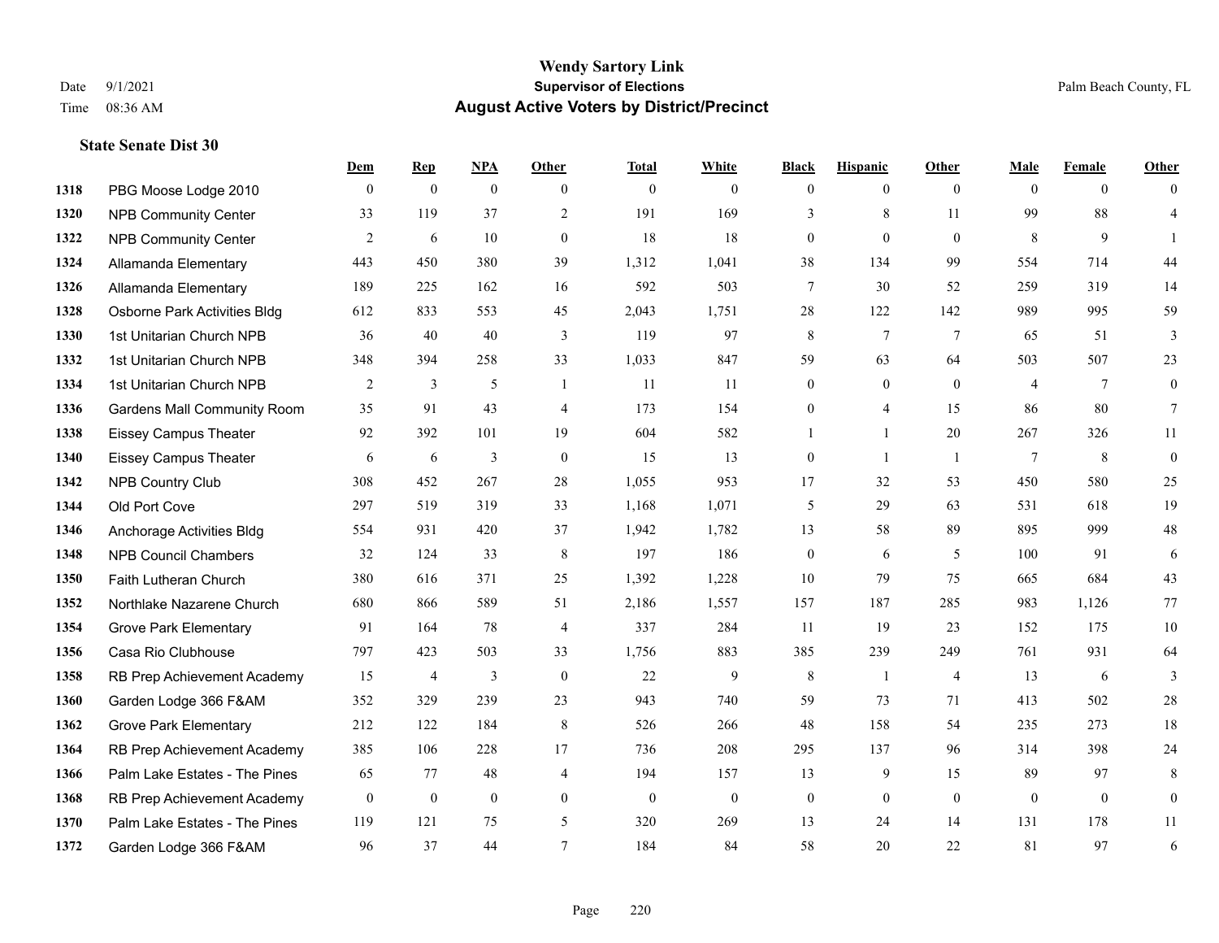# Wendy Sartory Link
## Supervisor of Elections
## August Active Voters by District/Precinct

Date 9/1/2021
Time 08:36 AM

Palm Beach County, FL

### State Senate Dist 30

| | | Dem | Rep | NPA | Other | Total | White | Black | Hispanic | Other | Male | Female | Other |
|---|---|---|---|---|---|---|---|---|---|---|---|---|---|
| 1318 | PBG Moose Lodge 2010 | 0 | 0 | 0 | 0 | 0 | 0 | 0 | 0 | 0 | 0 | 0 | 0 |
| 1320 | NPB Community Center | 33 | 119 | 37 | 2 | 191 | 169 | 3 | 8 | 11 | 99 | 88 | 4 |
| 1322 | NPB Community Center | 2 | 6 | 10 | 0 | 18 | 18 | 0 | 0 | 0 | 8 | 9 | 1 |
| 1324 | Allamanda Elementary | 443 | 450 | 380 | 39 | 1,312 | 1,041 | 38 | 134 | 99 | 554 | 714 | 44 |
| 1326 | Allamanda Elementary | 189 | 225 | 162 | 16 | 592 | 503 | 7 | 30 | 52 | 259 | 319 | 14 |
| 1328 | Osborne Park Activities Bldg | 612 | 833 | 553 | 45 | 2,043 | 1,751 | 28 | 122 | 142 | 989 | 995 | 59 |
| 1330 | 1st Unitarian Church NPB | 36 | 40 | 40 | 3 | 119 | 97 | 8 | 7 | 7 | 65 | 51 | 3 |
| 1332 | 1st Unitarian Church NPB | 348 | 394 | 258 | 33 | 1,033 | 847 | 59 | 63 | 64 | 503 | 507 | 23 |
| 1334 | 1st Unitarian Church NPB | 2 | 3 | 5 | 1 | 11 | 11 | 0 | 0 | 0 | 4 | 7 | 0 |
| 1336 | Gardens Mall Community Room | 35 | 91 | 43 | 4 | 173 | 154 | 0 | 4 | 15 | 86 | 80 | 7 |
| 1338 | Eissey Campus Theater | 92 | 392 | 101 | 19 | 604 | 582 | 1 | 1 | 20 | 267 | 326 | 11 |
| 1340 | Eissey Campus Theater | 6 | 6 | 3 | 0 | 15 | 13 | 0 | 1 | 1 | 7 | 8 | 0 |
| 1342 | NPB Country Club | 308 | 452 | 267 | 28 | 1,055 | 953 | 17 | 32 | 53 | 450 | 580 | 25 |
| 1344 | Old Port Cove | 297 | 519 | 319 | 33 | 1,168 | 1,071 | 5 | 29 | 63 | 531 | 618 | 19 |
| 1346 | Anchorage Activities Bldg | 554 | 931 | 420 | 37 | 1,942 | 1,782 | 13 | 58 | 89 | 895 | 999 | 48 |
| 1348 | NPB Council Chambers | 32 | 124 | 33 | 8 | 197 | 186 | 0 | 6 | 5 | 100 | 91 | 6 |
| 1350 | Faith Lutheran Church | 380 | 616 | 371 | 25 | 1,392 | 1,228 | 10 | 79 | 75 | 665 | 684 | 43 |
| 1352 | Northlake Nazarene Church | 680 | 866 | 589 | 51 | 2,186 | 1,557 | 157 | 187 | 285 | 983 | 1,126 | 77 |
| 1354 | Grove Park Elementary | 91 | 164 | 78 | 4 | 337 | 284 | 11 | 19 | 23 | 152 | 175 | 10 |
| 1356 | Casa Rio Clubhouse | 797 | 423 | 503 | 33 | 1,756 | 883 | 385 | 239 | 249 | 761 | 931 | 64 |
| 1358 | RB Prep Achievement Academy | 15 | 4 | 3 | 0 | 22 | 9 | 8 | 1 | 4 | 13 | 6 | 3 |
| 1360 | Garden Lodge 366 F&AM | 352 | 329 | 239 | 23 | 943 | 740 | 59 | 73 | 71 | 413 | 502 | 28 |
| 1362 | Grove Park Elementary | 212 | 122 | 184 | 8 | 526 | 266 | 48 | 158 | 54 | 235 | 273 | 18 |
| 1364 | RB Prep Achievement Academy | 385 | 106 | 228 | 17 | 736 | 208 | 295 | 137 | 96 | 314 | 398 | 24 |
| 1366 | Palm Lake Estates - The Pines | 65 | 77 | 48 | 4 | 194 | 157 | 13 | 9 | 15 | 89 | 97 | 8 |
| 1368 | RB Prep Achievement Academy | 0 | 0 | 0 | 0 | 0 | 0 | 0 | 0 | 0 | 0 | 0 | 0 |
| 1370 | Palm Lake Estates - The Pines | 119 | 121 | 75 | 5 | 320 | 269 | 13 | 24 | 14 | 131 | 178 | 11 |
| 1372 | Garden Lodge 366 F&AM | 96 | 37 | 44 | 7 | 184 | 84 | 58 | 20 | 22 | 81 | 97 | 6 |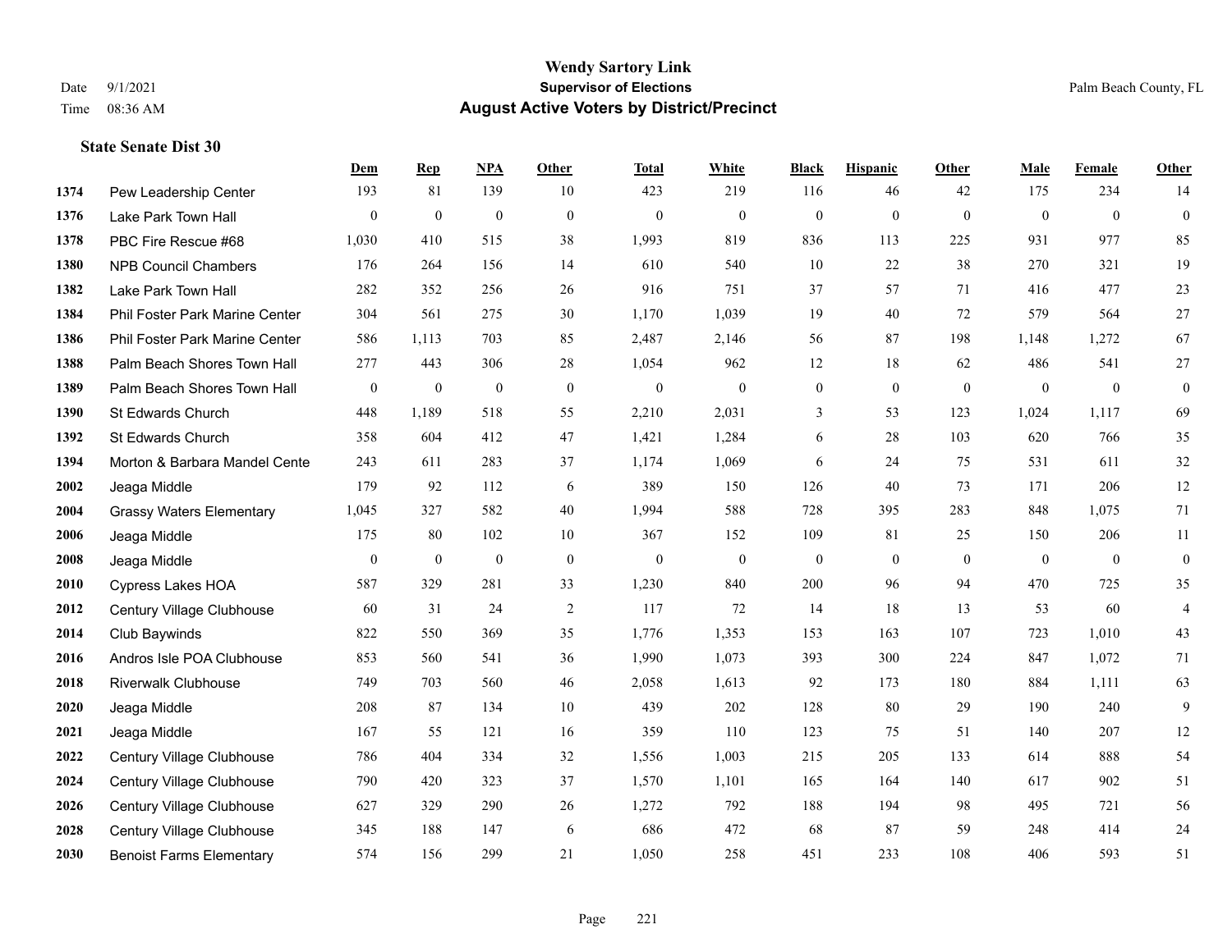# Wendy Sartory Link
## Supervisor of Elections
## August Active Voters by District/Precinct

Date 9/1/2021
Time 08:36 AM

Palm Beach County, FL

### State Senate Dist 30

| | | Dem | Rep | NPA | Other | Total | White | Black | Hispanic | Other | Male | Female | Other |
|---|---|---|---|---|---|---|---|---|---|---|---|---|---|
| 1374 | Pew Leadership Center | 193 | 81 | 139 | 10 | 423 | 219 | 116 | 46 | 42 | 175 | 234 | 14 |
| 1376 | Lake Park Town Hall | 0 | 0 | 0 | 0 | 0 | 0 | 0 | 0 | 0 | 0 | 0 | 0 |
| 1378 | PBC Fire Rescue #68 | 1,030 | 410 | 515 | 38 | 1,993 | 819 | 836 | 113 | 225 | 931 | 977 | 85 |
| 1380 | NPB Council Chambers | 176 | 264 | 156 | 14 | 610 | 540 | 10 | 22 | 38 | 270 | 321 | 19 |
| 1382 | Lake Park Town Hall | 282 | 352 | 256 | 26 | 916 | 751 | 37 | 57 | 71 | 416 | 477 | 23 |
| 1384 | Phil Foster Park Marine Center | 304 | 561 | 275 | 30 | 1,170 | 1,039 | 19 | 40 | 72 | 579 | 564 | 27 |
| 1386 | Phil Foster Park Marine Center | 586 | 1,113 | 703 | 85 | 2,487 | 2,146 | 56 | 87 | 198 | 1,148 | 1,272 | 67 |
| 1388 | Palm Beach Shores Town Hall | 277 | 443 | 306 | 28 | 1,054 | 962 | 12 | 18 | 62 | 486 | 541 | 27 |
| 1389 | Palm Beach Shores Town Hall | 0 | 0 | 0 | 0 | 0 | 0 | 0 | 0 | 0 | 0 | 0 | 0 |
| 1390 | St Edwards Church | 448 | 1,189 | 518 | 55 | 2,210 | 2,031 | 3 | 53 | 123 | 1,024 | 1,117 | 69 |
| 1392 | St Edwards Church | 358 | 604 | 412 | 47 | 1,421 | 1,284 | 6 | 28 | 103 | 620 | 766 | 35 |
| 1394 | Morton & Barbara Mandel Cente | 243 | 611 | 283 | 37 | 1,174 | 1,069 | 6 | 24 | 75 | 531 | 611 | 32 |
| 2002 | Jeaga Middle | 179 | 92 | 112 | 6 | 389 | 150 | 126 | 40 | 73 | 171 | 206 | 12 |
| 2004 | Grassy Waters Elementary | 1,045 | 327 | 582 | 40 | 1,994 | 588 | 728 | 395 | 283 | 848 | 1,075 | 71 |
| 2006 | Jeaga Middle | 175 | 80 | 102 | 10 | 367 | 152 | 109 | 81 | 25 | 150 | 206 | 11 |
| 2008 | Jeaga Middle | 0 | 0 | 0 | 0 | 0 | 0 | 0 | 0 | 0 | 0 | 0 | 0 |
| 2010 | Cypress Lakes HOA | 587 | 329 | 281 | 33 | 1,230 | 840 | 200 | 96 | 94 | 470 | 725 | 35 |
| 2012 | Century Village Clubhouse | 60 | 31 | 24 | 2 | 117 | 72 | 14 | 18 | 13 | 53 | 60 | 4 |
| 2014 | Club Baywinds | 822 | 550 | 369 | 35 | 1,776 | 1,353 | 153 | 163 | 107 | 723 | 1,010 | 43 |
| 2016 | Andros Isle POA Clubhouse | 853 | 560 | 541 | 36 | 1,990 | 1,073 | 393 | 300 | 224 | 847 | 1,072 | 71 |
| 2018 | Riverwalk Clubhouse | 749 | 703 | 560 | 46 | 2,058 | 1,613 | 92 | 173 | 180 | 884 | 1,111 | 63 |
| 2020 | Jeaga Middle | 208 | 87 | 134 | 10 | 439 | 202 | 128 | 80 | 29 | 190 | 240 | 9 |
| 2021 | Jeaga Middle | 167 | 55 | 121 | 16 | 359 | 110 | 123 | 75 | 51 | 140 | 207 | 12 |
| 2022 | Century Village Clubhouse | 786 | 404 | 334 | 32 | 1,556 | 1,003 | 215 | 205 | 133 | 614 | 888 | 54 |
| 2024 | Century Village Clubhouse | 790 | 420 | 323 | 37 | 1,570 | 1,101 | 165 | 164 | 140 | 617 | 902 | 51 |
| 2026 | Century Village Clubhouse | 627 | 329 | 290 | 26 | 1,272 | 792 | 188 | 194 | 98 | 495 | 721 | 56 |
| 2028 | Century Village Clubhouse | 345 | 188 | 147 | 6 | 686 | 472 | 68 | 87 | 59 | 248 | 414 | 24 |
| 2030 | Benoist Farms Elementary | 574 | 156 | 299 | 21 | 1,050 | 258 | 451 | 233 | 108 | 406 | 593 | 51 |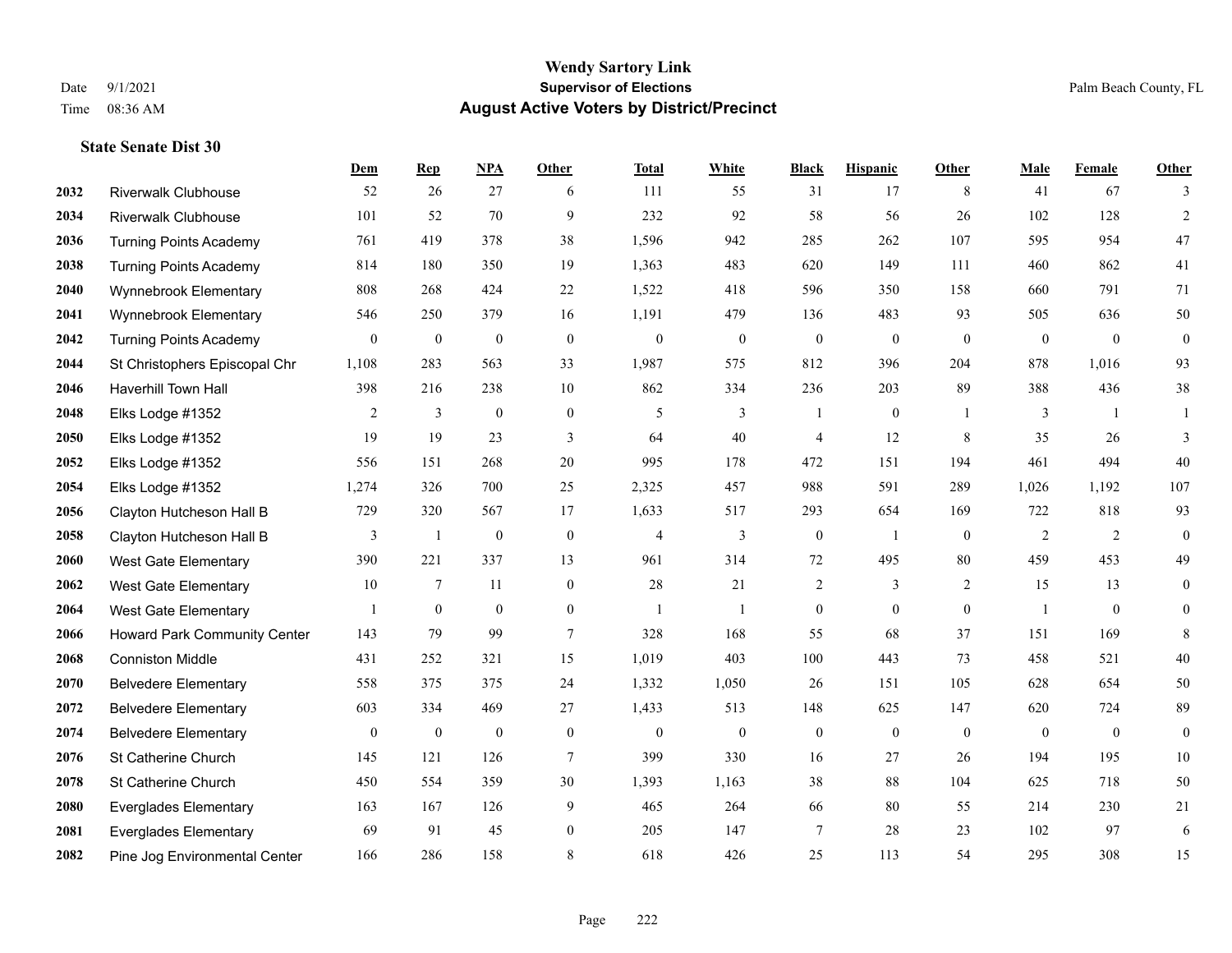# Wendy Sartory Link

**Supervisor of Elections**

**August Active Voters by District/Precinct**

Date 9/1/2021
Time 08:36 AM

Palm Beach County, FL

### State Senate Dist 30

| | | Dem | Rep | NPA | Other | Total | White | Black | Hispanic | Other | Male | Female | Other |
|---|---|---|---|---|---|---|---|---|---|---|---|---|---|
| 2032 | Riverwalk Clubhouse | 52 | 26 | 27 | 6 | 111 | 55 | 31 | 17 | 8 | 41 | 67 | 3 |
| 2034 | Riverwalk Clubhouse | 101 | 52 | 70 | 9 | 232 | 92 | 58 | 56 | 26 | 102 | 128 | 2 |
| 2036 | Turning Points Academy | 761 | 419 | 378 | 38 | 1,596 | 942 | 285 | 262 | 107 | 595 | 954 | 47 |
| 2038 | Turning Points Academy | 814 | 180 | 350 | 19 | 1,363 | 483 | 620 | 149 | 111 | 460 | 862 | 41 |
| 2040 | Wynnebrook Elementary | 808 | 268 | 424 | 22 | 1,522 | 418 | 596 | 350 | 158 | 660 | 791 | 71 |
| 2041 | Wynnebrook Elementary | 546 | 250 | 379 | 16 | 1,191 | 479 | 136 | 483 | 93 | 505 | 636 | 50 |
| 2042 | Turning Points Academy | 0 | 0 | 0 | 0 | 0 | 0 | 0 | 0 | 0 | 0 | 0 | 0 |
| 2044 | St Christophers Episcopal Chr | 1,108 | 283 | 563 | 33 | 1,987 | 575 | 812 | 396 | 204 | 878 | 1,016 | 93 |
| 2046 | Haverhill Town Hall | 398 | 216 | 238 | 10 | 862 | 334 | 236 | 203 | 89 | 388 | 436 | 38 |
| 2048 | Elks Lodge #1352 | 2 | 3 | 0 | 0 | 5 | 3 | 1 | 0 | 1 | 3 | 1 | 1 |
| 2050 | Elks Lodge #1352 | 19 | 19 | 23 | 3 | 64 | 40 | 4 | 12 | 8 | 35 | 26 | 3 |
| 2052 | Elks Lodge #1352 | 556 | 151 | 268 | 20 | 995 | 178 | 472 | 151 | 194 | 461 | 494 | 40 |
| 2054 | Elks Lodge #1352 | 1,274 | 326 | 700 | 25 | 2,325 | 457 | 988 | 591 | 289 | 1,026 | 1,192 | 107 |
| 2056 | Clayton Hutcheson Hall B | 729 | 320 | 567 | 17 | 1,633 | 517 | 293 | 654 | 169 | 722 | 818 | 93 |
| 2058 | Clayton Hutcheson Hall B | 3 | 1 | 0 | 0 | 4 | 3 | 0 | 1 | 0 | 2 | 2 | 0 |
| 2060 | West Gate Elementary | 390 | 221 | 337 | 13 | 961 | 314 | 72 | 495 | 80 | 459 | 453 | 49 |
| 2062 | West Gate Elementary | 10 | 7 | 11 | 0 | 28 | 21 | 2 | 3 | 2 | 15 | 13 | 0 |
| 2064 | West Gate Elementary | 1 | 0 | 0 | 0 | 1 | 1 | 0 | 0 | 0 | 1 | 0 | 0 |
| 2066 | Howard Park Community Center | 143 | 79 | 99 | 7 | 328 | 168 | 55 | 68 | 37 | 151 | 169 | 8 |
| 2068 | Conniston Middle | 431 | 252 | 321 | 15 | 1,019 | 403 | 100 | 443 | 73 | 458 | 521 | 40 |
| 2070 | Belvedere Elementary | 558 | 375 | 375 | 24 | 1,332 | 1,050 | 26 | 151 | 105 | 628 | 654 | 50 |
| 2072 | Belvedere Elementary | 603 | 334 | 469 | 27 | 1,433 | 513 | 148 | 625 | 147 | 620 | 724 | 89 |
| 2074 | Belvedere Elementary | 0 | 0 | 0 | 0 | 0 | 0 | 0 | 0 | 0 | 0 | 0 | 0 |
| 2076 | St Catherine Church | 145 | 121 | 126 | 7 | 399 | 330 | 16 | 27 | 26 | 194 | 195 | 10 |
| 2078 | St Catherine Church | 450 | 554 | 359 | 30 | 1,393 | 1,163 | 38 | 88 | 104 | 625 | 718 | 50 |
| 2080 | Everglades Elementary | 163 | 167 | 126 | 9 | 465 | 264 | 66 | 80 | 55 | 214 | 230 | 21 |
| 2081 | Everglades Elementary | 69 | 91 | 45 | 0 | 205 | 147 | 7 | 28 | 23 | 102 | 97 | 6 |
| 2082 | Pine Jog Environmental Center | 166 | 286 | 158 | 8 | 618 | 426 | 25 | 113 | 54 | 295 | 308 | 15 |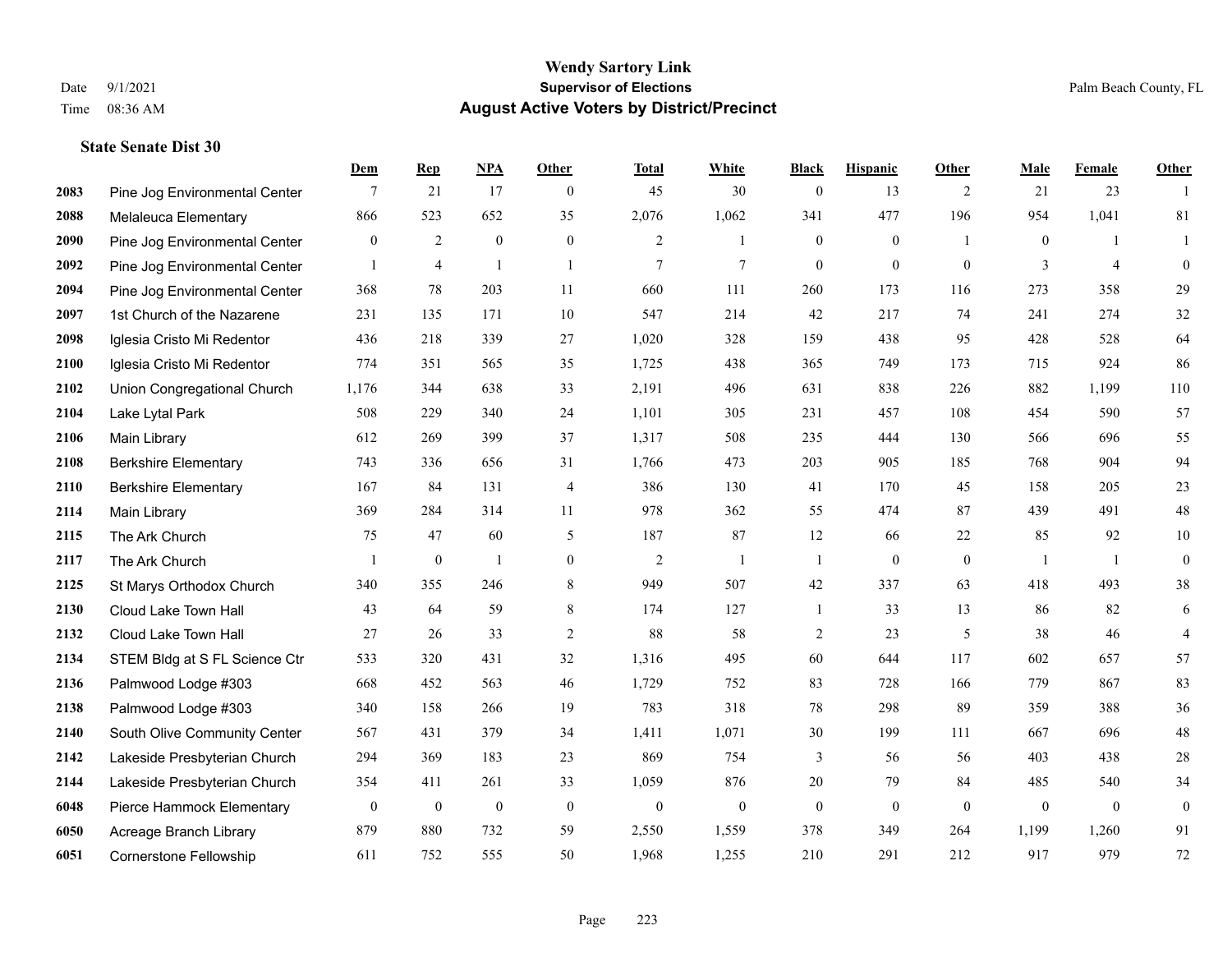# Wendy Sartory Link
## Supervisor of Elections
## August Active Voters by District/Precinct

Date 9/1/2021
Time 08:36 AM

Palm Beach County, FL

### State Senate Dist 30

| | | Dem | Rep | NPA | Other | Total | White | Black | Hispanic | Other | Male | Female | Other |
|---|---|---|---|---|---|---|---|---|---|---|---|---|---|
| 2083 | Pine Jog Environmental Center | 7 | 21 | 17 | 0 | 45 | 30 | 0 | 13 | 2 | 21 | 23 | 1 |
| 2088 | Melaleuca Elementary | 866 | 523 | 652 | 35 | 2,076 | 1,062 | 341 | 477 | 196 | 954 | 1,041 | 81 |
| 2090 | Pine Jog Environmental Center | 0 | 2 | 0 | 0 | 2 | 1 | 0 | 0 | 1 | 0 | 1 | 1 |
| 2092 | Pine Jog Environmental Center | 1 | 4 | 1 | 1 | 7 | 7 | 0 | 0 | 0 | 3 | 4 | 0 |
| 2094 | Pine Jog Environmental Center | 368 | 78 | 203 | 11 | 660 | 111 | 260 | 173 | 116 | 273 | 358 | 29 |
| 2097 | 1st Church of the Nazarene | 231 | 135 | 171 | 10 | 547 | 214 | 42 | 217 | 74 | 241 | 274 | 32 |
| 2098 | Iglesia Cristo Mi Redentor | 436 | 218 | 339 | 27 | 1,020 | 328 | 159 | 438 | 95 | 428 | 528 | 64 |
| 2100 | Iglesia Cristo Mi Redentor | 774 | 351 | 565 | 35 | 1,725 | 438 | 365 | 749 | 173 | 715 | 924 | 86 |
| 2102 | Union Congregational Church | 1,176 | 344 | 638 | 33 | 2,191 | 496 | 631 | 838 | 226 | 882 | 1,199 | 110 |
| 2104 | Lake Lytal Park | 508 | 229 | 340 | 24 | 1,101 | 305 | 231 | 457 | 108 | 454 | 590 | 57 |
| 2106 | Main Library | 612 | 269 | 399 | 37 | 1,317 | 508 | 235 | 444 | 130 | 566 | 696 | 55 |
| 2108 | Berkshire Elementary | 743 | 336 | 656 | 31 | 1,766 | 473 | 203 | 905 | 185 | 768 | 904 | 94 |
| 2110 | Berkshire Elementary | 167 | 84 | 131 | 4 | 386 | 130 | 41 | 170 | 45 | 158 | 205 | 23 |
| 2114 | Main Library | 369 | 284 | 314 | 11 | 978 | 362 | 55 | 474 | 87 | 439 | 491 | 48 |
| 2115 | The Ark Church | 75 | 47 | 60 | 5 | 187 | 87 | 12 | 66 | 22 | 85 | 92 | 10 |
| 2117 | The Ark Church | 1 | 0 | 1 | 0 | 2 | 1 | 1 | 0 | 0 | 1 | 1 | 0 |
| 2125 | St Marys Orthodox Church | 340 | 355 | 246 | 8 | 949 | 507 | 42 | 337 | 63 | 418 | 493 | 38 |
| 2130 | Cloud Lake Town Hall | 43 | 64 | 59 | 8 | 174 | 127 | 1 | 33 | 13 | 86 | 82 | 6 |
| 2132 | Cloud Lake Town Hall | 27 | 26 | 33 | 2 | 88 | 58 | 2 | 23 | 5 | 38 | 46 | 4 |
| 2134 | STEM Bldg at S FL Science Ctr | 533 | 320 | 431 | 32 | 1,316 | 495 | 60 | 644 | 117 | 602 | 657 | 57 |
| 2136 | Palmwood Lodge #303 | 668 | 452 | 563 | 46 | 1,729 | 752 | 83 | 728 | 166 | 779 | 867 | 83 |
| 2138 | Palmwood Lodge #303 | 340 | 158 | 266 | 19 | 783 | 318 | 78 | 298 | 89 | 359 | 388 | 36 |
| 2140 | South Olive Community Center | 567 | 431 | 379 | 34 | 1,411 | 1,071 | 30 | 199 | 111 | 667 | 696 | 48 |
| 2142 | Lakeside Presbyterian Church | 294 | 369 | 183 | 23 | 869 | 754 | 3 | 56 | 56 | 403 | 438 | 28 |
| 2144 | Lakeside Presbyterian Church | 354 | 411 | 261 | 33 | 1,059 | 876 | 20 | 79 | 84 | 485 | 540 | 34 |
| 6048 | Pierce Hammock Elementary | 0 | 0 | 0 | 0 | 0 | 0 | 0 | 0 | 0 | 0 | 0 | 0 |
| 6050 | Acreage Branch Library | 879 | 880 | 732 | 59 | 2,550 | 1,559 | 378 | 349 | 264 | 1,199 | 1,260 | 91 |
| 6051 | Cornerstone Fellowship | 611 | 752 | 555 | 50 | 1,968 | 1,255 | 210 | 291 | 212 | 917 | 979 | 72 |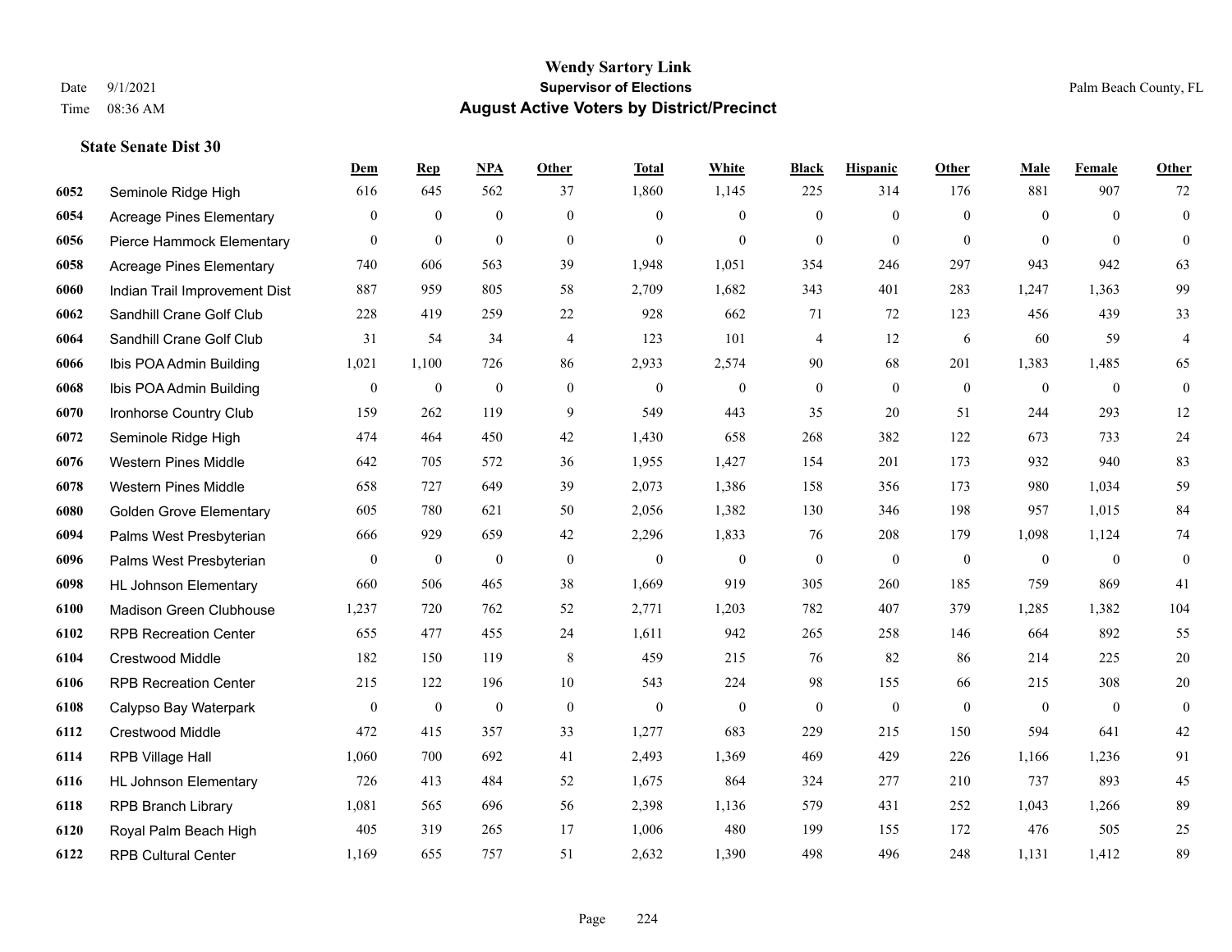# Wendy Sartory Link

## Supervisor of Elections

## August Active Voters by District/Precinct

Date 9/1/2021
Time 08:36 AM

Palm Beach County, FL

### State Senate Dist 30

| | | Dem | Rep | NPA | Other | Total | White | Black | Hispanic | Other | Male | Female | Other |
|---|---|---|---|---|---|---|---|---|---|---|---|---|---|
| 6052 | Seminole Ridge High | 616 | 645 | 562 | 37 | 1,860 | 1,145 | 225 | 314 | 176 | 881 | 907 | 72 |
| 6054 | Acreage Pines Elementary | 0 | 0 | 0 | 0 | 0 | 0 | 0 | 0 | 0 | 0 | 0 | 0 |
| 6056 | Pierce Hammock Elementary | 0 | 0 | 0 | 0 | 0 | 0 | 0 | 0 | 0 | 0 | 0 | 0 |
| 6058 | Acreage Pines Elementary | 740 | 606 | 563 | 39 | 1,948 | 1,051 | 354 | 246 | 297 | 943 | 942 | 63 |
| 6060 | Indian Trail Improvement Dist | 887 | 959 | 805 | 58 | 2,709 | 1,682 | 343 | 401 | 283 | 1,247 | 1,363 | 99 |
| 6062 | Sandhill Crane Golf Club | 228 | 419 | 259 | 22 | 928 | 662 | 71 | 72 | 123 | 456 | 439 | 33 |
| 6064 | Sandhill Crane Golf Club | 31 | 54 | 34 | 4 | 123 | 101 | 4 | 12 | 6 | 60 | 59 | 4 |
| 6066 | Ibis POA Admin Building | 1,021 | 1,100 | 726 | 86 | 2,933 | 2,574 | 90 | 68 | 201 | 1,383 | 1,485 | 65 |
| 6068 | Ibis POA Admin Building | 0 | 0 | 0 | 0 | 0 | 0 | 0 | 0 | 0 | 0 | 0 | 0 |
| 6070 | Ironhorse Country Club | 159 | 262 | 119 | 9 | 549 | 443 | 35 | 20 | 51 | 244 | 293 | 12 |
| 6072 | Seminole Ridge High | 474 | 464 | 450 | 42 | 1,430 | 658 | 268 | 382 | 122 | 673 | 733 | 24 |
| 6076 | Western Pines Middle | 642 | 705 | 572 | 36 | 1,955 | 1,427 | 154 | 201 | 173 | 932 | 940 | 83 |
| 6078 | Western Pines Middle | 658 | 727 | 649 | 39 | 2,073 | 1,386 | 158 | 356 | 173 | 980 | 1,034 | 59 |
| 6080 | Golden Grove Elementary | 605 | 780 | 621 | 50 | 2,056 | 1,382 | 130 | 346 | 198 | 957 | 1,015 | 84 |
| 6094 | Palms West Presbyterian | 666 | 929 | 659 | 42 | 2,296 | 1,833 | 76 | 208 | 179 | 1,098 | 1,124 | 74 |
| 6096 | Palms West Presbyterian | 0 | 0 | 0 | 0 | 0 | 0 | 0 | 0 | 0 | 0 | 0 | 0 |
| 6098 | HL Johnson Elementary | 660 | 506 | 465 | 38 | 1,669 | 919 | 305 | 260 | 185 | 759 | 869 | 41 |
| 6100 | Madison Green Clubhouse | 1,237 | 720 | 762 | 52 | 2,771 | 1,203 | 782 | 407 | 379 | 1,285 | 1,382 | 104 |
| 6102 | RPB Recreation Center | 655 | 477 | 455 | 24 | 1,611 | 942 | 265 | 258 | 146 | 664 | 892 | 55 |
| 6104 | Crestwood Middle | 182 | 150 | 119 | 8 | 459 | 215 | 76 | 82 | 86 | 214 | 225 | 20 |
| 6106 | RPB Recreation Center | 215 | 122 | 196 | 10 | 543 | 224 | 98 | 155 | 66 | 215 | 308 | 20 |
| 6108 | Calypso Bay Waterpark | 0 | 0 | 0 | 0 | 0 | 0 | 0 | 0 | 0 | 0 | 0 | 0 |
| 6112 | Crestwood Middle | 472 | 415 | 357 | 33 | 1,277 | 683 | 229 | 215 | 150 | 594 | 641 | 42 |
| 6114 | RPB Village Hall | 1,060 | 700 | 692 | 41 | 2,493 | 1,369 | 469 | 429 | 226 | 1,166 | 1,236 | 91 |
| 6116 | HL Johnson Elementary | 726 | 413 | 484 | 52 | 1,675 | 864 | 324 | 277 | 210 | 737 | 893 | 45 |
| 6118 | RPB Branch Library | 1,081 | 565 | 696 | 56 | 2,398 | 1,136 | 579 | 431 | 252 | 1,043 | 1,266 | 89 |
| 6120 | Royal Palm Beach High | 405 | 319 | 265 | 17 | 1,006 | 480 | 199 | 155 | 172 | 476 | 505 | 25 |
| 6122 | RPB Cultural Center | 1,169 | 655 | 757 | 51 | 2,632 | 1,390 | 498 | 496 | 248 | 1,131 | 1,412 | 89 |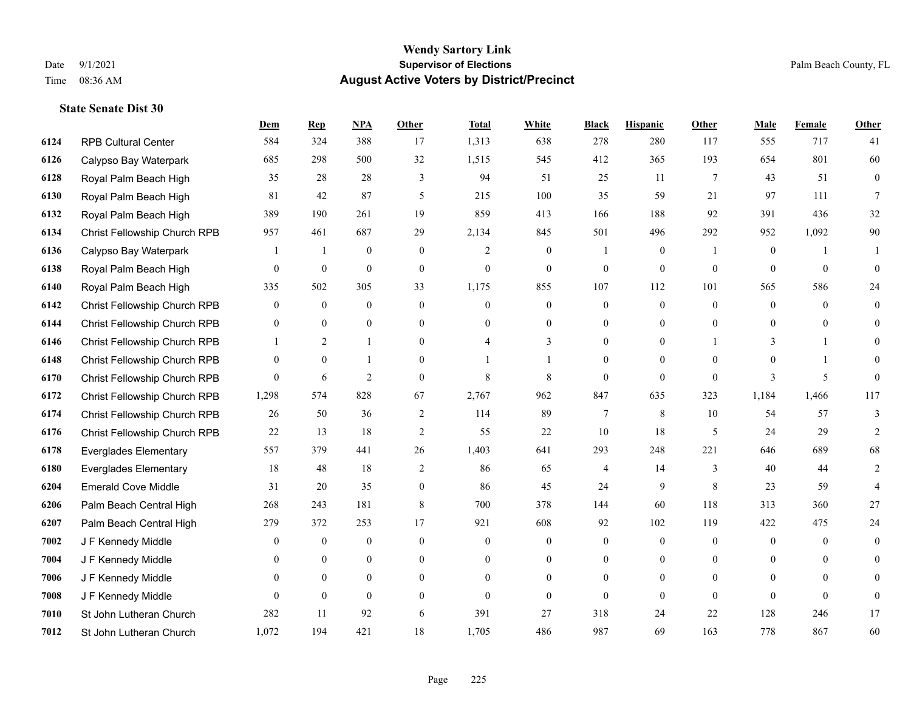# Wendy Sartory Link
## Supervisor of Elections
## August Active Voters by District/Precinct

Date 9/1/2021
Time 08:36 AM

Palm Beach County, FL

### State Senate Dist 30

| | | Dem | Rep | NPA | Other | Total | White | Black | Hispanic | Other | Male | Female | Other |
|---|---|---|---|---|---|---|---|---|---|---|---|---|---|
| 6124 | RPB Cultural Center | 584 | 324 | 388 | 17 | 1,313 | 638 | 278 | 280 | 117 | 555 | 717 | 41 |
| 6126 | Calypso Bay Waterpark | 685 | 298 | 500 | 32 | 1,515 | 545 | 412 | 365 | 193 | 654 | 801 | 60 |
| 6128 | Royal Palm Beach High | 35 | 28 | 28 | 3 | 94 | 51 | 25 | 11 | 7 | 43 | 51 | 0 |
| 6130 | Royal Palm Beach High | 81 | 42 | 87 | 5 | 215 | 100 | 35 | 59 | 21 | 97 | 111 | 7 |
| 6132 | Royal Palm Beach High | 389 | 190 | 261 | 19 | 859 | 413 | 166 | 188 | 92 | 391 | 436 | 32 |
| 6134 | Christ Fellowship Church RPB | 957 | 461 | 687 | 29 | 2,134 | 845 | 501 | 496 | 292 | 952 | 1,092 | 90 |
| 6136 | Calypso Bay Waterpark | 1 | 1 | 0 | 0 | 2 | 0 | 1 | 0 | 1 | 0 | 1 | 1 |
| 6138 | Royal Palm Beach High | 0 | 0 | 0 | 0 | 0 | 0 | 0 | 0 | 0 | 0 | 0 | 0 |
| 6140 | Royal Palm Beach High | 335 | 502 | 305 | 33 | 1,175 | 855 | 107 | 112 | 101 | 565 | 586 | 24 |
| 6142 | Christ Fellowship Church RPB | 0 | 0 | 0 | 0 | 0 | 0 | 0 | 0 | 0 | 0 | 0 | 0 |
| 6144 | Christ Fellowship Church RPB | 0 | 0 | 0 | 0 | 0 | 0 | 0 | 0 | 0 | 0 | 0 | 0 |
| 6146 | Christ Fellowship Church RPB | 1 | 2 | 1 | 0 | 4 | 3 | 0 | 0 | 1 | 3 | 1 | 0 |
| 6148 | Christ Fellowship Church RPB | 0 | 0 | 1 | 0 | 1 | 1 | 0 | 0 | 0 | 0 | 1 | 0 |
| 6170 | Christ Fellowship Church RPB | 0 | 6 | 2 | 0 | 8 | 8 | 0 | 0 | 0 | 3 | 5 | 0 |
| 6172 | Christ Fellowship Church RPB | 1,298 | 574 | 828 | 67 | 2,767 | 962 | 847 | 635 | 323 | 1,184 | 1,466 | 117 |
| 6174 | Christ Fellowship Church RPB | 26 | 50 | 36 | 2 | 114 | 89 | 7 | 8 | 10 | 54 | 57 | 3 |
| 6176 | Christ Fellowship Church RPB | 22 | 13 | 18 | 2 | 55 | 22 | 10 | 18 | 5 | 24 | 29 | 2 |
| 6178 | Everglades Elementary | 557 | 379 | 441 | 26 | 1,403 | 641 | 293 | 248 | 221 | 646 | 689 | 68 |
| 6180 | Everglades Elementary | 18 | 48 | 18 | 2 | 86 | 65 | 4 | 14 | 3 | 40 | 44 | 2 |
| 6204 | Emerald Cove Middle | 31 | 20 | 35 | 0 | 86 | 45 | 24 | 9 | 8 | 23 | 59 | 4 |
| 6206 | Palm Beach Central High | 268 | 243 | 181 | 8 | 700 | 378 | 144 | 60 | 118 | 313 | 360 | 27 |
| 6207 | Palm Beach Central High | 279 | 372 | 253 | 17 | 921 | 608 | 92 | 102 | 119 | 422 | 475 | 24 |
| 7002 | J F Kennedy Middle | 0 | 0 | 0 | 0 | 0 | 0 | 0 | 0 | 0 | 0 | 0 | 0 |
| 7004 | J F Kennedy Middle | 0 | 0 | 0 | 0 | 0 | 0 | 0 | 0 | 0 | 0 | 0 | 0 |
| 7006 | J F Kennedy Middle | 0 | 0 | 0 | 0 | 0 | 0 | 0 | 0 | 0 | 0 | 0 | 0 |
| 7008 | J F Kennedy Middle | 0 | 0 | 0 | 0 | 0 | 0 | 0 | 0 | 0 | 0 | 0 | 0 |
| 7010 | St John Lutheran Church | 282 | 11 | 92 | 6 | 391 | 27 | 318 | 24 | 22 | 128 | 246 | 17 |
| 7012 | St John Lutheran Church | 1,072 | 194 | 421 | 18 | 1,705 | 486 | 987 | 69 | 163 | 778 | 867 | 60 |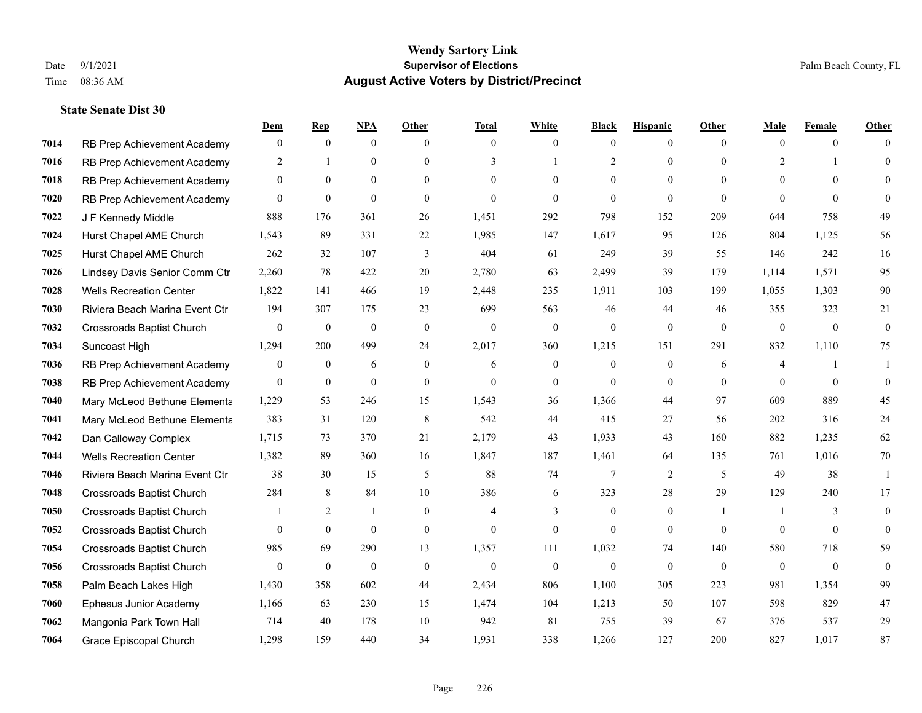**Wendy Sartory Link**
**Supervisor of Elections**
**August Active Voters by District/Precinct**

Date 9/1/2021
Time 08:36 AM

Palm Beach County, FL

**State Senate Dist 30**

| | | Dem | Rep | NPA | Other | Total | White | Black | Hispanic | Other | Male | Female | Other |
|---|---|---|---|---|---|---|---|---|---|---|---|---|---|
| 7014 | RB Prep Achievement Academy | 0 | 0 | 0 | 0 | 0 | 0 | 0 | 0 | 0 | 0 | 0 | 0 |
| 7016 | RB Prep Achievement Academy | 2 | 1 | 0 | 0 | 3 | 1 | 2 | 0 | 0 | 2 | 1 | 0 |
| 7018 | RB Prep Achievement Academy | 0 | 0 | 0 | 0 | 0 | 0 | 0 | 0 | 0 | 0 | 0 | 0 |
| 7020 | RB Prep Achievement Academy | 0 | 0 | 0 | 0 | 0 | 0 | 0 | 0 | 0 | 0 | 0 | 0 |
| 7022 | J F Kennedy Middle | 888 | 176 | 361 | 26 | 1,451 | 292 | 798 | 152 | 209 | 644 | 758 | 49 |
| 7024 | Hurst Chapel AME Church | 1,543 | 89 | 331 | 22 | 1,985 | 147 | 1,617 | 95 | 126 | 804 | 1,125 | 56 |
| 7025 | Hurst Chapel AME Church | 262 | 32 | 107 | 3 | 404 | 61 | 249 | 39 | 55 | 146 | 242 | 16 |
| 7026 | Lindsey Davis Senior Comm Ctr | 2,260 | 78 | 422 | 20 | 2,780 | 63 | 2,499 | 39 | 179 | 1,114 | 1,571 | 95 |
| 7028 | Wells Recreation Center | 1,822 | 141 | 466 | 19 | 2,448 | 235 | 1,911 | 103 | 199 | 1,055 | 1,303 | 90 |
| 7030 | Riviera Beach Marina Event Ctr | 194 | 307 | 175 | 23 | 699 | 563 | 46 | 44 | 46 | 355 | 323 | 21 |
| 7032 | Crossroads Baptist Church | 0 | 0 | 0 | 0 | 0 | 0 | 0 | 0 | 0 | 0 | 0 | 0 |
| 7034 | Suncoast High | 1,294 | 200 | 499 | 24 | 2,017 | 360 | 1,215 | 151 | 291 | 832 | 1,110 | 75 |
| 7036 | RB Prep Achievement Academy | 0 | 0 | 6 | 0 | 6 | 0 | 0 | 0 | 6 | 4 | 1 | 1 |
| 7038 | RB Prep Achievement Academy | 0 | 0 | 0 | 0 | 0 | 0 | 0 | 0 | 0 | 0 | 0 | 0 |
| 7040 | Mary McLeod Bethune Elementa | 1,229 | 53 | 246 | 15 | 1,543 | 36 | 1,366 | 44 | 97 | 609 | 889 | 45 |
| 7041 | Mary McLeod Bethune Elementa | 383 | 31 | 120 | 8 | 542 | 44 | 415 | 27 | 56 | 202 | 316 | 24 |
| 7042 | Dan Calloway Complex | 1,715 | 73 | 370 | 21 | 2,179 | 43 | 1,933 | 43 | 160 | 882 | 1,235 | 62 |
| 7044 | Wells Recreation Center | 1,382 | 89 | 360 | 16 | 1,847 | 187 | 1,461 | 64 | 135 | 761 | 1,016 | 70 |
| 7046 | Riviera Beach Marina Event Ctr | 38 | 30 | 15 | 5 | 88 | 74 | 7 | 2 | 5 | 49 | 38 | 1 |
| 7048 | Crossroads Baptist Church | 284 | 8 | 84 | 10 | 386 | 6 | 323 | 28 | 29 | 129 | 240 | 17 |
| 7050 | Crossroads Baptist Church | 1 | 2 | 1 | 0 | 4 | 3 | 0 | 0 | 1 | 1 | 3 | 0 |
| 7052 | Crossroads Baptist Church | 0 | 0 | 0 | 0 | 0 | 0 | 0 | 0 | 0 | 0 | 0 | 0 |
| 7054 | Crossroads Baptist Church | 985 | 69 | 290 | 13 | 1,357 | 111 | 1,032 | 74 | 140 | 580 | 718 | 59 |
| 7056 | Crossroads Baptist Church | 0 | 0 | 0 | 0 | 0 | 0 | 0 | 0 | 0 | 0 | 0 | 0 |
| 7058 | Palm Beach Lakes High | 1,430 | 358 | 602 | 44 | 2,434 | 806 | 1,100 | 305 | 223 | 981 | 1,354 | 99 |
| 7060 | Ephesus Junior Academy | 1,166 | 63 | 230 | 15 | 1,474 | 104 | 1,213 | 50 | 107 | 598 | 829 | 47 |
| 7062 | Mangonia Park Town Hall | 714 | 40 | 178 | 10 | 942 | 81 | 755 | 39 | 67 | 376 | 537 | 29 |
| 7064 | Grace Episcopal Church | 1,298 | 159 | 440 | 34 | 1,931 | 338 | 1,266 | 127 | 200 | 827 | 1,017 | 87 |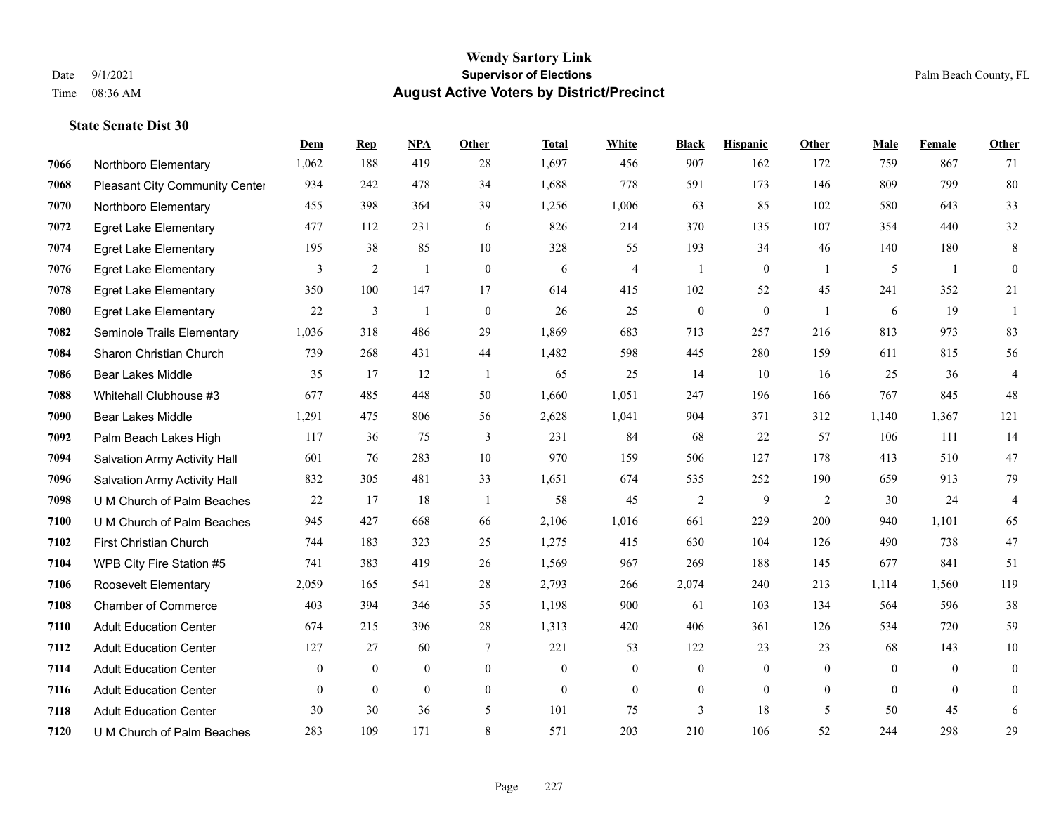# Wendy Sartory Link
## Supervisor of Elections
## August Active Voters by District/Precinct

Date 9/1/2021
Time 08:36 AM

Palm Beach County, FL

### State Senate Dist 30

| | | Dem | Rep | NPA | Other | Total | White | Black | Hispanic | Other | Male | Female | Other |
|---|---|---|---|---|---|---|---|---|---|---|---|---|---|
| 7066 | Northboro Elementary | 1,062 | 188 | 419 | 28 | 1,697 | 456 | 907 | 162 | 172 | 759 | 867 | 71 |
| 7068 | Pleasant City Community Center | 934 | 242 | 478 | 34 | 1,688 | 778 | 591 | 173 | 146 | 809 | 799 | 80 |
| 7070 | Northboro Elementary | 455 | 398 | 364 | 39 | 1,256 | 1,006 | 63 | 85 | 102 | 580 | 643 | 33 |
| 7072 | Egret Lake Elementary | 477 | 112 | 231 | 6 | 826 | 214 | 370 | 135 | 107 | 354 | 440 | 32 |
| 7074 | Egret Lake Elementary | 195 | 38 | 85 | 10 | 328 | 55 | 193 | 34 | 46 | 140 | 180 | 8 |
| 7076 | Egret Lake Elementary | 3 | 2 | 1 | 0 | 6 | 4 | 1 | 0 | 1 | 5 | 1 | 0 |
| 7078 | Egret Lake Elementary | 350 | 100 | 147 | 17 | 614 | 415 | 102 | 52 | 45 | 241 | 352 | 21 |
| 7080 | Egret Lake Elementary | 22 | 3 | 1 | 0 | 26 | 25 | 0 | 0 | 1 | 6 | 19 | 1 |
| 7082 | Seminole Trails Elementary | 1,036 | 318 | 486 | 29 | 1,869 | 683 | 713 | 257 | 216 | 813 | 973 | 83 |
| 7084 | Sharon Christian Church | 739 | 268 | 431 | 44 | 1,482 | 598 | 445 | 280 | 159 | 611 | 815 | 56 |
| 7086 | Bear Lakes Middle | 35 | 17 | 12 | 1 | 65 | 25 | 14 | 10 | 16 | 25 | 36 | 4 |
| 7088 | Whitehall Clubhouse #3 | 677 | 485 | 448 | 50 | 1,660 | 1,051 | 247 | 196 | 166 | 767 | 845 | 48 |
| 7090 | Bear Lakes Middle | 1,291 | 475 | 806 | 56 | 2,628 | 1,041 | 904 | 371 | 312 | 1,140 | 1,367 | 121 |
| 7092 | Palm Beach Lakes High | 117 | 36 | 75 | 3 | 231 | 84 | 68 | 22 | 57 | 106 | 111 | 14 |
| 7094 | Salvation Army Activity Hall | 601 | 76 | 283 | 10 | 970 | 159 | 506 | 127 | 178 | 413 | 510 | 47 |
| 7096 | Salvation Army Activity Hall | 832 | 305 | 481 | 33 | 1,651 | 674 | 535 | 252 | 190 | 659 | 913 | 79 |
| 7098 | U M Church of Palm Beaches | 22 | 17 | 18 | 1 | 58 | 45 | 2 | 9 | 2 | 30 | 24 | 4 |
| 7100 | U M Church of Palm Beaches | 945 | 427 | 668 | 66 | 2,106 | 1,016 | 661 | 229 | 200 | 940 | 1,101 | 65 |
| 7102 | First Christian Church | 744 | 183 | 323 | 25 | 1,275 | 415 | 630 | 104 | 126 | 490 | 738 | 47 |
| 7104 | WPB City Fire Station #5 | 741 | 383 | 419 | 26 | 1,569 | 967 | 269 | 188 | 145 | 677 | 841 | 51 |
| 7106 | Roosevelt Elementary | 2,059 | 165 | 541 | 28 | 2,793 | 266 | 2,074 | 240 | 213 | 1,114 | 1,560 | 119 |
| 7108 | Chamber of Commerce | 403 | 394 | 346 | 55 | 1,198 | 900 | 61 | 103 | 134 | 564 | 596 | 38 |
| 7110 | Adult Education Center | 674 | 215 | 396 | 28 | 1,313 | 420 | 406 | 361 | 126 | 534 | 720 | 59 |
| 7112 | Adult Education Center | 127 | 27 | 60 | 7 | 221 | 53 | 122 | 23 | 23 | 68 | 143 | 10 |
| 7114 | Adult Education Center | 0 | 0 | 0 | 0 | 0 | 0 | 0 | 0 | 0 | 0 | 0 | 0 |
| 7116 | Adult Education Center | 0 | 0 | 0 | 0 | 0 | 0 | 0 | 0 | 0 | 0 | 0 | 0 |
| 7118 | Adult Education Center | 30 | 30 | 36 | 5 | 101 | 75 | 3 | 18 | 5 | 50 | 45 | 6 |
| 7120 | U M Church of Palm Beaches | 283 | 109 | 171 | 8 | 571 | 203 | 210 | 106 | 52 | 244 | 298 | 29 |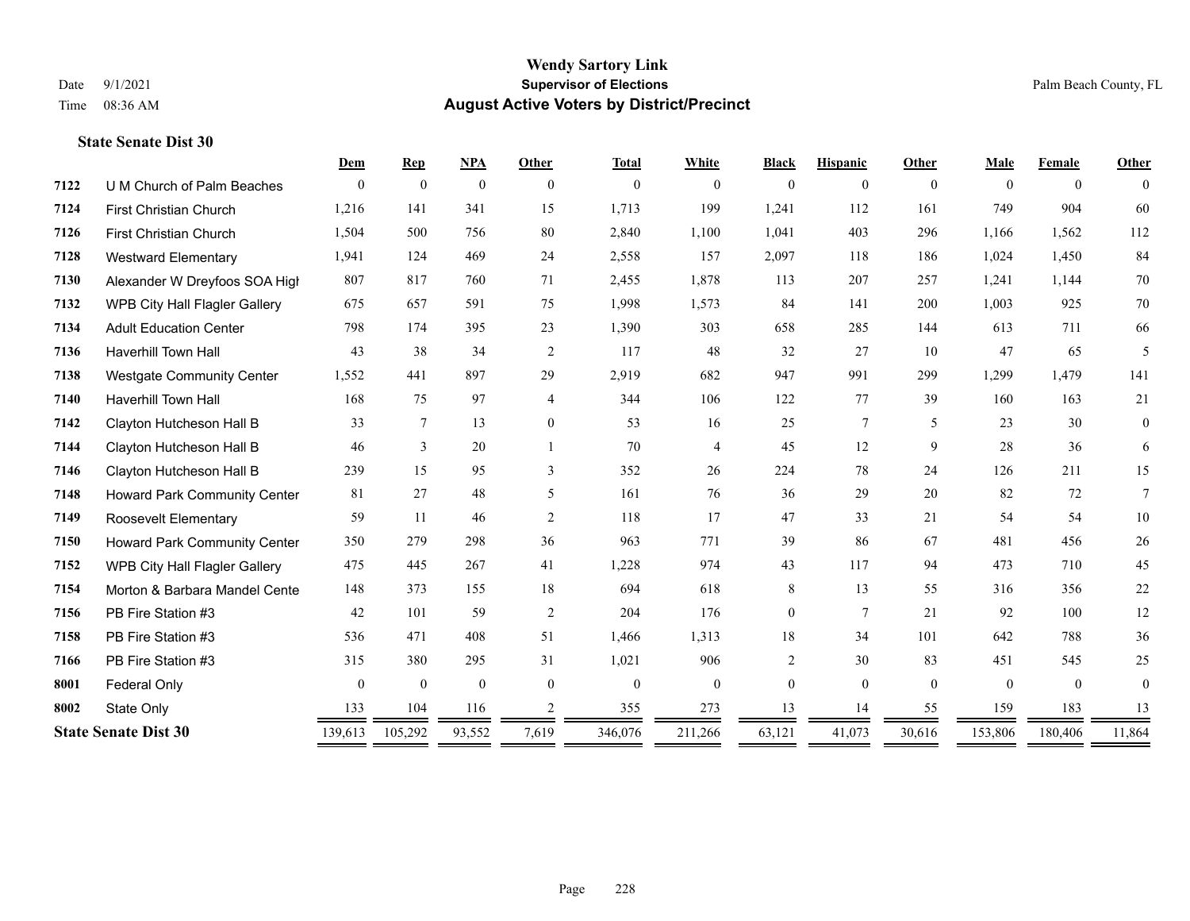**Wendy Sartory Link**
**Supervisor of Elections**
**August Active Voters by District/Precinct**

Date 9/1/2021
Time 08:36 AM

Palm Beach County, FL

### State Senate Dist 30

| | | Dem | Rep | NPA | Other | Total | White | Black | Hispanic | Other | Male | Female | Other |
|---|---|---|---|---|---|---|---|---|---|---|---|---|---|
| 7122 | U M Church of Palm Beaches | 0 | 0 | 0 | 0 | 0 | 0 | 0 | 0 | 0 | 0 | 0 | 0 |
| 7124 | First Christian Church | 1,216 | 141 | 341 | 15 | 1,713 | 199 | 1,241 | 112 | 161 | 749 | 904 | 60 |
| 7126 | First Christian Church | 1,504 | 500 | 756 | 80 | 2,840 | 1,100 | 1,041 | 403 | 296 | 1,166 | 1,562 | 112 |
| 7128 | Westward Elementary | 1,941 | 124 | 469 | 24 | 2,558 | 157 | 2,097 | 118 | 186 | 1,024 | 1,450 | 84 |
| 7130 | Alexander W Dreyfoos SOA High | 807 | 817 | 760 | 71 | 2,455 | 1,878 | 113 | 207 | 257 | 1,241 | 1,144 | 70 |
| 7132 | WPB City Hall Flagler Gallery | 675 | 657 | 591 | 75 | 1,998 | 1,573 | 84 | 141 | 200 | 1,003 | 925 | 70 |
| 7134 | Adult Education Center | 798 | 174 | 395 | 23 | 1,390 | 303 | 658 | 285 | 144 | 613 | 711 | 66 |
| 7136 | Haverhill Town Hall | 43 | 38 | 34 | 2 | 117 | 48 | 32 | 27 | 10 | 47 | 65 | 5 |
| 7138 | Westgate Community Center | 1,552 | 441 | 897 | 29 | 2,919 | 682 | 947 | 991 | 299 | 1,299 | 1,479 | 141 |
| 7140 | Haverhill Town Hall | 168 | 75 | 97 | 4 | 344 | 106 | 122 | 77 | 39 | 160 | 163 | 21 |
| 7142 | Clayton Hutcheson Hall B | 33 | 7 | 13 | 0 | 53 | 16 | 25 | 7 | 5 | 23 | 30 | 0 |
| 7144 | Clayton Hutcheson Hall B | 46 | 3 | 20 | 1 | 70 | 4 | 45 | 12 | 9 | 28 | 36 | 6 |
| 7146 | Clayton Hutcheson Hall B | 239 | 15 | 95 | 3 | 352 | 26 | 224 | 78 | 24 | 126 | 211 | 15 |
| 7148 | Howard Park Community Center | 81 | 27 | 48 | 5 | 161 | 76 | 36 | 29 | 20 | 82 | 72 | 7 |
| 7149 | Roosevelt Elementary | 59 | 11 | 46 | 2 | 118 | 17 | 47 | 33 | 21 | 54 | 54 | 10 |
| 7150 | Howard Park Community Center | 350 | 279 | 298 | 36 | 963 | 771 | 39 | 86 | 67 | 481 | 456 | 26 |
| 7152 | WPB City Hall Flagler Gallery | 475 | 445 | 267 | 41 | 1,228 | 974 | 43 | 117 | 94 | 473 | 710 | 45 |
| 7154 | Morton & Barbara Mandel Cente | 148 | 373 | 155 | 18 | 694 | 618 | 8 | 13 | 55 | 316 | 356 | 22 |
| 7156 | PB Fire Station #3 | 42 | 101 | 59 | 2 | 204 | 176 | 0 | 7 | 21 | 92 | 100 | 12 |
| 7158 | PB Fire Station #3 | 536 | 471 | 408 | 51 | 1,466 | 1,313 | 18 | 34 | 101 | 642 | 788 | 36 |
| 7166 | PB Fire Station #3 | 315 | 380 | 295 | 31 | 1,021 | 906 | 2 | 30 | 83 | 451 | 545 | 25 |
| 8001 | Federal Only | 0 | 0 | 0 | 0 | 0 | 0 | 0 | 0 | 0 | 0 | 0 | 0 |
| 8002 | State Only | 133 | 104 | 116 | 2 | 355 | 273 | 13 | 14 | 55 | 159 | 183 | 13 |
| **State Senate Dist 30** | | 139,613 | 105,292 | 93,552 | 7,619 | 346,076 | 211,266 | 63,121 | 41,073 | 30,616 | 153,806 | 180,406 | 11,864 |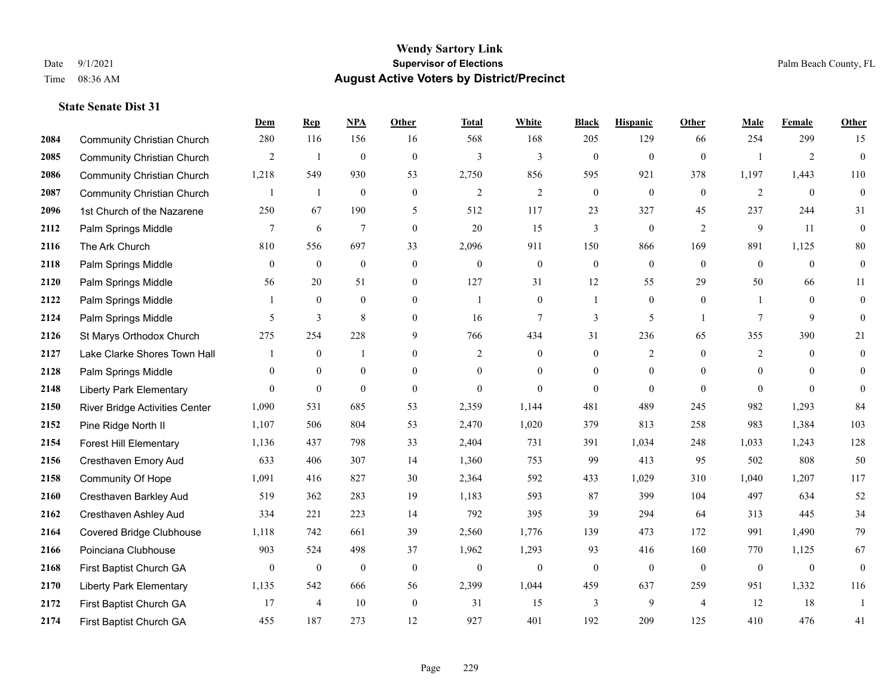**Wendy Sartory Link**
**Supervisor of Elections**
**August Active Voters by District/Precinct**

Date 9/1/2021
Time 08:36 AM
Palm Beach County, FL

### State Senate Dist 31

| | | Dem | Rep | NPA | Other | Total | White | Black | Hispanic | Other | Male | Female | Other |
|---|---|---|---|---|---|---|---|---|---|---|---|---|---|
| 2084 | Community Christian Church | 280 | 116 | 156 | 16 | 568 | 168 | 205 | 129 | 66 | 254 | 299 | 15 |
| 2085 | Community Christian Church | 2 | 1 | 0 | 0 | 3 | 3 | 0 | 0 | 0 | 1 | 2 | 0 |
| 2086 | Community Christian Church | 1,218 | 549 | 930 | 53 | 2,750 | 856 | 595 | 921 | 378 | 1,197 | 1,443 | 110 |
| 2087 | Community Christian Church | 1 | 1 | 0 | 0 | 2 | 2 | 0 | 0 | 0 | 2 | 0 | 0 |
| 2096 | 1st Church of the Nazarene | 250 | 67 | 190 | 5 | 512 | 117 | 23 | 327 | 45 | 237 | 244 | 31 |
| 2112 | Palm Springs Middle | 7 | 6 | 7 | 0 | 20 | 15 | 3 | 0 | 2 | 9 | 11 | 0 |
| 2116 | The Ark Church | 810 | 556 | 697 | 33 | 2,096 | 911 | 150 | 866 | 169 | 891 | 1,125 | 80 |
| 2118 | Palm Springs Middle | 0 | 0 | 0 | 0 | 0 | 0 | 0 | 0 | 0 | 0 | 0 | 0 |
| 2120 | Palm Springs Middle | 56 | 20 | 51 | 0 | 127 | 31 | 12 | 55 | 29 | 50 | 66 | 11 |
| 2122 | Palm Springs Middle | 1 | 0 | 0 | 0 | 1 | 0 | 1 | 0 | 0 | 1 | 0 | 0 |
| 2124 | Palm Springs Middle | 5 | 3 | 8 | 0 | 16 | 7 | 3 | 5 | 1 | 7 | 9 | 0 |
| 2126 | St Marys Orthodox Church | 275 | 254 | 228 | 9 | 766 | 434 | 31 | 236 | 65 | 355 | 390 | 21 |
| 2127 | Lake Clarke Shores Town Hall | 1 | 0 | 1 | 0 | 2 | 0 | 0 | 2 | 0 | 2 | 0 | 0 |
| 2128 | Palm Springs Middle | 0 | 0 | 0 | 0 | 0 | 0 | 0 | 0 | 0 | 0 | 0 | 0 |
| 2148 | Liberty Park Elementary | 0 | 0 | 0 | 0 | 0 | 0 | 0 | 0 | 0 | 0 | 0 | 0 |
| 2150 | River Bridge Activities Center | 1,090 | 531 | 685 | 53 | 2,359 | 1,144 | 481 | 489 | 245 | 982 | 1,293 | 84 |
| 2152 | Pine Ridge North II | 1,107 | 506 | 804 | 53 | 2,470 | 1,020 | 379 | 813 | 258 | 983 | 1,384 | 103 |
| 2154 | Forest Hill Elementary | 1,136 | 437 | 798 | 33 | 2,404 | 731 | 391 | 1,034 | 248 | 1,033 | 1,243 | 128 |
| 2156 | Cresthaven Emory Aud | 633 | 406 | 307 | 14 | 1,360 | 753 | 99 | 413 | 95 | 502 | 808 | 50 |
| 2158 | Community Of Hope | 1,091 | 416 | 827 | 30 | 2,364 | 592 | 433 | 1,029 | 310 | 1,040 | 1,207 | 117 |
| 2160 | Cresthaven Barkley Aud | 519 | 362 | 283 | 19 | 1,183 | 593 | 87 | 399 | 104 | 497 | 634 | 52 |
| 2162 | Cresthaven Ashley Aud | 334 | 221 | 223 | 14 | 792 | 395 | 39 | 294 | 64 | 313 | 445 | 34 |
| 2164 | Covered Bridge Clubhouse | 1,118 | 742 | 661 | 39 | 2,560 | 1,776 | 139 | 473 | 172 | 991 | 1,490 | 79 |
| 2166 | Poinciana Clubhouse | 903 | 524 | 498 | 37 | 1,962 | 1,293 | 93 | 416 | 160 | 770 | 1,125 | 67 |
| 2168 | First Baptist Church GA | 0 | 0 | 0 | 0 | 0 | 0 | 0 | 0 | 0 | 0 | 0 | 0 |
| 2170 | Liberty Park Elementary | 1,135 | 542 | 666 | 56 | 2,399 | 1,044 | 459 | 637 | 259 | 951 | 1,332 | 116 |
| 2172 | First Baptist Church GA | 17 | 4 | 10 | 0 | 31 | 15 | 3 | 9 | 4 | 12 | 18 | 1 |
| 2174 | First Baptist Church GA | 455 | 187 | 273 | 12 | 927 | 401 | 192 | 209 | 125 | 410 | 476 | 41 |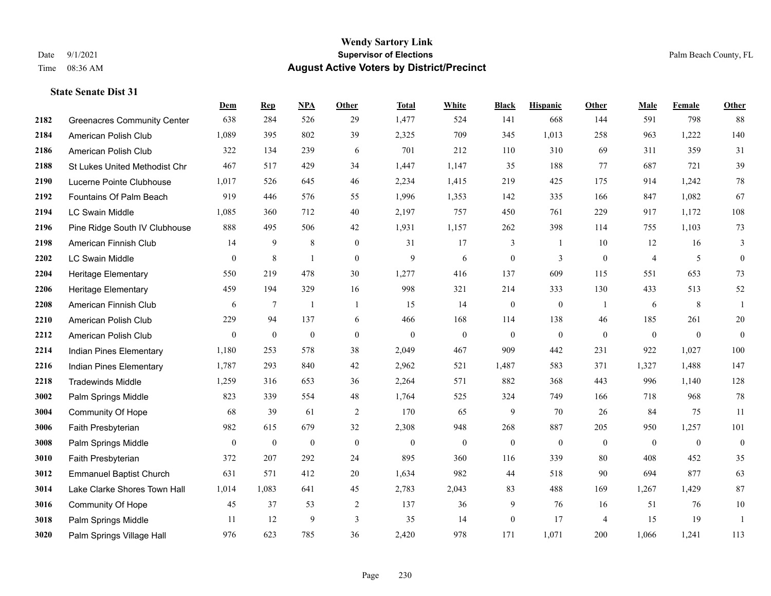**Wendy Sartory Link**
**Supervisor of Elections**
**August Active Voters by District/Precinct**

Date 9/1/2021
Time 08:36 AM

Palm Beach County, FL

### State Senate Dist 31

| | | Dem | Rep | NPA | Other | Total | White | Black | Hispanic | Other | Male | Female | Other |
|---|---|---|---|---|---|---|---|---|---|---|---|---|---|
| 2182 | Greenacres Community Center | 638 | 284 | 526 | 29 | 1,477 | 524 | 141 | 668 | 144 | 591 | 798 | 88 |
| 2184 | American Polish Club | 1,089 | 395 | 802 | 39 | 2,325 | 709 | 345 | 1,013 | 258 | 963 | 1,222 | 140 |
| 2186 | American Polish Club | 322 | 134 | 239 | 6 | 701 | 212 | 110 | 310 | 69 | 311 | 359 | 31 |
| 2188 | St Lukes United Methodist Chr | 467 | 517 | 429 | 34 | 1,447 | 1,147 | 35 | 188 | 77 | 687 | 721 | 39 |
| 2190 | Lucerne Pointe Clubhouse | 1,017 | 526 | 645 | 46 | 2,234 | 1,415 | 219 | 425 | 175 | 914 | 1,242 | 78 |
| 2192 | Fountains Of Palm Beach | 919 | 446 | 576 | 55 | 1,996 | 1,353 | 142 | 335 | 166 | 847 | 1,082 | 67 |
| 2194 | LC Swain Middle | 1,085 | 360 | 712 | 40 | 2,197 | 757 | 450 | 761 | 229 | 917 | 1,172 | 108 |
| 2196 | Pine Ridge South IV Clubhouse | 888 | 495 | 506 | 42 | 1,931 | 1,157 | 262 | 398 | 114 | 755 | 1,103 | 73 |
| 2198 | American Finnish Club | 14 | 9 | 8 | 0 | 31 | 17 | 3 | 1 | 10 | 12 | 16 | 3 |
| 2202 | LC Swain Middle | 0 | 8 | 1 | 0 | 9 | 6 | 0 | 3 | 0 | 4 | 5 | 0 |
| 2204 | Heritage Elementary | 550 | 219 | 478 | 30 | 1,277 | 416 | 137 | 609 | 115 | 551 | 653 | 73 |
| 2206 | Heritage Elementary | 459 | 194 | 329 | 16 | 998 | 321 | 214 | 333 | 130 | 433 | 513 | 52 |
| 2208 | American Finnish Club | 6 | 7 | 1 | 1 | 15 | 14 | 0 | 0 | 1 | 6 | 8 | 1 |
| 2210 | American Polish Club | 229 | 94 | 137 | 6 | 466 | 168 | 114 | 138 | 46 | 185 | 261 | 20 |
| 2212 | American Polish Club | 0 | 0 | 0 | 0 | 0 | 0 | 0 | 0 | 0 | 0 | 0 | 0 |
| 2214 | Indian Pines Elementary | 1,180 | 253 | 578 | 38 | 2,049 | 467 | 909 | 442 | 231 | 922 | 1,027 | 100 |
| 2216 | Indian Pines Elementary | 1,787 | 293 | 840 | 42 | 2,962 | 521 | 1,487 | 583 | 371 | 1,327 | 1,488 | 147 |
| 2218 | Tradewinds Middle | 1,259 | 316 | 653 | 36 | 2,264 | 571 | 882 | 368 | 443 | 996 | 1,140 | 128 |
| 3002 | Palm Springs Middle | 823 | 339 | 554 | 48 | 1,764 | 525 | 324 | 749 | 166 | 718 | 968 | 78 |
| 3004 | Community Of Hope | 68 | 39 | 61 | 2 | 170 | 65 | 9 | 70 | 26 | 84 | 75 | 11 |
| 3006 | Faith Presbyterian | 982 | 615 | 679 | 32 | 2,308 | 948 | 268 | 887 | 205 | 950 | 1,257 | 101 |
| 3008 | Palm Springs Middle | 0 | 0 | 0 | 0 | 0 | 0 | 0 | 0 | 0 | 0 | 0 | 0 |
| 3010 | Faith Presbyterian | 372 | 207 | 292 | 24 | 895 | 360 | 116 | 339 | 80 | 408 | 452 | 35 |
| 3012 | Emmanuel Baptist Church | 631 | 571 | 412 | 20 | 1,634 | 982 | 44 | 518 | 90 | 694 | 877 | 63 |
| 3014 | Lake Clarke Shores Town Hall | 1,014 | 1,083 | 641 | 45 | 2,783 | 2,043 | 83 | 488 | 169 | 1,267 | 1,429 | 87 |
| 3016 | Community Of Hope | 45 | 37 | 53 | 2 | 137 | 36 | 9 | 76 | 16 | 51 | 76 | 10 |
| 3018 | Palm Springs Middle | 11 | 12 | 9 | 3 | 35 | 14 | 0 | 17 | 4 | 15 | 19 | 1 |
| 3020 | Palm Springs Village Hall | 976 | 623 | 785 | 36 | 2,420 | 978 | 171 | 1,071 | 200 | 1,066 | 1,241 | 113 |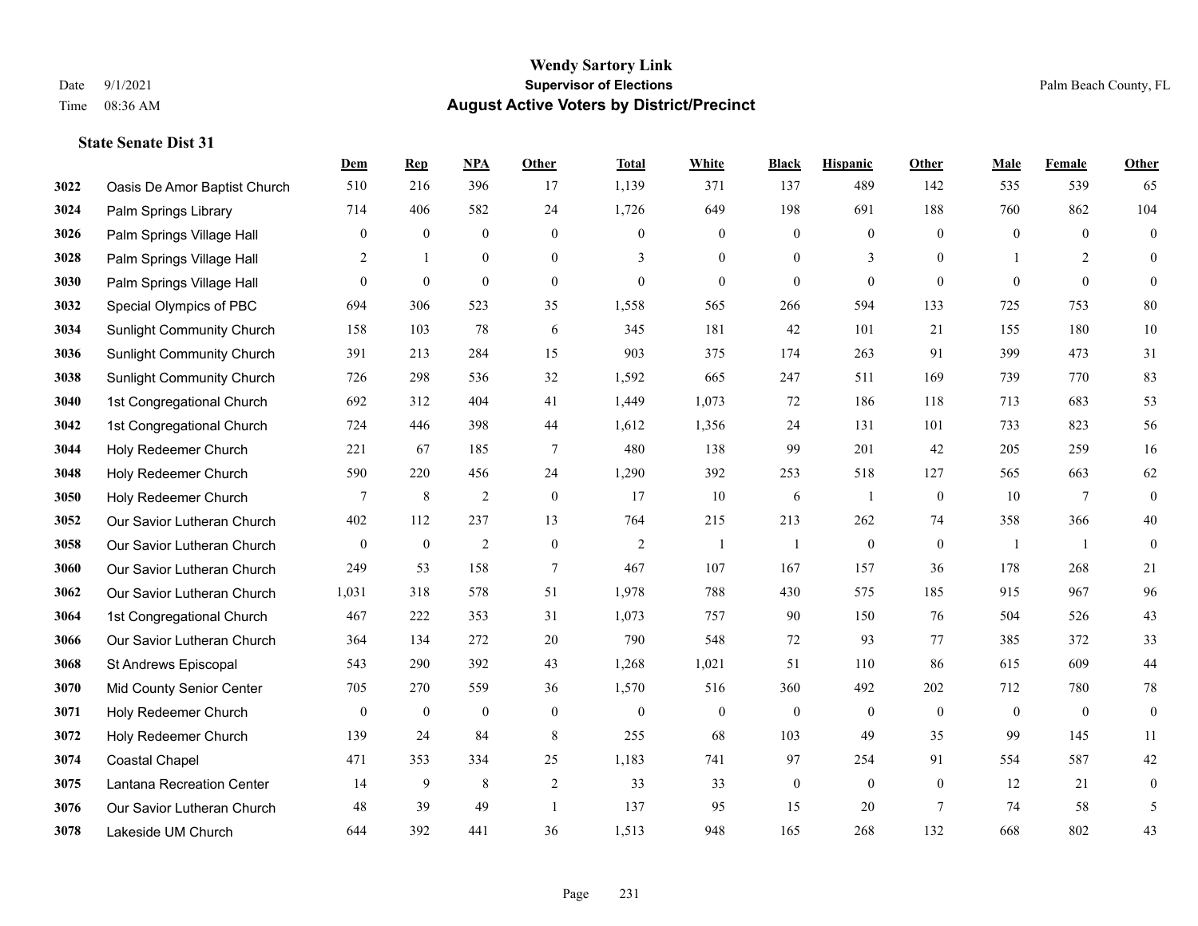# Wendy Sartory Link

**Supervisor of Elections**

**August Active Voters by District/Precinct**

Date 9/1/2021
Time 08:36 AM

Palm Beach County, FL

### State Senate Dist 31

| | | Dem | Rep | NPA | Other | Total | White | Black | Hispanic | Other | Male | Female | Other |
|---|---|---|---|---|---|---|---|---|---|---|---|---|---|
| 3022 | Oasis De Amor Baptist Church | 510 | 216 | 396 | 17 | 1,139 | 371 | 137 | 489 | 142 | 535 | 539 | 65 |
| 3024 | Palm Springs Library | 714 | 406 | 582 | 24 | 1,726 | 649 | 198 | 691 | 188 | 760 | 862 | 104 |
| 3026 | Palm Springs Village Hall | 0 | 0 | 0 | 0 | 0 | 0 | 0 | 0 | 0 | 0 | 0 | 0 |
| 3028 | Palm Springs Village Hall | 2 | 1 | 0 | 0 | 3 | 0 | 0 | 3 | 0 | 1 | 2 | 0 |
| 3030 | Palm Springs Village Hall | 0 | 0 | 0 | 0 | 0 | 0 | 0 | 0 | 0 | 0 | 0 | 0 |
| 3032 | Special Olympics of PBC | 694 | 306 | 523 | 35 | 1,558 | 565 | 266 | 594 | 133 | 725 | 753 | 80 |
| 3034 | Sunlight Community Church | 158 | 103 | 78 | 6 | 345 | 181 | 42 | 101 | 21 | 155 | 180 | 10 |
| 3036 | Sunlight Community Church | 391 | 213 | 284 | 15 | 903 | 375 | 174 | 263 | 91 | 399 | 473 | 31 |
| 3038 | Sunlight Community Church | 726 | 298 | 536 | 32 | 1,592 | 665 | 247 | 511 | 169 | 739 | 770 | 83 |
| 3040 | 1st Congregational Church | 692 | 312 | 404 | 41 | 1,449 | 1,073 | 72 | 186 | 118 | 713 | 683 | 53 |
| 3042 | 1st Congregational Church | 724 | 446 | 398 | 44 | 1,612 | 1,356 | 24 | 131 | 101 | 733 | 823 | 56 |
| 3044 | Holy Redeemer Church | 221 | 67 | 185 | 7 | 480 | 138 | 99 | 201 | 42 | 205 | 259 | 16 |
| 3048 | Holy Redeemer Church | 590 | 220 | 456 | 24 | 1,290 | 392 | 253 | 518 | 127 | 565 | 663 | 62 |
| 3050 | Holy Redeemer Church | 7 | 8 | 2 | 0 | 17 | 10 | 6 | 1 | 0 | 10 | 7 | 0 |
| 3052 | Our Savior Lutheran Church | 402 | 112 | 237 | 13 | 764 | 215 | 213 | 262 | 74 | 358 | 366 | 40 |
| 3058 | Our Savior Lutheran Church | 0 | 0 | 2 | 0 | 2 | 1 | 1 | 0 | 0 | 1 | 1 | 0 |
| 3060 | Our Savior Lutheran Church | 249 | 53 | 158 | 7 | 467 | 107 | 167 | 157 | 36 | 178 | 268 | 21 |
| 3062 | Our Savior Lutheran Church | 1,031 | 318 | 578 | 51 | 1,978 | 788 | 430 | 575 | 185 | 915 | 967 | 96 |
| 3064 | 1st Congregational Church | 467 | 222 | 353 | 31 | 1,073 | 757 | 90 | 150 | 76 | 504 | 526 | 43 |
| 3066 | Our Savior Lutheran Church | 364 | 134 | 272 | 20 | 790 | 548 | 72 | 93 | 77 | 385 | 372 | 33 |
| 3068 | St Andrews Episcopal | 543 | 290 | 392 | 43 | 1,268 | 1,021 | 51 | 110 | 86 | 615 | 609 | 44 |
| 3070 | Mid County Senior Center | 705 | 270 | 559 | 36 | 1,570 | 516 | 360 | 492 | 202 | 712 | 780 | 78 |
| 3071 | Holy Redeemer Church | 0 | 0 | 0 | 0 | 0 | 0 | 0 | 0 | 0 | 0 | 0 | 0 |
| 3072 | Holy Redeemer Church | 139 | 24 | 84 | 8 | 255 | 68 | 103 | 49 | 35 | 99 | 145 | 11 |
| 3074 | Coastal Chapel | 471 | 353 | 334 | 25 | 1,183 | 741 | 97 | 254 | 91 | 554 | 587 | 42 |
| 3075 | Lantana Recreation Center | 14 | 9 | 8 | 2 | 33 | 33 | 0 | 0 | 0 | 12 | 21 | 0 |
| 3076 | Our Savior Lutheran Church | 48 | 39 | 49 | 1 | 137 | 95 | 15 | 20 | 7 | 74 | 58 | 5 |
| 3078 | Lakeside UM Church | 644 | 392 | 441 | 36 | 1,513 | 948 | 165 | 268 | 132 | 668 | 802 | 43 |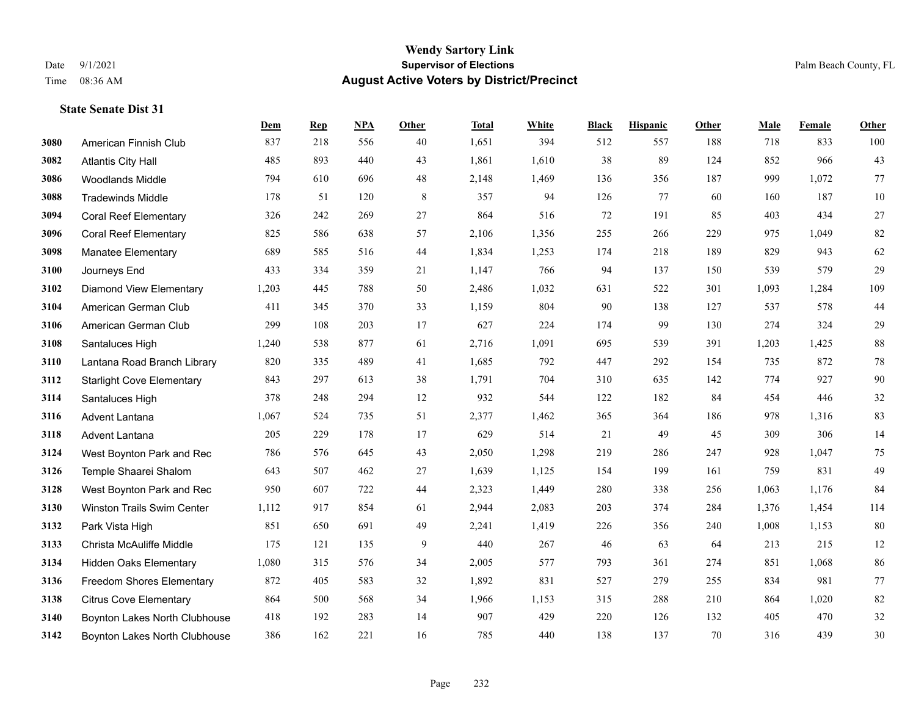# Wendy Sartory Link

## Supervisor of Elections

## August Active Voters by District/Precinct

Date 9/1/2021
Time 08:36 AM

Palm Beach County, FL

### State Senate Dist 31

| | | Dem | Rep | NPA | Other | Total | White | Black | Hispanic | Other | Male | Female | Other |
|---|---|---|---|---|---|---|---|---|---|---|---|---|---|
| 3080 | American Finnish Club | 837 | 218 | 556 | 40 | 1,651 | 394 | 512 | 557 | 188 | 718 | 833 | 100 |
| 3082 | Atlantis City Hall | 485 | 893 | 440 | 43 | 1,861 | 1,610 | 38 | 89 | 124 | 852 | 966 | 43 |
| 3086 | Woodlands Middle | 794 | 610 | 696 | 48 | 2,148 | 1,469 | 136 | 356 | 187 | 999 | 1,072 | 77 |
| 3088 | Tradewinds Middle | 178 | 51 | 120 | 8 | 357 | 94 | 126 | 77 | 60 | 160 | 187 | 10 |
| 3094 | Coral Reef Elementary | 326 | 242 | 269 | 27 | 864 | 516 | 72 | 191 | 85 | 403 | 434 | 27 |
| 3096 | Coral Reef Elementary | 825 | 586 | 638 | 57 | 2,106 | 1,356 | 255 | 266 | 229 | 975 | 1,049 | 82 |
| 3098 | Manatee Elementary | 689 | 585 | 516 | 44 | 1,834 | 1,253 | 174 | 218 | 189 | 829 | 943 | 62 |
| 3100 | Journeys End | 433 | 334 | 359 | 21 | 1,147 | 766 | 94 | 137 | 150 | 539 | 579 | 29 |
| 3102 | Diamond View Elementary | 1,203 | 445 | 788 | 50 | 2,486 | 1,032 | 631 | 522 | 301 | 1,093 | 1,284 | 109 |
| 3104 | American German Club | 411 | 345 | 370 | 33 | 1,159 | 804 | 90 | 138 | 127 | 537 | 578 | 44 |
| 3106 | American German Club | 299 | 108 | 203 | 17 | 627 | 224 | 174 | 99 | 130 | 274 | 324 | 29 |
| 3108 | Santaluces High | 1,240 | 538 | 877 | 61 | 2,716 | 1,091 | 695 | 539 | 391 | 1,203 | 1,425 | 88 |
| 3110 | Lantana Road Branch Library | 820 | 335 | 489 | 41 | 1,685 | 792 | 447 | 292 | 154 | 735 | 872 | 78 |
| 3112 | Starlight Cove Elementary | 843 | 297 | 613 | 38 | 1,791 | 704 | 310 | 635 | 142 | 774 | 927 | 90 |
| 3114 | Santaluces High | 378 | 248 | 294 | 12 | 932 | 544 | 122 | 182 | 84 | 454 | 446 | 32 |
| 3116 | Advent Lantana | 1,067 | 524 | 735 | 51 | 2,377 | 1,462 | 365 | 364 | 186 | 978 | 1,316 | 83 |
| 3118 | Advent Lantana | 205 | 229 | 178 | 17 | 629 | 514 | 21 | 49 | 45 | 309 | 306 | 14 |
| 3124 | West Boynton Park and Rec | 786 | 576 | 645 | 43 | 2,050 | 1,298 | 219 | 286 | 247 | 928 | 1,047 | 75 |
| 3126 | Temple Shaarei Shalom | 643 | 507 | 462 | 27 | 1,639 | 1,125 | 154 | 199 | 161 | 759 | 831 | 49 |
| 3128 | West Boynton Park and Rec | 950 | 607 | 722 | 44 | 2,323 | 1,449 | 280 | 338 | 256 | 1,063 | 1,176 | 84 |
| 3130 | Winston Trails Swim Center | 1,112 | 917 | 854 | 61 | 2,944 | 2,083 | 203 | 374 | 284 | 1,376 | 1,454 | 114 |
| 3132 | Park Vista High | 851 | 650 | 691 | 49 | 2,241 | 1,419 | 226 | 356 | 240 | 1,008 | 1,153 | 80 |
| 3133 | Christa McAuliffe Middle | 175 | 121 | 135 | 9 | 440 | 267 | 46 | 63 | 64 | 213 | 215 | 12 |
| 3134 | Hidden Oaks Elementary | 1,080 | 315 | 576 | 34 | 2,005 | 577 | 793 | 361 | 274 | 851 | 1,068 | 86 |
| 3136 | Freedom Shores Elementary | 872 | 405 | 583 | 32 | 1,892 | 831 | 527 | 279 | 255 | 834 | 981 | 77 |
| 3138 | Citrus Cove Elementary | 864 | 500 | 568 | 34 | 1,966 | 1,153 | 315 | 288 | 210 | 864 | 1,020 | 82 |
| 3140 | Boynton Lakes North Clubhouse | 418 | 192 | 283 | 14 | 907 | 429 | 220 | 126 | 132 | 405 | 470 | 32 |
| 3142 | Boynton Lakes North Clubhouse | 386 | 162 | 221 | 16 | 785 | 440 | 138 | 137 | 70 | 316 | 439 | 30 |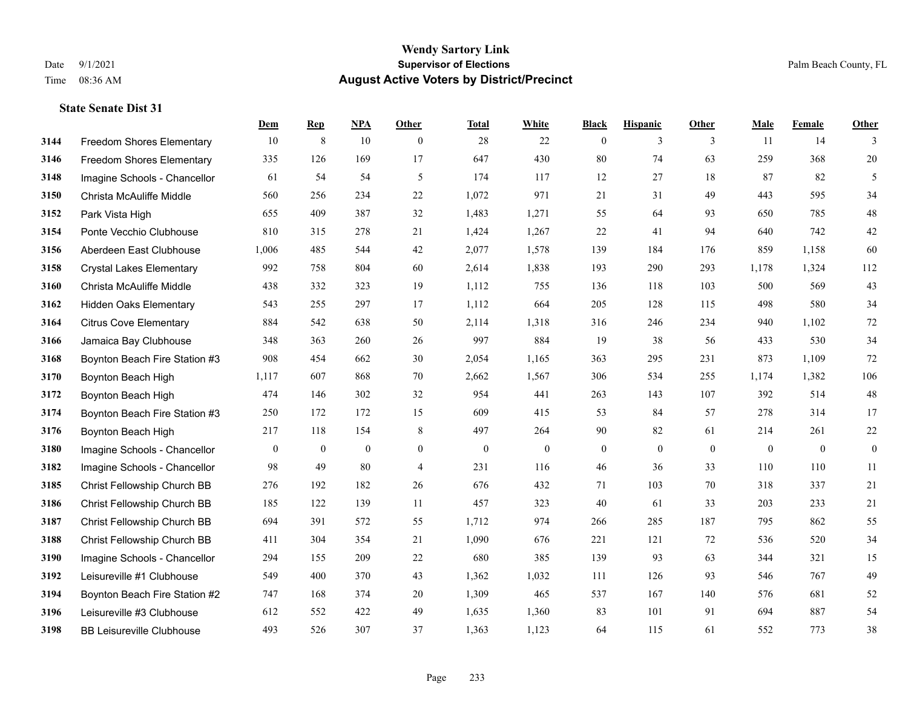**Wendy Sartory Link**
**Supervisor of Elections**
**August Active Voters by District/Precinct**

Date 9/1/2021
Time 08:36 AM

Palm Beach County, FL

### State Senate Dist 31

| | | Dem | Rep | NPA | Other | Total | White | Black | Hispanic | Other | Male | Female | Other |
|---|---|---|---|---|---|---|---|---|---|---|---|---|---|
| 3144 | Freedom Shores Elementary | 10 | 8 | 10 | 0 | 28 | 22 | 0 | 3 | 3 | 11 | 14 | 3 |
| 3146 | Freedom Shores Elementary | 335 | 126 | 169 | 17 | 647 | 430 | 80 | 74 | 63 | 259 | 368 | 20 |
| 3148 | Imagine Schools - Chancellor | 61 | 54 | 54 | 5 | 174 | 117 | 12 | 27 | 18 | 87 | 82 | 5 |
| 3150 | Christa McAuliffe Middle | 560 | 256 | 234 | 22 | 1,072 | 971 | 21 | 31 | 49 | 443 | 595 | 34 |
| 3152 | Park Vista High | 655 | 409 | 387 | 32 | 1,483 | 1,271 | 55 | 64 | 93 | 650 | 785 | 48 |
| 3154 | Ponte Vecchio Clubhouse | 810 | 315 | 278 | 21 | 1,424 | 1,267 | 22 | 41 | 94 | 640 | 742 | 42 |
| 3156 | Aberdeen East Clubhouse | 1,006 | 485 | 544 | 42 | 2,077 | 1,578 | 139 | 184 | 176 | 859 | 1,158 | 60 |
| 3158 | Crystal Lakes Elementary | 992 | 758 | 804 | 60 | 2,614 | 1,838 | 193 | 290 | 293 | 1,178 | 1,324 | 112 |
| 3160 | Christa McAuliffe Middle | 438 | 332 | 323 | 19 | 1,112 | 755 | 136 | 118 | 103 | 500 | 569 | 43 |
| 3162 | Hidden Oaks Elementary | 543 | 255 | 297 | 17 | 1,112 | 664 | 205 | 128 | 115 | 498 | 580 | 34 |
| 3164 | Citrus Cove Elementary | 884 | 542 | 638 | 50 | 2,114 | 1,318 | 316 | 246 | 234 | 940 | 1,102 | 72 |
| 3166 | Jamaica Bay Clubhouse | 348 | 363 | 260 | 26 | 997 | 884 | 19 | 38 | 56 | 433 | 530 | 34 |
| 3168 | Boynton Beach Fire Station #3 | 908 | 454 | 662 | 30 | 2,054 | 1,165 | 363 | 295 | 231 | 873 | 1,109 | 72 |
| 3170 | Boynton Beach High | 1,117 | 607 | 868 | 70 | 2,662 | 1,567 | 306 | 534 | 255 | 1,174 | 1,382 | 106 |
| 3172 | Boynton Beach High | 474 | 146 | 302 | 32 | 954 | 441 | 263 | 143 | 107 | 392 | 514 | 48 |
| 3174 | Boynton Beach Fire Station #3 | 250 | 172 | 172 | 15 | 609 | 415 | 53 | 84 | 57 | 278 | 314 | 17 |
| 3176 | Boynton Beach High | 217 | 118 | 154 | 8 | 497 | 264 | 90 | 82 | 61 | 214 | 261 | 22 |
| 3180 | Imagine Schools - Chancellor | 0 | 0 | 0 | 0 | 0 | 0 | 0 | 0 | 0 | 0 | 0 | 0 |
| 3182 | Imagine Schools - Chancellor | 98 | 49 | 80 | 4 | 231 | 116 | 46 | 36 | 33 | 110 | 110 | 11 |
| 3185 | Christ Fellowship Church BB | 276 | 192 | 182 | 26 | 676 | 432 | 71 | 103 | 70 | 318 | 337 | 21 |
| 3186 | Christ Fellowship Church BB | 185 | 122 | 139 | 11 | 457 | 323 | 40 | 61 | 33 | 203 | 233 | 21 |
| 3187 | Christ Fellowship Church BB | 694 | 391 | 572 | 55 | 1,712 | 974 | 266 | 285 | 187 | 795 | 862 | 55 |
| 3188 | Christ Fellowship Church BB | 411 | 304 | 354 | 21 | 1,090 | 676 | 221 | 121 | 72 | 536 | 520 | 34 |
| 3190 | Imagine Schools - Chancellor | 294 | 155 | 209 | 22 | 680 | 385 | 139 | 93 | 63 | 344 | 321 | 15 |
| 3192 | Leisureville #1 Clubhouse | 549 | 400 | 370 | 43 | 1,362 | 1,032 | 111 | 126 | 93 | 546 | 767 | 49 |
| 3194 | Boynton Beach Fire Station #2 | 747 | 168 | 374 | 20 | 1,309 | 465 | 537 | 167 | 140 | 576 | 681 | 52 |
| 3196 | Leisureville #3 Clubhouse | 612 | 552 | 422 | 49 | 1,635 | 1,360 | 83 | 101 | 91 | 694 | 887 | 54 |
| 3198 | BB Leisureville Clubhouse | 493 | 526 | 307 | 37 | 1,363 | 1,123 | 64 | 115 | 61 | 552 | 773 | 38 |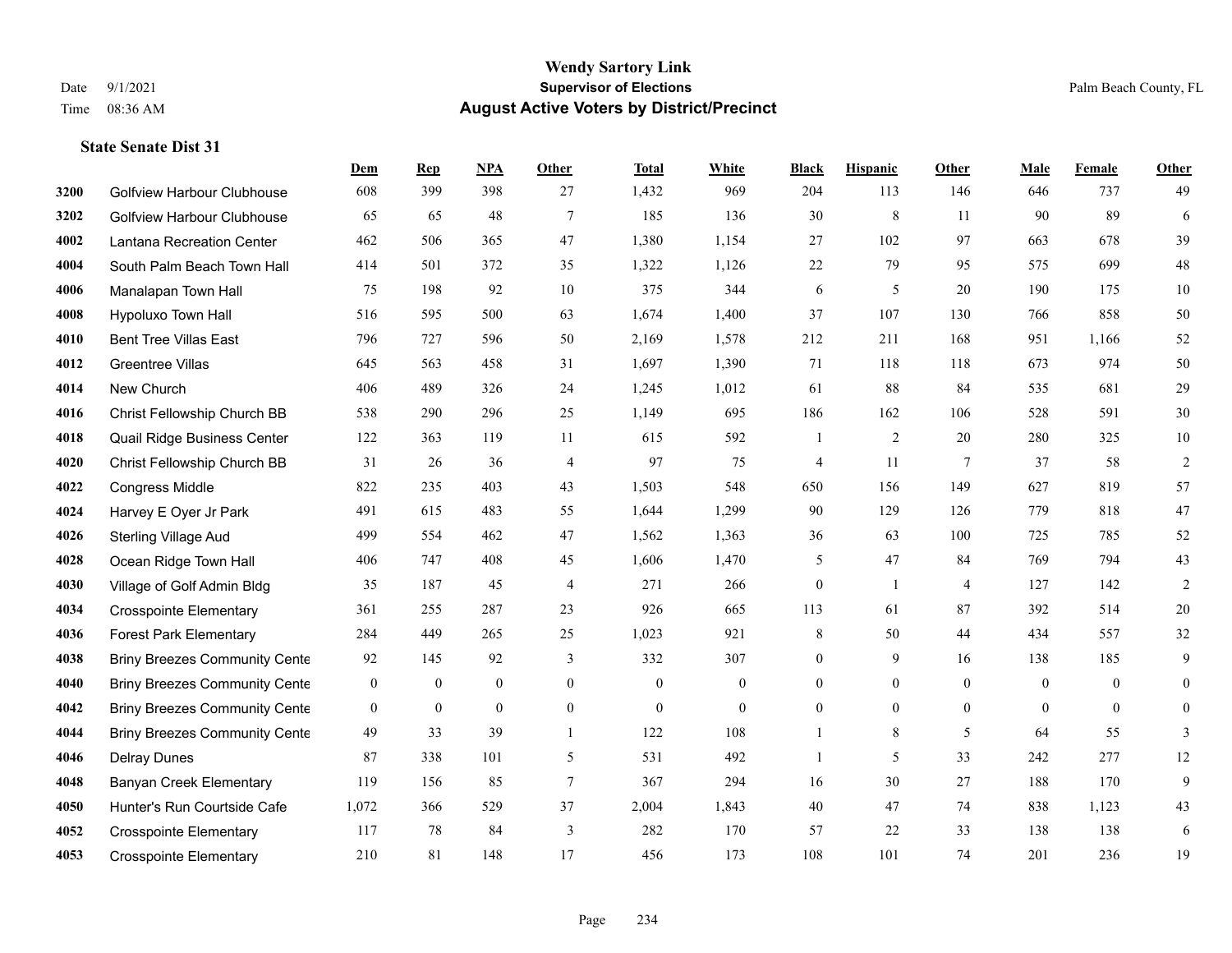**Wendy Sartory Link**

Date 9/1/2021 **Supervisor of Elections** Palm Beach County, FL

Time 08:36 AM **August Active Voters by District/Precinct**

### State Senate Dist 31

| | | Dem | Rep | NPA | Other | Total | White | Black | Hispanic | Other | Male | Female | Other |
|---|---|---|---|---|---|---|---|---|---|---|---|---|---|
| 3200 | Golfview Harbour Clubhouse | 608 | 399 | 398 | 27 | 1,432 | 969 | 204 | 113 | 146 | 646 | 737 | 49 |
| 3202 | Golfview Harbour Clubhouse | 65 | 65 | 48 | 7 | 185 | 136 | 30 | 8 | 11 | 90 | 89 | 6 |
| 4002 | Lantana Recreation Center | 462 | 506 | 365 | 47 | 1,380 | 1,154 | 27 | 102 | 97 | 663 | 678 | 39 |
| 4004 | South Palm Beach Town Hall | 414 | 501 | 372 | 35 | 1,322 | 1,126 | 22 | 79 | 95 | 575 | 699 | 48 |
| 4006 | Manalapan Town Hall | 75 | 198 | 92 | 10 | 375 | 344 | 6 | 5 | 20 | 190 | 175 | 10 |
| 4008 | Hypoluxo Town Hall | 516 | 595 | 500 | 63 | 1,674 | 1,400 | 37 | 107 | 130 | 766 | 858 | 50 |
| 4010 | Bent Tree Villas East | 796 | 727 | 596 | 50 | 2,169 | 1,578 | 212 | 211 | 168 | 951 | 1,166 | 52 |
| 4012 | Greentree Villas | 645 | 563 | 458 | 31 | 1,697 | 1,390 | 71 | 118 | 118 | 673 | 974 | 50 |
| 4014 | New Church | 406 | 489 | 326 | 24 | 1,245 | 1,012 | 61 | 88 | 84 | 535 | 681 | 29 |
| 4016 | Christ Fellowship Church BB | 538 | 290 | 296 | 25 | 1,149 | 695 | 186 | 162 | 106 | 528 | 591 | 30 |
| 4018 | Quail Ridge Business Center | 122 | 363 | 119 | 11 | 615 | 592 | 1 | 2 | 20 | 280 | 325 | 10 |
| 4020 | Christ Fellowship Church BB | 31 | 26 | 36 | 4 | 97 | 75 | 4 | 11 | 7 | 37 | 58 | 2 |
| 4022 | Congress Middle | 822 | 235 | 403 | 43 | 1,503 | 548 | 650 | 156 | 149 | 627 | 819 | 57 |
| 4024 | Harvey E Oyer Jr Park | 491 | 615 | 483 | 55 | 1,644 | 1,299 | 90 | 129 | 126 | 779 | 818 | 47 |
| 4026 | Sterling Village Aud | 499 | 554 | 462 | 47 | 1,562 | 1,363 | 36 | 63 | 100 | 725 | 785 | 52 |
| 4028 | Ocean Ridge Town Hall | 406 | 747 | 408 | 45 | 1,606 | 1,470 | 5 | 47 | 84 | 769 | 794 | 43 |
| 4030 | Village of Golf Admin Bldg | 35 | 187 | 45 | 4 | 271 | 266 | 0 | 1 | 4 | 127 | 142 | 2 |
| 4034 | Crosspointe Elementary | 361 | 255 | 287 | 23 | 926 | 665 | 113 | 61 | 87 | 392 | 514 | 20 |
| 4036 | Forest Park Elementary | 284 | 449 | 265 | 25 | 1,023 | 921 | 8 | 50 | 44 | 434 | 557 | 32 |
| 4038 | Briny Breezes Community Cente | 92 | 145 | 92 | 3 | 332 | 307 | 0 | 9 | 16 | 138 | 185 | 9 |
| 4040 | Briny Breezes Community Cente | 0 | 0 | 0 | 0 | 0 | 0 | 0 | 0 | 0 | 0 | 0 | 0 |
| 4042 | Briny Breezes Community Cente | 0 | 0 | 0 | 0 | 0 | 0 | 0 | 0 | 0 | 0 | 0 | 0 |
| 4044 | Briny Breezes Community Cente | 49 | 33 | 39 | 1 | 122 | 108 | 1 | 8 | 5 | 64 | 55 | 3 |
| 4046 | Delray Dunes | 87 | 338 | 101 | 5 | 531 | 492 | 1 | 5 | 33 | 242 | 277 | 12 |
| 4048 | Banyan Creek Elementary | 119 | 156 | 85 | 7 | 367 | 294 | 16 | 30 | 27 | 188 | 170 | 9 |
| 4050 | Hunter's Run Courtside Cafe | 1,072 | 366 | 529 | 37 | 2,004 | 1,843 | 40 | 47 | 74 | 838 | 1,123 | 43 |
| 4052 | Crosspointe Elementary | 117 | 78 | 84 | 3 | 282 | 170 | 57 | 22 | 33 | 138 | 138 | 6 |
| 4053 | Crosspointe Elementary | 210 | 81 | 148 | 17 | 456 | 173 | 108 | 101 | 74 | 201 | 236 | 19 |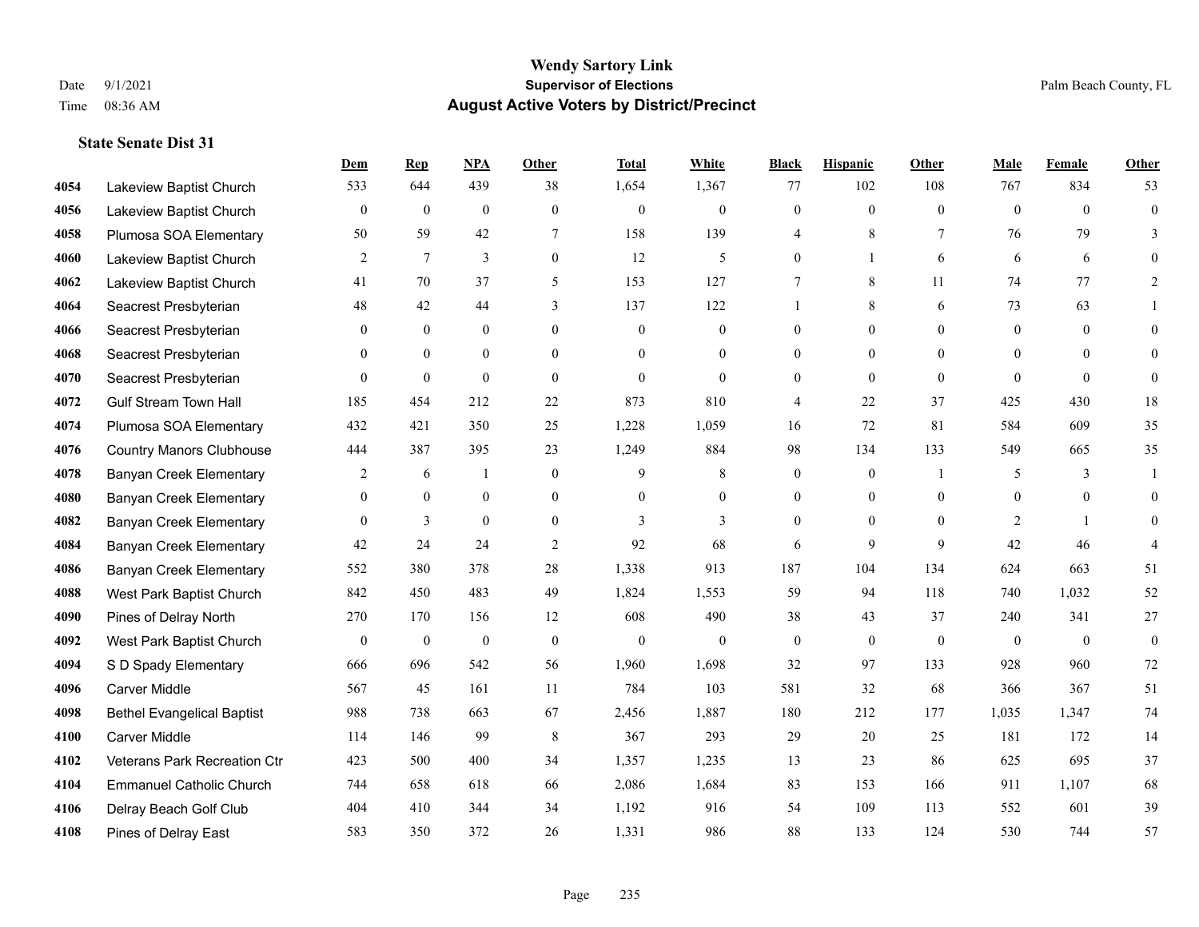**Wendy Sartory Link**
**Supervisor of Elections**
**August Active Voters by District/Precinct**

Date 9/1/2021
Time 08:36 AM
Palm Beach County, FL

### State Senate Dist 31

| | | Dem | Rep | NPA | Other | Total | White | Black | Hispanic | Other | Male | Female | Other |
|---|---|---|---|---|---|---|---|---|---|---|---|---|---|
| 4054 | Lakeview Baptist Church | 533 | 644 | 439 | 38 | 1,654 | 1,367 | 77 | 102 | 108 | 767 | 834 | 53 |
| 4056 | Lakeview Baptist Church | 0 | 0 | 0 | 0 | 0 | 0 | 0 | 0 | 0 | 0 | 0 | 0 |
| 4058 | Plumosa SOA Elementary | 50 | 59 | 42 | 7 | 158 | 139 | 4 | 8 | 7 | 76 | 79 | 3 |
| 4060 | Lakeview Baptist Church | 2 | 7 | 3 | 0 | 12 | 5 | 0 | 1 | 6 | 6 | 6 | 0 |
| 4062 | Lakeview Baptist Church | 41 | 70 | 37 | 5 | 153 | 127 | 7 | 8 | 11 | 74 | 77 | 2 |
| 4064 | Seacrest Presbyterian | 48 | 42 | 44 | 3 | 137 | 122 | 1 | 8 | 6 | 73 | 63 | 1 |
| 4066 | Seacrest Presbyterian | 0 | 0 | 0 | 0 | 0 | 0 | 0 | 0 | 0 | 0 | 0 | 0 |
| 4068 | Seacrest Presbyterian | 0 | 0 | 0 | 0 | 0 | 0 | 0 | 0 | 0 | 0 | 0 | 0 |
| 4070 | Seacrest Presbyterian | 0 | 0 | 0 | 0 | 0 | 0 | 0 | 0 | 0 | 0 | 0 | 0 |
| 4072 | Gulf Stream Town Hall | 185 | 454 | 212 | 22 | 873 | 810 | 4 | 22 | 37 | 425 | 430 | 18 |
| 4074 | Plumosa SOA Elementary | 432 | 421 | 350 | 25 | 1,228 | 1,059 | 16 | 72 | 81 | 584 | 609 | 35 |
| 4076 | Country Manors Clubhouse | 444 | 387 | 395 | 23 | 1,249 | 884 | 98 | 134 | 133 | 549 | 665 | 35 |
| 4078 | Banyan Creek Elementary | 2 | 6 | 1 | 0 | 9 | 8 | 0 | 0 | 1 | 5 | 3 | 1 |
| 4080 | Banyan Creek Elementary | 0 | 0 | 0 | 0 | 0 | 0 | 0 | 0 | 0 | 0 | 0 | 0 |
| 4082 | Banyan Creek Elementary | 0 | 3 | 0 | 0 | 3 | 3 | 0 | 0 | 0 | 2 | 1 | 0 |
| 4084 | Banyan Creek Elementary | 42 | 24 | 24 | 2 | 92 | 68 | 6 | 9 | 9 | 42 | 46 | 4 |
| 4086 | Banyan Creek Elementary | 552 | 380 | 378 | 28 | 1,338 | 913 | 187 | 104 | 134 | 624 | 663 | 51 |
| 4088 | West Park Baptist Church | 842 | 450 | 483 | 49 | 1,824 | 1,553 | 59 | 94 | 118 | 740 | 1,032 | 52 |
| 4090 | Pines of Delray North | 270 | 170 | 156 | 12 | 608 | 490 | 38 | 43 | 37 | 240 | 341 | 27 |
| 4092 | West Park Baptist Church | 0 | 0 | 0 | 0 | 0 | 0 | 0 | 0 | 0 | 0 | 0 | 0 |
| 4094 | S D Spady Elementary | 666 | 696 | 542 | 56 | 1,960 | 1,698 | 32 | 97 | 133 | 928 | 960 | 72 |
| 4096 | Carver Middle | 567 | 45 | 161 | 11 | 784 | 103 | 581 | 32 | 68 | 366 | 367 | 51 |
| 4098 | Bethel Evangelical Baptist | 988 | 738 | 663 | 67 | 2,456 | 1,887 | 180 | 212 | 177 | 1,035 | 1,347 | 74 |
| 4100 | Carver Middle | 114 | 146 | 99 | 8 | 367 | 293 | 29 | 20 | 25 | 181 | 172 | 14 |
| 4102 | Veterans Park Recreation Ctr | 423 | 500 | 400 | 34 | 1,357 | 1,235 | 13 | 23 | 86 | 625 | 695 | 37 |
| 4104 | Emmanuel Catholic Church | 744 | 658 | 618 | 66 | 2,086 | 1,684 | 83 | 153 | 166 | 911 | 1,107 | 68 |
| 4106 | Delray Beach Golf Club | 404 | 410 | 344 | 34 | 1,192 | 916 | 54 | 109 | 113 | 552 | 601 | 39 |
| 4108 | Pines of Delray East | 583 | 350 | 372 | 26 | 1,331 | 986 | 88 | 133 | 124 | 530 | 744 | 57 |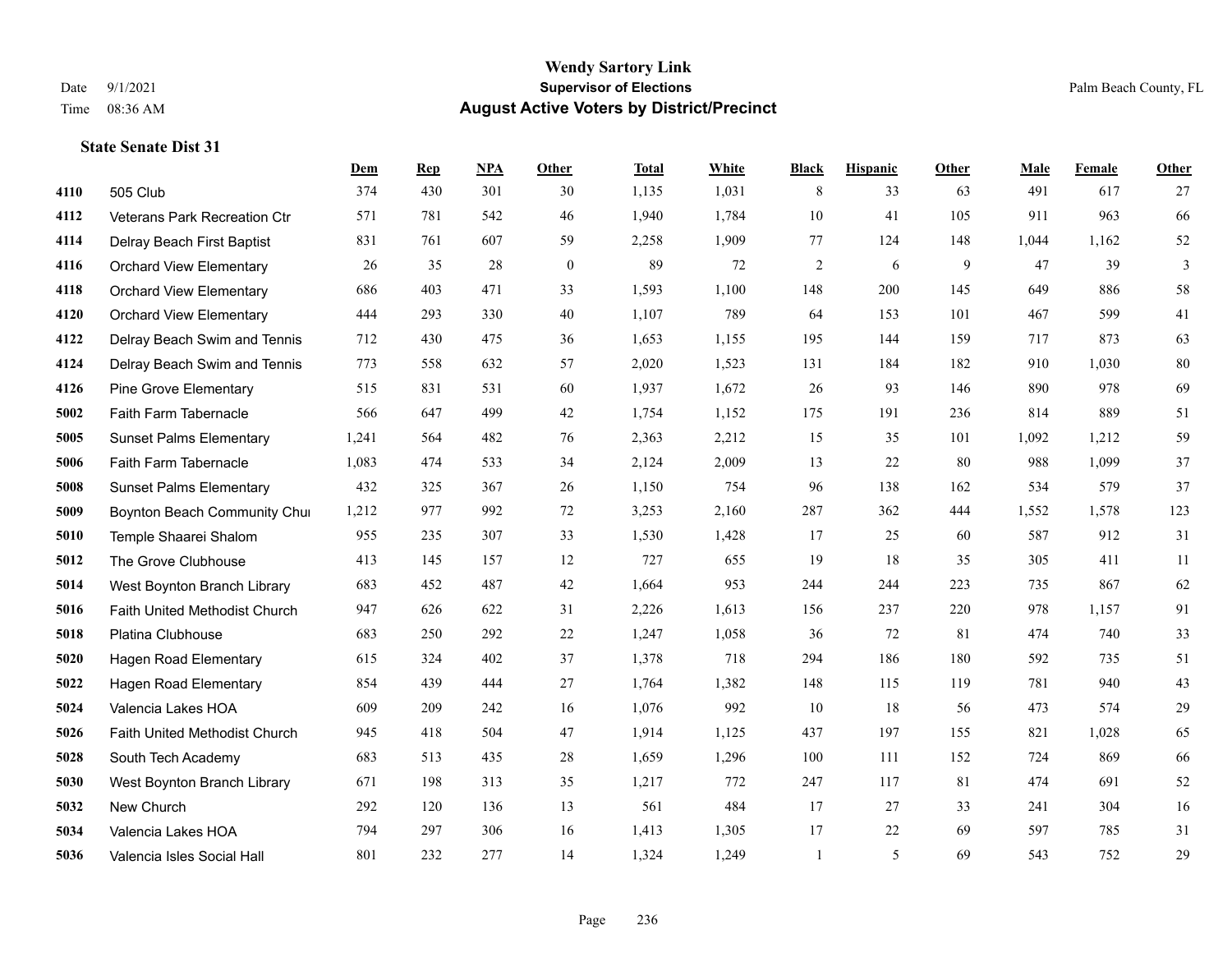# Wendy Sartory Link
## Supervisor of Elections
## August Active Voters by District/Precinct

Date 9/1/2021
Time 08:36 AM

Palm Beach County, FL

### State Senate Dist 31

| | | Dem | Rep | NPA | Other | Total | White | Black | Hispanic | Other | Male | Female | Other |
|---|---|---|---|---|---|---|---|---|---|---|---|---|---|
| 4110 | 505 Club | 374 | 430 | 301 | 30 | 1,135 | 1,031 | 8 | 33 | 63 | 491 | 617 | 27 |
| 4112 | Veterans Park Recreation Ctr | 571 | 781 | 542 | 46 | 1,940 | 1,784 | 10 | 41 | 105 | 911 | 963 | 66 |
| 4114 | Delray Beach First Baptist | 831 | 761 | 607 | 59 | 2,258 | 1,909 | 77 | 124 | 148 | 1,044 | 1,162 | 52 |
| 4116 | Orchard View Elementary | 26 | 35 | 28 | 0 | 89 | 72 | 2 | 6 | 9 | 47 | 39 | 3 |
| 4118 | Orchard View Elementary | 686 | 403 | 471 | 33 | 1,593 | 1,100 | 148 | 200 | 145 | 649 | 886 | 58 |
| 4120 | Orchard View Elementary | 444 | 293 | 330 | 40 | 1,107 | 789 | 64 | 153 | 101 | 467 | 599 | 41 |
| 4122 | Delray Beach Swim and Tennis | 712 | 430 | 475 | 36 | 1,653 | 1,155 | 195 | 144 | 159 | 717 | 873 | 63 |
| 4124 | Delray Beach Swim and Tennis | 773 | 558 | 632 | 57 | 2,020 | 1,523 | 131 | 184 | 182 | 910 | 1,030 | 80 |
| 4126 | Pine Grove Elementary | 515 | 831 | 531 | 60 | 1,937 | 1,672 | 26 | 93 | 146 | 890 | 978 | 69 |
| 5002 | Faith Farm Tabernacle | 566 | 647 | 499 | 42 | 1,754 | 1,152 | 175 | 191 | 236 | 814 | 889 | 51 |
| 5005 | Sunset Palms Elementary | 1,241 | 564 | 482 | 76 | 2,363 | 2,212 | 15 | 35 | 101 | 1,092 | 1,212 | 59 |
| 5006 | Faith Farm Tabernacle | 1,083 | 474 | 533 | 34 | 2,124 | 2,009 | 13 | 22 | 80 | 988 | 1,099 | 37 |
| 5008 | Sunset Palms Elementary | 432 | 325 | 367 | 26 | 1,150 | 754 | 96 | 138 | 162 | 534 | 579 | 37 |
| 5009 | Boynton Beach Community Chur | 1,212 | 977 | 992 | 72 | 3,253 | 2,160 | 287 | 362 | 444 | 1,552 | 1,578 | 123 |
| 5010 | Temple Shaarei Shalom | 955 | 235 | 307 | 33 | 1,530 | 1,428 | 17 | 25 | 60 | 587 | 912 | 31 |
| 5012 | The Grove Clubhouse | 413 | 145 | 157 | 12 | 727 | 655 | 19 | 18 | 35 | 305 | 411 | 11 |
| 5014 | West Boynton Branch Library | 683 | 452 | 487 | 42 | 1,664 | 953 | 244 | 244 | 223 | 735 | 867 | 62 |
| 5016 | Faith United Methodist Church | 947 | 626 | 622 | 31 | 2,226 | 1,613 | 156 | 237 | 220 | 978 | 1,157 | 91 |
| 5018 | Platina Clubhouse | 683 | 250 | 292 | 22 | 1,247 | 1,058 | 36 | 72 | 81 | 474 | 740 | 33 |
| 5020 | Hagen Road Elementary | 615 | 324 | 402 | 37 | 1,378 | 718 | 294 | 186 | 180 | 592 | 735 | 51 |
| 5022 | Hagen Road Elementary | 854 | 439 | 444 | 27 | 1,764 | 1,382 | 148 | 115 | 119 | 781 | 940 | 43 |
| 5024 | Valencia Lakes HOA | 609 | 209 | 242 | 16 | 1,076 | 992 | 10 | 18 | 56 | 473 | 574 | 29 |
| 5026 | Faith United Methodist Church | 945 | 418 | 504 | 47 | 1,914 | 1,125 | 437 | 197 | 155 | 821 | 1,028 | 65 |
| 5028 | South Tech Academy | 683 | 513 | 435 | 28 | 1,659 | 1,296 | 100 | 111 | 152 | 724 | 869 | 66 |
| 5030 | West Boynton Branch Library | 671 | 198 | 313 | 35 | 1,217 | 772 | 247 | 117 | 81 | 474 | 691 | 52 |
| 5032 | New Church | 292 | 120 | 136 | 13 | 561 | 484 | 17 | 27 | 33 | 241 | 304 | 16 |
| 5034 | Valencia Lakes HOA | 794 | 297 | 306 | 16 | 1,413 | 1,305 | 17 | 22 | 69 | 597 | 785 | 31 |
| 5036 | Valencia Isles Social Hall | 801 | 232 | 277 | 14 | 1,324 | 1,249 | 1 | 5 | 69 | 543 | 752 | 29 |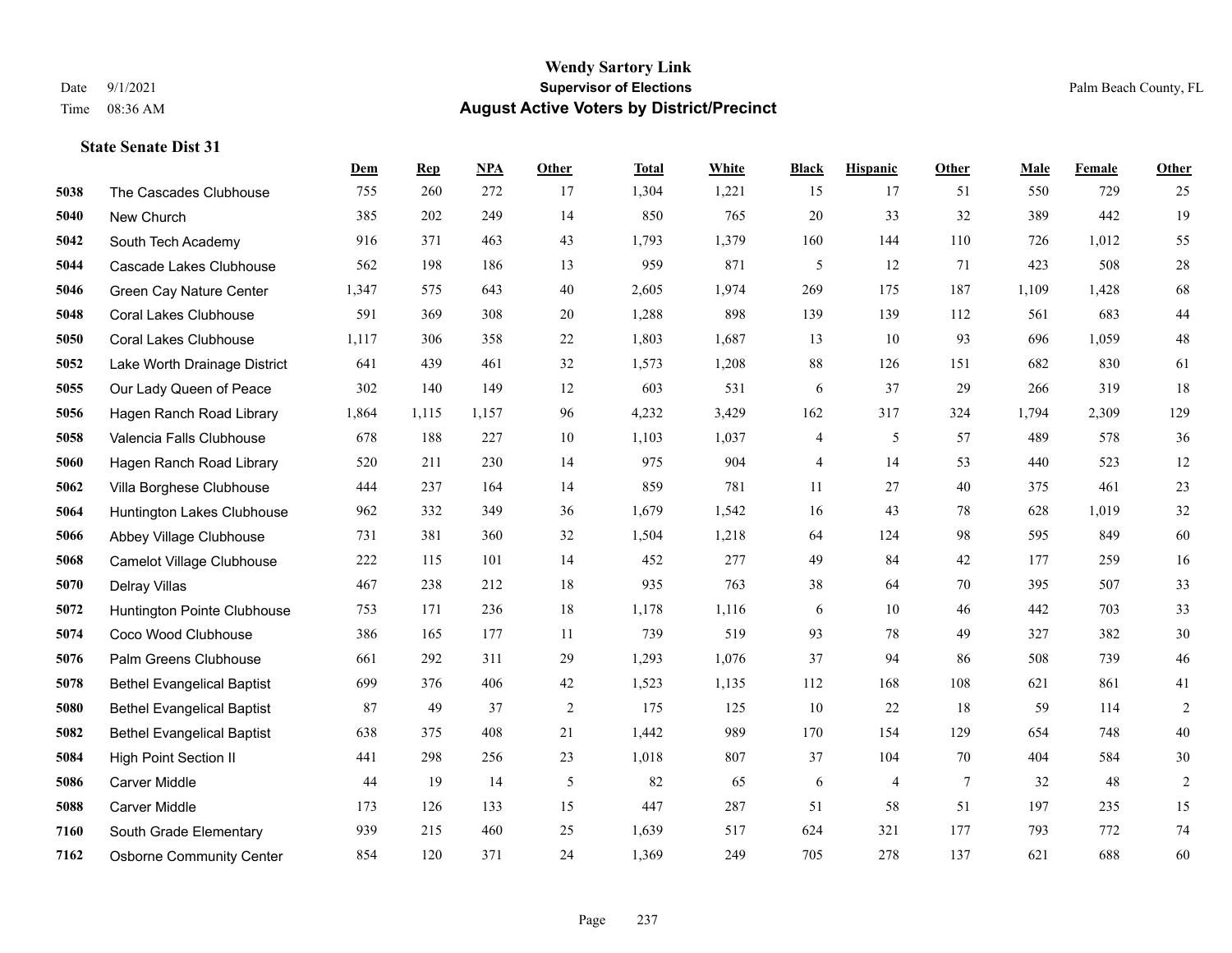# Wendy Sartory Link
## Supervisor of Elections
## August Active Voters by District/Precinct

Date 9/1/2021
Time 08:36 AM

Palm Beach County, FL

### State Senate Dist 31

| | | Dem | Rep | NPA | Other | Total | White | Black | Hispanic | Other | Male | Female | Other |
|---|---|---|---|---|---|---|---|---|---|---|---|---|---|
| 5038 | The Cascades Clubhouse | 755 | 260 | 272 | 17 | 1,304 | 1,221 | 15 | 17 | 51 | 550 | 729 | 25 |
| 5040 | New Church | 385 | 202 | 249 | 14 | 850 | 765 | 20 | 33 | 32 | 389 | 442 | 19 |
| 5042 | South Tech Academy | 916 | 371 | 463 | 43 | 1,793 | 1,379 | 160 | 144 | 110 | 726 | 1,012 | 55 |
| 5044 | Cascade Lakes Clubhouse | 562 | 198 | 186 | 13 | 959 | 871 | 5 | 12 | 71 | 423 | 508 | 28 |
| 5046 | Green Cay Nature Center | 1,347 | 575 | 643 | 40 | 2,605 | 1,974 | 269 | 175 | 187 | 1,109 | 1,428 | 68 |
| 5048 | Coral Lakes Clubhouse | 591 | 369 | 308 | 20 | 1,288 | 898 | 139 | 139 | 112 | 561 | 683 | 44 |
| 5050 | Coral Lakes Clubhouse | 1,117 | 306 | 358 | 22 | 1,803 | 1,687 | 13 | 10 | 93 | 696 | 1,059 | 48 |
| 5052 | Lake Worth Drainage District | 641 | 439 | 461 | 32 | 1,573 | 1,208 | 88 | 126 | 151 | 682 | 830 | 61 |
| 5055 | Our Lady Queen of Peace | 302 | 140 | 149 | 12 | 603 | 531 | 6 | 37 | 29 | 266 | 319 | 18 |
| 5056 | Hagen Ranch Road Library | 1,864 | 1,115 | 1,157 | 96 | 4,232 | 3,429 | 162 | 317 | 324 | 1,794 | 2,309 | 129 |
| 5058 | Valencia Falls Clubhouse | 678 | 188 | 227 | 10 | 1,103 | 1,037 | 4 | 5 | 57 | 489 | 578 | 36 |
| 5060 | Hagen Ranch Road Library | 520 | 211 | 230 | 14 | 975 | 904 | 4 | 14 | 53 | 440 | 523 | 12 |
| 5062 | Villa Borghese Clubhouse | 444 | 237 | 164 | 14 | 859 | 781 | 11 | 27 | 40 | 375 | 461 | 23 |
| 5064 | Huntington Lakes Clubhouse | 962 | 332 | 349 | 36 | 1,679 | 1,542 | 16 | 43 | 78 | 628 | 1,019 | 32 |
| 5066 | Abbey Village Clubhouse | 731 | 381 | 360 | 32 | 1,504 | 1,218 | 64 | 124 | 98 | 595 | 849 | 60 |
| 5068 | Camelot Village Clubhouse | 222 | 115 | 101 | 14 | 452 | 277 | 49 | 84 | 42 | 177 | 259 | 16 |
| 5070 | Delray Villas | 467 | 238 | 212 | 18 | 935 | 763 | 38 | 64 | 70 | 395 | 507 | 33 |
| 5072 | Huntington Pointe Clubhouse | 753 | 171 | 236 | 18 | 1,178 | 1,116 | 6 | 10 | 46 | 442 | 703 | 33 |
| 5074 | Coco Wood Clubhouse | 386 | 165 | 177 | 11 | 739 | 519 | 93 | 78 | 49 | 327 | 382 | 30 |
| 5076 | Palm Greens Clubhouse | 661 | 292 | 311 | 29 | 1,293 | 1,076 | 37 | 94 | 86 | 508 | 739 | 46 |
| 5078 | Bethel Evangelical Baptist | 699 | 376 | 406 | 42 | 1,523 | 1,135 | 112 | 168 | 108 | 621 | 861 | 41 |
| 5080 | Bethel Evangelical Baptist | 87 | 49 | 37 | 2 | 175 | 125 | 10 | 22 | 18 | 59 | 114 | 2 |
| 5082 | Bethel Evangelical Baptist | 638 | 375 | 408 | 21 | 1,442 | 989 | 170 | 154 | 129 | 654 | 748 | 40 |
| 5084 | High Point Section II | 441 | 298 | 256 | 23 | 1,018 | 807 | 37 | 104 | 70 | 404 | 584 | 30 |
| 5086 | Carver Middle | 44 | 19 | 14 | 5 | 82 | 65 | 6 | 4 | 7 | 32 | 48 | 2 |
| 5088 | Carver Middle | 173 | 126 | 133 | 15 | 447 | 287 | 51 | 58 | 51 | 197 | 235 | 15 |
| 7160 | South Grade Elementary | 939 | 215 | 460 | 25 | 1,639 | 517 | 624 | 321 | 177 | 793 | 772 | 74 |
| 7162 | Osborne Community Center | 854 | 120 | 371 | 24 | 1,369 | 249 | 705 | 278 | 137 | 621 | 688 | 60 |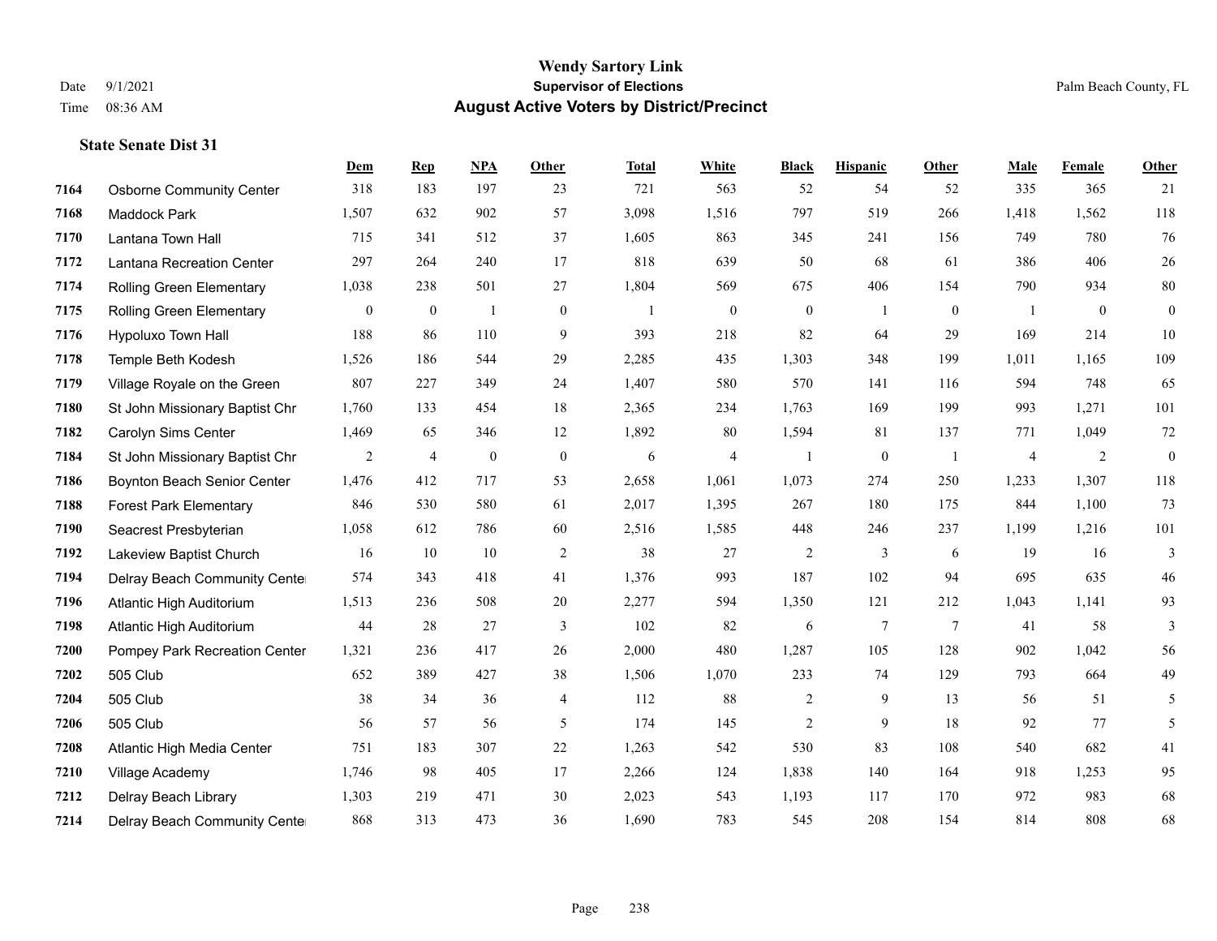# Wendy Sartory Link
## Supervisor of Elections
## August Active Voters by District/Precinct

Date 9/1/2021
Time 08:36 AM

Palm Beach County, FL

### State Senate Dist 31

| | | Dem | Rep | NPA | Other | Total | White | Black | Hispanic | Other | Male | Female | Other |
|---|---|---|---|---|---|---|---|---|---|---|---|---|---|
| 7164 | Osborne Community Center | 318 | 183 | 197 | 23 | 721 | 563 | 52 | 54 | 52 | 335 | 365 | 21 |
| 7168 | Maddock Park | 1,507 | 632 | 902 | 57 | 3,098 | 1,516 | 797 | 519 | 266 | 1,418 | 1,562 | 118 |
| 7170 | Lantana Town Hall | 715 | 341 | 512 | 37 | 1,605 | 863 | 345 | 241 | 156 | 749 | 780 | 76 |
| 7172 | Lantana Recreation Center | 297 | 264 | 240 | 17 | 818 | 639 | 50 | 68 | 61 | 386 | 406 | 26 |
| 7174 | Rolling Green Elementary | 1,038 | 238 | 501 | 27 | 1,804 | 569 | 675 | 406 | 154 | 790 | 934 | 80 |
| 7175 | Rolling Green Elementary | 0 | 0 | 1 | 0 | 1 | 0 | 0 | 1 | 0 | 1 | 0 | 0 |
| 7176 | Hypoluxo Town Hall | 188 | 86 | 110 | 9 | 393 | 218 | 82 | 64 | 29 | 169 | 214 | 10 |
| 7178 | Temple Beth Kodesh | 1,526 | 186 | 544 | 29 | 2,285 | 435 | 1,303 | 348 | 199 | 1,011 | 1,165 | 109 |
| 7179 | Village Royale on the Green | 807 | 227 | 349 | 24 | 1,407 | 580 | 570 | 141 | 116 | 594 | 748 | 65 |
| 7180 | St John Missionary Baptist Chr | 1,760 | 133 | 454 | 18 | 2,365 | 234 | 1,763 | 169 | 199 | 993 | 1,271 | 101 |
| 7182 | Carolyn Sims Center | 1,469 | 65 | 346 | 12 | 1,892 | 80 | 1,594 | 81 | 137 | 771 | 1,049 | 72 |
| 7184 | St John Missionary Baptist Chr | 2 | 4 | 0 | 0 | 6 | 4 | 1 | 0 | 1 | 4 | 2 | 0 |
| 7186 | Boynton Beach Senior Center | 1,476 | 412 | 717 | 53 | 2,658 | 1,061 | 1,073 | 274 | 250 | 1,233 | 1,307 | 118 |
| 7188 | Forest Park Elementary | 846 | 530 | 580 | 61 | 2,017 | 1,395 | 267 | 180 | 175 | 844 | 1,100 | 73 |
| 7190 | Seacrest Presbyterian | 1,058 | 612 | 786 | 60 | 2,516 | 1,585 | 448 | 246 | 237 | 1,199 | 1,216 | 101 |
| 7192 | Lakeview Baptist Church | 16 | 10 | 10 | 2 | 38 | 27 | 2 | 3 | 6 | 19 | 16 | 3 |
| 7194 | Delray Beach Community Center | 574 | 343 | 418 | 41 | 1,376 | 993 | 187 | 102 | 94 | 695 | 635 | 46 |
| 7196 | Atlantic High Auditorium | 1,513 | 236 | 508 | 20 | 2,277 | 594 | 1,350 | 121 | 212 | 1,043 | 1,141 | 93 |
| 7198 | Atlantic High Auditorium | 44 | 28 | 27 | 3 | 102 | 82 | 6 | 7 | 7 | 41 | 58 | 3 |
| 7200 | Pompey Park Recreation Center | 1,321 | 236 | 417 | 26 | 2,000 | 480 | 1,287 | 105 | 128 | 902 | 1,042 | 56 |
| 7202 | 505 Club | 652 | 389 | 427 | 38 | 1,506 | 1,070 | 233 | 74 | 129 | 793 | 664 | 49 |
| 7204 | 505 Club | 38 | 34 | 36 | 4 | 112 | 88 | 2 | 9 | 13 | 56 | 51 | 5 |
| 7206 | 505 Club | 56 | 57 | 56 | 5 | 174 | 145 | 2 | 9 | 18 | 92 | 77 | 5 |
| 7208 | Atlantic High Media Center | 751 | 183 | 307 | 22 | 1,263 | 542 | 530 | 83 | 108 | 540 | 682 | 41 |
| 7210 | Village Academy | 1,746 | 98 | 405 | 17 | 2,266 | 124 | 1,838 | 140 | 164 | 918 | 1,253 | 95 |
| 7212 | Delray Beach Library | 1,303 | 219 | 471 | 30 | 2,023 | 543 | 1,193 | 117 | 170 | 972 | 983 | 68 |
| 7214 | Delray Beach Community Center | 868 | 313 | 473 | 36 | 1,690 | 783 | 545 | 208 | 154 | 814 | 808 | 68 |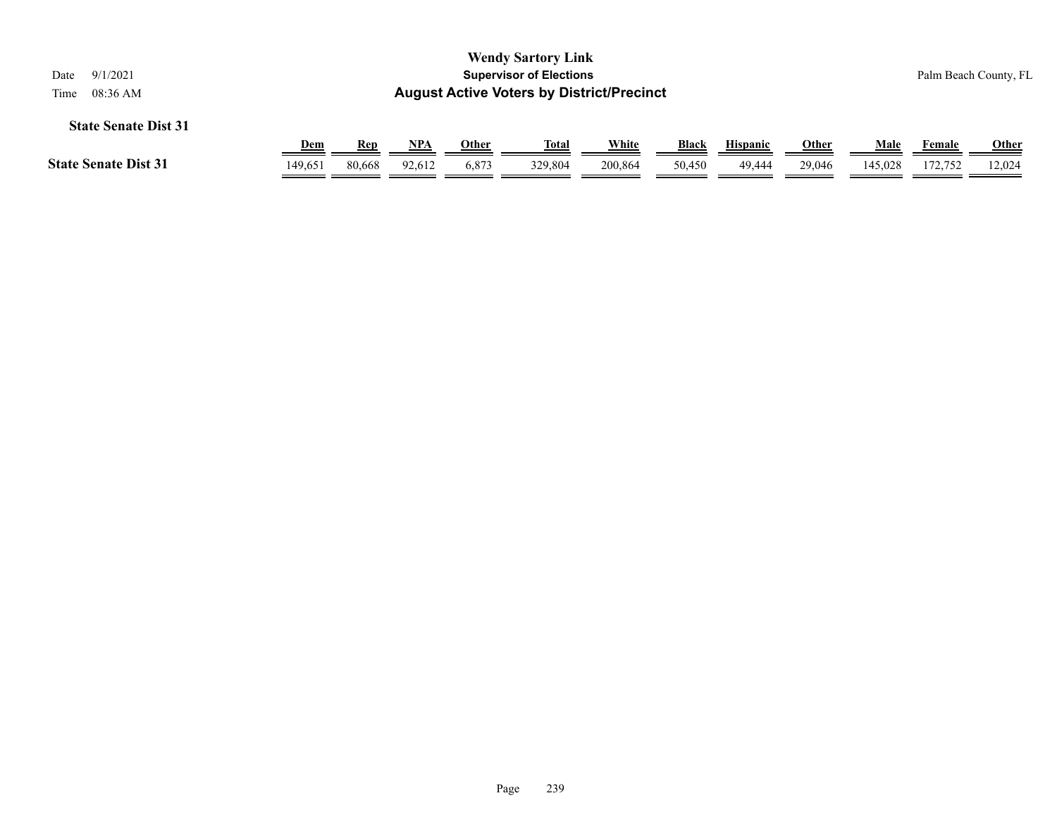**State Senate Dist 31**

| | Dem | Rep | NPA | Other | Total | White | Black | Hispanic | Other | Male | Female | Other |
|---|---|---|---|---|---|---|---|---|---|---|---|---|
| **State Senate Dist 31** | 149,651 | 80,668 | 92,612 | 6,873 | 329,804 | 200,864 | 50,450 | 49,444 | 29,046 | 145,028 | 172,752 | 12,024 |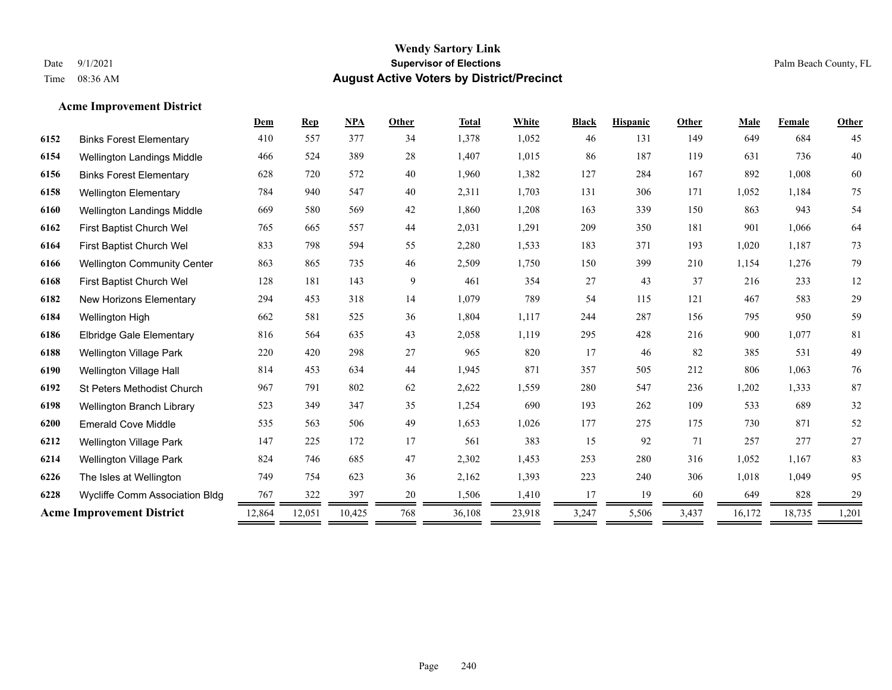# Wendy Sartory Link
## Supervisor of Elections
## August Active Voters by District/Precinct

Date 9/1/2021
Time 08:36 AM

Palm Beach County, FL

### Acme Improvement District

| | | Dem | Rep | NPA | Other | Total | White | Black | Hispanic | Other | Male | Female | Other |
|---|---|---|---|---|---|---|---|---|---|---|---|---|---|
| 6152 | Binks Forest Elementary | 410 | 557 | 377 | 34 | 1,378 | 1,052 | 46 | 131 | 149 | 649 | 684 | 45 |
| 6154 | Wellington Landings Middle | 466 | 524 | 389 | 28 | 1,407 | 1,015 | 86 | 187 | 119 | 631 | 736 | 40 |
| 6156 | Binks Forest Elementary | 628 | 720 | 572 | 40 | 1,960 | 1,382 | 127 | 284 | 167 | 892 | 1,008 | 60 |
| 6158 | Wellington Elementary | 784 | 940 | 547 | 40 | 2,311 | 1,703 | 131 | 306 | 171 | 1,052 | 1,184 | 75 |
| 6160 | Wellington Landings Middle | 669 | 580 | 569 | 42 | 1,860 | 1,208 | 163 | 339 | 150 | 863 | 943 | 54 |
| 6162 | First Baptist Church Wel | 765 | 665 | 557 | 44 | 2,031 | 1,291 | 209 | 350 | 181 | 901 | 1,066 | 64 |
| 6164 | First Baptist Church Wel | 833 | 798 | 594 | 55 | 2,280 | 1,533 | 183 | 371 | 193 | 1,020 | 1,187 | 73 |
| 6166 | Wellington Community Center | 863 | 865 | 735 | 46 | 2,509 | 1,750 | 150 | 399 | 210 | 1,154 | 1,276 | 79 |
| 6168 | First Baptist Church Wel | 128 | 181 | 143 | 9 | 461 | 354 | 27 | 43 | 37 | 216 | 233 | 12 |
| 6182 | New Horizons Elementary | 294 | 453 | 318 | 14 | 1,079 | 789 | 54 | 115 | 121 | 467 | 583 | 29 |
| 6184 | Wellington High | 662 | 581 | 525 | 36 | 1,804 | 1,117 | 244 | 287 | 156 | 795 | 950 | 59 |
| 6186 | Elbridge Gale Elementary | 816 | 564 | 635 | 43 | 2,058 | 1,119 | 295 | 428 | 216 | 900 | 1,077 | 81 |
| 6188 | Wellington Village Park | 220 | 420 | 298 | 27 | 965 | 820 | 17 | 46 | 82 | 385 | 531 | 49 |
| 6190 | Wellington Village Hall | 814 | 453 | 634 | 44 | 1,945 | 871 | 357 | 505 | 212 | 806 | 1,063 | 76 |
| 6192 | St Peters Methodist Church | 967 | 791 | 802 | 62 | 2,622 | 1,559 | 280 | 547 | 236 | 1,202 | 1,333 | 87 |
| 6198 | Wellington Branch Library | 523 | 349 | 347 | 35 | 1,254 | 690 | 193 | 262 | 109 | 533 | 689 | 32 |
| 6200 | Emerald Cove Middle | 535 | 563 | 506 | 49 | 1,653 | 1,026 | 177 | 275 | 175 | 730 | 871 | 52 |
| 6212 | Wellington Village Park | 147 | 225 | 172 | 17 | 561 | 383 | 15 | 92 | 71 | 257 | 277 | 27 |
| 6214 | Wellington Village Park | 824 | 746 | 685 | 47 | 2,302 | 1,453 | 253 | 280 | 316 | 1,052 | 1,167 | 83 |
| 6226 | The Isles at Wellington | 749 | 754 | 623 | 36 | 2,162 | 1,393 | 223 | 240 | 306 | 1,018 | 1,049 | 95 |
| 6228 | Wycliffe Comm Association Bldg | 767 | 322 | 397 | 20 | 1,506 | 1,410 | 17 | 19 | 60 | 649 | 828 | 29 |
| **Acme Improvement District** | | 12,864 | 12,051 | 10,425 | 768 | 36,108 | 23,918 | 3,247 | 5,506 | 3,437 | 16,172 | 18,735 | 1,201 |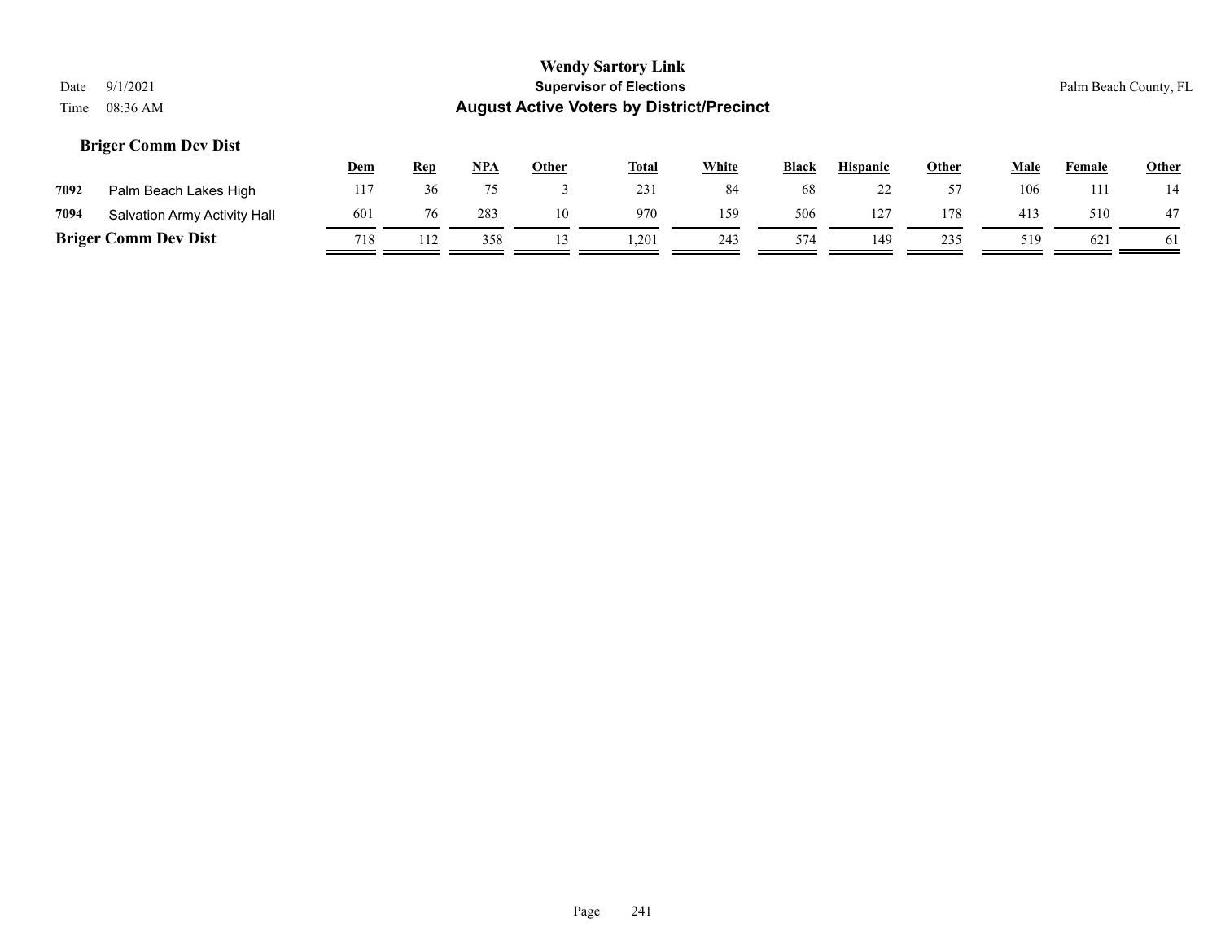# Wendy Sartory Link

**Supervisor of Elections**

**August Active Voters by District/Precinct**

Date 9/1/2021

Time 08:36 AM

Palm Beach County, FL

## Briger Comm Dev Dist

| | | Dem | Rep | NPA | Other | Total | White | Black | Hispanic | Other | Male | Female | Other |
|---|---|---|---|---|---|---|---|---|---|---|---|---|---|
| 7092 | Palm Beach Lakes High | 117 | 36 | 75 | 3 | 231 | 84 | 68 | 22 | 57 | 106 | 111 | 14 |
| 7094 | Salvation Army Activity Hall | 601 | 76 | 283 | 10 | 970 | 159 | 506 | 127 | 178 | 413 | 510 | 47 |
| **Briger Comm Dev Dist** | | 718 | 112 | 358 | 13 | 1,201 | 243 | 574 | 149 | 235 | 519 | 621 | 61 |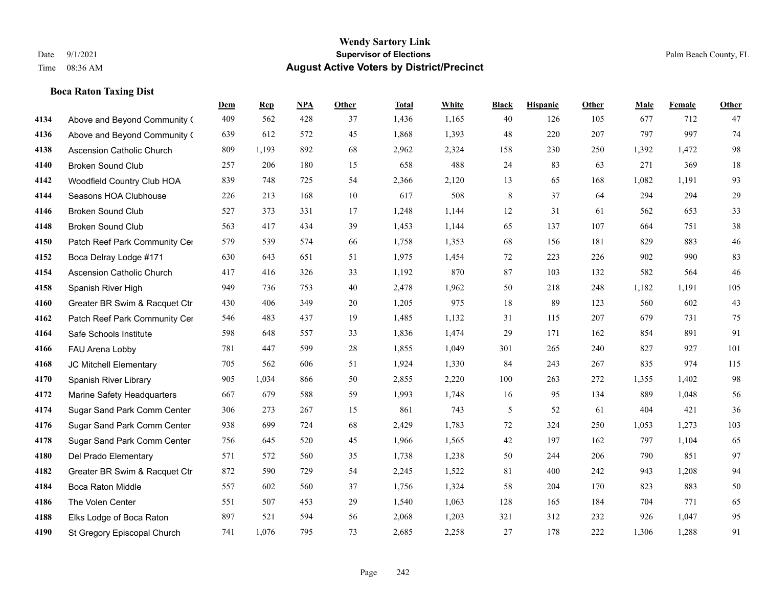**Wendy Sartory Link**
**Supervisor of Elections**
**August Active Voters by District/Precinct**

Date 9/1/2021
Time 08:36 AM

Palm Beach County, FL

### Boca Raton Taxing Dist

| | | Dem | Rep | NPA | Other | Total | White | Black | Hispanic | Other | Male | Female | Other |
|---|---|---|---|---|---|---|---|---|---|---|---|---|---|
| 4134 | Above and Beyond Community ( | 409 | 562 | 428 | 37 | 1,436 | 1,165 | 40 | 126 | 105 | 677 | 712 | 47 |
| 4136 | Above and Beyond Community ( | 639 | 612 | 572 | 45 | 1,868 | 1,393 | 48 | 220 | 207 | 797 | 997 | 74 |
| 4138 | Ascension Catholic Church | 809 | 1,193 | 892 | 68 | 2,962 | 2,324 | 158 | 230 | 250 | 1,392 | 1,472 | 98 |
| 4140 | Broken Sound Club | 257 | 206 | 180 | 15 | 658 | 488 | 24 | 83 | 63 | 271 | 369 | 18 |
| 4142 | Woodfield Country Club HOA | 839 | 748 | 725 | 54 | 2,366 | 2,120 | 13 | 65 | 168 | 1,082 | 1,191 | 93 |
| 4144 | Seasons HOA Clubhouse | 226 | 213 | 168 | 10 | 617 | 508 | 8 | 37 | 64 | 294 | 294 | 29 |
| 4146 | Broken Sound Club | 527 | 373 | 331 | 17 | 1,248 | 1,144 | 12 | 31 | 61 | 562 | 653 | 33 |
| 4148 | Broken Sound Club | 563 | 417 | 434 | 39 | 1,453 | 1,144 | 65 | 137 | 107 | 664 | 751 | 38 |
| 4150 | Patch Reef Park Community Cer | 579 | 539 | 574 | 66 | 1,758 | 1,353 | 68 | 156 | 181 | 829 | 883 | 46 |
| 4152 | Boca Delray Lodge #171 | 630 | 643 | 651 | 51 | 1,975 | 1,454 | 72 | 223 | 226 | 902 | 990 | 83 |
| 4154 | Ascension Catholic Church | 417 | 416 | 326 | 33 | 1,192 | 870 | 87 | 103 | 132 | 582 | 564 | 46 |
| 4158 | Spanish River High | 949 | 736 | 753 | 40 | 2,478 | 1,962 | 50 | 218 | 248 | 1,182 | 1,191 | 105 |
| 4160 | Greater BR Swim & Racquet Ctr | 430 | 406 | 349 | 20 | 1,205 | 975 | 18 | 89 | 123 | 560 | 602 | 43 |
| 4162 | Patch Reef Park Community Cer | 546 | 483 | 437 | 19 | 1,485 | 1,132 | 31 | 115 | 207 | 679 | 731 | 75 |
| 4164 | Safe Schools Institute | 598 | 648 | 557 | 33 | 1,836 | 1,474 | 29 | 171 | 162 | 854 | 891 | 91 |
| 4166 | FAU Arena Lobby | 781 | 447 | 599 | 28 | 1,855 | 1,049 | 301 | 265 | 240 | 827 | 927 | 101 |
| 4168 | JC Mitchell Elementary | 705 | 562 | 606 | 51 | 1,924 | 1,330 | 84 | 243 | 267 | 835 | 974 | 115 |
| 4170 | Spanish River Library | 905 | 1,034 | 866 | 50 | 2,855 | 2,220 | 100 | 263 | 272 | 1,355 | 1,402 | 98 |
| 4172 | Marine Safety Headquarters | 667 | 679 | 588 | 59 | 1,993 | 1,748 | 16 | 95 | 134 | 889 | 1,048 | 56 |
| 4174 | Sugar Sand Park Comm Center | 306 | 273 | 267 | 15 | 861 | 743 | 5 | 52 | 61 | 404 | 421 | 36 |
| 4176 | Sugar Sand Park Comm Center | 938 | 699 | 724 | 68 | 2,429 | 1,783 | 72 | 324 | 250 | 1,053 | 1,273 | 103 |
| 4178 | Sugar Sand Park Comm Center | 756 | 645 | 520 | 45 | 1,966 | 1,565 | 42 | 197 | 162 | 797 | 1,104 | 65 |
| 4180 | Del Prado Elementary | 571 | 572 | 560 | 35 | 1,738 | 1,238 | 50 | 244 | 206 | 790 | 851 | 97 |
| 4182 | Greater BR Swim & Racquet Ctr | 872 | 590 | 729 | 54 | 2,245 | 1,522 | 81 | 400 | 242 | 943 | 1,208 | 94 |
| 4184 | Boca Raton Middle | 557 | 602 | 560 | 37 | 1,756 | 1,324 | 58 | 204 | 170 | 823 | 883 | 50 |
| 4186 | The Volen Center | 551 | 507 | 453 | 29 | 1,540 | 1,063 | 128 | 165 | 184 | 704 | 771 | 65 |
| 4188 | Elks Lodge of Boca Raton | 897 | 521 | 594 | 56 | 2,068 | 1,203 | 321 | 312 | 232 | 926 | 1,047 | 95 |
| 4190 | St Gregory Episcopal Church | 741 | 1,076 | 795 | 73 | 2,685 | 2,258 | 27 | 178 | 222 | 1,306 | 1,288 | 91 |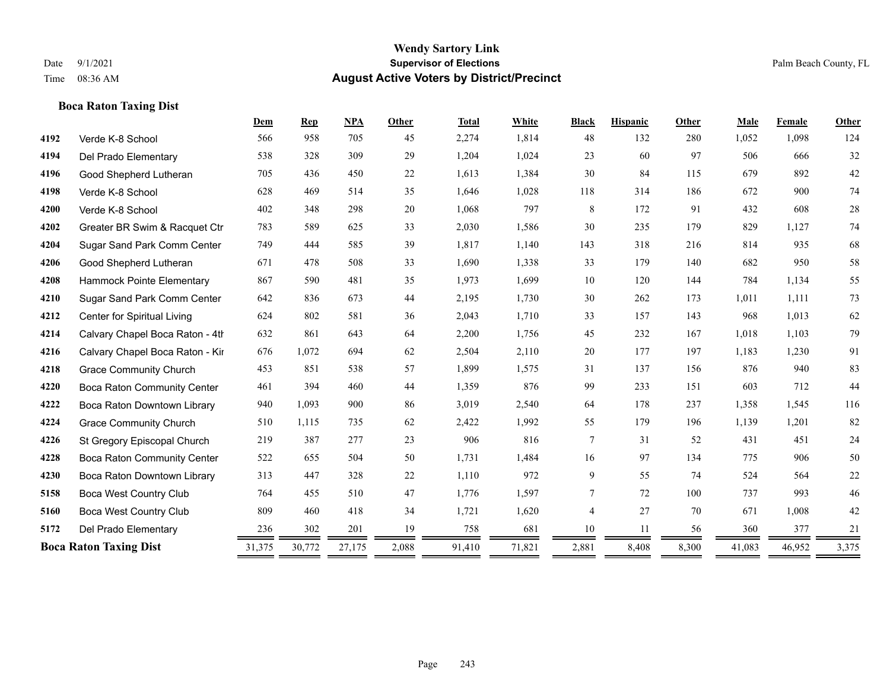**Wendy Sartory Link**
**Supervisor of Elections**
**August Active Voters by District/Precinct**

Date 9/1/2021
Time 08:36 AM
Palm Beach County, FL

### Boca Raton Taxing Dist

| | | Dem | Rep | NPA | Other | Total | White | Black | Hispanic | Other | Male | Female | Other |
|---|---|---|---|---|---|---|---|---|---|---|---|---|---|
| 4192 | Verde K-8 School | 566 | 958 | 705 | 45 | 2,274 | 1,814 | 48 | 132 | 280 | 1,052 | 1,098 | 124 |
| 4194 | Del Prado Elementary | 538 | 328 | 309 | 29 | 1,204 | 1,024 | 23 | 60 | 97 | 506 | 666 | 32 |
| 4196 | Good Shepherd Lutheran | 705 | 436 | 450 | 22 | 1,613 | 1,384 | 30 | 84 | 115 | 679 | 892 | 42 |
| 4198 | Verde K-8 School | 628 | 469 | 514 | 35 | 1,646 | 1,028 | 118 | 314 | 186 | 672 | 900 | 74 |
| 4200 | Verde K-8 School | 402 | 348 | 298 | 20 | 1,068 | 797 | 8 | 172 | 91 | 432 | 608 | 28 |
| 4202 | Greater BR Swim & Racquet Ctr | 783 | 589 | 625 | 33 | 2,030 | 1,586 | 30 | 235 | 179 | 829 | 1,127 | 74 |
| 4204 | Sugar Sand Park Comm Center | 749 | 444 | 585 | 39 | 1,817 | 1,140 | 143 | 318 | 216 | 814 | 935 | 68 |
| 4206 | Good Shepherd Lutheran | 671 | 478 | 508 | 33 | 1,690 | 1,338 | 33 | 179 | 140 | 682 | 950 | 58 |
| 4208 | Hammock Pointe Elementary | 867 | 590 | 481 | 35 | 1,973 | 1,699 | 10 | 120 | 144 | 784 | 1,134 | 55 |
| 4210 | Sugar Sand Park Comm Center | 642 | 836 | 673 | 44 | 2,195 | 1,730 | 30 | 262 | 173 | 1,011 | 1,111 | 73 |
| 4212 | Center for Spiritual Living | 624 | 802 | 581 | 36 | 2,043 | 1,710 | 33 | 157 | 143 | 968 | 1,013 | 62 |
| 4214 | Calvary Chapel Boca Raton - 4th | 632 | 861 | 643 | 64 | 2,200 | 1,756 | 45 | 232 | 167 | 1,018 | 1,103 | 79 |
| 4216 | Calvary Chapel Boca Raton - Kir | 676 | 1,072 | 694 | 62 | 2,504 | 2,110 | 20 | 177 | 197 | 1,183 | 1,230 | 91 |
| 4218 | Grace Community Church | 453 | 851 | 538 | 57 | 1,899 | 1,575 | 31 | 137 | 156 | 876 | 940 | 83 |
| 4220 | Boca Raton Community Center | 461 | 394 | 460 | 44 | 1,359 | 876 | 99 | 233 | 151 | 603 | 712 | 44 |
| 4222 | Boca Raton Downtown Library | 940 | 1,093 | 900 | 86 | 3,019 | 2,540 | 64 | 178 | 237 | 1,358 | 1,545 | 116 |
| 4224 | Grace Community Church | 510 | 1,115 | 735 | 62 | 2,422 | 1,992 | 55 | 179 | 196 | 1,139 | 1,201 | 82 |
| 4226 | St Gregory Episcopal Church | 219 | 387 | 277 | 23 | 906 | 816 | 7 | 31 | 52 | 431 | 451 | 24 |
| 4228 | Boca Raton Community Center | 522 | 655 | 504 | 50 | 1,731 | 1,484 | 16 | 97 | 134 | 775 | 906 | 50 |
| 4230 | Boca Raton Downtown Library | 313 | 447 | 328 | 22 | 1,110 | 972 | 9 | 55 | 74 | 524 | 564 | 22 |
| 5158 | Boca West Country Club | 764 | 455 | 510 | 47 | 1,776 | 1,597 | 7 | 72 | 100 | 737 | 993 | 46 |
| 5160 | Boca West Country Club | 809 | 460 | 418 | 34 | 1,721 | 1,620 | 4 | 27 | 70 | 671 | 1,008 | 42 |
| 5172 | Del Prado Elementary | 236 | 302 | 201 | 19 | 758 | 681 | 10 | 11 | 56 | 360 | 377 | 21 |
| **Boca Raton Taxing Dist** | | 31,375 | 30,772 | 27,175 | 2,088 | 91,410 | 71,821 | 2,881 | 8,408 | 8,300 | 41,083 | 46,952 | 3,375 |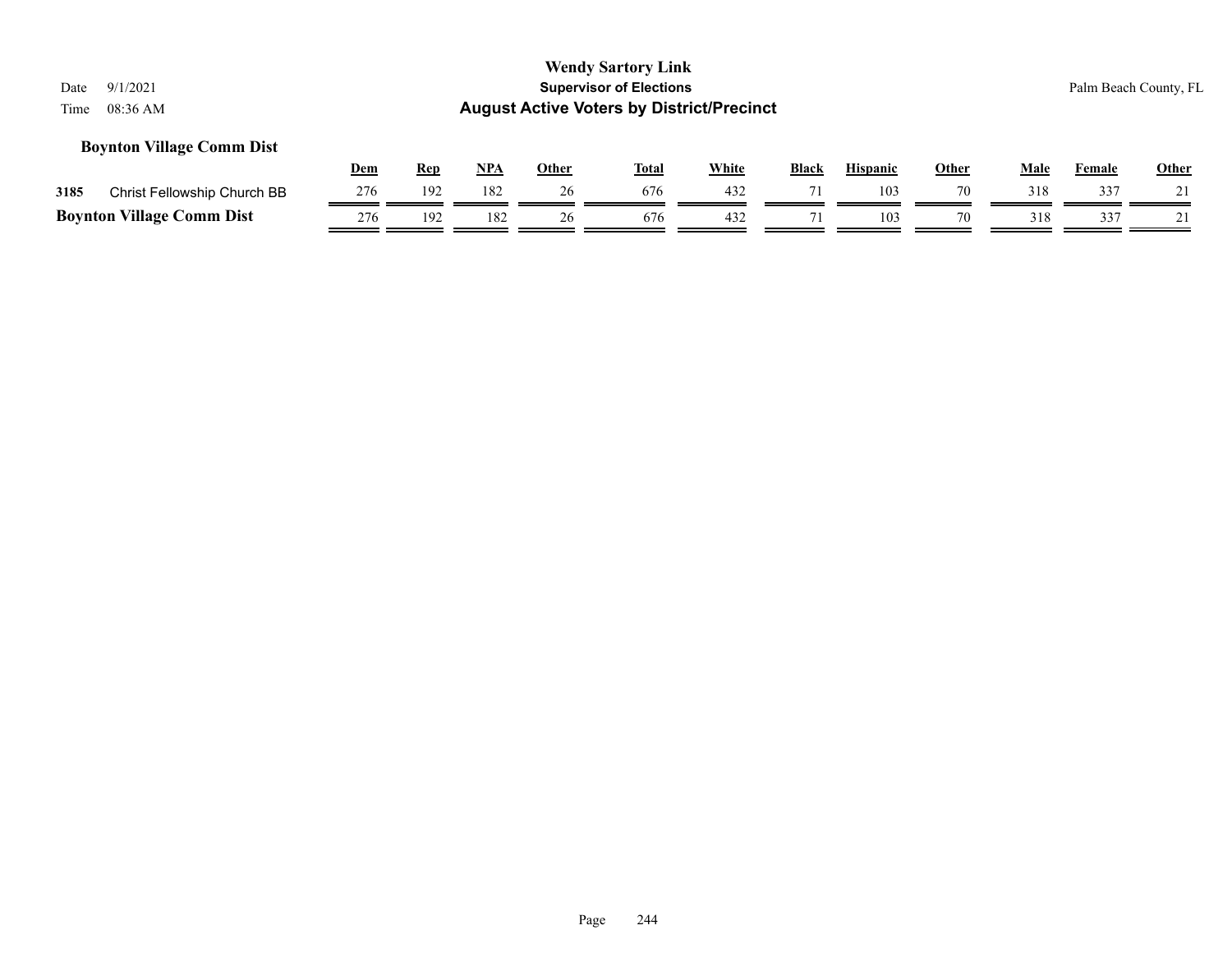**Wendy Sartory Link**

**Supervisor of Elections**

**August Active Voters by District/Precinct**

Date 9/1/2021

Time 08:36 AM

Palm Beach County, FL

### Boynton Village Comm Dist

| | | Dem | Rep | NPA | Other | Total | White | Black | Hispanic | Other | Male | Female | Other |
|---|---|---|---|---|---|---|---|---|---|---|---|---|---|
| 3185 | Christ Fellowship Church BB | 276 | 192 | 182 | 26 | 676 | 432 | 71 | 103 | 70 | 318 | 337 | 21 |
| **Boynton Village Comm Dist** | | 276 | 192 | 182 | 26 | 676 | 432 | 71 | 103 | 70 | 318 | 337 | 21 |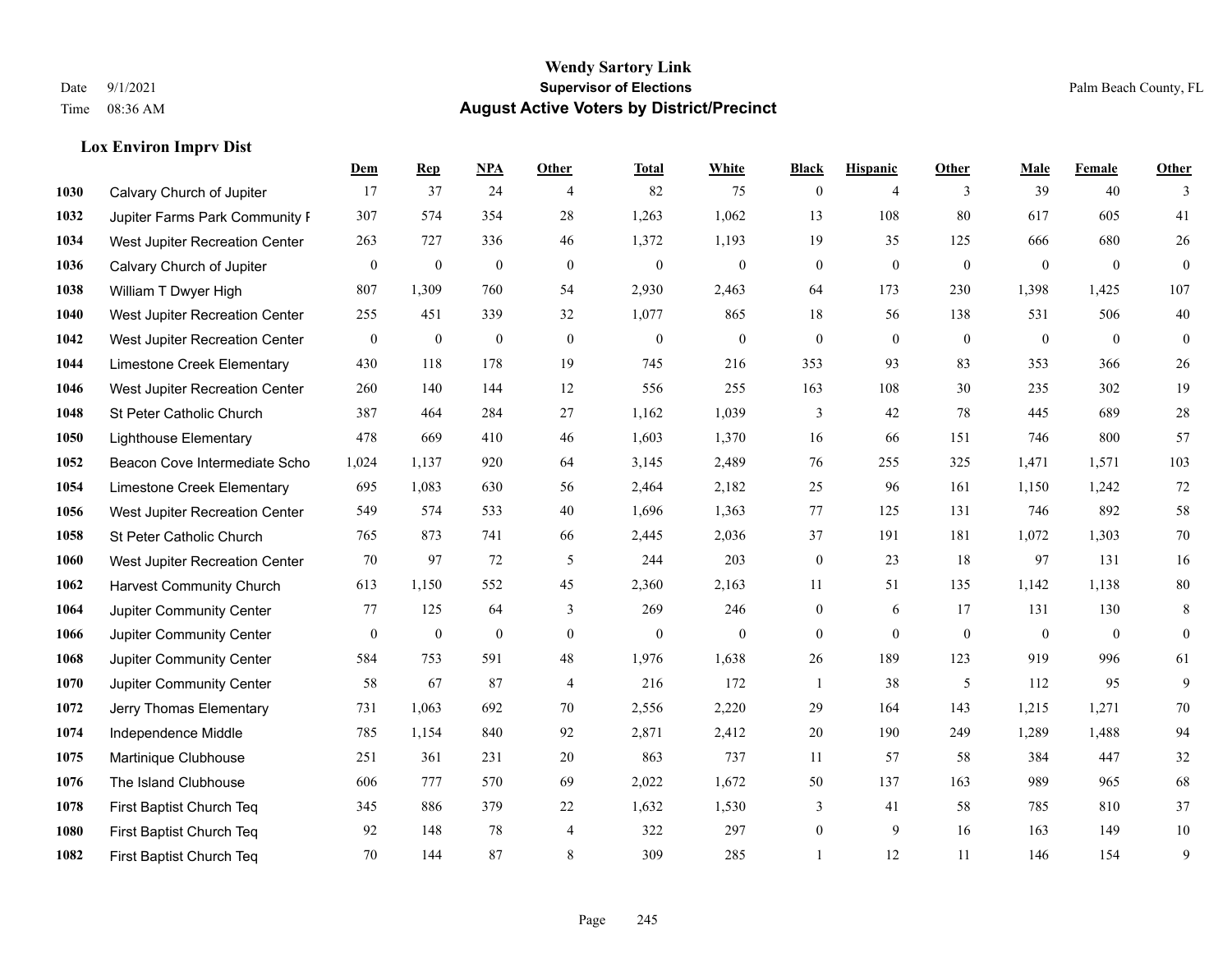# Wendy Sartory Link

**Supervisor of Elections**

**August Active Voters by District/Precinct**

Date 9/1/2021
Time 08:36 AM

Palm Beach County, FL

### Lox Environ Imprv Dist

| | | Dem | Rep | NPA | Other | Total | White | Black | Hispanic | Other | Male | Female | Other |
|---|---|---|---|---|---|---|---|---|---|---|---|---|---|
| 1030 | Calvary Church of Jupiter | 17 | 37 | 24 | 4 | 82 | 75 | 0 | 4 | 3 | 39 | 40 | 3 |
| 1032 | Jupiter Farms Park Community F | 307 | 574 | 354 | 28 | 1,263 | 1,062 | 13 | 108 | 80 | 617 | 605 | 41 |
| 1034 | West Jupiter Recreation Center | 263 | 727 | 336 | 46 | 1,372 | 1,193 | 19 | 35 | 125 | 666 | 680 | 26 |
| 1036 | Calvary Church of Jupiter | 0 | 0 | 0 | 0 | 0 | 0 | 0 | 0 | 0 | 0 | 0 | 0 |
| 1038 | William T Dwyer High | 807 | 1,309 | 760 | 54 | 2,930 | 2,463 | 64 | 173 | 230 | 1,398 | 1,425 | 107 |
| 1040 | West Jupiter Recreation Center | 255 | 451 | 339 | 32 | 1,077 | 865 | 18 | 56 | 138 | 531 | 506 | 40 |
| 1042 | West Jupiter Recreation Center | 0 | 0 | 0 | 0 | 0 | 0 | 0 | 0 | 0 | 0 | 0 | 0 |
| 1044 | Limestone Creek Elementary | 430 | 118 | 178 | 19 | 745 | 216 | 353 | 93 | 83 | 353 | 366 | 26 |
| 1046 | West Jupiter Recreation Center | 260 | 140 | 144 | 12 | 556 | 255 | 163 | 108 | 30 | 235 | 302 | 19 |
| 1048 | St Peter Catholic Church | 387 | 464 | 284 | 27 | 1,162 | 1,039 | 3 | 42 | 78 | 445 | 689 | 28 |
| 1050 | Lighthouse Elementary | 478 | 669 | 410 | 46 | 1,603 | 1,370 | 16 | 66 | 151 | 746 | 800 | 57 |
| 1052 | Beacon Cove Intermediate Scho | 1,024 | 1,137 | 920 | 64 | 3,145 | 2,489 | 76 | 255 | 325 | 1,471 | 1,571 | 103 |
| 1054 | Limestone Creek Elementary | 695 | 1,083 | 630 | 56 | 2,464 | 2,182 | 25 | 96 | 161 | 1,150 | 1,242 | 72 |
| 1056 | West Jupiter Recreation Center | 549 | 574 | 533 | 40 | 1,696 | 1,363 | 77 | 125 | 131 | 746 | 892 | 58 |
| 1058 | St Peter Catholic Church | 765 | 873 | 741 | 66 | 2,445 | 2,036 | 37 | 191 | 181 | 1,072 | 1,303 | 70 |
| 1060 | West Jupiter Recreation Center | 70 | 97 | 72 | 5 | 244 | 203 | 0 | 23 | 18 | 97 | 131 | 16 |
| 1062 | Harvest Community Church | 613 | 1,150 | 552 | 45 | 2,360 | 2,163 | 11 | 51 | 135 | 1,142 | 1,138 | 80 |
| 1064 | Jupiter Community Center | 77 | 125 | 64 | 3 | 269 | 246 | 0 | 6 | 17 | 131 | 130 | 8 |
| 1066 | Jupiter Community Center | 0 | 0 | 0 | 0 | 0 | 0 | 0 | 0 | 0 | 0 | 0 | 0 |
| 1068 | Jupiter Community Center | 584 | 753 | 591 | 48 | 1,976 | 1,638 | 26 | 189 | 123 | 919 | 996 | 61 |
| 1070 | Jupiter Community Center | 58 | 67 | 87 | 4 | 216 | 172 | 1 | 38 | 5 | 112 | 95 | 9 |
| 1072 | Jerry Thomas Elementary | 731 | 1,063 | 692 | 70 | 2,556 | 2,220 | 29 | 164 | 143 | 1,215 | 1,271 | 70 |
| 1074 | Independence Middle | 785 | 1,154 | 840 | 92 | 2,871 | 2,412 | 20 | 190 | 249 | 1,289 | 1,488 | 94 |
| 1075 | Martinique Clubhouse | 251 | 361 | 231 | 20 | 863 | 737 | 11 | 57 | 58 | 384 | 447 | 32 |
| 1076 | The Island Clubhouse | 606 | 777 | 570 | 69 | 2,022 | 1,672 | 50 | 137 | 163 | 989 | 965 | 68 |
| 1078 | First Baptist Church Teq | 345 | 886 | 379 | 22 | 1,632 | 1,530 | 3 | 41 | 58 | 785 | 810 | 37 |
| 1080 | First Baptist Church Teq | 92 | 148 | 78 | 4 | 322 | 297 | 0 | 9 | 16 | 163 | 149 | 10 |
| 1082 | First Baptist Church Teq | 70 | 144 | 87 | 8 | 309 | 285 | 1 | 12 | 11 | 146 | 154 | 9 |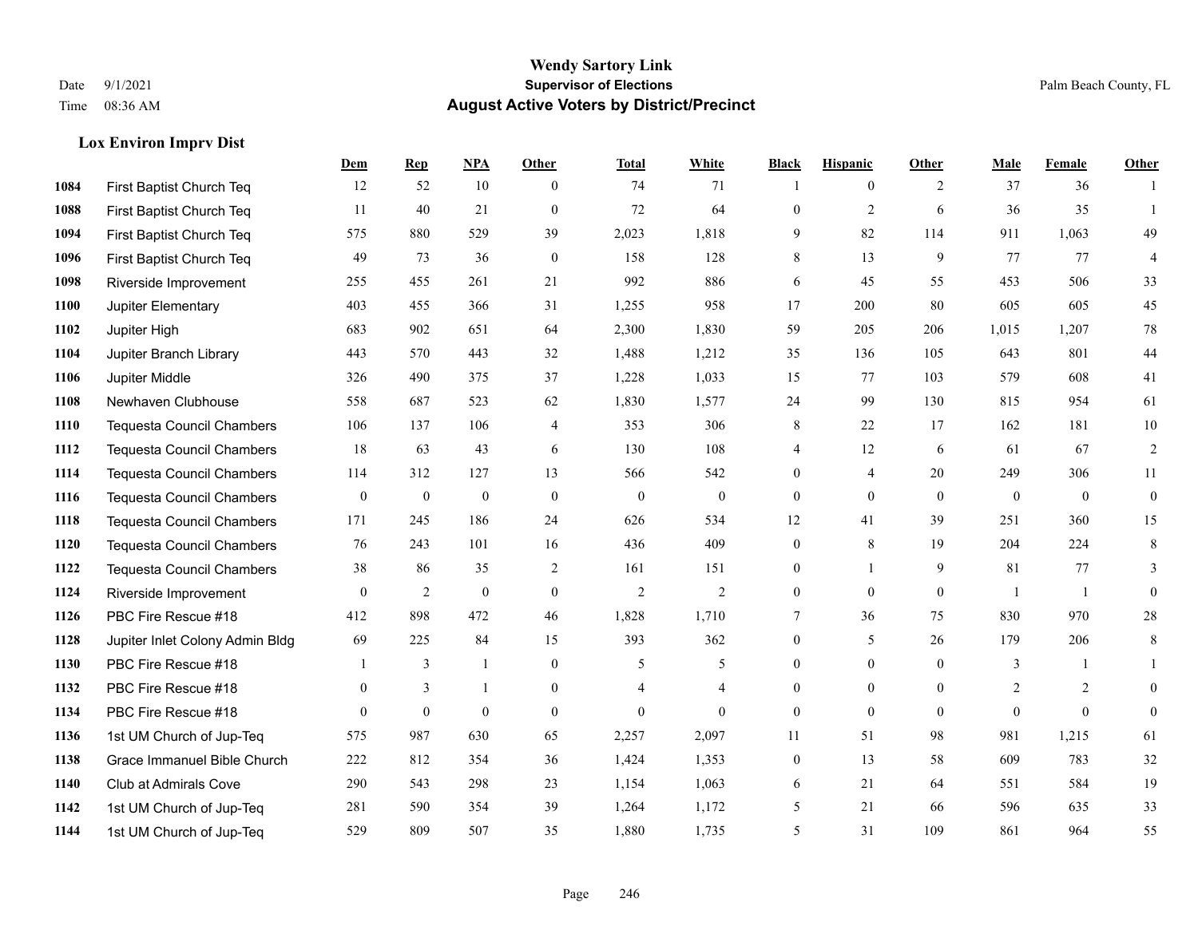**Wendy Sartory Link**
**Supervisor of Elections**
**August Active Voters by District/Precinct**

Date 9/1/2021
Time 08:36 AM
Palm Beach County, FL

### Lox Environ Imprv Dist

| | | Dem | Rep | NPA | Other | Total | White | Black | Hispanic | Other | Male | Female | Other |
|---|---|---|---|---|---|---|---|---|---|---|---|---|---|
| 1084 | First Baptist Church Teq | 12 | 52 | 10 | 0 | 74 | 71 | 1 | 0 | 2 | 37 | 36 | 1 |
| 1088 | First Baptist Church Teq | 11 | 40 | 21 | 0 | 72 | 64 | 0 | 2 | 6 | 36 | 35 | 1 |
| 1094 | First Baptist Church Teq | 575 | 880 | 529 | 39 | 2,023 | 1,818 | 9 | 82 | 114 | 911 | 1,063 | 49 |
| 1096 | First Baptist Church Teq | 49 | 73 | 36 | 0 | 158 | 128 | 8 | 13 | 9 | 77 | 77 | 4 |
| 1098 | Riverside Improvement | 255 | 455 | 261 | 21 | 992 | 886 | 6 | 45 | 55 | 453 | 506 | 33 |
| 1100 | Jupiter Elementary | 403 | 455 | 366 | 31 | 1,255 | 958 | 17 | 200 | 80 | 605 | 605 | 45 |
| 1102 | Jupiter High | 683 | 902 | 651 | 64 | 2,300 | 1,830 | 59 | 205 | 206 | 1,015 | 1,207 | 78 |
| 1104 | Jupiter Branch Library | 443 | 570 | 443 | 32 | 1,488 | 1,212 | 35 | 136 | 105 | 643 | 801 | 44 |
| 1106 | Jupiter Middle | 326 | 490 | 375 | 37 | 1,228 | 1,033 | 15 | 77 | 103 | 579 | 608 | 41 |
| 1108 | Newhaven Clubhouse | 558 | 687 | 523 | 62 | 1,830 | 1,577 | 24 | 99 | 130 | 815 | 954 | 61 |
| 1110 | Tequesta Council Chambers | 106 | 137 | 106 | 4 | 353 | 306 | 8 | 22 | 17 | 162 | 181 | 10 |
| 1112 | Tequesta Council Chambers | 18 | 63 | 43 | 6 | 130 | 108 | 4 | 12 | 6 | 61 | 67 | 2 |
| 1114 | Tequesta Council Chambers | 114 | 312 | 127 | 13 | 566 | 542 | 0 | 4 | 20 | 249 | 306 | 11 |
| 1116 | Tequesta Council Chambers | 0 | 0 | 0 | 0 | 0 | 0 | 0 | 0 | 0 | 0 | 0 | 0 |
| 1118 | Tequesta Council Chambers | 171 | 245 | 186 | 24 | 626 | 534 | 12 | 41 | 39 | 251 | 360 | 15 |
| 1120 | Tequesta Council Chambers | 76 | 243 | 101 | 16 | 436 | 409 | 0 | 8 | 19 | 204 | 224 | 8 |
| 1122 | Tequesta Council Chambers | 38 | 86 | 35 | 2 | 161 | 151 | 0 | 1 | 9 | 81 | 77 | 3 |
| 1124 | Riverside Improvement | 0 | 2 | 0 | 0 | 2 | 2 | 0 | 0 | 0 | 1 | 1 | 0 |
| 1126 | PBC Fire Rescue #18 | 412 | 898 | 472 | 46 | 1,828 | 1,710 | 7 | 36 | 75 | 830 | 970 | 28 |
| 1128 | Jupiter Inlet Colony Admin Bldg | 69 | 225 | 84 | 15 | 393 | 362 | 0 | 5 | 26 | 179 | 206 | 8 |
| 1130 | PBC Fire Rescue #18 | 1 | 3 | 1 | 0 | 5 | 5 | 0 | 0 | 0 | 3 | 1 | 1 |
| 1132 | PBC Fire Rescue #18 | 0 | 3 | 1 | 0 | 4 | 4 | 0 | 0 | 0 | 2 | 2 | 0 |
| 1134 | PBC Fire Rescue #18 | 0 | 0 | 0 | 0 | 0 | 0 | 0 | 0 | 0 | 0 | 0 | 0 |
| 1136 | 1st UM Church of Jup-Teq | 575 | 987 | 630 | 65 | 2,257 | 2,097 | 11 | 51 | 98 | 981 | 1,215 | 61 |
| 1138 | Grace Immanuel Bible Church | 222 | 812 | 354 | 36 | 1,424 | 1,353 | 0 | 13 | 58 | 609 | 783 | 32 |
| 1140 | Club at Admirals Cove | 290 | 543 | 298 | 23 | 1,154 | 1,063 | 6 | 21 | 64 | 551 | 584 | 19 |
| 1142 | 1st UM Church of Jup-Teq | 281 | 590 | 354 | 39 | 1,264 | 1,172 | 5 | 21 | 66 | 596 | 635 | 33 |
| 1144 | 1st UM Church of Jup-Teq | 529 | 809 | 507 | 35 | 1,880 | 1,735 | 5 | 31 | 109 | 861 | 964 | 55 |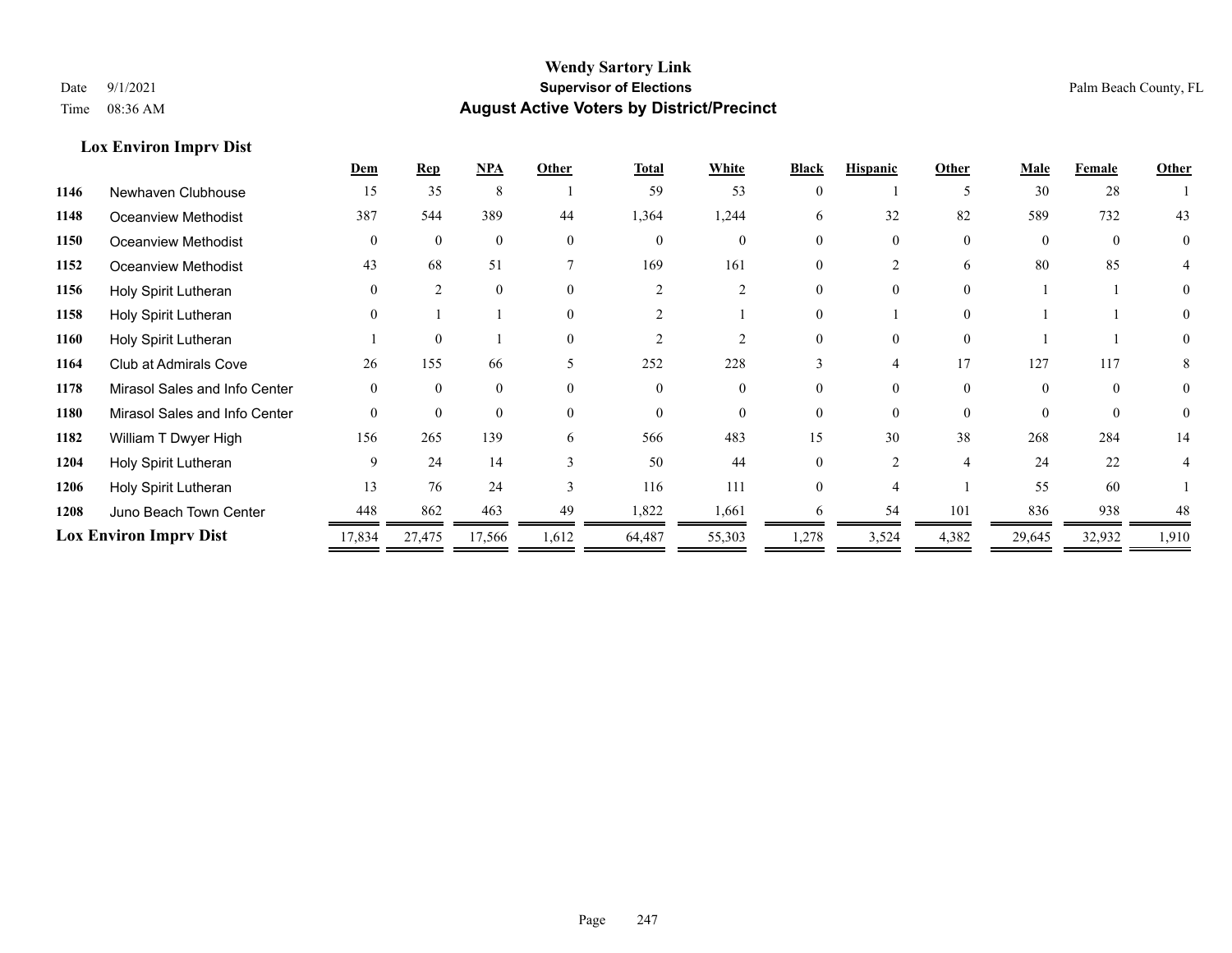# Wendy Sartory Link
## Supervisor of Elections
## August Active Voters by District/Precinct

Date 9/1/2021
Time 08:36 AM

Palm Beach County, FL

### Lox Environ Imprv Dist

| | | Dem | Rep | NPA | Other | Total | White | Black | Hispanic | Other | Male | Female | Other |
|---|---|---|---|---|---|---|---|---|---|---|---|---|---|
| 1146 | Newhaven Clubhouse | 15 | 35 | 8 | 1 | 59 | 53 | 0 | 1 | 5 | 30 | 28 | 1 |
| 1148 | Oceanview Methodist | 387 | 544 | 389 | 44 | 1,364 | 1,244 | 6 | 32 | 82 | 589 | 732 | 43 |
| 1150 | Oceanview Methodist | 0 | 0 | 0 | 0 | 0 | 0 | 0 | 0 | 0 | 0 | 0 | 0 |
| 1152 | Oceanview Methodist | 43 | 68 | 51 | 7 | 169 | 161 | 0 | 2 | 6 | 80 | 85 | 4 |
| 1156 | Holy Spirit Lutheran | 0 | 2 | 0 | 0 | 2 | 2 | 0 | 0 | 0 | 1 | 1 | 0 |
| 1158 | Holy Spirit Lutheran | 0 | 1 | 1 | 0 | 2 | 1 | 0 | 1 | 0 | 1 | 1 | 0 |
| 1160 | Holy Spirit Lutheran | 1 | 0 | 1 | 0 | 2 | 2 | 0 | 0 | 0 | 1 | 1 | 0 |
| 1164 | Club at Admirals Cove | 26 | 155 | 66 | 5 | 252 | 228 | 3 | 4 | 17 | 127 | 117 | 8 |
| 1178 | Mirasol Sales and Info Center | 0 | 0 | 0 | 0 | 0 | 0 | 0 | 0 | 0 | 0 | 0 | 0 |
| 1180 | Mirasol Sales and Info Center | 0 | 0 | 0 | 0 | 0 | 0 | 0 | 0 | 0 | 0 | 0 | 0 |
| 1182 | William T Dwyer High | 156 | 265 | 139 | 6 | 566 | 483 | 15 | 30 | 38 | 268 | 284 | 14 |
| 1204 | Holy Spirit Lutheran | 9 | 24 | 14 | 3 | 50 | 44 | 0 | 2 | 4 | 24 | 22 | 4 |
| 1206 | Holy Spirit Lutheran | 13 | 76 | 24 | 3 | 116 | 111 | 0 | 4 | 1 | 55 | 60 | 1 |
| 1208 | Juno Beach Town Center | 448 | 862 | 463 | 49 | 1,822 | 1,661 | 6 | 54 | 101 | 836 | 938 | 48 |
| **Lox Environ Imprv Dist** | | 17,834 | 27,475 | 17,566 | 1,612 | 64,487 | 55,303 | 1,278 | 3,524 | 4,382 | 29,645 | 32,932 | 1,910 |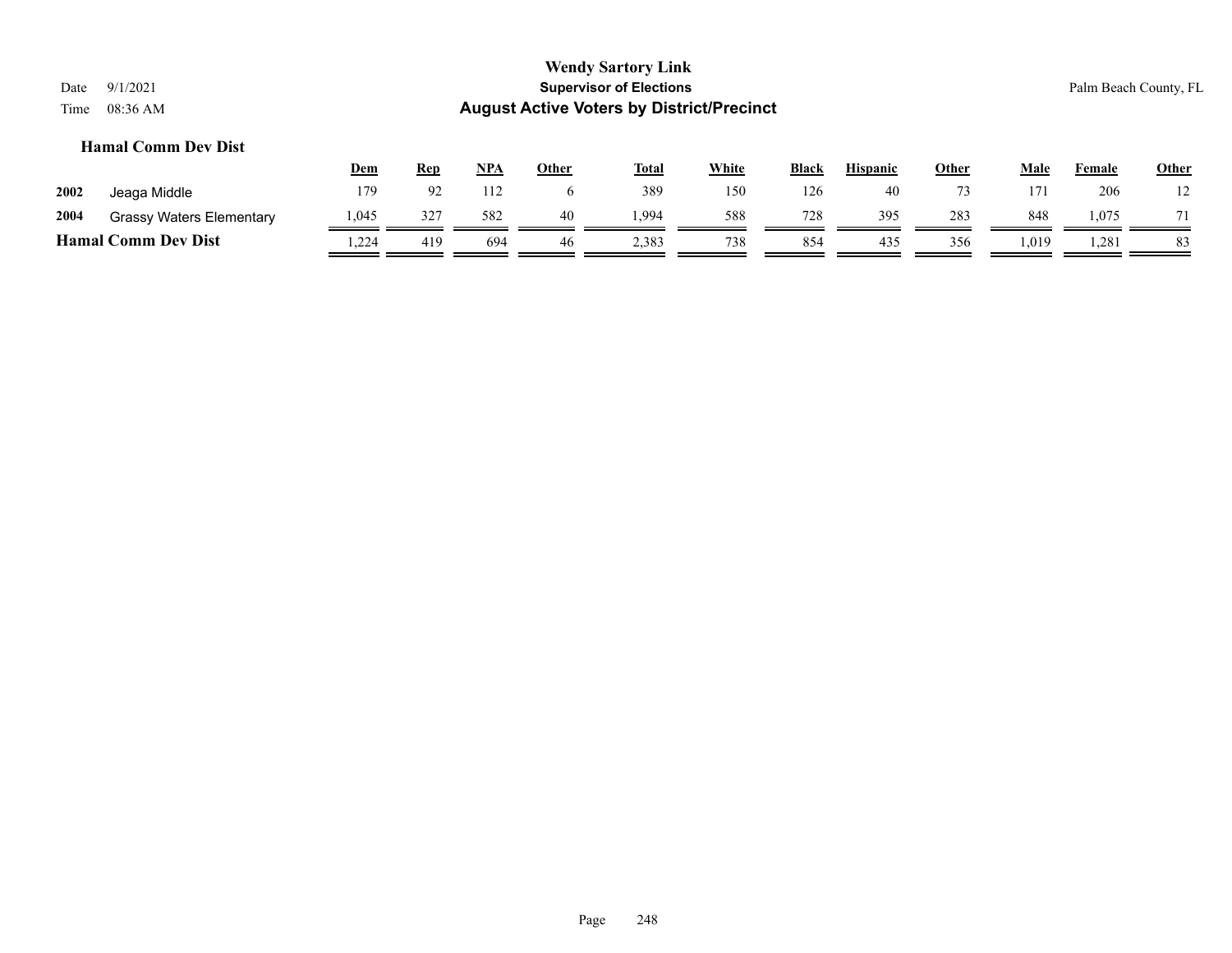### Hamal Comm Dev Dist

| | | Dem | Rep | NPA | Other | Total | White | Black | Hispanic | Other | Male | Female | Other |
|---|---|---|---|---|---|---|---|---|---|---|---|---|---|
| 2002 | Jeaga Middle | 179 | 92 | 112 | 6 | 389 | 150 | 126 | 40 | 73 | 171 | 206 | 12 |
| 2004 | Grassy Waters Elementary | 1,045 | 327 | 582 | 40 | 1,994 | 588 | 728 | 395 | 283 | 848 | 1,075 | 71 |
| **Hamal Comm Dev Dist** | | 1,224 | 419 | 694 | 46 | 2,383 | 738 | 854 | 435 | 356 | 1,019 | 1,281 | 83 |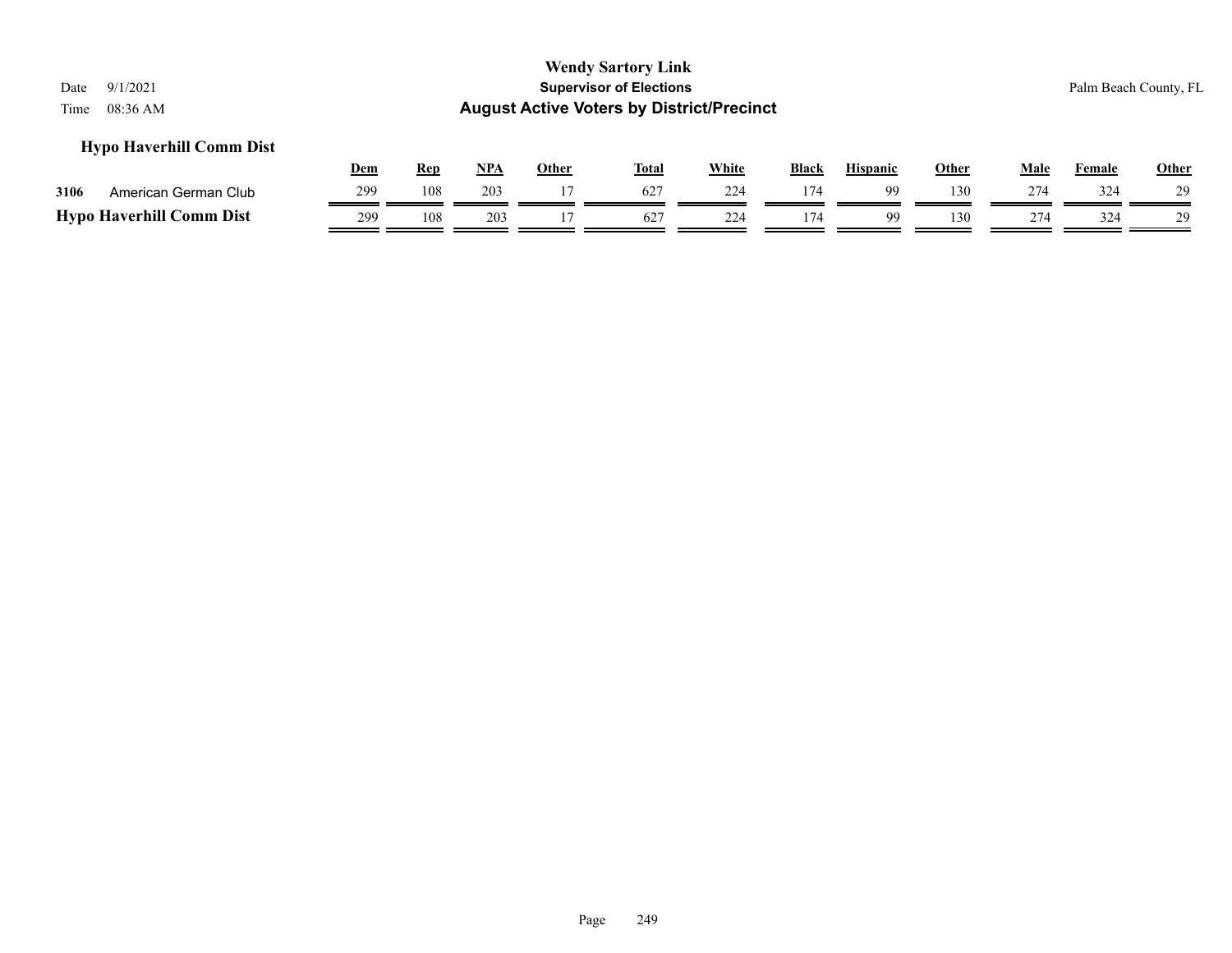**Wendy Sartory Link**
**Supervisor of Elections**
**August Active Voters by District/Precinct**

Date 9/1/2021
Time 08:36 AM

Palm Beach County, FL

### Hypo Haverhill Comm Dist

| | | Dem | Rep | NPA | Other | Total | White | Black | Hispanic | Other | Male | Female | Other |
|---|---|---|---|---|---|---|---|---|---|---|---|---|---|
| 3106 | American German Club | 299 | 108 | 203 | 17 | 627 | 224 | 174 | 99 | 130 | 274 | 324 | 29 |
| **Hypo Haverhill Comm Dist** | | 299 | 108 | 203 | 17 | 627 | 224 | 174 | 99 | 130 | 274 | 324 | 29 |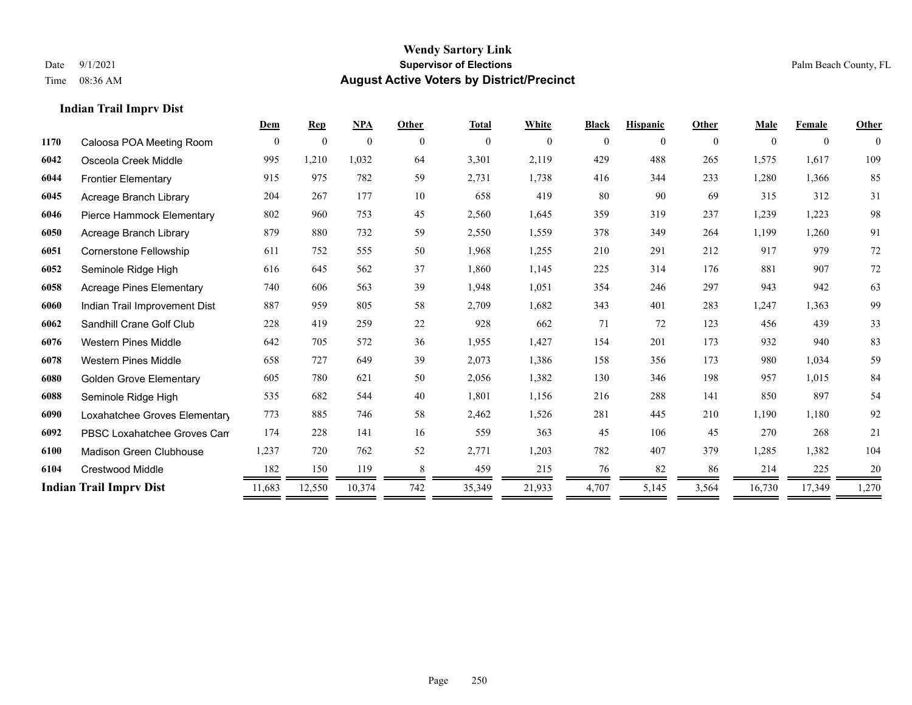# Wendy Sartory Link

**Supervisor of Elections**

**August Active Voters by District/Precinct**

Date 9/1/2021

Time 08:36 AM

Palm Beach County, FL

### Indian Trail Imprv Dist

| | | Dem | Rep | NPA | Other | Total | White | Black | Hispanic | Other | Male | Female | Other |
|---|---|---|---|---|---|---|---|---|---|---|---|---|---|
| 1170 | Caloosa POA Meeting Room | 0 | 0 | 0 | 0 | 0 | 0 | 0 | 0 | 0 | 0 | 0 | 0 |
| 6042 | Osceola Creek Middle | 995 | 1,210 | 1,032 | 64 | 3,301 | 2,119 | 429 | 488 | 265 | 1,575 | 1,617 | 109 |
| 6044 | Frontier Elementary | 915 | 975 | 782 | 59 | 2,731 | 1,738 | 416 | 344 | 233 | 1,280 | 1,366 | 85 |
| 6045 | Acreage Branch Library | 204 | 267 | 177 | 10 | 658 | 419 | 80 | 90 | 69 | 315 | 312 | 31 |
| 6046 | Pierce Hammock Elementary | 802 | 960 | 753 | 45 | 2,560 | 1,645 | 359 | 319 | 237 | 1,239 | 1,223 | 98 |
| 6050 | Acreage Branch Library | 879 | 880 | 732 | 59 | 2,550 | 1,559 | 378 | 349 | 264 | 1,199 | 1,260 | 91 |
| 6051 | Cornerstone Fellowship | 611 | 752 | 555 | 50 | 1,968 | 1,255 | 210 | 291 | 212 | 917 | 979 | 72 |
| 6052 | Seminole Ridge High | 616 | 645 | 562 | 37 | 1,860 | 1,145 | 225 | 314 | 176 | 881 | 907 | 72 |
| 6058 | Acreage Pines Elementary | 740 | 606 | 563 | 39 | 1,948 | 1,051 | 354 | 246 | 297 | 943 | 942 | 63 |
| 6060 | Indian Trail Improvement Dist | 887 | 959 | 805 | 58 | 2,709 | 1,682 | 343 | 401 | 283 | 1,247 | 1,363 | 99 |
| 6062 | Sandhill Crane Golf Club | 228 | 419 | 259 | 22 | 928 | 662 | 71 | 72 | 123 | 456 | 439 | 33 |
| 6076 | Western Pines Middle | 642 | 705 | 572 | 36 | 1,955 | 1,427 | 154 | 201 | 173 | 932 | 940 | 83 |
| 6078 | Western Pines Middle | 658 | 727 | 649 | 39 | 2,073 | 1,386 | 158 | 356 | 173 | 980 | 1,034 | 59 |
| 6080 | Golden Grove Elementary | 605 | 780 | 621 | 50 | 2,056 | 1,382 | 130 | 346 | 198 | 957 | 1,015 | 84 |
| 6088 | Seminole Ridge High | 535 | 682 | 544 | 40 | 1,801 | 1,156 | 216 | 288 | 141 | 850 | 897 | 54 |
| 6090 | Loxahatchee Groves Elementary | 773 | 885 | 746 | 58 | 2,462 | 1,526 | 281 | 445 | 210 | 1,190 | 1,180 | 92 |
| 6092 | PBSC Loxahatchee Groves Cam | 174 | 228 | 141 | 16 | 559 | 363 | 45 | 106 | 45 | 270 | 268 | 21 |
| 6100 | Madison Green Clubhouse | 1,237 | 720 | 762 | 52 | 2,771 | 1,203 | 782 | 407 | 379 | 1,285 | 1,382 | 104 |
| 6104 | Crestwood Middle | 182 | 150 | 119 | 8 | 459 | 215 | 76 | 82 | 86 | 214 | 225 | 20 |
| **Indian Trail Imprv Dist** | | 11,683 | 12,550 | 10,374 | 742 | 35,349 | 21,933 | 4,707 | 5,145 | 3,564 | 16,730 | 17,349 | 1,270 |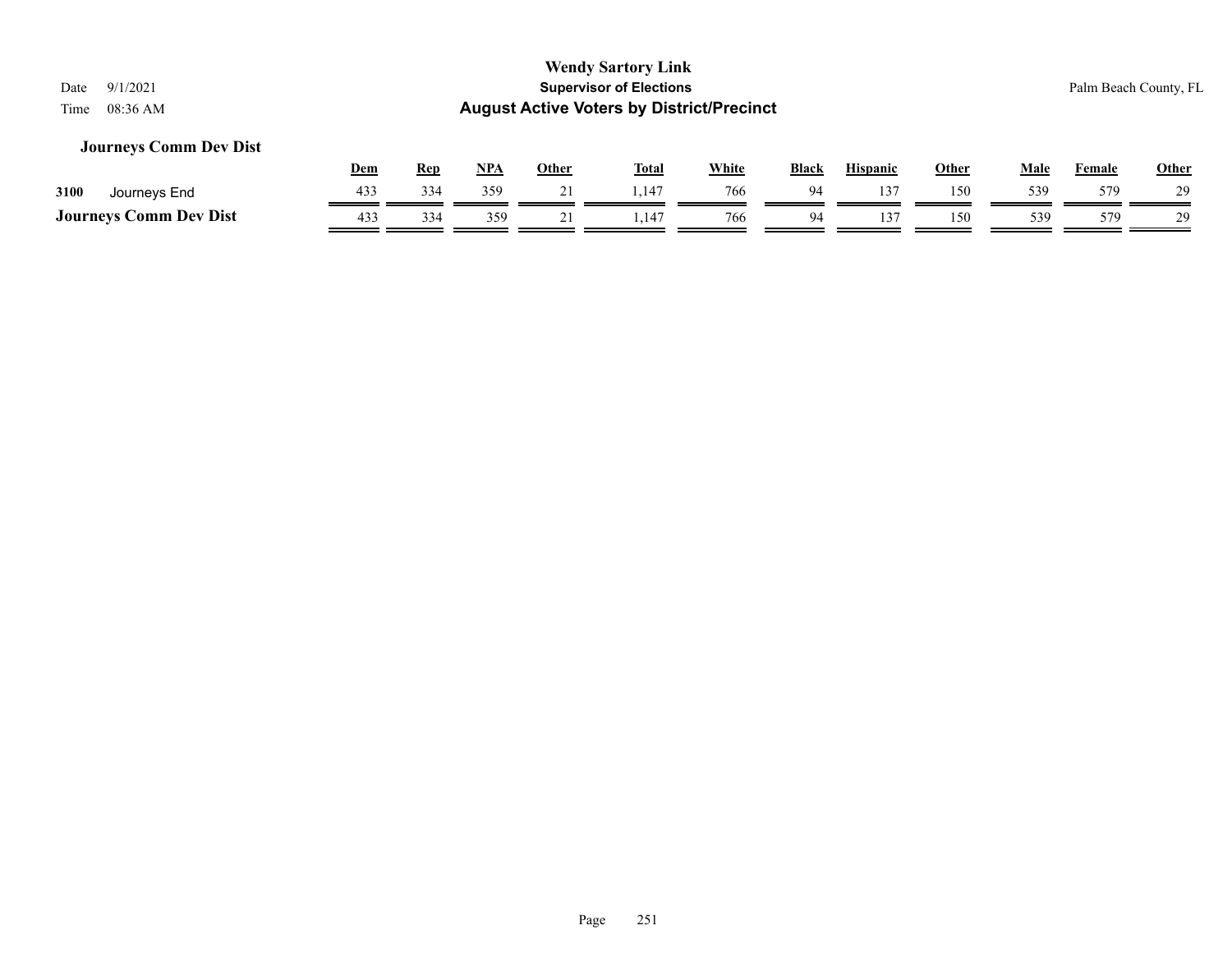# Wendy Sartory Link

**Supervisor of Elections**

**August Active Voters by District/Precinct**

Date 9/1/2021

Time 08:36 AM

Palm Beach County, FL

### Journeys Comm Dev Dist

| | | Dem | Rep | NPA | Other | Total | White | Black | Hispanic | Other | Male | Female | Other |
|---|---|---|---|---|---|---|---|---|---|---|---|---|---|
| 3100 | Journeys End | 433 | 334 | 359 | 21 | 1,147 | 766 | 94 | 137 | 150 | 539 | 579 | 29 |
| **Journeys Comm Dev Dist** | | 433 | 334 | 359 | 21 | 1,147 | 766 | 94 | 137 | 150 | 539 | 579 | 29 |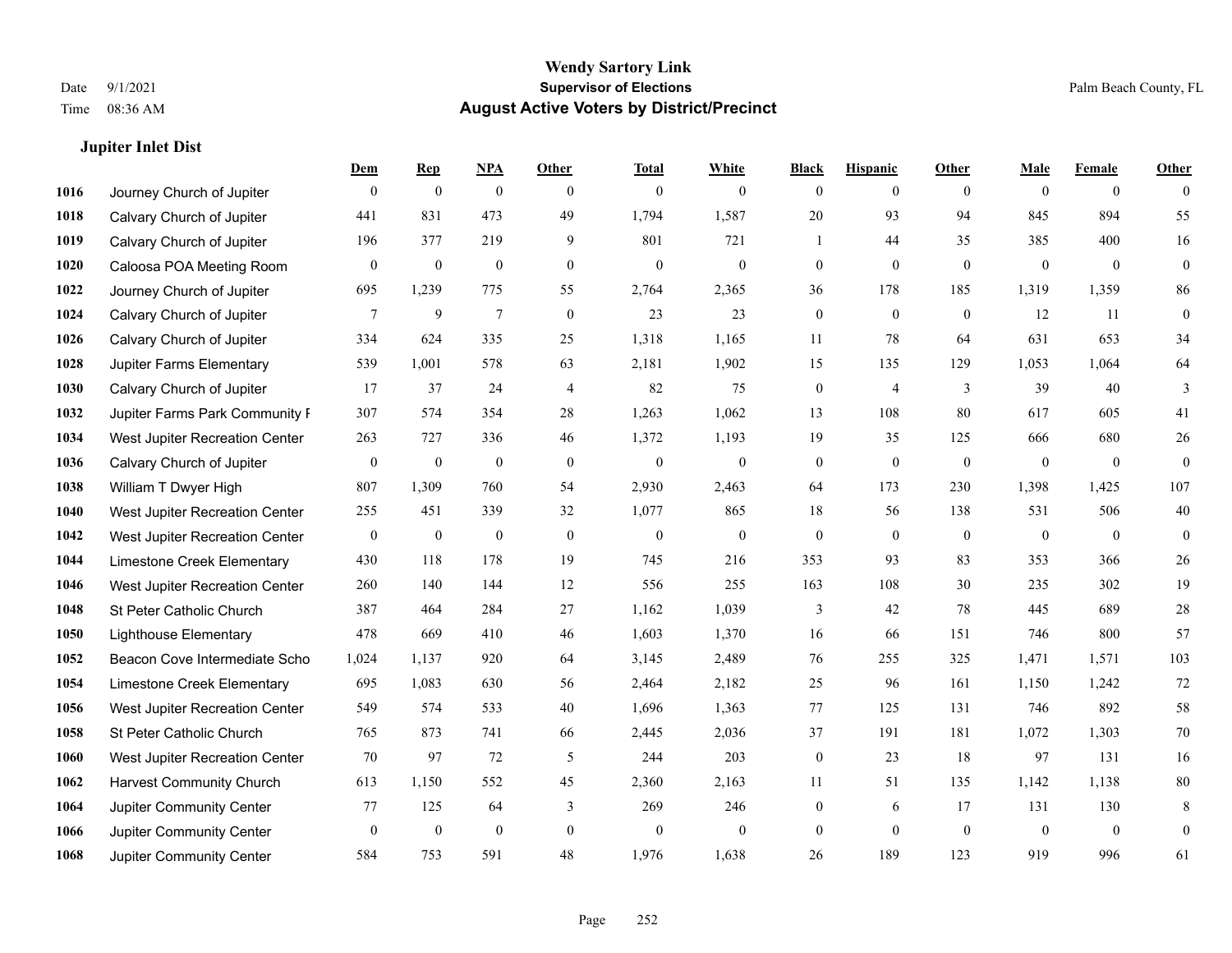# Wendy Sartory Link
## Supervisor of Elections
## August Active Voters by District/Precinct

Date 9/1/2021
Time 08:36 AM

Palm Beach County, FL

### Jupiter Inlet Dist

| | | Dem | Rep | NPA | Other | Total | White | Black | Hispanic | Other | Male | Female | Other |
|---|---|---|---|---|---|---|---|---|---|---|---|---|---|
| 1016 | Journey Church of Jupiter | 0 | 0 | 0 | 0 | 0 | 0 | 0 | 0 | 0 | 0 | 0 | 0 |
| 1018 | Calvary Church of Jupiter | 441 | 831 | 473 | 49 | 1,794 | 1,587 | 20 | 93 | 94 | 845 | 894 | 55 |
| 1019 | Calvary Church of Jupiter | 196 | 377 | 219 | 9 | 801 | 721 | 1 | 44 | 35 | 385 | 400 | 16 |
| 1020 | Caloosa POA Meeting Room | 0 | 0 | 0 | 0 | 0 | 0 | 0 | 0 | 0 | 0 | 0 | 0 |
| 1022 | Journey Church of Jupiter | 695 | 1,239 | 775 | 55 | 2,764 | 2,365 | 36 | 178 | 185 | 1,319 | 1,359 | 86 |
| 1024 | Calvary Church of Jupiter | 7 | 9 | 7 | 0 | 23 | 23 | 0 | 0 | 0 | 12 | 11 | 0 |
| 1026 | Calvary Church of Jupiter | 334 | 624 | 335 | 25 | 1,318 | 1,165 | 11 | 78 | 64 | 631 | 653 | 34 |
| 1028 | Jupiter Farms Elementary | 539 | 1,001 | 578 | 63 | 2,181 | 1,902 | 15 | 135 | 129 | 1,053 | 1,064 | 64 |
| 1030 | Calvary Church of Jupiter | 17 | 37 | 24 | 4 | 82 | 75 | 0 | 4 | 3 | 39 | 40 | 3 |
| 1032 | Jupiter Farms Park Community F | 307 | 574 | 354 | 28 | 1,263 | 1,062 | 13 | 108 | 80 | 617 | 605 | 41 |
| 1034 | West Jupiter Recreation Center | 263 | 727 | 336 | 46 | 1,372 | 1,193 | 19 | 35 | 125 | 666 | 680 | 26 |
| 1036 | Calvary Church of Jupiter | 0 | 0 | 0 | 0 | 0 | 0 | 0 | 0 | 0 | 0 | 0 | 0 |
| 1038 | William T Dwyer High | 807 | 1,309 | 760 | 54 | 2,930 | 2,463 | 64 | 173 | 230 | 1,398 | 1,425 | 107 |
| 1040 | West Jupiter Recreation Center | 255 | 451 | 339 | 32 | 1,077 | 865 | 18 | 56 | 138 | 531 | 506 | 40 |
| 1042 | West Jupiter Recreation Center | 0 | 0 | 0 | 0 | 0 | 0 | 0 | 0 | 0 | 0 | 0 | 0 |
| 1044 | Limestone Creek Elementary | 430 | 118 | 178 | 19 | 745 | 216 | 353 | 93 | 83 | 353 | 366 | 26 |
| 1046 | West Jupiter Recreation Center | 260 | 140 | 144 | 12 | 556 | 255 | 163 | 108 | 30 | 235 | 302 | 19 |
| 1048 | St Peter Catholic Church | 387 | 464 | 284 | 27 | 1,162 | 1,039 | 3 | 42 | 78 | 445 | 689 | 28 |
| 1050 | Lighthouse Elementary | 478 | 669 | 410 | 46 | 1,603 | 1,370 | 16 | 66 | 151 | 746 | 800 | 57 |
| 1052 | Beacon Cove Intermediate Scho | 1,024 | 1,137 | 920 | 64 | 3,145 | 2,489 | 76 | 255 | 325 | 1,471 | 1,571 | 103 |
| 1054 | Limestone Creek Elementary | 695 | 1,083 | 630 | 56 | 2,464 | 2,182 | 25 | 96 | 161 | 1,150 | 1,242 | 72 |
| 1056 | West Jupiter Recreation Center | 549 | 574 | 533 | 40 | 1,696 | 1,363 | 77 | 125 | 131 | 746 | 892 | 58 |
| 1058 | St Peter Catholic Church | 765 | 873 | 741 | 66 | 2,445 | 2,036 | 37 | 191 | 181 | 1,072 | 1,303 | 70 |
| 1060 | West Jupiter Recreation Center | 70 | 97 | 72 | 5 | 244 | 203 | 0 | 23 | 18 | 97 | 131 | 16 |
| 1062 | Harvest Community Church | 613 | 1,150 | 552 | 45 | 2,360 | 2,163 | 11 | 51 | 135 | 1,142 | 1,138 | 80 |
| 1064 | Jupiter Community Center | 77 | 125 | 64 | 3 | 269 | 246 | 0 | 6 | 17 | 131 | 130 | 8 |
| 1066 | Jupiter Community Center | 0 | 0 | 0 | 0 | 0 | 0 | 0 | 0 | 0 | 0 | 0 | 0 |
| 1068 | Jupiter Community Center | 584 | 753 | 591 | 48 | 1,976 | 1,638 | 26 | 189 | 123 | 919 | 996 | 61 |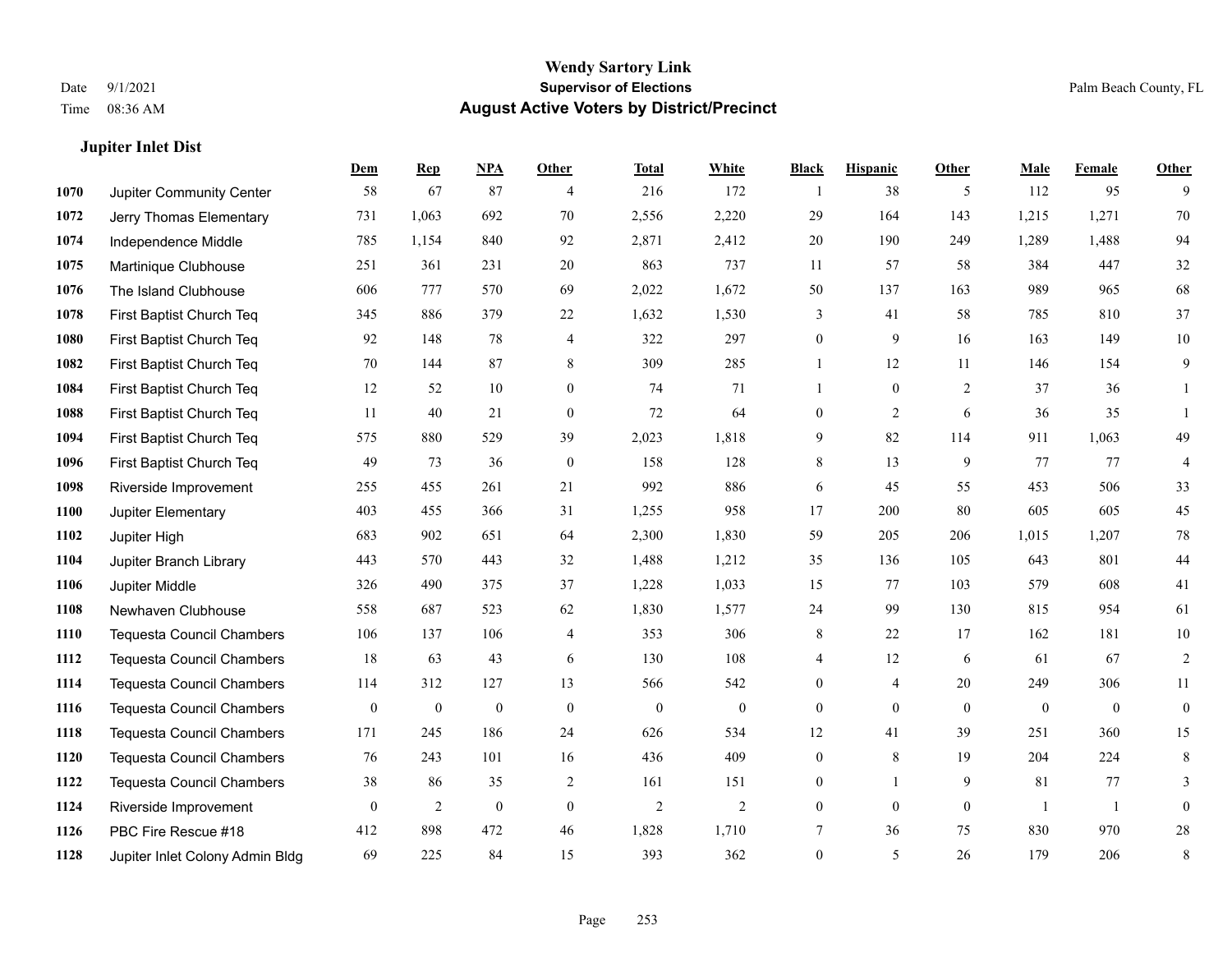**Wendy Sartory Link**
**Supervisor of Elections**
**August Active Voters by District/Precinct**

Date 9/1/2021
Time 08:36 AM

Palm Beach County, FL

### Jupiter Inlet Dist

| | | Dem | Rep | NPA | Other | Total | White | Black | Hispanic | Other | Male | Female | Other |
|---|---|---|---|---|---|---|---|---|---|---|---|---|---|
| 1070 | Jupiter Community Center | 58 | 67 | 87 | 4 | 216 | 172 | 1 | 38 | 5 | 112 | 95 | 9 |
| 1072 | Jerry Thomas Elementary | 731 | 1,063 | 692 | 70 | 2,556 | 2,220 | 29 | 164 | 143 | 1,215 | 1,271 | 70 |
| 1074 | Independence Middle | 785 | 1,154 | 840 | 92 | 2,871 | 2,412 | 20 | 190 | 249 | 1,289 | 1,488 | 94 |
| 1075 | Martinique Clubhouse | 251 | 361 | 231 | 20 | 863 | 737 | 11 | 57 | 58 | 384 | 447 | 32 |
| 1076 | The Island Clubhouse | 606 | 777 | 570 | 69 | 2,022 | 1,672 | 50 | 137 | 163 | 989 | 965 | 68 |
| 1078 | First Baptist Church Teq | 345 | 886 | 379 | 22 | 1,632 | 1,530 | 3 | 41 | 58 | 785 | 810 | 37 |
| 1080 | First Baptist Church Teq | 92 | 148 | 78 | 4 | 322 | 297 | 0 | 9 | 16 | 163 | 149 | 10 |
| 1082 | First Baptist Church Teq | 70 | 144 | 87 | 8 | 309 | 285 | 1 | 12 | 11 | 146 | 154 | 9 |
| 1084 | First Baptist Church Teq | 12 | 52 | 10 | 0 | 74 | 71 | 1 | 0 | 2 | 37 | 36 | 1 |
| 1088 | First Baptist Church Teq | 11 | 40 | 21 | 0 | 72 | 64 | 0 | 2 | 6 | 36 | 35 | 1 |
| 1094 | First Baptist Church Teq | 575 | 880 | 529 | 39 | 2,023 | 1,818 | 9 | 82 | 114 | 911 | 1,063 | 49 |
| 1096 | First Baptist Church Teq | 49 | 73 | 36 | 0 | 158 | 128 | 8 | 13 | 9 | 77 | 77 | 4 |
| 1098 | Riverside Improvement | 255 | 455 | 261 | 21 | 992 | 886 | 6 | 45 | 55 | 453 | 506 | 33 |
| 1100 | Jupiter Elementary | 403 | 455 | 366 | 31 | 1,255 | 958 | 17 | 200 | 80 | 605 | 605 | 45 |
| 1102 | Jupiter High | 683 | 902 | 651 | 64 | 2,300 | 1,830 | 59 | 205 | 206 | 1,015 | 1,207 | 78 |
| 1104 | Jupiter Branch Library | 443 | 570 | 443 | 32 | 1,488 | 1,212 | 35 | 136 | 105 | 643 | 801 | 44 |
| 1106 | Jupiter Middle | 326 | 490 | 375 | 37 | 1,228 | 1,033 | 15 | 77 | 103 | 579 | 608 | 41 |
| 1108 | Newhaven Clubhouse | 558 | 687 | 523 | 62 | 1,830 | 1,577 | 24 | 99 | 130 | 815 | 954 | 61 |
| 1110 | Tequesta Council Chambers | 106 | 137 | 106 | 4 | 353 | 306 | 8 | 22 | 17 | 162 | 181 | 10 |
| 1112 | Tequesta Council Chambers | 18 | 63 | 43 | 6 | 130 | 108 | 4 | 12 | 6 | 61 | 67 | 2 |
| 1114 | Tequesta Council Chambers | 114 | 312 | 127 | 13 | 566 | 542 | 0 | 4 | 20 | 249 | 306 | 11 |
| 1116 | Tequesta Council Chambers | 0 | 0 | 0 | 0 | 0 | 0 | 0 | 0 | 0 | 0 | 0 | 0 |
| 1118 | Tequesta Council Chambers | 171 | 245 | 186 | 24 | 626 | 534 | 12 | 41 | 39 | 251 | 360 | 15 |
| 1120 | Tequesta Council Chambers | 76 | 243 | 101 | 16 | 436 | 409 | 0 | 8 | 19 | 204 | 224 | 8 |
| 1122 | Tequesta Council Chambers | 38 | 86 | 35 | 2 | 161 | 151 | 0 | 1 | 9 | 81 | 77 | 3 |
| 1124 | Riverside Improvement | 0 | 2 | 0 | 0 | 2 | 2 | 0 | 0 | 0 | 1 | 1 | 0 |
| 1126 | PBC Fire Rescue #18 | 412 | 898 | 472 | 46 | 1,828 | 1,710 | 7 | 36 | 75 | 830 | 970 | 28 |
| 1128 | Jupiter Inlet Colony Admin Bldg | 69 | 225 | 84 | 15 | 393 | 362 | 0 | 5 | 26 | 179 | 206 | 8 |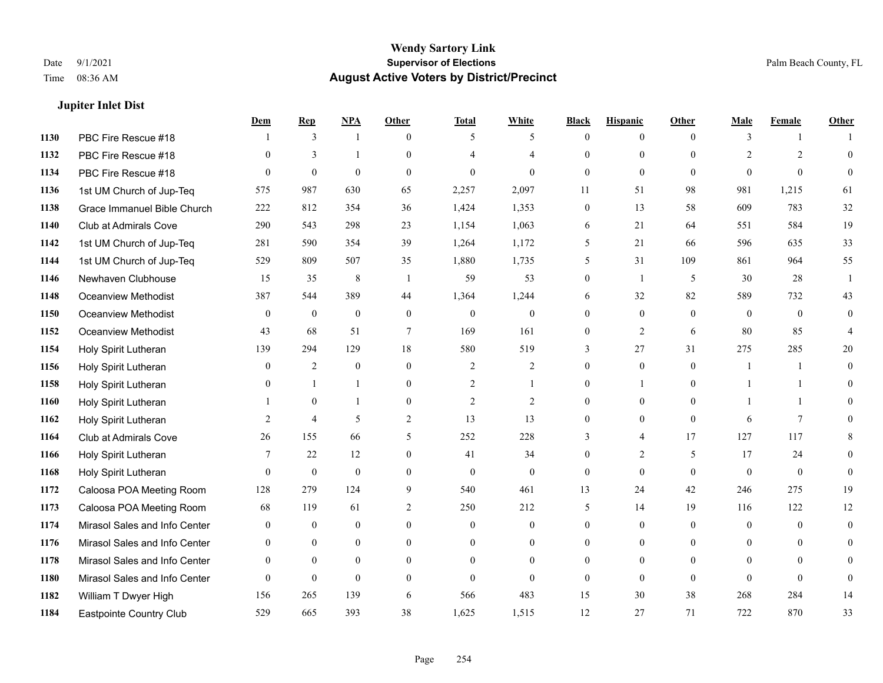**Wendy Sartory Link**
**Supervisor of Elections**
**August Active Voters by District/Precinct**

Date 9/1/2021
Time 08:36 AM

Palm Beach County, FL

### Jupiter Inlet Dist

| | | Dem | Rep | NPA | Other | Total | White | Black | Hispanic | Other | Male | Female | Other |
|---|---|---|---|---|---|---|---|---|---|---|---|---|---|
| 1130 | PBC Fire Rescue #18 | 1 | 3 | 1 | 0 | 5 | 5 | 0 | 0 | 0 | 3 | 1 | 1 |
| 1132 | PBC Fire Rescue #18 | 0 | 3 | 1 | 0 | 4 | 4 | 0 | 0 | 0 | 2 | 2 | 0 |
| 1134 | PBC Fire Rescue #18 | 0 | 0 | 0 | 0 | 0 | 0 | 0 | 0 | 0 | 0 | 0 | 0 |
| 1136 | 1st UM Church of Jup-Teq | 575 | 987 | 630 | 65 | 2,257 | 2,097 | 11 | 51 | 98 | 981 | 1,215 | 61 |
| 1138 | Grace Immanuel Bible Church | 222 | 812 | 354 | 36 | 1,424 | 1,353 | 0 | 13 | 58 | 609 | 783 | 32 |
| 1140 | Club at Admirals Cove | 290 | 543 | 298 | 23 | 1,154 | 1,063 | 6 | 21 | 64 | 551 | 584 | 19 |
| 1142 | 1st UM Church of Jup-Teq | 281 | 590 | 354 | 39 | 1,264 | 1,172 | 5 | 21 | 66 | 596 | 635 | 33 |
| 1144 | 1st UM Church of Jup-Teq | 529 | 809 | 507 | 35 | 1,880 | 1,735 | 5 | 31 | 109 | 861 | 964 | 55 |
| 1146 | Newhaven Clubhouse | 15 | 35 | 8 | 1 | 59 | 53 | 0 | 1 | 5 | 30 | 28 | 1 |
| 1148 | Oceanview Methodist | 387 | 544 | 389 | 44 | 1,364 | 1,244 | 6 | 32 | 82 | 589 | 732 | 43 |
| 1150 | Oceanview Methodist | 0 | 0 | 0 | 0 | 0 | 0 | 0 | 0 | 0 | 0 | 0 | 0 |
| 1152 | Oceanview Methodist | 43 | 68 | 51 | 7 | 169 | 161 | 0 | 2 | 6 | 80 | 85 | 4 |
| 1154 | Holy Spirit Lutheran | 139 | 294 | 129 | 18 | 580 | 519 | 3 | 27 | 31 | 275 | 285 | 20 |
| 1156 | Holy Spirit Lutheran | 0 | 2 | 0 | 0 | 2 | 2 | 0 | 0 | 0 | 1 | 1 | 0 |
| 1158 | Holy Spirit Lutheran | 0 | 1 | 1 | 0 | 2 | 1 | 0 | 1 | 0 | 1 | 1 | 0 |
| 1160 | Holy Spirit Lutheran | 1 | 0 | 1 | 0 | 2 | 2 | 0 | 0 | 0 | 1 | 1 | 0 |
| 1162 | Holy Spirit Lutheran | 2 | 4 | 5 | 2 | 13 | 13 | 0 | 0 | 0 | 6 | 7 | 0 |
| 1164 | Club at Admirals Cove | 26 | 155 | 66 | 5 | 252 | 228 | 3 | 4 | 17 | 127 | 117 | 8 |
| 1166 | Holy Spirit Lutheran | 7 | 22 | 12 | 0 | 41 | 34 | 0 | 2 | 5 | 17 | 24 | 0 |
| 1168 | Holy Spirit Lutheran | 0 | 0 | 0 | 0 | 0 | 0 | 0 | 0 | 0 | 0 | 0 | 0 |
| 1172 | Caloosa POA Meeting Room | 128 | 279 | 124 | 9 | 540 | 461 | 13 | 24 | 42 | 246 | 275 | 19 |
| 1173 | Caloosa POA Meeting Room | 68 | 119 | 61 | 2 | 250 | 212 | 5 | 14 | 19 | 116 | 122 | 12 |
| 1174 | Mirasol Sales and Info Center | 0 | 0 | 0 | 0 | 0 | 0 | 0 | 0 | 0 | 0 | 0 | 0 |
| 1176 | Mirasol Sales and Info Center | 0 | 0 | 0 | 0 | 0 | 0 | 0 | 0 | 0 | 0 | 0 | 0 |
| 1178 | Mirasol Sales and Info Center | 0 | 0 | 0 | 0 | 0 | 0 | 0 | 0 | 0 | 0 | 0 | 0 |
| 1180 | Mirasol Sales and Info Center | 0 | 0 | 0 | 0 | 0 | 0 | 0 | 0 | 0 | 0 | 0 | 0 |
| 1182 | William T Dwyer High | 156 | 265 | 139 | 6 | 566 | 483 | 15 | 30 | 38 | 268 | 284 | 14 |
| 1184 | Eastpointe Country Club | 529 | 665 | 393 | 38 | 1,625 | 1,515 | 12 | 27 | 71 | 722 | 870 | 33 |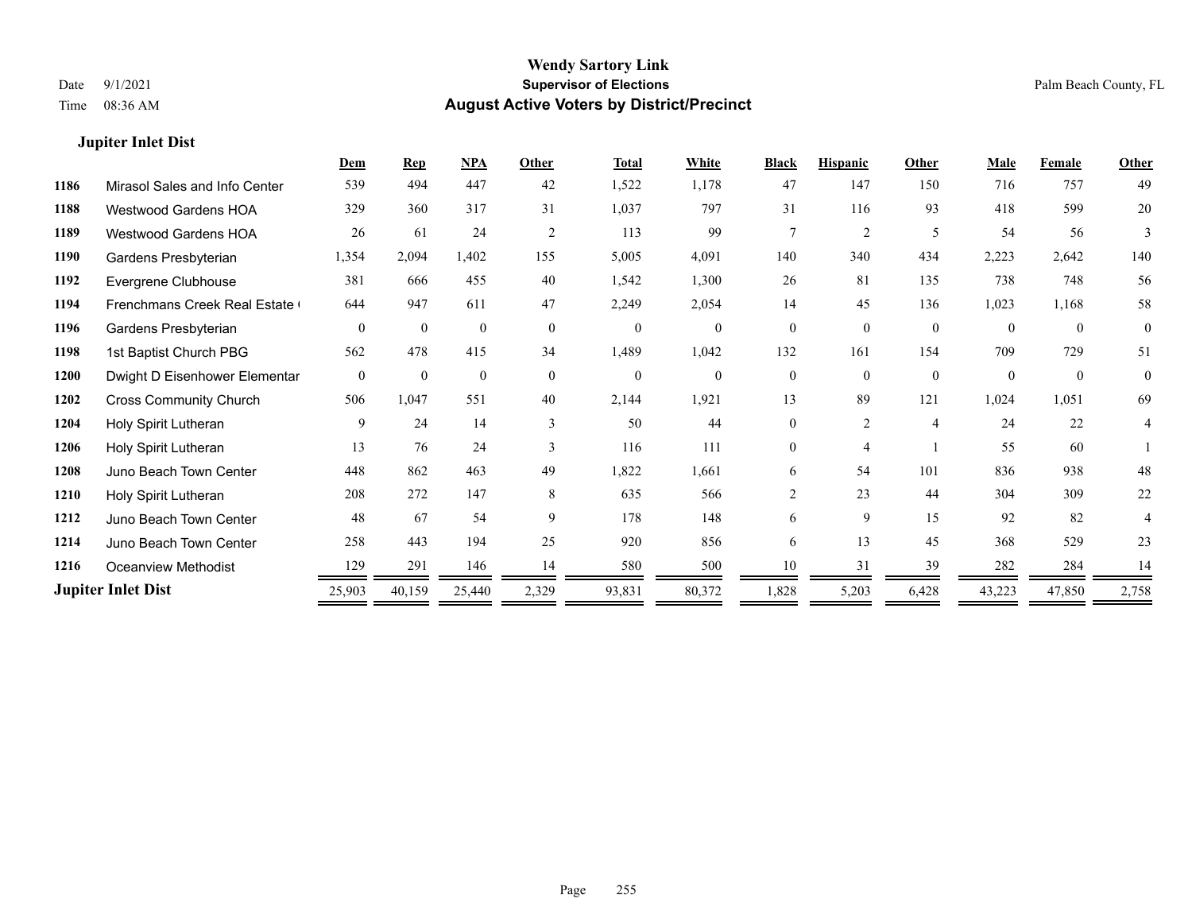# Wendy Sartory Link
## Supervisor of Elections
## August Active Voters by District/Precinct

Date 9/1/2021
Time 08:36 AM

Palm Beach County, FL

### Jupiter Inlet Dist

| | | Dem | Rep | NPA | Other | Total | White | Black | Hispanic | Other | Male | Female | Other |
|---|---|---|---|---|---|---|---|---|---|---|---|---|---|
| 1186 | Mirasol Sales and Info Center | 539 | 494 | 447 | 42 | 1,522 | 1,178 | 47 | 147 | 150 | 716 | 757 | 49 |
| 1188 | Westwood Gardens HOA | 329 | 360 | 317 | 31 | 1,037 | 797 | 31 | 116 | 93 | 418 | 599 | 20 |
| 1189 | Westwood Gardens HOA | 26 | 61 | 24 | 2 | 113 | 99 | 7 | 2 | 5 | 54 | 56 | 3 |
| 1190 | Gardens Presbyterian | 1,354 | 2,094 | 1,402 | 155 | 5,005 | 4,091 | 140 | 340 | 434 | 2,223 | 2,642 | 140 |
| 1192 | Evergrene Clubhouse | 381 | 666 | 455 | 40 | 1,542 | 1,300 | 26 | 81 | 135 | 738 | 748 | 56 |
| 1194 | Frenchmans Creek Real Estate ( | 644 | 947 | 611 | 47 | 2,249 | 2,054 | 14 | 45 | 136 | 1,023 | 1,168 | 58 |
| 1196 | Gardens Presbyterian | 0 | 0 | 0 | 0 | 0 | 0 | 0 | 0 | 0 | 0 | 0 | 0 |
| 1198 | 1st Baptist Church PBG | 562 | 478 | 415 | 34 | 1,489 | 1,042 | 132 | 161 | 154 | 709 | 729 | 51 |
| 1200 | Dwight D Eisenhower Elementar | 0 | 0 | 0 | 0 | 0 | 0 | 0 | 0 | 0 | 0 | 0 | 0 |
| 1202 | Cross Community Church | 506 | 1,047 | 551 | 40 | 2,144 | 1,921 | 13 | 89 | 121 | 1,024 | 1,051 | 69 |
| 1204 | Holy Spirit Lutheran | 9 | 24 | 14 | 3 | 50 | 44 | 0 | 2 | 4 | 24 | 22 | 4 |
| 1206 | Holy Spirit Lutheran | 13 | 76 | 24 | 3 | 116 | 111 | 0 | 4 | 1 | 55 | 60 | 1 |
| 1208 | Juno Beach Town Center | 448 | 862 | 463 | 49 | 1,822 | 1,661 | 6 | 54 | 101 | 836 | 938 | 48 |
| 1210 | Holy Spirit Lutheran | 208 | 272 | 147 | 8 | 635 | 566 | 2 | 23 | 44 | 304 | 309 | 22 |
| 1212 | Juno Beach Town Center | 48 | 67 | 54 | 9 | 178 | 148 | 6 | 9 | 15 | 92 | 82 | 4 |
| 1214 | Juno Beach Town Center | 258 | 443 | 194 | 25 | 920 | 856 | 6 | 13 | 45 | 368 | 529 | 23 |
| 1216 | Oceanview Methodist | 129 | 291 | 146 | 14 | 580 | 500 | 10 | 31 | 39 | 282 | 284 | 14 |
| **Jupiter Inlet Dist** | | 25,903 | 40,159 | 25,440 | 2,329 | 93,831 | 80,372 | 1,828 | 5,203 | 6,428 | 43,223 | 47,850 | 2,758 |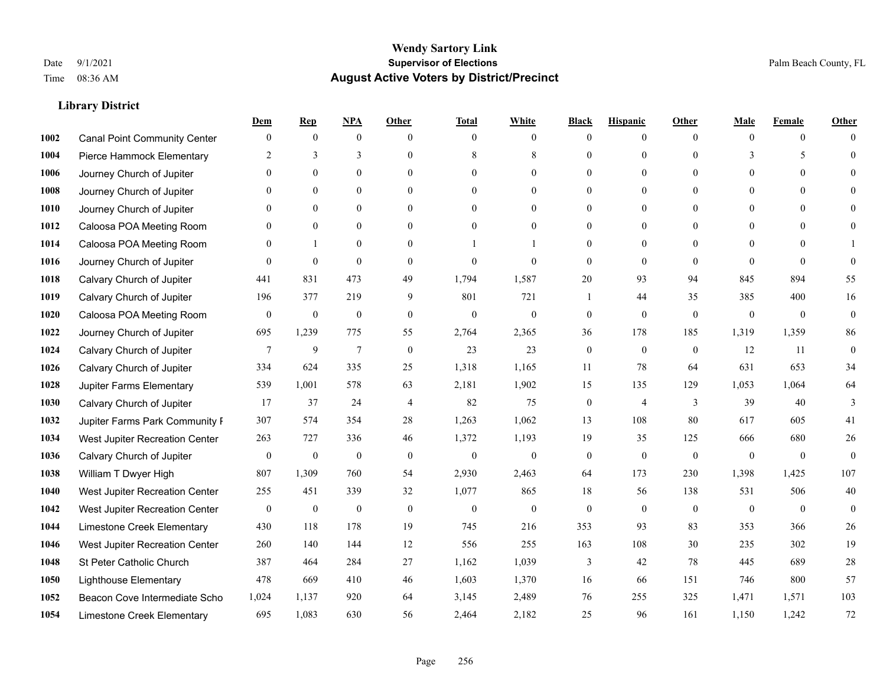# Wendy Sartory Link

**Supervisor of Elections**

**August Active Voters by District/Precinct**

Date 9/1/2021 Palm Beach County, FL

Time 08:36 AM

### Library District

| | | Dem | Rep | NPA | Other | Total | White | Black | Hispanic | Other | Male | Female | Other |
|---|---|---|---|---|---|---|---|---|---|---|---|---|---|
| 1002 | Canal Point Community Center | 0 | 0 | 0 | 0 | 0 | 0 | 0 | 0 | 0 | 0 | 0 | 0 |
| 1004 | Pierce Hammock Elementary | 2 | 3 | 3 | 0 | 8 | 8 | 0 | 0 | 0 | 3 | 5 | 0 |
| 1006 | Journey Church of Jupiter | 0 | 0 | 0 | 0 | 0 | 0 | 0 | 0 | 0 | 0 | 0 | 0 |
| 1008 | Journey Church of Jupiter | 0 | 0 | 0 | 0 | 0 | 0 | 0 | 0 | 0 | 0 | 0 | 0 |
| 1010 | Journey Church of Jupiter | 0 | 0 | 0 | 0 | 0 | 0 | 0 | 0 | 0 | 0 | 0 | 0 |
| 1012 | Caloosa POA Meeting Room | 0 | 0 | 0 | 0 | 0 | 0 | 0 | 0 | 0 | 0 | 0 | 0 |
| 1014 | Caloosa POA Meeting Room | 0 | 1 | 0 | 0 | 1 | 1 | 0 | 0 | 0 | 0 | 0 | 1 |
| 1016 | Journey Church of Jupiter | 0 | 0 | 0 | 0 | 0 | 0 | 0 | 0 | 0 | 0 | 0 | 0 |
| 1018 | Calvary Church of Jupiter | 441 | 831 | 473 | 49 | 1,794 | 1,587 | 20 | 93 | 94 | 845 | 894 | 55 |
| 1019 | Calvary Church of Jupiter | 196 | 377 | 219 | 9 | 801 | 721 | 1 | 44 | 35 | 385 | 400 | 16 |
| 1020 | Caloosa POA Meeting Room | 0 | 0 | 0 | 0 | 0 | 0 | 0 | 0 | 0 | 0 | 0 | 0 |
| 1022 | Journey Church of Jupiter | 695 | 1,239 | 775 | 55 | 2,764 | 2,365 | 36 | 178 | 185 | 1,319 | 1,359 | 86 |
| 1024 | Calvary Church of Jupiter | 7 | 9 | 7 | 0 | 23 | 23 | 0 | 0 | 0 | 12 | 11 | 0 |
| 1026 | Calvary Church of Jupiter | 334 | 624 | 335 | 25 | 1,318 | 1,165 | 11 | 78 | 64 | 631 | 653 | 34 |
| 1028 | Jupiter Farms Elementary | 539 | 1,001 | 578 | 63 | 2,181 | 1,902 | 15 | 135 | 129 | 1,053 | 1,064 | 64 |
| 1030 | Calvary Church of Jupiter | 17 | 37 | 24 | 4 | 82 | 75 | 0 | 4 | 3 | 39 | 40 | 3 |
| 1032 | Jupiter Farms Park Community F | 307 | 574 | 354 | 28 | 1,263 | 1,062 | 13 | 108 | 80 | 617 | 605 | 41 |
| 1034 | West Jupiter Recreation Center | 263 | 727 | 336 | 46 | 1,372 | 1,193 | 19 | 35 | 125 | 666 | 680 | 26 |
| 1036 | Calvary Church of Jupiter | 0 | 0 | 0 | 0 | 0 | 0 | 0 | 0 | 0 | 0 | 0 | 0 |
| 1038 | William T Dwyer High | 807 | 1,309 | 760 | 54 | 2,930 | 2,463 | 64 | 173 | 230 | 1,398 | 1,425 | 107 |
| 1040 | West Jupiter Recreation Center | 255 | 451 | 339 | 32 | 1,077 | 865 | 18 | 56 | 138 | 531 | 506 | 40 |
| 1042 | West Jupiter Recreation Center | 0 | 0 | 0 | 0 | 0 | 0 | 0 | 0 | 0 | 0 | 0 | 0 |
| 1044 | Limestone Creek Elementary | 430 | 118 | 178 | 19 | 745 | 216 | 353 | 93 | 83 | 353 | 366 | 26 |
| 1046 | West Jupiter Recreation Center | 260 | 140 | 144 | 12 | 556 | 255 | 163 | 108 | 30 | 235 | 302 | 19 |
| 1048 | St Peter Catholic Church | 387 | 464 | 284 | 27 | 1,162 | 1,039 | 3 | 42 | 78 | 445 | 689 | 28 |
| 1050 | Lighthouse Elementary | 478 | 669 | 410 | 46 | 1,603 | 1,370 | 16 | 66 | 151 | 746 | 800 | 57 |
| 1052 | Beacon Cove Intermediate Scho | 1,024 | 1,137 | 920 | 64 | 3,145 | 2,489 | 76 | 255 | 325 | 1,471 | 1,571 | 103 |
| 1054 | Limestone Creek Elementary | 695 | 1,083 | 630 | 56 | 2,464 | 2,182 | 25 | 96 | 161 | 1,150 | 1,242 | 72 |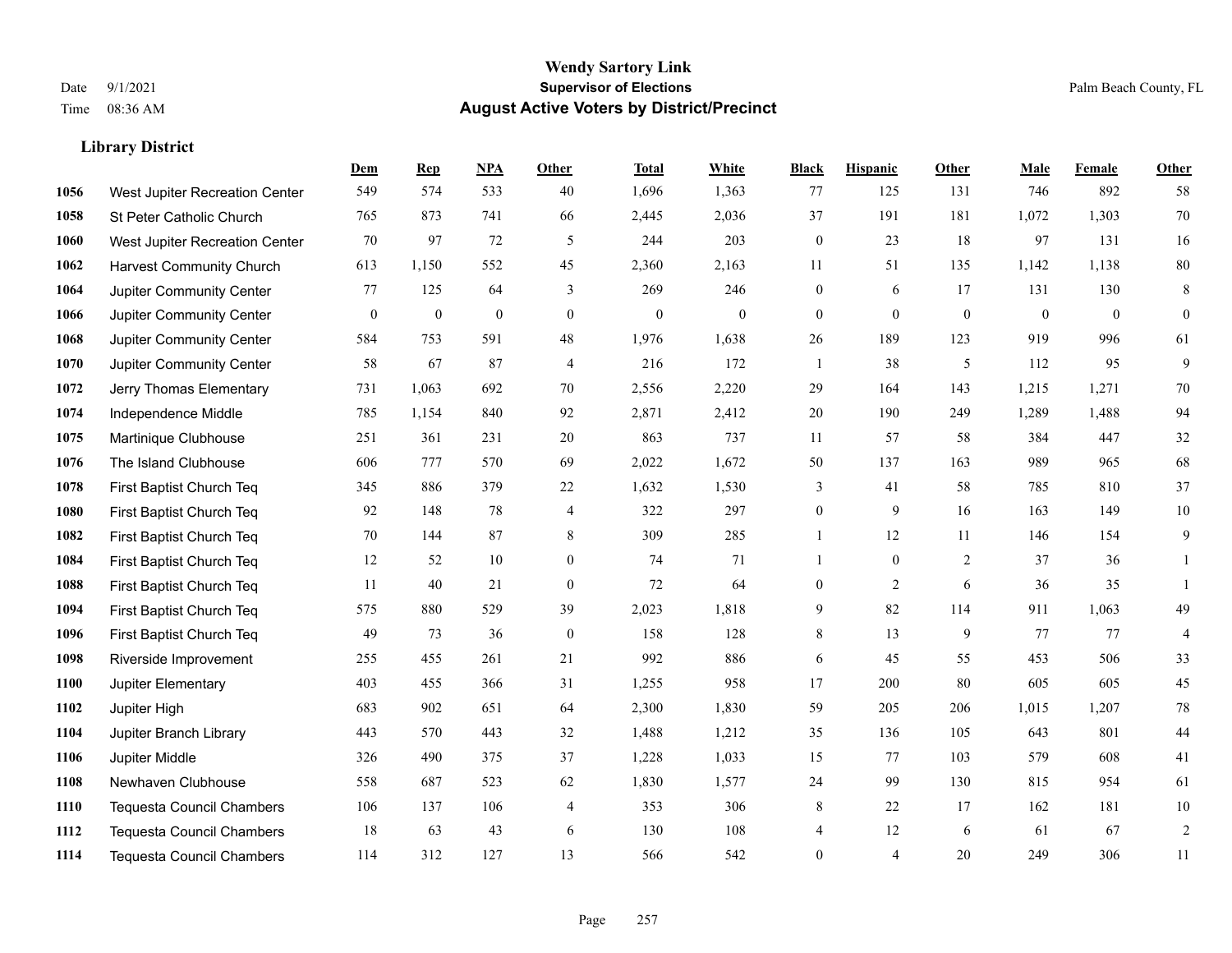# Wendy Sartory Link
## Supervisor of Elections
## August Active Voters by District/Precinct

Date 9/1/2021
Time 08:36 AM

Palm Beach County, FL

### Library District

| | | Dem | Rep | NPA | Other | Total | White | Black | Hispanic | Other | Male | Female | Other |
|---|---|---|---|---|---|---|---|---|---|---|---|---|---|
| 1056 | West Jupiter Recreation Center | 549 | 574 | 533 | 40 | 1,696 | 1,363 | 77 | 125 | 131 | 746 | 892 | 58 |
| 1058 | St Peter Catholic Church | 765 | 873 | 741 | 66 | 2,445 | 2,036 | 37 | 191 | 181 | 1,072 | 1,303 | 70 |
| 1060 | West Jupiter Recreation Center | 70 | 97 | 72 | 5 | 244 | 203 | 0 | 23 | 18 | 97 | 131 | 16 |
| 1062 | Harvest Community Church | 613 | 1,150 | 552 | 45 | 2,360 | 2,163 | 11 | 51 | 135 | 1,142 | 1,138 | 80 |
| 1064 | Jupiter Community Center | 77 | 125 | 64 | 3 | 269 | 246 | 0 | 6 | 17 | 131 | 130 | 8 |
| 1066 | Jupiter Community Center | 0 | 0 | 0 | 0 | 0 | 0 | 0 | 0 | 0 | 0 | 0 | 0 |
| 1068 | Jupiter Community Center | 584 | 753 | 591 | 48 | 1,976 | 1,638 | 26 | 189 | 123 | 919 | 996 | 61 |
| 1070 | Jupiter Community Center | 58 | 67 | 87 | 4 | 216 | 172 | 1 | 38 | 5 | 112 | 95 | 9 |
| 1072 | Jerry Thomas Elementary | 731 | 1,063 | 692 | 70 | 2,556 | 2,220 | 29 | 164 | 143 | 1,215 | 1,271 | 70 |
| 1074 | Independence Middle | 785 | 1,154 | 840 | 92 | 2,871 | 2,412 | 20 | 190 | 249 | 1,289 | 1,488 | 94 |
| 1075 | Martinique Clubhouse | 251 | 361 | 231 | 20 | 863 | 737 | 11 | 57 | 58 | 384 | 447 | 32 |
| 1076 | The Island Clubhouse | 606 | 777 | 570 | 69 | 2,022 | 1,672 | 50 | 137 | 163 | 989 | 965 | 68 |
| 1078 | First Baptist Church Teq | 345 | 886 | 379 | 22 | 1,632 | 1,530 | 3 | 41 | 58 | 785 | 810 | 37 |
| 1080 | First Baptist Church Teq | 92 | 148 | 78 | 4 | 322 | 297 | 0 | 9 | 16 | 163 | 149 | 10 |
| 1082 | First Baptist Church Teq | 70 | 144 | 87 | 8 | 309 | 285 | 1 | 12 | 11 | 146 | 154 | 9 |
| 1084 | First Baptist Church Teq | 12 | 52 | 10 | 0 | 74 | 71 | 1 | 0 | 2 | 37 | 36 | 1 |
| 1088 | First Baptist Church Teq | 11 | 40 | 21 | 0 | 72 | 64 | 0 | 2 | 6 | 36 | 35 | 1 |
| 1094 | First Baptist Church Teq | 575 | 880 | 529 | 39 | 2,023 | 1,818 | 9 | 82 | 114 | 911 | 1,063 | 49 |
| 1096 | First Baptist Church Teq | 49 | 73 | 36 | 0 | 158 | 128 | 8 | 13 | 9 | 77 | 77 | 4 |
| 1098 | Riverside Improvement | 255 | 455 | 261 | 21 | 992 | 886 | 6 | 45 | 55 | 453 | 506 | 33 |
| 1100 | Jupiter Elementary | 403 | 455 | 366 | 31 | 1,255 | 958 | 17 | 200 | 80 | 605 | 605 | 45 |
| 1102 | Jupiter High | 683 | 902 | 651 | 64 | 2,300 | 1,830 | 59 | 205 | 206 | 1,015 | 1,207 | 78 |
| 1104 | Jupiter Branch Library | 443 | 570 | 443 | 32 | 1,488 | 1,212 | 35 | 136 | 105 | 643 | 801 | 44 |
| 1106 | Jupiter Middle | 326 | 490 | 375 | 37 | 1,228 | 1,033 | 15 | 77 | 103 | 579 | 608 | 41 |
| 1108 | Newhaven Clubhouse | 558 | 687 | 523 | 62 | 1,830 | 1,577 | 24 | 99 | 130 | 815 | 954 | 61 |
| 1110 | Tequesta Council Chambers | 106 | 137 | 106 | 4 | 353 | 306 | 8 | 22 | 17 | 162 | 181 | 10 |
| 1112 | Tequesta Council Chambers | 18 | 63 | 43 | 6 | 130 | 108 | 4 | 12 | 6 | 61 | 67 | 2 |
| 1114 | Tequesta Council Chambers | 114 | 312 | 127 | 13 | 566 | 542 | 0 | 4 | 20 | 249 | 306 | 11 |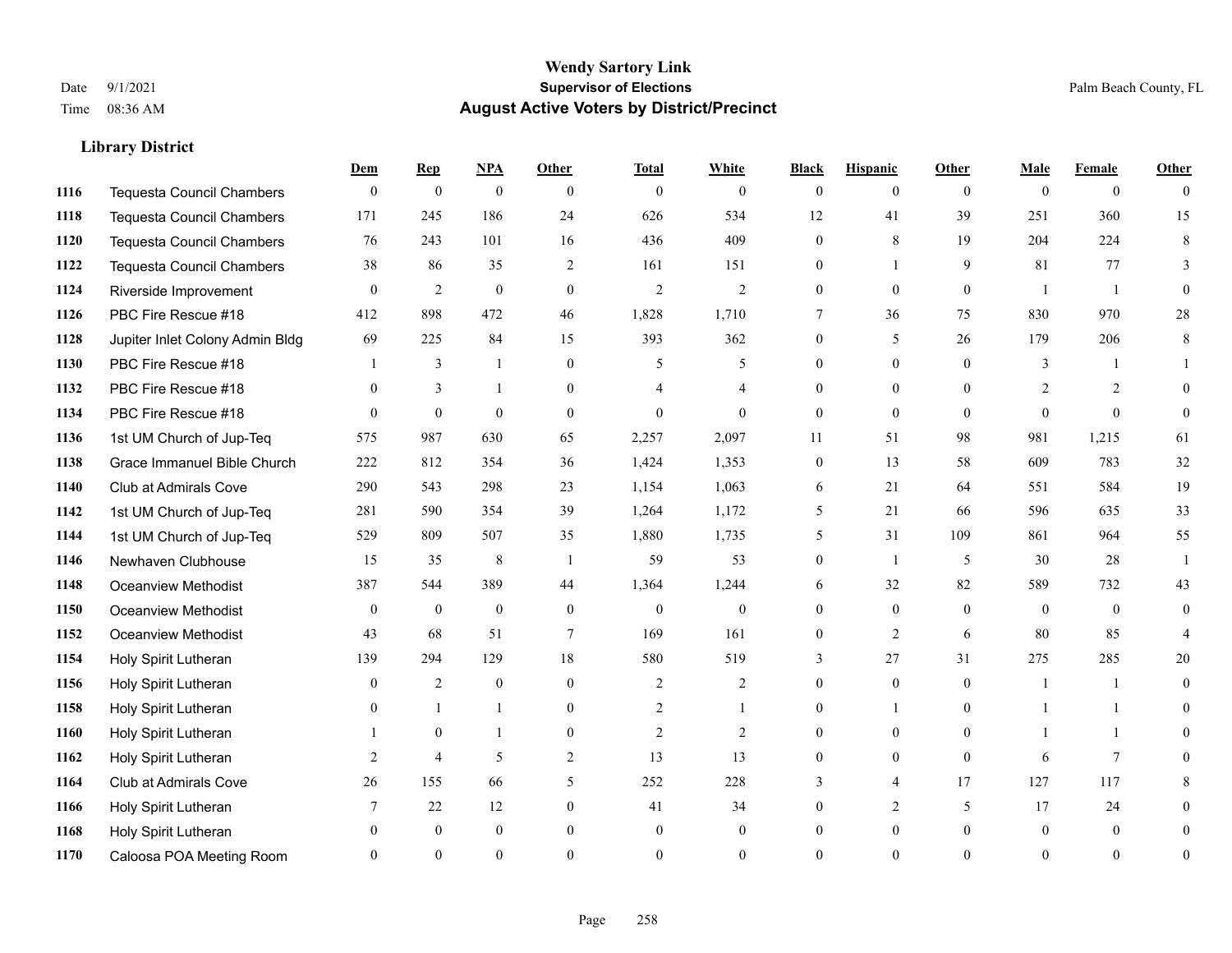**Wendy Sartory Link**
**Supervisor of Elections**
**August Active Voters by District/Precinct**

Date 9/1/2021
Time 08:36 AM

Palm Beach County, FL

### Library District

| | | Dem | Rep | NPA | Other | Total | White | Black | Hispanic | Other | Male | Female | Other |
|---|---|---|---|---|---|---|---|---|---|---|---|---|---|
| 1116 | Tequesta Council Chambers | 0 | 0 | 0 | 0 | 0 | 0 | 0 | 0 | 0 | 0 | 0 | 0 |
| 1118 | Tequesta Council Chambers | 171 | 245 | 186 | 24 | 626 | 534 | 12 | 41 | 39 | 251 | 360 | 15 |
| 1120 | Tequesta Council Chambers | 76 | 243 | 101 | 16 | 436 | 409 | 0 | 8 | 19 | 204 | 224 | 8 |
| 1122 | Tequesta Council Chambers | 38 | 86 | 35 | 2 | 161 | 151 | 0 | 1 | 9 | 81 | 77 | 3 |
| 1124 | Riverside Improvement | 0 | 2 | 0 | 0 | 2 | 2 | 0 | 0 | 0 | 1 | 1 | 0 |
| 1126 | PBC Fire Rescue #18 | 412 | 898 | 472 | 46 | 1,828 | 1,710 | 7 | 36 | 75 | 830 | 970 | 28 |
| 1128 | Jupiter Inlet Colony Admin Bldg | 69 | 225 | 84 | 15 | 393 | 362 | 0 | 5 | 26 | 179 | 206 | 8 |
| 1130 | PBC Fire Rescue #18 | 1 | 3 | 1 | 0 | 5 | 5 | 0 | 0 | 0 | 3 | 1 | 1 |
| 1132 | PBC Fire Rescue #18 | 0 | 3 | 1 | 0 | 4 | 4 | 0 | 0 | 0 | 2 | 2 | 0 |
| 1134 | PBC Fire Rescue #18 | 0 | 0 | 0 | 0 | 0 | 0 | 0 | 0 | 0 | 0 | 0 | 0 |
| 1136 | 1st UM Church of Jup-Teq | 575 | 987 | 630 | 65 | 2,257 | 2,097 | 11 | 51 | 98 | 981 | 1,215 | 61 |
| 1138 | Grace Immanuel Bible Church | 222 | 812 | 354 | 36 | 1,424 | 1,353 | 0 | 13 | 58 | 609 | 783 | 32 |
| 1140 | Club at Admirals Cove | 290 | 543 | 298 | 23 | 1,154 | 1,063 | 6 | 21 | 64 | 551 | 584 | 19 |
| 1142 | 1st UM Church of Jup-Teq | 281 | 590 | 354 | 39 | 1,264 | 1,172 | 5 | 21 | 66 | 596 | 635 | 33 |
| 1144 | 1st UM Church of Jup-Teq | 529 | 809 | 507 | 35 | 1,880 | 1,735 | 5 | 31 | 109 | 861 | 964 | 55 |
| 1146 | Newhaven Clubhouse | 15 | 35 | 8 | 1 | 59 | 53 | 0 | 1 | 5 | 30 | 28 | 1 |
| 1148 | Oceanview Methodist | 387 | 544 | 389 | 44 | 1,364 | 1,244 | 6 | 32 | 82 | 589 | 732 | 43 |
| 1150 | Oceanview Methodist | 0 | 0 | 0 | 0 | 0 | 0 | 0 | 0 | 0 | 0 | 0 | 0 |
| 1152 | Oceanview Methodist | 43 | 68 | 51 | 7 | 169 | 161 | 0 | 2 | 6 | 80 | 85 | 4 |
| 1154 | Holy Spirit Lutheran | 139 | 294 | 129 | 18 | 580 | 519 | 3 | 27 | 31 | 275 | 285 | 20 |
| 1156 | Holy Spirit Lutheran | 0 | 2 | 0 | 0 | 2 | 2 | 0 | 0 | 0 | 1 | 1 | 0 |
| 1158 | Holy Spirit Lutheran | 0 | 1 | 1 | 0 | 2 | 1 | 0 | 1 | 0 | 1 | 1 | 0 |
| 1160 | Holy Spirit Lutheran | 1 | 0 | 1 | 0 | 2 | 2 | 0 | 0 | 0 | 1 | 1 | 0 |
| 1162 | Holy Spirit Lutheran | 2 | 4 | 5 | 2 | 13 | 13 | 0 | 0 | 0 | 6 | 7 | 0 |
| 1164 | Club at Admirals Cove | 26 | 155 | 66 | 5 | 252 | 228 | 3 | 4 | 17 | 127 | 117 | 8 |
| 1166 | Holy Spirit Lutheran | 7 | 22 | 12 | 0 | 41 | 34 | 0 | 2 | 5 | 17 | 24 | 0 |
| 1168 | Holy Spirit Lutheran | 0 | 0 | 0 | 0 | 0 | 0 | 0 | 0 | 0 | 0 | 0 | 0 |
| 1170 | Caloosa POA Meeting Room | 0 | 0 | 0 | 0 | 0 | 0 | 0 | 0 | 0 | 0 | 0 | 0 |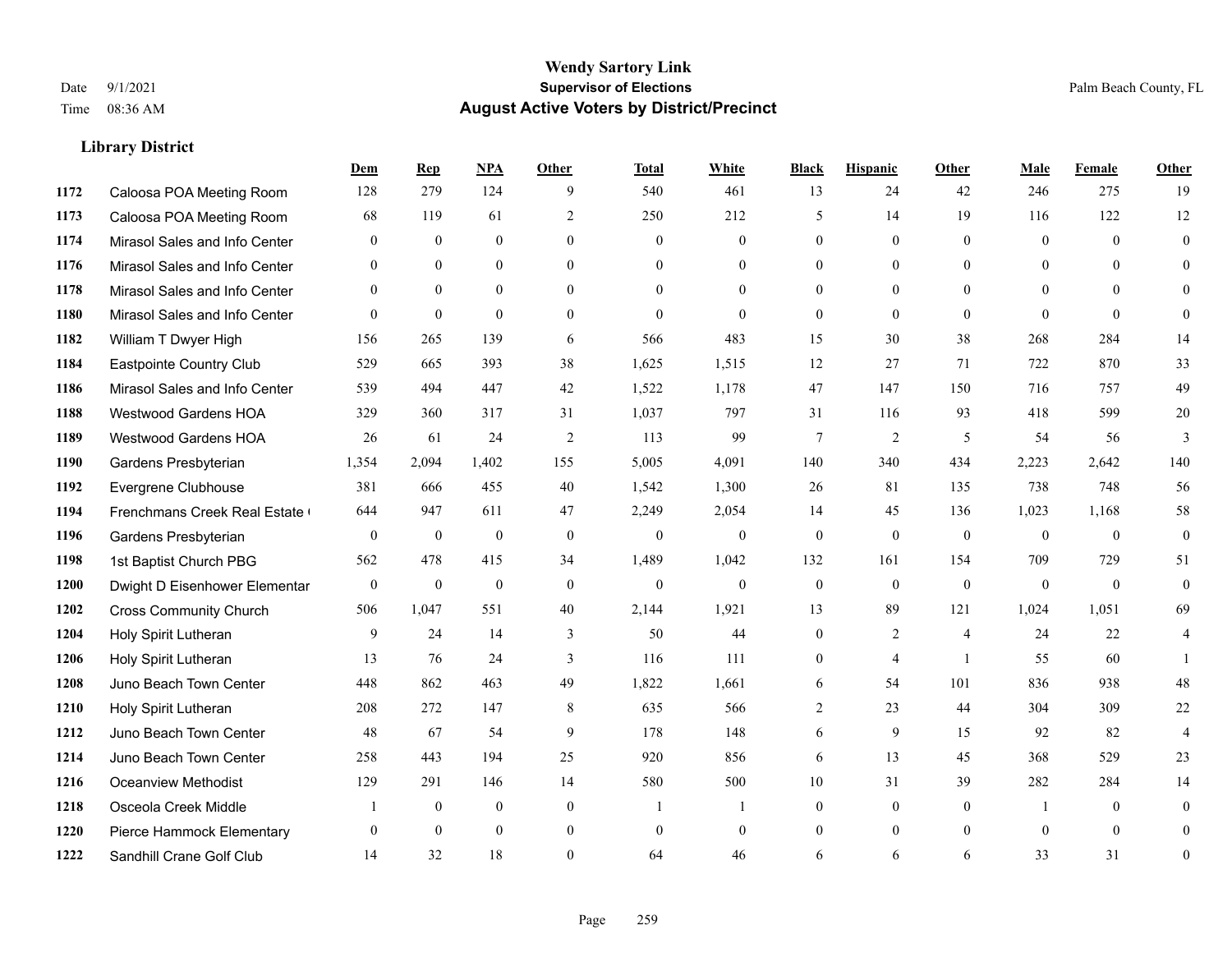# Wendy Sartory Link

**Supervisor of Elections**

**August Active Voters by District/Precinct**

Date 9/1/2021
Time 08:36 AM

Palm Beach County, FL

### Library District

| | | Dem | Rep | NPA | Other | Total | White | Black | Hispanic | Other | Male | Female | Other |
|---|---|---|---|---|---|---|---|---|---|---|---|---|---|
| 1172 | Caloosa POA Meeting Room | 128 | 279 | 124 | 9 | 540 | 461 | 13 | 24 | 42 | 246 | 275 | 19 |
| 1173 | Caloosa POA Meeting Room | 68 | 119 | 61 | 2 | 250 | 212 | 5 | 14 | 19 | 116 | 122 | 12 |
| 1174 | Mirasol Sales and Info Center | 0 | 0 | 0 | 0 | 0 | 0 | 0 | 0 | 0 | 0 | 0 | 0 |
| 1176 | Mirasol Sales and Info Center | 0 | 0 | 0 | 0 | 0 | 0 | 0 | 0 | 0 | 0 | 0 | 0 |
| 1178 | Mirasol Sales and Info Center | 0 | 0 | 0 | 0 | 0 | 0 | 0 | 0 | 0 | 0 | 0 | 0 |
| 1180 | Mirasol Sales and Info Center | 0 | 0 | 0 | 0 | 0 | 0 | 0 | 0 | 0 | 0 | 0 | 0 |
| 1182 | William T Dwyer High | 156 | 265 | 139 | 6 | 566 | 483 | 15 | 30 | 38 | 268 | 284 | 14 |
| 1184 | Eastpointe Country Club | 529 | 665 | 393 | 38 | 1,625 | 1,515 | 12 | 27 | 71 | 722 | 870 | 33 |
| 1186 | Mirasol Sales and Info Center | 539 | 494 | 447 | 42 | 1,522 | 1,178 | 47 | 147 | 150 | 716 | 757 | 49 |
| 1188 | Westwood Gardens HOA | 329 | 360 | 317 | 31 | 1,037 | 797 | 31 | 116 | 93 | 418 | 599 | 20 |
| 1189 | Westwood Gardens HOA | 26 | 61 | 24 | 2 | 113 | 99 | 7 | 2 | 5 | 54 | 56 | 3 |
| 1190 | Gardens Presbyterian | 1,354 | 2,094 | 1,402 | 155 | 5,005 | 4,091 | 140 | 340 | 434 | 2,223 | 2,642 | 140 |
| 1192 | Evergrene Clubhouse | 381 | 666 | 455 | 40 | 1,542 | 1,300 | 26 | 81 | 135 | 738 | 748 | 56 |
| 1194 | Frenchmans Creek Real Estate ( | 644 | 947 | 611 | 47 | 2,249 | 2,054 | 14 | 45 | 136 | 1,023 | 1,168 | 58 |
| 1196 | Gardens Presbyterian | 0 | 0 | 0 | 0 | 0 | 0 | 0 | 0 | 0 | 0 | 0 | 0 |
| 1198 | 1st Baptist Church PBG | 562 | 478 | 415 | 34 | 1,489 | 1,042 | 132 | 161 | 154 | 709 | 729 | 51 |
| 1200 | Dwight D Eisenhower Elementar | 0 | 0 | 0 | 0 | 0 | 0 | 0 | 0 | 0 | 0 | 0 | 0 |
| 1202 | Cross Community Church | 506 | 1,047 | 551 | 40 | 2,144 | 1,921 | 13 | 89 | 121 | 1,024 | 1,051 | 69 |
| 1204 | Holy Spirit Lutheran | 9 | 24 | 14 | 3 | 50 | 44 | 0 | 2 | 4 | 24 | 22 | 4 |
| 1206 | Holy Spirit Lutheran | 13 | 76 | 24 | 3 | 116 | 111 | 0 | 4 | 1 | 55 | 60 | 1 |
| 1208 | Juno Beach Town Center | 448 | 862 | 463 | 49 | 1,822 | 1,661 | 6 | 54 | 101 | 836 | 938 | 48 |
| 1210 | Holy Spirit Lutheran | 208 | 272 | 147 | 8 | 635 | 566 | 2 | 23 | 44 | 304 | 309 | 22 |
| 1212 | Juno Beach Town Center | 48 | 67 | 54 | 9 | 178 | 148 | 6 | 9 | 15 | 92 | 82 | 4 |
| 1214 | Juno Beach Town Center | 258 | 443 | 194 | 25 | 920 | 856 | 6 | 13 | 45 | 368 | 529 | 23 |
| 1216 | Oceanview Methodist | 129 | 291 | 146 | 14 | 580 | 500 | 10 | 31 | 39 | 282 | 284 | 14 |
| 1218 | Osceola Creek Middle | 1 | 0 | 0 | 0 | 1 | 1 | 0 | 0 | 0 | 1 | 0 | 0 |
| 1220 | Pierce Hammock Elementary | 0 | 0 | 0 | 0 | 0 | 0 | 0 | 0 | 0 | 0 | 0 | 0 |
| 1222 | Sandhill Crane Golf Club | 14 | 32 | 18 | 0 | 64 | 46 | 6 | 6 | 6 | 33 | 31 | 0 |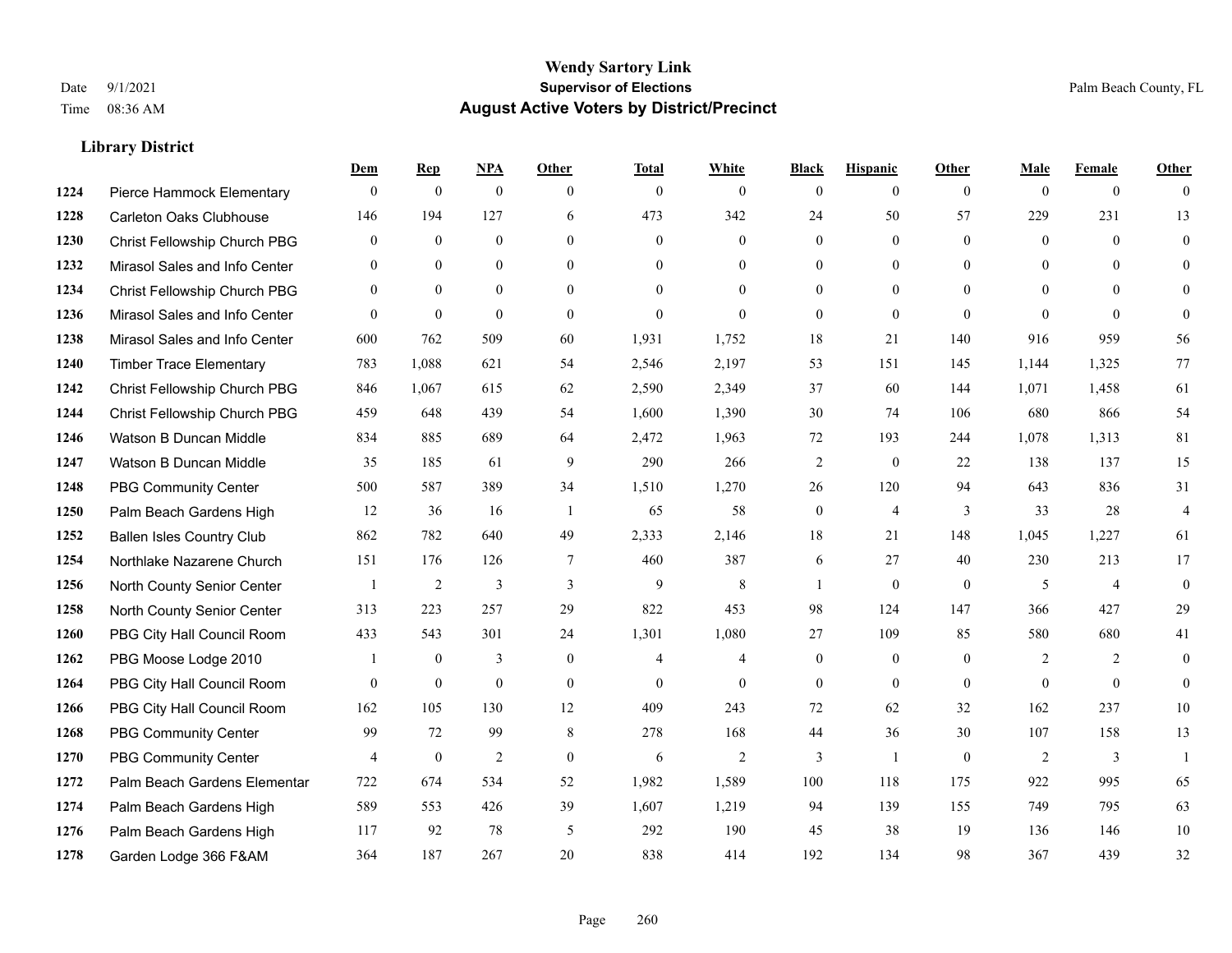**Wendy Sartory Link**
**Supervisor of Elections**
**August Active Voters by District/Precinct**

Date 9/1/2021
Time 08:36 AM

Palm Beach County, FL

### Library District

| | | Dem | Rep | NPA | Other | Total | White | Black | Hispanic | Other | Male | Female | Other |
|---|---|---|---|---|---|---|---|---|---|---|---|---|---|
| 1224 | Pierce Hammock Elementary | 0 | 0 | 0 | 0 | 0 | 0 | 0 | 0 | 0 | 0 | 0 | 0 |
| 1228 | Carleton Oaks Clubhouse | 146 | 194 | 127 | 6 | 473 | 342 | 24 | 50 | 57 | 229 | 231 | 13 |
| 1230 | Christ Fellowship Church PBG | 0 | 0 | 0 | 0 | 0 | 0 | 0 | 0 | 0 | 0 | 0 | 0 |
| 1232 | Mirasol Sales and Info Center | 0 | 0 | 0 | 0 | 0 | 0 | 0 | 0 | 0 | 0 | 0 | 0 |
| 1234 | Christ Fellowship Church PBG | 0 | 0 | 0 | 0 | 0 | 0 | 0 | 0 | 0 | 0 | 0 | 0 |
| 1236 | Mirasol Sales and Info Center | 0 | 0 | 0 | 0 | 0 | 0 | 0 | 0 | 0 | 0 | 0 | 0 |
| 1238 | Mirasol Sales and Info Center | 600 | 762 | 509 | 60 | 1,931 | 1,752 | 18 | 21 | 140 | 916 | 959 | 56 |
| 1240 | Timber Trace Elementary | 783 | 1,088 | 621 | 54 | 2,546 | 2,197 | 53 | 151 | 145 | 1,144 | 1,325 | 77 |
| 1242 | Christ Fellowship Church PBG | 846 | 1,067 | 615 | 62 | 2,590 | 2,349 | 37 | 60 | 144 | 1,071 | 1,458 | 61 |
| 1244 | Christ Fellowship Church PBG | 459 | 648 | 439 | 54 | 1,600 | 1,390 | 30 | 74 | 106 | 680 | 866 | 54 |
| 1246 | Watson B Duncan Middle | 834 | 885 | 689 | 64 | 2,472 | 1,963 | 72 | 193 | 244 | 1,078 | 1,313 | 81 |
| 1247 | Watson B Duncan Middle | 35 | 185 | 61 | 9 | 290 | 266 | 2 | 0 | 22 | 138 | 137 | 15 |
| 1248 | PBG Community Center | 500 | 587 | 389 | 34 | 1,510 | 1,270 | 26 | 120 | 94 | 643 | 836 | 31 |
| 1250 | Palm Beach Gardens High | 12 | 36 | 16 | 1 | 65 | 58 | 0 | 4 | 3 | 33 | 28 | 4 |
| 1252 | Ballen Isles Country Club | 862 | 782 | 640 | 49 | 2,333 | 2,146 | 18 | 21 | 148 | 1,045 | 1,227 | 61 |
| 1254 | Northlake Nazarene Church | 151 | 176 | 126 | 7 | 460 | 387 | 6 | 27 | 40 | 230 | 213 | 17 |
| 1256 | North County Senior Center | 1 | 2 | 3 | 3 | 9 | 8 | 1 | 0 | 0 | 5 | 4 | 0 |
| 1258 | North County Senior Center | 313 | 223 | 257 | 29 | 822 | 453 | 98 | 124 | 147 | 366 | 427 | 29 |
| 1260 | PBG City Hall Council Room | 433 | 543 | 301 | 24 | 1,301 | 1,080 | 27 | 109 | 85 | 580 | 680 | 41 |
| 1262 | PBG Moose Lodge 2010 | 1 | 0 | 3 | 0 | 4 | 4 | 0 | 0 | 0 | 2 | 2 | 0 |
| 1264 | PBG City Hall Council Room | 0 | 0 | 0 | 0 | 0 | 0 | 0 | 0 | 0 | 0 | 0 | 0 |
| 1266 | PBG City Hall Council Room | 162 | 105 | 130 | 12 | 409 | 243 | 72 | 62 | 32 | 162 | 237 | 10 |
| 1268 | PBG Community Center | 99 | 72 | 99 | 8 | 278 | 168 | 44 | 36 | 30 | 107 | 158 | 13 |
| 1270 | PBG Community Center | 4 | 0 | 2 | 0 | 6 | 2 | 3 | 1 | 0 | 2 | 3 | 1 |
| 1272 | Palm Beach Gardens Elementar | 722 | 674 | 534 | 52 | 1,982 | 1,589 | 100 | 118 | 175 | 922 | 995 | 65 |
| 1274 | Palm Beach Gardens High | 589 | 553 | 426 | 39 | 1,607 | 1,219 | 94 | 139 | 155 | 749 | 795 | 63 |
| 1276 | Palm Beach Gardens High | 117 | 92 | 78 | 5 | 292 | 190 | 45 | 38 | 19 | 136 | 146 | 10 |
| 1278 | Garden Lodge 366 F&AM | 364 | 187 | 267 | 20 | 838 | 414 | 192 | 134 | 98 | 367 | 439 | 32 |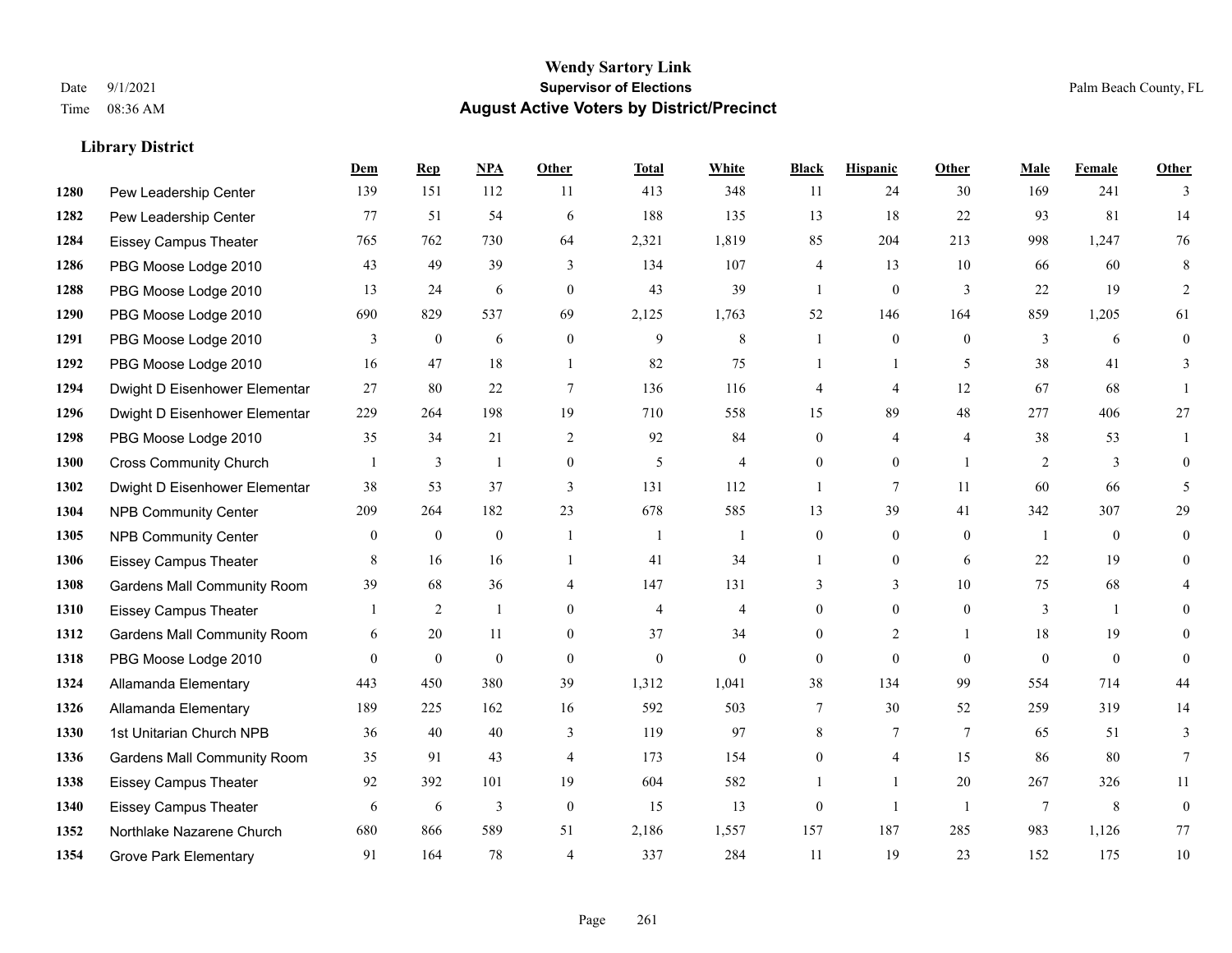# Wendy Sartory Link
## Supervisor of Elections
## August Active Voters by District/Precinct

Date 9/1/2021
Time 08:36 AM

Palm Beach County, FL

### Library District

| | | Dem | Rep | NPA | Other | Total | White | Black | Hispanic | Other | Male | Female | Other |
|---|---|---|---|---|---|---|---|---|---|---|---|---|---|
| 1280 | Pew Leadership Center | 139 | 151 | 112 | 11 | 413 | 348 | 11 | 24 | 30 | 169 | 241 | 3 |
| 1282 | Pew Leadership Center | 77 | 51 | 54 | 6 | 188 | 135 | 13 | 18 | 22 | 93 | 81 | 14 |
| 1284 | Eissey Campus Theater | 765 | 762 | 730 | 64 | 2,321 | 1,819 | 85 | 204 | 213 | 998 | 1,247 | 76 |
| 1286 | PBG Moose Lodge 2010 | 43 | 49 | 39 | 3 | 134 | 107 | 4 | 13 | 10 | 66 | 60 | 8 |
| 1288 | PBG Moose Lodge 2010 | 13 | 24 | 6 | 0 | 43 | 39 | 1 | 0 | 3 | 22 | 19 | 2 |
| 1290 | PBG Moose Lodge 2010 | 690 | 829 | 537 | 69 | 2,125 | 1,763 | 52 | 146 | 164 | 859 | 1,205 | 61 |
| 1291 | PBG Moose Lodge 2010 | 3 | 0 | 6 | 0 | 9 | 8 | 1 | 0 | 0 | 3 | 6 | 0 |
| 1292 | PBG Moose Lodge 2010 | 16 | 47 | 18 | 1 | 82 | 75 | 1 | 1 | 5 | 38 | 41 | 3 |
| 1294 | Dwight D Eisenhower Elementar | 27 | 80 | 22 | 7 | 136 | 116 | 4 | 4 | 12 | 67 | 68 | 1 |
| 1296 | Dwight D Eisenhower Elementar | 229 | 264 | 198 | 19 | 710 | 558 | 15 | 89 | 48 | 277 | 406 | 27 |
| 1298 | PBG Moose Lodge 2010 | 35 | 34 | 21 | 2 | 92 | 84 | 0 | 4 | 4 | 38 | 53 | 1 |
| 1300 | Cross Community Church | 1 | 3 | 1 | 0 | 5 | 4 | 0 | 0 | 1 | 2 | 3 | 0 |
| 1302 | Dwight D Eisenhower Elementar | 38 | 53 | 37 | 3 | 131 | 112 | 1 | 7 | 11 | 60 | 66 | 5 |
| 1304 | NPB Community Center | 209 | 264 | 182 | 23 | 678 | 585 | 13 | 39 | 41 | 342 | 307 | 29 |
| 1305 | NPB Community Center | 0 | 0 | 0 | 1 | 1 | 1 | 0 | 0 | 0 | 1 | 0 | 0 |
| 1306 | Eissey Campus Theater | 8 | 16 | 16 | 1 | 41 | 34 | 1 | 0 | 6 | 22 | 19 | 0 |
| 1308 | Gardens Mall Community Room | 39 | 68 | 36 | 4 | 147 | 131 | 3 | 3 | 10 | 75 | 68 | 4 |
| 1310 | Eissey Campus Theater | 1 | 2 | 1 | 0 | 4 | 4 | 0 | 0 | 0 | 3 | 1 | 0 |
| 1312 | Gardens Mall Community Room | 6 | 20 | 11 | 0 | 37 | 34 | 0 | 2 | 1 | 18 | 19 | 0 |
| 1318 | PBG Moose Lodge 2010 | 0 | 0 | 0 | 0 | 0 | 0 | 0 | 0 | 0 | 0 | 0 | 0 |
| 1324 | Allamanda Elementary | 443 | 450 | 380 | 39 | 1,312 | 1,041 | 38 | 134 | 99 | 554 | 714 | 44 |
| 1326 | Allamanda Elementary | 189 | 225 | 162 | 16 | 592 | 503 | 7 | 30 | 52 | 259 | 319 | 14 |
| 1330 | 1st Unitarian Church NPB | 36 | 40 | 40 | 3 | 119 | 97 | 8 | 7 | 7 | 65 | 51 | 3 |
| 1336 | Gardens Mall Community Room | 35 | 91 | 43 | 4 | 173 | 154 | 0 | 4 | 15 | 86 | 80 | 7 |
| 1338 | Eissey Campus Theater | 92 | 392 | 101 | 19 | 604 | 582 | 1 | 1 | 20 | 267 | 326 | 11 |
| 1340 | Eissey Campus Theater | 6 | 6 | 3 | 0 | 15 | 13 | 0 | 1 | 1 | 7 | 8 | 0 |
| 1352 | Northlake Nazarene Church | 680 | 866 | 589 | 51 | 2,186 | 1,557 | 157 | 187 | 285 | 983 | 1,126 | 77 |
| 1354 | Grove Park Elementary | 91 | 164 | 78 | 4 | 337 | 284 | 11 | 19 | 23 | 152 | 175 | 10 |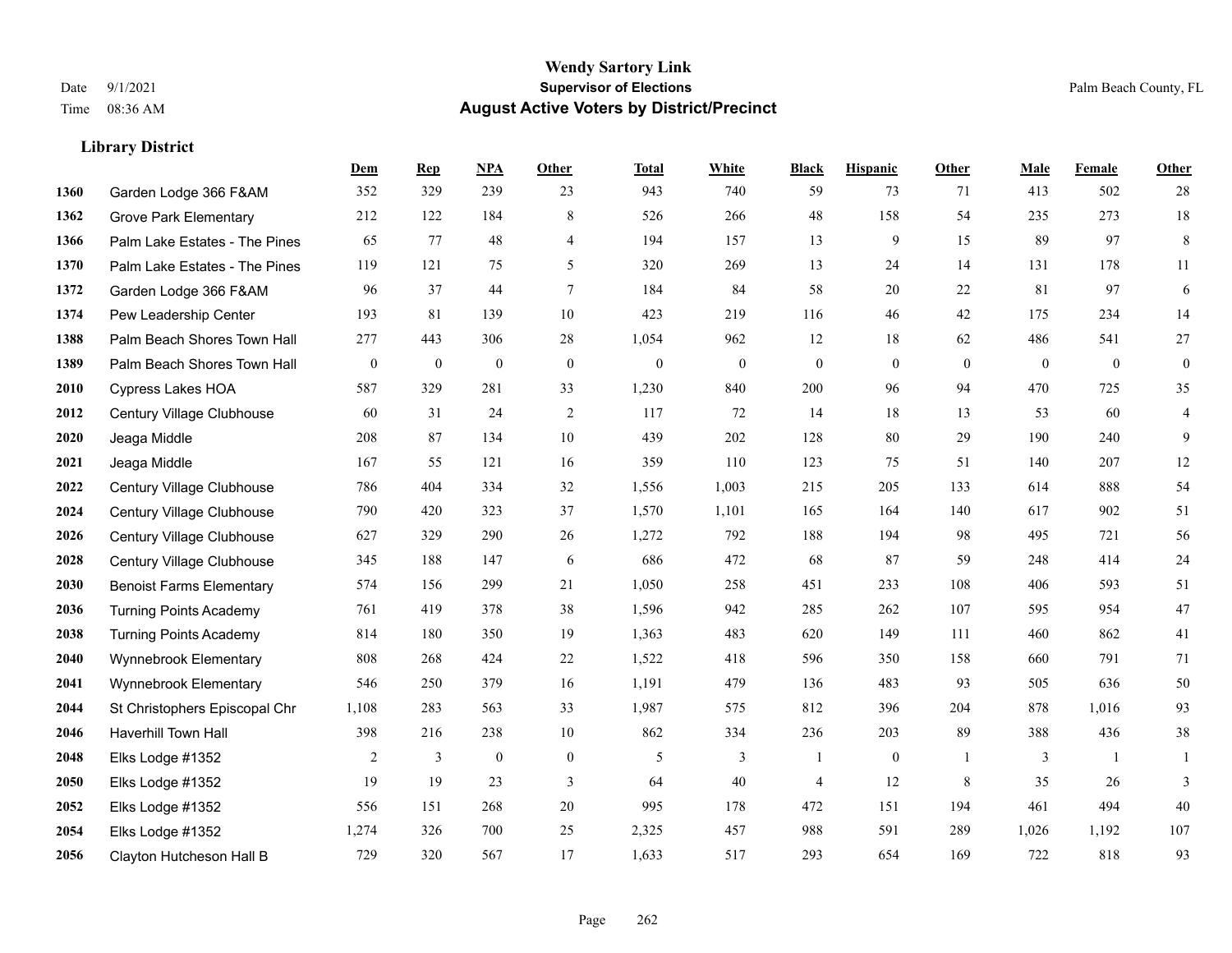# Wendy Sartory Link
## Supervisor of Elections
## August Active Voters by District/Precinct

Date 9/1/2021
Time 08:36 AM

Palm Beach County, FL

### Library District

| | | Dem | Rep | NPA | Other | Total | White | Black | Hispanic | Other | Male | Female | Other |
|---|---|---|---|---|---|---|---|---|---|---|---|---|---|
| 1360 | Garden Lodge 366 F&AM | 352 | 329 | 239 | 23 | 943 | 740 | 59 | 73 | 71 | 413 | 502 | 28 |
| 1362 | Grove Park Elementary | 212 | 122 | 184 | 8 | 526 | 266 | 48 | 158 | 54 | 235 | 273 | 18 |
| 1366 | Palm Lake Estates - The Pines | 65 | 77 | 48 | 4 | 194 | 157 | 13 | 9 | 15 | 89 | 97 | 8 |
| 1370 | Palm Lake Estates - The Pines | 119 | 121 | 75 | 5 | 320 | 269 | 13 | 24 | 14 | 131 | 178 | 11 |
| 1372 | Garden Lodge 366 F&AM | 96 | 37 | 44 | 7 | 184 | 84 | 58 | 20 | 22 | 81 | 97 | 6 |
| 1374 | Pew Leadership Center | 193 | 81 | 139 | 10 | 423 | 219 | 116 | 46 | 42 | 175 | 234 | 14 |
| 1388 | Palm Beach Shores Town Hall | 277 | 443 | 306 | 28 | 1,054 | 962 | 12 | 18 | 62 | 486 | 541 | 27 |
| 1389 | Palm Beach Shores Town Hall | 0 | 0 | 0 | 0 | 0 | 0 | 0 | 0 | 0 | 0 | 0 | 0 |
| 2010 | Cypress Lakes HOA | 587 | 329 | 281 | 33 | 1,230 | 840 | 200 | 96 | 94 | 470 | 725 | 35 |
| 2012 | Century Village Clubhouse | 60 | 31 | 24 | 2 | 117 | 72 | 14 | 18 | 13 | 53 | 60 | 4 |
| 2020 | Jeaga Middle | 208 | 87 | 134 | 10 | 439 | 202 | 128 | 80 | 29 | 190 | 240 | 9 |
| 2021 | Jeaga Middle | 167 | 55 | 121 | 16 | 359 | 110 | 123 | 75 | 51 | 140 | 207 | 12 |
| 2022 | Century Village Clubhouse | 786 | 404 | 334 | 32 | 1,556 | 1,003 | 215 | 205 | 133 | 614 | 888 | 54 |
| 2024 | Century Village Clubhouse | 790 | 420 | 323 | 37 | 1,570 | 1,101 | 165 | 164 | 140 | 617 | 902 | 51 |
| 2026 | Century Village Clubhouse | 627 | 329 | 290 | 26 | 1,272 | 792 | 188 | 194 | 98 | 495 | 721 | 56 |
| 2028 | Century Village Clubhouse | 345 | 188 | 147 | 6 | 686 | 472 | 68 | 87 | 59 | 248 | 414 | 24 |
| 2030 | Benoist Farms Elementary | 574 | 156 | 299 | 21 | 1,050 | 258 | 451 | 233 | 108 | 406 | 593 | 51 |
| 2036 | Turning Points Academy | 761 | 419 | 378 | 38 | 1,596 | 942 | 285 | 262 | 107 | 595 | 954 | 47 |
| 2038 | Turning Points Academy | 814 | 180 | 350 | 19 | 1,363 | 483 | 620 | 149 | 111 | 460 | 862 | 41 |
| 2040 | Wynnebrook Elementary | 808 | 268 | 424 | 22 | 1,522 | 418 | 596 | 350 | 158 | 660 | 791 | 71 |
| 2041 | Wynnebrook Elementary | 546 | 250 | 379 | 16 | 1,191 | 479 | 136 | 483 | 93 | 505 | 636 | 50 |
| 2044 | St Christophers Episcopal Chr | 1,108 | 283 | 563 | 33 | 1,987 | 575 | 812 | 396 | 204 | 878 | 1,016 | 93 |
| 2046 | Haverhill Town Hall | 398 | 216 | 238 | 10 | 862 | 334 | 236 | 203 | 89 | 388 | 436 | 38 |
| 2048 | Elks Lodge #1352 | 2 | 3 | 0 | 0 | 5 | 3 | 1 | 0 | 1 | 3 | 1 | 1 |
| 2050 | Elks Lodge #1352 | 19 | 19 | 23 | 3 | 64 | 40 | 4 | 12 | 8 | 35 | 26 | 3 |
| 2052 | Elks Lodge #1352 | 556 | 151 | 268 | 20 | 995 | 178 | 472 | 151 | 194 | 461 | 494 | 40 |
| 2054 | Elks Lodge #1352 | 1,274 | 326 | 700 | 25 | 2,325 | 457 | 988 | 591 | 289 | 1,026 | 1,192 | 107 |
| 2056 | Clayton Hutcheson Hall B | 729 | 320 | 567 | 17 | 1,633 | 517 | 293 | 654 | 169 | 722 | 818 | 93 |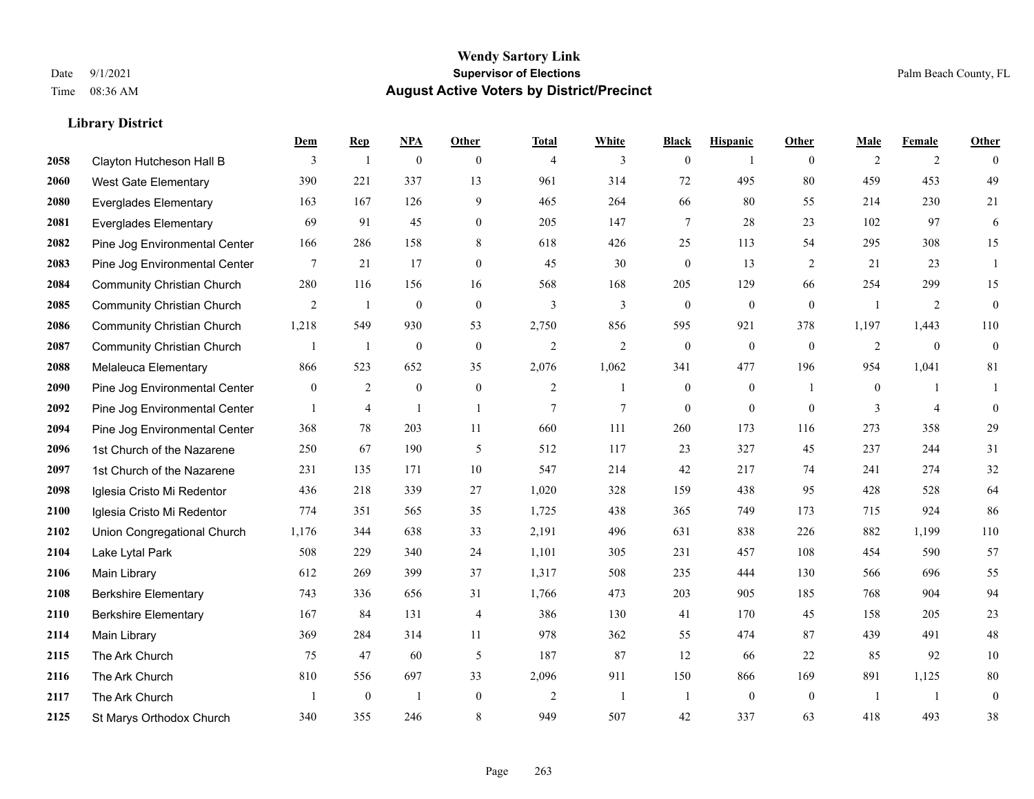**Wendy Sartory Link**
**Supervisor of Elections**
**August Active Voters by District/Precinct**

Date 9/1/2021
Time 08:36 AM

Palm Beach County, FL

### Library District

| | | Dem | Rep | NPA | Other | Total | White | Black | Hispanic | Other | Male | Female | Other |
|---|---|---|---|---|---|---|---|---|---|---|---|---|---|
| 2058 | Clayton Hutcheson Hall B | 3 | 1 | 0 | 0 | 4 | 3 | 0 | 1 | 0 | 2 | 2 | 0 |
| 2060 | West Gate Elementary | 390 | 221 | 337 | 13 | 961 | 314 | 72 | 495 | 80 | 459 | 453 | 49 |
| 2080 | Everglades Elementary | 163 | 167 | 126 | 9 | 465 | 264 | 66 | 80 | 55 | 214 | 230 | 21 |
| 2081 | Everglades Elementary | 69 | 91 | 45 | 0 | 205 | 147 | 7 | 28 | 23 | 102 | 97 | 6 |
| 2082 | Pine Jog Environmental Center | 166 | 286 | 158 | 8 | 618 | 426 | 25 | 113 | 54 | 295 | 308 | 15 |
| 2083 | Pine Jog Environmental Center | 7 | 21 | 17 | 0 | 45 | 30 | 0 | 13 | 2 | 21 | 23 | 1 |
| 2084 | Community Christian Church | 280 | 116 | 156 | 16 | 568 | 168 | 205 | 129 | 66 | 254 | 299 | 15 |
| 2085 | Community Christian Church | 2 | 1 | 0 | 0 | 3 | 3 | 0 | 0 | 0 | 1 | 2 | 0 |
| 2086 | Community Christian Church | 1,218 | 549 | 930 | 53 | 2,750 | 856 | 595 | 921 | 378 | 1,197 | 1,443 | 110 |
| 2087 | Community Christian Church | 1 | 1 | 0 | 0 | 2 | 2 | 0 | 0 | 0 | 2 | 0 | 0 |
| 2088 | Melaleuca Elementary | 866 | 523 | 652 | 35 | 2,076 | 1,062 | 341 | 477 | 196 | 954 | 1,041 | 81 |
| 2090 | Pine Jog Environmental Center | 0 | 2 | 0 | 0 | 2 | 1 | 0 | 0 | 1 | 0 | 1 | 1 |
| 2092 | Pine Jog Environmental Center | 1 | 4 | 1 | 1 | 7 | 7 | 0 | 0 | 0 | 3 | 4 | 0 |
| 2094 | Pine Jog Environmental Center | 368 | 78 | 203 | 11 | 660 | 111 | 260 | 173 | 116 | 273 | 358 | 29 |
| 2096 | 1st Church of the Nazarene | 250 | 67 | 190 | 5 | 512 | 117 | 23 | 327 | 45 | 237 | 244 | 31 |
| 2097 | 1st Church of the Nazarene | 231 | 135 | 171 | 10 | 547 | 214 | 42 | 217 | 74 | 241 | 274 | 32 |
| 2098 | Iglesia Cristo Mi Redentor | 436 | 218 | 339 | 27 | 1,020 | 328 | 159 | 438 | 95 | 428 | 528 | 64 |
| 2100 | Iglesia Cristo Mi Redentor | 774 | 351 | 565 | 35 | 1,725 | 438 | 365 | 749 | 173 | 715 | 924 | 86 |
| 2102 | Union Congregational Church | 1,176 | 344 | 638 | 33 | 2,191 | 496 | 631 | 838 | 226 | 882 | 1,199 | 110 |
| 2104 | Lake Lytal Park | 508 | 229 | 340 | 24 | 1,101 | 305 | 231 | 457 | 108 | 454 | 590 | 57 |
| 2106 | Main Library | 612 | 269 | 399 | 37 | 1,317 | 508 | 235 | 444 | 130 | 566 | 696 | 55 |
| 2108 | Berkshire Elementary | 743 | 336 | 656 | 31 | 1,766 | 473 | 203 | 905 | 185 | 768 | 904 | 94 |
| 2110 | Berkshire Elementary | 167 | 84 | 131 | 4 | 386 | 130 | 41 | 170 | 45 | 158 | 205 | 23 |
| 2114 | Main Library | 369 | 284 | 314 | 11 | 978 | 362 | 55 | 474 | 87 | 439 | 491 | 48 |
| 2115 | The Ark Church | 75 | 47 | 60 | 5 | 187 | 87 | 12 | 66 | 22 | 85 | 92 | 10 |
| 2116 | The Ark Church | 810 | 556 | 697 | 33 | 2,096 | 911 | 150 | 866 | 169 | 891 | 1,125 | 80 |
| 2117 | The Ark Church | 1 | 0 | 1 | 0 | 2 | 1 | 1 | 0 | 0 | 1 | 1 | 0 |
| 2125 | St Marys Orthodox Church | 340 | 355 | 246 | 8 | 949 | 507 | 42 | 337 | 63 | 418 | 493 | 38 |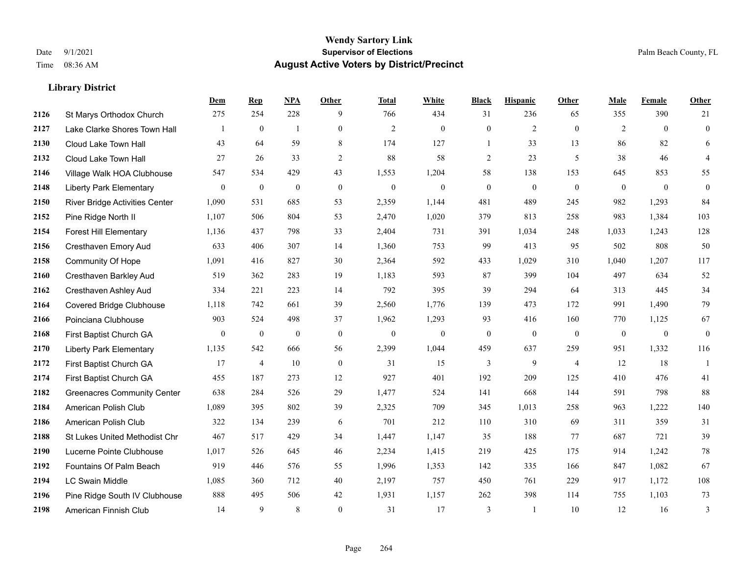**Wendy Sartory Link**
**Supervisor of Elections**
**August Active Voters by District/Precinct**

Date 9/1/2021
Time 08:36 AM
Palm Beach County, FL

## Library District

| | | Dem | Rep | NPA | Other | Total | White | Black | Hispanic | Other | Male | Female | Other |
|---|---|---|---|---|---|---|---|---|---|---|---|---|---|
| 2126 | St Marys Orthodox Church | 275 | 254 | 228 | 9 | 766 | 434 | 31 | 236 | 65 | 355 | 390 | 21 |
| 2127 | Lake Clarke Shores Town Hall | 1 | 0 | 1 | 0 | 2 | 0 | 0 | 2 | 0 | 2 | 0 | 0 |
| 2130 | Cloud Lake Town Hall | 43 | 64 | 59 | 8 | 174 | 127 | 1 | 33 | 13 | 86 | 82 | 6 |
| 2132 | Cloud Lake Town Hall | 27 | 26 | 33 | 2 | 88 | 58 | 2 | 23 | 5 | 38 | 46 | 4 |
| 2146 | Village Walk HOA Clubhouse | 547 | 534 | 429 | 43 | 1,553 | 1,204 | 58 | 138 | 153 | 645 | 853 | 55 |
| 2148 | Liberty Park Elementary | 0 | 0 | 0 | 0 | 0 | 0 | 0 | 0 | 0 | 0 | 0 | 0 |
| 2150 | River Bridge Activities Center | 1,090 | 531 | 685 | 53 | 2,359 | 1,144 | 481 | 489 | 245 | 982 | 1,293 | 84 |
| 2152 | Pine Ridge North II | 1,107 | 506 | 804 | 53 | 2,470 | 1,020 | 379 | 813 | 258 | 983 | 1,384 | 103 |
| 2154 | Forest Hill Elementary | 1,136 | 437 | 798 | 33 | 2,404 | 731 | 391 | 1,034 | 248 | 1,033 | 1,243 | 128 |
| 2156 | Cresthaven Emory Aud | 633 | 406 | 307 | 14 | 1,360 | 753 | 99 | 413 | 95 | 502 | 808 | 50 |
| 2158 | Community Of Hope | 1,091 | 416 | 827 | 30 | 2,364 | 592 | 433 | 1,029 | 310 | 1,040 | 1,207 | 117 |
| 2160 | Cresthaven Barkley Aud | 519 | 362 | 283 | 19 | 1,183 | 593 | 87 | 399 | 104 | 497 | 634 | 52 |
| 2162 | Cresthaven Ashley Aud | 334 | 221 | 223 | 14 | 792 | 395 | 39 | 294 | 64 | 313 | 445 | 34 |
| 2164 | Covered Bridge Clubhouse | 1,118 | 742 | 661 | 39 | 2,560 | 1,776 | 139 | 473 | 172 | 991 | 1,490 | 79 |
| 2166 | Poinciana Clubhouse | 903 | 524 | 498 | 37 | 1,962 | 1,293 | 93 | 416 | 160 | 770 | 1,125 | 67 |
| 2168 | First Baptist Church GA | 0 | 0 | 0 | 0 | 0 | 0 | 0 | 0 | 0 | 0 | 0 | 0 |
| 2170 | Liberty Park Elementary | 1,135 | 542 | 666 | 56 | 2,399 | 1,044 | 459 | 637 | 259 | 951 | 1,332 | 116 |
| 2172 | First Baptist Church GA | 17 | 4 | 10 | 0 | 31 | 15 | 3 | 9 | 4 | 12 | 18 | 1 |
| 2174 | First Baptist Church GA | 455 | 187 | 273 | 12 | 927 | 401 | 192 | 209 | 125 | 410 | 476 | 41 |
| 2182 | Greenacres Community Center | 638 | 284 | 526 | 29 | 1,477 | 524 | 141 | 668 | 144 | 591 | 798 | 88 |
| 2184 | American Polish Club | 1,089 | 395 | 802 | 39 | 2,325 | 709 | 345 | 1,013 | 258 | 963 | 1,222 | 140 |
| 2186 | American Polish Club | 322 | 134 | 239 | 6 | 701 | 212 | 110 | 310 | 69 | 311 | 359 | 31 |
| 2188 | St Lukes United Methodist Chr | 467 | 517 | 429 | 34 | 1,447 | 1,147 | 35 | 188 | 77 | 687 | 721 | 39 |
| 2190 | Lucerne Pointe Clubhouse | 1,017 | 526 | 645 | 46 | 2,234 | 1,415 | 219 | 425 | 175 | 914 | 1,242 | 78 |
| 2192 | Fountains Of Palm Beach | 919 | 446 | 576 | 55 | 1,996 | 1,353 | 142 | 335 | 166 | 847 | 1,082 | 67 |
| 2194 | LC Swain Middle | 1,085 | 360 | 712 | 40 | 2,197 | 757 | 450 | 761 | 229 | 917 | 1,172 | 108 |
| 2196 | Pine Ridge South IV Clubhouse | 888 | 495 | 506 | 42 | 1,931 | 1,157 | 262 | 398 | 114 | 755 | 1,103 | 73 |
| 2198 | American Finnish Club | 14 | 9 | 8 | 0 | 31 | 17 | 3 | 1 | 10 | 12 | 16 | 3 |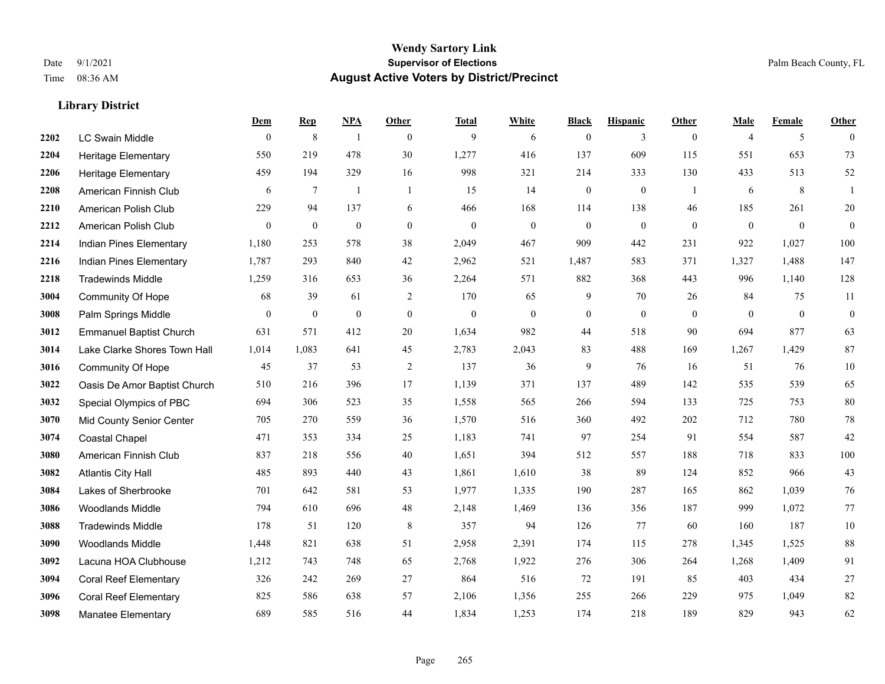**Wendy Sartory Link**
**Supervisor of Elections**
**August Active Voters by District/Precinct**

Date 9/1/2021
Time 08:36 AM

Palm Beach County, FL

### Library District

| | | Dem | Rep | NPA | Other | Total | White | Black | Hispanic | Other | Male | Female | Other |
|---|---|---|---|---|---|---|---|---|---|---|---|---|---|
| 2202 | LC Swain Middle | 0 | 8 | 1 | 0 | 9 | 6 | 0 | 3 | 0 | 4 | 5 | 0 |
| 2204 | Heritage Elementary | 550 | 219 | 478 | 30 | 1,277 | 416 | 137 | 609 | 115 | 551 | 653 | 73 |
| 2206 | Heritage Elementary | 459 | 194 | 329 | 16 | 998 | 321 | 214 | 333 | 130 | 433 | 513 | 52 |
| 2208 | American Finnish Club | 6 | 7 | 1 | 1 | 15 | 14 | 0 | 0 | 1 | 6 | 8 | 1 |
| 2210 | American Polish Club | 229 | 94 | 137 | 6 | 466 | 168 | 114 | 138 | 46 | 185 | 261 | 20 |
| 2212 | American Polish Club | 0 | 0 | 0 | 0 | 0 | 0 | 0 | 0 | 0 | 0 | 0 | 0 |
| 2214 | Indian Pines Elementary | 1,180 | 253 | 578 | 38 | 2,049 | 467 | 909 | 442 | 231 | 922 | 1,027 | 100 |
| 2216 | Indian Pines Elementary | 1,787 | 293 | 840 | 42 | 2,962 | 521 | 1,487 | 583 | 371 | 1,327 | 1,488 | 147 |
| 2218 | Tradewinds Middle | 1,259 | 316 | 653 | 36 | 2,264 | 571 | 882 | 368 | 443 | 996 | 1,140 | 128 |
| 3004 | Community Of Hope | 68 | 39 | 61 | 2 | 170 | 65 | 9 | 70 | 26 | 84 | 75 | 11 |
| 3008 | Palm Springs Middle | 0 | 0 | 0 | 0 | 0 | 0 | 0 | 0 | 0 | 0 | 0 | 0 |
| 3012 | Emmanuel Baptist Church | 631 | 571 | 412 | 20 | 1,634 | 982 | 44 | 518 | 90 | 694 | 877 | 63 |
| 3014 | Lake Clarke Shores Town Hall | 1,014 | 1,083 | 641 | 45 | 2,783 | 2,043 | 83 | 488 | 169 | 1,267 | 1,429 | 87 |
| 3016 | Community Of Hope | 45 | 37 | 53 | 2 | 137 | 36 | 9 | 76 | 16 | 51 | 76 | 10 |
| 3022 | Oasis De Amor Baptist Church | 510 | 216 | 396 | 17 | 1,139 | 371 | 137 | 489 | 142 | 535 | 539 | 65 |
| 3032 | Special Olympics of PBC | 694 | 306 | 523 | 35 | 1,558 | 565 | 266 | 594 | 133 | 725 | 753 | 80 |
| 3070 | Mid County Senior Center | 705 | 270 | 559 | 36 | 1,570 | 516 | 360 | 492 | 202 | 712 | 780 | 78 |
| 3074 | Coastal Chapel | 471 | 353 | 334 | 25 | 1,183 | 741 | 97 | 254 | 91 | 554 | 587 | 42 |
| 3080 | American Finnish Club | 837 | 218 | 556 | 40 | 1,651 | 394 | 512 | 557 | 188 | 718 | 833 | 100 |
| 3082 | Atlantis City Hall | 485 | 893 | 440 | 43 | 1,861 | 1,610 | 38 | 89 | 124 | 852 | 966 | 43 |
| 3084 | Lakes of Sherbrooke | 701 | 642 | 581 | 53 | 1,977 | 1,335 | 190 | 287 | 165 | 862 | 1,039 | 76 |
| 3086 | Woodlands Middle | 794 | 610 | 696 | 48 | 2,148 | 1,469 | 136 | 356 | 187 | 999 | 1,072 | 77 |
| 3088 | Tradewinds Middle | 178 | 51 | 120 | 8 | 357 | 94 | 126 | 77 | 60 | 160 | 187 | 10 |
| 3090 | Woodlands Middle | 1,448 | 821 | 638 | 51 | 2,958 | 2,391 | 174 | 115 | 278 | 1,345 | 1,525 | 88 |
| 3092 | Lacuna HOA Clubhouse | 1,212 | 743 | 748 | 65 | 2,768 | 1,922 | 276 | 306 | 264 | 1,268 | 1,409 | 91 |
| 3094 | Coral Reef Elementary | 326 | 242 | 269 | 27 | 864 | 516 | 72 | 191 | 85 | 403 | 434 | 27 |
| 3096 | Coral Reef Elementary | 825 | 586 | 638 | 57 | 2,106 | 1,356 | 255 | 266 | 229 | 975 | 1,049 | 82 |
| 3098 | Manatee Elementary | 689 | 585 | 516 | 44 | 1,834 | 1,253 | 174 | 218 | 189 | 829 | 943 | 62 |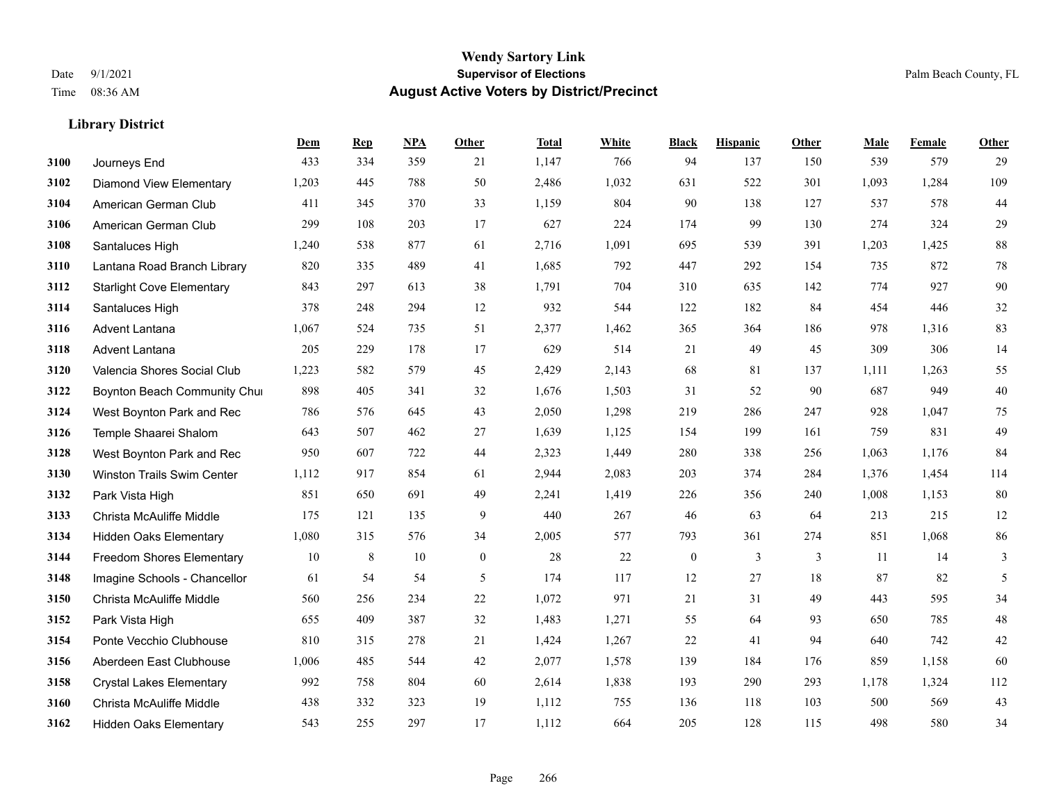# Wendy Sartory Link
## Supervisor of Elections
## August Active Voters by District/Precinct

Date 9/1/2021
Time 08:36 AM

Palm Beach County, FL

### Library District

| | | Dem | Rep | NPA | Other | Total | White | Black | Hispanic | Other | Male | Female | Other |
|---|---|---|---|---|---|---|---|---|---|---|---|---|---|
| 3100 | Journeys End | 433 | 334 | 359 | 21 | 1,147 | 766 | 94 | 137 | 150 | 539 | 579 | 29 |
| 3102 | Diamond View Elementary | 1,203 | 445 | 788 | 50 | 2,486 | 1,032 | 631 | 522 | 301 | 1,093 | 1,284 | 109 |
| 3104 | American German Club | 411 | 345 | 370 | 33 | 1,159 | 804 | 90 | 138 | 127 | 537 | 578 | 44 |
| 3106 | American German Club | 299 | 108 | 203 | 17 | 627 | 224 | 174 | 99 | 130 | 274 | 324 | 29 |
| 3108 | Santaluces High | 1,240 | 538 | 877 | 61 | 2,716 | 1,091 | 695 | 539 | 391 | 1,203 | 1,425 | 88 |
| 3110 | Lantana Road Branch Library | 820 | 335 | 489 | 41 | 1,685 | 792 | 447 | 292 | 154 | 735 | 872 | 78 |
| 3112 | Starlight Cove Elementary | 843 | 297 | 613 | 38 | 1,791 | 704 | 310 | 635 | 142 | 774 | 927 | 90 |
| 3114 | Santaluces High | 378 | 248 | 294 | 12 | 932 | 544 | 122 | 182 | 84 | 454 | 446 | 32 |
| 3116 | Advent Lantana | 1,067 | 524 | 735 | 51 | 2,377 | 1,462 | 365 | 364 | 186 | 978 | 1,316 | 83 |
| 3118 | Advent Lantana | 205 | 229 | 178 | 17 | 629 | 514 | 21 | 49 | 45 | 309 | 306 | 14 |
| 3120 | Valencia Shores Social Club | 1,223 | 582 | 579 | 45 | 2,429 | 2,143 | 68 | 81 | 137 | 1,111 | 1,263 | 55 |
| 3122 | Boynton Beach Community Chu | 898 | 405 | 341 | 32 | 1,676 | 1,503 | 31 | 52 | 90 | 687 | 949 | 40 |
| 3124 | West Boynton Park and Rec | 786 | 576 | 645 | 43 | 2,050 | 1,298 | 219 | 286 | 247 | 928 | 1,047 | 75 |
| 3126 | Temple Shaarei Shalom | 643 | 507 | 462 | 27 | 1,639 | 1,125 | 154 | 199 | 161 | 759 | 831 | 49 |
| 3128 | West Boynton Park and Rec | 950 | 607 | 722 | 44 | 2,323 | 1,449 | 280 | 338 | 256 | 1,063 | 1,176 | 84 |
| 3130 | Winston Trails Swim Center | 1,112 | 917 | 854 | 61 | 2,944 | 2,083 | 203 | 374 | 284 | 1,376 | 1,454 | 114 |
| 3132 | Park Vista High | 851 | 650 | 691 | 49 | 2,241 | 1,419 | 226 | 356 | 240 | 1,008 | 1,153 | 80 |
| 3133 | Christa McAuliffe Middle | 175 | 121 | 135 | 9 | 440 | 267 | 46 | 63 | 64 | 213 | 215 | 12 |
| 3134 | Hidden Oaks Elementary | 1,080 | 315 | 576 | 34 | 2,005 | 577 | 793 | 361 | 274 | 851 | 1,068 | 86 |
| 3144 | Freedom Shores Elementary | 10 | 8 | 10 | 0 | 28 | 22 | 0 | 3 | 3 | 11 | 14 | 3 |
| 3148 | Imagine Schools - Chancellor | 61 | 54 | 54 | 5 | 174 | 117 | 12 | 27 | 18 | 87 | 82 | 5 |
| 3150 | Christa McAuliffe Middle | 560 | 256 | 234 | 22 | 1,072 | 971 | 21 | 31 | 49 | 443 | 595 | 34 |
| 3152 | Park Vista High | 655 | 409 | 387 | 32 | 1,483 | 1,271 | 55 | 64 | 93 | 650 | 785 | 48 |
| 3154 | Ponte Vecchio Clubhouse | 810 | 315 | 278 | 21 | 1,424 | 1,267 | 22 | 41 | 94 | 640 | 742 | 42 |
| 3156 | Aberdeen East Clubhouse | 1,006 | 485 | 544 | 42 | 2,077 | 1,578 | 139 | 184 | 176 | 859 | 1,158 | 60 |
| 3158 | Crystal Lakes Elementary | 992 | 758 | 804 | 60 | 2,614 | 1,838 | 193 | 290 | 293 | 1,178 | 1,324 | 112 |
| 3160 | Christa McAuliffe Middle | 438 | 332 | 323 | 19 | 1,112 | 755 | 136 | 118 | 103 | 500 | 569 | 43 |
| 3162 | Hidden Oaks Elementary | 543 | 255 | 297 | 17 | 1,112 | 664 | 205 | 128 | 115 | 498 | 580 | 34 |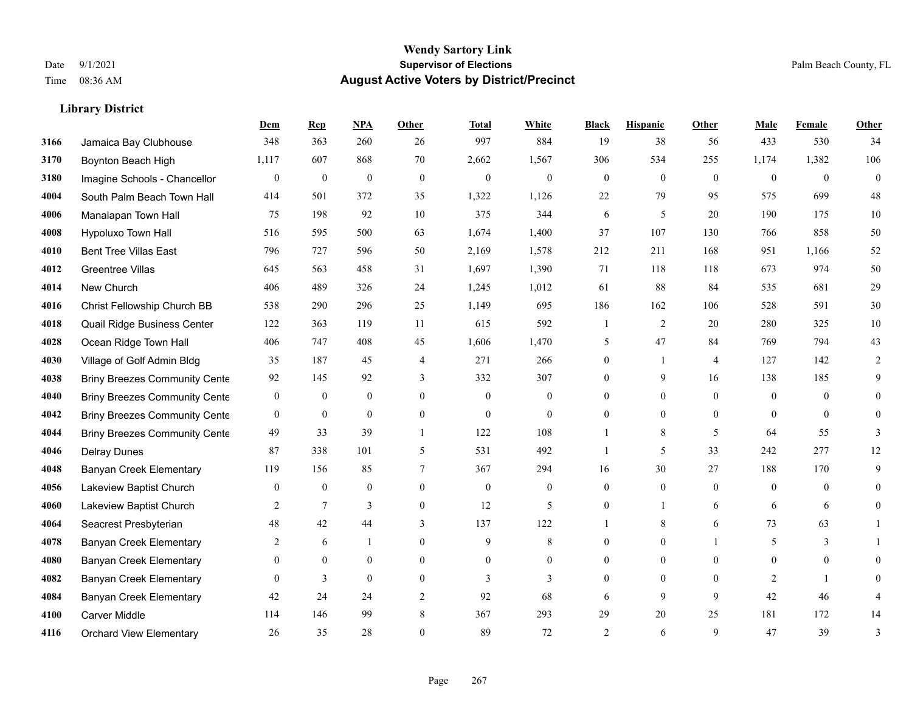# Wendy Sartory Link
## Supervisor of Elections
## August Active Voters by District/Precinct

Date 9/1/2021
Time 08:36 AM

Palm Beach County, FL

### Library District

| | | Dem | Rep | NPA | Other | Total | White | Black | Hispanic | Other | Male | Female | Other |
|---|---|---|---|---|---|---|---|---|---|---|---|---|---|
| 3166 | Jamaica Bay Clubhouse | 348 | 363 | 260 | 26 | 997 | 884 | 19 | 38 | 56 | 433 | 530 | 34 |
| 3170 | Boynton Beach High | 1,117 | 607 | 868 | 70 | 2,662 | 1,567 | 306 | 534 | 255 | 1,174 | 1,382 | 106 |
| 3180 | Imagine Schools - Chancellor | 0 | 0 | 0 | 0 | 0 | 0 | 0 | 0 | 0 | 0 | 0 | 0 |
| 4004 | South Palm Beach Town Hall | 414 | 501 | 372 | 35 | 1,322 | 1,126 | 22 | 79 | 95 | 575 | 699 | 48 |
| 4006 | Manalapan Town Hall | 75 | 198 | 92 | 10 | 375 | 344 | 6 | 5 | 20 | 190 | 175 | 10 |
| 4008 | Hypoluxo Town Hall | 516 | 595 | 500 | 63 | 1,674 | 1,400 | 37 | 107 | 130 | 766 | 858 | 50 |
| 4010 | Bent Tree Villas East | 796 | 727 | 596 | 50 | 2,169 | 1,578 | 212 | 211 | 168 | 951 | 1,166 | 52 |
| 4012 | Greentree Villas | 645 | 563 | 458 | 31 | 1,697 | 1,390 | 71 | 118 | 118 | 673 | 974 | 50 |
| 4014 | New Church | 406 | 489 | 326 | 24 | 1,245 | 1,012 | 61 | 88 | 84 | 535 | 681 | 29 |
| 4016 | Christ Fellowship Church BB | 538 | 290 | 296 | 25 | 1,149 | 695 | 186 | 162 | 106 | 528 | 591 | 30 |
| 4018 | Quail Ridge Business Center | 122 | 363 | 119 | 11 | 615 | 592 | 1 | 2 | 20 | 280 | 325 | 10 |
| 4028 | Ocean Ridge Town Hall | 406 | 747 | 408 | 45 | 1,606 | 1,470 | 5 | 47 | 84 | 769 | 794 | 43 |
| 4030 | Village of Golf Admin Bldg | 35 | 187 | 45 | 4 | 271 | 266 | 0 | 1 | 4 | 127 | 142 | 2 |
| 4038 | Briny Breezes Community Cente | 92 | 145 | 92 | 3 | 332 | 307 | 0 | 9 | 16 | 138 | 185 | 9 |
| 4040 | Briny Breezes Community Cente | 0 | 0 | 0 | 0 | 0 | 0 | 0 | 0 | 0 | 0 | 0 | 0 |
| 4042 | Briny Breezes Community Cente | 0 | 0 | 0 | 0 | 0 | 0 | 0 | 0 | 0 | 0 | 0 | 0 |
| 4044 | Briny Breezes Community Cente | 49 | 33 | 39 | 1 | 122 | 108 | 1 | 8 | 5 | 64 | 55 | 3 |
| 4046 | Delray Dunes | 87 | 338 | 101 | 5 | 531 | 492 | 1 | 5 | 33 | 242 | 277 | 12 |
| 4048 | Banyan Creek Elementary | 119 | 156 | 85 | 7 | 367 | 294 | 16 | 30 | 27 | 188 | 170 | 9 |
| 4056 | Lakeview Baptist Church | 0 | 0 | 0 | 0 | 0 | 0 | 0 | 0 | 0 | 0 | 0 | 0 |
| 4060 | Lakeview Baptist Church | 2 | 7 | 3 | 0 | 12 | 5 | 0 | 1 | 6 | 6 | 6 | 0 |
| 4064 | Seacrest Presbyterian | 48 | 42 | 44 | 3 | 137 | 122 | 1 | 8 | 6 | 73 | 63 | 1 |
| 4078 | Banyan Creek Elementary | 2 | 6 | 1 | 0 | 9 | 8 | 0 | 0 | 1 | 5 | 3 | 1 |
| 4080 | Banyan Creek Elementary | 0 | 0 | 0 | 0 | 0 | 0 | 0 | 0 | 0 | 0 | 0 | 0 |
| 4082 | Banyan Creek Elementary | 0 | 3 | 0 | 0 | 3 | 3 | 0 | 0 | 0 | 2 | 1 | 0 |
| 4084 | Banyan Creek Elementary | 42 | 24 | 24 | 2 | 92 | 68 | 6 | 9 | 9 | 42 | 46 | 4 |
| 4100 | Carver Middle | 114 | 146 | 99 | 8 | 367 | 293 | 29 | 20 | 25 | 181 | 172 | 14 |
| 4116 | Orchard View Elementary | 26 | 35 | 28 | 0 | 89 | 72 | 2 | 6 | 9 | 47 | 39 | 3 |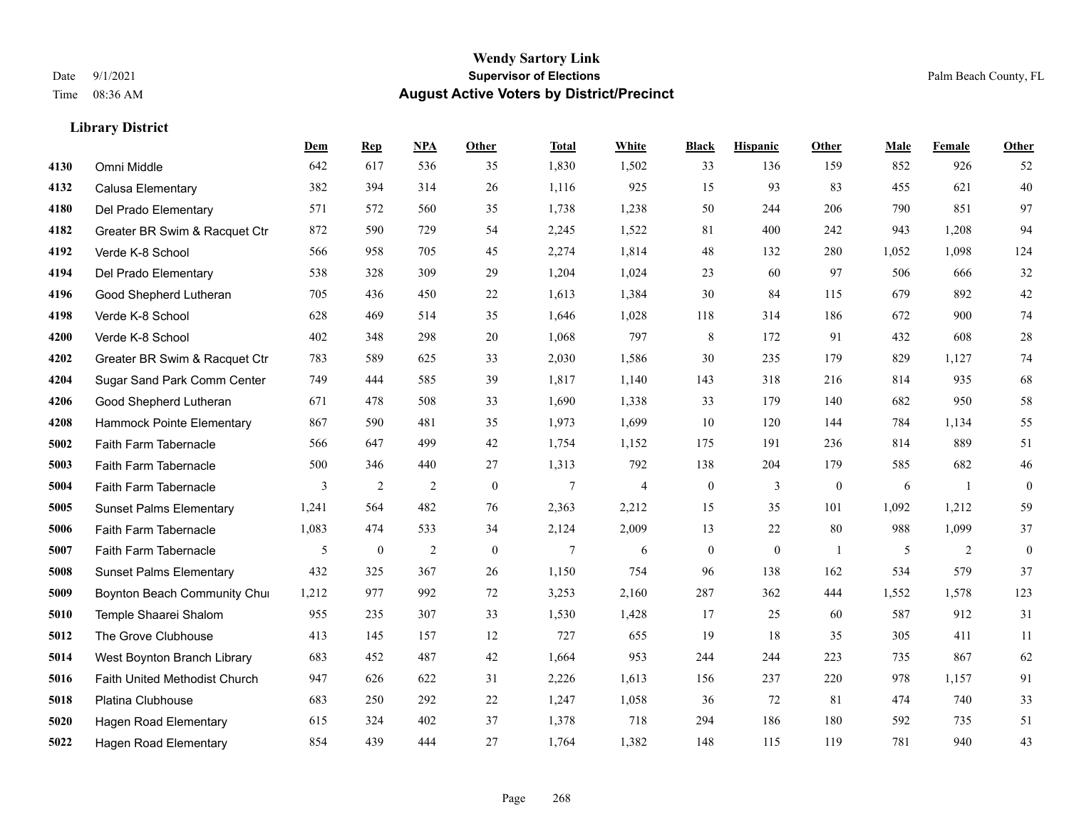**Wendy Sartory Link**
**Supervisor of Elections**
**August Active Voters by District/Precinct**

Date 9/1/2021
Time 08:36 AM
Palm Beach County, FL

### Library District

| | | Dem | Rep | NPA | Other | Total | White | Black | Hispanic | Other | Male | Female | Other |
|---|---|---|---|---|---|---|---|---|---|---|---|---|---|
| 4130 | Omni Middle | 642 | 617 | 536 | 35 | 1,830 | 1,502 | 33 | 136 | 159 | 852 | 926 | 52 |
| 4132 | Calusa Elementary | 382 | 394 | 314 | 26 | 1,116 | 925 | 15 | 93 | 83 | 455 | 621 | 40 |
| 4180 | Del Prado Elementary | 571 | 572 | 560 | 35 | 1,738 | 1,238 | 50 | 244 | 206 | 790 | 851 | 97 |
| 4182 | Greater BR Swim & Racquet Ctr | 872 | 590 | 729 | 54 | 2,245 | 1,522 | 81 | 400 | 242 | 943 | 1,208 | 94 |
| 4192 | Verde K-8 School | 566 | 958 | 705 | 45 | 2,274 | 1,814 | 48 | 132 | 280 | 1,052 | 1,098 | 124 |
| 4194 | Del Prado Elementary | 538 | 328 | 309 | 29 | 1,204 | 1,024 | 23 | 60 | 97 | 506 | 666 | 32 |
| 4196 | Good Shepherd Lutheran | 705 | 436 | 450 | 22 | 1,613 | 1,384 | 30 | 84 | 115 | 679 | 892 | 42 |
| 4198 | Verde K-8 School | 628 | 469 | 514 | 35 | 1,646 | 1,028 | 118 | 314 | 186 | 672 | 900 | 74 |
| 4200 | Verde K-8 School | 402 | 348 | 298 | 20 | 1,068 | 797 | 8 | 172 | 91 | 432 | 608 | 28 |
| 4202 | Greater BR Swim & Racquet Ctr | 783 | 589 | 625 | 33 | 2,030 | 1,586 | 30 | 235 | 179 | 829 | 1,127 | 74 |
| 4204 | Sugar Sand Park Comm Center | 749 | 444 | 585 | 39 | 1,817 | 1,140 | 143 | 318 | 216 | 814 | 935 | 68 |
| 4206 | Good Shepherd Lutheran | 671 | 478 | 508 | 33 | 1,690 | 1,338 | 33 | 179 | 140 | 682 | 950 | 58 |
| 4208 | Hammock Pointe Elementary | 867 | 590 | 481 | 35 | 1,973 | 1,699 | 10 | 120 | 144 | 784 | 1,134 | 55 |
| 5002 | Faith Farm Tabernacle | 566 | 647 | 499 | 42 | 1,754 | 1,152 | 175 | 191 | 236 | 814 | 889 | 51 |
| 5003 | Faith Farm Tabernacle | 500 | 346 | 440 | 27 | 1,313 | 792 | 138 | 204 | 179 | 585 | 682 | 46 |
| 5004 | Faith Farm Tabernacle | 3 | 2 | 2 | 0 | 7 | 4 | 0 | 3 | 0 | 6 | 1 | 0 |
| 5005 | Sunset Palms Elementary | 1,241 | 564 | 482 | 76 | 2,363 | 2,212 | 15 | 35 | 101 | 1,092 | 1,212 | 59 |
| 5006 | Faith Farm Tabernacle | 1,083 | 474 | 533 | 34 | 2,124 | 2,009 | 13 | 22 | 80 | 988 | 1,099 | 37 |
| 5007 | Faith Farm Tabernacle | 5 | 0 | 2 | 0 | 7 | 6 | 0 | 0 | 1 | 5 | 2 | 0 |
| 5008 | Sunset Palms Elementary | 432 | 325 | 367 | 26 | 1,150 | 754 | 96 | 138 | 162 | 534 | 579 | 37 |
| 5009 | Boynton Beach Community Chu | 1,212 | 977 | 992 | 72 | 3,253 | 2,160 | 287 | 362 | 444 | 1,552 | 1,578 | 123 |
| 5010 | Temple Shaarei Shalom | 955 | 235 | 307 | 33 | 1,530 | 1,428 | 17 | 25 | 60 | 587 | 912 | 31 |
| 5012 | The Grove Clubhouse | 413 | 145 | 157 | 12 | 727 | 655 | 19 | 18 | 35 | 305 | 411 | 11 |
| 5014 | West Boynton Branch Library | 683 | 452 | 487 | 42 | 1,664 | 953 | 244 | 244 | 223 | 735 | 867 | 62 |
| 5016 | Faith United Methodist Church | 947 | 626 | 622 | 31 | 2,226 | 1,613 | 156 | 237 | 220 | 978 | 1,157 | 91 |
| 5018 | Platina Clubhouse | 683 | 250 | 292 | 22 | 1,247 | 1,058 | 36 | 72 | 81 | 474 | 740 | 33 |
| 5020 | Hagen Road Elementary | 615 | 324 | 402 | 37 | 1,378 | 718 | 294 | 186 | 180 | 592 | 735 | 51 |
| 5022 | Hagen Road Elementary | 854 | 439 | 444 | 27 | 1,764 | 1,382 | 148 | 115 | 119 | 781 | 940 | 43 |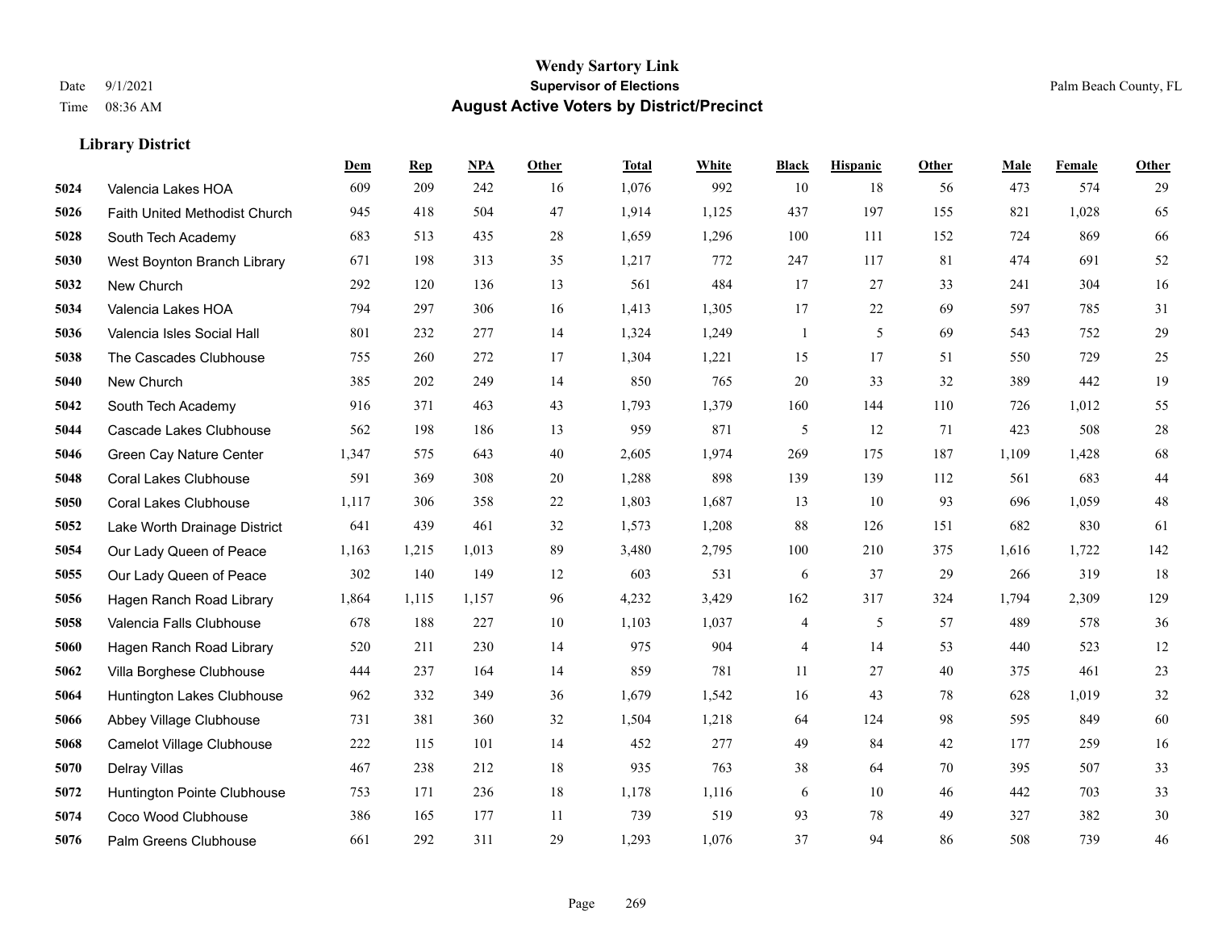# Wendy Sartory Link
## Supervisor of Elections
## August Active Voters by District/Precinct

Date 9/1/2021
Time 08:36 AM

Palm Beach County, FL

### Library District

| | | Dem | Rep | NPA | Other | Total | White | Black | Hispanic | Other | Male | Female | Other |
|---|---|---|---|---|---|---|---|---|---|---|---|---|---|
| 5024 | Valencia Lakes HOA | 609 | 209 | 242 | 16 | 1,076 | 992 | 10 | 18 | 56 | 473 | 574 | 29 |
| 5026 | Faith United Methodist Church | 945 | 418 | 504 | 47 | 1,914 | 1,125 | 437 | 197 | 155 | 821 | 1,028 | 65 |
| 5028 | South Tech Academy | 683 | 513 | 435 | 28 | 1,659 | 1,296 | 100 | 111 | 152 | 724 | 869 | 66 |
| 5030 | West Boynton Branch Library | 671 | 198 | 313 | 35 | 1,217 | 772 | 247 | 117 | 81 | 474 | 691 | 52 |
| 5032 | New Church | 292 | 120 | 136 | 13 | 561 | 484 | 17 | 27 | 33 | 241 | 304 | 16 |
| 5034 | Valencia Lakes HOA | 794 | 297 | 306 | 16 | 1,413 | 1,305 | 17 | 22 | 69 | 597 | 785 | 31 |
| 5036 | Valencia Isles Social Hall | 801 | 232 | 277 | 14 | 1,324 | 1,249 | 1 | 5 | 69 | 543 | 752 | 29 |
| 5038 | The Cascades Clubhouse | 755 | 260 | 272 | 17 | 1,304 | 1,221 | 15 | 17 | 51 | 550 | 729 | 25 |
| 5040 | New Church | 385 | 202 | 249 | 14 | 850 | 765 | 20 | 33 | 32 | 389 | 442 | 19 |
| 5042 | South Tech Academy | 916 | 371 | 463 | 43 | 1,793 | 1,379 | 160 | 144 | 110 | 726 | 1,012 | 55 |
| 5044 | Cascade Lakes Clubhouse | 562 | 198 | 186 | 13 | 959 | 871 | 5 | 12 | 71 | 423 | 508 | 28 |
| 5046 | Green Cay Nature Center | 1,347 | 575 | 643 | 40 | 2,605 | 1,974 | 269 | 175 | 187 | 1,109 | 1,428 | 68 |
| 5048 | Coral Lakes Clubhouse | 591 | 369 | 308 | 20 | 1,288 | 898 | 139 | 139 | 112 | 561 | 683 | 44 |
| 5050 | Coral Lakes Clubhouse | 1,117 | 306 | 358 | 22 | 1,803 | 1,687 | 13 | 10 | 93 | 696 | 1,059 | 48 |
| 5052 | Lake Worth Drainage District | 641 | 439 | 461 | 32 | 1,573 | 1,208 | 88 | 126 | 151 | 682 | 830 | 61 |
| 5054 | Our Lady Queen of Peace | 1,163 | 1,215 | 1,013 | 89 | 3,480 | 2,795 | 100 | 210 | 375 | 1,616 | 1,722 | 142 |
| 5055 | Our Lady Queen of Peace | 302 | 140 | 149 | 12 | 603 | 531 | 6 | 37 | 29 | 266 | 319 | 18 |
| 5056 | Hagen Ranch Road Library | 1,864 | 1,115 | 1,157 | 96 | 4,232 | 3,429 | 162 | 317 | 324 | 1,794 | 2,309 | 129 |
| 5058 | Valencia Falls Clubhouse | 678 | 188 | 227 | 10 | 1,103 | 1,037 | 4 | 5 | 57 | 489 | 578 | 36 |
| 5060 | Hagen Ranch Road Library | 520 | 211 | 230 | 14 | 975 | 904 | 4 | 14 | 53 | 440 | 523 | 12 |
| 5062 | Villa Borghese Clubhouse | 444 | 237 | 164 | 14 | 859 | 781 | 11 | 27 | 40 | 375 | 461 | 23 |
| 5064 | Huntington Lakes Clubhouse | 962 | 332 | 349 | 36 | 1,679 | 1,542 | 16 | 43 | 78 | 628 | 1,019 | 32 |
| 5066 | Abbey Village Clubhouse | 731 | 381 | 360 | 32 | 1,504 | 1,218 | 64 | 124 | 98 | 595 | 849 | 60 |
| 5068 | Camelot Village Clubhouse | 222 | 115 | 101 | 14 | 452 | 277 | 49 | 84 | 42 | 177 | 259 | 16 |
| 5070 | Delray Villas | 467 | 238 | 212 | 18 | 935 | 763 | 38 | 64 | 70 | 395 | 507 | 33 |
| 5072 | Huntington Pointe Clubhouse | 753 | 171 | 236 | 18 | 1,178 | 1,116 | 6 | 10 | 46 | 442 | 703 | 33 |
| 5074 | Coco Wood Clubhouse | 386 | 165 | 177 | 11 | 739 | 519 | 93 | 78 | 49 | 327 | 382 | 30 |
| 5076 | Palm Greens Clubhouse | 661 | 292 | 311 | 29 | 1,293 | 1,076 | 37 | 94 | 86 | 508 | 739 | 46 |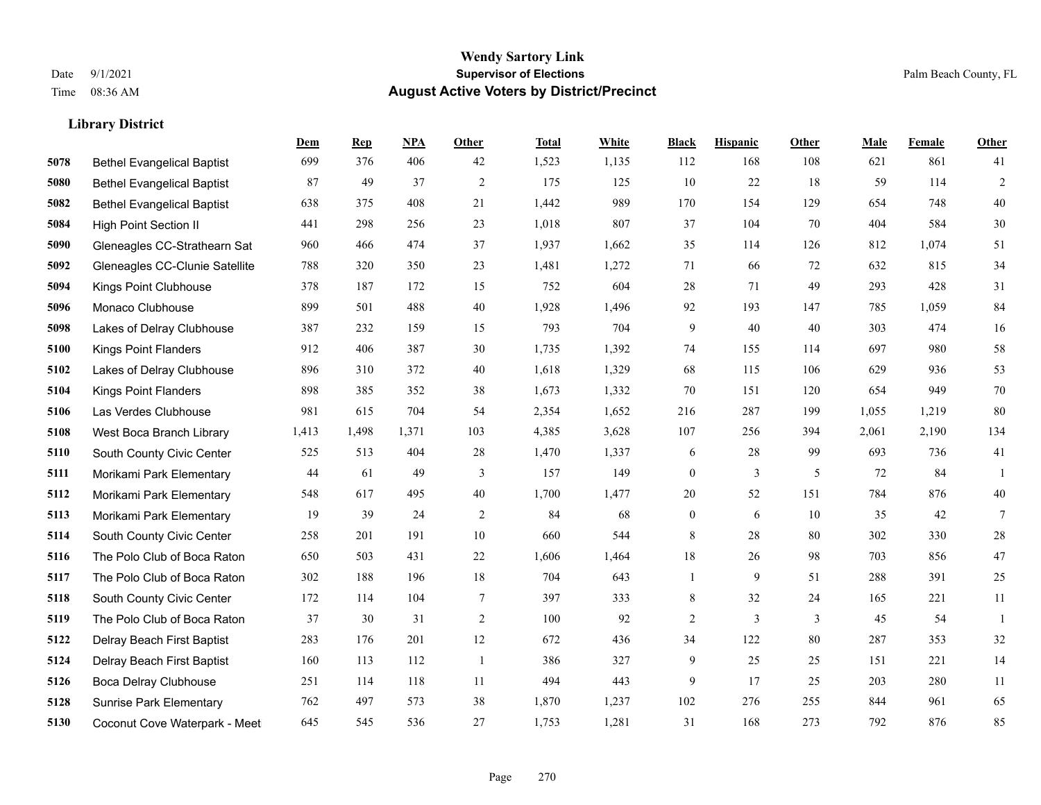**Wendy Sartory Link**
**Supervisor of Elections**
**August Active Voters by District/Precinct**

Date 9/1/2021
Time 08:36 AM

Palm Beach County, FL

### Library District

| | | Dem | Rep | NPA | Other | Total | White | Black | Hispanic | Other | Male | Female | Other |
|---|---|---|---|---|---|---|---|---|---|---|---|---|---|
| 5078 | Bethel Evangelical Baptist | 699 | 376 | 406 | 42 | 1,523 | 1,135 | 112 | 168 | 108 | 621 | 861 | 41 |
| 5080 | Bethel Evangelical Baptist | 87 | 49 | 37 | 2 | 175 | 125 | 10 | 22 | 18 | 59 | 114 | 2 |
| 5082 | Bethel Evangelical Baptist | 638 | 375 | 408 | 21 | 1,442 | 989 | 170 | 154 | 129 | 654 | 748 | 40 |
| 5084 | High Point Section II | 441 | 298 | 256 | 23 | 1,018 | 807 | 37 | 104 | 70 | 404 | 584 | 30 |
| 5090 | Gleneagles CC-Strathearn Sat | 960 | 466 | 474 | 37 | 1,937 | 1,662 | 35 | 114 | 126 | 812 | 1,074 | 51 |
| 5092 | Gleneagles CC-Clunie Satellite | 788 | 320 | 350 | 23 | 1,481 | 1,272 | 71 | 66 | 72 | 632 | 815 | 34 |
| 5094 | Kings Point Clubhouse | 378 | 187 | 172 | 15 | 752 | 604 | 28 | 71 | 49 | 293 | 428 | 31 |
| 5096 | Monaco Clubhouse | 899 | 501 | 488 | 40 | 1,928 | 1,496 | 92 | 193 | 147 | 785 | 1,059 | 84 |
| 5098 | Lakes of Delray Clubhouse | 387 | 232 | 159 | 15 | 793 | 704 | 9 | 40 | 40 | 303 | 474 | 16 |
| 5100 | Kings Point Flanders | 912 | 406 | 387 | 30 | 1,735 | 1,392 | 74 | 155 | 114 | 697 | 980 | 58 |
| 5102 | Lakes of Delray Clubhouse | 896 | 310 | 372 | 40 | 1,618 | 1,329 | 68 | 115 | 106 | 629 | 936 | 53 |
| 5104 | Kings Point Flanders | 898 | 385 | 352 | 38 | 1,673 | 1,332 | 70 | 151 | 120 | 654 | 949 | 70 |
| 5106 | Las Verdes Clubhouse | 981 | 615 | 704 | 54 | 2,354 | 1,652 | 216 | 287 | 199 | 1,055 | 1,219 | 80 |
| 5108 | West Boca Branch Library | 1,413 | 1,498 | 1,371 | 103 | 4,385 | 3,628 | 107 | 256 | 394 | 2,061 | 2,190 | 134 |
| 5110 | South County Civic Center | 525 | 513 | 404 | 28 | 1,470 | 1,337 | 6 | 28 | 99 | 693 | 736 | 41 |
| 5111 | Morikami Park Elementary | 44 | 61 | 49 | 3 | 157 | 149 | 0 | 3 | 5 | 72 | 84 | 1 |
| 5112 | Morikami Park Elementary | 548 | 617 | 495 | 40 | 1,700 | 1,477 | 20 | 52 | 151 | 784 | 876 | 40 |
| 5113 | Morikami Park Elementary | 19 | 39 | 24 | 2 | 84 | 68 | 0 | 6 | 10 | 35 | 42 | 7 |
| 5114 | South County Civic Center | 258 | 201 | 191 | 10 | 660 | 544 | 8 | 28 | 80 | 302 | 330 | 28 |
| 5116 | The Polo Club of Boca Raton | 650 | 503 | 431 | 22 | 1,606 | 1,464 | 18 | 26 | 98 | 703 | 856 | 47 |
| 5117 | The Polo Club of Boca Raton | 302 | 188 | 196 | 18 | 704 | 643 | 1 | 9 | 51 | 288 | 391 | 25 |
| 5118 | South County Civic Center | 172 | 114 | 104 | 7 | 397 | 333 | 8 | 32 | 24 | 165 | 221 | 11 |
| 5119 | The Polo Club of Boca Raton | 37 | 30 | 31 | 2 | 100 | 92 | 2 | 3 | 3 | 45 | 54 | 1 |
| 5122 | Delray Beach First Baptist | 283 | 176 | 201 | 12 | 672 | 436 | 34 | 122 | 80 | 287 | 353 | 32 |
| 5124 | Delray Beach First Baptist | 160 | 113 | 112 | 1 | 386 | 327 | 9 | 25 | 25 | 151 | 221 | 14 |
| 5126 | Boca Delray Clubhouse | 251 | 114 | 118 | 11 | 494 | 443 | 9 | 17 | 25 | 203 | 280 | 11 |
| 5128 | Sunrise Park Elementary | 762 | 497 | 573 | 38 | 1,870 | 1,237 | 102 | 276 | 255 | 844 | 961 | 65 |
| 5130 | Coconut Cove Waterpark - Meet | 645 | 545 | 536 | 27 | 1,753 | 1,281 | 31 | 168 | 273 | 792 | 876 | 85 |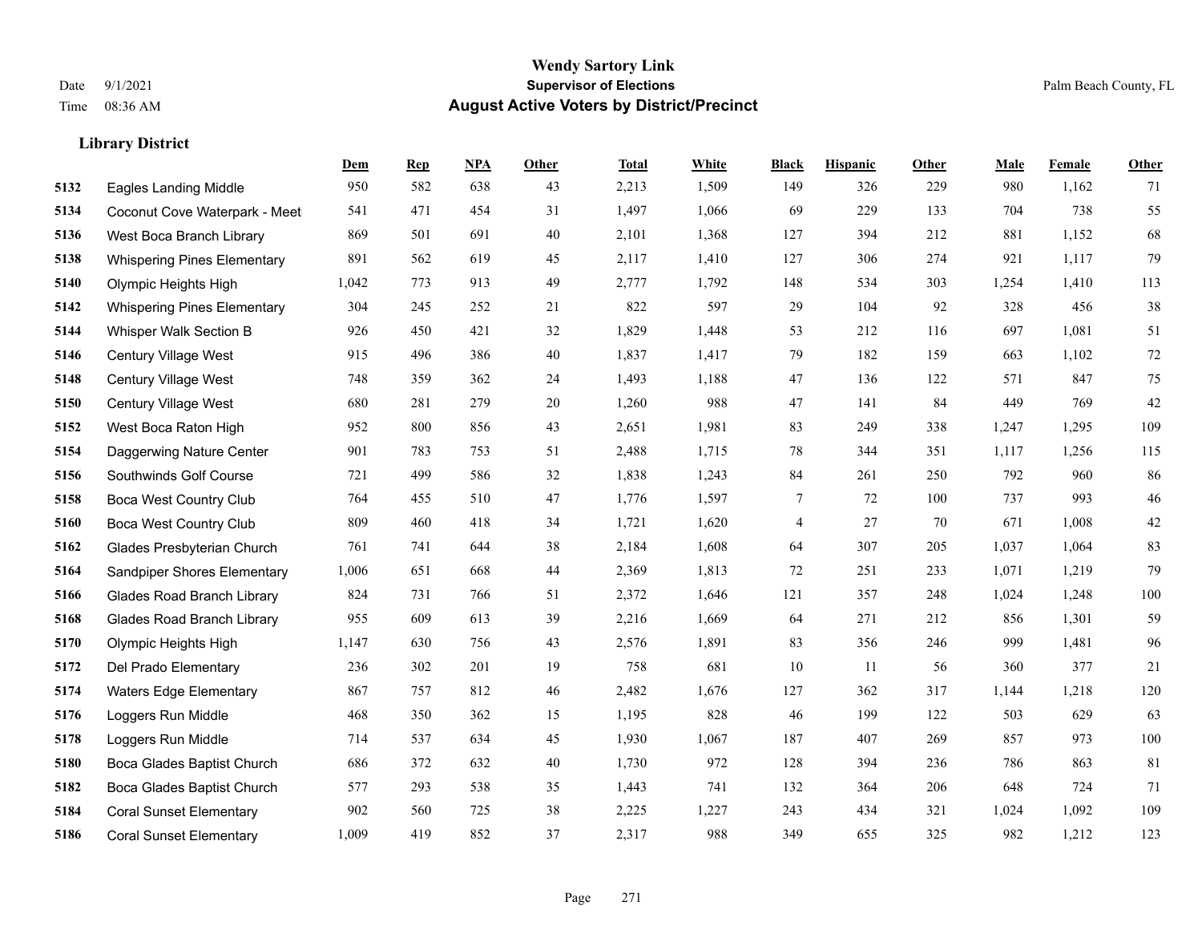# Wendy Sartory Link
## Supervisor of Elections
## August Active Voters by District/Precinct

Date 9/1/2021
Time 08:36 AM

Palm Beach County, FL

### Library District

| | | Dem | Rep | NPA | Other | Total | White | Black | Hispanic | Other | Male | Female | Other |
|---|---|---|---|---|---|---|---|---|---|---|---|---|---|
| 5132 | Eagles Landing Middle | 950 | 582 | 638 | 43 | 2,213 | 1,509 | 149 | 326 | 229 | 980 | 1,162 | 71 |
| 5134 | Coconut Cove Waterpark - Meet | 541 | 471 | 454 | 31 | 1,497 | 1,066 | 69 | 229 | 133 | 704 | 738 | 55 |
| 5136 | West Boca Branch Library | 869 | 501 | 691 | 40 | 2,101 | 1,368 | 127 | 394 | 212 | 881 | 1,152 | 68 |
| 5138 | Whispering Pines Elementary | 891 | 562 | 619 | 45 | 2,117 | 1,410 | 127 | 306 | 274 | 921 | 1,117 | 79 |
| 5140 | Olympic Heights High | 1,042 | 773 | 913 | 49 | 2,777 | 1,792 | 148 | 534 | 303 | 1,254 | 1,410 | 113 |
| 5142 | Whispering Pines Elementary | 304 | 245 | 252 | 21 | 822 | 597 | 29 | 104 | 92 | 328 | 456 | 38 |
| 5144 | Whisper Walk Section B | 926 | 450 | 421 | 32 | 1,829 | 1,448 | 53 | 212 | 116 | 697 | 1,081 | 51 |
| 5146 | Century Village West | 915 | 496 | 386 | 40 | 1,837 | 1,417 | 79 | 182 | 159 | 663 | 1,102 | 72 |
| 5148 | Century Village West | 748 | 359 | 362 | 24 | 1,493 | 1,188 | 47 | 136 | 122 | 571 | 847 | 75 |
| 5150 | Century Village West | 680 | 281 | 279 | 20 | 1,260 | 988 | 47 | 141 | 84 | 449 | 769 | 42 |
| 5152 | West Boca Raton High | 952 | 800 | 856 | 43 | 2,651 | 1,981 | 83 | 249 | 338 | 1,247 | 1,295 | 109 |
| 5154 | Daggerwing Nature Center | 901 | 783 | 753 | 51 | 2,488 | 1,715 | 78 | 344 | 351 | 1,117 | 1,256 | 115 |
| 5156 | Southwinds Golf Course | 721 | 499 | 586 | 32 | 1,838 | 1,243 | 84 | 261 | 250 | 792 | 960 | 86 |
| 5158 | Boca West Country Club | 764 | 455 | 510 | 47 | 1,776 | 1,597 | 7 | 72 | 100 | 737 | 993 | 46 |
| 5160 | Boca West Country Club | 809 | 460 | 418 | 34 | 1,721 | 1,620 | 4 | 27 | 70 | 671 | 1,008 | 42 |
| 5162 | Glades Presbyterian Church | 761 | 741 | 644 | 38 | 2,184 | 1,608 | 64 | 307 | 205 | 1,037 | 1,064 | 83 |
| 5164 | Sandpiper Shores Elementary | 1,006 | 651 | 668 | 44 | 2,369 | 1,813 | 72 | 251 | 233 | 1,071 | 1,219 | 79 |
| 5166 | Glades Road Branch Library | 824 | 731 | 766 | 51 | 2,372 | 1,646 | 121 | 357 | 248 | 1,024 | 1,248 | 100 |
| 5168 | Glades Road Branch Library | 955 | 609 | 613 | 39 | 2,216 | 1,669 | 64 | 271 | 212 | 856 | 1,301 | 59 |
| 5170 | Olympic Heights High | 1,147 | 630 | 756 | 43 | 2,576 | 1,891 | 83 | 356 | 246 | 999 | 1,481 | 96 |
| 5172 | Del Prado Elementary | 236 | 302 | 201 | 19 | 758 | 681 | 10 | 11 | 56 | 360 | 377 | 21 |
| 5174 | Waters Edge Elementary | 867 | 757 | 812 | 46 | 2,482 | 1,676 | 127 | 362 | 317 | 1,144 | 1,218 | 120 |
| 5176 | Loggers Run Middle | 468 | 350 | 362 | 15 | 1,195 | 828 | 46 | 199 | 122 | 503 | 629 | 63 |
| 5178 | Loggers Run Middle | 714 | 537 | 634 | 45 | 1,930 | 1,067 | 187 | 407 | 269 | 857 | 973 | 100 |
| 5180 | Boca Glades Baptist Church | 686 | 372 | 632 | 40 | 1,730 | 972 | 128 | 394 | 236 | 786 | 863 | 81 |
| 5182 | Boca Glades Baptist Church | 577 | 293 | 538 | 35 | 1,443 | 741 | 132 | 364 | 206 | 648 | 724 | 71 |
| 5184 | Coral Sunset Elementary | 902 | 560 | 725 | 38 | 2,225 | 1,227 | 243 | 434 | 321 | 1,024 | 1,092 | 109 |
| 5186 | Coral Sunset Elementary | 1,009 | 419 | 852 | 37 | 2,317 | 988 | 349 | 655 | 325 | 982 | 1,212 | 123 |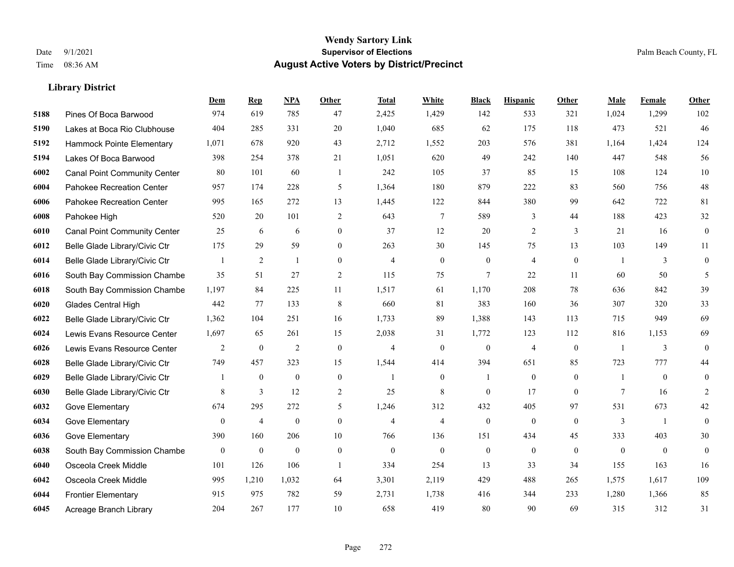**Wendy Sartory Link**
**Supervisor of Elections**
**August Active Voters by District/Precinct**

Date 9/1/2021
Time 08:36 AM
Palm Beach County, FL

### Library District

| | | Dem | Rep | NPA | Other | Total | White | Black | Hispanic | Other | Male | Female | Other |
|---|---|---|---|---|---|---|---|---|---|---|---|---|---|
| 5188 | Pines Of Boca Barwood | 974 | 619 | 785 | 47 | 2,425 | 1,429 | 142 | 533 | 321 | 1,024 | 1,299 | 102 |
| 5190 | Lakes at Boca Rio Clubhouse | 404 | 285 | 331 | 20 | 1,040 | 685 | 62 | 175 | 118 | 473 | 521 | 46 |
| 5192 | Hammock Pointe Elementary | 1,071 | 678 | 920 | 43 | 2,712 | 1,552 | 203 | 576 | 381 | 1,164 | 1,424 | 124 |
| 5194 | Lakes Of Boca Barwood | 398 | 254 | 378 | 21 | 1,051 | 620 | 49 | 242 | 140 | 447 | 548 | 56 |
| 6002 | Canal Point Community Center | 80 | 101 | 60 | 1 | 242 | 105 | 37 | 85 | 15 | 108 | 124 | 10 |
| 6004 | Pahokee Recreation Center | 957 | 174 | 228 | 5 | 1,364 | 180 | 879 | 222 | 83 | 560 | 756 | 48 |
| 6006 | Pahokee Recreation Center | 995 | 165 | 272 | 13 | 1,445 | 122 | 844 | 380 | 99 | 642 | 722 | 81 |
| 6008 | Pahokee High | 520 | 20 | 101 | 2 | 643 | 7 | 589 | 3 | 44 | 188 | 423 | 32 |
| 6010 | Canal Point Community Center | 25 | 6 | 6 | 0 | 37 | 12 | 20 | 2 | 3 | 21 | 16 | 0 |
| 6012 | Belle Glade Library/Civic Ctr | 175 | 29 | 59 | 0 | 263 | 30 | 145 | 75 | 13 | 103 | 149 | 11 |
| 6014 | Belle Glade Library/Civic Ctr | 1 | 2 | 1 | 0 | 4 | 0 | 0 | 4 | 0 | 1 | 3 | 0 |
| 6016 | South Bay Commission Chambe | 35 | 51 | 27 | 2 | 115 | 75 | 7 | 22 | 11 | 60 | 50 | 5 |
| 6018 | South Bay Commission Chambe | 1,197 | 84 | 225 | 11 | 1,517 | 61 | 1,170 | 208 | 78 | 636 | 842 | 39 |
| 6020 | Glades Central High | 442 | 77 | 133 | 8 | 660 | 81 | 383 | 160 | 36 | 307 | 320 | 33 |
| 6022 | Belle Glade Library/Civic Ctr | 1,362 | 104 | 251 | 16 | 1,733 | 89 | 1,388 | 143 | 113 | 715 | 949 | 69 |
| 6024 | Lewis Evans Resource Center | 1,697 | 65 | 261 | 15 | 2,038 | 31 | 1,772 | 123 | 112 | 816 | 1,153 | 69 |
| 6026 | Lewis Evans Resource Center | 2 | 0 | 2 | 0 | 4 | 0 | 0 | 4 | 0 | 1 | 3 | 0 |
| 6028 | Belle Glade Library/Civic Ctr | 749 | 457 | 323 | 15 | 1,544 | 414 | 394 | 651 | 85 | 723 | 777 | 44 |
| 6029 | Belle Glade Library/Civic Ctr | 1 | 0 | 0 | 0 | 1 | 0 | 1 | 0 | 0 | 1 | 0 | 0 |
| 6030 | Belle Glade Library/Civic Ctr | 8 | 3 | 12 | 2 | 25 | 8 | 0 | 17 | 0 | 7 | 16 | 2 |
| 6032 | Gove Elementary | 674 | 295 | 272 | 5 | 1,246 | 312 | 432 | 405 | 97 | 531 | 673 | 42 |
| 6034 | Gove Elementary | 0 | 4 | 0 | 0 | 4 | 4 | 0 | 0 | 0 | 3 | 1 | 0 |
| 6036 | Gove Elementary | 390 | 160 | 206 | 10 | 766 | 136 | 151 | 434 | 45 | 333 | 403 | 30 |
| 6038 | South Bay Commission Chambe | 0 | 0 | 0 | 0 | 0 | 0 | 0 | 0 | 0 | 0 | 0 | 0 |
| 6040 | Osceola Creek Middle | 101 | 126 | 106 | 1 | 334 | 254 | 13 | 33 | 34 | 155 | 163 | 16 |
| 6042 | Osceola Creek Middle | 995 | 1,210 | 1,032 | 64 | 3,301 | 2,119 | 429 | 488 | 265 | 1,575 | 1,617 | 109 |
| 6044 | Frontier Elementary | 915 | 975 | 782 | 59 | 2,731 | 1,738 | 416 | 344 | 233 | 1,280 | 1,366 | 85 |
| 6045 | Acreage Branch Library | 204 | 267 | 177 | 10 | 658 | 419 | 80 | 90 | 69 | 315 | 312 | 31 |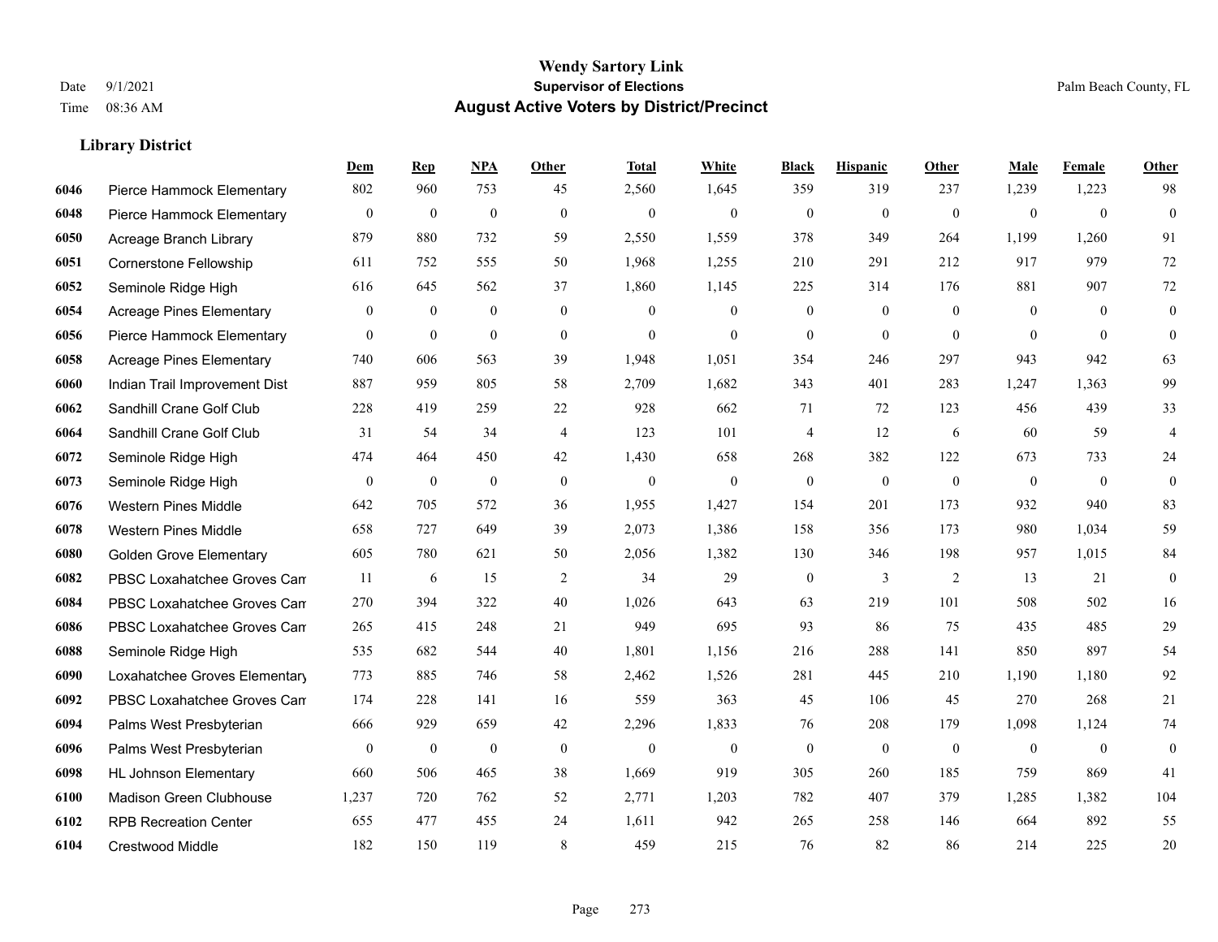**Wendy Sartory Link**

**Supervisor of Elections**

**August Active Voters by District/Precinct**

Date 9/1/2021
Time 08:36 AM

Palm Beach County, FL

### Library District

| | | Dem | Rep | NPA | Other | Total | White | Black | Hispanic | Other | Male | Female | Other |
|---|---|---|---|---|---|---|---|---|---|---|---|---|---|
| 6046 | Pierce Hammock Elementary | 802 | 960 | 753 | 45 | 2,560 | 1,645 | 359 | 319 | 237 | 1,239 | 1,223 | 98 |
| 6048 | Pierce Hammock Elementary | 0 | 0 | 0 | 0 | 0 | 0 | 0 | 0 | 0 | 0 | 0 | 0 |
| 6050 | Acreage Branch Library | 879 | 880 | 732 | 59 | 2,550 | 1,559 | 378 | 349 | 264 | 1,199 | 1,260 | 91 |
| 6051 | Cornerstone Fellowship | 611 | 752 | 555 | 50 | 1,968 | 1,255 | 210 | 291 | 212 | 917 | 979 | 72 |
| 6052 | Seminole Ridge High | 616 | 645 | 562 | 37 | 1,860 | 1,145 | 225 | 314 | 176 | 881 | 907 | 72 |
| 6054 | Acreage Pines Elementary | 0 | 0 | 0 | 0 | 0 | 0 | 0 | 0 | 0 | 0 | 0 | 0 |
| 6056 | Pierce Hammock Elementary | 0 | 0 | 0 | 0 | 0 | 0 | 0 | 0 | 0 | 0 | 0 | 0 |
| 6058 | Acreage Pines Elementary | 740 | 606 | 563 | 39 | 1,948 | 1,051 | 354 | 246 | 297 | 943 | 942 | 63 |
| 6060 | Indian Trail Improvement Dist | 887 | 959 | 805 | 58 | 2,709 | 1,682 | 343 | 401 | 283 | 1,247 | 1,363 | 99 |
| 6062 | Sandhill Crane Golf Club | 228 | 419 | 259 | 22 | 928 | 662 | 71 | 72 | 123 | 456 | 439 | 33 |
| 6064 | Sandhill Crane Golf Club | 31 | 54 | 34 | 4 | 123 | 101 | 4 | 12 | 6 | 60 | 59 | 4 |
| 6072 | Seminole Ridge High | 474 | 464 | 450 | 42 | 1,430 | 658 | 268 | 382 | 122 | 673 | 733 | 24 |
| 6073 | Seminole Ridge High | 0 | 0 | 0 | 0 | 0 | 0 | 0 | 0 | 0 | 0 | 0 | 0 |
| 6076 | Western Pines Middle | 642 | 705 | 572 | 36 | 1,955 | 1,427 | 154 | 201 | 173 | 932 | 940 | 83 |
| 6078 | Western Pines Middle | 658 | 727 | 649 | 39 | 2,073 | 1,386 | 158 | 356 | 173 | 980 | 1,034 | 59 |
| 6080 | Golden Grove Elementary | 605 | 780 | 621 | 50 | 2,056 | 1,382 | 130 | 346 | 198 | 957 | 1,015 | 84 |
| 6082 | PBSC Loxahatchee Groves Cam | 11 | 6 | 15 | 2 | 34 | 29 | 0 | 3 | 2 | 13 | 21 | 0 |
| 6084 | PBSC Loxahatchee Groves Cam | 270 | 394 | 322 | 40 | 1,026 | 643 | 63 | 219 | 101 | 508 | 502 | 16 |
| 6086 | PBSC Loxahatchee Groves Cam | 265 | 415 | 248 | 21 | 949 | 695 | 93 | 86 | 75 | 435 | 485 | 29 |
| 6088 | Seminole Ridge High | 535 | 682 | 544 | 40 | 1,801 | 1,156 | 216 | 288 | 141 | 850 | 897 | 54 |
| 6090 | Loxahatchee Groves Elementary | 773 | 885 | 746 | 58 | 2,462 | 1,526 | 281 | 445 | 210 | 1,190 | 1,180 | 92 |
| 6092 | PBSC Loxahatchee Groves Cam | 174 | 228 | 141 | 16 | 559 | 363 | 45 | 106 | 45 | 270 | 268 | 21 |
| 6094 | Palms West Presbyterian | 666 | 929 | 659 | 42 | 2,296 | 1,833 | 76 | 208 | 179 | 1,098 | 1,124 | 74 |
| 6096 | Palms West Presbyterian | 0 | 0 | 0 | 0 | 0 | 0 | 0 | 0 | 0 | 0 | 0 | 0 |
| 6098 | HL Johnson Elementary | 660 | 506 | 465 | 38 | 1,669 | 919 | 305 | 260 | 185 | 759 | 869 | 41 |
| 6100 | Madison Green Clubhouse | 1,237 | 720 | 762 | 52 | 2,771 | 1,203 | 782 | 407 | 379 | 1,285 | 1,382 | 104 |
| 6102 | RPB Recreation Center | 655 | 477 | 455 | 24 | 1,611 | 942 | 265 | 258 | 146 | 664 | 892 | 55 |
| 6104 | Crestwood Middle | 182 | 150 | 119 | 8 | 459 | 215 | 76 | 82 | 86 | 214 | 225 | 20 |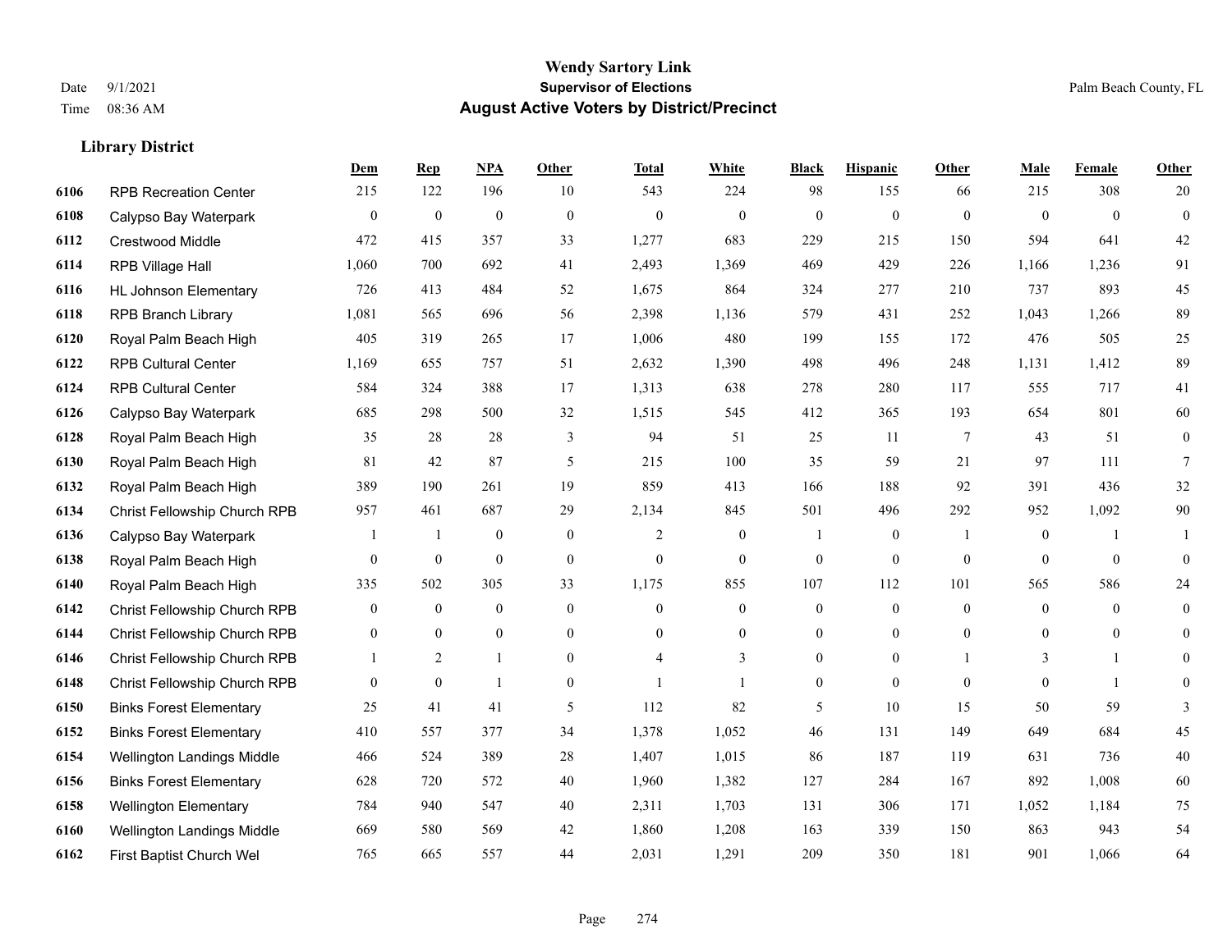# Wendy Sartory Link
## Supervisor of Elections
## August Active Voters by District/Precinct

Date 9/1/2021
Time 08:36 AM

Palm Beach County, FL

### Library District

| | | Dem | Rep | NPA | Other | Total | White | Black | Hispanic | Other | Male | Female | Other |
|---|---|---|---|---|---|---|---|---|---|---|---|---|---|
| 6106 | RPB Recreation Center | 215 | 122 | 196 | 10 | 543 | 224 | 98 | 155 | 66 | 215 | 308 | 20 |
| 6108 | Calypso Bay Waterpark | 0 | 0 | 0 | 0 | 0 | 0 | 0 | 0 | 0 | 0 | 0 | 0 |
| 6112 | Crestwood Middle | 472 | 415 | 357 | 33 | 1,277 | 683 | 229 | 215 | 150 | 594 | 641 | 42 |
| 6114 | RPB Village Hall | 1,060 | 700 | 692 | 41 | 2,493 | 1,369 | 469 | 429 | 226 | 1,166 | 1,236 | 91 |
| 6116 | HL Johnson Elementary | 726 | 413 | 484 | 52 | 1,675 | 864 | 324 | 277 | 210 | 737 | 893 | 45 |
| 6118 | RPB Branch Library | 1,081 | 565 | 696 | 56 | 2,398 | 1,136 | 579 | 431 | 252 | 1,043 | 1,266 | 89 |
| 6120 | Royal Palm Beach High | 405 | 319 | 265 | 17 | 1,006 | 480 | 199 | 155 | 172 | 476 | 505 | 25 |
| 6122 | RPB Cultural Center | 1,169 | 655 | 757 | 51 | 2,632 | 1,390 | 498 | 496 | 248 | 1,131 | 1,412 | 89 |
| 6124 | RPB Cultural Center | 584 | 324 | 388 | 17 | 1,313 | 638 | 278 | 280 | 117 | 555 | 717 | 41 |
| 6126 | Calypso Bay Waterpark | 685 | 298 | 500 | 32 | 1,515 | 545 | 412 | 365 | 193 | 654 | 801 | 60 |
| 6128 | Royal Palm Beach High | 35 | 28 | 28 | 3 | 94 | 51 | 25 | 11 | 7 | 43 | 51 | 0 |
| 6130 | Royal Palm Beach High | 81 | 42 | 87 | 5 | 215 | 100 | 35 | 59 | 21 | 97 | 111 | 7 |
| 6132 | Royal Palm Beach High | 389 | 190 | 261 | 19 | 859 | 413 | 166 | 188 | 92 | 391 | 436 | 32 |
| 6134 | Christ Fellowship Church RPB | 957 | 461 | 687 | 29 | 2,134 | 845 | 501 | 496 | 292 | 952 | 1,092 | 90 |
| 6136 | Calypso Bay Waterpark | 1 | 1 | 0 | 0 | 2 | 0 | 1 | 0 | 1 | 0 | 1 | 1 |
| 6138 | Royal Palm Beach High | 0 | 0 | 0 | 0 | 0 | 0 | 0 | 0 | 0 | 0 | 0 | 0 |
| 6140 | Royal Palm Beach High | 335 | 502 | 305 | 33 | 1,175 | 855 | 107 | 112 | 101 | 565 | 586 | 24 |
| 6142 | Christ Fellowship Church RPB | 0 | 0 | 0 | 0 | 0 | 0 | 0 | 0 | 0 | 0 | 0 | 0 |
| 6144 | Christ Fellowship Church RPB | 0 | 0 | 0 | 0 | 0 | 0 | 0 | 0 | 0 | 0 | 0 | 0 |
| 6146 | Christ Fellowship Church RPB | 1 | 2 | 1 | 0 | 4 | 3 | 0 | 0 | 1 | 3 | 1 | 0 |
| 6148 | Christ Fellowship Church RPB | 0 | 0 | 1 | 0 | 1 | 1 | 0 | 0 | 0 | 0 | 1 | 0 |
| 6150 | Binks Forest Elementary | 25 | 41 | 41 | 5 | 112 | 82 | 5 | 10 | 15 | 50 | 59 | 3 |
| 6152 | Binks Forest Elementary | 410 | 557 | 377 | 34 | 1,378 | 1,052 | 46 | 131 | 149 | 649 | 684 | 45 |
| 6154 | Wellington Landings Middle | 466 | 524 | 389 | 28 | 1,407 | 1,015 | 86 | 187 | 119 | 631 | 736 | 40 |
| 6156 | Binks Forest Elementary | 628 | 720 | 572 | 40 | 1,960 | 1,382 | 127 | 284 | 167 | 892 | 1,008 | 60 |
| 6158 | Wellington Elementary | 784 | 940 | 547 | 40 | 2,311 | 1,703 | 131 | 306 | 171 | 1,052 | 1,184 | 75 |
| 6160 | Wellington Landings Middle | 669 | 580 | 569 | 42 | 1,860 | 1,208 | 163 | 339 | 150 | 863 | 943 | 54 |
| 6162 | First Baptist Church Wel | 765 | 665 | 557 | 44 | 2,031 | 1,291 | 209 | 350 | 181 | 901 | 1,066 | 64 |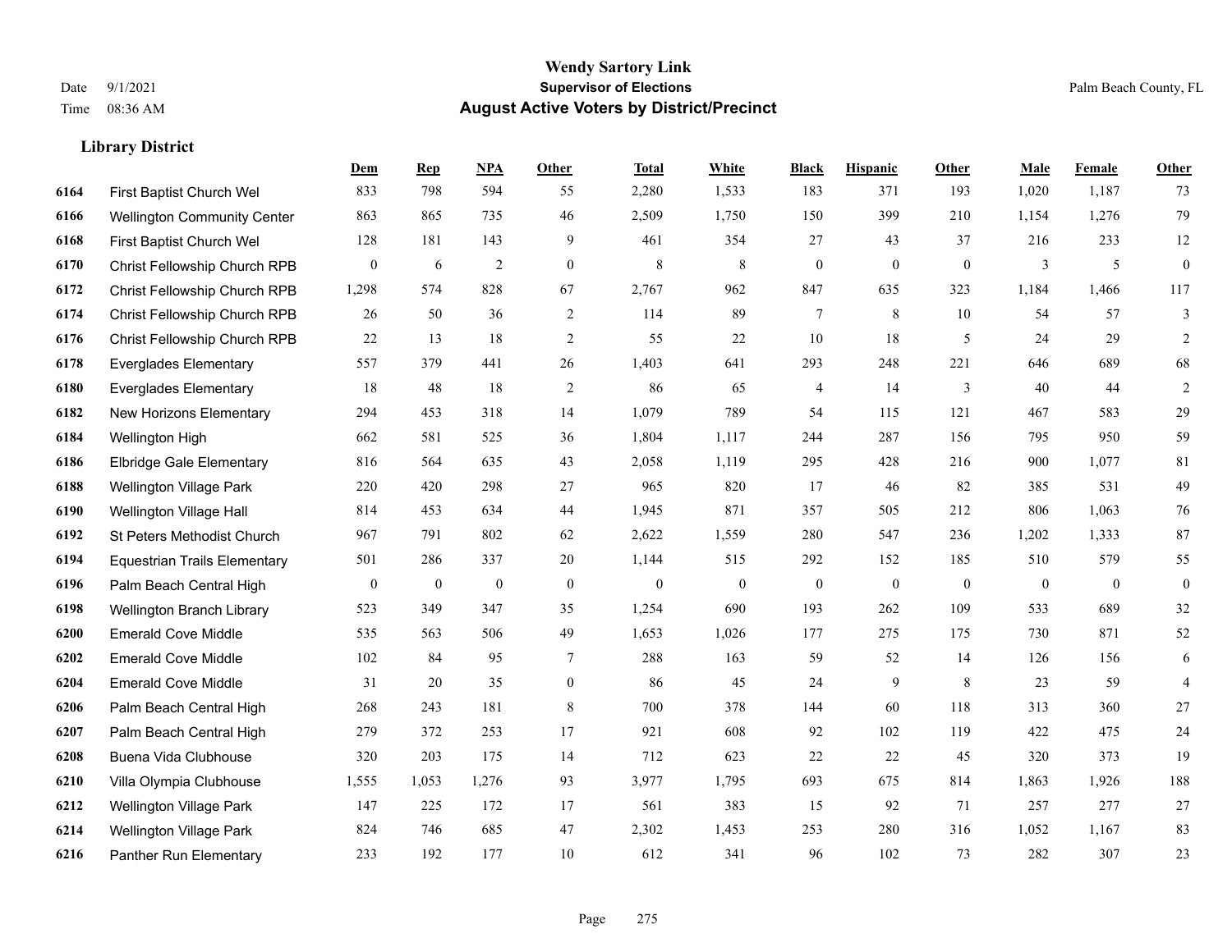# Wendy Sartory Link

**Supervisor of Elections**

**August Active Voters by District/Precinct**

Date 9/1/2021
Time 08:36 AM

Palm Beach County, FL

### Library District

| | | Dem | Rep | NPA | Other | Total | White | Black | Hispanic | Other | Male | Female | Other |
|---|---|---|---|---|---|---|---|---|---|---|---|---|---|
| 6164 | First Baptist Church Wel | 833 | 798 | 594 | 55 | 2,280 | 1,533 | 183 | 371 | 193 | 1,020 | 1,187 | 73 |
| 6166 | Wellington Community Center | 863 | 865 | 735 | 46 | 2,509 | 1,750 | 150 | 399 | 210 | 1,154 | 1,276 | 79 |
| 6168 | First Baptist Church Wel | 128 | 181 | 143 | 9 | 461 | 354 | 27 | 43 | 37 | 216 | 233 | 12 |
| 6170 | Christ Fellowship Church RPB | 0 | 6 | 2 | 0 | 8 | 8 | 0 | 0 | 0 | 3 | 5 | 0 |
| 6172 | Christ Fellowship Church RPB | 1,298 | 574 | 828 | 67 | 2,767 | 962 | 847 | 635 | 323 | 1,184 | 1,466 | 117 |
| 6174 | Christ Fellowship Church RPB | 26 | 50 | 36 | 2 | 114 | 89 | 7 | 8 | 10 | 54 | 57 | 3 |
| 6176 | Christ Fellowship Church RPB | 22 | 13 | 18 | 2 | 55 | 22 | 10 | 18 | 5 | 24 | 29 | 2 |
| 6178 | Everglades Elementary | 557 | 379 | 441 | 26 | 1,403 | 641 | 293 | 248 | 221 | 646 | 689 | 68 |
| 6180 | Everglades Elementary | 18 | 48 | 18 | 2 | 86 | 65 | 4 | 14 | 3 | 40 | 44 | 2 |
| 6182 | New Horizons Elementary | 294 | 453 | 318 | 14 | 1,079 | 789 | 54 | 115 | 121 | 467 | 583 | 29 |
| 6184 | Wellington High | 662 | 581 | 525 | 36 | 1,804 | 1,117 | 244 | 287 | 156 | 795 | 950 | 59 |
| 6186 | Elbridge Gale Elementary | 816 | 564 | 635 | 43 | 2,058 | 1,119 | 295 | 428 | 216 | 900 | 1,077 | 81 |
| 6188 | Wellington Village Park | 220 | 420 | 298 | 27 | 965 | 820 | 17 | 46 | 82 | 385 | 531 | 49 |
| 6190 | Wellington Village Hall | 814 | 453 | 634 | 44 | 1,945 | 871 | 357 | 505 | 212 | 806 | 1,063 | 76 |
| 6192 | St Peters Methodist Church | 967 | 791 | 802 | 62 | 2,622 | 1,559 | 280 | 547 | 236 | 1,202 | 1,333 | 87 |
| 6194 | Equestrian Trails Elementary | 501 | 286 | 337 | 20 | 1,144 | 515 | 292 | 152 | 185 | 510 | 579 | 55 |
| 6196 | Palm Beach Central High | 0 | 0 | 0 | 0 | 0 | 0 | 0 | 0 | 0 | 0 | 0 | 0 |
| 6198 | Wellington Branch Library | 523 | 349 | 347 | 35 | 1,254 | 690 | 193 | 262 | 109 | 533 | 689 | 32 |
| 6200 | Emerald Cove Middle | 535 | 563 | 506 | 49 | 1,653 | 1,026 | 177 | 275 | 175 | 730 | 871 | 52 |
| 6202 | Emerald Cove Middle | 102 | 84 | 95 | 7 | 288 | 163 | 59 | 52 | 14 | 126 | 156 | 6 |
| 6204 | Emerald Cove Middle | 31 | 20 | 35 | 0 | 86 | 45 | 24 | 9 | 8 | 23 | 59 | 4 |
| 6206 | Palm Beach Central High | 268 | 243 | 181 | 8 | 700 | 378 | 144 | 60 | 118 | 313 | 360 | 27 |
| 6207 | Palm Beach Central High | 279 | 372 | 253 | 17 | 921 | 608 | 92 | 102 | 119 | 422 | 475 | 24 |
| 6208 | Buena Vida Clubhouse | 320 | 203 | 175 | 14 | 712 | 623 | 22 | 22 | 45 | 320 | 373 | 19 |
| 6210 | Villa Olympia Clubhouse | 1,555 | 1,053 | 1,276 | 93 | 3,977 | 1,795 | 693 | 675 | 814 | 1,863 | 1,926 | 188 |
| 6212 | Wellington Village Park | 147 | 225 | 172 | 17 | 561 | 383 | 15 | 92 | 71 | 257 | 277 | 27 |
| 6214 | Wellington Village Park | 824 | 746 | 685 | 47 | 2,302 | 1,453 | 253 | 280 | 316 | 1,052 | 1,167 | 83 |
| 6216 | Panther Run Elementary | 233 | 192 | 177 | 10 | 612 | 341 | 96 | 102 | 73 | 282 | 307 | 23 |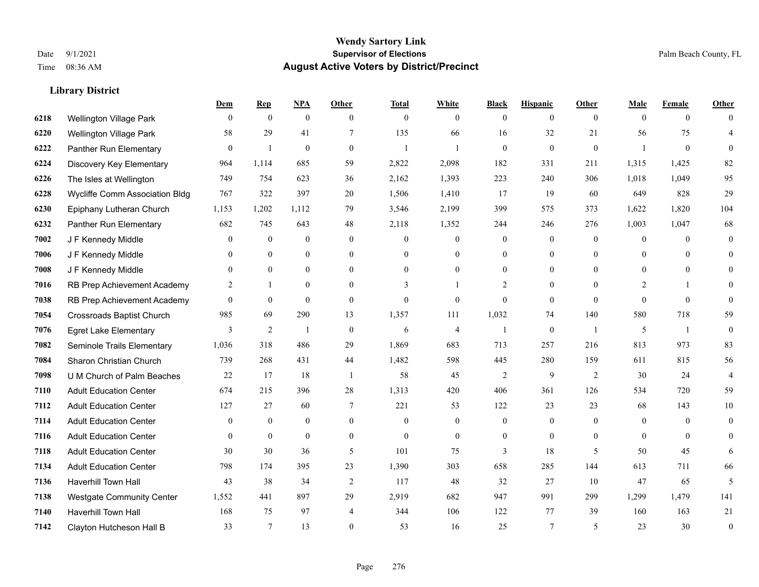# Wendy Sartory Link
## Supervisor of Elections
## August Active Voters by District/Precinct

Date 9/1/2021
Time 08:36 AM

Palm Beach County, FL

### Library District

| | | Dem | Rep | NPA | Other | Total | White | Black | Hispanic | Other | Male | Female | Other |
|---|---|---|---|---|---|---|---|---|---|---|---|---|---|
| 6218 | Wellington Village Park | 0 | 0 | 0 | 0 | 0 | 0 | 0 | 0 | 0 | 0 | 0 | 0 |
| 6220 | Wellington Village Park | 58 | 29 | 41 | 7 | 135 | 66 | 16 | 32 | 21 | 56 | 75 | 4 |
| 6222 | Panther Run Elementary | 0 | 1 | 0 | 0 | 1 | 1 | 0 | 0 | 0 | 1 | 0 | 0 |
| 6224 | Discovery Key Elementary | 964 | 1,114 | 685 | 59 | 2,822 | 2,098 | 182 | 331 | 211 | 1,315 | 1,425 | 82 |
| 6226 | The Isles at Wellington | 749 | 754 | 623 | 36 | 2,162 | 1,393 | 223 | 240 | 306 | 1,018 | 1,049 | 95 |
| 6228 | Wycliffe Comm Association Bldg | 767 | 322 | 397 | 20 | 1,506 | 1,410 | 17 | 19 | 60 | 649 | 828 | 29 |
| 6230 | Epiphany Lutheran Church | 1,153 | 1,202 | 1,112 | 79 | 3,546 | 2,199 | 399 | 575 | 373 | 1,622 | 1,820 | 104 |
| 6232 | Panther Run Elementary | 682 | 745 | 643 | 48 | 2,118 | 1,352 | 244 | 246 | 276 | 1,003 | 1,047 | 68 |
| 7002 | J F Kennedy Middle | 0 | 0 | 0 | 0 | 0 | 0 | 0 | 0 | 0 | 0 | 0 | 0 |
| 7006 | J F Kennedy Middle | 0 | 0 | 0 | 0 | 0 | 0 | 0 | 0 | 0 | 0 | 0 | 0 |
| 7008 | J F Kennedy Middle | 0 | 0 | 0 | 0 | 0 | 0 | 0 | 0 | 0 | 0 | 0 | 0 |
| 7016 | RB Prep Achievement Academy | 2 | 1 | 0 | 0 | 3 | 1 | 2 | 0 | 0 | 2 | 1 | 0 |
| 7038 | RB Prep Achievement Academy | 0 | 0 | 0 | 0 | 0 | 0 | 0 | 0 | 0 | 0 | 0 | 0 |
| 7054 | Crossroads Baptist Church | 985 | 69 | 290 | 13 | 1,357 | 111 | 1,032 | 74 | 140 | 580 | 718 | 59 |
| 7076 | Egret Lake Elementary | 3 | 2 | 1 | 0 | 6 | 4 | 1 | 0 | 1 | 5 | 1 | 0 |
| 7082 | Seminole Trails Elementary | 1,036 | 318 | 486 | 29 | 1,869 | 683 | 713 | 257 | 216 | 813 | 973 | 83 |
| 7084 | Sharon Christian Church | 739 | 268 | 431 | 44 | 1,482 | 598 | 445 | 280 | 159 | 611 | 815 | 56 |
| 7098 | U M Church of Palm Beaches | 22 | 17 | 18 | 1 | 58 | 45 | 2 | 9 | 2 | 30 | 24 | 4 |
| 7110 | Adult Education Center | 674 | 215 | 396 | 28 | 1,313 | 420 | 406 | 361 | 126 | 534 | 720 | 59 |
| 7112 | Adult Education Center | 127 | 27 | 60 | 7 | 221 | 53 | 122 | 23 | 23 | 68 | 143 | 10 |
| 7114 | Adult Education Center | 0 | 0 | 0 | 0 | 0 | 0 | 0 | 0 | 0 | 0 | 0 | 0 |
| 7116 | Adult Education Center | 0 | 0 | 0 | 0 | 0 | 0 | 0 | 0 | 0 | 0 | 0 | 0 |
| 7118 | Adult Education Center | 30 | 30 | 36 | 5 | 101 | 75 | 3 | 18 | 5 | 50 | 45 | 6 |
| 7134 | Adult Education Center | 798 | 174 | 395 | 23 | 1,390 | 303 | 658 | 285 | 144 | 613 | 711 | 66 |
| 7136 | Haverhill Town Hall | 43 | 38 | 34 | 2 | 117 | 48 | 32 | 27 | 10 | 47 | 65 | 5 |
| 7138 | Westgate Community Center | 1,552 | 441 | 897 | 29 | 2,919 | 682 | 947 | 991 | 299 | 1,299 | 1,479 | 141 |
| 7140 | Haverhill Town Hall | 168 | 75 | 97 | 4 | 344 | 106 | 122 | 77 | 39 | 160 | 163 | 21 |
| 7142 | Clayton Hutcheson Hall B | 33 | 7 | 13 | 0 | 53 | 16 | 25 | 7 | 5 | 23 | 30 | 0 |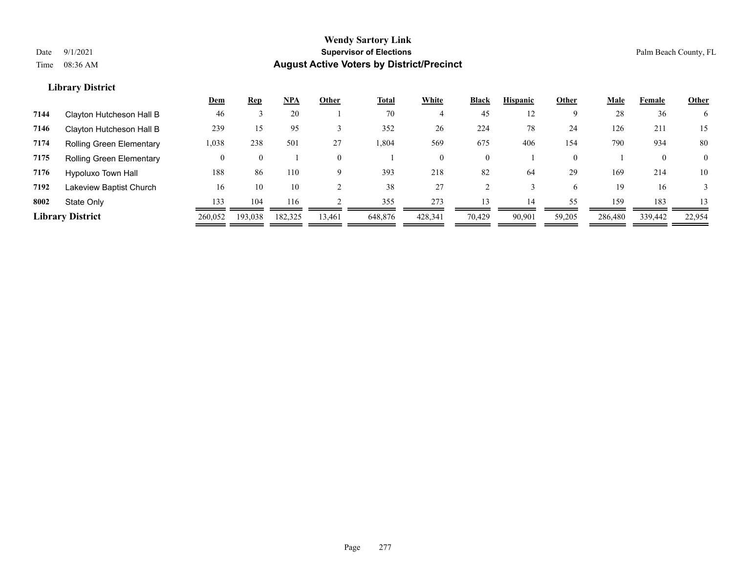# Wendy Sartory Link
## Supervisor of Elections
## August Active Voters by District/Precinct

Date 9/1/2021
Time 08:36 AM

Palm Beach County, FL

### Library District

| | | Dem | Rep | NPA | Other | Total | White | Black | Hispanic | Other | Male | Female | Other |
|---|---|---|---|---|---|---|---|---|---|---|---|---|---|
| 7144 | Clayton Hutcheson Hall B | 46 | 3 | 20 | 1 | 70 | 4 | 45 | 12 | 9 | 28 | 36 | 6 |
| 7146 | Clayton Hutcheson Hall B | 239 | 15 | 95 | 3 | 352 | 26 | 224 | 78 | 24 | 126 | 211 | 15 |
| 7174 | Rolling Green Elementary | 1,038 | 238 | 501 | 27 | 1,804 | 569 | 675 | 406 | 154 | 790 | 934 | 80 |
| 7175 | Rolling Green Elementary | 0 | 0 | 1 | 0 | 1 | 0 | 0 | 1 | 0 | 1 | 0 | 0 |
| 7176 | Hypoluxo Town Hall | 188 | 86 | 110 | 9 | 393 | 218 | 82 | 64 | 29 | 169 | 214 | 10 |
| 7192 | Lakeview Baptist Church | 16 | 10 | 10 | 2 | 38 | 27 | 2 | 3 | 6 | 19 | 16 | 3 |
| 8002 | State Only | 133 | 104 | 116 | 2 | 355 | 273 | 13 | 14 | 55 | 159 | 183 | 13 |
| **Library District** | | 260,052 | 193,038 | 182,325 | 13,461 | 648,876 | 428,341 | 70,429 | 90,901 | 59,205 | 286,480 | 339,442 | 22,954 |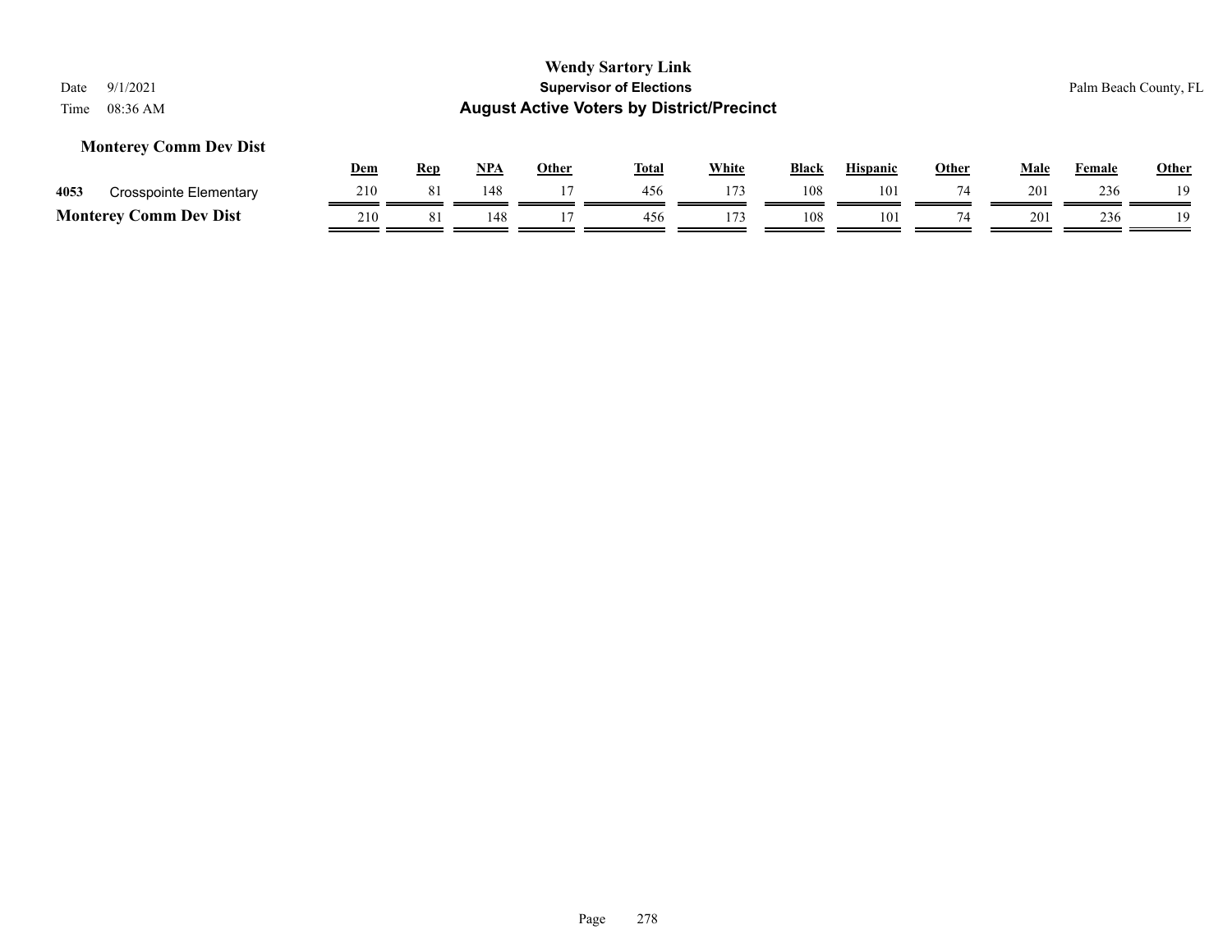**Wendy Sartory Link**

**Supervisor of Elections**

**August Active Voters by District/Precinct**

Date 9/1/2021

Time 08:36 AM

Palm Beach County, FL

### Monterey Comm Dev Dist

| | | Dem | Rep | NPA | Other | Total | White | Black | Hispanic | Other | Male | Female | Other |
|---|---|---|---|---|---|---|---|---|---|---|---|---|---|
| 4053 | Crosspointe Elementary | 210 | 81 | 148 | 17 | 456 | 173 | 108 | 101 | 74 | 201 | 236 | 19 |
| **Monterey Comm Dev Dist** | | 210 | 81 | 148 | 17 | 456 | 173 | 108 | 101 | 74 | 201 | 236 | 19 |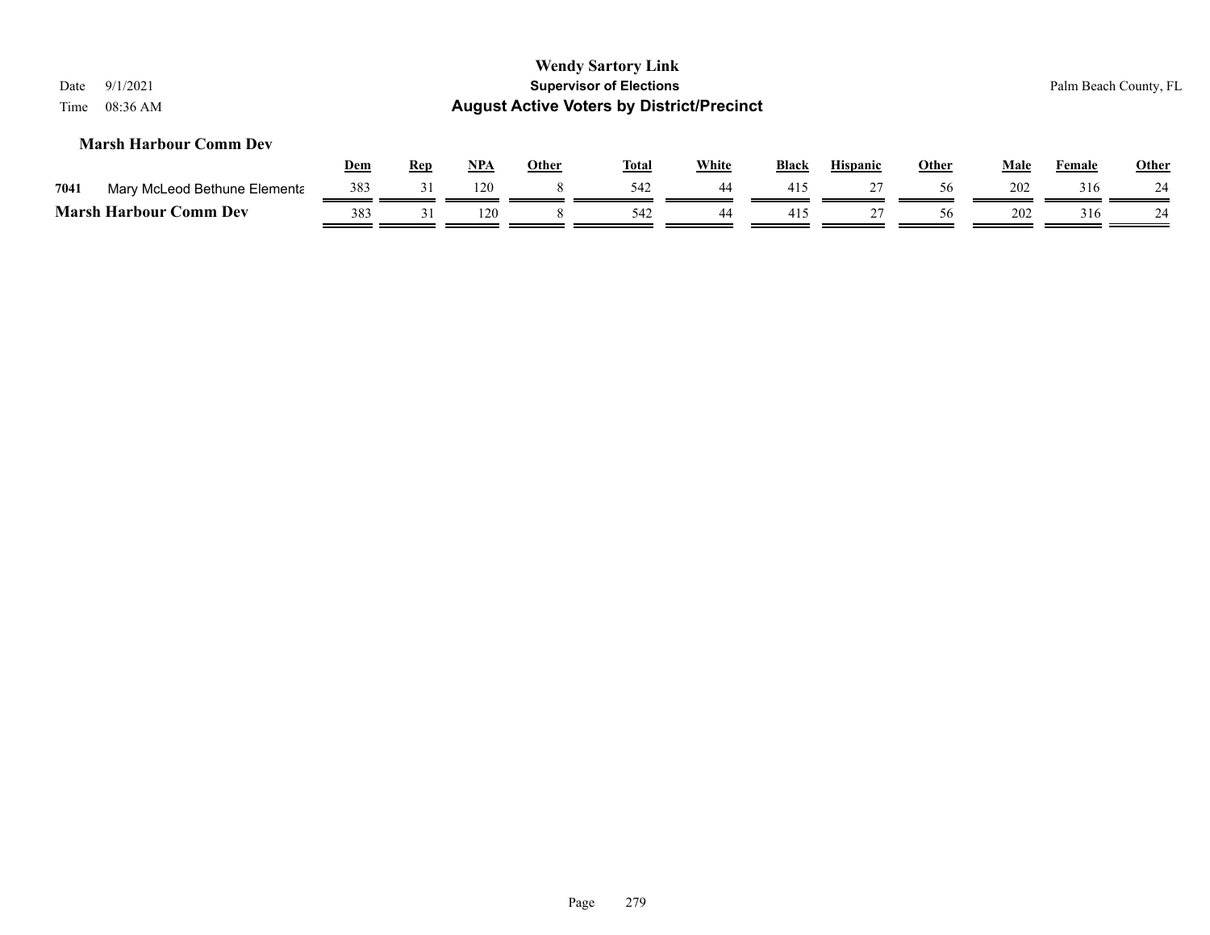**Wendy Sartory Link**
**Supervisor of Elections**
**August Active Voters by District/Precinct**

Date 9/1/2021
Time 08:36 AM

Palm Beach County, FL

### Marsh Harbour Comm Dev

| | | Dem | Rep | NPA | Other | Total | White | Black | Hispanic | Other | Male | Female | Other |
|---|---|---|---|---|---|---|---|---|---|---|---|---|---|
| 7041 | Mary McLeod Bethune Elementa | 383 | 31 | 120 | 8 | 542 | 44 | 415 | 27 | 56 | 202 | 316 | 24 |
| **Marsh Harbour Comm Dev** | | 383 | 31 | 120 | 8 | 542 | 44 | 415 | 27 | 56 | 202 | 316 | 24 |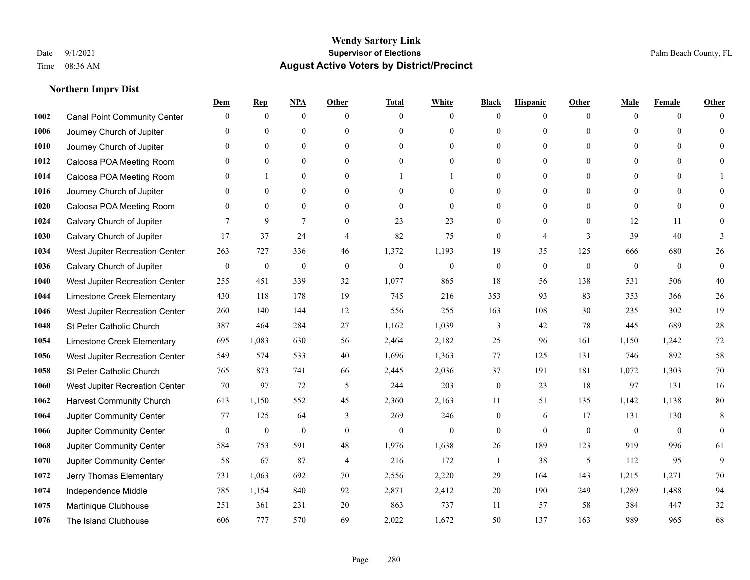# Wendy Sartory Link
## Supervisor of Elections
## August Active Voters by District/Precinct

Date 9/1/2021
Time 08:36 AM

Palm Beach County, FL

### Northern Imprv Dist

| | | Dem | Rep | NPA | Other | Total | White | Black | Hispanic | Other | Male | Female | Other |
|---|---|---|---|---|---|---|---|---|---|---|---|---|---|
| 1002 | Canal Point Community Center | 0 | 0 | 0 | 0 | 0 | 0 | 0 | 0 | 0 | 0 | 0 | 0 |
| 1006 | Journey Church of Jupiter | 0 | 0 | 0 | 0 | 0 | 0 | 0 | 0 | 0 | 0 | 0 | 0 |
| 1010 | Journey Church of Jupiter | 0 | 0 | 0 | 0 | 0 | 0 | 0 | 0 | 0 | 0 | 0 | 0 |
| 1012 | Caloosa POA Meeting Room | 0 | 0 | 0 | 0 | 0 | 0 | 0 | 0 | 0 | 0 | 0 | 0 |
| 1014 | Caloosa POA Meeting Room | 0 | 1 | 0 | 0 | 1 | 1 | 0 | 0 | 0 | 0 | 0 | 1 |
| 1016 | Journey Church of Jupiter | 0 | 0 | 0 | 0 | 0 | 0 | 0 | 0 | 0 | 0 | 0 | 0 |
| 1020 | Caloosa POA Meeting Room | 0 | 0 | 0 | 0 | 0 | 0 | 0 | 0 | 0 | 0 | 0 | 0 |
| 1024 | Calvary Church of Jupiter | 7 | 9 | 7 | 0 | 23 | 23 | 0 | 0 | 0 | 12 | 11 | 0 |
| 1030 | Calvary Church of Jupiter | 17 | 37 | 24 | 4 | 82 | 75 | 0 | 4 | 3 | 39 | 40 | 3 |
| 1034 | West Jupiter Recreation Center | 263 | 727 | 336 | 46 | 1,372 | 1,193 | 19 | 35 | 125 | 666 | 680 | 26 |
| 1036 | Calvary Church of Jupiter | 0 | 0 | 0 | 0 | 0 | 0 | 0 | 0 | 0 | 0 | 0 | 0 |
| 1040 | West Jupiter Recreation Center | 255 | 451 | 339 | 32 | 1,077 | 865 | 18 | 56 | 138 | 531 | 506 | 40 |
| 1044 | Limestone Creek Elementary | 430 | 118 | 178 | 19 | 745 | 216 | 353 | 93 | 83 | 353 | 366 | 26 |
| 1046 | West Jupiter Recreation Center | 260 | 140 | 144 | 12 | 556 | 255 | 163 | 108 | 30 | 235 | 302 | 19 |
| 1048 | St Peter Catholic Church | 387 | 464 | 284 | 27 | 1,162 | 1,039 | 3 | 42 | 78 | 445 | 689 | 28 |
| 1054 | Limestone Creek Elementary | 695 | 1,083 | 630 | 56 | 2,464 | 2,182 | 25 | 96 | 161 | 1,150 | 1,242 | 72 |
| 1056 | West Jupiter Recreation Center | 549 | 574 | 533 | 40 | 1,696 | 1,363 | 77 | 125 | 131 | 746 | 892 | 58 |
| 1058 | St Peter Catholic Church | 765 | 873 | 741 | 66 | 2,445 | 2,036 | 37 | 191 | 181 | 1,072 | 1,303 | 70 |
| 1060 | West Jupiter Recreation Center | 70 | 97 | 72 | 5 | 244 | 203 | 0 | 23 | 18 | 97 | 131 | 16 |
| 1062 | Harvest Community Church | 613 | 1,150 | 552 | 45 | 2,360 | 2,163 | 11 | 51 | 135 | 1,142 | 1,138 | 80 |
| 1064 | Jupiter Community Center | 77 | 125 | 64 | 3 | 269 | 246 | 0 | 6 | 17 | 131 | 130 | 8 |
| 1066 | Jupiter Community Center | 0 | 0 | 0 | 0 | 0 | 0 | 0 | 0 | 0 | 0 | 0 | 0 |
| 1068 | Jupiter Community Center | 584 | 753 | 591 | 48 | 1,976 | 1,638 | 26 | 189 | 123 | 919 | 996 | 61 |
| 1070 | Jupiter Community Center | 58 | 67 | 87 | 4 | 216 | 172 | 1 | 38 | 5 | 112 | 95 | 9 |
| 1072 | Jerry Thomas Elementary | 731 | 1,063 | 692 | 70 | 2,556 | 2,220 | 29 | 164 | 143 | 1,215 | 1,271 | 70 |
| 1074 | Independence Middle | 785 | 1,154 | 840 | 92 | 2,871 | 2,412 | 20 | 190 | 249 | 1,289 | 1,488 | 94 |
| 1075 | Martinique Clubhouse | 251 | 361 | 231 | 20 | 863 | 737 | 11 | 57 | 58 | 384 | 447 | 32 |
| 1076 | The Island Clubhouse | 606 | 777 | 570 | 69 | 2,022 | 1,672 | 50 | 137 | 163 | 989 | 965 | 68 |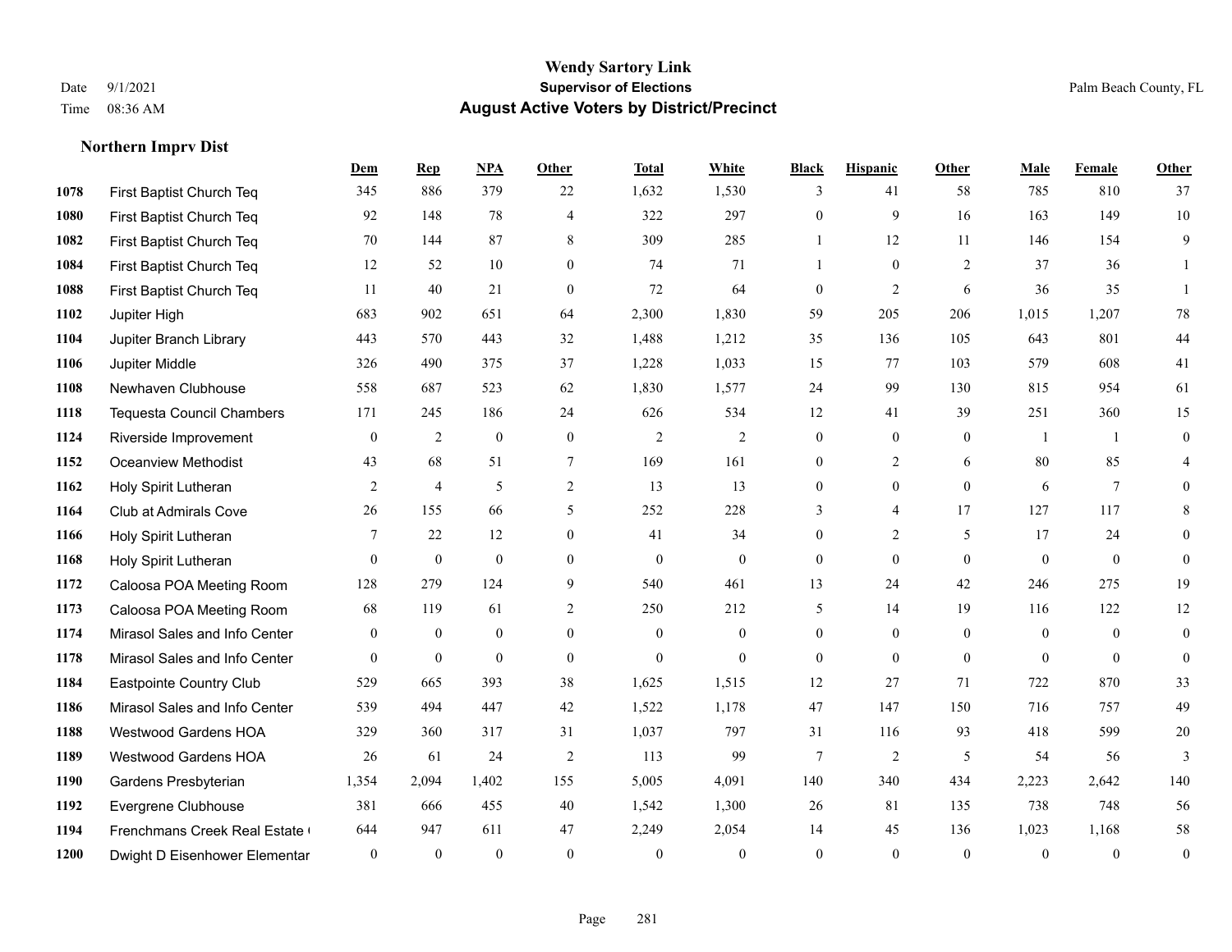**Wendy Sartory Link**
**Supervisor of Elections**
**August Active Voters by District/Precinct**

Date 9/1/2021
Time 08:36 AM

Palm Beach County, FL

### Northern Imprv Dist

| | | Dem | Rep | NPA | Other | Total | White | Black | Hispanic | Other | Male | Female | Other |
|---|---|---|---|---|---|---|---|---|---|---|---|---|---|
| 1078 | First Baptist Church Teq | 345 | 886 | 379 | 22 | 1,632 | 1,530 | 3 | 41 | 58 | 785 | 810 | 37 |
| 1080 | First Baptist Church Teq | 92 | 148 | 78 | 4 | 322 | 297 | 0 | 9 | 16 | 163 | 149 | 10 |
| 1082 | First Baptist Church Teq | 70 | 144 | 87 | 8 | 309 | 285 | 1 | 12 | 11 | 146 | 154 | 9 |
| 1084 | First Baptist Church Teq | 12 | 52 | 10 | 0 | 74 | 71 | 1 | 0 | 2 | 37 | 36 | 1 |
| 1088 | First Baptist Church Teq | 11 | 40 | 21 | 0 | 72 | 64 | 0 | 2 | 6 | 36 | 35 | 1 |
| 1102 | Jupiter High | 683 | 902 | 651 | 64 | 2,300 | 1,830 | 59 | 205 | 206 | 1,015 | 1,207 | 78 |
| 1104 | Jupiter Branch Library | 443 | 570 | 443 | 32 | 1,488 | 1,212 | 35 | 136 | 105 | 643 | 801 | 44 |
| 1106 | Jupiter Middle | 326 | 490 | 375 | 37 | 1,228 | 1,033 | 15 | 77 | 103 | 579 | 608 | 41 |
| 1108 | Newhaven Clubhouse | 558 | 687 | 523 | 62 | 1,830 | 1,577 | 24 | 99 | 130 | 815 | 954 | 61 |
| 1118 | Tequesta Council Chambers | 171 | 245 | 186 | 24 | 626 | 534 | 12 | 41 | 39 | 251 | 360 | 15 |
| 1124 | Riverside Improvement | 0 | 2 | 0 | 0 | 2 | 2 | 0 | 0 | 0 | 1 | 1 | 0 |
| 1152 | Oceanview Methodist | 43 | 68 | 51 | 7 | 169 | 161 | 0 | 2 | 6 | 80 | 85 | 4 |
| 1162 | Holy Spirit Lutheran | 2 | 4 | 5 | 2 | 13 | 13 | 0 | 0 | 0 | 6 | 7 | 0 |
| 1164 | Club at Admirals Cove | 26 | 155 | 66 | 5 | 252 | 228 | 3 | 4 | 17 | 127 | 117 | 8 |
| 1166 | Holy Spirit Lutheran | 7 | 22 | 12 | 0 | 41 | 34 | 0 | 2 | 5 | 17 | 24 | 0 |
| 1168 | Holy Spirit Lutheran | 0 | 0 | 0 | 0 | 0 | 0 | 0 | 0 | 0 | 0 | 0 | 0 |
| 1172 | Caloosa POA Meeting Room | 128 | 279 | 124 | 9 | 540 | 461 | 13 | 24 | 42 | 246 | 275 | 19 |
| 1173 | Caloosa POA Meeting Room | 68 | 119 | 61 | 2 | 250 | 212 | 5 | 14 | 19 | 116 | 122 | 12 |
| 1174 | Mirasol Sales and Info Center | 0 | 0 | 0 | 0 | 0 | 0 | 0 | 0 | 0 | 0 | 0 | 0 |
| 1178 | Mirasol Sales and Info Center | 0 | 0 | 0 | 0 | 0 | 0 | 0 | 0 | 0 | 0 | 0 | 0 |
| 1184 | Eastpointe Country Club | 529 | 665 | 393 | 38 | 1,625 | 1,515 | 12 | 27 | 71 | 722 | 870 | 33 |
| 1186 | Mirasol Sales and Info Center | 539 | 494 | 447 | 42 | 1,522 | 1,178 | 47 | 147 | 150 | 716 | 757 | 49 |
| 1188 | Westwood Gardens HOA | 329 | 360 | 317 | 31 | 1,037 | 797 | 31 | 116 | 93 | 418 | 599 | 20 |
| 1189 | Westwood Gardens HOA | 26 | 61 | 24 | 2 | 113 | 99 | 7 | 2 | 5 | 54 | 56 | 3 |
| 1190 | Gardens Presbyterian | 1,354 | 2,094 | 1,402 | 155 | 5,005 | 4,091 | 140 | 340 | 434 | 2,223 | 2,642 | 140 |
| 1192 | Evergrene Clubhouse | 381 | 666 | 455 | 40 | 1,542 | 1,300 | 26 | 81 | 135 | 738 | 748 | 56 |
| 1194 | Frenchmans Creek Real Estate ( | 644 | 947 | 611 | 47 | 2,249 | 2,054 | 14 | 45 | 136 | 1,023 | 1,168 | 58 |
| 1200 | Dwight D Eisenhower Elementar | 0 | 0 | 0 | 0 | 0 | 0 | 0 | 0 | 0 | 0 | 0 | 0 |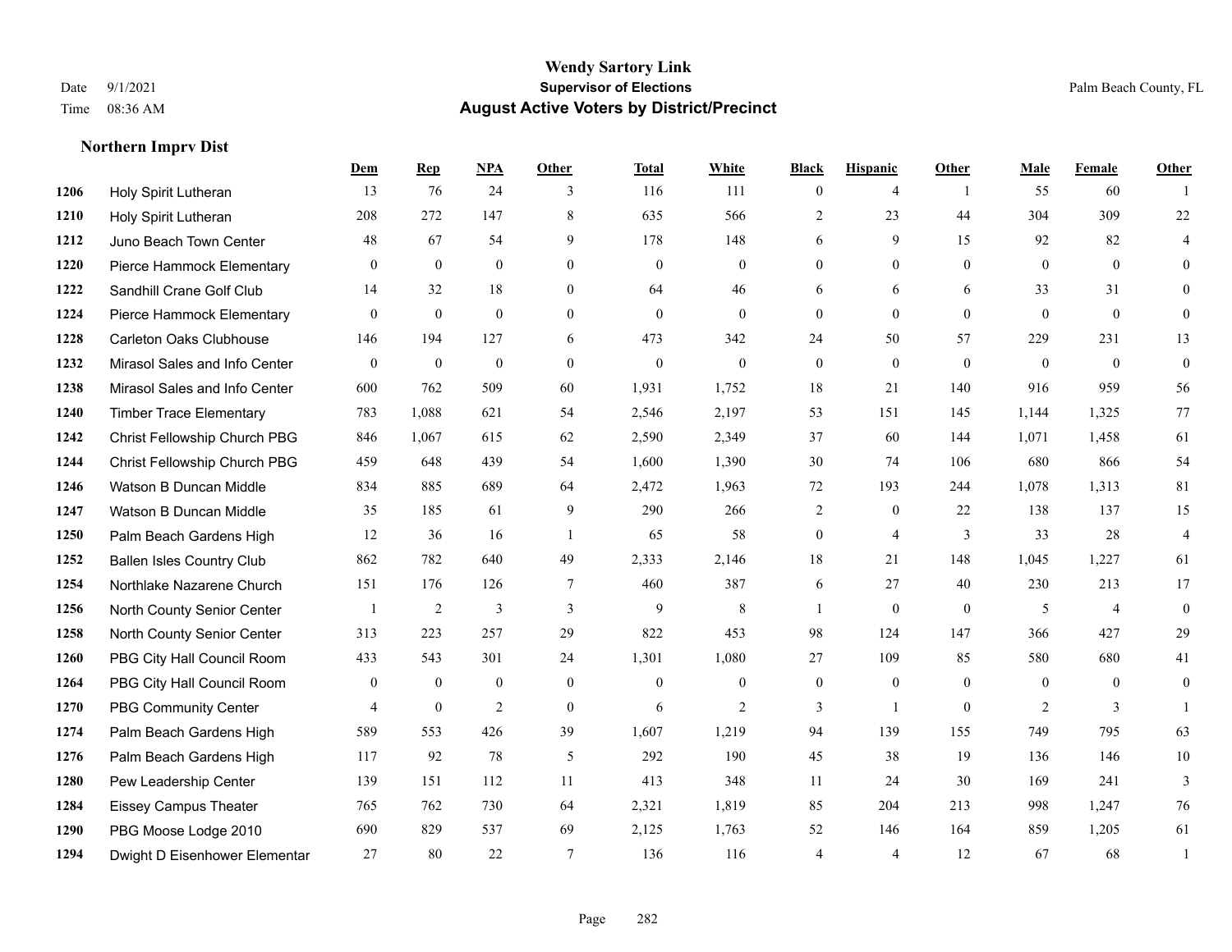**Wendy Sartory Link**
Date 9/1/2021 **Supervisor of Elections** Palm Beach County, FL
Time 08:36 AM **August Active Voters by District/Precinct**

**Northern Imprv Dist**

| | | Dem | Rep | NPA | Other | Total | White | Black | Hispanic | Other | Male | Female | Other |
|---|---|---|---|---|---|---|---|---|---|---|---|---|---|
| 1206 | Holy Spirit Lutheran | 13 | 76 | 24 | 3 | 116 | 111 | 0 | 4 | 1 | 55 | 60 | 1 |
| 1210 | Holy Spirit Lutheran | 208 | 272 | 147 | 8 | 635 | 566 | 2 | 23 | 44 | 304 | 309 | 22 |
| 1212 | Juno Beach Town Center | 48 | 67 | 54 | 9 | 178 | 148 | 6 | 9 | 15 | 92 | 82 | 4 |
| 1220 | Pierce Hammock Elementary | 0 | 0 | 0 | 0 | 0 | 0 | 0 | 0 | 0 | 0 | 0 | 0 |
| 1222 | Sandhill Crane Golf Club | 14 | 32 | 18 | 0 | 64 | 46 | 6 | 6 | 6 | 33 | 31 | 0 |
| 1224 | Pierce Hammock Elementary | 0 | 0 | 0 | 0 | 0 | 0 | 0 | 0 | 0 | 0 | 0 | 0 |
| 1228 | Carleton Oaks Clubhouse | 146 | 194 | 127 | 6 | 473 | 342 | 24 | 50 | 57 | 229 | 231 | 13 |
| 1232 | Mirasol Sales and Info Center | 0 | 0 | 0 | 0 | 0 | 0 | 0 | 0 | 0 | 0 | 0 | 0 |
| 1238 | Mirasol Sales and Info Center | 600 | 762 | 509 | 60 | 1,931 | 1,752 | 18 | 21 | 140 | 916 | 959 | 56 |
| 1240 | Timber Trace Elementary | 783 | 1,088 | 621 | 54 | 2,546 | 2,197 | 53 | 151 | 145 | 1,144 | 1,325 | 77 |
| 1242 | Christ Fellowship Church PBG | 846 | 1,067 | 615 | 62 | 2,590 | 2,349 | 37 | 60 | 144 | 1,071 | 1,458 | 61 |
| 1244 | Christ Fellowship Church PBG | 459 | 648 | 439 | 54 | 1,600 | 1,390 | 30 | 74 | 106 | 680 | 866 | 54 |
| 1246 | Watson B Duncan Middle | 834 | 885 | 689 | 64 | 2,472 | 1,963 | 72 | 193 | 244 | 1,078 | 1,313 | 81 |
| 1247 | Watson B Duncan Middle | 35 | 185 | 61 | 9 | 290 | 266 | 2 | 0 | 22 | 138 | 137 | 15 |
| 1250 | Palm Beach Gardens High | 12 | 36 | 16 | 1 | 65 | 58 | 0 | 4 | 3 | 33 | 28 | 4 |
| 1252 | Ballen Isles Country Club | 862 | 782 | 640 | 49 | 2,333 | 2,146 | 18 | 21 | 148 | 1,045 | 1,227 | 61 |
| 1254 | Northlake Nazarene Church | 151 | 176 | 126 | 7 | 460 | 387 | 6 | 27 | 40 | 230 | 213 | 17 |
| 1256 | North County Senior Center | 1 | 2 | 3 | 3 | 9 | 8 | 1 | 0 | 0 | 5 | 4 | 0 |
| 1258 | North County Senior Center | 313 | 223 | 257 | 29 | 822 | 453 | 98 | 124 | 147 | 366 | 427 | 29 |
| 1260 | PBG City Hall Council Room | 433 | 543 | 301 | 24 | 1,301 | 1,080 | 27 | 109 | 85 | 580 | 680 | 41 |
| 1264 | PBG City Hall Council Room | 0 | 0 | 0 | 0 | 0 | 0 | 0 | 0 | 0 | 0 | 0 | 0 |
| 1270 | PBG Community Center | 4 | 0 | 2 | 0 | 6 | 2 | 3 | 1 | 0 | 2 | 3 | 1 |
| 1274 | Palm Beach Gardens High | 589 | 553 | 426 | 39 | 1,607 | 1,219 | 94 | 139 | 155 | 749 | 795 | 63 |
| 1276 | Palm Beach Gardens High | 117 | 92 | 78 | 5 | 292 | 190 | 45 | 38 | 19 | 136 | 146 | 10 |
| 1280 | Pew Leadership Center | 139 | 151 | 112 | 11 | 413 | 348 | 11 | 24 | 30 | 169 | 241 | 3 |
| 1284 | Eissey Campus Theater | 765 | 762 | 730 | 64 | 2,321 | 1,819 | 85 | 204 | 213 | 998 | 1,247 | 76 |
| 1290 | PBG Moose Lodge 2010 | 690 | 829 | 537 | 69 | 2,125 | 1,763 | 52 | 146 | 164 | 859 | 1,205 | 61 |
| 1294 | Dwight D Eisenhower Elementar | 27 | 80 | 22 | 7 | 136 | 116 | 4 | 4 | 12 | 67 | 68 | 1 |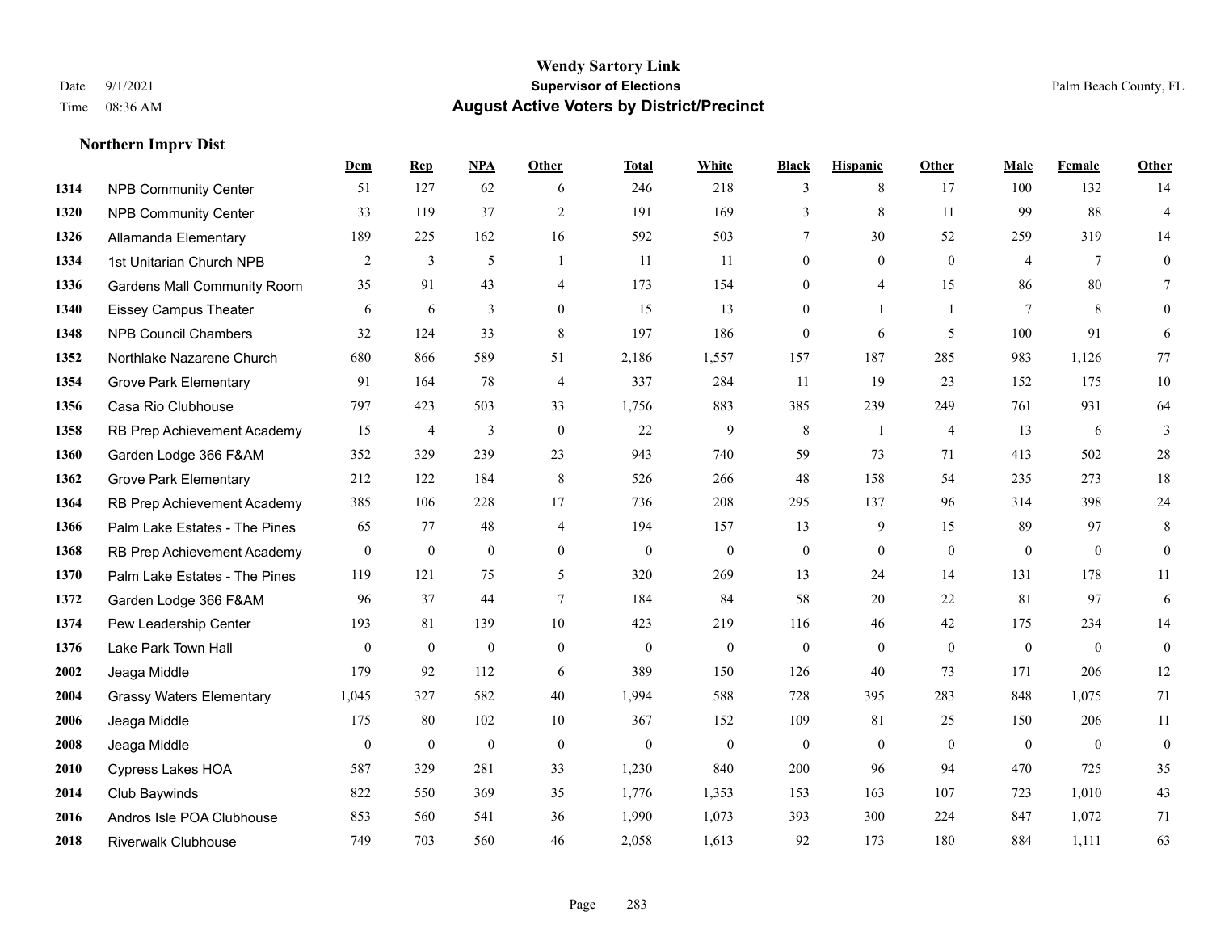**Wendy Sartory Link**
**Supervisor of Elections**
**August Active Voters by District/Precinct**

Date 9/1/2021
Time 08:36 AM

Palm Beach County, FL

### Northern Imprv Dist

| | | Dem | Rep | NPA | Other | Total | White | Black | Hispanic | Other | Male | Female | Other |
|---|---|---|---|---|---|---|---|---|---|---|---|---|---|
| 1314 | NPB Community Center | 51 | 127 | 62 | 6 | 246 | 218 | 3 | 8 | 17 | 100 | 132 | 14 |
| 1320 | NPB Community Center | 33 | 119 | 37 | 2 | 191 | 169 | 3 | 8 | 11 | 99 | 88 | 4 |
| 1326 | Allamanda Elementary | 189 | 225 | 162 | 16 | 592 | 503 | 7 | 30 | 52 | 259 | 319 | 14 |
| 1334 | 1st Unitarian Church NPB | 2 | 3 | 5 | 1 | 11 | 11 | 0 | 0 | 0 | 4 | 7 | 0 |
| 1336 | Gardens Mall Community Room | 35 | 91 | 43 | 4 | 173 | 154 | 0 | 4 | 15 | 86 | 80 | 7 |
| 1340 | Eissey Campus Theater | 6 | 6 | 3 | 0 | 15 | 13 | 0 | 1 | 1 | 7 | 8 | 0 |
| 1348 | NPB Council Chambers | 32 | 124 | 33 | 8 | 197 | 186 | 0 | 6 | 5 | 100 | 91 | 6 |
| 1352 | Northlake Nazarene Church | 680 | 866 | 589 | 51 | 2,186 | 1,557 | 157 | 187 | 285 | 983 | 1,126 | 77 |
| 1354 | Grove Park Elementary | 91 | 164 | 78 | 4 | 337 | 284 | 11 | 19 | 23 | 152 | 175 | 10 |
| 1356 | Casa Rio Clubhouse | 797 | 423 | 503 | 33 | 1,756 | 883 | 385 | 239 | 249 | 761 | 931 | 64 |
| 1358 | RB Prep Achievement Academy | 15 | 4 | 3 | 0 | 22 | 9 | 8 | 1 | 4 | 13 | 6 | 3 |
| 1360 | Garden Lodge 366 F&AM | 352 | 329 | 239 | 23 | 943 | 740 | 59 | 73 | 71 | 413 | 502 | 28 |
| 1362 | Grove Park Elementary | 212 | 122 | 184 | 8 | 526 | 266 | 48 | 158 | 54 | 235 | 273 | 18 |
| 1364 | RB Prep Achievement Academy | 385 | 106 | 228 | 17 | 736 | 208 | 295 | 137 | 96 | 314 | 398 | 24 |
| 1366 | Palm Lake Estates - The Pines | 65 | 77 | 48 | 4 | 194 | 157 | 13 | 9 | 15 | 89 | 97 | 8 |
| 1368 | RB Prep Achievement Academy | 0 | 0 | 0 | 0 | 0 | 0 | 0 | 0 | 0 | 0 | 0 | 0 |
| 1370 | Palm Lake Estates - The Pines | 119 | 121 | 75 | 5 | 320 | 269 | 13 | 24 | 14 | 131 | 178 | 11 |
| 1372 | Garden Lodge 366 F&AM | 96 | 37 | 44 | 7 | 184 | 84 | 58 | 20 | 22 | 81 | 97 | 6 |
| 1374 | Pew Leadership Center | 193 | 81 | 139 | 10 | 423 | 219 | 116 | 46 | 42 | 175 | 234 | 14 |
| 1376 | Lake Park Town Hall | 0 | 0 | 0 | 0 | 0 | 0 | 0 | 0 | 0 | 0 | 0 | 0 |
| 2002 | Jeaga Middle | 179 | 92 | 112 | 6 | 389 | 150 | 126 | 40 | 73 | 171 | 206 | 12 |
| 2004 | Grassy Waters Elementary | 1,045 | 327 | 582 | 40 | 1,994 | 588 | 728 | 395 | 283 | 848 | 1,075 | 71 |
| 2006 | Jeaga Middle | 175 | 80 | 102 | 10 | 367 | 152 | 109 | 81 | 25 | 150 | 206 | 11 |
| 2008 | Jeaga Middle | 0 | 0 | 0 | 0 | 0 | 0 | 0 | 0 | 0 | 0 | 0 | 0 |
| 2010 | Cypress Lakes HOA | 587 | 329 | 281 | 33 | 1,230 | 840 | 200 | 96 | 94 | 470 | 725 | 35 |
| 2014 | Club Baywinds | 822 | 550 | 369 | 35 | 1,776 | 1,353 | 153 | 163 | 107 | 723 | 1,010 | 43 |
| 2016 | Andros Isle POA Clubhouse | 853 | 560 | 541 | 36 | 1,990 | 1,073 | 393 | 300 | 224 | 847 | 1,072 | 71 |
| 2018 | Riverwalk Clubhouse | 749 | 703 | 560 | 46 | 2,058 | 1,613 | 92 | 173 | 180 | 884 | 1,111 | 63 |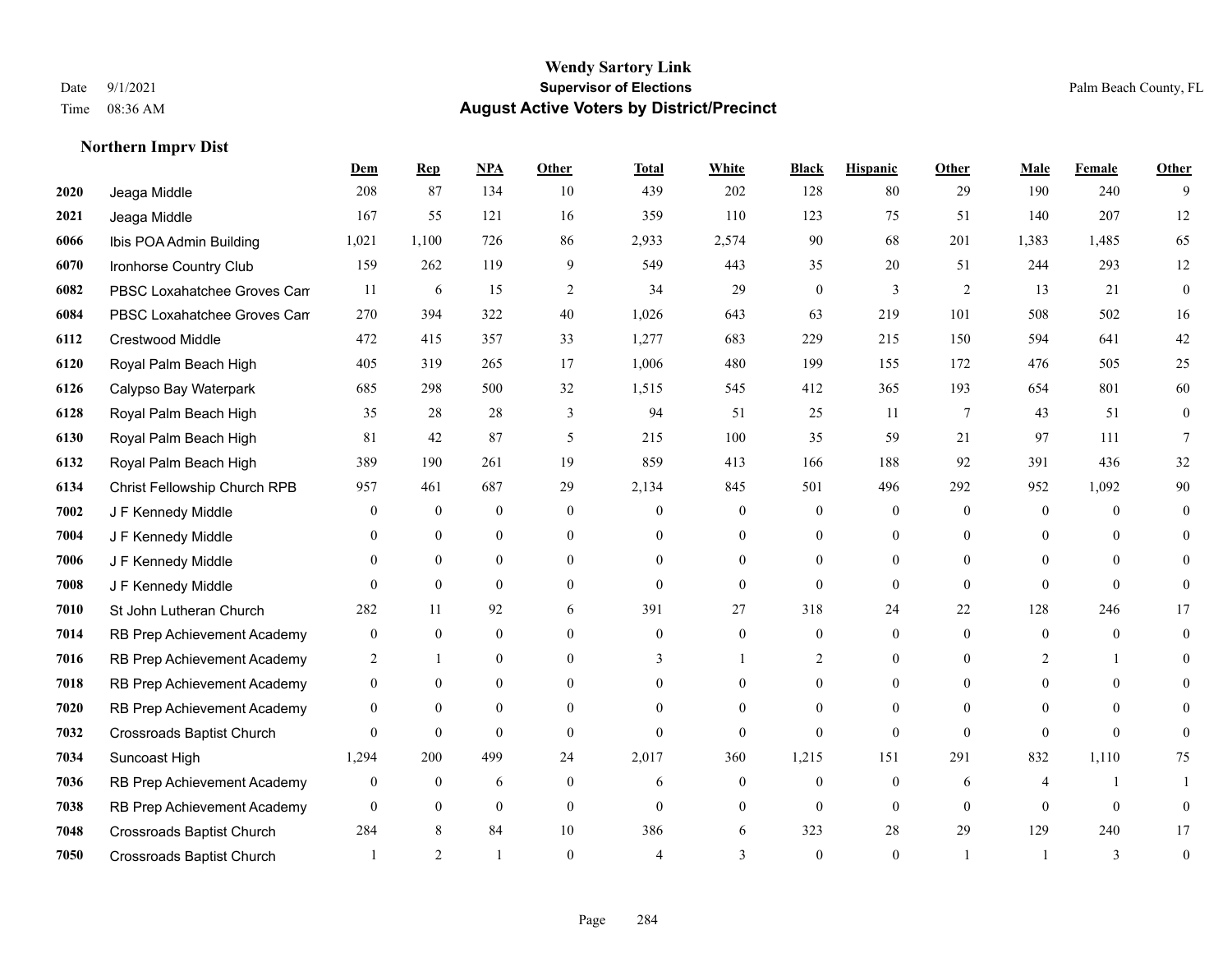# Wendy Sartory Link
## Supervisor of Elections
## August Active Voters by District/Precinct

Date 9/1/2021
Time 08:36 AM
Palm Beach County, FL

### Northern Imprv Dist

| | | Dem | Rep | NPA | Other | Total | White | Black | Hispanic | Other | Male | Female | Other |
|---|---|---|---|---|---|---|---|---|---|---|---|---|---|
| 2020 | Jeaga Middle | 208 | 87 | 134 | 10 | 439 | 202 | 128 | 80 | 29 | 190 | 240 | 9 |
| 2021 | Jeaga Middle | 167 | 55 | 121 | 16 | 359 | 110 | 123 | 75 | 51 | 140 | 207 | 12 |
| 6066 | Ibis POA Admin Building | 1,021 | 1,100 | 726 | 86 | 2,933 | 2,574 | 90 | 68 | 201 | 1,383 | 1,485 | 65 |
| 6070 | Ironhorse Country Club | 159 | 262 | 119 | 9 | 549 | 443 | 35 | 20 | 51 | 244 | 293 | 12 |
| 6082 | PBSC Loxahatchee Groves Cam | 11 | 6 | 15 | 2 | 34 | 29 | 0 | 3 | 2 | 13 | 21 | 0 |
| 6084 | PBSC Loxahatchee Groves Cam | 270 | 394 | 322 | 40 | 1,026 | 643 | 63 | 219 | 101 | 508 | 502 | 16 |
| 6112 | Crestwood Middle | 472 | 415 | 357 | 33 | 1,277 | 683 | 229 | 215 | 150 | 594 | 641 | 42 |
| 6120 | Royal Palm Beach High | 405 | 319 | 265 | 17 | 1,006 | 480 | 199 | 155 | 172 | 476 | 505 | 25 |
| 6126 | Calypso Bay Waterpark | 685 | 298 | 500 | 32 | 1,515 | 545 | 412 | 365 | 193 | 654 | 801 | 60 |
| 6128 | Royal Palm Beach High | 35 | 28 | 28 | 3 | 94 | 51 | 25 | 11 | 7 | 43 | 51 | 0 |
| 6130 | Royal Palm Beach High | 81 | 42 | 87 | 5 | 215 | 100 | 35 | 59 | 21 | 97 | 111 | 7 |
| 6132 | Royal Palm Beach High | 389 | 190 | 261 | 19 | 859 | 413 | 166 | 188 | 92 | 391 | 436 | 32 |
| 6134 | Christ Fellowship Church RPB | 957 | 461 | 687 | 29 | 2,134 | 845 | 501 | 496 | 292 | 952 | 1,092 | 90 |
| 7002 | J F Kennedy Middle | 0 | 0 | 0 | 0 | 0 | 0 | 0 | 0 | 0 | 0 | 0 | 0 |
| 7004 | J F Kennedy Middle | 0 | 0 | 0 | 0 | 0 | 0 | 0 | 0 | 0 | 0 | 0 | 0 |
| 7006 | J F Kennedy Middle | 0 | 0 | 0 | 0 | 0 | 0 | 0 | 0 | 0 | 0 | 0 | 0 |
| 7008 | J F Kennedy Middle | 0 | 0 | 0 | 0 | 0 | 0 | 0 | 0 | 0 | 0 | 0 | 0 |
| 7010 | St John Lutheran Church | 282 | 11 | 92 | 6 | 391 | 27 | 318 | 24 | 22 | 128 | 246 | 17 |
| 7014 | RB Prep Achievement Academy | 0 | 0 | 0 | 0 | 0 | 0 | 0 | 0 | 0 | 0 | 0 | 0 |
| 7016 | RB Prep Achievement Academy | 2 | 1 | 0 | 0 | 3 | 1 | 2 | 0 | 0 | 2 | 1 | 0 |
| 7018 | RB Prep Achievement Academy | 0 | 0 | 0 | 0 | 0 | 0 | 0 | 0 | 0 | 0 | 0 | 0 |
| 7020 | RB Prep Achievement Academy | 0 | 0 | 0 | 0 | 0 | 0 | 0 | 0 | 0 | 0 | 0 | 0 |
| 7032 | Crossroads Baptist Church | 0 | 0 | 0 | 0 | 0 | 0 | 0 | 0 | 0 | 0 | 0 | 0 |
| 7034 | Suncoast High | 1,294 | 200 | 499 | 24 | 2,017 | 360 | 1,215 | 151 | 291 | 832 | 1,110 | 75 |
| 7036 | RB Prep Achievement Academy | 0 | 0 | 6 | 0 | 6 | 0 | 0 | 0 | 6 | 4 | 1 | 1 |
| 7038 | RB Prep Achievement Academy | 0 | 0 | 0 | 0 | 0 | 0 | 0 | 0 | 0 | 0 | 0 | 0 |
| 7048 | Crossroads Baptist Church | 284 | 8 | 84 | 10 | 386 | 6 | 323 | 28 | 29 | 129 | 240 | 17 |
| 7050 | Crossroads Baptist Church | 1 | 2 | 1 | 0 | 4 | 3 | 0 | 0 | 1 | 1 | 3 | 0 |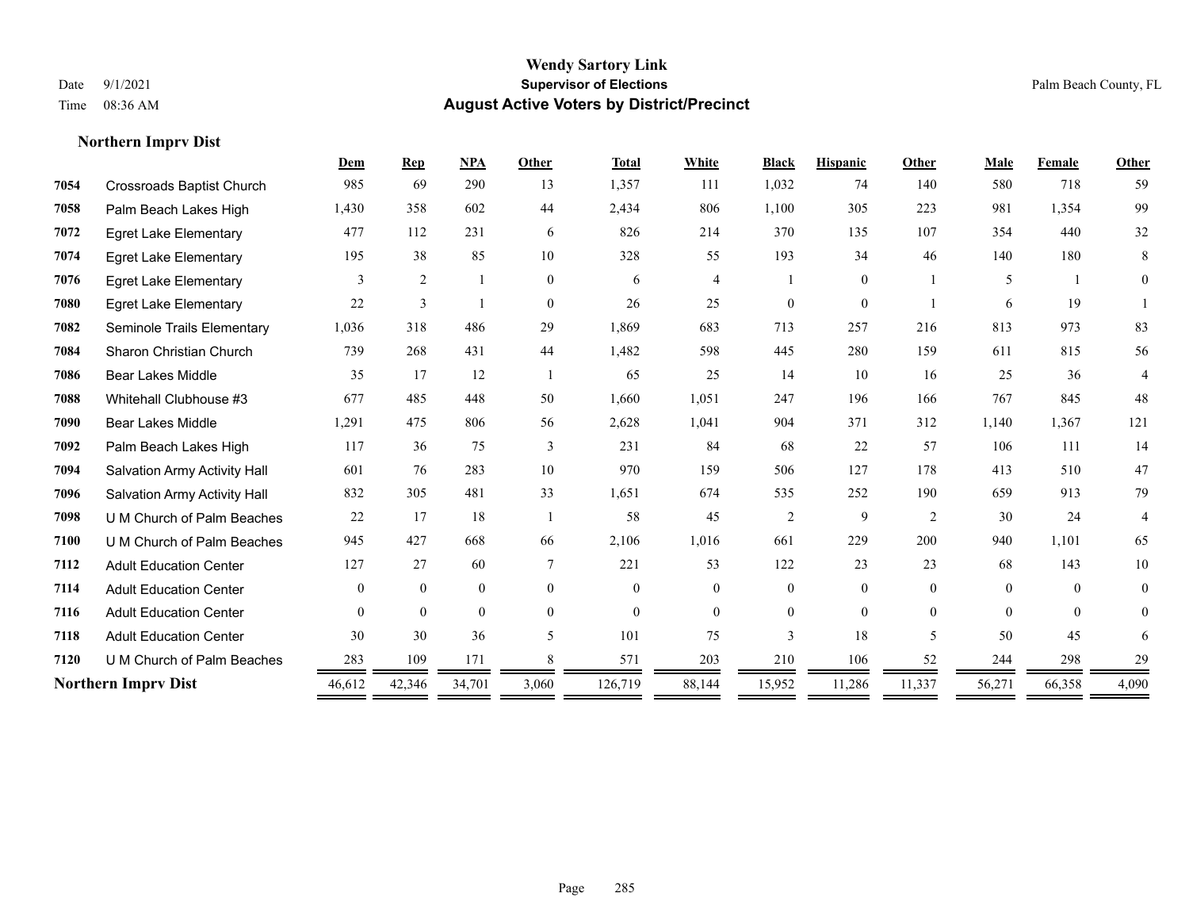# Wendy Sartory Link
## Supervisor of Elections
## August Active Voters by District/Precinct

Date 9/1/2021
Time 08:36 AM

Palm Beach County, FL

### Northern Imprv Dist

| | | Dem | Rep | NPA | Other | Total | White | Black | Hispanic | Other | Male | Female | Other |
|---|---|---|---|---|---|---|---|---|---|---|---|---|---|
| 7054 | Crossroads Baptist Church | 985 | 69 | 290 | 13 | 1,357 | 111 | 1,032 | 74 | 140 | 580 | 718 | 59 |
| 7058 | Palm Beach Lakes High | 1,430 | 358 | 602 | 44 | 2,434 | 806 | 1,100 | 305 | 223 | 981 | 1,354 | 99 |
| 7072 | Egret Lake Elementary | 477 | 112 | 231 | 6 | 826 | 214 | 370 | 135 | 107 | 354 | 440 | 32 |
| 7074 | Egret Lake Elementary | 195 | 38 | 85 | 10 | 328 | 55 | 193 | 34 | 46 | 140 | 180 | 8 |
| 7076 | Egret Lake Elementary | 3 | 2 | 1 | 0 | 6 | 4 | 1 | 0 | 1 | 5 | 1 | 0 |
| 7080 | Egret Lake Elementary | 22 | 3 | 1 | 0 | 26 | 25 | 0 | 0 | 1 | 6 | 19 | 1 |
| 7082 | Seminole Trails Elementary | 1,036 | 318 | 486 | 29 | 1,869 | 683 | 713 | 257 | 216 | 813 | 973 | 83 |
| 7084 | Sharon Christian Church | 739 | 268 | 431 | 44 | 1,482 | 598 | 445 | 280 | 159 | 611 | 815 | 56 |
| 7086 | Bear Lakes Middle | 35 | 17 | 12 | 1 | 65 | 25 | 14 | 10 | 16 | 25 | 36 | 4 |
| 7088 | Whitehall Clubhouse #3 | 677 | 485 | 448 | 50 | 1,660 | 1,051 | 247 | 196 | 166 | 767 | 845 | 48 |
| 7090 | Bear Lakes Middle | 1,291 | 475 | 806 | 56 | 2,628 | 1,041 | 904 | 371 | 312 | 1,140 | 1,367 | 121 |
| 7092 | Palm Beach Lakes High | 117 | 36 | 75 | 3 | 231 | 84 | 68 | 22 | 57 | 106 | 111 | 14 |
| 7094 | Salvation Army Activity Hall | 601 | 76 | 283 | 10 | 970 | 159 | 506 | 127 | 178 | 413 | 510 | 47 |
| 7096 | Salvation Army Activity Hall | 832 | 305 | 481 | 33 | 1,651 | 674 | 535 | 252 | 190 | 659 | 913 | 79 |
| 7098 | U M Church of Palm Beaches | 22 | 17 | 18 | 1 | 58 | 45 | 2 | 9 | 2 | 30 | 24 | 4 |
| 7100 | U M Church of Palm Beaches | 945 | 427 | 668 | 66 | 2,106 | 1,016 | 661 | 229 | 200 | 940 | 1,101 | 65 |
| 7112 | Adult Education Center | 127 | 27 | 60 | 7 | 221 | 53 | 122 | 23 | 23 | 68 | 143 | 10 |
| 7114 | Adult Education Center | 0 | 0 | 0 | 0 | 0 | 0 | 0 | 0 | 0 | 0 | 0 | 0 |
| 7116 | Adult Education Center | 0 | 0 | 0 | 0 | 0 | 0 | 0 | 0 | 0 | 0 | 0 | 0 |
| 7118 | Adult Education Center | 30 | 30 | 36 | 5 | 101 | 75 | 3 | 18 | 5 | 50 | 45 | 6 |
| 7120 | U M Church of Palm Beaches | 283 | 109 | 171 | 8 | 571 | 203 | 210 | 106 | 52 | 244 | 298 | 29 |
| **Northern Imprv Dist** | | 46,612 | 42,346 | 34,701 | 3,060 | 126,719 | 88,144 | 15,952 | 11,286 | 11,337 | 56,271 | 66,358 | 4,090 |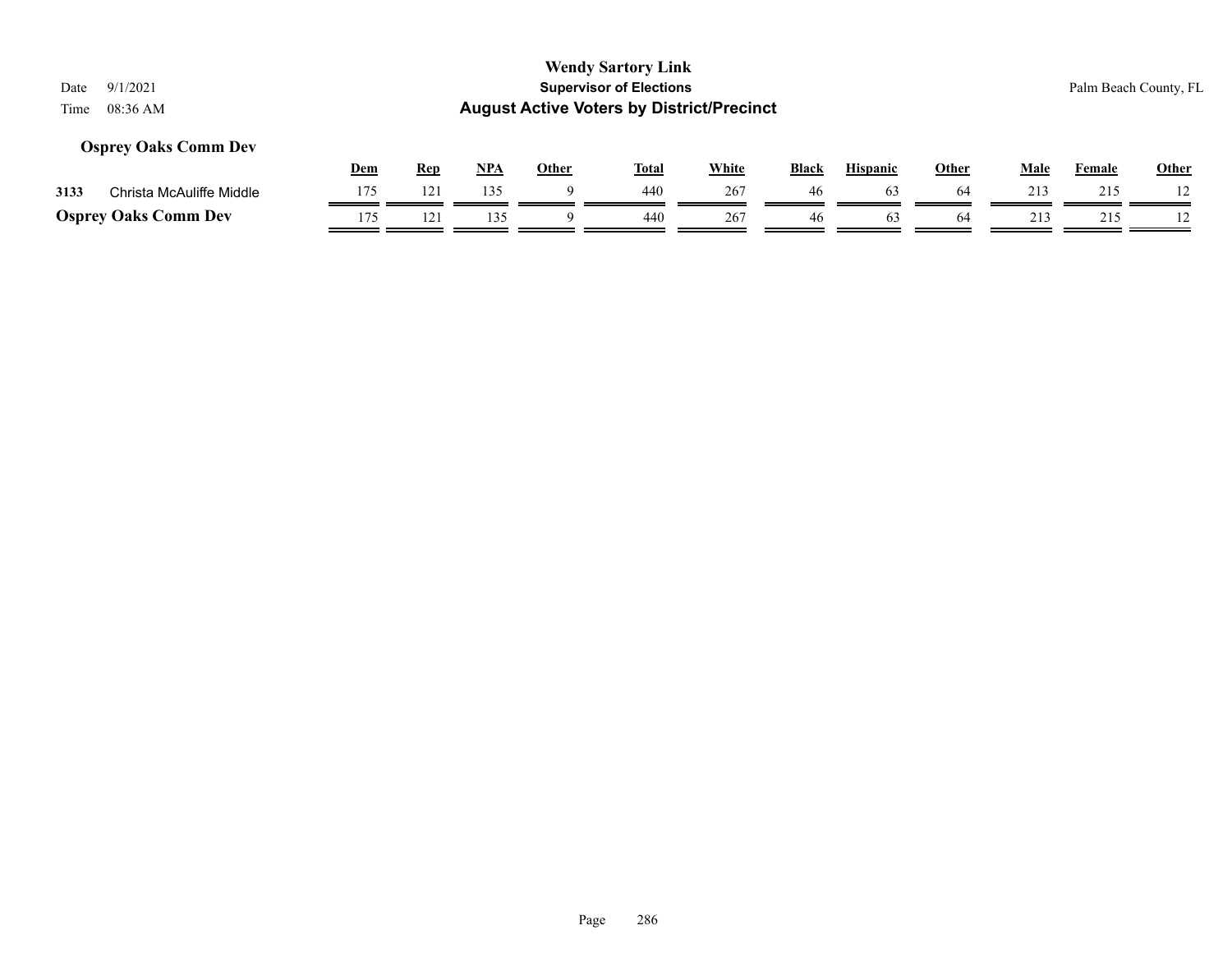## Osprey Oaks Comm Dev

| | | Dem | Rep | NPA | Other | Total | White | Black | Hispanic | Other | Male | Female | Other |
|---|---|---|---|---|---|---|---|---|---|---|---|---|---|
| 3133 | Christa McAuliffe Middle | 175 | 121 | 135 | 9 | 440 | 267 | 46 | 63 | 64 | 213 | 215 | 12 |
| **Osprey Oaks Comm Dev** | | 175 | 121 | 135 | 9 | 440 | 267 | 46 | 63 | 64 | 213 | 215 | 12 |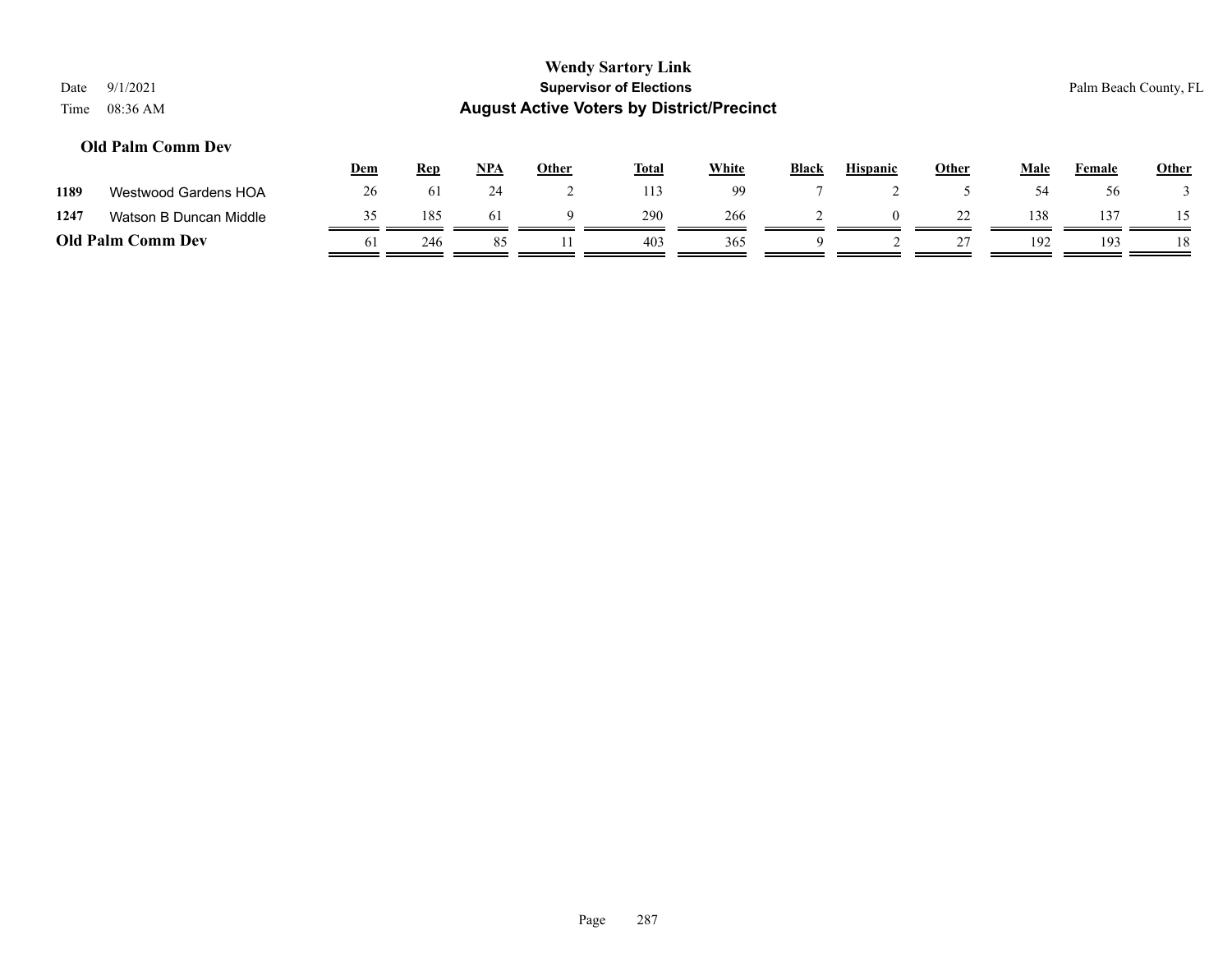# Wendy Sartory Link
## Supervisor of Elections
## August Active Voters by District/Precinct

Date 9/1/2021
Time 08:36 AM

Palm Beach County, FL

### Old Palm Comm Dev

| | | Dem | Rep | NPA | Other | Total | White | Black | Hispanic | Other | Male | Female | Other |
|---|---|---|---|---|---|---|---|---|---|---|---|---|---|
| 1189 | Westwood Gardens HOA | 26 | 61 | 24 | 2 | 113 | 99 | 7 | 2 | 5 | 54 | 56 | 3 |
| 1247 | Watson B Duncan Middle | 35 | 185 | 61 | 9 | 290 | 266 | 2 | 0 | 22 | 138 | 137 | 15 |
| **Old Palm Comm Dev** | | 61 | 246 | 85 | 11 | 403 | 365 | 9 | 2 | 27 | 192 | 193 | 18 |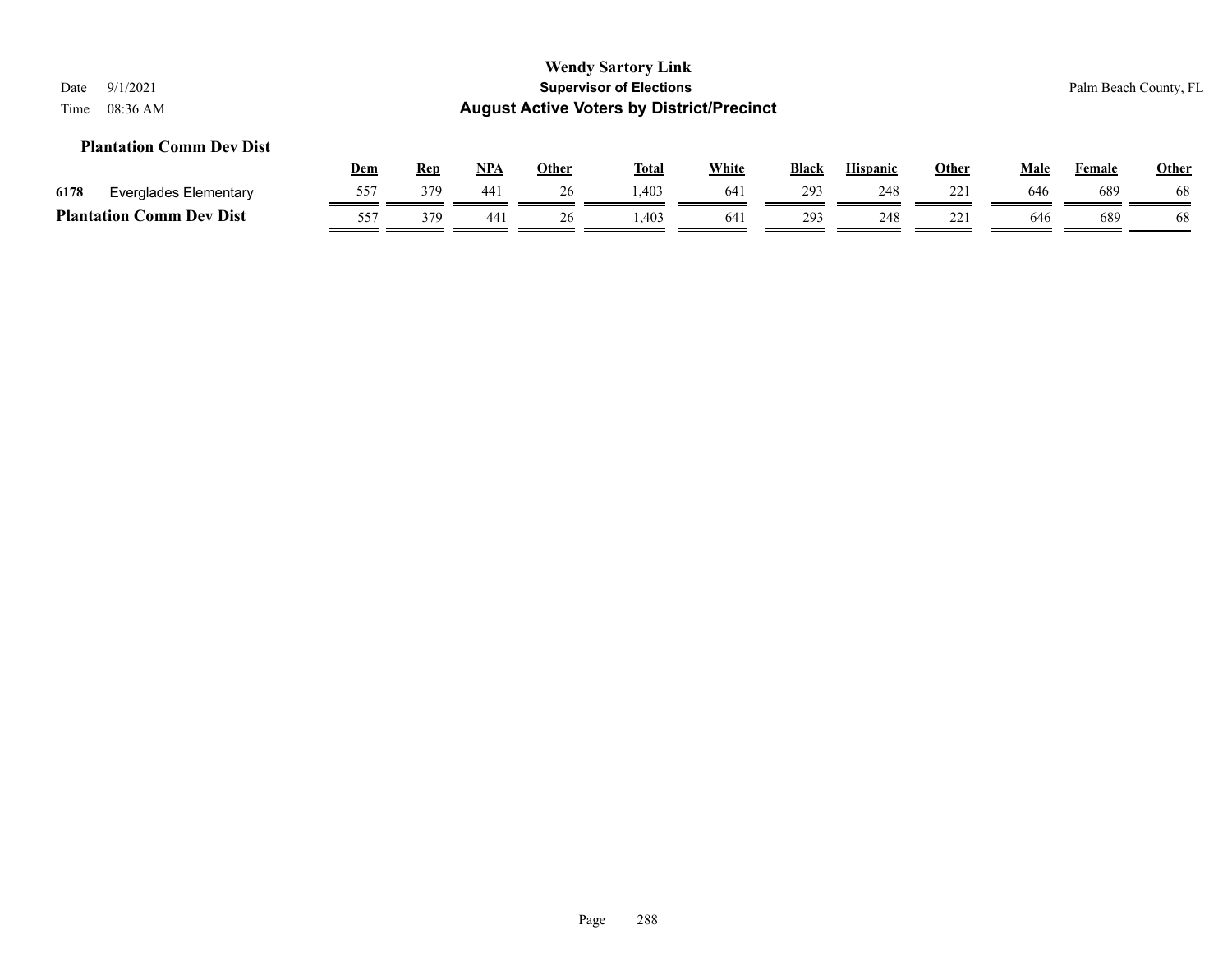**Wendy Sartory Link**

**Supervisor of Elections**

**August Active Voters by District/Precinct**

Date 9/1/2021

Time 08:36 AM

Palm Beach County, FL

### Plantation Comm Dev Dist

| | | Dem | Rep | NPA | Other | Total | White | Black | Hispanic | Other | Male | Female | Other |
|---|---|---|---|---|---|---|---|---|---|---|---|---|---|
| 6178 | Everglades Elementary | 557 | 379 | 441 | 26 | 1,403 | 641 | 293 | 248 | 221 | 646 | 689 | 68 |
| **Plantation Comm Dev Dist** | | 557 | 379 | 441 | 26 | 1,403 | 641 | 293 | 248 | 221 | 646 | 689 | 68 |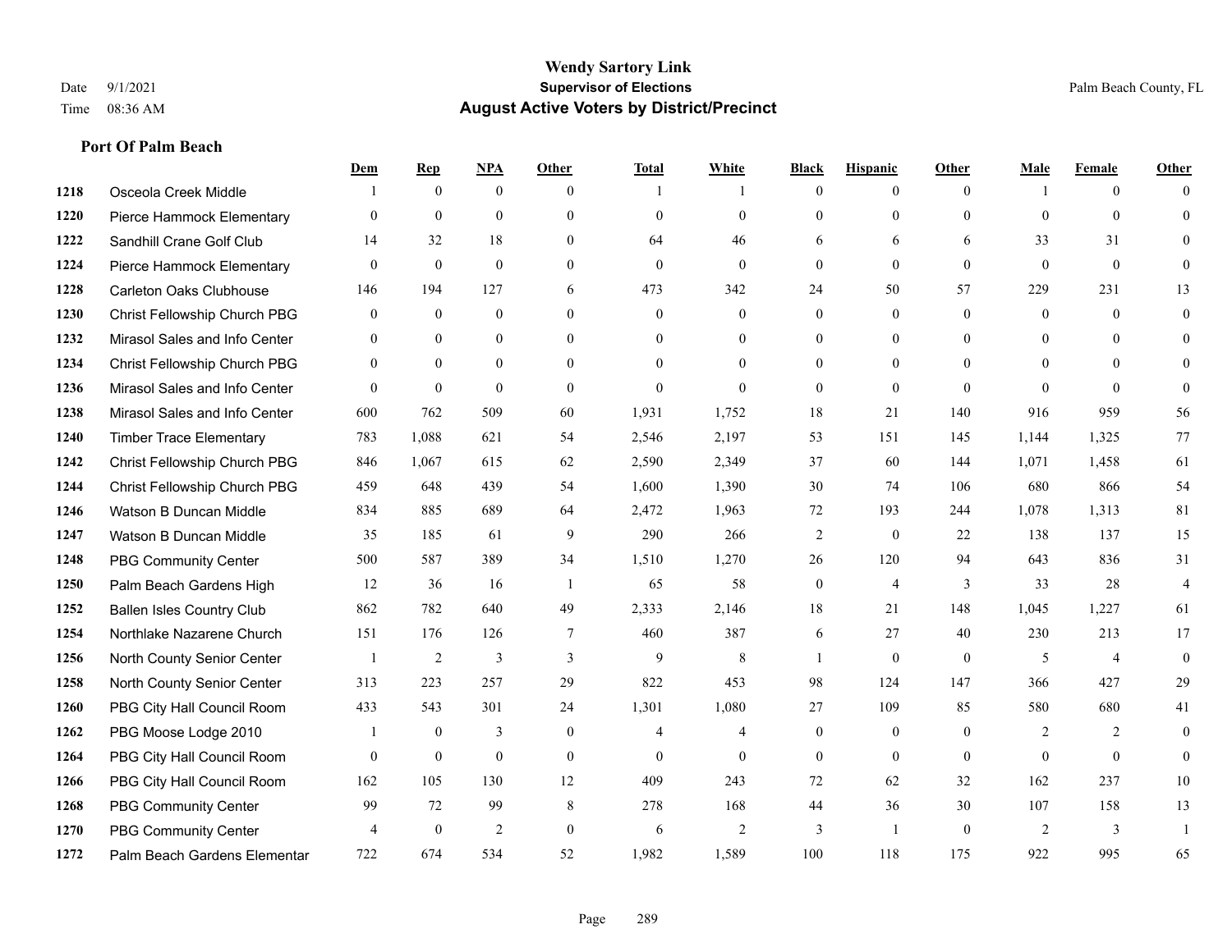**Wendy Sartory Link**
**Supervisor of Elections**
**August Active Voters by District/Precinct**

Date 9/1/2021
Time 08:36 AM

Palm Beach County, FL

### Port Of Palm Beach

| | | Dem | Rep | NPA | Other | Total | White | Black | Hispanic | Other | Male | Female | Other |
|---|---|---|---|---|---|---|---|---|---|---|---|---|---|
| 1218 | Osceola Creek Middle | 1 | 0 | 0 | 0 | 1 | 1 | 0 | 0 | 0 | 1 | 0 | 0 |
| 1220 | Pierce Hammock Elementary | 0 | 0 | 0 | 0 | 0 | 0 | 0 | 0 | 0 | 0 | 0 | 0 |
| 1222 | Sandhill Crane Golf Club | 14 | 32 | 18 | 0 | 64 | 46 | 6 | 6 | 6 | 33 | 31 | 0 |
| 1224 | Pierce Hammock Elementary | 0 | 0 | 0 | 0 | 0 | 0 | 0 | 0 | 0 | 0 | 0 | 0 |
| 1228 | Carleton Oaks Clubhouse | 146 | 194 | 127 | 6 | 473 | 342 | 24 | 50 | 57 | 229 | 231 | 13 |
| 1230 | Christ Fellowship Church PBG | 0 | 0 | 0 | 0 | 0 | 0 | 0 | 0 | 0 | 0 | 0 | 0 |
| 1232 | Mirasol Sales and Info Center | 0 | 0 | 0 | 0 | 0 | 0 | 0 | 0 | 0 | 0 | 0 | 0 |
| 1234 | Christ Fellowship Church PBG | 0 | 0 | 0 | 0 | 0 | 0 | 0 | 0 | 0 | 0 | 0 | 0 |
| 1236 | Mirasol Sales and Info Center | 0 | 0 | 0 | 0 | 0 | 0 | 0 | 0 | 0 | 0 | 0 | 0 |
| 1238 | Mirasol Sales and Info Center | 600 | 762 | 509 | 60 | 1,931 | 1,752 | 18 | 21 | 140 | 916 | 959 | 56 |
| 1240 | Timber Trace Elementary | 783 | 1,088 | 621 | 54 | 2,546 | 2,197 | 53 | 151 | 145 | 1,144 | 1,325 | 77 |
| 1242 | Christ Fellowship Church PBG | 846 | 1,067 | 615 | 62 | 2,590 | 2,349 | 37 | 60 | 144 | 1,071 | 1,458 | 61 |
| 1244 | Christ Fellowship Church PBG | 459 | 648 | 439 | 54 | 1,600 | 1,390 | 30 | 74 | 106 | 680 | 866 | 54 |
| 1246 | Watson B Duncan Middle | 834 | 885 | 689 | 64 | 2,472 | 1,963 | 72 | 193 | 244 | 1,078 | 1,313 | 81 |
| 1247 | Watson B Duncan Middle | 35 | 185 | 61 | 9 | 290 | 266 | 2 | 0 | 22 | 138 | 137 | 15 |
| 1248 | PBG Community Center | 500 | 587 | 389 | 34 | 1,510 | 1,270 | 26 | 120 | 94 | 643 | 836 | 31 |
| 1250 | Palm Beach Gardens High | 12 | 36 | 16 | 1 | 65 | 58 | 0 | 4 | 3 | 33 | 28 | 4 |
| 1252 | Ballen Isles Country Club | 862 | 782 | 640 | 49 | 2,333 | 2,146 | 18 | 21 | 148 | 1,045 | 1,227 | 61 |
| 1254 | Northlake Nazarene Church | 151 | 176 | 126 | 7 | 460 | 387 | 6 | 27 | 40 | 230 | 213 | 17 |
| 1256 | North County Senior Center | 1 | 2 | 3 | 3 | 9 | 8 | 1 | 0 | 0 | 5 | 4 | 0 |
| 1258 | North County Senior Center | 313 | 223 | 257 | 29 | 822 | 453 | 98 | 124 | 147 | 366 | 427 | 29 |
| 1260 | PBG City Hall Council Room | 433 | 543 | 301 | 24 | 1,301 | 1,080 | 27 | 109 | 85 | 580 | 680 | 41 |
| 1262 | PBG Moose Lodge 2010 | 1 | 0 | 3 | 0 | 4 | 4 | 0 | 0 | 0 | 2 | 2 | 0 |
| 1264 | PBG City Hall Council Room | 0 | 0 | 0 | 0 | 0 | 0 | 0 | 0 | 0 | 0 | 0 | 0 |
| 1266 | PBG City Hall Council Room | 162 | 105 | 130 | 12 | 409 | 243 | 72 | 62 | 32 | 162 | 237 | 10 |
| 1268 | PBG Community Center | 99 | 72 | 99 | 8 | 278 | 168 | 44 | 36 | 30 | 107 | 158 | 13 |
| 1270 | PBG Community Center | 4 | 0 | 2 | 0 | 6 | 2 | 3 | 1 | 0 | 2 | 3 | 1 |
| 1272 | Palm Beach Gardens Elementar | 722 | 674 | 534 | 52 | 1,982 | 1,589 | 100 | 118 | 175 | 922 | 995 | 65 |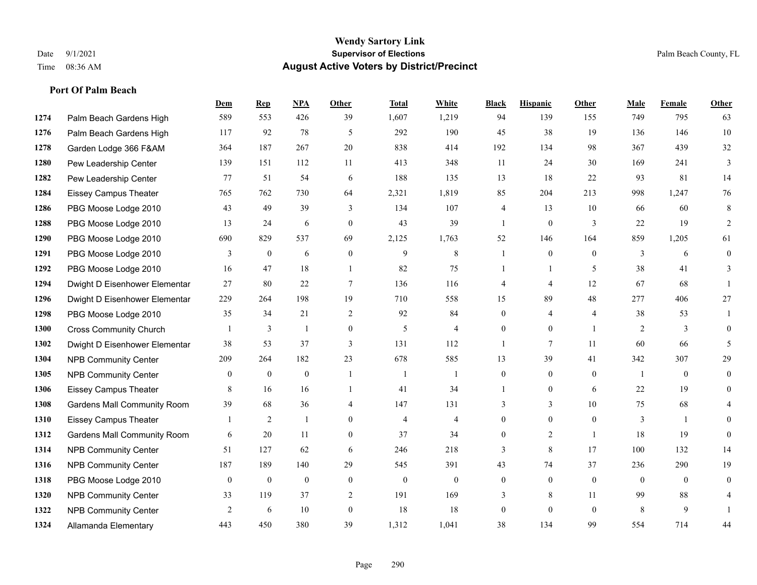# Wendy Sartory Link
## Supervisor of Elections
## August Active Voters by District/Precinct

Date 9/1/2021
Time 08:36 AM

Palm Beach County, FL

### Port Of Palm Beach

| | | Dem | Rep | NPA | Other | Total | White | Black | Hispanic | Other | Male | Female | Other |
|---|---|---|---|---|---|---|---|---|---|---|---|---|---|
| 1274 | Palm Beach Gardens High | 589 | 553 | 426 | 39 | 1,607 | 1,219 | 94 | 139 | 155 | 749 | 795 | 63 |
| 1276 | Palm Beach Gardens High | 117 | 92 | 78 | 5 | 292 | 190 | 45 | 38 | 19 | 136 | 146 | 10 |
| 1278 | Garden Lodge 366 F&AM | 364 | 187 | 267 | 20 | 838 | 414 | 192 | 134 | 98 | 367 | 439 | 32 |
| 1280 | Pew Leadership Center | 139 | 151 | 112 | 11 | 413 | 348 | 11 | 24 | 30 | 169 | 241 | 3 |
| 1282 | Pew Leadership Center | 77 | 51 | 54 | 6 | 188 | 135 | 13 | 18 | 22 | 93 | 81 | 14 |
| 1284 | Eissey Campus Theater | 765 | 762 | 730 | 64 | 2,321 | 1,819 | 85 | 204 | 213 | 998 | 1,247 | 76 |
| 1286 | PBG Moose Lodge 2010 | 43 | 49 | 39 | 3 | 134 | 107 | 4 | 13 | 10 | 66 | 60 | 8 |
| 1288 | PBG Moose Lodge 2010 | 13 | 24 | 6 | 0 | 43 | 39 | 1 | 0 | 3 | 22 | 19 | 2 |
| 1290 | PBG Moose Lodge 2010 | 690 | 829 | 537 | 69 | 2,125 | 1,763 | 52 | 146 | 164 | 859 | 1,205 | 61 |
| 1291 | PBG Moose Lodge 2010 | 3 | 0 | 6 | 0 | 9 | 8 | 1 | 0 | 0 | 3 | 6 | 0 |
| 1292 | PBG Moose Lodge 2010 | 16 | 47 | 18 | 1 | 82 | 75 | 1 | 1 | 5 | 38 | 41 | 3 |
| 1294 | Dwight D Eisenhower Elementar | 27 | 80 | 22 | 7 | 136 | 116 | 4 | 4 | 12 | 67 | 68 | 1 |
| 1296 | Dwight D Eisenhower Elementar | 229 | 264 | 198 | 19 | 710 | 558 | 15 | 89 | 48 | 277 | 406 | 27 |
| 1298 | PBG Moose Lodge 2010 | 35 | 34 | 21 | 2 | 92 | 84 | 0 | 4 | 4 | 38 | 53 | 1 |
| 1300 | Cross Community Church | 1 | 3 | 1 | 0 | 5 | 4 | 0 | 0 | 1 | 2 | 3 | 0 |
| 1302 | Dwight D Eisenhower Elementar | 38 | 53 | 37 | 3 | 131 | 112 | 1 | 7 | 11 | 60 | 66 | 5 |
| 1304 | NPB Community Center | 209 | 264 | 182 | 23 | 678 | 585 | 13 | 39 | 41 | 342 | 307 | 29 |
| 1305 | NPB Community Center | 0 | 0 | 0 | 1 | 1 | 1 | 0 | 0 | 0 | 1 | 0 | 0 |
| 1306 | Eissey Campus Theater | 8 | 16 | 16 | 1 | 41 | 34 | 1 | 0 | 6 | 22 | 19 | 0 |
| 1308 | Gardens Mall Community Room | 39 | 68 | 36 | 4 | 147 | 131 | 3 | 3 | 10 | 75 | 68 | 4 |
| 1310 | Eissey Campus Theater | 1 | 2 | 1 | 0 | 4 | 4 | 0 | 0 | 0 | 3 | 1 | 0 |
| 1312 | Gardens Mall Community Room | 6 | 20 | 11 | 0 | 37 | 34 | 0 | 2 | 1 | 18 | 19 | 0 |
| 1314 | NPB Community Center | 51 | 127 | 62 | 6 | 246 | 218 | 3 | 8 | 17 | 100 | 132 | 14 |
| 1316 | NPB Community Center | 187 | 189 | 140 | 29 | 545 | 391 | 43 | 74 | 37 | 236 | 290 | 19 |
| 1318 | PBG Moose Lodge 2010 | 0 | 0 | 0 | 0 | 0 | 0 | 0 | 0 | 0 | 0 | 0 | 0 |
| 1320 | NPB Community Center | 33 | 119 | 37 | 2 | 191 | 169 | 3 | 8 | 11 | 99 | 88 | 4 |
| 1322 | NPB Community Center | 2 | 6 | 10 | 0 | 18 | 18 | 0 | 0 | 0 | 8 | 9 | 1 |
| 1324 | Allamanda Elementary | 443 | 450 | 380 | 39 | 1,312 | 1,041 | 38 | 134 | 99 | 554 | 714 | 44 |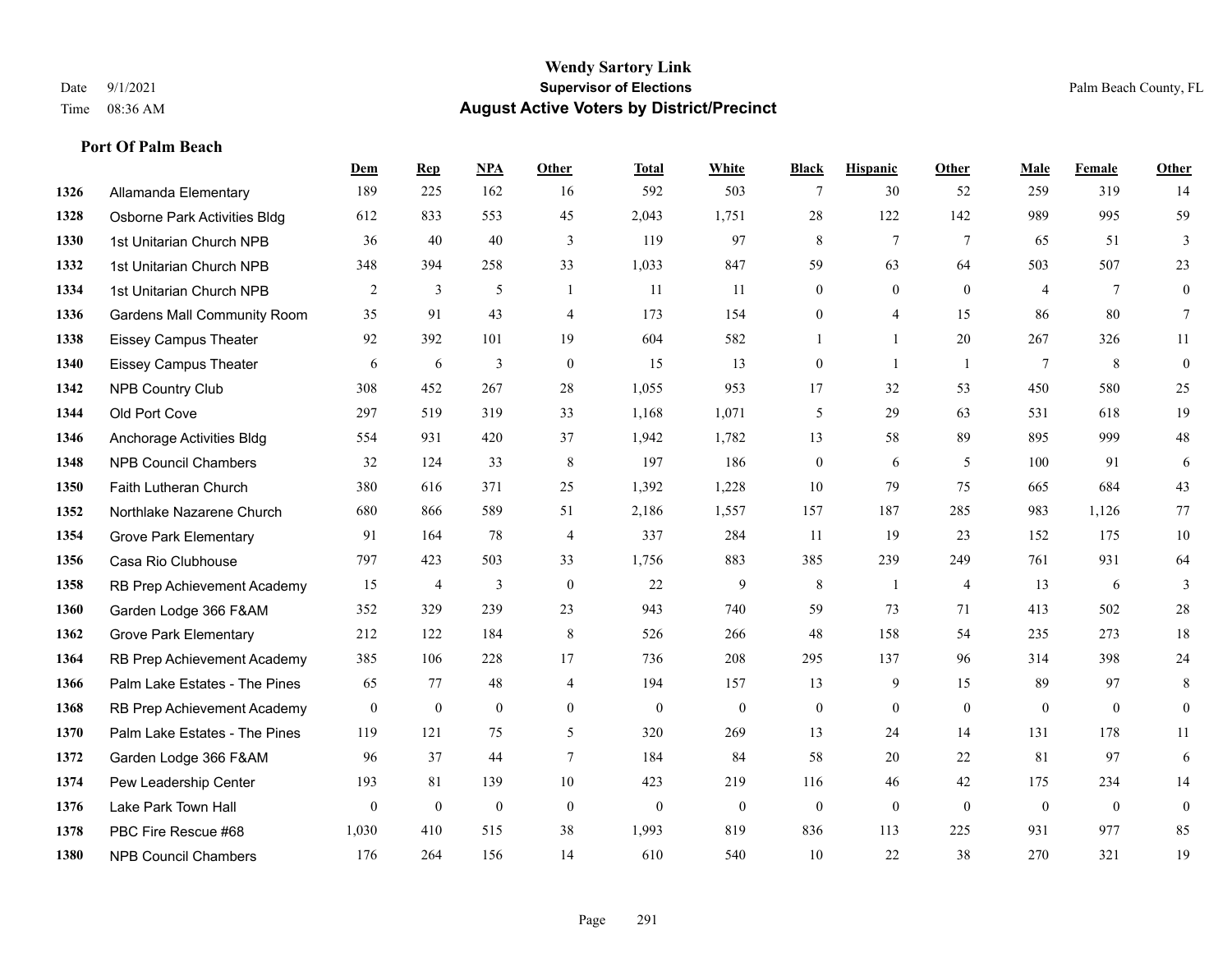# Wendy Sartory Link
## Supervisor of Elections
## August Active Voters by District/Precinct

Date 9/1/2021
Time 08:36 AM

Palm Beach County, FL

### Port Of Palm Beach

| | | Dem | Rep | NPA | Other | Total | White | Black | Hispanic | Other | Male | Female | Other |
|---|---|---|---|---|---|---|---|---|---|---|---|---|---|
| 1326 | Allamanda Elementary | 189 | 225 | 162 | 16 | 592 | 503 | 7 | 30 | 52 | 259 | 319 | 14 |
| 1328 | Osborne Park Activities Bldg | 612 | 833 | 553 | 45 | 2,043 | 1,751 | 28 | 122 | 142 | 989 | 995 | 59 |
| 1330 | 1st Unitarian Church NPB | 36 | 40 | 40 | 3 | 119 | 97 | 8 | 7 | 7 | 65 | 51 | 3 |
| 1332 | 1st Unitarian Church NPB | 348 | 394 | 258 | 33 | 1,033 | 847 | 59 | 63 | 64 | 503 | 507 | 23 |
| 1334 | 1st Unitarian Church NPB | 2 | 3 | 5 | 1 | 11 | 11 | 0 | 0 | 0 | 4 | 7 | 0 |
| 1336 | Gardens Mall Community Room | 35 | 91 | 43 | 4 | 173 | 154 | 0 | 4 | 15 | 86 | 80 | 7 |
| 1338 | Eissey Campus Theater | 92 | 392 | 101 | 19 | 604 | 582 | 1 | 1 | 20 | 267 | 326 | 11 |
| 1340 | Eissey Campus Theater | 6 | 6 | 3 | 0 | 15 | 13 | 0 | 1 | 1 | 7 | 8 | 0 |
| 1342 | NPB Country Club | 308 | 452 | 267 | 28 | 1,055 | 953 | 17 | 32 | 53 | 450 | 580 | 25 |
| 1344 | Old Port Cove | 297 | 519 | 319 | 33 | 1,168 | 1,071 | 5 | 29 | 63 | 531 | 618 | 19 |
| 1346 | Anchorage Activities Bldg | 554 | 931 | 420 | 37 | 1,942 | 1,782 | 13 | 58 | 89 | 895 | 999 | 48 |
| 1348 | NPB Council Chambers | 32 | 124 | 33 | 8 | 197 | 186 | 0 | 6 | 5 | 100 | 91 | 6 |
| 1350 | Faith Lutheran Church | 380 | 616 | 371 | 25 | 1,392 | 1,228 | 10 | 79 | 75 | 665 | 684 | 43 |
| 1352 | Northlake Nazarene Church | 680 | 866 | 589 | 51 | 2,186 | 1,557 | 157 | 187 | 285 | 983 | 1,126 | 77 |
| 1354 | Grove Park Elementary | 91 | 164 | 78 | 4 | 337 | 284 | 11 | 19 | 23 | 152 | 175 | 10 |
| 1356 | Casa Rio Clubhouse | 797 | 423 | 503 | 33 | 1,756 | 883 | 385 | 239 | 249 | 761 | 931 | 64 |
| 1358 | RB Prep Achievement Academy | 15 | 4 | 3 | 0 | 22 | 9 | 8 | 1 | 4 | 13 | 6 | 3 |
| 1360 | Garden Lodge 366 F&AM | 352 | 329 | 239 | 23 | 943 | 740 | 59 | 73 | 71 | 413 | 502 | 28 |
| 1362 | Grove Park Elementary | 212 | 122 | 184 | 8 | 526 | 266 | 48 | 158 | 54 | 235 | 273 | 18 |
| 1364 | RB Prep Achievement Academy | 385 | 106 | 228 | 17 | 736 | 208 | 295 | 137 | 96 | 314 | 398 | 24 |
| 1366 | Palm Lake Estates - The Pines | 65 | 77 | 48 | 4 | 194 | 157 | 13 | 9 | 15 | 89 | 97 | 8 |
| 1368 | RB Prep Achievement Academy | 0 | 0 | 0 | 0 | 0 | 0 | 0 | 0 | 0 | 0 | 0 | 0 |
| 1370 | Palm Lake Estates - The Pines | 119 | 121 | 75 | 5 | 320 | 269 | 13 | 24 | 14 | 131 | 178 | 11 |
| 1372 | Garden Lodge 366 F&AM | 96 | 37 | 44 | 7 | 184 | 84 | 58 | 20 | 22 | 81 | 97 | 6 |
| 1374 | Pew Leadership Center | 193 | 81 | 139 | 10 | 423 | 219 | 116 | 46 | 42 | 175 | 234 | 14 |
| 1376 | Lake Park Town Hall | 0 | 0 | 0 | 0 | 0 | 0 | 0 | 0 | 0 | 0 | 0 | 0 |
| 1378 | PBC Fire Rescue #68 | 1,030 | 410 | 515 | 38 | 1,993 | 819 | 836 | 113 | 225 | 931 | 977 | 85 |
| 1380 | NPB Council Chambers | 176 | 264 | 156 | 14 | 610 | 540 | 10 | 22 | 38 | 270 | 321 | 19 |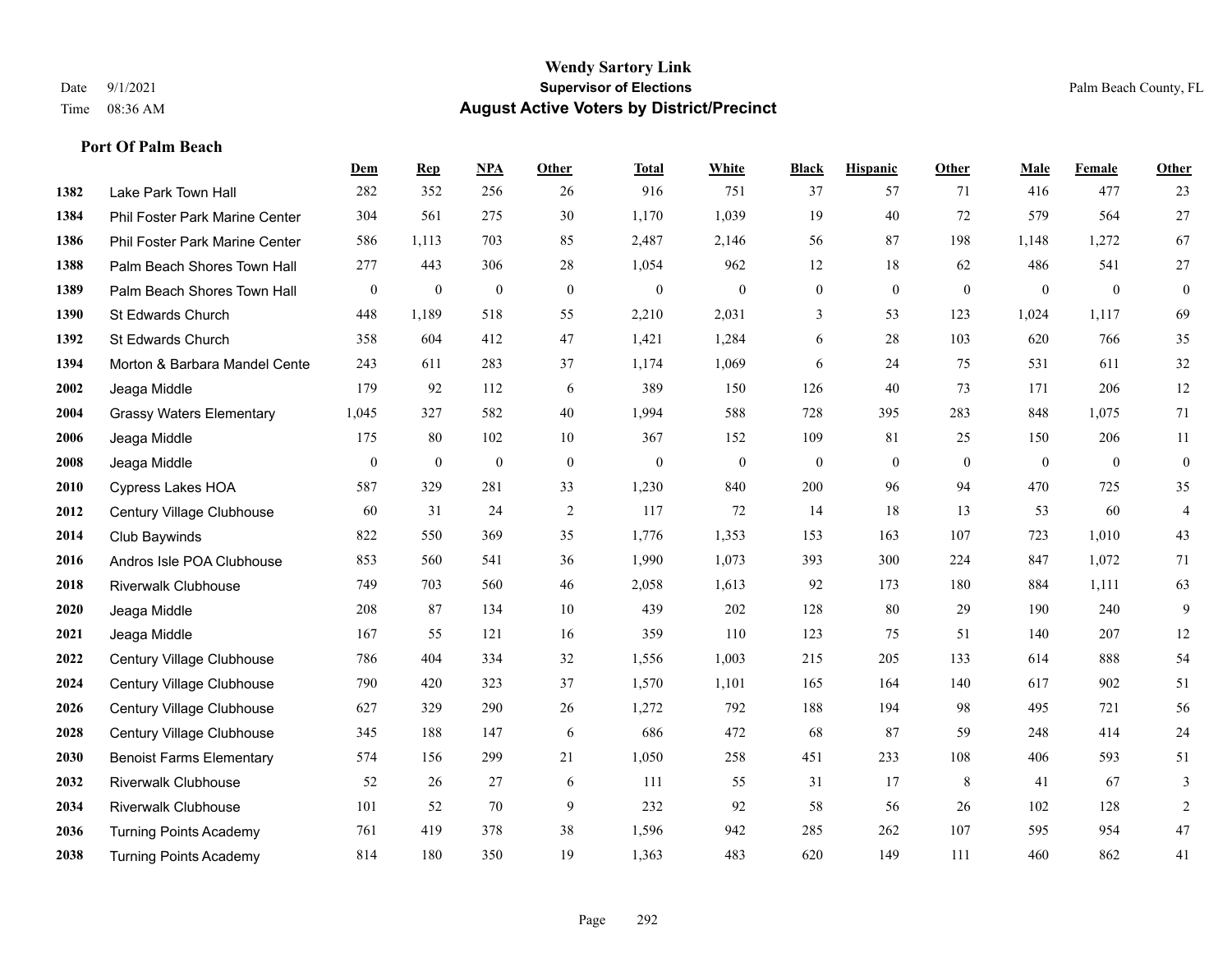# Wendy Sartory Link
## Supervisor of Elections
## August Active Voters by District/Precinct

Date 9/1/2021
Time 08:36 AM

Palm Beach County, FL

### Port Of Palm Beach

| | | Dem | Rep | NPA | Other | Total | White | Black | Hispanic | Other | Male | Female | Other |
|---|---|---|---|---|---|---|---|---|---|---|---|---|---|
| 1382 | Lake Park Town Hall | 282 | 352 | 256 | 26 | 916 | 751 | 37 | 57 | 71 | 416 | 477 | 23 |
| 1384 | Phil Foster Park Marine Center | 304 | 561 | 275 | 30 | 1,170 | 1,039 | 19 | 40 | 72 | 579 | 564 | 27 |
| 1386 | Phil Foster Park Marine Center | 586 | 1,113 | 703 | 85 | 2,487 | 2,146 | 56 | 87 | 198 | 1,148 | 1,272 | 67 |
| 1388 | Palm Beach Shores Town Hall | 277 | 443 | 306 | 28 | 1,054 | 962 | 12 | 18 | 62 | 486 | 541 | 27 |
| 1389 | Palm Beach Shores Town Hall | 0 | 0 | 0 | 0 | 0 | 0 | 0 | 0 | 0 | 0 | 0 | 0 |
| 1390 | St Edwards Church | 448 | 1,189 | 518 | 55 | 2,210 | 2,031 | 3 | 53 | 123 | 1,024 | 1,117 | 69 |
| 1392 | St Edwards Church | 358 | 604 | 412 | 47 | 1,421 | 1,284 | 6 | 28 | 103 | 620 | 766 | 35 |
| 1394 | Morton & Barbara Mandel Cente | 243 | 611 | 283 | 37 | 1,174 | 1,069 | 6 | 24 | 75 | 531 | 611 | 32 |
| 2002 | Jeaga Middle | 179 | 92 | 112 | 6 | 389 | 150 | 126 | 40 | 73 | 171 | 206 | 12 |
| 2004 | Grassy Waters Elementary | 1,045 | 327 | 582 | 40 | 1,994 | 588 | 728 | 395 | 283 | 848 | 1,075 | 71 |
| 2006 | Jeaga Middle | 175 | 80 | 102 | 10 | 367 | 152 | 109 | 81 | 25 | 150 | 206 | 11 |
| 2008 | Jeaga Middle | 0 | 0 | 0 | 0 | 0 | 0 | 0 | 0 | 0 | 0 | 0 | 0 |
| 2010 | Cypress Lakes HOA | 587 | 329 | 281 | 33 | 1,230 | 840 | 200 | 96 | 94 | 470 | 725 | 35 |
| 2012 | Century Village Clubhouse | 60 | 31 | 24 | 2 | 117 | 72 | 14 | 18 | 13 | 53 | 60 | 4 |
| 2014 | Club Baywinds | 822 | 550 | 369 | 35 | 1,776 | 1,353 | 153 | 163 | 107 | 723 | 1,010 | 43 |
| 2016 | Andros Isle POA Clubhouse | 853 | 560 | 541 | 36 | 1,990 | 1,073 | 393 | 300 | 224 | 847 | 1,072 | 71 |
| 2018 | Riverwalk Clubhouse | 749 | 703 | 560 | 46 | 2,058 | 1,613 | 92 | 173 | 180 | 884 | 1,111 | 63 |
| 2020 | Jeaga Middle | 208 | 87 | 134 | 10 | 439 | 202 | 128 | 80 | 29 | 190 | 240 | 9 |
| 2021 | Jeaga Middle | 167 | 55 | 121 | 16 | 359 | 110 | 123 | 75 | 51 | 140 | 207 | 12 |
| 2022 | Century Village Clubhouse | 786 | 404 | 334 | 32 | 1,556 | 1,003 | 215 | 205 | 133 | 614 | 888 | 54 |
| 2024 | Century Village Clubhouse | 790 | 420 | 323 | 37 | 1,570 | 1,101 | 165 | 164 | 140 | 617 | 902 | 51 |
| 2026 | Century Village Clubhouse | 627 | 329 | 290 | 26 | 1,272 | 792 | 188 | 194 | 98 | 495 | 721 | 56 |
| 2028 | Century Village Clubhouse | 345 | 188 | 147 | 6 | 686 | 472 | 68 | 87 | 59 | 248 | 414 | 24 |
| 2030 | Benoist Farms Elementary | 574 | 156 | 299 | 21 | 1,050 | 258 | 451 | 233 | 108 | 406 | 593 | 51 |
| 2032 | Riverwalk Clubhouse | 52 | 26 | 27 | 6 | 111 | 55 | 31 | 17 | 8 | 41 | 67 | 3 |
| 2034 | Riverwalk Clubhouse | 101 | 52 | 70 | 9 | 232 | 92 | 58 | 56 | 26 | 102 | 128 | 2 |
| 2036 | Turning Points Academy | 761 | 419 | 378 | 38 | 1,596 | 942 | 285 | 262 | 107 | 595 | 954 | 47 |
| 2038 | Turning Points Academy | 814 | 180 | 350 | 19 | 1,363 | 483 | 620 | 149 | 111 | 460 | 862 | 41 |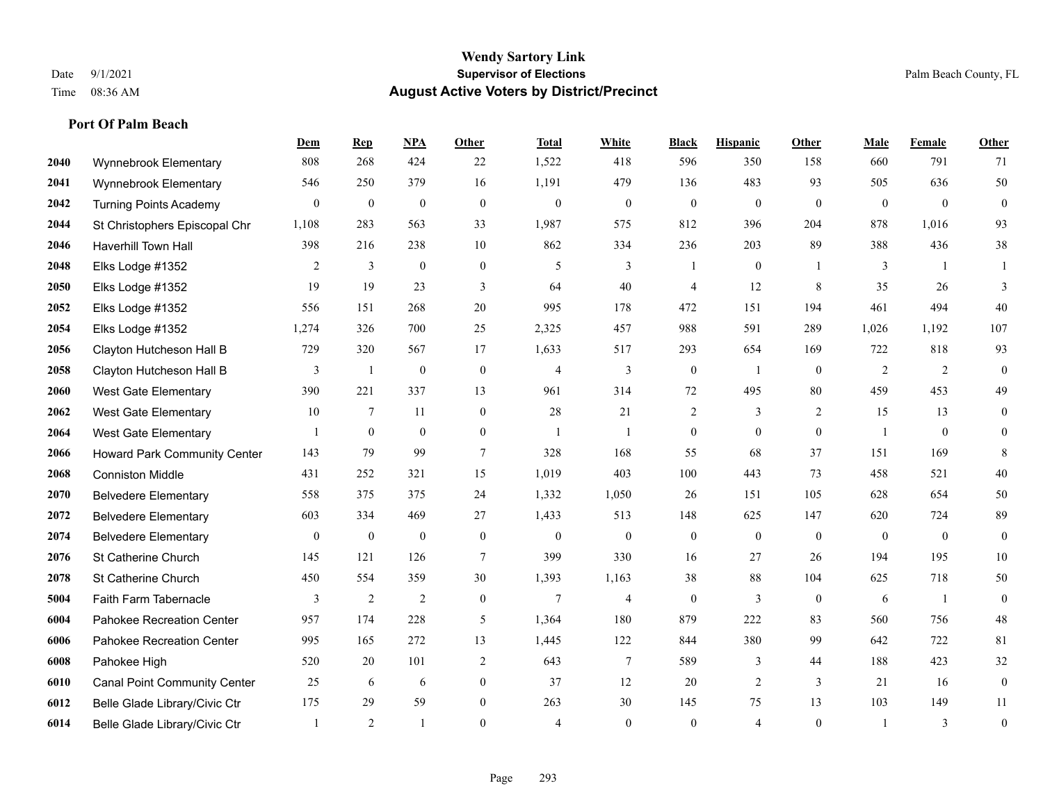# Wendy Sartory Link
## Supervisor of Elections
## August Active Voters by District/Precinct

Date 9/1/2021
Time 08:36 AM

Palm Beach County, FL

### Port Of Palm Beach

| | | Dem | Rep | NPA | Other | Total | White | Black | Hispanic | Other | Male | Female | Other |
|---|---|---|---|---|---|---|---|---|---|---|---|---|---|
| 2040 | Wynnebrook Elementary | 808 | 268 | 424 | 22 | 1,522 | 418 | 596 | 350 | 158 | 660 | 791 | 71 |
| 2041 | Wynnebrook Elementary | 546 | 250 | 379 | 16 | 1,191 | 479 | 136 | 483 | 93 | 505 | 636 | 50 |
| 2042 | Turning Points Academy | 0 | 0 | 0 | 0 | 0 | 0 | 0 | 0 | 0 | 0 | 0 | 0 |
| 2044 | St Christophers Episcopal Chr | 1,108 | 283 | 563 | 33 | 1,987 | 575 | 812 | 396 | 204 | 878 | 1,016 | 93 |
| 2046 | Haverhill Town Hall | 398 | 216 | 238 | 10 | 862 | 334 | 236 | 203 | 89 | 388 | 436 | 38 |
| 2048 | Elks Lodge #1352 | 2 | 3 | 0 | 0 | 5 | 3 | 1 | 0 | 1 | 3 | 1 | 1 |
| 2050 | Elks Lodge #1352 | 19 | 19 | 23 | 3 | 64 | 40 | 4 | 12 | 8 | 35 | 26 | 3 |
| 2052 | Elks Lodge #1352 | 556 | 151 | 268 | 20 | 995 | 178 | 472 | 151 | 194 | 461 | 494 | 40 |
| 2054 | Elks Lodge #1352 | 1,274 | 326 | 700 | 25 | 2,325 | 457 | 988 | 591 | 289 | 1,026 | 1,192 | 107 |
| 2056 | Clayton Hutcheson Hall B | 729 | 320 | 567 | 17 | 1,633 | 517 | 293 | 654 | 169 | 722 | 818 | 93 |
| 2058 | Clayton Hutcheson Hall B | 3 | 1 | 0 | 0 | 4 | 3 | 0 | 1 | 0 | 2 | 2 | 0 |
| 2060 | West Gate Elementary | 390 | 221 | 337 | 13 | 961 | 314 | 72 | 495 | 80 | 459 | 453 | 49 |
| 2062 | West Gate Elementary | 10 | 7 | 11 | 0 | 28 | 21 | 2 | 3 | 2 | 15 | 13 | 0 |
| 2064 | West Gate Elementary | 1 | 0 | 0 | 0 | 1 | 1 | 0 | 0 | 0 | 1 | 0 | 0 |
| 2066 | Howard Park Community Center | 143 | 79 | 99 | 7 | 328 | 168 | 55 | 68 | 37 | 151 | 169 | 8 |
| 2068 | Conniston Middle | 431 | 252 | 321 | 15 | 1,019 | 403 | 100 | 443 | 73 | 458 | 521 | 40 |
| 2070 | Belvedere Elementary | 558 | 375 | 375 | 24 | 1,332 | 1,050 | 26 | 151 | 105 | 628 | 654 | 50 |
| 2072 | Belvedere Elementary | 603 | 334 | 469 | 27 | 1,433 | 513 | 148 | 625 | 147 | 620 | 724 | 89 |
| 2074 | Belvedere Elementary | 0 | 0 | 0 | 0 | 0 | 0 | 0 | 0 | 0 | 0 | 0 | 0 |
| 2076 | St Catherine Church | 145 | 121 | 126 | 7 | 399 | 330 | 16 | 27 | 26 | 194 | 195 | 10 |
| 2078 | St Catherine Church | 450 | 554 | 359 | 30 | 1,393 | 1,163 | 38 | 88 | 104 | 625 | 718 | 50 |
| 5004 | Faith Farm Tabernacle | 3 | 2 | 2 | 0 | 7 | 4 | 0 | 3 | 0 | 6 | 1 | 0 |
| 6004 | Pahokee Recreation Center | 957 | 174 | 228 | 5 | 1,364 | 180 | 879 | 222 | 83 | 560 | 756 | 48 |
| 6006 | Pahokee Recreation Center | 995 | 165 | 272 | 13 | 1,445 | 122 | 844 | 380 | 99 | 642 | 722 | 81 |
| 6008 | Pahokee High | 520 | 20 | 101 | 2 | 643 | 7 | 589 | 3 | 44 | 188 | 423 | 32 |
| 6010 | Canal Point Community Center | 25 | 6 | 6 | 0 | 37 | 12 | 20 | 2 | 3 | 21 | 16 | 0 |
| 6012 | Belle Glade Library/Civic Ctr | 175 | 29 | 59 | 0 | 263 | 30 | 145 | 75 | 13 | 103 | 149 | 11 |
| 6014 | Belle Glade Library/Civic Ctr | 1 | 2 | 1 | 0 | 4 | 0 | 0 | 4 | 0 | 1 | 3 | 0 |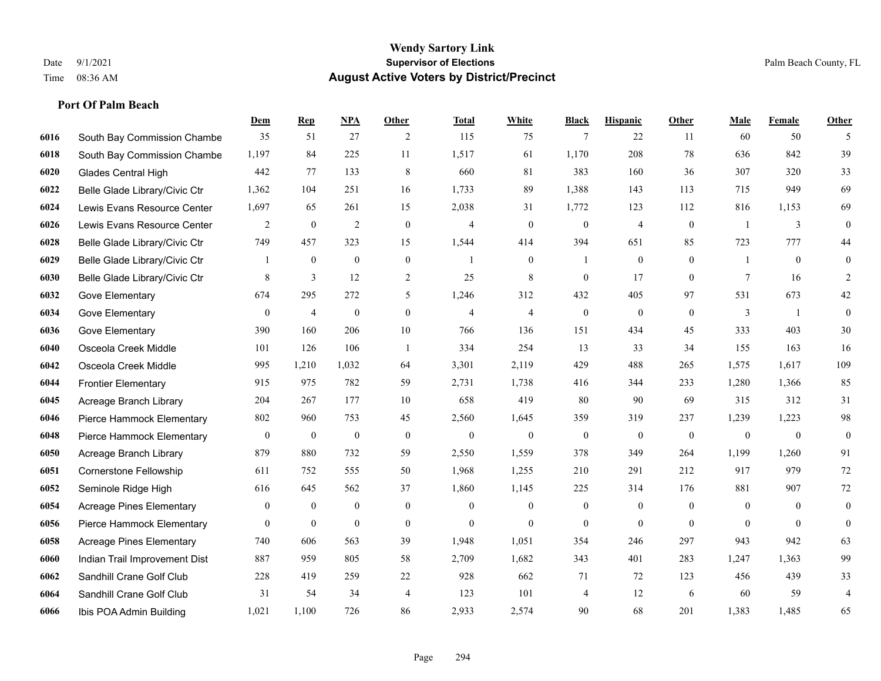**Wendy Sartory Link**
**Supervisor of Elections**
**August Active Voters by District/Precinct**

Date 9/1/2021
Time 08:36 AM
Palm Beach County, FL

## Port Of Palm Beach

| | | Dem | Rep | NPA | Other | Total | White | Black | Hispanic | Other | Male | Female | Other |
|---|---|---|---|---|---|---|---|---|---|---|---|---|---|
| 6016 | South Bay Commission Chambe | 35 | 51 | 27 | 2 | 115 | 75 | 7 | 22 | 11 | 60 | 50 | 5 |
| 6018 | South Bay Commission Chambe | 1,197 | 84 | 225 | 11 | 1,517 | 61 | 1,170 | 208 | 78 | 636 | 842 | 39 |
| 6020 | Glades Central High | 442 | 77 | 133 | 8 | 660 | 81 | 383 | 160 | 36 | 307 | 320 | 33 |
| 6022 | Belle Glade Library/Civic Ctr | 1,362 | 104 | 251 | 16 | 1,733 | 89 | 1,388 | 143 | 113 | 715 | 949 | 69 |
| 6024 | Lewis Evans Resource Center | 1,697 | 65 | 261 | 15 | 2,038 | 31 | 1,772 | 123 | 112 | 816 | 1,153 | 69 |
| 6026 | Lewis Evans Resource Center | 2 | 0 | 2 | 0 | 4 | 0 | 0 | 4 | 0 | 1 | 3 | 0 |
| 6028 | Belle Glade Library/Civic Ctr | 749 | 457 | 323 | 15 | 1,544 | 414 | 394 | 651 | 85 | 723 | 777 | 44 |
| 6029 | Belle Glade Library/Civic Ctr | 1 | 0 | 0 | 0 | 1 | 0 | 1 | 0 | 0 | 1 | 0 | 0 |
| 6030 | Belle Glade Library/Civic Ctr | 8 | 3 | 12 | 2 | 25 | 8 | 0 | 17 | 0 | 7 | 16 | 2 |
| 6032 | Gove Elementary | 674 | 295 | 272 | 5 | 1,246 | 312 | 432 | 405 | 97 | 531 | 673 | 42 |
| 6034 | Gove Elementary | 0 | 4 | 0 | 0 | 4 | 4 | 0 | 0 | 0 | 3 | 1 | 0 |
| 6036 | Gove Elementary | 390 | 160 | 206 | 10 | 766 | 136 | 151 | 434 | 45 | 333 | 403 | 30 |
| 6040 | Osceola Creek Middle | 101 | 126 | 106 | 1 | 334 | 254 | 13 | 33 | 34 | 155 | 163 | 16 |
| 6042 | Osceola Creek Middle | 995 | 1,210 | 1,032 | 64 | 3,301 | 2,119 | 429 | 488 | 265 | 1,575 | 1,617 | 109 |
| 6044 | Frontier Elementary | 915 | 975 | 782 | 59 | 2,731 | 1,738 | 416 | 344 | 233 | 1,280 | 1,366 | 85 |
| 6045 | Acreage Branch Library | 204 | 267 | 177 | 10 | 658 | 419 | 80 | 90 | 69 | 315 | 312 | 31 |
| 6046 | Pierce Hammock Elementary | 802 | 960 | 753 | 45 | 2,560 | 1,645 | 359 | 319 | 237 | 1,239 | 1,223 | 98 |
| 6048 | Pierce Hammock Elementary | 0 | 0 | 0 | 0 | 0 | 0 | 0 | 0 | 0 | 0 | 0 | 0 |
| 6050 | Acreage Branch Library | 879 | 880 | 732 | 59 | 2,550 | 1,559 | 378 | 349 | 264 | 1,199 | 1,260 | 91 |
| 6051 | Cornerstone Fellowship | 611 | 752 | 555 | 50 | 1,968 | 1,255 | 210 | 291 | 212 | 917 | 979 | 72 |
| 6052 | Seminole Ridge High | 616 | 645 | 562 | 37 | 1,860 | 1,145 | 225 | 314 | 176 | 881 | 907 | 72 |
| 6054 | Acreage Pines Elementary | 0 | 0 | 0 | 0 | 0 | 0 | 0 | 0 | 0 | 0 | 0 | 0 |
| 6056 | Pierce Hammock Elementary | 0 | 0 | 0 | 0 | 0 | 0 | 0 | 0 | 0 | 0 | 0 | 0 |
| 6058 | Acreage Pines Elementary | 740 | 606 | 563 | 39 | 1,948 | 1,051 | 354 | 246 | 297 | 943 | 942 | 63 |
| 6060 | Indian Trail Improvement Dist | 887 | 959 | 805 | 58 | 2,709 | 1,682 | 343 | 401 | 283 | 1,247 | 1,363 | 99 |
| 6062 | Sandhill Crane Golf Club | 228 | 419 | 259 | 22 | 928 | 662 | 71 | 72 | 123 | 456 | 439 | 33 |
| 6064 | Sandhill Crane Golf Club | 31 | 54 | 34 | 4 | 123 | 101 | 4 | 12 | 6 | 60 | 59 | 4 |
| 6066 | Ibis POA Admin Building | 1,021 | 1,100 | 726 | 86 | 2,933 | 2,574 | 90 | 68 | 201 | 1,383 | 1,485 | 65 |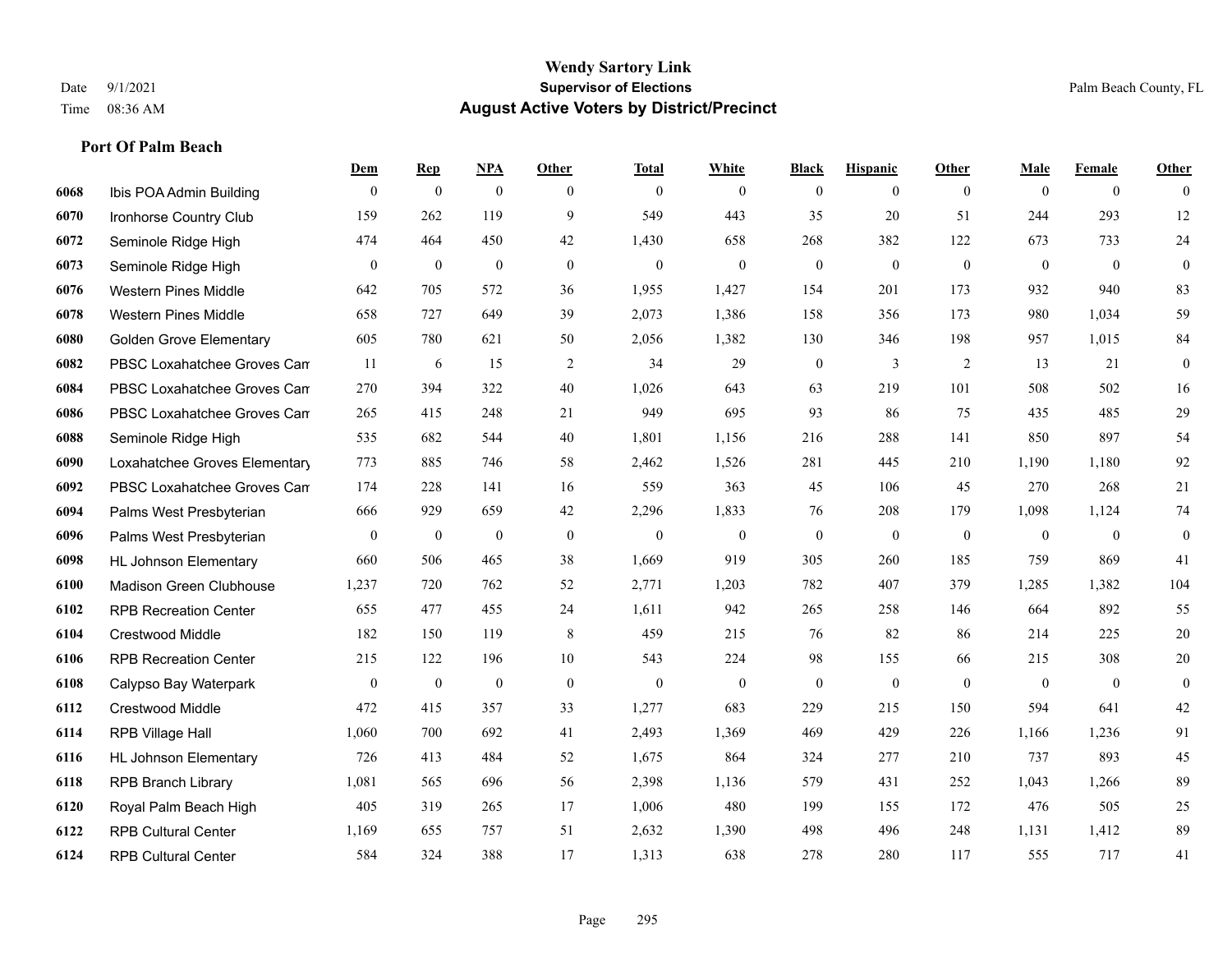**Wendy Sartory Link**
**Supervisor of Elections**
**August Active Voters by District/Precinct**

Date 9/1/2021
Time 08:36 AM
Palm Beach County, FL

**Port Of Palm Beach**

| | | Dem | Rep | NPA | Other | Total | White | Black | Hispanic | Other | Male | Female | Other |
|---|---|---|---|---|---|---|---|---|---|---|---|---|---|
| 6068 | Ibis POA Admin Building | 0 | 0 | 0 | 0 | 0 | 0 | 0 | 0 | 0 | 0 | 0 | 0 |
| 6070 | Ironhorse Country Club | 159 | 262 | 119 | 9 | 549 | 443 | 35 | 20 | 51 | 244 | 293 | 12 |
| 6072 | Seminole Ridge High | 474 | 464 | 450 | 42 | 1,430 | 658 | 268 | 382 | 122 | 673 | 733 | 24 |
| 6073 | Seminole Ridge High | 0 | 0 | 0 | 0 | 0 | 0 | 0 | 0 | 0 | 0 | 0 | 0 |
| 6076 | Western Pines Middle | 642 | 705 | 572 | 36 | 1,955 | 1,427 | 154 | 201 | 173 | 932 | 940 | 83 |
| 6078 | Western Pines Middle | 658 | 727 | 649 | 39 | 2,073 | 1,386 | 158 | 356 | 173 | 980 | 1,034 | 59 |
| 6080 | Golden Grove Elementary | 605 | 780 | 621 | 50 | 2,056 | 1,382 | 130 | 346 | 198 | 957 | 1,015 | 84 |
| 6082 | PBSC Loxahatchee Groves Cam | 11 | 6 | 15 | 2 | 34 | 29 | 0 | 3 | 2 | 13 | 21 | 0 |
| 6084 | PBSC Loxahatchee Groves Cam | 270 | 394 | 322 | 40 | 1,026 | 643 | 63 | 219 | 101 | 508 | 502 | 16 |
| 6086 | PBSC Loxahatchee Groves Cam | 265 | 415 | 248 | 21 | 949 | 695 | 93 | 86 | 75 | 435 | 485 | 29 |
| 6088 | Seminole Ridge High | 535 | 682 | 544 | 40 | 1,801 | 1,156 | 216 | 288 | 141 | 850 | 897 | 54 |
| 6090 | Loxahatchee Groves Elementary | 773 | 885 | 746 | 58 | 2,462 | 1,526 | 281 | 445 | 210 | 1,190 | 1,180 | 92 |
| 6092 | PBSC Loxahatchee Groves Cam | 174 | 228 | 141 | 16 | 559 | 363 | 45 | 106 | 45 | 270 | 268 | 21 |
| 6094 | Palms West Presbyterian | 666 | 929 | 659 | 42 | 2,296 | 1,833 | 76 | 208 | 179 | 1,098 | 1,124 | 74 |
| 6096 | Palms West Presbyterian | 0 | 0 | 0 | 0 | 0 | 0 | 0 | 0 | 0 | 0 | 0 | 0 |
| 6098 | HL Johnson Elementary | 660 | 506 | 465 | 38 | 1,669 | 919 | 305 | 260 | 185 | 759 | 869 | 41 |
| 6100 | Madison Green Clubhouse | 1,237 | 720 | 762 | 52 | 2,771 | 1,203 | 782 | 407 | 379 | 1,285 | 1,382 | 104 |
| 6102 | RPB Recreation Center | 655 | 477 | 455 | 24 | 1,611 | 942 | 265 | 258 | 146 | 664 | 892 | 55 |
| 6104 | Crestwood Middle | 182 | 150 | 119 | 8 | 459 | 215 | 76 | 82 | 86 | 214 | 225 | 20 |
| 6106 | RPB Recreation Center | 215 | 122 | 196 | 10 | 543 | 224 | 98 | 155 | 66 | 215 | 308 | 20 |
| 6108 | Calypso Bay Waterpark | 0 | 0 | 0 | 0 | 0 | 0 | 0 | 0 | 0 | 0 | 0 | 0 |
| 6112 | Crestwood Middle | 472 | 415 | 357 | 33 | 1,277 | 683 | 229 | 215 | 150 | 594 | 641 | 42 |
| 6114 | RPB Village Hall | 1,060 | 700 | 692 | 41 | 2,493 | 1,369 | 469 | 429 | 226 | 1,166 | 1,236 | 91 |
| 6116 | HL Johnson Elementary | 726 | 413 | 484 | 52 | 1,675 | 864 | 324 | 277 | 210 | 737 | 893 | 45 |
| 6118 | RPB Branch Library | 1,081 | 565 | 696 | 56 | 2,398 | 1,136 | 579 | 431 | 252 | 1,043 | 1,266 | 89 |
| 6120 | Royal Palm Beach High | 405 | 319 | 265 | 17 | 1,006 | 480 | 199 | 155 | 172 | 476 | 505 | 25 |
| 6122 | RPB Cultural Center | 1,169 | 655 | 757 | 51 | 2,632 | 1,390 | 498 | 496 | 248 | 1,131 | 1,412 | 89 |
| 6124 | RPB Cultural Center | 584 | 324 | 388 | 17 | 1,313 | 638 | 278 | 280 | 117 | 555 | 717 | 41 |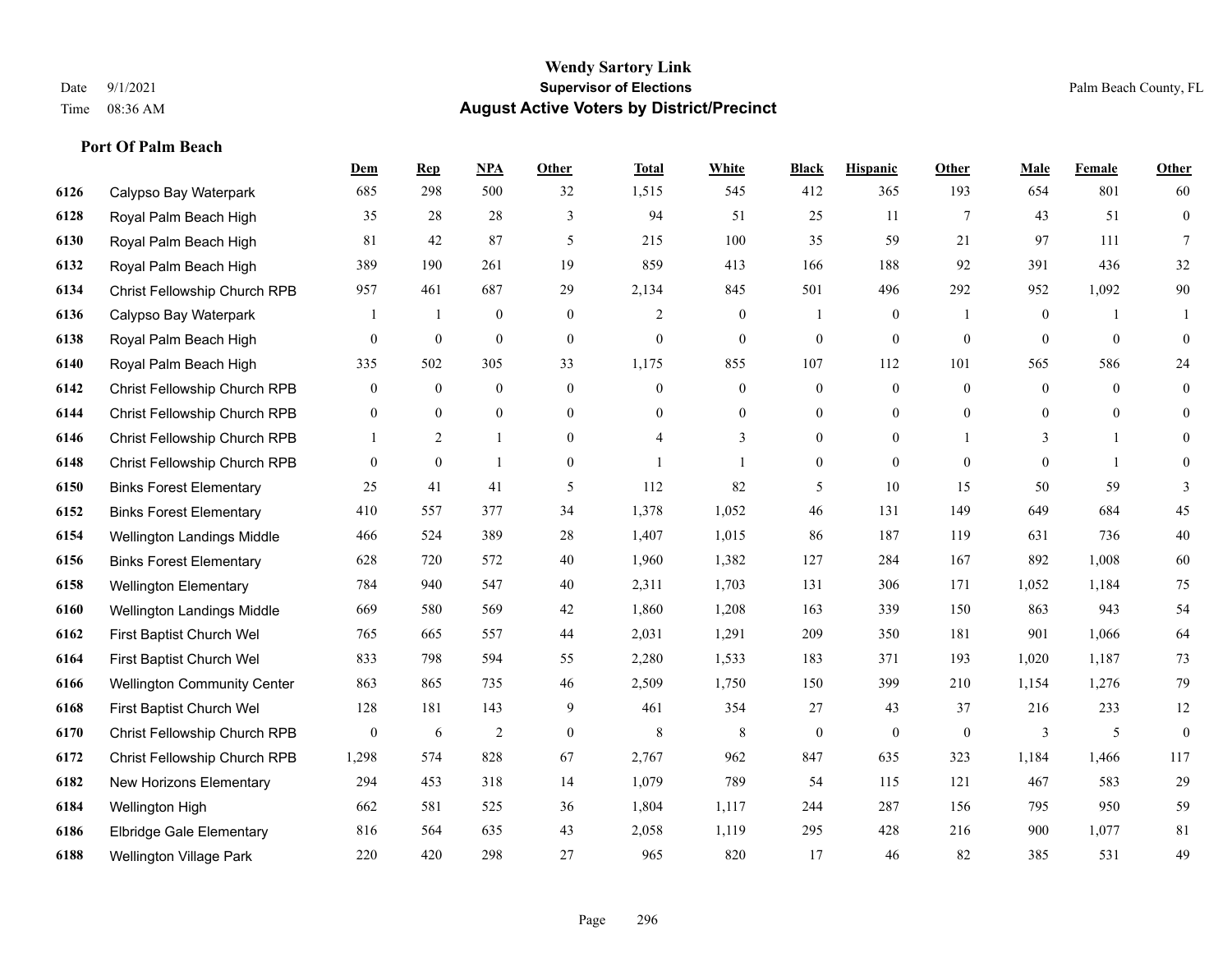# Wendy Sartory Link
## Supervisor of Elections
## August Active Voters by District/Precinct

Date 9/1/2021
Time 08:36 AM

Palm Beach County, FL

### Port Of Palm Beach

| | | Dem | Rep | NPA | Other | Total | White | Black | Hispanic | Other | Male | Female | Other |
|---|---|---|---|---|---|---|---|---|---|---|---|---|---|
| 6126 | Calypso Bay Waterpark | 685 | 298 | 500 | 32 | 1,515 | 545 | 412 | 365 | 193 | 654 | 801 | 60 |
| 6128 | Royal Palm Beach High | 35 | 28 | 28 | 3 | 94 | 51 | 25 | 11 | 7 | 43 | 51 | 0 |
| 6130 | Royal Palm Beach High | 81 | 42 | 87 | 5 | 215 | 100 | 35 | 59 | 21 | 97 | 111 | 7 |
| 6132 | Royal Palm Beach High | 389 | 190 | 261 | 19 | 859 | 413 | 166 | 188 | 92 | 391 | 436 | 32 |
| 6134 | Christ Fellowship Church RPB | 957 | 461 | 687 | 29 | 2,134 | 845 | 501 | 496 | 292 | 952 | 1,092 | 90 |
| 6136 | Calypso Bay Waterpark | 1 | 1 | 0 | 0 | 2 | 0 | 1 | 0 | 1 | 0 | 1 | 1 |
| 6138 | Royal Palm Beach High | 0 | 0 | 0 | 0 | 0 | 0 | 0 | 0 | 0 | 0 | 0 | 0 |
| 6140 | Royal Palm Beach High | 335 | 502 | 305 | 33 | 1,175 | 855 | 107 | 112 | 101 | 565 | 586 | 24 |
| 6142 | Christ Fellowship Church RPB | 0 | 0 | 0 | 0 | 0 | 0 | 0 | 0 | 0 | 0 | 0 | 0 |
| 6144 | Christ Fellowship Church RPB | 0 | 0 | 0 | 0 | 0 | 0 | 0 | 0 | 0 | 0 | 0 | 0 |
| 6146 | Christ Fellowship Church RPB | 1 | 2 | 1 | 0 | 4 | 3 | 0 | 0 | 1 | 3 | 1 | 0 |
| 6148 | Christ Fellowship Church RPB | 0 | 0 | 1 | 0 | 1 | 1 | 0 | 0 | 0 | 0 | 1 | 0 |
| 6150 | Binks Forest Elementary | 25 | 41 | 41 | 5 | 112 | 82 | 5 | 10 | 15 | 50 | 59 | 3 |
| 6152 | Binks Forest Elementary | 410 | 557 | 377 | 34 | 1,378 | 1,052 | 46 | 131 | 149 | 649 | 684 | 45 |
| 6154 | Wellington Landings Middle | 466 | 524 | 389 | 28 | 1,407 | 1,015 | 86 | 187 | 119 | 631 | 736 | 40 |
| 6156 | Binks Forest Elementary | 628 | 720 | 572 | 40 | 1,960 | 1,382 | 127 | 284 | 167 | 892 | 1,008 | 60 |
| 6158 | Wellington Elementary | 784 | 940 | 547 | 40 | 2,311 | 1,703 | 131 | 306 | 171 | 1,052 | 1,184 | 75 |
| 6160 | Wellington Landings Middle | 669 | 580 | 569 | 42 | 1,860 | 1,208 | 163 | 339 | 150 | 863 | 943 | 54 |
| 6162 | First Baptist Church Wel | 765 | 665 | 557 | 44 | 2,031 | 1,291 | 209 | 350 | 181 | 901 | 1,066 | 64 |
| 6164 | First Baptist Church Wel | 833 | 798 | 594 | 55 | 2,280 | 1,533 | 183 | 371 | 193 | 1,020 | 1,187 | 73 |
| 6166 | Wellington Community Center | 863 | 865 | 735 | 46 | 2,509 | 1,750 | 150 | 399 | 210 | 1,154 | 1,276 | 79 |
| 6168 | First Baptist Church Wel | 128 | 181 | 143 | 9 | 461 | 354 | 27 | 43 | 37 | 216 | 233 | 12 |
| 6170 | Christ Fellowship Church RPB | 0 | 6 | 2 | 0 | 8 | 8 | 0 | 0 | 0 | 3 | 5 | 0 |
| 6172 | Christ Fellowship Church RPB | 1,298 | 574 | 828 | 67 | 2,767 | 962 | 847 | 635 | 323 | 1,184 | 1,466 | 117 |
| 6182 | New Horizons Elementary | 294 | 453 | 318 | 14 | 1,079 | 789 | 54 | 115 | 121 | 467 | 583 | 29 |
| 6184 | Wellington High | 662 | 581 | 525 | 36 | 1,804 | 1,117 | 244 | 287 | 156 | 795 | 950 | 59 |
| 6186 | Elbridge Gale Elementary | 816 | 564 | 635 | 43 | 2,058 | 1,119 | 295 | 428 | 216 | 900 | 1,077 | 81 |
| 6188 | Wellington Village Park | 220 | 420 | 298 | 27 | 965 | 820 | 17 | 46 | 82 | 385 | 531 | 49 |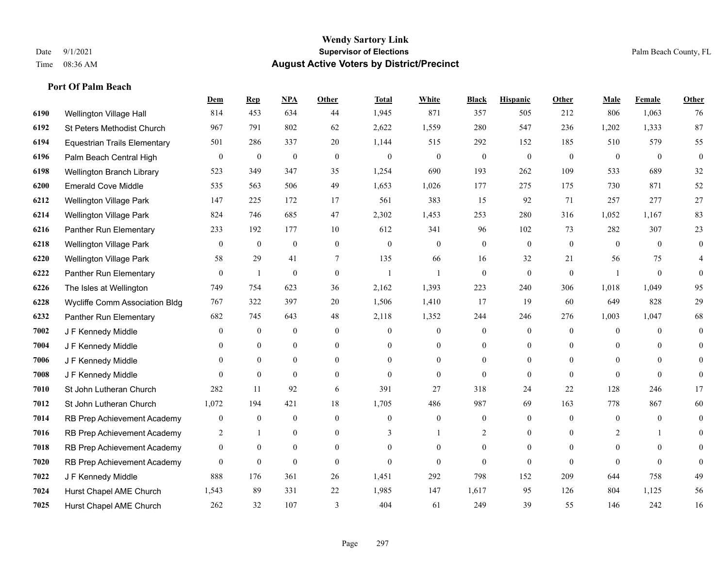**Wendy Sartory Link**
**Supervisor of Elections**
**August Active Voters by District/Precinct**

Date 9/1/2021
Time 08:36 AM

Palm Beach County, FL

### Port Of Palm Beach

| | | Dem | Rep | NPA | Other | Total | White | Black | Hispanic | Other | Male | Female | Other |
|---|---|---|---|---|---|---|---|---|---|---|---|---|---|
| 6190 | Wellington Village Hall | 814 | 453 | 634 | 44 | 1,945 | 871 | 357 | 505 | 212 | 806 | 1,063 | 76 |
| 6192 | St Peters Methodist Church | 967 | 791 | 802 | 62 | 2,622 | 1,559 | 280 | 547 | 236 | 1,202 | 1,333 | 87 |
| 6194 | Equestrian Trails Elementary | 501 | 286 | 337 | 20 | 1,144 | 515 | 292 | 152 | 185 | 510 | 579 | 55 |
| 6196 | Palm Beach Central High | 0 | 0 | 0 | 0 | 0 | 0 | 0 | 0 | 0 | 0 | 0 | 0 |
| 6198 | Wellington Branch Library | 523 | 349 | 347 | 35 | 1,254 | 690 | 193 | 262 | 109 | 533 | 689 | 32 |
| 6200 | Emerald Cove Middle | 535 | 563 | 506 | 49 | 1,653 | 1,026 | 177 | 275 | 175 | 730 | 871 | 52 |
| 6212 | Wellington Village Park | 147 | 225 | 172 | 17 | 561 | 383 | 15 | 92 | 71 | 257 | 277 | 27 |
| 6214 | Wellington Village Park | 824 | 746 | 685 | 47 | 2,302 | 1,453 | 253 | 280 | 316 | 1,052 | 1,167 | 83 |
| 6216 | Panther Run Elementary | 233 | 192 | 177 | 10 | 612 | 341 | 96 | 102 | 73 | 282 | 307 | 23 |
| 6218 | Wellington Village Park | 0 | 0 | 0 | 0 | 0 | 0 | 0 | 0 | 0 | 0 | 0 | 0 |
| 6220 | Wellington Village Park | 58 | 29 | 41 | 7 | 135 | 66 | 16 | 32 | 21 | 56 | 75 | 4 |
| 6222 | Panther Run Elementary | 0 | 1 | 0 | 0 | 1 | 1 | 0 | 0 | 0 | 1 | 0 | 0 |
| 6226 | The Isles at Wellington | 749 | 754 | 623 | 36 | 2,162 | 1,393 | 223 | 240 | 306 | 1,018 | 1,049 | 95 |
| 6228 | Wycliffe Comm Association Bldg | 767 | 322 | 397 | 20 | 1,506 | 1,410 | 17 | 19 | 60 | 649 | 828 | 29 |
| 6232 | Panther Run Elementary | 682 | 745 | 643 | 48 | 2,118 | 1,352 | 244 | 246 | 276 | 1,003 | 1,047 | 68 |
| 7002 | J F Kennedy Middle | 0 | 0 | 0 | 0 | 0 | 0 | 0 | 0 | 0 | 0 | 0 | 0 |
| 7004 | J F Kennedy Middle | 0 | 0 | 0 | 0 | 0 | 0 | 0 | 0 | 0 | 0 | 0 | 0 |
| 7006 | J F Kennedy Middle | 0 | 0 | 0 | 0 | 0 | 0 | 0 | 0 | 0 | 0 | 0 | 0 |
| 7008 | J F Kennedy Middle | 0 | 0 | 0 | 0 | 0 | 0 | 0 | 0 | 0 | 0 | 0 | 0 |
| 7010 | St John Lutheran Church | 282 | 11 | 92 | 6 | 391 | 27 | 318 | 24 | 22 | 128 | 246 | 17 |
| 7012 | St John Lutheran Church | 1,072 | 194 | 421 | 18 | 1,705 | 486 | 987 | 69 | 163 | 778 | 867 | 60 |
| 7014 | RB Prep Achievement Academy | 0 | 0 | 0 | 0 | 0 | 0 | 0 | 0 | 0 | 0 | 0 | 0 |
| 7016 | RB Prep Achievement Academy | 2 | 1 | 0 | 0 | 3 | 1 | 2 | 0 | 0 | 2 | 1 | 0 |
| 7018 | RB Prep Achievement Academy | 0 | 0 | 0 | 0 | 0 | 0 | 0 | 0 | 0 | 0 | 0 | 0 |
| 7020 | RB Prep Achievement Academy | 0 | 0 | 0 | 0 | 0 | 0 | 0 | 0 | 0 | 0 | 0 | 0 |
| 7022 | J F Kennedy Middle | 888 | 176 | 361 | 26 | 1,451 | 292 | 798 | 152 | 209 | 644 | 758 | 49 |
| 7024 | Hurst Chapel AME Church | 1,543 | 89 | 331 | 22 | 1,985 | 147 | 1,617 | 95 | 126 | 804 | 1,125 | 56 |
| 7025 | Hurst Chapel AME Church | 262 | 32 | 107 | 3 | 404 | 61 | 249 | 39 | 55 | 146 | 242 | 16 |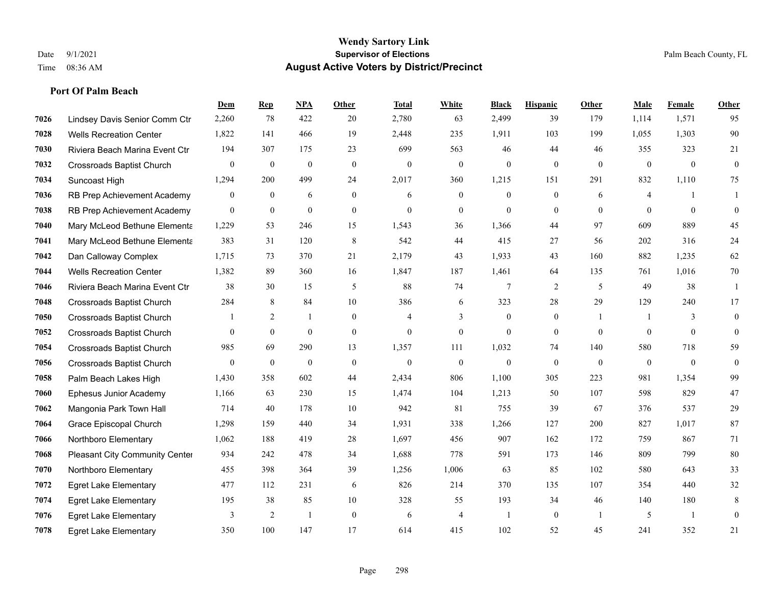# Wendy Sartory Link
## Supervisor of Elections
## August Active Voters by District/Precinct

Date 9/1/2021
Time 08:36 AM

Palm Beach County, FL

### Port Of Palm Beach

| | | Dem | Rep | NPA | Other | Total | White | Black | Hispanic | Other | Male | Female | Other |
|---|---|---|---|---|---|---|---|---|---|---|---|---|---|
| 7026 | Lindsey Davis Senior Comm Ctr | 2,260 | 78 | 422 | 20 | 2,780 | 63 | 2,499 | 39 | 179 | 1,114 | 1,571 | 95 |
| 7028 | Wells Recreation Center | 1,822 | 141 | 466 | 19 | 2,448 | 235 | 1,911 | 103 | 199 | 1,055 | 1,303 | 90 |
| 7030 | Riviera Beach Marina Event Ctr | 194 | 307 | 175 | 23 | 699 | 563 | 46 | 44 | 46 | 355 | 323 | 21 |
| 7032 | Crossroads Baptist Church | 0 | 0 | 0 | 0 | 0 | 0 | 0 | 0 | 0 | 0 | 0 | 0 |
| 7034 | Suncoast High | 1,294 | 200 | 499 | 24 | 2,017 | 360 | 1,215 | 151 | 291 | 832 | 1,110 | 75 |
| 7036 | RB Prep Achievement Academy | 0 | 0 | 6 | 0 | 6 | 0 | 0 | 0 | 6 | 4 | 1 | 1 |
| 7038 | RB Prep Achievement Academy | 0 | 0 | 0 | 0 | 0 | 0 | 0 | 0 | 0 | 0 | 0 | 0 |
| 7040 | Mary McLeod Bethune Elementa | 1,229 | 53 | 246 | 15 | 1,543 | 36 | 1,366 | 44 | 97 | 609 | 889 | 45 |
| 7041 | Mary McLeod Bethune Elementa | 383 | 31 | 120 | 8 | 542 | 44 | 415 | 27 | 56 | 202 | 316 | 24 |
| 7042 | Dan Calloway Complex | 1,715 | 73 | 370 | 21 | 2,179 | 43 | 1,933 | 43 | 160 | 882 | 1,235 | 62 |
| 7044 | Wells Recreation Center | 1,382 | 89 | 360 | 16 | 1,847 | 187 | 1,461 | 64 | 135 | 761 | 1,016 | 70 |
| 7046 | Riviera Beach Marina Event Ctr | 38 | 30 | 15 | 5 | 88 | 74 | 7 | 2 | 5 | 49 | 38 | 1 |
| 7048 | Crossroads Baptist Church | 284 | 8 | 84 | 10 | 386 | 6 | 323 | 28 | 29 | 129 | 240 | 17 |
| 7050 | Crossroads Baptist Church | 1 | 2 | 1 | 0 | 4 | 3 | 0 | 0 | 1 | 1 | 3 | 0 |
| 7052 | Crossroads Baptist Church | 0 | 0 | 0 | 0 | 0 | 0 | 0 | 0 | 0 | 0 | 0 | 0 |
| 7054 | Crossroads Baptist Church | 985 | 69 | 290 | 13 | 1,357 | 111 | 1,032 | 74 | 140 | 580 | 718 | 59 |
| 7056 | Crossroads Baptist Church | 0 | 0 | 0 | 0 | 0 | 0 | 0 | 0 | 0 | 0 | 0 | 0 |
| 7058 | Palm Beach Lakes High | 1,430 | 358 | 602 | 44 | 2,434 | 806 | 1,100 | 305 | 223 | 981 | 1,354 | 99 |
| 7060 | Ephesus Junior Academy | 1,166 | 63 | 230 | 15 | 1,474 | 104 | 1,213 | 50 | 107 | 598 | 829 | 47 |
| 7062 | Mangonia Park Town Hall | 714 | 40 | 178 | 10 | 942 | 81 | 755 | 39 | 67 | 376 | 537 | 29 |
| 7064 | Grace Episcopal Church | 1,298 | 159 | 440 | 34 | 1,931 | 338 | 1,266 | 127 | 200 | 827 | 1,017 | 87 |
| 7066 | Northboro Elementary | 1,062 | 188 | 419 | 28 | 1,697 | 456 | 907 | 162 | 172 | 759 | 867 | 71 |
| 7068 | Pleasant City Community Center | 934 | 242 | 478 | 34 | 1,688 | 778 | 591 | 173 | 146 | 809 | 799 | 80 |
| 7070 | Northboro Elementary | 455 | 398 | 364 | 39 | 1,256 | 1,006 | 63 | 85 | 102 | 580 | 643 | 33 |
| 7072 | Egret Lake Elementary | 477 | 112 | 231 | 6 | 826 | 214 | 370 | 135 | 107 | 354 | 440 | 32 |
| 7074 | Egret Lake Elementary | 195 | 38 | 85 | 10 | 328 | 55 | 193 | 34 | 46 | 140 | 180 | 8 |
| 7076 | Egret Lake Elementary | 3 | 2 | 1 | 0 | 6 | 4 | 1 | 0 | 1 | 5 | 1 | 0 |
| 7078 | Egret Lake Elementary | 350 | 100 | 147 | 17 | 614 | 415 | 102 | 52 | 45 | 241 | 352 | 21 |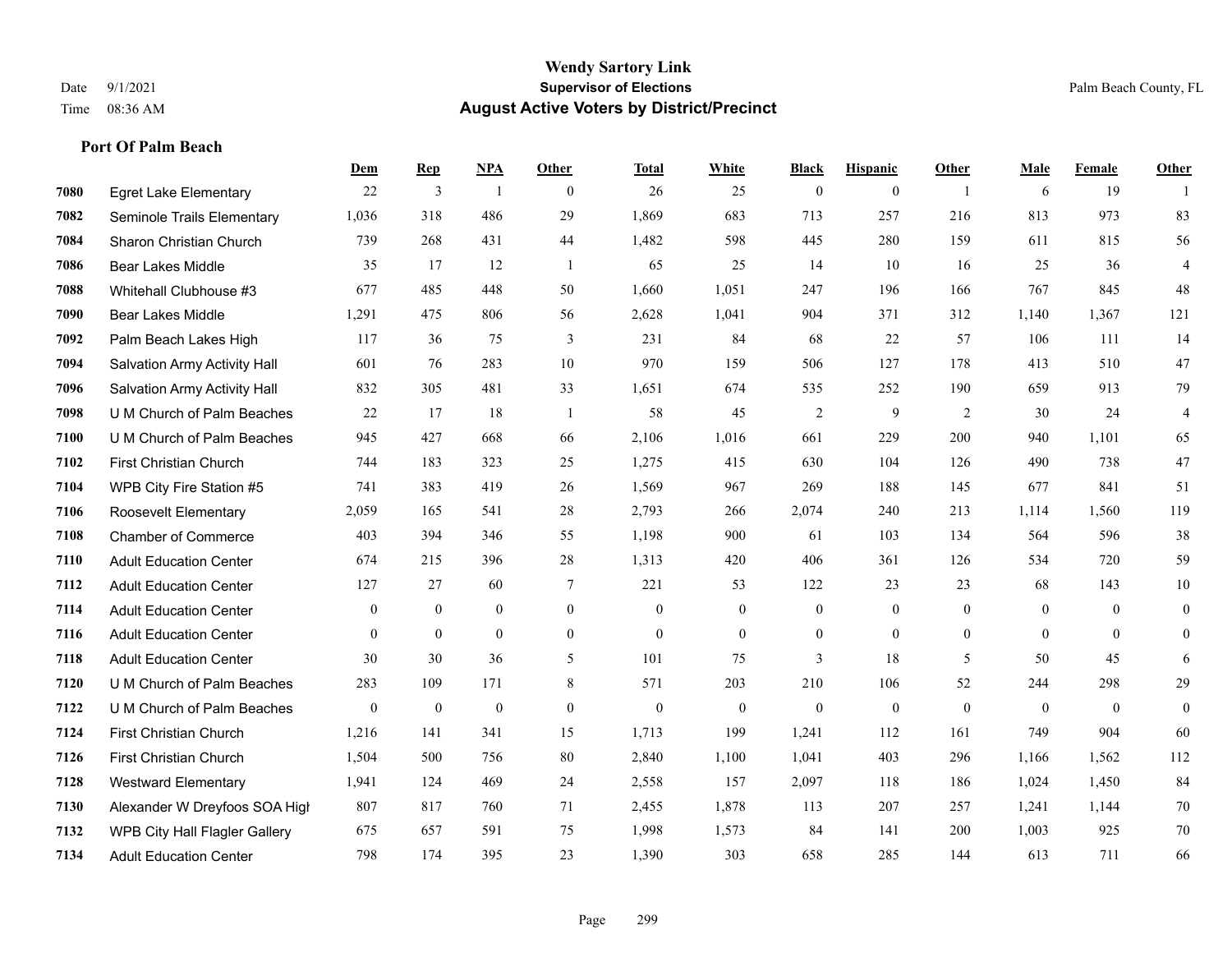# Wendy Sartory Link
## Supervisor of Elections
## August Active Voters by District/Precinct

Date 9/1/2021
Time 08:36 AM
Palm Beach County, FL

### Port Of Palm Beach

| | | Dem | Rep | NPA | Other | Total | White | Black | Hispanic | Other | Male | Female | Other |
|---|---|---|---|---|---|---|---|---|---|---|---|---|---|
| 7080 | Egret Lake Elementary | 22 | 3 | 1 | 0 | 26 | 25 | 0 | 0 | 1 | 6 | 19 | 1 |
| 7082 | Seminole Trails Elementary | 1,036 | 318 | 486 | 29 | 1,869 | 683 | 713 | 257 | 216 | 813 | 973 | 83 |
| 7084 | Sharon Christian Church | 739 | 268 | 431 | 44 | 1,482 | 598 | 445 | 280 | 159 | 611 | 815 | 56 |
| 7086 | Bear Lakes Middle | 35 | 17 | 12 | 1 | 65 | 25 | 14 | 10 | 16 | 25 | 36 | 4 |
| 7088 | Whitehall Clubhouse #3 | 677 | 485 | 448 | 50 | 1,660 | 1,051 | 247 | 196 | 166 | 767 | 845 | 48 |
| 7090 | Bear Lakes Middle | 1,291 | 475 | 806 | 56 | 2,628 | 1,041 | 904 | 371 | 312 | 1,140 | 1,367 | 121 |
| 7092 | Palm Beach Lakes High | 117 | 36 | 75 | 3 | 231 | 84 | 68 | 22 | 57 | 106 | 111 | 14 |
| 7094 | Salvation Army Activity Hall | 601 | 76 | 283 | 10 | 970 | 159 | 506 | 127 | 178 | 413 | 510 | 47 |
| 7096 | Salvation Army Activity Hall | 832 | 305 | 481 | 33 | 1,651 | 674 | 535 | 252 | 190 | 659 | 913 | 79 |
| 7098 | U M Church of Palm Beaches | 22 | 17 | 18 | 1 | 58 | 45 | 2 | 9 | 2 | 30 | 24 | 4 |
| 7100 | U M Church of Palm Beaches | 945 | 427 | 668 | 66 | 2,106 | 1,016 | 661 | 229 | 200 | 940 | 1,101 | 65 |
| 7102 | First Christian Church | 744 | 183 | 323 | 25 | 1,275 | 415 | 630 | 104 | 126 | 490 | 738 | 47 |
| 7104 | WPB City Fire Station #5 | 741 | 383 | 419 | 26 | 1,569 | 967 | 269 | 188 | 145 | 677 | 841 | 51 |
| 7106 | Roosevelt Elementary | 2,059 | 165 | 541 | 28 | 2,793 | 266 | 2,074 | 240 | 213 | 1,114 | 1,560 | 119 |
| 7108 | Chamber of Commerce | 403 | 394 | 346 | 55 | 1,198 | 900 | 61 | 103 | 134 | 564 | 596 | 38 |
| 7110 | Adult Education Center | 674 | 215 | 396 | 28 | 1,313 | 420 | 406 | 361 | 126 | 534 | 720 | 59 |
| 7112 | Adult Education Center | 127 | 27 | 60 | 7 | 221 | 53 | 122 | 23 | 23 | 68 | 143 | 10 |
| 7114 | Adult Education Center | 0 | 0 | 0 | 0 | 0 | 0 | 0 | 0 | 0 | 0 | 0 | 0 |
| 7116 | Adult Education Center | 0 | 0 | 0 | 0 | 0 | 0 | 0 | 0 | 0 | 0 | 0 | 0 |
| 7118 | Adult Education Center | 30 | 30 | 36 | 5 | 101 | 75 | 3 | 18 | 5 | 50 | 45 | 6 |
| 7120 | U M Church of Palm Beaches | 283 | 109 | 171 | 8 | 571 | 203 | 210 | 106 | 52 | 244 | 298 | 29 |
| 7122 | U M Church of Palm Beaches | 0 | 0 | 0 | 0 | 0 | 0 | 0 | 0 | 0 | 0 | 0 | 0 |
| 7124 | First Christian Church | 1,216 | 141 | 341 | 15 | 1,713 | 199 | 1,241 | 112 | 161 | 749 | 904 | 60 |
| 7126 | First Christian Church | 1,504 | 500 | 756 | 80 | 2,840 | 1,100 | 1,041 | 403 | 296 | 1,166 | 1,562 | 112 |
| 7128 | Westward Elementary | 1,941 | 124 | 469 | 24 | 2,558 | 157 | 2,097 | 118 | 186 | 1,024 | 1,450 | 84 |
| 7130 | Alexander W Dreyfoos SOA High | 807 | 817 | 760 | 71 | 2,455 | 1,878 | 113 | 207 | 257 | 1,241 | 1,144 | 70 |
| 7132 | WPB City Hall Flagler Gallery | 675 | 657 | 591 | 75 | 1,998 | 1,573 | 84 | 141 | 200 | 1,003 | 925 | 70 |
| 7134 | Adult Education Center | 798 | 174 | 395 | 23 | 1,390 | 303 | 658 | 285 | 144 | 613 | 711 | 66 |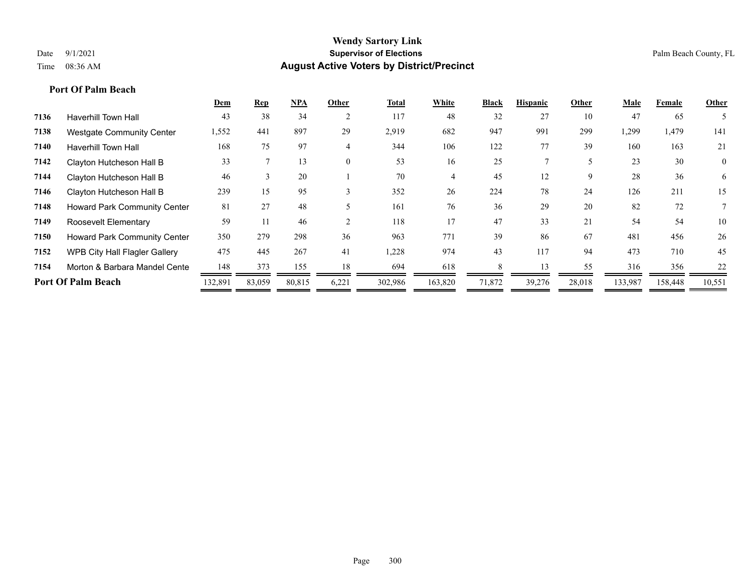**Wendy Sartory Link**
**Supervisor of Elections**
**August Active Voters by District/Precinct**

Date 9/1/2021
Time 08:36 AM

Palm Beach County, FL

**Port Of Palm Beach**

| | | Dem | Rep | NPA | Other | Total | White | Black | Hispanic | Other | Male | Female | Other |
|---|---|---|---|---|---|---|---|---|---|---|---|---|---|
| 7136 | Haverhill Town Hall | 43 | 38 | 34 | 2 | 117 | 48 | 32 | 27 | 10 | 47 | 65 | 5 |
| 7138 | Westgate Community Center | 1,552 | 441 | 897 | 29 | 2,919 | 682 | 947 | 991 | 299 | 1,299 | 1,479 | 141 |
| 7140 | Haverhill Town Hall | 168 | 75 | 97 | 4 | 344 | 106 | 122 | 77 | 39 | 160 | 163 | 21 |
| 7142 | Clayton Hutcheson Hall B | 33 | 7 | 13 | 0 | 53 | 16 | 25 | 7 | 5 | 23 | 30 | 0 |
| 7144 | Clayton Hutcheson Hall B | 46 | 3 | 20 | 1 | 70 | 4 | 45 | 12 | 9 | 28 | 36 | 6 |
| 7146 | Clayton Hutcheson Hall B | 239 | 15 | 95 | 3 | 352 | 26 | 224 | 78 | 24 | 126 | 211 | 15 |
| 7148 | Howard Park Community Center | 81 | 27 | 48 | 5 | 161 | 76 | 36 | 29 | 20 | 82 | 72 | 7 |
| 7149 | Roosevelt Elementary | 59 | 11 | 46 | 2 | 118 | 17 | 47 | 33 | 21 | 54 | 54 | 10 |
| 7150 | Howard Park Community Center | 350 | 279 | 298 | 36 | 963 | 771 | 39 | 86 | 67 | 481 | 456 | 26 |
| 7152 | WPB City Hall Flagler Gallery | 475 | 445 | 267 | 41 | 1,228 | 974 | 43 | 117 | 94 | 473 | 710 | 45 |
| 7154 | Morton & Barbara Mandel Cente | 148 | 373 | 155 | 18 | 694 | 618 | 8 | 13 | 55 | 316 | 356 | 22 |
| **Port Of Palm Beach** | | 132,891 | 83,059 | 80,815 | 6,221 | 302,986 | 163,820 | 71,872 | 39,276 | 28,018 | 133,987 | 158,448 | 10,551 |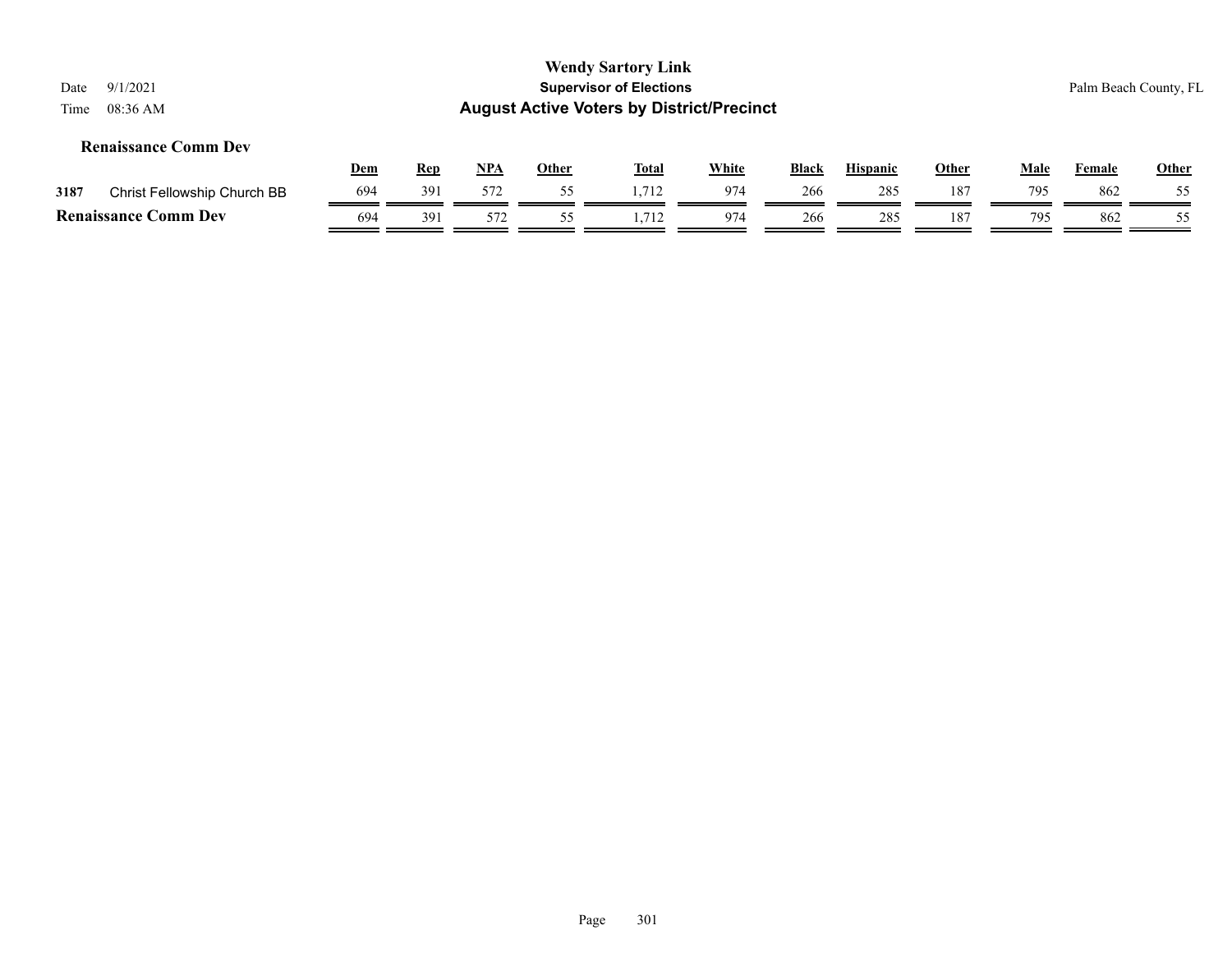# Wendy Sartory Link
## Supervisor of Elections
## August Active Voters by District/Precinct

Date 9/1/2021
Time 08:36 AM

Palm Beach County, FL

### Renaissance Comm Dev

| | | Dem | Rep | NPA | Other | Total | White | Black | Hispanic | Other | Male | Female | Other |
|---|---|---|---|---|---|---|---|---|---|---|---|---|---|
| 3187 | Christ Fellowship Church BB | 694 | 391 | 572 | 55 | 1,712 | 974 | 266 | 285 | 187 | 795 | 862 | 55 |
| **Renaissance Comm Dev** | | 694 | 391 | 572 | 55 | 1,712 | 974 | 266 | 285 | 187 | 795 | 862 | 55 |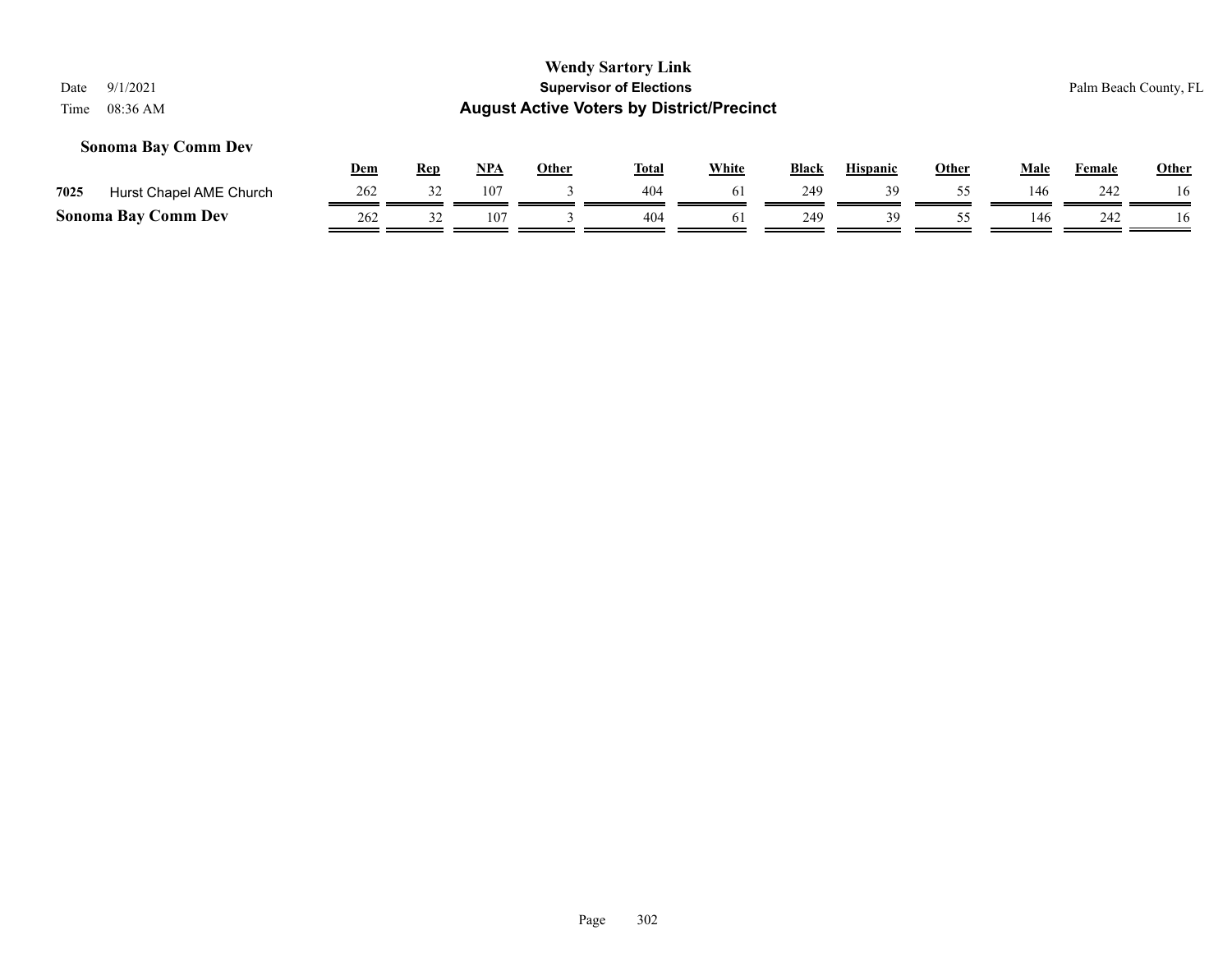# Wendy Sartory Link

## Supervisor of Elections

## August Active Voters by District/Precinct

Date 9/1/2021

Time 08:36 AM

Palm Beach County, FL

### Sonoma Bay Comm Dev

| | | Dem | Rep | NPA | Other | Total | White | Black | Hispanic | Other | Male | Female | Other |
|---|---|---|---|---|---|---|---|---|---|---|---|---|---|
| 7025 | Hurst Chapel AME Church | 262 | 32 | 107 | 3 | 404 | 61 | 249 | 39 | 55 | 146 | 242 | 16 |
| **Sonoma Bay Comm Dev** | | 262 | 32 | 107 | 3 | 404 | 61 | 249 | 39 | 55 | 146 | 242 | 16 |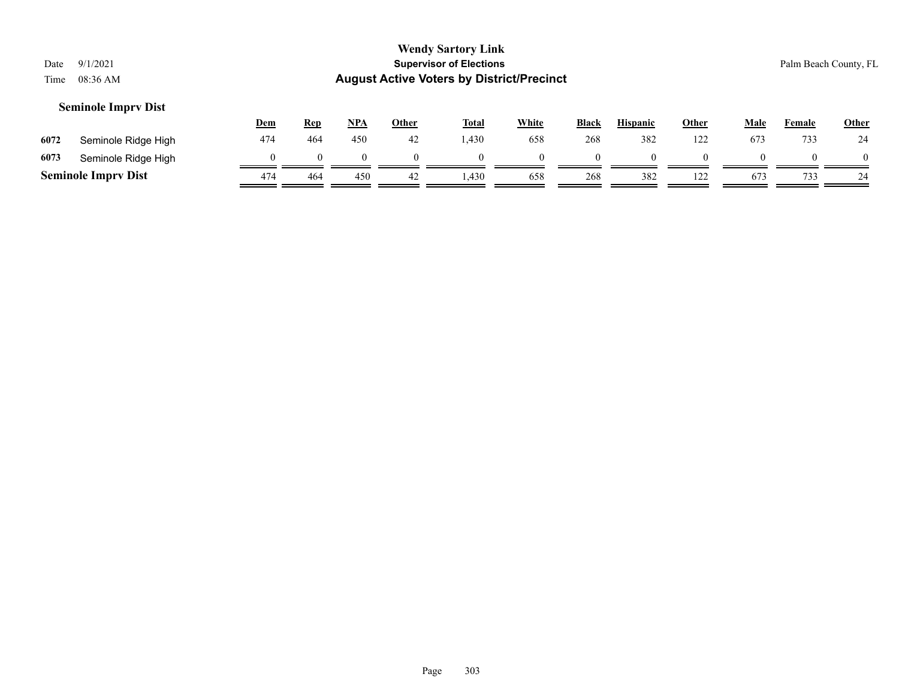**Wendy Sartory Link**
**Supervisor of Elections**
**August Active Voters by District/Precinct**

Date 9/1/2021
Time 08:36 AM

Palm Beach County, FL

### Seminole Imprv Dist

| | | Dem | Rep | NPA | Other | Total | White | Black | Hispanic | Other | Male | Female | Other |
|---|---|---|---|---|---|---|---|---|---|---|---|---|---|
| 6072 | Seminole Ridge High | 474 | 464 | 450 | 42 | 1,430 | 658 | 268 | 382 | 122 | 673 | 733 | 24 |
| 6073 | Seminole Ridge High | 0 | 0 | 0 | 0 | 0 | 0 | 0 | 0 | 0 | 0 | 0 | 0 |
| **Seminole Imprv Dist** | | 474 | 464 | 450 | 42 | 1,430 | 658 | 268 | 382 | 122 | 673 | 733 | 24 |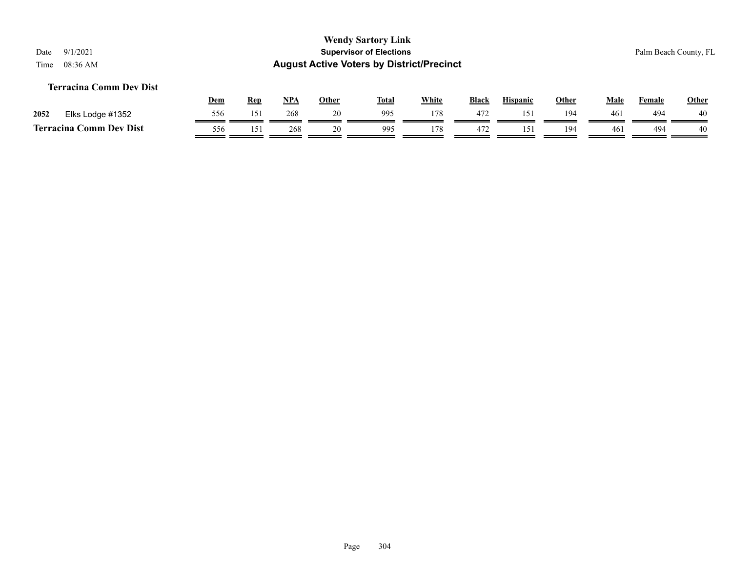**Wendy Sartory Link**
**Supervisor of Elections**
**August Active Voters by District/Precinct**

Date 9/1/2021
Time 08:36 AM

Palm Beach County, FL

### Terracina Comm Dev Dist

| | | Dem | Rep | NPA | Other | Total | White | Black | Hispanic | Other | Male | Female | Other |
|---|---|---|---|---|---|---|---|---|---|---|---|---|---|
| 2052 | Elks Lodge #1352 | 556 | 151 | 268 | 20 | 995 | 178 | 472 | 151 | 194 | 461 | 494 | 40 |
| **Terracina Comm Dev Dist** | | 556 | 151 | 268 | 20 | 995 | 178 | 472 | 151 | 194 | 461 | 494 | 40 |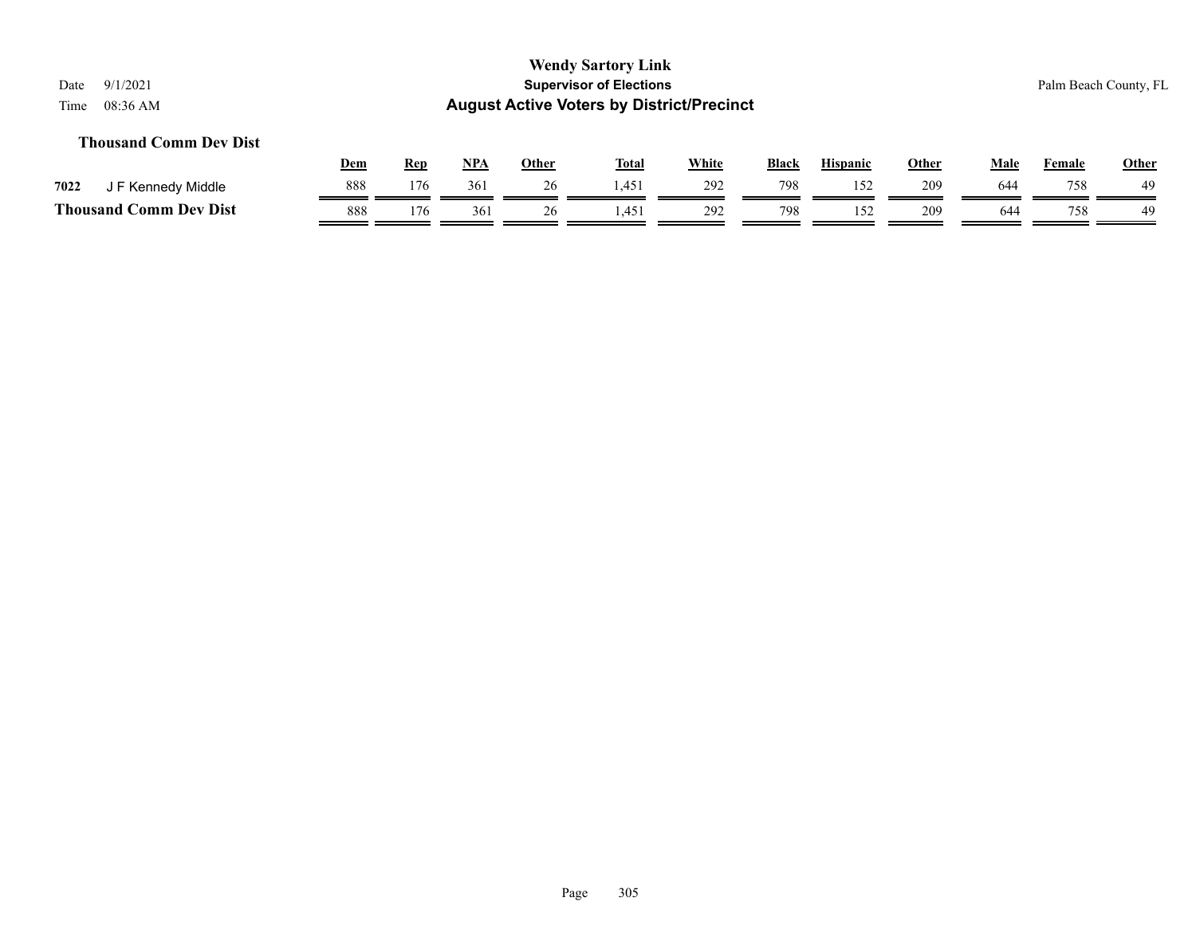**Wendy Sartory Link**
**Supervisor of Elections**
**August Active Voters by District/Precinct**

Date 9/1/2021
Time 08:36 AM

Palm Beach County, FL

### Thousand Comm Dev Dist

| | | Dem | Rep | NPA | Other | Total | White | Black | Hispanic | Other | Male | Female | Other |
|---|---|---|---|---|---|---|---|---|---|---|---|---|---|
| 7022 | J F Kennedy Middle | 888 | 176 | 361 | 26 | 1,451 | 292 | 798 | 152 | 209 | 644 | 758 | 49 |
| **Thousand Comm Dev Dist** | | 888 | 176 | 361 | 26 | 1,451 | 292 | 798 | 152 | 209 | 644 | 758 | 49 |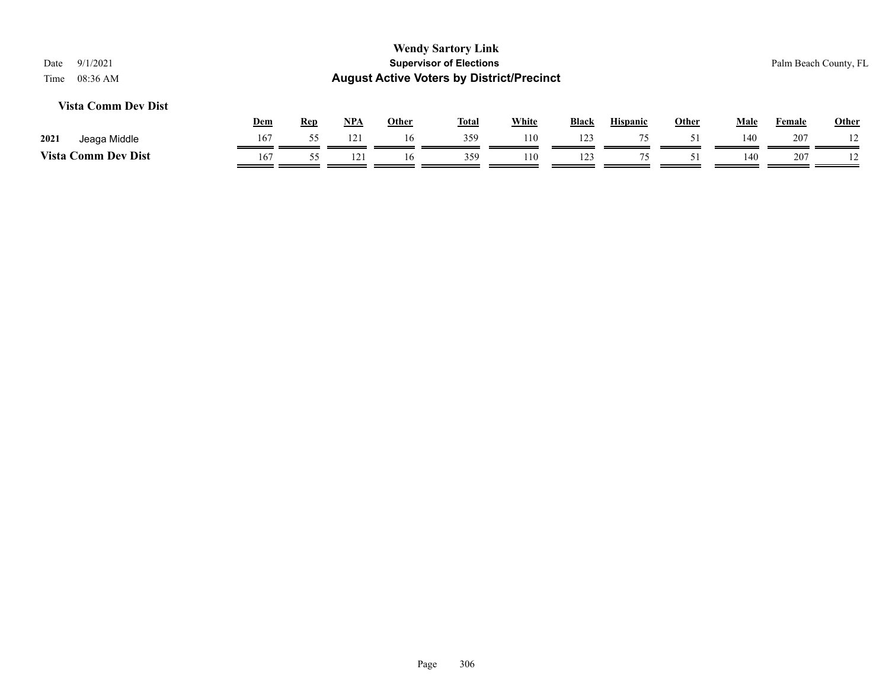# Wendy Sartory Link
## Supervisor of Elections
## August Active Voters by District/Precinct

Date 9/1/2021
Time 08:36 AM

Palm Beach County, FL

### Vista Comm Dev Dist

| | | Dem | Rep | NPA | Other | Total | White | Black | Hispanic | Other | Male | Female | Other |
|---|---|---|---|---|---|---|---|---|---|---|---|---|---|
| 2021 | Jeaga Middle | 167 | 55 | 121 | 16 | 359 | 110 | 123 | 75 | 51 | 140 | 207 | 12 |
| **Vista Comm Dev Dist** | | 167 | 55 | 121 | 16 | 359 | 110 | 123 | 75 | 51 | 140 | 207 | 12 |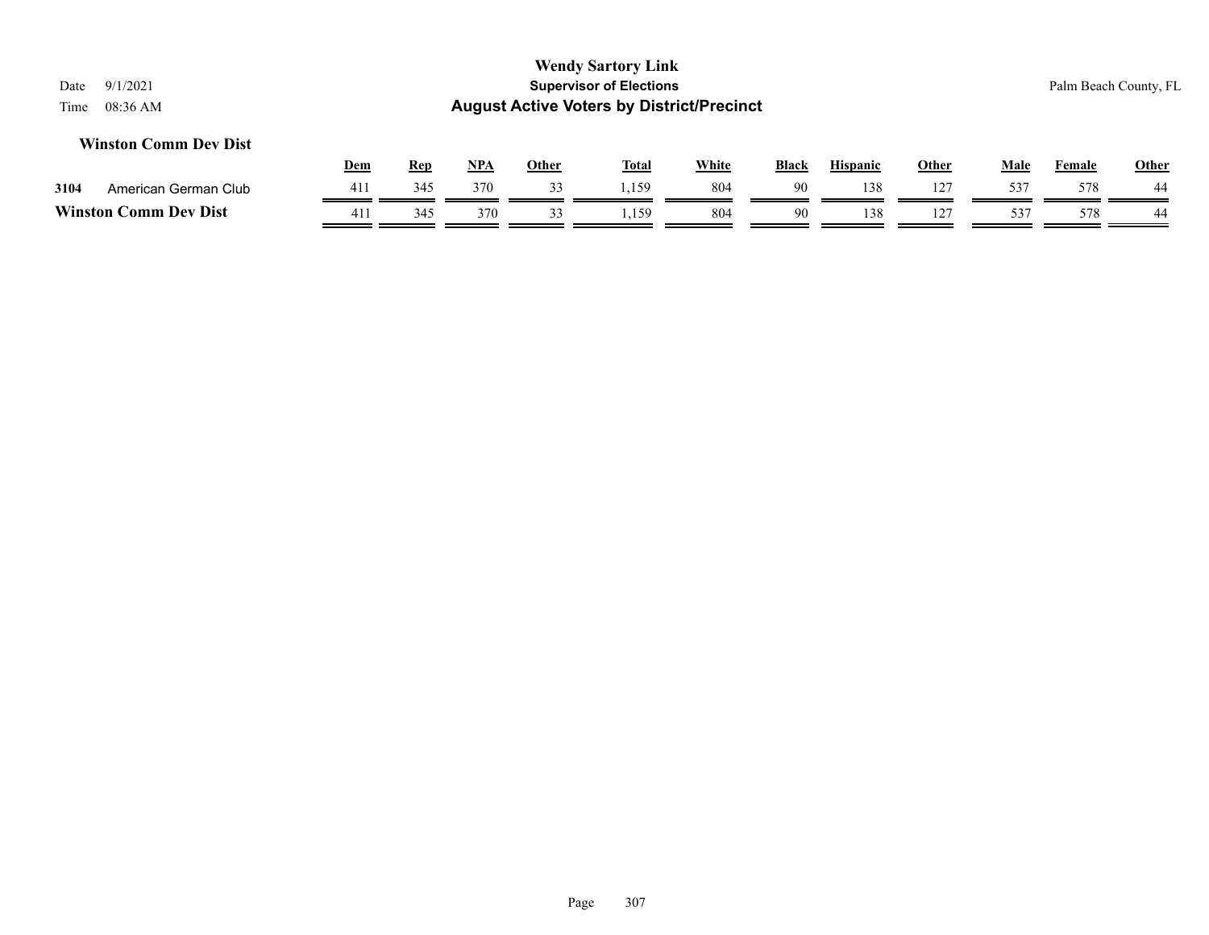**Wendy Sartory Link**
**Supervisor of Elections**
**August Active Voters by District/Precinct**

Date 9/1/2021
Time 08:36 AM

Palm Beach County, FL

### Winston Comm Dev Dist

| | | Dem | Rep | NPA | Other | Total | White | Black | Hispanic | Other | Male | Female | Other |
|---|---|---|---|---|---|---|---|---|---|---|---|---|---|
| 3104 | American German Club | 411 | 345 | 370 | 33 | 1,159 | 804 | 90 | 138 | 127 | 537 | 578 | 44 |
| **Winston Comm Dev Dist** | | 411 | 345 | 370 | 33 | 1,159 | 804 | 90 | 138 | 127 | 537 | 578 | 44 |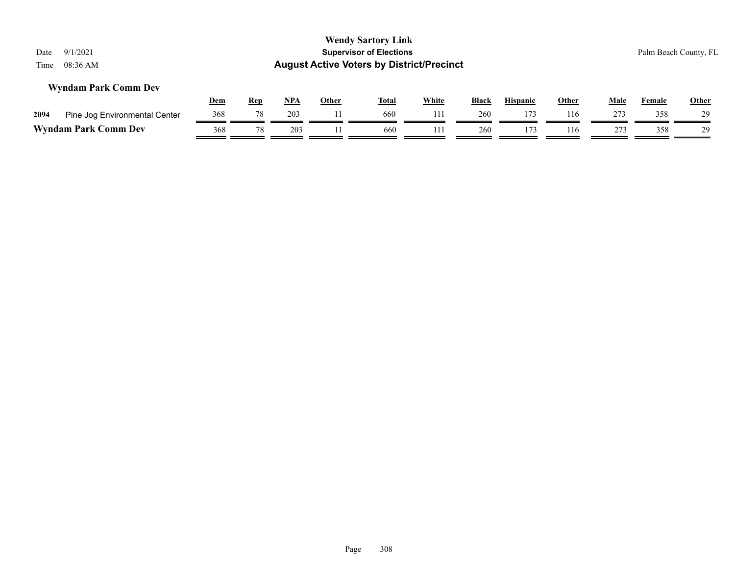**Wendy Sartory Link**
**Supervisor of Elections**
**August Active Voters by District/Precinct**

Date 9/1/2021
Time 08:36 AM

Palm Beach County, FL

### Wyndam Park Comm Dev

| | | Dem | Rep | NPA | Other | Total | White | Black | Hispanic | Other | Male | Female | Other |
|---|---|---|---|---|---|---|---|---|---|---|---|---|---|
| 2094 | Pine Jog Environmental Center | 368 | 78 | 203 | 11 | 660 | 111 | 260 | 173 | 116 | 273 | 358 | 29 |
| **Wyndam Park Comm Dev** | | 368 | 78 | 203 | 11 | 660 | 111 | 260 | 173 | 116 | 273 | 358 | 29 |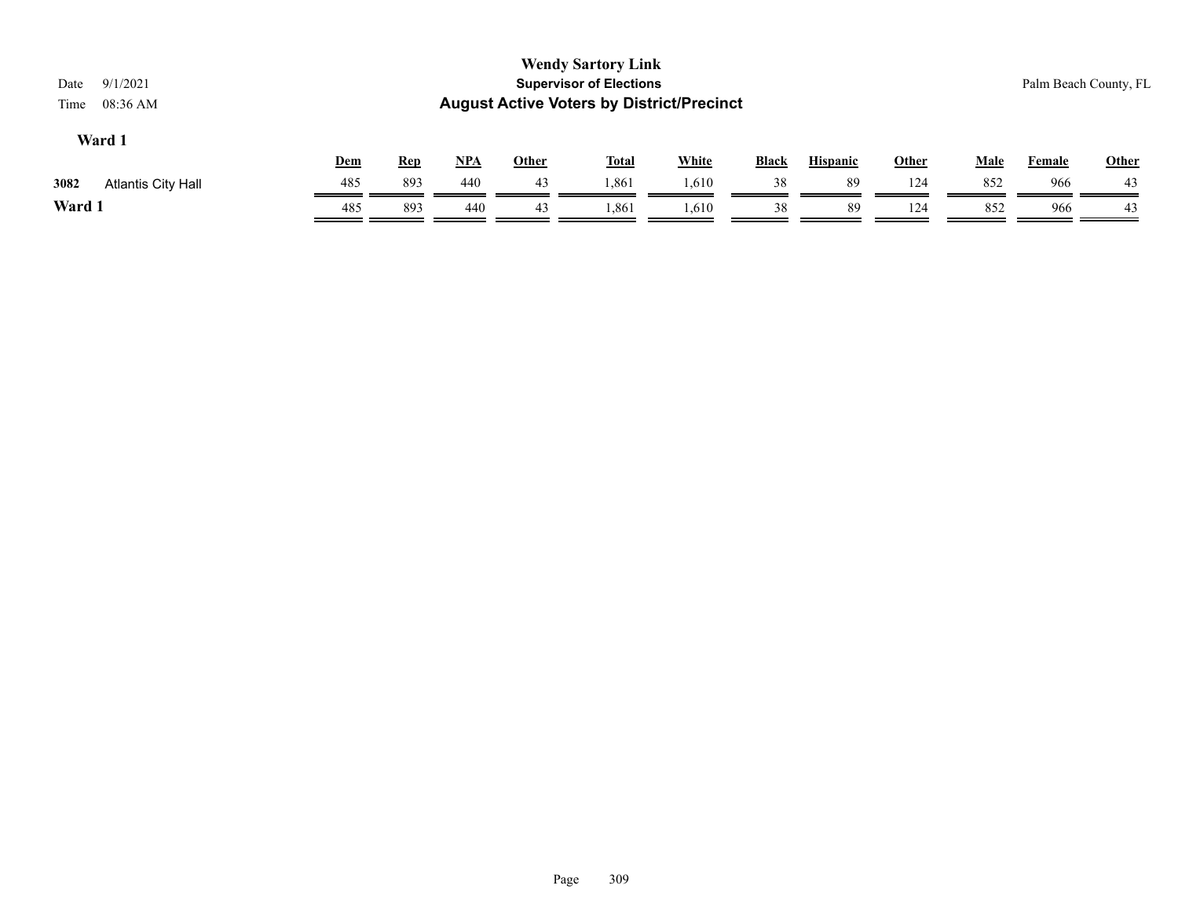**Wendy Sartory Link**

**Supervisor of Elections**

**August Active Voters by District/Precinct**

Date 9/1/2021

Time 08:36 AM

Palm Beach County, FL

## Ward 1

| | | Dem | Rep | NPA | Other | Total | White | Black | Hispanic | Other | Male | Female | Other |
|---|---|---|---|---|---|---|---|---|---|---|---|---|---|
| 3082 | Atlantis City Hall | 485 | 893 | 440 | 43 | 1,861 | 1,610 | 38 | 89 | 124 | 852 | 966 | 43 |
| **Ward 1** | | 485 | 893 | 440 | 43 | 1,861 | 1,610 | 38 | 89 | 124 | 852 | 966 | 43 |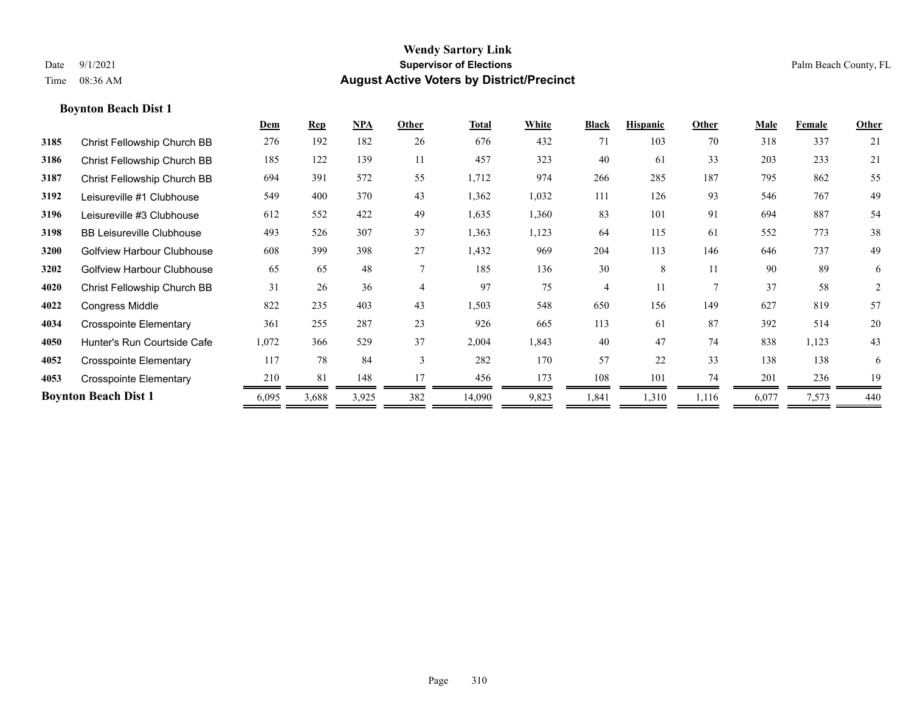**Wendy Sartory Link**
**Supervisor of Elections**
**August Active Voters by District/Precinct**

Date 9/1/2021
Time 08:36 AM

Palm Beach County, FL

### Boynton Beach Dist 1

| | | Dem | Rep | NPA | Other | Total | White | Black | Hispanic | Other | Male | Female | Other |
|---|---|---|---|---|---|---|---|---|---|---|---|---|---|
| 3185 | Christ Fellowship Church BB | 276 | 192 | 182 | 26 | 676 | 432 | 71 | 103 | 70 | 318 | 337 | 21 |
| 3186 | Christ Fellowship Church BB | 185 | 122 | 139 | 11 | 457 | 323 | 40 | 61 | 33 | 203 | 233 | 21 |
| 3187 | Christ Fellowship Church BB | 694 | 391 | 572 | 55 | 1,712 | 974 | 266 | 285 | 187 | 795 | 862 | 55 |
| 3192 | Leisureville #1 Clubhouse | 549 | 400 | 370 | 43 | 1,362 | 1,032 | 111 | 126 | 93 | 546 | 767 | 49 |
| 3196 | Leisureville #3 Clubhouse | 612 | 552 | 422 | 49 | 1,635 | 1,360 | 83 | 101 | 91 | 694 | 887 | 54 |
| 3198 | BB Leisureville Clubhouse | 493 | 526 | 307 | 37 | 1,363 | 1,123 | 64 | 115 | 61 | 552 | 773 | 38 |
| 3200 | Golfview Harbour Clubhouse | 608 | 399 | 398 | 27 | 1,432 | 969 | 204 | 113 | 146 | 646 | 737 | 49 |
| 3202 | Golfview Harbour Clubhouse | 65 | 65 | 48 | 7 | 185 | 136 | 30 | 8 | 11 | 90 | 89 | 6 |
| 4020 | Christ Fellowship Church BB | 31 | 26 | 36 | 4 | 97 | 75 | 4 | 11 | 7 | 37 | 58 | 2 |
| 4022 | Congress Middle | 822 | 235 | 403 | 43 | 1,503 | 548 | 650 | 156 | 149 | 627 | 819 | 57 |
| 4034 | Crosspointe Elementary | 361 | 255 | 287 | 23 | 926 | 665 | 113 | 61 | 87 | 392 | 514 | 20 |
| 4050 | Hunter's Run Courtside Cafe | 1,072 | 366 | 529 | 37 | 2,004 | 1,843 | 40 | 47 | 74 | 838 | 1,123 | 43 |
| 4052 | Crosspointe Elementary | 117 | 78 | 84 | 3 | 282 | 170 | 57 | 22 | 33 | 138 | 138 | 6 |
| 4053 | Crosspointe Elementary | 210 | 81 | 148 | 17 | 456 | 173 | 108 | 101 | 74 | 201 | 236 | 19 |
| **Boynton Beach Dist 1** | | 6,095 | 3,688 | 3,925 | 382 | 14,090 | 9,823 | 1,841 | 1,310 | 1,116 | 6,077 | 7,573 | 440 |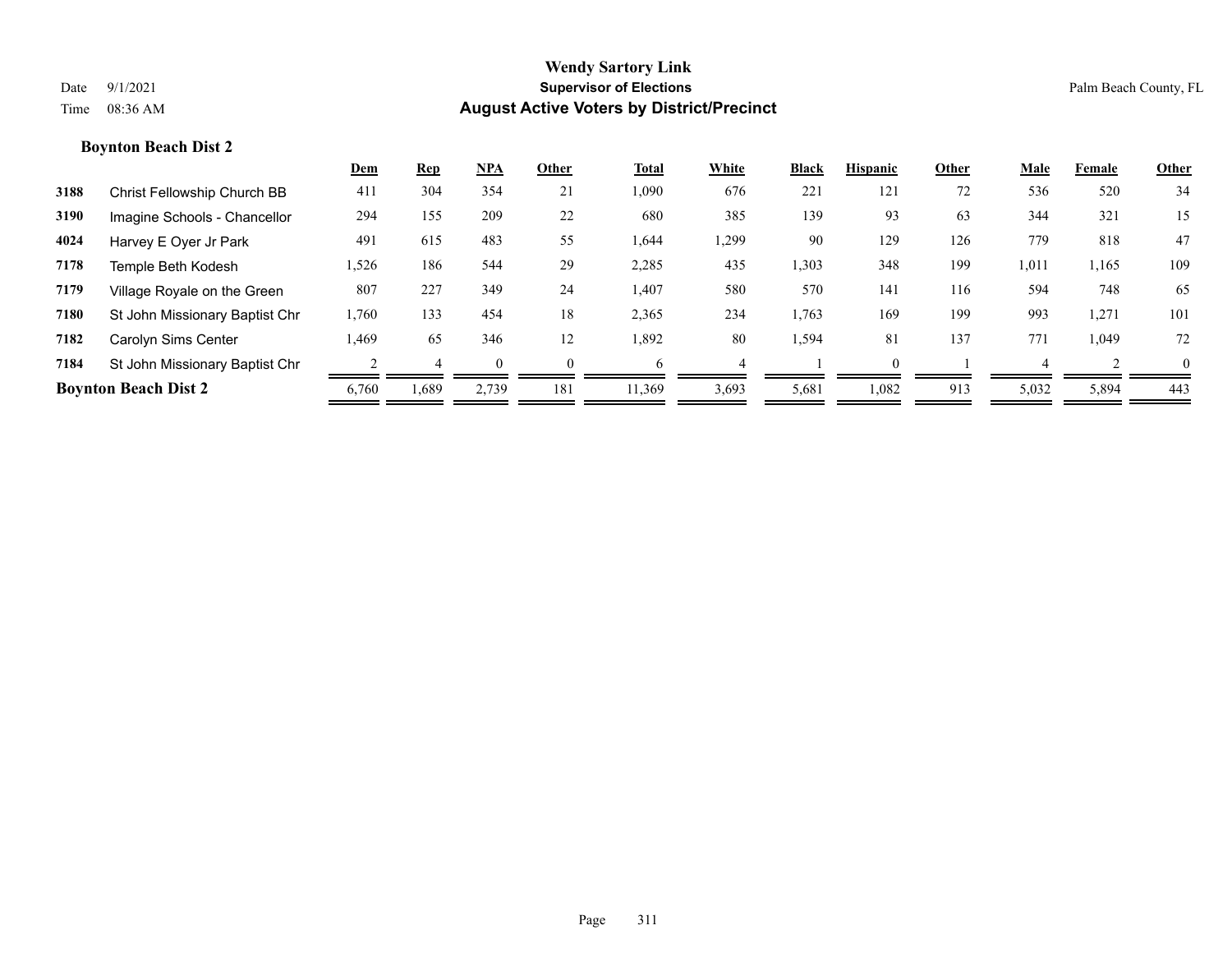# Wendy Sartory Link
## Supervisor of Elections
## August Active Voters by District/Precinct

Date 9/1/2021
Time 08:36 AM

Palm Beach County, FL

### Boynton Beach Dist 2

| | | Dem | Rep | NPA | Other | Total | White | Black | Hispanic | Other | Male | Female | Other |
|---|---|---|---|---|---|---|---|---|---|---|---|---|---|
| 3188 | Christ Fellowship Church BB | 411 | 304 | 354 | 21 | 1,090 | 676 | 221 | 121 | 72 | 536 | 520 | 34 |
| 3190 | Imagine Schools - Chancellor | 294 | 155 | 209 | 22 | 680 | 385 | 139 | 93 | 63 | 344 | 321 | 15 |
| 4024 | Harvey E Oyer Jr Park | 491 | 615 | 483 | 55 | 1,644 | 1,299 | 90 | 129 | 126 | 779 | 818 | 47 |
| 7178 | Temple Beth Kodesh | 1,526 | 186 | 544 | 29 | 2,285 | 435 | 1,303 | 348 | 199 | 1,011 | 1,165 | 109 |
| 7179 | Village Royale on the Green | 807 | 227 | 349 | 24 | 1,407 | 580 | 570 | 141 | 116 | 594 | 748 | 65 |
| 7180 | St John Missionary Baptist Chr | 1,760 | 133 | 454 | 18 | 2,365 | 234 | 1,763 | 169 | 199 | 993 | 1,271 | 101 |
| 7182 | Carolyn Sims Center | 1,469 | 65 | 346 | 12 | 1,892 | 80 | 1,594 | 81 | 137 | 771 | 1,049 | 72 |
| 7184 | St John Missionary Baptist Chr | 2 | 4 | 0 | 0 | 6 | 4 | 1 | 0 | 1 | 4 | 2 | 0 |
| **Boynton Beach Dist 2** | | 6,760 | 1,689 | 2,739 | 181 | 11,369 | 3,693 | 5,681 | 1,082 | 913 | 5,032 | 5,894 | 443 |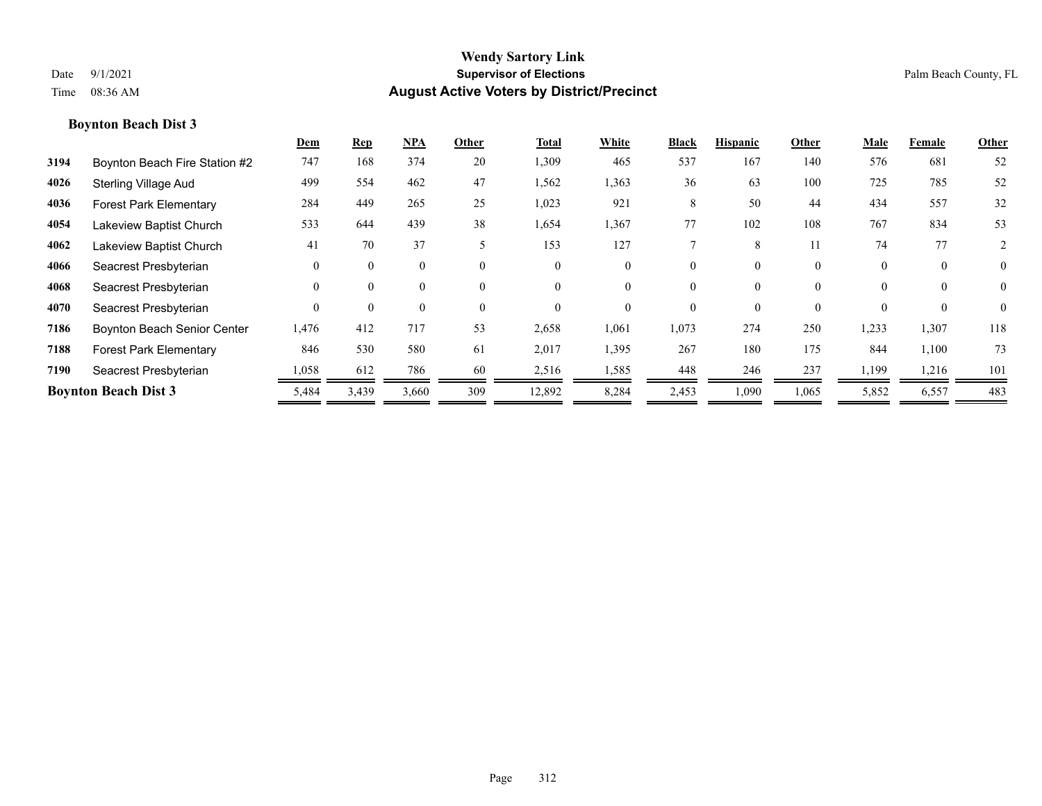# Wendy Sartory Link
## Supervisor of Elections
## August Active Voters by District/Precinct

Date 9/1/2021
Time 08:36 AM

Palm Beach County, FL

### Boynton Beach Dist 3

| | | Dem | Rep | NPA | Other | Total | White | Black | Hispanic | Other | Male | Female | Other |
|---|---|---|---|---|---|---|---|---|---|---|---|---|---|
| 3194 | Boynton Beach Fire Station #2 | 747 | 168 | 374 | 20 | 1,309 | 465 | 537 | 167 | 140 | 576 | 681 | 52 |
| 4026 | Sterling Village Aud | 499 | 554 | 462 | 47 | 1,562 | 1,363 | 36 | 63 | 100 | 725 | 785 | 52 |
| 4036 | Forest Park Elementary | 284 | 449 | 265 | 25 | 1,023 | 921 | 8 | 50 | 44 | 434 | 557 | 32 |
| 4054 | Lakeview Baptist Church | 533 | 644 | 439 | 38 | 1,654 | 1,367 | 77 | 102 | 108 | 767 | 834 | 53 |
| 4062 | Lakeview Baptist Church | 41 | 70 | 37 | 5 | 153 | 127 | 7 | 8 | 11 | 74 | 77 | 2 |
| 4066 | Seacrest Presbyterian | 0 | 0 | 0 | 0 | 0 | 0 | 0 | 0 | 0 | 0 | 0 | 0 |
| 4068 | Seacrest Presbyterian | 0 | 0 | 0 | 0 | 0 | 0 | 0 | 0 | 0 | 0 | 0 | 0 |
| 4070 | Seacrest Presbyterian | 0 | 0 | 0 | 0 | 0 | 0 | 0 | 0 | 0 | 0 | 0 | 0 |
| 7186 | Boynton Beach Senior Center | 1,476 | 412 | 717 | 53 | 2,658 | 1,061 | 1,073 | 274 | 250 | 1,233 | 1,307 | 118 |
| 7188 | Forest Park Elementary | 846 | 530 | 580 | 61 | 2,017 | 1,395 | 267 | 180 | 175 | 844 | 1,100 | 73 |
| 7190 | Seacrest Presbyterian | 1,058 | 612 | 786 | 60 | 2,516 | 1,585 | 448 | 246 | 237 | 1,199 | 1,216 | 101 |
| **Boynton Beach Dist 3** | | 5,484 | 3,439 | 3,660 | 309 | 12,892 | 8,284 | 2,453 | 1,090 | 1,065 | 5,852 | 6,557 | 483 |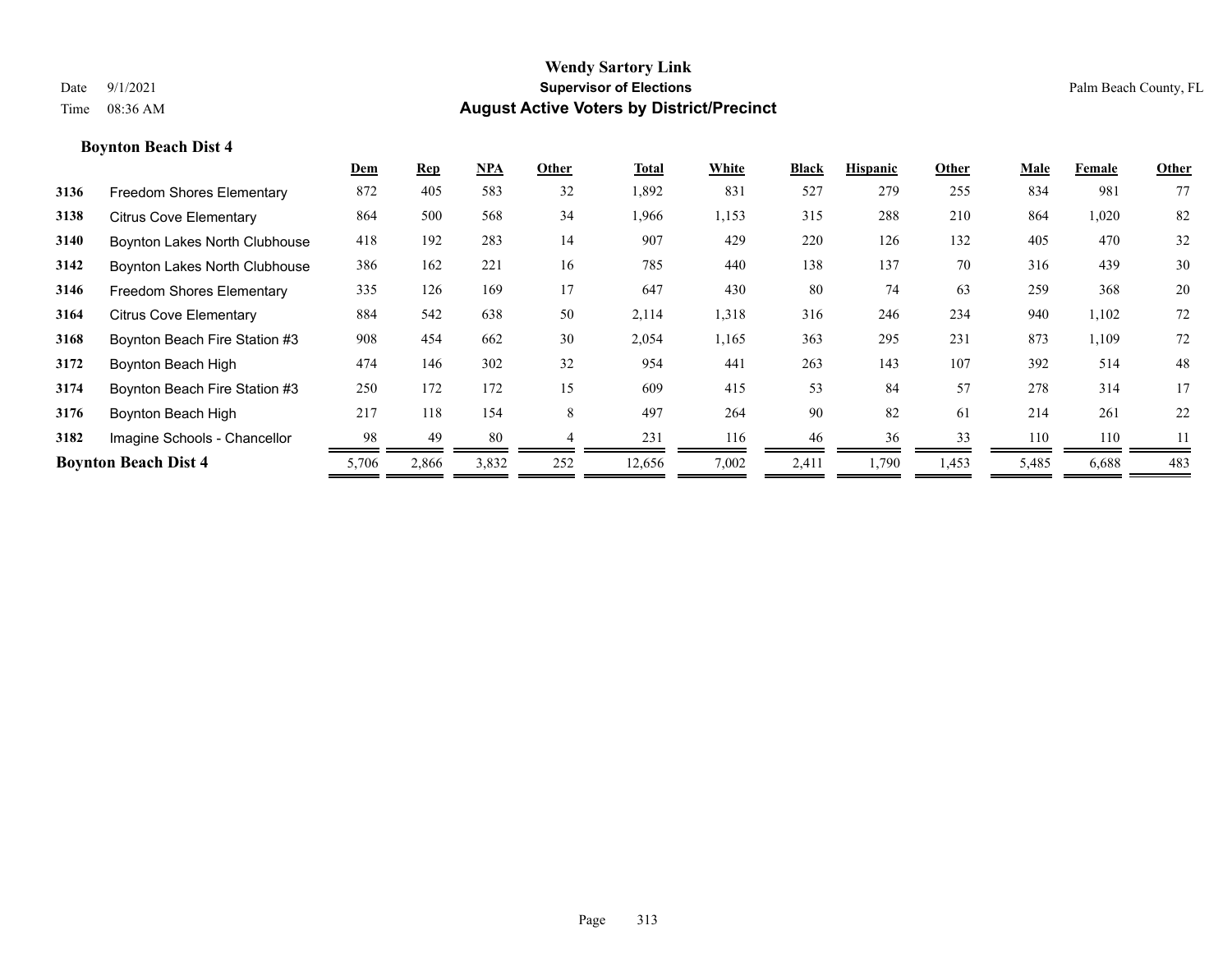**Wendy Sartory Link**
**Supervisor of Elections**
**August Active Voters by District/Precinct**

Date 9/1/2021
Time 08:36 AM

Palm Beach County, FL

### Boynton Beach Dist 4

| | | Dem | Rep | NPA | Other | Total | White | Black | Hispanic | Other | Male | Female | Other |
|---|---|---|---|---|---|---|---|---|---|---|---|---|---|
| 3136 | Freedom Shores Elementary | 872 | 405 | 583 | 32 | 1,892 | 831 | 527 | 279 | 255 | 834 | 981 | 77 |
| 3138 | Citrus Cove Elementary | 864 | 500 | 568 | 34 | 1,966 | 1,153 | 315 | 288 | 210 | 864 | 1,020 | 82 |
| 3140 | Boynton Lakes North Clubhouse | 418 | 192 | 283 | 14 | 907 | 429 | 220 | 126 | 132 | 405 | 470 | 32 |
| 3142 | Boynton Lakes North Clubhouse | 386 | 162 | 221 | 16 | 785 | 440 | 138 | 137 | 70 | 316 | 439 | 30 |
| 3146 | Freedom Shores Elementary | 335 | 126 | 169 | 17 | 647 | 430 | 80 | 74 | 63 | 259 | 368 | 20 |
| 3164 | Citrus Cove Elementary | 884 | 542 | 638 | 50 | 2,114 | 1,318 | 316 | 246 | 234 | 940 | 1,102 | 72 |
| 3168 | Boynton Beach Fire Station #3 | 908 | 454 | 662 | 30 | 2,054 | 1,165 | 363 | 295 | 231 | 873 | 1,109 | 72 |
| 3172 | Boynton Beach High | 474 | 146 | 302 | 32 | 954 | 441 | 263 | 143 | 107 | 392 | 514 | 48 |
| 3174 | Boynton Beach Fire Station #3 | 250 | 172 | 172 | 15 | 609 | 415 | 53 | 84 | 57 | 278 | 314 | 17 |
| 3176 | Boynton Beach High | 217 | 118 | 154 | 8 | 497 | 264 | 90 | 82 | 61 | 214 | 261 | 22 |
| 3182 | Imagine Schools - Chancellor | 98 | 49 | 80 | 4 | 231 | 116 | 46 | 36 | 33 | 110 | 110 | 11 |
| **Boynton Beach Dist 4** | | 5,706 | 2,866 | 3,832 | 252 | 12,656 | 7,002 | 2,411 | 1,790 | 1,453 | 5,485 | 6,688 | 483 |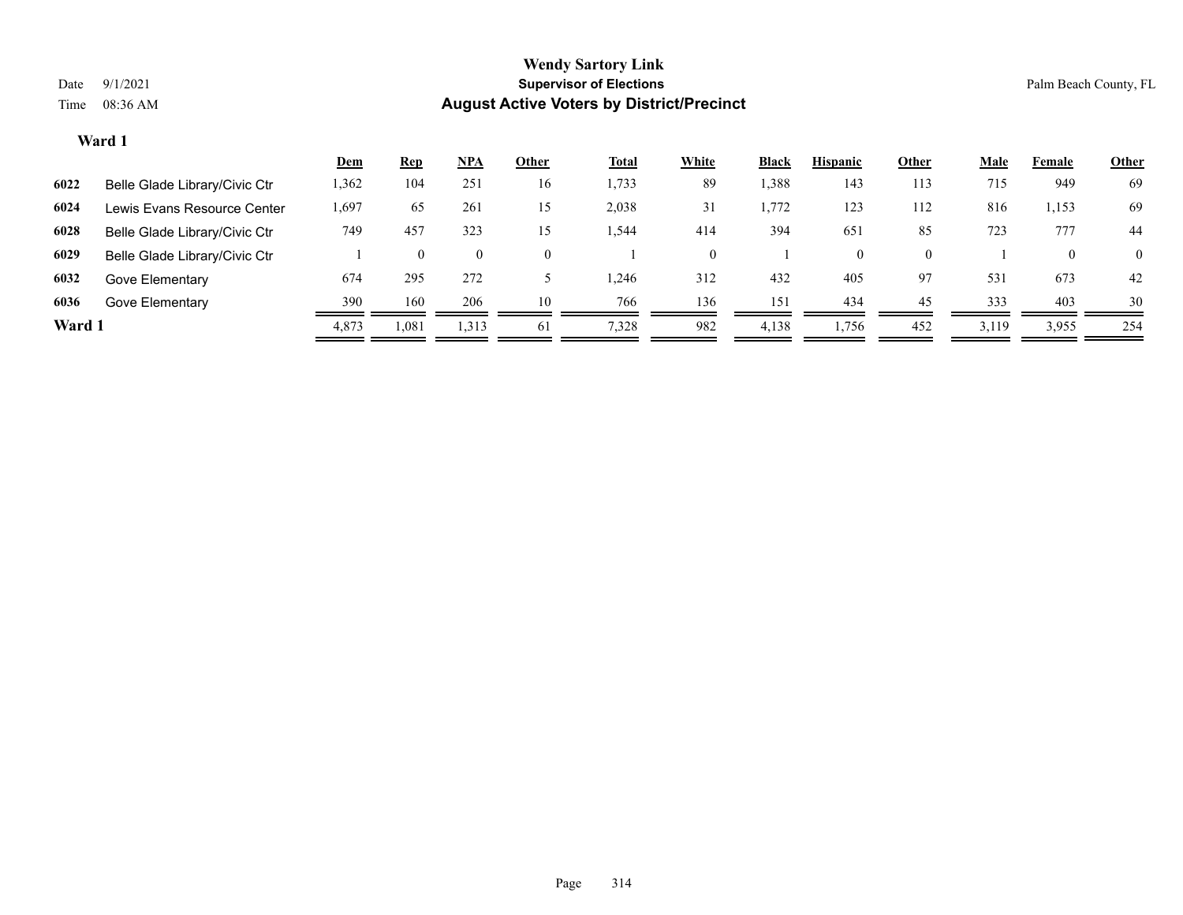# Wendy Sartory Link

**Supervisor of Elections**

**August Active Voters by District/Precinct**

Date 9/1/2021

Time 08:36 AM

Palm Beach County, FL

## Ward 1

| | | Dem | Rep | NPA | Other | Total | White | Black | Hispanic | Other | Male | Female | Other |
|---|---|---|---|---|---|---|---|---|---|---|---|---|---|
| **6022** | Belle Glade Library/Civic Ctr | 1,362 | 104 | 251 | 16 | 1,733 | 89 | 1,388 | 143 | 113 | 715 | 949 | 69 |
| **6024** | Lewis Evans Resource Center | 1,697 | 65 | 261 | 15 | 2,038 | 31 | 1,772 | 123 | 112 | 816 | 1,153 | 69 |
| **6028** | Belle Glade Library/Civic Ctr | 749 | 457 | 323 | 15 | 1,544 | 414 | 394 | 651 | 85 | 723 | 777 | 44 |
| **6029** | Belle Glade Library/Civic Ctr | 1 | 0 | 0 | 0 | 1 | 0 | 1 | 0 | 0 | 1 | 0 | 0 |
| **6032** | Gove Elementary | 674 | 295 | 272 | 5 | 1,246 | 312 | 432 | 405 | 97 | 531 | 673 | 42 |
| **6036** | Gove Elementary | 390 | 160 | 206 | 10 | 766 | 136 | 151 | 434 | 45 | 333 | 403 | 30 |
| **Ward 1** | | 4,873 | 1,081 | 1,313 | 61 | 7,328 | 982 | 4,138 | 1,756 | 452 | 3,119 | 3,955 | 254 |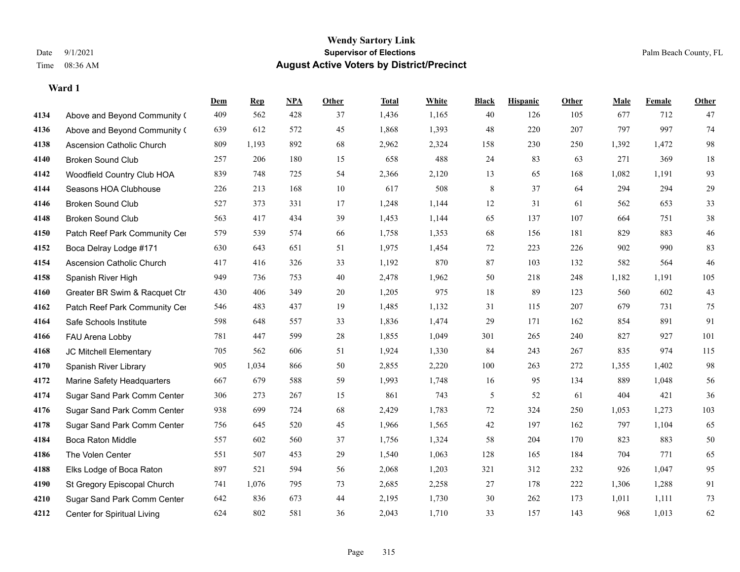# Wendy Sartory Link

**Supervisor of Elections**

**August Active Voters by District/Precinct**

Date 9/1/2021
Time 08:36 AM

Palm Beach County, FL

### Ward 1

| | | Dem | Rep | NPA | Other | Total | White | Black | Hispanic | Other | Male | Female | Other |
|---|---|---|---|---|---|---|---|---|---|---|---|---|---|
| 4134 | Above and Beyond Community ( | 409 | 562 | 428 | 37 | 1,436 | 1,165 | 40 | 126 | 105 | 677 | 712 | 47 |
| 4136 | Above and Beyond Community ( | 639 | 612 | 572 | 45 | 1,868 | 1,393 | 48 | 220 | 207 | 797 | 997 | 74 |
| 4138 | Ascension Catholic Church | 809 | 1,193 | 892 | 68 | 2,962 | 2,324 | 158 | 230 | 250 | 1,392 | 1,472 | 98 |
| 4140 | Broken Sound Club | 257 | 206 | 180 | 15 | 658 | 488 | 24 | 83 | 63 | 271 | 369 | 18 |
| 4142 | Woodfield Country Club HOA | 839 | 748 | 725 | 54 | 2,366 | 2,120 | 13 | 65 | 168 | 1,082 | 1,191 | 93 |
| 4144 | Seasons HOA Clubhouse | 226 | 213 | 168 | 10 | 617 | 508 | 8 | 37 | 64 | 294 | 294 | 29 |
| 4146 | Broken Sound Club | 527 | 373 | 331 | 17 | 1,248 | 1,144 | 12 | 31 | 61 | 562 | 653 | 33 |
| 4148 | Broken Sound Club | 563 | 417 | 434 | 39 | 1,453 | 1,144 | 65 | 137 | 107 | 664 | 751 | 38 |
| 4150 | Patch Reef Park Community Cer | 579 | 539 | 574 | 66 | 1,758 | 1,353 | 68 | 156 | 181 | 829 | 883 | 46 |
| 4152 | Boca Delray Lodge #171 | 630 | 643 | 651 | 51 | 1,975 | 1,454 | 72 | 223 | 226 | 902 | 990 | 83 |
| 4154 | Ascension Catholic Church | 417 | 416 | 326 | 33 | 1,192 | 870 | 87 | 103 | 132 | 582 | 564 | 46 |
| 4158 | Spanish River High | 949 | 736 | 753 | 40 | 2,478 | 1,962 | 50 | 218 | 248 | 1,182 | 1,191 | 105 |
| 4160 | Greater BR Swim & Racquet Ctr | 430 | 406 | 349 | 20 | 1,205 | 975 | 18 | 89 | 123 | 560 | 602 | 43 |
| 4162 | Patch Reef Park Community Cer | 546 | 483 | 437 | 19 | 1,485 | 1,132 | 31 | 115 | 207 | 679 | 731 | 75 |
| 4164 | Safe Schools Institute | 598 | 648 | 557 | 33 | 1,836 | 1,474 | 29 | 171 | 162 | 854 | 891 | 91 |
| 4166 | FAU Arena Lobby | 781 | 447 | 599 | 28 | 1,855 | 1,049 | 301 | 265 | 240 | 827 | 927 | 101 |
| 4168 | JC Mitchell Elementary | 705 | 562 | 606 | 51 | 1,924 | 1,330 | 84 | 243 | 267 | 835 | 974 | 115 |
| 4170 | Spanish River Library | 905 | 1,034 | 866 | 50 | 2,855 | 2,220 | 100 | 263 | 272 | 1,355 | 1,402 | 98 |
| 4172 | Marine Safety Headquarters | 667 | 679 | 588 | 59 | 1,993 | 1,748 | 16 | 95 | 134 | 889 | 1,048 | 56 |
| 4174 | Sugar Sand Park Comm Center | 306 | 273 | 267 | 15 | 861 | 743 | 5 | 52 | 61 | 404 | 421 | 36 |
| 4176 | Sugar Sand Park Comm Center | 938 | 699 | 724 | 68 | 2,429 | 1,783 | 72 | 324 | 250 | 1,053 | 1,273 | 103 |
| 4178 | Sugar Sand Park Comm Center | 756 | 645 | 520 | 45 | 1,966 | 1,565 | 42 | 197 | 162 | 797 | 1,104 | 65 |
| 4184 | Boca Raton Middle | 557 | 602 | 560 | 37 | 1,756 | 1,324 | 58 | 204 | 170 | 823 | 883 | 50 |
| 4186 | The Volen Center | 551 | 507 | 453 | 29 | 1,540 | 1,063 | 128 | 165 | 184 | 704 | 771 | 65 |
| 4188 | Elks Lodge of Boca Raton | 897 | 521 | 594 | 56 | 2,068 | 1,203 | 321 | 312 | 232 | 926 | 1,047 | 95 |
| 4190 | St Gregory Episcopal Church | 741 | 1,076 | 795 | 73 | 2,685 | 2,258 | 27 | 178 | 222 | 1,306 | 1,288 | 91 |
| 4210 | Sugar Sand Park Comm Center | 642 | 836 | 673 | 44 | 2,195 | 1,730 | 30 | 262 | 173 | 1,011 | 1,111 | 73 |
| 4212 | Center for Spiritual Living | 624 | 802 | 581 | 36 | 2,043 | 1,710 | 33 | 157 | 143 | 968 | 1,013 | 62 |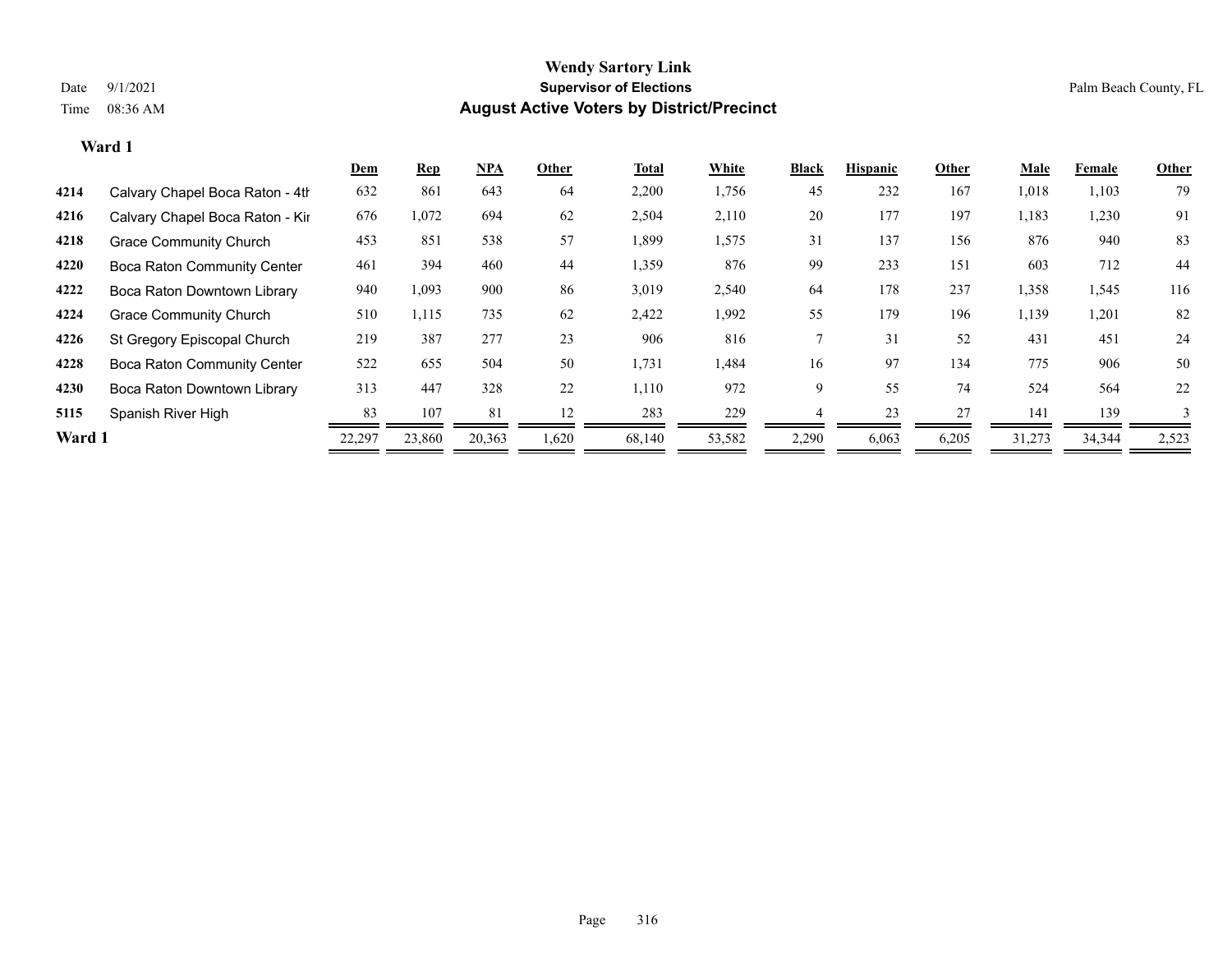# Wendy Sartory Link

**Supervisor of Elections**

**August Active Voters by District/Precinct**

Date 9/1/2021

Time 08:36 AM

Palm Beach County, FL

### Ward 1

| | | Dem | Rep | NPA | Other | Total | White | Black | Hispanic | Other | Male | Female | Other |
|---|---|---|---|---|---|---|---|---|---|---|---|---|---|
| 4214 | Calvary Chapel Boca Raton - 4th | 632 | 861 | 643 | 64 | 2,200 | 1,756 | 45 | 232 | 167 | 1,018 | 1,103 | 79 |
| 4216 | Calvary Chapel Boca Raton - Kir | 676 | 1,072 | 694 | 62 | 2,504 | 2,110 | 20 | 177 | 197 | 1,183 | 1,230 | 91 |
| 4218 | Grace Community Church | 453 | 851 | 538 | 57 | 1,899 | 1,575 | 31 | 137 | 156 | 876 | 940 | 83 |
| 4220 | Boca Raton Community Center | 461 | 394 | 460 | 44 | 1,359 | 876 | 99 | 233 | 151 | 603 | 712 | 44 |
| 4222 | Boca Raton Downtown Library | 940 | 1,093 | 900 | 86 | 3,019 | 2,540 | 64 | 178 | 237 | 1,358 | 1,545 | 116 |
| 4224 | Grace Community Church | 510 | 1,115 | 735 | 62 | 2,422 | 1,992 | 55 | 179 | 196 | 1,139 | 1,201 | 82 |
| 4226 | St Gregory Episcopal Church | 219 | 387 | 277 | 23 | 906 | 816 | 7 | 31 | 52 | 431 | 451 | 24 |
| 4228 | Boca Raton Community Center | 522 | 655 | 504 | 50 | 1,731 | 1,484 | 16 | 97 | 134 | 775 | 906 | 50 |
| 4230 | Boca Raton Downtown Library | 313 | 447 | 328 | 22 | 1,110 | 972 | 9 | 55 | 74 | 524 | 564 | 22 |
| 5115 | Spanish River High | 83 | 107 | 81 | 12 | 283 | 229 | 4 | 23 | 27 | 141 | 139 | 3 |
| **Ward 1** | | 22,297 | 23,860 | 20,363 | 1,620 | 68,140 | 53,582 | 2,290 | 6,063 | 6,205 | 31,273 | 34,344 | 2,523 |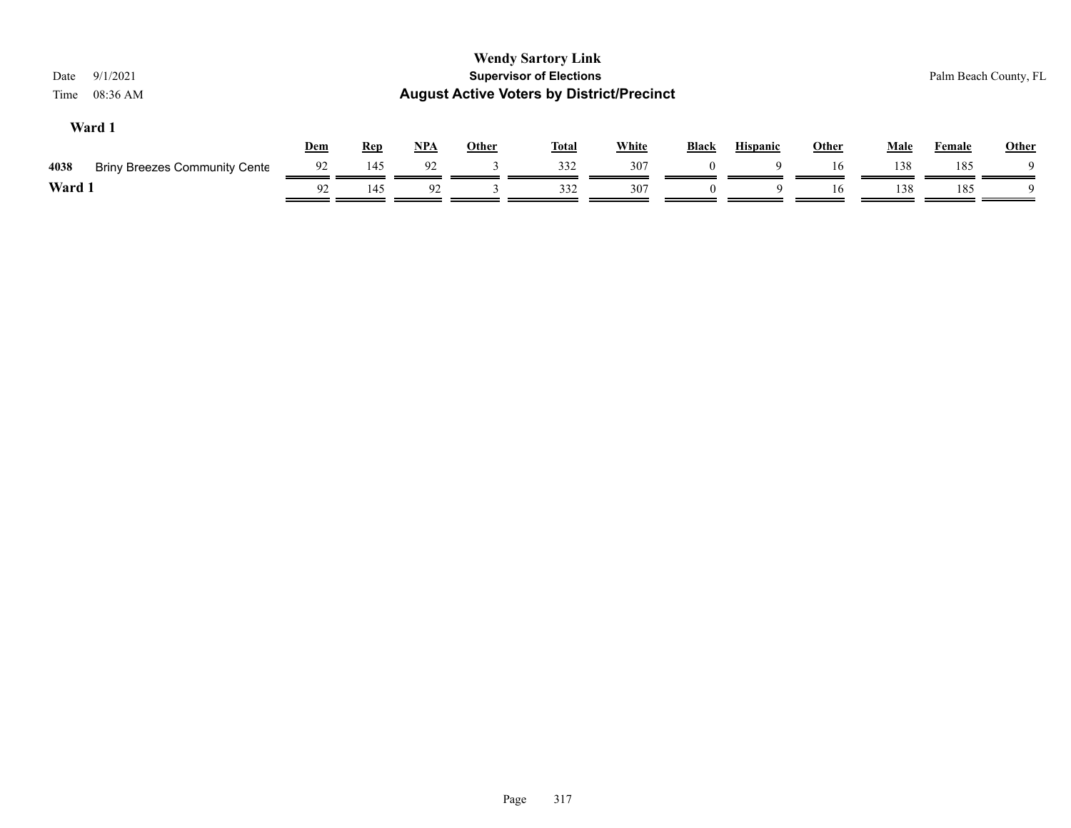# Wendy Sartory Link

## Supervisor of Elections

## August Active Voters by District/Precinct

Date 9/1/2021

Time 08:36 AM

Palm Beach County, FL

### Ward 1

| | | Dem | Rep | NPA | Other | Total | White | Black | Hispanic | Other | Male | Female | Other |
|---|---|---|---|---|---|---|---|---|---|---|---|---|---|
| 4038 | Briny Breezes Community Cente | 92 | 145 | 92 | 3 | 332 | 307 | 0 | 9 | 16 | 138 | 185 | 9 |
| **Ward 1** | | 92 | 145 | 92 | 3 | 332 | 307 | 0 | 9 | 16 | 138 | 185 | 9 |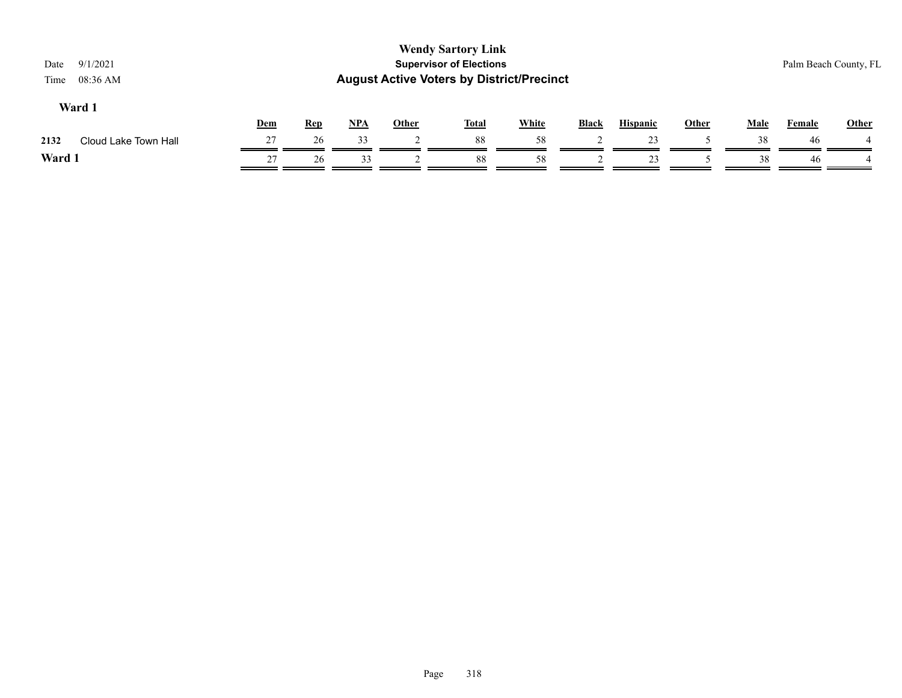# Wendy Sartory Link

## Supervisor of Elections

## August Active Voters by District/Precinct

Date 9/1/2021

Time 08:36 AM

Palm Beach County, FL

### Ward 1

| | | Dem | Rep | NPA | Other | Total | White | Black | Hispanic | Other | Male | Female | Other |
|---|---|---|---|---|---|---|---|---|---|---|---|---|---|
| 2132 | Cloud Lake Town Hall | 27 | 26 | 33 | 2 | 88 | 58 | 2 | 23 | 5 | 38 | 46 | 4 |
| **Ward 1** | | 27 | 26 | 33 | 2 | 88 | 58 | 2 | 23 | 5 | 38 | 46 | 4 |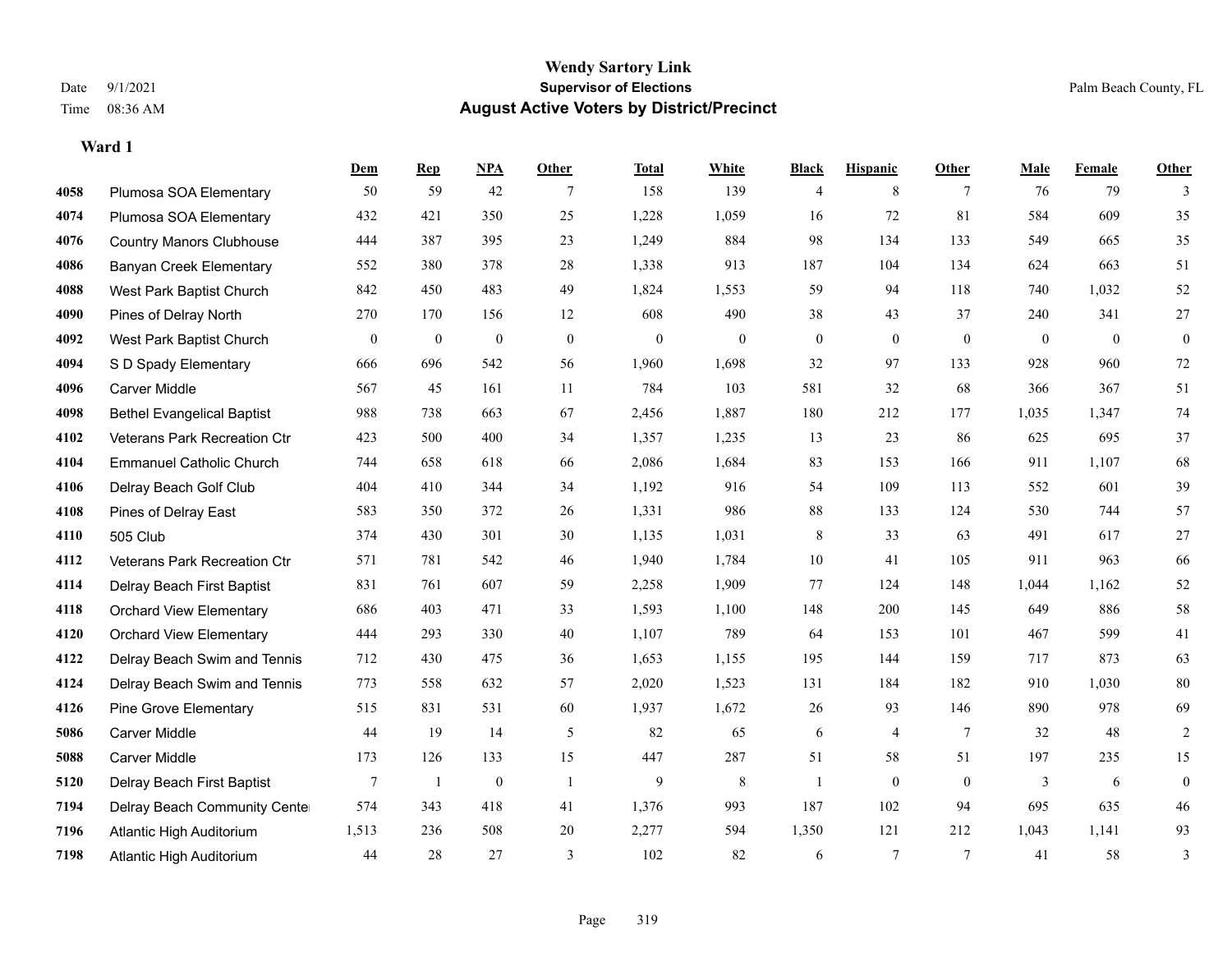Wendy Sartory Link

Date 9/1/2021 **Supervisor of Elections** Palm Beach County, FL

Time 08:36 AM **August Active Voters by District/Precinct**

**Ward 1**

| | | Dem | Rep | NPA | Other | Total | White | Black | Hispanic | Other | Male | Female | Other |
|---|---|---|---|---|---|---|---|---|---|---|---|---|---|
| 4058 | Plumosa SOA Elementary | 50 | 59 | 42 | 7 | 158 | 139 | 4 | 8 | 7 | 76 | 79 | 3 |
| 4074 | Plumosa SOA Elementary | 432 | 421 | 350 | 25 | 1,228 | 1,059 | 16 | 72 | 81 | 584 | 609 | 35 |
| 4076 | Country Manors Clubhouse | 444 | 387 | 395 | 23 | 1,249 | 884 | 98 | 134 | 133 | 549 | 665 | 35 |
| 4086 | Banyan Creek Elementary | 552 | 380 | 378 | 28 | 1,338 | 913 | 187 | 104 | 134 | 624 | 663 | 51 |
| 4088 | West Park Baptist Church | 842 | 450 | 483 | 49 | 1,824 | 1,553 | 59 | 94 | 118 | 740 | 1,032 | 52 |
| 4090 | Pines of Delray North | 270 | 170 | 156 | 12 | 608 | 490 | 38 | 43 | 37 | 240 | 341 | 27 |
| 4092 | West Park Baptist Church | 0 | 0 | 0 | 0 | 0 | 0 | 0 | 0 | 0 | 0 | 0 | 0 |
| 4094 | S D Spady Elementary | 666 | 696 | 542 | 56 | 1,960 | 1,698 | 32 | 97 | 133 | 928 | 960 | 72 |
| 4096 | Carver Middle | 567 | 45 | 161 | 11 | 784 | 103 | 581 | 32 | 68 | 366 | 367 | 51 |
| 4098 | Bethel Evangelical Baptist | 988 | 738 | 663 | 67 | 2,456 | 1,887 | 180 | 212 | 177 | 1,035 | 1,347 | 74 |
| 4102 | Veterans Park Recreation Ctr | 423 | 500 | 400 | 34 | 1,357 | 1,235 | 13 | 23 | 86 | 625 | 695 | 37 |
| 4104 | Emmanuel Catholic Church | 744 | 658 | 618 | 66 | 2,086 | 1,684 | 83 | 153 | 166 | 911 | 1,107 | 68 |
| 4106 | Delray Beach Golf Club | 404 | 410 | 344 | 34 | 1,192 | 916 | 54 | 109 | 113 | 552 | 601 | 39 |
| 4108 | Pines of Delray East | 583 | 350 | 372 | 26 | 1,331 | 986 | 88 | 133 | 124 | 530 | 744 | 57 |
| 4110 | 505 Club | 374 | 430 | 301 | 30 | 1,135 | 1,031 | 8 | 33 | 63 | 491 | 617 | 27 |
| 4112 | Veterans Park Recreation Ctr | 571 | 781 | 542 | 46 | 1,940 | 1,784 | 10 | 41 | 105 | 911 | 963 | 66 |
| 4114 | Delray Beach First Baptist | 831 | 761 | 607 | 59 | 2,258 | 1,909 | 77 | 124 | 148 | 1,044 | 1,162 | 52 |
| 4118 | Orchard View Elementary | 686 | 403 | 471 | 33 | 1,593 | 1,100 | 148 | 200 | 145 | 649 | 886 | 58 |
| 4120 | Orchard View Elementary | 444 | 293 | 330 | 40 | 1,107 | 789 | 64 | 153 | 101 | 467 | 599 | 41 |
| 4122 | Delray Beach Swim and Tennis | 712 | 430 | 475 | 36 | 1,653 | 1,155 | 195 | 144 | 159 | 717 | 873 | 63 |
| 4124 | Delray Beach Swim and Tennis | 773 | 558 | 632 | 57 | 2,020 | 1,523 | 131 | 184 | 182 | 910 | 1,030 | 80 |
| 4126 | Pine Grove Elementary | 515 | 831 | 531 | 60 | 1,937 | 1,672 | 26 | 93 | 146 | 890 | 978 | 69 |
| 5086 | Carver Middle | 44 | 19 | 14 | 5 | 82 | 65 | 6 | 4 | 7 | 32 | 48 | 2 |
| 5088 | Carver Middle | 173 | 126 | 133 | 15 | 447 | 287 | 51 | 58 | 51 | 197 | 235 | 15 |
| 5120 | Delray Beach First Baptist | 7 | 1 | 0 | 1 | 9 | 8 | 1 | 0 | 0 | 3 | 6 | 0 |
| 7194 | Delray Beach Community Cente | 574 | 343 | 418 | 41 | 1,376 | 993 | 187 | 102 | 94 | 695 | 635 | 46 |
| 7196 | Atlantic High Auditorium | 1,513 | 236 | 508 | 20 | 2,277 | 594 | 1,350 | 121 | 212 | 1,043 | 1,141 | 93 |
| 7198 | Atlantic High Auditorium | 44 | 28 | 27 | 3 | 102 | 82 | 6 | 7 | 7 | 41 | 58 | 3 |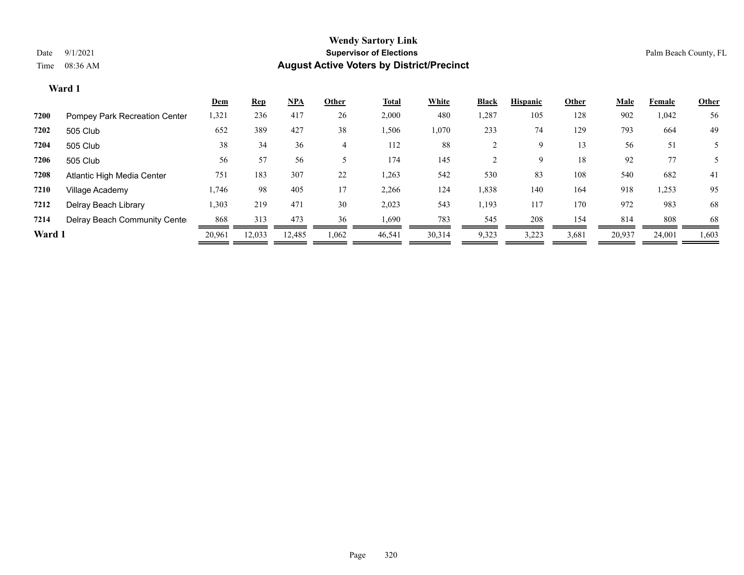# Wendy Sartory Link

## Supervisor of Elections

## August Active Voters by District/Precinct

Date 9/1/2021

Time 08:36 AM

Palm Beach County, FL

### Ward 1

| | | Dem | Rep | NPA | Other | Total | White | Black | Hispanic | Other | Male | Female | Other |
|---|---|---|---|---|---|---|---|---|---|---|---|---|---|
| 7200 | Pompey Park Recreation Center | 1,321 | 236 | 417 | 26 | 2,000 | 480 | 1,287 | 105 | 128 | 902 | 1,042 | 56 |
| 7202 | 505 Club | 652 | 389 | 427 | 38 | 1,506 | 1,070 | 233 | 74 | 129 | 793 | 664 | 49 |
| 7204 | 505 Club | 38 | 34 | 36 | 4 | 112 | 88 | 2 | 9 | 13 | 56 | 51 | 5 |
| 7206 | 505 Club | 56 | 57 | 56 | 5 | 174 | 145 | 2 | 9 | 18 | 92 | 77 | 5 |
| 7208 | Atlantic High Media Center | 751 | 183 | 307 | 22 | 1,263 | 542 | 530 | 83 | 108 | 540 | 682 | 41 |
| 7210 | Village Academy | 1,746 | 98 | 405 | 17 | 2,266 | 124 | 1,838 | 140 | 164 | 918 | 1,253 | 95 |
| 7212 | Delray Beach Library | 1,303 | 219 | 471 | 30 | 2,023 | 543 | 1,193 | 117 | 170 | 972 | 983 | 68 |
| 7214 | Delray Beach Community Center | 868 | 313 | 473 | 36 | 1,690 | 783 | 545 | 208 | 154 | 814 | 808 | 68 |
| **Ward 1** | | 20,961 | 12,033 | 12,485 | 1,062 | 46,541 | 30,314 | 9,323 | 3,223 | 3,681 | 20,937 | 24,001 | 1,603 |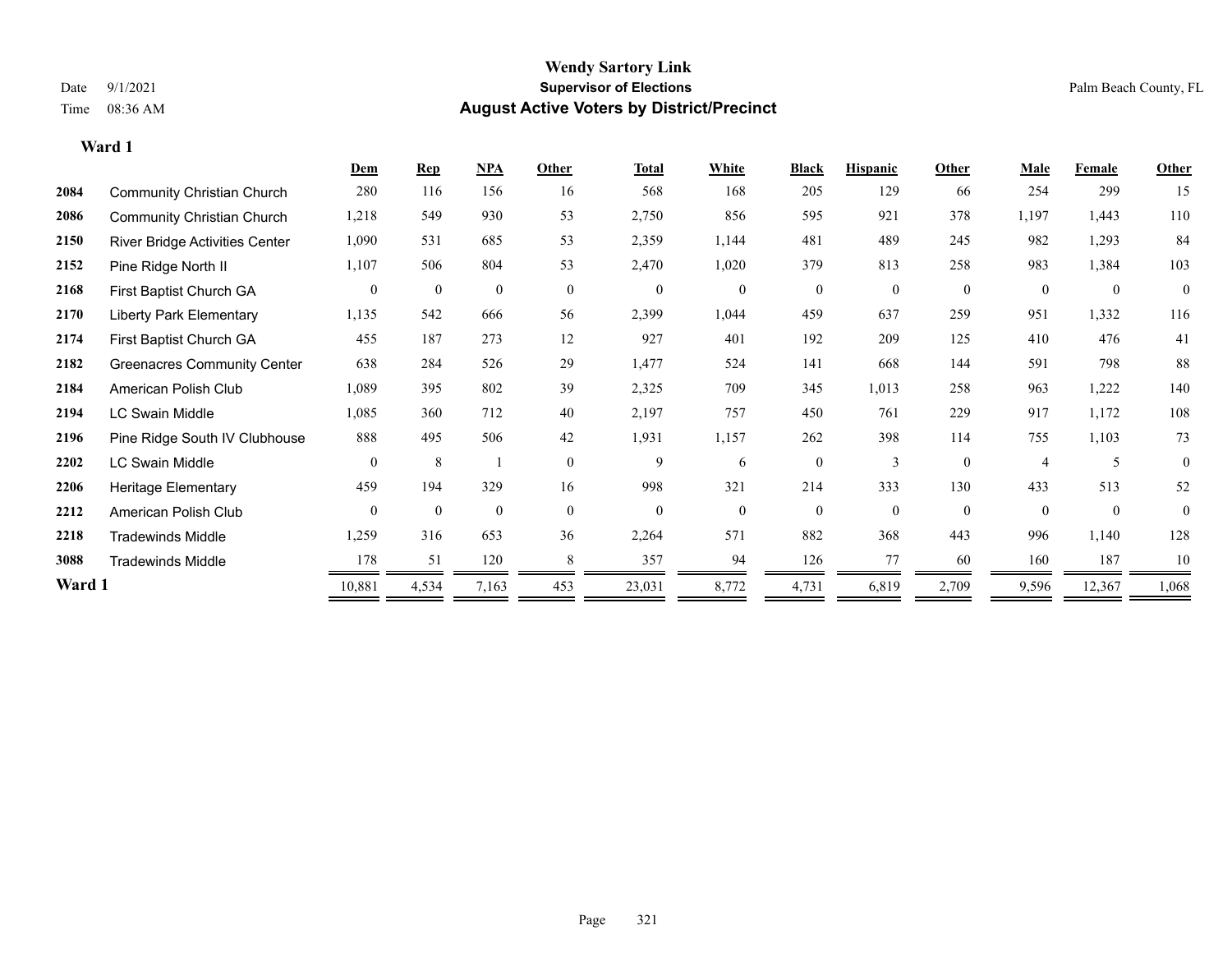# Wendy Sartory Link

**Supervisor of Elections**

**August Active Voters by District/Precinct**

Date 9/1/2021

Time 08:36 AM

Palm Beach County, FL

## Ward 1

| | | Dem | Rep | NPA | Other | Total | White | Black | Hispanic | Other | Male | Female | Other |
|---|---|---|---|---|---|---|---|---|---|---|---|---|---|
| 2084 | Community Christian Church | 280 | 116 | 156 | 16 | 568 | 168 | 205 | 129 | 66 | 254 | 299 | 15 |
| 2086 | Community Christian Church | 1,218 | 549 | 930 | 53 | 2,750 | 856 | 595 | 921 | 378 | 1,197 | 1,443 | 110 |
| 2150 | River Bridge Activities Center | 1,090 | 531 | 685 | 53 | 2,359 | 1,144 | 481 | 489 | 245 | 982 | 1,293 | 84 |
| 2152 | Pine Ridge North II | 1,107 | 506 | 804 | 53 | 2,470 | 1,020 | 379 | 813 | 258 | 983 | 1,384 | 103 |
| 2168 | First Baptist Church GA | 0 | 0 | 0 | 0 | 0 | 0 | 0 | 0 | 0 | 0 | 0 | 0 |
| 2170 | Liberty Park Elementary | 1,135 | 542 | 666 | 56 | 2,399 | 1,044 | 459 | 637 | 259 | 951 | 1,332 | 116 |
| 2174 | First Baptist Church GA | 455 | 187 | 273 | 12 | 927 | 401 | 192 | 209 | 125 | 410 | 476 | 41 |
| 2182 | Greenacres Community Center | 638 | 284 | 526 | 29 | 1,477 | 524 | 141 | 668 | 144 | 591 | 798 | 88 |
| 2184 | American Polish Club | 1,089 | 395 | 802 | 39 | 2,325 | 709 | 345 | 1,013 | 258 | 963 | 1,222 | 140 |
| 2194 | LC Swain Middle | 1,085 | 360 | 712 | 40 | 2,197 | 757 | 450 | 761 | 229 | 917 | 1,172 | 108 |
| 2196 | Pine Ridge South IV Clubhouse | 888 | 495 | 506 | 42 | 1,931 | 1,157 | 262 | 398 | 114 | 755 | 1,103 | 73 |
| 2202 | LC Swain Middle | 0 | 8 | 1 | 0 | 9 | 6 | 0 | 3 | 0 | 4 | 5 | 0 |
| 2206 | Heritage Elementary | 459 | 194 | 329 | 16 | 998 | 321 | 214 | 333 | 130 | 433 | 513 | 52 |
| 2212 | American Polish Club | 0 | 0 | 0 | 0 | 0 | 0 | 0 | 0 | 0 | 0 | 0 | 0 |
| 2218 | Tradewinds Middle | 1,259 | 316 | 653 | 36 | 2,264 | 571 | 882 | 368 | 443 | 996 | 1,140 | 128 |
| 3088 | Tradewinds Middle | 178 | 51 | 120 | 8 | 357 | 94 | 126 | 77 | 60 | 160 | 187 | 10 |
| **Ward 1** | | 10,881 | 4,534 | 7,163 | 453 | 23,031 | 8,772 | 4,731 | 6,819 | 2,709 | 9,596 | 12,367 | 1,068 |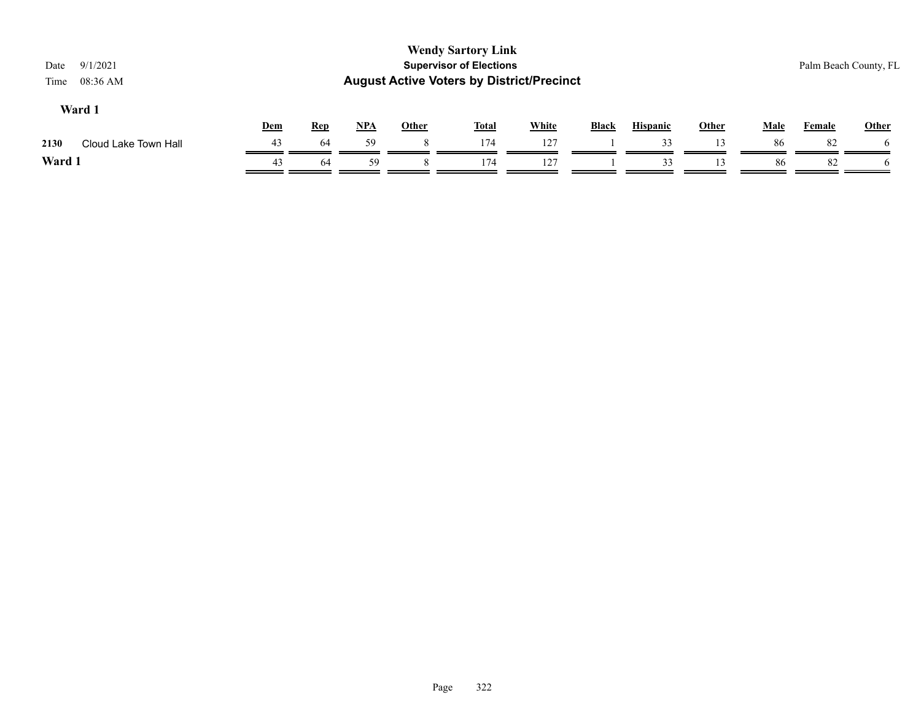# Wendy Sartory Link

**Supervisor of Elections**

**August Active Voters by District/Precinct**

Date 9/1/2021

Time 08:36 AM

Palm Beach County, FL

## Ward 1

| | | Dem | Rep | NPA | Other | Total | White | Black | Hispanic | Other | Male | Female | Other |
|---|---|---|---|---|---|---|---|---|---|---|---|---|---|
| 2130 | Cloud Lake Town Hall | 43 | 64 | 59 | 8 | 174 | 127 | 1 | 33 | 13 | 86 | 82 | 6 |
| **Ward 1** | | 43 | 64 | 59 | 8 | 174 | 127 | 1 | 33 | 13 | 86 | 82 | 6 |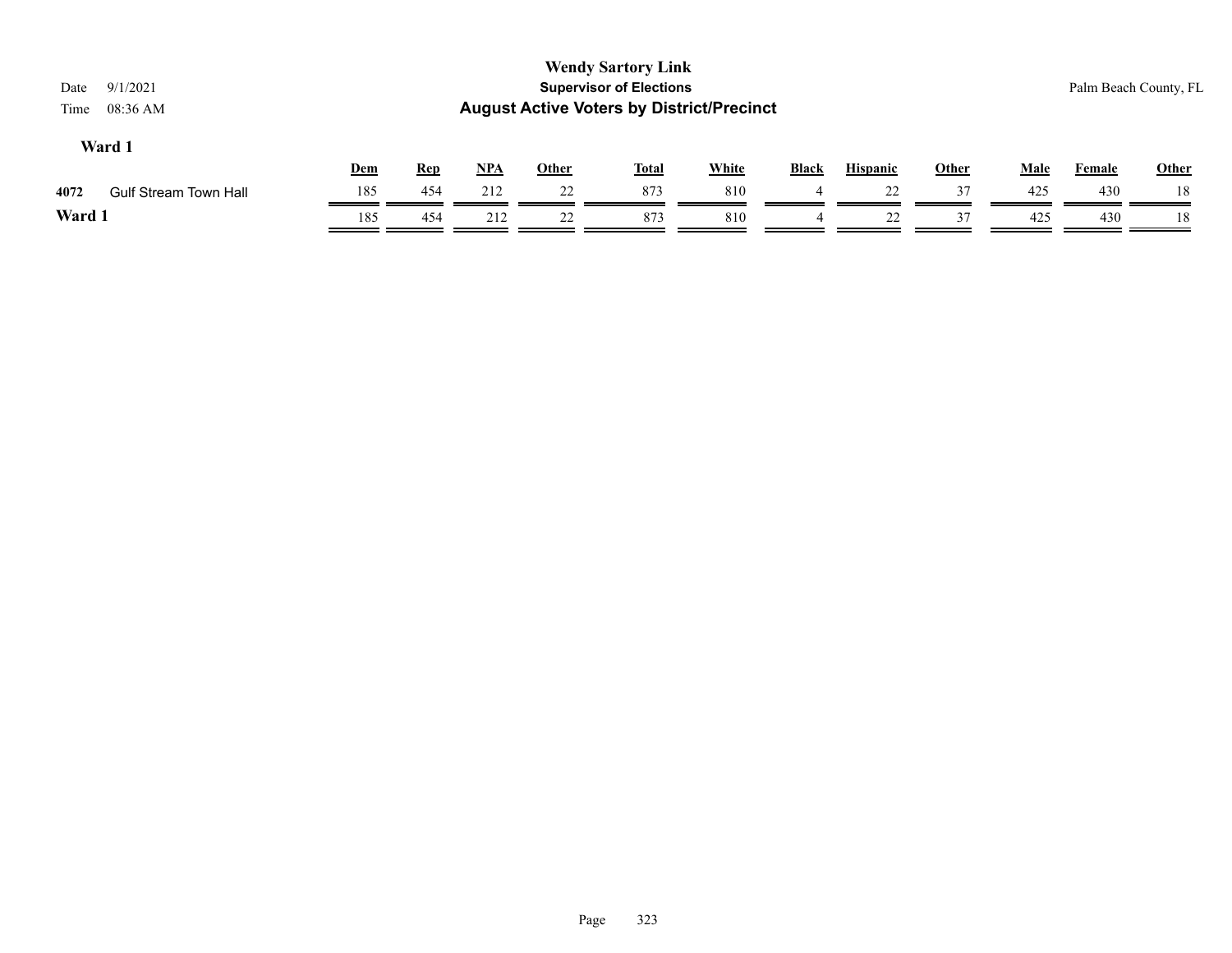**Wendy Sartory Link**
**Supervisor of Elections**
**August Active Voters by District/Precinct**

Date 9/1/2021
Time 08:36 AM

Palm Beach County, FL

### Ward 1

| | | Dem | Rep | NPA | Other | Total | White | Black | Hispanic | Other | Male | Female | Other |
|---|---|---|---|---|---|---|---|---|---|---|---|---|---|
| 4072 | Gulf Stream Town Hall | 185 | 454 | 212 | 22 | 873 | 810 | 4 | 22 | 37 | 425 | 430 | 18 |
| **Ward 1** | | 185 | 454 | 212 | 22 | 873 | 810 | 4 | 22 | 37 | 425 | 430 | 18 |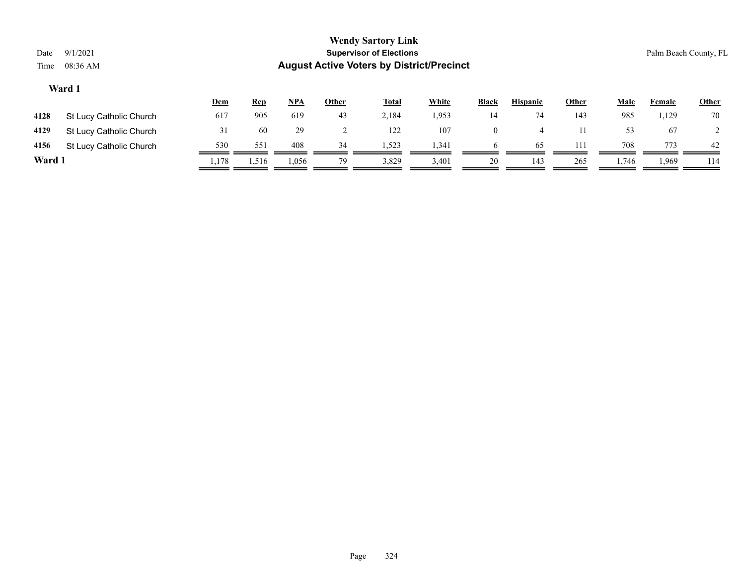# Wendy Sartory Link

**Supervisor of Elections**

**August Active Voters by District/Precinct**

Date 9/1/2021

Time 08:36 AM

Palm Beach County, FL

### Ward 1

| | | Dem | Rep | NPA | Other | Total | White | Black | Hispanic | Other | Male | Female | Other |
|---|---|---|---|---|---|---|---|---|---|---|---|---|---|
| 4128 | St Lucy Catholic Church | 617 | 905 | 619 | 43 | 2,184 | 1,953 | 14 | 74 | 143 | 985 | 1,129 | 70 |
| 4129 | St Lucy Catholic Church | 31 | 60 | 29 | 2 | 122 | 107 | 0 | 4 | 11 | 53 | 67 | 2 |
| 4156 | St Lucy Catholic Church | 530 | 551 | 408 | 34 | 1,523 | 1,341 | 6 | 65 | 111 | 708 | 773 | 42 |
| **Ward 1** | | 1,178 | 1,516 | 1,056 | 79 | 3,829 | 3,401 | 20 | 143 | 265 | 1,746 | 1,969 | 114 |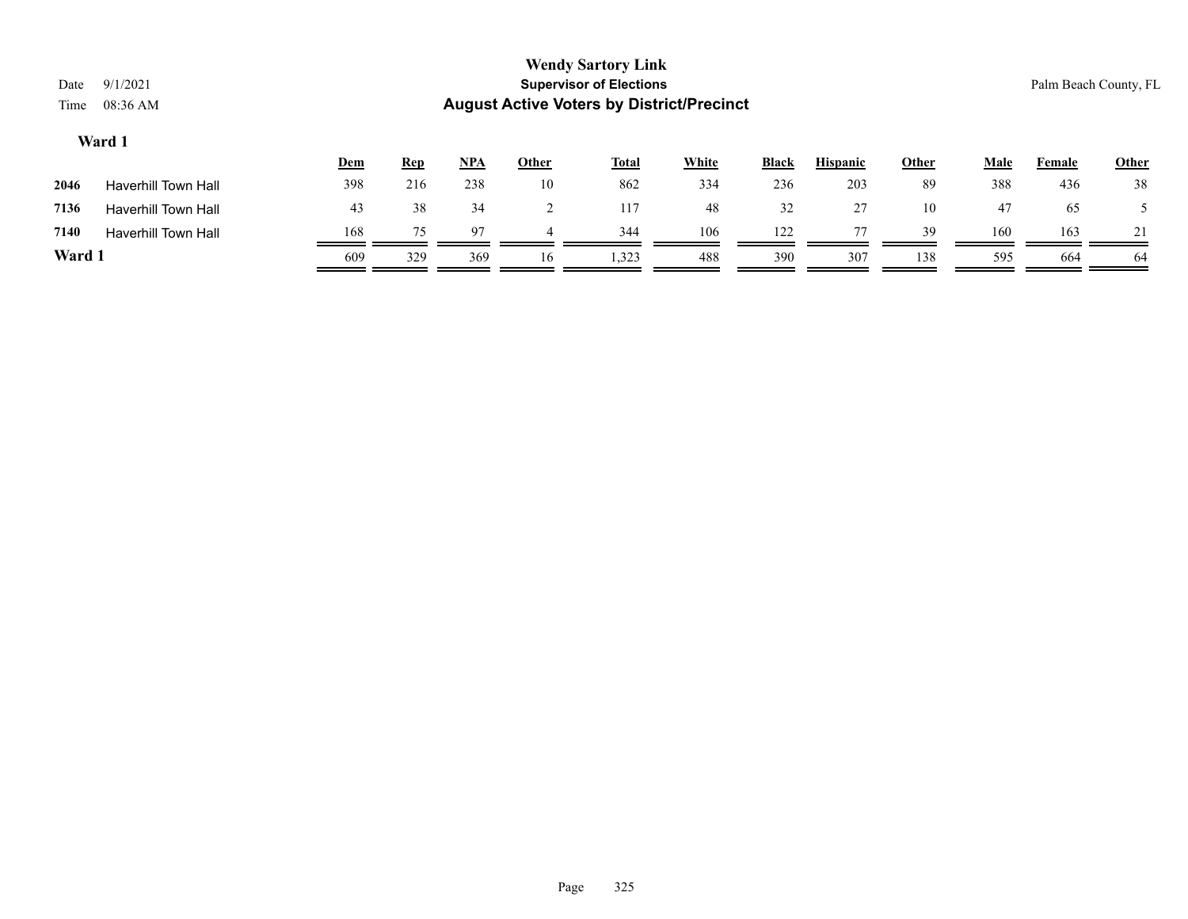# Wendy Sartory Link
## Supervisor of Elections
## August Active Voters by District/Precinct

Date 9/1/2021
Time 08:36 AM

Palm Beach County, FL

### Ward 1

| | | Dem | Rep | NPA | Other | Total | White | Black | Hispanic | Other | Male | Female | Other |
|---|---|---|---|---|---|---|---|---|---|---|---|---|---|
| 2046 | Haverhill Town Hall | 398 | 216 | 238 | 10 | 862 | 334 | 236 | 203 | 89 | 388 | 436 | 38 |
| 7136 | Haverhill Town Hall | 43 | 38 | 34 | 2 | 117 | 48 | 32 | 27 | 10 | 47 | 65 | 5 |
| 7140 | Haverhill Town Hall | 168 | 75 | 97 | 4 | 344 | 106 | 122 | 77 | 39 | 160 | 163 | 21 |
| **Ward 1** | | 609 | 329 | 369 | 16 | 1,323 | 488 | 390 | 307 | 138 | 595 | 664 | 64 |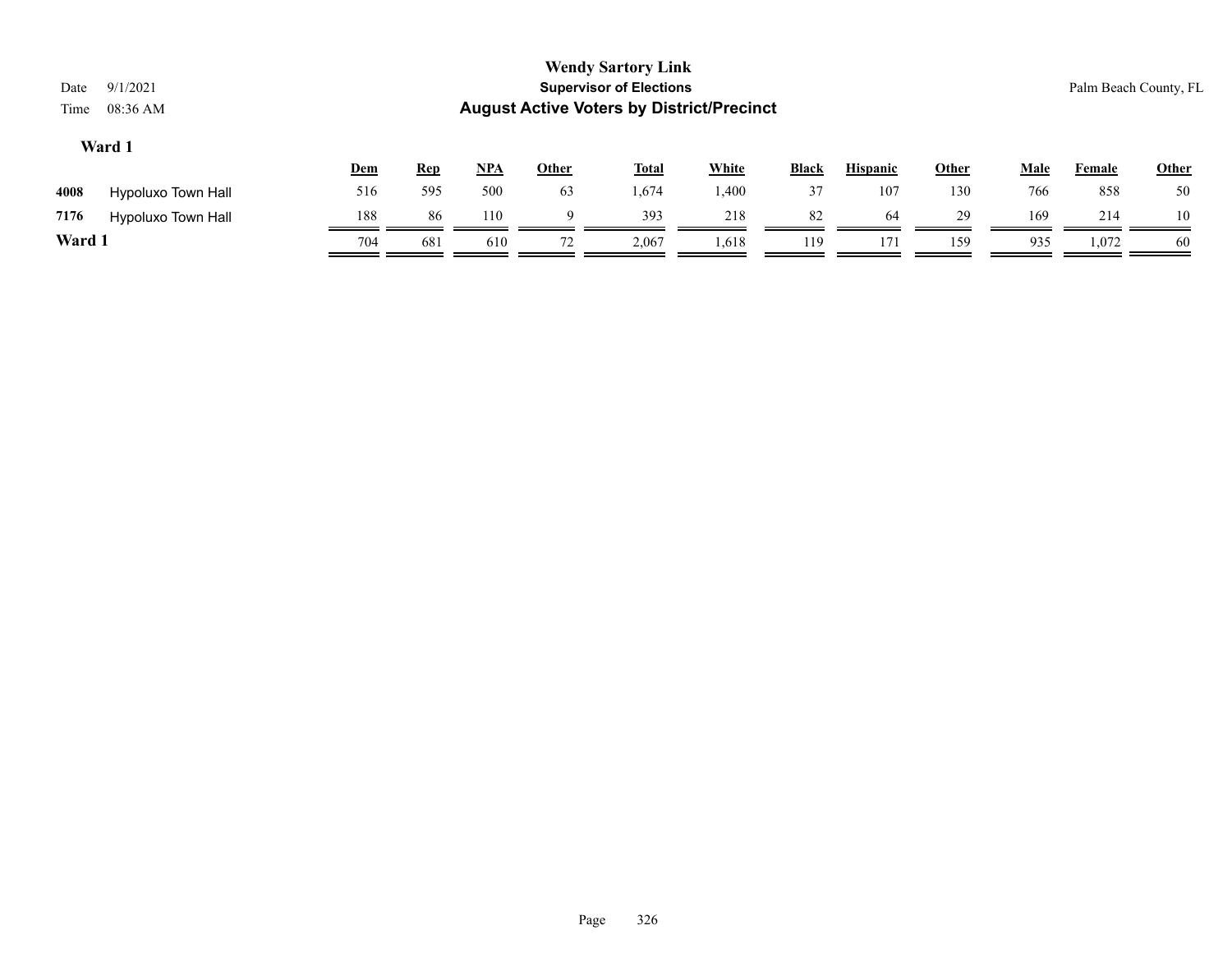**Wendy Sartory Link**
**Supervisor of Elections**
**August Active Voters by District/Precinct**

Date 9/1/2021
Time 08:36 AM

Palm Beach County, FL

## Ward 1

| | | Dem | Rep | NPA | Other | Total | White | Black | Hispanic | Other | Male | Female | Other |
|---|---|---|---|---|---|---|---|---|---|---|---|---|---|
| 4008 | Hypoluxo Town Hall | 516 | 595 | 500 | 63 | 1,674 | 1,400 | 37 | 107 | 130 | 766 | 858 | 50 |
| 7176 | Hypoluxo Town Hall | 188 | 86 | 110 | 9 | 393 | 218 | 82 | 64 | 29 | 169 | 214 | 10 |
| **Ward 1** | | 704 | 681 | 610 | 72 | 2,067 | 1,618 | 119 | 171 | 159 | 935 | 1,072 | 60 |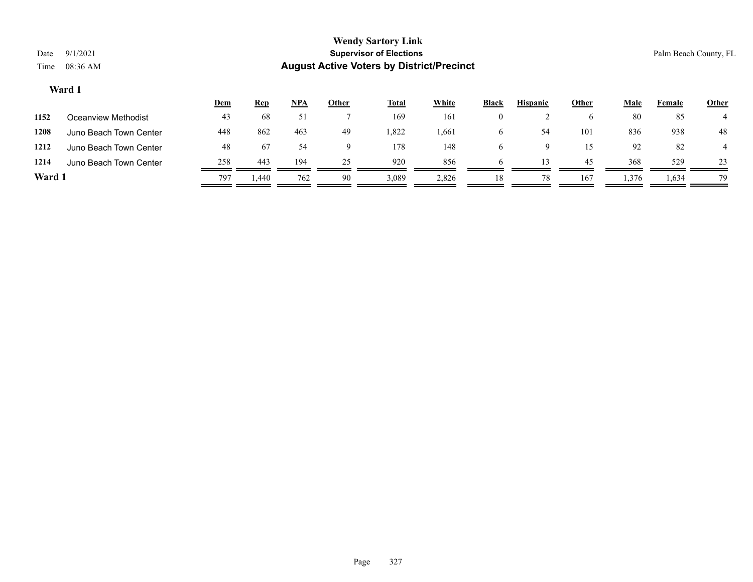# Wendy Sartory Link

## Supervisor of Elections

## August Active Voters by District/Precinct

Date 9/1/2021
Time 08:36 AM

Palm Beach County, FL

### Ward 1

| | | Dem | Rep | NPA | Other | Total | White | Black | Hispanic | Other | Male | Female | Other |
|---|---|---|---|---|---|---|---|---|---|---|---|---|---|
| 1152 | Oceanview Methodist | 43 | 68 | 51 | 7 | 169 | 161 | 0 | 2 | 6 | 80 | 85 | 4 |
| 1208 | Juno Beach Town Center | 448 | 862 | 463 | 49 | 1,822 | 1,661 | 6 | 54 | 101 | 836 | 938 | 48 |
| 1212 | Juno Beach Town Center | 48 | 67 | 54 | 9 | 178 | 148 | 6 | 9 | 15 | 92 | 82 | 4 |
| 1214 | Juno Beach Town Center | 258 | 443 | 194 | 25 | 920 | 856 | 6 | 13 | 45 | 368 | 529 | 23 |
| **Ward 1** | | 797 | 1,440 | 762 | 90 | 3,089 | 2,826 | 18 | 78 | 167 | 1,376 | 1,634 | 79 |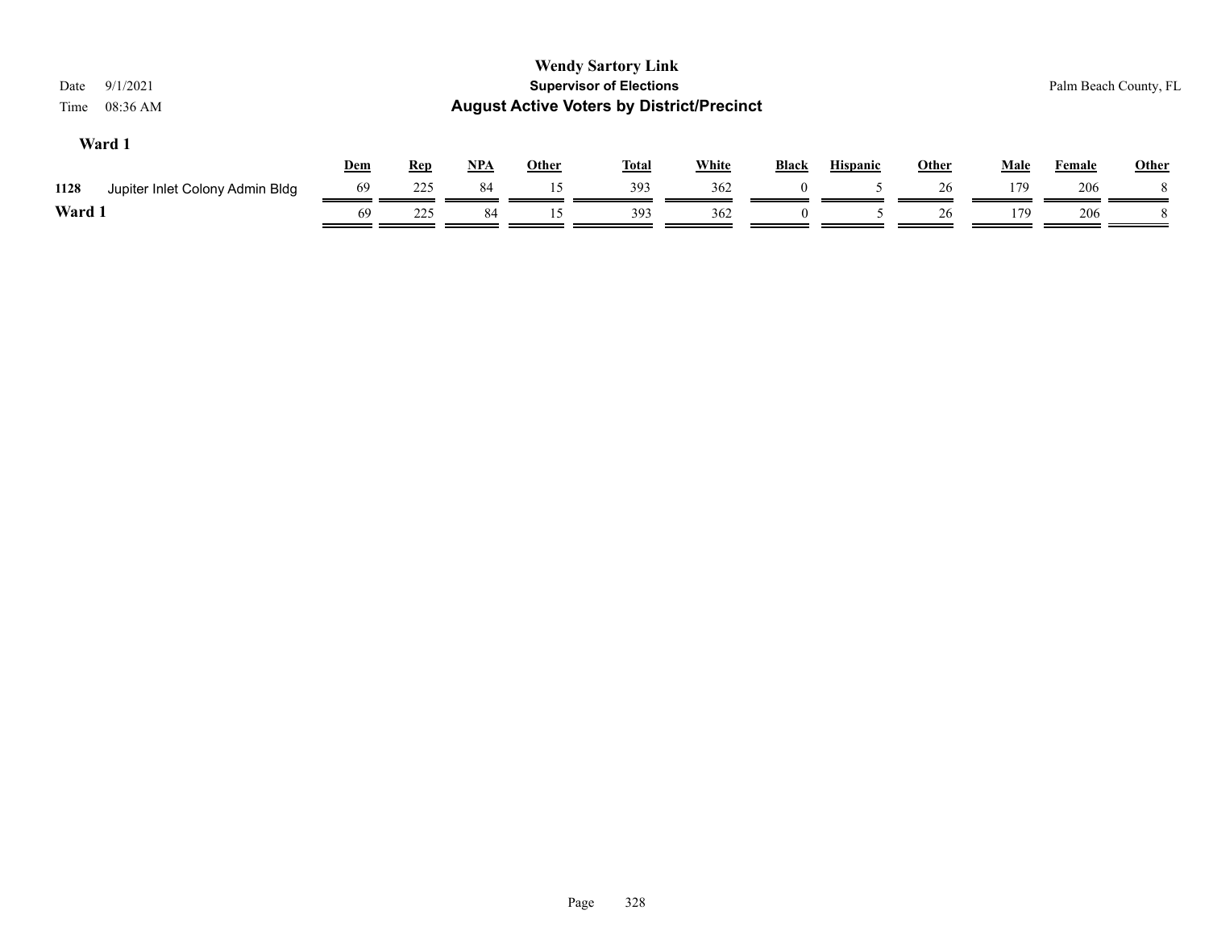**Wendy Sartory Link**
**Supervisor of Elections**
**August Active Voters by District/Precinct**

Date 9/1/2021
Time 08:36 AM

Palm Beach County, FL

### Ward 1

| | | Dem | Rep | NPA | Other | Total | White | Black | Hispanic | Other | Male | Female | Other |
|---|---|---|---|---|---|---|---|---|---|---|---|---|---|
| 1128 | Jupiter Inlet Colony Admin Bldg | 69 | 225 | 84 | 15 | 393 | 362 | 0 | 5 | 26 | 179 | 206 | 8 |
| **Ward 1** | | 69 | 225 | 84 | 15 | 393 | 362 | 0 | 5 | 26 | 179 | 206 | 8 |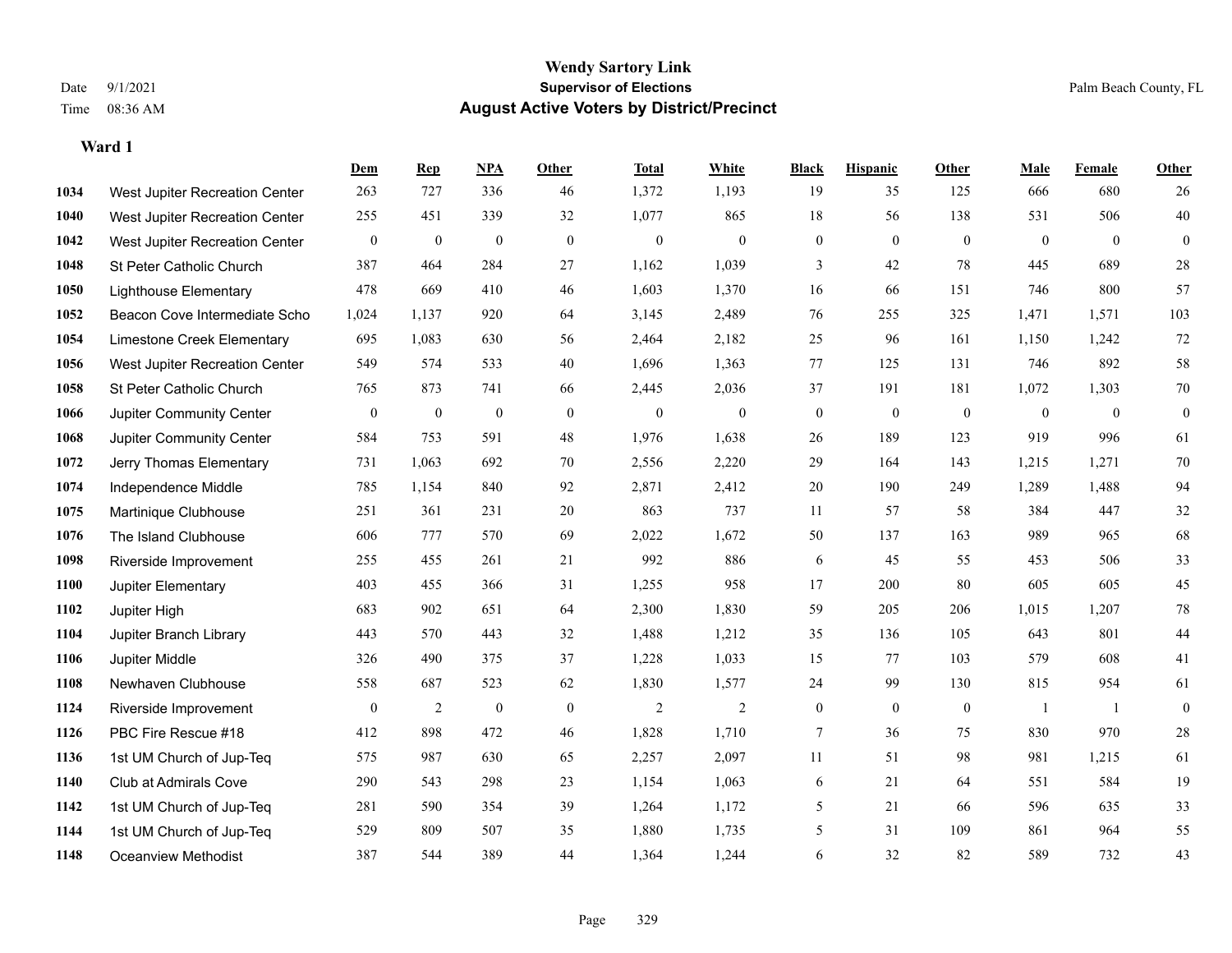# Wendy Sartory Link

**Supervisor of Elections**

**August Active Voters by District/Precinct**

Date 9/1/2021
Time 08:36 AM

Palm Beach County, FL

## Ward 1

| | | Dem | Rep | NPA | Other | Total | White | Black | Hispanic | Other | Male | Female | Other |
|---|---|---|---|---|---|---|---|---|---|---|---|---|---|
| 1034 | West Jupiter Recreation Center | 263 | 727 | 336 | 46 | 1,372 | 1,193 | 19 | 35 | 125 | 666 | 680 | 26 |
| 1040 | West Jupiter Recreation Center | 255 | 451 | 339 | 32 | 1,077 | 865 | 18 | 56 | 138 | 531 | 506 | 40 |
| 1042 | West Jupiter Recreation Center | 0 | 0 | 0 | 0 | 0 | 0 | 0 | 0 | 0 | 0 | 0 | 0 |
| 1048 | St Peter Catholic Church | 387 | 464 | 284 | 27 | 1,162 | 1,039 | 3 | 42 | 78 | 445 | 689 | 28 |
| 1050 | Lighthouse Elementary | 478 | 669 | 410 | 46 | 1,603 | 1,370 | 16 | 66 | 151 | 746 | 800 | 57 |
| 1052 | Beacon Cove Intermediate Scho | 1,024 | 1,137 | 920 | 64 | 3,145 | 2,489 | 76 | 255 | 325 | 1,471 | 1,571 | 103 |
| 1054 | Limestone Creek Elementary | 695 | 1,083 | 630 | 56 | 2,464 | 2,182 | 25 | 96 | 161 | 1,150 | 1,242 | 72 |
| 1056 | West Jupiter Recreation Center | 549 | 574 | 533 | 40 | 1,696 | 1,363 | 77 | 125 | 131 | 746 | 892 | 58 |
| 1058 | St Peter Catholic Church | 765 | 873 | 741 | 66 | 2,445 | 2,036 | 37 | 191 | 181 | 1,072 | 1,303 | 70 |
| 1066 | Jupiter Community Center | 0 | 0 | 0 | 0 | 0 | 0 | 0 | 0 | 0 | 0 | 0 | 0 |
| 1068 | Jupiter Community Center | 584 | 753 | 591 | 48 | 1,976 | 1,638 | 26 | 189 | 123 | 919 | 996 | 61 |
| 1072 | Jerry Thomas Elementary | 731 | 1,063 | 692 | 70 | 2,556 | 2,220 | 29 | 164 | 143 | 1,215 | 1,271 | 70 |
| 1074 | Independence Middle | 785 | 1,154 | 840 | 92 | 2,871 | 2,412 | 20 | 190 | 249 | 1,289 | 1,488 | 94 |
| 1075 | Martinique Clubhouse | 251 | 361 | 231 | 20 | 863 | 737 | 11 | 57 | 58 | 384 | 447 | 32 |
| 1076 | The Island Clubhouse | 606 | 777 | 570 | 69 | 2,022 | 1,672 | 50 | 137 | 163 | 989 | 965 | 68 |
| 1098 | Riverside Improvement | 255 | 455 | 261 | 21 | 992 | 886 | 6 | 45 | 55 | 453 | 506 | 33 |
| 1100 | Jupiter Elementary | 403 | 455 | 366 | 31 | 1,255 | 958 | 17 | 200 | 80 | 605 | 605 | 45 |
| 1102 | Jupiter High | 683 | 902 | 651 | 64 | 2,300 | 1,830 | 59 | 205 | 206 | 1,015 | 1,207 | 78 |
| 1104 | Jupiter Branch Library | 443 | 570 | 443 | 32 | 1,488 | 1,212 | 35 | 136 | 105 | 643 | 801 | 44 |
| 1106 | Jupiter Middle | 326 | 490 | 375 | 37 | 1,228 | 1,033 | 15 | 77 | 103 | 579 | 608 | 41 |
| 1108 | Newhaven Clubhouse | 558 | 687 | 523 | 62 | 1,830 | 1,577 | 24 | 99 | 130 | 815 | 954 | 61 |
| 1124 | Riverside Improvement | 0 | 2 | 0 | 0 | 2 | 2 | 0 | 0 | 0 | 1 | 1 | 0 |
| 1126 | PBC Fire Rescue #18 | 412 | 898 | 472 | 46 | 1,828 | 1,710 | 7 | 36 | 75 | 830 | 970 | 28 |
| 1136 | 1st UM Church of Jup-Teq | 575 | 987 | 630 | 65 | 2,257 | 2,097 | 11 | 51 | 98 | 981 | 1,215 | 61 |
| 1140 | Club at Admirals Cove | 290 | 543 | 298 | 23 | 1,154 | 1,063 | 6 | 21 | 64 | 551 | 584 | 19 |
| 1142 | 1st UM Church of Jup-Teq | 281 | 590 | 354 | 39 | 1,264 | 1,172 | 5 | 21 | 66 | 596 | 635 | 33 |
| 1144 | 1st UM Church of Jup-Teq | 529 | 809 | 507 | 35 | 1,880 | 1,735 | 5 | 31 | 109 | 861 | 964 | 55 |
| 1148 | Oceanview Methodist | 387 | 544 | 389 | 44 | 1,364 | 1,244 | 6 | 32 | 82 | 589 | 732 | 43 |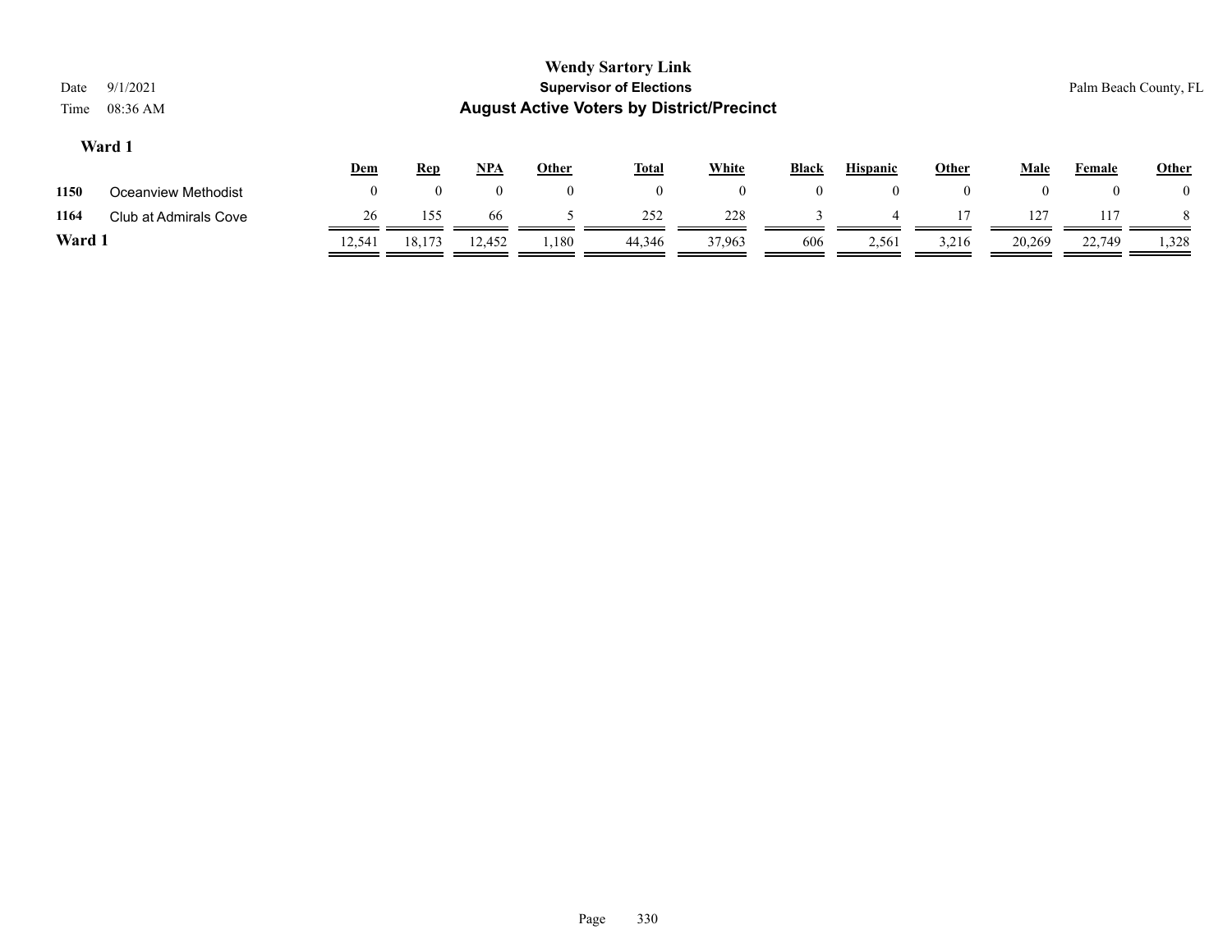**Wendy Sartory Link**
**Supervisor of Elections**
**August Active Voters by District/Precinct**

Date 9/1/2021
Time 08:36 AM

Palm Beach County, FL

### Ward 1

| | | Dem | Rep | NPA | Other | Total | White | Black | Hispanic | Other | Male | Female | Other |
|---|---|---|---|---|---|---|---|---|---|---|---|---|---|
| 1150 | Oceanview Methodist | 0 | 0 | 0 | 0 | 0 | 0 | 0 | 0 | 0 | 0 | 0 | 0 |
| 1164 | Club at Admirals Cove | 26 | 155 | 66 | 5 | 252 | 228 | 3 | 4 | 17 | 127 | 117 | 8 |
| **Ward 1** | | 12,541 | 18,173 | 12,452 | 1,180 | 44,346 | 37,963 | 606 | 2,561 | 3,216 | 20,269 | 22,749 | 1,328 |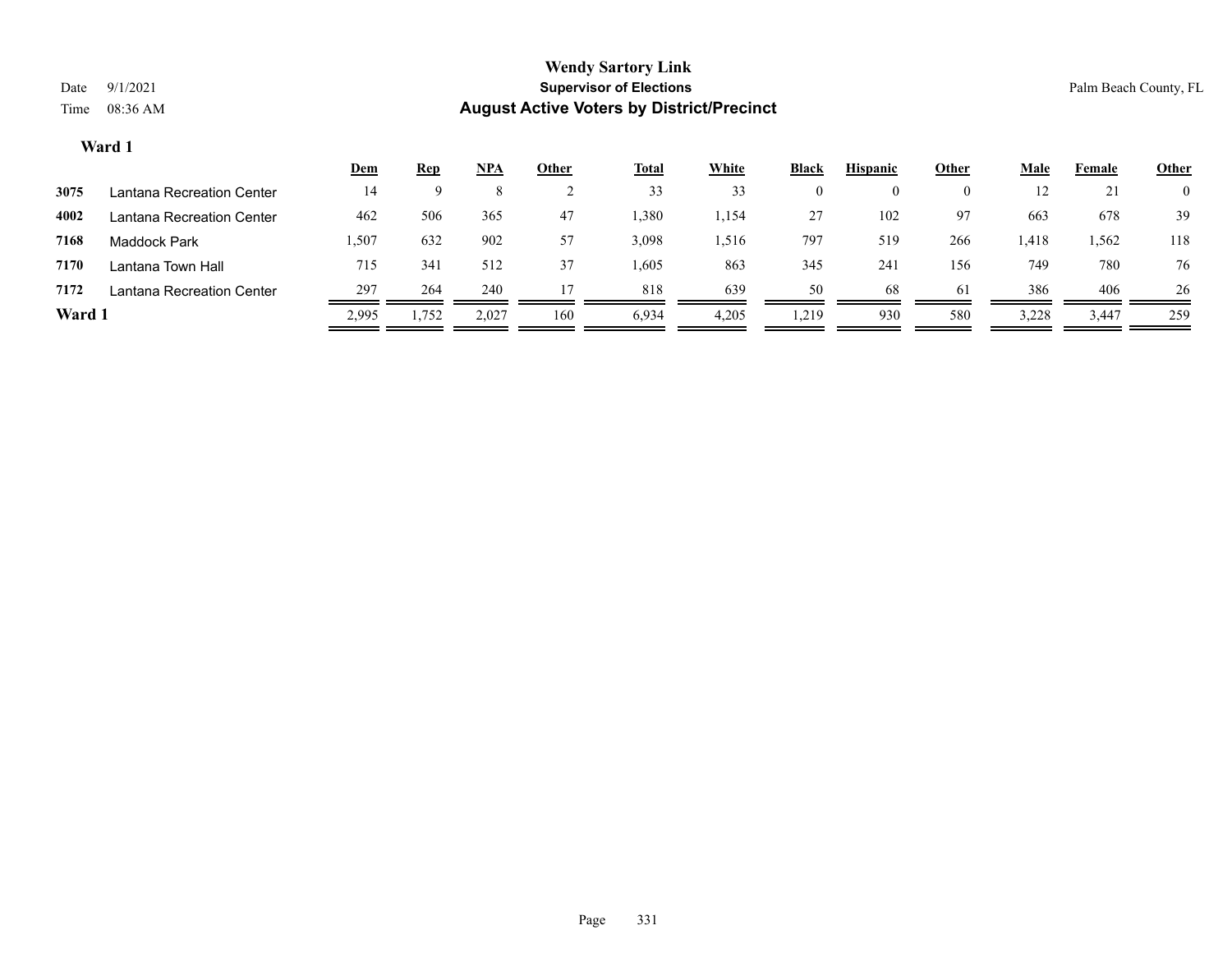# Wendy Sartory Link
## Supervisor of Elections
## August Active Voters by District/Precinct

Date 9/1/2021
Time 08:36 AM

Palm Beach County, FL

### Ward 1

| | | Dem | Rep | NPA | Other | Total | White | Black | Hispanic | Other | Male | Female | Other |
|---|---|---|---|---|---|---|---|---|---|---|---|---|---|
| 3075 | Lantana Recreation Center | 14 | 9 | 8 | 2 | 33 | 33 | 0 | 0 | 0 | 12 | 21 | 0 |
| 4002 | Lantana Recreation Center | 462 | 506 | 365 | 47 | 1,380 | 1,154 | 27 | 102 | 97 | 663 | 678 | 39 |
| 7168 | Maddock Park | 1,507 | 632 | 902 | 57 | 3,098 | 1,516 | 797 | 519 | 266 | 1,418 | 1,562 | 118 |
| 7170 | Lantana Town Hall | 715 | 341 | 512 | 37 | 1,605 | 863 | 345 | 241 | 156 | 749 | 780 | 76 |
| 7172 | Lantana Recreation Center | 297 | 264 | 240 | 17 | 818 | 639 | 50 | 68 | 61 | 386 | 406 | 26 |
| **Ward 1** | | 2,995 | 1,752 | 2,027 | 160 | 6,934 | 4,205 | 1,219 | 930 | 580 | 3,228 | 3,447 | 259 |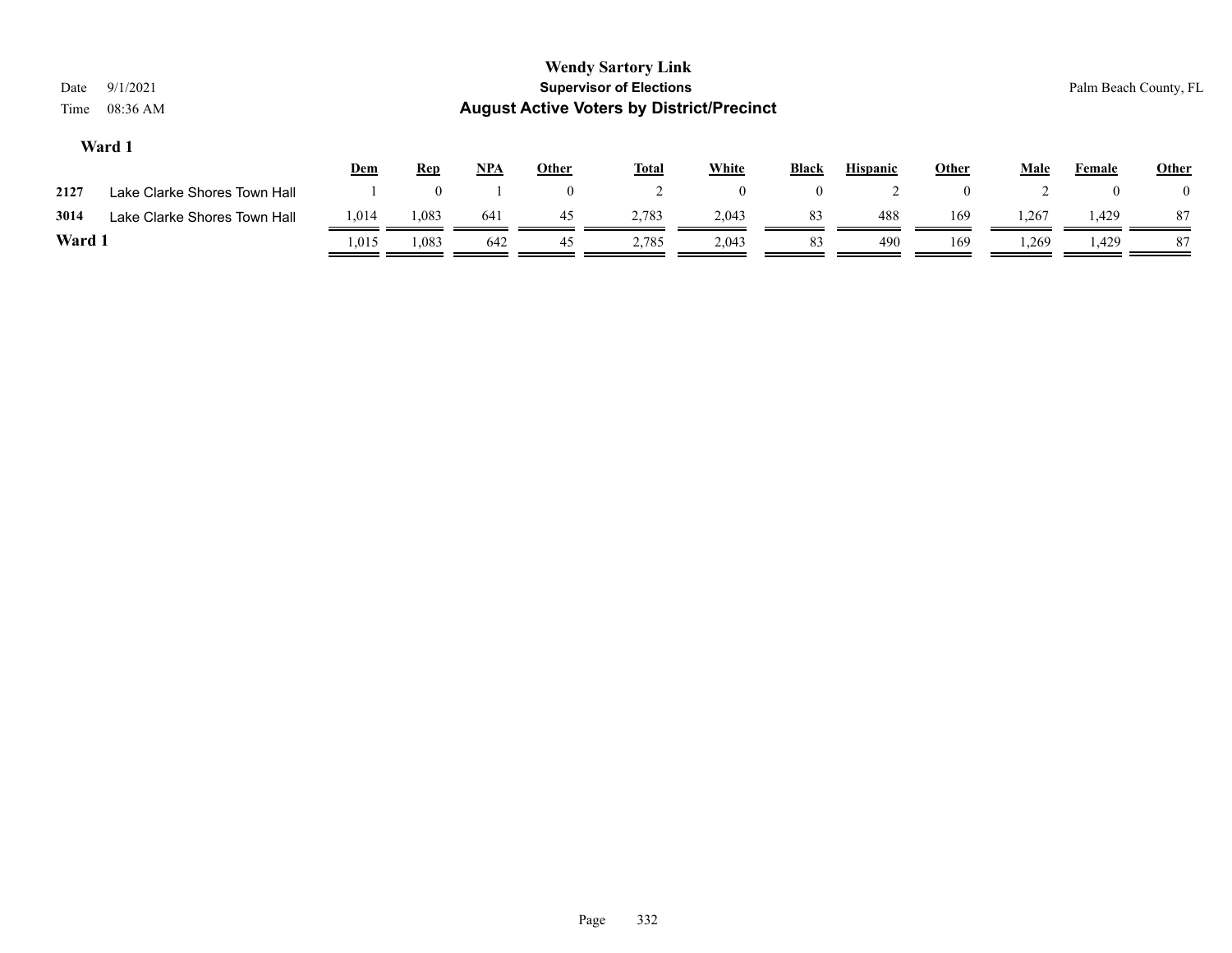# Wendy Sartory Link

## Supervisor of Elections

## August Active Voters by District/Precinct

Date 9/1/2021

Time 08:36 AM

Palm Beach County, FL

### Ward 1

| | | Dem | Rep | NPA | Other | Total | White | Black | Hispanic | Other | Male | Female | Other |
|---|---|---|---|---|---|---|---|---|---|---|---|---|---|
| 2127 | Lake Clarke Shores Town Hall | 1 | 0 | 1 | 0 | 2 | 0 | 0 | 2 | 0 | 2 | 0 | 0 |
| 3014 | Lake Clarke Shores Town Hall | 1,014 | 1,083 | 641 | 45 | 2,783 | 2,043 | 83 | 488 | 169 | 1,267 | 1,429 | 87 |
| **Ward 1** | | 1,015 | 1,083 | 642 | 45 | 2,785 | 2,043 | 83 | 490 | 169 | 1,269 | 1,429 | 87 |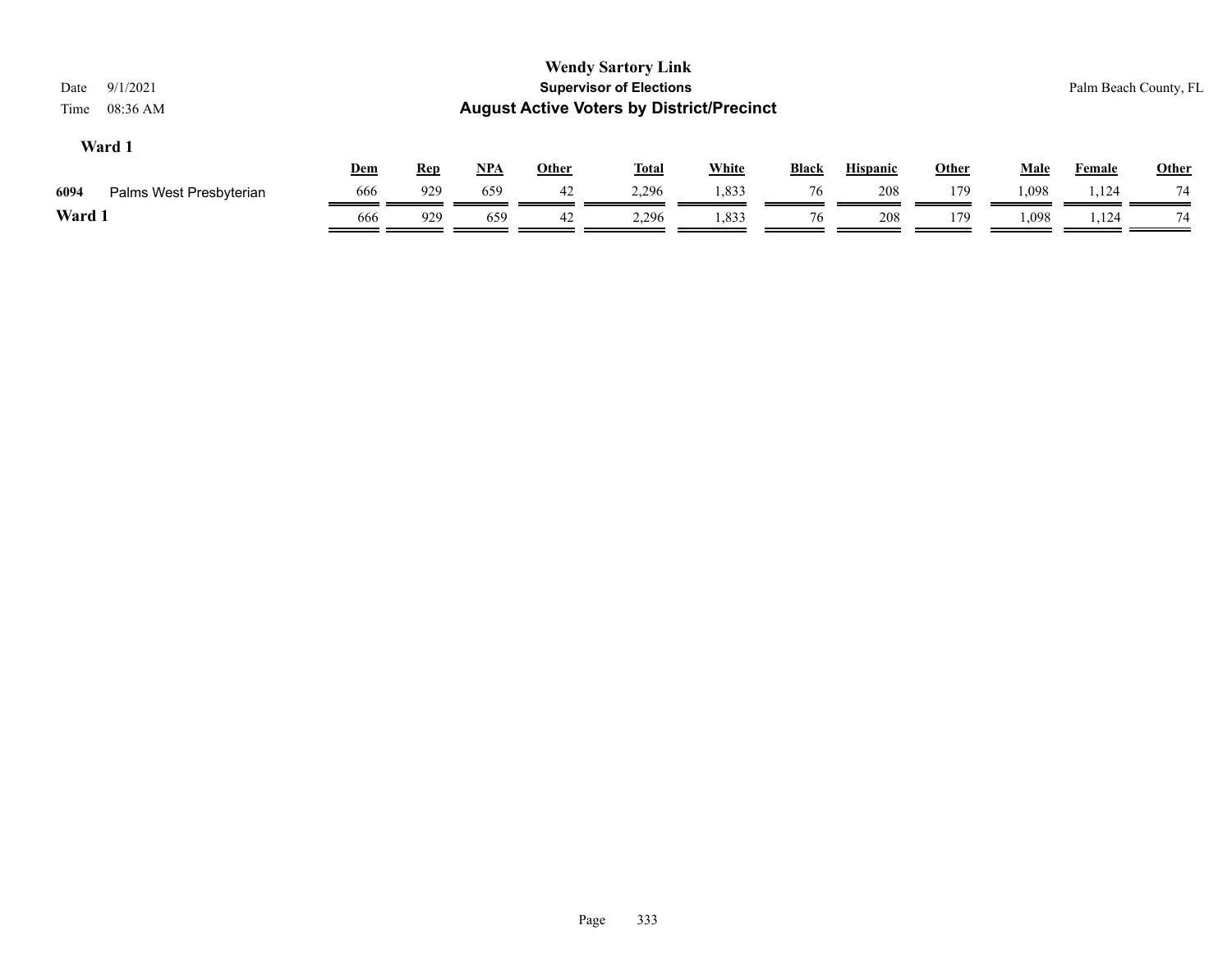# Wendy Sartory Link

**Supervisor of Elections**

**August Active Voters by District/Precinct**

Date 9/1/2021
Time 08:36 AM

Palm Beach County, FL

## Ward 1

| | | Dem | Rep | NPA | Other | Total | White | Black | Hispanic | Other | Male | Female | Other |
|---|---|---|---|---|---|---|---|---|---|---|---|---|---|
| 6094 | Palms West Presbyterian | 666 | 929 | 659 | 42 | 2,296 | 1,833 | 76 | 208 | 179 | 1,098 | 1,124 | 74 |
| **Ward 1** | | 666 | 929 | 659 | 42 | 2,296 | 1,833 | 76 | 208 | 179 | 1,098 | 1,124 | 74 |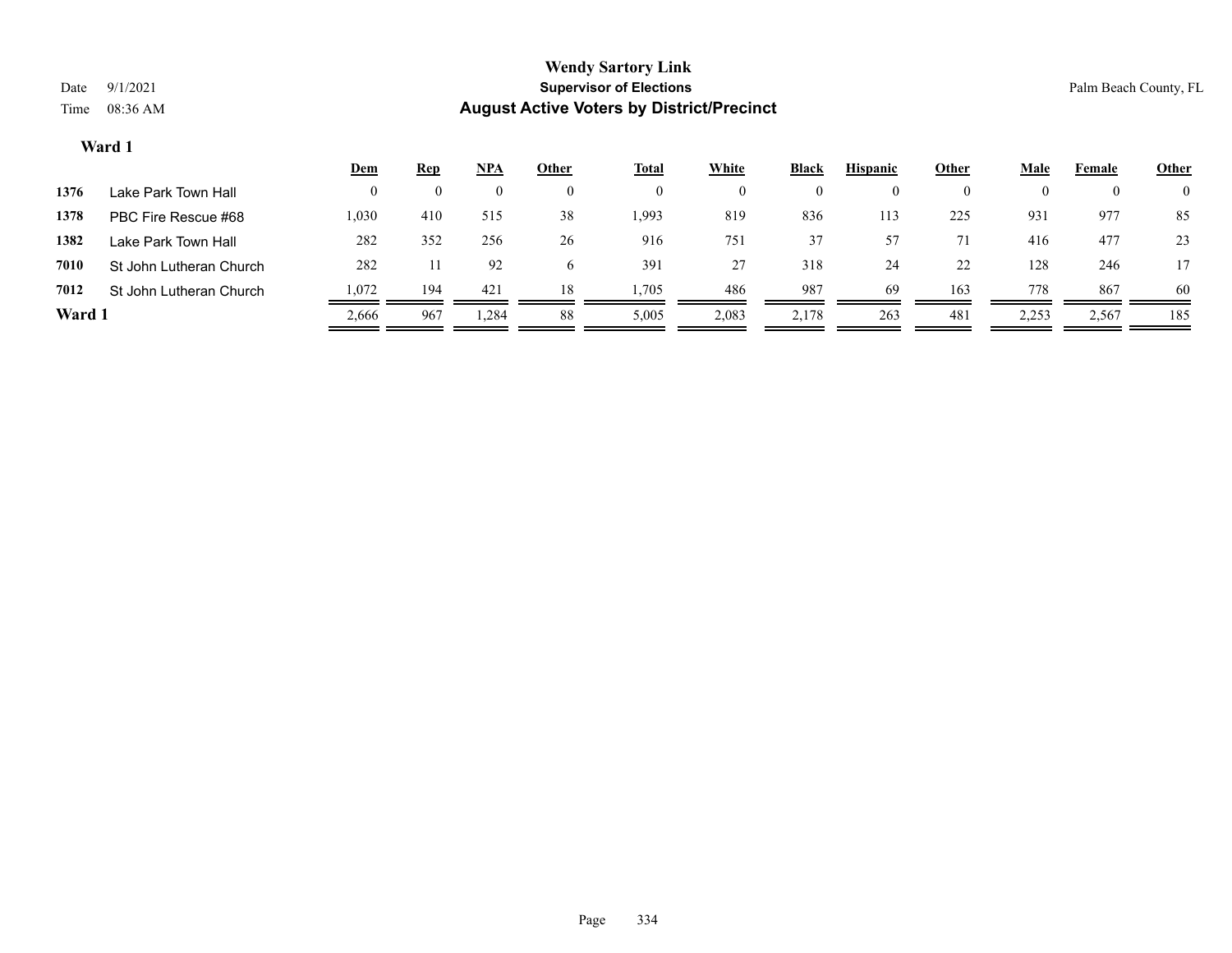# Wendy Sartory Link

## Supervisor of Elections

## August Active Voters by District/Precinct

Date 9/1/2021

Time 08:36 AM

Palm Beach County, FL

### Ward 1

| | | Dem | Rep | NPA | Other | Total | White | Black | Hispanic | Other | Male | Female | Other |
|---|---|---|---|---|---|---|---|---|---|---|---|---|---|
| 1376 | Lake Park Town Hall | 0 | 0 | 0 | 0 | 0 | 0 | 0 | 0 | 0 | 0 | 0 | 0 |
| 1378 | PBC Fire Rescue #68 | 1,030 | 410 | 515 | 38 | 1,993 | 819 | 836 | 113 | 225 | 931 | 977 | 85 |
| 1382 | Lake Park Town Hall | 282 | 352 | 256 | 26 | 916 | 751 | 37 | 57 | 71 | 416 | 477 | 23 |
| 7010 | St John Lutheran Church | 282 | 11 | 92 | 6 | 391 | 27 | 318 | 24 | 22 | 128 | 246 | 17 |
| 7012 | St John Lutheran Church | 1,072 | 194 | 421 | 18 | 1,705 | 486 | 987 | 69 | 163 | 778 | 867 | 60 |
| **Ward 1** | | 2,666 | 967 | 1,284 | 88 | 5,005 | 2,083 | 2,178 | 263 | 481 | 2,253 | 2,567 | 185 |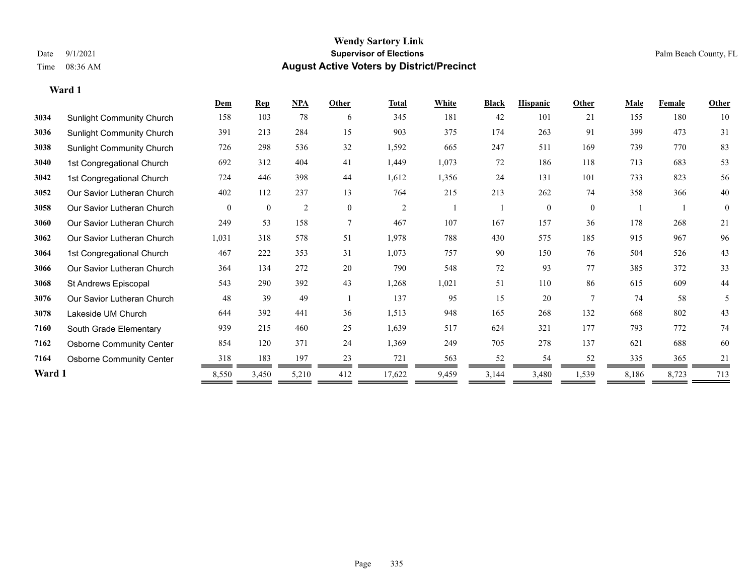# Wendy Sartory Link
## Supervisor of Elections
## August Active Voters by District/Precinct

Date 9/1/2021
Time 08:36 AM

Palm Beach County, FL

### Ward 1

| | | Dem | Rep | NPA | Other | Total | White | Black | Hispanic | Other | Male | Female | Other |
|---|---|---|---|---|---|---|---|---|---|---|---|---|---|
| 3034 | Sunlight Community Church | 158 | 103 | 78 | 6 | 345 | 181 | 42 | 101 | 21 | 155 | 180 | 10 |
| 3036 | Sunlight Community Church | 391 | 213 | 284 | 15 | 903 | 375 | 174 | 263 | 91 | 399 | 473 | 31 |
| 3038 | Sunlight Community Church | 726 | 298 | 536 | 32 | 1,592 | 665 | 247 | 511 | 169 | 739 | 770 | 83 |
| 3040 | 1st Congregational Church | 692 | 312 | 404 | 41 | 1,449 | 1,073 | 72 | 186 | 118 | 713 | 683 | 53 |
| 3042 | 1st Congregational Church | 724 | 446 | 398 | 44 | 1,612 | 1,356 | 24 | 131 | 101 | 733 | 823 | 56 |
| 3052 | Our Savior Lutheran Church | 402 | 112 | 237 | 13 | 764 | 215 | 213 | 262 | 74 | 358 | 366 | 40 |
| 3058 | Our Savior Lutheran Church | 0 | 0 | 2 | 0 | 2 | 1 | 1 | 0 | 0 | 1 | 1 | 0 |
| 3060 | Our Savior Lutheran Church | 249 | 53 | 158 | 7 | 467 | 107 | 167 | 157 | 36 | 178 | 268 | 21 |
| 3062 | Our Savior Lutheran Church | 1,031 | 318 | 578 | 51 | 1,978 | 788 | 430 | 575 | 185 | 915 | 967 | 96 |
| 3064 | 1st Congregational Church | 467 | 222 | 353 | 31 | 1,073 | 757 | 90 | 150 | 76 | 504 | 526 | 43 |
| 3066 | Our Savior Lutheran Church | 364 | 134 | 272 | 20 | 790 | 548 | 72 | 93 | 77 | 385 | 372 | 33 |
| 3068 | St Andrews Episcopal | 543 | 290 | 392 | 43 | 1,268 | 1,021 | 51 | 110 | 86 | 615 | 609 | 44 |
| 3076 | Our Savior Lutheran Church | 48 | 39 | 49 | 1 | 137 | 95 | 15 | 20 | 7 | 74 | 58 | 5 |
| 3078 | Lakeside UM Church | 644 | 392 | 441 | 36 | 1,513 | 948 | 165 | 268 | 132 | 668 | 802 | 43 |
| 7160 | South Grade Elementary | 939 | 215 | 460 | 25 | 1,639 | 517 | 624 | 321 | 177 | 793 | 772 | 74 |
| 7162 | Osborne Community Center | 854 | 120 | 371 | 24 | 1,369 | 249 | 705 | 278 | 137 | 621 | 688 | 60 |
| 7164 | Osborne Community Center | 318 | 183 | 197 | 23 | 721 | 563 | 52 | 54 | 52 | 335 | 365 | 21 |
| **Ward 1** | | 8,550 | 3,450 | 5,210 | 412 | 17,622 | 9,459 | 3,144 | 3,480 | 1,539 | 8,186 | 8,723 | 713 |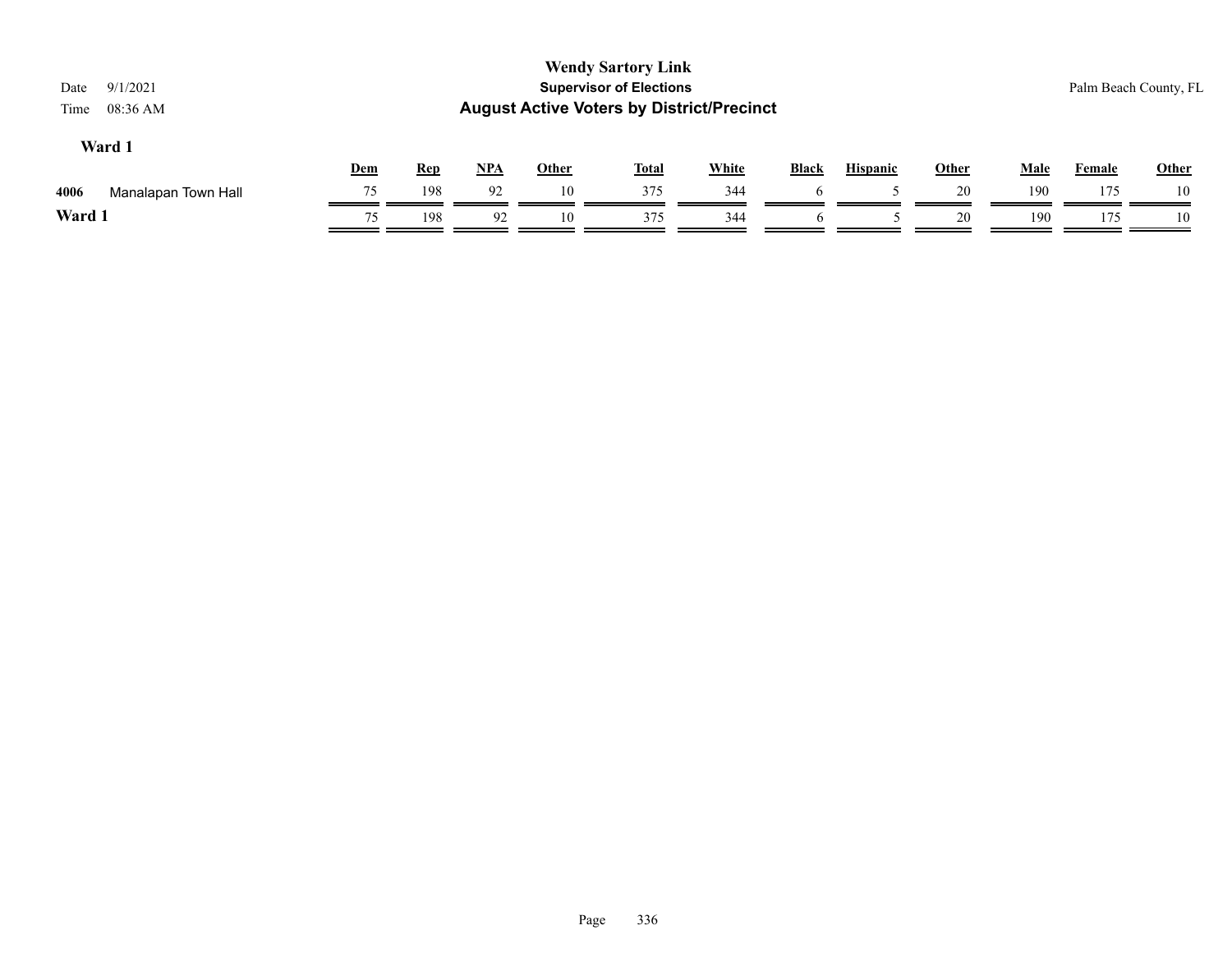**Wendy Sartory Link**

**Supervisor of Elections**

**August Active Voters by District/Precinct**

Date 9/1/2021

Time 08:36 AM

Palm Beach County, FL

## Ward 1

| | | Dem | Rep | NPA | Other | Total | White | Black | Hispanic | Other | Male | Female | Other |
|---|---|---|---|---|---|---|---|---|---|---|---|---|---|
| 4006 | Manalapan Town Hall | 75 | 198 | 92 | 10 | 375 | 344 | 6 | 5 | 20 | 190 | 175 | 10 |
| **Ward 1** | | 75 | 198 | 92 | 10 | 375 | 344 | 6 | 5 | 20 | 190 | 175 | 10 |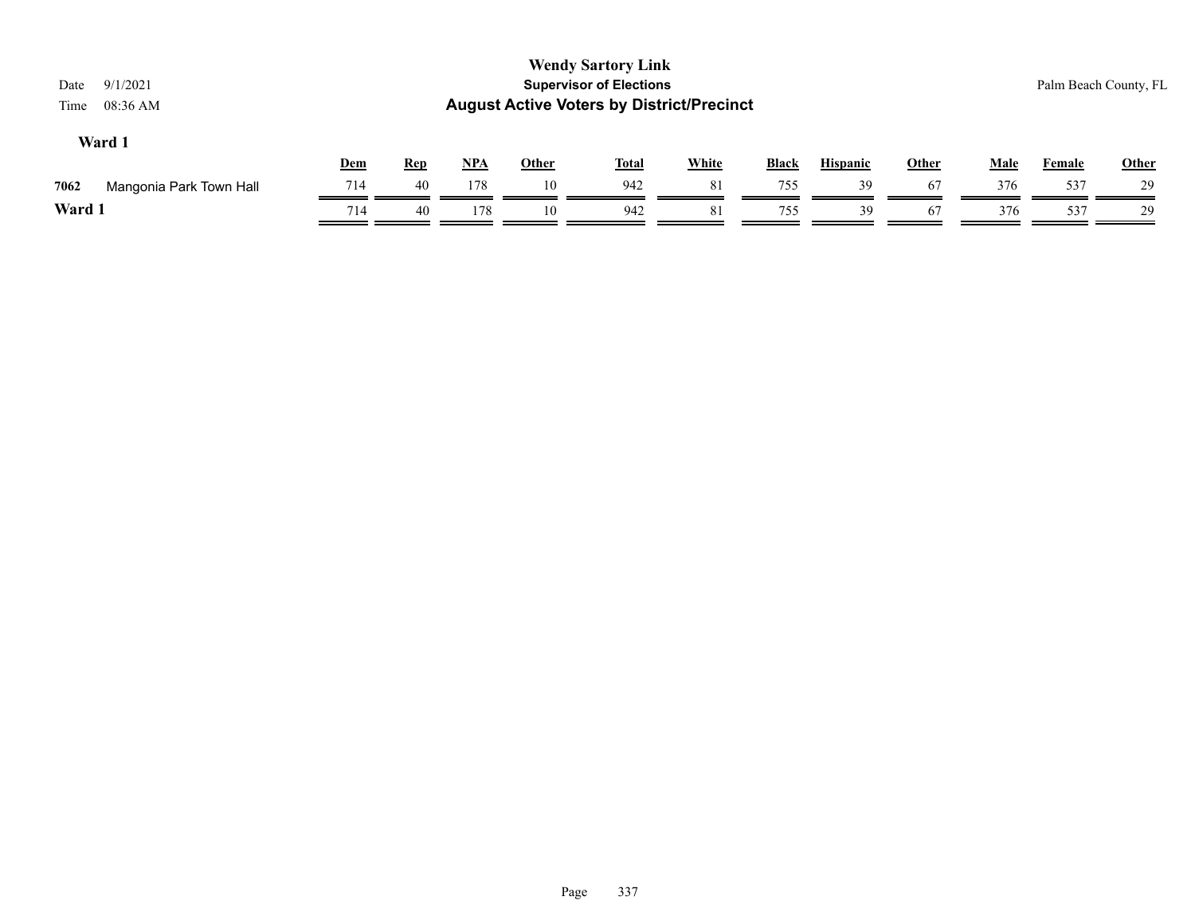# Wendy Sartory Link

## Supervisor of Elections

## August Active Voters by District/Precinct

Date 9/1/2021
Time 08:36 AM

Palm Beach County, FL

### Ward 1

| | | Dem | Rep | NPA | Other | Total | White | Black | Hispanic | Other | Male | Female | Other |
|---|---|---|---|---|---|---|---|---|---|---|---|---|---|
| 7062 | Mangonia Park Town Hall | 714 | 40 | 178 | 10 | 942 | 81 | 755 | 39 | 67 | 376 | 537 | 29 |
| **Ward 1** | | 714 | 40 | 178 | 10 | 942 | 81 | 755 | 39 | 67 | 376 | 537 | 29 |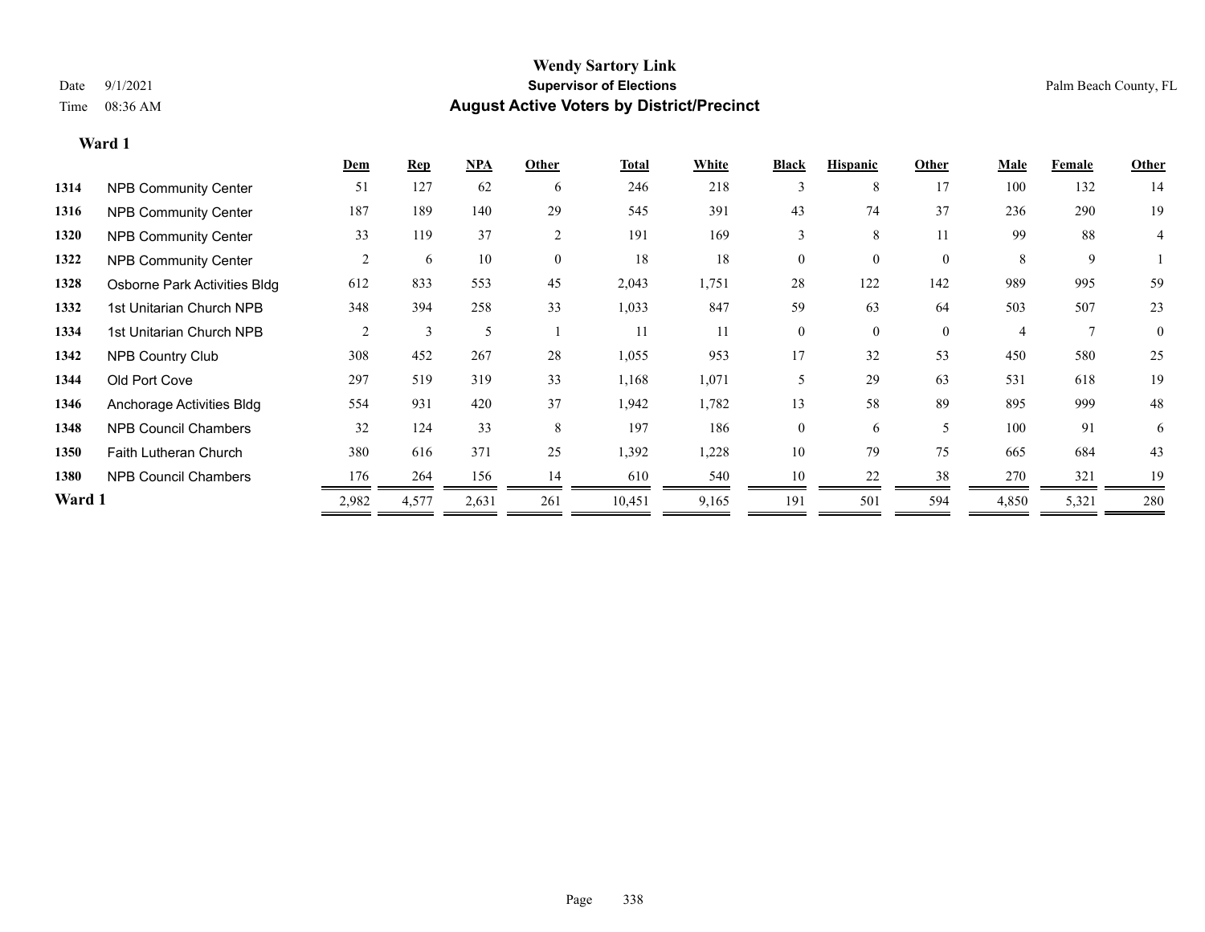# Wendy Sartory Link

## Supervisor of Elections

## August Active Voters by District/Precinct

Date 9/1/2021
Time 08:36 AM

Palm Beach County, FL

### Ward 1

| | | Dem | Rep | NPA | Other | Total | White | Black | Hispanic | Other | Male | Female | Other |
|---|---|---|---|---|---|---|---|---|---|---|---|---|---|
| 1314 | NPB Community Center | 51 | 127 | 62 | 6 | 246 | 218 | 3 | 8 | 17 | 100 | 132 | 14 |
| 1316 | NPB Community Center | 187 | 189 | 140 | 29 | 545 | 391 | 43 | 74 | 37 | 236 | 290 | 19 |
| 1320 | NPB Community Center | 33 | 119 | 37 | 2 | 191 | 169 | 3 | 8 | 11 | 99 | 88 | 4 |
| 1322 | NPB Community Center | 2 | 6 | 10 | 0 | 18 | 18 | 0 | 0 | 0 | 8 | 9 | 1 |
| 1328 | Osborne Park Activities Bldg | 612 | 833 | 553 | 45 | 2,043 | 1,751 | 28 | 122 | 142 | 989 | 995 | 59 |
| 1332 | 1st Unitarian Church NPB | 348 | 394 | 258 | 33 | 1,033 | 847 | 59 | 63 | 64 | 503 | 507 | 23 |
| 1334 | 1st Unitarian Church NPB | 2 | 3 | 5 | 1 | 11 | 11 | 0 | 0 | 0 | 4 | 7 | 0 |
| 1342 | NPB Country Club | 308 | 452 | 267 | 28 | 1,055 | 953 | 17 | 32 | 53 | 450 | 580 | 25 |
| 1344 | Old Port Cove | 297 | 519 | 319 | 33 | 1,168 | 1,071 | 5 | 29 | 63 | 531 | 618 | 19 |
| 1346 | Anchorage Activities Bldg | 554 | 931 | 420 | 37 | 1,942 | 1,782 | 13 | 58 | 89 | 895 | 999 | 48 |
| 1348 | NPB Council Chambers | 32 | 124 | 33 | 8 | 197 | 186 | 0 | 6 | 5 | 100 | 91 | 6 |
| 1350 | Faith Lutheran Church | 380 | 616 | 371 | 25 | 1,392 | 1,228 | 10 | 79 | 75 | 665 | 684 | 43 |
| 1380 | NPB Council Chambers | 176 | 264 | 156 | 14 | 610 | 540 | 10 | 22 | 38 | 270 | 321 | 19 |
| **Ward 1** | | 2,982 | 4,577 | 2,631 | 261 | 10,451 | 9,165 | 191 | 501 | 594 | 4,850 | 5,321 | 280 |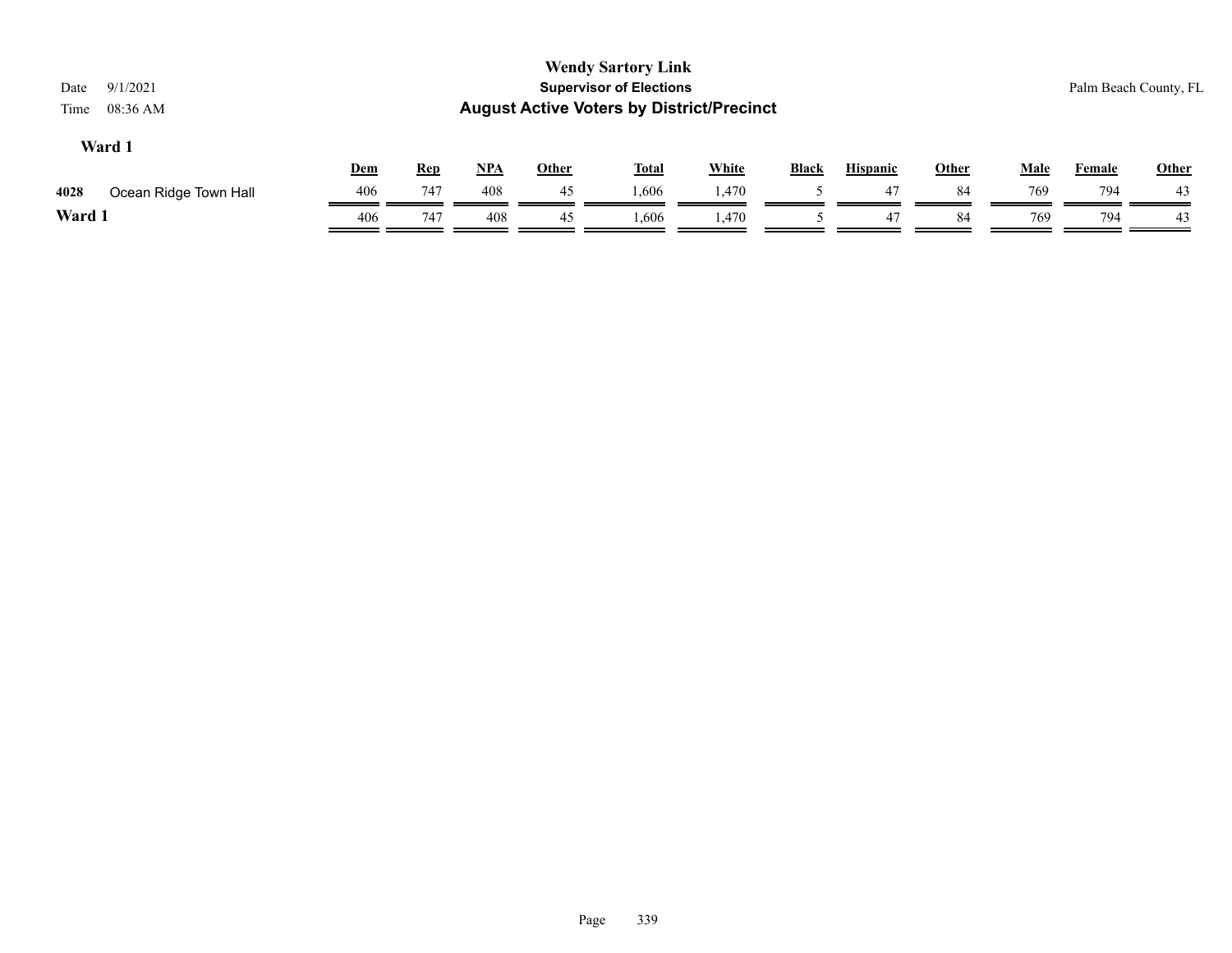# Wendy Sartory Link

## Supervisor of Elections

## August Active Voters by District/Precinct

Date 9/1/2021

Time 08:36 AM

Palm Beach County, FL

### Ward 1

| | | Dem | Rep | NPA | Other | Total | White | Black | Hispanic | Other | Male | Female | Other |
|---|---|---|---|---|---|---|---|---|---|---|---|---|---|
| 4028 | Ocean Ridge Town Hall | 406 | 747 | 408 | 45 | 1,606 | 1,470 | 5 | 47 | 84 | 769 | 794 | 43 |
| **Ward 1** | | 406 | 747 | 408 | 45 | 1,606 | 1,470 | 5 | 47 | 84 | 769 | 794 | 43 |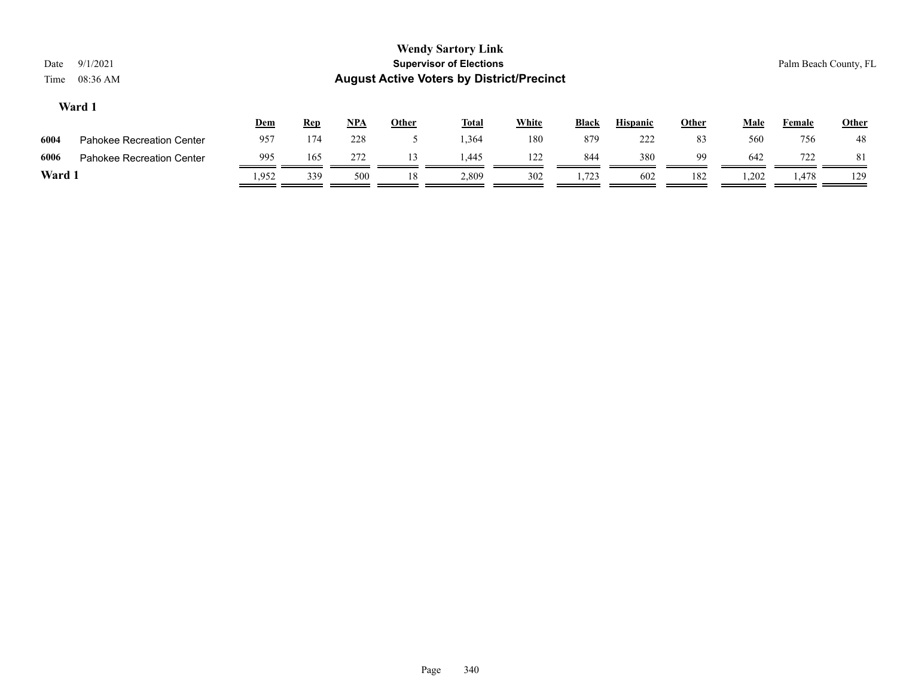# Wendy Sartory Link

## Supervisor of Elections

## August Active Voters by District/Precinct

Date 9/1/2021

Time 08:36 AM

Palm Beach County, FL

### Ward 1

| | | Dem | Rep | NPA | Other | Total | White | Black | Hispanic | Other | Male | Female | Other |
|---|---|---|---|---|---|---|---|---|---|---|---|---|---|
| 6004 | Pahokee Recreation Center | 957 | 174 | 228 | 5 | 1,364 | 180 | 879 | 222 | 83 | 560 | 756 | 48 |
| 6006 | Pahokee Recreation Center | 995 | 165 | 272 | 13 | 1,445 | 122 | 844 | 380 | 99 | 642 | 722 | 81 |
| **Ward 1** | | 1,952 | 339 | 500 | 18 | 2,809 | 302 | 1,723 | 602 | 182 | 1,202 | 1,478 | 129 |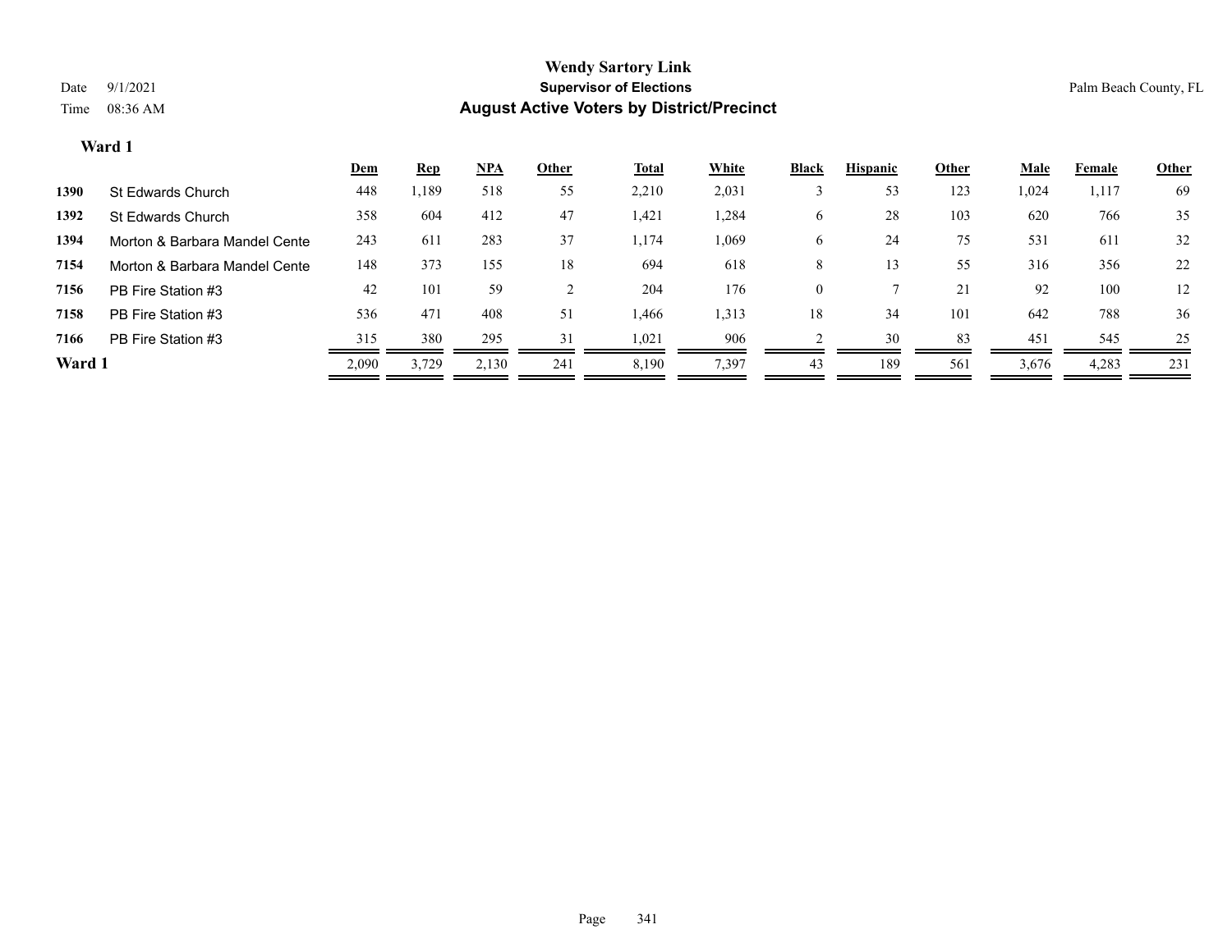# Wendy Sartory Link

## Supervisor of Elections

## August Active Voters by District/Precinct

Date 9/1/2021
Time 08:36 AM

Palm Beach County, FL

### Ward 1

| | | Dem | Rep | NPA | Other | Total | White | Black | Hispanic | Other | Male | Female | Other |
|---|---|---|---|---|---|---|---|---|---|---|---|---|---|
| 1390 | St Edwards Church | 448 | 1,189 | 518 | 55 | 2,210 | 2,031 | 3 | 53 | 123 | 1,024 | 1,117 | 69 |
| 1392 | St Edwards Church | 358 | 604 | 412 | 47 | 1,421 | 1,284 | 6 | 28 | 103 | 620 | 766 | 35 |
| 1394 | Morton & Barbara Mandel Cente | 243 | 611 | 283 | 37 | 1,174 | 1,069 | 6 | 24 | 75 | 531 | 611 | 32 |
| 7154 | Morton & Barbara Mandel Cente | 148 | 373 | 155 | 18 | 694 | 618 | 8 | 13 | 55 | 316 | 356 | 22 |
| 7156 | PB Fire Station #3 | 42 | 101 | 59 | 2 | 204 | 176 | 0 | 7 | 21 | 92 | 100 | 12 |
| 7158 | PB Fire Station #3 | 536 | 471 | 408 | 51 | 1,466 | 1,313 | 18 | 34 | 101 | 642 | 788 | 36 |
| 7166 | PB Fire Station #3 | 315 | 380 | 295 | 31 | 1,021 | 906 | 2 | 30 | 83 | 451 | 545 | 25 |
| **Ward 1** | | 2,090 | 3,729 | 2,130 | 241 | 8,190 | 7,397 | 43 | 189 | 561 | 3,676 | 4,283 | 231 |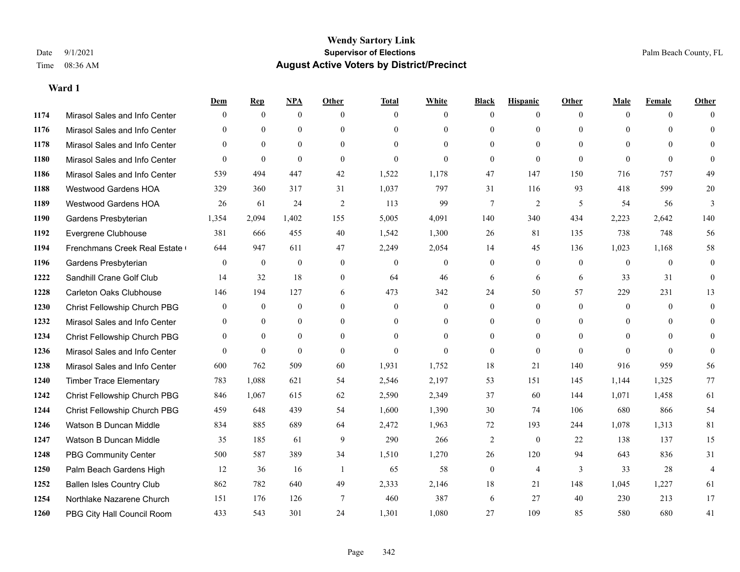# Wendy Sartory Link
## Supervisor of Elections
## August Active Voters by District/Precinct

Date 9/1/2021
Time 08:36 AM

Palm Beach County, FL

### Ward 1

| | | Dem | Rep | NPA | Other | Total | White | Black | Hispanic | Other | Male | Female | Other |
|---|---|---|---|---|---|---|---|---|---|---|---|---|---|
| 1174 | Mirasol Sales and Info Center | 0 | 0 | 0 | 0 | 0 | 0 | 0 | 0 | 0 | 0 | 0 | 0 |
| 1176 | Mirasol Sales and Info Center | 0 | 0 | 0 | 0 | 0 | 0 | 0 | 0 | 0 | 0 | 0 | 0 |
| 1178 | Mirasol Sales and Info Center | 0 | 0 | 0 | 0 | 0 | 0 | 0 | 0 | 0 | 0 | 0 | 0 |
| 1180 | Mirasol Sales and Info Center | 0 | 0 | 0 | 0 | 0 | 0 | 0 | 0 | 0 | 0 | 0 | 0 |
| 1186 | Mirasol Sales and Info Center | 539 | 494 | 447 | 42 | 1,522 | 1,178 | 47 | 147 | 150 | 716 | 757 | 49 |
| 1188 | Westwood Gardens HOA | 329 | 360 | 317 | 31 | 1,037 | 797 | 31 | 116 | 93 | 418 | 599 | 20 |
| 1189 | Westwood Gardens HOA | 26 | 61 | 24 | 2 | 113 | 99 | 7 | 2 | 5 | 54 | 56 | 3 |
| 1190 | Gardens Presbyterian | 1,354 | 2,094 | 1,402 | 155 | 5,005 | 4,091 | 140 | 340 | 434 | 2,223 | 2,642 | 140 |
| 1192 | Evergrene Clubhouse | 381 | 666 | 455 | 40 | 1,542 | 1,300 | 26 | 81 | 135 | 738 | 748 | 56 |
| 1194 | Frenchmans Creek Real Estate ( | 644 | 947 | 611 | 47 | 2,249 | 2,054 | 14 | 45 | 136 | 1,023 | 1,168 | 58 |
| 1196 | Gardens Presbyterian | 0 | 0 | 0 | 0 | 0 | 0 | 0 | 0 | 0 | 0 | 0 | 0 |
| 1222 | Sandhill Crane Golf Club | 14 | 32 | 18 | 0 | 64 | 46 | 6 | 6 | 6 | 33 | 31 | 0 |
| 1228 | Carleton Oaks Clubhouse | 146 | 194 | 127 | 6 | 473 | 342 | 24 | 50 | 57 | 229 | 231 | 13 |
| 1230 | Christ Fellowship Church PBG | 0 | 0 | 0 | 0 | 0 | 0 | 0 | 0 | 0 | 0 | 0 | 0 |
| 1232 | Mirasol Sales and Info Center | 0 | 0 | 0 | 0 | 0 | 0 | 0 | 0 | 0 | 0 | 0 | 0 |
| 1234 | Christ Fellowship Church PBG | 0 | 0 | 0 | 0 | 0 | 0 | 0 | 0 | 0 | 0 | 0 | 0 |
| 1236 | Mirasol Sales and Info Center | 0 | 0 | 0 | 0 | 0 | 0 | 0 | 0 | 0 | 0 | 0 | 0 |
| 1238 | Mirasol Sales and Info Center | 600 | 762 | 509 | 60 | 1,931 | 1,752 | 18 | 21 | 140 | 916 | 959 | 56 |
| 1240 | Timber Trace Elementary | 783 | 1,088 | 621 | 54 | 2,546 | 2,197 | 53 | 151 | 145 | 1,144 | 1,325 | 77 |
| 1242 | Christ Fellowship Church PBG | 846 | 1,067 | 615 | 62 | 2,590 | 2,349 | 37 | 60 | 144 | 1,071 | 1,458 | 61 |
| 1244 | Christ Fellowship Church PBG | 459 | 648 | 439 | 54 | 1,600 | 1,390 | 30 | 74 | 106 | 680 | 866 | 54 |
| 1246 | Watson B Duncan Middle | 834 | 885 | 689 | 64 | 2,472 | 1,963 | 72 | 193 | 244 | 1,078 | 1,313 | 81 |
| 1247 | Watson B Duncan Middle | 35 | 185 | 61 | 9 | 290 | 266 | 2 | 0 | 22 | 138 | 137 | 15 |
| 1248 | PBG Community Center | 500 | 587 | 389 | 34 | 1,510 | 1,270 | 26 | 120 | 94 | 643 | 836 | 31 |
| 1250 | Palm Beach Gardens High | 12 | 36 | 16 | 1 | 65 | 58 | 0 | 4 | 3 | 33 | 28 | 4 |
| 1252 | Ballen Isles Country Club | 862 | 782 | 640 | 49 | 2,333 | 2,146 | 18 | 21 | 148 | 1,045 | 1,227 | 61 |
| 1254 | Northlake Nazarene Church | 151 | 176 | 126 | 7 | 460 | 387 | 6 | 27 | 40 | 230 | 213 | 17 |
| 1260 | PBG City Hall Council Room | 433 | 543 | 301 | 24 | 1,301 | 1,080 | 27 | 109 | 85 | 580 | 680 | 41 |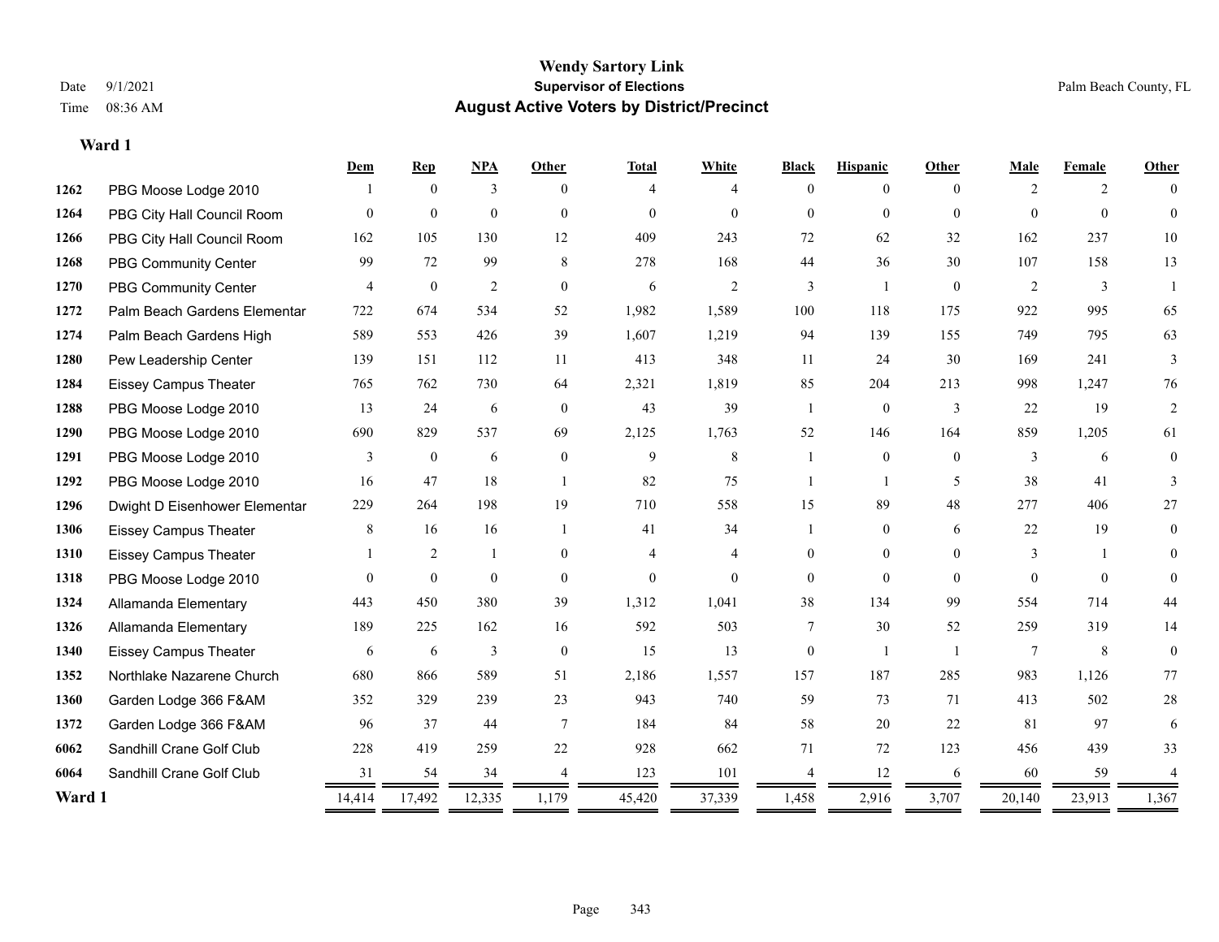**Wendy Sartory Link**
**Supervisor of Elections**
**August Active Voters by District/Precinct**

Date 9/1/2021
Time 08:36 AM

Palm Beach County, FL

### Ward 1

| | | Dem | Rep | NPA | Other | Total | White | Black | Hispanic | Other | Male | Female | Other |
|---|---|---|---|---|---|---|---|---|---|---|---|---|---|
| 1262 | PBG Moose Lodge 2010 | 1 | 0 | 3 | 0 | 4 | 4 | 0 | 0 | 0 | 2 | 2 | 0 |
| 1264 | PBG City Hall Council Room | 0 | 0 | 0 | 0 | 0 | 0 | 0 | 0 | 0 | 0 | 0 | 0 |
| 1266 | PBG City Hall Council Room | 162 | 105 | 130 | 12 | 409 | 243 | 72 | 62 | 32 | 162 | 237 | 10 |
| 1268 | PBG Community Center | 99 | 72 | 99 | 8 | 278 | 168 | 44 | 36 | 30 | 107 | 158 | 13 |
| 1270 | PBG Community Center | 4 | 0 | 2 | 0 | 6 | 2 | 3 | 1 | 0 | 2 | 3 | 1 |
| 1272 | Palm Beach Gardens Elementar | 722 | 674 | 534 | 52 | 1,982 | 1,589 | 100 | 118 | 175 | 922 | 995 | 65 |
| 1274 | Palm Beach Gardens High | 589 | 553 | 426 | 39 | 1,607 | 1,219 | 94 | 139 | 155 | 749 | 795 | 63 |
| 1280 | Pew Leadership Center | 139 | 151 | 112 | 11 | 413 | 348 | 11 | 24 | 30 | 169 | 241 | 3 |
| 1284 | Eissey Campus Theater | 765 | 762 | 730 | 64 | 2,321 | 1,819 | 85 | 204 | 213 | 998 | 1,247 | 76 |
| 1288 | PBG Moose Lodge 2010 | 13 | 24 | 6 | 0 | 43 | 39 | 1 | 0 | 3 | 22 | 19 | 2 |
| 1290 | PBG Moose Lodge 2010 | 690 | 829 | 537 | 69 | 2,125 | 1,763 | 52 | 146 | 164 | 859 | 1,205 | 61 |
| 1291 | PBG Moose Lodge 2010 | 3 | 0 | 6 | 0 | 9 | 8 | 1 | 0 | 0 | 3 | 6 | 0 |
| 1292 | PBG Moose Lodge 2010 | 16 | 47 | 18 | 1 | 82 | 75 | 1 | 1 | 5 | 38 | 41 | 3 |
| 1296 | Dwight D Eisenhower Elementar | 229 | 264 | 198 | 19 | 710 | 558 | 15 | 89 | 48 | 277 | 406 | 27 |
| 1306 | Eissey Campus Theater | 8 | 16 | 16 | 1 | 41 | 34 | 1 | 0 | 6 | 22 | 19 | 0 |
| 1310 | Eissey Campus Theater | 1 | 2 | 1 | 0 | 4 | 4 | 0 | 0 | 0 | 3 | 1 | 0 |
| 1318 | PBG Moose Lodge 2010 | 0 | 0 | 0 | 0 | 0 | 0 | 0 | 0 | 0 | 0 | 0 | 0 |
| 1324 | Allamanda Elementary | 443 | 450 | 380 | 39 | 1,312 | 1,041 | 38 | 134 | 99 | 554 | 714 | 44 |
| 1326 | Allamanda Elementary | 189 | 225 | 162 | 16 | 592 | 503 | 7 | 30 | 52 | 259 | 319 | 14 |
| 1340 | Eissey Campus Theater | 6 | 6 | 3 | 0 | 15 | 13 | 0 | 1 | 1 | 7 | 8 | 0 |
| 1352 | Northlake Nazarene Church | 680 | 866 | 589 | 51 | 2,186 | 1,557 | 157 | 187 | 285 | 983 | 1,126 | 77 |
| 1360 | Garden Lodge 366 F&AM | 352 | 329 | 239 | 23 | 943 | 740 | 59 | 73 | 71 | 413 | 502 | 28 |
| 1372 | Garden Lodge 366 F&AM | 96 | 37 | 44 | 7 | 184 | 84 | 58 | 20 | 22 | 81 | 97 | 6 |
| 6062 | Sandhill Crane Golf Club | 228 | 419 | 259 | 22 | 928 | 662 | 71 | 72 | 123 | 456 | 439 | 33 |
| 6064 | Sandhill Crane Golf Club | 31 | 54 | 34 | 4 | 123 | 101 | 4 | 12 | 6 | 60 | 59 | 4 |
| **Ward 1** | | 14,414 | 17,492 | 12,335 | 1,179 | 45,420 | 37,339 | 1,458 | 2,916 | 3,707 | 20,140 | 23,913 | 1,367 |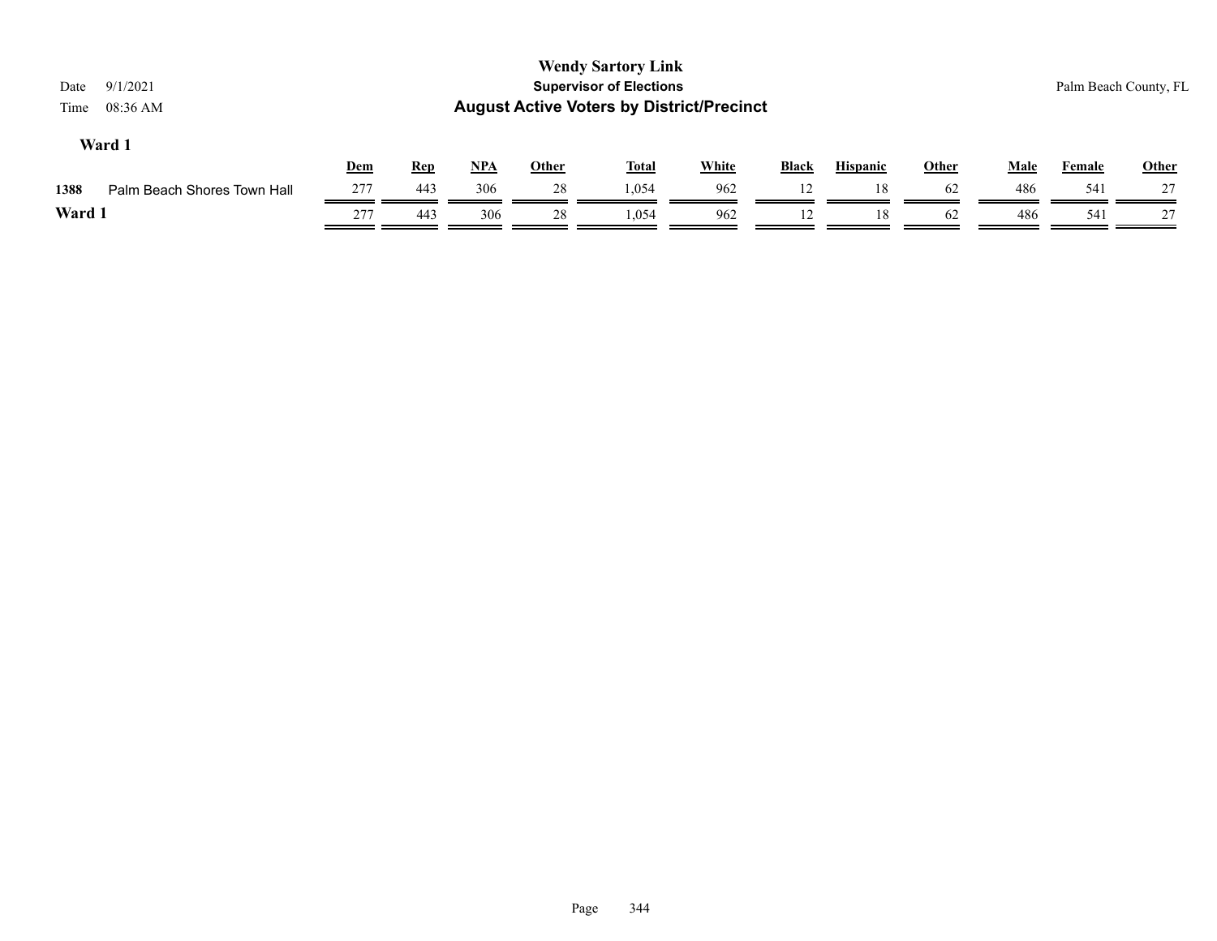**Wendy Sartory Link**

**Supervisor of Elections**

**August Active Voters by District/Precinct**

Date 9/1/2021

Time 08:36 AM

Palm Beach County, FL

**Ward 1**

| | | Dem | Rep | NPA | Other | Total | White | Black | Hispanic | Other | Male | Female | Other |
|---|---|---|---|---|---|---|---|---|---|---|---|---|---|
| 1388 | Palm Beach Shores Town Hall | 277 | 443 | 306 | 28 | 1,054 | 962 | 12 | 18 | 62 | 486 | 541 | 27 |
| **Ward 1** | | 277 | 443 | 306 | 28 | 1,054 | 962 | 12 | 18 | 62 | 486 | 541 | 27 |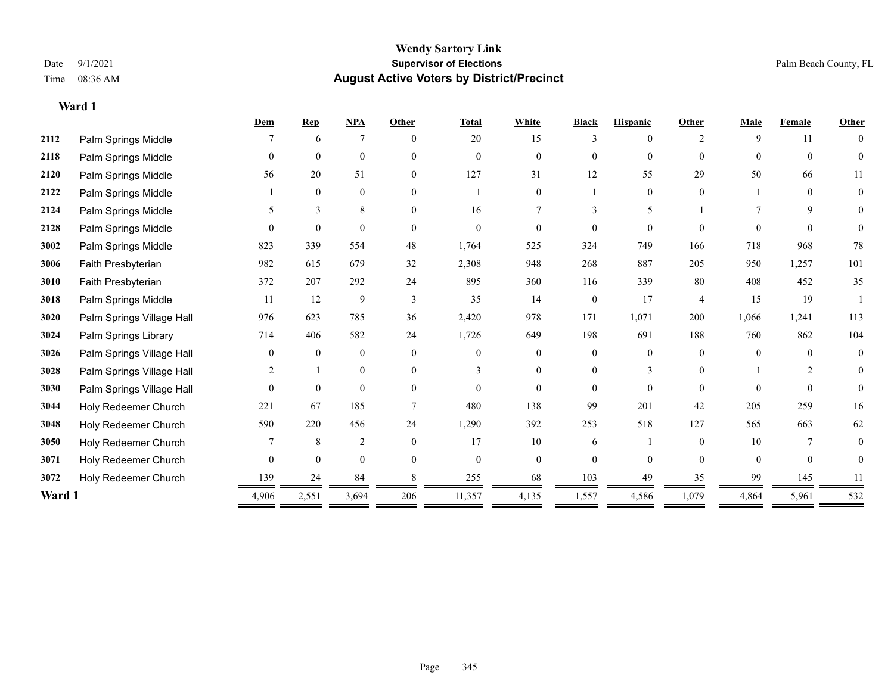# Wendy Sartory Link
## Supervisor of Elections
## August Active Voters by District/Precinct

Date 9/1/2021
Time 08:36 AM

Palm Beach County, FL

### Ward 1

| | | Dem | Rep | NPA | Other | Total | White | Black | Hispanic | Other | Male | Female | Other |
|---|---|---|---|---|---|---|---|---|---|---|---|---|---|
| 2112 | Palm Springs Middle | 7 | 6 | 7 | 0 | 20 | 15 | 3 | 0 | 2 | 9 | 11 | 0 |
| 2118 | Palm Springs Middle | 0 | 0 | 0 | 0 | 0 | 0 | 0 | 0 | 0 | 0 | 0 | 0 |
| 2120 | Palm Springs Middle | 56 | 20 | 51 | 0 | 127 | 31 | 12 | 55 | 29 | 50 | 66 | 11 |
| 2122 | Palm Springs Middle | 1 | 0 | 0 | 0 | 1 | 0 | 1 | 0 | 0 | 1 | 0 | 0 |
| 2124 | Palm Springs Middle | 5 | 3 | 8 | 0 | 16 | 7 | 3 | 5 | 1 | 7 | 9 | 0 |
| 2128 | Palm Springs Middle | 0 | 0 | 0 | 0 | 0 | 0 | 0 | 0 | 0 | 0 | 0 | 0 |
| 3002 | Palm Springs Middle | 823 | 339 | 554 | 48 | 1,764 | 525 | 324 | 749 | 166 | 718 | 968 | 78 |
| 3006 | Faith Presbyterian | 982 | 615 | 679 | 32 | 2,308 | 948 | 268 | 887 | 205 | 950 | 1,257 | 101 |
| 3010 | Faith Presbyterian | 372 | 207 | 292 | 24 | 895 | 360 | 116 | 339 | 80 | 408 | 452 | 35 |
| 3018 | Palm Springs Middle | 11 | 12 | 9 | 3 | 35 | 14 | 0 | 17 | 4 | 15 | 19 | 1 |
| 3020 | Palm Springs Village Hall | 976 | 623 | 785 | 36 | 2,420 | 978 | 171 | 1,071 | 200 | 1,066 | 1,241 | 113 |
| 3024 | Palm Springs Library | 714 | 406 | 582 | 24 | 1,726 | 649 | 198 | 691 | 188 | 760 | 862 | 104 |
| 3026 | Palm Springs Village Hall | 0 | 0 | 0 | 0 | 0 | 0 | 0 | 0 | 0 | 0 | 0 | 0 |
| 3028 | Palm Springs Village Hall | 2 | 1 | 0 | 0 | 3 | 0 | 0 | 3 | 0 | 1 | 2 | 0 |
| 3030 | Palm Springs Village Hall | 0 | 0 | 0 | 0 | 0 | 0 | 0 | 0 | 0 | 0 | 0 | 0 |
| 3044 | Holy Redeemer Church | 221 | 67 | 185 | 7 | 480 | 138 | 99 | 201 | 42 | 205 | 259 | 16 |
| 3048 | Holy Redeemer Church | 590 | 220 | 456 | 24 | 1,290 | 392 | 253 | 518 | 127 | 565 | 663 | 62 |
| 3050 | Holy Redeemer Church | 7 | 8 | 2 | 0 | 17 | 10 | 6 | 1 | 0 | 10 | 7 | 0 |
| 3071 | Holy Redeemer Church | 0 | 0 | 0 | 0 | 0 | 0 | 0 | 0 | 0 | 0 | 0 | 0 |
| 3072 | Holy Redeemer Church | 139 | 24 | 84 | 8 | 255 | 68 | 103 | 49 | 35 | 99 | 145 | 11 |
| **Ward 1** | | 4,906 | 2,551 | 3,694 | 206 | 11,357 | 4,135 | 1,557 | 4,586 | 1,079 | 4,864 | 5,961 | 532 |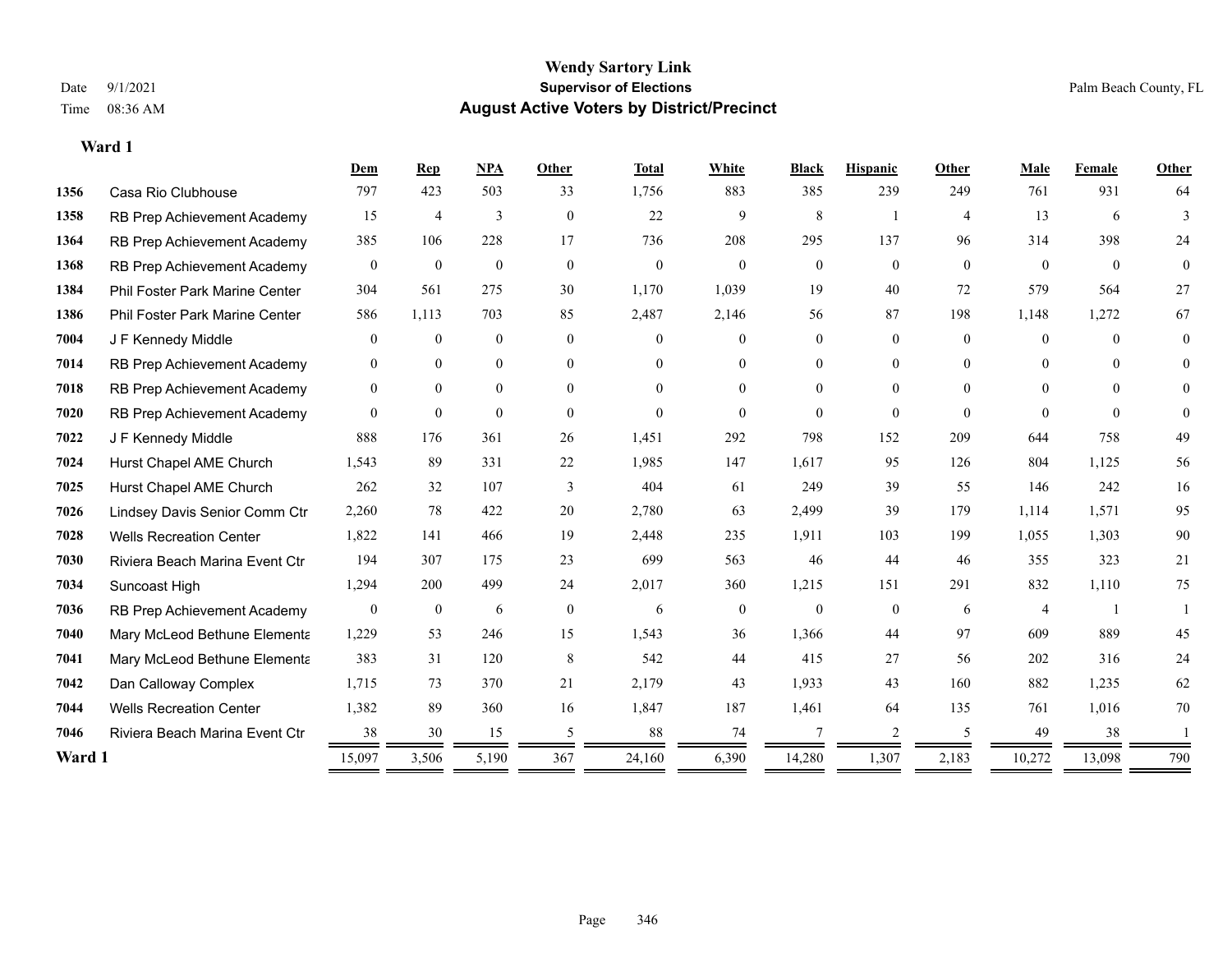# Wendy Sartory Link
## Supervisor of Elections
## August Active Voters by District/Precinct

Date 9/1/2021 Palm Beach County, FL
Time 08:36 AM

### Ward 1

| | | Dem | Rep | NPA | Other | Total | White | Black | Hispanic | Other | Male | Female | Other |
|---|---|---|---|---|---|---|---|---|---|---|---|---|---|
| 1356 | Casa Rio Clubhouse | 797 | 423 | 503 | 33 | 1,756 | 883 | 385 | 239 | 249 | 761 | 931 | 64 |
| 1358 | RB Prep Achievement Academy | 15 | 4 | 3 | 0 | 22 | 9 | 8 | 1 | 4 | 13 | 6 | 3 |
| 1364 | RB Prep Achievement Academy | 385 | 106 | 228 | 17 | 736 | 208 | 295 | 137 | 96 | 314 | 398 | 24 |
| 1368 | RB Prep Achievement Academy | 0 | 0 | 0 | 0 | 0 | 0 | 0 | 0 | 0 | 0 | 0 | 0 |
| 1384 | Phil Foster Park Marine Center | 304 | 561 | 275 | 30 | 1,170 | 1,039 | 19 | 40 | 72 | 579 | 564 | 27 |
| 1386 | Phil Foster Park Marine Center | 586 | 1,113 | 703 | 85 | 2,487 | 2,146 | 56 | 87 | 198 | 1,148 | 1,272 | 67 |
| 7004 | J F Kennedy Middle | 0 | 0 | 0 | 0 | 0 | 0 | 0 | 0 | 0 | 0 | 0 | 0 |
| 7014 | RB Prep Achievement Academy | 0 | 0 | 0 | 0 | 0 | 0 | 0 | 0 | 0 | 0 | 0 | 0 |
| 7018 | RB Prep Achievement Academy | 0 | 0 | 0 | 0 | 0 | 0 | 0 | 0 | 0 | 0 | 0 | 0 |
| 7020 | RB Prep Achievement Academy | 0 | 0 | 0 | 0 | 0 | 0 | 0 | 0 | 0 | 0 | 0 | 0 |
| 7022 | J F Kennedy Middle | 888 | 176 | 361 | 26 | 1,451 | 292 | 798 | 152 | 209 | 644 | 758 | 49 |
| 7024 | Hurst Chapel AME Church | 1,543 | 89 | 331 | 22 | 1,985 | 147 | 1,617 | 95 | 126 | 804 | 1,125 | 56 |
| 7025 | Hurst Chapel AME Church | 262 | 32 | 107 | 3 | 404 | 61 | 249 | 39 | 55 | 146 | 242 | 16 |
| 7026 | Lindsey Davis Senior Comm Ctr | 2,260 | 78 | 422 | 20 | 2,780 | 63 | 2,499 | 39 | 179 | 1,114 | 1,571 | 95 |
| 7028 | Wells Recreation Center | 1,822 | 141 | 466 | 19 | 2,448 | 235 | 1,911 | 103 | 199 | 1,055 | 1,303 | 90 |
| 7030 | Riviera Beach Marina Event Ctr | 194 | 307 | 175 | 23 | 699 | 563 | 46 | 44 | 46 | 355 | 323 | 21 |
| 7034 | Suncoast High | 1,294 | 200 | 499 | 24 | 2,017 | 360 | 1,215 | 151 | 291 | 832 | 1,110 | 75 |
| 7036 | RB Prep Achievement Academy | 0 | 0 | 6 | 0 | 6 | 0 | 0 | 0 | 6 | 4 | 1 | 1 |
| 7040 | Mary McLeod Bethune Elementa | 1,229 | 53 | 246 | 15 | 1,543 | 36 | 1,366 | 44 | 97 | 609 | 889 | 45 |
| 7041 | Mary McLeod Bethune Elementa | 383 | 31 | 120 | 8 | 542 | 44 | 415 | 27 | 56 | 202 | 316 | 24 |
| 7042 | Dan Calloway Complex | 1,715 | 73 | 370 | 21 | 2,179 | 43 | 1,933 | 43 | 160 | 882 | 1,235 | 62 |
| 7044 | Wells Recreation Center | 1,382 | 89 | 360 | 16 | 1,847 | 187 | 1,461 | 64 | 135 | 761 | 1,016 | 70 |
| 7046 | Riviera Beach Marina Event Ctr | 38 | 30 | 15 | 5 | 88 | 74 | 7 | 2 | 5 | 49 | 38 | 1 |
| **Ward 1** | | 15,097 | 3,506 | 5,190 | 367 | 24,160 | 6,390 | 14,280 | 1,307 | 2,183 | 10,272 | 13,098 | 790 |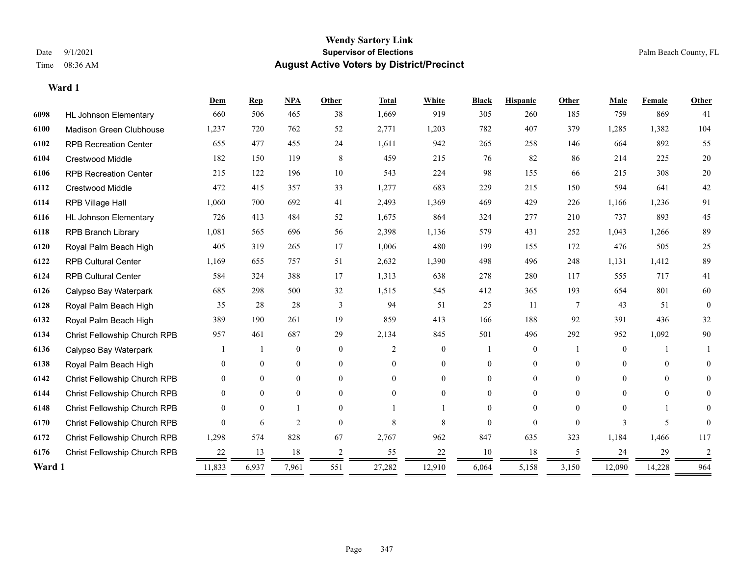# Wendy Sartory Link
## Supervisor of Elections
## August Active Voters by District/Precinct

Date 9/1/2021
Time 08:36 AM

Palm Beach County, FL

### Ward 1

| | | Dem | Rep | NPA | Other | Total | White | Black | Hispanic | Other | Male | Female | Other |
|---|---|---|---|---|---|---|---|---|---|---|---|---|---|
| 6098 | HL Johnson Elementary | 660 | 506 | 465 | 38 | 1,669 | 919 | 305 | 260 | 185 | 759 | 869 | 41 |
| 6100 | Madison Green Clubhouse | 1,237 | 720 | 762 | 52 | 2,771 | 1,203 | 782 | 407 | 379 | 1,285 | 1,382 | 104 |
| 6102 | RPB Recreation Center | 655 | 477 | 455 | 24 | 1,611 | 942 | 265 | 258 | 146 | 664 | 892 | 55 |
| 6104 | Crestwood Middle | 182 | 150 | 119 | 8 | 459 | 215 | 76 | 82 | 86 | 214 | 225 | 20 |
| 6106 | RPB Recreation Center | 215 | 122 | 196 | 10 | 543 | 224 | 98 | 155 | 66 | 215 | 308 | 20 |
| 6112 | Crestwood Middle | 472 | 415 | 357 | 33 | 1,277 | 683 | 229 | 215 | 150 | 594 | 641 | 42 |
| 6114 | RPB Village Hall | 1,060 | 700 | 692 | 41 | 2,493 | 1,369 | 469 | 429 | 226 | 1,166 | 1,236 | 91 |
| 6116 | HL Johnson Elementary | 726 | 413 | 484 | 52 | 1,675 | 864 | 324 | 277 | 210 | 737 | 893 | 45 |
| 6118 | RPB Branch Library | 1,081 | 565 | 696 | 56 | 2,398 | 1,136 | 579 | 431 | 252 | 1,043 | 1,266 | 89 |
| 6120 | Royal Palm Beach High | 405 | 319 | 265 | 17 | 1,006 | 480 | 199 | 155 | 172 | 476 | 505 | 25 |
| 6122 | RPB Cultural Center | 1,169 | 655 | 757 | 51 | 2,632 | 1,390 | 498 | 496 | 248 | 1,131 | 1,412 | 89 |
| 6124 | RPB Cultural Center | 584 | 324 | 388 | 17 | 1,313 | 638 | 278 | 280 | 117 | 555 | 717 | 41 |
| 6126 | Calypso Bay Waterpark | 685 | 298 | 500 | 32 | 1,515 | 545 | 412 | 365 | 193 | 654 | 801 | 60 |
| 6128 | Royal Palm Beach High | 35 | 28 | 28 | 3 | 94 | 51 | 25 | 11 | 7 | 43 | 51 | 0 |
| 6132 | Royal Palm Beach High | 389 | 190 | 261 | 19 | 859 | 413 | 166 | 188 | 92 | 391 | 436 | 32 |
| 6134 | Christ Fellowship Church RPB | 957 | 461 | 687 | 29 | 2,134 | 845 | 501 | 496 | 292 | 952 | 1,092 | 90 |
| 6136 | Calypso Bay Waterpark | 1 | 1 | 0 | 0 | 2 | 0 | 1 | 0 | 1 | 0 | 1 | 1 |
| 6138 | Royal Palm Beach High | 0 | 0 | 0 | 0 | 0 | 0 | 0 | 0 | 0 | 0 | 0 | 0 |
| 6142 | Christ Fellowship Church RPB | 0 | 0 | 0 | 0 | 0 | 0 | 0 | 0 | 0 | 0 | 0 | 0 |
| 6144 | Christ Fellowship Church RPB | 0 | 0 | 0 | 0 | 0 | 0 | 0 | 0 | 0 | 0 | 0 | 0 |
| 6148 | Christ Fellowship Church RPB | 0 | 0 | 1 | 0 | 1 | 1 | 0 | 0 | 0 | 0 | 1 | 0 |
| 6170 | Christ Fellowship Church RPB | 0 | 6 | 2 | 0 | 8 | 8 | 0 | 0 | 0 | 3 | 5 | 0 |
| 6172 | Christ Fellowship Church RPB | 1,298 | 574 | 828 | 67 | 2,767 | 962 | 847 | 635 | 323 | 1,184 | 1,466 | 117 |
| 6176 | Christ Fellowship Church RPB | 22 | 13 | 18 | 2 | 55 | 22 | 10 | 18 | 5 | 24 | 29 | 2 |
| **Ward 1** | | 11,833 | 6,937 | 7,961 | 551 | 27,282 | 12,910 | 6,064 | 5,158 | 3,150 | 12,090 | 14,228 | 964 |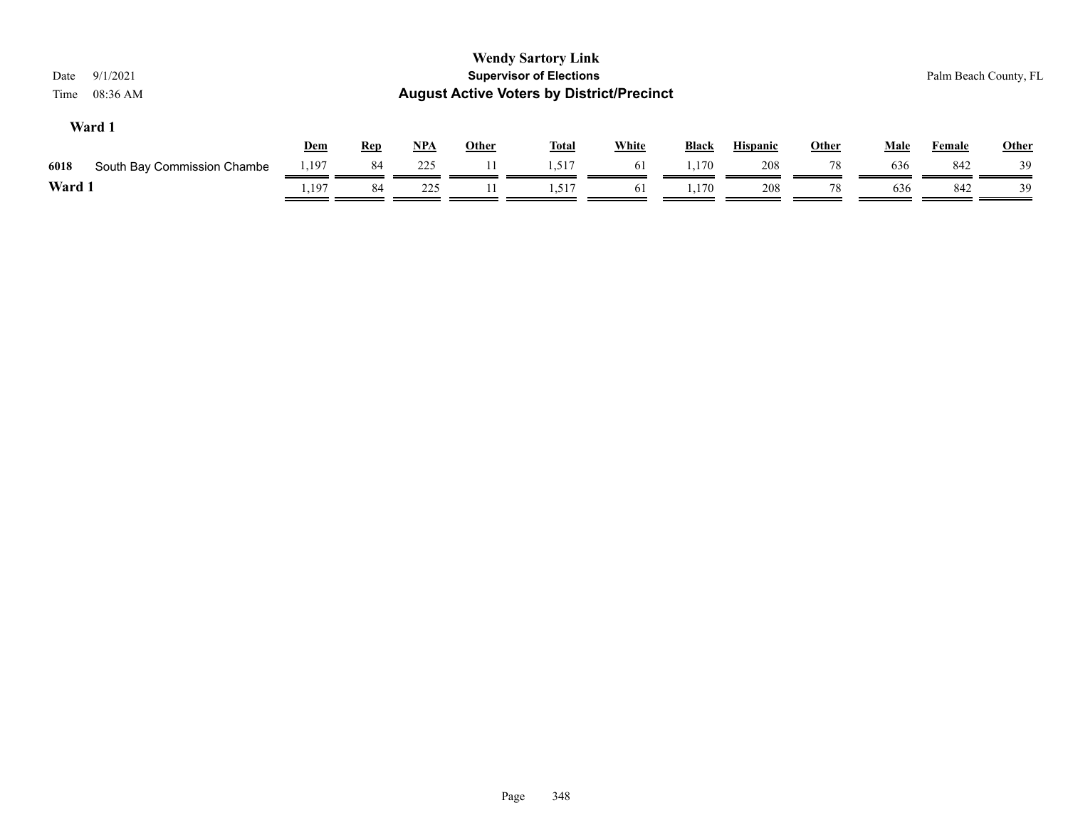**Wendy Sartory Link**
**Supervisor of Elections**
**August Active Voters by District/Precinct**

Date 9/1/2021
Time 08:36 AM

Palm Beach County, FL

## Ward 1

| | | Dem | Rep | NPA | Other | Total | White | Black | Hispanic | Other | Male | Female | Other |
|---|---|---|---|---|---|---|---|---|---|---|---|---|---|
| 6018 | South Bay Commission Chambe | 1,197 | 84 | 225 | 11 | 1,517 | 61 | 1,170 | 208 | 78 | 636 | 842 | 39 |
| **Ward 1** | | 1,197 | 84 | 225 | 11 | 1,517 | 61 | 1,170 | 208 | 78 | 636 | 842 | 39 |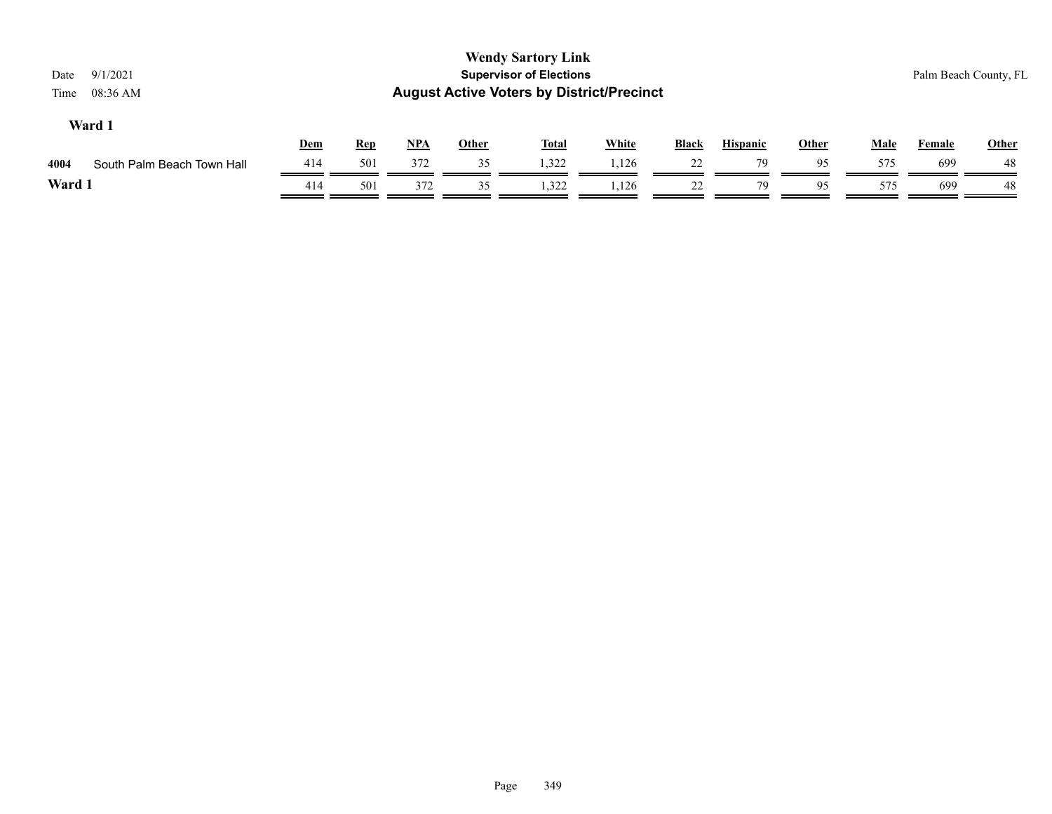# Wendy Sartory Link

## Supervisor of Elections

## August Active Voters by District/Precinct

Date 9/1/2021
Time 08:36 AM

Palm Beach County, FL

### Ward 1

| | | Dem | Rep | NPA | Other | Total | White | Black | Hispanic | Other | Male | Female | Other |
|---|---|---|---|---|---|---|---|---|---|---|---|---|---|
| 4004 | South Palm Beach Town Hall | 414 | 501 | 372 | 35 | 1,322 | 1,126 | 22 | 79 | 95 | 575 | 699 | 48 |
| **Ward 1** | | 414 | 501 | 372 | 35 | 1,322 | 1,126 | 22 | 79 | 95 | 575 | 699 | 48 |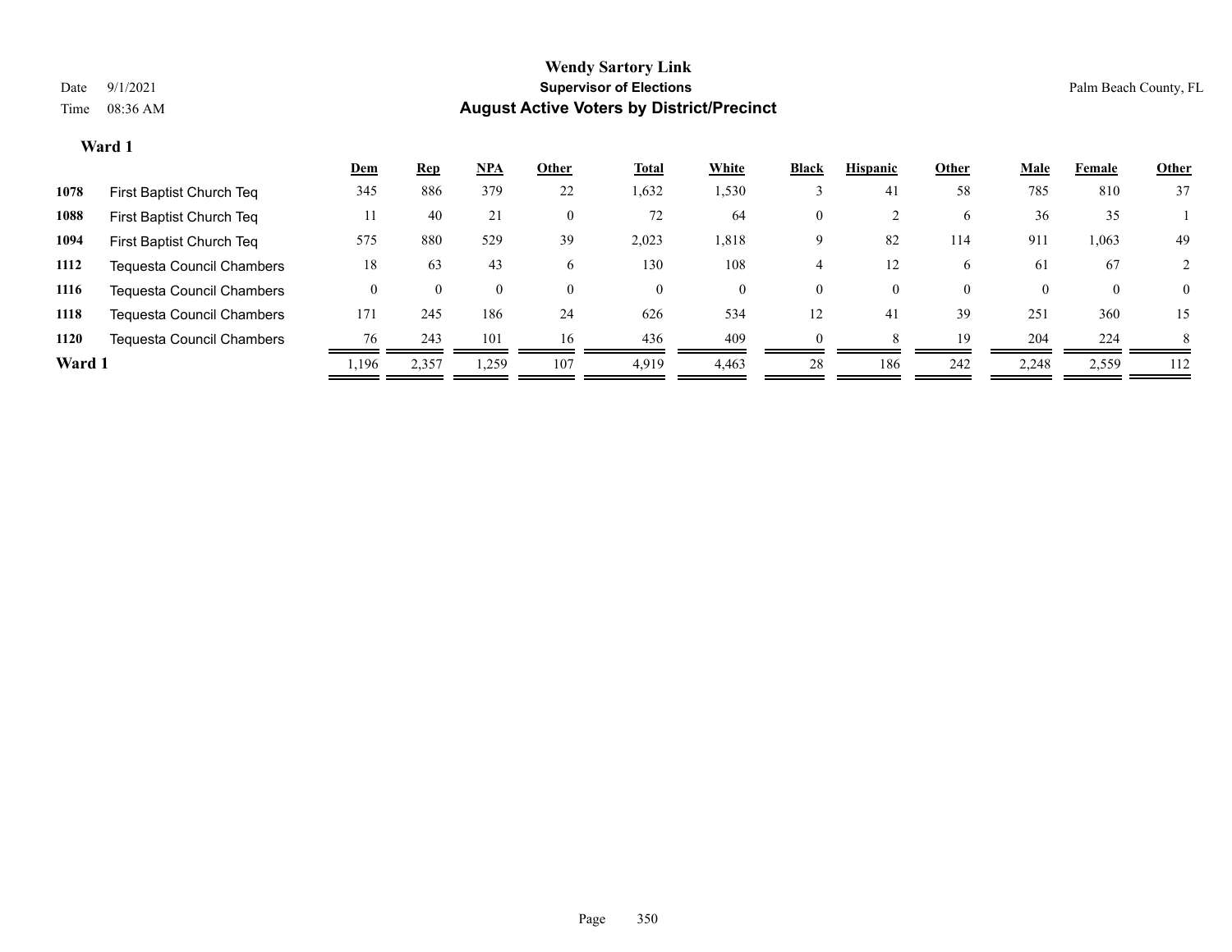**Wendy Sartory Link**
**Supervisor of Elections**
**August Active Voters by District/Precinct**

Date 9/1/2021
Time 08:36 AM

Palm Beach County, FL

## Ward 1

| | | Dem | Rep | NPA | Other | Total | White | Black | Hispanic | Other | Male | Female | Other |
|---|---|---|---|---|---|---|---|---|---|---|---|---|---|
| 1078 | First Baptist Church Teq | 345 | 886 | 379 | 22 | 1,632 | 1,530 | 3 | 41 | 58 | 785 | 810 | 37 |
| 1088 | First Baptist Church Teq | 11 | 40 | 21 | 0 | 72 | 64 | 0 | 2 | 6 | 36 | 35 | 1 |
| 1094 | First Baptist Church Teq | 575 | 880 | 529 | 39 | 2,023 | 1,818 | 9 | 82 | 114 | 911 | 1,063 | 49 |
| 1112 | Tequesta Council Chambers | 18 | 63 | 43 | 6 | 130 | 108 | 4 | 12 | 6 | 61 | 67 | 2 |
| 1116 | Tequesta Council Chambers | 0 | 0 | 0 | 0 | 0 | 0 | 0 | 0 | 0 | 0 | 0 | 0 |
| 1118 | Tequesta Council Chambers | 171 | 245 | 186 | 24 | 626 | 534 | 12 | 41 | 39 | 251 | 360 | 15 |
| 1120 | Tequesta Council Chambers | 76 | 243 | 101 | 16 | 436 | 409 | 0 | 8 | 19 | 204 | 224 | 8 |
| **Ward 1** | | 1,196 | 2,357 | 1,259 | 107 | 4,919 | 4,463 | 28 | 186 | 242 | 2,248 | 2,559 | 112 |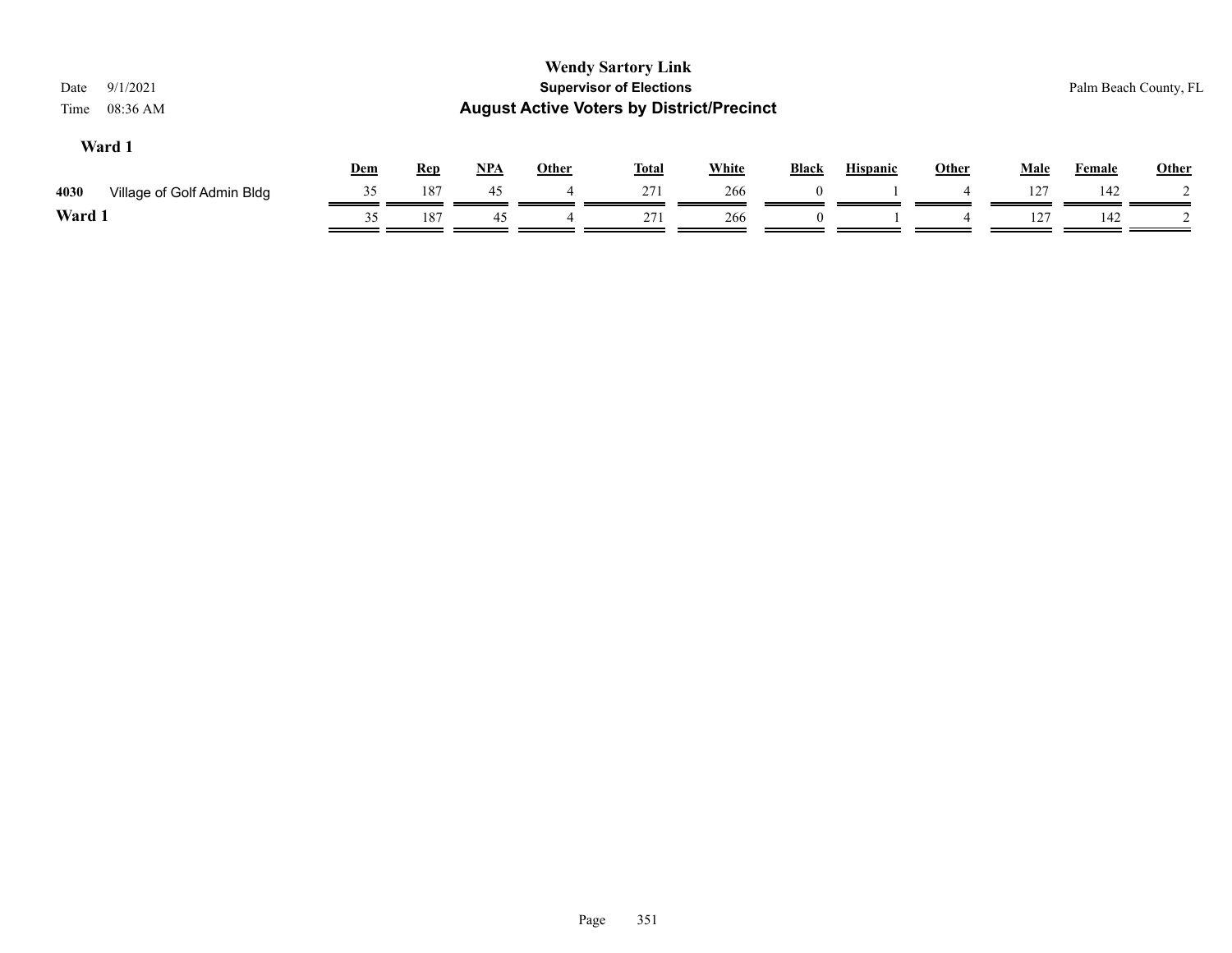**Wendy Sartory Link**
**Supervisor of Elections**
**August Active Voters by District/Precinct**

Date 9/1/2021
Time 08:36 AM

Palm Beach County, FL

### Ward 1

| | | Dem | Rep | NPA | Other | Total | White | Black | Hispanic | Other | Male | Female | Other |
|---|---|---|---|---|---|---|---|---|---|---|---|---|---|
| 4030 | Village of Golf Admin Bldg | 35 | 187 | 45 | 4 | 271 | 266 | 0 | 1 | 4 | 127 | 142 | 2 |
| **Ward 1** | | 35 | 187 | 45 | 4 | 271 | 266 | 0 | 1 | 4 | 127 | 142 | 2 |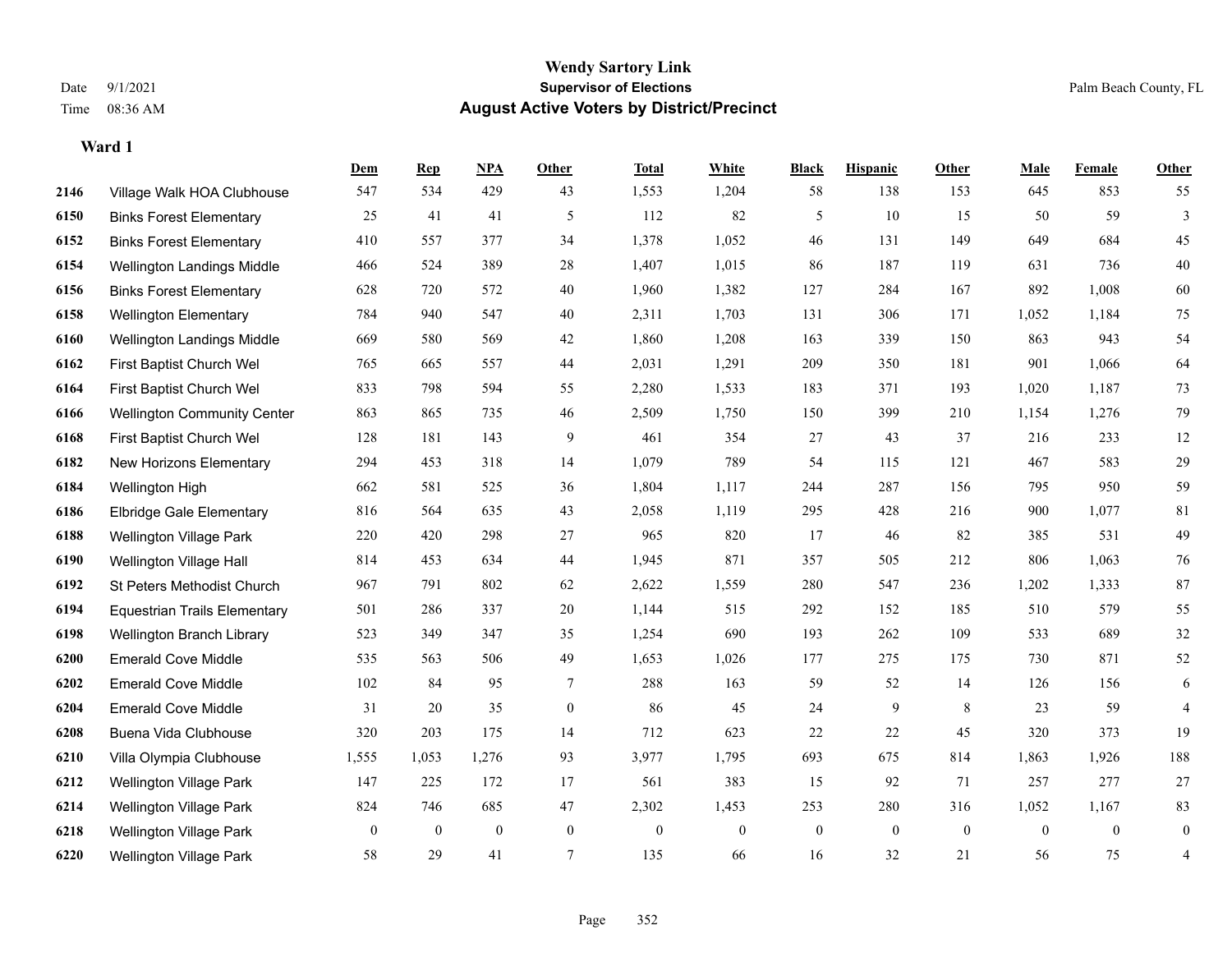# Wendy Sartory Link
## Supervisor of Elections
## August Active Voters by District/Precinct

Date 9/1/2021
Time 08:36 AM

Palm Beach County, FL

### Ward 1

| | | Dem | Rep | NPA | Other | Total | White | Black | Hispanic | Other | Male | Female | Other |
|---|---|---|---|---|---|---|---|---|---|---|---|---|---|
| 2146 | Village Walk HOA Clubhouse | 547 | 534 | 429 | 43 | 1,553 | 1,204 | 58 | 138 | 153 | 645 | 853 | 55 |
| 6150 | Binks Forest Elementary | 25 | 41 | 41 | 5 | 112 | 82 | 5 | 10 | 15 | 50 | 59 | 3 |
| 6152 | Binks Forest Elementary | 410 | 557 | 377 | 34 | 1,378 | 1,052 | 46 | 131 | 149 | 649 | 684 | 45 |
| 6154 | Wellington Landings Middle | 466 | 524 | 389 | 28 | 1,407 | 1,015 | 86 | 187 | 119 | 631 | 736 | 40 |
| 6156 | Binks Forest Elementary | 628 | 720 | 572 | 40 | 1,960 | 1,382 | 127 | 284 | 167 | 892 | 1,008 | 60 |
| 6158 | Wellington Elementary | 784 | 940 | 547 | 40 | 2,311 | 1,703 | 131 | 306 | 171 | 1,052 | 1,184 | 75 |
| 6160 | Wellington Landings Middle | 669 | 580 | 569 | 42 | 1,860 | 1,208 | 163 | 339 | 150 | 863 | 943 | 54 |
| 6162 | First Baptist Church Wel | 765 | 665 | 557 | 44 | 2,031 | 1,291 | 209 | 350 | 181 | 901 | 1,066 | 64 |
| 6164 | First Baptist Church Wel | 833 | 798 | 594 | 55 | 2,280 | 1,533 | 183 | 371 | 193 | 1,020 | 1,187 | 73 |
| 6166 | Wellington Community Center | 863 | 865 | 735 | 46 | 2,509 | 1,750 | 150 | 399 | 210 | 1,154 | 1,276 | 79 |
| 6168 | First Baptist Church Wel | 128 | 181 | 143 | 9 | 461 | 354 | 27 | 43 | 37 | 216 | 233 | 12 |
| 6182 | New Horizons Elementary | 294 | 453 | 318 | 14 | 1,079 | 789 | 54 | 115 | 121 | 467 | 583 | 29 |
| 6184 | Wellington High | 662 | 581 | 525 | 36 | 1,804 | 1,117 | 244 | 287 | 156 | 795 | 950 | 59 |
| 6186 | Elbridge Gale Elementary | 816 | 564 | 635 | 43 | 2,058 | 1,119 | 295 | 428 | 216 | 900 | 1,077 | 81 |
| 6188 | Wellington Village Park | 220 | 420 | 298 | 27 | 965 | 820 | 17 | 46 | 82 | 385 | 531 | 49 |
| 6190 | Wellington Village Hall | 814 | 453 | 634 | 44 | 1,945 | 871 | 357 | 505 | 212 | 806 | 1,063 | 76 |
| 6192 | St Peters Methodist Church | 967 | 791 | 802 | 62 | 2,622 | 1,559 | 280 | 547 | 236 | 1,202 | 1,333 | 87 |
| 6194 | Equestrian Trails Elementary | 501 | 286 | 337 | 20 | 1,144 | 515 | 292 | 152 | 185 | 510 | 579 | 55 |
| 6198 | Wellington Branch Library | 523 | 349 | 347 | 35 | 1,254 | 690 | 193 | 262 | 109 | 533 | 689 | 32 |
| 6200 | Emerald Cove Middle | 535 | 563 | 506 | 49 | 1,653 | 1,026 | 177 | 275 | 175 | 730 | 871 | 52 |
| 6202 | Emerald Cove Middle | 102 | 84 | 95 | 7 | 288 | 163 | 59 | 52 | 14 | 126 | 156 | 6 |
| 6204 | Emerald Cove Middle | 31 | 20 | 35 | 0 | 86 | 45 | 24 | 9 | 8 | 23 | 59 | 4 |
| 6208 | Buena Vida Clubhouse | 320 | 203 | 175 | 14 | 712 | 623 | 22 | 22 | 45 | 320 | 373 | 19 |
| 6210 | Villa Olympia Clubhouse | 1,555 | 1,053 | 1,276 | 93 | 3,977 | 1,795 | 693 | 675 | 814 | 1,863 | 1,926 | 188 |
| 6212 | Wellington Village Park | 147 | 225 | 172 | 17 | 561 | 383 | 15 | 92 | 71 | 257 | 277 | 27 |
| 6214 | Wellington Village Park | 824 | 746 | 685 | 47 | 2,302 | 1,453 | 253 | 280 | 316 | 1,052 | 1,167 | 83 |
| 6218 | Wellington Village Park | 0 | 0 | 0 | 0 | 0 | 0 | 0 | 0 | 0 | 0 | 0 | 0 |
| 6220 | Wellington Village Park | 58 | 29 | 41 | 7 | 135 | 66 | 16 | 32 | 21 | 56 | 75 | 4 |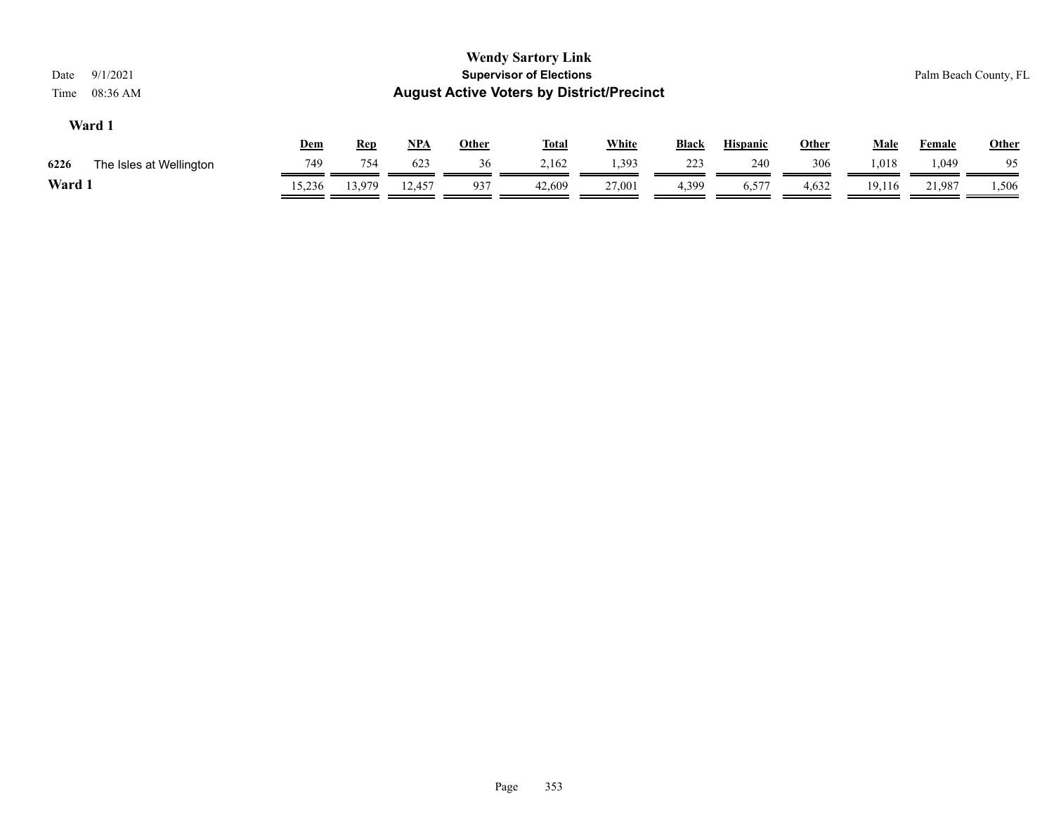# Wendy Sartory Link

## Supervisor of Elections

## August Active Voters by District/Precinct

Date 9/1/2021

Time 08:36 AM

Palm Beach County, FL

### Ward 1

| | | Dem | Rep | NPA | Other | Total | White | Black | Hispanic | Other | Male | Female | Other |
|---|---|---|---|---|---|---|---|---|---|---|---|---|---|
| 6226 | The Isles at Wellington | 749 | 754 | 623 | 36 | 2,162 | 1,393 | 223 | 240 | 306 | 1,018 | 1,049 | 95 |
| **Ward 1** | | 15,236 | 13,979 | 12,457 | 937 | 42,609 | 27,001 | 4,399 | 6,577 | 4,632 | 19,116 | 21,987 | 1,506 |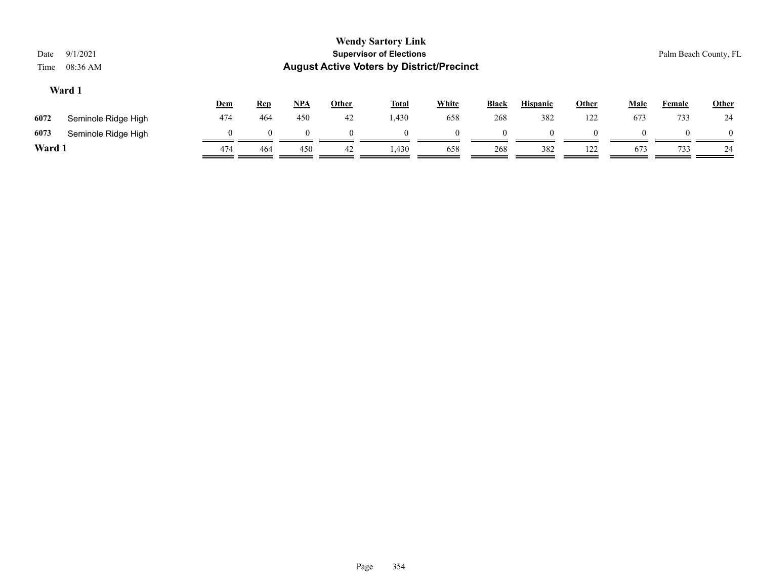**Wendy Sartory Link**
**Supervisor of Elections**
**August Active Voters by District/Precinct**

Date 9/1/2021
Time 08:36 AM

Palm Beach County, FL

### Ward 1

| | | Dem | Rep | NPA | Other | Total | White | Black | Hispanic | Other | Male | Female | Other |
|---|---|---|---|---|---|---|---|---|---|---|---|---|---|
| 6072 | Seminole Ridge High | 474 | 464 | 450 | 42 | 1,430 | 658 | 268 | 382 | 122 | 673 | 733 | 24 |
| 6073 | Seminole Ridge High | 0 | 0 | 0 | 0 | 0 | 0 | 0 | 0 | 0 | 0 | 0 | 0 |
| **Ward 1** | | 474 | 464 | 450 | 42 | 1,430 | 658 | 268 | 382 | 122 | 673 | 733 | 24 |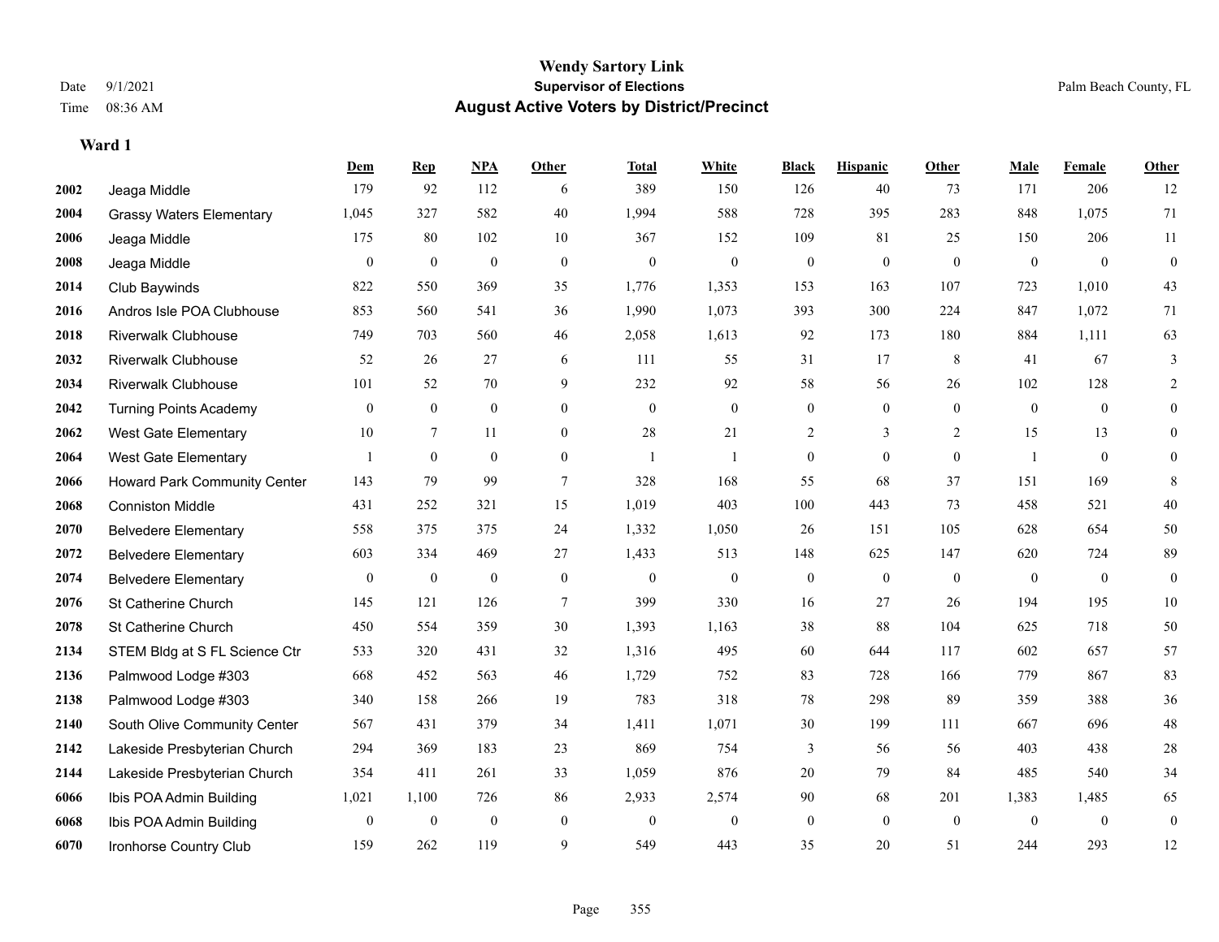# Wendy Sartory Link
## Supervisor of Elections
## August Active Voters by District/Precinct

Date 9/1/2021
Time 08:36 AM

Palm Beach County, FL

### Ward 1

| | | Dem | Rep | NPA | Other | Total | White | Black | Hispanic | Other | Male | Female | Other |
|---|---|---|---|---|---|---|---|---|---|---|---|---|---|
| 2002 | Jeaga Middle | 179 | 92 | 112 | 6 | 389 | 150 | 126 | 40 | 73 | 171 | 206 | 12 |
| 2004 | Grassy Waters Elementary | 1,045 | 327 | 582 | 40 | 1,994 | 588 | 728 | 395 | 283 | 848 | 1,075 | 71 |
| 2006 | Jeaga Middle | 175 | 80 | 102 | 10 | 367 | 152 | 109 | 81 | 25 | 150 | 206 | 11 |
| 2008 | Jeaga Middle | 0 | 0 | 0 | 0 | 0 | 0 | 0 | 0 | 0 | 0 | 0 | 0 |
| 2014 | Club Baywinds | 822 | 550 | 369 | 35 | 1,776 | 1,353 | 153 | 163 | 107 | 723 | 1,010 | 43 |
| 2016 | Andros Isle POA Clubhouse | 853 | 560 | 541 | 36 | 1,990 | 1,073 | 393 | 300 | 224 | 847 | 1,072 | 71 |
| 2018 | Riverwalk Clubhouse | 749 | 703 | 560 | 46 | 2,058 | 1,613 | 92 | 173 | 180 | 884 | 1,111 | 63 |
| 2032 | Riverwalk Clubhouse | 52 | 26 | 27 | 6 | 111 | 55 | 31 | 17 | 8 | 41 | 67 | 3 |
| 2034 | Riverwalk Clubhouse | 101 | 52 | 70 | 9 | 232 | 92 | 58 | 56 | 26 | 102 | 128 | 2 |
| 2042 | Turning Points Academy | 0 | 0 | 0 | 0 | 0 | 0 | 0 | 0 | 0 | 0 | 0 | 0 |
| 2062 | West Gate Elementary | 10 | 7 | 11 | 0 | 28 | 21 | 2 | 3 | 2 | 15 | 13 | 0 |
| 2064 | West Gate Elementary | 1 | 0 | 0 | 0 | 1 | 1 | 0 | 0 | 0 | 1 | 0 | 0 |
| 2066 | Howard Park Community Center | 143 | 79 | 99 | 7 | 328 | 168 | 55 | 68 | 37 | 151 | 169 | 8 |
| 2068 | Conniston Middle | 431 | 252 | 321 | 15 | 1,019 | 403 | 100 | 443 | 73 | 458 | 521 | 40 |
| 2070 | Belvedere Elementary | 558 | 375 | 375 | 24 | 1,332 | 1,050 | 26 | 151 | 105 | 628 | 654 | 50 |
| 2072 | Belvedere Elementary | 603 | 334 | 469 | 27 | 1,433 | 513 | 148 | 625 | 147 | 620 | 724 | 89 |
| 2074 | Belvedere Elementary | 0 | 0 | 0 | 0 | 0 | 0 | 0 | 0 | 0 | 0 | 0 | 0 |
| 2076 | St Catherine Church | 145 | 121 | 126 | 7 | 399 | 330 | 16 | 27 | 26 | 194 | 195 | 10 |
| 2078 | St Catherine Church | 450 | 554 | 359 | 30 | 1,393 | 1,163 | 38 | 88 | 104 | 625 | 718 | 50 |
| 2134 | STEM Bldg at S FL Science Ctr | 533 | 320 | 431 | 32 | 1,316 | 495 | 60 | 644 | 117 | 602 | 657 | 57 |
| 2136 | Palmwood Lodge #303 | 668 | 452 | 563 | 46 | 1,729 | 752 | 83 | 728 | 166 | 779 | 867 | 83 |
| 2138 | Palmwood Lodge #303 | 340 | 158 | 266 | 19 | 783 | 318 | 78 | 298 | 89 | 359 | 388 | 36 |
| 2140 | South Olive Community Center | 567 | 431 | 379 | 34 | 1,411 | 1,071 | 30 | 199 | 111 | 667 | 696 | 48 |
| 2142 | Lakeside Presbyterian Church | 294 | 369 | 183 | 23 | 869 | 754 | 3 | 56 | 56 | 403 | 438 | 28 |
| 2144 | Lakeside Presbyterian Church | 354 | 411 | 261 | 33 | 1,059 | 876 | 20 | 79 | 84 | 485 | 540 | 34 |
| 6066 | Ibis POA Admin Building | 1,021 | 1,100 | 726 | 86 | 2,933 | 2,574 | 90 | 68 | 201 | 1,383 | 1,485 | 65 |
| 6068 | Ibis POA Admin Building | 0 | 0 | 0 | 0 | 0 | 0 | 0 | 0 | 0 | 0 | 0 | 0 |
| 6070 | Ironhorse Country Club | 159 | 262 | 119 | 9 | 549 | 443 | 35 | 20 | 51 | 244 | 293 | 12 |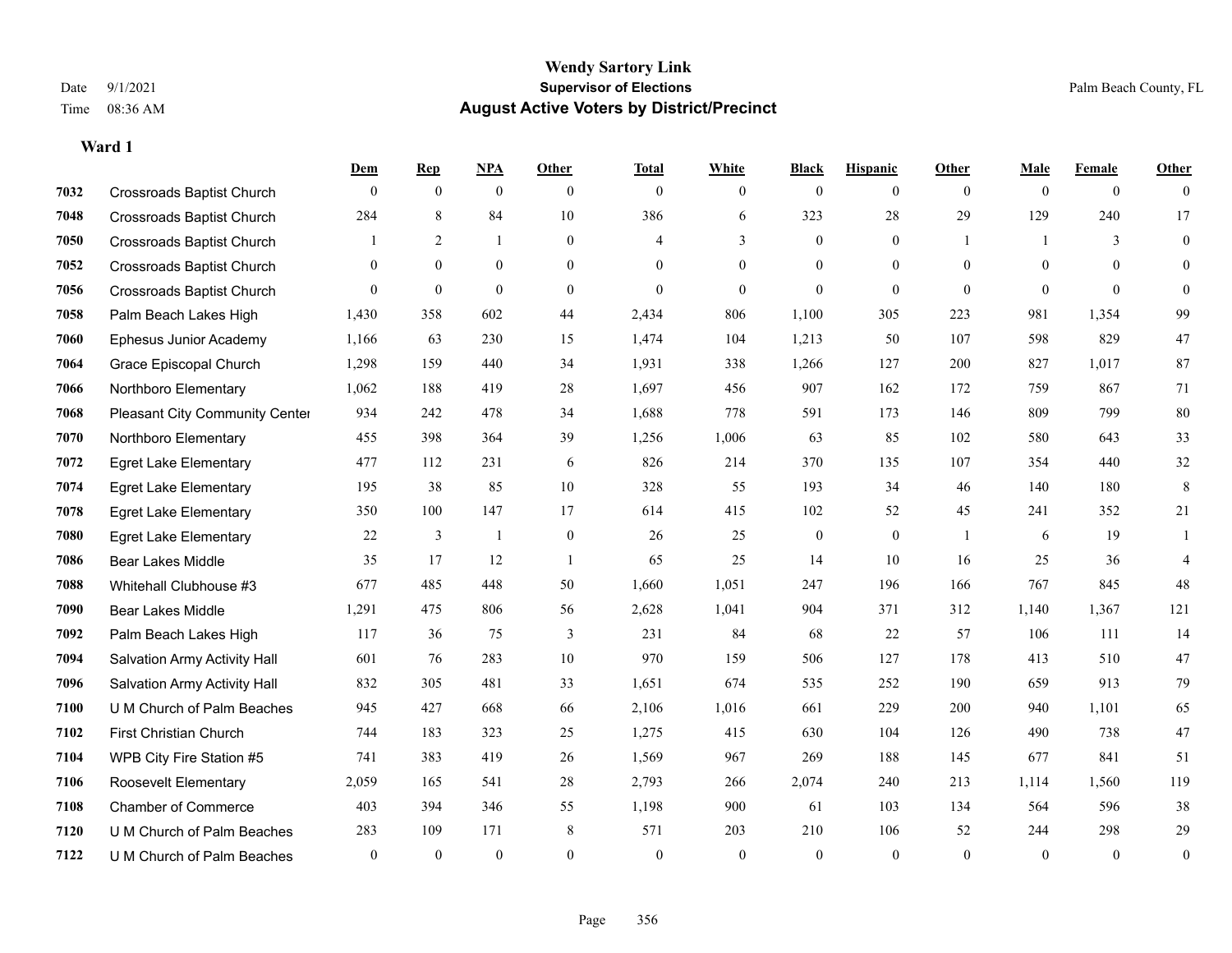**Wendy Sartory Link**
**Supervisor of Elections**
**August Active Voters by District/Precinct**

Date 9/1/2021
Time 08:36 AM

Palm Beach County, FL

### Ward 1

| | | Dem | Rep | NPA | Other | Total | White | Black | Hispanic | Other | Male | Female | Other |
|---|---|---|---|---|---|---|---|---|---|---|---|---|---|
| 7032 | Crossroads Baptist Church | 0 | 0 | 0 | 0 | 0 | 0 | 0 | 0 | 0 | 0 | 0 | 0 |
| 7048 | Crossroads Baptist Church | 284 | 8 | 84 | 10 | 386 | 6 | 323 | 28 | 29 | 129 | 240 | 17 |
| 7050 | Crossroads Baptist Church | 1 | 2 | 1 | 0 | 4 | 3 | 0 | 0 | 1 | 1 | 3 | 0 |
| 7052 | Crossroads Baptist Church | 0 | 0 | 0 | 0 | 0 | 0 | 0 | 0 | 0 | 0 | 0 | 0 |
| 7056 | Crossroads Baptist Church | 0 | 0 | 0 | 0 | 0 | 0 | 0 | 0 | 0 | 0 | 0 | 0 |
| 7058 | Palm Beach Lakes High | 1,430 | 358 | 602 | 44 | 2,434 | 806 | 1,100 | 305 | 223 | 981 | 1,354 | 99 |
| 7060 | Ephesus Junior Academy | 1,166 | 63 | 230 | 15 | 1,474 | 104 | 1,213 | 50 | 107 | 598 | 829 | 47 |
| 7064 | Grace Episcopal Church | 1,298 | 159 | 440 | 34 | 1,931 | 338 | 1,266 | 127 | 200 | 827 | 1,017 | 87 |
| 7066 | Northboro Elementary | 1,062 | 188 | 419 | 28 | 1,697 | 456 | 907 | 162 | 172 | 759 | 867 | 71 |
| 7068 | Pleasant City Community Center | 934 | 242 | 478 | 34 | 1,688 | 778 | 591 | 173 | 146 | 809 | 799 | 80 |
| 7070 | Northboro Elementary | 455 | 398 | 364 | 39 | 1,256 | 1,006 | 63 | 85 | 102 | 580 | 643 | 33 |
| 7072 | Egret Lake Elementary | 477 | 112 | 231 | 6 | 826 | 214 | 370 | 135 | 107 | 354 | 440 | 32 |
| 7074 | Egret Lake Elementary | 195 | 38 | 85 | 10 | 328 | 55 | 193 | 34 | 46 | 140 | 180 | 8 |
| 7078 | Egret Lake Elementary | 350 | 100 | 147 | 17 | 614 | 415 | 102 | 52 | 45 | 241 | 352 | 21 |
| 7080 | Egret Lake Elementary | 22 | 3 | 1 | 0 | 26 | 25 | 0 | 0 | 1 | 6 | 19 | 1 |
| 7086 | Bear Lakes Middle | 35 | 17 | 12 | 1 | 65 | 25 | 14 | 10 | 16 | 25 | 36 | 4 |
| 7088 | Whitehall Clubhouse #3 | 677 | 485 | 448 | 50 | 1,660 | 1,051 | 247 | 196 | 166 | 767 | 845 | 48 |
| 7090 | Bear Lakes Middle | 1,291 | 475 | 806 | 56 | 2,628 | 1,041 | 904 | 371 | 312 | 1,140 | 1,367 | 121 |
| 7092 | Palm Beach Lakes High | 117 | 36 | 75 | 3 | 231 | 84 | 68 | 22 | 57 | 106 | 111 | 14 |
| 7094 | Salvation Army Activity Hall | 601 | 76 | 283 | 10 | 970 | 159 | 506 | 127 | 178 | 413 | 510 | 47 |
| 7096 | Salvation Army Activity Hall | 832 | 305 | 481 | 33 | 1,651 | 674 | 535 | 252 | 190 | 659 | 913 | 79 |
| 7100 | U M Church of Palm Beaches | 945 | 427 | 668 | 66 | 2,106 | 1,016 | 661 | 229 | 200 | 940 | 1,101 | 65 |
| 7102 | First Christian Church | 744 | 183 | 323 | 25 | 1,275 | 415 | 630 | 104 | 126 | 490 | 738 | 47 |
| 7104 | WPB City Fire Station #5 | 741 | 383 | 419 | 26 | 1,569 | 967 | 269 | 188 | 145 | 677 | 841 | 51 |
| 7106 | Roosevelt Elementary | 2,059 | 165 | 541 | 28 | 2,793 | 266 | 2,074 | 240 | 213 | 1,114 | 1,560 | 119 |
| 7108 | Chamber of Commerce | 403 | 394 | 346 | 55 | 1,198 | 900 | 61 | 103 | 134 | 564 | 596 | 38 |
| 7120 | U M Church of Palm Beaches | 283 | 109 | 171 | 8 | 571 | 203 | 210 | 106 | 52 | 244 | 298 | 29 |
| 7122 | U M Church of Palm Beaches | 0 | 0 | 0 | 0 | 0 | 0 | 0 | 0 | 0 | 0 | 0 | 0 |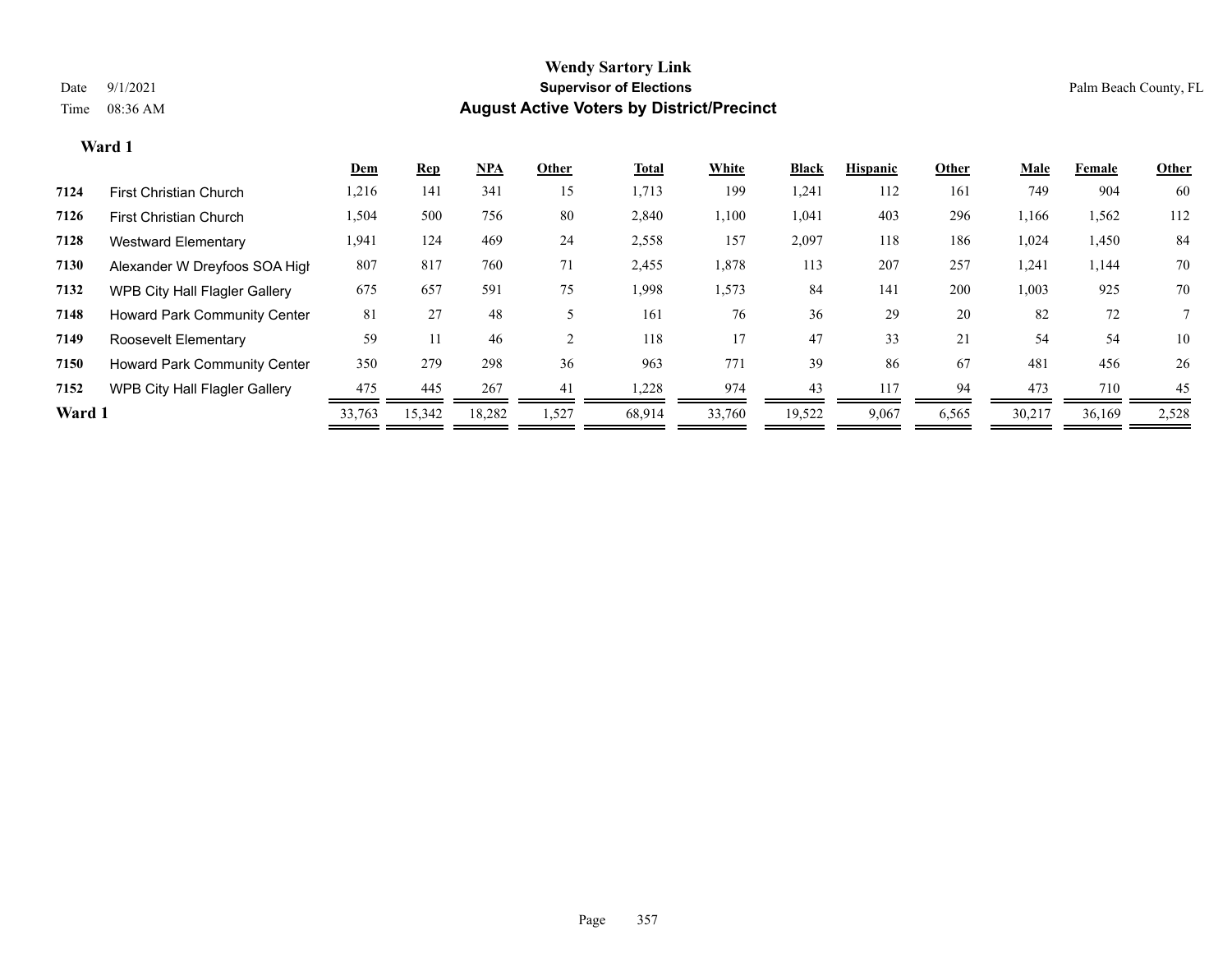# Wendy Sartory Link

## Supervisor of Elections

## August Active Voters by District/Precinct

Date 9/1/2021

Time 08:36 AM

Palm Beach County, FL

**Ward 1**

| | | Dem | Rep | NPA | Other | Total | White | Black | Hispanic | Other | Male | Female | Other |
|---|---|---|---|---|---|---|---|---|---|---|---|---|---|
| 7124 | First Christian Church | 1,216 | 141 | 341 | 15 | 1,713 | 199 | 1,241 | 112 | 161 | 749 | 904 | 60 |
| 7126 | First Christian Church | 1,504 | 500 | 756 | 80 | 2,840 | 1,100 | 1,041 | 403 | 296 | 1,166 | 1,562 | 112 |
| 7128 | Westward Elementary | 1,941 | 124 | 469 | 24 | 2,558 | 157 | 2,097 | 118 | 186 | 1,024 | 1,450 | 84 |
| 7130 | Alexander W Dreyfoos SOA High | 807 | 817 | 760 | 71 | 2,455 | 1,878 | 113 | 207 | 257 | 1,241 | 1,144 | 70 |
| 7132 | WPB City Hall Flagler Gallery | 675 | 657 | 591 | 75 | 1,998 | 1,573 | 84 | 141 | 200 | 1,003 | 925 | 70 |
| 7148 | Howard Park Community Center | 81 | 27 | 48 | 5 | 161 | 76 | 36 | 29 | 20 | 82 | 72 | 7 |
| 7149 | Roosevelt Elementary | 59 | 11 | 46 | 2 | 118 | 17 | 47 | 33 | 21 | 54 | 54 | 10 |
| 7150 | Howard Park Community Center | 350 | 279 | 298 | 36 | 963 | 771 | 39 | 86 | 67 | 481 | 456 | 26 |
| 7152 | WPB City Hall Flagler Gallery | 475 | 445 | 267 | 41 | 1,228 | 974 | 43 | 117 | 94 | 473 | 710 | 45 |
| **Ward 1** | | 33,763 | 15,342 | 18,282 | 1,527 | 68,914 | 33,760 | 19,522 | 9,067 | 6,565 | 30,217 | 36,169 | 2,528 |